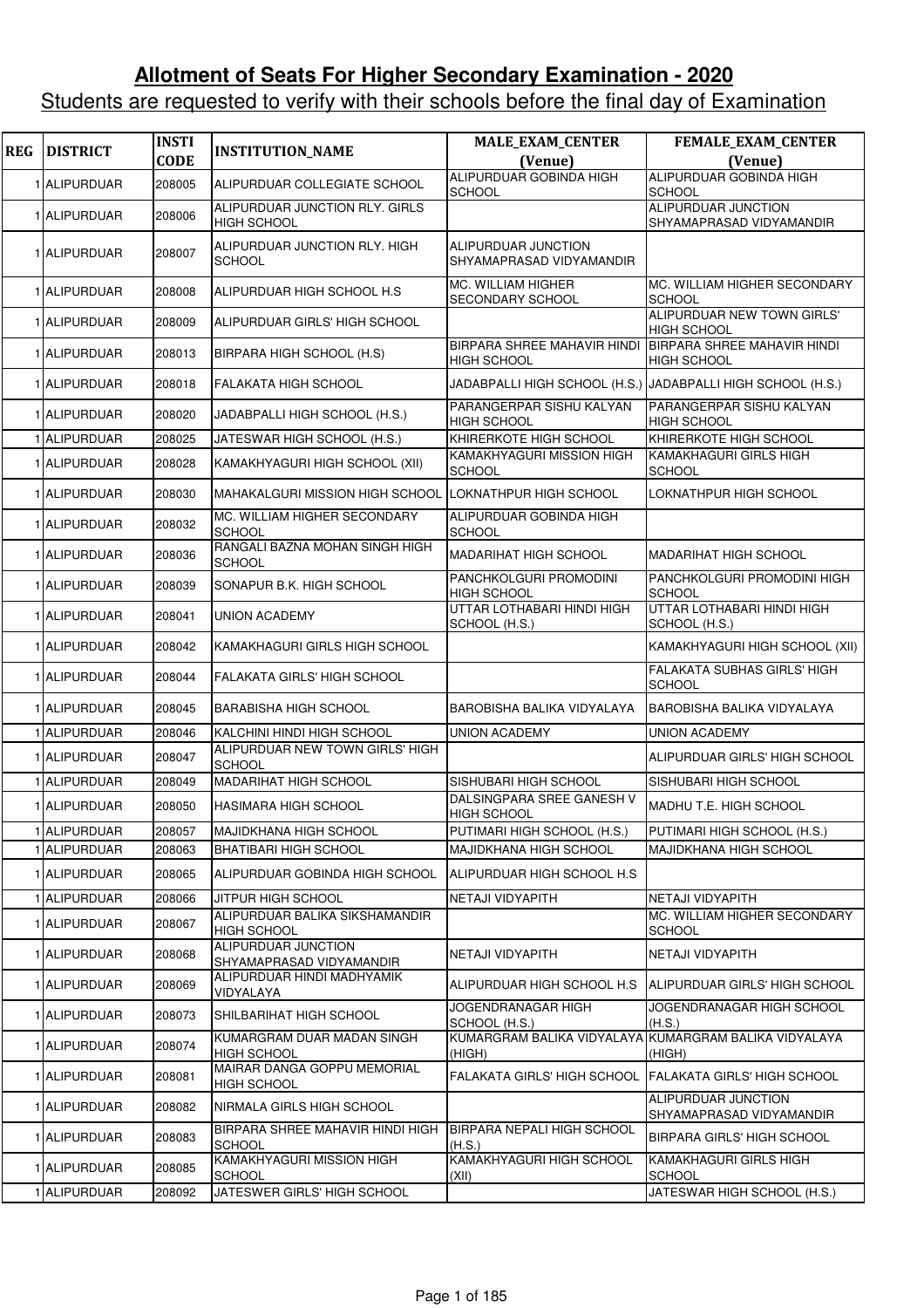# Allotment of Seats For Higher Secondary Examination - 2020

## Students are requested to verify with their schools before the final day of Examination

| REG | DISTRICT | INSTI CODE | INSTITUTION_NAME | MALE_EXAM_CENTER (Venue) | FEMALE_EXAM_CENTER (Venue) |
|---|---|---|---|---|---|
| 1 | ALIPURDUAR | 208005 | ALIPURDUAR COLLEGIATE SCHOOL | ALIPURDUAR GOBINDA HIGH SCHOOL | ALIPURDUAR GOBINDA HIGH SCHOOL |
| 1 | ALIPURDUAR | 208006 | ALIPURDUAR JUNCTION RLY. GIRLS HIGH SCHOOL | | ALIPURDUAR JUNCTION SHYAMAPRASAD VIDYAMANDIR |
| 1 | ALIPURDUAR | 208007 | ALIPURDUAR JUNCTION RLY. HIGH SCHOOL | ALIPURDUAR JUNCTION SHYAMAPRASAD VIDYAMANDIR | |
| 1 | ALIPURDUAR | 208008 | ALIPURDUAR HIGH SCHOOL H.S | MC. WILLIAM HIGHER SECONDARY SCHOOL | MC. WILLIAM HIGHER SECONDARY SCHOOL |
| 1 | ALIPURDUAR | 208009 | ALIPURDUAR GIRLS' HIGH SCHOOL | | ALIPURDUAR NEW TOWN GIRLS' HIGH SCHOOL |
| 1 | ALIPURDUAR | 208013 | BIRPARA HIGH SCHOOL (H.S) | BIRPARA SHREE MAHAVIR HINDI HIGH SCHOOL | BIRPARA SHREE MAHAVIR HINDI HIGH SCHOOL |
| 1 | ALIPURDUAR | 208018 | FALAKATA HIGH SCHOOL | JADABPALLI HIGH SCHOOL (H.S.) | JADABPALLI HIGH SCHOOL (H.S.) |
| 1 | ALIPURDUAR | 208020 | JADABPALLI HIGH SCHOOL (H.S.) | PARANGERPAR SISHU KALYAN HIGH SCHOOL | PARANGERPAR SISHU KALYAN HIGH SCHOOL |
| 1 | ALIPURDUAR | 208025 | JATESWAR HIGH SCHOOL (H.S.) | KHIRERKOTE HIGH SCHOOL | KHIRERKOTE HIGH SCHOOL |
| 1 | ALIPURDUAR | 208028 | KAMAKHYAGURI HIGH SCHOOL (XII) | KAMAKHYAGURI MISSION HIGH SCHOOL | KAMAKHAGURI GIRLS HIGH SCHOOL |
| 1 | ALIPURDUAR | 208030 | MAHAKALGURI MISSION HIGH SCHOOL | LOKNATHPUR HIGH SCHOOL | LOKNATHPUR HIGH SCHOOL |
| 1 | ALIPURDUAR | 208032 | MC. WILLIAM HIGHER SECONDARY SCHOOL | ALIPURDUAR GOBINDA HIGH SCHOOL | |
| 1 | ALIPURDUAR | 208036 | RANGALI BAZNA MOHAN SINGH HIGH SCHOOL | MADARIHAT HIGH SCHOOL | MADARIHAT HIGH SCHOOL |
| 1 | ALIPURDUAR | 208039 | SONAPUR B.K. HIGH SCHOOL | PANCHKOLGURI PROMODINI HIGH SCHOOL | PANCHKOLGURI PROMODINI HIGH SCHOOL |
| 1 | ALIPURDUAR | 208041 | UNION ACADEMY | UTTAR LOTHABARI HINDI HIGH SCHOOL (H.S.) | UTTAR LOTHABARI HINDI HIGH SCHOOL (H.S.) |
| 1 | ALIPURDUAR | 208042 | KAMAKHAGURI GIRLS HIGH SCHOOL | | KAMAKHYAGURI HIGH SCHOOL (XII) |
| 1 | ALIPURDUAR | 208044 | FALAKATA GIRLS' HIGH SCHOOL | | FALAKATA SUBHAS GIRLS' HIGH SCHOOL |
| 1 | ALIPURDUAR | 208045 | BARABISHA HIGH SCHOOL | BAROBISHA BALIKA VIDYALAYA | BAROBISHA BALIKA VIDYALAYA |
| 1 | ALIPURDUAR | 208046 | KALCHINI HINDI HIGH SCHOOL | UNION ACADEMY | UNION ACADEMY |
| 1 | ALIPURDUAR | 208047 | ALIPURDUAR NEW TOWN GIRLS' HIGH SCHOOL | | ALIPURDUAR GIRLS' HIGH SCHOOL |
| 1 | ALIPURDUAR | 208049 | MADARIHAT HIGH SCHOOL | SISHUBARI HIGH SCHOOL | SISHUBARI HIGH SCHOOL |
| 1 | ALIPURDUAR | 208050 | HASIMARA HIGH SCHOOL | DALSINGPARA SREE GANESH V HIGH SCHOOL | MADHU T.E. HIGH SCHOOL |
| 1 | ALIPURDUAR | 208057 | MAJIDKHANA HIGH SCHOOL | PUTIMARI HIGH SCHOOL (H.S.) | PUTIMARI HIGH SCHOOL (H.S.) |
| 1 | ALIPURDUAR | 208063 | BHATIBARI HIGH SCHOOL | MAJIDKHANA HIGH SCHOOL | MAJIDKHANA HIGH SCHOOL |
| 1 | ALIPURDUAR | 208065 | ALIPURDUAR GOBINDA HIGH SCHOOL | ALIPURDUAR HIGH SCHOOL H.S | |
| 1 | ALIPURDUAR | 208066 | JITPUR HIGH SCHOOL | NETAJI VIDYAPITH | NETAJI VIDYAPITH |
| 1 | ALIPURDUAR | 208067 | ALIPURDUAR BALIKA SIKSHAMANDIR HIGH SCHOOL | | MC. WILLIAM HIGHER SECONDARY SCHOOL |
| 1 | ALIPURDUAR | 208068 | ALIPURDUAR JUNCTION SHYAMAPRASAD VIDYAMANDIR | NETAJI VIDYAPITH | NETAJI VIDYAPITH |
| 1 | ALIPURDUAR | 208069 | ALIPURDUAR HINDI MADHYAMIK VIDYALAYA | ALIPURDUAR HIGH SCHOOL H.S | ALIPURDUAR GIRLS' HIGH SCHOOL |
| 1 | ALIPURDUAR | 208073 | SHILBARIHAT HIGH SCHOOL | JOGENDRANAGAR HIGH SCHOOL (H.S.) | JOGENDRANAGAR HIGH SCHOOL (H.S.) |
| 1 | ALIPURDUAR | 208074 | KUMARGRAM DUAR MADAN SINGH HIGH SCHOOL | KUMARGRAM BALIKA VIDYALAYA (HIGH) | KUMARGRAM BALIKA VIDYALAYA (HIGH) |
| 1 | ALIPURDUAR | 208081 | MAIRAR DANGA GOPPU MEMORIAL HIGH SCHOOL | FALAKATA GIRLS' HIGH SCHOOL | FALAKATA GIRLS' HIGH SCHOOL |
| 1 | ALIPURDUAR | 208082 | NIRMALA GIRLS HIGH SCHOOL | | ALIPURDUAR JUNCTION SHYAMAPRASAD VIDYAMANDIR |
| 1 | ALIPURDUAR | 208083 | BIRPARA SHREE MAHAVIR HINDI HIGH SCHOOL | BIRPARA NEPALI HIGH SCHOOL (H.S.) | BIRPARA GIRLS' HIGH SCHOOL |
| 1 | ALIPURDUAR | 208085 | KAMAKHYAGURI MISSION HIGH SCHOOL | KAMAKHYAGURI HIGH SCHOOL (XII) | KAMAKHAGURI GIRLS HIGH SCHOOL |
| 1 | ALIPURDUAR | 208092 | JATESWER GIRLS' HIGH SCHOOL | | JATESWAR HIGH SCHOOL (H.S.) |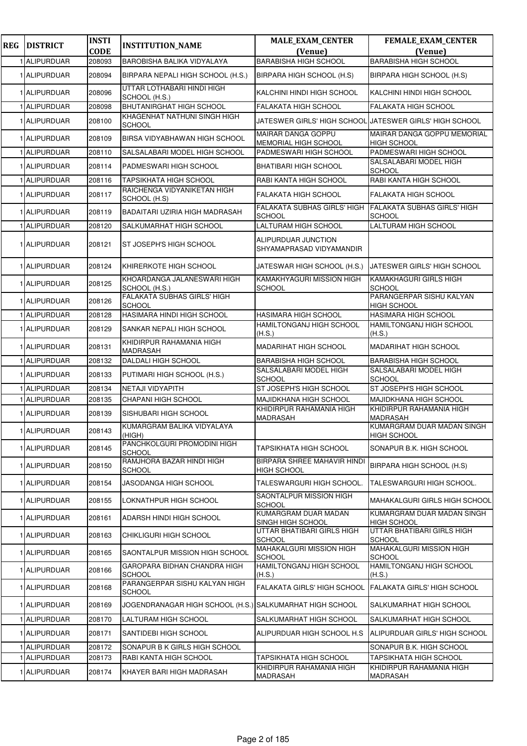| REG | DISTRICT | INSTI CODE | INSTITUTION_NAME | MALE_EXAM_CENTER (Venue) | FEMALE_EXAM_CENTER (Venue) |
|---|---|---|---|---|---|
| 1 | ALIPURDUAR | 208093 | BAROBISHA BALIKA VIDYALAYA | BARABISHA HIGH SCHOOL | BARABISHA HIGH SCHOOL |
| 1 | ALIPURDUAR | 208094 | BIRPARA NEPALI HIGH SCHOOL (H.S.) | BIRPARA HIGH SCHOOL (H.S) | BIRPARA HIGH SCHOOL (H.S) |
| 1 | ALIPURDUAR | 208096 | UTTAR LOTHABARI HINDI HIGH SCHOOL (H.S.) | KALCHINI HINDI HIGH SCHOOL | KALCHINI HINDI HIGH SCHOOL |
| 1 | ALIPURDUAR | 208098 | BHUTANIRGHAT HIGH SCHOOL | FALAKATA HIGH SCHOOL | FALAKATA HIGH SCHOOL |
| 1 | ALIPURDUAR | 208100 | KHAGENHAT NATHUNI SINGH HIGH SCHOOL | JATESWER GIRLS' HIGH SCHOOL | JATESWER GIRLS' HIGH SCHOOL |
| 1 | ALIPURDUAR | 208109 | BIRSA VIDYABHAWAN HIGH SCHOOL | MAIRAR DANGA GOPPU MEMORIAL HIGH SCHOOL | MAIRAR DANGA GOPPU MEMORIAL HIGH SCHOOL |
| 1 | ALIPURDUAR | 208110 | SALSALABARI MODEL HIGH SCHOOL | PADMESWARI HIGH SCHOOL | PADMESWARI HIGH SCHOOL |
| 1 | ALIPURDUAR | 208114 | PADMESWARI HIGH SCHOOL | BHATIBARI HIGH SCHOOL | SALSALABARI MODEL HIGH SCHOOL |
| 1 | ALIPURDUAR | 208116 | TAPSIKHATA HIGH SCHOOL | RABI KANTA HIGH SCHOOL | RABI KANTA HIGH SCHOOL |
| 1 | ALIPURDUAR | 208117 | RAICHENGA VIDYANIKETAN HIGH SCHOOL (H.S) | FALAKATA HIGH SCHOOL | FALAKATA HIGH SCHOOL |
| 1 | ALIPURDUAR | 208119 | BADAITARI UZIRIA HIGH MADRASAH | FALAKATA SUBHAS GIRLS' HIGH SCHOOL | FALAKATA SUBHAS GIRLS' HIGH SCHOOL |
| 1 | ALIPURDUAR | 208120 | SALKUMARHAT HIGH SCHOOL | LALTURAM HIGH SCHOOL | LALTURAM HIGH SCHOOL |
| 1 | ALIPURDUAR | 208121 | ST JOSEPH'S HIGH SCHOOL | ALIPURDUAR JUNCTION SHYAMAPRASAD VIDYAMANDIR | |
| 1 | ALIPURDUAR | 208124 | KHIRERKOTE HIGH SCHOOL | JATESWAR HIGH SCHOOL (H.S.) | JATESWER GIRLS' HIGH SCHOOL |
| 1 | ALIPURDUAR | 208125 | KHOARDANGA JALANESWARI HIGH SCHOOL (H.S.) | KAMAKHYAGURI MISSION HIGH SCHOOL | KAMAKHAGURI GIRLS HIGH SCHOOL |
| 1 | ALIPURDUAR | 208126 | FALAKATA SUBHAS GIRLS' HIGH SCHOOL | | PARANGERPAR SISHU KALYAN HIGH SCHOOL |
| 1 | ALIPURDUAR | 208128 | HASIMARA HINDI HIGH SCHOOL | HASIMARA HIGH SCHOOL | HASIMARA HIGH SCHOOL |
| 1 | ALIPURDUAR | 208129 | SANKAR NEPALI HIGH SCHOOL | HAMILTONGANJ HIGH SCHOOL (H.S.) | HAMILTONGANJ HIGH SCHOOL (H.S.) |
| 1 | ALIPURDUAR | 208131 | KHIDIRPUR RAHAMANIA HIGH MADRASAH | MADARIHAT HIGH SCHOOL | MADARIHAT HIGH SCHOOL |
| 1 | ALIPURDUAR | 208132 | DALDALI HIGH SCHOOL | BARABISHA HIGH SCHOOL | BARABISHA HIGH SCHOOL |
| 1 | ALIPURDUAR | 208133 | PUTIMARI HIGH SCHOOL (H.S.) | SALSALABARI MODEL HIGH SCHOOL | SALSALABARI MODEL HIGH SCHOOL |
| 1 | ALIPURDUAR | 208134 | NETAJI VIDYAPITH | ST JOSEPH'S HIGH SCHOOL | ST JOSEPH'S HIGH SCHOOL |
| 1 | ALIPURDUAR | 208135 | CHAPANI HIGH SCHOOL | MAJIDKHANA HIGH SCHOOL | MAJIDKHANA HIGH SCHOOL |
| 1 | ALIPURDUAR | 208139 | SISHUBARI HIGH SCHOOL | KHIDIRPUR RAHAMANIA HIGH MADRASAH | KHIDIRPUR RAHAMANIA HIGH MADRASAH |
| 1 | ALIPURDUAR | 208143 | KUMARGRAM BALIKA VIDYALAYA (HIGH) | | KUMARGRAM DUAR MADAN SINGH HIGH SCHOOL |
| 1 | ALIPURDUAR | 208145 | PANCHKOLGURI PROMODINI HIGH SCHOOL | TAPSIKHATA HIGH SCHOOL | SONAPUR B.K. HIGH SCHOOL |
| 1 | ALIPURDUAR | 208150 | RAMJHORA BAZAR HINDI HIGH SCHOOL | BIRPARA SHREE MAHAVIR HINDI HIGH SCHOOL | BIRPARA HIGH SCHOOL (H.S) |
| 1 | ALIPURDUAR | 208154 | JASODANGA HIGH SCHOOL | TALESWARGURI HIGH SCHOOL. | TALESWARGURI HIGH SCHOOL. |
| 1 | ALIPURDUAR | 208155 | LOKNATHPUR HIGH SCHOOL | SAONTALPUR MISSION HIGH SCHOOL | MAHAKALGURI GIRLS HIGH SCHOOL |
| 1 | ALIPURDUAR | 208161 | ADARSH HINDI HIGH SCHOOL | KUMARGRAM DUAR MADAN SINGH HIGH SCHOOL | KUMARGRAM DUAR MADAN SINGH HIGH SCHOOL |
| 1 | ALIPURDUAR | 208163 | CHIKLIGURI HIGH SCHOOL | UTTAR BHATIBARI GIRLS HIGH SCHOOL | UTTAR BHATIBARI GIRLS HIGH SCHOOL |
| 1 | ALIPURDUAR | 208165 | SAONTALPUR MISSION HIGH SCHOOL | MAHAKALGURI MISSION HIGH SCHOOL | MAHAKALGURI MISSION HIGH SCHOOL |
| 1 | ALIPURDUAR | 208166 | GAROPARA BIDHAN CHANDRA HIGH SCHOOL | HAMILTONGANJ HIGH SCHOOL (H.S.) | HAMILTONGANJ HIGH SCHOOL (H.S.) |
| 1 | ALIPURDUAR | 208168 | PARANGERPAR SISHU KALYAN HIGH SCHOOL | FALAKATA GIRLS' HIGH SCHOOL | FALAKATA GIRLS' HIGH SCHOOL |
| 1 | ALIPURDUAR | 208169 | JOGENDRANAGAR HIGH SCHOOL (H.S.) | SALKUMARHAT HIGH SCHOOL | SALKUMARHAT HIGH SCHOOL |
| 1 | ALIPURDUAR | 208170 | LALTURAM HIGH SCHOOL | SALKUMARHAT HIGH SCHOOL | SALKUMARHAT HIGH SCHOOL |
| 1 | ALIPURDUAR | 208171 | SANTIDEBI HIGH SCHOOL | ALIPURDUAR HIGH SCHOOL H.S | ALIPURDUAR GIRLS' HIGH SCHOOL |
| 1 | ALIPURDUAR | 208172 | SONAPUR B K GIRLS HIGH SCHOOL | | SONAPUR B.K. HIGH SCHOOL |
| 1 | ALIPURDUAR | 208173 | RABI KANTA HIGH SCHOOL | TAPSIKHATA HIGH SCHOOL | TAPSIKHATA HIGH SCHOOL |
| 1 | ALIPURDUAR | 208174 | KHAYER BARI HIGH MADRASAH | KHIDIRPUR RAHAMANIA HIGH MADRASAH | KHIDIRPUR RAHAMANIA HIGH MADRASAH |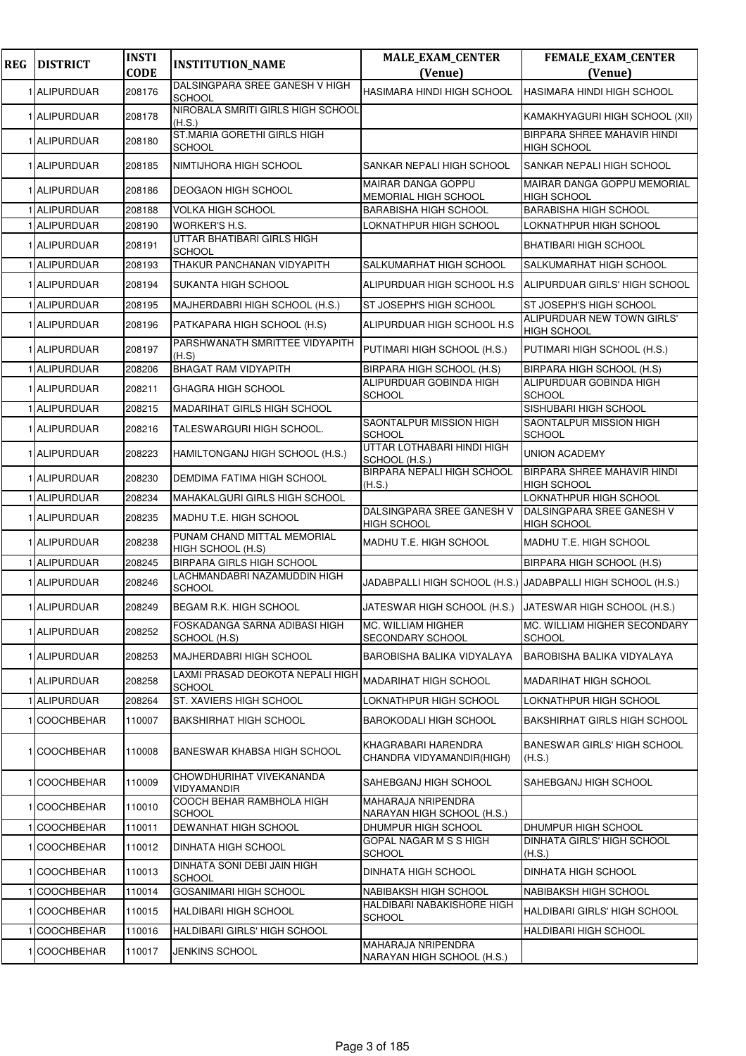| REG | DISTRICT | INSTI CODE | INSTITUTION_NAME | MALE_EXAM_CENTER (Venue) | FEMALE_EXAM_CENTER (Venue) |
|---|---|---|---|---|---|
| 1 | ALIPURDUAR | 208176 | DALSINGPARA SREE GANESH V HIGH SCHOOL | HASIMARA HINDI HIGH SCHOOL | HASIMARA HINDI HIGH SCHOOL |
| 1 | ALIPURDUAR | 208178 | NIROBALA SMRITI GIRLS HIGH SCHOOL (H.S.) | | KAMAKHYAGURI HIGH SCHOOL (XII) |
| 1 | ALIPURDUAR | 208180 | ST.MARIA GORETHI GIRLS HIGH SCHOOL | | BIRPARA SHREE MAHAVIR HINDI HIGH SCHOOL |
| 1 | ALIPURDUAR | 208185 | NIMTIJHORA HIGH SCHOOL | SANKAR NEPALI HIGH SCHOOL | SANKAR NEPALI HIGH SCHOOL |
| 1 | ALIPURDUAR | 208186 | DEOGAON HIGH SCHOOL | MAIRAR DANGA GOPPU MEMORIAL HIGH SCHOOL | MAIRAR DANGA GOPPU MEMORIAL HIGH SCHOOL |
| 1 | ALIPURDUAR | 208188 | VOLKA HIGH SCHOOL | BARABISHA HIGH SCHOOL | BARABISHA HIGH SCHOOL |
| 1 | ALIPURDUAR | 208190 | WORKER'S H.S. | LOKNATHPUR HIGH SCHOOL | LOKNATHPUR HIGH SCHOOL |
| 1 | ALIPURDUAR | 208191 | UTTAR BHATIBARI GIRLS HIGH SCHOOL | | BHATIBARI HIGH SCHOOL |
| 1 | ALIPURDUAR | 208193 | THAKUR PANCHANAN VIDYAPITH | SALKUMARHAT HIGH SCHOOL | SALKUMARHAT HIGH SCHOOL |
| 1 | ALIPURDUAR | 208194 | SUKANTA HIGH SCHOOL | ALIPURDUAR HIGH SCHOOL H.S | ALIPURDUAR GIRLS' HIGH SCHOOL |
| 1 | ALIPURDUAR | 208195 | MAJHERDABRI HIGH SCHOOL (H.S.) | ST JOSEPH'S HIGH SCHOOL | ST JOSEPH'S HIGH SCHOOL |
| 1 | ALIPURDUAR | 208196 | PATKAPARA HIGH SCHOOL (H.S) | ALIPURDUAR HIGH SCHOOL H.S | ALIPURDUAR NEW TOWN GIRLS' HIGH SCHOOL |
| 1 | ALIPURDUAR | 208197 | PARSHWANATH SMRITTEE VIDYAPITH (H.S) | PUTIMARI HIGH SCHOOL (H.S.) | PUTIMARI HIGH SCHOOL (H.S.) |
| 1 | ALIPURDUAR | 208206 | BHAGAT RAM VIDYAPITH | BIRPARA HIGH SCHOOL (H.S) | BIRPARA HIGH SCHOOL (H.S) |
| 1 | ALIPURDUAR | 208211 | GHAGRA HIGH SCHOOL | ALIPURDUAR GOBINDA HIGH SCHOOL | ALIPURDUAR GOBINDA HIGH SCHOOL |
| 1 | ALIPURDUAR | 208215 | MADARIHAT GIRLS HIGH SCHOOL | | SISHUBARI HIGH SCHOOL |
| 1 | ALIPURDUAR | 208216 | TALESWARGURI HIGH SCHOOL. | SAONTALPUR MISSION HIGH SCHOOL | SAONTALPUR MISSION HIGH SCHOOL |
| 1 | ALIPURDUAR | 208223 | HAMILTONGANJ HIGH SCHOOL (H.S.) | UTTAR LOTHABARI HINDI HIGH SCHOOL (H.S.) | UNION ACADEMY |
| 1 | ALIPURDUAR | 208230 | DEMDIMA FATIMA HIGH SCHOOL | BIRPARA NEPALI HIGH SCHOOL (H.S.) | BIRPARA SHREE MAHAVIR HINDI HIGH SCHOOL |
| 1 | ALIPURDUAR | 208234 | MAHAKALGURI GIRLS HIGH SCHOOL | | LOKNATHPUR HIGH SCHOOL |
| 1 | ALIPURDUAR | 208235 | MADHU T.E. HIGH SCHOOL | DALSINGPARA SREE GANESH V HIGH SCHOOL | DALSINGPARA SREE GANESH V HIGH SCHOOL |
| 1 | ALIPURDUAR | 208238 | PUNAM CHAND MITTAL MEMORIAL HIGH SCHOOL (H.S) | MADHU T.E. HIGH SCHOOL | MADHU T.E. HIGH SCHOOL |
| 1 | ALIPURDUAR | 208245 | BIRPARA GIRLS HIGH SCHOOL | | BIRPARA HIGH SCHOOL (H.S) |
| 1 | ALIPURDUAR | 208246 | LACHMANDABRI NAZAMUDDIN HIGH SCHOOL | JADABPALLI HIGH SCHOOL (H.S.) | JADABPALLI HIGH SCHOOL (H.S.) |
| 1 | ALIPURDUAR | 208249 | BEGAM R.K. HIGH SCHOOL | JATESWAR HIGH SCHOOL (H.S.) | JATESWAR HIGH SCHOOL (H.S.) |
| 1 | ALIPURDUAR | 208252 | FOSKADANGA SARNA ADIBASI HIGH SCHOOL (H.S) | MC. WILLIAM HIGHER SECONDARY SCHOOL | MC. WILLIAM HIGHER SECONDARY SCHOOL |
| 1 | ALIPURDUAR | 208253 | MAJHERDABRI HIGH SCHOOL | BAROBISHA BALIKA VIDYALAYA | BAROBISHA BALIKA VIDYALAYA |
| 1 | ALIPURDUAR | 208258 | LAXMI PRASAD DEOKOTA NEPALI HIGH SCHOOL | MADARIHAT HIGH SCHOOL | MADARIHAT HIGH SCHOOL |
| 1 | ALIPURDUAR | 208264 | ST. XAVIERS HIGH SCHOOL | LOKNATHPUR HIGH SCHOOL | LOKNATHPUR HIGH SCHOOL |
| 1 | COOCHBEHAR | 110007 | BAKSHIRHAT HIGH SCHOOL | BAROKODALI HIGH SCHOOL | BAKSHIRHAT GIRLS HIGH SCHOOL |
| 1 | COOCHBEHAR | 110008 | BANESWAR KHABSA HIGH SCHOOL | KHAGRABARI HARENDRA CHANDRA VIDYAMANDIR(HIGH) | BANESWAR GIRLS' HIGH SCHOOL (H.S.) |
| 1 | COOCHBEHAR | 110009 | CHOWDHURIHAT VIVEKANANDA VIDYAMANDIR | SAHEBGANJ HIGH SCHOOL | SAHEBGANJ HIGH SCHOOL |
| 1 | COOCHBEHAR | 110010 | COOCH BEHAR RAMBHOLA HIGH SCHOOL | MAHARAJA NRIPENDRA NARAYAN HIGH SCHOOL (H.S.) | |
| 1 | COOCHBEHAR | 110011 | DEWANHAT HIGH SCHOOL | DHUMPUR HIGH SCHOOL | DHUMPUR HIGH SCHOOL |
| 1 | COOCHBEHAR | 110012 | DINHATA HIGH SCHOOL | GOPAL NAGAR M S S HIGH SCHOOL | DINHATA GIRLS' HIGH SCHOOL (H.S.) |
| 1 | COOCHBEHAR | 110013 | DINHATA SONI DEBI JAIN HIGH SCHOOL | DINHATA HIGH SCHOOL | DINHATA HIGH SCHOOL |
| 1 | COOCHBEHAR | 110014 | GOSANIMARI HIGH SCHOOL | NABIBAKSH HIGH SCHOOL | NABIBAKSH HIGH SCHOOL |
| 1 | COOCHBEHAR | 110015 | HALDIBARI HIGH SCHOOL | HALDIBARI NABAKISHORE HIGH SCHOOL | HALDIBARI GIRLS' HIGH SCHOOL |
| 1 | COOCHBEHAR | 110016 | HALDIBARI GIRLS' HIGH SCHOOL | | HALDIBARI HIGH SCHOOL |
| 1 | COOCHBEHAR | 110017 | JENKINS SCHOOL | MAHARAJA NRIPENDRA NARAYAN HIGH SCHOOL (H.S.) | |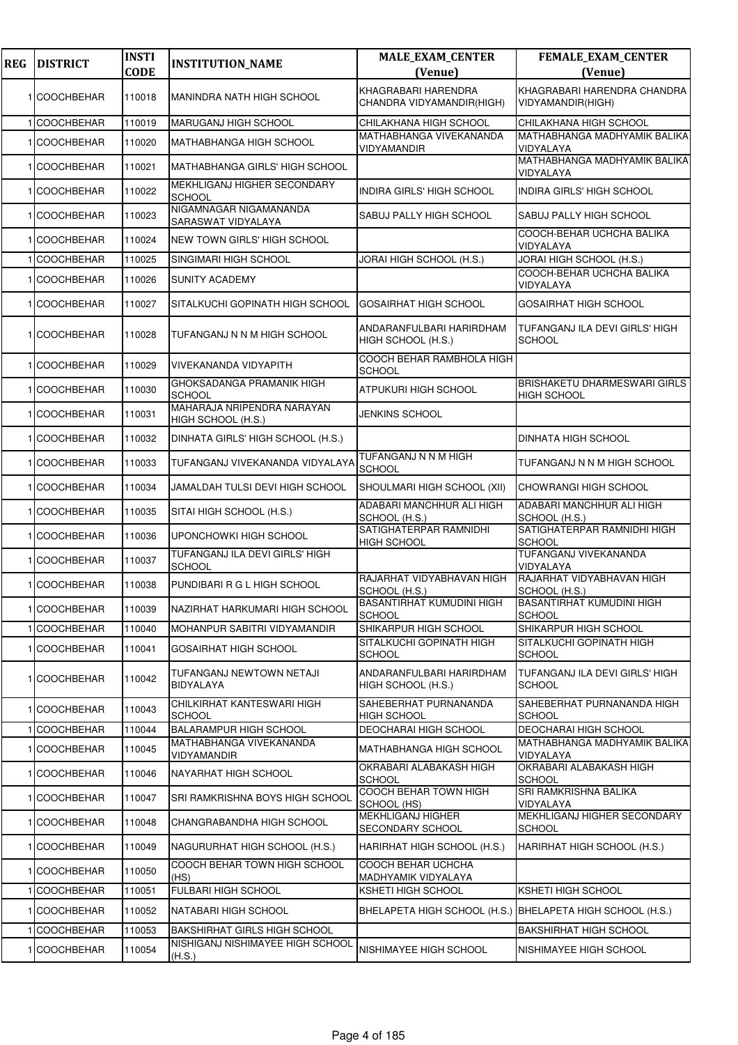| REG | DISTRICT | INSTI CODE | INSTITUTION_NAME | MALE_EXAM_CENTER (Venue) | FEMALE_EXAM_CENTER (Venue) |
|---|---|---|---|---|---|
| 1 | COOCHBEHAR | 110018 | MANINDRA NATH HIGH SCHOOL | KHAGRABARI HARENDRA CHANDRA VIDYAMANDIR(HIGH) | KHAGRABARI HARENDRA CHANDRA VIDYAMANDIR(HIGH) |
| 1 | COOCHBEHAR | 110019 | MARUGANJ HIGH SCHOOL | CHILAKHANA HIGH SCHOOL | CHILAKHANA HIGH SCHOOL |
| 1 | COOCHBEHAR | 110020 | MATHABHANGA HIGH SCHOOL | MATHABHANGA VIVEKANANDA VIDYAMANDIR | MATHABHANGA MADHYAMIK BALIKA VIDYALAYA |
| 1 | COOCHBEHAR | 110021 | MATHABHANGA GIRLS' HIGH SCHOOL | | MATHABHANGA MADHYAMIK BALIKA VIDYALAYA |
| 1 | COOCHBEHAR | 110022 | MEKHLIGANJ HIGHER SECONDARY SCHOOL | INDIRA GIRLS' HIGH SCHOOL | INDIRA GIRLS' HIGH SCHOOL |
| 1 | COOCHBEHAR | 110023 | NIGAMNAGAR NIGAMANANDA SARASWAT VIDYALAYA | SABUJ PALLY HIGH SCHOOL | SABUJ PALLY HIGH SCHOOL |
| 1 | COOCHBEHAR | 110024 | NEW TOWN GIRLS' HIGH SCHOOL | | COOCH-BEHAR UCHCHA BALIKA VIDYALAYA |
| 1 | COOCHBEHAR | 110025 | SINGIMARI HIGH SCHOOL | JORAI HIGH SCHOOL (H.S.) | JORAI HIGH SCHOOL (H.S.) |
| 1 | COOCHBEHAR | 110026 | SUNITY ACADEMY | | COOCH-BEHAR UCHCHA BALIKA VIDYALAYA |
| 1 | COOCHBEHAR | 110027 | SITALKUCHI GOPINATH HIGH SCHOOL | GOSAIRHAT HIGH SCHOOL | GOSAIRHAT HIGH SCHOOL |
| 1 | COOCHBEHAR | 110028 | TUFANGANJ N N M HIGH SCHOOL | ANDARANFULBARI HARIRDHAM HIGH SCHOOL (H.S.) | TUFANGANJ ILA DEVI GIRLS' HIGH SCHOOL |
| 1 | COOCHBEHAR | 110029 | VIVEKANANDA VIDYAPITH | COOCH BEHAR RAMBHOLA HIGH SCHOOL | |
| 1 | COOCHBEHAR | 110030 | GHOKSADANGA PRAMANIK HIGH SCHOOL | ATPUKURI HIGH SCHOOL | BRISHAKETU DHARMESWARI GIRLS HIGH SCHOOL |
| 1 | COOCHBEHAR | 110031 | MAHARAJA NRIPENDRA NARAYAN HIGH SCHOOL (H.S.) | JENKINS SCHOOL | |
| 1 | COOCHBEHAR | 110032 | DINHATA GIRLS' HIGH SCHOOL (H.S.) | | DINHATA HIGH SCHOOL |
| 1 | COOCHBEHAR | 110033 | TUFANGANJ VIVEKANANDA VIDYALAYA | TUFANGANJ N N M HIGH SCHOOL | TUFANGANJ N N M HIGH SCHOOL |
| 1 | COOCHBEHAR | 110034 | JAMALDAH TULSI DEVI HIGH SCHOOL | SHOULMARI HIGH SCHOOL (XII) | CHOWRANGI HIGH SCHOOL |
| 1 | COOCHBEHAR | 110035 | SITAI HIGH SCHOOL (H.S.) | ADABARI MANCHHUR ALI HIGH SCHOOL (H.S.) | ADABARI MANCHHUR ALI HIGH SCHOOL (H.S.) |
| 1 | COOCHBEHAR | 110036 | UPONCHOWKI HIGH SCHOOL | SATIGHATERPAR RAMNIDHI HIGH SCHOOL | SATIGHATERPAR RAMNIDHI HIGH SCHOOL |
| 1 | COOCHBEHAR | 110037 | TUFANGANJ ILA DEVI GIRLS' HIGH SCHOOL | | TUFANGANJ VIVEKANANDA VIDYALAYA |
| 1 | COOCHBEHAR | 110038 | PUNDIBARI R G L HIGH SCHOOL | RAJARHAT VIDYABHAVAN HIGH SCHOOL (H.S.) | RAJARHAT VIDYABHAVAN HIGH SCHOOL (H.S.) |
| 1 | COOCHBEHAR | 110039 | NAZIRHAT HARKUMARI HIGH SCHOOL | BASANTIRHAT KUMUDINI HIGH SCHOOL | BASANTIRHAT KUMUDINI HIGH SCHOOL |
| 1 | COOCHBEHAR | 110040 | MOHANPUR SABITRI VIDYAMANDIR | SHIKARPUR HIGH SCHOOL | SHIKARPUR HIGH SCHOOL |
| 1 | COOCHBEHAR | 110041 | GOSAIRHAT HIGH SCHOOL | SITALKUCHI GOPINATH HIGH SCHOOL | SITALKUCHI GOPINATH HIGH SCHOOL |
| 1 | COOCHBEHAR | 110042 | TUFANGANJ NEWTOWN NETAJI BIDYALAYA | ANDARANFULBARI HARIRDHAM HIGH SCHOOL (H.S.) | TUFANGANJ ILA DEVI GIRLS' HIGH SCHOOL |
| 1 | COOCHBEHAR | 110043 | CHILKIRHAT KANTESWARI HIGH SCHOOL | SAHEBERHAT PURNANANDA HIGH SCHOOL | SAHEBERHAT PURNANANDA HIGH SCHOOL |
| 1 | COOCHBEHAR | 110044 | BALARAMPUR HIGH SCHOOL | DEOCHARAI HIGH SCHOOL | DEOCHARAI HIGH SCHOOL |
| 1 | COOCHBEHAR | 110045 | MATHABHANGA VIVEKANANDA VIDYAMANDIR | MATHABHANGA HIGH SCHOOL | MATHABHANGA MADHYAMIK BALIKA VIDYALAYA |
| 1 | COOCHBEHAR | 110046 | NAYARHAT HIGH SCHOOL | OKRABARI ALABAKASH HIGH SCHOOL | OKRABARI ALABAKASH HIGH SCHOOL |
| 1 | COOCHBEHAR | 110047 | SRI RAMKRISHNA BOYS HIGH SCHOOL | COOCH BEHAR TOWN HIGH SCHOOL (HS) | SRI RAMKRISHNA BALIKA VIDYALAYA |
| 1 | COOCHBEHAR | 110048 | CHANGRABANDHA HIGH SCHOOL | MEKHLIGANJ HIGHER SECONDARY SCHOOL | MEKHLIGANJ HIGHER SECONDARY SCHOOL |
| 1 | COOCHBEHAR | 110049 | NAGURURHAT HIGH SCHOOL (H.S.) | HARIRHAT HIGH SCHOOL (H.S.) | HARIRHAT HIGH SCHOOL (H.S.) |
| 1 | COOCHBEHAR | 110050 | COOCH BEHAR TOWN HIGH SCHOOL (HS) | COOCH BEHAR UCHCHA MADHYAMIK VIDYALAYA | |
| 1 | COOCHBEHAR | 110051 | FULBARI HIGH SCHOOL | KSHETI HIGH SCHOOL | KSHETI HIGH SCHOOL |
| 1 | COOCHBEHAR | 110052 | NATABARI HIGH SCHOOL | BHELAPETA HIGH SCHOOL (H.S.) | BHELAPETA HIGH SCHOOL (H.S.) |
| 1 | COOCHBEHAR | 110053 | BAKSHIRHAT GIRLS HIGH SCHOOL | | BAKSHIRHAT HIGH SCHOOL |
| 1 | COOCHBEHAR | 110054 | NISHIGANJ NISHIMAYEE HIGH SCHOOL (H.S.) | NISHIMAYEE HIGH SCHOOL | NISHIMAYEE HIGH SCHOOL |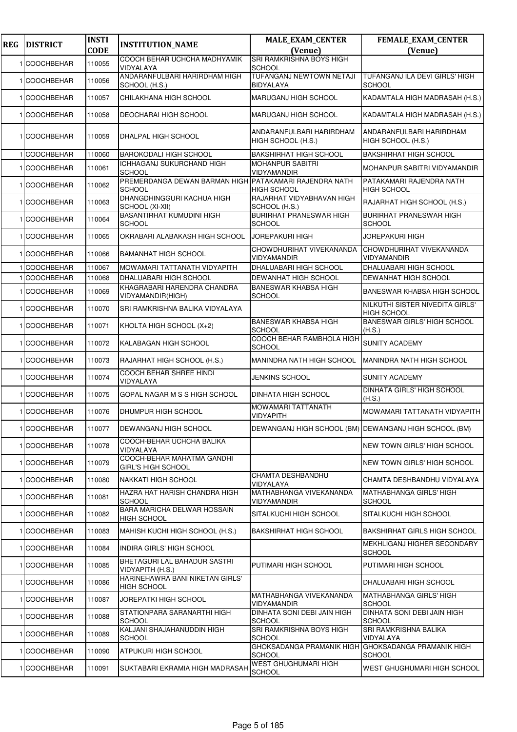| REG | DISTRICT | INSTI CODE | INSTITUTION_NAME | MALE_EXAM_CENTER (Venue) | FEMALE_EXAM_CENTER (Venue) |
|---|---|---|---|---|---|
| 1 | COOCHBEHAR | 110055 | COOCH BEHAR UCHCHA MADHYAMIK VIDYALAYA | SRI RAMKRISHNA BOYS HIGH SCHOOL | |
| 1 | COOCHBEHAR | 110056 | ANDARANFULBARI HARIRDHAM HIGH SCHOOL (H.S.) | TUFANGANJ NEWTOWN NETAJI BIDYALAYA | TUFANGANJ ILA DEVI GIRLS' HIGH SCHOOL |
| 1 | COOCHBEHAR | 110057 | CHILAKHANA HIGH SCHOOL | MARUGANJ HIGH SCHOOL | KADAMTALA HIGH MADRASAH (H.S.) |
| 1 | COOCHBEHAR | 110058 | DEOCHARAI HIGH SCHOOL | MARUGANJ HIGH SCHOOL | KADAMTALA HIGH MADRASAH (H.S.) |
| 1 | COOCHBEHAR | 110059 | DHALPAL HIGH SCHOOL | ANDARANFULBARI HARIRDHAM HIGH SCHOOL (H.S.) | ANDARANFULBARI HARIRDHAM HIGH SCHOOL (H.S.) |
| 1 | COOCHBEHAR | 110060 | BAROKODALI HIGH SCHOOL | BAKSHIRHAT HIGH SCHOOL | BAKSHIRHAT HIGH SCHOOL |
| 1 | COOCHBEHAR | 110061 | ICHHAGANJ SUKURCHAND HIGH SCHOOL | MOHANPUR SABITRI VIDYAMANDIR | MOHANPUR SABITRI VIDYAMANDIR |
| 1 | COOCHBEHAR | 110062 | PREMERDANGA DEWAN BARMAN HIGH SCHOOL | PATAKAMARI RAJENDRA NATH HIGH SCHOOL | PATAKAMARI RAJENDRA NATH HIGH SCHOOL |
| 1 | COOCHBEHAR | 110063 | DHANGDHINGGURI KACHUA HIGH SCHOOL (XI-XII) | RAJARHAT VIDYABHAVAN HIGH SCHOOL (H.S.) | RAJARHAT HIGH SCHOOL (H.S.) |
| 1 | COOCHBEHAR | 110064 | BASANTIRHAT KUMUDINI HIGH SCHOOL | BURIRHAT PRANESWAR HIGH SCHOOL | BURIRHAT PRANESWAR HIGH SCHOOL |
| 1 | COOCHBEHAR | 110065 | OKRABARI ALABAKASH HIGH SCHOOL | JOREPAKURI HIGH | JOREPAKURI HIGH |
| 1 | COOCHBEHAR | 110066 | BAMANHAT HIGH SCHOOL | CHOWDHURIHAT VIVEKANANDA VIDYAMANDIR | CHOWDHURIHAT VIVEKANANDA VIDYAMANDIR |
| 1 | COOCHBEHAR | 110067 | MOWAMARI TATTANATH VIDYAPITH | DHALUABARI HIGH SCHOOL | DHALUABARI HIGH SCHOOL |
| 1 | COOCHBEHAR | 110068 | DHALUABARI HIGH SCHOOL | DEWANHAT HIGH SCHOOL | DEWANHAT HIGH SCHOOL |
| 1 | COOCHBEHAR | 110069 | KHAGRABARI HARENDRA CHANDRA VIDYAMANDIR(HIGH) | BANESWAR KHABSA HIGH SCHOOL | BANESWAR KHABSA HIGH SCHOOL |
| 1 | COOCHBEHAR | 110070 | SRI RAMKRISHNA BALIKA VIDYALAYA | | NILKUTHI SISTER NIVEDITA GIRLS' HIGH SCHOOL |
| 1 | COOCHBEHAR | 110071 | KHOLTA HIGH SCHOOL (X+2) | BANESWAR KHABSA HIGH SCHOOL | BANESWAR GIRLS' HIGH SCHOOL (H.S.) |
| 1 | COOCHBEHAR | 110072 | KALABAGAN HIGH SCHOOL | COOCH BEHAR RAMBHOLA HIGH SCHOOL | SUNITY ACADEMY |
| 1 | COOCHBEHAR | 110073 | RAJARHAT HIGH SCHOOL (H.S.) | MANINDRA NATH HIGH SCHOOL | MANINDRA NATH HIGH SCHOOL |
| 1 | COOCHBEHAR | 110074 | COOCH BEHAR SHREE HINDI VIDYALAYA | JENKINS SCHOOL | SUNITY ACADEMY |
| 1 | COOCHBEHAR | 110075 | GOPAL NAGAR M S S HIGH SCHOOL | DINHATA HIGH SCHOOL | DINHATA GIRLS' HIGH SCHOOL (H.S.) |
| 1 | COOCHBEHAR | 110076 | DHUMPUR HIGH SCHOOL | MOWAMARI TATTANATH VIDYAPITH | MOWAMARI TATTANATH VIDYAPITH |
| 1 | COOCHBEHAR | 110077 | DEWANGANJ HIGH SCHOOL | DEWANGANJ HIGH SCHOOL (BM) | DEWANGANJ HIGH SCHOOL (BM) |
| 1 | COOCHBEHAR | 110078 | COOCH-BEHAR UCHCHA BALIKA VIDYALAYA | | NEW TOWN GIRLS' HIGH SCHOOL |
| 1 | COOCHBEHAR | 110079 | COOCH-BEHAR MAHATMA GANDHI GIRL'S HIGH SCHOOL | | NEW TOWN GIRLS' HIGH SCHOOL |
| 1 | COOCHBEHAR | 110080 | NAKKATI HIGH SCHOOL | CHAMTA DESHBANDHU VIDYALAYA | CHAMTA DESHBANDHU VIDYALAYA |
| 1 | COOCHBEHAR | 110081 | HAZRA HAT HARISH CHANDRA HIGH SCHOOL | MATHABHANGA VIVEKANANDA VIDYAMANDIR | MATHABHANGA GIRLS' HIGH SCHOOL |
| 1 | COOCHBEHAR | 110082 | BARA MARICHA DELWAR HOSSAIN HIGH SCHOOL | SITALKUCHI HIGH SCHOOL | SITALKUCHI HIGH SCHOOL |
| 1 | COOCHBEHAR | 110083 | MAHISH KUCHI HIGH SCHOOL (H.S.) | BAKSHIRHAT HIGH SCHOOL | BAKSHIRHAT GIRLS HIGH SCHOOL |
| 1 | COOCHBEHAR | 110084 | INDIRA GIRLS' HIGH SCHOOL | | MEKHLIGANJ HIGHER SECONDARY SCHOOL |
| 1 | COOCHBEHAR | 110085 | BHETAGURI LAL BAHADUR SASTRI VIDYAPITH (H.S.) | PUTIMARI HIGH SCHOOL | PUTIMARI HIGH SCHOOL |
| 1 | COOCHBEHAR | 110086 | HARINEHAWRA BANI NIKETAN GIRLS' HIGH SCHOOL | | DHALUABARI HIGH SCHOOL |
| 1 | COOCHBEHAR | 110087 | JOREPATKI HIGH SCHOOL | MATHABHANGA VIVEKANANDA VIDYAMANDIR | MATHABHANGA GIRLS' HIGH SCHOOL |
| 1 | COOCHBEHAR | 110088 | STATIONPARA SARANARTHI HIGH SCHOOL | DINHATA SONI DEBI JAIN HIGH SCHOOL | DINHATA SONI DEBI JAIN HIGH SCHOOL |
| 1 | COOCHBEHAR | 110089 | KALJANI SHAJAHANUDDIN HIGH SCHOOL | SRI RAMKRISHNA BOYS HIGH SCHOOL | SRI RAMKRISHNA BALIKA VIDYALAYA |
| 1 | COOCHBEHAR | 110090 | ATPUKURI HIGH SCHOOL | GHOKSADANGA PRAMANIK HIGH SCHOOL | GHOKSADANGA PRAMANIK HIGH SCHOOL |
| 1 | COOCHBEHAR | 110091 | SUKTABARI EKRAMIA HIGH MADRASAH | WEST GHUGHUMARI HIGH SCHOOL | WEST GHUGHUMARI HIGH SCHOOL |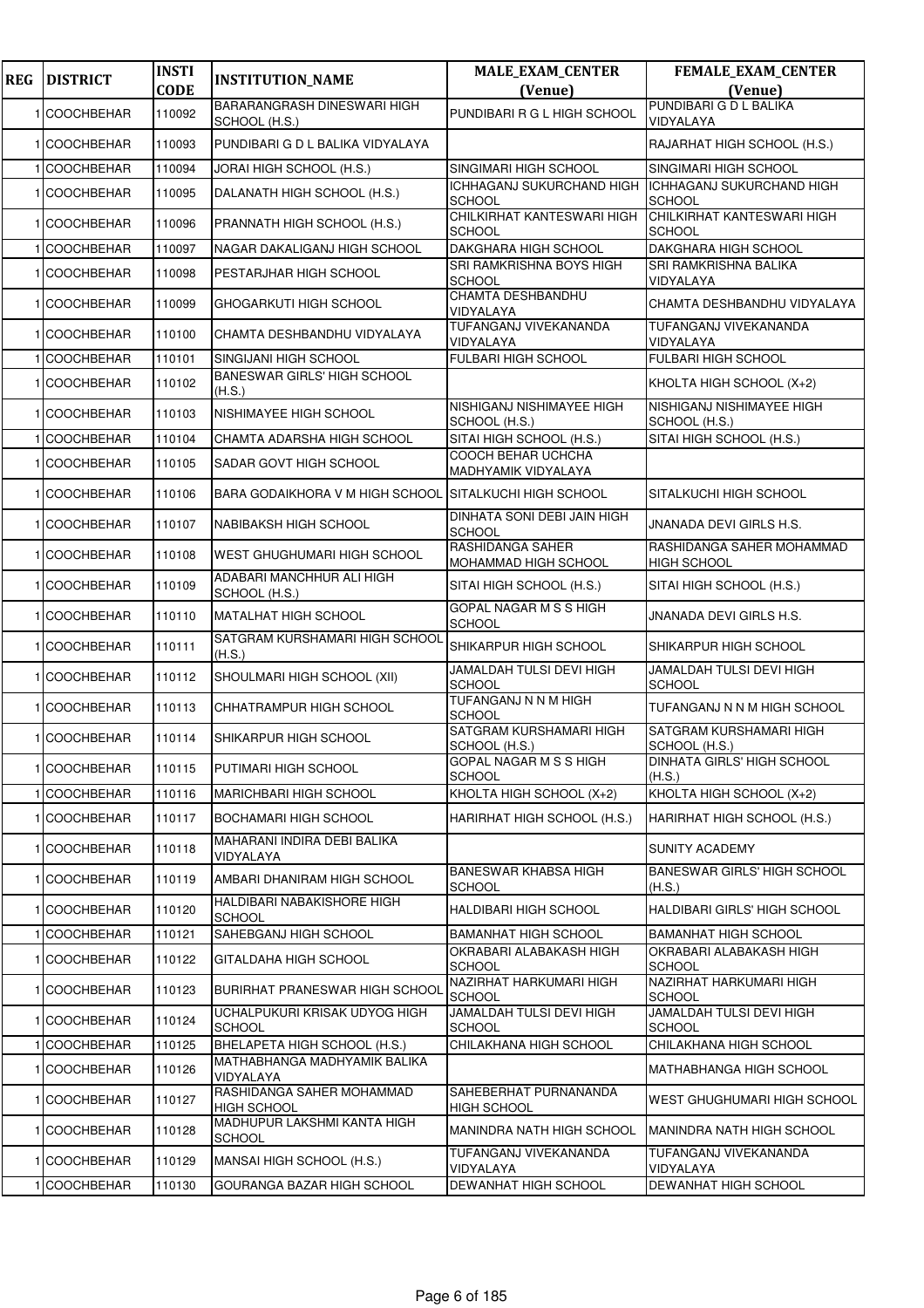| REG | DISTRICT | INSTI CODE | INSTITUTION_NAME | MALE_EXAM_CENTER (Venue) | FEMALE_EXAM_CENTER (Venue) |
|---|---|---|---|---|---|
| 1 | COOCHBEHAR | 110092 | BARARANGRASH DINESWARI HIGH SCHOOL (H.S.) | PUNDIBARI R G L HIGH SCHOOL | PUNDIBARI G D L BALIKA VIDYALAYA |
| 1 | COOCHBEHAR | 110093 | PUNDIBARI G D L BALIKA VIDYALAYA | | RAJARHAT HIGH SCHOOL (H.S.) |
| 1 | COOCHBEHAR | 110094 | JORAI HIGH SCHOOL (H.S.) | SINGIMARI HIGH SCHOOL | SINGIMARI HIGH SCHOOL |
| 1 | COOCHBEHAR | 110095 | DALANATH HIGH SCHOOL (H.S.) | ICHHAGANJ SUKURCHAND HIGH SCHOOL | ICHHAGANJ SUKURCHAND HIGH SCHOOL |
| 1 | COOCHBEHAR | 110096 | PRANNATH HIGH SCHOOL (H.S.) | CHILKIRHAT KANTESWARI HIGH SCHOOL | CHILKIRHAT KANTESWARI HIGH SCHOOL |
| 1 | COOCHBEHAR | 110097 | NAGAR DAKALIGANJ HIGH SCHOOL | DAKGHARA HIGH SCHOOL | DAKGHARA HIGH SCHOOL |
| 1 | COOCHBEHAR | 110098 | PESTARJHAR HIGH SCHOOL | SRI RAMKRISHNA BOYS HIGH SCHOOL | SRI RAMKRISHNA BALIKA VIDYALAYA |
| 1 | COOCHBEHAR | 110099 | GHOGARKUTI HIGH SCHOOL | CHAMTA DESHBANDHU VIDYALAYA | CHAMTA DESHBANDHU VIDYALAYA |
| 1 | COOCHBEHAR | 110100 | CHAMTA DESHBANDHU VIDYALAYA | TUFANGANJ VIVEKANANDA VIDYALAYA | TUFANGANJ VIVEKANANDA VIDYALAYA |
| 1 | COOCHBEHAR | 110101 | SINGIJANI HIGH SCHOOL | FULBARI HIGH SCHOOL | FULBARI HIGH SCHOOL |
| 1 | COOCHBEHAR | 110102 | BANESWAR GIRLS' HIGH SCHOOL (H.S.) | | KHOLTA HIGH SCHOOL (X+2) |
| 1 | COOCHBEHAR | 110103 | NISHIMAYEE HIGH SCHOOL | NISHIGANJ NISHIMAYEE HIGH SCHOOL (H.S.) | NISHIGANJ NISHIMAYEE HIGH SCHOOL (H.S.) |
| 1 | COOCHBEHAR | 110104 | CHAMTA ADARSHA HIGH SCHOOL | SITAI HIGH SCHOOL (H.S.) | SITAI HIGH SCHOOL (H.S.) |
| 1 | COOCHBEHAR | 110105 | SADAR GOVT HIGH SCHOOL | COOCH BEHAR UCHCHA MADHYAMIK VIDYALAYA | |
| 1 | COOCHBEHAR | 110106 | BARA GODAIKHORA V M HIGH SCHOOL | SITALKUCHI HIGH SCHOOL | SITALKUCHI HIGH SCHOOL |
| 1 | COOCHBEHAR | 110107 | NABIBAKSH HIGH SCHOOL | DINHATA SONI DEBI JAIN HIGH SCHOOL | JNANADA DEVI GIRLS H.S. |
| 1 | COOCHBEHAR | 110108 | WEST GHUGHUMARI HIGH SCHOOL | RASHIDANGA SAHER MOHAMMAD HIGH SCHOOL | RASHIDANGA SAHER MOHAMMAD HIGH SCHOOL |
| 1 | COOCHBEHAR | 110109 | ADABARI MANCHHUR ALI HIGH SCHOOL (H.S.) | SITAI HIGH SCHOOL (H.S.) | SITAI HIGH SCHOOL (H.S.) |
| 1 | COOCHBEHAR | 110110 | MATALHAT HIGH SCHOOL | GOPAL NAGAR M S S HIGH SCHOOL | JNANADA DEVI GIRLS H.S. |
| 1 | COOCHBEHAR | 110111 | SATGRAM KURSHAMARI HIGH SCHOOL (H.S.) | SHIKARPUR HIGH SCHOOL | SHIKARPUR HIGH SCHOOL |
| 1 | COOCHBEHAR | 110112 | SHOULMARI HIGH SCHOOL (XII) | JAMALDAH TULSI DEVI HIGH SCHOOL | JAMALDAH TULSI DEVI HIGH SCHOOL |
| 1 | COOCHBEHAR | 110113 | CHHATRAMPUR HIGH SCHOOL | TUFANGANJ N N M HIGH SCHOOL | TUFANGANJ N N M HIGH SCHOOL |
| 1 | COOCHBEHAR | 110114 | SHIKARPUR HIGH SCHOOL | SATGRAM KURSHAMARI HIGH SCHOOL (H.S.) | SATGRAM KURSHAMARI HIGH SCHOOL (H.S.) |
| 1 | COOCHBEHAR | 110115 | PUTIMARI HIGH SCHOOL | GOPAL NAGAR M S S HIGH SCHOOL | DINHATA GIRLS' HIGH SCHOOL (H.S.) |
| 1 | COOCHBEHAR | 110116 | MARICHBARI HIGH SCHOOL | KHOLTA HIGH SCHOOL (X+2) | KHOLTA HIGH SCHOOL (X+2) |
| 1 | COOCHBEHAR | 110117 | BOCHAMARI HIGH SCHOOL | HARIRHAT HIGH SCHOOL (H.S.) | HARIRHAT HIGH SCHOOL (H.S.) |
| 1 | COOCHBEHAR | 110118 | MAHARANI INDIRA DEBI BALIKA VIDYALAYA | | SUNITY ACADEMY |
| 1 | COOCHBEHAR | 110119 | AMBARI DHANIRAM HIGH SCHOOL | BANESWAR KHABSA HIGH SCHOOL | BANESWAR GIRLS' HIGH SCHOOL (H.S.) |
| 1 | COOCHBEHAR | 110120 | HALDIBARI NABAKISHORE HIGH SCHOOL | HALDIBARI HIGH SCHOOL | HALDIBARI GIRLS' HIGH SCHOOL |
| 1 | COOCHBEHAR | 110121 | SAHEBGANJ HIGH SCHOOL | BAMANHAT HIGH SCHOOL | BAMANHAT HIGH SCHOOL |
| 1 | COOCHBEHAR | 110122 | GITALDAHA HIGH SCHOOL | OKRABARI ALABAKASH HIGH SCHOOL | OKRABARI ALABAKASH HIGH SCHOOL |
| 1 | COOCHBEHAR | 110123 | BURIRHAT PRANESWAR HIGH SCHOOL | NAZIRHAT HARKUMARI HIGH SCHOOL | NAZIRHAT HARKUMARI HIGH SCHOOL |
| 1 | COOCHBEHAR | 110124 | UCHALPUKURI KRISAK UDYOG HIGH SCHOOL | JAMALDAH TULSI DEVI HIGH SCHOOL | JAMALDAH TULSI DEVI HIGH SCHOOL |
| 1 | COOCHBEHAR | 110125 | BHELAPETA HIGH SCHOOL (H.S.) | CHILAKHANA HIGH SCHOOL | CHILAKHANA HIGH SCHOOL |
| 1 | COOCHBEHAR | 110126 | MATHABHANGA MADHYAMIK BALIKA VIDYALAYA | | MATHABHANGA HIGH SCHOOL |
| 1 | COOCHBEHAR | 110127 | RASHIDANGA SAHER MOHAMMAD HIGH SCHOOL | SAHEBERHAT PURNANANDA HIGH SCHOOL | WEST GHUGHUMARI HIGH SCHOOL |
| 1 | COOCHBEHAR | 110128 | MADHUPUR LAKSHMI KANTA HIGH SCHOOL | MANINDRA NATH HIGH SCHOOL | MANINDRA NATH HIGH SCHOOL |
| 1 | COOCHBEHAR | 110129 | MANSAI HIGH SCHOOL (H.S.) | TUFANGANJ VIVEKANANDA VIDYALAYA | TUFANGANJ VIVEKANANDA VIDYALAYA |
| 1 | COOCHBEHAR | 110130 | GOURANGA BAZAR HIGH SCHOOL | DEWANHAT HIGH SCHOOL | DEWANHAT HIGH SCHOOL |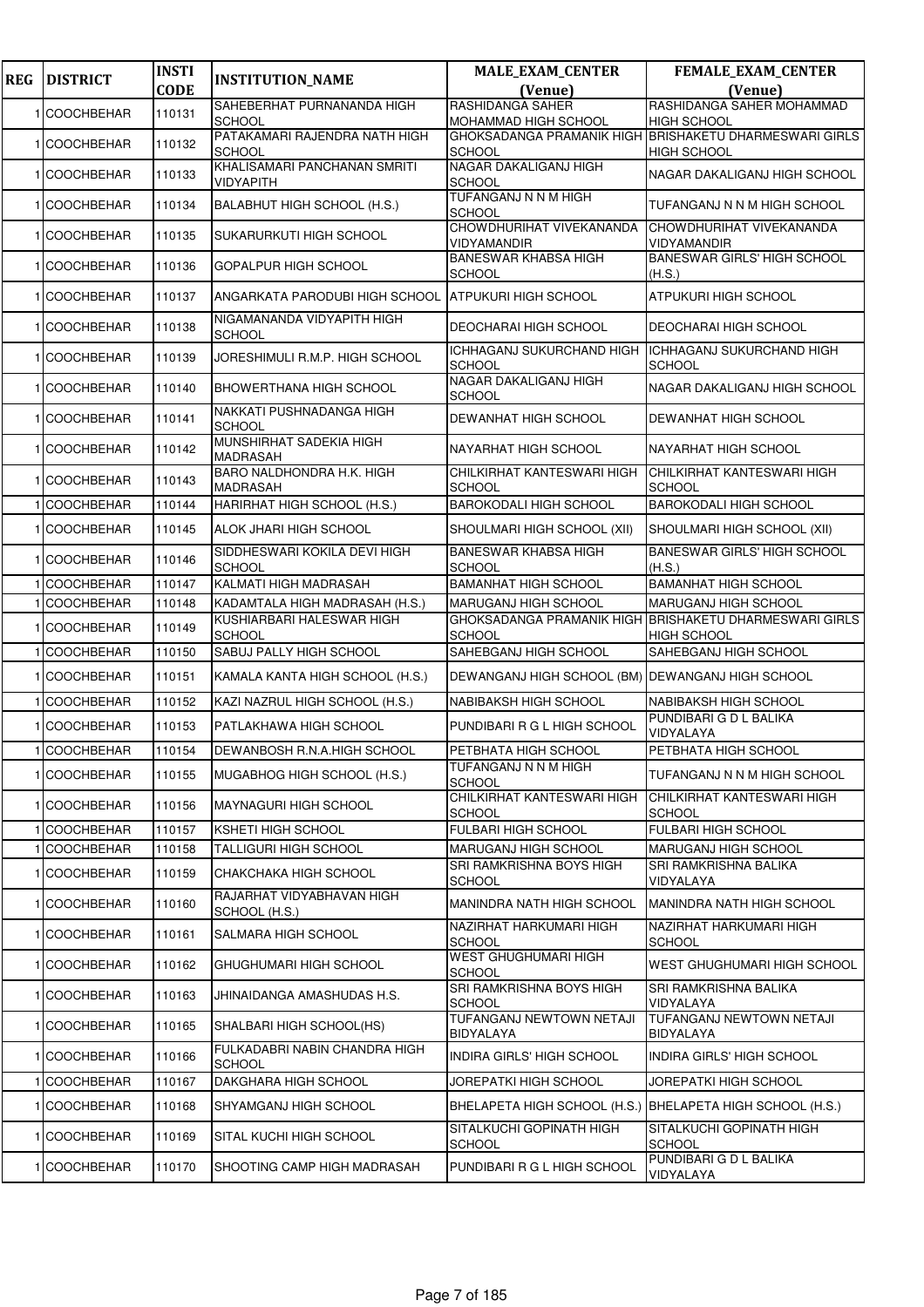| REG | DISTRICT | INSTI CODE | INSTITUTION_NAME | MALE_EXAM_CENTER (Venue) | FEMALE_EXAM_CENTER (Venue) |
|---|---|---|---|---|---|
| 1 | COOCHBEHAR | 110131 | SAHEBERHAT PURNANANDA HIGH SCHOOL | RASHIDANGA SAHER MOHAMMAD HIGH SCHOOL | RASHIDANGA SAHER MOHAMMAD HIGH SCHOOL |
| 1 | COOCHBEHAR | 110132 | PATAKAMARI RAJENDRA NATH HIGH SCHOOL | GHOKSADANGA PRAMANIK HIGH SCHOOL | BRISHAKETU DHARMESWARI GIRLS HIGH SCHOOL |
| 1 | COOCHBEHAR | 110133 | KHALISAMARI PANCHANAN SMRITI VIDYAPITH | NAGAR DAKALIGANJ HIGH SCHOOL | NAGAR DAKALIGANJ HIGH SCHOOL |
| 1 | COOCHBEHAR | 110134 | BALABHUT HIGH SCHOOL (H.S.) | TUFANGANJ N N M HIGH SCHOOL | TUFANGANJ N N M HIGH SCHOOL |
| 1 | COOCHBEHAR | 110135 | SUKARURKUTI HIGH SCHOOL | CHOWDHURIHAT VIVEKANANDA VIDYAMANDIR | CHOWDHURIHAT VIVEKANANDA VIDYAMANDIR |
| 1 | COOCHBEHAR | 110136 | GOPALPUR HIGH SCHOOL | BANESWAR KHABSA HIGH SCHOOL | BANESWAR GIRLS' HIGH SCHOOL (H.S.) |
| 1 | COOCHBEHAR | 110137 | ANGARKATA PARODUBI HIGH SCHOOL | ATPUKURI HIGH SCHOOL | ATPUKURI HIGH SCHOOL |
| 1 | COOCHBEHAR | 110138 | NIGAMANANDA VIDYAPITH HIGH SCHOOL | DEOCHARAI HIGH SCHOOL | DEOCHARAI HIGH SCHOOL |
| 1 | COOCHBEHAR | 110139 | JORESHIMULI R.M.P. HIGH SCHOOL | ICHHAGANJ SUKURCHAND HIGH SCHOOL | ICHHAGANJ SUKURCHAND HIGH SCHOOL |
| 1 | COOCHBEHAR | 110140 | BHOWERTHANA HIGH SCHOOL | NAGAR DAKALIGANJ HIGH SCHOOL | NAGAR DAKALIGANJ HIGH SCHOOL |
| 1 | COOCHBEHAR | 110141 | NAKKATI PUSHNADANGA HIGH SCHOOL | DEWANHAT HIGH SCHOOL | DEWANHAT HIGH SCHOOL |
| 1 | COOCHBEHAR | 110142 | MUNSHIRHAT SADEKIA HIGH MADRASAH | NAYARHAT HIGH SCHOOL | NAYARHAT HIGH SCHOOL |
| 1 | COOCHBEHAR | 110143 | BARO NALDHONDRA H.K. HIGH MADRASAH | CHILKIRHAT KANTESWARI HIGH SCHOOL | CHILKIRHAT KANTESWARI HIGH SCHOOL |
| 1 | COOCHBEHAR | 110144 | HARIRHAT HIGH SCHOOL (H.S.) | BAROKODALI HIGH SCHOOL | BAROKODALI HIGH SCHOOL |
| 1 | COOCHBEHAR | 110145 | ALOK JHARI HIGH SCHOOL | SHOULMARI HIGH SCHOOL (XII) | SHOULMARI HIGH SCHOOL (XII) |
| 1 | COOCHBEHAR | 110146 | SIDDHESWARI KOKILA DEVI HIGH SCHOOL | BANESWAR KHABSA HIGH SCHOOL | BANESWAR GIRLS' HIGH SCHOOL (H.S.) |
| 1 | COOCHBEHAR | 110147 | KALMATI HIGH MADRASAH | BAMANHAT HIGH SCHOOL | BAMANHAT HIGH SCHOOL |
| 1 | COOCHBEHAR | 110148 | KADAMTALA HIGH MADRASAH (H.S.) | MARUGANJ HIGH SCHOOL | MARUGANJ HIGH SCHOOL |
| 1 | COOCHBEHAR | 110149 | KUSHIARBARI HALESWAR HIGH SCHOOL | GHOKSADANGA PRAMANIK HIGH SCHOOL | BRISHAKETU DHARMESWARI GIRLS HIGH SCHOOL |
| 1 | COOCHBEHAR | 110150 | SABUJ PALLY HIGH SCHOOL | SAHEBGANJ HIGH SCHOOL | SAHEBGANJ HIGH SCHOOL |
| 1 | COOCHBEHAR | 110151 | KAMALA KANTA HIGH SCHOOL (H.S.) | DEWANGANJ HIGH SCHOOL (BM) | DEWANGANJ HIGH SCHOOL |
| 1 | COOCHBEHAR | 110152 | KAZI NAZRUL HIGH SCHOOL (H.S.) | NABIBAKSH HIGH SCHOOL | NABIBAKSH HIGH SCHOOL |
| 1 | COOCHBEHAR | 110153 | PATLAKHAWA HIGH SCHOOL | PUNDIBARI R G L HIGH SCHOOL | PUNDIBARI G D L BALIKA VIDYALAYA |
| 1 | COOCHBEHAR | 110154 | DEWANBOSH R.N.A.HIGH SCHOOL | PETBHATA HIGH SCHOOL | PETBHATA HIGH SCHOOL |
| 1 | COOCHBEHAR | 110155 | MUGABHOG HIGH SCHOOL (H.S.) | TUFANGANJ N N M HIGH SCHOOL | TUFANGANJ N N M HIGH SCHOOL |
| 1 | COOCHBEHAR | 110156 | MAYNAGURI HIGH SCHOOL | CHILKIRHAT KANTESWARI HIGH SCHOOL | CHILKIRHAT KANTESWARI HIGH SCHOOL |
| 1 | COOCHBEHAR | 110157 | KSHETI HIGH SCHOOL | FULBARI HIGH SCHOOL | FULBARI HIGH SCHOOL |
| 1 | COOCHBEHAR | 110158 | TALLIGURI HIGH SCHOOL | MARUGANJ HIGH SCHOOL | MARUGANJ HIGH SCHOOL |
| 1 | COOCHBEHAR | 110159 | CHAKCHAKA HIGH SCHOOL | SRI RAMKRISHNA BOYS HIGH SCHOOL | SRI RAMKRISHNA BALIKA VIDYALAYA |
| 1 | COOCHBEHAR | 110160 | RAJARHAT VIDYABHAVAN HIGH SCHOOL (H.S.) | MANINDRA NATH HIGH SCHOOL | MANINDRA NATH HIGH SCHOOL |
| 1 | COOCHBEHAR | 110161 | SALMARA HIGH SCHOOL | NAZIRHAT HARKUMARI HIGH SCHOOL | NAZIRHAT HARKUMARI HIGH SCHOOL |
| 1 | COOCHBEHAR | 110162 | GHUGHUMARI HIGH SCHOOL | WEST GHUGHUMARI HIGH SCHOOL | WEST GHUGHUMARI HIGH SCHOOL |
| 1 | COOCHBEHAR | 110163 | JHINAIDANGA AMASHUDAS H.S. | SRI RAMKRISHNA BOYS HIGH SCHOOL | SRI RAMKRISHNA BALIKA VIDYALAYA |
| 1 | COOCHBEHAR | 110165 | SHALBARI HIGH SCHOOL(HS) | TUFANGANJ NEWTOWN NETAJI BIDYALAYA | TUFANGANJ NEWTOWN NETAJI BIDYALAYA |
| 1 | COOCHBEHAR | 110166 | FULKADABRI NABIN CHANDRA HIGH SCHOOL | INDIRA GIRLS' HIGH SCHOOL | INDIRA GIRLS' HIGH SCHOOL |
| 1 | COOCHBEHAR | 110167 | DAKGHARA HIGH SCHOOL | JOREPATKI HIGH SCHOOL | JOREPATKI HIGH SCHOOL |
| 1 | COOCHBEHAR | 110168 | SHYAMGANJ HIGH SCHOOL | BHELAPETA HIGH SCHOOL (H.S.) | BHELAPETA HIGH SCHOOL (H.S.) |
| 1 | COOCHBEHAR | 110169 | SITAL KUCHI HIGH SCHOOL | SITALKUCHI GOPINATH HIGH SCHOOL | SITALKUCHI GOPINATH HIGH SCHOOL |
| 1 | COOCHBEHAR | 110170 | SHOOTING CAMP HIGH MADRASAH | PUNDIBARI R G L HIGH SCHOOL | PUNDIBARI G D L BALIKA VIDYALAYA |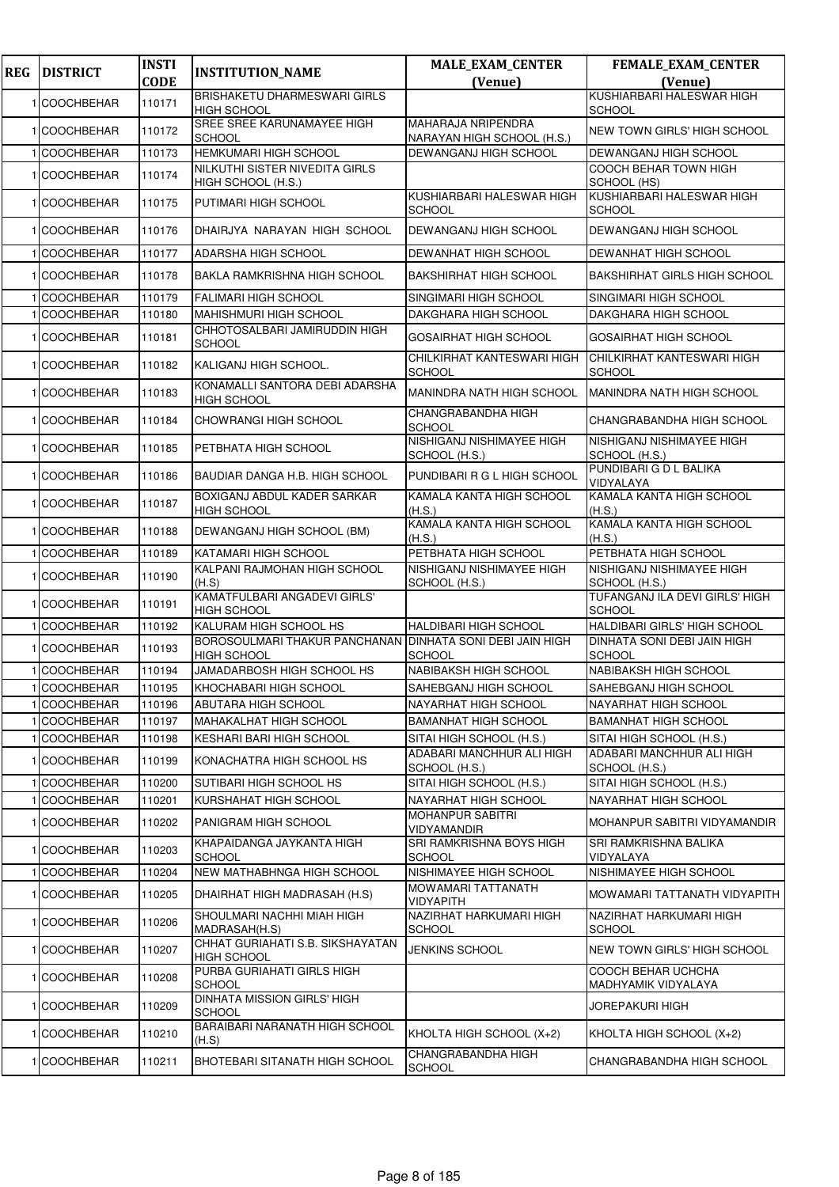| REG | DISTRICT | INSTI CODE | INSTITUTION_NAME | MALE_EXAM_CENTER (Venue) | FEMALE_EXAM_CENTER (Venue) |
|---|---|---|---|---|---|
| 1 | COOCHBEHAR | 110171 | BRISHAKETU DHARMESWARI GIRLS HIGH SCHOOL | | KUSHIARBARI HALESWAR HIGH SCHOOL |
| 1 | COOCHBEHAR | 110172 | SREE SREE KARUNAMAYEE HIGH SCHOOL | MAHARAJA NRIPENDRA NARAYAN HIGH SCHOOL (H.S.) | NEW TOWN GIRLS' HIGH SCHOOL |
| 1 | COOCHBEHAR | 110173 | HEMKUMARI HIGH SCHOOL | DEWANGANJ HIGH SCHOOL | DEWANGANJ HIGH SCHOOL |
| 1 | COOCHBEHAR | 110174 | NILKUTHI SISTER NIVEDITA GIRLS HIGH SCHOOL (H.S.) | | COOCH BEHAR TOWN HIGH SCHOOL (HS) |
| 1 | COOCHBEHAR | 110175 | PUTIMARI HIGH SCHOOL | KUSHIARBARI HALESWAR HIGH SCHOOL | KUSHIARBARI HALESWAR HIGH SCHOOL |
| 1 | COOCHBEHAR | 110176 | DHAIRJYA NARAYAN HIGH SCHOOL | DEWANGANJ HIGH SCHOOL | DEWANGANJ HIGH SCHOOL |
| 1 | COOCHBEHAR | 110177 | ADARSHA HIGH SCHOOL | DEWANHAT HIGH SCHOOL | DEWANHAT HIGH SCHOOL |
| 1 | COOCHBEHAR | 110178 | BAKLA RAMKRISHNA HIGH SCHOOL | BAKSHIRHAT HIGH SCHOOL | BAKSHIRHAT GIRLS HIGH SCHOOL |
| 1 | COOCHBEHAR | 110179 | FALIMARI HIGH SCHOOL | SINGIMARI HIGH SCHOOL | SINGIMARI HIGH SCHOOL |
| 1 | COOCHBEHAR | 110180 | MAHISHMURI HIGH SCHOOL | DAKGHARA HIGH SCHOOL | DAKGHARA HIGH SCHOOL |
| 1 | COOCHBEHAR | 110181 | CHHOTOSALBARI JAMIRUDDIN HIGH SCHOOL | GOSAIRHAT HIGH SCHOOL | GOSAIRHAT HIGH SCHOOL |
| 1 | COOCHBEHAR | 110182 | KALIGANJ HIGH SCHOOL. | CHILKIRHAT KANTESWARI HIGH SCHOOL | CHILKIRHAT KANTESWARI HIGH SCHOOL |
| 1 | COOCHBEHAR | 110183 | KONAMALLI SANTORA DEBI ADARSHA HIGH SCHOOL | MANINDRA NATH HIGH SCHOOL | MANINDRA NATH HIGH SCHOOL |
| 1 | COOCHBEHAR | 110184 | CHOWRANGI HIGH SCHOOL | CHANGRABANDHA HIGH SCHOOL | CHANGRABANDHA HIGH SCHOOL |
| 1 | COOCHBEHAR | 110185 | PETBHATA HIGH SCHOOL | NISHIGANJ NISHIMAYEE HIGH SCHOOL (H.S.) | NISHIGANJ NISHIMAYEE HIGH SCHOOL (H.S.) |
| 1 | COOCHBEHAR | 110186 | BAUDIAR DANGA H.B. HIGH SCHOOL | PUNDIBARI R G L HIGH SCHOOL | PUNDIBARI G D L BALIKA VIDYALAYA |
| 1 | COOCHBEHAR | 110187 | BOXIGANJ ABDUL KADER SARKAR HIGH SCHOOL | KAMALA KANTA HIGH SCHOOL (H.S.) | KAMALA KANTA HIGH SCHOOL (H.S.) |
| 1 | COOCHBEHAR | 110188 | DEWANGANJ HIGH SCHOOL (BM) | KAMALA KANTA HIGH SCHOOL (H.S.) | KAMALA KANTA HIGH SCHOOL (H.S.) |
| 1 | COOCHBEHAR | 110189 | KATAMARI HIGH SCHOOL | PETBHATA HIGH SCHOOL | PETBHATA HIGH SCHOOL |
| 1 | COOCHBEHAR | 110190 | KALPANI RAJMOHAN HIGH SCHOOL (H.S) | NISHIGANJ NISHIMAYEE HIGH SCHOOL (H.S.) | NISHIGANJ NISHIMAYEE HIGH SCHOOL (H.S.) |
| 1 | COOCHBEHAR | 110191 | KAMATFULBARI ANGADEVI GIRLS' HIGH SCHOOL | | TUFANGANJ ILA DEVI GIRLS' HIGH SCHOOL |
| 1 | COOCHBEHAR | 110192 | KALURAM HIGH SCHOOL HS | HALDIBARI HIGH SCHOOL | HALDIBARI GIRLS' HIGH SCHOOL |
| 1 | COOCHBEHAR | 110193 | BOROSOULMARI THAKUR PANCHANAN HIGH SCHOOL | DINHATA SONI DEBI JAIN HIGH SCHOOL | DINHATA SONI DEBI JAIN HIGH SCHOOL |
| 1 | COOCHBEHAR | 110194 | JAMADARBOSH HIGH SCHOOL HS | NABIBAKSH HIGH SCHOOL | NABIBAKSH HIGH SCHOOL |
| 1 | COOCHBEHAR | 110195 | KHOCHABARI HIGH SCHOOL | SAHEBGANJ HIGH SCHOOL | SAHEBGANJ HIGH SCHOOL |
| 1 | COOCHBEHAR | 110196 | ABUTARA HIGH SCHOOL | NAYARHAT HIGH SCHOOL | NAYARHAT HIGH SCHOOL |
| 1 | COOCHBEHAR | 110197 | MAHAKALHAT HIGH SCHOOL | BAMANHAT HIGH SCHOOL | BAMANHAT HIGH SCHOOL |
| 1 | COOCHBEHAR | 110198 | KESHARI BARI HIGH SCHOOL | SITAI HIGH SCHOOL (H.S.) | SITAI HIGH SCHOOL (H.S.) |
| 1 | COOCHBEHAR | 110199 | KONACHATRA HIGH SCHOOL HS | ADABARI MANCHHUR ALI HIGH SCHOOL (H.S.) | ADABARI MANCHHUR ALI HIGH SCHOOL (H.S.) |
| 1 | COOCHBEHAR | 110200 | SUTIBARI HIGH SCHOOL HS | SITAI HIGH SCHOOL (H.S.) | SITAI HIGH SCHOOL (H.S.) |
| 1 | COOCHBEHAR | 110201 | KURSHAHAT HIGH SCHOOL | NAYARHAT HIGH SCHOOL | NAYARHAT HIGH SCHOOL |
| 1 | COOCHBEHAR | 110202 | PANIGRAM HIGH SCHOOL | MOHANPUR SABITRI VIDYAMANDIR | MOHANPUR SABITRI VIDYAMANDIR |
| 1 | COOCHBEHAR | 110203 | KHAPAIDANGA JAYKANTA HIGH SCHOOL | SRI RAMKRISHNA BOYS HIGH SCHOOL | SRI RAMKRISHNA BALIKA VIDYALAYA |
| 1 | COOCHBEHAR | 110204 | NEW MATHABHNGA HIGH SCHOOL | NISHIMAYEE HIGH SCHOOL | NISHIMAYEE HIGH SCHOOL |
| 1 | COOCHBEHAR | 110205 | DHAIRHAT HIGH MADRASAH (H.S) | MOWAMARI TATTANATH VIDYAPITH | MOWAMARI TATTANATH VIDYAPITH |
| 1 | COOCHBEHAR | 110206 | SHOULMARI NACHHI MIAH HIGH MADRASAH(H.S) | NAZIRHAT HARKUMARI HIGH SCHOOL | NAZIRHAT HARKUMARI HIGH SCHOOL |
| 1 | COOCHBEHAR | 110207 | CHHAT GURIAHATI S.B. SIKSHAYATAN HIGH SCHOOL | JENKINS SCHOOL | NEW TOWN GIRLS' HIGH SCHOOL |
| 1 | COOCHBEHAR | 110208 | PURBA GURIAHATI GIRLS HIGH SCHOOL | | COOCH BEHAR UCHCHA MADHYAMIK VIDYALAYA |
| 1 | COOCHBEHAR | 110209 | DINHATA MISSION GIRLS' HIGH SCHOOL | | JOREPAKURI HIGH |
| 1 | COOCHBEHAR | 110210 | BARAIBARI NARANATH HIGH SCHOOL (H.S) | KHOLTA HIGH SCHOOL (X+2) | KHOLTA HIGH SCHOOL (X+2) |
| 1 | COOCHBEHAR | 110211 | BHOTEBARI SITANATH HIGH SCHOOL | CHANGRABANDHA HIGH SCHOOL | CHANGRABANDHA HIGH SCHOOL |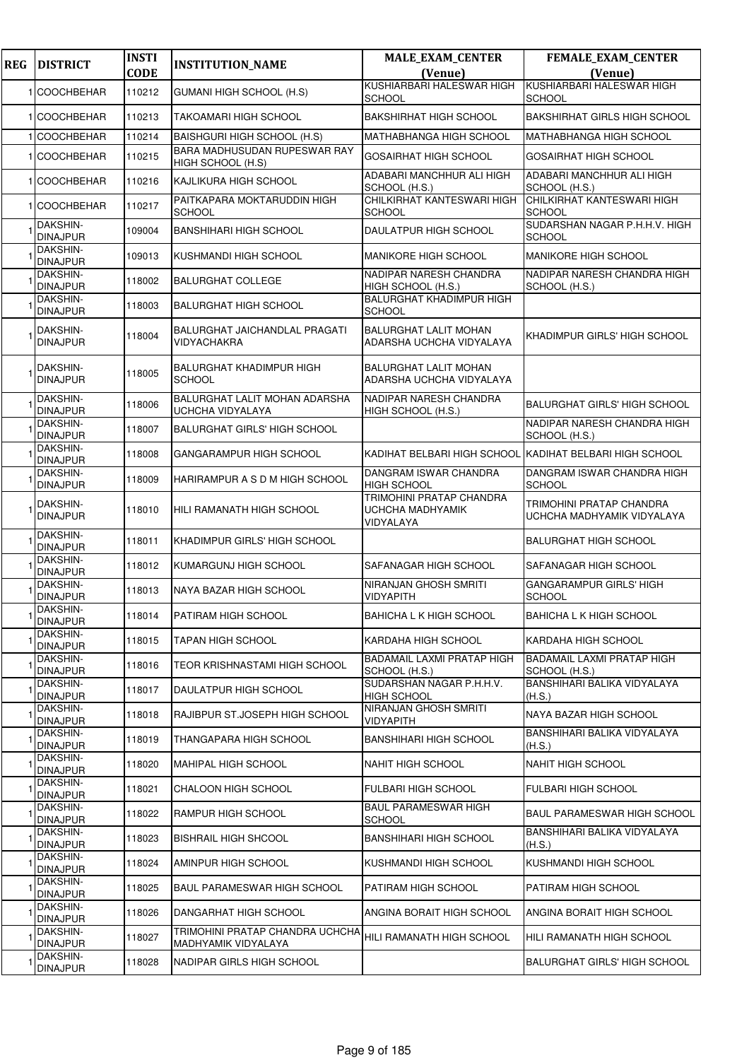| REG | DISTRICT | INSTI CODE | INSTITUTION_NAME | MALE_EXAM_CENTER (Venue) | FEMALE_EXAM_CENTER (Venue) |
|---|---|---|---|---|---|
| 1 | COOCHBEHAR | 110212 | GUMANI HIGH SCHOOL (H.S) | KUSHIARBARI HALESWAR HIGH SCHOOL | KUSHIARBARI HALESWAR HIGH SCHOOL |
| 1 | COOCHBEHAR | 110213 | TAKOAMARI HIGH SCHOOL | BAKSHIRHAT HIGH SCHOOL | BAKSHIRHAT GIRLS HIGH SCHOOL |
| 1 | COOCHBEHAR | 110214 | BAISHGURI HIGH SCHOOL (H.S) | MATHABHANGA HIGH SCHOOL | MATHABHANGA HIGH SCHOOL |
| 1 | COOCHBEHAR | 110215 | BARA MADHUSUDAN RUPESWAR RAY HIGH SCHOOL (H.S) | GOSAIRHAT HIGH SCHOOL | GOSAIRHAT HIGH SCHOOL |
| 1 | COOCHBEHAR | 110216 | KAJLIKURA HIGH SCHOOL | ADABARI MANCHHUR ALI HIGH SCHOOL (H.S.) | ADABARI MANCHHUR ALI HIGH SCHOOL (H.S.) |
| 1 | COOCHBEHAR | 110217 | PAITKAPARA MOKTARUDDIN HIGH SCHOOL | CHILKIRHAT KANTESWARI HIGH SCHOOL | CHILKIRHAT KANTESWARI HIGH SCHOOL |
| 1 | DAKSHIN-DINAJPUR | 109004 | BANSHIHARI HIGH SCHOOL | DAULATPUR HIGH SCHOOL | SUDARSHAN NAGAR P.H.H.V. HIGH SCHOOL |
| 1 | DAKSHIN-DINAJPUR | 109013 | KUSHMANDI HIGH SCHOOL | MANIKORE HIGH SCHOOL | MANIKORE HIGH SCHOOL |
| 1 | DAKSHIN-DINAJPUR | 118002 | BALURGHAT COLLEGE | NADIPAR NARESH CHANDRA HIGH SCHOOL (H.S.) | NADIPAR NARESH CHANDRA HIGH SCHOOL (H.S.) |
| 1 | DAKSHIN-DINAJPUR | 118003 | BALURGHAT HIGH SCHOOL | BALURGHAT KHADIMPUR HIGH SCHOOL | |
| 1 | DAKSHIN-DINAJPUR | 118004 | BALURGHAT JAICHANDLAL PRAGATI VIDYACHAKRA | BALURGHAT LALIT MOHAN ADARSHA UCHCHA VIDYALAYA | KHADIMPUR GIRLS' HIGH SCHOOL |
| 1 | DAKSHIN-DINAJPUR | 118005 | BALURGHAT KHADIMPUR HIGH SCHOOL | BALURGHAT LALIT MOHAN ADARSHA UCHCHA VIDYALAYA | |
| 1 | DAKSHIN-DINAJPUR | 118006 | BALURGHAT LALIT MOHAN ADARSHA UCHCHA VIDYALAYA | NADIPAR NARESH CHANDRA HIGH SCHOOL (H.S.) | BALURGHAT GIRLS' HIGH SCHOOL |
| 1 | DAKSHIN-DINAJPUR | 118007 | BALURGHAT GIRLS' HIGH SCHOOL | | NADIPAR NARESH CHANDRA HIGH SCHOOL (H.S.) |
| 1 | DAKSHIN-DINAJPUR | 118008 | GANGARAMPUR HIGH SCHOOL | KADIHAT BELBARI HIGH SCHOOL | KADIHAT BELBARI HIGH SCHOOL |
| 1 | DAKSHIN-DINAJPUR | 118009 | HARIRAMPUR A S D M HIGH SCHOOL | DANGRAM ISWAR CHANDRA HIGH SCHOOL | DANGRAM ISWAR CHANDRA HIGH SCHOOL |
| 1 | DAKSHIN-DINAJPUR | 118010 | HILI RAMANATH HIGH SCHOOL | TRIMOHINI PRATAP CHANDRA UCHCHA MADHYAMIK VIDYALAYA | TRIMOHINI PRATAP CHANDRA UCHCHA MADHYAMIK VIDYALAYA |
| 1 | DAKSHIN-DINAJPUR | 118011 | KHADIMPUR GIRLS' HIGH SCHOOL | | BALURGHAT HIGH SCHOOL |
| 1 | DAKSHIN-DINAJPUR | 118012 | KUMARGUNJ HIGH SCHOOL | SAFANAGAR HIGH SCHOOL | SAFANAGAR HIGH SCHOOL |
| 1 | DAKSHIN-DINAJPUR | 118013 | NAYA BAZAR HIGH SCHOOL | NIRANJAN GHOSH SMRITI VIDYAPITH | GANGARAMPUR GIRLS' HIGH SCHOOL |
| 1 | DAKSHIN-DINAJPUR | 118014 | PATIRAM HIGH SCHOOL | BAHICHA L K HIGH SCHOOL | BAHICHA L K HIGH SCHOOL |
| 1 | DAKSHIN-DINAJPUR | 118015 | TAPAN HIGH SCHOOL | KARDAHA HIGH SCHOOL | KARDAHA HIGH SCHOOL |
| 1 | DAKSHIN-DINAJPUR | 118016 | TEOR KRISHNASTAMI HIGH SCHOOL | BADAMAIL LAXMI PRATAP HIGH SCHOOL (H.S.) | BADAMAIL LAXMI PRATAP HIGH SCHOOL (H.S.) |
| 1 | DAKSHIN-DINAJPUR | 118017 | DAULATPUR HIGH SCHOOL | SUDARSHAN NAGAR P.H.H.V. HIGH SCHOOL | BANSHIHARI BALIKA VIDYALAYA (H.S.) |
| 1 | DAKSHIN-DINAJPUR | 118018 | RAJIBPUR ST.JOSEPH HIGH SCHOOL | NIRANJAN GHOSH SMRITI VIDYAPITH | NAYA BAZAR HIGH SCHOOL |
| 1 | DAKSHIN-DINAJPUR | 118019 | THANGAPARA HIGH SCHOOL | BANSHIHARI HIGH SCHOOL | BANSHIHARI BALIKA VIDYALAYA (H.S.) |
| 1 | DAKSHIN-DINAJPUR | 118020 | MAHIPAL HIGH SCHOOL | NAHIT HIGH SCHOOL | NAHIT HIGH SCHOOL |
| 1 | DAKSHIN-DINAJPUR | 118021 | CHALOON HIGH SCHOOL | FULBARI HIGH SCHOOL | FULBARI HIGH SCHOOL |
| 1 | DAKSHIN-DINAJPUR | 118022 | RAMPUR HIGH SCHOOL | BAUL PARAMESWAR HIGH SCHOOL | BAUL PARAMESWAR HIGH SCHOOL |
| 1 | DAKSHIN-DINAJPUR | 118023 | BISHRAIL HIGH SHCOOL | BANSHIHARI HIGH SCHOOL | BANSHIHARI BALIKA VIDYALAYA (H.S.) |
| 1 | DAKSHIN-DINAJPUR | 118024 | AMINPUR HIGH SCHOOL | KUSHMANDI HIGH SCHOOL | KUSHMANDI HIGH SCHOOL |
| 1 | DAKSHIN-DINAJPUR | 118025 | BAUL PARAMESWAR HIGH SCHOOL | PATIRAM HIGH SCHOOL | PATIRAM HIGH SCHOOL |
| 1 | DAKSHIN-DINAJPUR | 118026 | DANGARHAT HIGH SCHOOL | ANGINA BORAIT HIGH SCHOOL | ANGINA BORAIT HIGH SCHOOL |
| 1 | DAKSHIN-DINAJPUR | 118027 | TRIMOHINI PRATAP CHANDRA UCHCHA MADHYAMIK VIDYALAYA | HILI RAMANATH HIGH SCHOOL | HILI RAMANATH HIGH SCHOOL |
| 1 | DAKSHIN-DINAJPUR | 118028 | NADIPAR GIRLS HIGH SCHOOL | | BALURGHAT GIRLS' HIGH SCHOOL |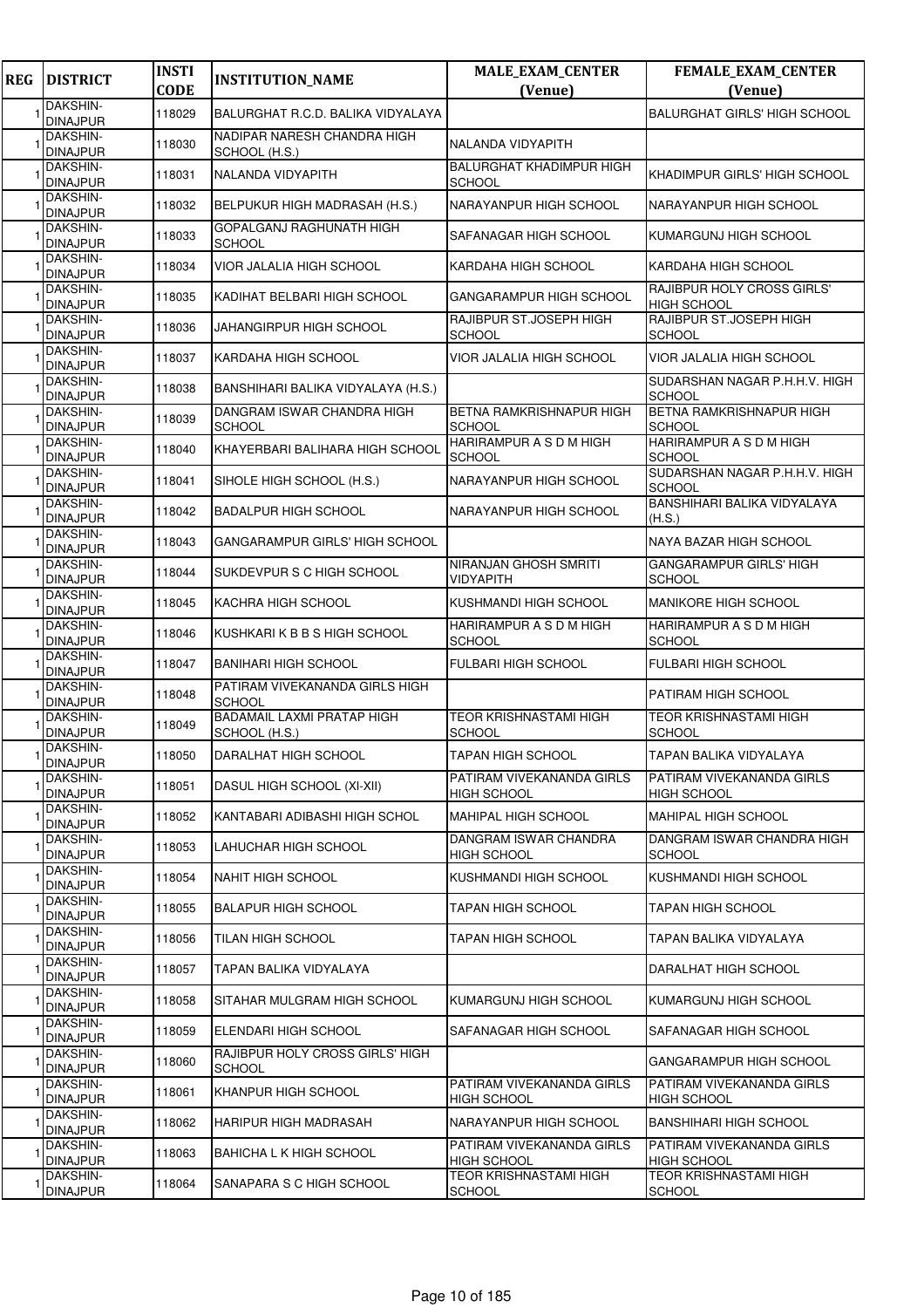| REG | DISTRICT | INSTI CODE | INSTITUTION_NAME | MALE_EXAM_CENTER (Venue) | FEMALE_EXAM_CENTER (Venue) |
|---|---|---|---|---|---|
| 1 | DAKSHIN-DINAJPUR | 118029 | BALURGHAT R.C.D. BALIKA VIDYALAYA | | BALURGHAT GIRLS' HIGH SCHOOL |
| 1 | DAKSHIN-DINAJPUR | 118030 | NADIPAR NARESH CHANDRA HIGH SCHOOL (H.S.) | NALANDA VIDYAPITH | |
| 1 | DAKSHIN-DINAJPUR | 118031 | NALANDA VIDYAPITH | BALURGHAT KHADIMPUR HIGH SCHOOL | KHADIMPUR GIRLS' HIGH SCHOOL |
| 1 | DAKSHIN-DINAJPUR | 118032 | BELPUKUR HIGH MADRASAH (H.S.) | NARAYANPUR HIGH SCHOOL | NARAYANPUR HIGH SCHOOL |
| 1 | DAKSHIN-DINAJPUR | 118033 | GOPALGANJ RAGHUNATH HIGH SCHOOL | SAFANAGAR HIGH SCHOOL | KUMARGUNJ HIGH SCHOOL |
| 1 | DAKSHIN-DINAJPUR | 118034 | VIOR JALALIA HIGH SCHOOL | KARDAHA HIGH SCHOOL | KARDAHA HIGH SCHOOL |
| 1 | DAKSHIN-DINAJPUR | 118035 | KADIHAT BELBARI HIGH SCHOOL | GANGARAMPUR HIGH SCHOOL | RAJIBPUR HOLY CROSS GIRLS' HIGH SCHOOL |
| 1 | DAKSHIN-DINAJPUR | 118036 | JAHANGIRPUR HIGH SCHOOL | RAJIBPUR ST.JOSEPH HIGH SCHOOL | RAJIBPUR ST.JOSEPH HIGH SCHOOL |
| 1 | DAKSHIN-DINAJPUR | 118037 | KARDAHA HIGH SCHOOL | VIOR JALALIA HIGH SCHOOL | VIOR JALALIA HIGH SCHOOL |
| 1 | DAKSHIN-DINAJPUR | 118038 | BANSHIHARI BALIKA VIDYALAYA (H.S.) | | SUDARSHAN NAGAR P.H.H.V. HIGH SCHOOL |
| 1 | DAKSHIN-DINAJPUR | 118039 | DANGRAM ISWAR CHANDRA HIGH SCHOOL | BETNA RAMKRISHNAPUR HIGH SCHOOL | BETNA RAMKRISHNAPUR HIGH SCHOOL |
| 1 | DAKSHIN-DINAJPUR | 118040 | KHAYERBARI BALIHARA HIGH SCHOOL | HARIRAMPUR A S D M HIGH SCHOOL | HARIRAMPUR A S D M HIGH SCHOOL |
| 1 | DAKSHIN-DINAJPUR | 118041 | SIHOLE HIGH SCHOOL (H.S.) | NARAYANPUR HIGH SCHOOL | SUDARSHAN NAGAR P.H.H.V. HIGH SCHOOL |
| 1 | DAKSHIN-DINAJPUR | 118042 | BADALPUR HIGH SCHOOL | NARAYANPUR HIGH SCHOOL | BANSHIHARI BALIKA VIDYALAYA (H.S.) |
| 1 | DAKSHIN-DINAJPUR | 118043 | GANGARAMPUR GIRLS' HIGH SCHOOL | | NAYA BAZAR HIGH SCHOOL |
| 1 | DAKSHIN-DINAJPUR | 118044 | SUKDEVPUR S C HIGH SCHOOL | NIRANJAN GHOSH SMRITI VIDYAPITH | GANGARAMPUR GIRLS' HIGH SCHOOL |
| 1 | DAKSHIN-DINAJPUR | 118045 | KACHRA HIGH SCHOOL | KUSHMANDI HIGH SCHOOL | MANIKORE HIGH SCHOOL |
| 1 | DAKSHIN-DINAJPUR | 118046 | KUSHKARI K B B S HIGH SCHOOL | HARIRAMPUR A S D M HIGH SCHOOL | HARIRAMPUR A S D M HIGH SCHOOL |
| 1 | DAKSHIN-DINAJPUR | 118047 | BANIHARI HIGH SCHOOL | FULBARI HIGH SCHOOL | FULBARI HIGH SCHOOL |
| 1 | DAKSHIN-DINAJPUR | 118048 | PATIRAM VIVEKANANDA GIRLS HIGH SCHOOL | | PATIRAM HIGH SCHOOL |
| 1 | DAKSHIN-DINAJPUR | 118049 | BADAMAIL LAXMI PRATAP HIGH SCHOOL (H.S.) | TEOR KRISHNASTAMI HIGH SCHOOL | TEOR KRISHNASTAMI HIGH SCHOOL |
| 1 | DAKSHIN-DINAJPUR | 118050 | DARALHAT HIGH SCHOOL | TAPAN HIGH SCHOOL | TAPAN BALIKA VIDYALAYA |
| 1 | DAKSHIN-DINAJPUR | 118051 | DASUL HIGH SCHOOL (XI-XII) | PATIRAM VIVEKANANDA GIRLS HIGH SCHOOL | PATIRAM VIVEKANANDA GIRLS HIGH SCHOOL |
| 1 | DAKSHIN-DINAJPUR | 118052 | KANTABARI ADIBASHI HIGH SCHOL | MAHIPAL HIGH SCHOOL | MAHIPAL HIGH SCHOOL |
| 1 | DAKSHIN-DINAJPUR | 118053 | LAHUCHAR HIGH SCHOOL | DANGRAM ISWAR CHANDRA HIGH SCHOOL | DANGRAM ISWAR CHANDRA HIGH SCHOOL |
| 1 | DAKSHIN-DINAJPUR | 118054 | NAHIT HIGH SCHOOL | KUSHMANDI HIGH SCHOOL | KUSHMANDI HIGH SCHOOL |
| 1 | DAKSHIN-DINAJPUR | 118055 | BALAPUR HIGH SCHOOL | TAPAN HIGH SCHOOL | TAPAN HIGH SCHOOL |
| 1 | DAKSHIN-DINAJPUR | 118056 | TILAN HIGH SCHOOL | TAPAN HIGH SCHOOL | TAPAN BALIKA VIDYALAYA |
| 1 | DAKSHIN-DINAJPUR | 118057 | TAPAN BALIKA VIDYALAYA | | DARALHAT HIGH SCHOOL |
| 1 | DAKSHIN-DINAJPUR | 118058 | SITAHAR MULGRAM HIGH SCHOOL | KUMARGUNJ HIGH SCHOOL | KUMARGUNJ HIGH SCHOOL |
| 1 | DAKSHIN-DINAJPUR | 118059 | ELENDARI HIGH SCHOOL | SAFANAGAR HIGH SCHOOL | SAFANAGAR HIGH SCHOOL |
| 1 | DAKSHIN-DINAJPUR | 118060 | RAJIBPUR HOLY CROSS GIRLS' HIGH SCHOOL | | GANGARAMPUR HIGH SCHOOL |
| 1 | DAKSHIN-DINAJPUR | 118061 | KHANPUR HIGH SCHOOL | PATIRAM VIVEKANANDA GIRLS HIGH SCHOOL | PATIRAM VIVEKANANDA GIRLS HIGH SCHOOL |
| 1 | DAKSHIN-DINAJPUR | 118062 | HARIPUR HIGH MADRASAH | NARAYANPUR HIGH SCHOOL | BANSHIHARI HIGH SCHOOL |
| 1 | DAKSHIN-DINAJPUR | 118063 | BAHICHA L K HIGH SCHOOL | PATIRAM VIVEKANANDA GIRLS HIGH SCHOOL | PATIRAM VIVEKANANDA GIRLS HIGH SCHOOL |
| 1 | DAKSHIN-DINAJPUR | 118064 | SANAPARA S C HIGH SCHOOL | TEOR KRISHNASTAMI HIGH SCHOOL | TEOR KRISHNASTAMI HIGH SCHOOL |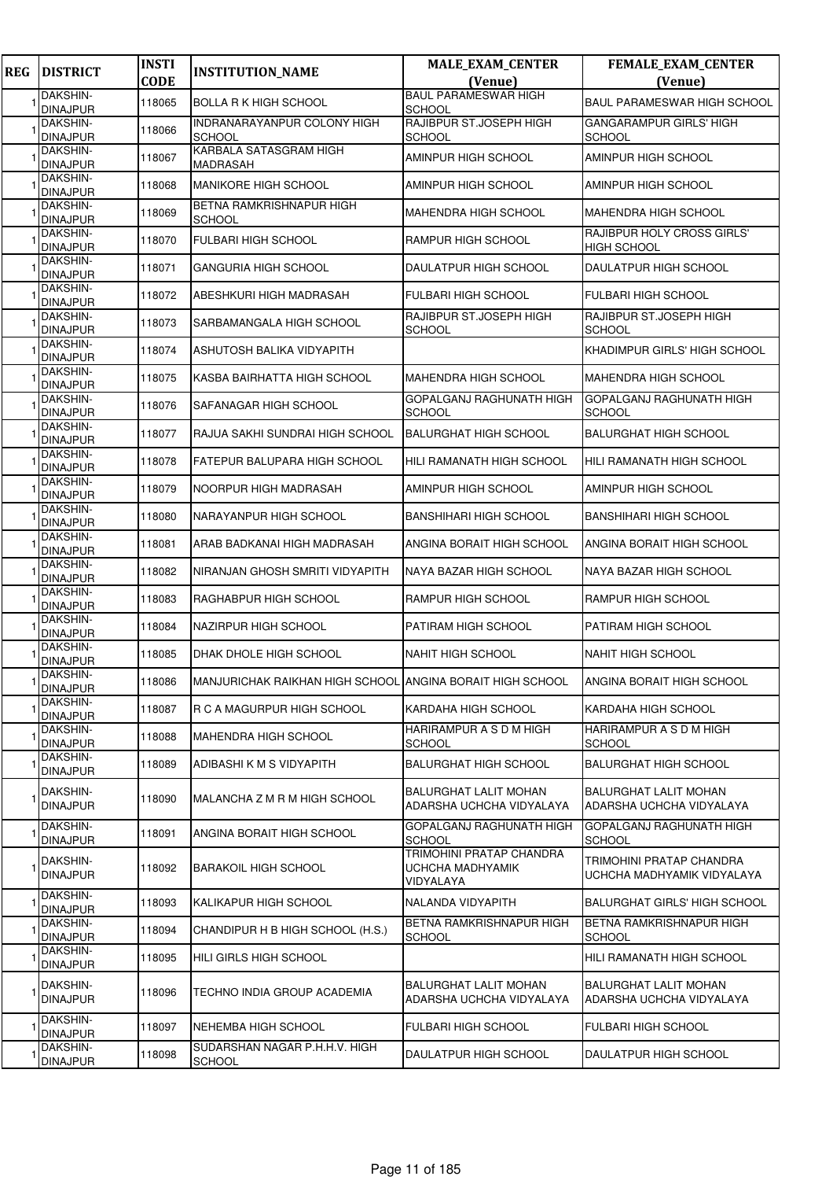| REG | DISTRICT | INSTI CODE | INSTITUTION_NAME | MALE_EXAM_CENTER (Venue) | FEMALE_EXAM_CENTER (Venue) |
|---|---|---|---|---|---|
| 1 | DAKSHIN-DINAJPUR | 118065 | BOLLA R K HIGH SCHOOL | BAUL PARAMESWAR HIGH SCHOOL | BAUL PARAMESWAR HIGH SCHOOL |
| 1 | DAKSHIN-DINAJPUR | 118066 | INDRANARAYANPUR COLONY HIGH SCHOOL | RAJIBPUR ST.JOSEPH HIGH SCHOOL | GANGARAMPUR GIRLS' HIGH SCHOOL |
| 1 | DAKSHIN-DINAJPUR | 118067 | KARBALA SATASGRAM HIGH MADRASAH | AMINPUR HIGH SCHOOL | AMINPUR HIGH SCHOOL |
| 1 | DAKSHIN-DINAJPUR | 118068 | MANIKORE HIGH SCHOOL | AMINPUR HIGH SCHOOL | AMINPUR HIGH SCHOOL |
| 1 | DAKSHIN-DINAJPUR | 118069 | BETNA RAMKRISHNAPUR HIGH SCHOOL | MAHENDRA HIGH SCHOOL | MAHENDRA HIGH SCHOOL |
| 1 | DAKSHIN-DINAJPUR | 118070 | FULBARI HIGH SCHOOL | RAMPUR HIGH SCHOOL | RAJIBPUR HOLY CROSS GIRLS' HIGH SCHOOL |
| 1 | DAKSHIN-DINAJPUR | 118071 | GANGURIA HIGH SCHOOL | DAULATPUR HIGH SCHOOL | DAULATPUR HIGH SCHOOL |
| 1 | DAKSHIN-DINAJPUR | 118072 | ABESHKURI HIGH MADRASAH | FULBARI HIGH SCHOOL | FULBARI HIGH SCHOOL |
| 1 | DAKSHIN-DINAJPUR | 118073 | SARBAMANGALA HIGH SCHOOL | RAJIBPUR ST.JOSEPH HIGH SCHOOL | RAJIBPUR ST.JOSEPH HIGH SCHOOL |
| 1 | DAKSHIN-DINAJPUR | 118074 | ASHUTOSH BALIKA VIDYAPITH | | KHADIMPUR GIRLS' HIGH SCHOOL |
| 1 | DAKSHIN-DINAJPUR | 118075 | KASBA BAIRHATTA HIGH SCHOOL | MAHENDRA HIGH SCHOOL | MAHENDRA HIGH SCHOOL |
| 1 | DAKSHIN-DINAJPUR | 118076 | SAFANAGAR HIGH SCHOOL | GOPALGANJ RAGHUNATH HIGH SCHOOL | GOPALGANJ RAGHUNATH HIGH SCHOOL |
| 1 | DAKSHIN-DINAJPUR | 118077 | RAJUA SAKHI SUNDRAI HIGH SCHOOL | BALURGHAT HIGH SCHOOL | BALURGHAT HIGH SCHOOL |
| 1 | DAKSHIN-DINAJPUR | 118078 | FATEPUR BALUPARA HIGH SCHOOL | HILI RAMANATH HIGH SCHOOL | HILI RAMANATH HIGH SCHOOL |
| 1 | DAKSHIN-DINAJPUR | 118079 | NOORPUR HIGH MADRASAH | AMINPUR HIGH SCHOOL | AMINPUR HIGH SCHOOL |
| 1 | DAKSHIN-DINAJPUR | 118080 | NARAYANPUR HIGH SCHOOL | BANSHIHARI HIGH SCHOOL | BANSHIHARI HIGH SCHOOL |
| 1 | DAKSHIN-DINAJPUR | 118081 | ARAB BADKANAI HIGH MADRASAH | ANGINA BORAIT HIGH SCHOOL | ANGINA BORAIT HIGH SCHOOL |
| 1 | DAKSHIN-DINAJPUR | 118082 | NIRANJAN GHOSH SMRITI VIDYAPITH | NAYA BAZAR HIGH SCHOOL | NAYA BAZAR HIGH SCHOOL |
| 1 | DAKSHIN-DINAJPUR | 118083 | RAGHABPUR HIGH SCHOOL | RAMPUR HIGH SCHOOL | RAMPUR HIGH SCHOOL |
| 1 | DAKSHIN-DINAJPUR | 118084 | NAZIRPUR HIGH SCHOOL | PATIRAM HIGH SCHOOL | PATIRAM HIGH SCHOOL |
| 1 | DAKSHIN-DINAJPUR | 118085 | DHAK DHOLE HIGH SCHOOL | NAHIT HIGH SCHOOL | NAHIT HIGH SCHOOL |
| 1 | DAKSHIN-DINAJPUR | 118086 | MANJURICHAK RAIKHAN HIGH SCHOOL | ANGINA BORAIT HIGH SCHOOL | ANGINA BORAIT HIGH SCHOOL |
| 1 | DAKSHIN-DINAJPUR | 118087 | R C A MAGURPUR HIGH SCHOOL | KARDAHA HIGH SCHOOL | KARDAHA HIGH SCHOOL |
| 1 | DAKSHIN-DINAJPUR | 118088 | MAHENDRA HIGH SCHOOL | HARIRAMPUR A S D M HIGH SCHOOL | HARIRAMPUR A S D M HIGH SCHOOL |
| 1 | DAKSHIN-DINAJPUR | 118089 | ADIBASHI K M S VIDYAPITH | BALURGHAT HIGH SCHOOL | BALURGHAT HIGH SCHOOL |
| 1 | DAKSHIN-DINAJPUR | 118090 | MALANCHA Z M R M HIGH SCHOOL | BALURGHAT LALIT MOHAN ADARSHA UCHCHA VIDYALAYA | BALURGHAT LALIT MOHAN ADARSHA UCHCHA VIDYALAYA |
| 1 | DAKSHIN-DINAJPUR | 118091 | ANGINA BORAIT HIGH SCHOOL | GOPALGANJ RAGHUNATH HIGH SCHOOL | GOPALGANJ RAGHUNATH HIGH SCHOOL |
| 1 | DAKSHIN-DINAJPUR | 118092 | BARAKOIL HIGH SCHOOL | TRIMOHINI PRATAP CHANDRA UCHCHA MADHYAMIK VIDYALAYA | TRIMOHINI PRATAP CHANDRA UCHCHA MADHYAMIK VIDYALAYA |
| 1 | DAKSHIN-DINAJPUR | 118093 | KALIKAPUR HIGH SCHOOL | NALANDA VIDYAPITH | BALURGHAT GIRLS' HIGH SCHOOL |
| 1 | DAKSHIN-DINAJPUR | 118094 | CHANDIPUR H B HIGH SCHOOL (H.S.) | BETNA RAMKRISHNAPUR HIGH SCHOOL | BETNA RAMKRISHNAPUR HIGH SCHOOL |
| 1 | DAKSHIN-DINAJPUR | 118095 | HILI GIRLS HIGH SCHOOL | | HILI RAMANATH HIGH SCHOOL |
| 1 | DAKSHIN-DINAJPUR | 118096 | TECHNO INDIA GROUP ACADEMIA | BALURGHAT LALIT MOHAN ADARSHA UCHCHA VIDYALAYA | BALURGHAT LALIT MOHAN ADARSHA UCHCHA VIDYALAYA |
| 1 | DAKSHIN-DINAJPUR | 118097 | NEHEMBA HIGH SCHOOL | FULBARI HIGH SCHOOL | FULBARI HIGH SCHOOL |
| 1 | DAKSHIN-DINAJPUR | 118098 | SUDARSHAN NAGAR P.H.H.V. HIGH SCHOOL | DAULATPUR HIGH SCHOOL | DAULATPUR HIGH SCHOOL |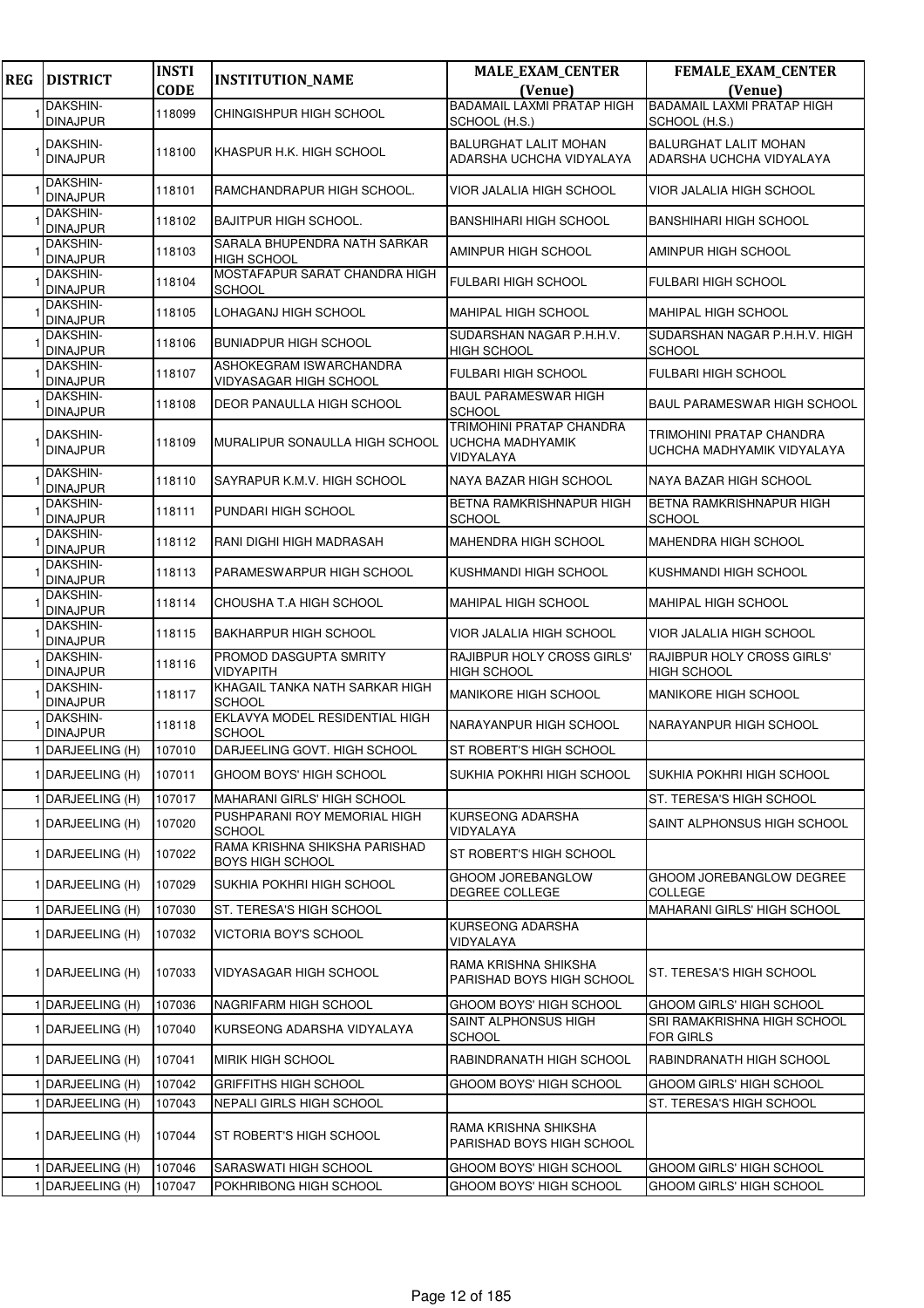| REG | DISTRICT | INSTI CODE | INSTITUTION_NAME | MALE_EXAM_CENTER (Venue) | FEMALE_EXAM_CENTER (Venue) |
|---|---|---|---|---|---|
| 1 | DAKSHIN-DINAJPUR | 118099 | CHINGISHPUR HIGH SCHOOL | BADAMAIL LAXMI PRATAP HIGH SCHOOL (H.S.) | BADAMAIL LAXMI PRATAP HIGH SCHOOL (H.S.) |
| 1 | DAKSHIN-DINAJPUR | 118100 | KHASPUR H.K. HIGH SCHOOL | BALURGHAT LALIT MOHAN ADARSHA UCHCHA VIDYALAYA | BALURGHAT LALIT MOHAN ADARSHA UCHCHA VIDYALAYA |
| 1 | DAKSHIN-DINAJPUR | 118101 | RAMCHANDRAPUR HIGH SCHOOL. | VIOR JALALIA HIGH SCHOOL | VIOR JALALIA HIGH SCHOOL |
| 1 | DAKSHIN-DINAJPUR | 118102 | BAJITPUR HIGH SCHOOL. | BANSHIHARI HIGH SCHOOL | BANSHIHARI HIGH SCHOOL |
| 1 | DAKSHIN-DINAJPUR | 118103 | SARALA BHUPENDRA NATH SARKAR HIGH SCHOOL | AMINPUR HIGH SCHOOL | AMINPUR HIGH SCHOOL |
| 1 | DAKSHIN-DINAJPUR | 118104 | MOSTAFAPUR SARAT CHANDRA HIGH SCHOOL | FULBARI HIGH SCHOOL | FULBARI HIGH SCHOOL |
| 1 | DAKSHIN-DINAJPUR | 118105 | LOHAGANJ HIGH SCHOOL | MAHIPAL HIGH SCHOOL | MAHIPAL HIGH SCHOOL |
| 1 | DAKSHIN-DINAJPUR | 118106 | BUNIADPUR HIGH SCHOOL | SUDARSHAN NAGAR P.H.H.V. HIGH SCHOOL | SUDARSHAN NAGAR P.H.H.V. HIGH SCHOOL |
| 1 | DAKSHIN-DINAJPUR | 118107 | ASHOKEGRAM ISWARCHANDRA VIDYASAGAR HIGH SCHOOL | FULBARI HIGH SCHOOL | FULBARI HIGH SCHOOL |
| 1 | DAKSHIN-DINAJPUR | 118108 | DEOR PANAULLA HIGH SCHOOL | BAUL PARAMESWAR HIGH SCHOOL | BAUL PARAMESWAR HIGH SCHOOL |
| 1 | DAKSHIN-DINAJPUR | 118109 | MURALIPUR SONAULLA HIGH SCHOOL | TRIMOHINI PRATAP CHANDRA UCHCHA MADHYAMIK VIDYALAYA | TRIMOHINI PRATAP CHANDRA UCHCHA MADHYAMIK VIDYALAYA |
| 1 | DAKSHIN-DINAJPUR | 118110 | SAYRAPUR K.M.V. HIGH SCHOOL | NAYA BAZAR HIGH SCHOOL | NAYA BAZAR HIGH SCHOOL |
| 1 | DAKSHIN-DINAJPUR | 118111 | PUNDARI HIGH SCHOOL | BETNA RAMKRISHNAPUR HIGH SCHOOL | BETNA RAMKRISHNAPUR HIGH SCHOOL |
| 1 | DAKSHIN-DINAJPUR | 118112 | RANI DIGHI HIGH MADRASAH | MAHENDRA HIGH SCHOOL | MAHENDRA HIGH SCHOOL |
| 1 | DAKSHIN-DINAJPUR | 118113 | PARAMESWARPUR HIGH SCHOOL | KUSHMANDI HIGH SCHOOL | KUSHMANDI HIGH SCHOOL |
| 1 | DAKSHIN-DINAJPUR | 118114 | CHOUSHA T.A HIGH SCHOOL | MAHIPAL HIGH SCHOOL | MAHIPAL HIGH SCHOOL |
| 1 | DAKSHIN-DINAJPUR | 118115 | BAKHARPUR HIGH SCHOOL | VIOR JALALIA HIGH SCHOOL | VIOR JALALIA HIGH SCHOOL |
| 1 | DAKSHIN-DINAJPUR | 118116 | PROMOD DASGUPTA SMRITY VIDYAPITH | RAJIBPUR HOLY CROSS GIRLS' HIGH SCHOOL | RAJIBPUR HOLY CROSS GIRLS' HIGH SCHOOL |
| 1 | DAKSHIN-DINAJPUR | 118117 | KHAGAIL TANKA NATH SARKAR HIGH SCHOOL | MANIKORE HIGH SCHOOL | MANIKORE HIGH SCHOOL |
| 1 | DAKSHIN-DINAJPUR | 118118 | EKLAVYA MODEL RESIDENTIAL HIGH SCHOOL | NARAYANPUR HIGH SCHOOL | NARAYANPUR HIGH SCHOOL |
| 1 | DARJEELING (H) | 107010 | DARJEELING GOVT. HIGH SCHOOL | ST ROBERT'S HIGH SCHOOL | |
| 1 | DARJEELING (H) | 107011 | GHOOM BOYS' HIGH SCHOOL | SUKHIA POKHRI HIGH SCHOOL | SUKHIA POKHRI HIGH SCHOOL |
| 1 | DARJEELING (H) | 107017 | MAHARANI GIRLS' HIGH SCHOOL | | ST. TERESA'S HIGH SCHOOL |
| 1 | DARJEELING (H) | 107020 | PUSHPARANI ROY MEMORIAL HIGH SCHOOL | KURSEONG ADARSHA VIDYALAYA | SAINT ALPHONSUS HIGH SCHOOL |
| 1 | DARJEELING (H) | 107022 | RAMA KRISHNA SHIKSHA PARISHAD BOYS HIGH SCHOOL | ST ROBERT'S HIGH SCHOOL | |
| 1 | DARJEELING (H) | 107029 | SUKHIA POKHRI HIGH SCHOOL | GHOOM JOREBANGLOW DEGREE COLLEGE | GHOOM JOREBANGLOW DEGREE COLLEGE |
| 1 | DARJEELING (H) | 107030 | ST. TERESA'S HIGH SCHOOL | | MAHARANI GIRLS' HIGH SCHOOL |
| 1 | DARJEELING (H) | 107032 | VICTORIA BOY'S SCHOOL | KURSEONG ADARSHA VIDYALAYA | |
| 1 | DARJEELING (H) | 107033 | VIDYASAGAR HIGH SCHOOL | RAMA KRISHNA SHIKSHA PARISHAD BOYS HIGH SCHOOL | ST. TERESA'S HIGH SCHOOL |
| 1 | DARJEELING (H) | 107036 | NAGRIFARM HIGH SCHOOL | GHOOM BOYS' HIGH SCHOOL | GHOOM GIRLS' HIGH SCHOOL |
| 1 | DARJEELING (H) | 107040 | KURSEONG ADARSHA VIDYALAYA | SAINT ALPHONSUS HIGH SCHOOL | SRI RAMAKRISHNA HIGH SCHOOL FOR GIRLS |
| 1 | DARJEELING (H) | 107041 | MIRIK HIGH SCHOOL | RABINDRANATH HIGH SCHOOL | RABINDRANATH HIGH SCHOOL |
| 1 | DARJEELING (H) | 107042 | GRIFFITHS HIGH SCHOOL | GHOOM BOYS' HIGH SCHOOL | GHOOM GIRLS' HIGH SCHOOL |
| 1 | DARJEELING (H) | 107043 | NEPALI GIRLS HIGH SCHOOL | | ST. TERESA'S HIGH SCHOOL |
| 1 | DARJEELING (H) | 107044 | ST ROBERT'S HIGH SCHOOL | RAMA KRISHNA SHIKSHA PARISHAD BOYS HIGH SCHOOL | |
| 1 | DARJEELING (H) | 107046 | SARASWATI HIGH SCHOOL | GHOOM BOYS' HIGH SCHOOL | GHOOM GIRLS' HIGH SCHOOL |
| 1 | DARJEELING (H) | 107047 | POKHRIBONG HIGH SCHOOL | GHOOM BOYS' HIGH SCHOOL | GHOOM GIRLS' HIGH SCHOOL |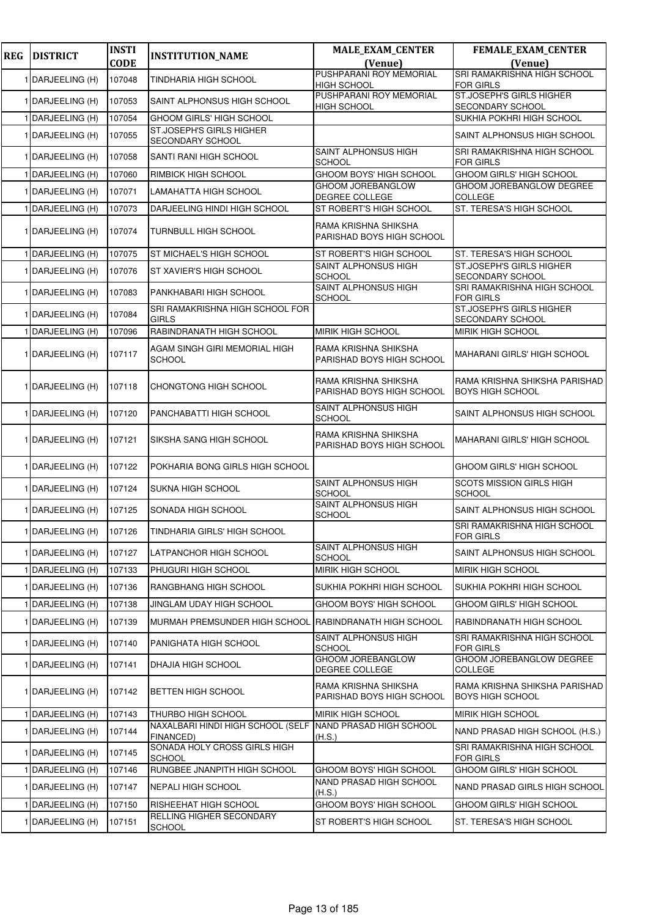| REG | DISTRICT | INSTI CODE | INSTITUTION_NAME | MALE_EXAM_CENTER (Venue) | FEMALE_EXAM_CENTER (Venue) |
|---|---|---|---|---|---|
| 1 | DARJEELING (H) | 107048 | TINDHARIA HIGH SCHOOL | PUSHPARANI ROY MEMORIAL HIGH SCHOOL | SRI RAMAKRISHNA HIGH SCHOOL FOR GIRLS |
| 1 | DARJEELING (H) | 107053 | SAINT ALPHONSUS HIGH SCHOOL | PUSHPARANI ROY MEMORIAL HIGH SCHOOL | ST.JOSEPH'S GIRLS HIGHER SECONDARY SCHOOL |
| 1 | DARJEELING (H) | 107054 | GHOOM GIRLS' HIGH SCHOOL | | SUKHIA POKHRI HIGH SCHOOL |
| 1 | DARJEELING (H) | 107055 | ST.JOSEPH'S GIRLS HIGHER SECONDARY SCHOOL | | SAINT ALPHONSUS HIGH SCHOOL |
| 1 | DARJEELING (H) | 107058 | SANTI RANI HIGH SCHOOL | SAINT ALPHONSUS HIGH SCHOOL | SRI RAMAKRISHNA HIGH SCHOOL FOR GIRLS |
| 1 | DARJEELING (H) | 107060 | RIMBICK HIGH SCHOOL | GHOOM BOYS' HIGH SCHOOL | GHOOM GIRLS' HIGH SCHOOL |
| 1 | DARJEELING (H) | 107071 | LAMAHATTA HIGH SCHOOL | GHOOM JOREBANGLOW DEGREE COLLEGE | GHOOM JOREBANGLOW DEGREE COLLEGE |
| 1 | DARJEELING (H) | 107073 | DARJEELING HINDI HIGH SCHOOL | ST ROBERT'S HIGH SCHOOL | ST. TERESA'S HIGH SCHOOL |
| 1 | DARJEELING (H) | 107074 | TURNBULL HIGH SCHOOL | RAMA KRISHNA SHIKSHA PARISHAD BOYS HIGH SCHOOL | |
| 1 | DARJEELING (H) | 107075 | ST MICHAEL'S HIGH SCHOOL | ST ROBERT'S HIGH SCHOOL | ST. TERESA'S HIGH SCHOOL |
| 1 | DARJEELING (H) | 107076 | ST XAVIER'S HIGH SCHOOL | SAINT ALPHONSUS HIGH SCHOOL | ST.JOSEPH'S GIRLS HIGHER SECONDARY SCHOOL |
| 1 | DARJEELING (H) | 107083 | PANKHABARI HIGH SCHOOL | SAINT ALPHONSUS HIGH SCHOOL | SRI RAMAKRISHNA HIGH SCHOOL FOR GIRLS |
| 1 | DARJEELING (H) | 107084 | SRI RAMAKRISHNA HIGH SCHOOL FOR GIRLS | | ST.JOSEPH'S GIRLS HIGHER SECONDARY SCHOOL |
| 1 | DARJEELING (H) | 107096 | RABINDRANATH HIGH SCHOOL | MIRIK HIGH SCHOOL | MIRIK HIGH SCHOOL |
| 1 | DARJEELING (H) | 107117 | AGAM SINGH GIRI MEMORIAL HIGH SCHOOL | RAMA KRISHNA SHIKSHA PARISHAD BOYS HIGH SCHOOL | MAHARANI GIRLS' HIGH SCHOOL |
| 1 | DARJEELING (H) | 107118 | CHONGTONG HIGH SCHOOL | RAMA KRISHNA SHIKSHA PARISHAD BOYS HIGH SCHOOL | RAMA KRISHNA SHIKSHA PARISHAD BOYS HIGH SCHOOL |
| 1 | DARJEELING (H) | 107120 | PANCHABATTI HIGH SCHOOL | SAINT ALPHONSUS HIGH SCHOOL | SAINT ALPHONSUS HIGH SCHOOL |
| 1 | DARJEELING (H) | 107121 | SIKSHA SANG HIGH SCHOOL | RAMA KRISHNA SHIKSHA PARISHAD BOYS HIGH SCHOOL | MAHARANI GIRLS' HIGH SCHOOL |
| 1 | DARJEELING (H) | 107122 | POKHARIA BONG GIRLS HIGH SCHOOL | | GHOOM GIRLS' HIGH SCHOOL |
| 1 | DARJEELING (H) | 107124 | SUKNA HIGH SCHOOL | SAINT ALPHONSUS HIGH SCHOOL | SCOTS MISSION GIRLS HIGH SCHOOL |
| 1 | DARJEELING (H) | 107125 | SONADA HIGH SCHOOL | SAINT ALPHONSUS HIGH SCHOOL | SAINT ALPHONSUS HIGH SCHOOL |
| 1 | DARJEELING (H) | 107126 | TINDHARIA GIRLS' HIGH SCHOOL | | SRI RAMAKRISHNA HIGH SCHOOL FOR GIRLS |
| 1 | DARJEELING (H) | 107127 | LATPANCHOR HIGH SCHOOL | SAINT ALPHONSUS HIGH SCHOOL | SAINT ALPHONSUS HIGH SCHOOL |
| 1 | DARJEELING (H) | 107133 | PHUGURI HIGH SCHOOL | MIRIK HIGH SCHOOL | MIRIK HIGH SCHOOL |
| 1 | DARJEELING (H) | 107136 | RANGBHANG HIGH SCHOOL | SUKHIA POKHRI HIGH SCHOOL | SUKHIA POKHRI HIGH SCHOOL |
| 1 | DARJEELING (H) | 107138 | JINGLAM UDAY HIGH SCHOOL | GHOOM BOYS' HIGH SCHOOL | GHOOM GIRLS' HIGH SCHOOL |
| 1 | DARJEELING (H) | 107139 | MURMAH PREMSUNDER HIGH SCHOOL | RABINDRANATH HIGH SCHOOL | RABINDRANATH HIGH SCHOOL |
| 1 | DARJEELING (H) | 107140 | PANIGHATA HIGH SCHOOL | SAINT ALPHONSUS HIGH SCHOOL | SRI RAMAKRISHNA HIGH SCHOOL FOR GIRLS |
| 1 | DARJEELING (H) | 107141 | DHAJIA HIGH SCHOOL | GHOOM JOREBANGLOW DEGREE COLLEGE | GHOOM JOREBANGLOW DEGREE COLLEGE |
| 1 | DARJEELING (H) | 107142 | BETTEN HIGH SCHOOL | RAMA KRISHNA SHIKSHA PARISHAD BOYS HIGH SCHOOL | RAMA KRISHNA SHIKSHA PARISHAD BOYS HIGH SCHOOL |
| 1 | DARJEELING (H) | 107143 | THURBO HIGH SCHOOL | MIRIK HIGH SCHOOL | MIRIK HIGH SCHOOL |
| 1 | DARJEELING (H) | 107144 | NAXALBARI HINDI HIGH SCHOOL (SELF FINANCED) | NAND PRASAD HIGH SCHOOL (H.S.) | NAND PRASAD HIGH SCHOOL (H.S.) |
| 1 | DARJEELING (H) | 107145 | SONADA HOLY CROSS GIRLS HIGH SCHOOL | | SRI RAMAKRISHNA HIGH SCHOOL FOR GIRLS |
| 1 | DARJEELING (H) | 107146 | RUNGBEE JNANPITH HIGH SCHOOL | GHOOM BOYS' HIGH SCHOOL | GHOOM GIRLS' HIGH SCHOOL |
| 1 | DARJEELING (H) | 107147 | NEPALI HIGH SCHOOL | NAND PRASAD HIGH SCHOOL (H.S.) | NAND PRASAD GIRLS HIGH SCHOOL |
| 1 | DARJEELING (H) | 107150 | RISHEEHAT HIGH SCHOOL | GHOOM BOYS' HIGH SCHOOL | GHOOM GIRLS' HIGH SCHOOL |
| 1 | DARJEELING (H) | 107151 | RELLING HIGHER SECONDARY SCHOOL | ST ROBERT'S HIGH SCHOOL | ST. TERESA'S HIGH SCHOOL |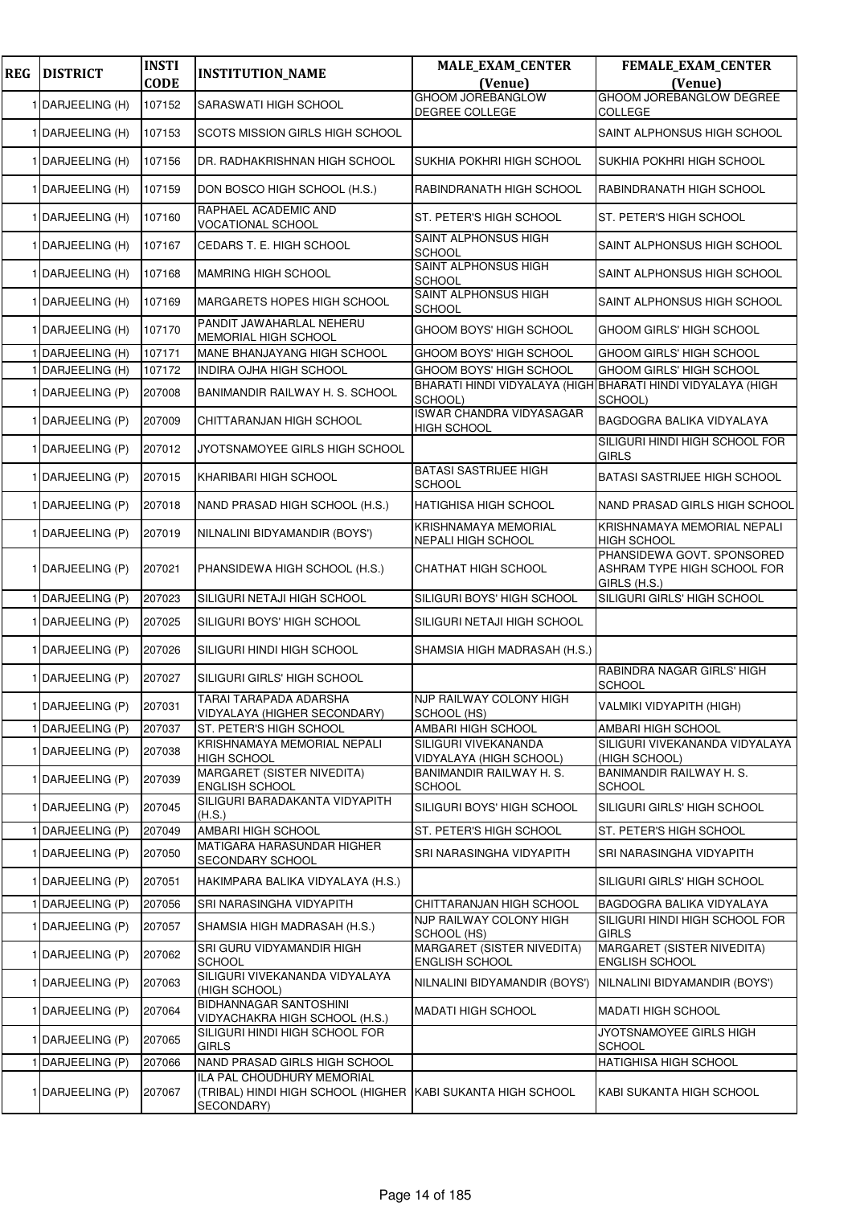| REG | DISTRICT | INSTI CODE | INSTITUTION_NAME | MALE_EXAM_CENTER (Venue) | FEMALE_EXAM_CENTER (Venue) |
|---|---|---|---|---|---|
| 1 | DARJEELING (H) | 107152 | SARASWATI HIGH SCHOOL | GHOOM JOREBANGLOW DEGREE COLLEGE | GHOOM JOREBANGLOW DEGREE COLLEGE |
| 1 | DARJEELING (H) | 107153 | SCOTS MISSION GIRLS HIGH SCHOOL | | SAINT ALPHONSUS HIGH SCHOOL |
| 1 | DARJEELING (H) | 107156 | DR. RADHAKRISHNAN HIGH SCHOOL | SUKHIA POKHRI HIGH SCHOOL | SUKHIA POKHRI HIGH SCHOOL |
| 1 | DARJEELING (H) | 107159 | DON BOSCO HIGH SCHOOL (H.S.) | RABINDRANATH HIGH SCHOOL | RABINDRANATH HIGH SCHOOL |
| 1 | DARJEELING (H) | 107160 | RAPHAEL ACADEMIC AND VOCATIONAL SCHOOL | ST. PETER'S HIGH SCHOOL | ST. PETER'S HIGH SCHOOL |
| 1 | DARJEELING (H) | 107167 | CEDARS T. E. HIGH SCHOOL | SAINT ALPHONSUS HIGH SCHOOL | SAINT ALPHONSUS HIGH SCHOOL |
| 1 | DARJEELING (H) | 107168 | MAMRING HIGH SCHOOL | SAINT ALPHONSUS HIGH SCHOOL | SAINT ALPHONSUS HIGH SCHOOL |
| 1 | DARJEELING (H) | 107169 | MARGARETS HOPES HIGH SCHOOL | SAINT ALPHONSUS HIGH SCHOOL | SAINT ALPHONSUS HIGH SCHOOL |
| 1 | DARJEELING (H) | 107170 | PANDIT JAWAHARLAL NEHERU MEMORIAL HIGH SCHOOL | GHOOM BOYS' HIGH SCHOOL | GHOOM GIRLS' HIGH SCHOOL |
| 1 | DARJEELING (H) | 107171 | MANE BHANJAYANG HIGH SCHOOL | GHOOM BOYS' HIGH SCHOOL | GHOOM GIRLS' HIGH SCHOOL |
| 1 | DARJEELING (H) | 107172 | INDIRA OJHA HIGH SCHOOL | GHOOM BOYS' HIGH SCHOOL | GHOOM GIRLS' HIGH SCHOOL |
| 1 | DARJEELING (P) | 207008 | BANIMANDIR RAILWAY H. S. SCHOOL | BHARATI HINDI VIDYALAYA (HIGH SCHOOL) | BHARATI HINDI VIDYALAYA (HIGH SCHOOL) |
| 1 | DARJEELING (P) | 207009 | CHITTARANJAN HIGH SCHOOL | ISWAR CHANDRA VIDYASAGAR HIGH SCHOOL | BAGDOGRA BALIKA VIDYALAYA |
| 1 | DARJEELING (P) | 207012 | JYOTSNAMOYEE GIRLS HIGH SCHOOL | | SILIGURI HINDI HIGH SCHOOL FOR GIRLS |
| 1 | DARJEELING (P) | 207015 | KHARIBARI HIGH SCHOOL | BATASI SASTRIJEE HIGH SCHOOL | BATASI SASTRIJEE HIGH SCHOOL |
| 1 | DARJEELING (P) | 207018 | NAND PRASAD HIGH SCHOOL (H.S.) | HATIGHISA HIGH SCHOOL | NAND PRASAD GIRLS HIGH SCHOOL |
| 1 | DARJEELING (P) | 207019 | NILNALINI BIDYAMANDIR (BOYS') | KRISHNAMAYA MEMORIAL NEPALI HIGH SCHOOL | KRISHNAMAYA MEMORIAL NEPALI HIGH SCHOOL |
| 1 | DARJEELING (P) | 207021 | PHANSIDEWA HIGH SCHOOL (H.S.) | CHATHAT HIGH SCHOOL | PHANSIDEWA GOVT. SPONSORED ASHRAM TYPE HIGH SCHOOL FOR GIRLS (H.S.) |
| 1 | DARJEELING (P) | 207023 | SILIGURI NETAJI HIGH SCHOOL | SILIGURI BOYS' HIGH SCHOOL | SILIGURI GIRLS' HIGH SCHOOL |
| 1 | DARJEELING (P) | 207025 | SILIGURI BOYS' HIGH SCHOOL | SILIGURI NETAJI HIGH SCHOOL | |
| 1 | DARJEELING (P) | 207026 | SILIGURI HINDI HIGH SCHOOL | SHAMSIA HIGH MADRASAH (H.S.) | |
| 1 | DARJEELING (P) | 207027 | SILIGURI GIRLS' HIGH SCHOOL | | RABINDRA NAGAR GIRLS' HIGH SCHOOL |
| 1 | DARJEELING (P) | 207031 | TARAI TARAPADA ADARSHA VIDYALAYA (HIGHER SECONDARY) | NJP RAILWAY COLONY HIGH SCHOOL (HS) | VALMIKI VIDYAPITH (HIGH) |
| 1 | DARJEELING (P) | 207037 | ST. PETER'S HIGH SCHOOL | AMBARI HIGH SCHOOL | AMBARI HIGH SCHOOL |
| 1 | DARJEELING (P) | 207038 | KRISHNAMAYA MEMORIAL NEPALI HIGH SCHOOL | SILIGURI VIVEKANANDA VIDYALAYA (HIGH SCHOOL) | SILIGURI VIVEKANANDA VIDYALAYA (HIGH SCHOOL) |
| 1 | DARJEELING (P) | 207039 | MARGARET (SISTER NIVEDITA) ENGLISH SCHOOL | BANIMANDIR RAILWAY H. S. SCHOOL | BANIMANDIR RAILWAY H. S. SCHOOL |
| 1 | DARJEELING (P) | 207045 | SILIGURI BARADAKANTA VIDYAPITH (H.S.) | SILIGURI BOYS' HIGH SCHOOL | SILIGURI GIRLS' HIGH SCHOOL |
| 1 | DARJEELING (P) | 207049 | AMBARI HIGH SCHOOL | ST. PETER'S HIGH SCHOOL | ST. PETER'S HIGH SCHOOL |
| 1 | DARJEELING (P) | 207050 | MATIGARA HARASUNDAR HIGHER SECONDARY SCHOOL | SRI NARASINGHA VIDYAPITH | SRI NARASINGHA VIDYAPITH |
| 1 | DARJEELING (P) | 207051 | HAKIMPARA BALIKA VIDYALAYA (H.S.) | | SILIGURI GIRLS' HIGH SCHOOL |
| 1 | DARJEELING (P) | 207056 | SRI NARASINGHA VIDYAPITH | CHITTARANJAN HIGH SCHOOL | BAGDOGRA BALIKA VIDYALAYA |
| 1 | DARJEELING (P) | 207057 | SHAMSIA HIGH MADRASAH (H.S.) | NJP RAILWAY COLONY HIGH SCHOOL (HS) | SILIGURI HINDI HIGH SCHOOL FOR GIRLS |
| 1 | DARJEELING (P) | 207062 | SRI GURU VIDYAMANDIR HIGH SCHOOL | MARGARET (SISTER NIVEDITA) ENGLISH SCHOOL | MARGARET (SISTER NIVEDITA) ENGLISH SCHOOL |
| 1 | DARJEELING (P) | 207063 | SILIGURI VIVEKANANDA VIDYALAYA (HIGH SCHOOL) | NILNALINI BIDYAMANDIR (BOYS') | NILNALINI BIDYAMANDIR (BOYS') |
| 1 | DARJEELING (P) | 207064 | BIDHANNAGAR SANTOSHINI VIDYACHAKRA HIGH SCHOOL (H.S.) | MADATI HIGH SCHOOL | MADATI HIGH SCHOOL |
| 1 | DARJEELING (P) | 207065 | SILIGURI HINDI HIGH SCHOOL FOR GIRLS | | JYOTSNAMOYEE GIRLS HIGH SCHOOL |
| 1 | DARJEELING (P) | 207066 | NAND PRASAD GIRLS HIGH SCHOOL | | HATIGHISA HIGH SCHOOL |
| 1 | DARJEELING (P) | 207067 | ILA PAL CHOUDHURY MEMORIAL (TRIBAL) HINDI HIGH SCHOOL (HIGHER SECONDARY) | KABI SUKANTA HIGH SCHOOL | KABI SUKANTA HIGH SCHOOL |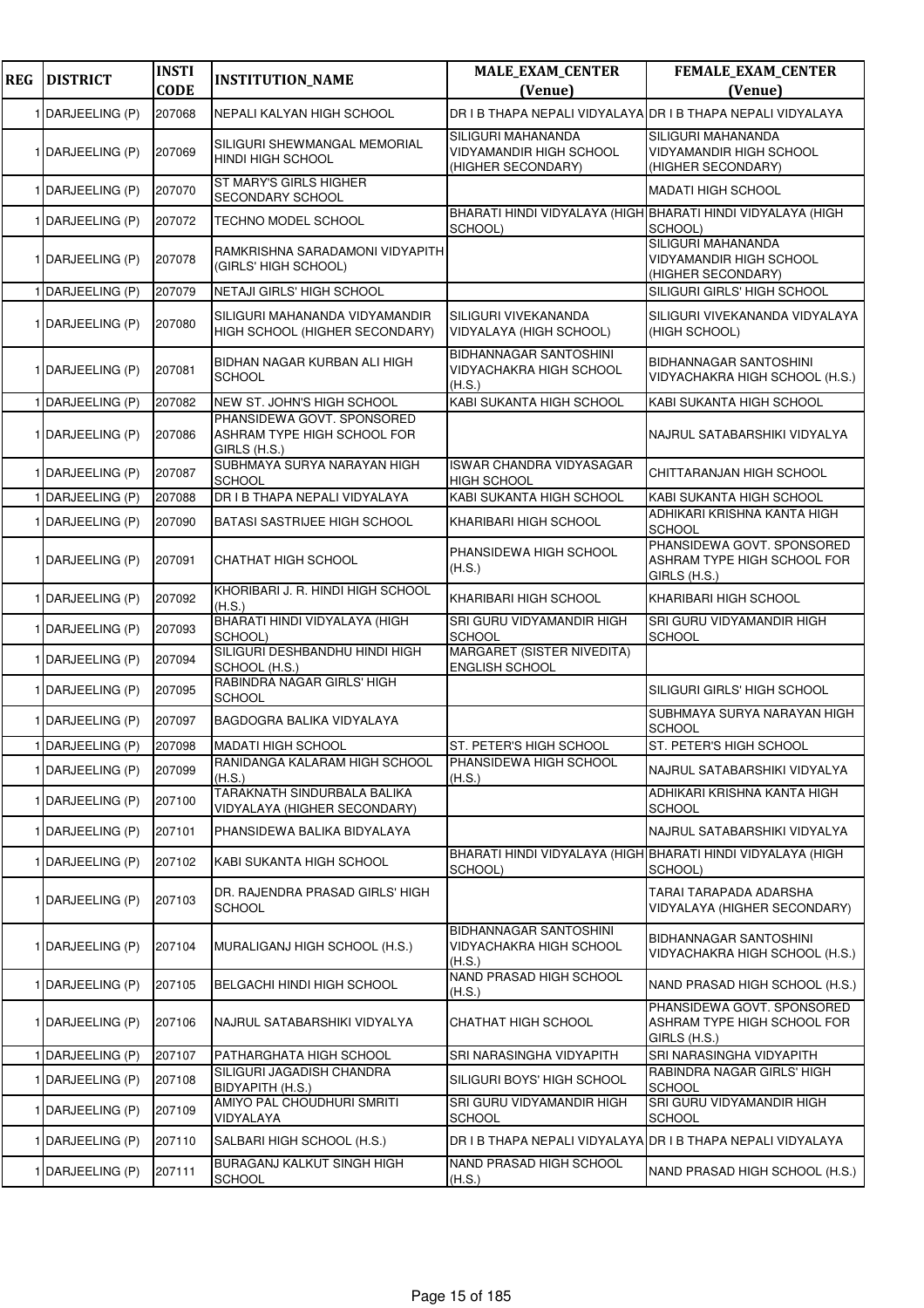| REG | DISTRICT | INSTI CODE | INSTITUTION_NAME | MALE_EXAM_CENTER (Venue) | FEMALE_EXAM_CENTER (Venue) |
|---|---|---|---|---|---|
| 1 | DARJEELING (P) | 207068 | NEPALI KALYAN HIGH SCHOOL | DR I B THAPA NEPALI VIDYALAYA | DR I B THAPA NEPALI VIDYALAYA |
| 1 | DARJEELING (P) | 207069 | SILIGURI SHEWMANGAL MEMORIAL HINDI HIGH SCHOOL | SILIGURI MAHANANDA VIDYAMANDIR HIGH SCHOOL (HIGHER SECONDARY) | SILIGURI MAHANANDA VIDYAMANDIR HIGH SCHOOL (HIGHER SECONDARY) |
| 1 | DARJEELING (P) | 207070 | ST MARY'S GIRLS HIGHER SECONDARY SCHOOL | | MADATI HIGH SCHOOL |
| 1 | DARJEELING (P) | 207072 | TECHNO MODEL SCHOOL | BHARATI HINDI VIDYALAYA (HIGH SCHOOL) | BHARATI HINDI VIDYALAYA (HIGH SCHOOL) |
| 1 | DARJEELING (P) | 207078 | RAMKRISHNA SARADAMONI VIDYAPITH (GIRLS' HIGH SCHOOL) | | SILIGURI MAHANANDA VIDYAMANDIR HIGH SCHOOL (HIGHER SECONDARY) |
| 1 | DARJEELING (P) | 207079 | NETAJI GIRLS' HIGH SCHOOL | | SILIGURI GIRLS' HIGH SCHOOL |
| 1 | DARJEELING (P) | 207080 | SILIGURI MAHANANDA VIDYAMANDIR HIGH SCHOOL (HIGHER SECONDARY) | SILIGURI VIVEKANANDA VIDYALAYA (HIGH SCHOOL) | SILIGURI VIVEKANANDA VIDYALAYA (HIGH SCHOOL) |
| 1 | DARJEELING (P) | 207081 | BIDHAN NAGAR KURBAN ALI HIGH SCHOOL | BIDHANNAGAR SANTOSHINI VIDYACHAKRA HIGH SCHOOL (H.S.) | BIDHANNAGAR SANTOSHINI VIDYACHAKRA HIGH SCHOOL (H.S.) |
| 1 | DARJEELING (P) | 207082 | NEW ST. JOHN'S HIGH SCHOOL | KABI SUKANTA HIGH SCHOOL | KABI SUKANTA HIGH SCHOOL |
| 1 | DARJEELING (P) | 207086 | PHANSIDEWA GOVT. SPONSORED ASHRAM TYPE HIGH SCHOOL FOR GIRLS (H.S.) | | NAJRUL SATABARSHIKI VIDYALYA |
| 1 | DARJEELING (P) | 207087 | SUBHMAYA SURYA NARAYAN HIGH SCHOOL | ISWAR CHANDRA VIDYASAGAR HIGH SCHOOL | CHITTARANJAN HIGH SCHOOL |
| 1 | DARJEELING (P) | 207088 | DR I B THAPA NEPALI VIDYALAYA | KABI SUKANTA HIGH SCHOOL | KABI SUKANTA HIGH SCHOOL |
| 1 | DARJEELING (P) | 207090 | BATASI SASTRIJEE HIGH SCHOOL | KHARIBARI HIGH SCHOOL | ADHIKARI KRISHNA KANTA HIGH SCHOOL |
| 1 | DARJEELING (P) | 207091 | CHATHAT HIGH SCHOOL | PHANSIDEWA HIGH SCHOOL (H.S.) | PHANSIDEWA GOVT. SPONSORED ASHRAM TYPE HIGH SCHOOL FOR GIRLS (H.S.) |
| 1 | DARJEELING (P) | 207092 | KHORIBARI J. R. HINDI HIGH SCHOOL (H.S.) | KHARIBARI HIGH SCHOOL | KHARIBARI HIGH SCHOOL |
| 1 | DARJEELING (P) | 207093 | BHARATI HINDI VIDYALAYA (HIGH SCHOOL) | SRI GURU VIDYAMANDIR HIGH SCHOOL | SRI GURU VIDYAMANDIR HIGH SCHOOL |
| 1 | DARJEELING (P) | 207094 | SILIGURI DESHBANDHU HINDI HIGH SCHOOL (H.S.) | MARGARET (SISTER NIVEDITA) ENGLISH SCHOOL | |
| 1 | DARJEELING (P) | 207095 | RABINDRA NAGAR GIRLS' HIGH SCHOOL | | SILIGURI GIRLS' HIGH SCHOOL |
| 1 | DARJEELING (P) | 207097 | BAGDOGRA BALIKA VIDYALAYA | | SUBHMAYA SURYA NARAYAN HIGH SCHOOL |
| 1 | DARJEELING (P) | 207098 | MADATI HIGH SCHOOL | ST. PETER'S HIGH SCHOOL | ST. PETER'S HIGH SCHOOL |
| 1 | DARJEELING (P) | 207099 | RANIDANGA KALARAM HIGH SCHOOL (H.S.) | PHANSIDEWA HIGH SCHOOL (H.S.) | NAJRUL SATABARSHIKI VIDYALYA |
| 1 | DARJEELING (P) | 207100 | TARAKNATH SINDURBALA BALIKA VIDYALAYA (HIGHER SECONDARY) | | ADHIKARI KRISHNA KANTA HIGH SCHOOL |
| 1 | DARJEELING (P) | 207101 | PHANSIDEWA BALIKA BIDYALAYA | | NAJRUL SATABARSHIKI VIDYALYA |
| 1 | DARJEELING (P) | 207102 | KABI SUKANTA HIGH SCHOOL | BHARATI HINDI VIDYALAYA (HIGH SCHOOL) | BHARATI HINDI VIDYALAYA (HIGH SCHOOL) |
| 1 | DARJEELING (P) | 207103 | DR. RAJENDRA PRASAD GIRLS' HIGH SCHOOL | | TARAI TARAPADA ADARSHA VIDYALAYA (HIGHER SECONDARY) |
| 1 | DARJEELING (P) | 207104 | MURALIGANJ HIGH SCHOOL (H.S.) | BIDHANNAGAR SANTOSHINI VIDYACHAKRA HIGH SCHOOL (H.S.) | BIDHANNAGAR SANTOSHINI VIDYACHAKRA HIGH SCHOOL (H.S.) |
| 1 | DARJEELING (P) | 207105 | BELGACHI HINDI HIGH SCHOOL | NAND PRASAD HIGH SCHOOL (H.S.) | NAND PRASAD HIGH SCHOOL (H.S.) |
| 1 | DARJEELING (P) | 207106 | NAJRUL SATABARSHIKI VIDYALYA | CHATHAT HIGH SCHOOL | PHANSIDEWA GOVT. SPONSORED ASHRAM TYPE HIGH SCHOOL FOR GIRLS (H.S.) |
| 1 | DARJEELING (P) | 207107 | PATHARGHATA HIGH SCHOOL | SRI NARASINGHA VIDYAPITH | SRI NARASINGHA VIDYAPITH |
| 1 | DARJEELING (P) | 207108 | SILIGURI JAGADISH CHANDRA BIDYAPITH (H.S.) | SILIGURI BOYS' HIGH SCHOOL | RABINDRA NAGAR GIRLS' HIGH SCHOOL |
| 1 | DARJEELING (P) | 207109 | AMIYO PAL CHOUDHURI SMRITI VIDYALAYA | SRI GURU VIDYAMANDIR HIGH SCHOOL | SRI GURU VIDYAMANDIR HIGH SCHOOL |
| 1 | DARJEELING (P) | 207110 | SALBARI HIGH SCHOOL (H.S.) | DR I B THAPA NEPALI VIDYALAYA | DR I B THAPA NEPALI VIDYALAYA |
| 1 | DARJEELING (P) | 207111 | BURAGANJ KALKUT SINGH HIGH SCHOOL | NAND PRASAD HIGH SCHOOL (H.S.) | NAND PRASAD HIGH SCHOOL (H.S.) |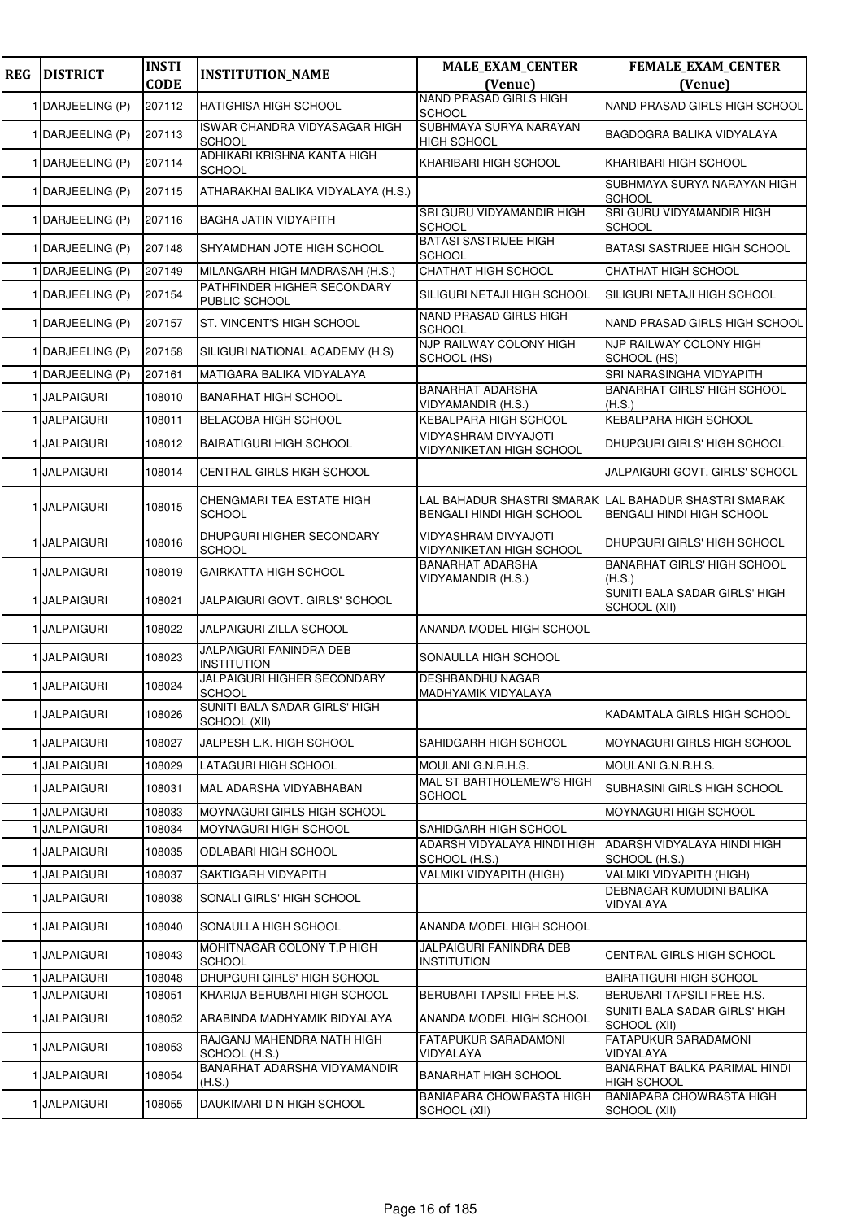| REG | DISTRICT | INSTI CODE | INSTITUTION_NAME | MALE_EXAM_CENTER (Venue) | FEMALE_EXAM_CENTER (Venue) |
|---|---|---|---|---|---|
| 1 | DARJEELING (P) | 207112 | HATIGHISA HIGH SCHOOL | NAND PRASAD GIRLS HIGH SCHOOL | NAND PRASAD GIRLS HIGH SCHOOL |
| 1 | DARJEELING (P) | 207113 | ISWAR CHANDRA VIDYASAGAR HIGH SCHOOL | SUBHMAYA SURYA NARAYAN HIGH SCHOOL | BAGDOGRA BALIKA VIDYALAYA |
| 1 | DARJEELING (P) | 207114 | ADHIKARI KRISHNA KANTA HIGH SCHOOL | KHARIBARI HIGH SCHOOL | KHARIBARI HIGH SCHOOL |
| 1 | DARJEELING (P) | 207115 | ATHARAKHAI BALIKA VIDYALAYA (H.S.) | | SUBHMAYA SURYA NARAYAN HIGH SCHOOL |
| 1 | DARJEELING (P) | 207116 | BAGHA JATIN VIDYAPITH | SRI GURU VIDYAMANDIR HIGH SCHOOL | SRI GURU VIDYAMANDIR HIGH SCHOOL |
| 1 | DARJEELING (P) | 207148 | SHYAMDHAN JOTE HIGH SCHOOL | BATASI SASTRIJEE HIGH SCHOOL | BATASI SASTRIJEE HIGH SCHOOL |
| 1 | DARJEELING (P) | 207149 | MILANGARH HIGH MADRASAH (H.S.) | CHATHAT HIGH SCHOOL | CHATHAT HIGH SCHOOL |
| 1 | DARJEELING (P) | 207154 | PATHFINDER HIGHER SECONDARY PUBLIC SCHOOL | SILIGURI NETAJI HIGH SCHOOL | SILIGURI NETAJI HIGH SCHOOL |
| 1 | DARJEELING (P) | 207157 | ST. VINCENT'S HIGH SCHOOL | NAND PRASAD GIRLS HIGH SCHOOL | NAND PRASAD GIRLS HIGH SCHOOL |
| 1 | DARJEELING (P) | 207158 | SILIGURI NATIONAL ACADEMY (H.S) | NJP RAILWAY COLONY HIGH SCHOOL (HS) | NJP RAILWAY COLONY HIGH SCHOOL (HS) |
| 1 | DARJEELING (P) | 207161 | MATIGARA BALIKA VIDYALAYA | | SRI NARASINGHA VIDYAPITH |
| 1 | JALPAIGURI | 108010 | BANARHAT HIGH SCHOOL | BANARHAT ADARSHA VIDYAMANDIR (H.S.) | BANARHAT GIRLS' HIGH SCHOOL (H.S.) |
| 1 | JALPAIGURI | 108011 | BELACOBA HIGH SCHOOL | KEBALPARA HIGH SCHOOL | KEBALPARA HIGH SCHOOL |
| 1 | JALPAIGURI | 108012 | BAIRATIGURI HIGH SCHOOL | VIDYASHRAM DIVYAJOTI VIDYANIKETAN HIGH SCHOOL | DHUPGURI GIRLS' HIGH SCHOOL |
| 1 | JALPAIGURI | 108014 | CENTRAL GIRLS HIGH SCHOOL | | JALPAIGURI GOVT. GIRLS' SCHOOL |
| 1 | JALPAIGURI | 108015 | CHENGMARI TEA ESTATE HIGH SCHOOL | LAL BAHADUR SHASTRI SMARAK BENGALI HINDI HIGH SCHOOL | LAL BAHADUR SHASTRI SMARAK BENGALI HINDI HIGH SCHOOL |
| 1 | JALPAIGURI | 108016 | DHUPGURI HIGHER SECONDARY SCHOOL | VIDYASHRAM DIVYAJOTI VIDYANIKETAN HIGH SCHOOL | DHUPGURI GIRLS' HIGH SCHOOL |
| 1 | JALPAIGURI | 108019 | GAIRKATTA HIGH SCHOOL | BANARHAT ADARSHA VIDYAMANDIR (H.S.) | BANARHAT GIRLS' HIGH SCHOOL (H.S.) |
| 1 | JALPAIGURI | 108021 | JALPAIGURI GOVT. GIRLS' SCHOOL | | SUNITI BALA SADAR GIRLS' HIGH SCHOOL (XII) |
| 1 | JALPAIGURI | 108022 | JALPAIGURI ZILLA SCHOOL | ANANDA MODEL HIGH SCHOOL | |
| 1 | JALPAIGURI | 108023 | JALPAIGURI FANINDRA DEB INSTITUTION | SONAULLA HIGH SCHOOL | |
| 1 | JALPAIGURI | 108024 | JALPAIGURI HIGHER SECONDARY SCHOOL | DESHBANDHU NAGAR MADHYAMIK VIDYALAYA | |
| 1 | JALPAIGURI | 108026 | SUNITI BALA SADAR GIRLS' HIGH SCHOOL (XII) | | KADAMTALA GIRLS HIGH SCHOOL |
| 1 | JALPAIGURI | 108027 | JALPESH L.K. HIGH SCHOOL | SAHIDGARH HIGH SCHOOL | MOYNAGURI GIRLS HIGH SCHOOL |
| 1 | JALPAIGURI | 108029 | LATAGURI HIGH SCHOOL | MOULANI G.N.R.H.S. | MOULANI G.N.R.H.S. |
| 1 | JALPAIGURI | 108031 | MAL ADARSHA VIDYABHABAN | MAL ST BARTHOLEMEW'S HIGH SCHOOL | SUBHASINI GIRLS HIGH SCHOOL |
| 1 | JALPAIGURI | 108033 | MOYNAGURI GIRLS HIGH SCHOOL | | MOYNAGURI HIGH SCHOOL |
| 1 | JALPAIGURI | 108034 | MOYNAGURI HIGH SCHOOL | SAHIDGARH HIGH SCHOOL | |
| 1 | JALPAIGURI | 108035 | ODLABARI HIGH SCHOOL | ADARSH VIDYALAYA HINDI HIGH SCHOOL (H.S.) | ADARSH VIDYALAYA HINDI HIGH SCHOOL (H.S.) |
| 1 | JALPAIGURI | 108037 | SAKTIGARH VIDYAPITH | VALMIKI VIDYAPITH (HIGH) | VALMIKI VIDYAPITH (HIGH) |
| 1 | JALPAIGURI | 108038 | SONALI GIRLS' HIGH SCHOOL | | DEBNAGAR KUMUDINI BALIKA VIDYALAYA |
| 1 | JALPAIGURI | 108040 | SONAULLA HIGH SCHOOL | ANANDA MODEL HIGH SCHOOL | |
| 1 | JALPAIGURI | 108043 | MOHITNAGAR COLONY T.P HIGH SCHOOL | JALPAIGURI FANINDRA DEB INSTITUTION | CENTRAL GIRLS HIGH SCHOOL |
| 1 | JALPAIGURI | 108048 | DHUPGURI GIRLS' HIGH SCHOOL | | BAIRATIGURI HIGH SCHOOL |
| 1 | JALPAIGURI | 108051 | KHARIJA BERUBARI HIGH SCHOOL | BERUBARI TAPSILI FREE H.S. | BERUBARI TAPSILI FREE H.S. |
| 1 | JALPAIGURI | 108052 | ARABINDA MADHYAMIK BIDYALAYA | ANANDA MODEL HIGH SCHOOL | SUNITI BALA SADAR GIRLS' HIGH SCHOOL (XII) |
| 1 | JALPAIGURI | 108053 | RAJGANJ MAHENDRA NATH HIGH SCHOOL (H.S.) | FATAPUKUR SARADAMONI VIDYALAYA | FATAPUKUR SARADAMONI VIDYALAYA |
| 1 | JALPAIGURI | 108054 | BANARHAT ADARSHA VIDYAMANDIR (H.S.) | BANARHAT HIGH SCHOOL | BANARHAT BALKA PARIMAL HINDI HIGH SCHOOL |
| 1 | JALPAIGURI | 108055 | DAUKIMARI D N HIGH SCHOOL | BANIAPARA CHOWRASTA HIGH SCHOOL (XII) | BANIAPARA CHOWRASTA HIGH SCHOOL (XII) |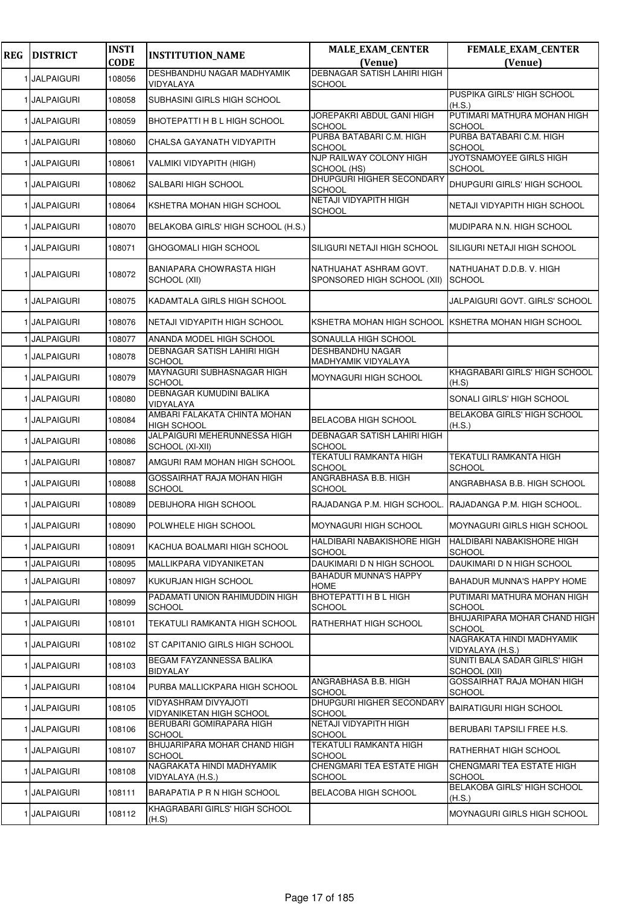| REG | DISTRICT | INSTI CODE | INSTITUTION_NAME | MALE_EXAM_CENTER (Venue) | FEMALE_EXAM_CENTER (Venue) |
|---|---|---|---|---|---|
| 1 | JALPAIGURI | 108056 | DESHBANDHU NAGAR MADHYAMIK VIDYALAYA | DEBNAGAR SATISH LAHIRI HIGH SCHOOL | |
| 1 | JALPAIGURI | 108058 | SUBHASINI GIRLS HIGH SCHOOL | | PUSPIKA GIRLS' HIGH SCHOOL (H.S.) |
| 1 | JALPAIGURI | 108059 | BHOTEPATTI H B L HIGH SCHOOL | JOREPAKRI ABDUL GANI HIGH SCHOOL | PUTIMARI MATHURA MOHAN HIGH SCHOOL |
| 1 | JALPAIGURI | 108060 | CHALSA GAYANATH VIDYAPITH | PURBA BATABARI C.M. HIGH SCHOOL | PURBA BATABARI C.M. HIGH SCHOOL |
| 1 | JALPAIGURI | 108061 | VALMIKI VIDYAPITH (HIGH) | NJP RAILWAY COLONY HIGH SCHOOL (HS) | JYOTSNAMOYEE GIRLS HIGH SCHOOL |
| 1 | JALPAIGURI | 108062 | SALBARI HIGH SCHOOL | DHUPGURI HIGHER SECONDARY SCHOOL | DHUPGURI GIRLS' HIGH SCHOOL |
| 1 | JALPAIGURI | 108064 | KSHETRA MOHAN HIGH SCHOOL | NETAJI VIDYAPITH HIGH SCHOOL | NETAJI VIDYAPITH HIGH SCHOOL |
| 1 | JALPAIGURI | 108070 | BELAKOBA GIRLS' HIGH SCHOOL (H.S.) | | MUDIPARA N.N. HIGH SCHOOL |
| 1 | JALPAIGURI | 108071 | GHOGOMALI HIGH SCHOOL | SILIGURI NETAJI HIGH SCHOOL | SILIGURI NETAJI HIGH SCHOOL |
| 1 | JALPAIGURI | 108072 | BANIAPARA CHOWRASTA HIGH SCHOOL (XII) | NATHUAHAT ASHRAM GOVT. SPONSORED HIGH SCHOOL (XII) | NATHUAHAT D.D.B. V. HIGH SCHOOL |
| 1 | JALPAIGURI | 108075 | KADAMTALA GIRLS HIGH SCHOOL | | JALPAIGURI GOVT. GIRLS' SCHOOL |
| 1 | JALPAIGURI | 108076 | NETAJI VIDYAPITH HIGH SCHOOL | KSHETRA MOHAN HIGH SCHOOL | KSHETRA MOHAN HIGH SCHOOL |
| 1 | JALPAIGURI | 108077 | ANANDA MODEL HIGH SCHOOL | SONAULLA HIGH SCHOOL | |
| 1 | JALPAIGURI | 108078 | DEBNAGAR SATISH LAHIRI HIGH SCHOOL | DESHBANDHU NAGAR MADHYAMIK VIDYALAYA | |
| 1 | JALPAIGURI | 108079 | MAYNAGURI SUBHASNAGAR HIGH SCHOOL | MOYNAGURI HIGH SCHOOL | KHAGRABARI GIRLS' HIGH SCHOOL (H.S) |
| 1 | JALPAIGURI | 108080 | DEBNAGAR KUMUDINI BALIKA VIDYALAYA | | SONALI GIRLS' HIGH SCHOOL |
| 1 | JALPAIGURI | 108084 | AMBARI FALAKATA CHINTA MOHAN HIGH SCHOOL | BELACOBA HIGH SCHOOL | BELAKOBA GIRLS' HIGH SCHOOL (H.S.) |
| 1 | JALPAIGURI | 108086 | JALPAIGURI MEHERUNNESSA HIGH SCHOOL (XI-XII) | DEBNAGAR SATISH LAHIRI HIGH SCHOOL | |
| 1 | JALPAIGURI | 108087 | AMGURI RAM MOHAN HIGH SCHOOL | TEKATULI RAMKANTA HIGH SCHOOL | TEKATULI RAMKANTA HIGH SCHOOL |
| 1 | JALPAIGURI | 108088 | GOSSAIRHAT RAJA MOHAN HIGH SCHOOL | ANGRABHASA B.B. HIGH SCHOOL | ANGRABHASA B.B. HIGH SCHOOL |
| 1 | JALPAIGURI | 108089 | DEBIJHORA HIGH SCHOOL | RAJADANGA P.M. HIGH SCHOOL. | RAJADANGA P.M. HIGH SCHOOL. |
| 1 | JALPAIGURI | 108090 | POLWHELE HIGH SCHOOL | MOYNAGURI HIGH SCHOOL | MOYNAGURI GIRLS HIGH SCHOOL |
| 1 | JALPAIGURI | 108091 | KACHUA BOALMARI HIGH SCHOOL | HALDIBARI NABAKISHORE HIGH SCHOOL | HALDIBARI NABAKISHORE HIGH SCHOOL |
| 1 | JALPAIGURI | 108095 | MALLIKPARA VIDYANIKETAN | DAUKIMARI D N HIGH SCHOOL | DAUKIMARI D N HIGH SCHOOL |
| 1 | JALPAIGURI | 108097 | KUKURJAN HIGH SCHOOL | BAHADUR MUNNA'S HAPPY HOME | BAHADUR MUNNA'S HAPPY HOME |
| 1 | JALPAIGURI | 108099 | PADAMATI UNION RAHIMUDDIN HIGH SCHOOL | BHOTEPATTI H B L HIGH SCHOOL | PUTIMARI MATHURA MOHAN HIGH SCHOOL |
| 1 | JALPAIGURI | 108101 | TEKATULI RAMKANTA HIGH SCHOOL | RATHERHAT HIGH SCHOOL | BHUJARIPARA MOHAR CHAND HIGH SCHOOL |
| 1 | JALPAIGURI | 108102 | ST CAPITANIO GIRLS HIGH SCHOOL | | NAGRAKATA HINDI MADHYAMIK VIDYALAYA (H.S.) |
| 1 | JALPAIGURI | 108103 | BEGAM FAYZANNESSA BALIKA BIDYALAY | | SUNITI BALA SADAR GIRLS' HIGH SCHOOL (XII) |
| 1 | JALPAIGURI | 108104 | PURBA MALLICKPARA HIGH SCHOOL | ANGRABHASA B.B. HIGH SCHOOL | GOSSAIRHAT RAJA MOHAN HIGH SCHOOL |
| 1 | JALPAIGURI | 108105 | VIDYASHRAM DIVYAJOTI VIDYANIKETAN HIGH SCHOOL | DHUPGURI HIGHER SECONDARY SCHOOL | BAIRATIGURI HIGH SCHOOL |
| 1 | JALPAIGURI | 108106 | BERUBARI GOMIRAPARA HIGH SCHOOL | NETAJI VIDYAPITH HIGH SCHOOL | BERUBARI TAPSILI FREE H.S. |
| 1 | JALPAIGURI | 108107 | BHUJARIPARA MOHAR CHAND HIGH SCHOOL | TEKATULI RAMKANTA HIGH SCHOOL | RATHERHAT HIGH SCHOOL |
| 1 | JALPAIGURI | 108108 | NAGRAKATA HINDI MADHYAMIK VIDYALAYA (H.S.) | CHENGMARI TEA ESTATE HIGH SCHOOL | CHENGMARI TEA ESTATE HIGH SCHOOL |
| 1 | JALPAIGURI | 108111 | BARAPATIA P R N HIGH SCHOOL | BELACOBA HIGH SCHOOL | BELAKOBA GIRLS' HIGH SCHOOL (H.S.) |
| 1 | JALPAIGURI | 108112 | KHAGRABARI GIRLS' HIGH SCHOOL (H.S) | | MOYNAGURI GIRLS HIGH SCHOOL |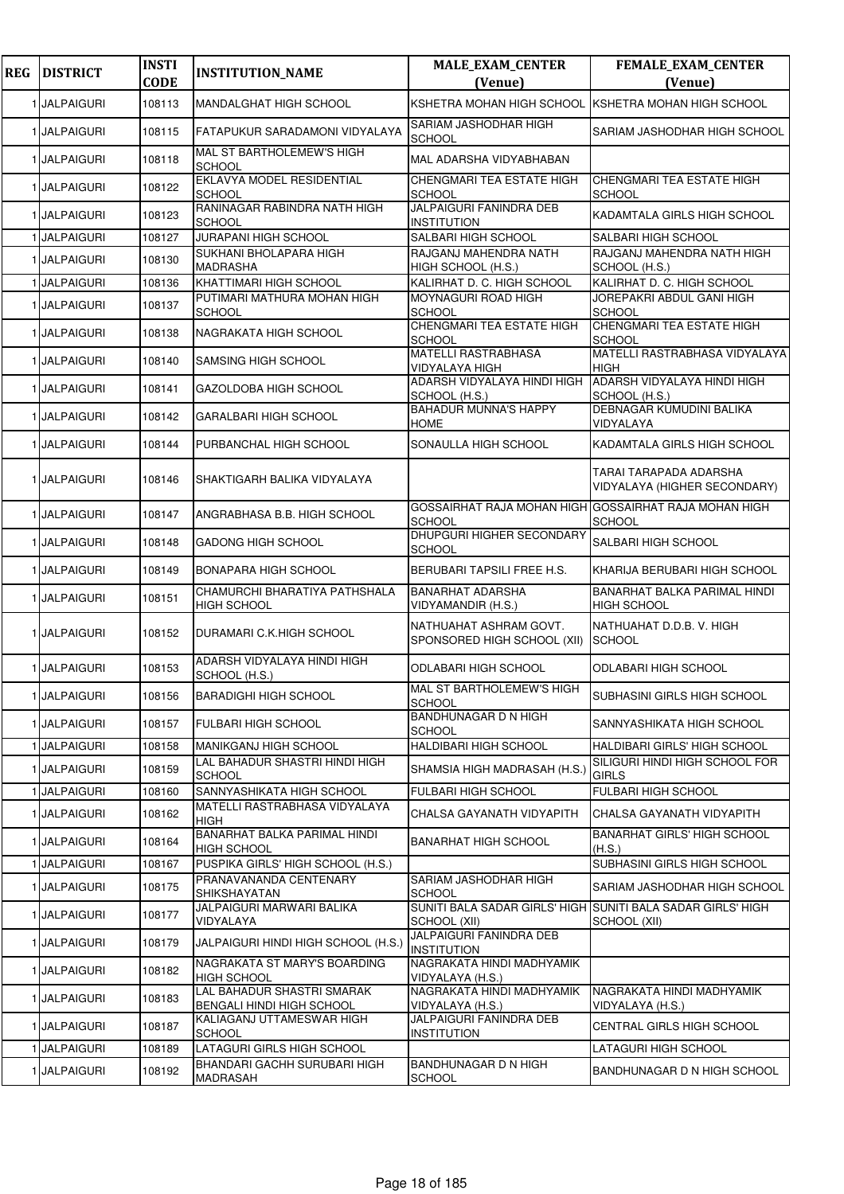| REG | DISTRICT | INSTI CODE | INSTITUTION_NAME | MALE_EXAM_CENTER (Venue) | FEMALE_EXAM_CENTER (Venue) |
|---|---|---|---|---|---|
| 1 | JALPAIGURI | 108113 | MANDALGHAT HIGH SCHOOL | KSHETRA MOHAN HIGH SCHOOL | KSHETRA MOHAN HIGH SCHOOL |
| 1 | JALPAIGURI | 108115 | FATAPUKUR SARADAMONI VIDYALAYA | SARIAM JASHODHAR HIGH SCHOOL | SARIAM JASHODHAR HIGH SCHOOL |
| 1 | JALPAIGURI | 108118 | MAL ST BARTHOLEMEW'S HIGH SCHOOL | MAL ADARSHA VIDYABHABAN | |
| 1 | JALPAIGURI | 108122 | EKLAVYA MODEL RESIDENTIAL SCHOOL | CHENGMARI TEA ESTATE HIGH SCHOOL | CHENGMARI TEA ESTATE HIGH SCHOOL |
| 1 | JALPAIGURI | 108123 | RANINAGAR RABINDRA NATH HIGH SCHOOL | JALPAIGURI FANINDRA DEB INSTITUTION | KADAMTALA GIRLS HIGH SCHOOL |
| 1 | JALPAIGURI | 108127 | JURAPANI HIGH SCHOOL | SALBARI HIGH SCHOOL | SALBARI HIGH SCHOOL |
| 1 | JALPAIGURI | 108130 | SUKHANI BHOLAPARA HIGH MADRASHA | RAJGANJ MAHENDRA NATH HIGH SCHOOL (H.S.) | RAJGANJ MAHENDRA NATH HIGH SCHOOL (H.S.) |
| 1 | JALPAIGURI | 108136 | KHATTIMARI HIGH SCHOOL | KALIRHAT D. C. HIGH SCHOOL | KALIRHAT D. C. HIGH SCHOOL |
| 1 | JALPAIGURI | 108137 | PUTIMARI MATHURA MOHAN HIGH SCHOOL | MOYNAGURI ROAD HIGH SCHOOL | JOREPAKRI ABDUL GANI HIGH SCHOOL |
| 1 | JALPAIGURI | 108138 | NAGRAKATA HIGH SCHOOL | CHENGMARI TEA ESTATE HIGH SCHOOL | CHENGMARI TEA ESTATE HIGH SCHOOL |
| 1 | JALPAIGURI | 108140 | SAMSING HIGH SCHOOL | MATELLI RASTRABHASA VIDYALAYA HIGH | MATELLI RASTRABHASA VIDYALAYA HIGH |
| 1 | JALPAIGURI | 108141 | GAZOLDOBA HIGH SCHOOL | ADARSH VIDYALAYA HINDI HIGH SCHOOL (H.S.) | ADARSH VIDYALAYA HINDI HIGH SCHOOL (H.S.) |
| 1 | JALPAIGURI | 108142 | GARALBARI HIGH SCHOOL | BAHADUR MUNNA'S HAPPY HOME | DEBNAGAR KUMUDINI BALIKA VIDYALAYA |
| 1 | JALPAIGURI | 108144 | PURBANCHAL HIGH SCHOOL | SONAULLA HIGH SCHOOL | KADAMTALA GIRLS HIGH SCHOOL |
| 1 | JALPAIGURI | 108146 | SHAKTIGARH BALIKA VIDYALAYA | | TARAI TARAPADA ADARSHA VIDYALAYA (HIGHER SECONDARY) |
| 1 | JALPAIGURI | 108147 | ANGRABHASA B.B. HIGH SCHOOL | GOSSAIRHAT RAJA MOHAN HIGH SCHOOL | GOSSAIRHAT RAJA MOHAN HIGH SCHOOL |
| 1 | JALPAIGURI | 108148 | GADONG HIGH SCHOOL | DHUPGURI HIGHER SECONDARY SCHOOL | SALBARI HIGH SCHOOL |
| 1 | JALPAIGURI | 108149 | BONAPARA HIGH SCHOOL | BERUBARI TAPSILI FREE H.S. | KHARIJA BERUBARI HIGH SCHOOL |
| 1 | JALPAIGURI | 108151 | CHAMURCHI BHARATIYA PATHSHALA HIGH SCHOOL | BANARHAT ADARSHA VIDYAMANDIR (H.S.) | BANARHAT BALKA PARIMAL HINDI HIGH SCHOOL |
| 1 | JALPAIGURI | 108152 | DURAMARI C.K.HIGH SCHOOL | NATHUAHAT ASHRAM GOVT. SPONSORED HIGH SCHOOL (XII) | NATHUAHAT D.D.B. V. HIGH SCHOOL |
| 1 | JALPAIGURI | 108153 | ADARSH VIDYALAYA HINDI HIGH SCHOOL (H.S.) | ODLABARI HIGH SCHOOL | ODLABARI HIGH SCHOOL |
| 1 | JALPAIGURI | 108156 | BARADIGHI HIGH SCHOOL | MAL ST BARTHOLEMEW'S HIGH SCHOOL | SUBHASINI GIRLS HIGH SCHOOL |
| 1 | JALPAIGURI | 108157 | FULBARI HIGH SCHOOL | BANDHUNAGAR D N HIGH SCHOOL | SANNYASHIKATA HIGH SCHOOL |
| 1 | JALPAIGURI | 108158 | MANIKGANJ HIGH SCHOOL | HALDIBARI HIGH SCHOOL | HALDIBARI GIRLS' HIGH SCHOOL |
| 1 | JALPAIGURI | 108159 | LAL BAHADUR SHASTRI HINDI HIGH SCHOOL | SHAMSIA HIGH MADRASAH (H.S.) | SILIGURI HINDI HIGH SCHOOL FOR GIRLS |
| 1 | JALPAIGURI | 108160 | SANNYASHIKATA HIGH SCHOOL | FULBARI HIGH SCHOOL | FULBARI HIGH SCHOOL |
| 1 | JALPAIGURI | 108162 | MATELLI RASTRABHASA VIDYALAYA HIGH | CHALSA GAYANATH VIDYAPITH | CHALSA GAYANATH VIDYAPITH |
| 1 | JALPAIGURI | 108164 | BANARHAT BALKA PARIMAL HINDI HIGH SCHOOL | BANARHAT HIGH SCHOOL | BANARHAT GIRLS' HIGH SCHOOL (H.S.) |
| 1 | JALPAIGURI | 108167 | PUSPIKA GIRLS' HIGH SCHOOL (H.S.) | | SUBHASINI GIRLS HIGH SCHOOL |
| 1 | JALPAIGURI | 108175 | PRANAVANANDA CENTENARY SHIKSHAYATAN | SARIAM JASHODHAR HIGH SCHOOL | SARIAM JASHODHAR HIGH SCHOOL |
| 1 | JALPAIGURI | 108177 | JALPAIGURI MARWARI BALIKA VIDYALAYA | SUNITI BALA SADAR GIRLS' HIGH SCHOOL (XII) | SUNITI BALA SADAR GIRLS' HIGH SCHOOL (XII) |
| 1 | JALPAIGURI | 108179 | JALPAIGURI HINDI HIGH SCHOOL (H.S.) | JALPAIGURI FANINDRA DEB INSTITUTION | |
| 1 | JALPAIGURI | 108182 | NAGRAKATA ST MARY'S BOARDING HIGH SCHOOL | NAGRAKATA HINDI MADHYAMIK VIDYALAYA (H.S.) | |
| 1 | JALPAIGURI | 108183 | LAL BAHADUR SHASTRI SMARAK BENGALI HINDI HIGH SCHOOL | NAGRAKATA HINDI MADHYAMIK VIDYALAYA (H.S.) | NAGRAKATA HINDI MADHYAMIK VIDYALAYA (H.S.) |
| 1 | JALPAIGURI | 108187 | KALIAGANJ UTTAMESWAR HIGH SCHOOL | JALPAIGURI FANINDRA DEB INSTITUTION | CENTRAL GIRLS HIGH SCHOOL |
| 1 | JALPAIGURI | 108189 | LATAGURI GIRLS HIGH SCHOOL | | LATAGURI HIGH SCHOOL |
| 1 | JALPAIGURI | 108192 | BHANDARI GACHH SURUBARI HIGH MADRASAH | BANDHUNAGAR D N HIGH SCHOOL | BANDHUNAGAR D N HIGH SCHOOL |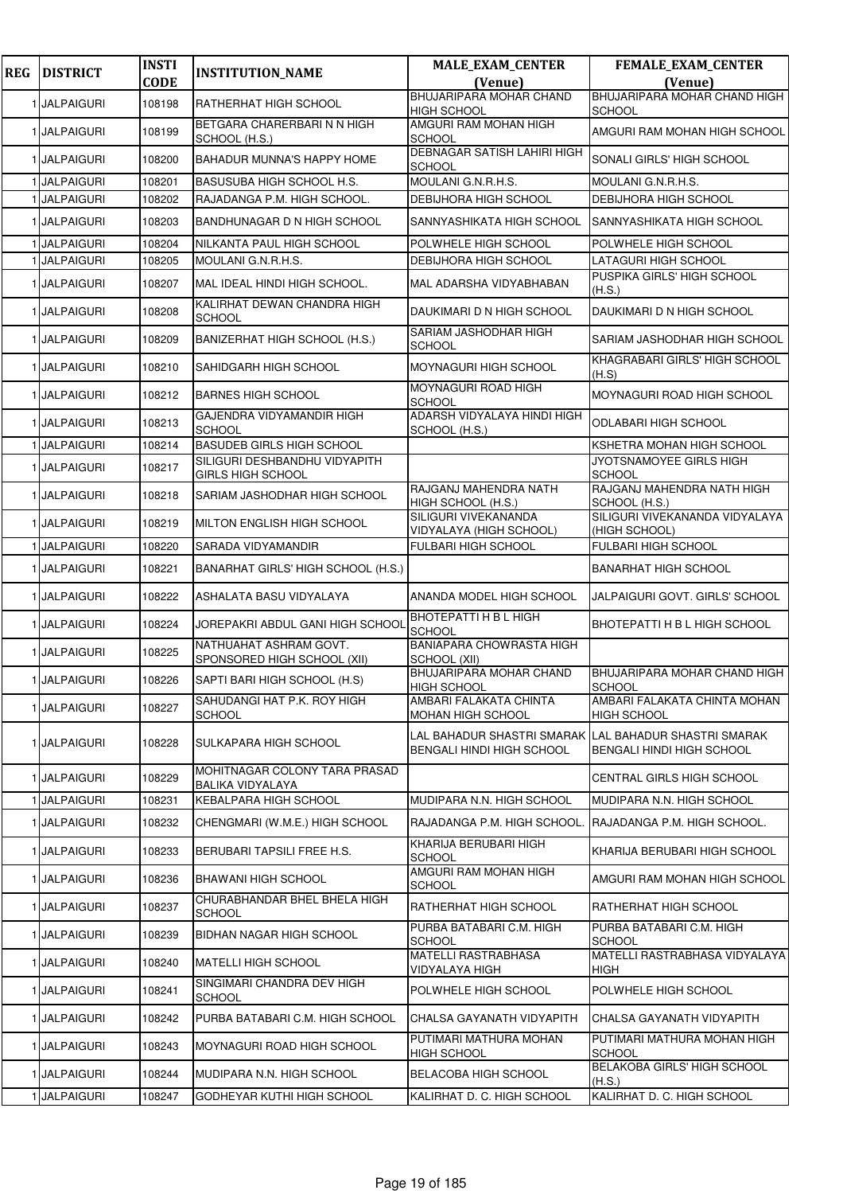| REG | DISTRICT | INSTI CODE | INSTITUTION_NAME | MALE_EXAM_CENTER (Venue) | FEMALE_EXAM_CENTER (Venue) |
|---|---|---|---|---|---|
| 1 | JALPAIGURI | 108198 | RATHERHAT HIGH SCHOOL | BHUJARIPARA MOHAR CHAND HIGH SCHOOL | BHUJARIPARA MOHAR CHAND HIGH SCHOOL |
| 1 | JALPAIGURI | 108199 | BETGARA CHARERBARI N N HIGH SCHOOL (H.S.) | AMGURI RAM MOHAN HIGH SCHOOL | AMGURI RAM MOHAN HIGH SCHOOL |
| 1 | JALPAIGURI | 108200 | BAHADUR MUNNA'S HAPPY HOME | DEBNAGAR SATISH LAHIRI HIGH SCHOOL | SONALI GIRLS' HIGH SCHOOL |
| 1 | JALPAIGURI | 108201 | BASUSUBA HIGH SCHOOL H.S. | MOULANI G.N.R.H.S. | MOULANI G.N.R.H.S. |
| 1 | JALPAIGURI | 108202 | RAJADANGA P.M. HIGH SCHOOL. | DEBIJHORA HIGH SCHOOL | DEBIJHORA HIGH SCHOOL |
| 1 | JALPAIGURI | 108203 | BANDHUNAGAR D N HIGH SCHOOL | SANNYASHIKATA HIGH SCHOOL | SANNYASHIKATA HIGH SCHOOL |
| 1 | JALPAIGURI | 108204 | NILKANTA PAUL HIGH SCHOOL | POLWHELE HIGH SCHOOL | POLWHELE HIGH SCHOOL |
| 1 | JALPAIGURI | 108205 | MOULANI G.N.R.H.S. | DEBIJHORA HIGH SCHOOL | LATAGURI HIGH SCHOOL |
| 1 | JALPAIGURI | 108207 | MAL IDEAL HINDI HIGH SCHOOL. | MAL ADARSHA VIDYABHABAN | PUSPIKA GIRLS' HIGH SCHOOL (H.S.) |
| 1 | JALPAIGURI | 108208 | KALIRHAT DEWAN CHANDRA HIGH SCHOOL | DAUKIMARI D N HIGH SCHOOL | DAUKIMARI D N HIGH SCHOOL |
| 1 | JALPAIGURI | 108209 | BANIZERHAT HIGH SCHOOL (H.S.) | SARIAM JASHODHAR HIGH SCHOOL | SARIAM JASHODHAR HIGH SCHOOL |
| 1 | JALPAIGURI | 108210 | SAHIDGARH HIGH SCHOOL | MOYNAGURI HIGH SCHOOL | KHAGRABARI GIRLS' HIGH SCHOOL (H.S) |
| 1 | JALPAIGURI | 108212 | BARNES HIGH SCHOOL | MOYNAGURI ROAD HIGH SCHOOL | MOYNAGURI ROAD HIGH SCHOOL |
| 1 | JALPAIGURI | 108213 | GAJENDRA VIDYAMANDIR HIGH SCHOOL | ADARSH VIDYALAYA HINDI HIGH SCHOOL (H.S.) | ODLABARI HIGH SCHOOL |
| 1 | JALPAIGURI | 108214 | BASUDEB GIRLS HIGH SCHOOL | | KSHETRA MOHAN HIGH SCHOOL |
| 1 | JALPAIGURI | 108217 | SILIGURI DESHBANDHU VIDYAPITH GIRLS HIGH SCHOOL | | JYOTSNAMOYEE GIRLS HIGH SCHOOL |
| 1 | JALPAIGURI | 108218 | SARIAM JASHODHAR HIGH SCHOOL | RAJGANJ MAHENDRA NATH HIGH SCHOOL (H.S.) | RAJGANJ MAHENDRA NATH HIGH SCHOOL (H.S.) |
| 1 | JALPAIGURI | 108219 | MILTON ENGLISH HIGH SCHOOL | SILIGURI VIVEKANANDA VIDYALAYA (HIGH SCHOOL) | SILIGURI VIVEKANANDA VIDYALAYA (HIGH SCHOOL) |
| 1 | JALPAIGURI | 108220 | SARADA VIDYAMANDIR | FULBARI HIGH SCHOOL | FULBARI HIGH SCHOOL |
| 1 | JALPAIGURI | 108221 | BANARHAT GIRLS' HIGH SCHOOL (H.S.) | | BANARHAT HIGH SCHOOL |
| 1 | JALPAIGURI | 108222 | ASHALATA BASU VIDYALAYA | ANANDA MODEL HIGH SCHOOL | JALPAIGURI GOVT. GIRLS' SCHOOL |
| 1 | JALPAIGURI | 108224 | JOREPAKRI ABDUL GANI HIGH SCHOOL | BHOTEPATTI H B L HIGH SCHOOL | BHOTEPATTI H B L HIGH SCHOOL |
| 1 | JALPAIGURI | 108225 | NATHUAHAT ASHRAM GOVT. SPONSORED HIGH SCHOOL (XII) | BANIAPARA CHOWRASTA HIGH SCHOOL (XII) | |
| 1 | JALPAIGURI | 108226 | SAPTI BARI HIGH SCHOOL (H.S) | BHUJARIPARA MOHAR CHAND HIGH SCHOOL | BHUJARIPARA MOHAR CHAND HIGH SCHOOL |
| 1 | JALPAIGURI | 108227 | SAHUDANGI HAT P.K. ROY HIGH SCHOOL | AMBARI FALAKATA CHINTA MOHAN HIGH SCHOOL | AMBARI FALAKATA CHINTA MOHAN HIGH SCHOOL |
| 1 | JALPAIGURI | 108228 | SULKAPARA HIGH SCHOOL | LAL BAHADUR SHASTRI SMARAK BENGALI HINDI HIGH SCHOOL | LAL BAHADUR SHASTRI SMARAK BENGALI HINDI HIGH SCHOOL |
| 1 | JALPAIGURI | 108229 | MOHITNAGAR COLONY TARA PRASAD BALIKA VIDYALAYA | | CENTRAL GIRLS HIGH SCHOOL |
| 1 | JALPAIGURI | 108231 | KEBALPARA HIGH SCHOOL | MUDIPARA N.N. HIGH SCHOOL | MUDIPARA N.N. HIGH SCHOOL |
| 1 | JALPAIGURI | 108232 | CHENGMARI (W.M.E.) HIGH SCHOOL | RAJADANGA P.M. HIGH SCHOOL. | RAJADANGA P.M. HIGH SCHOOL. |
| 1 | JALPAIGURI | 108233 | BERUBARI TAPSILI FREE H.S. | KHARIJA BERUBARI HIGH SCHOOL | KHARIJA BERUBARI HIGH SCHOOL |
| 1 | JALPAIGURI | 108236 | BHAWANI HIGH SCHOOL | AMGURI RAM MOHAN HIGH SCHOOL | AMGURI RAM MOHAN HIGH SCHOOL |
| 1 | JALPAIGURI | 108237 | CHURABHANDAR BHEL BHELA HIGH SCHOOL | RATHERHAT HIGH SCHOOL | RATHERHAT HIGH SCHOOL |
| 1 | JALPAIGURI | 108239 | BIDHAN NAGAR HIGH SCHOOL | PURBA BATABARI C.M. HIGH SCHOOL | PURBA BATABARI C.M. HIGH SCHOOL |
| 1 | JALPAIGURI | 108240 | MATELLI HIGH SCHOOL | MATELLI RASTRABHASA VIDYALAYA HIGH | MATELLI RASTRABHASA VIDYALAYA HIGH |
| 1 | JALPAIGURI | 108241 | SINGIMARI CHANDRA DEV HIGH SCHOOL | POLWHELE HIGH SCHOOL | POLWHELE HIGH SCHOOL |
| 1 | JALPAIGURI | 108242 | PURBA BATABARI C.M. HIGH SCHOOL | CHALSA GAYANATH VIDYAPITH | CHALSA GAYANATH VIDYAPITH |
| 1 | JALPAIGURI | 108243 | MOYNAGURI ROAD HIGH SCHOOL | PUTIMARI MATHURA MOHAN HIGH SCHOOL | PUTIMARI MATHURA MOHAN HIGH SCHOOL |
| 1 | JALPAIGURI | 108244 | MUDIPARA N.N. HIGH SCHOOL | BELACOBA HIGH SCHOOL | BELAKOBA GIRLS' HIGH SCHOOL (H.S.) |
| 1 | JALPAIGURI | 108247 | GODHEYAR KUTHI HIGH SCHOOL | KALIRHAT D. C. HIGH SCHOOL | KALIRHAT D. C. HIGH SCHOOL |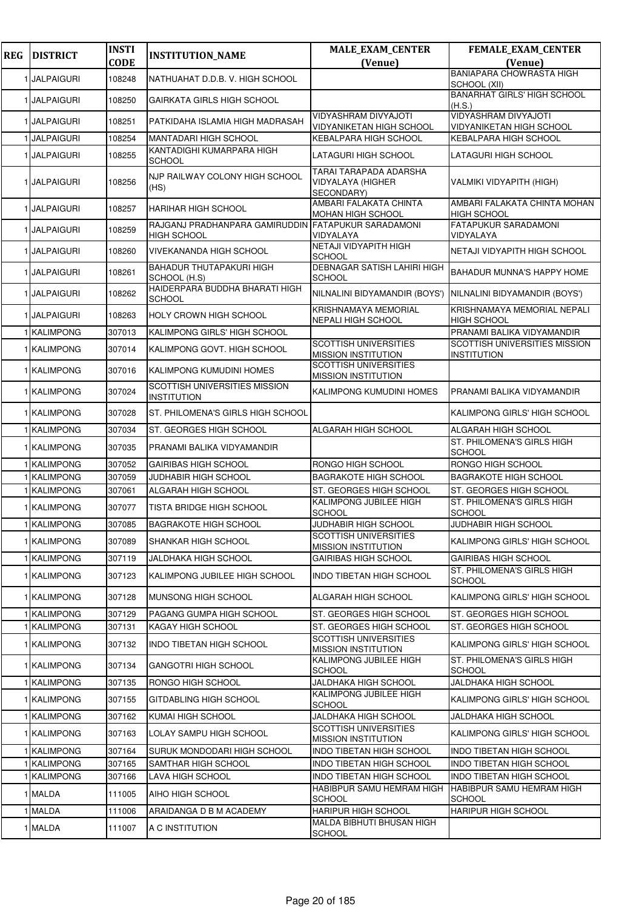| REG | DISTRICT | INSTI CODE | INSTITUTION_NAME | MALE_EXAM_CENTER (Venue) | FEMALE_EXAM_CENTER (Venue) |
|---|---|---|---|---|---|
| 1 | JALPAIGURI | 108248 | NATHUAHAT D.D.B. V. HIGH SCHOOL | | BANIAPARA CHOWRASTA HIGH SCHOOL (XII) |
| 1 | JALPAIGURI | 108250 | GAIRKATA GIRLS HIGH SCHOOL | | BANARHAT GIRLS' HIGH SCHOOL (H.S.) |
| 1 | JALPAIGURI | 108251 | PATKIDAHA ISLAMIA HIGH MADRASAH | VIDYASHRAM DIVYAJOTI VIDYANIKETAN HIGH SCHOOL | VIDYASHRAM DIVYAJOTI VIDYANIKETAN HIGH SCHOOL |
| 1 | JALPAIGURI | 108254 | MANTADARI HIGH SCHOOL | KEBALPARA HIGH SCHOOL | KEBALPARA HIGH SCHOOL |
| 1 | JALPAIGURI | 108255 | KANTADIGHI KUMARPARA HIGH SCHOOL | LATAGURI HIGH SCHOOL | LATAGURI HIGH SCHOOL |
| 1 | JALPAIGURI | 108256 | NJP RAILWAY COLONY HIGH SCHOOL (HS) | TARAI TARAPADA ADARSHA VIDYALAYA (HIGHER SECONDARY) | VALMIKI VIDYAPITH (HIGH) |
| 1 | JALPAIGURI | 108257 | HARIHAR HIGH SCHOOL | AMBARI FALAKATA CHINTA MOHAN HIGH SCHOOL | AMBARI FALAKATA CHINTA MOHAN HIGH SCHOOL |
| 1 | JALPAIGURI | 108259 | RAJGANJ PRADHANPARA GAMIRUDDIN HIGH SCHOOL | FATAPUKUR SARADAMONI VIDYALAYA | FATAPUKUR SARADAMONI VIDYALAYA |
| 1 | JALPAIGURI | 108260 | VIVEKANANDA HIGH SCHOOL | NETAJI VIDYAPITH HIGH SCHOOL | NETAJI VIDYAPITH HIGH SCHOOL |
| 1 | JALPAIGURI | 108261 | BAHADUR THUTAPAKURI HIGH SCHOOL (H.S) | DEBNAGAR SATISH LAHIRI HIGH SCHOOL | BAHADUR MUNNA'S HAPPY HOME |
| 1 | JALPAIGURI | 108262 | HAIDERPARA BUDDHA BHARATI HIGH SCHOOL | NILNALINI BIDYAMANDIR (BOYS') | NILNALINI BIDYAMANDIR (BOYS') |
| 1 | JALPAIGURI | 108263 | HOLY CROWN HIGH SCHOOL | KRISHNAMAYA MEMORIAL NEPALI HIGH SCHOOL | KRISHNAMAYA MEMORIAL NEPALI HIGH SCHOOL |
| 1 | KALIMPONG | 307013 | KALIMPONG GIRLS' HIGH SCHOOL | | PRANAMI BALIKA VIDYAMANDIR |
| 1 | KALIMPONG | 307014 | KALIMPONG GOVT. HIGH SCHOOL | SCOTTISH UNIVERSITIES MISSION INSTITUTION | SCOTTISH UNIVERSITIES MISSION INSTITUTION |
| 1 | KALIMPONG | 307016 | KALIMPONG KUMUDINI HOMES | SCOTTISH UNIVERSITIES MISSION INSTITUTION | |
| 1 | KALIMPONG | 307024 | SCOTTISH UNIVERSITIES MISSION INSTITUTION | KALIMPONG KUMUDINI HOMES | PRANAMI BALIKA VIDYAMANDIR |
| 1 | KALIMPONG | 307028 | ST. PHILOMENA'S GIRLS HIGH SCHOOL | | KALIMPONG GIRLS' HIGH SCHOOL |
| 1 | KALIMPONG | 307034 | ST. GEORGES HIGH SCHOOL | ALGARAH HIGH SCHOOL | ALGARAH HIGH SCHOOL |
| 1 | KALIMPONG | 307035 | PRANAMI BALIKA VIDYAMANDIR | | ST. PHILOMENA'S GIRLS HIGH SCHOOL |
| 1 | KALIMPONG | 307052 | GAIRIBAS HIGH SCHOOL | RONGO HIGH SCHOOL | RONGO HIGH SCHOOL |
| 1 | KALIMPONG | 307059 | JUDHABIR HIGH SCHOOL | BAGRAKOTE HIGH SCHOOL | BAGRAKOTE HIGH SCHOOL |
| 1 | KALIMPONG | 307061 | ALGARAH HIGH SCHOOL | ST. GEORGES HIGH SCHOOL | ST. GEORGES HIGH SCHOOL |
| 1 | KALIMPONG | 307077 | TISTA BRIDGE HIGH SCHOOL | KALIMPONG JUBILEE HIGH SCHOOL | ST. PHILOMENA'S GIRLS HIGH SCHOOL |
| 1 | KALIMPONG | 307085 | BAGRAKOTE HIGH SCHOOL | JUDHABIR HIGH SCHOOL | JUDHABIR HIGH SCHOOL |
| 1 | KALIMPONG | 307089 | SHANKAR HIGH SCHOOL | SCOTTISH UNIVERSITIES MISSION INSTITUTION | KALIMPONG GIRLS' HIGH SCHOOL |
| 1 | KALIMPONG | 307119 | JALDHAKA HIGH SCHOOL | GAIRIBAS HIGH SCHOOL | GAIRIBAS HIGH SCHOOL |
| 1 | KALIMPONG | 307123 | KALIMPONG JUBILEE HIGH SCHOOL | INDO TIBETAN HIGH SCHOOL | ST. PHILOMENA'S GIRLS HIGH SCHOOL |
| 1 | KALIMPONG | 307128 | MUNSONG HIGH SCHOOL | ALGARAH HIGH SCHOOL | KALIMPONG GIRLS' HIGH SCHOOL |
| 1 | KALIMPONG | 307129 | PAGANG GUMPA HIGH SCHOOL | ST. GEORGES HIGH SCHOOL | ST. GEORGES HIGH SCHOOL |
| 1 | KALIMPONG | 307131 | KAGAY HIGH SCHOOL | ST. GEORGES HIGH SCHOOL | ST. GEORGES HIGH SCHOOL |
| 1 | KALIMPONG | 307132 | INDO TIBETAN HIGH SCHOOL | SCOTTISH UNIVERSITIES MISSION INSTITUTION | KALIMPONG GIRLS' HIGH SCHOOL |
| 1 | KALIMPONG | 307134 | GANGOTRI HIGH SCHOOL | KALIMPONG JUBILEE HIGH SCHOOL | ST. PHILOMENA'S GIRLS HIGH SCHOOL |
| 1 | KALIMPONG | 307135 | RONGO HIGH SCHOOL | JALDHAKA HIGH SCHOOL | JALDHAKA HIGH SCHOOL |
| 1 | KALIMPONG | 307155 | GITDABLING HIGH SCHOOL | KALIMPONG JUBILEE HIGH SCHOOL | KALIMPONG GIRLS' HIGH SCHOOL |
| 1 | KALIMPONG | 307162 | KUMAI HIGH SCHOOL | JALDHAKA HIGH SCHOOL | JALDHAKA HIGH SCHOOL |
| 1 | KALIMPONG | 307163 | LOLAY SAMPU HIGH SCHOOL | SCOTTISH UNIVERSITIES MISSION INSTITUTION | KALIMPONG GIRLS' HIGH SCHOOL |
| 1 | KALIMPONG | 307164 | SURUK MONDODARI HIGH SCHOOL | INDO TIBETAN HIGH SCHOOL | INDO TIBETAN HIGH SCHOOL |
| 1 | KALIMPONG | 307165 | SAMTHAR HIGH SCHOOL | INDO TIBETAN HIGH SCHOOL | INDO TIBETAN HIGH SCHOOL |
| 1 | KALIMPONG | 307166 | LAVA HIGH SCHOOL | INDO TIBETAN HIGH SCHOOL | INDO TIBETAN HIGH SCHOOL |
| 1 | MALDA | 111005 | AIHO HIGH SCHOOL | HABIBPUR SAMU HEMRAM HIGH SCHOOL | HABIBPUR SAMU HEMRAM HIGH SCHOOL |
| 1 | MALDA | 111006 | ARAIDANGA D B M ACADEMY | HARIPUR HIGH SCHOOL | HARIPUR HIGH SCHOOL |
| 1 | MALDA | 111007 | A C INSTITUTION | MALDA BIBHUTI BHUSAN HIGH SCHOOL | |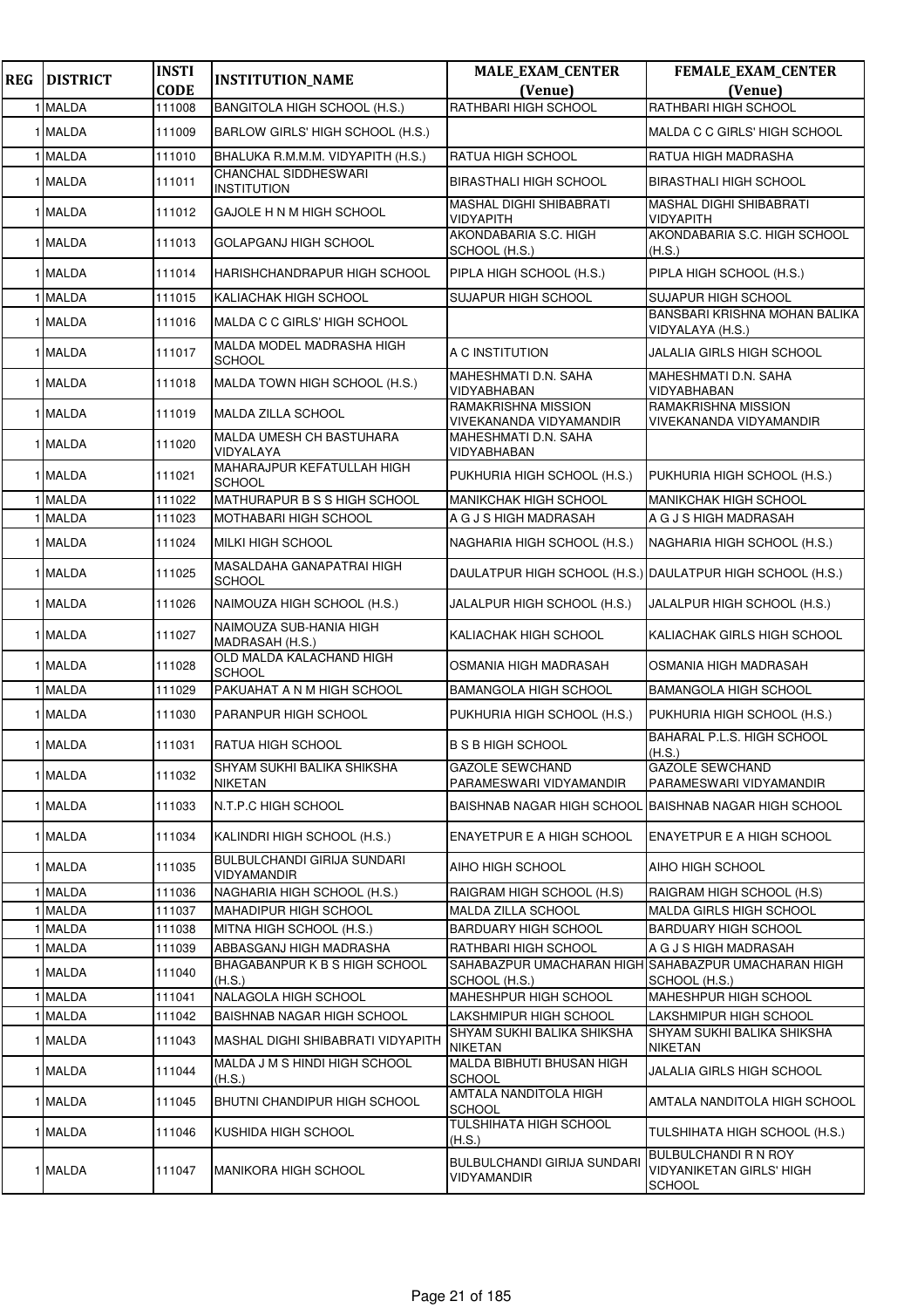| REG | DISTRICT | INSTI CODE | INSTITUTION_NAME | MALE_EXAM_CENTER (Venue) | FEMALE_EXAM_CENTER (Venue) |
|---|---|---|---|---|---|
| 1 | MALDA | 111008 | BANGITOLA HIGH SCHOOL (H.S.) | RATHBARI HIGH SCHOOL | RATHBARI HIGH SCHOOL |
| 1 | MALDA | 111009 | BARLOW GIRLS' HIGH SCHOOL (H.S.) | | MALDA C C GIRLS' HIGH SCHOOL |
| 1 | MALDA | 111010 | BHALUKA R.M.M.M. VIDYAPITH (H.S.) | RATUA HIGH SCHOOL | RATUA HIGH MADRASHA |
| 1 | MALDA | 111011 | CHANCHAL SIDDHESWARI INSTITUTION | BIRASTHALI HIGH SCHOOL | BIRASTHALI HIGH SCHOOL |
| 1 | MALDA | 111012 | GAJOLE H N M HIGH SCHOOL | MASHAL DIGHI SHIBABRATI VIDYAPITH | MASHAL DIGHI SHIBABRATI VIDYAPITH |
| 1 | MALDA | 111013 | GOLAPGANJ HIGH SCHOOL | AKONDABARIA S.C. HIGH SCHOOL (H.S.) | AKONDABARIA S.C. HIGH SCHOOL (H.S.) |
| 1 | MALDA | 111014 | HARISHCHANDRAPUR HIGH SCHOOL | PIPLA HIGH SCHOOL (H.S.) | PIPLA HIGH SCHOOL (H.S.) |
| 1 | MALDA | 111015 | KALIACHAK HIGH SCHOOL | SUJAPUR HIGH SCHOOL | SUJAPUR HIGH SCHOOL |
| 1 | MALDA | 111016 | MALDA C C GIRLS' HIGH SCHOOL | | BANSBARI KRISHNA MOHAN BALIKA VIDYALAYA (H.S.) |
| 1 | MALDA | 111017 | MALDA MODEL MADRASHA HIGH SCHOOL | A C INSTITUTION | JALALIA GIRLS HIGH SCHOOL |
| 1 | MALDA | 111018 | MALDA TOWN HIGH SCHOOL (H.S.) | MAHESHMATI D.N. SAHA VIDYABHABAN | MAHESHMATI D.N. SAHA VIDYABHABAN |
| 1 | MALDA | 111019 | MALDA ZILLA SCHOOL | RAMAKRISHNA MISSION VIVEKANANDA VIDYAMANDIR | RAMAKRISHNA MISSION VIVEKANANDA VIDYAMANDIR |
| 1 | MALDA | 111020 | MALDA UMESH CH BASTUHARA VIDYALAYA | MAHESHMATI D.N. SAHA VIDYABHABAN | |
| 1 | MALDA | 111021 | MAHARAJPUR KEFATULLAH HIGH SCHOOL | PUKHURIA HIGH SCHOOL (H.S.) | PUKHURIA HIGH SCHOOL (H.S.) |
| 1 | MALDA | 111022 | MATHURAPUR B S S HIGH SCHOOL | MANIKCHAK HIGH SCHOOL | MANIKCHAK HIGH SCHOOL |
| 1 | MALDA | 111023 | MOTHABARI HIGH SCHOOL | A G J S HIGH MADRASAH | A G J S HIGH MADRASAH |
| 1 | MALDA | 111024 | MILKI HIGH SCHOOL | NAGHARIA HIGH SCHOOL (H.S.) | NAGHARIA HIGH SCHOOL (H.S.) |
| 1 | MALDA | 111025 | MASALDAHA GANAPATRAI HIGH SCHOOL | DAULATPUR HIGH SCHOOL (H.S.) | DAULATPUR HIGH SCHOOL (H.S.) |
| 1 | MALDA | 111026 | NAIMOUZA HIGH SCHOOL (H.S.) | JALALPUR HIGH SCHOOL (H.S.) | JALALPUR HIGH SCHOOL (H.S.) |
| 1 | MALDA | 111027 | NAIMOUZA SUB-HANIA HIGH MADRASAH (H.S.) | KALIACHAK HIGH SCHOOL | KALIACHAK GIRLS HIGH SCHOOL |
| 1 | MALDA | 111028 | OLD MALDA KALACHAND HIGH SCHOOL | OSMANIA HIGH MADRASAH | OSMANIA HIGH MADRASAH |
| 1 | MALDA | 111029 | PAKUAHAT A N M HIGH SCHOOL | BAMANGOLA HIGH SCHOOL | BAMANGOLA HIGH SCHOOL |
| 1 | MALDA | 111030 | PARANPUR HIGH SCHOOL | PUKHURIA HIGH SCHOOL (H.S.) | PUKHURIA HIGH SCHOOL (H.S.) |
| 1 | MALDA | 111031 | RATUA HIGH SCHOOL | B S B HIGH SCHOOL | BAHARAL P.L.S. HIGH SCHOOL (H.S.) |
| 1 | MALDA | 111032 | SHYAM SUKHI BALIKA SHIKSHA NIKETAN | GAZOLE SEWCHAND PARAMESWARI VIDYAMANDIR | GAZOLE SEWCHAND PARAMESWARI VIDYAMANDIR |
| 1 | MALDA | 111033 | N.T.P.C HIGH SCHOOL | BAISHNAB NAGAR HIGH SCHOOL | BAISHNAB NAGAR HIGH SCHOOL |
| 1 | MALDA | 111034 | KALINDRI HIGH SCHOOL (H.S.) | ENAYETPUR E A HIGH SCHOOL | ENAYETPUR E A HIGH SCHOOL |
| 1 | MALDA | 111035 | BULBULCHANDI GIRIJA SUNDARI VIDYAMANDIR | AIHO HIGH SCHOOL | AIHO HIGH SCHOOL |
| 1 | MALDA | 111036 | NAGHARIA HIGH SCHOOL (H.S.) | RAIGRAM HIGH SCHOOL (H.S) | RAIGRAM HIGH SCHOOL (H.S) |
| 1 | MALDA | 111037 | MAHADIPUR HIGH SCHOOL | MALDA ZILLA SCHOOL | MALDA GIRLS HIGH SCHOOL |
| 1 | MALDA | 111038 | MITNA HIGH SCHOOL (H.S.) | BARDUARY HIGH SCHOOL | BARDUARY HIGH SCHOOL |
| 1 | MALDA | 111039 | ABBASGANJ HIGH MADRASHA | RATHBARI HIGH SCHOOL | A G J S HIGH MADRASAH |
| 1 | MALDA | 111040 | BHAGABANPUR K B S HIGH SCHOOL (H.S.) | SAHABAZPUR UMACHARAN HIGH SCHOOL (H.S.) | SAHABAZPUR UMACHARAN HIGH SCHOOL (H.S.) |
| 1 | MALDA | 111041 | NALAGOLA HIGH SCHOOL | MAHESHPUR HIGH SCHOOL | MAHESHPUR HIGH SCHOOL |
| 1 | MALDA | 111042 | BAISHNAB NAGAR HIGH SCHOOL | LAKSHMIPUR HIGH SCHOOL | LAKSHMIPUR HIGH SCHOOL |
| 1 | MALDA | 111043 | MASHAL DIGHI SHIBABRATI VIDYAPITH | SHYAM SUKHI BALIKA SHIKSHA NIKETAN | SHYAM SUKHI BALIKA SHIKSHA NIKETAN |
| 1 | MALDA | 111044 | MALDA J M S HINDI HIGH SCHOOL (H.S.) | MALDA BIBHUTI BHUSAN HIGH SCHOOL | JALALIA GIRLS HIGH SCHOOL |
| 1 | MALDA | 111045 | BHUTNI CHANDIPUR HIGH SCHOOL | AMTALA NANDITOLA HIGH SCHOOL | AMTALA NANDITOLA HIGH SCHOOL |
| 1 | MALDA | 111046 | KUSHIDA HIGH SCHOOL | TULSHIHATA HIGH SCHOOL (H.S.) | TULSHIHATA HIGH SCHOOL (H.S.) |
| 1 | MALDA | 111047 | MANIKORA HIGH SCHOOL | BULBULCHANDI GIRIJA SUNDARI VIDYAMANDIR | BULBULCHANDI R N ROY VIDYANIKETAN GIRLS' HIGH SCHOOL |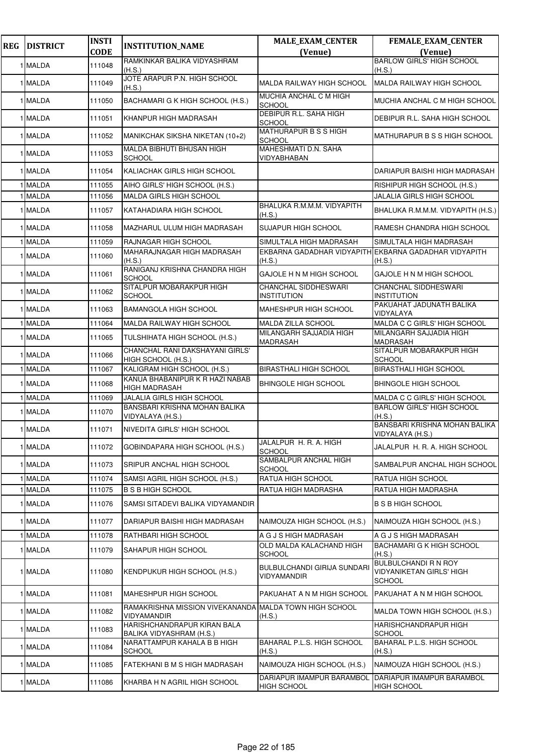| REG | DISTRICT | INSTI CODE | INSTITUTION_NAME | MALE_EXAM_CENTER (Venue) | FEMALE_EXAM_CENTER (Venue) |
|---|---|---|---|---|---|
| 1 | MALDA | 111048 | RAMKINKAR BALIKA VIDYASHRAM (H.S.) | | BARLOW GIRLS' HIGH SCHOOL (H.S.) |
| 1 | MALDA | 111049 | JOTE ARAPUR P.N. HIGH SCHOOL (H.S.) | MALDA RAILWAY HIGH SCHOOL | MALDA RAILWAY HIGH SCHOOL |
| 1 | MALDA | 111050 | BACHAMARI G K HIGH SCHOOL (H.S.) | MUCHIA ANCHAL C M HIGH SCHOOL | MUCHIA ANCHAL C M HIGH SCHOOL |
| 1 | MALDA | 111051 | KHANPUR HIGH MADRASAH | DEBIPUR R.L. SAHA HIGH SCHOOL | DEBIPUR R.L. SAHA HIGH SCHOOL |
| 1 | MALDA | 111052 | MANIKCHAK SIKSHA NIKETAN (10+2) | MATHURAPUR B S S HIGH SCHOOL | MATHURAPUR B S S HIGH SCHOOL |
| 1 | MALDA | 111053 | MALDA BIBHUTI BHUSAN HIGH SCHOOL | MAHESHMATI D.N. SAHA VIDYABHABAN | |
| 1 | MALDA | 111054 | KALIACHAK GIRLS HIGH SCHOOL | | DARIAPUR BAISHI HIGH MADRASAH |
| 1 | MALDA | 111055 | AIHO GIRLS' HIGH SCHOOL (H.S.) | | RISHIPUR HIGH SCHOOL (H.S.) |
| 1 | MALDA | 111056 | MALDA GIRLS HIGH SCHOOL | | JALALIA GIRLS HIGH SCHOOL |
| 1 | MALDA | 111057 | KATAHADIARA HIGH SCHOOL | BHALUKA R.M.M.M. VIDYAPITH (H.S.) | BHALUKA R.M.M.M. VIDYAPITH (H.S.) |
| 1 | MALDA | 111058 | MAZHARUL ULUM HIGH MADRASAH | SUJAPUR HIGH SCHOOL | RAMESH CHANDRA HIGH SCHOOL |
| 1 | MALDA | 111059 | RAJNAGAR HIGH SCHOOL | SIMULTALA HIGH MADRASAH | SIMULTALA HIGH MADRASAH |
| 1 | MALDA | 111060 | MAHARAJNAGAR HIGH MADRASAH (H.S.) | EKBARNA GADADHAR VIDYAPITH (H.S.) | EKBARNA GADADHAR VIDYAPITH (H.S.) |
| 1 | MALDA | 111061 | RANIGANJ KRISHNA CHANDRA HIGH SCHOOL | GAJOLE H N M HIGH SCHOOL | GAJOLE H N M HIGH SCHOOL |
| 1 | MALDA | 111062 | SITALPUR MOBARAKPUR HIGH SCHOOL | CHANCHAL SIDDHESWARI INSTITUTION | CHANCHAL SIDDHESWARI INSTITUTION |
| 1 | MALDA | 111063 | BAMANGOLA HIGH SCHOOL | MAHESHPUR HIGH SCHOOL | PAKUAHAT JADUNATH BALIKA VIDYALAYA |
| 1 | MALDA | 111064 | MALDA RAILWAY HIGH SCHOOL | MALDA ZILLA SCHOOL | MALDA C C GIRLS' HIGH SCHOOL |
| 1 | MALDA | 111065 | TULSHIHATA HIGH SCHOOL (H.S.) | MILANGARH SAJJADIA HIGH MADRASAH | MILANGARH SAJJADIA HIGH MADRASAH |
| 1 | MALDA | 111066 | CHANCHAL RANI DAKSHAYANI GIRLS' HIGH SCHOOL (H.S.) | | SITALPUR MOBARAKPUR HIGH SCHOOL |
| 1 | MALDA | 111067 | KALIGRAM HIGH SCHOOL (H.S.) | BIRASTHALI HIGH SCHOOL | BIRASTHALI HIGH SCHOOL |
| 1 | MALDA | 111068 | KANUA BHABANIPUR K R HAZI NABAB HIGH MADRASAH | BHINGOLE HIGH SCHOOL | BHINGOLE HIGH SCHOOL |
| 1 | MALDA | 111069 | JALALIA GIRLS HIGH SCHOOL | | MALDA C C GIRLS' HIGH SCHOOL |
| 1 | MALDA | 111070 | BANSBARI KRISHNA MOHAN BALIKA VIDYALAYA (H.S.) | | BARLOW GIRLS' HIGH SCHOOL (H.S.) |
| 1 | MALDA | 111071 | NIVEDITA GIRLS' HIGH SCHOOL | | BANSBARI KRISHNA MOHAN BALIKA VIDYALAYA (H.S.) |
| 1 | MALDA | 111072 | GOBINDAPARA HIGH SCHOOL (H.S.) | JALALPUR H. R. A. HIGH SCHOOL | JALALPUR H. R. A. HIGH SCHOOL |
| 1 | MALDA | 111073 | SRIPUR ANCHAL HIGH SCHOOL | SAMBALPUR ANCHAL HIGH SCHOOL | SAMBALPUR ANCHAL HIGH SCHOOL |
| 1 | MALDA | 111074 | SAMSI AGRIL HIGH SCHOOL (H.S.) | RATUA HIGH SCHOOL | RATUA HIGH SCHOOL |
| 1 | MALDA | 111075 | B S B HIGH SCHOOL | RATUA HIGH MADRASHA | RATUA HIGH MADRASHA |
| 1 | MALDA | 111076 | SAMSI SITADEVI BALIKA VIDYAMANDIR | | B S B HIGH SCHOOL |
| 1 | MALDA | 111077 | DARIAPUR BAISHI HIGH MADRASAH | NAIMOUZA HIGH SCHOOL (H.S.) | NAIMOUZA HIGH SCHOOL (H.S.) |
| 1 | MALDA | 111078 | RATHBARI HIGH SCHOOL | A G J S HIGH MADRASAH | A G J S HIGH MADRASAH |
| 1 | MALDA | 111079 | SAHAPUR HIGH SCHOOL | OLD MALDA KALACHAND HIGH SCHOOL | BACHAMARI G K HIGH SCHOOL (H.S.) |
| 1 | MALDA | 111080 | KENDPUKUR HIGH SCHOOL (H.S.) | BULBULCHANDI GIRIJA SUNDARI VIDYAMANDIR | BULBULCHANDI R N ROY VIDYANIKETAN GIRLS' HIGH SCHOOL |
| 1 | MALDA | 111081 | MAHESHPUR HIGH SCHOOL | PAKUAHAT A N M HIGH SCHOOL | PAKUAHAT A N M HIGH SCHOOL |
| 1 | MALDA | 111082 | RAMAKRISHNA MISSION VIVEKANANDA VIDYAMANDIR | MALDA TOWN HIGH SCHOOL (H.S.) | MALDA TOWN HIGH SCHOOL (H.S.) |
| 1 | MALDA | 111083 | HARISHCHANDRAPUR KIRAN BALA BALIKA VIDYASHRAM (H.S.) | | HARISHCHANDRAPUR HIGH SCHOOL |
| 1 | MALDA | 111084 | NARATTAMPUR KAHALA B B HIGH SCHOOL | BAHARAL P.L.S. HIGH SCHOOL (H.S.) | BAHARAL P.L.S. HIGH SCHOOL (H.S.) |
| 1 | MALDA | 111085 | FATEKHANI B M S HIGH MADRASAH | NAIMOUZA HIGH SCHOOL (H.S.) | NAIMOUZA HIGH SCHOOL (H.S.) |
| 1 | MALDA | 111086 | KHARBA H N AGRIL HIGH SCHOOL | DARIAPUR IMAMPUR BARAMBOL HIGH SCHOOL | DARIAPUR IMAMPUR BARAMBOL HIGH SCHOOL |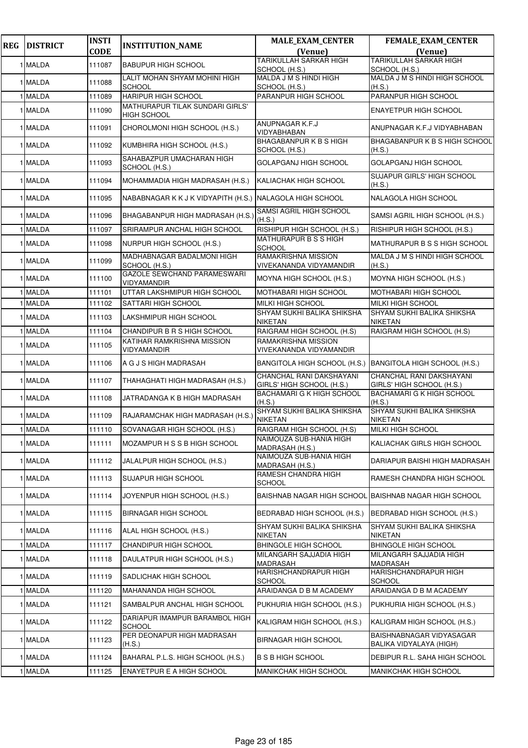| REG | DISTRICT | INSTI CODE | INSTITUTION_NAME | MALE_EXAM_CENTER (Venue) | FEMALE_EXAM_CENTER (Venue) |
|---|---|---|---|---|---|
| 1 | MALDA | 111087 | BABUPUR HIGH SCHOOL | TARIKULLAH SARKAR HIGH SCHOOL (H.S.) | TARIKULLAH SARKAR HIGH SCHOOL (H.S.) |
| 1 | MALDA | 111088 | LALIT MOHAN SHYAM MOHINI HIGH SCHOOL | MALDA J M S HINDI HIGH SCHOOL (H.S.) | MALDA J M S HINDI HIGH SCHOOL (H.S.) |
| 1 | MALDA | 111089 | HARIPUR HIGH SCHOOL | PARANPUR HIGH SCHOOL | PARANPUR HIGH SCHOOL |
| 1 | MALDA | 111090 | MATHURAPUR TILAK SUNDARI GIRLS' HIGH SCHOOL | | ENAYETPUR HIGH SCHOOL |
| 1 | MALDA | 111091 | CHOROLMONI HIGH SCHOOL (H.S.) | ANUPNAGAR K.F.J VIDYABHABAN | ANUPNAGAR K.F.J VIDYABHABAN |
| 1 | MALDA | 111092 | KUMBHIRA HIGH SCHOOL (H.S.) | BHAGABANPUR K B S HIGH SCHOOL (H.S.) | BHAGABANPUR K B S HIGH SCHOOL (H.S.) |
| 1 | MALDA | 111093 | SAHABAZPUR UMACHARAN HIGH SCHOOL (H.S.) | GOLAPGANJ HIGH SCHOOL | GOLAPGANJ HIGH SCHOOL |
| 1 | MALDA | 111094 | MOHAMMADIA HIGH MADRASAH (H.S.) | KALIACHAK HIGH SCHOOL | SUJAPUR GIRLS' HIGH SCHOOL (H.S.) |
| 1 | MALDA | 111095 | NABABNAGAR K K J K VIDYAPITH (H.S.) | NALAGOLA HIGH SCHOOL | NALAGOLA HIGH SCHOOL |
| 1 | MALDA | 111096 | BHAGABANPUR HIGH MADRASAH (H.S.) | SAMSI AGRIL HIGH SCHOOL (H.S.) | SAMSI AGRIL HIGH SCHOOL (H.S.) |
| 1 | MALDA | 111097 | SRIRAMPUR ANCHAL HIGH SCHOOL | RISHIPUR HIGH SCHOOL (H.S.) | RISHIPUR HIGH SCHOOL (H.S.) |
| 1 | MALDA | 111098 | NURPUR HIGH SCHOOL (H.S.) | MATHURAPUR B S S HIGH SCHOOL | MATHURAPUR B S S HIGH SCHOOL |
| 1 | MALDA | 111099 | MADHABNAGAR BADALMONI HIGH SCHOOL (H.S.) | RAMAKRISHNA MISSION VIVEKANANDA VIDYAMANDIR | MALDA J M S HINDI HIGH SCHOOL (H.S.) |
| 1 | MALDA | 111100 | GAZOLE SEWCHAND PARAMESWARI VIDYAMANDIR | MOYNA HIGH SCHOOL (H.S.) | MOYNA HIGH SCHOOL (H.S.) |
| 1 | MALDA | 111101 | UTTAR LAKSHMIPUR HIGH SCHOOL | MOTHABARI HIGH SCHOOL | MOTHABARI HIGH SCHOOL |
| 1 | MALDA | 111102 | SATTARI HIGH SCHOOL | MILKI HIGH SCHOOL | MILKI HIGH SCHOOL |
| 1 | MALDA | 111103 | LAKSHMIPUR HIGH SCHOOL | SHYAM SUKHI BALIKA SHIKSHA NIKETAN | SHYAM SUKHI BALIKA SHIKSHA NIKETAN |
| 1 | MALDA | 111104 | CHANDIPUR B R S HIGH SCHOOL | RAIGRAM HIGH SCHOOL (H.S) | RAIGRAM HIGH SCHOOL (H.S) |
| 1 | MALDA | 111105 | KATIHAR RAMKRISHNA MISSION VIDYAMANDIR | RAMAKRISHNA MISSION VIVEKANANDA VIDYAMANDIR | |
| 1 | MALDA | 111106 | A G J S HIGH MADRASAH | BANGITOLA HIGH SCHOOL (H.S.) | BANGITOLA HIGH SCHOOL (H.S.) |
| 1 | MALDA | 111107 | THAHAGHATI HIGH MADRASAH (H.S.) | CHANCHAL RANI DAKSHAYANI GIRLS' HIGH SCHOOL (H.S.) | CHANCHAL RANI DAKSHAYANI GIRLS' HIGH SCHOOL (H.S.) |
| 1 | MALDA | 111108 | JATRADANGA K B HIGH MADRASAH | BACHAMARI G K HIGH SCHOOL (H.S.) | BACHAMARI G K HIGH SCHOOL (H.S.) |
| 1 | MALDA | 111109 | RAJARAMCHAK HIGH MADRASAH (H.S.) | SHYAM SUKHI BALIKA SHIKSHA NIKETAN | SHYAM SUKHI BALIKA SHIKSHA NIKETAN |
| 1 | MALDA | 111110 | SOVANAGAR HIGH SCHOOL (H.S.) | RAIGRAM HIGH SCHOOL (H.S) | MILKI HIGH SCHOOL |
| 1 | MALDA | 111111 | MOZAMPUR H S S B HIGH SCHOOL | NAIMOUZA SUB-HANIA HIGH MADRASAH (H.S.) | KALIACHAK GIRLS HIGH SCHOOL |
| 1 | MALDA | 111112 | JALALPUR HIGH SCHOOL (H.S.) | NAIMOUZA SUB-HANIA HIGH MADRASAH (H.S.) | DARIAPUR BAISHI HIGH MADRASAH |
| 1 | MALDA | 111113 | SUJAPUR HIGH SCHOOL | RAMESH CHANDRA HIGH SCHOOL | RAMESH CHANDRA HIGH SCHOOL |
| 1 | MALDA | 111114 | JOYENPUR HIGH SCHOOL (H.S.) | BAISHNAB NAGAR HIGH SCHOOL | BAISHNAB NAGAR HIGH SCHOOL |
| 1 | MALDA | 111115 | BIRNAGAR HIGH SCHOOL | BEDRABAD HIGH SCHOOL (H.S.) | BEDRABAD HIGH SCHOOL (H.S.) |
| 1 | MALDA | 111116 | ALAL HIGH SCHOOL (H.S.) | SHYAM SUKHI BALIKA SHIKSHA NIKETAN | SHYAM SUKHI BALIKA SHIKSHA NIKETAN |
| 1 | MALDA | 111117 | CHANDIPUR HIGH SCHOOL | BHINGOLE HIGH SCHOOL | BHINGOLE HIGH SCHOOL |
| 1 | MALDA | 111118 | DAULATPUR HIGH SCHOOL (H.S.) | MILANGARH SAJJADIA HIGH MADRASAH | MILANGARH SAJJADIA HIGH MADRASAH |
| 1 | MALDA | 111119 | SADLICHAK HIGH SCHOOL | HARISHCHANDRAPUR HIGH SCHOOL | HARISHCHANDRAPUR HIGH SCHOOL |
| 1 | MALDA | 111120 | MAHANANDA HIGH SCHOOL | ARAIDANGA D B M ACADEMY | ARAIDANGA D B M ACADEMY |
| 1 | MALDA | 111121 | SAMBALPUR ANCHAL HIGH SCHOOL | PUKHURIA HIGH SCHOOL (H.S.) | PUKHURIA HIGH SCHOOL (H.S.) |
| 1 | MALDA | 111122 | DARIAPUR IMAMPUR BARAMBOL HIGH SCHOOL | KALIGRAM HIGH SCHOOL (H.S.) | KALIGRAM HIGH SCHOOL (H.S.) |
| 1 | MALDA | 111123 | PER DEONAPUR HIGH MADRASAH (H.S.) | BIRNAGAR HIGH SCHOOL | BAISHNABNAGAR VIDYASAGAR BALIKA VIDYALAYA (HIGH) |
| 1 | MALDA | 111124 | BAHARAL P.L.S. HIGH SCHOOL (H.S.) | B S B HIGH SCHOOL | DEBIPUR R.L. SAHA HIGH SCHOOL |
| 1 | MALDA | 111125 | ENAYETPUR E A HIGH SCHOOL | MANIKCHAK HIGH SCHOOL | MANIKCHAK HIGH SCHOOL |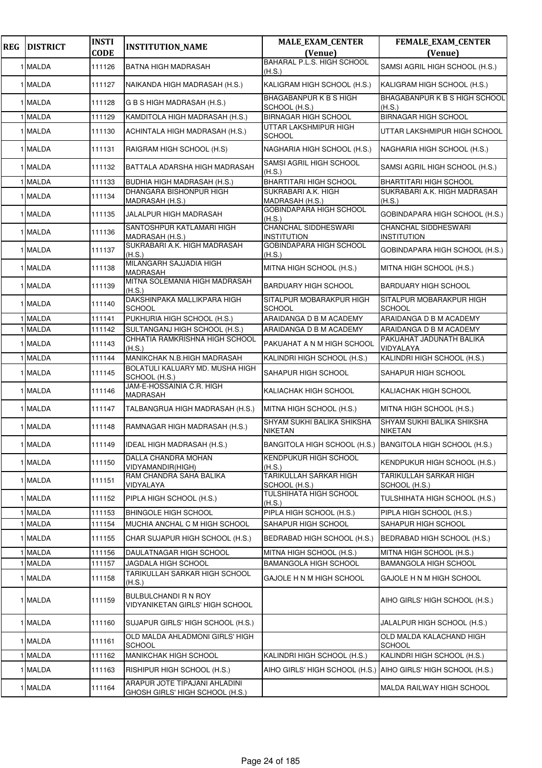| REG | DISTRICT | INSTI CODE | INSTITUTION_NAME | MALE_EXAM_CENTER (Venue) | FEMALE_EXAM_CENTER (Venue) |
|---|---|---|---|---|---|
| 1 | MALDA | 111126 | BATNA HIGH MADRASAH | BAHARAL P.L.S. HIGH SCHOOL (H.S.) | SAMSI AGRIL HIGH SCHOOL (H.S.) |
| 1 | MALDA | 111127 | NAIKANDA HIGH MADRASAH (H.S.) | KALIGRAM HIGH SCHOOL (H.S.) | KALIGRAM HIGH SCHOOL (H.S.) |
| 1 | MALDA | 111128 | G B S HIGH MADRASAH (H.S.) | BHAGABANPUR K B S HIGH SCHOOL (H.S.) | BHAGABANPUR K B S HIGH SCHOOL (H.S.) |
| 1 | MALDA | 111129 | KAMDITOLA HIGH MADRASAH (H.S.) | BIRNAGAR HIGH SCHOOL | BIRNAGAR HIGH SCHOOL |
| 1 | MALDA | 111130 | ACHINTALA HIGH MADRASAH (H.S.) | UTTAR LAKSHMIPUR HIGH SCHOOL | UTTAR LAKSHMIPUR HIGH SCHOOL |
| 1 | MALDA | 111131 | RAIGRAM HIGH SCHOOL (H.S) | NAGHARIA HIGH SCHOOL (H.S.) | NAGHARIA HIGH SCHOOL (H.S.) |
| 1 | MALDA | 111132 | BATTALA ADARSHA HIGH MADRASAH | SAMSI AGRIL HIGH SCHOOL (H.S.) | SAMSI AGRIL HIGH SCHOOL (H.S.) |
| 1 | MALDA | 111133 | BUDHIA HIGH MADRASAH (H.S.) | BHARTITARI HIGH SCHOOL | BHARTITARI HIGH SCHOOL |
| 1 | MALDA | 111134 | DHANGARA BISHONPUR HIGH MADRASAH (H.S.) | SUKRABARI A.K. HIGH MADRASAH (H.S.) | SUKRABARI A.K. HIGH MADRASAH (H.S.) |
| 1 | MALDA | 111135 | JALALPUR HIGH MADRASAH | GOBINDAPARA HIGH SCHOOL (H.S.) | GOBINDAPARA HIGH SCHOOL (H.S.) |
| 1 | MALDA | 111136 | SANTOSHPUR KATLAMARI HIGH MADRASAH (H.S.) | CHANCHAL SIDDHESWARI INSTITUTION | CHANCHAL SIDDHESWARI INSTITUTION |
| 1 | MALDA | 111137 | SUKRABARI A.K. HIGH MADRASAH (H.S.) | GOBINDAPARA HIGH SCHOOL (H.S.) | GOBINDAPARA HIGH SCHOOL (H.S.) |
| 1 | MALDA | 111138 | MILANGARH SAJJADIA HIGH MADRASAH | MITNA HIGH SCHOOL (H.S.) | MITNA HIGH SCHOOL (H.S.) |
| 1 | MALDA | 111139 | MITNA SOLEMANIA HIGH MADRASAH (H.S.) | BARDUARY HIGH SCHOOL | BARDUARY HIGH SCHOOL |
| 1 | MALDA | 111140 | DAKSHINPAKA MALLIKPARA HIGH SCHOOL | SITALPUR MOBARAKPUR HIGH SCHOOL | SITALPUR MOBARAKPUR HIGH SCHOOL |
| 1 | MALDA | 111141 | PUKHURIA HIGH SCHOOL (H.S.) | ARAIDANGA D B M ACADEMY | ARAIDANGA D B M ACADEMY |
| 1 | MALDA | 111142 | SULTANGANJ HIGH SCHOOL (H.S.) | ARAIDANGA D B M ACADEMY | ARAIDANGA D B M ACADEMY |
| 1 | MALDA | 111143 | CHHATIA RAMKRISHNA HIGH SCHOOL (H.S.) | PAKUAHAT A N M HIGH SCHOOL | PAKUAHAT JADUNATH BALIKA VIDYALAYA |
| 1 | MALDA | 111144 | MANIKCHAK N.B.HIGH MADRASAH | KALINDRI HIGH SCHOOL (H.S.) | KALINDRI HIGH SCHOOL (H.S.) |
| 1 | MALDA | 111145 | BOLATULI KALUARY MD. MUSHA HIGH SCHOOL (H.S.) | SAHAPUR HIGH SCHOOL | SAHAPUR HIGH SCHOOL |
| 1 | MALDA | 111146 | JAM-E-HOSSAINIA C.R. HIGH MADRASAH | KALIACHAK HIGH SCHOOL | KALIACHAK HIGH SCHOOL |
| 1 | MALDA | 111147 | TALBANGRUA HIGH MADRASAH (H.S.) | MITNA HIGH SCHOOL (H.S.) | MITNA HIGH SCHOOL (H.S.) |
| 1 | MALDA | 111148 | RAMNAGAR HIGH MADRASAH (H.S.) | SHYAM SUKHI BALIKA SHIKSHA NIKETAN | SHYAM SUKHI BALIKA SHIKSHA NIKETAN |
| 1 | MALDA | 111149 | IDEAL HIGH MADRASAH (H.S.) | BANGITOLA HIGH SCHOOL (H.S.) | BANGITOLA HIGH SCHOOL (H.S.) |
| 1 | MALDA | 111150 | DALLA CHANDRA MOHAN VIDYAMANDIR(HIGH) | KENDPUKUR HIGH SCHOOL (H.S.) | KENDPUKUR HIGH SCHOOL (H.S.) |
| 1 | MALDA | 111151 | RAM CHANDRA SAHA BALIKA VIDYALAYA | TARIKULLAH SARKAR HIGH SCHOOL (H.S.) | TARIKULLAH SARKAR HIGH SCHOOL (H.S.) |
| 1 | MALDA | 111152 | PIPLA HIGH SCHOOL (H.S.) | TULSHIHATA HIGH SCHOOL (H.S.) | TULSHIHATA HIGH SCHOOL (H.S.) |
| 1 | MALDA | 111153 | BHINGOLE HIGH SCHOOL | PIPLA HIGH SCHOOL (H.S.) | PIPLA HIGH SCHOOL (H.S.) |
| 1 | MALDA | 111154 | MUCHIA ANCHAL C M HIGH SCHOOL | SAHAPUR HIGH SCHOOL | SAHAPUR HIGH SCHOOL |
| 1 | MALDA | 111155 | CHAR SUJAPUR HIGH SCHOOL (H.S.) | BEDRABAD HIGH SCHOOL (H.S.) | BEDRABAD HIGH SCHOOL (H.S.) |
| 1 | MALDA | 111156 | DAULATNAGAR HIGH SCHOOL | MITNA HIGH SCHOOL (H.S.) | MITNA HIGH SCHOOL (H.S.) |
| 1 | MALDA | 111157 | JAGDALA HIGH SCHOOL | BAMANGOLA HIGH SCHOOL | BAMANGOLA HIGH SCHOOL |
| 1 | MALDA | 111158 | TARIKULLAH SARKAR HIGH SCHOOL (H.S.) | GAJOLE H N M HIGH SCHOOL | GAJOLE H N M HIGH SCHOOL |
| 1 | MALDA | 111159 | BULBULCHANDI R N ROY VIDYANIKETAN GIRLS' HIGH SCHOOL | | AIHO GIRLS' HIGH SCHOOL (H.S.) |
| 1 | MALDA | 111160 | SUJAPUR GIRLS' HIGH SCHOOL (H.S.) | | JALALPUR HIGH SCHOOL (H.S.) |
| 1 | MALDA | 111161 | OLD MALDA AHLADMONI GIRLS' HIGH SCHOOL | | OLD MALDA KALACHAND HIGH SCHOOL |
| 1 | MALDA | 111162 | MANIKCHAK HIGH SCHOOL | KALINDRI HIGH SCHOOL (H.S.) | KALINDRI HIGH SCHOOL (H.S.) |
| 1 | MALDA | 111163 | RISHIPUR HIGH SCHOOL (H.S.) | AIHO GIRLS' HIGH SCHOOL (H.S.) | AIHO GIRLS' HIGH SCHOOL (H.S.) |
| 1 | MALDA | 111164 | ARAPUR JOTE TIPAJANI AHLADINI GHOSH GIRLS' HIGH SCHOOL (H.S.) | | MALDA RAILWAY HIGH SCHOOL |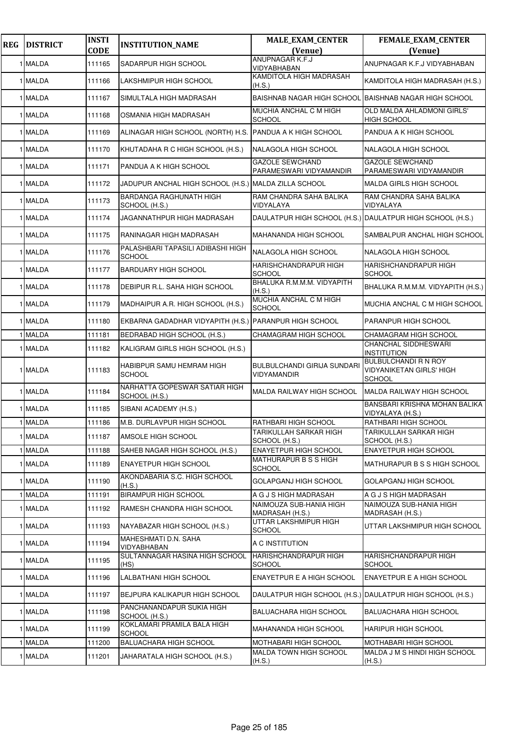| REG | DISTRICT | INSTI CODE | INSTITUTION_NAME | MALE_EXAM_CENTER (Venue) | FEMALE_EXAM_CENTER (Venue) |
|---|---|---|---|---|---|
| 1 | MALDA | 111165 | SADARPUR HIGH SCHOOL | ANUPNAGAR K.F.J VIDYABHABAN | ANUPNAGAR K.F.J VIDYABHABAN |
| 1 | MALDA | 111166 | LAKSHMIPUR HIGH SCHOOL | KAMDITOLA HIGH MADRASAH (H.S.) | KAMDITOLA HIGH MADRASAH (H.S.) |
| 1 | MALDA | 111167 | SIMULTALA HIGH MADRASAH | BAISHNAB NAGAR HIGH SCHOOL | BAISHNAB NAGAR HIGH SCHOOL |
| 1 | MALDA | 111168 | OSMANIA HIGH MADRASAH | MUCHIA ANCHAL C M HIGH SCHOOL | OLD MALDA AHLADMONI GIRLS' HIGH SCHOOL |
| 1 | MALDA | 111169 | ALINAGAR HIGH SCHOOL (NORTH) H.S. | PANDUA A K HIGH SCHOOL | PANDUA A K HIGH SCHOOL |
| 1 | MALDA | 111170 | KHUTADAHA R C HIGH SCHOOL (H.S.) | NALAGOLA HIGH SCHOOL | NALAGOLA HIGH SCHOOL |
| 1 | MALDA | 111171 | PANDUA A K HIGH SCHOOL | GAZOLE SEWCHAND PARAMESWARI VIDYAMANDIR | GAZOLE SEWCHAND PARAMESWARI VIDYAMANDIR |
| 1 | MALDA | 111172 | JADUPUR ANCHAL HIGH SCHOOL (H.S.) | MALDA ZILLA SCHOOL | MALDA GIRLS HIGH SCHOOL |
| 1 | MALDA | 111173 | BARDANGA RAGHUNATH HIGH SCHOOL (H.S.) | RAM CHANDRA SAHA BALIKA VIDYALAYA | RAM CHANDRA SAHA BALIKA VIDYALAYA |
| 1 | MALDA | 111174 | JAGANNATHPUR HIGH MADRASAH | DAULATPUR HIGH SCHOOL (H.S.) | DAULATPUR HIGH SCHOOL (H.S.) |
| 1 | MALDA | 111175 | RANINAGAR HIGH MADRASAH | MAHANANDA HIGH SCHOOL | SAMBALPUR ANCHAL HIGH SCHOOL |
| 1 | MALDA | 111176 | PALASHBARI TAPASILI ADIBASHI HIGH SCHOOL | NALAGOLA HIGH SCHOOL | NALAGOLA HIGH SCHOOL |
| 1 | MALDA | 111177 | BARDUARY HIGH SCHOOL | HARISHCHANDRAPUR HIGH SCHOOL | HARISHCHANDRAPUR HIGH SCHOOL |
| 1 | MALDA | 111178 | DEBIPUR R.L. SAHA HIGH SCHOOL | BHALUKA R.M.M.M. VIDYAPITH (H.S.) | BHALUKA R.M.M.M. VIDYAPITH (H.S.) |
| 1 | MALDA | 111179 | MADHAIPUR A.R. HIGH SCHOOL (H.S.) | MUCHIA ANCHAL C M HIGH SCHOOL | MUCHIA ANCHAL C M HIGH SCHOOL |
| 1 | MALDA | 111180 | EKBARNA GADADHAR VIDYAPITH (H.S.) | PARANPUR HIGH SCHOOL | PARANPUR HIGH SCHOOL |
| 1 | MALDA | 111181 | BEDRABAD HIGH SCHOOL (H.S.) | CHAMAGRAM HIGH SCHOOL | CHAMAGRAM HIGH SCHOOL |
| 1 | MALDA | 111182 | KALIGRAM GIRLS HIGH SCHOOL (H.S.) | | CHANCHAL SIDDHESWARI INSTITUTION |
| 1 | MALDA | 111183 | HABIBPUR SAMU HEMRAM HIGH SCHOOL | BULBULCHANDI GIRIJA SUNDARI VIDYAMANDIR | BULBULCHANDI R N ROY VIDYANIKETAN GIRLS' HIGH SCHOOL |
| 1 | MALDA | 111184 | NARHATTA GOPESWAR SATIAR HIGH SCHOOL (H.S.) | MALDA RAILWAY HIGH SCHOOL | MALDA RAILWAY HIGH SCHOOL |
| 1 | MALDA | 111185 | SIBANI ACADEMY (H.S.) | | BANSBARI KRISHNA MOHAN BALIKA VIDYALAYA (H.S.) |
| 1 | MALDA | 111186 | M.B. DURLAVPUR HIGH SCHOOL | RATHBARI HIGH SCHOOL | RATHBARI HIGH SCHOOL |
| 1 | MALDA | 111187 | AMSOLE HIGH SCHOOL | TARIKULLAH SARKAR HIGH SCHOOL (H.S.) | TARIKULLAH SARKAR HIGH SCHOOL (H.S.) |
| 1 | MALDA | 111188 | SAHEB NAGAR HIGH SCHOOL (H.S.) | ENAYETPUR HIGH SCHOOL | ENAYETPUR HIGH SCHOOL |
| 1 | MALDA | 111189 | ENAYETPUR HIGH SCHOOL | MATHURAPUR B S S HIGH SCHOOL | MATHURAPUR B S S HIGH SCHOOL |
| 1 | MALDA | 111190 | AKONDABARIA S.C. HIGH SCHOOL (H.S.) | GOLAPGANJ HIGH SCHOOL | GOLAPGANJ HIGH SCHOOL |
| 1 | MALDA | 111191 | BIRAMPUR HIGH SCHOOL | A G J S HIGH MADRASAH | A G J S HIGH MADRASAH |
| 1 | MALDA | 111192 | RAMESH CHANDRA HIGH SCHOOL | NAIMOUZA SUB-HANIA HIGH MADRASAH (H.S.) | NAIMOUZA SUB-HANIA HIGH MADRASAH (H.S.) |
| 1 | MALDA | 111193 | NAYABAZAR HIGH SCHOOL (H.S.) | UTTAR LAKSHMIPUR HIGH SCHOOL | UTTAR LAKSHMIPUR HIGH SCHOOL |
| 1 | MALDA | 111194 | MAHESHMATI D.N. SAHA VIDYABHABAN | A C INSTITUTION | |
| 1 | MALDA | 111195 | SULTANNAGAR HASINA HIGH SCHOOL (HS) | HARISHCHANDRAPUR HIGH SCHOOL | HARISHCHANDRAPUR HIGH SCHOOL |
| 1 | MALDA | 111196 | LALBATHANI HIGH SCHOOL | ENAYETPUR E A HIGH SCHOOL | ENAYETPUR E A HIGH SCHOOL |
| 1 | MALDA | 111197 | BEJPURA KALIKAPUR HIGH SCHOOL | DAULATPUR HIGH SCHOOL (H.S.) | DAULATPUR HIGH SCHOOL (H.S.) |
| 1 | MALDA | 111198 | PANCHANANDAPUR SUKIA HIGH SCHOOL (H.S.) | BALUACHARA HIGH SCHOOL | BALUACHARA HIGH SCHOOL |
| 1 | MALDA | 111199 | KOKLAMARI PRAMILA BALA HIGH SCHOOL | MAHANANDA HIGH SCHOOL | HARIPUR HIGH SCHOOL |
| 1 | MALDA | 111200 | BALUACHARA HIGH SCHOOL | MOTHABARI HIGH SCHOOL | MOTHABARI HIGH SCHOOL |
| 1 | MALDA | 111201 | JAHARATALA HIGH SCHOOL (H.S.) | MALDA TOWN HIGH SCHOOL (H.S.) | MALDA J M S HINDI HIGH SCHOOL (H.S.) |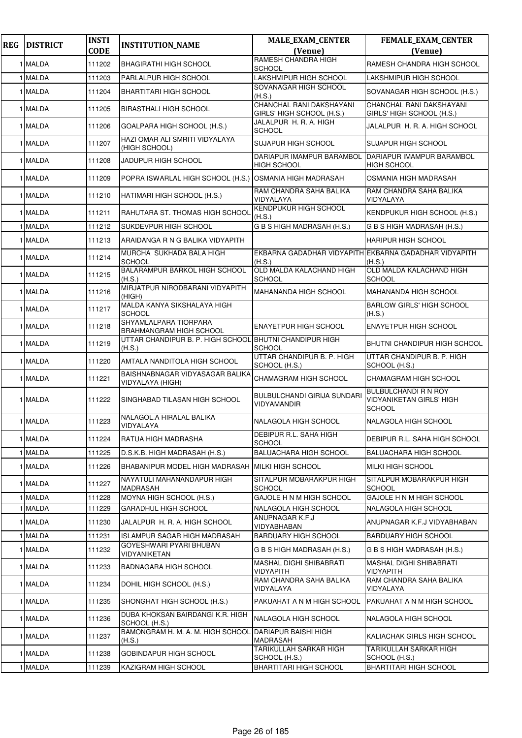| REG | DISTRICT | INSTI CODE | INSTITUTION_NAME | MALE_EXAM_CENTER (Venue) | FEMALE_EXAM_CENTER (Venue) |
|---|---|---|---|---|---|
| 1 | MALDA | 111202 | BHAGIRATHI HIGH SCHOOL | RAMESH CHANDRA HIGH SCHOOL | RAMESH CHANDRA HIGH SCHOOL |
| 1 | MALDA | 111203 | PARLALPUR HIGH SCHOOL | LAKSHMIPUR HIGH SCHOOL | LAKSHMIPUR HIGH SCHOOL |
| 1 | MALDA | 111204 | BHARTITARI HIGH SCHOOL | SOVANAGAR HIGH SCHOOL (H.S.) | SOVANAGAR HIGH SCHOOL (H.S.) |
| 1 | MALDA | 111205 | BIRASTHALI HIGH SCHOOL | CHANCHAL RANI DAKSHAYANI GIRLS' HIGH SCHOOL (H.S.) | CHANCHAL RANI DAKSHAYANI GIRLS' HIGH SCHOOL (H.S.) |
| 1 | MALDA | 111206 | GOALPARA HIGH SCHOOL (H.S.) | JALALPUR H. R. A. HIGH SCHOOL | JALALPUR H. R. A. HIGH SCHOOL |
| 1 | MALDA | 111207 | HAZI OMAR ALI SMRITI VIDYALAYA (HIGH SCHOOL) | SUJAPUR HIGH SCHOOL | SUJAPUR HIGH SCHOOL |
| 1 | MALDA | 111208 | JADUPUR HIGH SCHOOL | DARIAPUR IMAMPUR BARAMBOL HIGH SCHOOL | DARIAPUR IMAMPUR BARAMBOL HIGH SCHOOL |
| 1 | MALDA | 111209 | POPRA ISWARLAL HIGH SCHOOL (H.S.) | OSMANIA HIGH MADRASAH | OSMANIA HIGH MADRASAH |
| 1 | MALDA | 111210 | HATIMARI HIGH SCHOOL (H.S.) | RAM CHANDRA SAHA BALIKA VIDYALAYA | RAM CHANDRA SAHA BALIKA VIDYALAYA |
| 1 | MALDA | 111211 | RAHUTARA ST. THOMAS HIGH SCHOOL | KENDPUKUR HIGH SCHOOL (H.S.) | KENDPUKUR HIGH SCHOOL (H.S.) |
| 1 | MALDA | 111212 | SUKDEVPUR HIGH SCHOOL | G B S HIGH MADRASAH (H.S.) | G B S HIGH MADRASAH (H.S.) |
| 1 | MALDA | 111213 | ARAIDANGA R N G BALIKA VIDYAPITH | | HARIPUR HIGH SCHOOL |
| 1 | MALDA | 111214 | MURCHA SUKHADA BALA HIGH SCHOOL | EKBARNA GADADHAR VIDYAPITH (H.S.) | EKBARNA GADADHAR VIDYAPITH (H.S.) |
| 1 | MALDA | 111215 | BALARAMPUR BARKOL HIGH SCHOOL (H.S.) | OLD MALDA KALACHAND HIGH SCHOOL | OLD MALDA KALACHAND HIGH SCHOOL |
| 1 | MALDA | 111216 | MIRJATPUR NIRODBARANI VIDYAPITH (HIGH) | MAHANANDA HIGH SCHOOL | MAHANANDA HIGH SCHOOL |
| 1 | MALDA | 111217 | MALDA KANYA SIKSHALAYA HIGH SCHOOL | | BARLOW GIRLS' HIGH SCHOOL (H.S.) |
| 1 | MALDA | 111218 | SHYAMLALPARA TIORPARA BRAHMANGRAM HIGH SCHOOL | ENAYETPUR HIGH SCHOOL | ENAYETPUR HIGH SCHOOL |
| 1 | MALDA | 111219 | UTTAR CHANDIPUR B. P. HIGH SCHOOL (H.S.) | BHUTNI CHANDIPUR HIGH SCHOOL | BHUTNI CHANDIPUR HIGH SCHOOL |
| 1 | MALDA | 111220 | AMTALA NANDITOLA HIGH SCHOOL | UTTAR CHANDIPUR B. P. HIGH SCHOOL (H.S.) | UTTAR CHANDIPUR B. P. HIGH SCHOOL (H.S.) |
| 1 | MALDA | 111221 | BAISHNABNAGAR VIDYASAGAR BALIKA VIDYALAYA (HIGH) | CHAMAGRAM HIGH SCHOOL | CHAMAGRAM HIGH SCHOOL |
| 1 | MALDA | 111222 | SINGHABAD TILASAN HIGH SCHOOL | BULBULCHANDI GIRIJA SUNDARI VIDYAMANDIR | BULBULCHANDI R N ROY VIDYANIKETAN GIRLS' HIGH SCHOOL |
| 1 | MALDA | 111223 | NALAGOL.A HIRALAL BALIKA VIDYALAYA | NALAGOLA HIGH SCHOOL | NALAGOLA HIGH SCHOOL |
| 1 | MALDA | 111224 | RATUA HIGH MADRASHA | DEBIPUR R.L. SAHA HIGH SCHOOL | DEBIPUR R.L. SAHA HIGH SCHOOL |
| 1 | MALDA | 111225 | D.S.K.B. HIGH MADRASAH (H.S.) | BALUACHARA HIGH SCHOOL | BALUACHARA HIGH SCHOOL |
| 1 | MALDA | 111226 | BHABANIPUR MODEL HIGH MADRASAH | MILKI HIGH SCHOOL | MILKI HIGH SCHOOL |
| 1 | MALDA | 111227 | NAYATULI MAHANANDAPUR HIGH MADRASAH | SITALPUR MOBARAKPUR HIGH SCHOOL | SITALPUR MOBARAKPUR HIGH SCHOOL |
| 1 | MALDA | 111228 | MOYNA HIGH SCHOOL (H.S.) | GAJOLE H N M HIGH SCHOOL | GAJOLE H N M HIGH SCHOOL |
| 1 | MALDA | 111229 | GARADHUL HIGH SCHOOL | NALAGOLA HIGH SCHOOL | NALAGOLA HIGH SCHOOL |
| 1 | MALDA | 111230 | JALALPUR H. R. A. HIGH SCHOOL | ANUPNAGAR K.F.J VIDYABHABAN | ANUPNAGAR K.F.J VIDYABHABAN |
| 1 | MALDA | 111231 | ISLAMPUR SAGAR HIGH MADRASAH | BARDUARY HIGH SCHOOL | BARDUARY HIGH SCHOOL |
| 1 | MALDA | 111232 | GOYESHWARI PYARI BHUBAN VIDYANIKETAN | G B S HIGH MADRASAH (H.S.) | G B S HIGH MADRASAH (H.S.) |
| 1 | MALDA | 111233 | BADNAGARA HIGH SCHOOL | MASHAL DIGHI SHIBABRATI VIDYAPITH | MASHAL DIGHI SHIBABRATI VIDYAPITH |
| 1 | MALDA | 111234 | DOHIL HIGH SCHOOL (H.S.) | RAM CHANDRA SAHA BALIKA VIDYALAYA | RAM CHANDRA SAHA BALIKA VIDYALAYA |
| 1 | MALDA | 111235 | SHONGHAT HIGH SCHOOL (H.S.) | PAKUAHAT A N M HIGH SCHOOL | PAKUAHAT A N M HIGH SCHOOL |
| 1 | MALDA | 111236 | DUBA KHOKSAN BAIRDANGI K.R. HIGH SCHOOL (H.S.) | NALAGOLA HIGH SCHOOL | NALAGOLA HIGH SCHOOL |
| 1 | MALDA | 111237 | BAMONGRAM H. M. A. M. HIGH SCHOOL (H.S.) | DARIAPUR BAISHI HIGH MADRASAH | KALIACHAK GIRLS HIGH SCHOOL |
| 1 | MALDA | 111238 | GOBINDAPUR HIGH SCHOOL | TARIKULLAH SARKAR HIGH SCHOOL (H.S.) | TARIKULLAH SARKAR HIGH SCHOOL (H.S.) |
| 1 | MALDA | 111239 | KAZIGRAM HIGH SCHOOL | BHARTITARI HIGH SCHOOL | BHARTITARI HIGH SCHOOL |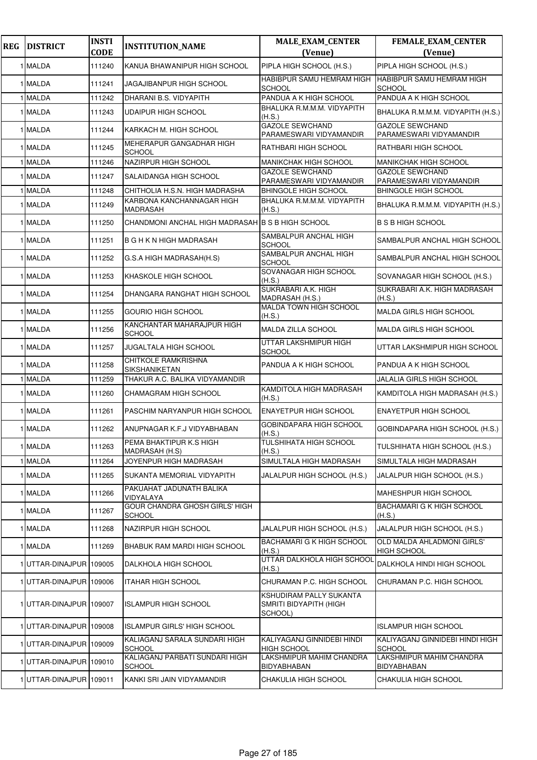| REG | DISTRICT | INSTI CODE | INSTITUTION_NAME | MALE_EXAM_CENTER (Venue) | FEMALE_EXAM_CENTER (Venue) |
|---|---|---|---|---|---|
| 1 | MALDA | 111240 | KANUA BHAWANIPUR HIGH SCHOOL | PIPLA HIGH SCHOOL (H.S.) | PIPLA HIGH SCHOOL (H.S.) |
| 1 | MALDA | 111241 | JAGAJIBANPUR HIGH SCHOOL | HABIBPUR SAMU HEMRAM HIGH SCHOOL | HABIBPUR SAMU HEMRAM HIGH SCHOOL |
| 1 | MALDA | 111242 | DHARANI B.S. VIDYAPITH | PANDUA A K HIGH SCHOOL | PANDUA A K HIGH SCHOOL |
| 1 | MALDA | 111243 | UDAIPUR HIGH SCHOOL | BHALUKA R.M.M.M. VIDYAPITH (H.S.) | BHALUKA R.M.M.M. VIDYAPITH (H.S.) |
| 1 | MALDA | 111244 | KARKACH M. HIGH SCHOOL | GAZOLE SEWCHAND PARAMESWARI VIDYAMANDIR | GAZOLE SEWCHAND PARAMESWARI VIDYAMANDIR |
| 1 | MALDA | 111245 | MEHERAPUR GANGADHAR HIGH SCHOOL | RATHBARI HIGH SCHOOL | RATHBARI HIGH SCHOOL |
| 1 | MALDA | 111246 | NAZIRPUR HIGH SCHOOL | MANIKCHAK HIGH SCHOOL | MANIKCHAK HIGH SCHOOL |
| 1 | MALDA | 111247 | SALAIDANGA HIGH SCHOOL | GAZOLE SEWCHAND PARAMESWARI VIDYAMANDIR | GAZOLE SEWCHAND PARAMESWARI VIDYAMANDIR |
| 1 | MALDA | 111248 | CHITHOLIA H.S.N. HIGH MADRASHA | BHINGOLE HIGH SCHOOL | BHINGOLE HIGH SCHOOL |
| 1 | MALDA | 111249 | KARBONA KANCHANNAGAR HIGH MADRASAH | BHALUKA R.M.M.M. VIDYAPITH (H.S.) | BHALUKA R.M.M.M. VIDYAPITH (H.S.) |
| 1 | MALDA | 111250 | CHANDMONI ANCHAL HIGH MADRASAH | B S B HIGH SCHOOL | B S B HIGH SCHOOL |
| 1 | MALDA | 111251 | B G H K N HIGH MADRASAH | SAMBALPUR ANCHAL HIGH SCHOOL | SAMBALPUR ANCHAL HIGH SCHOOL |
| 1 | MALDA | 111252 | G.S.A HIGH MADRASAH(H.S) | SAMBALPUR ANCHAL HIGH SCHOOL | SAMBALPUR ANCHAL HIGH SCHOOL |
| 1 | MALDA | 111253 | KHASKOLE HIGH SCHOOL | SOVANAGAR HIGH SCHOOL (H.S.) | SOVANAGAR HIGH SCHOOL (H.S.) |
| 1 | MALDA | 111254 | DHANGARA RANGHAT HIGH SCHOOL | SUKRABARI A.K. HIGH MADRASAH (H.S.) | SUKRABARI A.K. HIGH MADRASAH (H.S.) |
| 1 | MALDA | 111255 | GOURIO HIGH SCHOOL | MALDA TOWN HIGH SCHOOL (H.S.) | MALDA GIRLS HIGH SCHOOL |
| 1 | MALDA | 111256 | KANCHANTAR MAHARAJPUR HIGH SCHOOL | MALDA ZILLA SCHOOL | MALDA GIRLS HIGH SCHOOL |
| 1 | MALDA | 111257 | JUGALTALA HIGH SCHOOL | UTTAR LAKSHMIPUR HIGH SCHOOL | UTTAR LAKSHMIPUR HIGH SCHOOL |
| 1 | MALDA | 111258 | CHITKOLE RAMKRISHNA SIKSHANIKETAN | PANDUA A K HIGH SCHOOL | PANDUA A K HIGH SCHOOL |
| 1 | MALDA | 111259 | THAKUR A.C. BALIKA VIDYAMANDIR | | JALALIA GIRLS HIGH SCHOOL |
| 1 | MALDA | 111260 | CHAMAGRAM HIGH SCHOOL | KAMDITOLA HIGH MADRASAH (H.S.) | KAMDITOLA HIGH MADRASAH (H.S.) |
| 1 | MALDA | 111261 | PASCHIM NARYANPUR HIGH SCHOOL | ENAYETPUR HIGH SCHOOL | ENAYETPUR HIGH SCHOOL |
| 1 | MALDA | 111262 | ANUPNAGAR K.F.J VIDYABHABAN | GOBINDAPARA HIGH SCHOOL (H.S.) | GOBINDAPARA HIGH SCHOOL (H.S.) |
| 1 | MALDA | 111263 | PEMA BHAKTIPUR K.S HIGH MADRASAH (H.S) | TULSHIHATA HIGH SCHOOL (H.S.) | TULSHIHATA HIGH SCHOOL (H.S.) |
| 1 | MALDA | 111264 | JOYENPUR HIGH MADRASAH | SIMULTALA HIGH MADRASAH | SIMULTALA HIGH MADRASAH |
| 1 | MALDA | 111265 | SUKANTA MEMORIAL VIDYAPITH | JALALPUR HIGH SCHOOL (H.S.) | JALALPUR HIGH SCHOOL (H.S.) |
| 1 | MALDA | 111266 | PAKUAHAT JADUNATH BALIKA VIDYALAYA | | MAHESHPUR HIGH SCHOOL |
| 1 | MALDA | 111267 | GOUR CHANDRA GHOSH GIRLS' HIGH SCHOOL | | BACHAMARI G K HIGH SCHOOL (H.S.) |
| 1 | MALDA | 111268 | NAZIRPUR HIGH SCHOOL | JALALPUR HIGH SCHOOL (H.S.) | JALALPUR HIGH SCHOOL (H.S.) |
| 1 | MALDA | 111269 | BHABUK RAM MARDI HIGH SCHOOL | BACHAMARI G K HIGH SCHOOL (H.S.) | OLD MALDA AHLADMONI GIRLS' HIGH SCHOOL |
| 1 | UTTAR-DINAJPUR | 109005 | DALKHOLA HIGH SCHOOL | UTTAR DALKHOLA HIGH SCHOOL (H.S.) | DALKHOLA HINDI HIGH SCHOOL |
| 1 | UTTAR-DINAJPUR | 109006 | ITAHAR HIGH SCHOOL | CHURAMAN P.C. HIGH SCHOOL | CHURAMAN P.C. HIGH SCHOOL |
| 1 | UTTAR-DINAJPUR | 109007 | ISLAMPUR HIGH SCHOOL | KSHUDIRAM PALLY SUKANTA SMRITI BIDYAPITH (HIGH SCHOOL) | |
| 1 | UTTAR-DINAJPUR | 109008 | ISLAMPUR GIRLS' HIGH SCHOOL | | ISLAMPUR HIGH SCHOOL |
| 1 | UTTAR-DINAJPUR | 109009 | KALIAGANJ SARALA SUNDARI HIGH SCHOOL | KALIYAGANJ GINNIDEBI HINDI HIGH SCHOOL | KALIYAGANJ GINNIDEBI HINDI HIGH SCHOOL |
| 1 | UTTAR-DINAJPUR | 109010 | KALIAGANJ PARBATI SUNDARI HIGH SCHOOL | LAKSHMIPUR MAHIM CHANDRA BIDYABHABAN | LAKSHMIPUR MAHIM CHANDRA BIDYABHABAN |
| 1 | UTTAR-DINAJPUR | 109011 | KANKI SRI JAIN VIDYAMANDIR | CHAKULIA HIGH SCHOOL | CHAKULIA HIGH SCHOOL |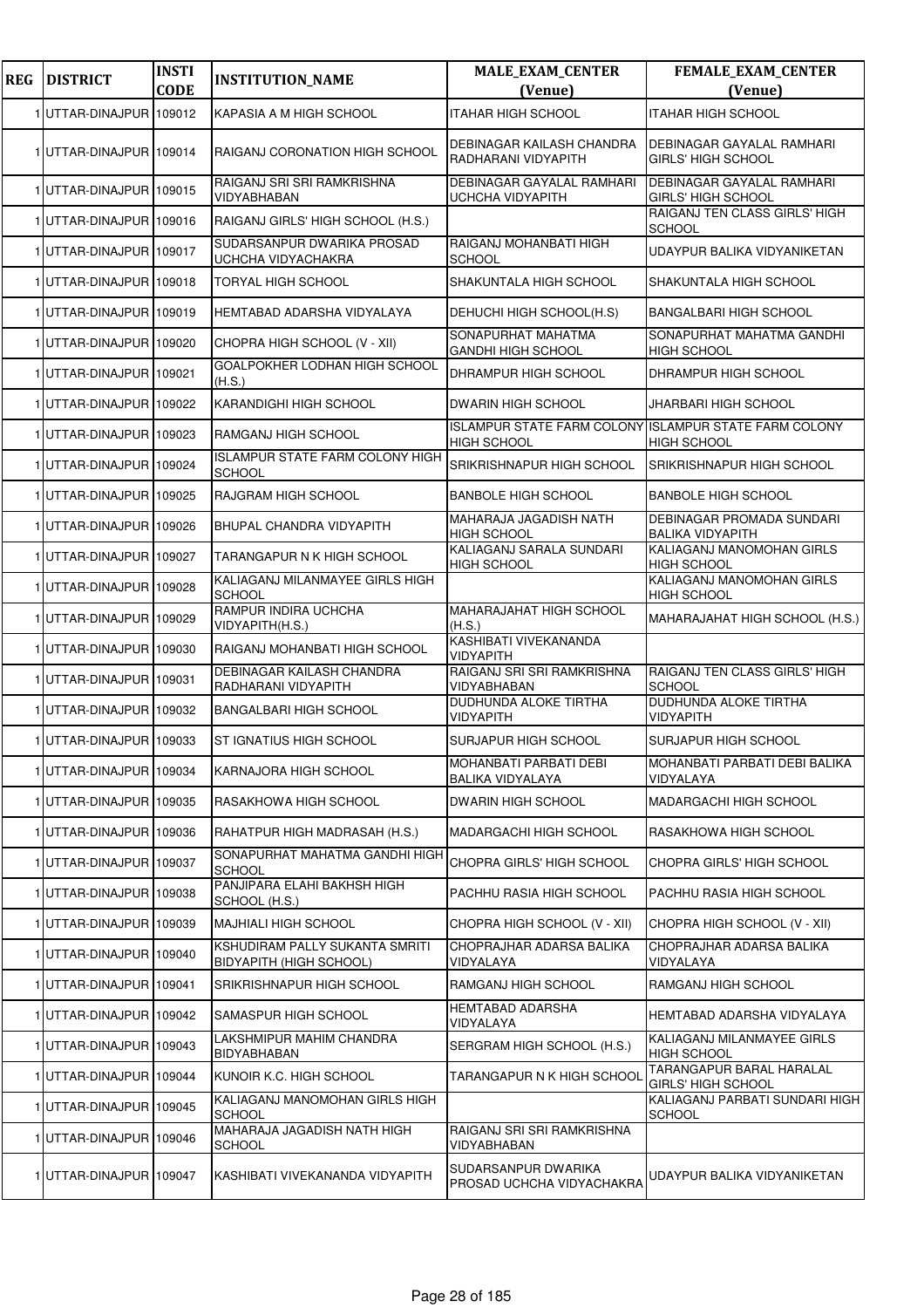| REG | DISTRICT | INSTI CODE | INSTITUTION_NAME | MALE_EXAM_CENTER (Venue) | FEMALE_EXAM_CENTER (Venue) |
|---|---|---|---|---|---|
| 1 | UTTAR-DINAJPUR | 109012 | KAPASIA A M HIGH SCHOOL | ITAHAR HIGH SCHOOL | ITAHAR HIGH SCHOOL |
| 1 | UTTAR-DINAJPUR | 109014 | RAIGANJ CORONATION HIGH SCHOOL | DEBINAGAR KAILASH CHANDRA RADHARANI VIDYAPITH | DEBINAGAR GAYALAL RAMHARI GIRLS' HIGH SCHOOL |
| 1 | UTTAR-DINAJPUR | 109015 | RAIGANJ SRI SRI RAMKRISHNA VIDYABHABAN | DEBINAGAR GAYALAL RAMHARI UCHCHA VIDYAPITH | DEBINAGAR GAYALAL RAMHARI GIRLS' HIGH SCHOOL |
| 1 | UTTAR-DINAJPUR | 109016 | RAIGANJ GIRLS' HIGH SCHOOL (H.S.) | | RAIGANJ TEN CLASS GIRLS' HIGH SCHOOL |
| 1 | UTTAR-DINAJPUR | 109017 | SUDARSANPUR DWARIKA PROSAD UCHCHA VIDYACHAKRA | RAIGANJ MOHANBATI HIGH SCHOOL | UDAYPUR BALIKA VIDYANIKETAN |
| 1 | UTTAR-DINAJPUR | 109018 | TORYAL HIGH SCHOOL | SHAKUNTALA HIGH SCHOOL | SHAKUNTALA HIGH SCHOOL |
| 1 | UTTAR-DINAJPUR | 109019 | HEMTABAD ADARSHA VIDYALAYA | DEHUCHI HIGH SCHOOL(H.S) | BANGALBARI HIGH SCHOOL |
| 1 | UTTAR-DINAJPUR | 109020 | CHOPRA HIGH SCHOOL (V - XII) | SONAPURHAT MAHATMA GANDHI HIGH SCHOOL | SONAPURHAT MAHATMA GANDHI HIGH SCHOOL |
| 1 | UTTAR-DINAJPUR | 109021 | GOALPOKHER LODHAN HIGH SCHOOL (H.S.) | DHRAMPUR HIGH SCHOOL | DHRAMPUR HIGH SCHOOL |
| 1 | UTTAR-DINAJPUR | 109022 | KARANDIGHI HIGH SCHOOL | DWARIN HIGH SCHOOL | JHARBARI HIGH SCHOOL |
| 1 | UTTAR-DINAJPUR | 109023 | RAMGANJ HIGH SCHOOL | ISLAMPUR STATE FARM COLONY HIGH SCHOOL | ISLAMPUR STATE FARM COLONY HIGH SCHOOL |
| 1 | UTTAR-DINAJPUR | 109024 | ISLAMPUR STATE FARM COLONY HIGH SCHOOL | SRIKRISHNAPUR HIGH SCHOOL | SRIKRISHNAPUR HIGH SCHOOL |
| 1 | UTTAR-DINAJPUR | 109025 | RAJGRAM HIGH SCHOOL | BANBOLE HIGH SCHOOL | BANBOLE HIGH SCHOOL |
| 1 | UTTAR-DINAJPUR | 109026 | BHUPAL CHANDRA VIDYAPITH | MAHARAJA JAGADISH NATH HIGH SCHOOL | DEBINAGAR PROMADA SUNDARI BALIKA VIDYAPITH |
| 1 | UTTAR-DINAJPUR | 109027 | TARANGAPUR N K HIGH SCHOOL | KALIAGANJ SARALA SUNDARI HIGH SCHOOL | KALIAGANJ MANOMOHAN GIRLS HIGH SCHOOL |
| 1 | UTTAR-DINAJPUR | 109028 | KALIAGANJ MILANMAYEE GIRLS HIGH SCHOOL | | KALIAGANJ MANOMOHAN GIRLS HIGH SCHOOL |
| 1 | UTTAR-DINAJPUR | 109029 | RAMPUR INDIRA UCHCHA VIDYAPITH(H.S.) | MAHARAJAHAT HIGH SCHOOL (H.S.) | MAHARAJAHAT HIGH SCHOOL (H.S.) |
| 1 | UTTAR-DINAJPUR | 109030 | RAIGANJ MOHANBATI HIGH SCHOOL | KASHIBATI VIVEKANANDA VIDYAPITH | |
| 1 | UTTAR-DINAJPUR | 109031 | DEBINAGAR KAILASH CHANDRA RADHARANI VIDYAPITH | RAIGANJ SRI SRI RAMKRISHNA VIDYABHABAN | RAIGANJ TEN CLASS GIRLS' HIGH SCHOOL |
| 1 | UTTAR-DINAJPUR | 109032 | BANGALBARI HIGH SCHOOL | DUDHUNDA ALOKE TIRTHA VIDYAPITH | DUDHUNDA ALOKE TIRTHA VIDYAPITH |
| 1 | UTTAR-DINAJPUR | 109033 | ST IGNATIUS HIGH SCHOOL | SURJAPUR HIGH SCHOOL | SURJAPUR HIGH SCHOOL |
| 1 | UTTAR-DINAJPUR | 109034 | KARNAJORA HIGH SCHOOL | MOHANBATI PARBATI DEBI BALIKA VIDYALAYA | MOHANBATI PARBATI DEBI BALIKA VIDYALAYA |
| 1 | UTTAR-DINAJPUR | 109035 | RASAKHOWA HIGH SCHOOL | DWARIN HIGH SCHOOL | MADARGACHI HIGH SCHOOL |
| 1 | UTTAR-DINAJPUR | 109036 | RAHATPUR HIGH MADRASAH (H.S.) | MADARGACHI HIGH SCHOOL | RASAKHOWA HIGH SCHOOL |
| 1 | UTTAR-DINAJPUR | 109037 | SONAPURHAT MAHATMA GANDHI HIGH SCHOOL | CHOPRA GIRLS' HIGH SCHOOL | CHOPRA GIRLS' HIGH SCHOOL |
| 1 | UTTAR-DINAJPUR | 109038 | PANJIPARA ELAHI BAKHSH HIGH SCHOOL (H.S.) | PACHHU RASIA HIGH SCHOOL | PACHHU RASIA HIGH SCHOOL |
| 1 | UTTAR-DINAJPUR | 109039 | MAJHIALI HIGH SCHOOL | CHOPRA HIGH SCHOOL (V - XII) | CHOPRA HIGH SCHOOL (V - XII) |
| 1 | UTTAR-DINAJPUR | 109040 | KSHUDIRAM PALLY SUKANTA SMRITI BIDYAPITH (HIGH SCHOOL) | CHOPRAJHAR ADARSA BALIKA VIDYALAYA | CHOPRAJHAR ADARSA BALIKA VIDYALAYA |
| 1 | UTTAR-DINAJPUR | 109041 | SRIKRISHNAPUR HIGH SCHOOL | RAMGANJ HIGH SCHOOL | RAMGANJ HIGH SCHOOL |
| 1 | UTTAR-DINAJPUR | 109042 | SAMASPUR HIGH SCHOOL | HEMTABAD ADARSHA VIDYALAYA | HEMTABAD ADARSHA VIDYALAYA |
| 1 | UTTAR-DINAJPUR | 109043 | LAKSHMIPUR MAHIM CHANDRA BIDYABHABAN | SERGRAM HIGH SCHOOL (H.S.) | KALIAGANJ MILANMAYEE GIRLS HIGH SCHOOL |
| 1 | UTTAR-DINAJPUR | 109044 | KUNOIR K.C. HIGH SCHOOL | TARANGAPUR N K HIGH SCHOOL | TARANGAPUR BARAL HARALAL GIRLS' HIGH SCHOOL |
| 1 | UTTAR-DINAJPUR | 109045 | KALIAGANJ MANOMOHAN GIRLS HIGH SCHOOL | | KALIAGANJ PARBATI SUNDARI HIGH SCHOOL |
| 1 | UTTAR-DINAJPUR | 109046 | MAHARAJA JAGADISH NATH HIGH SCHOOL | RAIGANJ SRI SRI RAMKRISHNA VIDYABHABAN | |
| 1 | UTTAR-DINAJPUR | 109047 | KASHIBATI VIVEKANANDA VIDYAPITH | SUDARSANPUR DWARIKA PROSAD UCHCHA VIDYACHAKRA | UDAYPUR BALIKA VIDYANIKETAN |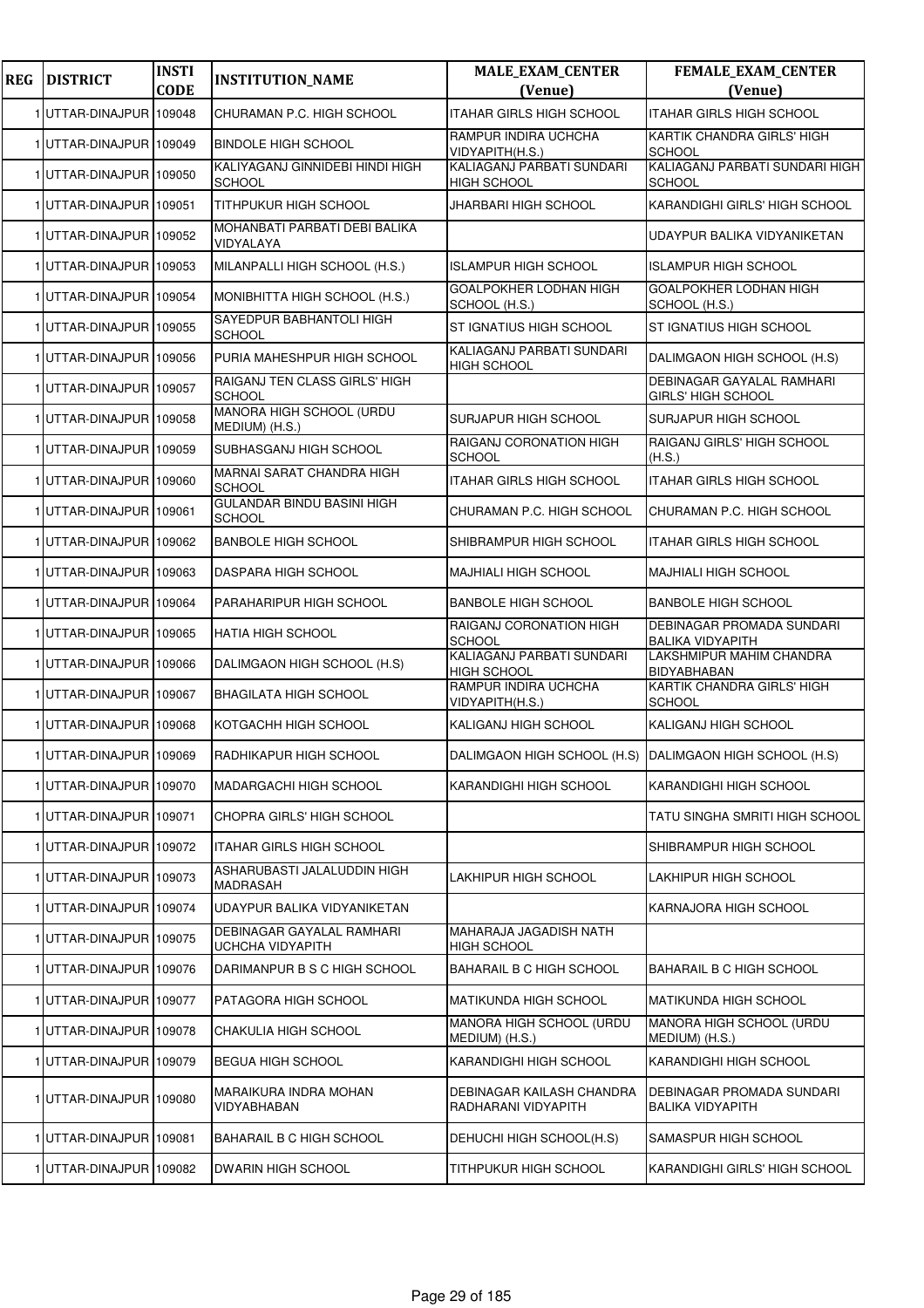| REG | DISTRICT | INSTI CODE | INSTITUTION_NAME | MALE_EXAM_CENTER (Venue) | FEMALE_EXAM_CENTER (Venue) |
|---|---|---|---|---|---|
| 1 | UTTAR-DINAJPUR | 109048 | CHURAMAN P.C. HIGH SCHOOL | ITAHAR GIRLS HIGH SCHOOL | ITAHAR GIRLS HIGH SCHOOL |
| 1 | UTTAR-DINAJPUR | 109049 | BINDOLE HIGH SCHOOL | RAMPUR INDIRA UCHCHA VIDYAPITH(H.S.) | KARTIK CHANDRA GIRLS' HIGH SCHOOL |
| 1 | UTTAR-DINAJPUR | 109050 | KALIYAGANJ GINNIDEBI HINDI HIGH SCHOOL | KALIAGANJ PARBATI SUNDARI HIGH SCHOOL | KALIAGANJ PARBATI SUNDARI HIGH SCHOOL |
| 1 | UTTAR-DINAJPUR | 109051 | TITHPUKUR HIGH SCHOOL | JHARBARI HIGH SCHOOL | KARANDIGHI GIRLS' HIGH SCHOOL |
| 1 | UTTAR-DINAJPUR | 109052 | MOHANBATI PARBATI DEBI BALIKA VIDYALAYA | | UDAYPUR BALIKA VIDYANIKETAN |
| 1 | UTTAR-DINAJPUR | 109053 | MILANPALLI HIGH SCHOOL (H.S.) | ISLAMPUR HIGH SCHOOL | ISLAMPUR HIGH SCHOOL |
| 1 | UTTAR-DINAJPUR | 109054 | MONIBHITTA HIGH SCHOOL (H.S.) | GOALPOKHER LODHAN HIGH SCHOOL (H.S.) | GOALPOKHER LODHAN HIGH SCHOOL (H.S.) |
| 1 | UTTAR-DINAJPUR | 109055 | SAYEDPUR BABHANTOLI HIGH SCHOOL | ST IGNATIUS HIGH SCHOOL | ST IGNATIUS HIGH SCHOOL |
| 1 | UTTAR-DINAJPUR | 109056 | PURIA MAHESHPUR HIGH SCHOOL | KALIAGANJ PARBATI SUNDARI HIGH SCHOOL | DALIMGAON HIGH SCHOOL (H.S) |
| 1 | UTTAR-DINAJPUR | 109057 | RAIGANJ TEN CLASS GIRLS' HIGH SCHOOL | | DEBINAGAR GAYALAL RAMHARI GIRLS' HIGH SCHOOL |
| 1 | UTTAR-DINAJPUR | 109058 | MANORA HIGH SCHOOL (URDU MEDIUM) (H.S.) | SURJAPUR HIGH SCHOOL | SURJAPUR HIGH SCHOOL |
| 1 | UTTAR-DINAJPUR | 109059 | SUBHASGANJ HIGH SCHOOL | RAIGANJ CORONATION HIGH SCHOOL | RAIGANJ GIRLS' HIGH SCHOOL (H.S.) |
| 1 | UTTAR-DINAJPUR | 109060 | MARNAI SARAT CHANDRA HIGH SCHOOL | ITAHAR GIRLS HIGH SCHOOL | ITAHAR GIRLS HIGH SCHOOL |
| 1 | UTTAR-DINAJPUR | 109061 | GULANDAR BINDU BASINI HIGH SCHOOL | CHURAMAN P.C. HIGH SCHOOL | CHURAMAN P.C. HIGH SCHOOL |
| 1 | UTTAR-DINAJPUR | 109062 | BANBOLE HIGH SCHOOL | SHIBRAMPUR HIGH SCHOOL | ITAHAR GIRLS HIGH SCHOOL |
| 1 | UTTAR-DINAJPUR | 109063 | DASPARA HIGH SCHOOL | MAJHIALI HIGH SCHOOL | MAJHIALI HIGH SCHOOL |
| 1 | UTTAR-DINAJPUR | 109064 | PARAHARIPUR HIGH SCHOOL | BANBOLE HIGH SCHOOL | BANBOLE HIGH SCHOOL |
| 1 | UTTAR-DINAJPUR | 109065 | HATIA HIGH SCHOOL | RAIGANJ CORONATION HIGH SCHOOL | DEBINAGAR PROMADA SUNDARI BALIKA VIDYAPITH |
| 1 | UTTAR-DINAJPUR | 109066 | DALIMGAON HIGH SCHOOL (H.S) | KALIAGANJ PARBATI SUNDARI HIGH SCHOOL | LAKSHMIPUR MAHIM CHANDRA BIDYABHABAN |
| 1 | UTTAR-DINAJPUR | 109067 | BHAGILATA HIGH SCHOOL | RAMPUR INDIRA UCHCHA VIDYAPITH(H.S.) | KARTIK CHANDRA GIRLS' HIGH SCHOOL |
| 1 | UTTAR-DINAJPUR | 109068 | KOTGACHH HIGH SCHOOL | KALIGANJ HIGH SCHOOL | KALIGANJ HIGH SCHOOL |
| 1 | UTTAR-DINAJPUR | 109069 | RADHIKAPUR HIGH SCHOOL | DALIMGAON HIGH SCHOOL (H.S) | DALIMGAON HIGH SCHOOL (H.S) |
| 1 | UTTAR-DINAJPUR | 109070 | MADARGACHI HIGH SCHOOL | KARANDIGHI HIGH SCHOOL | KARANDIGHI HIGH SCHOOL |
| 1 | UTTAR-DINAJPUR | 109071 | CHOPRA GIRLS' HIGH SCHOOL | | TATU SINGHA SMRITI HIGH SCHOOL |
| 1 | UTTAR-DINAJPUR | 109072 | ITAHAR GIRLS HIGH SCHOOL | | SHIBRAMPUR HIGH SCHOOL |
| 1 | UTTAR-DINAJPUR | 109073 | ASHARUBASTI JALALUDDIN HIGH MADRASAH | LAKHIPUR HIGH SCHOOL | LAKHIPUR HIGH SCHOOL |
| 1 | UTTAR-DINAJPUR | 109074 | UDAYPUR BALIKA VIDYANIKETAN | | KARNAJORA HIGH SCHOOL |
| 1 | UTTAR-DINAJPUR | 109075 | DEBINAGAR GAYALAL RAMHARI UCHCHA VIDYAPITH | MAHARAJA JAGADISH NATH HIGH SCHOOL | |
| 1 | UTTAR-DINAJPUR | 109076 | DARIMANPUR B S C HIGH SCHOOL | BAHARAIL B C HIGH SCHOOL | BAHARAIL B C HIGH SCHOOL |
| 1 | UTTAR-DINAJPUR | 109077 | PATAGORA HIGH SCHOOL | MATIKUNDA HIGH SCHOOL | MATIKUNDA HIGH SCHOOL |
| 1 | UTTAR-DINAJPUR | 109078 | CHAKULIA HIGH SCHOOL | MANORA HIGH SCHOOL (URDU MEDIUM) (H.S.) | MANORA HIGH SCHOOL (URDU MEDIUM) (H.S.) |
| 1 | UTTAR-DINAJPUR | 109079 | BEGUA HIGH SCHOOL | KARANDIGHI HIGH SCHOOL | KARANDIGHI HIGH SCHOOL |
| 1 | UTTAR-DINAJPUR | 109080 | MARAIKURA INDRA MOHAN VIDYABHABAN | DEBINAGAR KAILASH CHANDRA RADHARANI VIDYAPITH | DEBINAGAR PROMADA SUNDARI BALIKA VIDYAPITH |
| 1 | UTTAR-DINAJPUR | 109081 | BAHARAIL B C HIGH SCHOOL | DEHUCHI HIGH SCHOOL(H.S) | SAMASPUR HIGH SCHOOL |
| 1 | UTTAR-DINAJPUR | 109082 | DWARIN HIGH SCHOOL | TITHPUKUR HIGH SCHOOL | KARANDIGHI GIRLS' HIGH SCHOOL |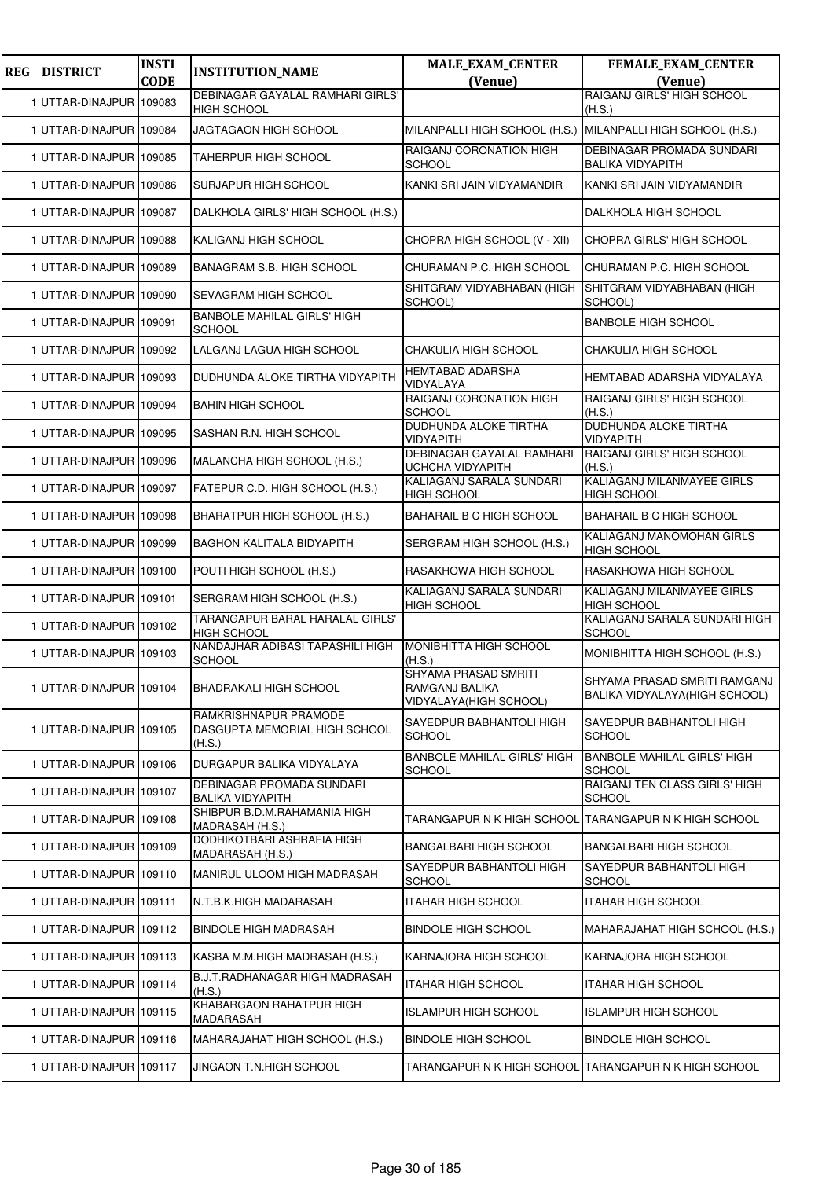| REG | DISTRICT | INSTI CODE | INSTITUTION_NAME | MALE_EXAM_CENTER (Venue) | FEMALE_EXAM_CENTER (Venue) |
|---|---|---|---|---|---|
| 1 | UTTAR-DINAJPUR | 109083 | DEBINAGAR GAYALAL RAMHARI GIRLS' HIGH SCHOOL | | RAIGANJ GIRLS' HIGH SCHOOL (H.S.) |
| 1 | UTTAR-DINAJPUR | 109084 | JAGTAGAON HIGH SCHOOL | MILANPALLI HIGH SCHOOL (H.S.) | MILANPALLI HIGH SCHOOL (H.S.) |
| 1 | UTTAR-DINAJPUR | 109085 | TAHERPUR HIGH SCHOOL | RAIGANJ CORONATION HIGH SCHOOL | DEBINAGAR PROMADA SUNDARI BALIKA VIDYAPITH |
| 1 | UTTAR-DINAJPUR | 109086 | SURJAPUR HIGH SCHOOL | KANKI SRI JAIN VIDYAMANDIR | KANKI SRI JAIN VIDYAMANDIR |
| 1 | UTTAR-DINAJPUR | 109087 | DALKHOLA GIRLS' HIGH SCHOOL (H.S.) | | DALKHOLA HIGH SCHOOL |
| 1 | UTTAR-DINAJPUR | 109088 | KALIGANJ HIGH SCHOOL | CHOPRA HIGH SCHOOL (V - XII) | CHOPRA GIRLS' HIGH SCHOOL |
| 1 | UTTAR-DINAJPUR | 109089 | BANAGRAM S.B. HIGH SCHOOL | CHURAMAN P.C. HIGH SCHOOL | CHURAMAN P.C. HIGH SCHOOL |
| 1 | UTTAR-DINAJPUR | 109090 | SEVAGRAM HIGH SCHOOL | SHITGRAM VIDYABHABAN (HIGH SCHOOL) | SHITGRAM VIDYABHABAN (HIGH SCHOOL) |
| 1 | UTTAR-DINAJPUR | 109091 | BANBOLE MAHILAL GIRLS' HIGH SCHOOL | | BANBOLE HIGH SCHOOL |
| 1 | UTTAR-DINAJPUR | 109092 | LALGANJ LAGUA HIGH SCHOOL | CHAKULIA HIGH SCHOOL | CHAKULIA HIGH SCHOOL |
| 1 | UTTAR-DINAJPUR | 109093 | DUDHUNDA ALOKE TIRTHA VIDYAPITH | HEMTABAD ADARSHA VIDYALAYA | HEMTABAD ADARSHA VIDYALAYA |
| 1 | UTTAR-DINAJPUR | 109094 | BAHIN HIGH SCHOOL | RAIGANJ CORONATION HIGH SCHOOL | RAIGANJ GIRLS' HIGH SCHOOL (H.S.) |
| 1 | UTTAR-DINAJPUR | 109095 | SASHAN R.N. HIGH SCHOOL | DUDHUNDA ALOKE TIRTHA VIDYAPITH | DUDHUNDA ALOKE TIRTHA VIDYAPITH |
| 1 | UTTAR-DINAJPUR | 109096 | MALANCHA HIGH SCHOOL (H.S.) | DEBINAGAR GAYALAL RAMHARI UCHCHA VIDYAPITH | RAIGANJ GIRLS' HIGH SCHOOL (H.S.) |
| 1 | UTTAR-DINAJPUR | 109097 | FATEPUR C.D. HIGH SCHOOL (H.S.) | KALIAGANJ SARALA SUNDARI HIGH SCHOOL | KALIAGANJ MILANMAYEE GIRLS HIGH SCHOOL |
| 1 | UTTAR-DINAJPUR | 109098 | BHARATPUR HIGH SCHOOL (H.S.) | BAHARAIL B C HIGH SCHOOL | BAHARAIL B C HIGH SCHOOL |
| 1 | UTTAR-DINAJPUR | 109099 | BAGHON KALITALA BIDYAPITH | SERGRAM HIGH SCHOOL (H.S.) | KALIAGANJ MANOMOHAN GIRLS HIGH SCHOOL |
| 1 | UTTAR-DINAJPUR | 109100 | POUTI HIGH SCHOOL (H.S.) | RASAKHOWA HIGH SCHOOL | RASAKHOWA HIGH SCHOOL |
| 1 | UTTAR-DINAJPUR | 109101 | SERGRAM HIGH SCHOOL (H.S.) | KALIAGANJ SARALA SUNDARI HIGH SCHOOL | KALIAGANJ MILANMAYEE GIRLS HIGH SCHOOL |
| 1 | UTTAR-DINAJPUR | 109102 | TARANGAPUR BARAL HARALAL GIRLS' HIGH SCHOOL | | KALIAGANJ SARALA SUNDARI HIGH SCHOOL |
| 1 | UTTAR-DINAJPUR | 109103 | NANDAJHAR ADIBASI TAPASHILI HIGH SCHOOL | MONIBHITTA HIGH SCHOOL (H.S.) | MONIBHITTA HIGH SCHOOL (H.S.) |
| 1 | UTTAR-DINAJPUR | 109104 | BHADRAKALI HIGH SCHOOL | SHYAMA PRASAD SMRITI RAMGANJ BALIKA VIDYALAYA(HIGH SCHOOL) | SHYAMA PRASAD SMRITI RAMGANJ BALIKA VIDYALAYA(HIGH SCHOOL) |
| 1 | UTTAR-DINAJPUR | 109105 | RAMKRISHNAPUR PRAMODE DASGUPTA MEMORIAL HIGH SCHOOL (H.S.) | SAYEDPUR BABHANTOLI HIGH SCHOOL | SAYEDPUR BABHANTOLI HIGH SCHOOL |
| 1 | UTTAR-DINAJPUR | 109106 | DURGAPUR BALIKA VIDYALAYA | BANBOLE MAHILAL GIRLS' HIGH SCHOOL | BANBOLE MAHILAL GIRLS' HIGH SCHOOL |
| 1 | UTTAR-DINAJPUR | 109107 | DEBINAGAR PROMADA SUNDARI BALIKA VIDYAPITH | | RAIGANJ TEN CLASS GIRLS' HIGH SCHOOL |
| 1 | UTTAR-DINAJPUR | 109108 | SHIBPUR B.D.M.RAHAMANIA HIGH MADRASAH (H.S.) | TARANGAPUR N K HIGH SCHOOL | TARANGAPUR N K HIGH SCHOOL |
| 1 | UTTAR-DINAJPUR | 109109 | DODHIKOTBARI ASHRAFIA HIGH MADARASAH (H.S.) | BANGALBARI HIGH SCHOOL | BANGALBARI HIGH SCHOOL |
| 1 | UTTAR-DINAJPUR | 109110 | MANIRUL ULOOM HIGH MADRASAH | SAYEDPUR BABHANTOLI HIGH SCHOOL | SAYEDPUR BABHANTOLI HIGH SCHOOL |
| 1 | UTTAR-DINAJPUR | 109111 | N.T.B.K.HIGH MADARASAH | ITAHAR HIGH SCHOOL | ITAHAR HIGH SCHOOL |
| 1 | UTTAR-DINAJPUR | 109112 | BINDOLE HIGH MADRASAH | BINDOLE HIGH SCHOOL | MAHARAJAHAT HIGH SCHOOL (H.S.) |
| 1 | UTTAR-DINAJPUR | 109113 | KASBA M.M.HIGH MADRASAH (H.S.) | KARNAJORA HIGH SCHOOL | KARNAJORA HIGH SCHOOL |
| 1 | UTTAR-DINAJPUR | 109114 | B.J.T.RADHANAGAR HIGH MADRASAH (H.S.) | ITAHAR HIGH SCHOOL | ITAHAR HIGH SCHOOL |
| 1 | UTTAR-DINAJPUR | 109115 | KHABARGAON RAHATPUR HIGH MADARASAH | ISLAMPUR HIGH SCHOOL | ISLAMPUR HIGH SCHOOL |
| 1 | UTTAR-DINAJPUR | 109116 | MAHARAJAHAT HIGH SCHOOL (H.S.) | BINDOLE HIGH SCHOOL | BINDOLE HIGH SCHOOL |
| 1 | UTTAR-DINAJPUR | 109117 | JINGAON T.N.HIGH SCHOOL | TARANGAPUR N K HIGH SCHOOL | TARANGAPUR N K HIGH SCHOOL |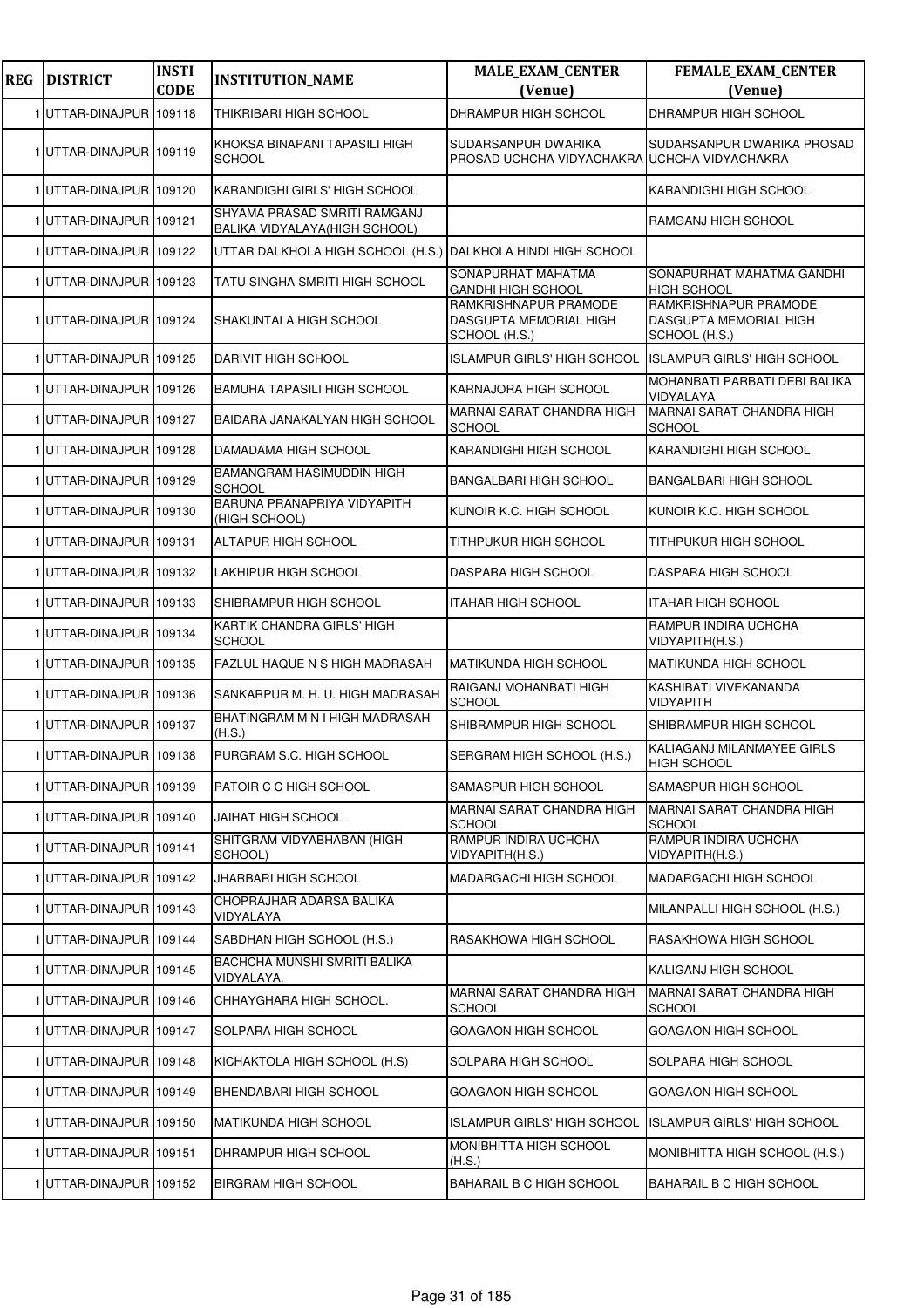| REG | DISTRICT | INSTI CODE | INSTITUTION_NAME | MALE_EXAM_CENTER (Venue) | FEMALE_EXAM_CENTER (Venue) |
|---|---|---|---|---|---|
| 1 | UTTAR-DINAJPUR | 109118 | THIKRIBARI HIGH SCHOOL | DHRAMPUR HIGH SCHOOL | DHRAMPUR HIGH SCHOOL |
| 1 | UTTAR-DINAJPUR | 109119 | KHOKSA BINAPANI TAPASILI HIGH SCHOOL | SUDARSANPUR DWARIKA PROSAD UCHCHA VIDYACHAKRA | SUDARSANPUR DWARIKA PROSAD UCHCHA VIDYACHAKRA |
| 1 | UTTAR-DINAJPUR | 109120 | KARANDIGHI GIRLS' HIGH SCHOOL | | KARANDIGHI HIGH SCHOOL |
| 1 | UTTAR-DINAJPUR | 109121 | SHYAMA PRASAD SMRITI RAMGANJ BALIKA VIDYALAYA(HIGH SCHOOL) | | RAMGANJ HIGH SCHOOL |
| 1 | UTTAR-DINAJPUR | 109122 | UTTAR DALKHOLA HIGH SCHOOL (H.S.) | DALKHOLA HINDI HIGH SCHOOL | |
| 1 | UTTAR-DINAJPUR | 109123 | TATU SINGHA SMRITI HIGH SCHOOL | SONAPURHAT MAHATMA GANDHI HIGH SCHOOL | SONAPURHAT MAHATMA GANDHI HIGH SCHOOL |
| 1 | UTTAR-DINAJPUR | 109124 | SHAKUNTALA HIGH SCHOOL | RAMKRISHNAPUR PRAMODE DASGUPTA MEMORIAL HIGH SCHOOL (H.S.) | RAMKRISHNAPUR PRAMODE DASGUPTA MEMORIAL HIGH SCHOOL (H.S.) |
| 1 | UTTAR-DINAJPUR | 109125 | DARIVIT HIGH SCHOOL | ISLAMPUR GIRLS' HIGH SCHOOL | ISLAMPUR GIRLS' HIGH SCHOOL |
| 1 | UTTAR-DINAJPUR | 109126 | BAMUHA TAPASILI HIGH SCHOOL | KARNAJORA HIGH SCHOOL | MOHANBATI PARBATI DEBI BALIKA VIDYALAYA |
| 1 | UTTAR-DINAJPUR | 109127 | BAIDARA JANAKALYAN HIGH SCHOOL | MARNAI SARAT CHANDRA HIGH SCHOOL | MARNAI SARAT CHANDRA HIGH SCHOOL |
| 1 | UTTAR-DINAJPUR | 109128 | DAMADAMA HIGH SCHOOL | KARANDIGHI HIGH SCHOOL | KARANDIGHI HIGH SCHOOL |
| 1 | UTTAR-DINAJPUR | 109129 | BAMANGRAM HASIMUDDIN HIGH SCHOOL | BANGALBARI HIGH SCHOOL | BANGALBARI HIGH SCHOOL |
| 1 | UTTAR-DINAJPUR | 109130 | BARUNA PRANAPRIYA VIDYAPITH (HIGH SCHOOL) | KUNOIR K.C. HIGH SCHOOL | KUNOIR K.C. HIGH SCHOOL |
| 1 | UTTAR-DINAJPUR | 109131 | ALTAPUR HIGH SCHOOL | TITHPUKUR HIGH SCHOOL | TITHPUKUR HIGH SCHOOL |
| 1 | UTTAR-DINAJPUR | 109132 | LAKHIPUR HIGH SCHOOL | DASPARA HIGH SCHOOL | DASPARA HIGH SCHOOL |
| 1 | UTTAR-DINAJPUR | 109133 | SHIBRAMPUR HIGH SCHOOL | ITAHAR HIGH SCHOOL | ITAHAR HIGH SCHOOL |
| 1 | UTTAR-DINAJPUR | 109134 | KARTIK CHANDRA GIRLS' HIGH SCHOOL | | RAMPUR INDIRA UCHCHA VIDYAPITH(H.S.) |
| 1 | UTTAR-DINAJPUR | 109135 | FAZLUL HAQUE N S HIGH MADRASAH | MATIKUNDA HIGH SCHOOL | MATIKUNDA HIGH SCHOOL |
| 1 | UTTAR-DINAJPUR | 109136 | SANKARPUR M. H. U. HIGH MADRASAH | RAIGANJ MOHANBATI HIGH SCHOOL | KASHIBATI VIVEKANANDA VIDYAPITH |
| 1 | UTTAR-DINAJPUR | 109137 | BHATINGRAM M N I HIGH MADRASAH (H.S.) | SHIBRAMPUR HIGH SCHOOL | SHIBRAMPUR HIGH SCHOOL |
| 1 | UTTAR-DINAJPUR | 109138 | PURGRAM S.C. HIGH SCHOOL | SERGRAM HIGH SCHOOL (H.S.) | KALIAGANJ MILANMAYEE GIRLS HIGH SCHOOL |
| 1 | UTTAR-DINAJPUR | 109139 | PATOIR C C HIGH SCHOOL | SAMASPUR HIGH SCHOOL | SAMASPUR HIGH SCHOOL |
| 1 | UTTAR-DINAJPUR | 109140 | JAIHAT HIGH SCHOOL | MARNAI SARAT CHANDRA HIGH SCHOOL | MARNAI SARAT CHANDRA HIGH SCHOOL |
| 1 | UTTAR-DINAJPUR | 109141 | SHITGRAM VIDYABHABAN (HIGH SCHOOL) | RAMPUR INDIRA UCHCHA VIDYAPITH(H.S.) | RAMPUR INDIRA UCHCHA VIDYAPITH(H.S.) |
| 1 | UTTAR-DINAJPUR | 109142 | JHARBARI HIGH SCHOOL | MADARGACHI HIGH SCHOOL | MADARGACHI HIGH SCHOOL |
| 1 | UTTAR-DINAJPUR | 109143 | CHOPRAJHAR ADARSA BALIKA VIDYALAYA | | MILANPALLI HIGH SCHOOL (H.S.) |
| 1 | UTTAR-DINAJPUR | 109144 | SABDHAN HIGH SCHOOL (H.S.) | RASAKHOWA HIGH SCHOOL | RASAKHOWA HIGH SCHOOL |
| 1 | UTTAR-DINAJPUR | 109145 | BACHCHA MUNSHI SMRITI BALIKA VIDYALAYA. | | KALIGANJ HIGH SCHOOL |
| 1 | UTTAR-DINAJPUR | 109146 | CHHAYGHARA HIGH SCHOOL. | MARNAI SARAT CHANDRA HIGH SCHOOL | MARNAI SARAT CHANDRA HIGH SCHOOL |
| 1 | UTTAR-DINAJPUR | 109147 | SOLPARA HIGH SCHOOL | GOAGAON HIGH SCHOOL | GOAGAON HIGH SCHOOL |
| 1 | UTTAR-DINAJPUR | 109148 | KICHAKTOLA HIGH SCHOOL (H.S) | SOLPARA HIGH SCHOOL | SOLPARA HIGH SCHOOL |
| 1 | UTTAR-DINAJPUR | 109149 | BHENDABARI HIGH SCHOOL | GOAGAON HIGH SCHOOL | GOAGAON HIGH SCHOOL |
| 1 | UTTAR-DINAJPUR | 109150 | MATIKUNDA HIGH SCHOOL | ISLAMPUR GIRLS' HIGH SCHOOL | ISLAMPUR GIRLS' HIGH SCHOOL |
| 1 | UTTAR-DINAJPUR | 109151 | DHRAMPUR HIGH SCHOOL | MONIBHITTA HIGH SCHOOL (H.S.) | MONIBHITTA HIGH SCHOOL (H.S.) |
| 1 | UTTAR-DINAJPUR | 109152 | BIRGRAM HIGH SCHOOL | BAHARAIL B C HIGH SCHOOL | BAHARAIL B C HIGH SCHOOL |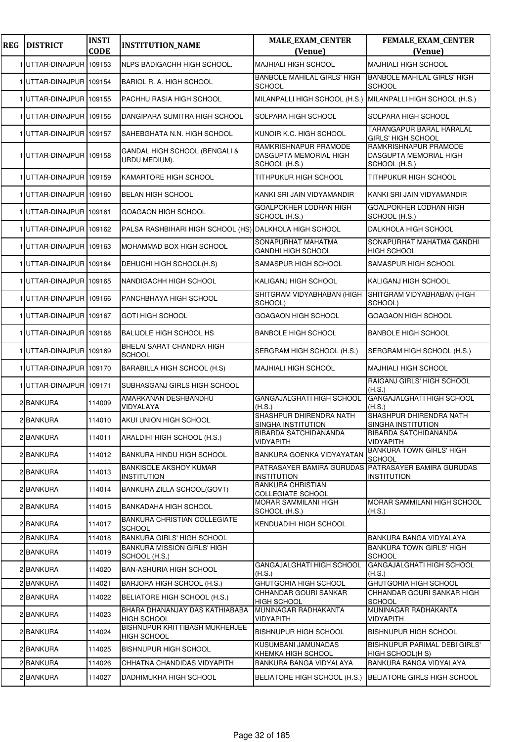| REG | DISTRICT | INSTI CODE | INSTITUTION_NAME | MALE_EXAM_CENTER (Venue) | FEMALE_EXAM_CENTER (Venue) |
|---|---|---|---|---|---|
| 1 | UTTAR-DINAJPUR | 109153 | NLPS BADIGACHH HIGH SCHOOL. | MAJHIALI HIGH SCHOOL | MAJHIALI HIGH SCHOOL |
| 1 | UTTAR-DINAJPUR | 109154 | BARIOL R. A. HIGH SCHOOL | BANBOLE MAHILAL GIRLS' HIGH SCHOOL | BANBOLE MAHILAL GIRLS' HIGH SCHOOL |
| 1 | UTTAR-DINAJPUR | 109155 | PACHHU RASIA HIGH SCHOOL | MILANPALLI HIGH SCHOOL (H.S.) | MILANPALLI HIGH SCHOOL (H.S.) |
| 1 | UTTAR-DINAJPUR | 109156 | DANGIPARA SUMITRA HIGH SCHOOL | SOLPARA HIGH SCHOOL | SOLPARA HIGH SCHOOL |
| 1 | UTTAR-DINAJPUR | 109157 | SAHEBGHATA N.N. HIGH SCHOOL | KUNOIR K.C. HIGH SCHOOL | TARANGAPUR BARAL HARALAL GIRLS' HIGH SCHOOL |
| 1 | UTTAR-DINAJPUR | 109158 | GANDAL HIGH SCHOOL (BENGALI & URDU MEDIUM). | RAMKRISHNAPUR PRAMODE DASGUPTA MEMORIAL HIGH SCHOOL (H.S.) | RAMKRISHNAPUR PRAMODE DASGUPTA MEMORIAL HIGH SCHOOL (H.S.) |
| 1 | UTTAR-DINAJPUR | 109159 | KAMARTORE HIGH SCHOOL | TITHPUKUR HIGH SCHOOL | TITHPUKUR HIGH SCHOOL |
| 1 | UTTAR-DINAJPUR | 109160 | BELAN HIGH SCHOOL | KANKI SRI JAIN VIDYAMANDIR | KANKI SRI JAIN VIDYAMANDIR |
| 1 | UTTAR-DINAJPUR | 109161 | GOAGAON HIGH SCHOOL | GOALPOKHER LODHAN HIGH SCHOOL (H.S.) | GOALPOKHER LODHAN HIGH SCHOOL (H.S.) |
| 1 | UTTAR-DINAJPUR | 109162 | PALSA RASHBIHARI HIGH SCHOOL (HS) | DALKHOLA HIGH SCHOOL | DALKHOLA HIGH SCHOOL |
| 1 | UTTAR-DINAJPUR | 109163 | MOHAMMAD BOX HIGH SCHOOL | SONAPURHAT MAHATMA GANDHI HIGH SCHOOL | SONAPURHAT MAHATMA GANDHI HIGH SCHOOL |
| 1 | UTTAR-DINAJPUR | 109164 | DEHUCHI HIGH SCHOOL(H.S) | SAMASPUR HIGH SCHOOL | SAMASPUR HIGH SCHOOL |
| 1 | UTTAR-DINAJPUR | 109165 | NANDIGACHH HIGH SCHOOL | KALIGANJ HIGH SCHOOL | KALIGANJ HIGH SCHOOL |
| 1 | UTTAR-DINAJPUR | 109166 | PANCHBHAYA HIGH SCHOOL | SHITGRAM VIDYABHABAN (HIGH SCHOOL) | SHITGRAM VIDYABHABAN (HIGH SCHOOL) |
| 1 | UTTAR-DINAJPUR | 109167 | GOTI HIGH SCHOOL | GOAGAON HIGH SCHOOL | GOAGAON HIGH SCHOOL |
| 1 | UTTAR-DINAJPUR | 109168 | BALIJOLE HIGH SCHOOL HS | BANBOLE HIGH SCHOOL | BANBOLE HIGH SCHOOL |
| 1 | UTTAR-DINAJPUR | 109169 | BHELAI SARAT CHANDRA HIGH SCHOOL | SERGRAM HIGH SCHOOL (H.S.) | SERGRAM HIGH SCHOOL (H.S.) |
| 1 | UTTAR-DINAJPUR | 109170 | BARABILLA HIGH SCHOOL (H.S) | MAJHIALI HIGH SCHOOL | MAJHIALI HIGH SCHOOL |
| 1 | UTTAR-DINAJPUR | 109171 | SUBHASGANJ GIRLS HIGH SCHOOL | | RAIGANJ GIRLS' HIGH SCHOOL (H.S.) |
| 2 | BANKURA | 114009 | AMARKANAN DESHBANDHU VIDYALAYA | GANGAJALGHATI HIGH SCHOOL (H.S.) | GANGAJALGHATI HIGH SCHOOL (H.S.) |
| 2 | BANKURA | 114010 | AKUI UNION HIGH SCHOOL | SHASHPUR DHIRENDRA NATH SINGHA INSTITUTION | SHASHPUR DHIRENDRA NATH SINGHA INSTITUTION |
| 2 | BANKURA | 114011 | ARALDIHI HIGH SCHOOL (H.S.) | BIBARDA SATCHIDANANDA VIDYAPITH | BIBARDA SATCHIDANANDA VIDYAPITH |
| 2 | BANKURA | 114012 | BANKURA HINDU HIGH SCHOOL | BANKURA GOENKA VIDYAYATAN | BANKURA TOWN GIRLS' HIGH SCHOOL |
| 2 | BANKURA | 114013 | BANKISOLE AKSHOY KUMAR INSTITUTION | PATRASAYER BAMIRA GURUDAS INSTITUTION | PATRASAYER BAMIRA GURUDAS INSTITUTION |
| 2 | BANKURA | 114014 | BANKURA ZILLA SCHOOL(GOVT) | BANKURA CHRISTIAN COLLEGIATE SCHOOL | |
| 2 | BANKURA | 114015 | BANKADAHA HIGH SCHOOL | MORAR SAMMILANI HIGH SCHOOL (H.S.) | MORAR SAMMILANI HIGH SCHOOL (H.S.) |
| 2 | BANKURA | 114017 | BANKURA CHRISTIAN COLLEGIATE SCHOOL | KENDUADIHI HIGH SCHOOL | |
| 2 | BANKURA | 114018 | BANKURA GIRLS' HIGH SCHOOL | | BANKURA BANGA VIDYALAYA |
| 2 | BANKURA | 114019 | BANKURA MISSION GIRLS' HIGH SCHOOL (H.S.) | | BANKURA TOWN GIRLS' HIGH SCHOOL |
| 2 | BANKURA | 114020 | BAN-ASHURIA HIGH SCHOOL | GANGAJALGHATI HIGH SCHOOL (H.S.) | GANGAJALGHATI HIGH SCHOOL (H.S.) |
| 2 | BANKURA | 114021 | BARJORA HIGH SCHOOL (H.S.) | GHUTGORIA HIGH SCHOOL | GHUTGORIA HIGH SCHOOL |
| 2 | BANKURA | 114022 | BELIATORE HIGH SCHOOL (H.S.) | CHHANDAR GOURI SANKAR HIGH SCHOOL | CHHANDAR GOURI SANKAR HIGH SCHOOL |
| 2 | BANKURA | 114023 | BHARA DHANANJAY DAS KATHIABABA HIGH SCHOOL | MUNINAGAR RADHAKANTA VIDYAPITH | MUNINAGAR RADHAKANTA VIDYAPITH |
| 2 | BANKURA | 114024 | BISHNUPUR KRITTIBASH MUKHERJEE HIGH SCHOOL | BISHNUPUR HIGH SCHOOL | BISHNUPUR HIGH SCHOOL |
| 2 | BANKURA | 114025 | BISHNUPUR HIGH SCHOOL | KUSUMBANI JAMUNADAS KHEMKA HIGH SCHOOL | BISHNUPUR PARIMAL DEBI GIRLS' HIGH SCHOOL(H S) |
| 2 | BANKURA | 114026 | CHHATNA CHANDIDAS VIDYAPITH | BANKURA BANGA VIDYALAYA | BANKURA BANGA VIDYALAYA |
| 2 | BANKURA | 114027 | DADHIMUKHA HIGH SCHOOL | BELIATORE HIGH SCHOOL (H.S.) | BELIATORE GIRLS HIGH SCHOOL |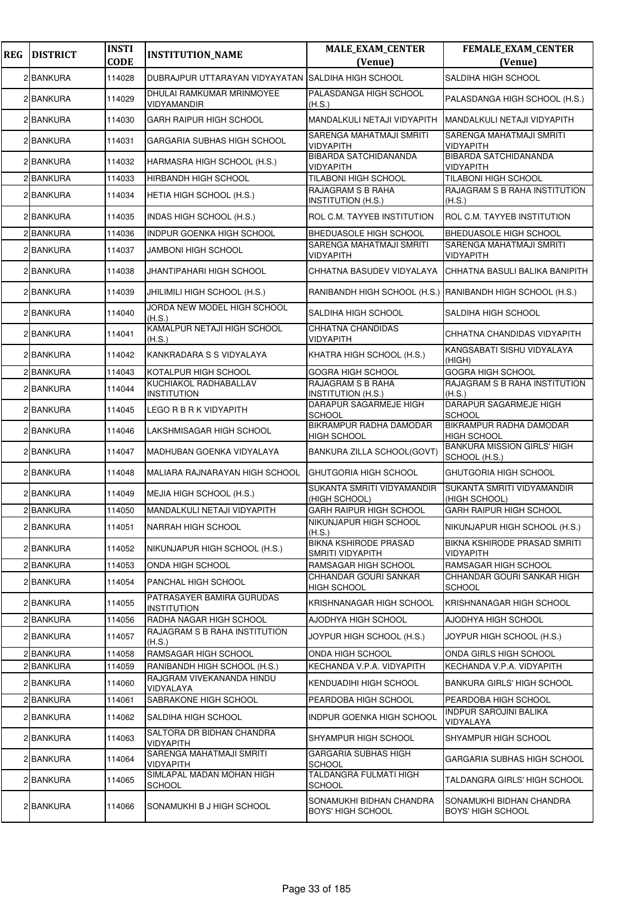| REG | DISTRICT | INSTI CODE | INSTITUTION_NAME | MALE_EXAM_CENTER (Venue) | FEMALE_EXAM_CENTER (Venue) |
|---|---|---|---|---|---|
| 2 | BANKURA | 114028 | DUBRAJPUR UTTARAYAN VIDYAYATAN | SALDIHA HIGH SCHOOL | SALDIHA HIGH SCHOOL |
| 2 | BANKURA | 114029 | DHULAI RAMKUMAR MRINMOYEE VIDYAMANDIR | PALASDANGA HIGH SCHOOL (H.S.) | PALASDANGA HIGH SCHOOL (H.S.) |
| 2 | BANKURA | 114030 | GARH RAIPUR HIGH SCHOOL | MANDALKULI NETAJI VIDYAPITH | MANDALKULI NETAJI VIDYAPITH |
| 2 | BANKURA | 114031 | GARGARIA SUBHAS HIGH SCHOOL | SARENGA MAHATMAJI SMRITI VIDYAPITH | SARENGA MAHATMAJI SMRITI VIDYAPITH |
| 2 | BANKURA | 114032 | HARMASRA HIGH SCHOOL (H.S.) | BIBARDA SATCHIDANANDA VIDYAPITH | BIBARDA SATCHIDANANDA VIDYAPITH |
| 2 | BANKURA | 114033 | HIRBANDH HIGH SCHOOL | TILABONI HIGH SCHOOL | TILABONI HIGH SCHOOL |
| 2 | BANKURA | 114034 | HETIA HIGH SCHOOL (H.S.) | RAJAGRAM S B RAHA INSTITUTION (H.S.) | RAJAGRAM S B RAHA INSTITUTION (H.S.) |
| 2 | BANKURA | 114035 | INDAS HIGH SCHOOL (H.S.) | ROL C.M. TAYYEB INSTITUTION | ROL C.M. TAYYEB INSTITUTION |
| 2 | BANKURA | 114036 | INDPUR GOENKA HIGH SCHOOL | BHEDUASOLE HIGH SCHOOL | BHEDUASOLE HIGH SCHOOL |
| 2 | BANKURA | 114037 | JAMBONI HIGH SCHOOL | SARENGA MAHATMAJI SMRITI VIDYAPITH | SARENGA MAHATMAJI SMRITI VIDYAPITH |
| 2 | BANKURA | 114038 | JHANTIPAHARI HIGH SCHOOL | CHHATNA BASUDEV VIDYALAYA | CHHATNA BASULI BALIKA BANIPITH |
| 2 | BANKURA | 114039 | JHILIMILI HIGH SCHOOL (H.S.) | RANIBANDH HIGH SCHOOL (H.S.) | RANIBANDH HIGH SCHOOL (H.S.) |
| 2 | BANKURA | 114040 | JORDA NEW MODEL HIGH SCHOOL (H.S.) | SALDIHA HIGH SCHOOL | SALDIHA HIGH SCHOOL |
| 2 | BANKURA | 114041 | KAMALPUR NETAJI HIGH SCHOOL (H.S.) | CHHATNA CHANDIDAS VIDYAPITH | CHHATNA CHANDIDAS VIDYAPITH |
| 2 | BANKURA | 114042 | KANKRADARA S S VIDYALAYA | KHATRA HIGH SCHOOL (H.S.) | KANGSABATI SISHU VIDYALAYA (HIGH) |
| 2 | BANKURA | 114043 | KOTALPUR HIGH SCHOOL | GOGRA HIGH SCHOOL | GOGRA HIGH SCHOOL |
| 2 | BANKURA | 114044 | KUCHIAKOL RADHABALLAV INSTITUTION | RAJAGRAM S B RAHA INSTITUTION (H.S.) | RAJAGRAM S B RAHA INSTITUTION (H.S.) |
| 2 | BANKURA | 114045 | LEGO R B R K VIDYAPITH | DARAPUR SAGARMEJE HIGH SCHOOL | DARAPUR SAGARMEJE HIGH SCHOOL |
| 2 | BANKURA | 114046 | LAKSHMISAGAR HIGH SCHOOL | BIKRAMPUR RADHA DAMODAR HIGH SCHOOL | BIKRAMPUR RADHA DAMODAR HIGH SCHOOL |
| 2 | BANKURA | 114047 | MADHUBAN GOENKA VIDYALAYA | BANKURA ZILLA SCHOOL(GOVT) | BANKURA MISSION GIRLS' HIGH SCHOOL (H.S.) |
| 2 | BANKURA | 114048 | MALIARA RAJNARAYAN HIGH SCHOOL | GHUTGORIA HIGH SCHOOL | GHUTGORIA HIGH SCHOOL |
| 2 | BANKURA | 114049 | MEJIA HIGH SCHOOL (H.S.) | SUKANTA SMRITI VIDYAMANDIR (HIGH SCHOOL) | SUKANTA SMRITI VIDYAMANDIR (HIGH SCHOOL) |
| 2 | BANKURA | 114050 | MANDALKULI NETAJI VIDYAPITH | GARH RAIPUR HIGH SCHOOL | GARH RAIPUR HIGH SCHOOL |
| 2 | BANKURA | 114051 | NARRAH HIGH SCHOOL | NIKUNJAPUR HIGH SCHOOL (H.S.) | NIKUNJAPUR HIGH SCHOOL (H.S.) |
| 2 | BANKURA | 114052 | NIKUNJAPUR HIGH SCHOOL (H.S.) | BIKNA KSHIRODE PRASAD SMRITI VIDYAPITH | BIKNA KSHIRODE PRASAD SMRITI VIDYAPITH |
| 2 | BANKURA | 114053 | ONDA HIGH SCHOOL | RAMSAGAR HIGH SCHOOL | RAMSAGAR HIGH SCHOOL |
| 2 | BANKURA | 114054 | PANCHAL HIGH SCHOOL | CHHANDAR GOURI SANKAR HIGH SCHOOL | CHHANDAR GOURI SANKAR HIGH SCHOOL |
| 2 | BANKURA | 114055 | PATRASAYER BAMIRA GURUDAS INSTITUTION | KRISHNANAGAR HIGH SCHOOL | KRISHNANAGAR HIGH SCHOOL |
| 2 | BANKURA | 114056 | RADHA NAGAR HIGH SCHOOL | AJODHYA HIGH SCHOOL | AJODHYA HIGH SCHOOL |
| 2 | BANKURA | 114057 | RAJAGRAM S B RAHA INSTITUTION (H.S.) | JOYPUR HIGH SCHOOL (H.S.) | JOYPUR HIGH SCHOOL (H.S.) |
| 2 | BANKURA | 114058 | RAMSAGAR HIGH SCHOOL | ONDA HIGH SCHOOL | ONDA GIRLS HIGH SCHOOL |
| 2 | BANKURA | 114059 | RANIBANDH HIGH SCHOOL (H.S.) | KECHANDA V.P.A. VIDYAPITH | KECHANDA V.P.A. VIDYAPITH |
| 2 | BANKURA | 114060 | RAJGRAM VIVEKANANDA HINDU VIDYALAYA | KENDUADIHI HIGH SCHOOL | BANKURA GIRLS' HIGH SCHOOL |
| 2 | BANKURA | 114061 | SABRAKONE HIGH SCHOOL | PEARDOBA HIGH SCHOOL | PEARDOBA HIGH SCHOOL |
| 2 | BANKURA | 114062 | SALDIHA HIGH SCHOOL | INDPUR GOENKA HIGH SCHOOL | INDPUR SAROJINI BALIKA VIDYALAYA |
| 2 | BANKURA | 114063 | SALTORA DR BIDHAN CHANDRA VIDYAPITH | SHYAMPUR HIGH SCHOOL | SHYAMPUR HIGH SCHOOL |
| 2 | BANKURA | 114064 | SARENGA MAHATMAJI SMRITI VIDYAPITH | GARGARIA SUBHAS HIGH SCHOOL | GARGARIA SUBHAS HIGH SCHOOL |
| 2 | BANKURA | 114065 | SIMLAPAL MADAN MOHAN HIGH SCHOOL | TALDANGRA FULMATI HIGH SCHOOL | TALDANGRA GIRLS' HIGH SCHOOL |
| 2 | BANKURA | 114066 | SONAMUKHI B J HIGH SCHOOL | SONAMUKHI BIDHAN CHANDRA BOYS' HIGH SCHOOL | SONAMUKHI BIDHAN CHANDRA BOYS' HIGH SCHOOL |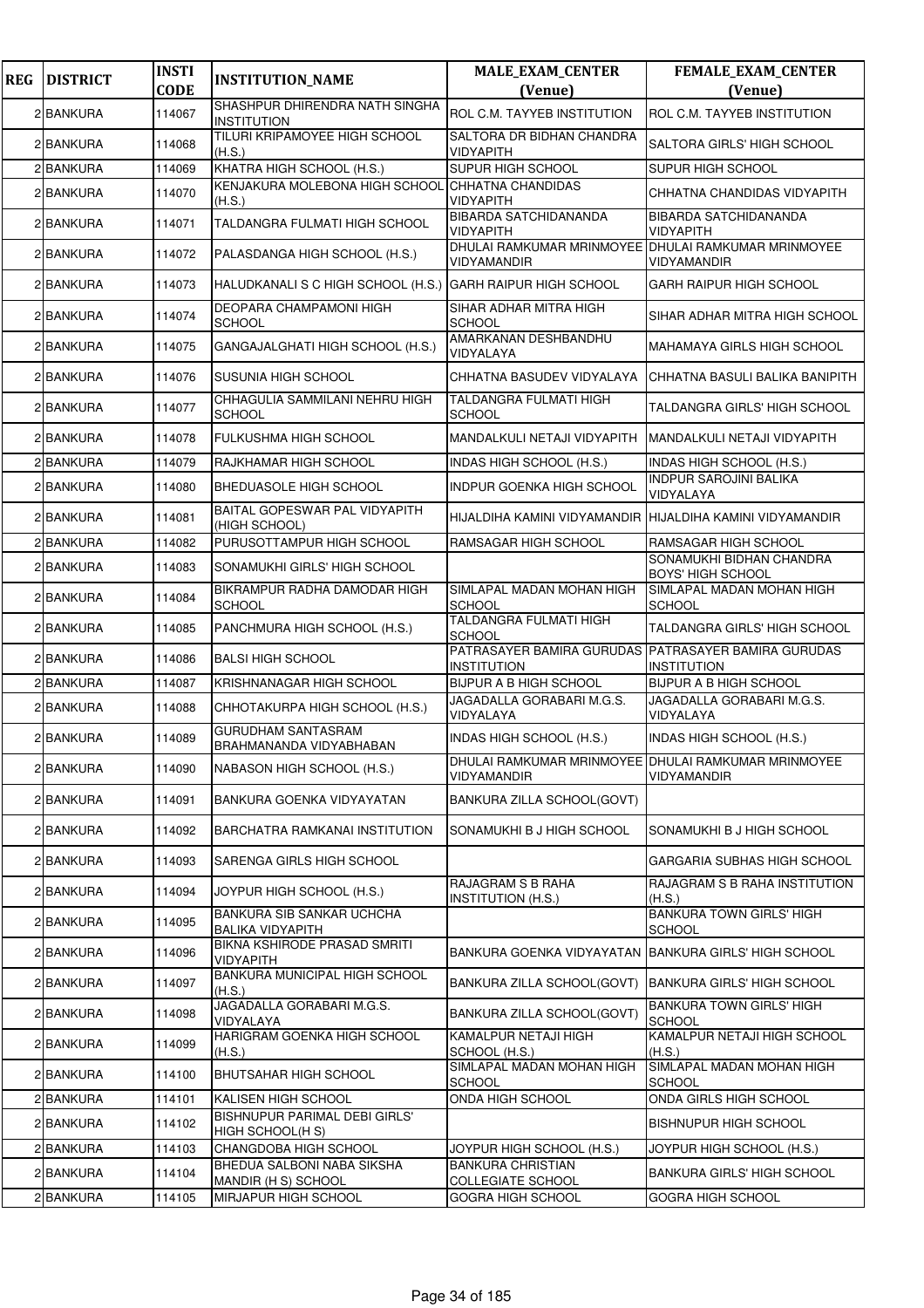| REG | DISTRICT | INSTI CODE | INSTITUTION_NAME | MALE_EXAM_CENTER (Venue) | FEMALE_EXAM_CENTER (Venue) |
|---|---|---|---|---|---|
| 2 | BANKURA | 114067 | SHASHPUR DHIRENDRA NATH SINGHA INSTITUTION | ROL C.M. TAYYEB INSTITUTION | ROL C.M. TAYYEB INSTITUTION |
| 2 | BANKURA | 114068 | TILURI KRIPAMOYEE HIGH SCHOOL (H.S.) | SALTORA DR BIDHAN CHANDRA VIDYAPITH | SALTORA GIRLS' HIGH SCHOOL |
| 2 | BANKURA | 114069 | KHATRA HIGH SCHOOL (H.S.) | SUPUR HIGH SCHOOL | SUPUR HIGH SCHOOL |
| 2 | BANKURA | 114070 | KENJAKURA MOLEBONA HIGH SCHOOL (H.S.) | CHHATNA CHANDIDAS VIDYAPITH | CHHATNA CHANDIDAS VIDYAPITH |
| 2 | BANKURA | 114071 | TALDANGRA FULMATI HIGH SCHOOL | BIBARDA SATCHIDANANDA VIDYAPITH | BIBARDA SATCHIDANANDA VIDYAPITH |
| 2 | BANKURA | 114072 | PALASDANGA HIGH SCHOOL (H.S.) | DHULAI RAMKUMAR MRINMOYEE VIDYAMANDIR | DHULAI RAMKUMAR MRINMOYEE VIDYAMANDIR |
| 2 | BANKURA | 114073 | HALUDKANALI S C HIGH SCHOOL (H.S.) | GARH RAIPUR HIGH SCHOOL | GARH RAIPUR HIGH SCHOOL |
| 2 | BANKURA | 114074 | DEOPARA CHAMPAMONI HIGH SCHOOL | SIHAR ADHAR MITRA HIGH SCHOOL | SIHAR ADHAR MITRA HIGH SCHOOL |
| 2 | BANKURA | 114075 | GANGAJALGHATI HIGH SCHOOL (H.S.) | AMARKANAN DESHBANDHU VIDYALAYA | MAHAMAYA GIRLS HIGH SCHOOL |
| 2 | BANKURA | 114076 | SUSUNIA HIGH SCHOOL | CHHATNA BASUDEV VIDYALAYA | CHHATNA BASULI BALIKA BANIPITH |
| 2 | BANKURA | 114077 | CHHAGULIA SAMMILANI NEHRU HIGH SCHOOL | TALDANGRA FULMATI HIGH SCHOOL | TALDANGRA GIRLS' HIGH SCHOOL |
| 2 | BANKURA | 114078 | FULKUSHMA HIGH SCHOOL | MANDALKULI NETAJI VIDYAPITH | MANDALKULI NETAJI VIDYAPITH |
| 2 | BANKURA | 114079 | RAJKHAMAR HIGH SCHOOL | INDAS HIGH SCHOOL (H.S.) | INDAS HIGH SCHOOL (H.S.) |
| 2 | BANKURA | 114080 | BHEDUASOLE HIGH SCHOOL | INDPUR GOENKA HIGH SCHOOL | INDPUR SAROJINI BALIKA VIDYALAYA |
| 2 | BANKURA | 114081 | BAITAL GOPESWAR PAL VIDYAPITH (HIGH SCHOOL) | HIJALDIHA KAMINI VIDYAMANDIR | HIJALDIHA KAMINI VIDYAMANDIR |
| 2 | BANKURA | 114082 | PURUSOTTAMPUR HIGH SCHOOL | RAMSAGAR HIGH SCHOOL | RAMSAGAR HIGH SCHOOL |
| 2 | BANKURA | 114083 | SONAMUKHI GIRLS' HIGH SCHOOL | | SONAMUKHI BIDHAN CHANDRA BOYS' HIGH SCHOOL |
| 2 | BANKURA | 114084 | BIKRAMPUR RADHA DAMODAR HIGH SCHOOL | SIMLAPAL MADAN MOHAN HIGH SCHOOL | SIMLAPAL MADAN MOHAN HIGH SCHOOL |
| 2 | BANKURA | 114085 | PANCHMURA HIGH SCHOOL (H.S.) | TALDANGRA FULMATI HIGH SCHOOL | TALDANGRA GIRLS' HIGH SCHOOL |
| 2 | BANKURA | 114086 | BALSI HIGH SCHOOL | PATRASAYER BAMIRA GURUDAS INSTITUTION | PATRASAYER BAMIRA GURUDAS INSTITUTION |
| 2 | BANKURA | 114087 | KRISHNANAGAR HIGH SCHOOL | BIJPUR A B HIGH SCHOOL | BIJPUR A B HIGH SCHOOL |
| 2 | BANKURA | 114088 | CHHOTAKURPA HIGH SCHOOL (H.S.) | JAGADALLA GORABARI M.G.S. VIDYALAYA | JAGADALLA GORABARI M.G.S. VIDYALAYA |
| 2 | BANKURA | 114089 | GURUDHAM SANTASRAM BRAHMANANDA VIDYABHABAN | INDAS HIGH SCHOOL (H.S.) | INDAS HIGH SCHOOL (H.S.) |
| 2 | BANKURA | 114090 | NABASON HIGH SCHOOL (H.S.) | DHULAI RAMKUMAR MRINMOYEE VIDYAMANDIR | DHULAI RAMKUMAR MRINMOYEE VIDYAMANDIR |
| 2 | BANKURA | 114091 | BANKURA GOENKA VIDYAYATAN | BANKURA ZILLA SCHOOL(GOVT) | |
| 2 | BANKURA | 114092 | BARCHATRA RAMKANAI INSTITUTION | SONAMUKHI B J HIGH SCHOOL | SONAMUKHI B J HIGH SCHOOL |
| 2 | BANKURA | 114093 | SARENGA GIRLS HIGH SCHOOL | | GARGARIA SUBHAS HIGH SCHOOL |
| 2 | BANKURA | 114094 | JOYPUR HIGH SCHOOL (H.S.) | RAJAGRAM S B RAHA INSTITUTION (H.S.) | RAJAGRAM S B RAHA INSTITUTION (H.S.) |
| 2 | BANKURA | 114095 | BANKURA SIB SANKAR UCHCHA BALIKA VIDYAPITH | | BANKURA TOWN GIRLS' HIGH SCHOOL |
| 2 | BANKURA | 114096 | BIKNA KSHIRODE PRASAD SMRITI VIDYAPITH | BANKURA GOENKA VIDYAYATAN | BANKURA GIRLS' HIGH SCHOOL |
| 2 | BANKURA | 114097 | BANKURA MUNICIPAL HIGH SCHOOL (H.S.) | BANKURA ZILLA SCHOOL(GOVT) | BANKURA GIRLS' HIGH SCHOOL |
| 2 | BANKURA | 114098 | JAGADALLA GORABARI M.G.S. VIDYALAYA | BANKURA ZILLA SCHOOL(GOVT) | BANKURA TOWN GIRLS' HIGH SCHOOL |
| 2 | BANKURA | 114099 | HARIGRAM GOENKA HIGH SCHOOL (H.S.) | KAMALPUR NETAJI HIGH SCHOOL (H.S.) | KAMALPUR NETAJI HIGH SCHOOL (H.S.) |
| 2 | BANKURA | 114100 | BHUTSAHAR HIGH SCHOOL | SIMLAPAL MADAN MOHAN HIGH SCHOOL | SIMLAPAL MADAN MOHAN HIGH SCHOOL |
| 2 | BANKURA | 114101 | KALISEN HIGH SCHOOL | ONDA HIGH SCHOOL | ONDA GIRLS HIGH SCHOOL |
| 2 | BANKURA | 114102 | BISHNUPUR PARIMAL DEBI GIRLS' HIGH SCHOOL(H S) | | BISHNUPUR HIGH SCHOOL |
| 2 | BANKURA | 114103 | CHANGDOBA HIGH SCHOOL | JOYPUR HIGH SCHOOL (H.S.) | JOYPUR HIGH SCHOOL (H.S.) |
| 2 | BANKURA | 114104 | BHEDUA SALBONI NABA SIKSHA MANDIR (H S) SCHOOL | BANKURA CHRISTIAN COLLEGIATE SCHOOL | BANKURA GIRLS' HIGH SCHOOL |
| 2 | BANKURA | 114105 | MIRJAPUR HIGH SCHOOL | GOGRA HIGH SCHOOL | GOGRA HIGH SCHOOL |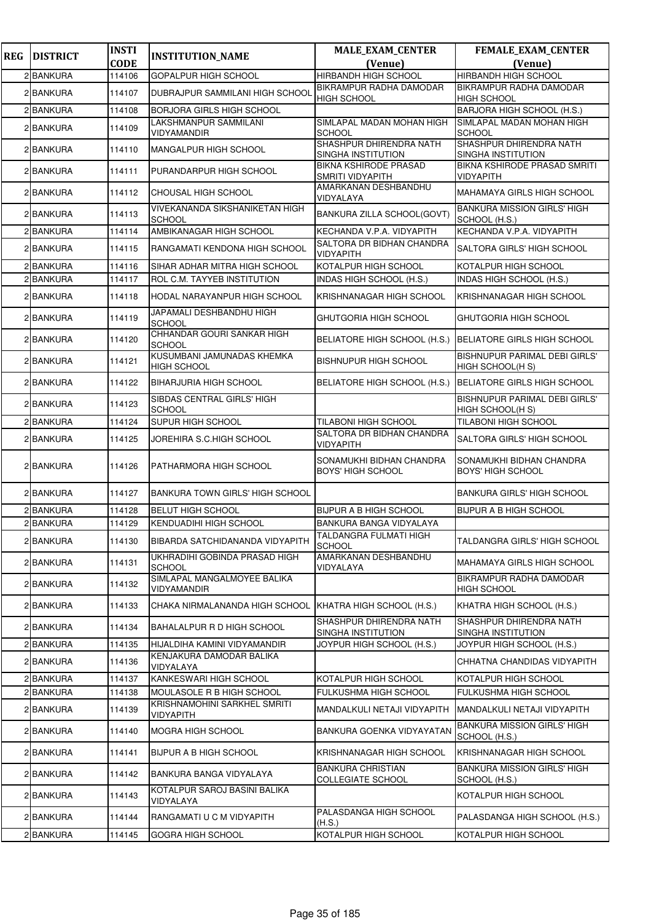| REG | DISTRICT | INSTI CODE | INSTITUTION_NAME | MALE_EXAM_CENTER (Venue) | FEMALE_EXAM_CENTER (Venue) |
|---|---|---|---|---|---|
| 2 | BANKURA | 114106 | GOPALPUR HIGH SCHOOL | HIRBANDH HIGH SCHOOL | HIRBANDH HIGH SCHOOL |
| 2 | BANKURA | 114107 | DUBRAJPUR SAMMILANI HIGH SCHOOL | BIKRAMPUR RADHA DAMODAR HIGH SCHOOL | BIKRAMPUR RADHA DAMODAR HIGH SCHOOL |
| 2 | BANKURA | 114108 | BORJORA GIRLS HIGH SCHOOL | | BARJORA HIGH SCHOOL (H.S.) |
| 2 | BANKURA | 114109 | LAKSHMANPUR SAMMILANI VIDYAMANDIR | SIMLAPAL MADAN MOHAN HIGH SCHOOL | SIMLAPAL MADAN MOHAN HIGH SCHOOL |
| 2 | BANKURA | 114110 | MANGALPUR HIGH SCHOOL | SHASHPUR DHIRENDRA NATH SINGHA INSTITUTION | SHASHPUR DHIRENDRA NATH SINGHA INSTITUTION |
| 2 | BANKURA | 114111 | PURANDARPUR HIGH SCHOOL | BIKNA KSHIRODE PRASAD SMRITI VIDYAPITH | BIKNA KSHIRODE PRASAD SMRITI VIDYAPITH |
| 2 | BANKURA | 114112 | CHOUSAL HIGH SCHOOL | AMARKANAN DESHBANDHU VIDYALAYA | MAHAMAYA GIRLS HIGH SCHOOL |
| 2 | BANKURA | 114113 | VIVEKANANDA SIKSHANIKETAN HIGH SCHOOL | BANKURA ZILLA SCHOOL(GOVT) | BANKURA MISSION GIRLS' HIGH SCHOOL (H.S.) |
| 2 | BANKURA | 114114 | AMBIKANAGAR HIGH SCHOOL | KECHANDA V.P.A. VIDYAPITH | KECHANDA V.P.A. VIDYAPITH |
| 2 | BANKURA | 114115 | RANGAMATI KENDONA HIGH SCHOOL | SALTORA DR BIDHAN CHANDRA VIDYAPITH | SALTORA GIRLS' HIGH SCHOOL |
| 2 | BANKURA | 114116 | SIHAR ADHAR MITRA HIGH SCHOOL | KOTALPUR HIGH SCHOOL | KOTALPUR HIGH SCHOOL |
| 2 | BANKURA | 114117 | ROL C.M. TAYYEB INSTITUTION | INDAS HIGH SCHOOL (H.S.) | INDAS HIGH SCHOOL (H.S.) |
| 2 | BANKURA | 114118 | HODAL NARAYANPUR HIGH SCHOOL | KRISHNANAGAR HIGH SCHOOL | KRISHNANAGAR HIGH SCHOOL |
| 2 | BANKURA | 114119 | JAPAMALI DESHBANDHU HIGH SCHOOL | GHUTGORIA HIGH SCHOOL | GHUTGORIA HIGH SCHOOL |
| 2 | BANKURA | 114120 | CHHANDAR GOURI SANKAR HIGH SCHOOL | BELIATORE HIGH SCHOOL (H.S.) | BELIATORE GIRLS HIGH SCHOOL |
| 2 | BANKURA | 114121 | KUSUMBANI JAMUNADAS KHEMKA HIGH SCHOOL | BISHNUPUR HIGH SCHOOL | BISHNUPUR PARIMAL DEBI GIRLS' HIGH SCHOOL(H S) |
| 2 | BANKURA | 114122 | BIHARJURIA HIGH SCHOOL | BELIATORE HIGH SCHOOL (H.S.) | BELIATORE GIRLS HIGH SCHOOL |
| 2 | BANKURA | 114123 | SIBDAS CENTRAL GIRLS' HIGH SCHOOL | | BISHNUPUR PARIMAL DEBI GIRLS' HIGH SCHOOL(H S) |
| 2 | BANKURA | 114124 | SUPUR HIGH SCHOOL | TILABONI HIGH SCHOOL | TILABONI HIGH SCHOOL |
| 2 | BANKURA | 114125 | JOREHIRA S.C.HIGH SCHOOL | SALTORA DR BIDHAN CHANDRA VIDYAPITH | SALTORA GIRLS' HIGH SCHOOL |
| 2 | BANKURA | 114126 | PATHARMORA HIGH SCHOOL | SONAMUKHI BIDHAN CHANDRA BOYS' HIGH SCHOOL | SONAMUKHI BIDHAN CHANDRA BOYS' HIGH SCHOOL |
| 2 | BANKURA | 114127 | BANKURA TOWN GIRLS' HIGH SCHOOL | | BANKURA GIRLS' HIGH SCHOOL |
| 2 | BANKURA | 114128 | BELUT HIGH SCHOOL | BIJPUR A B HIGH SCHOOL | BIJPUR A B HIGH SCHOOL |
| 2 | BANKURA | 114129 | KENDUADIHI HIGH SCHOOL | BANKURA BANGA VIDYALAYA | |
| 2 | BANKURA | 114130 | BIBARDA SATCHIDANANDA VIDYAPITH | TALDANGRA FULMATI HIGH SCHOOL | TALDANGRA GIRLS' HIGH SCHOOL |
| 2 | BANKURA | 114131 | UKHRADIHI GOBINDA PRASAD HIGH SCHOOL | AMARKANAN DESHBANDHU VIDYALAYA | MAHAMAYA GIRLS HIGH SCHOOL |
| 2 | BANKURA | 114132 | SIMLAPAL MANGALMOYEE BALIKA VIDYAMANDIR | | BIKRAMPUR RADHA DAMODAR HIGH SCHOOL |
| 2 | BANKURA | 114133 | CHAKA NIRMALANANDA HIGH SCHOOL | KHATRA HIGH SCHOOL (H.S.) | KHATRA HIGH SCHOOL (H.S.) |
| 2 | BANKURA | 114134 | BAHALALPUR R D HIGH SCHOOL | SHASHPUR DHIRENDRA NATH SINGHA INSTITUTION | SHASHPUR DHIRENDRA NATH SINGHA INSTITUTION |
| 2 | BANKURA | 114135 | HIJALDIHA KAMINI VIDYAMANDIR | JOYPUR HIGH SCHOOL (H.S.) | JOYPUR HIGH SCHOOL (H.S.) |
| 2 | BANKURA | 114136 | KENJAKURA DAMODAR BALIKA VIDYALAYA | | CHHATNA CHANDIDAS VIDYAPITH |
| 2 | BANKURA | 114137 | KANKESWARI HIGH SCHOOL | KOTALPUR HIGH SCHOOL | KOTALPUR HIGH SCHOOL |
| 2 | BANKURA | 114138 | MOULASOLE R B HIGH SCHOOL | FULKUSHMA HIGH SCHOOL | FULKUSHMA HIGH SCHOOL |
| 2 | BANKURA | 114139 | KRISHNAMOHINI SARKHEL SMRITI VIDYAPITH | MANDALKULI NETAJI VIDYAPITH | MANDALKULI NETAJI VIDYAPITH |
| 2 | BANKURA | 114140 | MOGRA HIGH SCHOOL | BANKURA GOENKA VIDYAYATAN | BANKURA MISSION GIRLS' HIGH SCHOOL (H.S.) |
| 2 | BANKURA | 114141 | BIJPUR A B HIGH SCHOOL | KRISHNANAGAR HIGH SCHOOL | KRISHNANAGAR HIGH SCHOOL |
| 2 | BANKURA | 114142 | BANKURA BANGA VIDYALAYA | BANKURA CHRISTIAN COLLEGIATE SCHOOL | BANKURA MISSION GIRLS' HIGH SCHOOL (H.S.) |
| 2 | BANKURA | 114143 | KOTALPUR SAROJ BASINI BALIKA VIDYALAYA | | KOTALPUR HIGH SCHOOL |
| 2 | BANKURA | 114144 | RANGAMATI U C M VIDYAPITH | PALASDANGA HIGH SCHOOL (H.S.) | PALASDANGA HIGH SCHOOL (H.S.) |
| 2 | BANKURA | 114145 | GOGRA HIGH SCHOOL | KOTALPUR HIGH SCHOOL | KOTALPUR HIGH SCHOOL |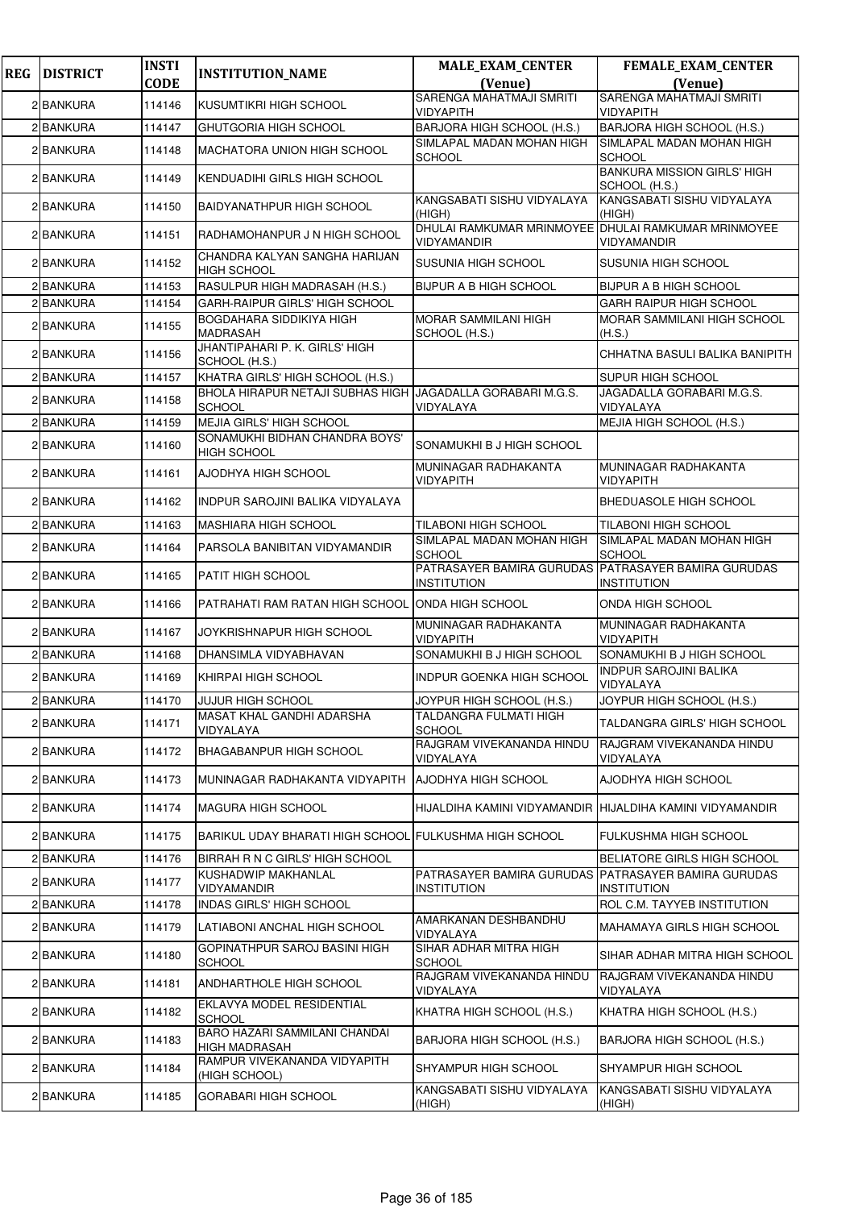| REG | DISTRICT | INSTI CODE | INSTITUTION_NAME | MALE_EXAM_CENTER (Venue) | FEMALE_EXAM_CENTER (Venue) |
|---|---|---|---|---|---|
| 2 | BANKURA | 114146 | KUSUMTIKRI HIGH SCHOOL | SARENGA MAHATMAJI SMRITI VIDYAPITH | SARENGA MAHATMAJI SMRITI VIDYAPITH |
| 2 | BANKURA | 114147 | GHUTGORIA HIGH SCHOOL | BARJORA HIGH SCHOOL (H.S.) | BARJORA HIGH SCHOOL (H.S.) |
| 2 | BANKURA | 114148 | MACHATORA UNION HIGH SCHOOL | SIMLAPAL MADAN MOHAN HIGH SCHOOL | SIMLAPAL MADAN MOHAN HIGH SCHOOL |
| 2 | BANKURA | 114149 | KENDUADIHI GIRLS HIGH SCHOOL | | BANKURA MISSION GIRLS' HIGH SCHOOL (H.S.) |
| 2 | BANKURA | 114150 | BAIDYANATHPUR HIGH SCHOOL | KANGSABATI SISHU VIDYALAYA (HIGH) | KANGSABATI SISHU VIDYALAYA (HIGH) |
| 2 | BANKURA | 114151 | RADHAMOHANPUR J N HIGH SCHOOL | DHULAI RAMKUMAR MRINMOYEE VIDYAMANDIR | DHULAI RAMKUMAR MRINMOYEE VIDYAMANDIR |
| 2 | BANKURA | 114152 | CHANDRA KALYAN SANGHA HARIJAN HIGH SCHOOL | SUSUNIA HIGH SCHOOL | SUSUNIA HIGH SCHOOL |
| 2 | BANKURA | 114153 | RASULPUR HIGH MADRASAH (H.S.) | BIJPUR A B HIGH SCHOOL | BIJPUR A B HIGH SCHOOL |
| 2 | BANKURA | 114154 | GARH-RAIPUR GIRLS' HIGH SCHOOL | | GARH RAIPUR HIGH SCHOOL |
| 2 | BANKURA | 114155 | BOGDAHARA SIDDIKIYA HIGH MADRASAH | MORAR SAMMILANI HIGH SCHOOL (H.S.) | MORAR SAMMILANI HIGH SCHOOL (H.S.) |
| 2 | BANKURA | 114156 | JHANTIPAHARI P. K. GIRLS' HIGH SCHOOL (H.S.) | | CHHATNA BASULI BALIKA BANIPITH |
| 2 | BANKURA | 114157 | KHATRA GIRLS' HIGH SCHOOL (H.S.) | | SUPUR HIGH SCHOOL |
| 2 | BANKURA | 114158 | BHOLA HIRAPUR NETAJI SUBHAS HIGH SCHOOL | JAGADALLA GORABARI M.G.S. VIDYALAYA | JAGADALLA GORABARI M.G.S. VIDYALAYA |
| 2 | BANKURA | 114159 | MEJIA GIRLS' HIGH SCHOOL | | MEJIA HIGH SCHOOL (H.S.) |
| 2 | BANKURA | 114160 | SONAMUKHI BIDHAN CHANDRA BOYS' HIGH SCHOOL | SONAMUKHI B J HIGH SCHOOL | |
| 2 | BANKURA | 114161 | AJODHYA HIGH SCHOOL | MUNINAGAR RADHAKANTA VIDYAPITH | MUNINAGAR RADHAKANTA VIDYAPITH |
| 2 | BANKURA | 114162 | INDPUR SAROJINI BALIKA VIDYALAYA | | BHEDUASOLE HIGH SCHOOL |
| 2 | BANKURA | 114163 | MASHIARA HIGH SCHOOL | TILABONI HIGH SCHOOL | TILABONI HIGH SCHOOL |
| 2 | BANKURA | 114164 | PARSOLA BANIBITAN VIDYAMANDIR | SIMLAPAL MADAN MOHAN HIGH SCHOOL | SIMLAPAL MADAN MOHAN HIGH SCHOOL |
| 2 | BANKURA | 114165 | PATIT HIGH SCHOOL | PATRASAYER BAMIRA GURUDAS INSTITUTION | PATRASAYER BAMIRA GURUDAS INSTITUTION |
| 2 | BANKURA | 114166 | PATRAHATI RAM RATAN HIGH SCHOOL | ONDA HIGH SCHOOL | ONDA HIGH SCHOOL |
| 2 | BANKURA | 114167 | JOYKRISHNAPUR HIGH SCHOOL | MUNINAGAR RADHAKANTA VIDYAPITH | MUNINAGAR RADHAKANTA VIDYAPITH |
| 2 | BANKURA | 114168 | DHANSIMLA VIDYABHAVAN | SONAMUKHI B J HIGH SCHOOL | SONAMUKHI B J HIGH SCHOOL |
| 2 | BANKURA | 114169 | KHIRPAI HIGH SCHOOL | INDPUR GOENKA HIGH SCHOOL | INDPUR SAROJINI BALIKA VIDYALAYA |
| 2 | BANKURA | 114170 | JUJUR HIGH SCHOOL | JOYPUR HIGH SCHOOL (H.S.) | JOYPUR HIGH SCHOOL (H.S.) |
| 2 | BANKURA | 114171 | MASAT KHAL GANDHI ADARSHA VIDYALAYA | TALDANGRA FULMATI HIGH SCHOOL | TALDANGRA GIRLS' HIGH SCHOOL |
| 2 | BANKURA | 114172 | BHAGABANPUR HIGH SCHOOL | RAJGRAM VIVEKANANDA HINDU VIDYALAYA | RAJGRAM VIVEKANANDA HINDU VIDYALAYA |
| 2 | BANKURA | 114173 | MUNINAGAR RADHAKANTA VIDYAPITH | AJODHYA HIGH SCHOOL | AJODHYA HIGH SCHOOL |
| 2 | BANKURA | 114174 | MAGURA HIGH SCHOOL | HIJALDIHA KAMINI VIDYAMANDIR | HIJALDIHA KAMINI VIDYAMANDIR |
| 2 | BANKURA | 114175 | BARIKUL UDAY BHARATI HIGH SCHOOL | FULKUSHMA HIGH SCHOOL | FULKUSHMA HIGH SCHOOL |
| 2 | BANKURA | 114176 | BIRRAH R N C GIRLS' HIGH SCHOOL | | BELIATORE GIRLS HIGH SCHOOL |
| 2 | BANKURA | 114177 | KUSHADWIP MAKHANLAL VIDYAMANDIR | PATRASAYER BAMIRA GURUDAS INSTITUTION | PATRASAYER BAMIRA GURUDAS INSTITUTION |
| 2 | BANKURA | 114178 | INDAS GIRLS' HIGH SCHOOL | | ROL C.M. TAYYEB INSTITUTION |
| 2 | BANKURA | 114179 | LATIABONI ANCHAL HIGH SCHOOL | AMARKANAN DESHBANDHU VIDYALAYA | MAHAMAYA GIRLS HIGH SCHOOL |
| 2 | BANKURA | 114180 | GOPINATHPUR SAROJ BASINI HIGH SCHOOL | SIHAR ADHAR MITRA HIGH SCHOOL | SIHAR ADHAR MITRA HIGH SCHOOL |
| 2 | BANKURA | 114181 | ANDHARTHOLE HIGH SCHOOL | RAJGRAM VIVEKANANDA HINDU VIDYALAYA | RAJGRAM VIVEKANANDA HINDU VIDYALAYA |
| 2 | BANKURA | 114182 | EKLAVYA MODEL RESIDENTIAL SCHOOL | KHATRA HIGH SCHOOL (H.S.) | KHATRA HIGH SCHOOL (H.S.) |
| 2 | BANKURA | 114183 | BARO HAZARI SAMMILANI CHANDAI HIGH MADRASAH | BARJORA HIGH SCHOOL (H.S.) | BARJORA HIGH SCHOOL (H.S.) |
| 2 | BANKURA | 114184 | RAMPUR VIVEKANANDA VIDYAPITH (HIGH SCHOOL) | SHYAMPUR HIGH SCHOOL | SHYAMPUR HIGH SCHOOL |
| 2 | BANKURA | 114185 | GORABARI HIGH SCHOOL | KANGSABATI SISHU VIDYALAYA (HIGH) | KANGSABATI SISHU VIDYALAYA (HIGH) |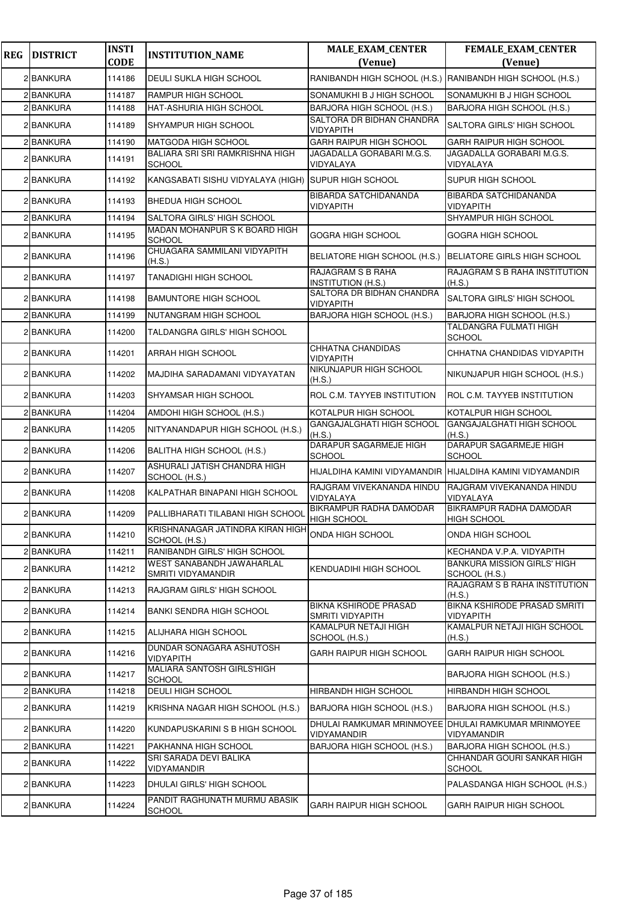| REG | DISTRICT | INSTI CODE | INSTITUTION_NAME | MALE_EXAM_CENTER (Venue) | FEMALE_EXAM_CENTER (Venue) |
|---|---|---|---|---|---|
| 2 | BANKURA | 114186 | DEULI SUKLA HIGH SCHOOL | RANIBANDH HIGH SCHOOL (H.S.) | RANIBANDH HIGH SCHOOL (H.S.) |
| 2 | BANKURA | 114187 | RAMPUR HIGH SCHOOL | SONAMUKHI B J HIGH SCHOOL | SONAMUKHI B J HIGH SCHOOL |
| 2 | BANKURA | 114188 | HAT-ASHURIA HIGH SCHOOL | BARJORA HIGH SCHOOL (H.S.) | BARJORA HIGH SCHOOL (H.S.) |
| 2 | BANKURA | 114189 | SHYAMPUR HIGH SCHOOL | SALTORA DR BIDHAN CHANDRA VIDYAPITH | SALTORA GIRLS' HIGH SCHOOL |
| 2 | BANKURA | 114190 | MATGODA HIGH SCHOOL | GARH RAIPUR HIGH SCHOOL | GARH RAIPUR HIGH SCHOOL |
| 2 | BANKURA | 114191 | BALIARA SRI SRI RAMKRISHNA HIGH SCHOOL | JAGADALLA GORABARI M.G.S. VIDYALAYA | JAGADALLA GORABARI M.G.S. VIDYALAYA |
| 2 | BANKURA | 114192 | KANGSABATI SISHU VIDYALAYA (HIGH) | SUPUR HIGH SCHOOL | SUPUR HIGH SCHOOL |
| 2 | BANKURA | 114193 | BHEDUA HIGH SCHOOL | BIBARDA SATCHIDANANDA VIDYAPITH | BIBARDA SATCHIDANANDA VIDYAPITH |
| 2 | BANKURA | 114194 | SALTORA GIRLS' HIGH SCHOOL | | SHYAMPUR HIGH SCHOOL |
| 2 | BANKURA | 114195 | MADAN MOHANPUR S K BOARD HIGH SCHOOL | GOGRA HIGH SCHOOL | GOGRA HIGH SCHOOL |
| 2 | BANKURA | 114196 | CHUAGARA SAMMILANI VIDYAPITH (H.S.) | BELIATORE HIGH SCHOOL (H.S.) | BELIATORE GIRLS HIGH SCHOOL |
| 2 | BANKURA | 114197 | TANADIGHI HIGH SCHOOL | RAJAGRAM S B RAHA INSTITUTION (H.S.) | RAJAGRAM S B RAHA INSTITUTION (H.S.) |
| 2 | BANKURA | 114198 | BAMUNTORE HIGH SCHOOL | SALTORA DR BIDHAN CHANDRA VIDYAPITH | SALTORA GIRLS' HIGH SCHOOL |
| 2 | BANKURA | 114199 | NUTANGRAM HIGH SCHOOL | BARJORA HIGH SCHOOL (H.S.) | BARJORA HIGH SCHOOL (H.S.) |
| 2 | BANKURA | 114200 | TALDANGRA GIRLS' HIGH SCHOOL | | TALDANGRA FULMATI HIGH SCHOOL |
| 2 | BANKURA | 114201 | ARRAH HIGH SCHOOL | CHHATNA CHANDIDAS VIDYAPITH | CHHATNA CHANDIDAS VIDYAPITH |
| 2 | BANKURA | 114202 | MAJDIHA SARADAMANI VIDYAYATAN | NIKUNJAPUR HIGH SCHOOL (H.S.) | NIKUNJAPUR HIGH SCHOOL (H.S.) |
| 2 | BANKURA | 114203 | SHYAMSAR HIGH SCHOOL | ROL C.M. TAYYEB INSTITUTION | ROL C.M. TAYYEB INSTITUTION |
| 2 | BANKURA | 114204 | AMDOHI HIGH SCHOOL (H.S.) | KOTALPUR HIGH SCHOOL | KOTALPUR HIGH SCHOOL |
| 2 | BANKURA | 114205 | NITYANANDAPUR HIGH SCHOOL (H.S.) | GANGAJALGHATI HIGH SCHOOL (H.S.) | GANGAJALGHATI HIGH SCHOOL (H.S.) |
| 2 | BANKURA | 114206 | BALITHA HIGH SCHOOL (H.S.) | DARAPUR SAGARMEJE HIGH SCHOOL | DARAPUR SAGARMEJE HIGH SCHOOL |
| 2 | BANKURA | 114207 | ASHURALI JATISH CHANDRA HIGH SCHOOL (H.S.) | HIJALDIHA KAMINI VIDYAMANDIR | HIJALDIHA KAMINI VIDYAMANDIR |
| 2 | BANKURA | 114208 | KALPATHAR BINAPANI HIGH SCHOOL | RAJGRAM VIVEKANANDA HINDU VIDYALAYA | RAJGRAM VIVEKANANDA HINDU VIDYALAYA |
| 2 | BANKURA | 114209 | PALLIBHARATI TILABANI HIGH SCHOOL | BIKRAMPUR RADHA DAMODAR HIGH SCHOOL | BIKRAMPUR RADHA DAMODAR HIGH SCHOOL |
| 2 | BANKURA | 114210 | KRISHNANAGAR JATINDRA KIRAN HIGH SCHOOL (H.S.) | ONDA HIGH SCHOOL | ONDA HIGH SCHOOL |
| 2 | BANKURA | 114211 | RANIBANDH GIRLS' HIGH SCHOOL | | KECHANDA V.P.A. VIDYAPITH |
| 2 | BANKURA | 114212 | WEST SANABANDH JAWAHARLAL SMRITI VIDYAMANDIR | KENDUADIHI HIGH SCHOOL | BANKURA MISSION GIRLS' HIGH SCHOOL (H.S.) |
| 2 | BANKURA | 114213 | RAJGRAM GIRLS' HIGH SCHOOL | | RAJAGRAM S B RAHA INSTITUTION (H.S.) |
| 2 | BANKURA | 114214 | BANKI SENDRA HIGH SCHOOL | BIKNA KSHIRODE PRASAD SMRITI VIDYAPITH | BIKNA KSHIRODE PRASAD SMRITI VIDYAPITH |
| 2 | BANKURA | 114215 | ALIJHARA HIGH SCHOOL | KAMALPUR NETAJI HIGH SCHOOL (H.S.) | KAMALPUR NETAJI HIGH SCHOOL (H.S.) |
| 2 | BANKURA | 114216 | DUNDAR SONAGARA ASHUTOSH VIDYAPITH | GARH RAIPUR HIGH SCHOOL | GARH RAIPUR HIGH SCHOOL |
| 2 | BANKURA | 114217 | MALIARA SANTOSH GIRLS'HIGH SCHOOL | | BARJORA HIGH SCHOOL (H.S.) |
| 2 | BANKURA | 114218 | DEULI HIGH SCHOOL | HIRBANDH HIGH SCHOOL | HIRBANDH HIGH SCHOOL |
| 2 | BANKURA | 114219 | KRISHNA NAGAR HIGH SCHOOL (H.S.) | BARJORA HIGH SCHOOL (H.S.) | BARJORA HIGH SCHOOL (H.S.) |
| 2 | BANKURA | 114220 | KUNDAPUSKARINI S B HIGH SCHOOL | DHULAI RAMKUMAR MRINMOYEE VIDYAMANDIR | DHULAI RAMKUMAR MRINMOYEE VIDYAMANDIR |
| 2 | BANKURA | 114221 | PAKHANNA HIGH SCHOOL | BARJORA HIGH SCHOOL (H.S.) | BARJORA HIGH SCHOOL (H.S.) |
| 2 | BANKURA | 114222 | SRI SARADA DEVI BALIKA VIDYAMANDIR | | CHHANDAR GOURI SANKAR HIGH SCHOOL |
| 2 | BANKURA | 114223 | DHULAI GIRLS' HIGH SCHOOL | | PALASDANGA HIGH SCHOOL (H.S.) |
| 2 | BANKURA | 114224 | PANDIT RAGHUNATH MURMU ABASIK SCHOOL | GARH RAIPUR HIGH SCHOOL | GARH RAIPUR HIGH SCHOOL |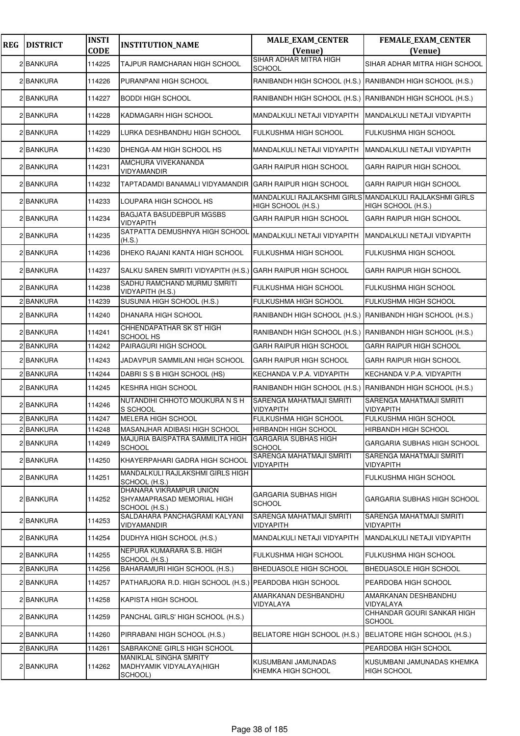| REG | DISTRICT | INSTI CODE | INSTITUTION_NAME | MALE_EXAM_CENTER (Venue) | FEMALE_EXAM_CENTER (Venue) |
|---|---|---|---|---|---|
| 2 | BANKURA | 114225 | TAJPUR RAMCHARAN HIGH SCHOOL | SIHAR ADHAR MITRA HIGH SCHOOL | SIHAR ADHAR MITRA HIGH SCHOOL |
| 2 | BANKURA | 114226 | PURANPANI HIGH SCHOOL | RANIBANDH HIGH SCHOOL (H.S.) | RANIBANDH HIGH SCHOOL (H.S.) |
| 2 | BANKURA | 114227 | BODDI HIGH SCHOOL | RANIBANDH HIGH SCHOOL (H.S.) | RANIBANDH HIGH SCHOOL (H.S.) |
| 2 | BANKURA | 114228 | KADMAGARH HIGH SCHOOL | MANDALKULI NETAJI VIDYAPITH | MANDALKULI NETAJI VIDYAPITH |
| 2 | BANKURA | 114229 | LURKA DESHBANDHU HIGH SCHOOL | FULKUSHMA HIGH SCHOOL | FULKUSHMA HIGH SCHOOL |
| 2 | BANKURA | 114230 | DHENGA-AM HIGH SCHOOL HS | MANDALKULI NETAJI VIDYAPITH | MANDALKULI NETAJI VIDYAPITH |
| 2 | BANKURA | 114231 | AMCHURA VIVEKANANDA VIDYAMANDIR | GARH RAIPUR HIGH SCHOOL | GARH RAIPUR HIGH SCHOOL |
| 2 | BANKURA | 114232 | TAPTADAMDI BANAMALI VIDYAMANDIR | GARH RAIPUR HIGH SCHOOL | GARH RAIPUR HIGH SCHOOL |
| 2 | BANKURA | 114233 | LOUPARA HIGH SCHOOL HS | MANDALKULI RAJLAKSHMI GIRLS HIGH SCHOOL (H.S.) | MANDALKULI RAJLAKSHMI GIRLS HIGH SCHOOL (H.S.) |
| 2 | BANKURA | 114234 | BAGJATA BASUDEBPUR MGSBS VIDYAPITH | GARH RAIPUR HIGH SCHOOL | GARH RAIPUR HIGH SCHOOL |
| 2 | BANKURA | 114235 | SATPATTA DEMUSHNYA HIGH SCHOOL (H.S.) | MANDALKULI NETAJI VIDYAPITH | MANDALKULI NETAJI VIDYAPITH |
| 2 | BANKURA | 114236 | DHEKO RAJANI KANTA HIGH SCHOOL | FULKUSHMA HIGH SCHOOL | FULKUSHMA HIGH SCHOOL |
| 2 | BANKURA | 114237 | SALKU SAREN SMRITI VIDYAPITH (H.S.) | GARH RAIPUR HIGH SCHOOL | GARH RAIPUR HIGH SCHOOL |
| 2 | BANKURA | 114238 | SADHU RAMCHAND MURMU SMRITI VIDYAPITH (H.S.) | FULKUSHMA HIGH SCHOOL | FULKUSHMA HIGH SCHOOL |
| 2 | BANKURA | 114239 | SUSUNIA HIGH SCHOOL (H.S.) | FULKUSHMA HIGH SCHOOL | FULKUSHMA HIGH SCHOOL |
| 2 | BANKURA | 114240 | DHANARA HIGH SCHOOL | RANIBANDH HIGH SCHOOL (H.S.) | RANIBANDH HIGH SCHOOL (H.S.) |
| 2 | BANKURA | 114241 | CHHENDAPATHAR SK ST HIGH SCHOOL HS | RANIBANDH HIGH SCHOOL (H.S.) | RANIBANDH HIGH SCHOOL (H.S.) |
| 2 | BANKURA | 114242 | PAIRAGURI HIGH SCHOOL | GARH RAIPUR HIGH SCHOOL | GARH RAIPUR HIGH SCHOOL |
| 2 | BANKURA | 114243 | JADAVPUR SAMMILANI HIGH SCHOOL | GARH RAIPUR HIGH SCHOOL | GARH RAIPUR HIGH SCHOOL |
| 2 | BANKURA | 114244 | DABRI S S B HIGH SCHOOL (HS) | KECHANDA V.P.A. VIDYAPITH | KECHANDA V.P.A. VIDYAPITH |
| 2 | BANKURA | 114245 | KESHRA HIGH SCHOOL | RANIBANDH HIGH SCHOOL (H.S.) | RANIBANDH HIGH SCHOOL (H.S.) |
| 2 | BANKURA | 114246 | NUTANDIHI CHHOTO MOUKURA N S H S SCHOOL | SARENGA MAHATMAJI SMRITI VIDYAPITH | SARENGA MAHATMAJI SMRITI VIDYAPITH |
| 2 | BANKURA | 114247 | MELERA HIGH SCHOOL | FULKUSHMA HIGH SCHOOL | FULKUSHMA HIGH SCHOOL |
| 2 | BANKURA | 114248 | MASANJHAR ADIBASI HIGH SCHOOL | HIRBANDH HIGH SCHOOL | HIRBANDH HIGH SCHOOL |
| 2 | BANKURA | 114249 | MAJURIA BAISPATRA SAMMILITA HIGH SCHOOL | GARGARIA SUBHAS HIGH SCHOOL | GARGARIA SUBHAS HIGH SCHOOL |
| 2 | BANKURA | 114250 | KHAYERPAHARI GADRA HIGH SCHOOL | SARENGA MAHATMAJI SMRITI VIDYAPITH | SARENGA MAHATMAJI SMRITI VIDYAPITH |
| 2 | BANKURA | 114251 | MANDALKULI RAJLAKSHMI GIRLS HIGH SCHOOL (H.S.) | | FULKUSHMA HIGH SCHOOL |
| 2 | BANKURA | 114252 | DHANARA VIKRAMPUR UNION SHYAMAPRASAD MEMORIAL HIGH SCHOOL (H.S.) | GARGARIA SUBHAS HIGH SCHOOL | GARGARIA SUBHAS HIGH SCHOOL |
| 2 | BANKURA | 114253 | SALDAHARA PANCHAGRAMI KALYANI VIDYAMANDIR | SARENGA MAHATMAJI SMRITI VIDYAPITH | SARENGA MAHATMAJI SMRITI VIDYAPITH |
| 2 | BANKURA | 114254 | DUDHYA HIGH SCHOOL (H.S.) | MANDALKULI NETAJI VIDYAPITH | MANDALKULI NETAJI VIDYAPITH |
| 2 | BANKURA | 114255 | NEPURA KUMARARA S.B. HIGH SCHOOL (H.S.) | FULKUSHMA HIGH SCHOOL | FULKUSHMA HIGH SCHOOL |
| 2 | BANKURA | 114256 | BAHARAMURI HIGH SCHOOL (H.S.) | BHEDUASOLE HIGH SCHOOL | BHEDUASOLE HIGH SCHOOL |
| 2 | BANKURA | 114257 | PATHARJORA R.D. HIGH SCHOOL (H.S.) | PEARDOBA HIGH SCHOOL | PEARDOBA HIGH SCHOOL |
| 2 | BANKURA | 114258 | KAPISTA HIGH SCHOOL | AMARKANAN DESHBANDHU VIDYALAYA | AMARKANAN DESHBANDHU VIDYALAYA |
| 2 | BANKURA | 114259 | PANCHAL GIRLS' HIGH SCHOOL (H.S.) | | CHHANDAR GOURI SANKAR HIGH SCHOOL |
| 2 | BANKURA | 114260 | PIRRABANI HIGH SCHOOL (H.S.) | BELIATORE HIGH SCHOOL (H.S.) | BELIATORE HIGH SCHOOL (H.S.) |
| 2 | BANKURA | 114261 | SABRAKONE GIRLS HIGH SCHOOL | | PEARDOBA HIGH SCHOOL |
| 2 | BANKURA | 114262 | MANIKLAL SINGHA SMRITY MADHYAMIK VIDYALAYA(HIGH SCHOOL) | KUSUMBANI JAMUNADAS KHEMKA HIGH SCHOOL | KUSUMBANI JAMUNADAS KHEMKA HIGH SCHOOL |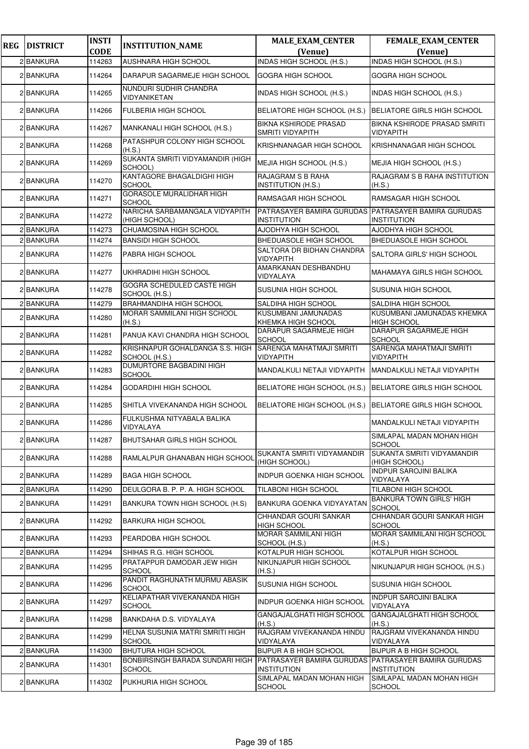| REG | DISTRICT | INSTI CODE | INSTITUTION_NAME | MALE_EXAM_CENTER (Venue) | FEMALE_EXAM_CENTER (Venue) |
|---|---|---|---|---|---|
| 2 | BANKURA | 114263 | AUSHNARA HIGH SCHOOL | INDAS HIGH SCHOOL (H.S.) | INDAS HIGH SCHOOL (H.S.) |
| 2 | BANKURA | 114264 | DARAPUR SAGARMEJE HIGH SCHOOL | GOGRA HIGH SCHOOL | GOGRA HIGH SCHOOL |
| 2 | BANKURA | 114265 | NUNDURI SUDHIR CHANDRA VIDYANIKETAN | INDAS HIGH SCHOOL (H.S.) | INDAS HIGH SCHOOL (H.S.) |
| 2 | BANKURA | 114266 | FULBERIA HIGH SCHOOL | BELIATORE HIGH SCHOOL (H.S.) | BELIATORE GIRLS HIGH SCHOOL |
| 2 | BANKURA | 114267 | MANKANALI HIGH SCHOOL (H.S.) | BIKNA KSHIRODE PRASAD SMRITI VIDYAPITH | BIKNA KSHIRODE PRASAD SMRITI VIDYAPITH |
| 2 | BANKURA | 114268 | PATASHPUR COLONY HIGH SCHOOL (H.S.) | KRISHNANAGAR HIGH SCHOOL | KRISHNANAGAR HIGH SCHOOL |
| 2 | BANKURA | 114269 | SUKANTA SMRITI VIDYAMANDIR (HIGH SCHOOL) | MEJIA HIGH SCHOOL (H.S.) | MEJIA HIGH SCHOOL (H.S.) |
| 2 | BANKURA | 114270 | KANTAGORE BHAGALDIGHI HIGH SCHOOL | RAJAGRAM S B RAHA INSTITUTION (H.S.) | RAJAGRAM S B RAHA INSTITUTION (H.S.) |
| 2 | BANKURA | 114271 | GORASOLE MURALIDHAR HIGH SCHOOL | RAMSAGAR HIGH SCHOOL | RAMSAGAR HIGH SCHOOL |
| 2 | BANKURA | 114272 | NARICHA SARBAMANGALA VIDYAPITH (HIGH SCHOOL) | PATRASAYER BAMIRA GURUDAS INSTITUTION | PATRASAYER BAMIRA GURUDAS INSTITUTION |
| 2 | BANKURA | 114273 | CHUAMOSINA HIGH SCHOOL | AJODHYA HIGH SCHOOL | AJODHYA HIGH SCHOOL |
| 2 | BANKURA | 114274 | BANSIDI HIGH SCHOOL | BHEDUASOLE HIGH SCHOOL | BHEDUASOLE HIGH SCHOOL |
| 2 | BANKURA | 114276 | PABRA HIGH SCHOOL | SALTORA DR BIDHAN CHANDRA VIDYAPITH | SALTORA GIRLS' HIGH SCHOOL |
| 2 | BANKURA | 114277 | UKHRADIHI HIGH SCHOOL | AMARKANAN DESHBANDHU VIDYALAYA | MAHAMAYA GIRLS HIGH SCHOOL |
| 2 | BANKURA | 114278 | GOGRA SCHEDULED CASTE HIGH SCHOOL (H.S.) | SUSUNIA HIGH SCHOOL | SUSUNIA HIGH SCHOOL |
| 2 | BANKURA | 114279 | BRAHMANDIHA HIGH SCHOOL | SALDIHA HIGH SCHOOL | SALDIHA HIGH SCHOOL |
| 2 | BANKURA | 114280 | MORAR SAMMILANI HIGH SCHOOL (H.S.) | KUSUMBANI JAMUNADAS KHEMKA HIGH SCHOOL | KUSUMBANI JAMUNADAS KHEMKA HIGH SCHOOL |
| 2 | BANKURA | 114281 | PANUA KAVI CHANDRA HIGH SCHOOL | DARAPUR SAGARMEJE HIGH SCHOOL | DARAPUR SAGARMEJE HIGH SCHOOL |
| 2 | BANKURA | 114282 | KRISHNAPUR GOHALDANGA S.S. HIGH SCHOOL (H.S.) | SARENGA MAHATMAJI SMRITI VIDYAPITH | SARENGA MAHATMAJI SMRITI VIDYAPITH |
| 2 | BANKURA | 114283 | DUMURTORE BAGBADINI HIGH SCHOOL | MANDALKULI NETAJI VIDYAPITH | MANDALKULI NETAJI VIDYAPITH |
| 2 | BANKURA | 114284 | GODARDIHI HIGH SCHOOL | BELIATORE HIGH SCHOOL (H.S.) | BELIATORE GIRLS HIGH SCHOOL |
| 2 | BANKURA | 114285 | SHITLA VIVEKANANDA HIGH SCHOOL | BELIATORE HIGH SCHOOL (H.S.) | BELIATORE GIRLS HIGH SCHOOL |
| 2 | BANKURA | 114286 | FULKUSHMA NITYABALA BALIKA VIDYALAYA | | MANDALKULI NETAJI VIDYAPITH |
| 2 | BANKURA | 114287 | BHUTSAHAR GIRLS HIGH SCHOOL | | SIMLAPAL MADAN MOHAN HIGH SCHOOL |
| 2 | BANKURA | 114288 | RAMLALPUR GHANABAN HIGH SCHOOL | SUKANTA SMRITI VIDYAMANDIR (HIGH SCHOOL) | SUKANTA SMRITI VIDYAMANDIR (HIGH SCHOOL) |
| 2 | BANKURA | 114289 | BAGA HIGH SCHOOL | INDPUR GOENKA HIGH SCHOOL | INDPUR SAROJINI BALIKA VIDYALAYA |
| 2 | BANKURA | 114290 | DEULGORA B. P. P. A. HIGH SCHOOL | TILABONI HIGH SCHOOL | TILABONI HIGH SCHOOL |
| 2 | BANKURA | 114291 | BANKURA TOWN HIGH SCHOOL (H.S) | BANKURA GOENKA VIDYAYATAN | BANKURA TOWN GIRLS' HIGH SCHOOL |
| 2 | BANKURA | 114292 | BARKURA HIGH SCHOOL | CHHANDAR GOURI SANKAR HIGH SCHOOL | CHHANDAR GOURI SANKAR HIGH SCHOOL |
| 2 | BANKURA | 114293 | PEARDOBA HIGH SCHOOL | MORAR SAMMILANI HIGH SCHOOL (H.S.) | MORAR SAMMILANI HIGH SCHOOL (H.S.) |
| 2 | BANKURA | 114294 | SHIHAS R.G. HIGH SCHOOL | KOTALPUR HIGH SCHOOL | KOTALPUR HIGH SCHOOL |
| 2 | BANKURA | 114295 | PRATAPPUR DAMODAR JEW HIGH SCHOOL | NIKUNJAPUR HIGH SCHOOL (H.S.) | NIKUNJAPUR HIGH SCHOOL (H.S.) |
| 2 | BANKURA | 114296 | PANDIT RAGHUNATH MURMU ABASIK SCHOOL | SUSUNIA HIGH SCHOOL | SUSUNIA HIGH SCHOOL |
| 2 | BANKURA | 114297 | KELIAPATHAR VIVEKANANDA HIGH SCHOOL | INDPUR GOENKA HIGH SCHOOL | INDPUR SAROJINI BALIKA VIDYALAYA |
| 2 | BANKURA | 114298 | BANKDAHA D.S. VIDYALAYA | GANGAJALGHATI HIGH SCHOOL (H.S.) | GANGAJALGHATI HIGH SCHOOL (H.S.) |
| 2 | BANKURA | 114299 | HELNA SUSUNIA MATRI SMRITI HIGH SCHOOL | RAJGRAM VIVEKANANDA HINDU VIDYALAYA | RAJGRAM VIVEKANANDA HINDU VIDYALAYA |
| 2 | BANKURA | 114300 | BHUTURA HIGH SCHOOL | BIJPUR A B HIGH SCHOOL | BIJPUR A B HIGH SCHOOL |
| 2 | BANKURA | 114301 | BONBIRSINGH BARADA SUNDARI HIGH SCHOOL | PATRASAYER BAMIRA GURUDAS INSTITUTION | PATRASAYER BAMIRA GURUDAS INSTITUTION |
| 2 | BANKURA | 114302 | PUKHURIA HIGH SCHOOL | SIMLAPAL MADAN MOHAN HIGH SCHOOL | SIMLAPAL MADAN MOHAN HIGH SCHOOL |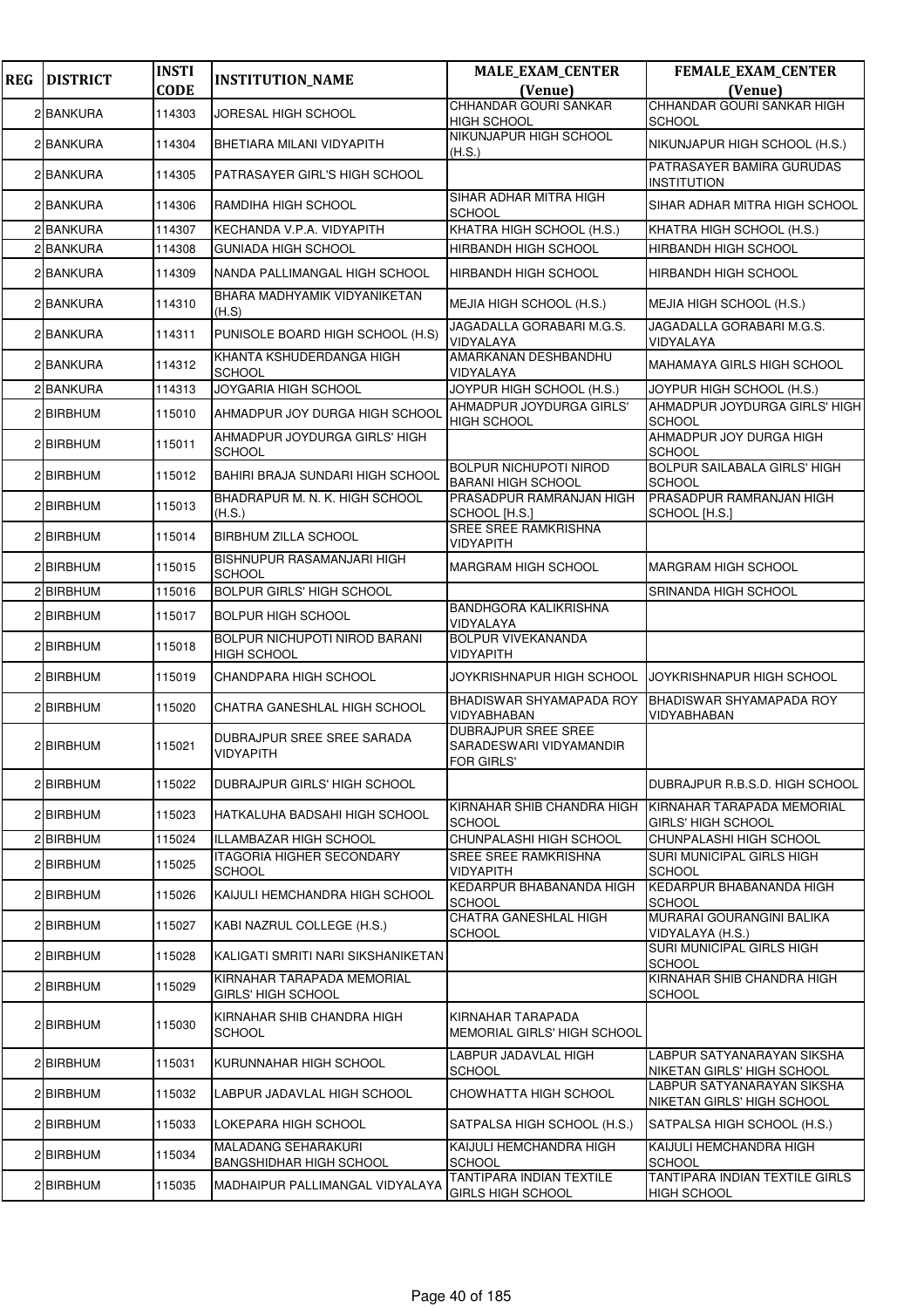| REG | DISTRICT | INSTI CODE | INSTITUTION_NAME | MALE_EXAM_CENTER (Venue) | FEMALE_EXAM_CENTER (Venue) |
|---|---|---|---|---|---|
| 2 | BANKURA | 114303 | JORESAL HIGH SCHOOL | CHHANDAR GOURI SANKAR HIGH SCHOOL | CHHANDAR GOURI SANKAR HIGH SCHOOL |
| 2 | BANKURA | 114304 | BHETIARA MILANI VIDYAPITH | NIKUNJAPUR HIGH SCHOOL (H.S.) | NIKUNJAPUR HIGH SCHOOL (H.S.) |
| 2 | BANKURA | 114305 | PATRASAYER GIRL'S HIGH SCHOOL | | PATRASAYER BAMIRA GURUDAS INSTITUTION |
| 2 | BANKURA | 114306 | RAMDIHA HIGH SCHOOL | SIHAR ADHAR MITRA HIGH SCHOOL | SIHAR ADHAR MITRA HIGH SCHOOL |
| 2 | BANKURA | 114307 | KECHANDA V.P.A. VIDYAPITH | KHATRA HIGH SCHOOL (H.S.) | KHATRA HIGH SCHOOL (H.S.) |
| 2 | BANKURA | 114308 | GUNIADA HIGH SCHOOL | HIRBANDH HIGH SCHOOL | HIRBANDH HIGH SCHOOL |
| 2 | BANKURA | 114309 | NANDA PALLIMANGAL HIGH SCHOOL | HIRBANDH HIGH SCHOOL | HIRBANDH HIGH SCHOOL |
| 2 | BANKURA | 114310 | BHARA MADHYAMIK VIDYANIKETAN (H.S) | MEJIA HIGH SCHOOL (H.S.) | MEJIA HIGH SCHOOL (H.S.) |
| 2 | BANKURA | 114311 | PUNISOLE BOARD HIGH SCHOOL (H.S) | JAGADALLA GORABARI M.G.S. VIDYALAYA | JAGADALLA GORABARI M.G.S. VIDYALAYA |
| 2 | BANKURA | 114312 | KHANTA KSHUDERDANGA HIGH SCHOOL | AMARKANAN DESHBANDHU VIDYALAYA | MAHAMAYA GIRLS HIGH SCHOOL |
| 2 | BANKURA | 114313 | JOYGARIA HIGH SCHOOL | JOYPUR HIGH SCHOOL (H.S.) | JOYPUR HIGH SCHOOL (H.S.) |
| 2 | BIRBHUM | 115010 | AHMADPUR JOY DURGA HIGH SCHOOL | AHMADPUR JOYDURGA GIRLS' HIGH SCHOOL | AHMADPUR JOYDURGA GIRLS' HIGH SCHOOL |
| 2 | BIRBHUM | 115011 | AHMADPUR JOYDURGA GIRLS' HIGH SCHOOL | | AHMADPUR JOY DURGA HIGH SCHOOL |
| 2 | BIRBHUM | 115012 | BAHIRI BRAJA SUNDARI HIGH SCHOOL | BOLPUR NICHUPOTI NIROD BARANI HIGH SCHOOL | BOLPUR SAILABALA GIRLS' HIGH SCHOOL |
| 2 | BIRBHUM | 115013 | BHADRAPUR M. N. K. HIGH SCHOOL (H.S.) | PRASADPUR RAMRANJAN HIGH SCHOOL [H.S.] | PRASADPUR RAMRANJAN HIGH SCHOOL [H.S.] |
| 2 | BIRBHUM | 115014 | BIRBHUM ZILLA SCHOOL | SREE SREE RAMKRISHNA VIDYAPITH | |
| 2 | BIRBHUM | 115015 | BISHNUPUR RASAMANJARI HIGH SCHOOL | MARGRAM HIGH SCHOOL | MARGRAM HIGH SCHOOL |
| 2 | BIRBHUM | 115016 | BOLPUR GIRLS' HIGH SCHOOL | | SRINANDA HIGH SCHOOL |
| 2 | BIRBHUM | 115017 | BOLPUR HIGH SCHOOL | BANDHGORA KALIKRISHNA VIDYALAYA | |
| 2 | BIRBHUM | 115018 | BOLPUR NICHUPOTI NIROD BARANI HIGH SCHOOL | BOLPUR VIVEKANANDA VIDYAPITH | |
| 2 | BIRBHUM | 115019 | CHANDPARA HIGH SCHOOL | JOYKRISHNAPUR HIGH SCHOOL | JOYKRISHNAPUR HIGH SCHOOL |
| 2 | BIRBHUM | 115020 | CHATRA GANESHLAL HIGH SCHOOL | BHADISWAR SHYAMAPADA ROY VIDYABHABAN | BHADISWAR SHYAMAPADA ROY VIDYABHABAN |
| 2 | BIRBHUM | 115021 | DUBRAJPUR SREE SREE SARADA VIDYAPITH | DUBRAJPUR SREE SREE SARADESWARI VIDYAMANDIR FOR GIRLS' | |
| 2 | BIRBHUM | 115022 | DUBRAJPUR GIRLS' HIGH SCHOOL | | DUBRAJPUR R.B.S.D. HIGH SCHOOL |
| 2 | BIRBHUM | 115023 | HATKALUHA BADSAHI HIGH SCHOOL | KIRNAHAR SHIB CHANDRA HIGH SCHOOL | KIRNAHAR TARAPADA MEMORIAL GIRLS' HIGH SCHOOL |
| 2 | BIRBHUM | 115024 | ILLAMBAZAR HIGH SCHOOL | CHUNPALASHI HIGH SCHOOL | CHUNPALASHI HIGH SCHOOL |
| 2 | BIRBHUM | 115025 | ITAGORIA HIGHER SECONDARY SCHOOL | SREE SREE RAMKRISHNA VIDYAPITH | SURI MUNICIPAL GIRLS HIGH SCHOOL |
| 2 | BIRBHUM | 115026 | KAIJULI HEMCHANDRA HIGH SCHOOL | KEDARPUR BHABANANDA HIGH SCHOOL | KEDARPUR BHABANANDA HIGH SCHOOL |
| 2 | BIRBHUM | 115027 | KABI NAZRUL COLLEGE (H.S.) | CHATRA GANESHLAL HIGH SCHOOL | MURARAI GOURANGINI BALIKA VIDYALAYA (H.S.) |
| 2 | BIRBHUM | 115028 | KALIGATI SMRITI NARI SIKSHANIKETAN | | SURI MUNICIPAL GIRLS HIGH SCHOOL |
| 2 | BIRBHUM | 115029 | KIRNAHAR TARAPADA MEMORIAL GIRLS' HIGH SCHOOL | | KIRNAHAR SHIB CHANDRA HIGH SCHOOL |
| 2 | BIRBHUM | 115030 | KIRNAHAR SHIB CHANDRA HIGH SCHOOL | KIRNAHAR TARAPADA MEMORIAL GIRLS' HIGH SCHOOL | |
| 2 | BIRBHUM | 115031 | KURUNNAHAR HIGH SCHOOL | LABPUR JADAVLAL HIGH SCHOOL | LABPUR SATYANARAYAN SIKSHA NIKETAN GIRLS' HIGH SCHOOL |
| 2 | BIRBHUM | 115032 | LABPUR JADAVLAL HIGH SCHOOL | CHOWHATTA HIGH SCHOOL | LABPUR SATYANARAYAN SIKSHA NIKETAN GIRLS' HIGH SCHOOL |
| 2 | BIRBHUM | 115033 | LOKEPARA HIGH SCHOOL | SATPALSA HIGH SCHOOL (H.S.) | SATPALSA HIGH SCHOOL (H.S.) |
| 2 | BIRBHUM | 115034 | MALADANG SEHARAKURI BANGSHIDHAR HIGH SCHOOL | KAIJULI HEMCHANDRA HIGH SCHOOL | KAIJULI HEMCHANDRA HIGH SCHOOL |
| 2 | BIRBHUM | 115035 | MADHAIPUR PALLIMANGAL VIDYALAYA | TANTIPARA INDIAN TEXTILE GIRLS HIGH SCHOOL | TANTIPARA INDIAN TEXTILE GIRLS HIGH SCHOOL |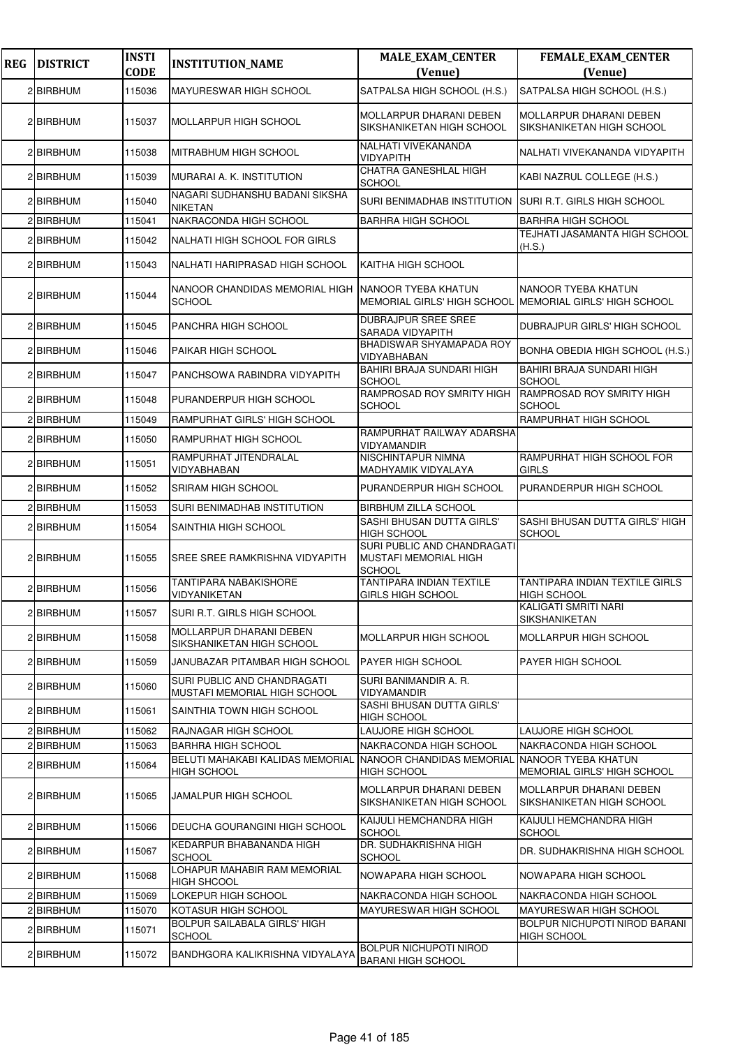| REG | DISTRICT | INSTI CODE | INSTITUTION_NAME | MALE_EXAM_CENTER (Venue) | FEMALE_EXAM_CENTER (Venue) |
|---|---|---|---|---|---|
| 2 | BIRBHUM | 115036 | MAYURESWAR HIGH SCHOOL | SATPALSA HIGH SCHOOL (H.S.) | SATPALSA HIGH SCHOOL (H.S.) |
| 2 | BIRBHUM | 115037 | MOLLARPUR HIGH SCHOOL | MOLLARPUR DHARANI DEBEN SIKSHANIKETAN HIGH SCHOOL | MOLLARPUR DHARANI DEBEN SIKSHANIKETAN HIGH SCHOOL |
| 2 | BIRBHUM | 115038 | MITRABHUM HIGH SCHOOL | NALHATI VIVEKANANDA VIDYAPITH | NALHATI VIVEKANANDA VIDYAPITH |
| 2 | BIRBHUM | 115039 | MURARAI A. K. INSTITUTION | CHATRA GANESHLAL HIGH SCHOOL | KABI NAZRUL COLLEGE (H.S.) |
| 2 | BIRBHUM | 115040 | NAGARI SUDHANSHU BADANI SIKSHA NIKETAN | SURI BENIMADHAB INSTITUTION | SURI R.T. GIRLS HIGH SCHOOL |
| 2 | BIRBHUM | 115041 | NAKRACONDA HIGH SCHOOL | BARHRA HIGH SCHOOL | BARHRA HIGH SCHOOL |
| 2 | BIRBHUM | 115042 | NALHATI HIGH SCHOOL FOR GIRLS | | TEJHATI JASAMANTA HIGH SCHOOL (H.S.) |
| 2 | BIRBHUM | 115043 | NALHATI HARIPRASAD HIGH SCHOOL | KAITHA HIGH SCHOOL | |
| 2 | BIRBHUM | 115044 | NANOOR CHANDIDAS MEMORIAL HIGH SCHOOL | NANOOR TYEBA KHATUN MEMORIAL GIRLS' HIGH SCHOOL | NANOOR TYEBA KHATUN MEMORIAL GIRLS' HIGH SCHOOL |
| 2 | BIRBHUM | 115045 | PANCHRA HIGH SCHOOL | DUBRAJPUR SREE SREE SARADA VIDYAPITH | DUBRAJPUR GIRLS' HIGH SCHOOL |
| 2 | BIRBHUM | 115046 | PAIKAR HIGH SCHOOL | BHADISWAR SHYAMAPADA ROY VIDYABHABAN | BONHA OBEDIA HIGH SCHOOL (H.S.) |
| 2 | BIRBHUM | 115047 | PANCHSOWA RABINDRA VIDYAPITH | BAHIRI BRAJA SUNDARI HIGH SCHOOL | BAHIRI BRAJA SUNDARI HIGH SCHOOL |
| 2 | BIRBHUM | 115048 | PURANDERPUR HIGH SCHOOL | RAMPROSAD ROY SMRITY HIGH SCHOOL | RAMPROSAD ROY SMRITY HIGH SCHOOL |
| 2 | BIRBHUM | 115049 | RAMPURHAT GIRLS' HIGH SCHOOL | | RAMPURHAT HIGH SCHOOL |
| 2 | BIRBHUM | 115050 | RAMPURHAT HIGH SCHOOL | RAMPURHAT RAILWAY ADARSHA VIDYAMANDIR | |
| 2 | BIRBHUM | 115051 | RAMPURHAT JITENDRALAL VIDYABHABAN | NISCHINTAPUR NIMNA MADHYAMIK VIDYALAYA | RAMPURHAT HIGH SCHOOL FOR GIRLS |
| 2 | BIRBHUM | 115052 | SRIRAM HIGH SCHOOL | PURANDERPUR HIGH SCHOOL | PURANDERPUR HIGH SCHOOL |
| 2 | BIRBHUM | 115053 | SURI BENIMADHAB INSTITUTION | BIRBHUM ZILLA SCHOOL | |
| 2 | BIRBHUM | 115054 | SAINTHIA HIGH SCHOOL | SASHI BHUSAN DUTTA GIRLS' HIGH SCHOOL | SASHI BHUSAN DUTTA GIRLS' HIGH SCHOOL |
| 2 | BIRBHUM | 115055 | SREE SREE RAMKRISHNA VIDYAPITH | SURI PUBLIC AND CHANDRAGATI MUSTAFI MEMORIAL HIGH SCHOOL | |
| 2 | BIRBHUM | 115056 | TANTIPARA NABAKISHORE VIDYANIKETAN | TANTIPARA INDIAN TEXTILE GIRLS HIGH SCHOOL | TANTIPARA INDIAN TEXTILE GIRLS HIGH SCHOOL |
| 2 | BIRBHUM | 115057 | SURI R.T. GIRLS HIGH SCHOOL | | KALIGATI SMRITI NARI SIKSHANIKETAN |
| 2 | BIRBHUM | 115058 | MOLLARPUR DHARANI DEBEN SIKSHANIKETAN HIGH SCHOOL | MOLLARPUR HIGH SCHOOL | MOLLARPUR HIGH SCHOOL |
| 2 | BIRBHUM | 115059 | JANUBAZAR PITAMBAR HIGH SCHOOL | PAYER HIGH SCHOOL | PAYER HIGH SCHOOL |
| 2 | BIRBHUM | 115060 | SURI PUBLIC AND CHANDRAGATI MUSTAFI MEMORIAL HIGH SCHOOL | SURI BANIMANDIR A. R. VIDYAMANDIR | |
| 2 | BIRBHUM | 115061 | SAINTHIA TOWN HIGH SCHOOL | SASHI BHUSAN DUTTA GIRLS' HIGH SCHOOL | |
| 2 | BIRBHUM | 115062 | RAJNAGAR HIGH SCHOOL | LAUJORE HIGH SCHOOL | LAUJORE HIGH SCHOOL |
| 2 | BIRBHUM | 115063 | BARHRA HIGH SCHOOL | NAKRACONDA HIGH SCHOOL | NAKRACONDA HIGH SCHOOL |
| 2 | BIRBHUM | 115064 | BELUTI MAHAKABI KALIDAS MEMORIAL HIGH SCHOOL | NANOOR CHANDIDAS MEMORIAL HIGH SCHOOL | NANOOR TYEBA KHATUN MEMORIAL GIRLS' HIGH SCHOOL |
| 2 | BIRBHUM | 115065 | JAMALPUR HIGH SCHOOL | MOLLARPUR DHARANI DEBEN SIKSHANIKETAN HIGH SCHOOL | MOLLARPUR DHARANI DEBEN SIKSHANIKETAN HIGH SCHOOL |
| 2 | BIRBHUM | 115066 | DEUCHA GOURANGINI HIGH SCHOOL | KAIJULI HEMCHANDRA HIGH SCHOOL | KAIJULI HEMCHANDRA HIGH SCHOOL |
| 2 | BIRBHUM | 115067 | KEDARPUR BHABANANDA HIGH SCHOOL | DR. SUDHAKRISHNA HIGH SCHOOL | DR. SUDHAKRISHNA HIGH SCHOOL |
| 2 | BIRBHUM | 115068 | LOHAPUR MAHABIR RAM MEMORIAL HIGH SHCOOL | NOWAPARA HIGH SCHOOL | NOWAPARA HIGH SCHOOL |
| 2 | BIRBHUM | 115069 | LOKEPUR HIGH SCHOOL | NAKRACONDA HIGH SCHOOL | NAKRACONDA HIGH SCHOOL |
| 2 | BIRBHUM | 115070 | KOTASUR HIGH SCHOOL | MAYURESWAR HIGH SCHOOL | MAYURESWAR HIGH SCHOOL |
| 2 | BIRBHUM | 115071 | BOLPUR SAILABALA GIRLS' HIGH SCHOOL | | BOLPUR NICHUPOTI NIROD BARANI HIGH SCHOOL |
| 2 | BIRBHUM | 115072 | BANDHGORA KALIKRISHNA VIDYALAYA | BOLPUR NICHUPOTI NIROD BARANI HIGH SCHOOL | |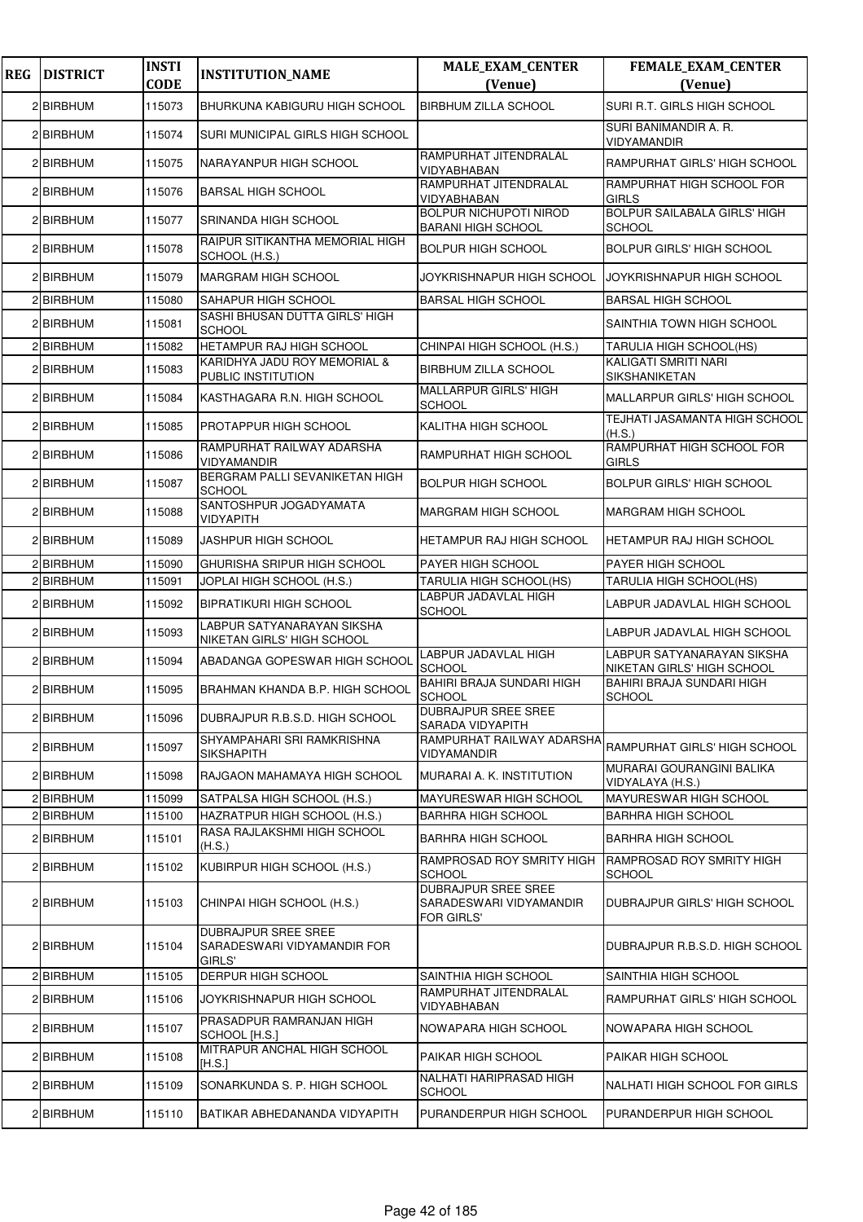| REG | DISTRICT | INSTI CODE | INSTITUTION_NAME | MALE_EXAM_CENTER (Venue) | FEMALE_EXAM_CENTER (Venue) |
|---|---|---|---|---|---|
| 2 | BIRBHUM | 115073 | BHURKUNA KABIGURU HIGH SCHOOL | BIRBHUM ZILLA SCHOOL | SURI R.T. GIRLS HIGH SCHOOL |
| 2 | BIRBHUM | 115074 | SURI MUNICIPAL GIRLS HIGH SCHOOL | | SURI BANIMANDIR A. R. VIDYAMANDIR |
| 2 | BIRBHUM | 115075 | NARAYANPUR HIGH SCHOOL | RAMPURHAT JITENDRALAL VIDYABHABAN | RAMPURHAT GIRLS' HIGH SCHOOL |
| 2 | BIRBHUM | 115076 | BARSAL HIGH SCHOOL | RAMPURHAT JITENDRALAL VIDYABHABAN | RAMPURHAT HIGH SCHOOL FOR GIRLS |
| 2 | BIRBHUM | 115077 | SRINANDA HIGH SCHOOL | BOLPUR NICHUPOTI NIROD BARANI HIGH SCHOOL | BOLPUR SAILABALA GIRLS' HIGH SCHOOL |
| 2 | BIRBHUM | 115078 | RAIPUR SITIKANTHA MEMORIAL HIGH SCHOOL (H.S.) | BOLPUR HIGH SCHOOL | BOLPUR GIRLS' HIGH SCHOOL |
| 2 | BIRBHUM | 115079 | MARGRAM HIGH SCHOOL | JOYKRISHNAPUR HIGH SCHOOL | JOYKRISHNAPUR HIGH SCHOOL |
| 2 | BIRBHUM | 115080 | SAHAPUR HIGH SCHOOL | BARSAL HIGH SCHOOL | BARSAL HIGH SCHOOL |
| 2 | BIRBHUM | 115081 | SASHI BHUSAN DUTTA GIRLS' HIGH SCHOOL | | SAINTHIA TOWN HIGH SCHOOL |
| 2 | BIRBHUM | 115082 | HETAMPUR RAJ HIGH SCHOOL | CHINPAI HIGH SCHOOL (H.S.) | TARULIA HIGH SCHOOL(HS) |
| 2 | BIRBHUM | 115083 | KARIDHYA JADU ROY MEMORIAL & PUBLIC INSTITUTION | BIRBHUM ZILLA SCHOOL | KALIGATI SMRITI NARI SIKSHANIKETAN |
| 2 | BIRBHUM | 115084 | KASTHAGARA R.N. HIGH SCHOOL | MALLARPUR GIRLS' HIGH SCHOOL | MALLARPUR GIRLS' HIGH SCHOOL |
| 2 | BIRBHUM | 115085 | PROTAPPUR HIGH SCHOOL | KALITHA HIGH SCHOOL | TEJHATI JASAMANTA HIGH SCHOOL (H.S.) |
| 2 | BIRBHUM | 115086 | RAMPURHAT RAILWAY ADARSHA VIDYAMANDIR | RAMPURHAT HIGH SCHOOL | RAMPURHAT HIGH SCHOOL FOR GIRLS |
| 2 | BIRBHUM | 115087 | BERGRAM PALLI SEVANIKETAN HIGH SCHOOL | BOLPUR HIGH SCHOOL | BOLPUR GIRLS' HIGH SCHOOL |
| 2 | BIRBHUM | 115088 | SANTOSHPUR JOGADYAMATA VIDYAPITH | MARGRAM HIGH SCHOOL | MARGRAM HIGH SCHOOL |
| 2 | BIRBHUM | 115089 | JASHPUR HIGH SCHOOL | HETAMPUR RAJ HIGH SCHOOL | HETAMPUR RAJ HIGH SCHOOL |
| 2 | BIRBHUM | 115090 | GHURISHA SRIPUR HIGH SCHOOL | PAYER HIGH SCHOOL | PAYER HIGH SCHOOL |
| 2 | BIRBHUM | 115091 | JOPLAI HIGH SCHOOL (H.S.) | TARULIA HIGH SCHOOL(HS) | TARULIA HIGH SCHOOL(HS) |
| 2 | BIRBHUM | 115092 | BIPRATIKURI HIGH SCHOOL | LABPUR JADAVLAL HIGH SCHOOL | LABPUR JADAVLAL HIGH SCHOOL |
| 2 | BIRBHUM | 115093 | LABPUR SATYANARAYAN SIKSHA NIKETAN GIRLS' HIGH SCHOOL | | LABPUR JADAVLAL HIGH SCHOOL |
| 2 | BIRBHUM | 115094 | ABADANGA GOPESWAR HIGH SCHOOL | LABPUR JADAVLAL HIGH SCHOOL | LABPUR SATYANARAYAN SIKSHA NIKETAN GIRLS' HIGH SCHOOL |
| 2 | BIRBHUM | 115095 | BRAHMAN KHANDA B.P. HIGH SCHOOL | BAHIRI BRAJA SUNDARI HIGH SCHOOL | BAHIRI BRAJA SUNDARI HIGH SCHOOL |
| 2 | BIRBHUM | 115096 | DUBRAJPUR R.B.S.D. HIGH SCHOOL | DUBRAJPUR SREE SREE SARADA VIDYAPITH | |
| 2 | BIRBHUM | 115097 | SHYAMPAHARI SRI RAMKRISHNA SIKSHAPITH | RAMPURHAT RAILWAY ADARSHA VIDYAMANDIR | RAMPURHAT GIRLS' HIGH SCHOOL |
| 2 | BIRBHUM | 115098 | RAJGAON MAHAMAYA HIGH SCHOOL | MURARAI A. K. INSTITUTION | MURARAI GOURANGINI BALIKA VIDYALAYA (H.S.) |
| 2 | BIRBHUM | 115099 | SATPALSA HIGH SCHOOL (H.S.) | MAYURESWAR HIGH SCHOOL | MAYURESWAR HIGH SCHOOL |
| 2 | BIRBHUM | 115100 | HAZRATPUR HIGH SCHOOL (H.S.) | BARHRA HIGH SCHOOL | BARHRA HIGH SCHOOL |
| 2 | BIRBHUM | 115101 | RASA RAJLAKSHMI HIGH SCHOOL (H.S.) | BARHRA HIGH SCHOOL | BARHRA HIGH SCHOOL |
| 2 | BIRBHUM | 115102 | KUBIRPUR HIGH SCHOOL (H.S.) | RAMPROSAD ROY SMRITY HIGH SCHOOL | RAMPROSAD ROY SMRITY HIGH SCHOOL |
| 2 | BIRBHUM | 115103 | CHINPAI HIGH SCHOOL (H.S.) | DUBRAJPUR SREE SREE SARADESWARI VIDYAMANDIR FOR GIRLS' | DUBRAJPUR GIRLS' HIGH SCHOOL |
| 2 | BIRBHUM | 115104 | DUBRAJPUR SREE SREE SARADESWARI VIDYAMANDIR FOR GIRLS' | | DUBRAJPUR R.B.S.D. HIGH SCHOOL |
| 2 | BIRBHUM | 115105 | DERPUR HIGH SCHOOL | SAINTHIA HIGH SCHOOL | SAINTHIA HIGH SCHOOL |
| 2 | BIRBHUM | 115106 | JOYKRISHNAPUR HIGH SCHOOL | RAMPURHAT JITENDRALAL VIDYABHABAN | RAMPURHAT GIRLS' HIGH SCHOOL |
| 2 | BIRBHUM | 115107 | PRASADPUR RAMRANJAN HIGH SCHOOL [H.S.] | NOWAPARA HIGH SCHOOL | NOWAPARA HIGH SCHOOL |
| 2 | BIRBHUM | 115108 | MITRAPUR ANCHAL HIGH SCHOOL [H.S.] | PAIKAR HIGH SCHOOL | PAIKAR HIGH SCHOOL |
| 2 | BIRBHUM | 115109 | SONARKUNDA S. P. HIGH SCHOOL | NALHATI HARIPRASAD HIGH SCHOOL | NALHATI HIGH SCHOOL FOR GIRLS |
| 2 | BIRBHUM | 115110 | BATIKAR ABHEDANANDA VIDYAPITH | PURANDERPUR HIGH SCHOOL | PURANDERPUR HIGH SCHOOL |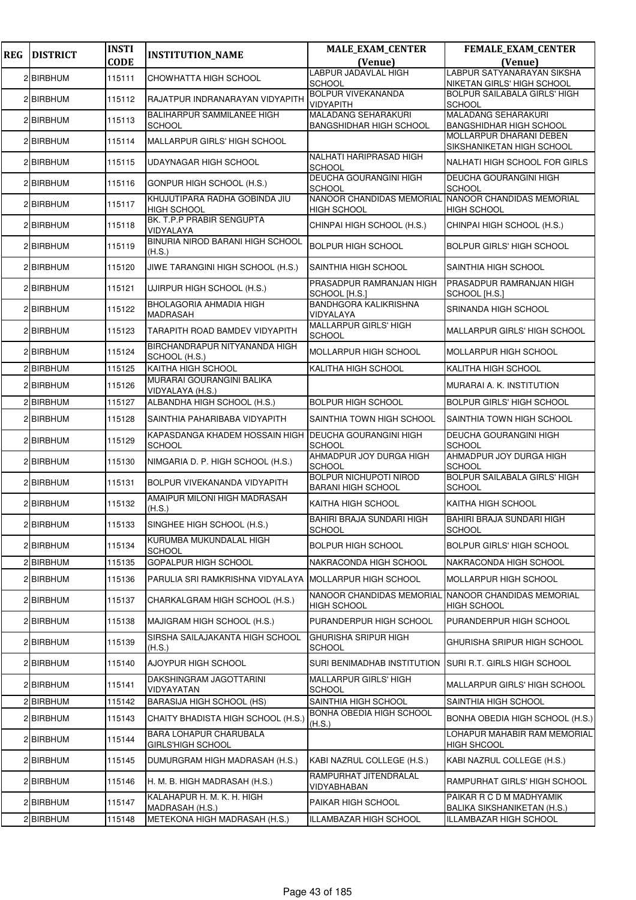| REG | DISTRICT | INSTI CODE | INSTITUTION_NAME | MALE_EXAM_CENTER (Venue) | FEMALE_EXAM_CENTER (Venue) |
|---|---|---|---|---|---|
| 2 | BIRBHUM | 115111 | CHOWHATTA HIGH SCHOOL | LABPUR JADAVLAL HIGH SCHOOL | LABPUR SATYANARAYAN SIKSHA NIKETAN GIRLS' HIGH SCHOOL |
| 2 | BIRBHUM | 115112 | RAJATPUR INDRANARAYAN VIDYAPITH | BOLPUR VIVEKANANDA VIDYAPITH | BOLPUR SAILABALA GIRLS' HIGH SCHOOL |
| 2 | BIRBHUM | 115113 | BALIHARPUR SAMMILANEE HIGH SCHOOL | MALADANG SEHARAKURI BANGSHIDHAR HIGH SCHOOL | MALADANG SEHARAKURI BANGSHIDHAR HIGH SCHOOL |
| 2 | BIRBHUM | 115114 | MALLARPUR GIRLS' HIGH SCHOOL | | MOLLARPUR DHARANI DEBEN SIKSHANIKETAN HIGH SCHOOL |
| 2 | BIRBHUM | 115115 | UDAYNAGAR HIGH SCHOOL | NALHATI HARIPRASAD HIGH SCHOOL | NALHATI HIGH SCHOOL FOR GIRLS |
| 2 | BIRBHUM | 115116 | GONPUR HIGH SCHOOL (H.S.) | DEUCHA GOURANGINI HIGH SCHOOL | DEUCHA GOURANGINI HIGH SCHOOL |
| 2 | BIRBHUM | 115117 | KHUJUTIPARA RADHA GOBINDA JIU HIGH SCHOOL | NANOOR CHANDIDAS MEMORIAL HIGH SCHOOL | NANOOR CHANDIDAS MEMORIAL HIGH SCHOOL |
| 2 | BIRBHUM | 115118 | BK. T.P.P PRABIR SENGUPTA VIDYALAYA | CHINPAI HIGH SCHOOL (H.S.) | CHINPAI HIGH SCHOOL (H.S.) |
| 2 | BIRBHUM | 115119 | BINURIA NIROD BARANI HIGH SCHOOL (H.S.) | BOLPUR HIGH SCHOOL | BOLPUR GIRLS' HIGH SCHOOL |
| 2 | BIRBHUM | 115120 | JIWE TARANGINI HIGH SCHOOL (H.S.) | SAINTHIA HIGH SCHOOL | SAINTHIA HIGH SCHOOL |
| 2 | BIRBHUM | 115121 | UJIRPUR HIGH SCHOOL (H.S.) | PRASADPUR RAMRANJAN HIGH SCHOOL [H.S.] | PRASADPUR RAMRANJAN HIGH SCHOOL [H.S.] |
| 2 | BIRBHUM | 115122 | BHOLAGORIA AHMADIA HIGH MADRASAH | BANDHGORA KALIKRISHNA VIDYALAYA | SRINANDA HIGH SCHOOL |
| 2 | BIRBHUM | 115123 | TARAPITH ROAD BAMDEV VIDYAPITH | MALLARPUR GIRLS' HIGH SCHOOL | MALLARPUR GIRLS' HIGH SCHOOL |
| 2 | BIRBHUM | 115124 | BIRCHANDRAPUR NITYANANDA HIGH SCHOOL (H.S.) | MOLLARPUR HIGH SCHOOL | MOLLARPUR HIGH SCHOOL |
| 2 | BIRBHUM | 115125 | KAITHA HIGH SCHOOL | KALITHA HIGH SCHOOL | KALITHA HIGH SCHOOL |
| 2 | BIRBHUM | 115126 | MURARAI GOURANGINI BALIKA VIDYALAYA (H.S.) | | MURARAI A. K. INSTITUTION |
| 2 | BIRBHUM | 115127 | ALBANDHA HIGH SCHOOL (H.S.) | BOLPUR HIGH SCHOOL | BOLPUR GIRLS' HIGH SCHOOL |
| 2 | BIRBHUM | 115128 | SAINTHIA PAHARIBABA VIDYAPITH | SAINTHIA TOWN HIGH SCHOOL | SAINTHIA TOWN HIGH SCHOOL |
| 2 | BIRBHUM | 115129 | KAPASDANGA KHADEM HOSSAIN HIGH SCHOOL | DEUCHA GOURANGINI HIGH SCHOOL | DEUCHA GOURANGINI HIGH SCHOOL |
| 2 | BIRBHUM | 115130 | NIMGARIA D. P. HIGH SCHOOL (H.S.) | AHMADPUR JOY DURGA HIGH SCHOOL | AHMADPUR JOY DURGA HIGH SCHOOL |
| 2 | BIRBHUM | 115131 | BOLPUR VIVEKANANDA VIDYAPITH | BOLPUR NICHUPOTI NIROD BARANI HIGH SCHOOL | BOLPUR SAILABALA GIRLS' HIGH SCHOOL |
| 2 | BIRBHUM | 115132 | AMAIPUR MILONI HIGH MADRASAH (H.S.) | KAITHA HIGH SCHOOL | KAITHA HIGH SCHOOL |
| 2 | BIRBHUM | 115133 | SINGHEE HIGH SCHOOL (H.S.) | BAHIRI BRAJA SUNDARI HIGH SCHOOL | BAHIRI BRAJA SUNDARI HIGH SCHOOL |
| 2 | BIRBHUM | 115134 | KURUMBA MUKUNDALAL HIGH SCHOOL | BOLPUR HIGH SCHOOL | BOLPUR GIRLS' HIGH SCHOOL |
| 2 | BIRBHUM | 115135 | GOPALPUR HIGH SCHOOL | NAKRACONDA HIGH SCHOOL | NAKRACONDA HIGH SCHOOL |
| 2 | BIRBHUM | 115136 | PARULIA SRI RAMKRISHNA VIDYALAYA | MOLLARPUR HIGH SCHOOL | MOLLARPUR HIGH SCHOOL |
| 2 | BIRBHUM | 115137 | CHARKALGRAM HIGH SCHOOL (H.S.) | NANOOR CHANDIDAS MEMORIAL HIGH SCHOOL | NANOOR CHANDIDAS MEMORIAL HIGH SCHOOL |
| 2 | BIRBHUM | 115138 | MAJIGRAM HIGH SCHOOL (H.S.) | PURANDERPUR HIGH SCHOOL | PURANDERPUR HIGH SCHOOL |
| 2 | BIRBHUM | 115139 | SIRSHA SAILAJAKANTA HIGH SCHOOL (H.S.) | GHURISHA SRIPUR HIGH SCHOOL | GHURISHA SRIPUR HIGH SCHOOL |
| 2 | BIRBHUM | 115140 | AJOYPUR HIGH SCHOOL | SURI BENIMADHAB INSTITUTION | SURI R.T. GIRLS HIGH SCHOOL |
| 2 | BIRBHUM | 115141 | DAKSHINGRAM JAGOTTARINI VIDYAYATAN | MALLARPUR GIRLS' HIGH SCHOOL | MALLARPUR GIRLS' HIGH SCHOOL |
| 2 | BIRBHUM | 115142 | BARASIJA HIGH SCHOOL (HS) | SAINTHIA HIGH SCHOOL | SAINTHIA HIGH SCHOOL |
| 2 | BIRBHUM | 115143 | CHAITY BHADISTA HIGH SCHOOL (H.S.) | BONHA OBEDIA HIGH SCHOOL (H.S.) | BONHA OBEDIA HIGH SCHOOL (H.S.) |
| 2 | BIRBHUM | 115144 | BARA LOHAPUR CHARUBALA GIRLS'HIGH SCHOOL | | LOHAPUR MAHABIR RAM MEMORIAL HIGH SHCOOL |
| 2 | BIRBHUM | 115145 | DUMURGRAM HIGH MADRASAH (H.S.) | KABI NAZRUL COLLEGE (H.S.) | KABI NAZRUL COLLEGE (H.S.) |
| 2 | BIRBHUM | 115146 | H. M. B. HIGH MADRASAH (H.S.) | RAMPURHAT JITENDRALAL VIDYABHABAN | RAMPURHAT GIRLS' HIGH SCHOOL |
| 2 | BIRBHUM | 115147 | KALAHAPUR H. M. K. H. HIGH MADRASAH (H.S.) | PAIKAR HIGH SCHOOL | PAIKAR R C D M MADHYAMIK BALIKA SIKSHANIKETAN (H.S.) |
| 2 | BIRBHUM | 115148 | METEKONA HIGH MADRASAH (H.S.) | ILLAMBAZAR HIGH SCHOOL | ILLAMBAZAR HIGH SCHOOL |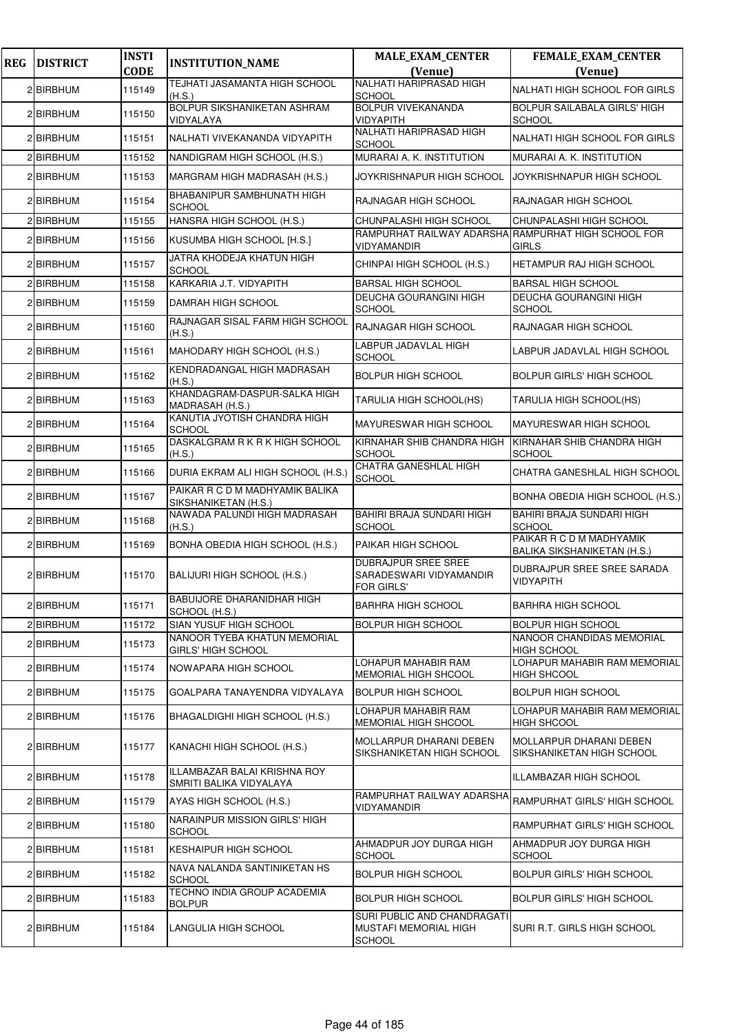| REG | DISTRICT | INSTI CODE | INSTITUTION_NAME | MALE_EXAM_CENTER (Venue) | FEMALE_EXAM_CENTER (Venue) |
|---|---|---|---|---|---|
| 2 | BIRBHUM | 115149 | TEJHATI JASAMANTA HIGH SCHOOL (H.S.) | NALHATI HARIPRASAD HIGH SCHOOL | NALHATI HIGH SCHOOL FOR GIRLS |
| 2 | BIRBHUM | 115150 | BOLPUR SIKSHANIKETAN ASHRAM VIDYALAYA | BOLPUR VIVEKANANDA VIDYAPITH | BOLPUR SAILABALA GIRLS' HIGH SCHOOL |
| 2 | BIRBHUM | 115151 | NALHATI VIVEKANANDA VIDYAPITH | NALHATI HARIPRASAD HIGH SCHOOL | NALHATI HIGH SCHOOL FOR GIRLS |
| 2 | BIRBHUM | 115152 | NANDIGRAM HIGH SCHOOL (H.S.) | MURARAI A. K. INSTITUTION | MURARAI A. K. INSTITUTION |
| 2 | BIRBHUM | 115153 | MARGRAM HIGH MADRASAH (H.S.) | JOYKRISHNAPUR HIGH SCHOOL | JOYKRISHNAPUR HIGH SCHOOL |
| 2 | BIRBHUM | 115154 | BHABANIPUR SAMBHUNATH HIGH SCHOOL | RAJNAGAR HIGH SCHOOL | RAJNAGAR HIGH SCHOOL |
| 2 | BIRBHUM | 115155 | HANSRA HIGH SCHOOL (H.S.) | CHUNPALASHI HIGH SCHOOL | CHUNPALASHI HIGH SCHOOL |
| 2 | BIRBHUM | 115156 | KUSUMBA HIGH SCHOOL [H.S.] | RAMPURHAT RAILWAY ADARSHA VIDYAMANDIR | RAMPURHAT HIGH SCHOOL FOR GIRLS |
| 2 | BIRBHUM | 115157 | JATRA KHODEJA KHATUN HIGH SCHOOL | CHINPAI HIGH SCHOOL (H.S.) | HETAMPUR RAJ HIGH SCHOOL |
| 2 | BIRBHUM | 115158 | KARKARIA J.T. VIDYAPITH | BARSAL HIGH SCHOOL | BARSAL HIGH SCHOOL |
| 2 | BIRBHUM | 115159 | DAMRAH HIGH SCHOOL | DEUCHA GOURANGINI HIGH SCHOOL | DEUCHA GOURANGINI HIGH SCHOOL |
| 2 | BIRBHUM | 115160 | RAJNAGAR SISAL FARM HIGH SCHOOL (H.S.) | RAJNAGAR HIGH SCHOOL | RAJNAGAR HIGH SCHOOL |
| 2 | BIRBHUM | 115161 | MAHODARY HIGH SCHOOL (H.S.) | LABPUR JADAVLAL HIGH SCHOOL | LABPUR JADAVLAL HIGH SCHOOL |
| 2 | BIRBHUM | 115162 | KENDRADANGAL HIGH MADRASAH (H.S.) | BOLPUR HIGH SCHOOL | BOLPUR GIRLS' HIGH SCHOOL |
| 2 | BIRBHUM | 115163 | KHANDAGRAM-DASPUR-SALKA HIGH MADRASAH (H.S.) | TARULIA HIGH SCHOOL(HS) | TARULIA HIGH SCHOOL(HS) |
| 2 | BIRBHUM | 115164 | KANUTIA JYOTISH CHANDRA HIGH SCHOOL | MAYURESWAR HIGH SCHOOL | MAYURESWAR HIGH SCHOOL |
| 2 | BIRBHUM | 115165 | DASKALGRAM R K R K HIGH SCHOOL (H.S.) | KIRNAHAR SHIB CHANDRA HIGH SCHOOL | KIRNAHAR SHIB CHANDRA HIGH SCHOOL |
| 2 | BIRBHUM | 115166 | DURIA EKRAM ALI HIGH SCHOOL (H.S.) | CHATRA GANESHLAL HIGH SCHOOL | CHATRA GANESHLAL HIGH SCHOOL |
| 2 | BIRBHUM | 115167 | PAIKAR R C D M MADHYAMIK BALIKA SIKSHANIKETAN (H.S.) | | BONHA OBEDIA HIGH SCHOOL (H.S.) |
| 2 | BIRBHUM | 115168 | NAWADA PALUNDI HIGH MADRASAH (H.S.) | BAHIRI BRAJA SUNDARI HIGH SCHOOL | BAHIRI BRAJA SUNDARI HIGH SCHOOL |
| 2 | BIRBHUM | 115169 | BONHA OBEDIA HIGH SCHOOL (H.S.) | PAIKAR HIGH SCHOOL | PAIKAR R C D M MADHYAMIK BALIKA SIKSHANIKETAN (H.S.) |
| 2 | BIRBHUM | 115170 | BALIJURI HIGH SCHOOL (H.S.) | DUBRAJPUR SREE SREE SARADESWARI VIDYAMANDIR FOR GIRLS' | DUBRAJPUR SREE SREE SARADA VIDYAPITH |
| 2 | BIRBHUM | 115171 | BABUIJORE DHARANIDHAR HIGH SCHOOL (H.S.) | BARHRA HIGH SCHOOL | BARHRA HIGH SCHOOL |
| 2 | BIRBHUM | 115172 | SIAN YUSUF HIGH SCHOOL | BOLPUR HIGH SCHOOL | BOLPUR HIGH SCHOOL |
| 2 | BIRBHUM | 115173 | NANOOR TYEBA KHATUN MEMORIAL GIRLS' HIGH SCHOOL | | NANOOR CHANDIDAS MEMORIAL HIGH SCHOOL |
| 2 | BIRBHUM | 115174 | NOWAPARA HIGH SCHOOL | LOHAPUR MAHABIR RAM MEMORIAL HIGH SHCOOL | LOHAPUR MAHABIR RAM MEMORIAL HIGH SHCOOL |
| 2 | BIRBHUM | 115175 | GOALPARA TANAYENDRA VIDYALAYA | BOLPUR HIGH SCHOOL | BOLPUR HIGH SCHOOL |
| 2 | BIRBHUM | 115176 | BHAGALDIGHI HIGH SCHOOL (H.S.) | LOHAPUR MAHABIR RAM MEMORIAL HIGH SHCOOL | LOHAPUR MAHABIR RAM MEMORIAL HIGH SHCOOL |
| 2 | BIRBHUM | 115177 | KANACHI HIGH SCHOOL (H.S.) | MOLLARPUR DHARANI DEBEN SIKSHANIKETAN HIGH SCHOOL | MOLLARPUR DHARANI DEBEN SIKSHANIKETAN HIGH SCHOOL |
| 2 | BIRBHUM | 115178 | ILLAMBAZAR BALAI KRISHNA ROY SMRITI BALIKA VIDYALAYA | | ILLAMBAZAR HIGH SCHOOL |
| 2 | BIRBHUM | 115179 | AYAS HIGH SCHOOL (H.S.) | RAMPURHAT RAILWAY ADARSHA VIDYAMANDIR | RAMPURHAT GIRLS' HIGH SCHOOL |
| 2 | BIRBHUM | 115180 | NARAINPUR MISSION GIRLS' HIGH SCHOOL | | RAMPURHAT GIRLS' HIGH SCHOOL |
| 2 | BIRBHUM | 115181 | KESHAIPUR HIGH SCHOOL | AHMADPUR JOY DURGA HIGH SCHOOL | AHMADPUR JOY DURGA HIGH SCHOOL |
| 2 | BIRBHUM | 115182 | NAVA NALANDA SANTINIKETAN HS SCHOOL | BOLPUR HIGH SCHOOL | BOLPUR GIRLS' HIGH SCHOOL |
| 2 | BIRBHUM | 115183 | TECHNO INDIA GROUP ACADEMIA BOLPUR | BOLPUR HIGH SCHOOL | BOLPUR GIRLS' HIGH SCHOOL |
| 2 | BIRBHUM | 115184 | LANGULIA HIGH SCHOOL | SURI PUBLIC AND CHANDRAGATI MUSTAFI MEMORIAL HIGH SCHOOL | SURI R.T. GIRLS HIGH SCHOOL |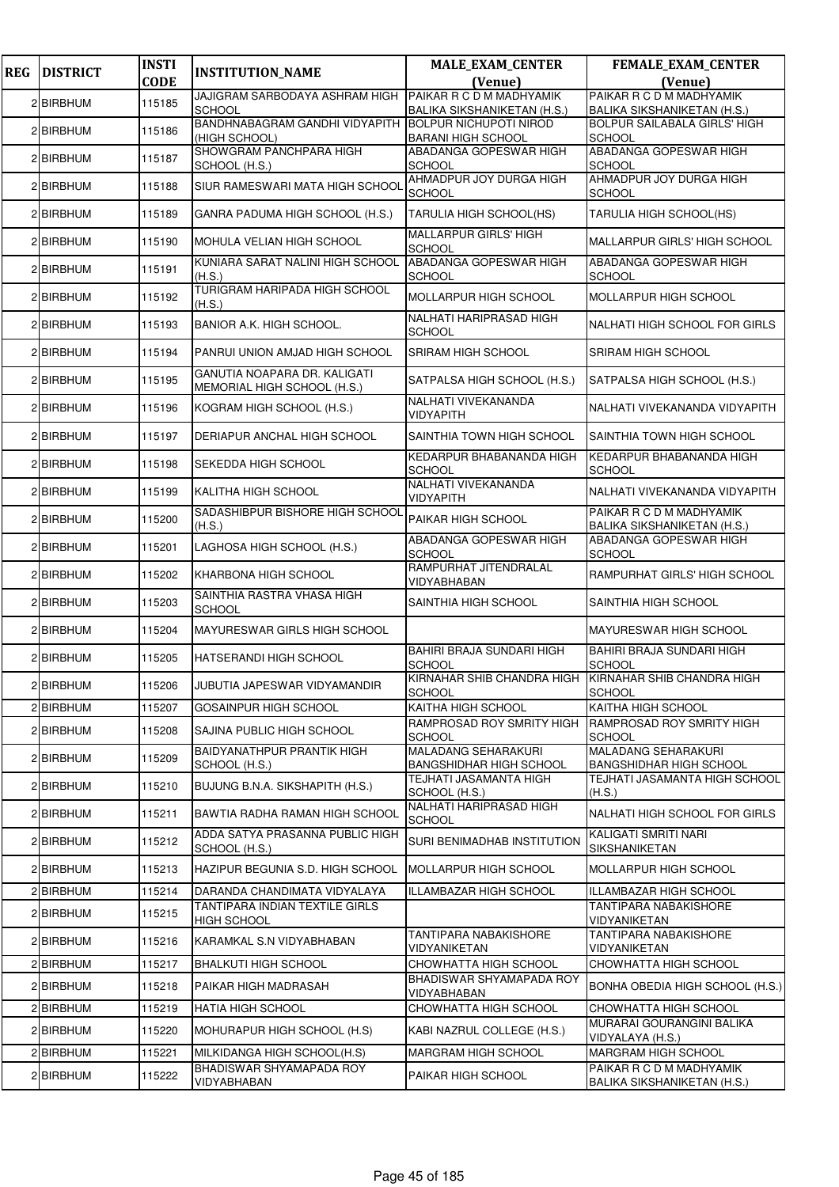| REG | DISTRICT | INSTI CODE | INSTITUTION_NAME | MALE_EXAM_CENTER (Venue) | FEMALE_EXAM_CENTER (Venue) |
|---|---|---|---|---|---|
| 2 | BIRBHUM | 115185 | JAJIGRAM SARBODAYA ASHRAM HIGH SCHOOL | PAIKAR R C D M MADHYAMIK BALIKA SIKSHANIKETAN (H.S.) | PAIKAR R C D M MADHYAMIK BALIKA SIKSHANIKETAN (H.S.) |
| 2 | BIRBHUM | 115186 | BANDHNABAGRAM GANDHI VIDYAPITH (HIGH SCHOOL) | BOLPUR NICHUPOTI NIROD BARANI HIGH SCHOOL | BOLPUR SAILABALA GIRLS' HIGH SCHOOL |
| 2 | BIRBHUM | 115187 | SHOWGRAM PANCHPARA HIGH SCHOOL (H.S.) | ABADANGA GOPESWAR HIGH SCHOOL | ABADANGA GOPESWAR HIGH SCHOOL |
| 2 | BIRBHUM | 115188 | SIUR RAMESWARI MATA HIGH SCHOOL | AHMADPUR JOY DURGA HIGH SCHOOL | AHMADPUR JOY DURGA HIGH SCHOOL |
| 2 | BIRBHUM | 115189 | GANRA PADUMA HIGH SCHOOL (H.S.) | TARULIA HIGH SCHOOL(HS) | TARULIA HIGH SCHOOL(HS) |
| 2 | BIRBHUM | 115190 | MOHULA VELIAN HIGH SCHOOL | MALLARPUR GIRLS' HIGH SCHOOL | MALLARPUR GIRLS' HIGH SCHOOL |
| 2 | BIRBHUM | 115191 | KUNIARA SARAT NALINI HIGH SCHOOL (H.S.) | ABADANGA GOPESWAR HIGH SCHOOL | ABADANGA GOPESWAR HIGH SCHOOL |
| 2 | BIRBHUM | 115192 | TURIGRAM HARIPADA HIGH SCHOOL (H.S.) | MOLLARPUR HIGH SCHOOL | MOLLARPUR HIGH SCHOOL |
| 2 | BIRBHUM | 115193 | BANIOR A.K. HIGH SCHOOL. | NALHATI HARIPRASAD HIGH SCHOOL | NALHATI HIGH SCHOOL FOR GIRLS |
| 2 | BIRBHUM | 115194 | PANRUI UNION AMJAD HIGH SCHOOL | SRIRAM HIGH SCHOOL | SRIRAM HIGH SCHOOL |
| 2 | BIRBHUM | 115195 | GANUTIA NOAPARA DR. KALIGATI MEMORIAL HIGH SCHOOL (H.S.) | SATPALSA HIGH SCHOOL (H.S.) | SATPALSA HIGH SCHOOL (H.S.) |
| 2 | BIRBHUM | 115196 | KOGRAM HIGH SCHOOL (H.S.) | NALHATI VIVEKANANDA VIDYAPITH | NALHATI VIVEKANANDA VIDYAPITH |
| 2 | BIRBHUM | 115197 | DERIAPUR ANCHAL HIGH SCHOOL | SAINTHIA TOWN HIGH SCHOOL | SAINTHIA TOWN HIGH SCHOOL |
| 2 | BIRBHUM | 115198 | SEKEDDA HIGH SCHOOL | KEDARPUR BHABANANDA HIGH SCHOOL | KEDARPUR BHABANANDA HIGH SCHOOL |
| 2 | BIRBHUM | 115199 | KALITHA HIGH SCHOOL | NALHATI VIVEKANANDA VIDYAPITH | NALHATI VIVEKANANDA VIDYAPITH |
| 2 | BIRBHUM | 115200 | SADASHIBPUR BISHORE HIGH SCHOOL (H.S.) | PAIKAR HIGH SCHOOL | PAIKAR R C D M MADHYAMIK BALIKA SIKSHANIKETAN (H.S.) |
| 2 | BIRBHUM | 115201 | LAGHOSA HIGH SCHOOL (H.S.) | ABADANGA GOPESWAR HIGH SCHOOL | ABADANGA GOPESWAR HIGH SCHOOL |
| 2 | BIRBHUM | 115202 | KHARBONA HIGH SCHOOL | RAMPURHAT JITENDRALAL VIDYABHABAN | RAMPURHAT GIRLS' HIGH SCHOOL |
| 2 | BIRBHUM | 115203 | SAINTHIA RASTRA VHASA HIGH SCHOOL | SAINTHIA HIGH SCHOOL | SAINTHIA HIGH SCHOOL |
| 2 | BIRBHUM | 115204 | MAYURESWAR GIRLS HIGH SCHOOL | | MAYURESWAR HIGH SCHOOL |
| 2 | BIRBHUM | 115205 | HATSERANDI HIGH SCHOOL | BAHIRI BRAJA SUNDARI HIGH SCHOOL | BAHIRI BRAJA SUNDARI HIGH SCHOOL |
| 2 | BIRBHUM | 115206 | JUBUTIA JAPESWAR VIDYAMANDIR | KIRNAHAR SHIB CHANDRA HIGH SCHOOL | KIRNAHAR SHIB CHANDRA HIGH SCHOOL |
| 2 | BIRBHUM | 115207 | GOSAINPUR HIGH SCHOOL | KAITHA HIGH SCHOOL | KAITHA HIGH SCHOOL |
| 2 | BIRBHUM | 115208 | SAJINA PUBLIC HIGH SCHOOL | RAMPROSAD ROY SMRITY HIGH SCHOOL | RAMPROSAD ROY SMRITY HIGH SCHOOL |
| 2 | BIRBHUM | 115209 | BAIDYANATHPUR PRANTIK HIGH SCHOOL (H.S.) | MALADANG SEHARAKURI BANGSHIDHAR HIGH SCHOOL | MALADANG SEHARAKURI BANGSHIDHAR HIGH SCHOOL |
| 2 | BIRBHUM | 115210 | BUJUNG B.N.A. SIKSHAPITH (H.S.) | TEJHATI JASAMANTA HIGH SCHOOL (H.S.) | TEJHATI JASAMANTA HIGH SCHOOL (H.S.) |
| 2 | BIRBHUM | 115211 | BAWTIA RADHA RAMAN HIGH SCHOOL | NALHATI HARIPRASAD HIGH SCHOOL | NALHATI HIGH SCHOOL FOR GIRLS |
| 2 | BIRBHUM | 115212 | ADDA SATYA PRASANNA PUBLIC HIGH SCHOOL (H.S.) | SURI BENIMADHAB INSTITUTION | KALIGATI SMRITI NARI SIKSHANIKETAN |
| 2 | BIRBHUM | 115213 | HAZIPUR BEGUNIA S.D. HIGH SCHOOL | MOLLARPUR HIGH SCHOOL | MOLLARPUR HIGH SCHOOL |
| 2 | BIRBHUM | 115214 | DARANDA CHANDIMATA VIDYALAYA | ILLAMBAZAR HIGH SCHOOL | ILLAMBAZAR HIGH SCHOOL |
| 2 | BIRBHUM | 115215 | TANTIPARA INDIAN TEXTILE GIRLS HIGH SCHOOL | | TANTIPARA NABAKISHORE VIDYANIKETAN |
| 2 | BIRBHUM | 115216 | KARAMKAL S.N VIDYABHABAN | TANTIPARA NABAKISHORE VIDYANIKETAN | TANTIPARA NABAKISHORE VIDYANIKETAN |
| 2 | BIRBHUM | 115217 | BHALKUTI HIGH SCHOOL | CHOWHATTA HIGH SCHOOL | CHOWHATTA HIGH SCHOOL |
| 2 | BIRBHUM | 115218 | PAIKAR HIGH MADRASAH | BHADISWAR SHYAMAPADA ROY VIDYABHABAN | BONHA OBEDIA HIGH SCHOOL (H.S.) |
| 2 | BIRBHUM | 115219 | HATIA HIGH SCHOOL | CHOWHATTA HIGH SCHOOL | CHOWHATTA HIGH SCHOOL |
| 2 | BIRBHUM | 115220 | MOHURAPUR HIGH SCHOOL (H.S) | KABI NAZRUL COLLEGE (H.S.) | MURARAI GOURANGINI BALIKA VIDYALAYA (H.S.) |
| 2 | BIRBHUM | 115221 | MILKIDANGA HIGH SCHOOL(H.S) | MARGRAM HIGH SCHOOL | MARGRAM HIGH SCHOOL |
| 2 | BIRBHUM | 115222 | BHADISWAR SHYAMAPADA ROY VIDYABHABAN | PAIKAR HIGH SCHOOL | PAIKAR R C D M MADHYAMIK BALIKA SIKSHANIKETAN (H.S.) |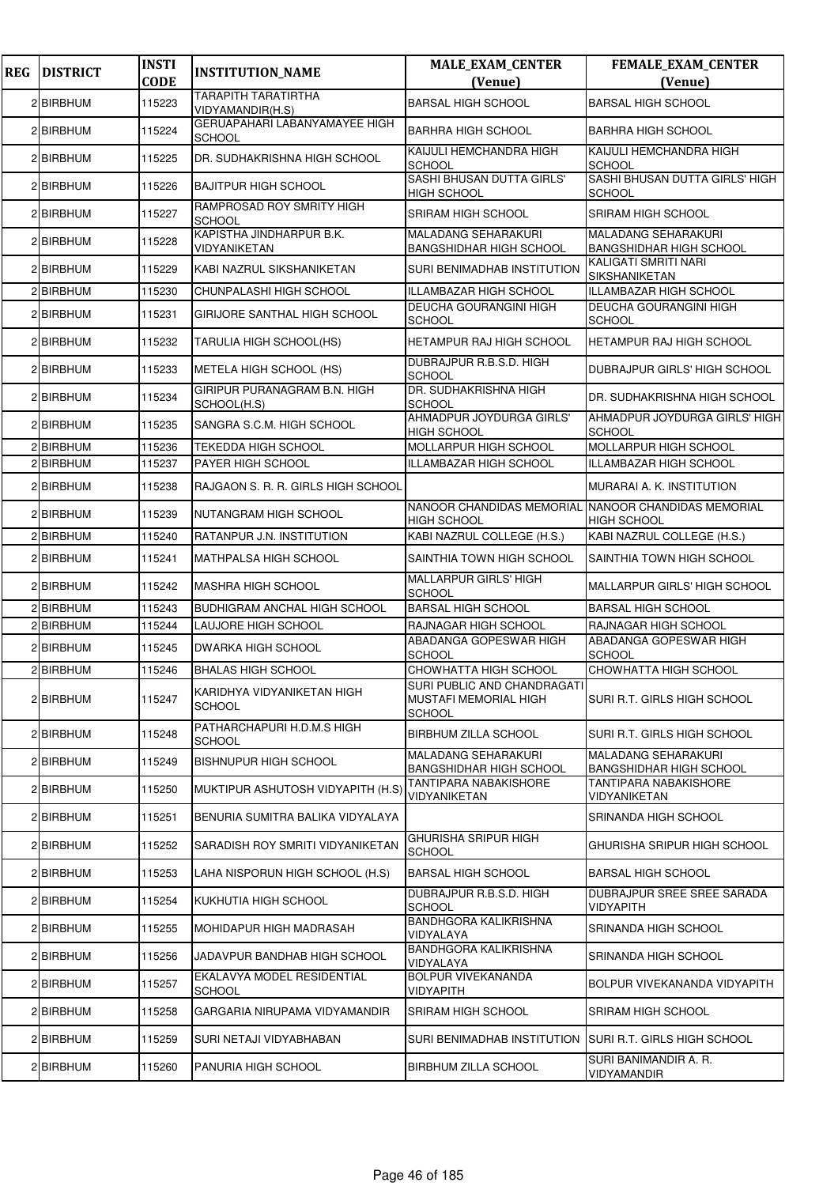| REG | DISTRICT | INSTI CODE | INSTITUTION_NAME | MALE_EXAM_CENTER (Venue) | FEMALE_EXAM_CENTER (Venue) |
|---|---|---|---|---|---|
| 2 | BIRBHUM | 115223 | TARAPITH TARATIRTHA VIDYAMANDIR(H.S) | BARSAL HIGH SCHOOL | BARSAL HIGH SCHOOL |
| 2 | BIRBHUM | 115224 | GERUAPAHARI LABANYAMAYEE HIGH SCHOOL | BARHRA HIGH SCHOOL | BARHRA HIGH SCHOOL |
| 2 | BIRBHUM | 115225 | DR. SUDHAKRISHNA HIGH SCHOOL | KAIJULI HEMCHANDRA HIGH SCHOOL | KAIJULI HEMCHANDRA HIGH SCHOOL |
| 2 | BIRBHUM | 115226 | BAJITPUR HIGH SCHOOL | SASHI BHUSAN DUTTA GIRLS' HIGH SCHOOL | SASHI BHUSAN DUTTA GIRLS' HIGH SCHOOL |
| 2 | BIRBHUM | 115227 | RAMPROSAD ROY SMRITY HIGH SCHOOL | SRIRAM HIGH SCHOOL | SRIRAM HIGH SCHOOL |
| 2 | BIRBHUM | 115228 | KAPISTHA JINDHARPUR B.K. VIDYANIKETAN | MALADANG SEHARAKURI BANGSHIDHAR HIGH SCHOOL | MALADANG SEHARAKURI BANGSHIDHAR HIGH SCHOOL |
| 2 | BIRBHUM | 115229 | KABI NAZRUL SIKSHANIKETAN | SURI BENIMADHAB INSTITUTION | KALIGATI SMRITI NARI SIKSHANIKETAN |
| 2 | BIRBHUM | 115230 | CHUNPALASHI HIGH SCHOOL | ILLAMBAZAR HIGH SCHOOL | ILLAMBAZAR HIGH SCHOOL |
| 2 | BIRBHUM | 115231 | GIRIJORE SANTHAL HIGH SCHOOL | DEUCHA GOURANGINI HIGH SCHOOL | DEUCHA GOURANGINI HIGH SCHOOL |
| 2 | BIRBHUM | 115232 | TARULIA HIGH SCHOOL(HS) | HETAMPUR RAJ HIGH SCHOOL | HETAMPUR RAJ HIGH SCHOOL |
| 2 | BIRBHUM | 115233 | METELA HIGH SCHOOL (HS) | DUBRAJPUR R.B.S.D. HIGH SCHOOL | DUBRAJPUR GIRLS' HIGH SCHOOL |
| 2 | BIRBHUM | 115234 | GIRIPUR PURANAGRAM B.N. HIGH SCHOOL(H.S) | DR. SUDHAKRISHNA HIGH SCHOOL | DR. SUDHAKRISHNA HIGH SCHOOL |
| 2 | BIRBHUM | 115235 | SANGRA S.C.M. HIGH SCHOOL | AHMADPUR JOYDURGA GIRLS' HIGH SCHOOL | AHMADPUR JOYDURGA GIRLS' HIGH SCHOOL |
| 2 | BIRBHUM | 115236 | TEKEDDA HIGH SCHOOL | MOLLARPUR HIGH SCHOOL | MOLLARPUR HIGH SCHOOL |
| 2 | BIRBHUM | 115237 | PAYER HIGH SCHOOL | ILLAMBAZAR HIGH SCHOOL | ILLAMBAZAR HIGH SCHOOL |
| 2 | BIRBHUM | 115238 | RAJGAON S. R. R. GIRLS HIGH SCHOOL | | MURARAI A. K. INSTITUTION |
| 2 | BIRBHUM | 115239 | NUTANGRAM HIGH SCHOOL | NANOOR CHANDIDAS MEMORIAL HIGH SCHOOL | NANOOR CHANDIDAS MEMORIAL HIGH SCHOOL |
| 2 | BIRBHUM | 115240 | RATANPUR J.N. INSTITUTION | KABI NAZRUL COLLEGE (H.S.) | KABI NAZRUL COLLEGE (H.S.) |
| 2 | BIRBHUM | 115241 | MATHPALSA HIGH SCHOOL | SAINTHIA TOWN HIGH SCHOOL | SAINTHIA TOWN HIGH SCHOOL |
| 2 | BIRBHUM | 115242 | MASHRA HIGH SCHOOL | MALLARPUR GIRLS' HIGH SCHOOL | MALLARPUR GIRLS' HIGH SCHOOL |
| 2 | BIRBHUM | 115243 | BUDHIGRAM ANCHAL HIGH SCHOOL | BARSAL HIGH SCHOOL | BARSAL HIGH SCHOOL |
| 2 | BIRBHUM | 115244 | LAUJORE HIGH SCHOOL | RAJNAGAR HIGH SCHOOL | RAJNAGAR HIGH SCHOOL |
| 2 | BIRBHUM | 115245 | DWARKA HIGH SCHOOL | ABADANGA GOPESWAR HIGH SCHOOL | ABADANGA GOPESWAR HIGH SCHOOL |
| 2 | BIRBHUM | 115246 | BHALAS HIGH SCHOOL | CHOWHATTA HIGH SCHOOL | CHOWHATTA HIGH SCHOOL |
| 2 | BIRBHUM | 115247 | KARIDHYA VIDYANIKETAN HIGH SCHOOL | SURI PUBLIC AND CHANDRAGATI MUSTAFI MEMORIAL HIGH SCHOOL | SURI R.T. GIRLS HIGH SCHOOL |
| 2 | BIRBHUM | 115248 | PATHARCHAPURI H.D.M.S HIGH SCHOOL | BIRBHUM ZILLA SCHOOL | SURI R.T. GIRLS HIGH SCHOOL |
| 2 | BIRBHUM | 115249 | BISHNUPUR HIGH SCHOOL | MALADANG SEHARAKURI BANGSHIDHAR HIGH SCHOOL | MALADANG SEHARAKURI BANGSHIDHAR HIGH SCHOOL |
| 2 | BIRBHUM | 115250 | MUKTIPUR ASHUTOSH VIDYAPITH (H.S) | TANTIPARA NABAKISHORE VIDYANIKETAN | TANTIPARA NABAKISHORE VIDYANIKETAN |
| 2 | BIRBHUM | 115251 | BENURIA SUMITRA BALIKA VIDYALAYA | | SRINANDA HIGH SCHOOL |
| 2 | BIRBHUM | 115252 | SARADISH ROY SMRITI VIDYANIKETAN | GHURISHA SRIPUR HIGH SCHOOL | GHURISHA SRIPUR HIGH SCHOOL |
| 2 | BIRBHUM | 115253 | LAHA NISPORUN HIGH SCHOOL (H.S) | BARSAL HIGH SCHOOL | BARSAL HIGH SCHOOL |
| 2 | BIRBHUM | 115254 | KUKHUTIA HIGH SCHOOL | DUBRAJPUR R.B.S.D. HIGH SCHOOL | DUBRAJPUR SREE SREE SARADA VIDYAPITH |
| 2 | BIRBHUM | 115255 | MOHIDAPUR HIGH MADRASAH | BANDHGORA KALIKRISHNA VIDYALAYA | SRINANDA HIGH SCHOOL |
| 2 | BIRBHUM | 115256 | JADAVPUR BANDHAB HIGH SCHOOL | BANDHGORA KALIKRISHNA VIDYALAYA | SRINANDA HIGH SCHOOL |
| 2 | BIRBHUM | 115257 | EKALAVYA MODEL RESIDENTIAL SCHOOL | BOLPUR VIVEKANANDA VIDYAPITH | BOLPUR VIVEKANANDA VIDYAPITH |
| 2 | BIRBHUM | 115258 | GARGARIA NIRUPAMA VIDYAMANDIR | SRIRAM HIGH SCHOOL | SRIRAM HIGH SCHOOL |
| 2 | BIRBHUM | 115259 | SURI NETAJI VIDYABHABAN | SURI BENIMADHAB INSTITUTION | SURI R.T. GIRLS HIGH SCHOOL |
| 2 | BIRBHUM | 115260 | PANURIA HIGH SCHOOL | BIRBHUM ZILLA SCHOOL | SURI BANIMANDIR A. R. VIDYAMANDIR |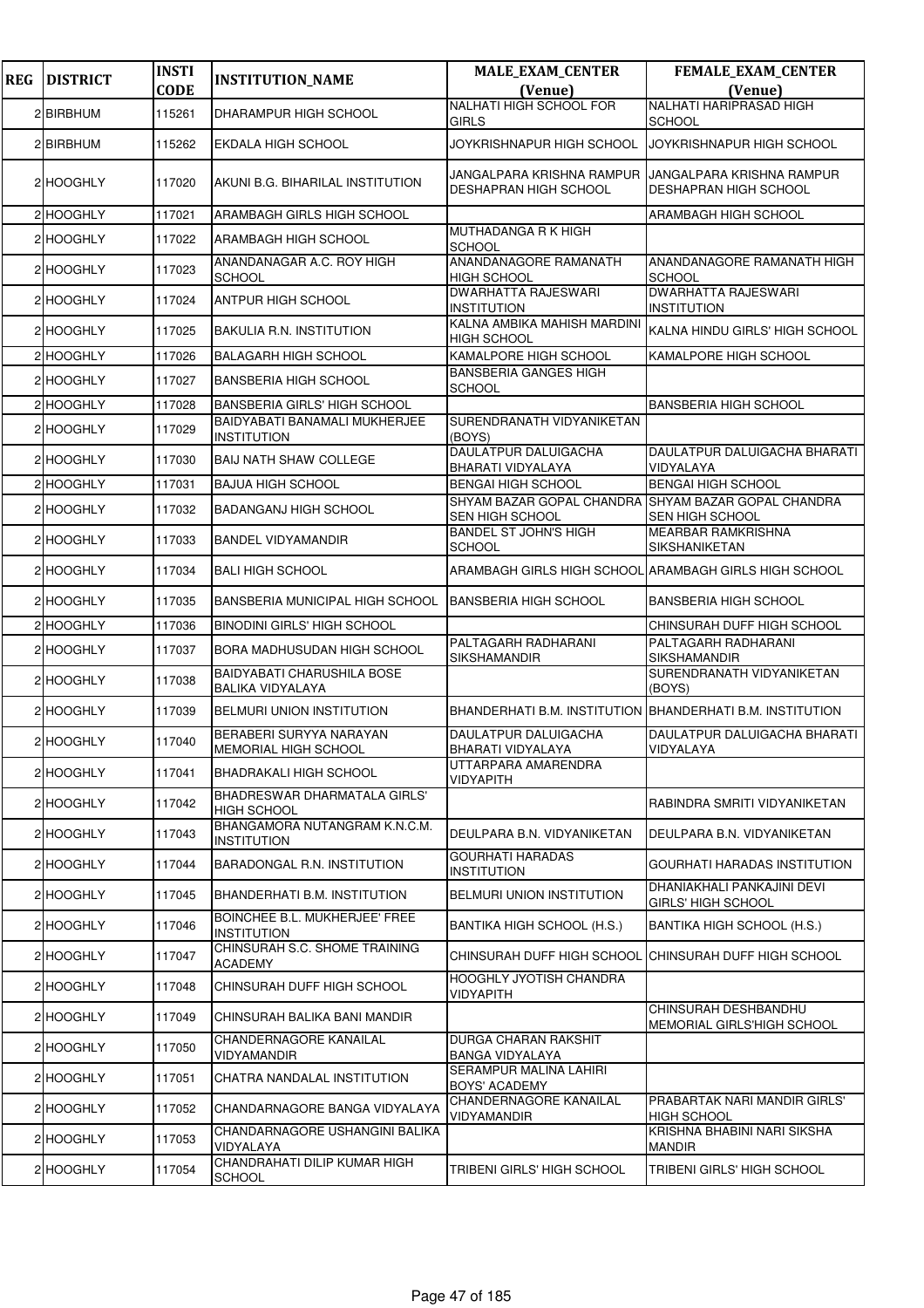| REG | DISTRICT | INSTI CODE | INSTITUTION_NAME | MALE_EXAM_CENTER (Venue) | FEMALE_EXAM_CENTER (Venue) |
|---|---|---|---|---|---|
| 2 | BIRBHUM | 115261 | DHARAMPUR HIGH SCHOOL | NALHATI HIGH SCHOOL FOR GIRLS | NALHATI HARIPRASAD HIGH SCHOOL |
| 2 | BIRBHUM | 115262 | EKDALA HIGH SCHOOL | JOYKRISHNAPUR HIGH SCHOOL | JOYKRISHNAPUR HIGH SCHOOL |
| 2 | HOOGHLY | 117020 | AKUNI B.G. BIHARILAL INSTITUTION | JANGALPARA KRISHNA RAMPUR DESHAPRAN HIGH SCHOOL | JANGALPARA KRISHNA RAMPUR DESHAPRAN HIGH SCHOOL |
| 2 | HOOGHLY | 117021 | ARAMBAGH GIRLS HIGH SCHOOL | | ARAMBAGH HIGH SCHOOL |
| 2 | HOOGHLY | 117022 | ARAMBAGH HIGH SCHOOL | MUTHADANGA R K HIGH SCHOOL | |
| 2 | HOOGHLY | 117023 | ANANDANAGAR A.C. ROY HIGH SCHOOL | ANANDANAGORE RAMANATH HIGH SCHOOL | ANANDANAGORE RAMANATH HIGH SCHOOL |
| 2 | HOOGHLY | 117024 | ANTPUR HIGH SCHOOL | DWARHATTA RAJESWARI INSTITUTION | DWARHATTA RAJESWARI INSTITUTION |
| 2 | HOOGHLY | 117025 | BAKULIA R.N. INSTITUTION | KALNA AMBIKA MAHISH MARDINI HIGH SCHOOL | KALNA HINDU GIRLS' HIGH SCHOOL |
| 2 | HOOGHLY | 117026 | BALAGARH HIGH SCHOOL | KAMALPORE HIGH SCHOOL | KAMALPORE HIGH SCHOOL |
| 2 | HOOGHLY | 117027 | BANSBERIA HIGH SCHOOL | BANSBERIA GANGES HIGH SCHOOL | |
| 2 | HOOGHLY | 117028 | BANSBERIA GIRLS' HIGH SCHOOL | | BANSBERIA HIGH SCHOOL |
| 2 | HOOGHLY | 117029 | BAIDYABATI BANAMALI MUKHERJEE INSTITUTION | SURENDRANATH VIDYANIKETAN (BOYS) | |
| 2 | HOOGHLY | 117030 | BAIJ NATH SHAW COLLEGE | DAULATPUR DALUIGACHA BHARATI VIDYALAYA | DAULATPUR DALUIGACHA BHARATI VIDYALAYA |
| 2 | HOOGHLY | 117031 | BAJUA HIGH SCHOOL | BENGAI HIGH SCHOOL | BENGAI HIGH SCHOOL |
| 2 | HOOGHLY | 117032 | BADANGANJ HIGH SCHOOL | SHYAM BAZAR GOPAL CHANDRA SEN HIGH SCHOOL | SHYAM BAZAR GOPAL CHANDRA SEN HIGH SCHOOL |
| 2 | HOOGHLY | 117033 | BANDEL VIDYAMANDIR | BANDEL ST JOHN'S HIGH SCHOOL | MEARBAR RAMKRISHNA SIKSHANIKETAN |
| 2 | HOOGHLY | 117034 | BALI HIGH SCHOOL | ARAMBAGH GIRLS HIGH SCHOOL | ARAMBAGH GIRLS HIGH SCHOOL |
| 2 | HOOGHLY | 117035 | BANSBERIA MUNICIPAL HIGH SCHOOL | BANSBERIA HIGH SCHOOL | BANSBERIA HIGH SCHOOL |
| 2 | HOOGHLY | 117036 | BINODINI GIRLS' HIGH SCHOOL | | CHINSURAH DUFF HIGH SCHOOL |
| 2 | HOOGHLY | 117037 | BORA MADHUSUDAN HIGH SCHOOL | PALTAGARH RADHARANI SIKSHAMANDIR | PALTAGARH RADHARANI SIKSHAMANDIR |
| 2 | HOOGHLY | 117038 | BAIDYABATI CHARUSHILA BOSE BALIKA VIDYALAYA | | SURENDRANATH VIDYANIKETAN (BOYS) |
| 2 | HOOGHLY | 117039 | BELMURI UNION INSTITUTION | BHANDERHATI B.M. INSTITUTION | BHANDERHATI B.M. INSTITUTION |
| 2 | HOOGHLY | 117040 | BERABERI SURYYA NARAYAN MEMORIAL HIGH SCHOOL | DAULATPUR DALUIGACHA BHARATI VIDYALAYA | DAULATPUR DALUIGACHA BHARATI VIDYALAYA |
| 2 | HOOGHLY | 117041 | BHADRAKALI HIGH SCHOOL | UTTARPARA AMARENDRA VIDYAPITH | |
| 2 | HOOGHLY | 117042 | BHADRESWAR DHARMATALA GIRLS' HIGH SCHOOL | | RABINDRA SMRITI VIDYANIKETAN |
| 2 | HOOGHLY | 117043 | BHANGAMORA NUTANGRAM K.N.C.M. INSTITUTION | DEULPARA B.N. VIDYANIKETAN | DEULPARA B.N. VIDYANIKETAN |
| 2 | HOOGHLY | 117044 | BARADONGAL R.N. INSTITUTION | GOURHATI HARADAS INSTITUTION | GOURHATI HARADAS INSTITUTION |
| 2 | HOOGHLY | 117045 | BHANDERHATI B.M. INSTITUTION | BELMURI UNION INSTITUTION | DHANIAKHALI PANKAJINI DEVI GIRLS' HIGH SCHOOL |
| 2 | HOOGHLY | 117046 | BOINCHEE B.L. MUKHERJEE' FREE INSTITUTION | BANTIKA HIGH SCHOOL (H.S.) | BANTIKA HIGH SCHOOL (H.S.) |
| 2 | HOOGHLY | 117047 | CHINSURAH S.C. SHOME TRAINING ACADEMY | CHINSURAH DUFF HIGH SCHOOL | CHINSURAH DUFF HIGH SCHOOL |
| 2 | HOOGHLY | 117048 | CHINSURAH DUFF HIGH SCHOOL | HOOGHLY JYOTISH CHANDRA VIDYAPITH | |
| 2 | HOOGHLY | 117049 | CHINSURAH BALIKA BANI MANDIR | | CHINSURAH DESHBANDHU MEMORIAL GIRLS'HIGH SCHOOL |
| 2 | HOOGHLY | 117050 | CHANDERNAGORE KANAILAL VIDYAMANDIR | DURGA CHARAN RAKSHIT BANGA VIDYALAYA | |
| 2 | HOOGHLY | 117051 | CHATRA NANDALAL INSTITUTION | SERAMPUR MALINA LAHIRI BOYS' ACADEMY | |
| 2 | HOOGHLY | 117052 | CHANDARNAGORE BANGA VIDYALAYA | CHANDERNAGORE KANAILAL VIDYAMANDIR | PRABARTAK NARI MANDIR GIRLS' HIGH SCHOOL |
| 2 | HOOGHLY | 117053 | CHANDARNAGORE USHANGINI BALIKA VIDYALAYA | | KRISHNA BHABINI NARI SIKSHA MANDIR |
| 2 | HOOGHLY | 117054 | CHANDRAHATI DILIP KUMAR HIGH SCHOOL | TRIBENI GIRLS' HIGH SCHOOL | TRIBENI GIRLS' HIGH SCHOOL |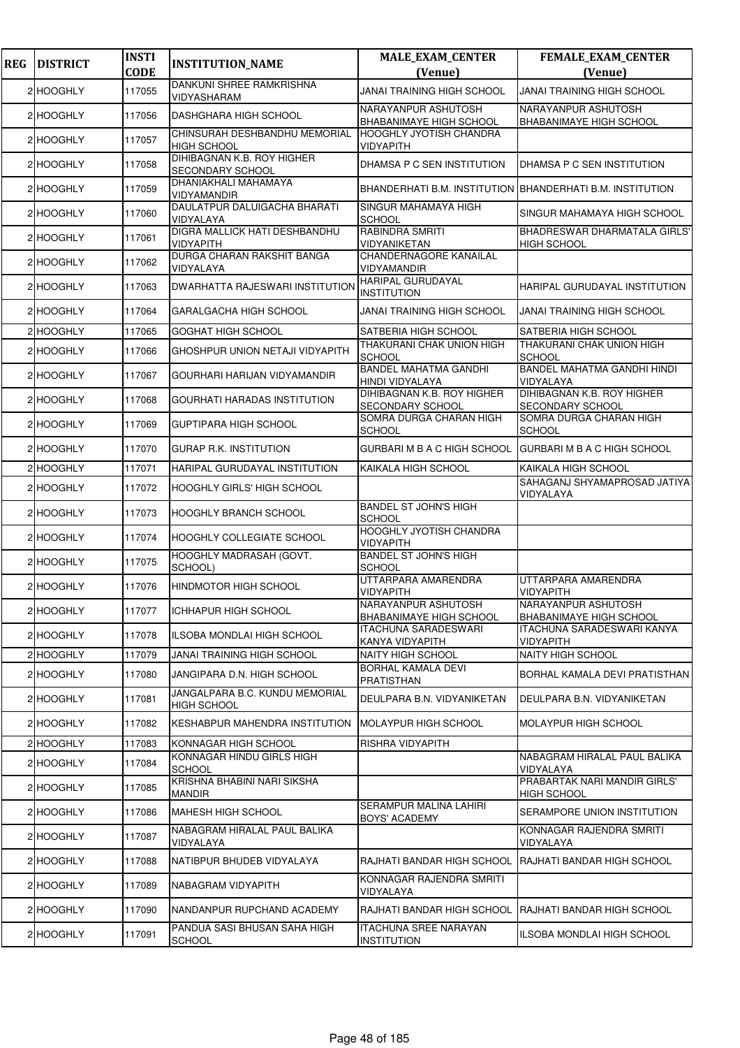| REG | DISTRICT | INSTI CODE | INSTITUTION_NAME | MALE_EXAM_CENTER (Venue) | FEMALE_EXAM_CENTER (Venue) |
|---|---|---|---|---|---|
| 2 | HOOGHLY | 117055 | DANKUNI SHREE RAMKRISHNA VIDYASHARAM | JANAI TRAINING HIGH SCHOOL | JANAI TRAINING HIGH SCHOOL |
| 2 | HOOGHLY | 117056 | DASHGHARA HIGH SCHOOL | NARAYANPUR ASHUTOSH BHABANIMAYE HIGH SCHOOL | NARAYANPUR ASHUTOSH BHABANIMAYE HIGH SCHOOL |
| 2 | HOOGHLY | 117057 | CHINSURAH DESHBANDHU MEMORIAL HIGH SCHOOL | HOOGHLY JYOTISH CHANDRA VIDYAPITH | |
| 2 | HOOGHLY | 117058 | DIHIBAGNAN K.B. ROY HIGHER SECONDARY SCHOOL | DHAMSA P C SEN INSTITUTION | DHAMSA P C SEN INSTITUTION |
| 2 | HOOGHLY | 117059 | DHANIAKHALI MAHAMAYA VIDYAMANDIR | BHANDERHATI B.M. INSTITUTION | BHANDERHATI B.M. INSTITUTION |
| 2 | HOOGHLY | 117060 | DAULATPUR DALUIGACHA BHARATI VIDYALAYA | SINGUR MAHAMAYA HIGH SCHOOL | SINGUR MAHAMAYA HIGH SCHOOL |
| 2 | HOOGHLY | 117061 | DIGRA MALLICK HATI DESHBANDHU VIDYAPITH | RABINDRA SMRITI VIDYANIKETAN | BHADRESWAR DHARMATALA GIRLS' HIGH SCHOOL |
| 2 | HOOGHLY | 117062 | DURGA CHARAN RAKSHIT BANGA VIDYALAYA | CHANDERNAGORE KANAILAL VIDYAMANDIR | |
| 2 | HOOGHLY | 117063 | DWARHATTA RAJESWARI INSTITUTION | HARIPAL GURUDAYAL INSTITUTION | HARIPAL GURUDAYAL INSTITUTION |
| 2 | HOOGHLY | 117064 | GARALGACHA HIGH SCHOOL | JANAI TRAINING HIGH SCHOOL | JANAI TRAINING HIGH SCHOOL |
| 2 | HOOGHLY | 117065 | GOGHAT HIGH SCHOOL | SATBERIA HIGH SCHOOL | SATBERIA HIGH SCHOOL |
| 2 | HOOGHLY | 117066 | GHOSHPUR UNION NETAJI VIDYAPITH | THAKURANI CHAK UNION HIGH SCHOOL | THAKURANI CHAK UNION HIGH SCHOOL |
| 2 | HOOGHLY | 117067 | GOURHARI HARIJAN VIDYAMANDIR | BANDEL MAHATMA GANDHI HINDI VIDYALAYA | BANDEL MAHATMA GANDHI HINDI VIDYALAYA |
| 2 | HOOGHLY | 117068 | GOURHATI HARADAS INSTITUTION | DIHIBAGNAN K.B. ROY HIGHER SECONDARY SCHOOL | DIHIBAGNAN K.B. ROY HIGHER SECONDARY SCHOOL |
| 2 | HOOGHLY | 117069 | GUPTIPARA HIGH SCHOOL | SOMRA DURGA CHARAN HIGH SCHOOL | SOMRA DURGA CHARAN HIGH SCHOOL |
| 2 | HOOGHLY | 117070 | GURAP R.K. INSTITUTION | GURBARI M B A C HIGH SCHOOL | GURBARI M B A C HIGH SCHOOL |
| 2 | HOOGHLY | 117071 | HARIPAL GURUDAYAL INSTITUTION | KAIKALA HIGH SCHOOL | KAIKALA HIGH SCHOOL |
| 2 | HOOGHLY | 117072 | HOOGHLY GIRLS' HIGH SCHOOL | | SAHAGANJ SHYAMAPROSAD JATIYA VIDYALAYA |
| 2 | HOOGHLY | 117073 | HOOGHLY BRANCH SCHOOL | BANDEL ST JOHN'S HIGH SCHOOL | |
| 2 | HOOGHLY | 117074 | HOOGHLY COLLEGIATE SCHOOL | HOOGHLY JYOTISH CHANDRA VIDYAPITH | |
| 2 | HOOGHLY | 117075 | HOOGHLY MADRASAH (GOVT. SCHOOL) | BANDEL ST JOHN'S HIGH SCHOOL | |
| 2 | HOOGHLY | 117076 | HINDMOTOR HIGH SCHOOL | UTTARPARA AMARENDRA VIDYAPITH | UTTARPARA AMARENDRA VIDYAPITH |
| 2 | HOOGHLY | 117077 | ICHHAPUR HIGH SCHOOL | NARAYANPUR ASHUTOSH BHABANIMAYE HIGH SCHOOL | NARAYANPUR ASHUTOSH BHABANIMAYE HIGH SCHOOL |
| 2 | HOOGHLY | 117078 | ILSOBA MONDLAI HIGH SCHOOL | ITACHUNA SARADESWARI KANYA VIDYAPITH | ITACHUNA SARADESWARI KANYA VIDYAPITH |
| 2 | HOOGHLY | 117079 | JANAI TRAINING HIGH SCHOOL | NAITY HIGH SCHOOL | NAITY HIGH SCHOOL |
| 2 | HOOGHLY | 117080 | JANGIPARA D.N. HIGH SCHOOL | BORHAL KAMALA DEVI PRATISTHAN | BORHAL KAMALA DEVI PRATISTHAN |
| 2 | HOOGHLY | 117081 | JANGALPARA B.C. KUNDU MEMORIAL HIGH SCHOOL | DEULPARA B.N. VIDYANIKETAN | DEULPARA B.N. VIDYANIKETAN |
| 2 | HOOGHLY | 117082 | KESHABPUR MAHENDRA INSTITUTION | MOLAYPUR HIGH SCHOOL | MOLAYPUR HIGH SCHOOL |
| 2 | HOOGHLY | 117083 | KONNAGAR HIGH SCHOOL | RISHRA VIDYAPITH | |
| 2 | HOOGHLY | 117084 | KONNAGAR HINDU GIRLS HIGH SCHOOL | | NABAGRAM HIRALAL PAUL BALIKA VIDYALAYA |
| 2 | HOOGHLY | 117085 | KRISHNA BHABINI NARI SIKSHA MANDIR | | PRABARTAK NARI MANDIR GIRLS' HIGH SCHOOL |
| 2 | HOOGHLY | 117086 | MAHESH HIGH SCHOOL | SERAMPUR MALINA LAHIRI BOYS' ACADEMY | SERAMPORE UNION INSTITUTION |
| 2 | HOOGHLY | 117087 | NABAGRAM HIRALAL PAUL BALIKA VIDYALAYA | | KONNAGAR RAJENDRA SMRITI VIDYALAYA |
| 2 | HOOGHLY | 117088 | NATIBPUR BHUDEB VIDYALAYA | RAJHATI BANDAR HIGH SCHOOL | RAJHATI BANDAR HIGH SCHOOL |
| 2 | HOOGHLY | 117089 | NABAGRAM VIDYAPITH | KONNAGAR RAJENDRA SMRITI VIDYALAYA | |
| 2 | HOOGHLY | 117090 | NANDANPUR RUPCHAND ACADEMY | RAJHATI BANDAR HIGH SCHOOL | RAJHATI BANDAR HIGH SCHOOL |
| 2 | HOOGHLY | 117091 | PANDUA SASI BHUSAN SAHA HIGH SCHOOL | ITACHUNA SREE NARAYAN INSTITUTION | ILSOBA MONDLAI HIGH SCHOOL |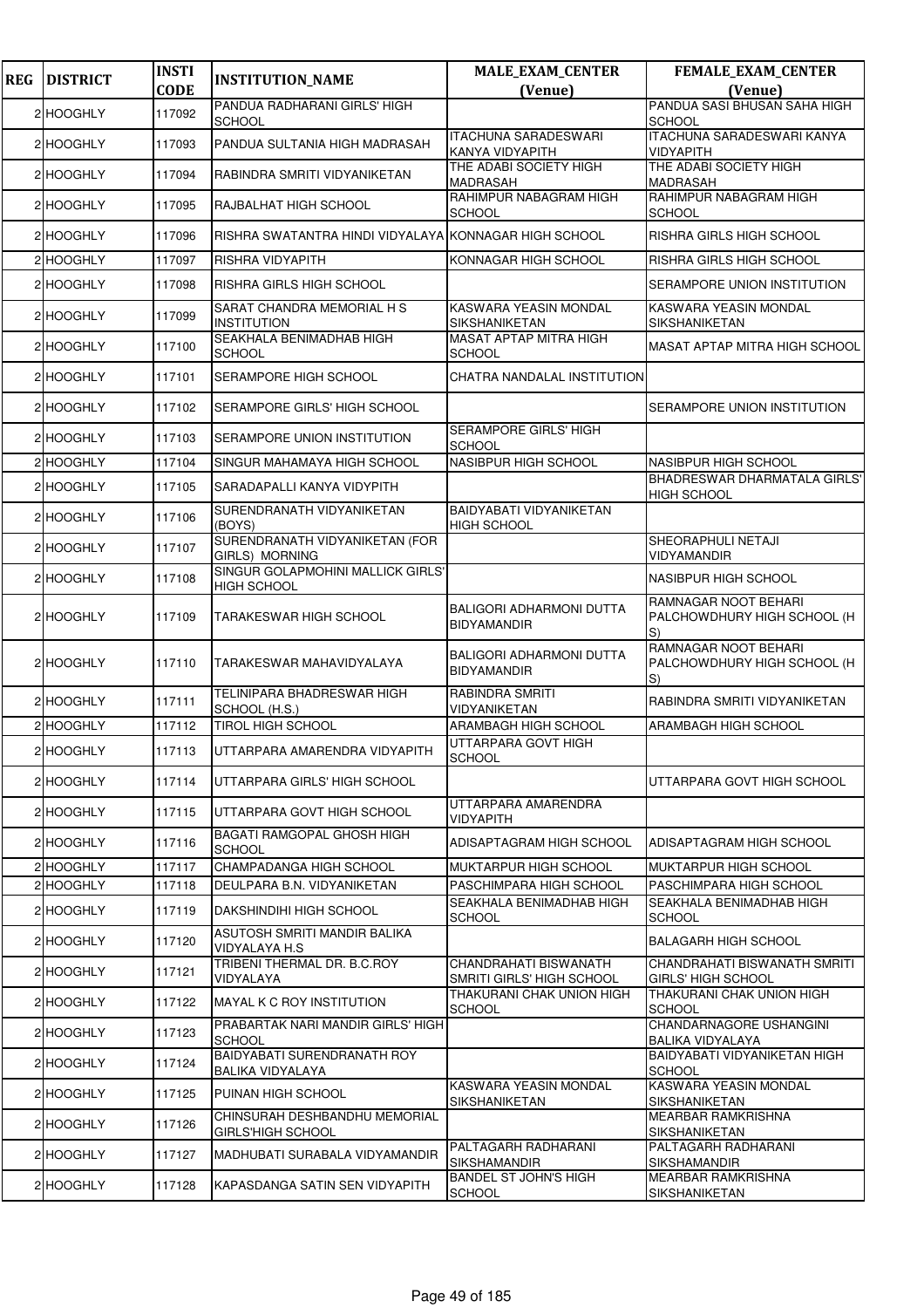| REG | DISTRICT | INSTI CODE | INSTITUTION_NAME | MALE_EXAM_CENTER (Venue) | FEMALE_EXAM_CENTER (Venue) |
|---|---|---|---|---|---|
| 2 | HOOGHLY | 117092 | PANDUA RADHARANI GIRLS' HIGH SCHOOL | | PANDUA SASI BHUSAN SAHA HIGH SCHOOL |
| 2 | HOOGHLY | 117093 | PANDUA SULTANIA HIGH MADRASAH | ITACHUNA SARADESWARI KANYA VIDYAPITH | ITACHUNA SARADESWARI KANYA VIDYAPITH |
| 2 | HOOGHLY | 117094 | RABINDRA SMRITI VIDYANIKETAN | THE ADABI SOCIETY HIGH MADRASAH | THE ADABI SOCIETY HIGH MADRASAH |
| 2 | HOOGHLY | 117095 | RAJBALHAT HIGH SCHOOL | RAHIMPUR NABAGRAM HIGH SCHOOL | RAHIMPUR NABAGRAM HIGH SCHOOL |
| 2 | HOOGHLY | 117096 | RISHRA SWATANTRA HINDI VIDYALAYA | KONNAGAR HIGH SCHOOL | RISHRA GIRLS HIGH SCHOOL |
| 2 | HOOGHLY | 117097 | RISHRA VIDYAPITH | KONNAGAR HIGH SCHOOL | RISHRA GIRLS HIGH SCHOOL |
| 2 | HOOGHLY | 117098 | RISHRA GIRLS HIGH SCHOOL | | SERAMPORE UNION INSTITUTION |
| 2 | HOOGHLY | 117099 | SARAT CHANDRA MEMORIAL H S INSTITUTION | KASWARA YEASIN MONDAL SIKSHANIKETAN | KASWARA YEASIN MONDAL SIKSHANIKETAN |
| 2 | HOOGHLY | 117100 | SEAKHALA BENIMADHAB HIGH SCHOOL | MASAT APTAP MITRA HIGH SCHOOL | MASAT APTAP MITRA HIGH SCHOOL |
| 2 | HOOGHLY | 117101 | SERAMPORE HIGH SCHOOL | CHATRA NANDALAL INSTITUTION | |
| 2 | HOOGHLY | 117102 | SERAMPORE GIRLS' HIGH SCHOOL | | SERAMPORE UNION INSTITUTION |
| 2 | HOOGHLY | 117103 | SERAMPORE UNION INSTITUTION | SERAMPORE GIRLS' HIGH SCHOOL | |
| 2 | HOOGHLY | 117104 | SINGUR MAHAMAYA HIGH SCHOOL | NASIBPUR HIGH SCHOOL | NASIBPUR HIGH SCHOOL |
| 2 | HOOGHLY | 117105 | SARADAPALLI KANYA VIDYPITH | | BHADRESWAR DHARMATALA GIRLS' HIGH SCHOOL |
| 2 | HOOGHLY | 117106 | SURENDRANATH VIDYANIKETAN (BOYS) | BAIDYABATI VIDYANIKETAN HIGH SCHOOL | |
| 2 | HOOGHLY | 117107 | SURENDRANATH VIDYANIKETAN (FOR GIRLS) MORNING | | SHEORAPHULI NETAJI VIDYAMANDIR |
| 2 | HOOGHLY | 117108 | SINGUR GOLAPMOHINI MALLICK GIRLS' HIGH SCHOOL | | NASIBPUR HIGH SCHOOL |
| 2 | HOOGHLY | 117109 | TARAKESWAR HIGH SCHOOL | BALIGORI ADHARMONI DUTTA BIDYAMANDIR | RAMNAGAR NOOT BEHARI PALCHOWDHURY HIGH SCHOOL (H S) |
| 2 | HOOGHLY | 117110 | TARAKESWAR MAHAVIDYALAYA | BALIGORI ADHARMONI DUTTA BIDYAMANDIR | RAMNAGAR NOOT BEHARI PALCHOWDHURY HIGH SCHOOL (H S) |
| 2 | HOOGHLY | 117111 | TELINIPARA BHADRESWAR HIGH SCHOOL (H.S.) | RABINDRA SMRITI VIDYANIKETAN | RABINDRA SMRITI VIDYANIKETAN |
| 2 | HOOGHLY | 117112 | TIROL HIGH SCHOOL | ARAMBAGH HIGH SCHOOL | ARAMBAGH HIGH SCHOOL |
| 2 | HOOGHLY | 117113 | UTTARPARA AMARENDRA VIDYAPITH | UTTARPARA GOVT HIGH SCHOOL | |
| 2 | HOOGHLY | 117114 | UTTARPARA GIRLS' HIGH SCHOOL | | UTTARPARA GOVT HIGH SCHOOL |
| 2 | HOOGHLY | 117115 | UTTARPARA GOVT HIGH SCHOOL | UTTARPARA AMARENDRA VIDYAPITH | |
| 2 | HOOGHLY | 117116 | BAGATI RAMGOPAL GHOSH HIGH SCHOOL | ADISAPTAGRAM HIGH SCHOOL | ADISAPTAGRAM HIGH SCHOOL |
| 2 | HOOGHLY | 117117 | CHAMPADANGA HIGH SCHOOL | MUKTARPUR HIGH SCHOOL | MUKTARPUR HIGH SCHOOL |
| 2 | HOOGHLY | 117118 | DEULPARA B.N. VIDYANIKETAN | PASCHIMPARA HIGH SCHOOL | PASCHIMPARA HIGH SCHOOL |
| 2 | HOOGHLY | 117119 | DAKSHINDIHI HIGH SCHOOL | SEAKHALA BENIMADHAB HIGH SCHOOL | SEAKHALA BENIMADHAB HIGH SCHOOL |
| 2 | HOOGHLY | 117120 | ASUTOSH SMRITI MANDIR BALIKA VIDYALAYA H.S | | BALAGARH HIGH SCHOOL |
| 2 | HOOGHLY | 117121 | TRIBENI THERMAL DR. B.C.ROY VIDYALAYA | CHANDRAHATI BISWANATH SMRITI GIRLS' HIGH SCHOOL | CHANDRAHATI BISWANATH SMRITI GIRLS' HIGH SCHOOL |
| 2 | HOOGHLY | 117122 | MAYAL K C ROY INSTITUTION | THAKURANI CHAK UNION HIGH SCHOOL | THAKURANI CHAK UNION HIGH SCHOOL |
| 2 | HOOGHLY | 117123 | PRABARTAK NARI MANDIR GIRLS' HIGH SCHOOL | | CHANDARNAGORE USHANGINI BALIKA VIDYALAYA |
| 2 | HOOGHLY | 117124 | BAIDYABATI SURENDRANATH ROY BALIKA VIDYALAYA | | BAIDYABATI VIDYANIKETAN HIGH SCHOOL |
| 2 | HOOGHLY | 117125 | PUINAN HIGH SCHOOL | KASWARA YEASIN MONDAL SIKSHANIKETAN | KASWARA YEASIN MONDAL SIKSHANIKETAN |
| 2 | HOOGHLY | 117126 | CHINSURAH DESHBANDHU MEMORIAL GIRLS'HIGH SCHOOL | | MEARBAR RAMKRISHNA SIKSHANIKETAN |
| 2 | HOOGHLY | 117127 | MADHUBATI SURABALA VIDYAMANDIR | PALTAGARH RADHARANI SIKSHAMANDIR | PALTAGARH RADHARANI SIKSHAMANDIR |
| 2 | HOOGHLY | 117128 | KAPASDANGA SATIN SEN VIDYAPITH | BANDEL ST JOHN'S HIGH SCHOOL | MEARBAR RAMKRISHNA SIKSHANIKETAN |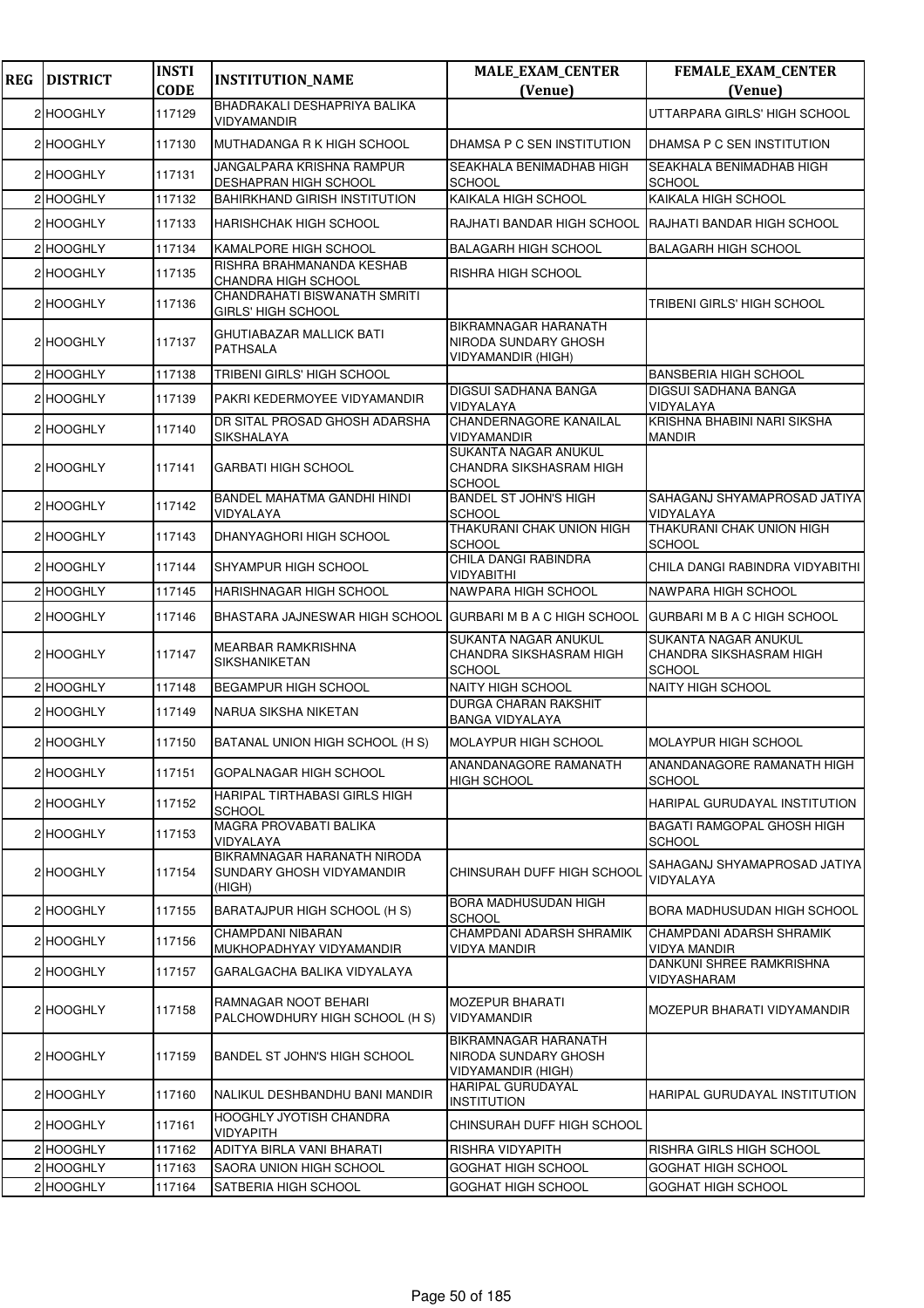| REG | DISTRICT | INSTI CODE | INSTITUTION_NAME | MALE_EXAM_CENTER (Venue) | FEMALE_EXAM_CENTER (Venue) |
|---|---|---|---|---|---|
| 2 | HOOGHLY | 117129 | BHADRAKALI DESHAPRIYA BALIKA VIDYAMANDIR | | UTTARPARA GIRLS' HIGH SCHOOL |
| 2 | HOOGHLY | 117130 | MUTHADANGA R K HIGH SCHOOL | DHAMSA P C SEN INSTITUTION | DHAMSA P C SEN INSTITUTION |
| 2 | HOOGHLY | 117131 | JANGALPARA KRISHNA RAMPUR DESHAPRAN HIGH SCHOOL | SEAKHALA BENIMADHAB HIGH SCHOOL | SEAKHALA BENIMADHAB HIGH SCHOOL |
| 2 | HOOGHLY | 117132 | BAHIRKHAND GIRISH INSTITUTION | KAIKALA HIGH SCHOOL | KAIKALA HIGH SCHOOL |
| 2 | HOOGHLY | 117133 | HARISHCHAK HIGH SCHOOL | RAJHATI BANDAR HIGH SCHOOL | RAJHATI BANDAR HIGH SCHOOL |
| 2 | HOOGHLY | 117134 | KAMALPORE HIGH SCHOOL | BALAGARH HIGH SCHOOL | BALAGARH HIGH SCHOOL |
| 2 | HOOGHLY | 117135 | RISHRA BRAHMANANDA KESHAB CHANDRA HIGH SCHOOL | RISHRA HIGH SCHOOL | |
| 2 | HOOGHLY | 117136 | CHANDRAHATI BISWANATH SMRITI GIRLS' HIGH SCHOOL | | TRIBENI GIRLS' HIGH SCHOOL |
| 2 | HOOGHLY | 117137 | GHUTIABAZAR MALLICK BATI PATHSALA | BIKRAMNAGAR HARANATH NIRODA SUNDARY GHOSH VIDYAMANDIR (HIGH) | |
| 2 | HOOGHLY | 117138 | TRIBENI GIRLS' HIGH SCHOOL | | BANSBERIA HIGH SCHOOL |
| 2 | HOOGHLY | 117139 | PAKRI KEDERMOYEE VIDYAMANDIR | DIGSUI SADHANA BANGA VIDYALAYA | DIGSUI SADHANA BANGA VIDYALAYA |
| 2 | HOOGHLY | 117140 | DR SITAL PROSAD GHOSH ADARSHA SIKSHALAYA | CHANDERNAGORE KANAILAL VIDYAMANDIR | KRISHNA BHABINI NARI SIKSHA MANDIR |
| 2 | HOOGHLY | 117141 | GARBATI HIGH SCHOOL | SUKANTA NAGAR ANUKUL CHANDRA SIKSHASRAM HIGH SCHOOL | |
| 2 | HOOGHLY | 117142 | BANDEL MAHATMA GANDHI HINDI VIDYALAYA | BANDEL ST JOHN'S HIGH SCHOOL | SAHAGANJ SHYAMAPROSAD JATIYA VIDYALAYA |
| 2 | HOOGHLY | 117143 | DHANYAGHORI HIGH SCHOOL | THAKURANI CHAK UNION HIGH SCHOOL | THAKURANI CHAK UNION HIGH SCHOOL |
| 2 | HOOGHLY | 117144 | SHYAMPUR HIGH SCHOOL | CHILA DANGI RABINDRA VIDYABITHI | CHILA DANGI RABINDRA VIDYABITHI |
| 2 | HOOGHLY | 117145 | HARISHNAGAR HIGH SCHOOL | NAWPARA HIGH SCHOOL | NAWPARA HIGH SCHOOL |
| 2 | HOOGHLY | 117146 | BHASTARA JAJNESWAR HIGH SCHOOL | GURBARI M B A C HIGH SCHOOL | GURBARI M B A C HIGH SCHOOL |
| 2 | HOOGHLY | 117147 | MEARBAR RAMKRISHNA SIKSHANIKETAN | SUKANTA NAGAR ANUKUL CHANDRA SIKSHASRAM HIGH SCHOOL | SUKANTA NAGAR ANUKUL CHANDRA SIKSHASRAM HIGH SCHOOL |
| 2 | HOOGHLY | 117148 | BEGAMPUR HIGH SCHOOL | NAITY HIGH SCHOOL | NAITY HIGH SCHOOL |
| 2 | HOOGHLY | 117149 | NARUA SIKSHA NIKETAN | DURGA CHARAN RAKSHIT BANGA VIDYALAYA | |
| 2 | HOOGHLY | 117150 | BATANAL UNION HIGH SCHOOL (H S) | MOLAYPUR HIGH SCHOOL | MOLAYPUR HIGH SCHOOL |
| 2 | HOOGHLY | 117151 | GOPALNAGAR HIGH SCHOOL | ANANDANAGORE RAMANATH HIGH SCHOOL | ANANDANAGORE RAMANATH HIGH SCHOOL |
| 2 | HOOGHLY | 117152 | HARIPAL TIRTHABASI GIRLS HIGH SCHOOL | | HARIPAL GURUDAYAL INSTITUTION |
| 2 | HOOGHLY | 117153 | MAGRA PROVABATI BALIKA VIDYALAYA | | BAGATI RAMGOPAL GHOSH HIGH SCHOOL |
| 2 | HOOGHLY | 117154 | BIKRAMNAGAR HARANATH NIRODA SUNDARY GHOSH VIDYAMANDIR (HIGH) | CHINSURAH DUFF HIGH SCHOOL | SAHAGANJ SHYAMAPROSAD JATIYA VIDYALAYA |
| 2 | HOOGHLY | 117155 | BARATAJPUR HIGH SCHOOL (H S) | BORA MADHUSUDAN HIGH SCHOOL | BORA MADHUSUDAN HIGH SCHOOL |
| 2 | HOOGHLY | 117156 | CHAMPDANI NIBARAN MUKHOPADHYAY VIDYAMANDIR | CHAMPDANI ADARSH SHRAMIK VIDYA MANDIR | CHAMPDANI ADARSH SHRAMIK VIDYA MANDIR |
| 2 | HOOGHLY | 117157 | GARALGACHA BALIKA VIDYALAYA | | DANKUNI SHREE RAMKRISHNA VIDYASHARAM |
| 2 | HOOGHLY | 117158 | RAMNAGAR NOOT BEHARI PALCHOWDHURY HIGH SCHOOL (H S) | MOZEPUR BHARATI VIDYAMANDIR | MOZEPUR BHARATI VIDYAMANDIR |
| 2 | HOOGHLY | 117159 | BANDEL ST JOHN'S HIGH SCHOOL | BIKRAMNAGAR HARANATH NIRODA SUNDARY GHOSH VIDYAMANDIR (HIGH) | |
| 2 | HOOGHLY | 117160 | NALIKUL DESHBANDHU BANI MANDIR | HARIPAL GURUDAYAL INSTITUTION | HARIPAL GURUDAYAL INSTITUTION |
| 2 | HOOGHLY | 117161 | HOOGHLY JYOTISH CHANDRA VIDYAPITH | CHINSURAH DUFF HIGH SCHOOL | |
| 2 | HOOGHLY | 117162 | ADITYA BIRLA VANI BHARATI | RISHRA VIDYAPITH | RISHRA GIRLS HIGH SCHOOL |
| 2 | HOOGHLY | 117163 | SAORA UNION HIGH SCHOOL | GOGHAT HIGH SCHOOL | GOGHAT HIGH SCHOOL |
| 2 | HOOGHLY | 117164 | SATBERIA HIGH SCHOOL | GOGHAT HIGH SCHOOL | GOGHAT HIGH SCHOOL |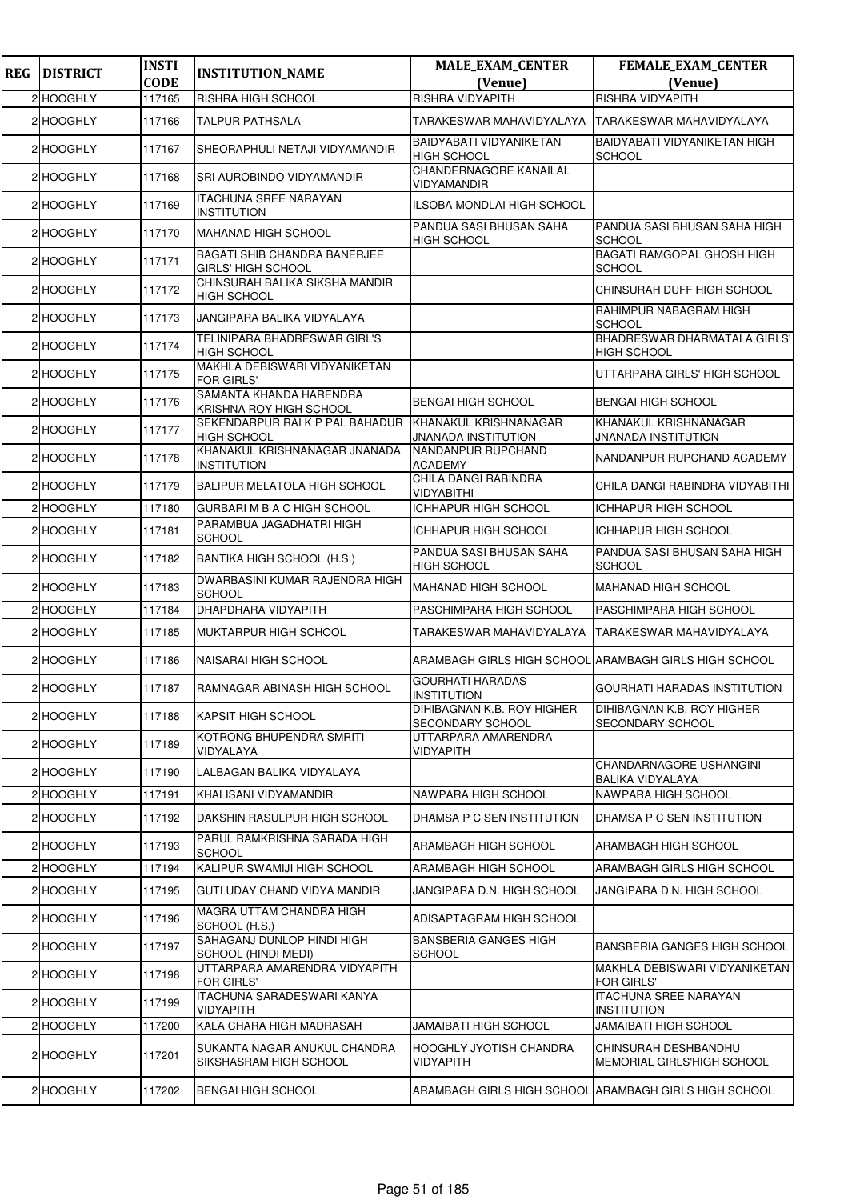| REG | DISTRICT | INSTI CODE | INSTITUTION_NAME | MALE_EXAM_CENTER (Venue) | FEMALE_EXAM_CENTER (Venue) |
|---|---|---|---|---|---|
| 2 | HOOGHLY | 117165 | RISHRA HIGH SCHOOL | RISHRA VIDYAPITH | RISHRA VIDYAPITH |
| 2 | HOOGHLY | 117166 | TALPUR PATHSALA | TARAKESWAR MAHAVIDYALAYA | TARAKESWAR MAHAVIDYALAYA |
| 2 | HOOGHLY | 117167 | SHEORAPHULI NETAJI VIDYAMANDIR | BAIDYABATI VIDYANIKETAN HIGH SCHOOL | BAIDYABATI VIDYANIKETAN HIGH SCHOOL |
| 2 | HOOGHLY | 117168 | SRI AUROBINDO VIDYAMANDIR | CHANDERNAGORE KANAILAL VIDYAMANDIR | |
| 2 | HOOGHLY | 117169 | ITACHUNA SREE NARAYAN INSTITUTION | ILSOBA MONDLAI HIGH SCHOOL | |
| 2 | HOOGHLY | 117170 | MAHANAD HIGH SCHOOL | PANDUA SASI BHUSAN SAHA HIGH SCHOOL | PANDUA SASI BHUSAN SAHA HIGH SCHOOL |
| 2 | HOOGHLY | 117171 | BAGATI SHIB CHANDRA BANERJEE GIRLS' HIGH SCHOOL | | BAGATI RAMGOPAL GHOSH HIGH SCHOOL |
| 2 | HOOGHLY | 117172 | CHINSURAH BALIKA SIKSHA MANDIR HIGH SCHOOL | | CHINSURAH DUFF HIGH SCHOOL |
| 2 | HOOGHLY | 117173 | JANGIPARA BALIKA VIDYALAYA | | RAHIMPUR NABAGRAM HIGH SCHOOL |
| 2 | HOOGHLY | 117174 | TELINIPARA BHADRESWAR GIRL'S HIGH SCHOOL | | BHADRESWAR DHARMATALA GIRLS' HIGH SCHOOL |
| 2 | HOOGHLY | 117175 | MAKHLA DEBISWARI VIDYANIKETAN FOR GIRLS' | | UTTARPARA GIRLS' HIGH SCHOOL |
| 2 | HOOGHLY | 117176 | SAMANTA KHANDA HARENDRA KRISHNA ROY HIGH SCHOOL | BENGAI HIGH SCHOOL | BENGAI HIGH SCHOOL |
| 2 | HOOGHLY | 117177 | SEKENDARPUR RAI K P PAL BAHADUR HIGH SCHOOL | KHANAKUL KRISHNANAGAR JNANADA INSTITUTION | KHANAKUL KRISHNANAGAR JNANADA INSTITUTION |
| 2 | HOOGHLY | 117178 | KHANAKUL KRISHNANAGAR JNANADA INSTITUTION | NANDANPUR RUPCHAND ACADEMY | NANDANPUR RUPCHAND ACADEMY |
| 2 | HOOGHLY | 117179 | BALIPUR MELATOLA HIGH SCHOOL | CHILA DANGI RABINDRA VIDYABITHI | CHILA DANGI RABINDRA VIDYABITHI |
| 2 | HOOGHLY | 117180 | GURBARI M B A C HIGH SCHOOL | ICHHAPUR HIGH SCHOOL | ICHHAPUR HIGH SCHOOL |
| 2 | HOOGHLY | 117181 | PARAMBUA JAGADHATRI HIGH SCHOOL | ICHHAPUR HIGH SCHOOL | ICHHAPUR HIGH SCHOOL |
| 2 | HOOGHLY | 117182 | BANTIKA HIGH SCHOOL (H.S.) | PANDUA SASI BHUSAN SAHA HIGH SCHOOL | PANDUA SASI BHUSAN SAHA HIGH SCHOOL |
| 2 | HOOGHLY | 117183 | DWARBASINI KUMAR RAJENDRA HIGH SCHOOL | MAHANAD HIGH SCHOOL | MAHANAD HIGH SCHOOL |
| 2 | HOOGHLY | 117184 | DHAPDHARA VIDYAPITH | PASCHIMPARA HIGH SCHOOL | PASCHIMPARA HIGH SCHOOL |
| 2 | HOOGHLY | 117185 | MUKTARPUR HIGH SCHOOL | TARAKESWAR MAHAVIDYALAYA | TARAKESWAR MAHAVIDYALAYA |
| 2 | HOOGHLY | 117186 | NAISARAI HIGH SCHOOL | ARAMBAGH GIRLS HIGH SCHOOL | ARAMBAGH GIRLS HIGH SCHOOL |
| 2 | HOOGHLY | 117187 | RAMNAGAR ABINASH HIGH SCHOOL | GOURHATI HARADAS INSTITUTION | GOURHATI HARADAS INSTITUTION |
| 2 | HOOGHLY | 117188 | KAPSIT HIGH SCHOOL | DIHIBAGNAN K.B. ROY HIGHER SECONDARY SCHOOL | DIHIBAGNAN K.B. ROY HIGHER SECONDARY SCHOOL |
| 2 | HOOGHLY | 117189 | KOTRONG BHUPENDRA SMRITI VIDYALAYA | UTTARPARA AMARENDRA VIDYAPITH | |
| 2 | HOOGHLY | 117190 | LALBAGAN BALIKA VIDYALAYA | | CHANDARNAGORE USHANGINI BALIKA VIDYALAYA |
| 2 | HOOGHLY | 117191 | KHALISANI VIDYAMANDIR | NAWPARA HIGH SCHOOL | NAWPARA HIGH SCHOOL |
| 2 | HOOGHLY | 117192 | DAKSHIN RASULPUR HIGH SCHOOL | DHAMSA P C SEN INSTITUTION | DHAMSA P C SEN INSTITUTION |
| 2 | HOOGHLY | 117193 | PARUL RAMKRISHNA SARADA HIGH SCHOOL | ARAMBAGH HIGH SCHOOL | ARAMBAGH HIGH SCHOOL |
| 2 | HOOGHLY | 117194 | KALIPUR SWAMIJI HIGH SCHOOL | ARAMBAGH HIGH SCHOOL | ARAMBAGH GIRLS HIGH SCHOOL |
| 2 | HOOGHLY | 117195 | GUTI UDAY CHAND VIDYA MANDIR | JANGIPARA D.N. HIGH SCHOOL | JANGIPARA D.N. HIGH SCHOOL |
| 2 | HOOGHLY | 117196 | MAGRA UTTAM CHANDRA HIGH SCHOOL (H.S.) | ADISAPTAGRAM HIGH SCHOOL | |
| 2 | HOOGHLY | 117197 | SAHAGANJ DUNLOP HINDI HIGH SCHOOL (HINDI MEDI) | BANSBERIA GANGES HIGH SCHOOL | BANSBERIA GANGES HIGH SCHOOL |
| 2 | HOOGHLY | 117198 | UTTARPARA AMARENDRA VIDYAPITH FOR GIRLS' | | MAKHLA DEBISWARI VIDYANIKETAN FOR GIRLS' |
| 2 | HOOGHLY | 117199 | ITACHUNA SARADESWARI KANYA VIDYAPITH | | ITACHUNA SREE NARAYAN INSTITUTION |
| 2 | HOOGHLY | 117200 | KALA CHARA HIGH MADRASAH | JAMAIBATI HIGH SCHOOL | JAMAIBATI HIGH SCHOOL |
| 2 | HOOGHLY | 117201 | SUKANTA NAGAR ANUKUL CHANDRA SIKSHASRAM HIGH SCHOOL | HOOGHLY JYOTISH CHANDRA VIDYAPITH | CHINSURAH DESHBANDHU MEMORIAL GIRLS'HIGH SCHOOL |
| 2 | HOOGHLY | 117202 | BENGAI HIGH SCHOOL | ARAMBAGH GIRLS HIGH SCHOOL | ARAMBAGH GIRLS HIGH SCHOOL |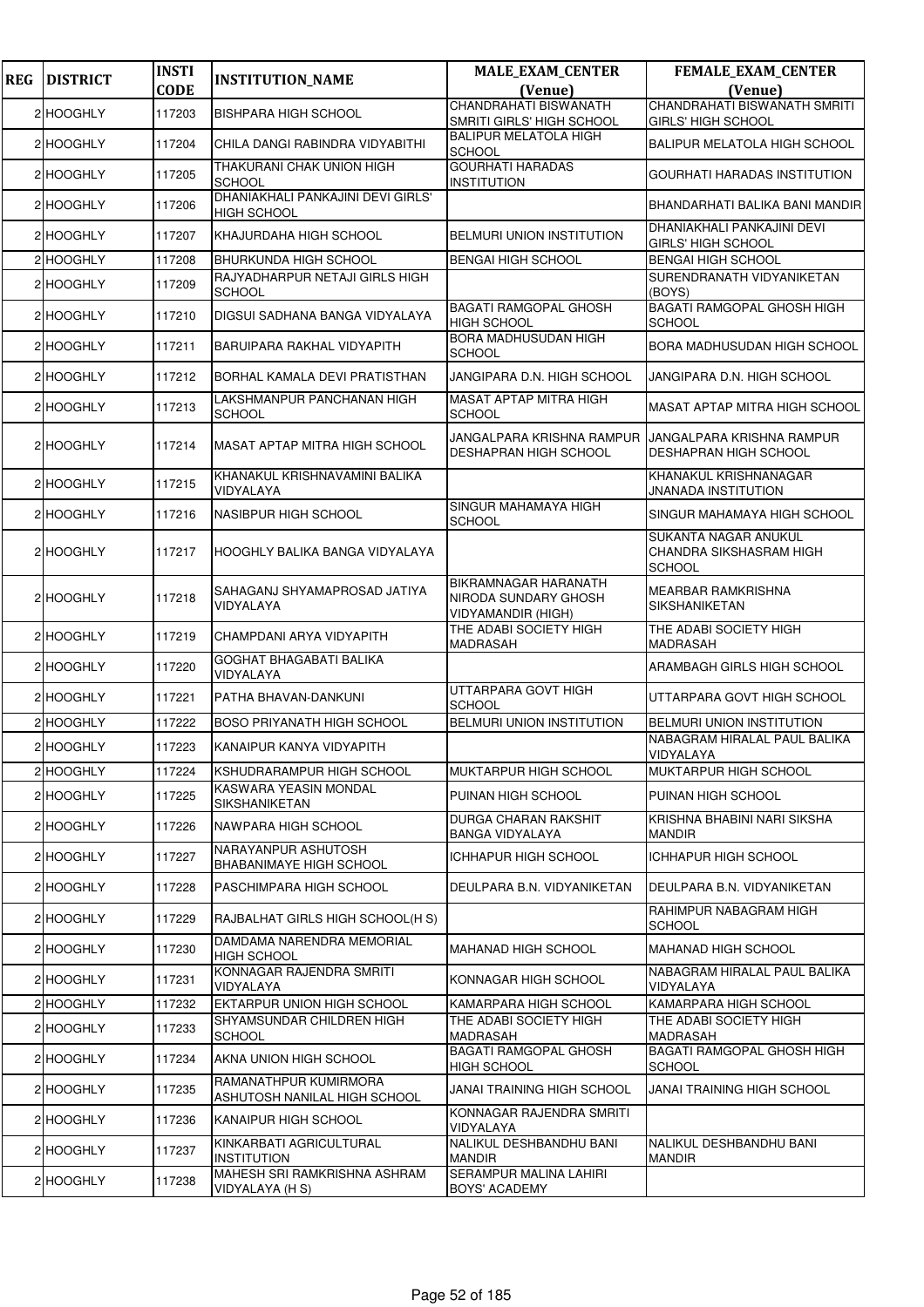| REG | DISTRICT | INSTI CODE | INSTITUTION_NAME | MALE_EXAM_CENTER (Venue) | FEMALE_EXAM_CENTER (Venue) |
|---|---|---|---|---|---|
| 2 | HOOGHLY | 117203 | BISHPARA HIGH SCHOOL | CHANDRAHATI BISWANATH SMRITI GIRLS' HIGH SCHOOL | CHANDRAHATI BISWANATH SMRITI GIRLS' HIGH SCHOOL |
| 2 | HOOGHLY | 117204 | CHILA DANGI RABINDRA VIDYABITHI | BALIPUR MELATOLA HIGH SCHOOL | BALIPUR MELATOLA HIGH SCHOOL |
| 2 | HOOGHLY | 117205 | THAKURANI CHAK UNION HIGH SCHOOL | GOURHATI HARADAS INSTITUTION | GOURHATI HARADAS INSTITUTION |
| 2 | HOOGHLY | 117206 | DHANIAKHALI PANKAJINI DEVI GIRLS' HIGH SCHOOL | | BHANDARHATI BALIKA BANI MANDIR |
| 2 | HOOGHLY | 117207 | KHAJURDAHA HIGH SCHOOL | BELMURI UNION INSTITUTION | DHANIAKHALI PANKAJINI DEVI GIRLS' HIGH SCHOOL |
| 2 | HOOGHLY | 117208 | BHURKUNDA HIGH SCHOOL | BENGAI HIGH SCHOOL | BENGAI HIGH SCHOOL |
| 2 | HOOGHLY | 117209 | RAJYADHARPUR NETAJI GIRLS HIGH SCHOOL | | SURENDRANATH VIDYANIKETAN (BOYS) |
| 2 | HOOGHLY | 117210 | DIGSUI SADHANA BANGA VIDYALAYA | BAGATI RAMGOPAL GHOSH HIGH SCHOOL | BAGATI RAMGOPAL GHOSH HIGH SCHOOL |
| 2 | HOOGHLY | 117211 | BARUIPARA RAKHAL VIDYAPITH | BORA MADHUSUDAN HIGH SCHOOL | BORA MADHUSUDAN HIGH SCHOOL |
| 2 | HOOGHLY | 117212 | BORHAL KAMALA DEVI PRATISTHAN | JANGIPARA D.N. HIGH SCHOOL | JANGIPARA D.N. HIGH SCHOOL |
| 2 | HOOGHLY | 117213 | LAKSHMANPUR PANCHANAN HIGH SCHOOL | MASAT APTAP MITRA HIGH SCHOOL | MASAT APTAP MITRA HIGH SCHOOL |
| 2 | HOOGHLY | 117214 | MASAT APTAP MITRA HIGH SCHOOL | JANGALPARA KRISHNA RAMPUR DESHAPRAN HIGH SCHOOL | JANGALPARA KRISHNA RAMPUR DESHAPRAN HIGH SCHOOL |
| 2 | HOOGHLY | 117215 | KHANAKUL KRISHNAVAMINI BALIKA VIDYALAYA | | KHANAKUL KRISHNANAGAR JNANADA INSTITUTION |
| 2 | HOOGHLY | 117216 | NASIBPUR HIGH SCHOOL | SINGUR MAHAMAYA HIGH SCHOOL | SINGUR MAHAMAYA HIGH SCHOOL |
| 2 | HOOGHLY | 117217 | HOOGHLY BALIKA BANGA VIDYALAYA | | SUKANTA NAGAR ANUKUL CHANDRA SIKSHASRAM HIGH SCHOOL |
| 2 | HOOGHLY | 117218 | SAHAGANJ SHYAMAPROSAD JATIYA VIDYALAYA | BIKRAMNAGAR HARANATH NIRODA SUNDARY GHOSH VIDYAMANDIR (HIGH) | MEARBAR RAMKRISHNA SIKSHANIKETAN |
| 2 | HOOGHLY | 117219 | CHAMPDANI ARYA VIDYAPITH | THE ADABI SOCIETY HIGH MADRASAH | THE ADABI SOCIETY HIGH MADRASAH |
| 2 | HOOGHLY | 117220 | GOGHAT BHAGABATI BALIKA VIDYALAYA | | ARAMBAGH GIRLS HIGH SCHOOL |
| 2 | HOOGHLY | 117221 | PATHA BHAVAN-DANKUNI | UTTARPARA GOVT HIGH SCHOOL | UTTARPARA GOVT HIGH SCHOOL |
| 2 | HOOGHLY | 117222 | BOSO PRIYANATH HIGH SCHOOL | BELMURI UNION INSTITUTION | BELMURI UNION INSTITUTION |
| 2 | HOOGHLY | 117223 | KANAIPUR KANYA VIDYAPITH | | NABAGRAM HIRALAL PAUL BALIKA VIDYALAYA |
| 2 | HOOGHLY | 117224 | KSHUDRARAMPUR HIGH SCHOOL | MUKTARPUR HIGH SCHOOL | MUKTARPUR HIGH SCHOOL |
| 2 | HOOGHLY | 117225 | KASWARA YEASIN MONDAL SIKSHANIKETAN | PUINAN HIGH SCHOOL | PUINAN HIGH SCHOOL |
| 2 | HOOGHLY | 117226 | NAWPARA HIGH SCHOOL | DURGA CHARAN RAKSHIT BANGA VIDYALAYA | KRISHNA BHABINI NARI SIKSHA MANDIR |
| 2 | HOOGHLY | 117227 | NARAYANPUR ASHUTOSH BHABANIMAYE HIGH SCHOOL | ICHHAPUR HIGH SCHOOL | ICHHAPUR HIGH SCHOOL |
| 2 | HOOGHLY | 117228 | PASCHIMPARA HIGH SCHOOL | DEULPARA B.N. VIDYANIKETAN | DEULPARA B.N. VIDYANIKETAN |
| 2 | HOOGHLY | 117229 | RAJBALHAT GIRLS HIGH SCHOOL(H S) | | RAHIMPUR NABAGRAM HIGH SCHOOL |
| 2 | HOOGHLY | 117230 | DAMDAMA NARENDRA MEMORIAL HIGH SCHOOL | MAHANAD HIGH SCHOOL | MAHANAD HIGH SCHOOL |
| 2 | HOOGHLY | 117231 | KONNAGAR RAJENDRA SMRITI VIDYALAYA | KONNAGAR HIGH SCHOOL | NABAGRAM HIRALAL PAUL BALIKA VIDYALAYA |
| 2 | HOOGHLY | 117232 | EKTARPUR UNION HIGH SCHOOL | KAMARPARA HIGH SCHOOL | KAMARPARA HIGH SCHOOL |
| 2 | HOOGHLY | 117233 | SHYAMSUNDAR CHILDREN HIGH SCHOOL | THE ADABI SOCIETY HIGH MADRASAH | THE ADABI SOCIETY HIGH MADRASAH |
| 2 | HOOGHLY | 117234 | AKNA UNION HIGH SCHOOL | BAGATI RAMGOPAL GHOSH HIGH SCHOOL | BAGATI RAMGOPAL GHOSH HIGH SCHOOL |
| 2 | HOOGHLY | 117235 | RAMANATHPUR KUMIRMORA ASHUTOSH NANILAL HIGH SCHOOL | JANAI TRAINING HIGH SCHOOL | JANAI TRAINING HIGH SCHOOL |
| 2 | HOOGHLY | 117236 | KANAIPUR HIGH SCHOOL | KONNAGAR RAJENDRA SMRITI VIDYALAYA | |
| 2 | HOOGHLY | 117237 | KINKARBATI AGRICULTURAL INSTITUTION | NALIKUL DESHBANDHU BANI MANDIR | NALIKUL DESHBANDHU BANI MANDIR |
| 2 | HOOGHLY | 117238 | MAHESH SRI RAMKRISHNA ASHRAM VIDYALAYA (H S) | SERAMPUR MALINA LAHIRI BOYS' ACADEMY | |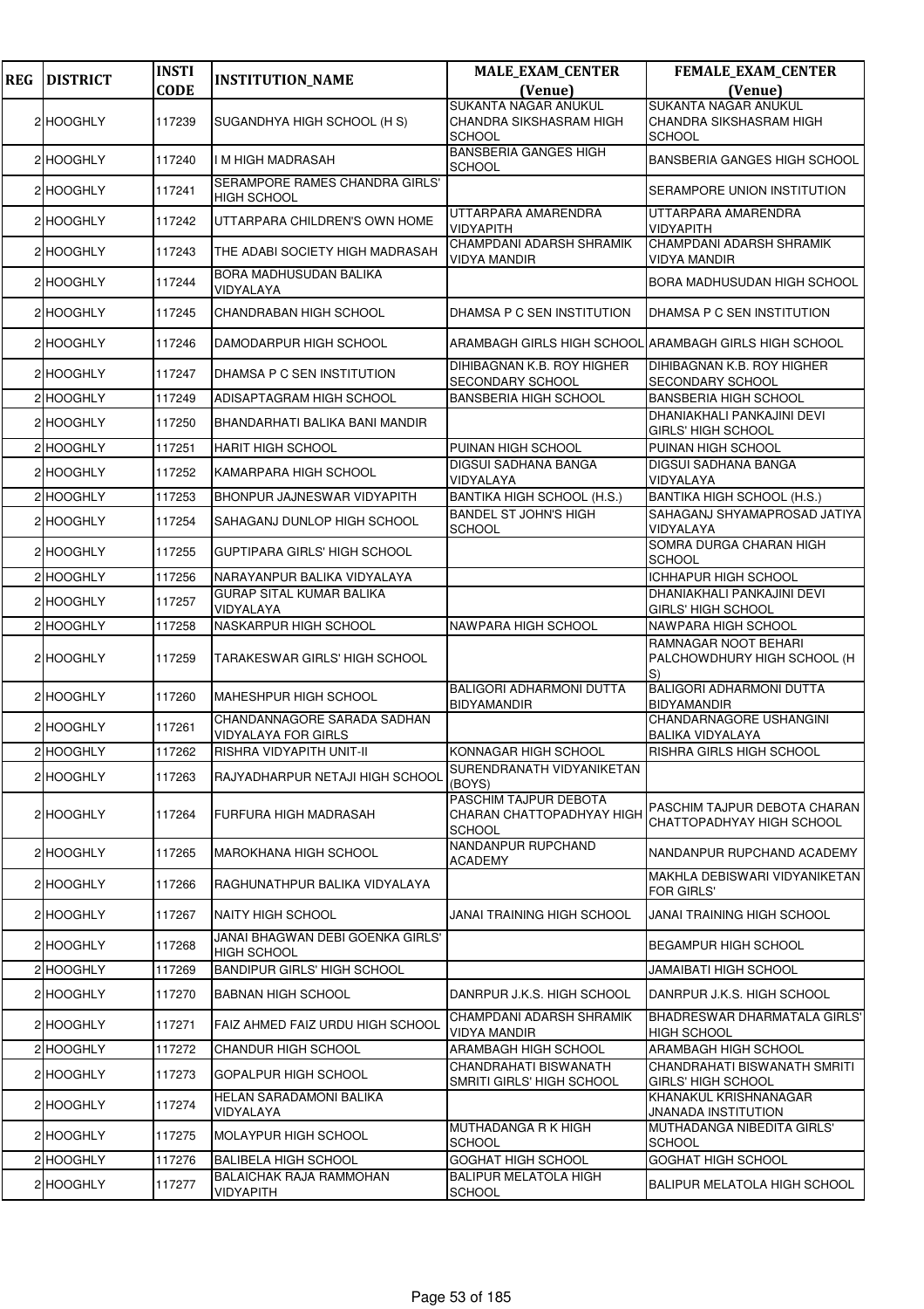| REG | DISTRICT | INSTI CODE | INSTITUTION_NAME | MALE_EXAM_CENTER (Venue) | FEMALE_EXAM_CENTER (Venue) |
|---|---|---|---|---|---|
| 2 | HOOGHLY | 117239 | SUGANDHYA HIGH SCHOOL (H S) | SUKANTA NAGAR ANUKUL CHANDRA SIKSHASRAM HIGH SCHOOL | SUKANTA NAGAR ANUKUL CHANDRA SIKSHASRAM HIGH SCHOOL |
| 2 | HOOGHLY | 117240 | I M HIGH MADRASAH | BANSBERIA GANGES HIGH SCHOOL | BANSBERIA GANGES HIGH SCHOOL |
| 2 | HOOGHLY | 117241 | SERAMPORE RAMES CHANDRA GIRLS' HIGH SCHOOL | | SERAMPORE UNION INSTITUTION |
| 2 | HOOGHLY | 117242 | UTTARPARA CHILDREN'S OWN HOME | UTTARPARA AMARENDRA VIDYAPITH | UTTARPARA AMARENDRA VIDYAPITH |
| 2 | HOOGHLY | 117243 | THE ADABI SOCIETY HIGH MADRASAH | CHAMPDANI ADARSH SHRAMIK VIDYA MANDIR | CHAMPDANI ADARSH SHRAMIK VIDYA MANDIR |
| 2 | HOOGHLY | 117244 | BORA MADHUSUDAN BALIKA VIDYALAYA | | BORA MADHUSUDAN HIGH SCHOOL |
| 2 | HOOGHLY | 117245 | CHANDRABAN HIGH SCHOOL | DHAMSA P C SEN INSTITUTION | DHAMSA P C SEN INSTITUTION |
| 2 | HOOGHLY | 117246 | DAMODARPUR HIGH SCHOOL | ARAMBAGH GIRLS HIGH SCHOOL | ARAMBAGH GIRLS HIGH SCHOOL |
| 2 | HOOGHLY | 117247 | DHAMSA P C SEN INSTITUTION | DIHIBAGNAN K.B. ROY HIGHER SECONDARY SCHOOL | DIHIBAGNAN K.B. ROY HIGHER SECONDARY SCHOOL |
| 2 | HOOGHLY | 117249 | ADISAPTAGRAM HIGH SCHOOL | BANSBERIA HIGH SCHOOL | BANSBERIA HIGH SCHOOL |
| 2 | HOOGHLY | 117250 | BHANDARHATI BALIKA BANI MANDIR | | DHANIAKHALI PANKAJINI DEVI GIRLS' HIGH SCHOOL |
| 2 | HOOGHLY | 117251 | HARIT HIGH SCHOOL | PUINAN HIGH SCHOOL | PUINAN HIGH SCHOOL |
| 2 | HOOGHLY | 117252 | KAMARPARA HIGH SCHOOL | DIGSUI SADHANA BANGA VIDYALAYA | DIGSUI SADHANA BANGA VIDYALAYA |
| 2 | HOOGHLY | 117253 | BHONPUR JAJNESWAR VIDYAPITH | BANTIKA HIGH SCHOOL (H.S.) | BANTIKA HIGH SCHOOL (H.S.) |
| 2 | HOOGHLY | 117254 | SAHAGANJ DUNLOP HIGH SCHOOL | BANDEL ST JOHN'S HIGH SCHOOL | SAHAGANJ SHYAMAPROSAD JATIYA VIDYALAYA |
| 2 | HOOGHLY | 117255 | GUPTIPARA GIRLS' HIGH SCHOOL | | SOMRA DURGA CHARAN HIGH SCHOOL |
| 2 | HOOGHLY | 117256 | NARAYANPUR BALIKA VIDYALAYA | | ICHHAPUR HIGH SCHOOL |
| 2 | HOOGHLY | 117257 | GURAP SITAL KUMAR BALIKA VIDYALAYA | | DHANIAKHALI PANKAJINI DEVI GIRLS' HIGH SCHOOL |
| 2 | HOOGHLY | 117258 | NASKARPUR HIGH SCHOOL | NAWPARA HIGH SCHOOL | NAWPARA HIGH SCHOOL |
| 2 | HOOGHLY | 117259 | TARAKESWAR GIRLS' HIGH SCHOOL | | RAMNAGAR NOOT BEHARI PALCHOWDHURY HIGH SCHOOL (H S) |
| 2 | HOOGHLY | 117260 | MAHESHPUR HIGH SCHOOL | BALIGORI ADHARMONI DUTTA BIDYAMANDIR | BALIGORI ADHARMONI DUTTA BIDYAMANDIR |
| 2 | HOOGHLY | 117261 | CHANDANNAGORE SARADA SADHAN VIDYALAYA FOR GIRLS | | CHANDARNAGORE USHANGINI BALIKA VIDYALAYA |
| 2 | HOOGHLY | 117262 | RISHRA VIDYAPITH UNIT-II | KONNAGAR HIGH SCHOOL | RISHRA GIRLS HIGH SCHOOL |
| 2 | HOOGHLY | 117263 | RAJYADHARPUR NETAJI HIGH SCHOOL | SURENDRANATH VIDYANIKETAN (BOYS) | |
| 2 | HOOGHLY | 117264 | FURFURA HIGH MADRASAH | PASCHIM TAJPUR DEBOTA CHARAN CHATTOPADHYAY HIGH SCHOOL | PASCHIM TAJPUR DEBOTA CHARAN CHATTOPADHYAY HIGH SCHOOL |
| 2 | HOOGHLY | 117265 | MAROKHANA HIGH SCHOOL | NANDANPUR RUPCHAND ACADEMY | NANDANPUR RUPCHAND ACADEMY |
| 2 | HOOGHLY | 117266 | RAGHUNATHPUR BALIKA VIDYALAYA | | MAKHLA DEBISWARI VIDYANIKETAN FOR GIRLS' |
| 2 | HOOGHLY | 117267 | NAITY HIGH SCHOOL | JANAI TRAINING HIGH SCHOOL | JANAI TRAINING HIGH SCHOOL |
| 2 | HOOGHLY | 117268 | JANAI BHAGWAN DEBI GOENKA GIRLS' HIGH SCHOOL | | BEGAMPUR HIGH SCHOOL |
| 2 | HOOGHLY | 117269 | BANDIPUR GIRLS' HIGH SCHOOL | | JAMAIBATI HIGH SCHOOL |
| 2 | HOOGHLY | 117270 | BABNAN HIGH SCHOOL | DANRPUR J.K.S. HIGH SCHOOL | DANRPUR J.K.S. HIGH SCHOOL |
| 2 | HOOGHLY | 117271 | FAIZ AHMED FAIZ URDU HIGH SCHOOL | CHAMPDANI ADARSH SHRAMIK VIDYA MANDIR | BHADRESWAR DHARMATALA GIRLS' HIGH SCHOOL |
| 2 | HOOGHLY | 117272 | CHANDUR HIGH SCHOOL | ARAMBAGH HIGH SCHOOL | ARAMBAGH HIGH SCHOOL |
| 2 | HOOGHLY | 117273 | GOPALPUR HIGH SCHOOL | CHANDRAHATI BISWANATH SMRITI GIRLS' HIGH SCHOOL | CHANDRAHATI BISWANATH SMRITI GIRLS' HIGH SCHOOL |
| 2 | HOOGHLY | 117274 | HELAN SARADAMONI BALIKA VIDYALAYA | | KHANAKUL KRISHNANAGAR JNANADA INSTITUTION |
| 2 | HOOGHLY | 117275 | MOLAYPUR HIGH SCHOOL | MUTHADANGA R K HIGH SCHOOL | MUTHADANGA NIBEDITA GIRLS' SCHOOL |
| 2 | HOOGHLY | 117276 | BALIBELA HIGH SCHOOL | GOGHAT HIGH SCHOOL | GOGHAT HIGH SCHOOL |
| 2 | HOOGHLY | 117277 | BALAICHAK RAJA RAMMOHAN VIDYAPITH | BALIPUR MELATOLA HIGH SCHOOL | BALIPUR MELATOLA HIGH SCHOOL |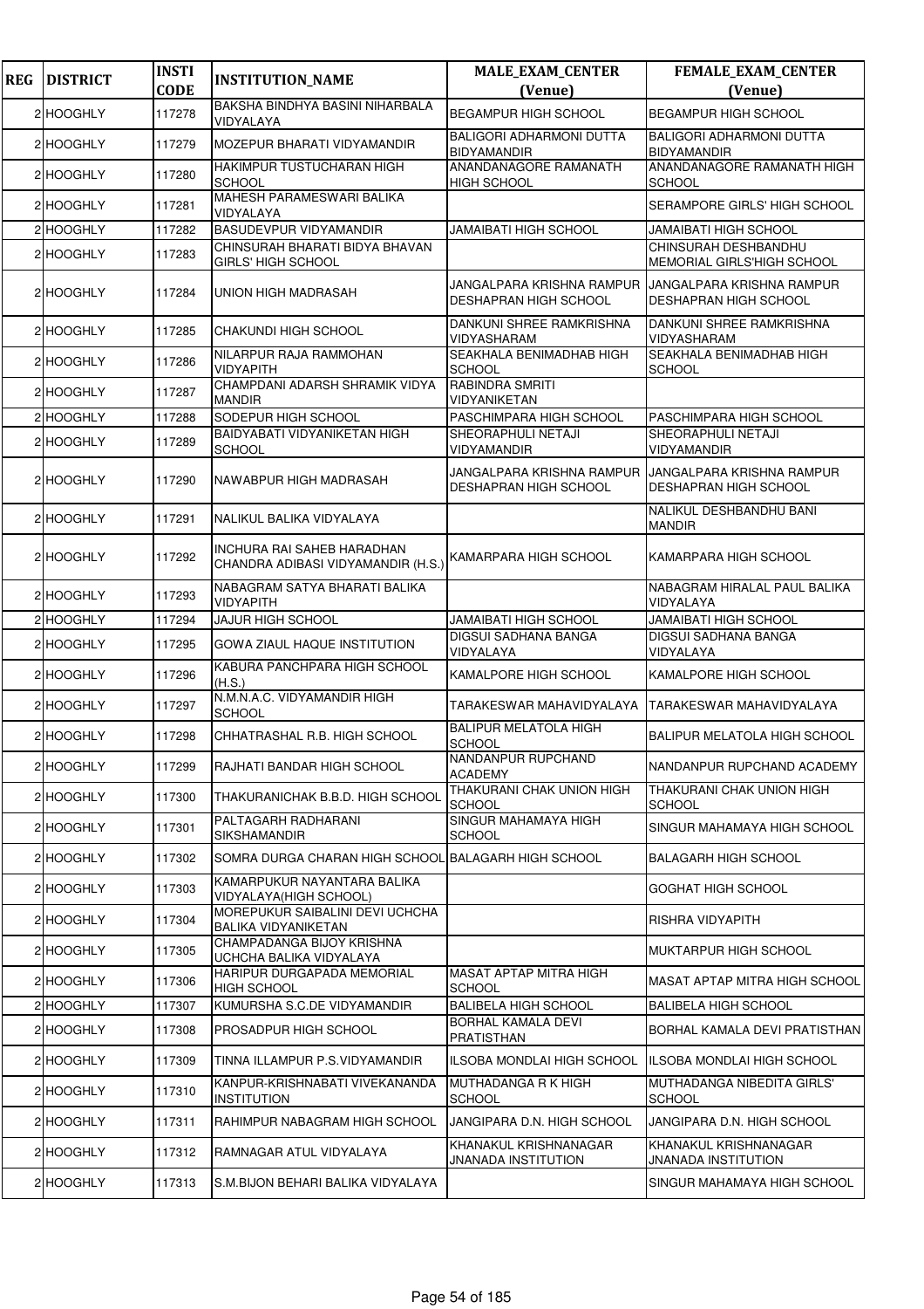| REG | DISTRICT | INSTI CODE | INSTITUTION_NAME | MALE_EXAM_CENTER (Venue) | FEMALE_EXAM_CENTER (Venue) |
|---|---|---|---|---|---|
| 2 | HOOGHLY | 117278 | BAKSHA BINDHYA BASINI NIHARBALA VIDYALAYA | BEGAMPUR HIGH SCHOOL | BEGAMPUR HIGH SCHOOL |
| 2 | HOOGHLY | 117279 | MOZEPUR BHARATI VIDYAMANDIR | BALIGORI ADHARMONI DUTTA BIDYAMANDIR | BALIGORI ADHARMONI DUTTA BIDYAMANDIR |
| 2 | HOOGHLY | 117280 | HAKIMPUR TUSTUCHARAN HIGH SCHOOL | ANANDANAGORE RAMANATH HIGH SCHOOL | ANANDANAGORE RAMANATH HIGH SCHOOL |
| 2 | HOOGHLY | 117281 | MAHESH PARAMESWARI BALIKA VIDYALAYA | | SERAMPORE GIRLS' HIGH SCHOOL |
| 2 | HOOGHLY | 117282 | BASUDEVPUR VIDYAMANDIR | JAMAIBATI HIGH SCHOOL | JAMAIBATI HIGH SCHOOL |
| 2 | HOOGHLY | 117283 | CHINSURAH BHARATI BIDYA BHAVAN GIRLS' HIGH SCHOOL | | CHINSURAH DESHBANDHU MEMORIAL GIRLS'HIGH SCHOOL |
| 2 | HOOGHLY | 117284 | UNION HIGH MADRASAH | JANGALPARA KRISHNA RAMPUR DESHAPRAN HIGH SCHOOL | JANGALPARA KRISHNA RAMPUR DESHAPRAN HIGH SCHOOL |
| 2 | HOOGHLY | 117285 | CHAKUNDI HIGH SCHOOL | DANKUNI SHREE RAMKRISHNA VIDYASHARAM | DANKUNI SHREE RAMKRISHNA VIDYASHARAM |
| 2 | HOOGHLY | 117286 | NILARPUR RAJA RAMMOHAN VIDYAPITH | SEAKHALA BENIMADHAB HIGH SCHOOL | SEAKHALA BENIMADHAB HIGH SCHOOL |
| 2 | HOOGHLY | 117287 | CHAMPDANI ADARSH SHRAMIK VIDYA MANDIR | RABINDRA SMRITI VIDYANIKETAN | |
| 2 | HOOGHLY | 117288 | SODEPUR HIGH SCHOOL | PASCHIMPARA HIGH SCHOOL | PASCHIMPARA HIGH SCHOOL |
| 2 | HOOGHLY | 117289 | BAIDYABATI VIDYANIKETAN HIGH SCHOOL | SHEORAPHULI NETAJI VIDYAMANDIR | SHEORAPHULI NETAJI VIDYAMANDIR |
| 2 | HOOGHLY | 117290 | NAWABPUR HIGH MADRASAH | JANGALPARA KRISHNA RAMPUR DESHAPRAN HIGH SCHOOL | JANGALPARA KRISHNA RAMPUR DESHAPRAN HIGH SCHOOL |
| 2 | HOOGHLY | 117291 | NALIKUL BALIKA VIDYALAYA | | NALIKUL DESHBANDHU BANI MANDIR |
| 2 | HOOGHLY | 117292 | INCHURA RAI SAHEB HARADHAN CHANDRA ADIBASI VIDYAMANDIR (H.S.) | KAMARPARA HIGH SCHOOL | KAMARPARA HIGH SCHOOL |
| 2 | HOOGHLY | 117293 | NABAGRAM SATYA BHARATI BALIKA VIDYAPITH | | NABAGRAM HIRALAL PAUL BALIKA VIDYALAYA |
| 2 | HOOGHLY | 117294 | JAJUR HIGH SCHOOL | JAMAIBATI HIGH SCHOOL | JAMAIBATI HIGH SCHOOL |
| 2 | HOOGHLY | 117295 | GOWA ZIAUL HAQUE INSTITUTION | DIGSUI SADHANA BANGA VIDYALAYA | DIGSUI SADHANA BANGA VIDYALAYA |
| 2 | HOOGHLY | 117296 | KABURA PANCHPARA HIGH SCHOOL (H.S.) | KAMALPORE HIGH SCHOOL | KAMALPORE HIGH SCHOOL |
| 2 | HOOGHLY | 117297 | N.M.N.A.C. VIDYAMANDIR HIGH SCHOOL | TARAKESWAR MAHAVIDYALAYA | TARAKESWAR MAHAVIDYALAYA |
| 2 | HOOGHLY | 117298 | CHHATRASHAL R.B. HIGH SCHOOL | BALIPUR MELATOLA HIGH SCHOOL | BALIPUR MELATOLA HIGH SCHOOL |
| 2 | HOOGHLY | 117299 | RAJHATI BANDAR HIGH SCHOOL | NANDANPUR RUPCHAND ACADEMY | NANDANPUR RUPCHAND ACADEMY |
| 2 | HOOGHLY | 117300 | THAKURANICHAK B.B.D. HIGH SCHOOL | THAKURANI CHAK UNION HIGH SCHOOL | THAKURANI CHAK UNION HIGH SCHOOL |
| 2 | HOOGHLY | 117301 | PALTAGARH RADHARANI SIKSHAMANDIR | SINGUR MAHAMAYA HIGH SCHOOL | SINGUR MAHAMAYA HIGH SCHOOL |
| 2 | HOOGHLY | 117302 | SOMRA DURGA CHARAN HIGH SCHOOL | BALAGARH HIGH SCHOOL | BALAGARH HIGH SCHOOL |
| 2 | HOOGHLY | 117303 | KAMARPUKUR NAYANTARA BALIKA VIDYALAYA(HIGH SCHOOL) | | GOGHAT HIGH SCHOOL |
| 2 | HOOGHLY | 117304 | MOREPUKUR SAIBALINI DEVI UCHCHA BALIKA VIDYANIKETAN | | RISHRA VIDYAPITH |
| 2 | HOOGHLY | 117305 | CHAMPADANGA BIJOY KRISHNA UCHCHA BALIKA VIDYALAYA | | MUKTARPUR HIGH SCHOOL |
| 2 | HOOGHLY | 117306 | HARIPUR DURGAPADA MEMORIAL HIGH SCHOOL | MASAT APTAP MITRA HIGH SCHOOL | MASAT APTAP MITRA HIGH SCHOOL |
| 2 | HOOGHLY | 117307 | KUMURSHA S.C.DE VIDYAMANDIR | BALIBELA HIGH SCHOOL | BALIBELA HIGH SCHOOL |
| 2 | HOOGHLY | 117308 | PROSADPUR HIGH SCHOOL | BORHAL KAMALA DEVI PRATISTHAN | BORHAL KAMALA DEVI PRATISTHAN |
| 2 | HOOGHLY | 117309 | TINNA ILLAMPUR P.S.VIDYAMANDIR | ILSOBA MONDLAI HIGH SCHOOL | ILSOBA MONDLAI HIGH SCHOOL |
| 2 | HOOGHLY | 117310 | KANPUR-KRISHNABATI VIVEKANANDA INSTITUTION | MUTHADANGA R K HIGH SCHOOL | MUTHADANGA NIBEDITA GIRLS' SCHOOL |
| 2 | HOOGHLY | 117311 | RAHIMPUR NABAGRAM HIGH SCHOOL | JANGIPARA D.N. HIGH SCHOOL | JANGIPARA D.N. HIGH SCHOOL |
| 2 | HOOGHLY | 117312 | RAMNAGAR ATUL VIDYALAYA | KHANAKUL KRISHNANAGAR JNANADA INSTITUTION | KHANAKUL KRISHNANAGAR JNANADA INSTITUTION |
| 2 | HOOGHLY | 117313 | S.M.BIJON BEHARI BALIKA VIDYALAYA | | SINGUR MAHAMAYA HIGH SCHOOL |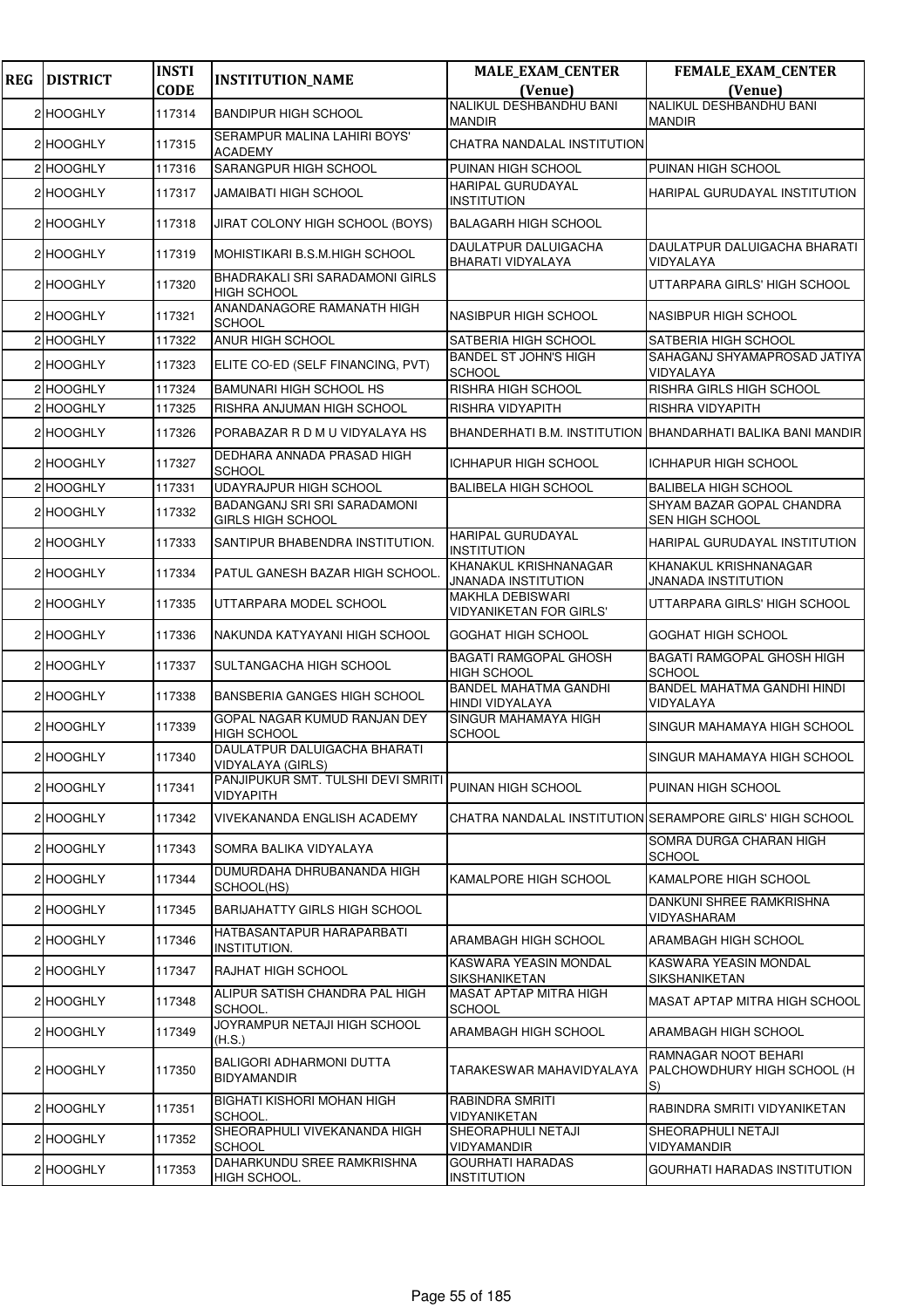| REG | DISTRICT | INSTI CODE | INSTITUTION_NAME | MALE_EXAM_CENTER (Venue) | FEMALE_EXAM_CENTER (Venue) |
|---|---|---|---|---|---|
| 2 | HOOGHLY | 117314 | BANDIPUR HIGH SCHOOL | NALIKUL DESHBANDHU BANI MANDIR | NALIKUL DESHBANDHU BANI MANDIR |
| 2 | HOOGHLY | 117315 | SERAMPUR MALINA LAHIRI BOYS' ACADEMY | CHATRA NANDALAL INSTITUTION | |
| 2 | HOOGHLY | 117316 | SARANGPUR HIGH SCHOOL | PUINAN HIGH SCHOOL | PUINAN HIGH SCHOOL |
| 2 | HOOGHLY | 117317 | JAMAIBATI HIGH SCHOOL | HARIPAL GURUDAYAL INSTITUTION | HARIPAL GURUDAYAL INSTITUTION |
| 2 | HOOGHLY | 117318 | JIRAT COLONY HIGH SCHOOL (BOYS) | BALAGARH HIGH SCHOOL | |
| 2 | HOOGHLY | 117319 | MOHISTIKARI B.S.M.HIGH SCHOOL | DAULATPUR DALUIGACHA BHARATI VIDYALAYA | DAULATPUR DALUIGACHA BHARATI VIDYALAYA |
| 2 | HOOGHLY | 117320 | BHADRAKALI SRI SARADAMONI GIRLS HIGH SCHOOL | | UTTARPARA GIRLS' HIGH SCHOOL |
| 2 | HOOGHLY | 117321 | ANANDANAGORE RAMANATH HIGH SCHOOL | NASIBPUR HIGH SCHOOL | NASIBPUR HIGH SCHOOL |
| 2 | HOOGHLY | 117322 | ANUR HIGH SCHOOL | SATBERIA HIGH SCHOOL | SATBERIA HIGH SCHOOL |
| 2 | HOOGHLY | 117323 | ELITE CO-ED (SELF FINANCING, PVT) | BANDEL ST JOHN'S HIGH SCHOOL | SAHAGANJ SHYAMAPROSAD JATIYA VIDYALAYA |
| 2 | HOOGHLY | 117324 | BAMUNARI HIGH SCHOOL HS | RISHRA HIGH SCHOOL | RISHRA GIRLS HIGH SCHOOL |
| 2 | HOOGHLY | 117325 | RISHRA ANJUMAN HIGH SCHOOL | RISHRA VIDYAPITH | RISHRA VIDYAPITH |
| 2 | HOOGHLY | 117326 | PORABAZAR R D M U VIDYALAYA HS | BHANDERHATI B.M. INSTITUTION | BHANDARHATI BALIKA BANI MANDIR |
| 2 | HOOGHLY | 117327 | DEDHARA ANNADA PRASAD HIGH SCHOOL | ICHHAPUR HIGH SCHOOL | ICHHAPUR HIGH SCHOOL |
| 2 | HOOGHLY | 117331 | UDAYRAJPUR HIGH SCHOOL | BALIBELA HIGH SCHOOL | BALIBELA HIGH SCHOOL |
| 2 | HOOGHLY | 117332 | BADANGANJ SRI SRI SARADAMONI GIRLS HIGH SCHOOL | | SHYAM BAZAR GOPAL CHANDRA SEN HIGH SCHOOL |
| 2 | HOOGHLY | 117333 | SANTIPUR BHABENDRA INSTITUTION. | HARIPAL GURUDAYAL INSTITUTION | HARIPAL GURUDAYAL INSTITUTION |
| 2 | HOOGHLY | 117334 | PATUL GANESH BAZAR HIGH SCHOOL. | KHANAKUL KRISHNANAGAR JNANADA INSTITUTION | KHANAKUL KRISHNANAGAR JNANADA INSTITUTION |
| 2 | HOOGHLY | 117335 | UTTARPARA MODEL SCHOOL | MAKHLA DEBISWARI VIDYANIKETAN FOR GIRLS' | UTTARPARA GIRLS' HIGH SCHOOL |
| 2 | HOOGHLY | 117336 | NAKUNDA KATYAYANI HIGH SCHOOL | GOGHAT HIGH SCHOOL | GOGHAT HIGH SCHOOL |
| 2 | HOOGHLY | 117337 | SULTANGACHA HIGH SCHOOL | BAGATI RAMGOPAL GHOSH HIGH SCHOOL | BAGATI RAMGOPAL GHOSH HIGH SCHOOL |
| 2 | HOOGHLY | 117338 | BANSBERIA GANGES HIGH SCHOOL | BANDEL MAHATMA GANDHI HINDI VIDYALAYA | BANDEL MAHATMA GANDHI HINDI VIDYALAYA |
| 2 | HOOGHLY | 117339 | GOPAL NAGAR KUMUD RANJAN DEY HIGH SCHOOL | SINGUR MAHAMAYA HIGH SCHOOL | SINGUR MAHAMAYA HIGH SCHOOL |
| 2 | HOOGHLY | 117340 | DAULATPUR DALUIGACHA BHARATI VIDYALAYA (GIRLS) | | SINGUR MAHAMAYA HIGH SCHOOL |
| 2 | HOOGHLY | 117341 | PANJIPUKUR SMT. TULSHI DEVI SMRITI VIDYAPITH | PUINAN HIGH SCHOOL | PUINAN HIGH SCHOOL |
| 2 | HOOGHLY | 117342 | VIVEKANANDA ENGLISH ACADEMY | CHATRA NANDALAL INSTITUTION | SERAMPORE GIRLS' HIGH SCHOOL |
| 2 | HOOGHLY | 117343 | SOMRA BALIKA VIDYALAYA | | SOMRA DURGA CHARAN HIGH SCHOOL |
| 2 | HOOGHLY | 117344 | DUMURDAHA DHRUBANANDA HIGH SCHOOL(HS) | KAMALPORE HIGH SCHOOL | KAMALPORE HIGH SCHOOL |
| 2 | HOOGHLY | 117345 | BARIJAHATTY GIRLS HIGH SCHOOL | | DANKUNI SHREE RAMKRISHNA VIDYASHARAM |
| 2 | HOOGHLY | 117346 | HATBASANTAPUR HARAPARBATI INSTITUTION. | ARAMBAGH HIGH SCHOOL | ARAMBAGH HIGH SCHOOL |
| 2 | HOOGHLY | 117347 | RAJHAT HIGH SCHOOL | KASWARA YEASIN MONDAL SIKSHANIKETAN | KASWARA YEASIN MONDAL SIKSHANIKETAN |
| 2 | HOOGHLY | 117348 | ALIPUR SATISH CHANDRA PAL HIGH SCHOOL. | MASAT APTAP MITRA HIGH SCHOOL | MASAT APTAP MITRA HIGH SCHOOL |
| 2 | HOOGHLY | 117349 | JOYRAMPUR NETAJI HIGH SCHOOL (H.S.) | ARAMBAGH HIGH SCHOOL | ARAMBAGH HIGH SCHOOL |
| 2 | HOOGHLY | 117350 | BALIGORI ADHARMONI DUTTA BIDYAMANDIR | TARAKESWAR MAHAVIDYALAYA | RAMNAGAR NOOT BEHARI PALCHOWDHURY HIGH SCHOOL (H S) |
| 2 | HOOGHLY | 117351 | BIGHATI KISHORI MOHAN HIGH SCHOOL. | RABINDRA SMRITI VIDYANIKETAN | RABINDRA SMRITI VIDYANIKETAN |
| 2 | HOOGHLY | 117352 | SHEORAPHULI VIVEKANANDA HIGH SCHOOL | SHEORAPHULI NETAJI VIDYAMANDIR | SHEORAPHULI NETAJI VIDYAMANDIR |
| 2 | HOOGHLY | 117353 | DAHARKUNDU SREE RAMKRISHNA HIGH SCHOOL. | GOURHATI HARADAS INSTITUTION | GOURHATI HARADAS INSTITUTION |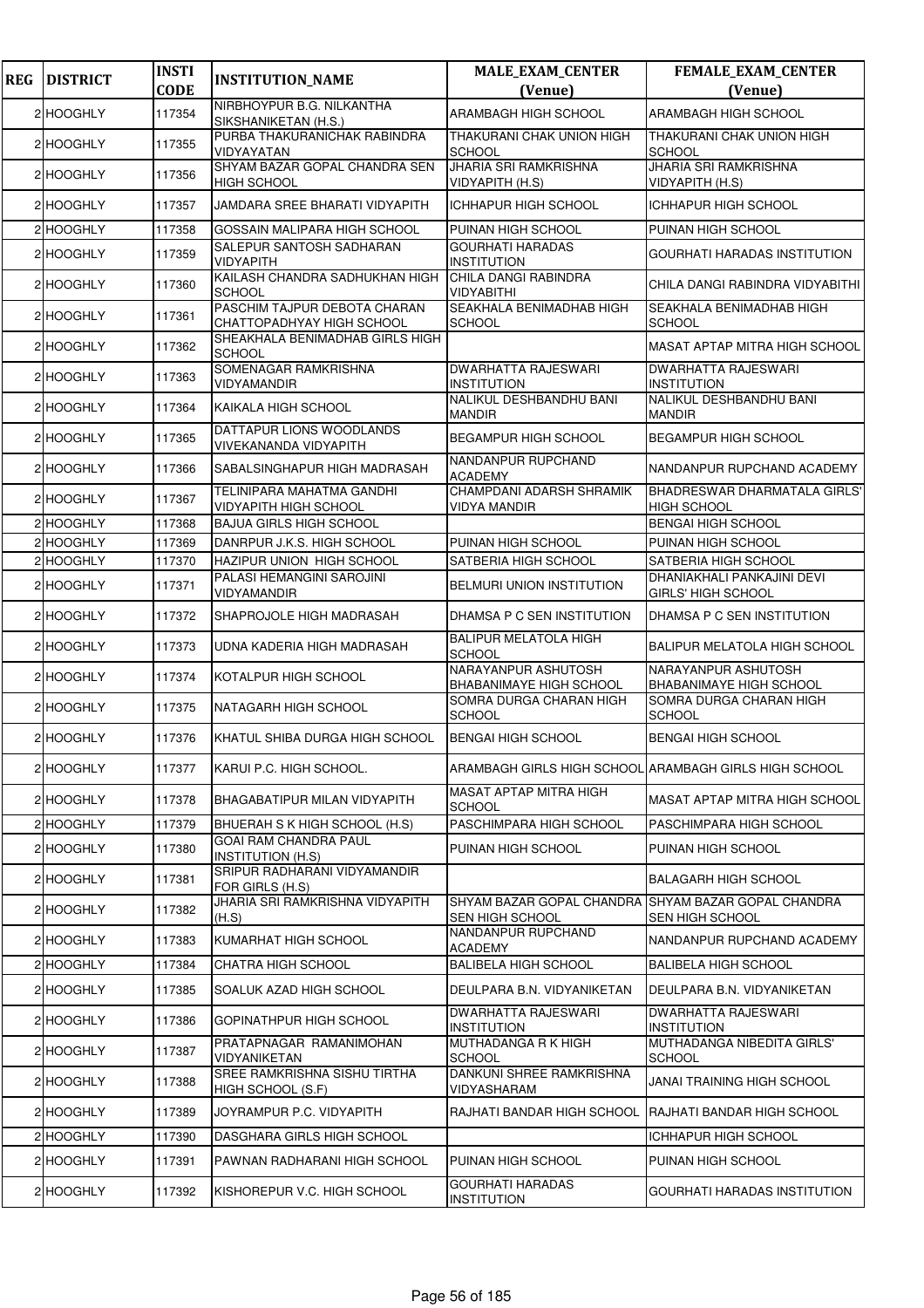| REG | DISTRICT | INSTI CODE | INSTITUTION_NAME | MALE_EXAM_CENTER (Venue) | FEMALE_EXAM_CENTER (Venue) |
|---|---|---|---|---|---|
| 2 | HOOGHLY | 117354 | NIRBHOYPUR B.G. NILKANTHA SIKSHANIKETAN (H.S.) | ARAMBAGH HIGH SCHOOL | ARAMBAGH HIGH SCHOOL |
| 2 | HOOGHLY | 117355 | PURBA THAKURANICHAK RABINDRA VIDYAYATAN | THAKURANI CHAK UNION HIGH SCHOOL | THAKURANI CHAK UNION HIGH SCHOOL |
| 2 | HOOGHLY | 117356 | SHYAM BAZAR GOPAL CHANDRA SEN HIGH SCHOOL | JHARIA SRI RAMKRISHNA VIDYAPITH (H.S) | JHARIA SRI RAMKRISHNA VIDYAPITH (H.S) |
| 2 | HOOGHLY | 117357 | JAMDARA SREE BHARATI VIDYAPITH | ICHHAPUR HIGH SCHOOL | ICHHAPUR HIGH SCHOOL |
| 2 | HOOGHLY | 117358 | GOSSAIN MALIPARA HIGH SCHOOL | PUINAN HIGH SCHOOL | PUINAN HIGH SCHOOL |
| 2 | HOOGHLY | 117359 | SALEPUR SANTOSH SADHARAN VIDYAPITH | GOURHATI HARADAS INSTITUTION | GOURHATI HARADAS INSTITUTION |
| 2 | HOOGHLY | 117360 | KAILASH CHANDRA SADHUKHAN HIGH SCHOOL | CHILA DANGI RABINDRA VIDYABITHI | CHILA DANGI RABINDRA VIDYABITHI |
| 2 | HOOGHLY | 117361 | PASCHIM TAJPUR DEBOTA CHARAN CHATTOPADHYAY HIGH SCHOOL | SEAKHALA BENIMADHAB HIGH SCHOOL | SEAKHALA BENIMADHAB HIGH SCHOOL |
| 2 | HOOGHLY | 117362 | SHEAKHALA BENIMADHAB GIRLS HIGH SCHOOL | | MASAT APTAP MITRA HIGH SCHOOL |
| 2 | HOOGHLY | 117363 | SOMENAGAR RAMKRISHNA VIDYAMANDIR | DWARHATTA RAJESWARI INSTITUTION | DWARHATTA RAJESWARI INSTITUTION |
| 2 | HOOGHLY | 117364 | KAIKALA HIGH SCHOOL | NALIKUL DESHBANDHU BANI MANDIR | NALIKUL DESHBANDHU BANI MANDIR |
| 2 | HOOGHLY | 117365 | DATTAPUR LIONS WOODLANDS VIVEKANANDA VIDYAPITH | BEGAMPUR HIGH SCHOOL | BEGAMPUR HIGH SCHOOL |
| 2 | HOOGHLY | 117366 | SABALSINGHAPUR HIGH MADRASAH | NANDANPUR RUPCHAND ACADEMY | NANDANPUR RUPCHAND ACADEMY |
| 2 | HOOGHLY | 117367 | TELINIPARA MAHATMA GANDHI VIDYAPITH HIGH SCHOOL | CHAMPDANI ADARSH SHRAMIK VIDYA MANDIR | BHADRESWAR DHARMATALA GIRLS' HIGH SCHOOL |
| 2 | HOOGHLY | 117368 | BAJUA GIRLS HIGH SCHOOL | | BENGAI HIGH SCHOOL |
| 2 | HOOGHLY | 117369 | DANRPUR J.K.S. HIGH SCHOOL | PUINAN HIGH SCHOOL | PUINAN HIGH SCHOOL |
| 2 | HOOGHLY | 117370 | HAZIPUR UNION HIGH SCHOOL | SATBERIA HIGH SCHOOL | SATBERIA HIGH SCHOOL |
| 2 | HOOGHLY | 117371 | PALASI HEMANGINI SAROJINI VIDYAMANDIR | BELMURI UNION INSTITUTION | DHANIAKHALI PANKAJINI DEVI GIRLS' HIGH SCHOOL |
| 2 | HOOGHLY | 117372 | SHAPROJOLE HIGH MADRASAH | DHAMSA P C SEN INSTITUTION | DHAMSA P C SEN INSTITUTION |
| 2 | HOOGHLY | 117373 | UDNA KADERIA HIGH MADRASAH | BALIPUR MELATOLA HIGH SCHOOL | BALIPUR MELATOLA HIGH SCHOOL |
| 2 | HOOGHLY | 117374 | KOTALPUR HIGH SCHOOL | NARAYANPUR ASHUTOSH BHABANIMAYE HIGH SCHOOL | NARAYANPUR ASHUTOSH BHABANIMAYE HIGH SCHOOL |
| 2 | HOOGHLY | 117375 | NATAGARH HIGH SCHOOL | SOMRA DURGA CHARAN HIGH SCHOOL | SOMRA DURGA CHARAN HIGH SCHOOL |
| 2 | HOOGHLY | 117376 | KHATUL SHIBA DURGA HIGH SCHOOL | BENGAI HIGH SCHOOL | BENGAI HIGH SCHOOL |
| 2 | HOOGHLY | 117377 | KARUI P.C. HIGH SCHOOL. | ARAMBAGH GIRLS HIGH SCHOOL | ARAMBAGH GIRLS HIGH SCHOOL |
| 2 | HOOGHLY | 117378 | BHAGABATIPUR MILAN VIDYAPITH | MASAT APTAP MITRA HIGH SCHOOL | MASAT APTAP MITRA HIGH SCHOOL |
| 2 | HOOGHLY | 117379 | BHUERAH S K HIGH SCHOOL (H.S) | PASCHIMPARA HIGH SCHOOL | PASCHIMPARA HIGH SCHOOL |
| 2 | HOOGHLY | 117380 | GOAI RAM CHANDRA PAUL INSTITUTION (H.S) | PUINAN HIGH SCHOOL | PUINAN HIGH SCHOOL |
| 2 | HOOGHLY | 117381 | SRIPUR RADHARANI VIDYAMANDIR FOR GIRLS (H.S) | | BALAGARH HIGH SCHOOL |
| 2 | HOOGHLY | 117382 | JHARIA SRI RAMKRISHNA VIDYAPITH (H.S) | SHYAM BAZAR GOPAL CHANDRA SEN HIGH SCHOOL | SHYAM BAZAR GOPAL CHANDRA SEN HIGH SCHOOL |
| 2 | HOOGHLY | 117383 | KUMARHAT HIGH SCHOOL | NANDANPUR RUPCHAND ACADEMY | NANDANPUR RUPCHAND ACADEMY |
| 2 | HOOGHLY | 117384 | CHATRA HIGH SCHOOL | BALIBELA HIGH SCHOOL | BALIBELA HIGH SCHOOL |
| 2 | HOOGHLY | 117385 | SOALUK AZAD HIGH SCHOOL | DEULPARA B.N. VIDYANIKETAN | DEULPARA B.N. VIDYANIKETAN |
| 2 | HOOGHLY | 117386 | GOPINATHPUR HIGH SCHOOL | DWARHATTA RAJESWARI INSTITUTION | DWARHATTA RAJESWARI INSTITUTION |
| 2 | HOOGHLY | 117387 | PRATAPNAGAR RAMANIMOHAN VIDYANIKETAN | MUTHADANGA R K HIGH SCHOOL | MUTHADANGA NIBEDITA GIRLS' SCHOOL |
| 2 | HOOGHLY | 117388 | SREE RAMKRISHNA SISHU TIRTHA HIGH SCHOOL (S.F) | DANKUNI SHREE RAMKRISHNA VIDYASHARAM | JANAI TRAINING HIGH SCHOOL |
| 2 | HOOGHLY | 117389 | JOYRAMPUR P.C. VIDYAPITH | RAJHATI BANDAR HIGH SCHOOL | RAJHATI BANDAR HIGH SCHOOL |
| 2 | HOOGHLY | 117390 | DASGHARA GIRLS HIGH SCHOOL | | ICHHAPUR HIGH SCHOOL |
| 2 | HOOGHLY | 117391 | PAWNAN RADHARANI HIGH SCHOOL | PUINAN HIGH SCHOOL | PUINAN HIGH SCHOOL |
| 2 | HOOGHLY | 117392 | KISHOREPUR V.C. HIGH SCHOOL | GOURHATI HARADAS INSTITUTION | GOURHATI HARADAS INSTITUTION |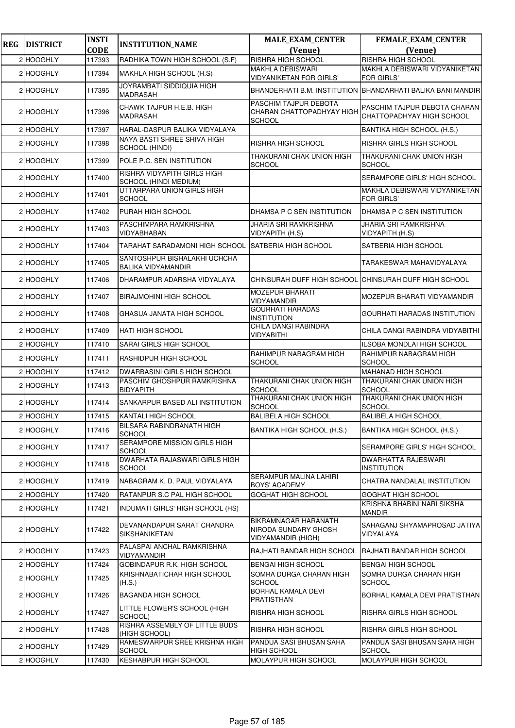| REG | DISTRICT | INSTI CODE | INSTITUTION_NAME | MALE_EXAM_CENTER (Venue) | FEMALE_EXAM_CENTER (Venue) |
|---|---|---|---|---|---|
| 2 | HOOGHLY | 117393 | RADHIKA TOWN HIGH SCHOOL (S.F) | RISHRA HIGH SCHOOL | RISHRA HIGH SCHOOL |
| 2 | HOOGHLY | 117394 | MAKHLA HIGH SCHOOL (H.S) | MAKHLA DEBISWARI VIDYANIKETAN FOR GIRLS' | MAKHLA DEBISWARI VIDYANIKETAN FOR GIRLS' |
| 2 | HOOGHLY | 117395 | JOYRAMBATI SIDDIQUIA HIGH MADRASAH | BHANDERHATI B.M. INSTITUTION | BHANDARHATI BALIKA BANI MANDIR |
| 2 | HOOGHLY | 117396 | CHAWK TAJPUR H.E.B. HIGH MADRASAH | PASCHIM TAJPUR DEBOTA CHARAN CHATTOPADHYAY HIGH SCHOOL | PASCHIM TAJPUR DEBOTA CHARAN CHATTOPADHYAY HIGH SCHOOL |
| 2 | HOOGHLY | 117397 | HARAL-DASPUR BALIKA VIDYALAYA | | BANTIKA HIGH SCHOOL (H.S.) |
| 2 | HOOGHLY | 117398 | NAYA BASTI SHREE SHIVA HIGH SCHOOL (HINDI) | RISHRA HIGH SCHOOL | RISHRA GIRLS HIGH SCHOOL |
| 2 | HOOGHLY | 117399 | POLE P.C. SEN INSTITUTION | THAKURANI CHAK UNION HIGH SCHOOL | THAKURANI CHAK UNION HIGH SCHOOL |
| 2 | HOOGHLY | 117400 | RISHRA VIDYAPITH GIRLS HIGH SCHOOL (HINDI MEDIUM) | | SERAMPORE GIRLS' HIGH SCHOOL |
| 2 | HOOGHLY | 117401 | UTTARPARA UNION GIRLS HIGH SCHOOL | | MAKHLA DEBISWARI VIDYANIKETAN FOR GIRLS' |
| 2 | HOOGHLY | 117402 | PURAH HIGH SCHOOL | DHAMSA P C SEN INSTITUTION | DHAMSA P C SEN INSTITUTION |
| 2 | HOOGHLY | 117403 | PASCHIMPARA RAMKRISHNA VIDYABHABAN | JHARIA SRI RAMKRISHNA VIDYAPITH (H.S) | JHARIA SRI RAMKRISHNA VIDYAPITH (H.S) |
| 2 | HOOGHLY | 117404 | TARAHAT SARADAMONI HIGH SCHOOL | SATBERIA HIGH SCHOOL | SATBERIA HIGH SCHOOL |
| 2 | HOOGHLY | 117405 | SANTOSHPUR BISHALAKHI UCHCHA BALIKA VIDYAMANDIR | | TARAKESWAR MAHAVIDYALAYA |
| 2 | HOOGHLY | 117406 | DHARAMPUR ADARSHA VIDYALAYA | CHINSURAH DUFF HIGH SCHOOL | CHINSURAH DUFF HIGH SCHOOL |
| 2 | HOOGHLY | 117407 | BIRAJMOHINI HIGH SCHOOL | MOZEPUR BHARATI VIDYAMANDIR | MOZEPUR BHARATI VIDYAMANDIR |
| 2 | HOOGHLY | 117408 | GHASUA JANATA HIGH SCHOOL | GOURHATI HARADAS INSTITUTION | GOURHATI HARADAS INSTITUTION |
| 2 | HOOGHLY | 117409 | HATI HIGH SCHOOL | CHILA DANGI RABINDRA VIDYABITHI | CHILA DANGI RABINDRA VIDYABITHI |
| 2 | HOOGHLY | 117410 | SARAI GIRLS HIGH SCHOOL | | ILSOBA MONDLAI HIGH SCHOOL |
| 2 | HOOGHLY | 117411 | RASHIDPUR HIGH SCHOOL | RAHIMPUR NABAGRAM HIGH SCHOOL | RAHIMPUR NABAGRAM HIGH SCHOOL |
| 2 | HOOGHLY | 117412 | DWARBASINI GIRLS HIGH SCHOOL | | MAHANAD HIGH SCHOOL |
| 2 | HOOGHLY | 117413 | PASCHIM GHOSHPUR RAMKRISHNA BIDYAPITH | THAKURANI CHAK UNION HIGH SCHOOL | THAKURANI CHAK UNION HIGH SCHOOL |
| 2 | HOOGHLY | 117414 | SANKARPUR BASED ALI INSTITUTION | THAKURANI CHAK UNION HIGH SCHOOL | THAKURANI CHAK UNION HIGH SCHOOL |
| 2 | HOOGHLY | 117415 | KANTALI HIGH SCHOOL | BALIBELA HIGH SCHOOL | BALIBELA HIGH SCHOOL |
| 2 | HOOGHLY | 117416 | BILSARA RABINDRANATH HIGH SCHOOL | BANTIKA HIGH SCHOOL (H.S.) | BANTIKA HIGH SCHOOL (H.S.) |
| 2 | HOOGHLY | 117417 | SERAMPORE MISSION GIRLS HIGH SCHOOL | | SERAMPORE GIRLS' HIGH SCHOOL |
| 2 | HOOGHLY | 117418 | DWARHATA RAJASWARI GIRLS HIGH SCHOOL | | DWARHATTA RAJESWARI INSTITUTION |
| 2 | HOOGHLY | 117419 | NABAGRAM K. D. PAUL VIDYALAYA | SERAMPUR MALINA LAHIRI BOYS' ACADEMY | CHATRA NANDALAL INSTITUTION |
| 2 | HOOGHLY | 117420 | RATANPUR S.C PAL HIGH SCHOOL | GOGHAT HIGH SCHOOL | GOGHAT HIGH SCHOOL |
| 2 | HOOGHLY | 117421 | INDUMATI GIRLS' HIGH SCHOOL (HS) | | KRISHNA BHABINI NARI SIKSHA MANDIR |
| 2 | HOOGHLY | 117422 | DEVANANDAPUR SARAT CHANDRA SIKSHANIKETAN | BIKRAMNAGAR HARANATH NIRODA SUNDARY GHOSH VIDYAMANDIR (HIGH) | SAHAGANJ SHYAMAPROSAD JATIYA VIDYALAYA |
| 2 | HOOGHLY | 117423 | PALASPAI ANCHAL RAMKRISHNA VIDYAMANDIR | RAJHATI BANDAR HIGH SCHOOL | RAJHATI BANDAR HIGH SCHOOL |
| 2 | HOOGHLY | 117424 | GOBINDAPUR R.K. HIGH SCHOOL | BENGAI HIGH SCHOOL | BENGAI HIGH SCHOOL |
| 2 | HOOGHLY | 117425 | KRISHNABATICHAR HIGH SCHOOL (H.S.) | SOMRA DURGA CHARAN HIGH SCHOOL | SOMRA DURGA CHARAN HIGH SCHOOL |
| 2 | HOOGHLY | 117426 | BAGANDA HIGH SCHOOL | BORHAL KAMALA DEVI PRATISTHAN | BORHAL KAMALA DEVI PRATISTHAN |
| 2 | HOOGHLY | 117427 | LITTLE FLOWER'S SCHOOL (HIGH SCHOOL) | RISHRA HIGH SCHOOL | RISHRA GIRLS HIGH SCHOOL |
| 2 | HOOGHLY | 117428 | RISHRA ASSEMBLY OF LITTLE BUDS (HIGH SCHOOL) | RISHRA HIGH SCHOOL | RISHRA GIRLS HIGH SCHOOL |
| 2 | HOOGHLY | 117429 | RAMESWARPUR SREE KRISHNA HIGH SCHOOL | PANDUA SASI BHUSAN SAHA HIGH SCHOOL | PANDUA SASI BHUSAN SAHA HIGH SCHOOL |
| 2 | HOOGHLY | 117430 | KESHABPUR HIGH SCHOOL | MOLAYPUR HIGH SCHOOL | MOLAYPUR HIGH SCHOOL |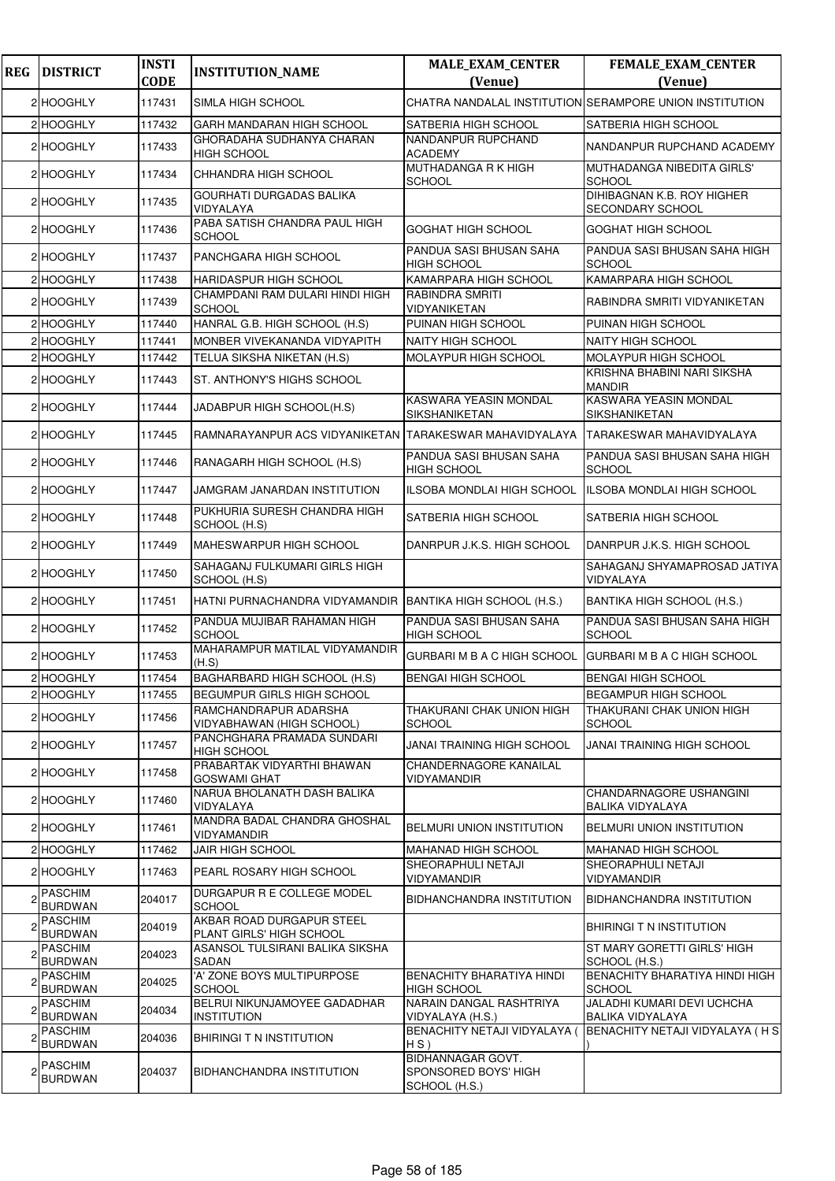| REG | DISTRICT | INSTI CODE | INSTITUTION_NAME | MALE_EXAM_CENTER (Venue) | FEMALE_EXAM_CENTER (Venue) |
|---|---|---|---|---|---|
| 2 | HOOGHLY | 117431 | SIMLA HIGH SCHOOL | CHATRA NANDALAL INSTITUTION | SERAMPORE UNION INSTITUTION |
| 2 | HOOGHLY | 117432 | GARH MANDARAN HIGH SCHOOL | SATBERIA HIGH SCHOOL | SATBERIA HIGH SCHOOL |
| 2 | HOOGHLY | 117433 | GHORADAHA SUDHANYA CHARAN HIGH SCHOOL | NANDANPUR RUPCHAND ACADEMY | NANDANPUR RUPCHAND ACADEMY |
| 2 | HOOGHLY | 117434 | CHHANDRA HIGH SCHOOL | MUTHADANGA R K HIGH SCHOOL | MUTHADANGA NIBEDITA GIRLS' SCHOOL |
| 2 | HOOGHLY | 117435 | GOURHATI DURGADAS BALIKA VIDYALAYA | | DIHIBAGNAN K.B. ROY HIGHER SECONDARY SCHOOL |
| 2 | HOOGHLY | 117436 | PABA SATISH CHANDRA PAUL HIGH SCHOOL | GOGHAT HIGH SCHOOL | GOGHAT HIGH SCHOOL |
| 2 | HOOGHLY | 117437 | PANCHGARA HIGH SCHOOL | PANDUA SASI BHUSAN SAHA HIGH SCHOOL | PANDUA SASI BHUSAN SAHA HIGH SCHOOL |
| 2 | HOOGHLY | 117438 | HARIDASPUR HIGH SCHOOL | KAMARPARA HIGH SCHOOL | KAMARPARA HIGH SCHOOL |
| 2 | HOOGHLY | 117439 | CHAMPDANI RAM DULARI HINDI HIGH SCHOOL | RABINDRA SMRITI VIDYANIKETAN | RABINDRA SMRITI VIDYANIKETAN |
| 2 | HOOGHLY | 117440 | HANRAL G.B. HIGH SCHOOL (H.S) | PUINAN HIGH SCHOOL | PUINAN HIGH SCHOOL |
| 2 | HOOGHLY | 117441 | MONBER VIVEKANANDA VIDYAPITH | NAITY HIGH SCHOOL | NAITY HIGH SCHOOL |
| 2 | HOOGHLY | 117442 | TELUA SIKSHA NIKETAN (H.S) | MOLAYPUR HIGH SCHOOL | MOLAYPUR HIGH SCHOOL |
| 2 | HOOGHLY | 117443 | ST. ANTHONY'S HIGHS SCHOOL | | KRISHNA BHABINI NARI SIKSHA MANDIR |
| 2 | HOOGHLY | 117444 | JADABPUR HIGH SCHOOL(H.S) | KASWARA YEASIN MONDAL SIKSHANIKETAN | KASWARA YEASIN MONDAL SIKSHANIKETAN |
| 2 | HOOGHLY | 117445 | RAMNARAYANPUR ACS VIDYANIKETAN | TARAKESWAR MAHAVIDYALAYA | TARAKESWAR MAHAVIDYALAYA |
| 2 | HOOGHLY | 117446 | RANAGARH HIGH SCHOOL (H.S) | PANDUA SASI BHUSAN SAHA HIGH SCHOOL | PANDUA SASI BHUSAN SAHA HIGH SCHOOL |
| 2 | HOOGHLY | 117447 | JAMGRAM JANARDAN INSTITUTION | ILSOBA MONDLAI HIGH SCHOOL | ILSOBA MONDLAI HIGH SCHOOL |
| 2 | HOOGHLY | 117448 | PUKHURIA SURESH CHANDRA HIGH SCHOOL (H.S) | SATBERIA HIGH SCHOOL | SATBERIA HIGH SCHOOL |
| 2 | HOOGHLY | 117449 | MAHESWARPUR HIGH SCHOOL | DANRPUR J.K.S. HIGH SCHOOL | DANRPUR J.K.S. HIGH SCHOOL |
| 2 | HOOGHLY | 117450 | SAHAGANJ FULKUMARI GIRLS HIGH SCHOOL (H.S) | | SAHAGANJ SHYAMAPROSAD JATIYA VIDYALAYA |
| 2 | HOOGHLY | 117451 | HATNI PURNACHANDRA VIDYAMANDIR | BANTIKA HIGH SCHOOL (H.S.) | BANTIKA HIGH SCHOOL (H.S.) |
| 2 | HOOGHLY | 117452 | PANDUA MUJIBAR RAHAMAN HIGH SCHOOL | PANDUA SASI BHUSAN SAHA HIGH SCHOOL | PANDUA SASI BHUSAN SAHA HIGH SCHOOL |
| 2 | HOOGHLY | 117453 | MAHARAMPUR MATILAL VIDYAMANDIR (H.S) | GURBARI M B A C HIGH SCHOOL | GURBARI M B A C HIGH SCHOOL |
| 2 | HOOGHLY | 117454 | BAGHARBARD HIGH SCHOOL (H.S) | BENGAI HIGH SCHOOL | BENGAI HIGH SCHOOL |
| 2 | HOOGHLY | 117455 | BEGUMPUR GIRLS HIGH SCHOOL | | BEGAMPUR HIGH SCHOOL |
| 2 | HOOGHLY | 117456 | RAMCHANDRAPUR ADARSHA VIDYABHAWAN (HIGH SCHOOL) | THAKURANI CHAK UNION HIGH SCHOOL | THAKURANI CHAK UNION HIGH SCHOOL |
| 2 | HOOGHLY | 117457 | PANCHGHARA PRAMADA SUNDARI HIGH SCHOOL | JANAI TRAINING HIGH SCHOOL | JANAI TRAINING HIGH SCHOOL |
| 2 | HOOGHLY | 117458 | PRABARTAK VIDYARTHI BHAWAN GOSWAMI GHAT | CHANDERNAGORE KANAILAL VIDYAMANDIR | |
| 2 | HOOGHLY | 117460 | NARUA BHOLANATH DASH BALIKA VIDYALAYA | | CHANDARNAGORE USHANGINI BALIKA VIDYALAYA |
| 2 | HOOGHLY | 117461 | MANDRA BADAL CHANDRA GHOSHAL VIDYAMANDIR | BELMURI UNION INSTITUTION | BELMURI UNION INSTITUTION |
| 2 | HOOGHLY | 117462 | JAIR HIGH SCHOOL | MAHANAD HIGH SCHOOL | MAHANAD HIGH SCHOOL |
| 2 | HOOGHLY | 117463 | PEARL ROSARY HIGH SCHOOL | SHEORAPHULI NETAJI VIDYAMANDIR | SHEORAPHULI NETAJI VIDYAMANDIR |
| 2 | PASCHIM BURDWAN | 204017 | DURGAPUR R E COLLEGE MODEL SCHOOL | BIDHANCHANDRA INSTITUTION | BIDHANCHANDRA INSTITUTION |
| 2 | PASCHIM BURDWAN | 204019 | AKBAR ROAD DURGAPUR STEEL PLANT GIRLS' HIGH SCHOOL | | BHIRINGI T N INSTITUTION |
| 2 | PASCHIM BURDWAN | 204023 | ASANSOL TULSIRANI BALIKA SIKSHA SADAN | | ST MARY GORETTI GIRLS' HIGH SCHOOL (H.S.) |
| 2 | PASCHIM BURDWAN | 204025 | 'A' ZONE BOYS MULTIPURPOSE SCHOOL | BENACHITY BHARATIYA HINDI HIGH SCHOOL | BENACHITY BHARATIYA HINDI HIGH SCHOOL |
| 2 | PASCHIM BURDWAN | 204034 | BELRUI NIKUNJAMOYEE GADADHAR INSTITUTION | NARAIN DANGAL RASHTRIYA VIDYALAYA (H.S.) | JALADHI KUMARI DEVI UCHCHA BALIKA VIDYALAYA |
| 2 | PASCHIM BURDWAN | 204036 | BHIRINGI T N INSTITUTION | BENACHITY NETAJI VIDYALAYA ( H S ) | BENACHITY NETAJI VIDYALAYA ( H S ) |
| 2 | PASCHIM BURDWAN | 204037 | BIDHANCHANDRA INSTITUTION | BIDHANNAGAR GOVT. SPONSORED BOYS' HIGH SCHOOL (H.S.) | |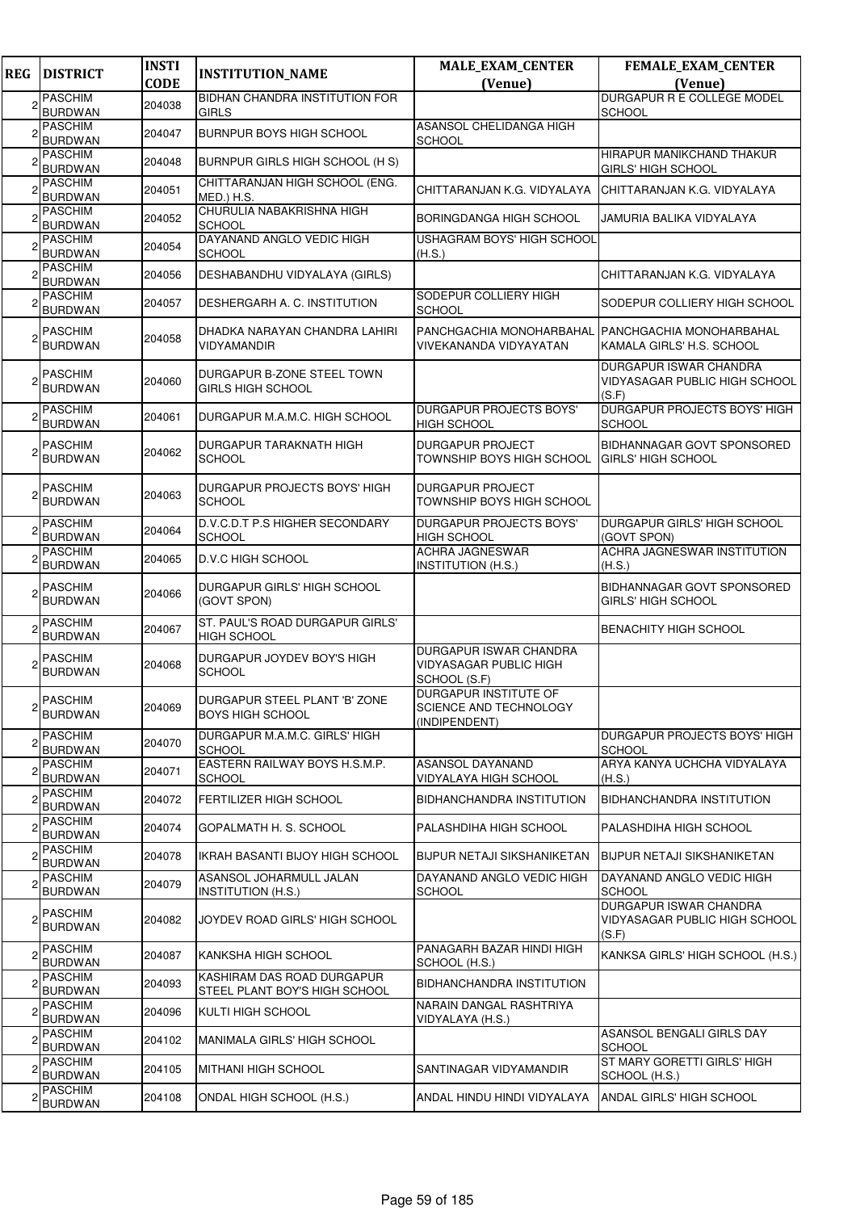| REG | DISTRICT | INSTI CODE | INSTITUTION_NAME | MALE_EXAM_CENTER (Venue) | FEMALE_EXAM_CENTER (Venue) |
|---|---|---|---|---|---|
| 2 | PASCHIM BURDWAN | 204038 | BIDHAN CHANDRA INSTITUTION FOR GIRLS | | DURGAPUR R E COLLEGE MODEL SCHOOL |
| 2 | PASCHIM BURDWAN | 204047 | BURNPUR BOYS HIGH SCHOOL | ASANSOL CHELIDANGA HIGH SCHOOL | |
| 2 | PASCHIM BURDWAN | 204048 | BURNPUR GIRLS HIGH SCHOOL (H S) | | HIRAPUR MANIKCHAND THAKUR GIRLS' HIGH SCHOOL |
| 2 | PASCHIM BURDWAN | 204051 | CHITTARANJAN HIGH SCHOOL (ENG. MED.) H.S. | CHITTARANJAN K.G. VIDYALAYA | CHITTARANJAN K.G. VIDYALAYA |
| 2 | PASCHIM BURDWAN | 204052 | CHURULIA NABAKRISHNA HIGH SCHOOL | BORINGDANGA HIGH SCHOOL | JAMURIA BALIKA VIDYALAYA |
| 2 | PASCHIM BURDWAN | 204054 | DAYANAND ANGLO VEDIC HIGH SCHOOL | USHAGRAM BOYS' HIGH SCHOOL (H.S.) | |
| 2 | PASCHIM BURDWAN | 204056 | DESHABANDHU VIDYALAYA (GIRLS) | | CHITTARANJAN K.G. VIDYALAYA |
| 2 | PASCHIM BURDWAN | 204057 | DESHERGARH A. C. INSTITUTION | SODEPUR COLLIERY HIGH SCHOOL | SODEPUR COLLIERY HIGH SCHOOL |
| 2 | PASCHIM BURDWAN | 204058 | DHADKA NARAYAN CHANDRA LAHIRI VIDYAMANDIR | PANCHGACHIA MONOHARBAHAL VIVEKANANDA VIDYAYATAN | PANCHGACHIA MONOHARBAHAL KAMALA GIRLS' H.S. SCHOOL |
| 2 | PASCHIM BURDWAN | 204060 | DURGAPUR B-ZONE STEEL TOWN GIRLS HIGH SCHOOL | | DURGAPUR ISWAR CHANDRA VIDYASAGAR PUBLIC HIGH SCHOOL (S.F) |
| 2 | PASCHIM BURDWAN | 204061 | DURGAPUR M.A.M.C. HIGH SCHOOL | DURGAPUR PROJECTS BOYS' HIGH SCHOOL | DURGAPUR PROJECTS BOYS' HIGH SCHOOL |
| 2 | PASCHIM BURDWAN | 204062 | DURGAPUR TARAKNATH HIGH SCHOOL | DURGAPUR PROJECT TOWNSHIP BOYS HIGH SCHOOL | BIDHANNAGAR GOVT SPONSORED GIRLS' HIGH SCHOOL |
| 2 | PASCHIM BURDWAN | 204063 | DURGAPUR PROJECTS BOYS' HIGH SCHOOL | DURGAPUR PROJECT TOWNSHIP BOYS HIGH SCHOOL | |
| 2 | PASCHIM BURDWAN | 204064 | D.V.C.D.T P.S HIGHER SECONDARY SCHOOL | DURGAPUR PROJECTS BOYS' HIGH SCHOOL | DURGAPUR GIRLS' HIGH SCHOOL (GOVT SPON) |
| 2 | PASCHIM BURDWAN | 204065 | D.V.C HIGH SCHOOL | ACHRA JAGNESWAR INSTITUTION (H.S.) | ACHRA JAGNESWAR INSTITUTION (H.S.) |
| 2 | PASCHIM BURDWAN | 204066 | DURGAPUR GIRLS' HIGH SCHOOL (GOVT SPON) | | BIDHANNAGAR GOVT SPONSORED GIRLS' HIGH SCHOOL |
| 2 | PASCHIM BURDWAN | 204067 | ST. PAUL'S ROAD DURGAPUR GIRLS' HIGH SCHOOL | | BENACHITY HIGH SCHOOL |
| 2 | PASCHIM BURDWAN | 204068 | DURGAPUR JOYDEV BOY'S HIGH SCHOOL | DURGAPUR ISWAR CHANDRA VIDYASAGAR PUBLIC HIGH SCHOOL (S.F) | |
| 2 | PASCHIM BURDWAN | 204069 | DURGAPUR STEEL PLANT 'B' ZONE BOYS HIGH SCHOOL | DURGAPUR INSTITUTE OF SCIENCE AND TECHNOLOGY (INDIPENDENT) | |
| 2 | PASCHIM BURDWAN | 204070 | DURGAPUR M.A.M.C. GIRLS' HIGH SCHOOL | | DURGAPUR PROJECTS BOYS' HIGH SCHOOL |
| 2 | PASCHIM BURDWAN | 204071 | EASTERN RAILWAY BOYS H.S.M.P. SCHOOL | ASANSOL DAYANAND VIDYALAYA HIGH SCHOOL | ARYA KANYA UCHCHA VIDYALAYA (H.S.) |
| 2 | PASCHIM BURDWAN | 204072 | FERTILIZER HIGH SCHOOL | BIDHANCHANDRA INSTITUTION | BIDHANCHANDRA INSTITUTION |
| 2 | PASCHIM BURDWAN | 204074 | GOPALMATH H. S. SCHOOL | PALASHDIHA HIGH SCHOOL | PALASHDIHA HIGH SCHOOL |
| 2 | PASCHIM BURDWAN | 204078 | IKRAH BASANTI BIJOY HIGH SCHOOL | BIJPUR NETAJI SIKSHANIKETAN | BIJPUR NETAJI SIKSHANIKETAN |
| 2 | PASCHIM BURDWAN | 204079 | ASANSOL JOHARMULL JALAN INSTITUTION (H.S.) | DAYANAND ANGLO VEDIC HIGH SCHOOL | DAYANAND ANGLO VEDIC HIGH SCHOOL |
| 2 | PASCHIM BURDWAN | 204082 | JOYDEV ROAD GIRLS' HIGH SCHOOL | | DURGAPUR ISWAR CHANDRA VIDYASAGAR PUBLIC HIGH SCHOOL (S.F) |
| 2 | PASCHIM BURDWAN | 204087 | KANKSHA HIGH SCHOOL | PANAGARH BAZAR HINDI HIGH SCHOOL (H.S.) | KANKSA GIRLS' HIGH SCHOOL (H.S.) |
| 2 | PASCHIM BURDWAN | 204093 | KASHIRAM DAS ROAD DURGAPUR STEEL PLANT BOY'S HIGH SCHOOL | BIDHANCHANDRA INSTITUTION | |
| 2 | PASCHIM BURDWAN | 204096 | KULTI HIGH SCHOOL | NARAIN DANGAL RASHTRIYA VIDYALAYA (H.S.) | |
| 2 | PASCHIM BURDWAN | 204102 | MANIMALA GIRLS' HIGH SCHOOL | | ASANSOL BENGALI GIRLS DAY SCHOOL |
| 2 | PASCHIM BURDWAN | 204105 | MITHANI HIGH SCHOOL | SANTINAGAR VIDYAMANDIR | ST MARY GORETTI GIRLS' HIGH SCHOOL (H.S.) |
| 2 | PASCHIM BURDWAN | 204108 | ONDAL HIGH SCHOOL (H.S.) | ANDAL HINDU HINDI VIDYALAYA | ANDAL GIRLS' HIGH SCHOOL |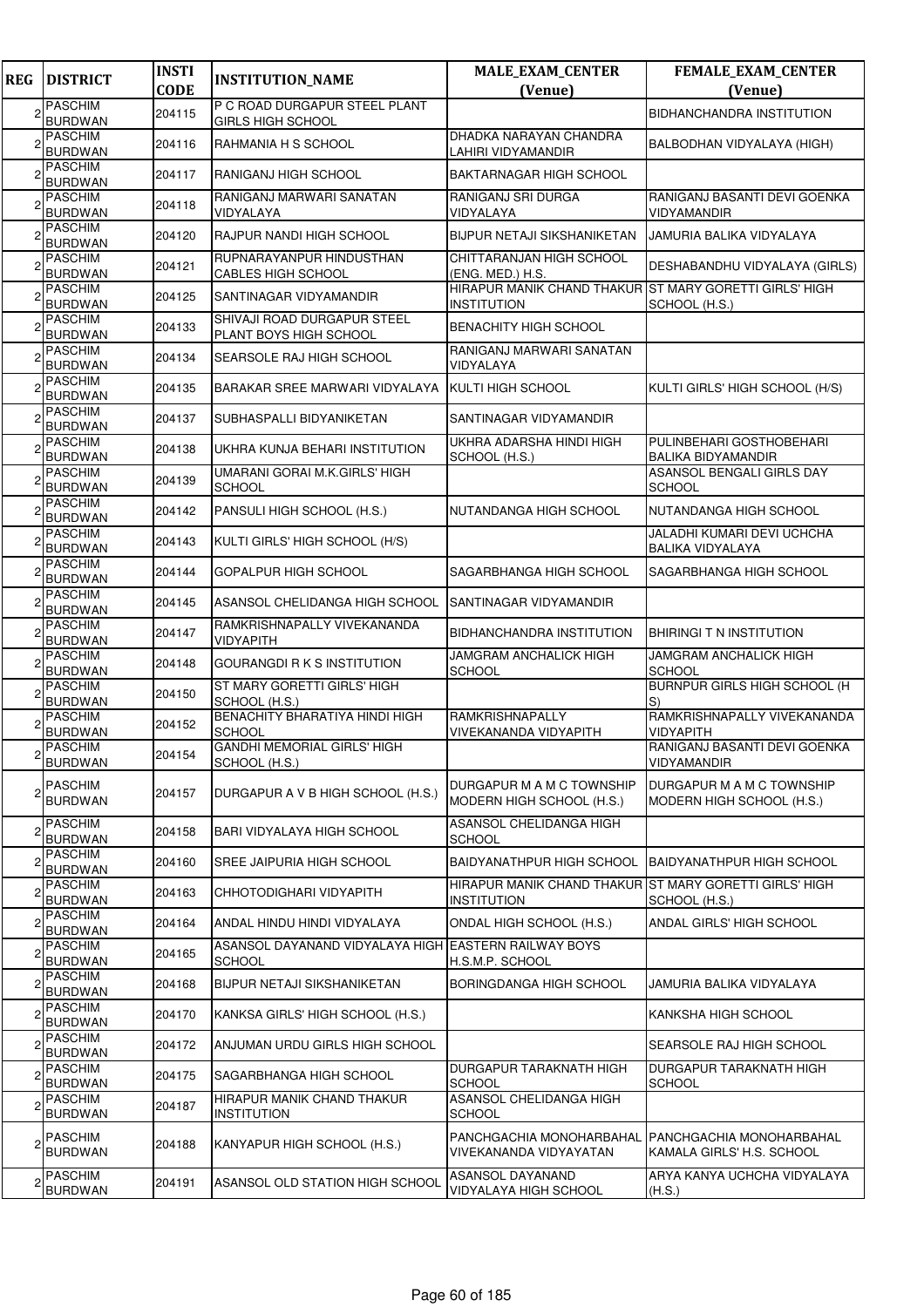| REG | DISTRICT | INSTI CODE | INSTITUTION_NAME | MALE_EXAM_CENTER (Venue) | FEMALE_EXAM_CENTER (Venue) |
|---|---|---|---|---|---|
| 2 | PASCHIM BURDWAN | 204115 | P C ROAD DURGAPUR STEEL PLANT GIRLS HIGH SCHOOL | | BIDHANCHANDRA INSTITUTION |
| 2 | PASCHIM BURDWAN | 204116 | RAHMANIA H S SCHOOL | DHADKA NARAYAN CHANDRA LAHIRI VIDYAMANDIR | BALBODHAN VIDYALAYA (HIGH) |
| 2 | PASCHIM BURDWAN | 204117 | RANIGANJ HIGH SCHOOL | BAKTARNAGAR HIGH SCHOOL | |
| 2 | PASCHIM BURDWAN | 204118 | RANIGANJ MARWARI SANATAN VIDYALAYA | RANIGANJ SRI DURGA VIDYALAYA | RANIGANJ BASANTI DEVI GOENKA VIDYAMANDIR |
| 2 | PASCHIM BURDWAN | 204120 | RAJPUR NANDI HIGH SCHOOL | BIJPUR NETAJI SIKSHANIKETAN | JAMURIA BALIKA VIDYALAYA |
| 2 | PASCHIM BURDWAN | 204121 | RUPNARAYANPUR HINDUSTHAN CABLES HIGH SCHOOL | CHITTARANJAN HIGH SCHOOL (ENG. MED.) H.S. | DESHABANDHU VIDYALAYA (GIRLS) |
| 2 | PASCHIM BURDWAN | 204125 | SANTINAGAR VIDYAMANDIR | HIRAPUR MANIK CHAND THAKUR INSTITUTION | ST MARY GORETTI GIRLS' HIGH SCHOOL (H.S.) |
| 2 | PASCHIM BURDWAN | 204133 | SHIVAJI ROAD DURGAPUR STEEL PLANT BOYS HIGH SCHOOL | BENACHITY HIGH SCHOOL | |
| 2 | PASCHIM BURDWAN | 204134 | SEARSOLE RAJ HIGH SCHOOL | RANIGANJ MARWARI SANATAN VIDYALAYA | |
| 2 | PASCHIM BURDWAN | 204135 | BARAKAR SREE MARWARI VIDYALAYA | KULTI HIGH SCHOOL | KULTI GIRLS' HIGH SCHOOL (H/S) |
| 2 | PASCHIM BURDWAN | 204137 | SUBHASPALLI BIDYANIKETAN | SANTINAGAR VIDYAMANDIR | |
| 2 | PASCHIM BURDWAN | 204138 | UKHRA KUNJA BEHARI INSTITUTION | UKHRA ADARSHA HINDI HIGH SCHOOL (H.S.) | PULINBEHARI GOSTHOBEHARI BALIKA BIDYAMANDIR |
| 2 | PASCHIM BURDWAN | 204139 | UMARANI GORAI M.K.GIRLS' HIGH SCHOOL | | ASANSOL BENGALI GIRLS DAY SCHOOL |
| 2 | PASCHIM BURDWAN | 204142 | PANSULI HIGH SCHOOL (H.S.) | NUTANDANGA HIGH SCHOOL | NUTANDANGA HIGH SCHOOL |
| 2 | PASCHIM BURDWAN | 204143 | KULTI GIRLS' HIGH SCHOOL (H/S) | | JALADHI KUMARI DEVI UCHCHA BALIKA VIDYALAYA |
| 2 | PASCHIM BURDWAN | 204144 | GOPALPUR HIGH SCHOOL | SAGARBHANGA HIGH SCHOOL | SAGARBHANGA HIGH SCHOOL |
| 2 | PASCHIM BURDWAN | 204145 | ASANSOL CHELIDANGA HIGH SCHOOL | SANTINAGAR VIDYAMANDIR | |
| 2 | PASCHIM BURDWAN | 204147 | RAMKRISHNAPALLY VIVEKANANDA VIDYAPITH | BIDHANCHANDRA INSTITUTION | BHIRINGI T N INSTITUTION |
| 2 | PASCHIM BURDWAN | 204148 | GOURANGDI R K S INSTITUTION | JAMGRAM ANCHALICK HIGH SCHOOL | JAMGRAM ANCHALICK HIGH SCHOOL |
| 2 | PASCHIM BURDWAN | 204150 | ST MARY GORETTI GIRLS' HIGH SCHOOL (H.S.) | | BURNPUR GIRLS HIGH SCHOOL (H S) |
| 2 | PASCHIM BURDWAN | 204152 | BENACHITY BHARATIYA HINDI HIGH SCHOOL | RAMKRISHNAPALLY VIVEKANANDA VIDYAPITH | RAMKRISHNAPALLY VIVEKANANDA VIDYAPITH |
| 2 | PASCHIM BURDWAN | 204154 | GANDHI MEMORIAL GIRLS' HIGH SCHOOL (H.S.) | | RANIGANJ BASANTI DEVI GOENKA VIDYAMANDIR |
| 2 | PASCHIM BURDWAN | 204157 | DURGAPUR A V B HIGH SCHOOL (H.S.) | DURGAPUR M A M C TOWNSHIP MODERN HIGH SCHOOL (H.S.) | DURGAPUR M A M C TOWNSHIP MODERN HIGH SCHOOL (H.S.) |
| 2 | PASCHIM BURDWAN | 204158 | BARI VIDYALAYA HIGH SCHOOL | ASANSOL CHELIDANGA HIGH SCHOOL | |
| 2 | PASCHIM BURDWAN | 204160 | SREE JAIPURIA HIGH SCHOOL | BAIDYANATHPUR HIGH SCHOOL | BAIDYANATHPUR HIGH SCHOOL |
| 2 | PASCHIM BURDWAN | 204163 | CHHOTODIGHARI VIDYAPITH | HIRAPUR MANIK CHAND THAKUR INSTITUTION | ST MARY GORETTI GIRLS' HIGH SCHOOL (H.S.) |
| 2 | PASCHIM BURDWAN | 204164 | ANDAL HINDU HINDI VIDYALAYA | ONDAL HIGH SCHOOL (H.S.) | ANDAL GIRLS' HIGH SCHOOL |
| 2 | PASCHIM BURDWAN | 204165 | ASANSOL DAYANAND VIDYALAYA HIGH SCHOOL | EASTERN RAILWAY BOYS H.S.M.P. SCHOOL | |
| 2 | PASCHIM BURDWAN | 204168 | BIJPUR NETAJI SIKSHANIKETAN | BORINGDANGA HIGH SCHOOL | JAMURIA BALIKA VIDYALAYA |
| 2 | PASCHIM BURDWAN | 204170 | KANKSA GIRLS' HIGH SCHOOL (H.S.) | | KANKSHA HIGH SCHOOL |
| 2 | PASCHIM BURDWAN | 204172 | ANJUMAN URDU GIRLS HIGH SCHOOL | | SEARSOLE RAJ HIGH SCHOOL |
| 2 | PASCHIM BURDWAN | 204175 | SAGARBHANGA HIGH SCHOOL | DURGAPUR TARAKNATH HIGH SCHOOL | DURGAPUR TARAKNATH HIGH SCHOOL |
| 2 | PASCHIM BURDWAN | 204187 | HIRAPUR MANIK CHAND THAKUR INSTITUTION | ASANSOL CHELIDANGA HIGH SCHOOL | |
| 2 | PASCHIM BURDWAN | 204188 | KANYAPUR HIGH SCHOOL (H.S.) | PANCHGACHIA MONOHARBAHAL VIVEKANANDA VIDYAYATAN | PANCHGACHIA MONOHARBAHAL KAMALA GIRLS' H.S. SCHOOL |
| 2 | PASCHIM BURDWAN | 204191 | ASANSOL OLD STATION HIGH SCHOOL | ASANSOL DAYANAND VIDYALAYA HIGH SCHOOL | ARYA KANYA UCHCHA VIDYALAYA (H.S.) |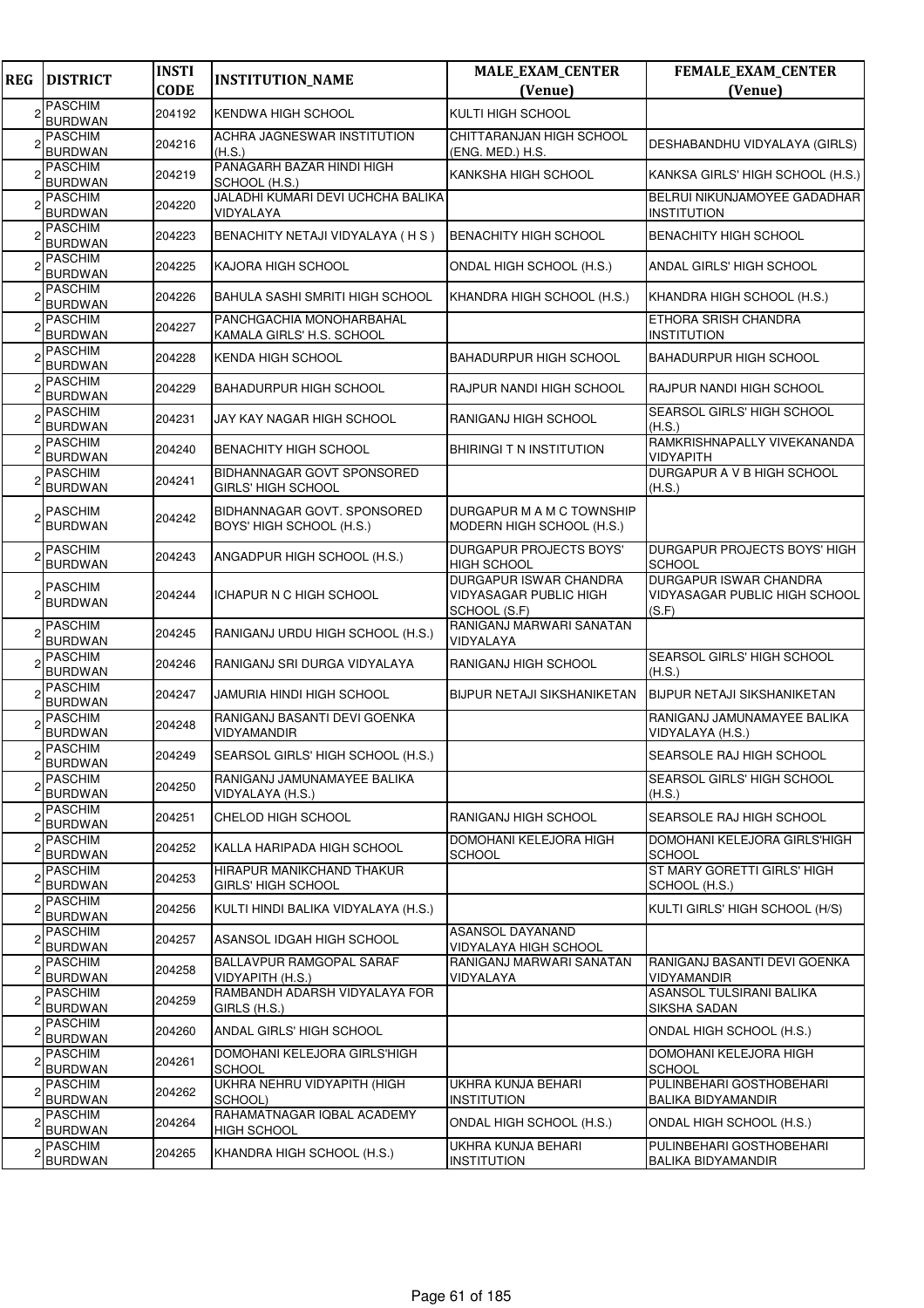| REG | DISTRICT | INSTI CODE | INSTITUTION_NAME | MALE_EXAM_CENTER (Venue) | FEMALE_EXAM_CENTER (Venue) |
|---|---|---|---|---|---|
| 2 | PASCHIM BURDWAN | 204192 | KENDWA HIGH SCHOOL | KULTI HIGH SCHOOL | |
| 2 | PASCHIM BURDWAN | 204216 | ACHRA JAGNESWAR INSTITUTION (H.S.) | CHITTARANJAN HIGH SCHOOL (ENG. MED.) H.S. | DESHABANDHU VIDYALAYA (GIRLS) |
| 2 | PASCHIM BURDWAN | 204219 | PANAGARH BAZAR HINDI HIGH SCHOOL (H.S.) | KANKSHA HIGH SCHOOL | KANKSA GIRLS' HIGH SCHOOL (H.S.) |
| 2 | PASCHIM BURDWAN | 204220 | JALADHI KUMARI DEVI UCHCHA BALIKA VIDYALAYA | | BELRUI NIKUNJAMOYEE GADADHAR INSTITUTION |
| 2 | PASCHIM BURDWAN | 204223 | BENACHITY NETAJI VIDYALAYA ( H S ) | BENACHITY HIGH SCHOOL | BENACHITY HIGH SCHOOL |
| 2 | PASCHIM BURDWAN | 204225 | KAJORA HIGH SCHOOL | ONDAL HIGH SCHOOL (H.S.) | ANDAL GIRLS' HIGH SCHOOL |
| 2 | PASCHIM BURDWAN | 204226 | BAHULA SASHI SMRITI HIGH SCHOOL | KHANDRA HIGH SCHOOL (H.S.) | KHANDRA HIGH SCHOOL (H.S.) |
| 2 | PASCHIM BURDWAN | 204227 | PANCHGACHIA MONOHARBAHAL KAMALA GIRLS' H.S. SCHOOL | | ETHORA SRISH CHANDRA INSTITUTION |
| 2 | PASCHIM BURDWAN | 204228 | KENDA HIGH SCHOOL | BAHADURPUR HIGH SCHOOL | BAHADURPUR HIGH SCHOOL |
| 2 | PASCHIM BURDWAN | 204229 | BAHADURPUR HIGH SCHOOL | RAJPUR NANDI HIGH SCHOOL | RAJPUR NANDI HIGH SCHOOL |
| 2 | PASCHIM BURDWAN | 204231 | JAY KAY NAGAR HIGH SCHOOL | RANIGANJ HIGH SCHOOL | SEARSOL GIRLS' HIGH SCHOOL (H.S.) |
| 2 | PASCHIM BURDWAN | 204240 | BENACHITY HIGH SCHOOL | BHIRINGI T N INSTITUTION | RAMKRISHNAPALLY VIVEKANANDA VIDYAPITH |
| 2 | PASCHIM BURDWAN | 204241 | BIDHANNAGAR GOVT SPONSORED GIRLS' HIGH SCHOOL | | DURGAPUR A V B HIGH SCHOOL (H.S.) |
| 2 | PASCHIM BURDWAN | 204242 | BIDHANNAGAR GOVT. SPONSORED BOYS' HIGH SCHOOL (H.S.) | DURGAPUR M A M C TOWNSHIP MODERN HIGH SCHOOL (H.S.) | |
| 2 | PASCHIM BURDWAN | 204243 | ANGADPUR HIGH SCHOOL (H.S.) | DURGAPUR PROJECTS BOYS' HIGH SCHOOL | DURGAPUR PROJECTS BOYS' HIGH SCHOOL |
| 2 | PASCHIM BURDWAN | 204244 | ICHAPUR N C HIGH SCHOOL | DURGAPUR ISWAR CHANDRA VIDYASAGAR PUBLIC HIGH SCHOOL (S.F) | DURGAPUR ISWAR CHANDRA VIDYASAGAR PUBLIC HIGH SCHOOL (S.F) |
| 2 | PASCHIM BURDWAN | 204245 | RANIGANJ URDU HIGH SCHOOL (H.S.) | RANIGANJ MARWARI SANATAN VIDYALAYA | |
| 2 | PASCHIM BURDWAN | 204246 | RANIGANJ SRI DURGA VIDYALAYA | RANIGANJ HIGH SCHOOL | SEARSOL GIRLS' HIGH SCHOOL (H.S.) |
| 2 | PASCHIM BURDWAN | 204247 | JAMURIA HINDI HIGH SCHOOL | BIJPUR NETAJI SIKSHANIKETAN | BIJPUR NETAJI SIKSHANIKETAN |
| 2 | PASCHIM BURDWAN | 204248 | RANIGANJ BASANTI DEVI GOENKA VIDYAMANDIR | | RANIGANJ JAMUNAMAYEE BALIKA VIDYALAYA (H.S.) |
| 2 | PASCHIM BURDWAN | 204249 | SEARSOL GIRLS' HIGH SCHOOL (H.S.) | | SEARSOLE RAJ HIGH SCHOOL |
| 2 | PASCHIM BURDWAN | 204250 | RANIGANJ JAMUNAMAYEE BALIKA VIDYALAYA (H.S.) | | SEARSOL GIRLS' HIGH SCHOOL (H.S.) |
| 2 | PASCHIM BURDWAN | 204251 | CHELOD HIGH SCHOOL | RANIGANJ HIGH SCHOOL | SEARSOLE RAJ HIGH SCHOOL |
| 2 | PASCHIM BURDWAN | 204252 | KALLA HARIPADA HIGH SCHOOL | DOMOHANI KELEJORA HIGH SCHOOL | DOMOHANI KELEJORA GIRLS'HIGH SCHOOL |
| 2 | PASCHIM BURDWAN | 204253 | HIRAPUR MANIKCHAND THAKUR GIRLS' HIGH SCHOOL | | ST MARY GORETTI GIRLS' HIGH SCHOOL (H.S.) |
| 2 | PASCHIM BURDWAN | 204256 | KULTI HINDI BALIKA VIDYALAYA (H.S.) | | KULTI GIRLS' HIGH SCHOOL (H/S) |
| 2 | PASCHIM BURDWAN | 204257 | ASANSOL IDGAH HIGH SCHOOL | ASANSOL DAYANAND VIDYALAYA HIGH SCHOOL | |
| 2 | PASCHIM BURDWAN | 204258 | BALLAVPUR RAMGOPAL SARAF VIDYAPITH (H.S.) | RANIGANJ MARWARI SANATAN VIDYALAYA | RANIGANJ BASANTI DEVI GOENKA VIDYAMANDIR |
| 2 | PASCHIM BURDWAN | 204259 | RAMBANDH ADARSH VIDYALAYA FOR GIRLS (H.S.) | | ASANSOL TULSIRANI BALIKA SIKSHA SADAN |
| 2 | PASCHIM BURDWAN | 204260 | ANDAL GIRLS' HIGH SCHOOL | | ONDAL HIGH SCHOOL (H.S.) |
| 2 | PASCHIM BURDWAN | 204261 | DOMOHANI KELEJORA GIRLS'HIGH SCHOOL | | DOMOHANI KELEJORA HIGH SCHOOL |
| 2 | PASCHIM BURDWAN | 204262 | UKHRA NEHRU VIDYAPITH (HIGH SCHOOL) | UKHRA KUNJA BEHARI INSTITUTION | PULINBEHARI GOSTHOBEHARI BALIKA BIDYAMANDIR |
| 2 | PASCHIM BURDWAN | 204264 | RAHAMATNAGAR IQBAL ACADEMY HIGH SCHOOL | ONDAL HIGH SCHOOL (H.S.) | ONDAL HIGH SCHOOL (H.S.) |
| 2 | PASCHIM BURDWAN | 204265 | KHANDRA HIGH SCHOOL (H.S.) | UKHRA KUNJA BEHARI INSTITUTION | PULINBEHARI GOSTHOBEHARI BALIKA BIDYAMANDIR |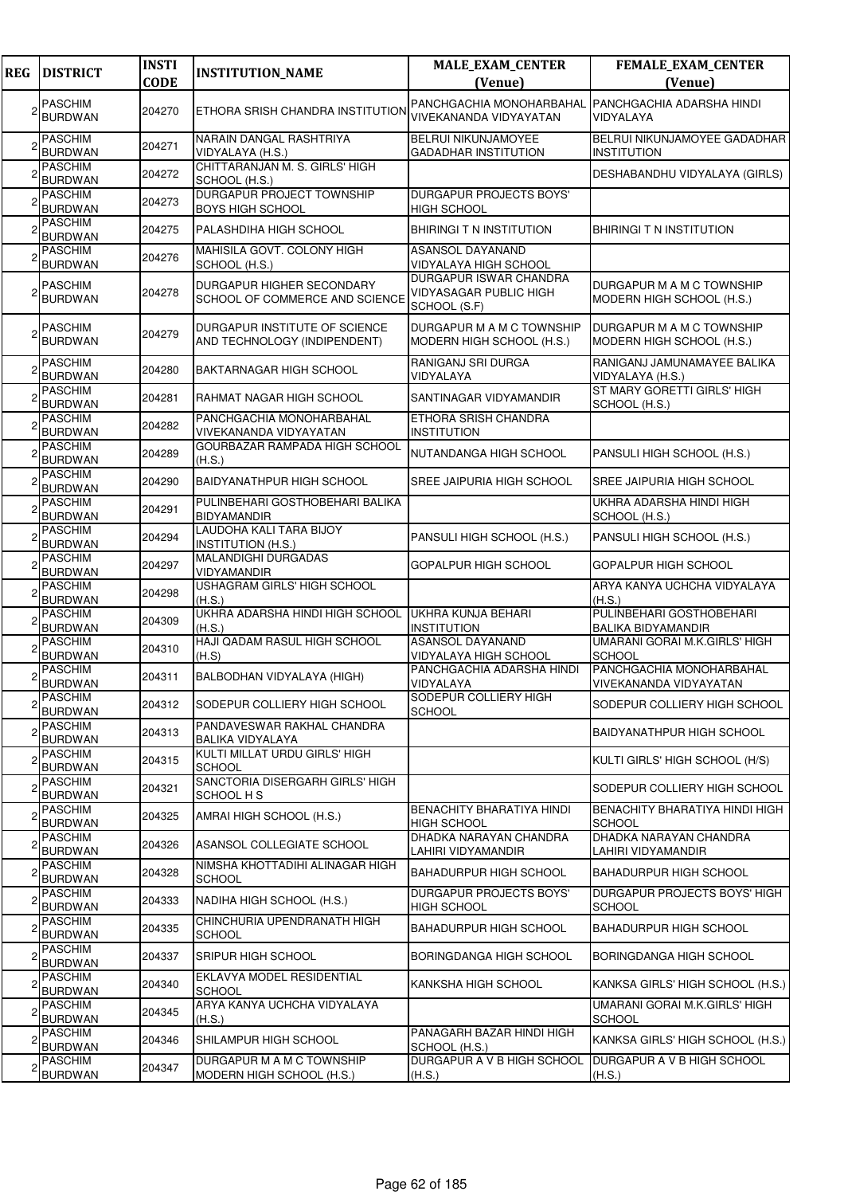| REG | DISTRICT | INSTI CODE | INSTITUTION_NAME | MALE_EXAM_CENTER (Venue) | FEMALE_EXAM_CENTER (Venue) |
|---|---|---|---|---|---|
| 2 | PASCHIM BURDWAN | 204270 | ETHORA SRISH CHANDRA INSTITUTION | PANCHGACHIA MONOHARBAHAL VIVEKANANDA VIDYAYATAN | PANCHGACHIA ADARSHA HINDI VIDYALAYA |
| 2 | PASCHIM BURDWAN | 204271 | NARAIN DANGAL RASHTRIYA VIDYALAYA (H.S.) | BELRUI NIKUNJAMOYEE GADADHAR INSTITUTION | BELRUI NIKUNJAMOYEE GADADHAR INSTITUTION |
| 2 | PASCHIM BURDWAN | 204272 | CHITTARANJAN M. S. GIRLS' HIGH SCHOOL (H.S.) | | DESHABANDHU VIDYALAYA (GIRLS) |
| 2 | PASCHIM BURDWAN | 204273 | DURGAPUR PROJECT TOWNSHIP BOYS HIGH SCHOOL | DURGAPUR PROJECTS BOYS' HIGH SCHOOL | |
| 2 | PASCHIM BURDWAN | 204275 | PALASHDIHA HIGH SCHOOL | BHIRINGI T N INSTITUTION | BHIRINGI T N INSTITUTION |
| 2 | PASCHIM BURDWAN | 204276 | MAHISILA GOVT. COLONY HIGH SCHOOL (H.S.) | ASANSOL DAYANAND VIDYALAYA HIGH SCHOOL | |
| 2 | PASCHIM BURDWAN | 204278 | DURGAPUR HIGHER SECONDARY SCHOOL OF COMMERCE AND SCIENCE | DURGAPUR ISWAR CHANDRA VIDYASAGAR PUBLIC HIGH SCHOOL (S.F) | DURGAPUR M A M C TOWNSHIP MODERN HIGH SCHOOL (H.S.) |
| 2 | PASCHIM BURDWAN | 204279 | DURGAPUR INSTITUTE OF SCIENCE AND TECHNOLOGY (INDIPENDENT) | DURGAPUR M A M C TOWNSHIP MODERN HIGH SCHOOL (H.S.) | DURGAPUR M A M C TOWNSHIP MODERN HIGH SCHOOL (H.S.) |
| 2 | PASCHIM BURDWAN | 204280 | BAKTARNAGAR HIGH SCHOOL | RANIGANJ SRI DURGA VIDYALAYA | RANIGANJ JAMUNAMAYEE BALIKA VIDYALAYA (H.S.) |
| 2 | PASCHIM BURDWAN | 204281 | RAHMAT NAGAR HIGH SCHOOL | SANTINAGAR VIDYAMANDIR | ST MARY GORETTI GIRLS' HIGH SCHOOL (H.S.) |
| 2 | PASCHIM BURDWAN | 204282 | PANCHGACHIA MONOHARBAHAL VIVEKANANDA VIDYAYATAN | ETHORA SRISH CHANDRA INSTITUTION | |
| 2 | PASCHIM BURDWAN | 204289 | GOURBAZAR RAMPADA HIGH SCHOOL (H.S.) | NUTANDANGA HIGH SCHOOL | PANSULI HIGH SCHOOL (H.S.) |
| 2 | PASCHIM BURDWAN | 204290 | BAIDYANATHPUR HIGH SCHOOL | SREE JAIPURIA HIGH SCHOOL | SREE JAIPURIA HIGH SCHOOL |
| 2 | PASCHIM BURDWAN | 204291 | PULINBEHARI GOSTHOBEHARI BALIKA BIDYAMANDIR | | UKHRA ADARSHA HINDI HIGH SCHOOL (H.S.) |
| 2 | PASCHIM BURDWAN | 204294 | LAUDOHA KALI TARA BIJOY INSTITUTION (H.S.) | PANSULI HIGH SCHOOL (H.S.) | PANSULI HIGH SCHOOL (H.S.) |
| 2 | PASCHIM BURDWAN | 204297 | MALANDIGHI DURGADAS VIDYAMANDIR | GOPALPUR HIGH SCHOOL | GOPALPUR HIGH SCHOOL |
| 2 | PASCHIM BURDWAN | 204298 | USHAGRAM GIRLS' HIGH SCHOOL (H.S.) | | ARYA KANYA UCHCHA VIDYALAYA (H.S.) |
| 2 | PASCHIM BURDWAN | 204309 | UKHRA ADARSHA HINDI HIGH SCHOOL (H.S.) | UKHRA KUNJA BEHARI INSTITUTION | PULINBEHARI GOSTHOBEHARI BALIKA BIDYAMANDIR |
| 2 | PASCHIM BURDWAN | 204310 | HAJI QADAM RASUL HIGH SCHOOL (H.S) | ASANSOL DAYANAND VIDYALAYA HIGH SCHOOL | UMARANI GORAI M.K.GIRLS' HIGH SCHOOL |
| 2 | PASCHIM BURDWAN | 204311 | BALBODHAN VIDYALAYA (HIGH) | PANCHGACHIA ADARSHA HINDI VIDYALAYA | PANCHGACHIA MONOHARBAHAL VIVEKANANDA VIDYAYATAN |
| 2 | PASCHIM BURDWAN | 204312 | SODEPUR COLLIERY HIGH SCHOOL | SODEPUR COLLIERY HIGH SCHOOL | SODEPUR COLLIERY HIGH SCHOOL |
| 2 | PASCHIM BURDWAN | 204313 | PANDAVESWAR RAKHAL CHANDRA BALIKA VIDYALAYA | | BAIDYANATHPUR HIGH SCHOOL |
| 2 | PASCHIM BURDWAN | 204315 | KULTI MILLAT URDU GIRLS' HIGH SCHOOL | | KULTI GIRLS' HIGH SCHOOL (H/S) |
| 2 | PASCHIM BURDWAN | 204321 | SANCTORIA DISERGARH GIRLS' HIGH SCHOOL H S | | SODEPUR COLLIERY HIGH SCHOOL |
| 2 | PASCHIM BURDWAN | 204325 | AMRAI HIGH SCHOOL (H.S.) | BENACHITY BHARATIYA HINDI HIGH SCHOOL | BENACHITY BHARATIYA HINDI HIGH SCHOOL |
| 2 | PASCHIM BURDWAN | 204326 | ASANSOL COLLEGIATE SCHOOL | DHADKA NARAYAN CHANDRA LAHIRI VIDYAMANDIR | DHADKA NARAYAN CHANDRA LAHIRI VIDYAMANDIR |
| 2 | PASCHIM BURDWAN | 204328 | NIMSHA KHOTTADIHI ALINAGAR HIGH SCHOOL | BAHADURPUR HIGH SCHOOL | BAHADURPUR HIGH SCHOOL |
| 2 | PASCHIM BURDWAN | 204333 | NADIHA HIGH SCHOOL (H.S.) | DURGAPUR PROJECTS BOYS' HIGH SCHOOL | DURGAPUR PROJECTS BOYS' HIGH SCHOOL |
| 2 | PASCHIM BURDWAN | 204335 | CHINCHURIA UPENDRANATH HIGH SCHOOL | BAHADURPUR HIGH SCHOOL | BAHADURPUR HIGH SCHOOL |
| 2 | PASCHIM BURDWAN | 204337 | SRIPUR HIGH SCHOOL | BORINGDANGA HIGH SCHOOL | BORINGDANGA HIGH SCHOOL |
| 2 | PASCHIM BURDWAN | 204340 | EKLAVYA MODEL RESIDENTIAL SCHOOL | KANKSHA HIGH SCHOOL | KANKSA GIRLS' HIGH SCHOOL (H.S.) |
| 2 | PASCHIM BURDWAN | 204345 | ARYA KANYA UCHCHA VIDYALAYA (H.S.) | | UMARANI GORAI M.K.GIRLS' HIGH SCHOOL |
| 2 | PASCHIM BURDWAN | 204346 | SHILAMPUR HIGH SCHOOL | PANAGARH BAZAR HINDI HIGH SCHOOL (H.S.) | KANKSA GIRLS' HIGH SCHOOL (H.S.) |
| 2 | PASCHIM BURDWAN | 204347 | DURGAPUR M A M C TOWNSHIP MODERN HIGH SCHOOL (H.S.) | DURGAPUR A V B HIGH SCHOOL (H.S.) | DURGAPUR A V B HIGH SCHOOL (H.S.) |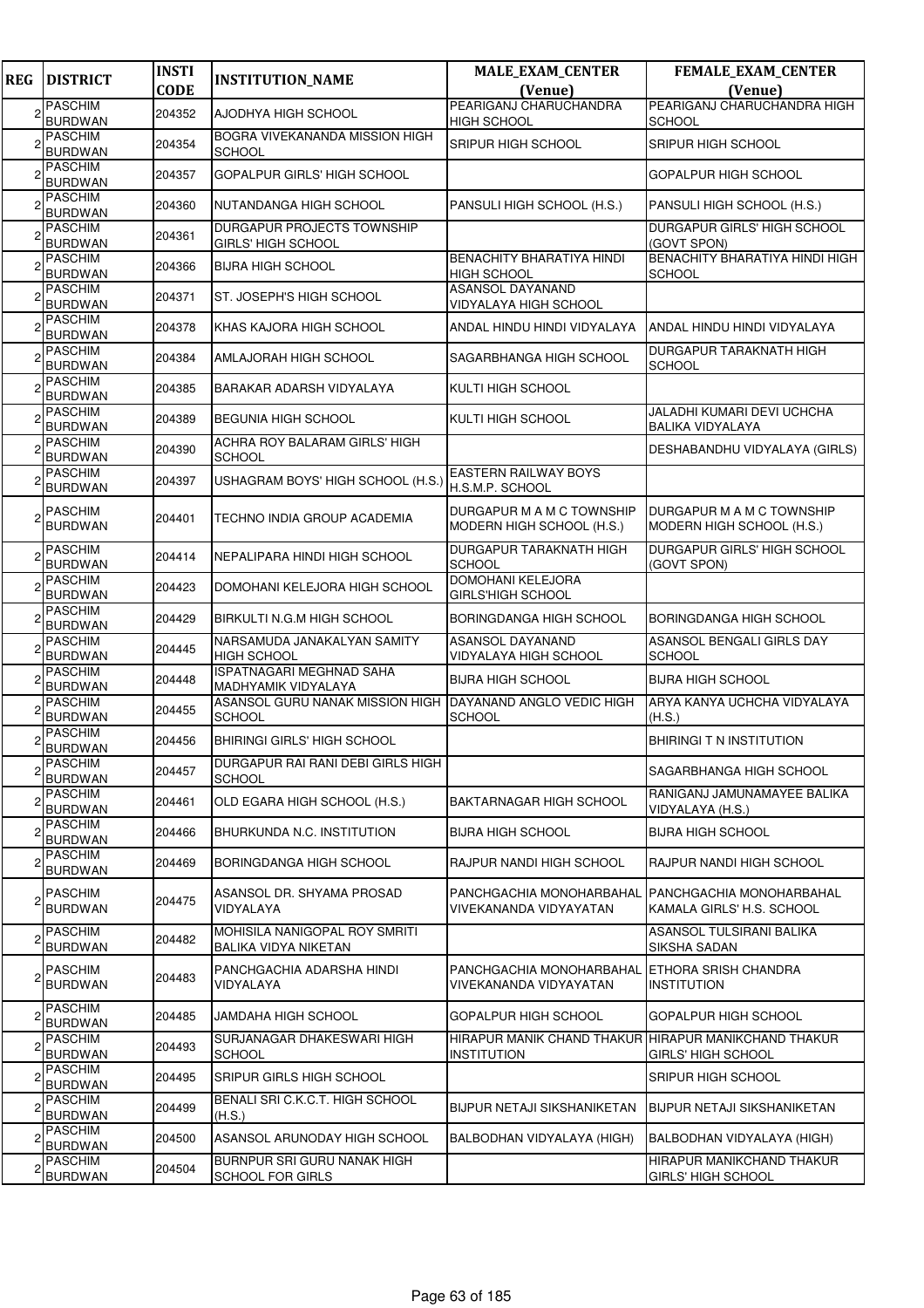| REG | DISTRICT | INSTI CODE | INSTITUTION_NAME | MALE_EXAM_CENTER (Venue) | FEMALE_EXAM_CENTER (Venue) |
|---|---|---|---|---|---|
| 2 | PASCHIM BURDWAN | 204352 | AJODHYA HIGH SCHOOL | PEARIGANJ CHARUCHANDRA HIGH SCHOOL | PEARIGANJ CHARUCHANDRA HIGH SCHOOL |
| 2 | PASCHIM BURDWAN | 204354 | BOGRA VIVEKANANDA MISSION HIGH SCHOOL | SRIPUR HIGH SCHOOL | SRIPUR HIGH SCHOOL |
| 2 | PASCHIM BURDWAN | 204357 | GOPALPUR GIRLS' HIGH SCHOOL | | GOPALPUR HIGH SCHOOL |
| 2 | PASCHIM BURDWAN | 204360 | NUTANDANGA HIGH SCHOOL | PANSULI HIGH SCHOOL (H.S.) | PANSULI HIGH SCHOOL (H.S.) |
| 2 | PASCHIM BURDWAN | 204361 | DURGAPUR PROJECTS TOWNSHIP GIRLS' HIGH SCHOOL | | DURGAPUR GIRLS' HIGH SCHOOL (GOVT SPON) |
| 2 | PASCHIM BURDWAN | 204366 | BIJRA HIGH SCHOOL | BENACHITY BHARATIYA HINDI HIGH SCHOOL | BENACHITY BHARATIYA HINDI HIGH SCHOOL |
| 2 | PASCHIM BURDWAN | 204371 | ST. JOSEPH'S HIGH SCHOOL | ASANSOL DAYANAND VIDYALAYA HIGH SCHOOL | |
| 2 | PASCHIM BURDWAN | 204378 | KHAS KAJORA HIGH SCHOOL | ANDAL HINDU HINDI VIDYALAYA | ANDAL HINDU HINDI VIDYALAYA |
| 2 | PASCHIM BURDWAN | 204384 | AMLAJORAH HIGH SCHOOL | SAGARBHANGA HIGH SCHOOL | DURGAPUR TARAKNATH HIGH SCHOOL |
| 2 | PASCHIM BURDWAN | 204385 | BARAKAR ADARSH VIDYALAYA | KULTI HIGH SCHOOL | |
| 2 | PASCHIM BURDWAN | 204389 | BEGUNIA HIGH SCHOOL | KULTI HIGH SCHOOL | JALADHI KUMARI DEVI UCHCHA BALIKA VIDYALAYA |
| 2 | PASCHIM BURDWAN | 204390 | ACHRA ROY BALARAM GIRLS' HIGH SCHOOL | | DESHABANDHU VIDYALAYA (GIRLS) |
| 2 | PASCHIM BURDWAN | 204397 | USHAGRAM BOYS' HIGH SCHOOL (H.S.) | EASTERN RAILWAY BOYS H.S.M.P. SCHOOL | |
| 2 | PASCHIM BURDWAN | 204401 | TECHNO INDIA GROUP ACADEMIA | DURGAPUR M A M C TOWNSHIP MODERN HIGH SCHOOL (H.S.) | DURGAPUR M A M C TOWNSHIP MODERN HIGH SCHOOL (H.S.) |
| 2 | PASCHIM BURDWAN | 204414 | NEPALIPARA HINDI HIGH SCHOOL | DURGAPUR TARAKNATH HIGH SCHOOL | DURGAPUR GIRLS' HIGH SCHOOL (GOVT SPON) |
| 2 | PASCHIM BURDWAN | 204423 | DOMOHANI KELEJORA HIGH SCHOOL | DOMOHANI KELEJORA GIRLS'HIGH SCHOOL | |
| 2 | PASCHIM BURDWAN | 204429 | BIRKULTI N.G.M HIGH SCHOOL | BORINGDANGA HIGH SCHOOL | BORINGDANGA HIGH SCHOOL |
| 2 | PASCHIM BURDWAN | 204445 | NARSAMUDA JANAKALYAN SAMITY HIGH SCHOOL | ASANSOL DAYANAND VIDYALAYA HIGH SCHOOL | ASANSOL BENGALI GIRLS DAY SCHOOL |
| 2 | PASCHIM BURDWAN | 204448 | ISPATNAGARI MEGHNAD SAHA MADHYAMIK VIDYALAYA | BIJRA HIGH SCHOOL | BIJRA HIGH SCHOOL |
| 2 | PASCHIM BURDWAN | 204455 | ASANSOL GURU NANAK MISSION HIGH SCHOOL | DAYANAND ANGLO VEDIC HIGH SCHOOL | ARYA KANYA UCHCHA VIDYALAYA (H.S.) |
| 2 | PASCHIM BURDWAN | 204456 | BHIRINGI GIRLS' HIGH SCHOOL | | BHIRINGI T N INSTITUTION |
| 2 | PASCHIM BURDWAN | 204457 | DURGAPUR RAI RANI DEBI GIRLS HIGH SCHOOL | | SAGARBHANGA HIGH SCHOOL |
| 2 | PASCHIM BURDWAN | 204461 | OLD EGARA HIGH SCHOOL (H.S.) | BAKTARNAGAR HIGH SCHOOL | RANIGANJ JAMUNAMAYEE BALIKA VIDYALAYA (H.S.) |
| 2 | PASCHIM BURDWAN | 204466 | BHURKUNDA N.C. INSTITUTION | BIJRA HIGH SCHOOL | BIJRA HIGH SCHOOL |
| 2 | PASCHIM BURDWAN | 204469 | BORINGDANGA HIGH SCHOOL | RAJPUR NANDI HIGH SCHOOL | RAJPUR NANDI HIGH SCHOOL |
| 2 | PASCHIM BURDWAN | 204475 | ASANSOL DR. SHYAMA PROSAD VIDYALAYA | PANCHGACHIA MONOHARBAHAL VIVEKANANDA VIDYAYATAN | PANCHGACHIA MONOHARBAHAL KAMALA GIRLS' H.S. SCHOOL |
| 2 | PASCHIM BURDWAN | 204482 | MOHISILA NANIGOPAL ROY SMRITI BALIKA VIDYA NIKETAN | | ASANSOL TULSIRANI BALIKA SIKSHA SADAN |
| 2 | PASCHIM BURDWAN | 204483 | PANCHGACHIA ADARSHA HINDI VIDYALAYA | PANCHGACHIA MONOHARBAHAL VIVEKANANDA VIDYAYATAN | ETHORA SRISH CHANDRA INSTITUTION |
| 2 | PASCHIM BURDWAN | 204485 | JAMDAHA HIGH SCHOOL | GOPALPUR HIGH SCHOOL | GOPALPUR HIGH SCHOOL |
| 2 | PASCHIM BURDWAN | 204493 | SURJANAGAR DHAKESWARI HIGH SCHOOL | HIRAPUR MANIK CHAND THAKUR INSTITUTION | HIRAPUR MANIKCHAND THAKUR GIRLS' HIGH SCHOOL |
| 2 | PASCHIM BURDWAN | 204495 | SRIPUR GIRLS HIGH SCHOOL | | SRIPUR HIGH SCHOOL |
| 2 | PASCHIM BURDWAN | 204499 | BENALI SRI C.K.C.T. HIGH SCHOOL (H.S.) | BIJPUR NETAJI SIKSHANIKETAN | BIJPUR NETAJI SIKSHANIKETAN |
| 2 | PASCHIM BURDWAN | 204500 | ASANSOL ARUNODAY HIGH SCHOOL | BALBODHAN VIDYALAYA (HIGH) | BALBODHAN VIDYALAYA (HIGH) |
| 2 | PASCHIM BURDWAN | 204504 | BURNPUR SRI GURU NANAK HIGH SCHOOL FOR GIRLS | | HIRAPUR MANIKCHAND THAKUR GIRLS' HIGH SCHOOL |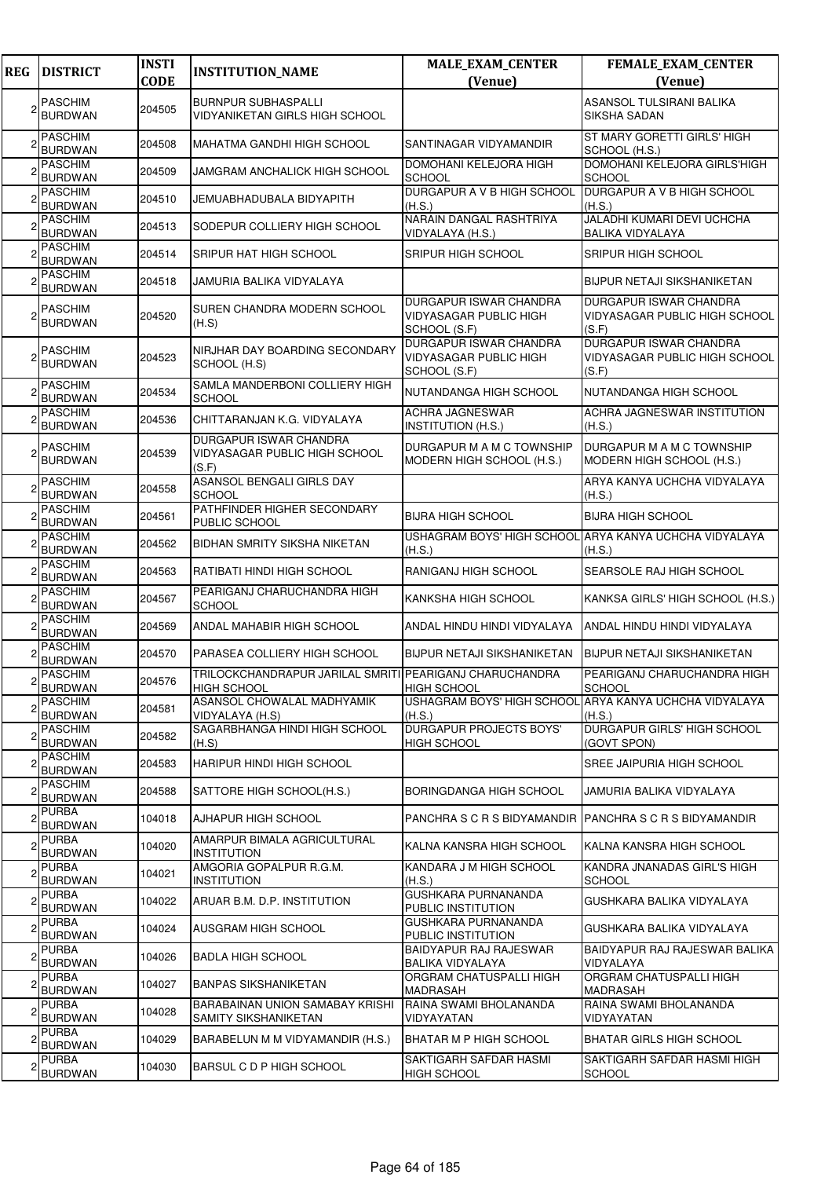| REG | DISTRICT | INSTI CODE | INSTITUTION_NAME | MALE_EXAM_CENTER (Venue) | FEMALE_EXAM_CENTER (Venue) |
|---|---|---|---|---|---|
| 2 | PASCHIM BURDWAN | 204505 | BURNPUR SUBHASPALLI VIDYANIKETAN GIRLS HIGH SCHOOL | | ASANSOL TULSIRANI BALIKA SIKSHA SADAN |
| 2 | PASCHIM BURDWAN | 204508 | MAHATMA GANDHI HIGH SCHOOL | SANTINAGAR VIDYAMANDIR | ST MARY GORETTI GIRLS' HIGH SCHOOL (H.S.) |
| 2 | PASCHIM BURDWAN | 204509 | JAMGRAM ANCHALICK HIGH SCHOOL | DOMOHANI KELEJORA HIGH SCHOOL | DOMOHANI KELEJORA GIRLS'HIGH SCHOOL |
| 2 | PASCHIM BURDWAN | 204510 | JEMUABHADUBALA BIDYAPITH | DURGAPUR A V B HIGH SCHOOL (H.S.) | DURGAPUR A V B HIGH SCHOOL (H.S.) |
| 2 | PASCHIM BURDWAN | 204513 | SODEPUR COLLIERY HIGH SCHOOL | NARAIN DANGAL RASHTRIYA VIDYALAYA (H.S.) | JALADHI KUMARI DEVI UCHCHA BALIKA VIDYALAYA |
| 2 | PASCHIM BURDWAN | 204514 | SRIPUR HAT HIGH SCHOOL | SRIPUR HIGH SCHOOL | SRIPUR HIGH SCHOOL |
| 2 | PASCHIM BURDWAN | 204518 | JAMURIA BALIKA VIDYALAYA | | BIJPUR NETAJI SIKSHANIKETAN |
| 2 | PASCHIM BURDWAN | 204520 | SUREN CHANDRA MODERN SCHOOL (H.S) | DURGAPUR ISWAR CHANDRA VIDYASAGAR PUBLIC HIGH SCHOOL (S.F) | DURGAPUR ISWAR CHANDRA VIDYASAGAR PUBLIC HIGH SCHOOL (S.F) |
| 2 | PASCHIM BURDWAN | 204523 | NIRJHAR DAY BOARDING SECONDARY SCHOOL (H.S) | DURGAPUR ISWAR CHANDRA VIDYASAGAR PUBLIC HIGH SCHOOL (S.F) | DURGAPUR ISWAR CHANDRA VIDYASAGAR PUBLIC HIGH SCHOOL (S.F) |
| 2 | PASCHIM BURDWAN | 204534 | SAMLA MANDERBONI COLLIERY HIGH SCHOOL | NUTANDANGA HIGH SCHOOL | NUTANDANGA HIGH SCHOOL |
| 2 | PASCHIM BURDWAN | 204536 | CHITTARANJAN K.G. VIDYALAYA | ACHRA JAGNESWAR INSTITUTION (H.S.) | ACHRA JAGNESWAR INSTITUTION (H.S.) |
| 2 | PASCHIM BURDWAN | 204539 | DURGAPUR ISWAR CHANDRA VIDYASAGAR PUBLIC HIGH SCHOOL (S.F) | DURGAPUR M A M C TOWNSHIP MODERN HIGH SCHOOL (H.S.) | DURGAPUR M A M C TOWNSHIP MODERN HIGH SCHOOL (H.S.) |
| 2 | PASCHIM BURDWAN | 204558 | ASANSOL BENGALI GIRLS DAY SCHOOL | | ARYA KANYA UCHCHA VIDYALAYA (H.S.) |
| 2 | PASCHIM BURDWAN | 204561 | PATHFINDER HIGHER SECONDARY PUBLIC SCHOOL | BIJRA HIGH SCHOOL | BIJRA HIGH SCHOOL |
| 2 | PASCHIM BURDWAN | 204562 | BIDHAN SMRITY SIKSHA NIKETAN | USHAGRAM BOYS' HIGH SCHOOL (H.S.) | ARYA KANYA UCHCHA VIDYALAYA (H.S.) |
| 2 | PASCHIM BURDWAN | 204563 | RATIBATI HINDI HIGH SCHOOL | RANIGANJ HIGH SCHOOL | SEARSOLE RAJ HIGH SCHOOL |
| 2 | PASCHIM BURDWAN | 204567 | PEARIGANJ CHARUCHANDRA HIGH SCHOOL | KANKSHA HIGH SCHOOL | KANKSA GIRLS' HIGH SCHOOL (H.S.) |
| 2 | PASCHIM BURDWAN | 204569 | ANDAL MAHABIR HIGH SCHOOL | ANDAL HINDU HINDI VIDYALAYA | ANDAL HINDU HINDI VIDYALAYA |
| 2 | PASCHIM BURDWAN | 204570 | PARASEA COLLIERY HIGH SCHOOL | BIJPUR NETAJI SIKSHANIKETAN | BIJPUR NETAJI SIKSHANIKETAN |
| 2 | PASCHIM BURDWAN | 204576 | TRILOCKCHANDRAPUR JARILAL SMRITI HIGH SCHOOL | PEARIGANJ CHARUCHANDRA HIGH SCHOOL | PEARIGANJ CHARUCHANDRA HIGH SCHOOL |
| 2 | PASCHIM BURDWAN | 204581 | ASANSOL CHOWALAL MADHYAMIK VIDYALAYA (H.S) | USHAGRAM BOYS' HIGH SCHOOL (H.S.) | ARYA KANYA UCHCHA VIDYALAYA (H.S.) |
| 2 | PASCHIM BURDWAN | 204582 | SAGARBHANGA HINDI HIGH SCHOOL (H.S) | DURGAPUR PROJECTS BOYS' HIGH SCHOOL | DURGAPUR GIRLS' HIGH SCHOOL (GOVT SPON) |
| 2 | PASCHIM BURDWAN | 204583 | HARIPUR HINDI HIGH SCHOOL | | SREE JAIPURIA HIGH SCHOOL |
| 2 | PASCHIM BURDWAN | 204588 | SATTORE HIGH SCHOOL(H.S.) | BORINGDANGA HIGH SCHOOL | JAMURIA BALIKA VIDYALAYA |
| 2 | PURBA BURDWAN | 104018 | AJHAPUR HIGH SCHOOL | PANCHRA S C R S BIDYAMANDIR | PANCHRA S C R S BIDYAMANDIR |
| 2 | PURBA BURDWAN | 104020 | AMARPUR BIMALA AGRICULTURAL INSTITUTION | KALNA KANSRA HIGH SCHOOL | KALNA KANSRA HIGH SCHOOL |
| 2 | PURBA BURDWAN | 104021 | AMGORIA GOPALPUR R.G.M. INSTITUTION | KANDARA J M HIGH SCHOOL (H.S.) | KANDRA JNANADAS GIRL'S HIGH SCHOOL |
| 2 | PURBA BURDWAN | 104022 | ARUAR B.M. D.P. INSTITUTION | GUSHKARA PURNANANDA PUBLIC INSTITUTION | GUSHKARA BALIKA VIDYALAYA |
| 2 | PURBA BURDWAN | 104024 | AUSGRAM HIGH SCHOOL | GUSHKARA PURNANANDA PUBLIC INSTITUTION | GUSHKARA BALIKA VIDYALAYA |
| 2 | PURBA BURDWAN | 104026 | BADLA HIGH SCHOOL | BAIDYAPUR RAJ RAJESWAR BALIKA VIDYALAYA | BAIDYAPUR RAJ RAJESWAR BALIKA VIDYALAYA |
| 2 | PURBA BURDWAN | 104027 | BANPAS SIKSHANIKETAN | ORGRAM CHATUSPALLI HIGH MADRASAH | ORGRAM CHATUSPALLI HIGH MADRASAH |
| 2 | PURBA BURDWAN | 104028 | BARABAINAN UNION SAMABAY KRISHI SAMITY SIKSHANIKETAN | RAINA SWAMI BHOLANANDA VIDYAYATAN | RAINA SWAMI BHOLANANDA VIDYAYATAN |
| 2 | PURBA BURDWAN | 104029 | BARABELUN M M VIDYAMANDIR (H.S.) | BHATAR M P HIGH SCHOOL | BHATAR GIRLS HIGH SCHOOL |
| 2 | PURBA BURDWAN | 104030 | BARSUL C D P HIGH SCHOOL | SAKTIGARH SAFDAR HASMI HIGH SCHOOL | SAKTIGARH SAFDAR HASMI HIGH SCHOOL |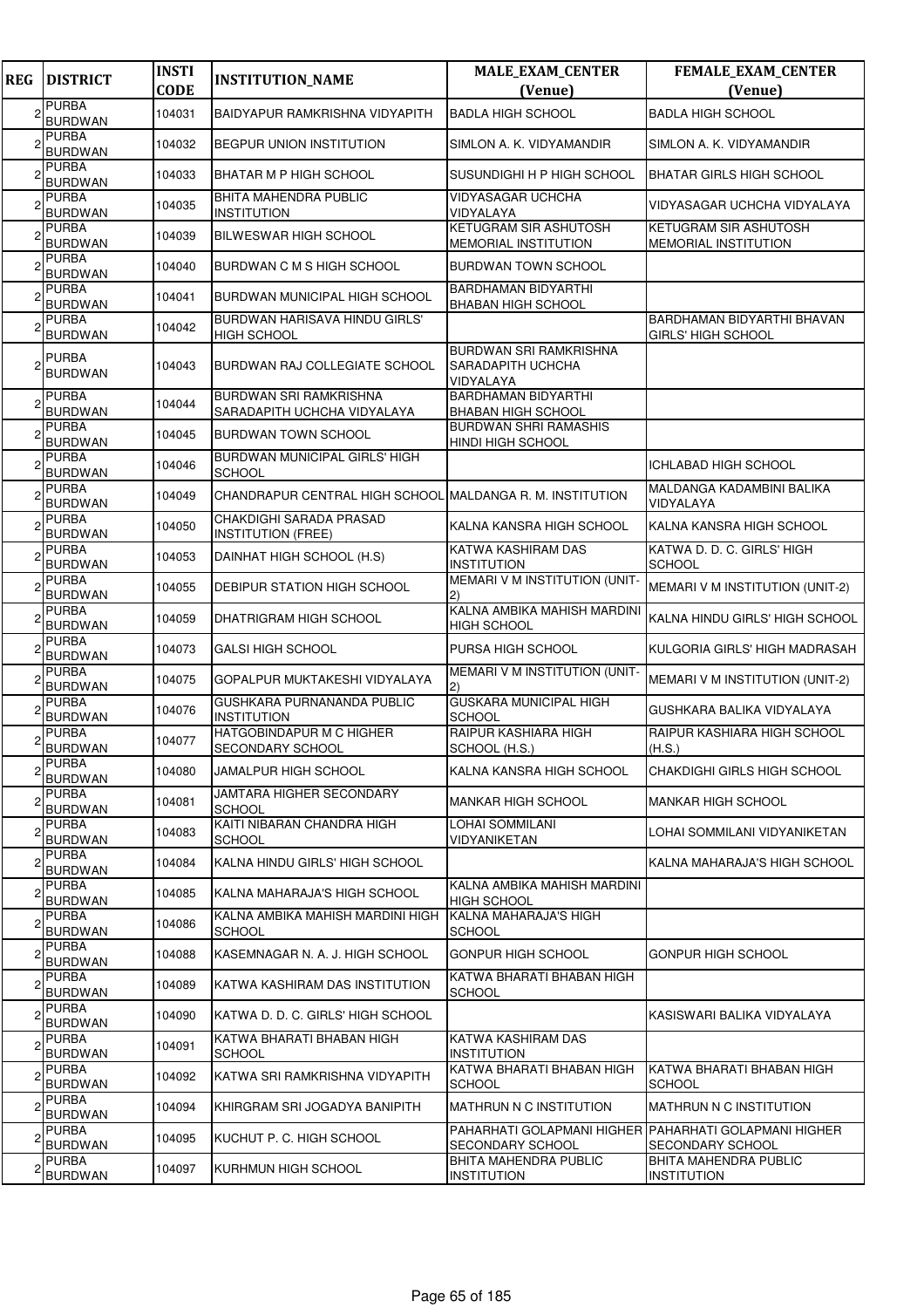| REG | DISTRICT | INSTI CODE | INSTITUTION_NAME | MALE_EXAM_CENTER (Venue) | FEMALE_EXAM_CENTER (Venue) |
|---|---|---|---|---|---|
| 2 | PURBA BURDWAN | 104031 | BAIDYAPUR RAMKRISHNA VIDYAPITH | BADLA HIGH SCHOOL | BADLA HIGH SCHOOL |
| 2 | PURBA BURDWAN | 104032 | BEGPUR UNION INSTITUTION | SIMLON A. K. VIDYAMANDIR | SIMLON A. K. VIDYAMANDIR |
| 2 | PURBA BURDWAN | 104033 | BHATAR M P HIGH SCHOOL | SUSUNDIGHI H P HIGH SCHOOL | BHATAR GIRLS HIGH SCHOOL |
| 2 | PURBA BURDWAN | 104035 | BHITA MAHENDRA PUBLIC INSTITUTION | VIDYASAGAR UCHCHA VIDYALAYA | VIDYASAGAR UCHCHA VIDYALAYA |
| 2 | PURBA BURDWAN | 104039 | BILWESWAR HIGH SCHOOL | KETUGRAM SIR ASHUTOSH MEMORIAL INSTITUTION | KETUGRAM SIR ASHUTOSH MEMORIAL INSTITUTION |
| 2 | PURBA BURDWAN | 104040 | BURDWAN C M S HIGH SCHOOL | BURDWAN TOWN SCHOOL | |
| 2 | PURBA BURDWAN | 104041 | BURDWAN MUNICIPAL HIGH SCHOOL | BARDHAMAN BIDYARTHI BHABAN HIGH SCHOOL | |
| 2 | PURBA BURDWAN | 104042 | BURDWAN HARISAVA HINDU GIRLS' HIGH SCHOOL | | BARDHAMAN BIDYARTHI BHAVAN GIRLS' HIGH SCHOOL |
| 2 | PURBA BURDWAN | 104043 | BURDWAN RAJ COLLEGIATE SCHOOL | BURDWAN SRI RAMKRISHNA SARADAPITH UCHCHA VIDYALAYA | |
| 2 | PURBA BURDWAN | 104044 | BURDWAN SRI RAMKRISHNA SARADAPITH UCHCHA VIDYALAYA | BARDHAMAN BIDYARTHI BHABAN HIGH SCHOOL | |
| 2 | PURBA BURDWAN | 104045 | BURDWAN TOWN SCHOOL | BURDWAN SHRI RAMASHIS HINDI HIGH SCHOOL | |
| 2 | PURBA BURDWAN | 104046 | BURDWAN MUNICIPAL GIRLS' HIGH SCHOOL | | ICHLABAD HIGH SCHOOL |
| 2 | PURBA BURDWAN | 104049 | CHANDRAPUR CENTRAL HIGH SCHOOL | MALDANGA R. M. INSTITUTION | MALDANGA KADAMBINI BALIKA VIDYALAYA |
| 2 | PURBA BURDWAN | 104050 | CHAKDIGHI SARADA PRASAD INSTITUTION (FREE) | KALNA KANSRA HIGH SCHOOL | KALNA KANSRA HIGH SCHOOL |
| 2 | PURBA BURDWAN | 104053 | DAINHAT HIGH SCHOOL (H.S) | KATWA KASHIRAM DAS INSTITUTION | KATWA D. D. C. GIRLS' HIGH SCHOOL |
| 2 | PURBA BURDWAN | 104055 | DEBIPUR STATION HIGH SCHOOL | MEMARI V M INSTITUTION (UNIT-2) | MEMARI V M INSTITUTION (UNIT-2) |
| 2 | PURBA BURDWAN | 104059 | DHATRIGRAM HIGH SCHOOL | KALNA AMBIKA MAHISH MARDINI HIGH SCHOOL | KALNA HINDU GIRLS' HIGH SCHOOL |
| 2 | PURBA BURDWAN | 104073 | GALSI HIGH SCHOOL | PURSA HIGH SCHOOL | KULGORIA GIRLS' HIGH MADRASAH |
| 2 | PURBA BURDWAN | 104075 | GOPALPUR MUKTAKESHI VIDYALAYA | MEMARI V M INSTITUTION (UNIT-2) | MEMARI V M INSTITUTION (UNIT-2) |
| 2 | PURBA BURDWAN | 104076 | GUSHKARA PURNANANDA PUBLIC INSTITUTION | GUSKARA MUNICIPAL HIGH SCHOOL | GUSHKARA BALIKA VIDYALAYA |
| 2 | PURBA BURDWAN | 104077 | HATGOBINDAPUR M C HIGHER SECONDARY SCHOOL | RAIPUR KASHIARA HIGH SCHOOL (H.S.) | RAIPUR KASHIARA HIGH SCHOOL (H.S.) |
| 2 | PURBA BURDWAN | 104080 | JAMALPUR HIGH SCHOOL | KALNA KANSRA HIGH SCHOOL | CHAKDIGHI GIRLS HIGH SCHOOL |
| 2 | PURBA BURDWAN | 104081 | JAMTARA HIGHER SECONDARY SCHOOL | MANKAR HIGH SCHOOL | MANKAR HIGH SCHOOL |
| 2 | PURBA BURDWAN | 104083 | KAITI NIBARAN CHANDRA HIGH SCHOOL | LOHAI SOMMILANI VIDYANIKETAN | LOHAI SOMMILANI VIDYANIKETAN |
| 2 | PURBA BURDWAN | 104084 | KALNA HINDU GIRLS' HIGH SCHOOL | | KALNA MAHARAJA'S HIGH SCHOOL |
| 2 | PURBA BURDWAN | 104085 | KALNA MAHARAJA'S HIGH SCHOOL | KALNA AMBIKA MAHISH MARDINI HIGH SCHOOL | |
| 2 | PURBA BURDWAN | 104086 | KALNA AMBIKA MAHISH MARDINI HIGH SCHOOL | KALNA MAHARAJA'S HIGH SCHOOL | |
| 2 | PURBA BURDWAN | 104088 | KASEMNAGAR N. A. J. HIGH SCHOOL | GONPUR HIGH SCHOOL | GONPUR HIGH SCHOOL |
| 2 | PURBA BURDWAN | 104089 | KATWA KASHIRAM DAS INSTITUTION | KATWA BHARATI BHABAN HIGH SCHOOL | |
| 2 | PURBA BURDWAN | 104090 | KATWA D. D. C. GIRLS' HIGH SCHOOL | | KASISWARI BALIKA VIDYALAYA |
| 2 | PURBA BURDWAN | 104091 | KATWA BHARATI BHABAN HIGH SCHOOL | KATWA KASHIRAM DAS INSTITUTION | |
| 2 | PURBA BURDWAN | 104092 | KATWA SRI RAMKRISHNA VIDYAPITH | KATWA BHARATI BHABAN HIGH SCHOOL | KATWA BHARATI BHABAN HIGH SCHOOL |
| 2 | PURBA BURDWAN | 104094 | KHIRGRAM SRI JOGADYA BANIPITH | MATHRUN N C INSTITUTION | MATHRUN N C INSTITUTION |
| 2 | PURBA BURDWAN | 104095 | KUCHUT P. C. HIGH SCHOOL | PAHARHATI GOLAPMANI HIGHER SECONDARY SCHOOL | PAHARHATI GOLAPMANI HIGHER SECONDARY SCHOOL |
| 2 | PURBA BURDWAN | 104097 | KURHMUN HIGH SCHOOL | BHITA MAHENDRA PUBLIC INSTITUTION | BHITA MAHENDRA PUBLIC INSTITUTION |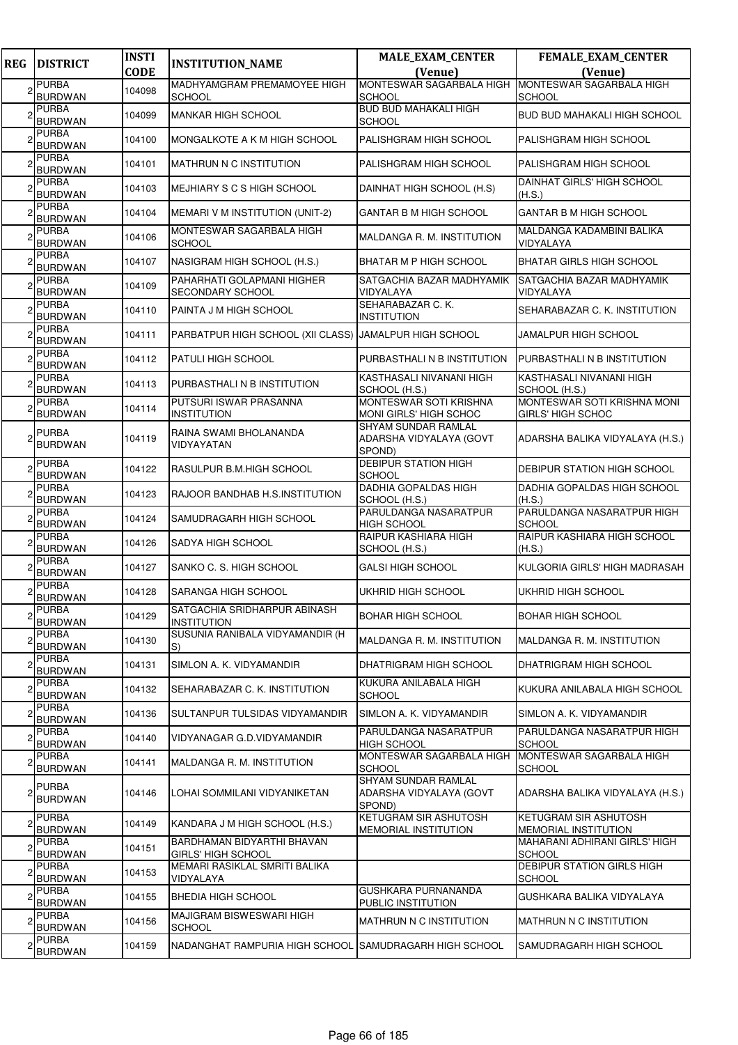| REG | DISTRICT | INSTI CODE | INSTITUTION_NAME | MALE_EXAM_CENTER (Venue) | FEMALE_EXAM_CENTER (Venue) |
|---|---|---|---|---|---|
| 2 | PURBA BURDWAN | 104098 | MADHYAMGRAM PREMAMOYEE HIGH SCHOOL | MONTESWAR SAGARBALA HIGH SCHOOL | MONTESWAR SAGARBALA HIGH SCHOOL |
| 2 | PURBA BURDWAN | 104099 | MANKAR HIGH SCHOOL | BUD BUD MAHAKALI HIGH SCHOOL | BUD BUD MAHAKALI HIGH SCHOOL |
| 2 | PURBA BURDWAN | 104100 | MONGALKOTE A K M HIGH SCHOOL | PALISHGRAM HIGH SCHOOL | PALISHGRAM HIGH SCHOOL |
| 2 | PURBA BURDWAN | 104101 | MATHRUN N C INSTITUTION | PALISHGRAM HIGH SCHOOL | PALISHGRAM HIGH SCHOOL |
| 2 | PURBA BURDWAN | 104103 | MEJHIARY S C S HIGH SCHOOL | DAINHAT HIGH SCHOOL (H.S) | DAINHAT GIRLS' HIGH SCHOOL (H.S.) |
| 2 | PURBA BURDWAN | 104104 | MEMARI V M INSTITUTION (UNIT-2) | GANTAR B M HIGH SCHOOL | GANTAR B M HIGH SCHOOL |
| 2 | PURBA BURDWAN | 104106 | MONTESWAR SAGARBALA HIGH SCHOOL | MALDANGA R. M. INSTITUTION | MALDANGA KADAMBINI BALIKA VIDYALAYA |
| 2 | PURBA BURDWAN | 104107 | NASIGRAM HIGH SCHOOL (H.S.) | BHATAR M P HIGH SCHOOL | BHATAR GIRLS HIGH SCHOOL |
| 2 | PURBA BURDWAN | 104109 | PAHARHATI GOLAPMANI HIGHER SECONDARY SCHOOL | SATGACHIA BAZAR MADHYAMIK VIDYALAYA | SATGACHIA BAZAR MADHYAMIK VIDYALAYA |
| 2 | PURBA BURDWAN | 104110 | PAINTA J M HIGH SCHOOL | SEHARABAZAR C. K. INSTITUTION | SEHARABAZAR C. K. INSTITUTION |
| 2 | PURBA BURDWAN | 104111 | PARBATPUR HIGH SCHOOL (XII CLASS) | JAMALPUR HIGH SCHOOL | JAMALPUR HIGH SCHOOL |
| 2 | PURBA BURDWAN | 104112 | PATULI HIGH SCHOOL | PURBASTHALI N B INSTITUTION | PURBASTHALI N B INSTITUTION |
| 2 | PURBA BURDWAN | 104113 | PURBASTHALI N B INSTITUTION | KASTHASALI NIVANANI HIGH SCHOOL (H.S.) | KASTHASALI NIVANANI HIGH SCHOOL (H.S.) |
| 2 | PURBA BURDWAN | 104114 | PUTSURI ISWAR PRASANNA INSTITUTION | MONTESWAR SOTI KRISHNA MONI GIRLS' HIGH SCHOC | MONTESWAR SOTI KRISHNA MONI GIRLS' HIGH SCHOC |
| 2 | PURBA BURDWAN | 104119 | RAINA SWAMI BHOLANANDA VIDYAYATAN | SHYAM SUNDAR RAMLAL ADARSHA VIDYALAYA (GOVT SPOND) | ADARSHA BALIKA VIDYALAYA (H.S.) |
| 2 | PURBA BURDWAN | 104122 | RASULPUR B.M.HIGH SCHOOL | DEBIPUR STATION HIGH SCHOOL | DEBIPUR STATION HIGH SCHOOL |
| 2 | PURBA BURDWAN | 104123 | RAJOOR BANDHAB H.S.INSTITUTION | DADHIA GOPALDAS HIGH SCHOOL (H.S.) | DADHIA GOPALDAS HIGH SCHOOL (H.S.) |
| 2 | PURBA BURDWAN | 104124 | SAMUDRAGARH HIGH SCHOOL | PARULDANGA NASARATPUR HIGH SCHOOL | PARULDANGA NASARATPUR HIGH SCHOOL |
| 2 | PURBA BURDWAN | 104126 | SADYA HIGH SCHOOL | RAIPUR KASHIARA HIGH SCHOOL (H.S.) | RAIPUR KASHIARA HIGH SCHOOL (H.S.) |
| 2 | PURBA BURDWAN | 104127 | SANKO C. S. HIGH SCHOOL | GALSI HIGH SCHOOL | KULGORIA GIRLS' HIGH MADRASAH |
| 2 | PURBA BURDWAN | 104128 | SARANGA HIGH SCHOOL | UKHRID HIGH SCHOOL | UKHRID HIGH SCHOOL |
| 2 | PURBA BURDWAN | 104129 | SATGACHIA SRIDHARPUR ABINASH INSTITUTION | BOHAR HIGH SCHOOL | BOHAR HIGH SCHOOL |
| 2 | PURBA BURDWAN | 104130 | SUSUNIA RANIBALA VIDYAMANDIR (H S) | MALDANGA R. M. INSTITUTION | MALDANGA R. M. INSTITUTION |
| 2 | PURBA BURDWAN | 104131 | SIMLON A. K. VIDYAMANDIR | DHATRIGRAM HIGH SCHOOL | DHATRIGRAM HIGH SCHOOL |
| 2 | PURBA BURDWAN | 104132 | SEHARABAZAR C. K. INSTITUTION | KUKURA ANILABALA HIGH SCHOOL | KUKURA ANILABALA HIGH SCHOOL |
| 2 | PURBA BURDWAN | 104136 | SULTANPUR TULSIDAS VIDYAMANDIR | SIMLON A. K. VIDYAMANDIR | SIMLON A. K. VIDYAMANDIR |
| 2 | PURBA BURDWAN | 104140 | VIDYANAGAR G.D.VIDYAMANDIR | PARULDANGA NASARATPUR HIGH SCHOOL | PARULDANGA NASARATPUR HIGH SCHOOL |
| 2 | PURBA BURDWAN | 104141 | MALDANGA R. M. INSTITUTION | MONTESWAR SAGARBALA HIGH SCHOOL | MONTESWAR SAGARBALA HIGH SCHOOL |
| 2 | PURBA BURDWAN | 104146 | LOHAI SOMMILANI VIDYANIKETAN | SHYAM SUNDAR RAMLAL ADARSHA VIDYALAYA (GOVT SPOND) | ADARSHA BALIKA VIDYALAYA (H.S.) |
| 2 | PURBA BURDWAN | 104149 | KANDARA J M HIGH SCHOOL (H.S.) | KETUGRAM SIR ASHUTOSH MEMORIAL INSTITUTION | KETUGRAM SIR ASHUTOSH MEMORIAL INSTITUTION |
| 2 | PURBA BURDWAN | 104151 | BARDHAMAN BIDYARTHI BHAVAN GIRLS' HIGH SCHOOL | | MAHARANI ADHIRANI GIRLS' HIGH SCHOOL |
| 2 | PURBA BURDWAN | 104153 | MEMARI RASIKLAL SMRITI BALIKA VIDYALAYA | | DEBIPUR STATION GIRLS HIGH SCHOOL |
| 2 | PURBA BURDWAN | 104155 | BHEDIA HIGH SCHOOL | GUSHKARA PURNANANDA PUBLIC INSTITUTION | GUSHKARA BALIKA VIDYALAYA |
| 2 | PURBA BURDWAN | 104156 | MAJIGRAM BISWESWARI HIGH SCHOOL | MATHRUN N C INSTITUTION | MATHRUN N C INSTITUTION |
| 2 | PURBA BURDWAN | 104159 | NADANGHAT RAMPURIA HIGH SCHOOL | SAMUDRAGARH HIGH SCHOOL | SAMUDRAGARH HIGH SCHOOL |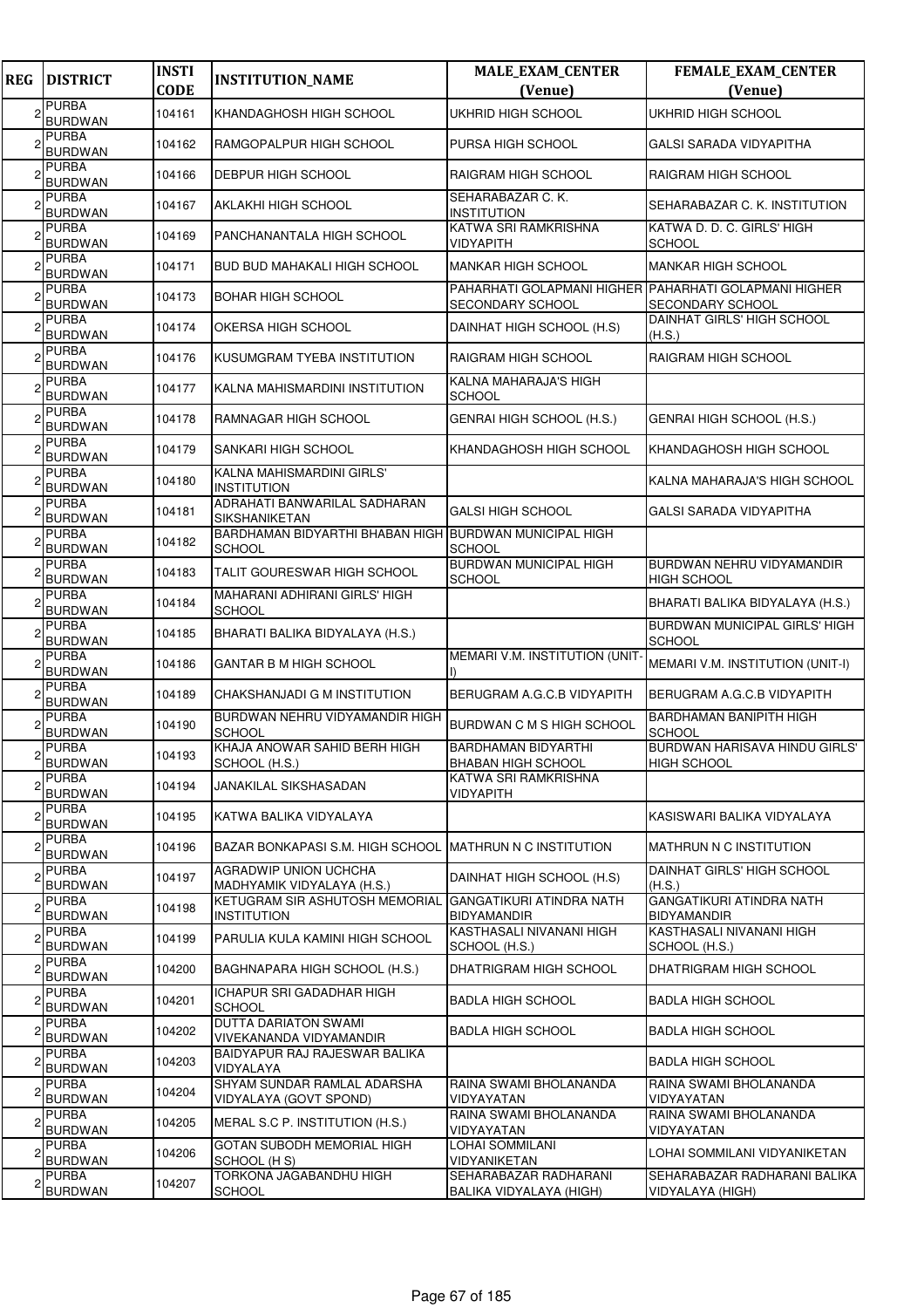| REG | DISTRICT | INSTI CODE | INSTITUTION_NAME | MALE_EXAM_CENTER (Venue) | FEMALE_EXAM_CENTER (Venue) |
|---|---|---|---|---|---|
| 2 | PURBA BURDWAN | 104161 | KHANDAGHOSH HIGH SCHOOL | UKHRID HIGH SCHOOL | UKHRID HIGH SCHOOL |
| 2 | PURBA BURDWAN | 104162 | RAMGOPALPUR HIGH SCHOOL | PURSA HIGH SCHOOL | GALSI SARADA VIDYAPITHA |
| 2 | PURBA BURDWAN | 104166 | DEBPUR HIGH SCHOOL | RAIGRAM HIGH SCHOOL | RAIGRAM HIGH SCHOOL |
| 2 | PURBA BURDWAN | 104167 | AKLAKHI HIGH SCHOOL | SEHARABAZAR C. K. INSTITUTION | SEHARABAZAR C. K. INSTITUTION |
| 2 | PURBA BURDWAN | 104169 | PANCHANANTALA HIGH SCHOOL | KATWA SRI RAMKRISHNA VIDYAPITH | KATWA D. D. C. GIRLS' HIGH SCHOOL |
| 2 | PURBA BURDWAN | 104171 | BUD BUD MAHAKALI HIGH SCHOOL | MANKAR HIGH SCHOOL | MANKAR HIGH SCHOOL |
| 2 | PURBA BURDWAN | 104173 | BOHAR HIGH SCHOOL | PAHARHATI GOLAPMANI HIGHER SECONDARY SCHOOL | PAHARHATI GOLAPMANI HIGHER SECONDARY SCHOOL |
| 2 | PURBA BURDWAN | 104174 | OKERSA HIGH SCHOOL | DAINHAT HIGH SCHOOL (H.S) | DAINHAT GIRLS' HIGH SCHOOL (H.S.) |
| 2 | PURBA BURDWAN | 104176 | KUSUMGRAM TYEBA INSTITUTION | RAIGRAM HIGH SCHOOL | RAIGRAM HIGH SCHOOL |
| 2 | PURBA BURDWAN | 104177 | KALNA MAHISMARDINI INSTITUTION | KALNA MAHARAJA'S HIGH SCHOOL | |
| 2 | PURBA BURDWAN | 104178 | RAMNAGAR HIGH SCHOOL | GENRAI HIGH SCHOOL (H.S.) | GENRAI HIGH SCHOOL (H.S.) |
| 2 | PURBA BURDWAN | 104179 | SANKARI HIGH SCHOOL | KHANDAGHOSH HIGH SCHOOL | KHANDAGHOSH HIGH SCHOOL |
| 2 | PURBA BURDWAN | 104180 | KALNA MAHISMARDINI GIRLS' INSTITUTION | | KALNA MAHARAJA'S HIGH SCHOOL |
| 2 | PURBA BURDWAN | 104181 | ADRAHATI BANWARILAL SADHARAN SIKSHANIKETAN | GALSI HIGH SCHOOL | GALSI SARADA VIDYAPITHA |
| 2 | PURBA BURDWAN | 104182 | BARDHAMAN BIDYARTHI BHABAN HIGH SCHOOL | BURDWAN MUNICIPAL HIGH SCHOOL | |
| 2 | PURBA BURDWAN | 104183 | TALIT GOURESWAR HIGH SCHOOL | BURDWAN MUNICIPAL HIGH SCHOOL | BURDWAN NEHRU VIDYAMANDIR HIGH SCHOOL |
| 2 | PURBA BURDWAN | 104184 | MAHARANI ADHIRANI GIRLS' HIGH SCHOOL | | BHARATI BALIKA BIDYALAYA (H.S.) |
| 2 | PURBA BURDWAN | 104185 | BHARATI BALIKA BIDYALAYA (H.S.) | | BURDWAN MUNICIPAL GIRLS' HIGH SCHOOL |
| 2 | PURBA BURDWAN | 104186 | GANTAR B M HIGH SCHOOL | MEMARI V.M. INSTITUTION (UNIT-I) | MEMARI V.M. INSTITUTION (UNIT-I) |
| 2 | PURBA BURDWAN | 104189 | CHAKSHANJADI G M INSTITUTION | BERUGRAM A.G.C.B VIDYAPITH | BERUGRAM A.G.C.B VIDYAPITH |
| 2 | PURBA BURDWAN | 104190 | BURDWAN NEHRU VIDYAMANDIR HIGH SCHOOL | BURDWAN C M S HIGH SCHOOL | BARDHAMAN BANIPITH HIGH SCHOOL |
| 2 | PURBA BURDWAN | 104193 | KHAJA ANOWAR SAHID BERH HIGH SCHOOL (H.S.) | BARDHAMAN BIDYARTHI BHABAN HIGH SCHOOL | BURDWAN HARISAVA HINDU GIRLS' HIGH SCHOOL |
| 2 | PURBA BURDWAN | 104194 | JANAKILAL SIKSHASADAN | KATWA SRI RAMKRISHNA VIDYAPITH | |
| 2 | PURBA BURDWAN | 104195 | KATWA BALIKA VIDYALAYA | | KASISWARI BALIKA VIDYALAYA |
| 2 | PURBA BURDWAN | 104196 | BAZAR BONKAPASI S.M. HIGH SCHOOL | MATHRUN N C INSTITUTION | MATHRUN N C INSTITUTION |
| 2 | PURBA BURDWAN | 104197 | AGRADWIP UNION UCHCHA MADHYAMIK VIDYALAYA (H.S.) | DAINHAT HIGH SCHOOL (H.S) | DAINHAT GIRLS' HIGH SCHOOL (H.S.) |
| 2 | PURBA BURDWAN | 104198 | KETUGRAM SIR ASHUTOSH MEMORIAL INSTITUTION | GANGATIKURI ATINDRA NATH BIDYAMANDIR | GANGATIKURI ATINDRA NATH BIDYAMANDIR |
| 2 | PURBA BURDWAN | 104199 | PARULIA KULA KAMINI HIGH SCHOOL | KASTHASALI NIVANANI HIGH SCHOOL (H.S.) | KASTHASALI NIVANANI HIGH SCHOOL (H.S.) |
| 2 | PURBA BURDWAN | 104200 | BAGHNAPARA HIGH SCHOOL (H.S.) | DHATRIGRAM HIGH SCHOOL | DHATRIGRAM HIGH SCHOOL |
| 2 | PURBA BURDWAN | 104201 | ICHAPUR SRI GADADHAR HIGH SCHOOL | BADLA HIGH SCHOOL | BADLA HIGH SCHOOL |
| 2 | PURBA BURDWAN | 104202 | DUTTA DARIATON SWAMI VIVEKANANDA VIDYAMANDIR | BADLA HIGH SCHOOL | BADLA HIGH SCHOOL |
| 2 | PURBA BURDWAN | 104203 | BAIDYAPUR RAJ RAJESWAR BALIKA VIDYALAYA | | BADLA HIGH SCHOOL |
| 2 | PURBA BURDWAN | 104204 | SHYAM SUNDAR RAMLAL ADARSHA VIDYALAYA (GOVT SPOND) | RAINA SWAMI BHOLANANDA VIDYAYATAN | RAINA SWAMI BHOLANANDA VIDYAYATAN |
| 2 | PURBA BURDWAN | 104205 | MERAL S.C P. INSTITUTION (H.S.) | RAINA SWAMI BHOLANANDA VIDYAYATAN | RAINA SWAMI BHOLANANDA VIDYAYATAN |
| 2 | PURBA BURDWAN | 104206 | GOTAN SUBODH MEMORIAL HIGH SCHOOL (H S) | LOHAI SOMMILANI VIDYANIKETAN | LOHAI SOMMILANI VIDYANIKETAN |
| 2 | PURBA BURDWAN | 104207 | TORKONA JAGABANDHU HIGH SCHOOL | SEHARABAZAR RADHARANI BALIKA VIDYALAYA (HIGH) | SEHARABAZAR RADHARANI BALIKA VIDYALAYA (HIGH) |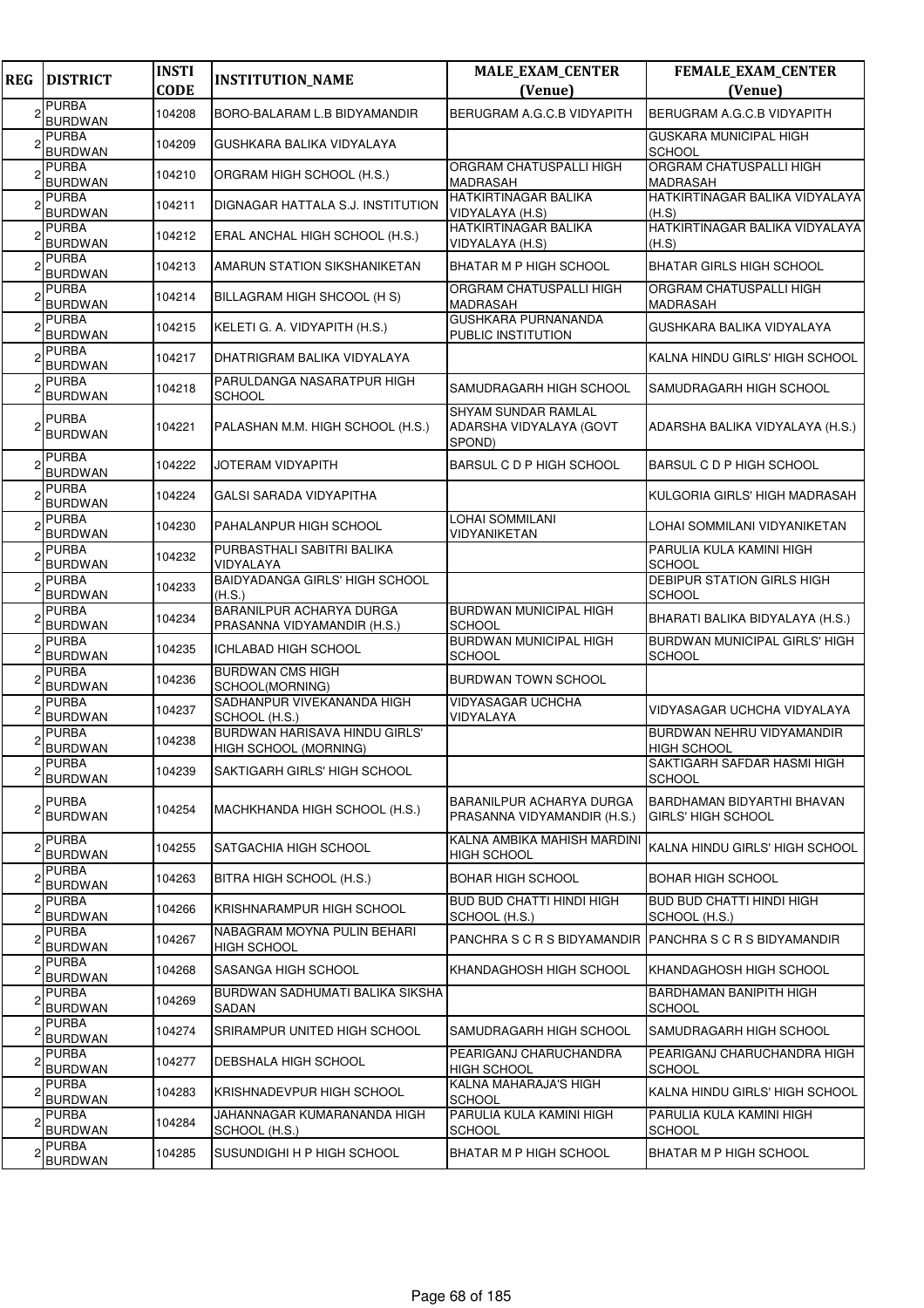| REG | DISTRICT | INSTI CODE | INSTITUTION_NAME | MALE_EXAM_CENTER (Venue) | FEMALE_EXAM_CENTER (Venue) |
|---|---|---|---|---|---|
| 2 | PURBA BURDWAN | 104208 | BORO-BALARAM L.B BIDYAMANDIR | BERUGRAM A.G.C.B VIDYAPITH | BERUGRAM A.G.C.B VIDYAPITH |
| 2 | PURBA BURDWAN | 104209 | GUSHKARA BALIKA VIDYALAYA | | GUSKARA MUNICIPAL HIGH SCHOOL |
| 2 | PURBA BURDWAN | 104210 | ORGRAM HIGH SCHOOL (H.S.) | ORGRAM CHATUSPALLI HIGH MADRASAH | ORGRAM CHATUSPALLI HIGH MADRASAH |
| 2 | PURBA BURDWAN | 104211 | DIGNAGAR HATTALA S.J. INSTITUTION | HATKIRTINAGAR BALIKA VIDYALAYA (H.S) | HATKIRTINAGAR BALIKA VIDYALAYA (H.S) |
| 2 | PURBA BURDWAN | 104212 | ERAL ANCHAL HIGH SCHOOL (H.S.) | HATKIRTINAGAR BALIKA VIDYALAYA (H.S) | HATKIRTINAGAR BALIKA VIDYALAYA (H.S) |
| 2 | PURBA BURDWAN | 104213 | AMARUN STATION SIKSHANIKETAN | BHATAR M P HIGH SCHOOL | BHATAR GIRLS HIGH SCHOOL |
| 2 | PURBA BURDWAN | 104214 | BILLAGRAM HIGH SHCOOL (H S) | ORGRAM CHATUSPALLI HIGH MADRASAH | ORGRAM CHATUSPALLI HIGH MADRASAH |
| 2 | PURBA BURDWAN | 104215 | KELETI G. A. VIDYAPITH (H.S.) | GUSHKARA PURNANANDA PUBLIC INSTITUTION | GUSHKARA BALIKA VIDYALAYA |
| 2 | PURBA BURDWAN | 104217 | DHATRIGRAM BALIKA VIDYALAYA | | KALNA HINDU GIRLS' HIGH SCHOOL |
| 2 | PURBA BURDWAN | 104218 | PARULDANGA NASARATPUR HIGH SCHOOL | SAMUDRAGARH HIGH SCHOOL | SAMUDRAGARH HIGH SCHOOL |
| 2 | PURBA BURDWAN | 104221 | PALASHAN M.M. HIGH SCHOOL (H.S.) | SHYAM SUNDAR RAMLAL ADARSHA VIDYALAYA (GOVT SPOND) | ADARSHA BALIKA VIDYALAYA (H.S.) |
| 2 | PURBA BURDWAN | 104222 | JOTERAM VIDYAPITH | BARSUL C D P HIGH SCHOOL | BARSUL C D P HIGH SCHOOL |
| 2 | PURBA BURDWAN | 104224 | GALSI SARADA VIDYAPITHA | | KULGORIA GIRLS' HIGH MADRASAH |
| 2 | PURBA BURDWAN | 104230 | PAHALANPUR HIGH SCHOOL | LOHAI SOMMILANI VIDYANIKETAN | LOHAI SOMMILANI VIDYANIKETAN |
| 2 | PURBA BURDWAN | 104232 | PURBASTHALI SABITRI BALIKA VIDYALAYA | | PARULIA KULA KAMINI HIGH SCHOOL |
| 2 | PURBA BURDWAN | 104233 | BAIDYADANGA GIRLS' HIGH SCHOOL (H.S.) | | DEBIPUR STATION GIRLS HIGH SCHOOL |
| 2 | PURBA BURDWAN | 104234 | BARANILPUR ACHARYA DURGA PRASANNA VIDYAMANDIR (H.S.) | BURDWAN MUNICIPAL HIGH SCHOOL | BHARATI BALIKA BIDYALAYA (H.S.) |
| 2 | PURBA BURDWAN | 104235 | ICHLABAD HIGH SCHOOL | BURDWAN MUNICIPAL HIGH SCHOOL | BURDWAN MUNICIPAL GIRLS' HIGH SCHOOL |
| 2 | PURBA BURDWAN | 104236 | BURDWAN CMS HIGH SCHOOL(MORNING) | BURDWAN TOWN SCHOOL | |
| 2 | PURBA BURDWAN | 104237 | SADHANPUR VIVEKANANDA HIGH SCHOOL (H.S.) | VIDYASAGAR UCHCHA VIDYALAYA | VIDYASAGAR UCHCHA VIDYALAYA |
| 2 | PURBA BURDWAN | 104238 | BURDWAN HARISAVA HINDU GIRLS' HIGH SCHOOL (MORNING) | | BURDWAN NEHRU VIDYAMANDIR HIGH SCHOOL |
| 2 | PURBA BURDWAN | 104239 | SAKTIGARH GIRLS' HIGH SCHOOL | | SAKTIGARH SAFDAR HASMI HIGH SCHOOL |
| 2 | PURBA BURDWAN | 104254 | MACHKHANDA HIGH SCHOOL (H.S.) | BARANILPUR ACHARYA DURGA PRASANNA VIDYAMANDIR (H.S.) | BARDHAMAN BIDYARTHI BHAVAN GIRLS' HIGH SCHOOL |
| 2 | PURBA BURDWAN | 104255 | SATGACHIA HIGH SCHOOL | KALNA AMBIKA MAHISH MARDINI HIGH SCHOOL | KALNA HINDU GIRLS' HIGH SCHOOL |
| 2 | PURBA BURDWAN | 104263 | BITRA HIGH SCHOOL (H.S.) | BOHAR HIGH SCHOOL | BOHAR HIGH SCHOOL |
| 2 | PURBA BURDWAN | 104266 | KRISHNARAMPUR HIGH SCHOOL | BUD BUD CHATTI HINDI HIGH SCHOOL (H.S.) | BUD BUD CHATTI HINDI HIGH SCHOOL (H.S.) |
| 2 | PURBA BURDWAN | 104267 | NABAGRAM MOYNA PULIN BEHARI HIGH SCHOOL | PANCHRA S C R S BIDYAMANDIR | PANCHRA S C R S BIDYAMANDIR |
| 2 | PURBA BURDWAN | 104268 | SASANGA HIGH SCHOOL | KHANDAGHOSH HIGH SCHOOL | KHANDAGHOSH HIGH SCHOOL |
| 2 | PURBA BURDWAN | 104269 | BURDWAN SADHUMATI BALIKA SIKSHA SADAN | | BARDHAMAN BANIPITH HIGH SCHOOL |
| 2 | PURBA BURDWAN | 104274 | SRIRAMPUR UNITED HIGH SCHOOL | SAMUDRAGARH HIGH SCHOOL | SAMUDRAGARH HIGH SCHOOL |
| 2 | PURBA BURDWAN | 104277 | DEBSHALA HIGH SCHOOL | PEARIGANJ CHARUCHANDRA HIGH SCHOOL | PEARIGANJ CHARUCHANDRA HIGH SCHOOL |
| 2 | PURBA BURDWAN | 104283 | KRISHNADEVPUR HIGH SCHOOL | KALNA MAHARAJA'S HIGH SCHOOL | KALNA HINDU GIRLS' HIGH SCHOOL |
| 2 | PURBA BURDWAN | 104284 | JAHANNAGAR KUMARANANDA HIGH SCHOOL (H.S.) | PARULIA KULA KAMINI HIGH SCHOOL | PARULIA KULA KAMINI HIGH SCHOOL |
| 2 | PURBA BURDWAN | 104285 | SUSUNDIGHI H P HIGH SCHOOL | BHATAR M P HIGH SCHOOL | BHATAR M P HIGH SCHOOL |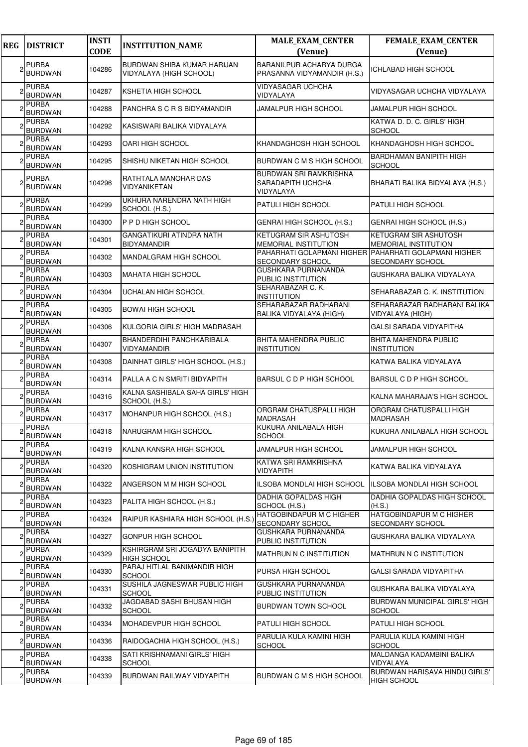| REG | DISTRICT | INSTI CODE | INSTITUTION_NAME | MALE_EXAM_CENTER (Venue) | FEMALE_EXAM_CENTER (Venue) |
|---|---|---|---|---|---|
| 2 | PURBA BURDWAN | 104286 | BURDWAN SHIBA KUMAR HARIJAN VIDYALAYA (HIGH SCHOOL) | BARANILPUR ACHARYA DURGA PRASANNA VIDYAMANDIR (H.S.) | ICHLABAD HIGH SCHOOL |
| 2 | PURBA BURDWAN | 104287 | KSHETIA HIGH SCHOOL | VIDYASAGAR UCHCHA VIDYALAYA | VIDYASAGAR UCHCHA VIDYALAYA |
| 2 | PURBA BURDWAN | 104288 | PANCHRA S C R S BIDYAMANDIR | JAMALPUR HIGH SCHOOL | JAMALPUR HIGH SCHOOL |
| 2 | PURBA BURDWAN | 104292 | KASISWARI BALIKA VIDYALAYA | | KATWA D. D. C. GIRLS' HIGH SCHOOL |
| 2 | PURBA BURDWAN | 104293 | OARI HIGH SCHOOL | KHANDAGHOSH HIGH SCHOOL | KHANDAGHOSH HIGH SCHOOL |
| 2 | PURBA BURDWAN | 104295 | SHISHU NIKETAN HIGH SCHOOL | BURDWAN C M S HIGH SCHOOL | BARDHAMAN BANIPITH HIGH SCHOOL |
| 2 | PURBA BURDWAN | 104296 | RATHTALA MANOHAR DAS VIDYANIKETAN | BURDWAN SRI RAMKRISHNA SARADAPITH UCHCHA VIDYALAYA | BHARATI BALIKA BIDYALAYA (H.S.) |
| 2 | PURBA BURDWAN | 104299 | UKHURA NARENDRA NATH HIGH SCHOOL (H.S.) | PATULI HIGH SCHOOL | PATULI HIGH SCHOOL |
| 2 | PURBA BURDWAN | 104300 | P P D HIGH SCHOOL | GENRAI HIGH SCHOOL (H.S.) | GENRAI HIGH SCHOOL (H.S.) |
| 2 | PURBA BURDWAN | 104301 | GANGATIKURI ATINDRA NATH BIDYAMANDIR | KETUGRAM SIR ASHUTOSH MEMORIAL INSTITUTION | KETUGRAM SIR ASHUTOSH MEMORIAL INSTITUTION |
| 2 | PURBA BURDWAN | 104302 | MANDALGRAM HIGH SCHOOL | PAHARHATI GOLAPMANI HIGHER SECONDARY SCHOOL | PAHARHATI GOLAPMANI HIGHER SECONDARY SCHOOL |
| 2 | PURBA BURDWAN | 104303 | MAHATA HIGH SCHOOL | GUSHKARA PURNANANDA PUBLIC INSTITUTION | GUSHKARA BALIKA VIDYALAYA |
| 2 | PURBA BURDWAN | 104304 | UCHALAN HIGH SCHOOL | SEHARABAZAR C. K. INSTITUTION | SEHARABAZAR C. K. INSTITUTION |
| 2 | PURBA BURDWAN | 104305 | BOWAI HIGH SCHOOL | SEHARABAZAR RADHARANI BALIKA VIDYALAYA (HIGH) | SEHARABAZAR RADHARANI BALIKA VIDYALAYA (HIGH) |
| 2 | PURBA BURDWAN | 104306 | KULGORIA GIRLS' HIGH MADRASAH | | GALSI SARADA VIDYAPITHA |
| 2 | PURBA BURDWAN | 104307 | BHANDERDIHI PANCHKARIBALA VIDYAMANDIR | BHITA MAHENDRA PUBLIC INSTITUTION | BHITA MAHENDRA PUBLIC INSTITUTION |
| 2 | PURBA BURDWAN | 104308 | DAINHAT GIRLS' HIGH SCHOOL (H.S.) | | KATWA BALIKA VIDYALAYA |
| 2 | PURBA BURDWAN | 104314 | PALLA A C N SMRITI BIDYAPITH | BARSUL C D P HIGH SCHOOL | BARSUL C D P HIGH SCHOOL |
| 2 | PURBA BURDWAN | 104316 | KALNA SASHIBALA SAHA GIRLS' HIGH SCHOOL (H.S.) | | KALNA MAHARAJA'S HIGH SCHOOL |
| 2 | PURBA BURDWAN | 104317 | MOHANPUR HIGH SCHOOL (H.S.) | ORGRAM CHATUSPALLI HIGH MADRASAH | ORGRAM CHATUSPALLI HIGH MADRASAH |
| 2 | PURBA BURDWAN | 104318 | NARUGRAM HIGH SCHOOL | KUKURA ANILABALA HIGH SCHOOL | KUKURA ANILABALA HIGH SCHOOL |
| 2 | PURBA BURDWAN | 104319 | KALNA KANSRA HIGH SCHOOL | JAMALPUR HIGH SCHOOL | JAMALPUR HIGH SCHOOL |
| 2 | PURBA BURDWAN | 104320 | KOSHIGRAM UNION INSTITUTION | KATWA SRI RAMKRISHNA VIDYAPITH | KATWA BALIKA VIDYALAYA |
| 2 | PURBA BURDWAN | 104322 | ANGERSON M M HIGH SCHOOL | ILSOBA MONDLAI HIGH SCHOOL | ILSOBA MONDLAI HIGH SCHOOL |
| 2 | PURBA BURDWAN | 104323 | PALITA HIGH SCHOOL (H.S.) | DADHIA GOPALDAS HIGH SCHOOL (H.S.) | DADHIA GOPALDAS HIGH SCHOOL (H.S.) |
| 2 | PURBA BURDWAN | 104324 | RAIPUR KASHIARA HIGH SCHOOL (H.S.) | HATGOBINDAPUR M C HIGHER SECONDARY SCHOOL | HATGOBINDAPUR M C HIGHER SECONDARY SCHOOL |
| 2 | PURBA BURDWAN | 104327 | GONPUR HIGH SCHOOL | GUSHKARA PURNANANDA PUBLIC INSTITUTION | GUSHKARA BALIKA VIDYALAYA |
| 2 | PURBA BURDWAN | 104329 | KSHIRGRAM SRI JOGADYA BANIPITH HIGH SCHOOL | MATHRUN N C INSTITUTION | MATHRUN N C INSTITUTION |
| 2 | PURBA BURDWAN | 104330 | PARAJ HITLAL BANIMANDIR HIGH SCHOOL | PURSA HIGH SCHOOL | GALSI SARADA VIDYAPITHA |
| 2 | PURBA BURDWAN | 104331 | SUSHILA JAGNESWAR PUBLIC HIGH SCHOOL | GUSHKARA PURNANANDA PUBLIC INSTITUTION | GUSHKARA BALIKA VIDYALAYA |
| 2 | PURBA BURDWAN | 104332 | JAGDABAD SASHI BHUSAN HIGH SCHOOL | BURDWAN TOWN SCHOOL | BURDWAN MUNICIPAL GIRLS' HIGH SCHOOL |
| 2 | PURBA BURDWAN | 104334 | MOHADEVPUR HIGH SCHOOL | PATULI HIGH SCHOOL | PATULI HIGH SCHOOL |
| 2 | PURBA BURDWAN | 104336 | RAIDOGACHIA HIGH SCHOOL (H.S.) | PARULIA KULA KAMINI HIGH SCHOOL | PARULIA KULA KAMINI HIGH SCHOOL |
| 2 | PURBA BURDWAN | 104338 | SATI KRISHNAMANI GIRLS' HIGH SCHOOL | | MALDANGA KADAMBINI BALIKA VIDYALAYA |
| 2 | PURBA BURDWAN | 104339 | BURDWAN RAILWAY VIDYAPITH | BURDWAN C M S HIGH SCHOOL | BURDWAN HARISAVA HINDU GIRLS' HIGH SCHOOL |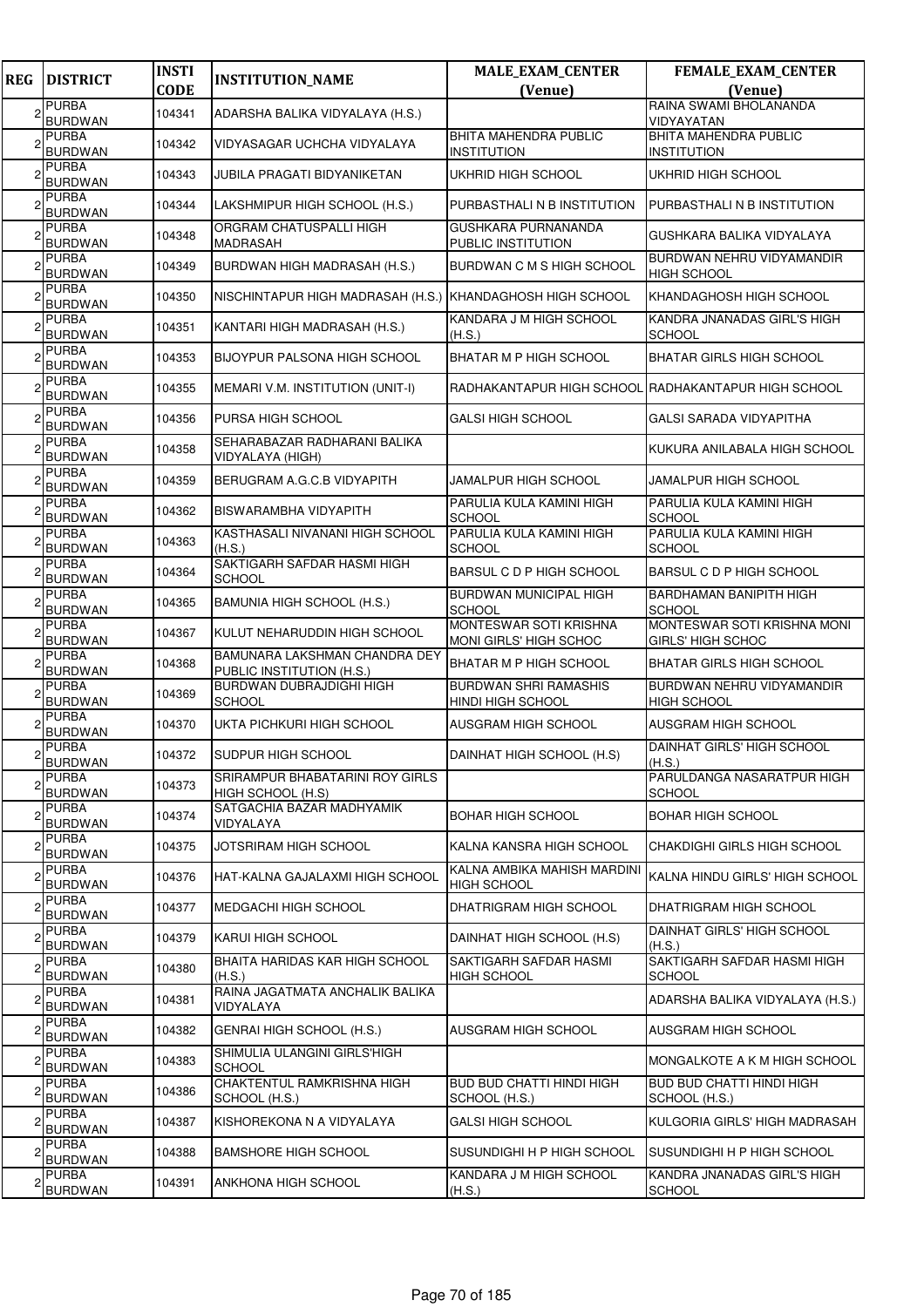| REG | DISTRICT | INSTI CODE | INSTITUTION_NAME | MALE_EXAM_CENTER (Venue) | FEMALE_EXAM_CENTER (Venue) |
|---|---|---|---|---|---|
| 2 | PURBA BURDWAN | 104341 | ADARSHA BALIKA VIDYALAYA (H.S.) | | RAINA SWAMI BHOLANANDA VIDYAYATAN |
| 2 | PURBA BURDWAN | 104342 | VIDYASAGAR UCHCHA VIDYALAYA | BHITA MAHENDRA PUBLIC INSTITUTION | BHITA MAHENDRA PUBLIC INSTITUTION |
| 2 | PURBA BURDWAN | 104343 | JUBILA PRAGATI BIDYANIKETAN | UKHRID HIGH SCHOOL | UKHRID HIGH SCHOOL |
| 2 | PURBA BURDWAN | 104344 | LAKSHMIPUR HIGH SCHOOL (H.S.) | PURBASTHALI N B INSTITUTION | PURBASTHALI N B INSTITUTION |
| 2 | PURBA BURDWAN | 104348 | ORGRAM CHATUSPALLI HIGH MADRASAH | GUSHKARA PURNANANDA PUBLIC INSTITUTION | GUSHKARA BALIKA VIDYALAYA |
| 2 | PURBA BURDWAN | 104349 | BURDWAN HIGH MADRASAH (H.S.) | BURDWAN C M S HIGH SCHOOL | BURDWAN NEHRU VIDYAMANDIR HIGH SCHOOL |
| 2 | PURBA BURDWAN | 104350 | NISCHINTAPUR HIGH MADRASAH (H.S.) | KHANDAGHOSH HIGH SCHOOL | KHANDAGHOSH HIGH SCHOOL |
| 2 | PURBA BURDWAN | 104351 | KANTARI HIGH MADRASAH (H.S.) | KANDARA J M HIGH SCHOOL (H.S.) | KANDRA JNANADAS GIRL'S HIGH SCHOOL |
| 2 | PURBA BURDWAN | 104353 | BIJOYPUR PALSONA HIGH SCHOOL | BHATAR M P HIGH SCHOOL | BHATAR GIRLS HIGH SCHOOL |
| 2 | PURBA BURDWAN | 104355 | MEMARI V.M. INSTITUTION (UNIT-I) | RADHAKANTAPUR HIGH SCHOOL | RADHAKANTAPUR HIGH SCHOOL |
| 2 | PURBA BURDWAN | 104356 | PURSA HIGH SCHOOL | GALSI HIGH SCHOOL | GALSI SARADA VIDYAPITHA |
| 2 | PURBA BURDWAN | 104358 | SEHARABAZAR RADHARANI BALIKA VIDYALAYA (HIGH) | | KUKURA ANILABALA HIGH SCHOOL |
| 2 | PURBA BURDWAN | 104359 | BERUGRAM A.G.C.B VIDYAPITH | JAMALPUR HIGH SCHOOL | JAMALPUR HIGH SCHOOL |
| 2 | PURBA BURDWAN | 104362 | BISWARAMBHA VIDYAPITH | PARULIA KULA KAMINI HIGH SCHOOL | PARULIA KULA KAMINI HIGH SCHOOL |
| 2 | PURBA BURDWAN | 104363 | KASTHASALI NIVANANI HIGH SCHOOL (H.S.) | PARULIA KULA KAMINI HIGH SCHOOL | PARULIA KULA KAMINI HIGH SCHOOL |
| 2 | PURBA BURDWAN | 104364 | SAKTIGARH SAFDAR HASMI HIGH SCHOOL | BARSUL C D P HIGH SCHOOL | BARSUL C D P HIGH SCHOOL |
| 2 | PURBA BURDWAN | 104365 | BAMUNIA HIGH SCHOOL (H.S.) | BURDWAN MUNICIPAL HIGH SCHOOL | BARDHAMAN BANIPITH HIGH SCHOOL |
| 2 | PURBA BURDWAN | 104367 | KULUT NEHARUDDIN HIGH SCHOOL | MONTESWAR SOTI KRISHNA MONI GIRLS' HIGH SCHOC | MONTESWAR SOTI KRISHNA MONI GIRLS' HIGH SCHOC |
| 2 | PURBA BURDWAN | 104368 | BAMUNARA LAKSHMAN CHANDRA DEY PUBLIC INSTITUTION (H.S.) | BHATAR M P HIGH SCHOOL | BHATAR GIRLS HIGH SCHOOL |
| 2 | PURBA BURDWAN | 104369 | BURDWAN DUBRAJDIGHI HIGH SCHOOL | BURDWAN SHRI RAMASHIS HINDI HIGH SCHOOL | BURDWAN NEHRU VIDYAMANDIR HIGH SCHOOL |
| 2 | PURBA BURDWAN | 104370 | UKTA PICHKURI HIGH SCHOOL | AUSGRAM HIGH SCHOOL | AUSGRAM HIGH SCHOOL |
| 2 | PURBA BURDWAN | 104372 | SUDPUR HIGH SCHOOL | DAINHAT HIGH SCHOOL (H.S) | DAINHAT GIRLS' HIGH SCHOOL (H.S.) |
| 2 | PURBA BURDWAN | 104373 | SRIRAMPUR BHABATARINI ROY GIRLS HIGH SCHOOL (H.S) | | PARULDANGA NASARATPUR HIGH SCHOOL |
| 2 | PURBA BURDWAN | 104374 | SATGACHIA BAZAR MADHYAMIK VIDYALAYA | BOHAR HIGH SCHOOL | BOHAR HIGH SCHOOL |
| 2 | PURBA BURDWAN | 104375 | JOTSRIRAM HIGH SCHOOL | KALNA KANSRA HIGH SCHOOL | CHAKDIGHI GIRLS HIGH SCHOOL |
| 2 | PURBA BURDWAN | 104376 | HAT-KALNA GAJALAXMI HIGH SCHOOL | KALNA AMBIKA MAHISH MARDINI HIGH SCHOOL | KALNA HINDU GIRLS' HIGH SCHOOL |
| 2 | PURBA BURDWAN | 104377 | MEDGACHI HIGH SCHOOL | DHATRIGRAM HIGH SCHOOL | DHATRIGRAM HIGH SCHOOL |
| 2 | PURBA BURDWAN | 104379 | KARUI HIGH SCHOOL | DAINHAT HIGH SCHOOL (H.S) | DAINHAT GIRLS' HIGH SCHOOL (H.S.) |
| 2 | PURBA BURDWAN | 104380 | BHAITA HARIDAS KAR HIGH SCHOOL (H.S.) | SAKTIGARH SAFDAR HASMI HIGH SCHOOL | SAKTIGARH SAFDAR HASMI HIGH SCHOOL |
| 2 | PURBA BURDWAN | 104381 | RAINA JAGATMATA ANCHALIK BALIKA VIDYALAYA | | ADARSHA BALIKA VIDYALAYA (H.S.) |
| 2 | PURBA BURDWAN | 104382 | GENRAI HIGH SCHOOL (H.S.) | AUSGRAM HIGH SCHOOL | AUSGRAM HIGH SCHOOL |
| 2 | PURBA BURDWAN | 104383 | SHIMULIA ULANGINI GIRLS'HIGH SCHOOL | | MONGALKOTE A K M HIGH SCHOOL |
| 2 | PURBA BURDWAN | 104386 | CHAKTENTUL RAMKRISHNA HIGH SCHOOL (H.S.) | BUD BUD CHATTI HINDI HIGH SCHOOL (H.S.) | BUD BUD CHATTI HINDI HIGH SCHOOL (H.S.) |
| 2 | PURBA BURDWAN | 104387 | KISHOREKONA N A VIDYALAYA | GALSI HIGH SCHOOL | KULGORIA GIRLS' HIGH MADRASAH |
| 2 | PURBA BURDWAN | 104388 | BAMSHORE HIGH SCHOOL | SUSUNDIGHI H P HIGH SCHOOL | SUSUNDIGHI H P HIGH SCHOOL |
| 2 | PURBA BURDWAN | 104391 | ANKHONA HIGH SCHOOL | KANDARA J M HIGH SCHOOL (H.S.) | KANDRA JNANADAS GIRL'S HIGH SCHOOL |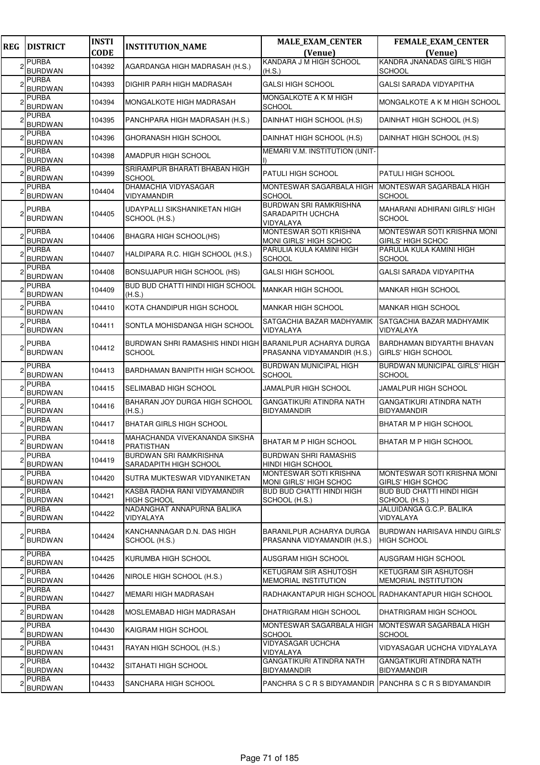| REG | DISTRICT | INSTI CODE | INSTITUTION_NAME | MALE_EXAM_CENTER (Venue) | FEMALE_EXAM_CENTER (Venue) |
|---|---|---|---|---|---|
| 2 | PURBA BURDWAN | 104392 | AGARDANGA HIGH MADRASAH (H.S.) | KANDARA J M HIGH SCHOOL (H.S.) | KANDRA JNANADAS GIRL'S HIGH SCHOOL |
| 2 | PURBA BURDWAN | 104393 | DIGHIR PARH HIGH MADRASAH | GALSI HIGH SCHOOL | GALSI SARADA VIDYAPITHA |
| 2 | PURBA BURDWAN | 104394 | MONGALKOTE HIGH MADRASAH | MONGALKOTE A K M HIGH SCHOOL | MONGALKOTE A K M HIGH SCHOOL |
| 2 | PURBA BURDWAN | 104395 | PANCHPARA HIGH MADRASAH (H.S.) | DAINHAT HIGH SCHOOL (H.S) | DAINHAT HIGH SCHOOL (H.S) |
| 2 | PURBA BURDWAN | 104396 | GHORANASH HIGH SCHOOL | DAINHAT HIGH SCHOOL (H.S) | DAINHAT HIGH SCHOOL (H.S) |
| 2 | PURBA BURDWAN | 104398 | AMADPUR HIGH SCHOOL | MEMARI V.M. INSTITUTION (UNIT-I) | |
| 2 | PURBA BURDWAN | 104399 | SRIRAMPUR BHARATI BHABAN HIGH SCHOOL | PATULI HIGH SCHOOL | PATULI HIGH SCHOOL |
| 2 | PURBA BURDWAN | 104404 | DHAMACHIA VIDYASAGAR VIDYAMANDIR | MONTESWAR SAGARBALA HIGH SCHOOL | MONTESWAR SAGARBALA HIGH SCHOOL |
| 2 | PURBA BURDWAN | 104405 | UDAYPALLI SIKSHANIKETAN HIGH SCHOOL (H.S.) | BURDWAN SRI RAMKRISHNA SARADAPITH UCHCHA VIDYALAYA | MAHARANI ADHIRANI GIRLS' HIGH SCHOOL |
| 2 | PURBA BURDWAN | 104406 | BHAGRA HIGH SCHOOL(HS) | MONTESWAR SOTI KRISHNA MONI GIRLS' HIGH SCHOC | MONTESWAR SOTI KRISHNA MONI GIRLS' HIGH SCHOC |
| 2 | PURBA BURDWAN | 104407 | HALDIPARA R.C. HIGH SCHOOL (H.S.) | PARULIA KULA KAMINI HIGH SCHOOL | PARULIA KULA KAMINI HIGH SCHOOL |
| 2 | PURBA BURDWAN | 104408 | BONSUJAPUR HIGH SCHOOL (HS) | GALSI HIGH SCHOOL | GALSI SARADA VIDYAPITHA |
| 2 | PURBA BURDWAN | 104409 | BUD BUD CHATTI HINDI HIGH SCHOOL (H.S.) | MANKAR HIGH SCHOOL | MANKAR HIGH SCHOOL |
| 2 | PURBA BURDWAN | 104410 | KOTA CHANDIPUR HIGH SCHOOL | MANKAR HIGH SCHOOL | MANKAR HIGH SCHOOL |
| 2 | PURBA BURDWAN | 104411 | SONTLA MOHISDANGA HIGH SCHOOL | SATGACHIA BAZAR MADHYAMIK VIDYALAYA | SATGACHIA BAZAR MADHYAMIK VIDYALAYA |
| 2 | PURBA BURDWAN | 104412 | BURDWAN SHRI RAMASHIS HINDI HIGH SCHOOL | BARANILPUR ACHARYA DURGA PRASANNA VIDYAMANDIR (H.S.) | BARDHAMAN BIDYARTHI BHAVAN GIRLS' HIGH SCHOOL |
| 2 | PURBA BURDWAN | 104413 | BARDHAMAN BANIPITH HIGH SCHOOL | BURDWAN MUNICIPAL HIGH SCHOOL | BURDWAN MUNICIPAL GIRLS' HIGH SCHOOL |
| 2 | PURBA BURDWAN | 104415 | SELIMABAD HIGH SCHOOL | JAMALPUR HIGH SCHOOL | JAMALPUR HIGH SCHOOL |
| 2 | PURBA BURDWAN | 104416 | BAHARAN JOY DURGA HIGH SCHOOL (H.S.) | GANGATIKURI ATINDRA NATH BIDYAMANDIR | GANGATIKURI ATINDRA NATH BIDYAMANDIR |
| 2 | PURBA BURDWAN | 104417 | BHATAR GIRLS HIGH SCHOOL | | BHATAR M P HIGH SCHOOL |
| 2 | PURBA BURDWAN | 104418 | MAHACHANDA VIVEKANANDA SIKSHA PRATISTHAN | BHATAR M P HIGH SCHOOL | BHATAR M P HIGH SCHOOL |
| 2 | PURBA BURDWAN | 104419 | BURDWAN SRI RAMKRISHNA SARADAPITH HIGH SCHOOL | BURDWAN SHRI RAMASHIS HINDI HIGH SCHOOL | |
| 2 | PURBA BURDWAN | 104420 | SUTRA MUKTESWAR VIDYANIKETAN | MONTESWAR SOTI KRISHNA MONI GIRLS' HIGH SCHOC | MONTESWAR SOTI KRISHNA MONI GIRLS' HIGH SCHOC |
| 2 | PURBA BURDWAN | 104421 | KASBA RADHA RANI VIDYAMANDIR HIGH SCHOOL | BUD BUD CHATTI HINDI HIGH SCHOOL (H.S.) | BUD BUD CHATTI HINDI HIGH SCHOOL (H.S.) |
| 2 | PURBA BURDWAN | 104422 | NADANGHAT ANNAPURNA BALIKA VIDYALAYA | | JALUIDANGA G.C.P. BALIKA VIDYALAYA |
| 2 | PURBA BURDWAN | 104424 | KANCHANNAGAR D.N. DAS HIGH SCHOOL (H.S.) | BARANILPUR ACHARYA DURGA PRASANNA VIDYAMANDIR (H.S.) | BURDWAN HARISAVA HINDU GIRLS' HIGH SCHOOL |
| 2 | PURBA BURDWAN | 104425 | KURUMBA HIGH SCHOOL | AUSGRAM HIGH SCHOOL | AUSGRAM HIGH SCHOOL |
| 2 | PURBA BURDWAN | 104426 | NIROLE HIGH SCHOOL (H.S.) | KETUGRAM SIR ASHUTOSH MEMORIAL INSTITUTION | KETUGRAM SIR ASHUTOSH MEMORIAL INSTITUTION |
| 2 | PURBA BURDWAN | 104427 | MEMARI HIGH MADRASAH | RADHAKANTAPUR HIGH SCHOOL | RADHAKANTAPUR HIGH SCHOOL |
| 2 | PURBA BURDWAN | 104428 | MOSLEMABAD HIGH MADRASAH | DHATRIGRAM HIGH SCHOOL | DHATRIGRAM HIGH SCHOOL |
| 2 | PURBA BURDWAN | 104430 | KAIGRAM HIGH SCHOOL | MONTESWAR SAGARBALA HIGH SCHOOL | MONTESWAR SAGARBALA HIGH SCHOOL |
| 2 | PURBA BURDWAN | 104431 | RAYAN HIGH SCHOOL (H.S.) | VIDYASAGAR UCHCHA VIDYALAYA | VIDYASAGAR UCHCHA VIDYALAYA |
| 2 | PURBA BURDWAN | 104432 | SITAHATI HIGH SCHOOL | GANGATIKURI ATINDRA NATH BIDYAMANDIR | GANGATIKURI ATINDRA NATH BIDYAMANDIR |
| 2 | PURBA BURDWAN | 104433 | SANCHARA HIGH SCHOOL | PANCHRA S C R S BIDYAMANDIR | PANCHRA S C R S BIDYAMANDIR |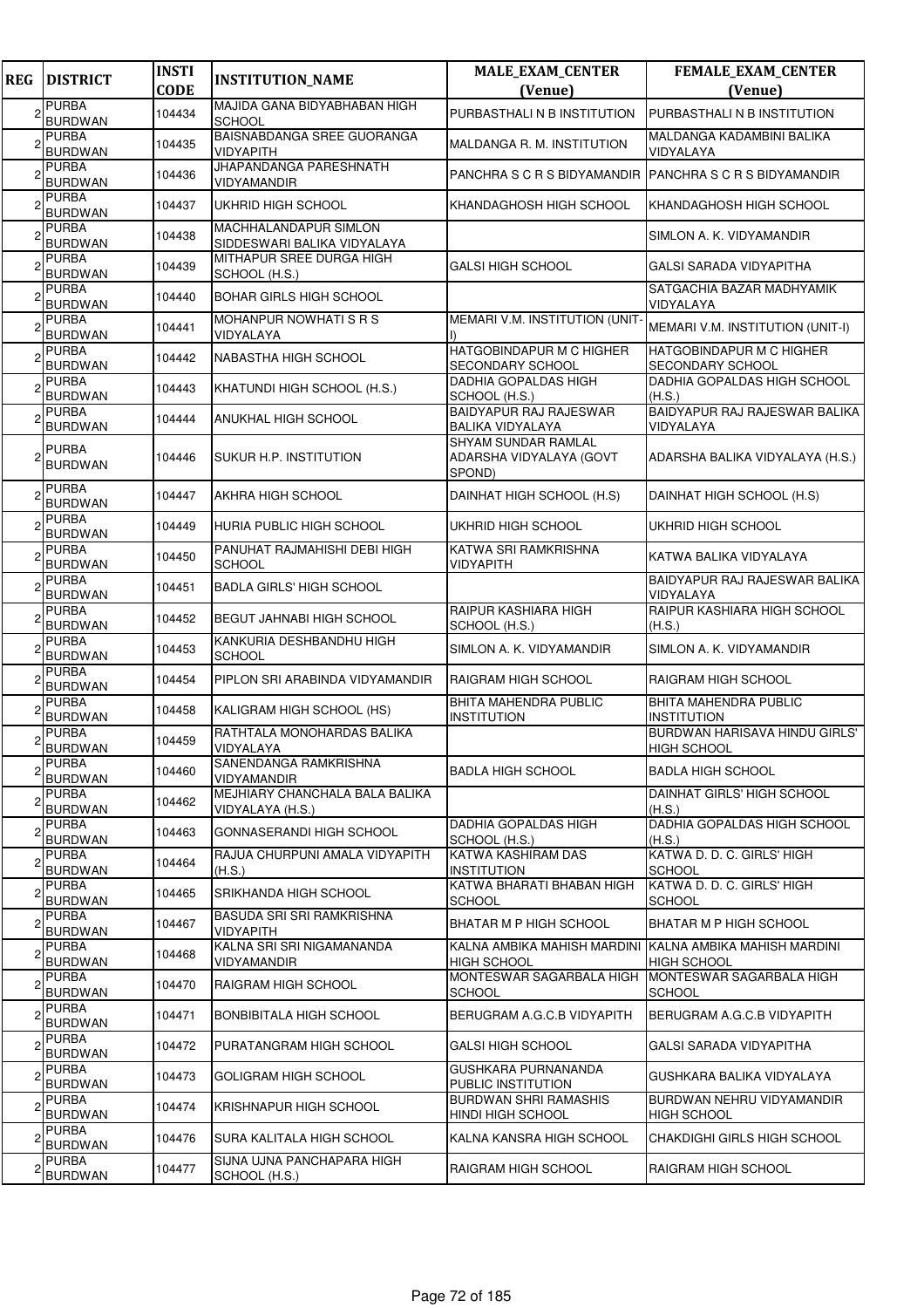| REG | DISTRICT | INSTI CODE | INSTITUTION_NAME | MALE_EXAM_CENTER (Venue) | FEMALE_EXAM_CENTER (Venue) |
|---|---|---|---|---|---|
| 2 | PURBA BURDWAN | 104434 | MAJIDA GANA BIDYABHABAN HIGH SCHOOL | PURBASTHALI N B INSTITUTION | PURBASTHALI N B INSTITUTION |
| 2 | PURBA BURDWAN | 104435 | BAISNABDANGA SREE GUORANGA VIDYAPITH | MALDANGA R. M. INSTITUTION | MALDANGA KADAMBINI BALIKA VIDYALAYA |
| 2 | PURBA BURDWAN | 104436 | JHAPANDANGA PARESHNATH VIDYAMANDIR | PANCHRA S C R S BIDYAMANDIR | PANCHRA S C R S BIDYAMANDIR |
| 2 | PURBA BURDWAN | 104437 | UKHRID HIGH SCHOOL | KHANDAGHOSH HIGH SCHOOL | KHANDAGHOSH HIGH SCHOOL |
| 2 | PURBA BURDWAN | 104438 | MACHHALANDAPUR SIMLON SIDDESWARI BALIKA VIDYALAYA | | SIMLON A. K. VIDYAMANDIR |
| 2 | PURBA BURDWAN | 104439 | MITHAPUR SREE DURGA HIGH SCHOOL (H.S.) | GALSI HIGH SCHOOL | GALSI SARADA VIDYAPITHA |
| 2 | PURBA BURDWAN | 104440 | BOHAR GIRLS HIGH SCHOOL | | SATGACHIA BAZAR MADHYAMIK VIDYALAYA |
| 2 | PURBA BURDWAN | 104441 | MOHANPUR NOWHATI S R S VIDYALAYA | MEMARI V.M. INSTITUTION (UNIT-I) | MEMARI V.M. INSTITUTION (UNIT-I) |
| 2 | PURBA BURDWAN | 104442 | NABASTHA HIGH SCHOOL | HATGOBINDAPUR M C HIGHER SECONDARY SCHOOL | HATGOBINDAPUR M C HIGHER SECONDARY SCHOOL |
| 2 | PURBA BURDWAN | 104443 | KHATUNDI HIGH SCHOOL (H.S.) | DADHIA GOPALDAS HIGH SCHOOL (H.S.) | DADHIA GOPALDAS HIGH SCHOOL (H.S.) |
| 2 | PURBA BURDWAN | 104444 | ANUKHAL HIGH SCHOOL | BAIDYAPUR RAJ RAJESWAR BALIKA VIDYALAYA | BAIDYAPUR RAJ RAJESWAR BALIKA VIDYALAYA |
| 2 | PURBA BURDWAN | 104446 | SUKUR H.P. INSTITUTION | SHYAM SUNDAR RAMLAL ADARSHA VIDYALAYA (GOVT SPOND) | ADARSHA BALIKA VIDYALAYA (H.S.) |
| 2 | PURBA BURDWAN | 104447 | AKHRA HIGH SCHOOL | DAINHAT HIGH SCHOOL (H.S) | DAINHAT HIGH SCHOOL (H.S) |
| 2 | PURBA BURDWAN | 104449 | HURIA PUBLIC HIGH SCHOOL | UKHRID HIGH SCHOOL | UKHRID HIGH SCHOOL |
| 2 | PURBA BURDWAN | 104450 | PANUHAT RAJMAHISHI DEBI HIGH SCHOOL | KATWA SRI RAMKRISHNA VIDYAPITH | KATWA BALIKA VIDYALAYA |
| 2 | PURBA BURDWAN | 104451 | BADLA GIRLS' HIGH SCHOOL | | BAIDYAPUR RAJ RAJESWAR BALIKA VIDYALAYA |
| 2 | PURBA BURDWAN | 104452 | BEGUT JAHNABI HIGH SCHOOL | RAIPUR KASHIARA HIGH SCHOOL (H.S.) | RAIPUR KASHIARA HIGH SCHOOL (H.S.) |
| 2 | PURBA BURDWAN | 104453 | KANKURIA DESHBANDHU HIGH SCHOOL | SIMLON A. K. VIDYAMANDIR | SIMLON A. K. VIDYAMANDIR |
| 2 | PURBA BURDWAN | 104454 | PIPLON SRI ARABINDA VIDYAMANDIR | RAIGRAM HIGH SCHOOL | RAIGRAM HIGH SCHOOL |
| 2 | PURBA BURDWAN | 104458 | KALIGRAM HIGH SCHOOL (HS) | BHITA MAHENDRA PUBLIC INSTITUTION | BHITA MAHENDRA PUBLIC INSTITUTION |
| 2 | PURBA BURDWAN | 104459 | RATHTALA MONOHARDAS BALIKA VIDYALAYA | | BURDWAN HARISAVA HINDU GIRLS' HIGH SCHOOL |
| 2 | PURBA BURDWAN | 104460 | SANENDANGA RAMKRISHNA VIDYAMANDIR | BADLA HIGH SCHOOL | BADLA HIGH SCHOOL |
| 2 | PURBA BURDWAN | 104462 | MEJHIARY CHANCHALA BALA BALIKA VIDYALAYA (H.S.) | | DAINHAT GIRLS' HIGH SCHOOL (H.S.) |
| 2 | PURBA BURDWAN | 104463 | GONNASERANDI HIGH SCHOOL | DADHIA GOPALDAS HIGH SCHOOL (H.S.) | DADHIA GOPALDAS HIGH SCHOOL (H.S.) |
| 2 | PURBA BURDWAN | 104464 | RAJUA CHURPUNI AMALA VIDYAPITH (H.S.) | KATWA KASHIRAM DAS INSTITUTION | KATWA D. D. C. GIRLS' HIGH SCHOOL |
| 2 | PURBA BURDWAN | 104465 | SRIKHANDA HIGH SCHOOL | KATWA BHARATI BHABAN HIGH SCHOOL | KATWA D. D. C. GIRLS' HIGH SCHOOL |
| 2 | PURBA BURDWAN | 104467 | BASUDA SRI SRI RAMKRISHNA VIDYAPITH | BHATAR M P HIGH SCHOOL | BHATAR M P HIGH SCHOOL |
| 2 | PURBA BURDWAN | 104468 | KALNA SRI SRI NIGAMANANDA VIDYAMANDIR | KALNA AMBIKA MAHISH MARDINI HIGH SCHOOL | KALNA AMBIKA MAHISH MARDINI HIGH SCHOOL |
| 2 | PURBA BURDWAN | 104470 | RAIGRAM HIGH SCHOOL | MONTESWAR SAGARBALA HIGH SCHOOL | MONTESWAR SAGARBALA HIGH SCHOOL |
| 2 | PURBA BURDWAN | 104471 | BONBIBITALA HIGH SCHOOL | BERUGRAM A.G.C.B VIDYAPITH | BERUGRAM A.G.C.B VIDYAPITH |
| 2 | PURBA BURDWAN | 104472 | PURATANGRAM HIGH SCHOOL | GALSI HIGH SCHOOL | GALSI SARADA VIDYAPITHA |
| 2 | PURBA BURDWAN | 104473 | GOLIGRAM HIGH SCHOOL | GUSHKARA PURNANANDA PUBLIC INSTITUTION | GUSHKARA BALIKA VIDYALAYA |
| 2 | PURBA BURDWAN | 104474 | KRISHNAPUR HIGH SCHOOL | BURDWAN SHRI RAMASHIS HINDI HIGH SCHOOL | BURDWAN NEHRU VIDYAMANDIR HIGH SCHOOL |
| 2 | PURBA BURDWAN | 104476 | SURA KALITALA HIGH SCHOOL | KALNA KANSRA HIGH SCHOOL | CHAKDIGHI GIRLS HIGH SCHOOL |
| 2 | PURBA BURDWAN | 104477 | SIJNA UJNA PANCHAPARA HIGH SCHOOL (H.S.) | RAIGRAM HIGH SCHOOL | RAIGRAM HIGH SCHOOL |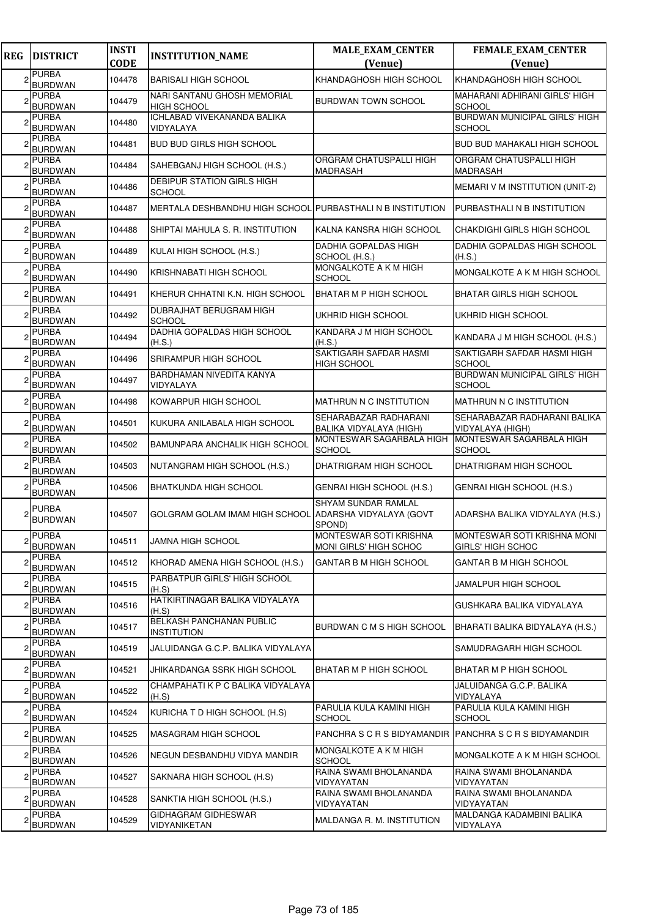| REG | DISTRICT | INSTI CODE | INSTITUTION_NAME | MALE_EXAM_CENTER (Venue) | FEMALE_EXAM_CENTER (Venue) |
|---|---|---|---|---|---|
| 2 | PURBA BURDWAN | 104478 | BARISALI HIGH SCHOOL | KHANDAGHOSH HIGH SCHOOL | KHANDAGHOSH HIGH SCHOOL |
| 2 | PURBA BURDWAN | 104479 | NARI SANTANU GHOSH MEMORIAL HIGH SCHOOL | BURDWAN TOWN SCHOOL | MAHARANI ADHIRANI GIRLS' HIGH SCHOOL |
| 2 | PURBA BURDWAN | 104480 | ICHLABAD VIVEKANANDA BALIKA VIDYALAYA | | BURDWAN MUNICIPAL GIRLS' HIGH SCHOOL |
| 2 | PURBA BURDWAN | 104481 | BUD BUD GIRLS HIGH SCHOOL | | BUD BUD MAHAKALI HIGH SCHOOL |
| 2 | PURBA BURDWAN | 104484 | SAHEBGANJ HIGH SCHOOL (H.S.) | ORGRAM CHATUSPALLI HIGH MADRASAH | ORGRAM CHATUSPALLI HIGH MADRASAH |
| 2 | PURBA BURDWAN | 104486 | DEBIPUR STATION GIRLS HIGH SCHOOL | | MEMARI V M INSTITUTION (UNIT-2) |
| 2 | PURBA BURDWAN | 104487 | MERTALA DESHBANDHU HIGH SCHOOL | PURBASTHALI N B INSTITUTION | PURBASTHALI N B INSTITUTION |
| 2 | PURBA BURDWAN | 104488 | SHIPTAI MAHULA S. R. INSTITUTION | KALNA KANSRA HIGH SCHOOL | CHAKDIGHI GIRLS HIGH SCHOOL |
| 2 | PURBA BURDWAN | 104489 | KULAI HIGH SCHOOL (H.S.) | DADHIA GOPALDAS HIGH SCHOOL (H.S.) | DADHIA GOPALDAS HIGH SCHOOL (H.S.) |
| 2 | PURBA BURDWAN | 104490 | KRISHNABATI HIGH SCHOOL | MONGALKOTE A K M HIGH SCHOOL | MONGALKOTE A K M HIGH SCHOOL |
| 2 | PURBA BURDWAN | 104491 | KHERUR CHHATNI K.N. HIGH SCHOOL | BHATAR M P HIGH SCHOOL | BHATAR GIRLS HIGH SCHOOL |
| 2 | PURBA BURDWAN | 104492 | DUBRAJHAT BERUGRAM HIGH SCHOOL | UKHRID HIGH SCHOOL | UKHRID HIGH SCHOOL |
| 2 | PURBA BURDWAN | 104494 | DADHIA GOPALDAS HIGH SCHOOL (H.S.) | KANDARA J M HIGH SCHOOL (H.S.) | KANDARA J M HIGH SCHOOL (H.S.) |
| 2 | PURBA BURDWAN | 104496 | SRIRAMPUR HIGH SCHOOL | SAKTIGARH SAFDAR HASMI HIGH SCHOOL | SAKTIGARH SAFDAR HASMI HIGH SCHOOL |
| 2 | PURBA BURDWAN | 104497 | BARDHAMAN NIVEDITA KANYA VIDYALAYA | | BURDWAN MUNICIPAL GIRLS' HIGH SCHOOL |
| 2 | PURBA BURDWAN | 104498 | KOWARPUR HIGH SCHOOL | MATHRUN N C INSTITUTION | MATHRUN N C INSTITUTION |
| 2 | PURBA BURDWAN | 104501 | KUKURA ANILABALA HIGH SCHOOL | SEHARABAZAR RADHARANI BALIKA VIDYALAYA (HIGH) | SEHARABAZAR RADHARANI BALIKA VIDYALAYA (HIGH) |
| 2 | PURBA BURDWAN | 104502 | BAMUNPARA ANCHALIK HIGH SCHOOL | MONTESWAR SAGARBALA HIGH SCHOOL | MONTESWAR SAGARBALA HIGH SCHOOL |
| 2 | PURBA BURDWAN | 104503 | NUTANGRAM HIGH SCHOOL (H.S.) | DHATRIGRAM HIGH SCHOOL | DHATRIGRAM HIGH SCHOOL |
| 2 | PURBA BURDWAN | 104506 | BHATKUNDA HIGH SCHOOL | GENRAI HIGH SCHOOL (H.S.) | GENRAI HIGH SCHOOL (H.S.) |
| 2 | PURBA BURDWAN | 104507 | GOLGRAM GOLAM IMAM HIGH SCHOOL | SHYAM SUNDAR RAMLAL ADARSHA VIDYALAYA (GOVT SPOND) | ADARSHA BALIKA VIDYALAYA (H.S.) |
| 2 | PURBA BURDWAN | 104511 | JAMNA HIGH SCHOOL | MONTESWAR SOTI KRISHNA MONI GIRLS' HIGH SCHOC | MONTESWAR SOTI KRISHNA MONI GIRLS' HIGH SCHOC |
| 2 | PURBA BURDWAN | 104512 | KHORAD AMENA HIGH SCHOOL (H.S.) | GANTAR B M HIGH SCHOOL | GANTAR B M HIGH SCHOOL |
| 2 | PURBA BURDWAN | 104515 | PARBATPUR GIRLS' HIGH SCHOOL (H.S) | | JAMALPUR HIGH SCHOOL |
| 2 | PURBA BURDWAN | 104516 | HATKIRTINAGAR BALIKA VIDYALAYA (H.S) | | GUSHKARA BALIKA VIDYALAYA |
| 2 | PURBA BURDWAN | 104517 | BELKASH PANCHANAN PUBLIC INSTITUTION | BURDWAN C M S HIGH SCHOOL | BHARATI BALIKA BIDYALAYA (H.S.) |
| 2 | PURBA BURDWAN | 104519 | JALUIDANGA G.C.P. BALIKA VIDYALAYA | | SAMUDRAGARH HIGH SCHOOL |
| 2 | PURBA BURDWAN | 104521 | JHIKARDANGA SSRK HIGH SCHOOL | BHATAR M P HIGH SCHOOL | BHATAR M P HIGH SCHOOL |
| 2 | PURBA BURDWAN | 104522 | CHAMPAHATI K P C BALIKA VIDYALAYA (H.S) | | JALUIDANGA G.C.P. BALIKA VIDYALAYA |
| 2 | PURBA BURDWAN | 104524 | KURICHA T D HIGH SCHOOL (H.S) | PARULIA KULA KAMINI HIGH SCHOOL | PARULIA KULA KAMINI HIGH SCHOOL |
| 2 | PURBA BURDWAN | 104525 | MASAGRAM HIGH SCHOOL | PANCHRA S C R S BIDYAMANDIR | PANCHRA S C R S BIDYAMANDIR |
| 2 | PURBA BURDWAN | 104526 | NEGUN DESBANDHU VIDYA MANDIR | MONGALKOTE A K M HIGH SCHOOL | MONGALKOTE A K M HIGH SCHOOL |
| 2 | PURBA BURDWAN | 104527 | SAKNARA HIGH SCHOOL (H.S) | RAINA SWAMI BHOLANANDA VIDYAYATAN | RAINA SWAMI BHOLANANDA VIDYAYATAN |
| 2 | PURBA BURDWAN | 104528 | SANKTIA HIGH SCHOOL (H.S.) | RAINA SWAMI BHOLANANDA VIDYAYATAN | RAINA SWAMI BHOLANANDA VIDYAYATAN |
| 2 | PURBA BURDWAN | 104529 | GIDHAGRAM GIDHESWAR VIDYANIKETAN | MALDANGA R. M. INSTITUTION | MALDANGA KADAMBINI BALIKA VIDYALAYA |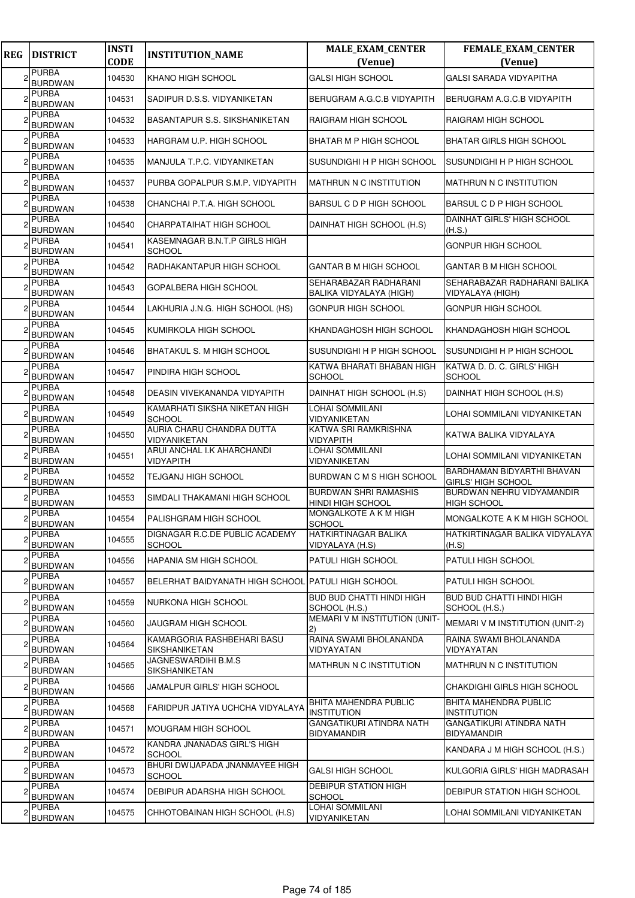| REG | DISTRICT | INSTI CODE | INSTITUTION_NAME | MALE_EXAM_CENTER (Venue) | FEMALE_EXAM_CENTER (Venue) |
|---|---|---|---|---|---|
| 2 | PURBA BURDWAN | 104530 | KHANO HIGH SCHOOL | GALSI HIGH SCHOOL | GALSI SARADA VIDYAPITHA |
| 2 | PURBA BURDWAN | 104531 | SADIPUR D.S.S. VIDYANIKETAN | BERUGRAM A.G.C.B VIDYAPITH | BERUGRAM A.G.C.B VIDYAPITH |
| 2 | PURBA BURDWAN | 104532 | BASANTAPUR S.S. SIKSHANIKETAN | RAIGRAM HIGH SCHOOL | RAIGRAM HIGH SCHOOL |
| 2 | PURBA BURDWAN | 104533 | HARGRAM U.P. HIGH SCHOOL | BHATAR M P HIGH SCHOOL | BHATAR GIRLS HIGH SCHOOL |
| 2 | PURBA BURDWAN | 104535 | MANJULA T.P.C. VIDYANIKETAN | SUSUNDIGHI H P HIGH SCHOOL | SUSUNDIGHI H P HIGH SCHOOL |
| 2 | PURBA BURDWAN | 104537 | PURBA GOPALPUR S.M.P. VIDYAPITH | MATHRUN N C INSTITUTION | MATHRUN N C INSTITUTION |
| 2 | PURBA BURDWAN | 104538 | CHANCHAI P.T.A. HIGH SCHOOL | BARSUL C D P HIGH SCHOOL | BARSUL C D P HIGH SCHOOL |
| 2 | PURBA BURDWAN | 104540 | CHARPATAIHAT HIGH SCHOOL | DAINHAT HIGH SCHOOL (H.S) | DAINHAT GIRLS' HIGH SCHOOL (H.S.) |
| 2 | PURBA BURDWAN | 104541 | KASEMNAGAR B.N.T.P GIRLS HIGH SCHOOL | | GONPUR HIGH SCHOOL |
| 2 | PURBA BURDWAN | 104542 | RADHAKANTAPUR HIGH SCHOOL | GANTAR B M HIGH SCHOOL | GANTAR B M HIGH SCHOOL |
| 2 | PURBA BURDWAN | 104543 | GOPALBERA HIGH SCHOOL | SEHARABAZAR RADHARANI BALIKA VIDYALAYA (HIGH) | SEHARABAZAR RADHARANI BALIKA VIDYALAYA (HIGH) |
| 2 | PURBA BURDWAN | 104544 | LAKHURIA J.N.G. HIGH SCHOOL (HS) | GONPUR HIGH SCHOOL | GONPUR HIGH SCHOOL |
| 2 | PURBA BURDWAN | 104545 | KUMIRKOLA HIGH SCHOOL | KHANDAGHOSH HIGH SCHOOL | KHANDAGHOSH HIGH SCHOOL |
| 2 | PURBA BURDWAN | 104546 | BHATAKUL S. M HIGH SCHOOL | SUSUNDIGHI H P HIGH SCHOOL | SUSUNDIGHI H P HIGH SCHOOL |
| 2 | PURBA BURDWAN | 104547 | PINDIRA HIGH SCHOOL | KATWA BHARATI BHABAN HIGH SCHOOL | KATWA D. D. C. GIRLS' HIGH SCHOOL |
| 2 | PURBA BURDWAN | 104548 | DEASIN VIVEKANANDA VIDYAPITH | DAINHAT HIGH SCHOOL (H.S) | DAINHAT HIGH SCHOOL (H.S) |
| 2 | PURBA BURDWAN | 104549 | KAMARHATI SIKSHA NIKETAN HIGH SCHOOL | LOHAI SOMMILANI VIDYANIKETAN | LOHAI SOMMILANI VIDYANIKETAN |
| 2 | PURBA BURDWAN | 104550 | AURIA CHARU CHANDRA DUTTA VIDYANIKETAN | KATWA SRI RAMKRISHNA VIDYAPITH | KATWA BALIKA VIDYALAYA |
| 2 | PURBA BURDWAN | 104551 | ARUI ANCHAL I.K AHARCHANDI VIDYAPITH | LOHAI SOMMILANI VIDYANIKETAN | LOHAI SOMMILANI VIDYANIKETAN |
| 2 | PURBA BURDWAN | 104552 | TEJGANJ HIGH SCHOOL | BURDWAN C M S HIGH SCHOOL | BARDHAMAN BIDYARTHI BHAVAN GIRLS' HIGH SCHOOL |
| 2 | PURBA BURDWAN | 104553 | SIMDALI THAKAMANI HIGH SCHOOL | BURDWAN SHRI RAMASHIS HINDI HIGH SCHOOL | BURDWAN NEHRU VIDYAMANDIR HIGH SCHOOL |
| 2 | PURBA BURDWAN | 104554 | PALISHGRAM HIGH SCHOOL | MONGALKOTE A K M HIGH SCHOOL | MONGALKOTE A K M HIGH SCHOOL |
| 2 | PURBA BURDWAN | 104555 | DIGNAGAR R.C.DE PUBLIC ACADEMY SCHOOL | HATKIRTINAGAR BALIKA VIDYALAYA (H.S) | HATKIRTINAGAR BALIKA VIDYALAYA (H.S) |
| 2 | PURBA BURDWAN | 104556 | HAPANIA SM HIGH SCHOOL | PATULI HIGH SCHOOL | PATULI HIGH SCHOOL |
| 2 | PURBA BURDWAN | 104557 | BELERHAT BAIDYANATH HIGH SCHOOL | PATULI HIGH SCHOOL | PATULI HIGH SCHOOL |
| 2 | PURBA BURDWAN | 104559 | NURKONA HIGH SCHOOL | BUD BUD CHATTI HINDI HIGH SCHOOL (H.S.) | BUD BUD CHATTI HINDI HIGH SCHOOL (H.S.) |
| 2 | PURBA BURDWAN | 104560 | JAUGRAM HIGH SCHOOL | MEMARI V M INSTITUTION (UNIT-2) | MEMARI V M INSTITUTION (UNIT-2) |
| 2 | PURBA BURDWAN | 104564 | KAMARGORIA RASHBEHARI BASU SIKSHANIKETAN | RAINA SWAMI BHOLANANDA VIDYAYATAN | RAINA SWAMI BHOLANANDA VIDYAYATAN |
| 2 | PURBA BURDWAN | 104565 | JAGNESWARDIHI B.M.S SIKSHANIKETAN | MATHRUN N C INSTITUTION | MATHRUN N C INSTITUTION |
| 2 | PURBA BURDWAN | 104566 | JAMALPUR GIRLS' HIGH SCHOOL | | CHAKDIGHI GIRLS HIGH SCHOOL |
| 2 | PURBA BURDWAN | 104568 | FARIDPUR JATIYA UCHCHA VIDYALAYA | BHITA MAHENDRA PUBLIC INSTITUTION | BHITA MAHENDRA PUBLIC INSTITUTION |
| 2 | PURBA BURDWAN | 104571 | MOUGRAM HIGH SCHOOL | GANGATIKURI ATINDRA NATH BIDYAMANDIR | GANGATIKURI ATINDRA NATH BIDYAMANDIR |
| 2 | PURBA BURDWAN | 104572 | KANDRA JNANADAS GIRL'S HIGH SCHOOL | | KANDARA J M HIGH SCHOOL (H.S.) |
| 2 | PURBA BURDWAN | 104573 | BHURI DWIJAPADA JNANMAYEE HIGH SCHOOL | GALSI HIGH SCHOOL | KULGORIA GIRLS' HIGH MADRASAH |
| 2 | PURBA BURDWAN | 104574 | DEBIPUR ADARSHA HIGH SCHOOL | DEBIPUR STATION HIGH SCHOOL | DEBIPUR STATION HIGH SCHOOL |
| 2 | PURBA BURDWAN | 104575 | CHHOTOBAINAN HIGH SCHOOL (H.S) | LOHAI SOMMILANI VIDYANIKETAN | LOHAI SOMMILANI VIDYANIKETAN |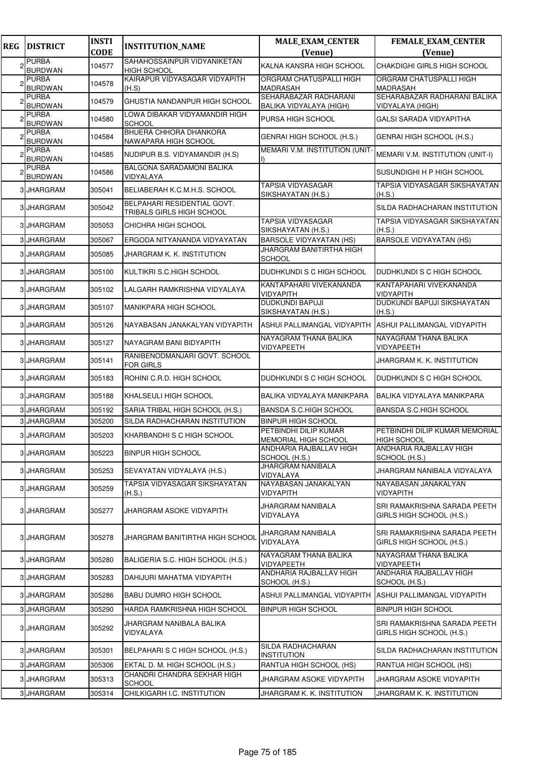| REG | DISTRICT | INSTI CODE | INSTITUTION_NAME | MALE_EXAM_CENTER (Venue) | FEMALE_EXAM_CENTER (Venue) |
|---|---|---|---|---|---|
| 2 | PURBA BURDWAN | 104577 | SAHAHOSSAINPUR VIDYANIKETAN HIGH SCHOOL | KALNA KANSRA HIGH SCHOOL | CHAKDIGHI GIRLS HIGH SCHOOL |
| 2 | PURBA BURDWAN | 104578 | KAIRAPUR VIDYASAGAR VIDYAPITH (H.S) | ORGRAM CHATUSPALLI HIGH MADRASAH | ORGRAM CHATUSPALLI HIGH MADRASAH |
| 2 | PURBA BURDWAN | 104579 | GHUSTIA NANDANPUR HIGH SCHOOL | SEHARABAZAR RADHARANI BALIKA VIDYALAYA (HIGH) | SEHARABAZAR RADHARANI BALIKA VIDYALAYA (HIGH) |
| 2 | PURBA BURDWAN | 104580 | LOWA DIBAKAR VIDYAMANDIR HIGH SCHOOL | PURSA HIGH SCHOOL | GALSI SARADA VIDYAPITHA |
| 2 | PURBA BURDWAN | 104584 | BHUERA CHHORA DHANKORA NAWAPARA HIGH SCHOOL | GENRAI HIGH SCHOOL (H.S.) | GENRAI HIGH SCHOOL (H.S.) |
| 2 | PURBA BURDWAN | 104585 | NUDIPUR B.S. VIDYAMANDIR (H.S) | MEMARI V.M. INSTITUTION (UNIT-I) | MEMARI V.M. INSTITUTION (UNIT-I) |
| 2 | PURBA BURDWAN | 104586 | BALGONA SARADAMONI BALIKA VIDYALAYA | | SUSUNDIGHI H P HIGH SCHOOL |
| 3 | JHARGRAM | 305041 | BELIABERAH K.C.M.H.S. SCHOOL | TAPSIA VIDYASAGAR SIKSHAYATAN (H.S.) | TAPSIA VIDYASAGAR SIKSHAYATAN (H.S.) |
| 3 | JHARGRAM | 305042 | BELPAHARI RESIDENTIAL GOVT. TRIBALS GIRLS HIGH SCHOOL | | SILDA RADHACHARAN INSTITUTION |
| 3 | JHARGRAM | 305053 | CHICHRA HIGH SCHOOL | TAPSIA VIDYASAGAR SIKSHAYATAN (H.S.) | TAPSIA VIDYASAGAR SIKSHAYATAN (H.S.) |
| 3 | JHARGRAM | 305067 | ERGODA NITYANANDA VIDYAYATAN | BARSOLE VIDYAYATAN (HS) | BARSOLE VIDYAYATAN (HS) |
| 3 | JHARGRAM | 305085 | JHARGRAM K. K. INSTITUTION | JHARGRAM BANITIRTHA HIGH SCHOOL | |
| 3 | JHARGRAM | 305100 | KULTIKRI S.C.HIGH SCHOOL | DUDHKUNDI S C HIGH SCHOOL | DUDHKUNDI S C HIGH SCHOOL |
| 3 | JHARGRAM | 305102 | LALGARH RAMKRISHNA VIDYALAYA | KANTAPAHARI VIVEKANANDA VIDYAPITH | KANTAPAHARI VIVEKANANDA VIDYAPITH |
| 3 | JHARGRAM | 305107 | MANIKPARA HIGH SCHOOL | DUDKUNDI BAPUJI SIKSHAYATAN (H.S.) | DUDKUNDI BAPUJI SIKSHAYATAN (H.S.) |
| 3 | JHARGRAM | 305126 | NAYABASAN JANAKALYAN VIDYAPITH | ASHUI PALLIMANGAL VIDYAPITH | ASHUI PALLIMANGAL VIDYAPITH |
| 3 | JHARGRAM | 305127 | NAYAGRAM BANI BIDYAPITH | NAYAGRAM THANA BALIKA VIDYAPEETH | NAYAGRAM THANA BALIKA VIDYAPEETH |
| 3 | JHARGRAM | 305141 | RANIBENODMANJARI GOVT. SCHOOL FOR GIRLS | | JHARGRAM K. K. INSTITUTION |
| 3 | JHARGRAM | 305183 | ROHINI C.R.D. HIGH SCHOOL | DUDHKUNDI S C HIGH SCHOOL | DUDHKUNDI S C HIGH SCHOOL |
| 3 | JHARGRAM | 305188 | KHALSEULI HIGH SCHOOL | BALIKA VIDYALAYA MANIKPARA | BALIKA VIDYALAYA MANIKPARA |
| 3 | JHARGRAM | 305192 | SARIA TRIBAL HIGH SCHOOL (H.S.) | BANSDA S.C.HIGH SCHOOL | BANSDA S.C.HIGH SCHOOL |
| 3 | JHARGRAM | 305200 | SILDA RADHACHARAN INSTITUTION | BINPUR HIGH SCHOOL | |
| 3 | JHARGRAM | 305203 | KHARBANDHI S C HIGH SCHOOL | PETBINDHI DILIP KUMAR MEMORIAL HIGH SCHOOL | PETBINDHI DILIP KUMAR MEMORIAL HIGH SCHOOL |
| 3 | JHARGRAM | 305223 | BINPUR HIGH SCHOOL | ANDHARIA RAJBALLAV HIGH SCHOOL (H.S.) | ANDHARIA RAJBALLAV HIGH SCHOOL (H.S.) |
| 3 | JHARGRAM | 305253 | SEVAYATAN VIDYALAYA (H.S.) | JHARGRAM NANIBALA VIDYALAYA | JHARGRAM NANIBALA VIDYALAYA |
| 3 | JHARGRAM | 305259 | TAPSIA VIDYASAGAR SIKSHAYATAN (H.S.) | NAYABASAN JANAKALYAN VIDYAPITH | NAYABASAN JANAKALYAN VIDYAPITH |
| 3 | JHARGRAM | 305277 | JHARGRAM ASOKE VIDYAPITH | JHARGRAM NANIBALA VIDYALAYA | SRI RAMAKRISHNA SARADA PEETH GIRLS HIGH SCHOOL (H.S.) |
| 3 | JHARGRAM | 305278 | JHARGRAM BANITIRTHA HIGH SCHOOL | JHARGRAM NANIBALA VIDYALAYA | SRI RAMAKRISHNA SARADA PEETH GIRLS HIGH SCHOOL (H.S.) |
| 3 | JHARGRAM | 305280 | BALIGERIA S.C. HIGH SCHOOL (H.S.) | NAYAGRAM THANA BALIKA VIDYAPEETH | NAYAGRAM THANA BALIKA VIDYAPEETH |
| 3 | JHARGRAM | 305283 | DAHIJURI MAHATMA VIDYAPITH | ANDHARIA RAJBALLAV HIGH SCHOOL (H.S.) | ANDHARIA RAJBALLAV HIGH SCHOOL (H.S.) |
| 3 | JHARGRAM | 305286 | BABU DUMRO HIGH SCHOOL | ASHUI PALLIMANGAL VIDYAPITH | ASHUI PALLIMANGAL VIDYAPITH |
| 3 | JHARGRAM | 305290 | HARDA RAMKRISHNA HIGH SCHOOL | BINPUR HIGH SCHOOL | BINPUR HIGH SCHOOL |
| 3 | JHARGRAM | 305292 | JHARGRAM NANIBALA BALIKA VIDYALAYA | | SRI RAMAKRISHNA SARADA PEETH GIRLS HIGH SCHOOL (H.S.) |
| 3 | JHARGRAM | 305301 | BELPAHARI S C HIGH SCHOOL (H.S.) | SILDA RADHACHARAN INSTITUTION | SILDA RADHACHARAN INSTITUTION |
| 3 | JHARGRAM | 305306 | EKTAL D. M. HIGH SCHOOL (H.S.) | RANTUA HIGH SCHOOL (HS) | RANTUA HIGH SCHOOL (HS) |
| 3 | JHARGRAM | 305313 | CHANDRI CHANDRA SEKHAR HIGH SCHOOL | JHARGRAM ASOKE VIDYAPITH | JHARGRAM ASOKE VIDYAPITH |
| 3 | JHARGRAM | 305314 | CHILKIGARH I.C. INSTITUTION | JHARGRAM K. K. INSTITUTION | JHARGRAM K. K. INSTITUTION |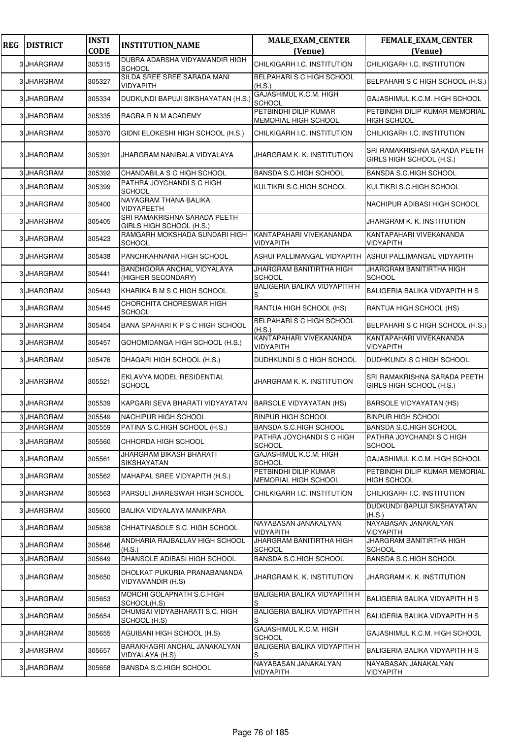| REG | DISTRICT | INSTI CODE | INSTITUTION_NAME | MALE_EXAM_CENTER (Venue) | FEMALE_EXAM_CENTER (Venue) |
|---|---|---|---|---|---|
| 3 | JHARGRAM | 305315 | DUBRA ADARSHA VIDYAMANDIR HIGH SCHOOL | CHILKIGARH I.C. INSTITUTION | CHILKIGARH I.C. INSTITUTION |
| 3 | JHARGRAM | 305327 | SILDA SREE SREE SARADA MANI VIDYAPITH | BELPAHARI S C HIGH SCHOOL (H.S.) | BELPAHARI S C HIGH SCHOOL (H.S.) |
| 3 | JHARGRAM | 305334 | DUDKUNDI BAPUJI SIKSHAYATAN (H.S.) | GAJASHIMUL K.C.M. HIGH SCHOOL | GAJASHIMUL K.C.M. HIGH SCHOOL |
| 3 | JHARGRAM | 305335 | RAGRA R N M ACADEMY | PETBINDHI DILIP KUMAR MEMORIAL HIGH SCHOOL | PETBINDHI DILIP KUMAR MEMORIAL HIGH SCHOOL |
| 3 | JHARGRAM | 305370 | GIDNI ELOKESHI HIGH SCHOOL (H.S.) | CHILKIGARH I.C. INSTITUTION | CHILKIGARH I.C. INSTITUTION |
| 3 | JHARGRAM | 305391 | JHARGRAM NANIBALA VIDYALAYA | JHARGRAM K. K. INSTITUTION | SRI RAMAKRISHNA SARADA PEETH GIRLS HIGH SCHOOL (H.S.) |
| 3 | JHARGRAM | 305392 | CHANDABILA S C HIGH SCHOOL | BANSDA S.C.HIGH SCHOOL | BANSDA S.C.HIGH SCHOOL |
| 3 | JHARGRAM | 305399 | PATHRA JOYCHANDI S C HIGH SCHOOL | KULTIKRI S.C.HIGH SCHOOL | KULTIKRI S.C.HIGH SCHOOL |
| 3 | JHARGRAM | 305400 | NAYAGRAM THANA BALIKA VIDYAPEETH | | NACHIPUR ADIBASI HIGH SCHOOL |
| 3 | JHARGRAM | 305405 | SRI RAMAKRISHNA SARADA PEETH GIRLS HIGH SCHOOL (H.S.) | | JHARGRAM K. K. INSTITUTION |
| 3 | JHARGRAM | 305423 | RAMGARH MOKSHADA SUNDARI HIGH SCHOOL | KANTAPAHARI VIVEKANANDA VIDYAPITH | KANTAPAHARI VIVEKANANDA VIDYAPITH |
| 3 | JHARGRAM | 305438 | PANCHKAHNANIA HIGH SCHOOL | ASHUI PALLIMANGAL VIDYAPITH | ASHUI PALLIMANGAL VIDYAPITH |
| 3 | JHARGRAM | 305441 | BANDHGORA ANCHAL VIDYALAYA (HIGHER SECONDARY) | JHARGRAM BANITIRTHA HIGH SCHOOL | JHARGRAM BANITIRTHA HIGH SCHOOL |
| 3 | JHARGRAM | 305443 | KHARIKA B M S C HIGH SCHOOL | BALIGERIA BALIKA VIDYAPITH H S | BALIGERIA BALIKA VIDYAPITH H S |
| 3 | JHARGRAM | 305445 | CHORCHITA CHORESWAR HIGH SCHOOL | RANTUA HIGH SCHOOL (HS) | RANTUA HIGH SCHOOL (HS) |
| 3 | JHARGRAM | 305454 | BANA SPAHARI K P S C HIGH SCHOOL | BELPAHARI S C HIGH SCHOOL (H.S.) | BELPAHARI S C HIGH SCHOOL (H.S.) |
| 3 | JHARGRAM | 305457 | GOHOMIDANGA HIGH SCHOOL (H.S.) | KANTAPAHARI VIVEKANANDA VIDYAPITH | KANTAPAHARI VIVEKANANDA VIDYAPITH |
| 3 | JHARGRAM | 305476 | DHAGARI HIGH SCHOOL (H.S.) | DUDHKUNDI S C HIGH SCHOOL | DUDHKUNDI S C HIGH SCHOOL |
| 3 | JHARGRAM | 305521 | EKLAVYA MODEL RESIDENTIAL SCHOOL | JHARGRAM K. K. INSTITUTION | SRI RAMAKRISHNA SARADA PEETH GIRLS HIGH SCHOOL (H.S.) |
| 3 | JHARGRAM | 305539 | KAPGARI SEVA BHARATI VIDYAYATAN | BARSOLE VIDYAYATAN (HS) | BARSOLE VIDYAYATAN (HS) |
| 3 | JHARGRAM | 305549 | NACHIPUR HIGH SCHOOL | BINPUR HIGH SCHOOL | BINPUR HIGH SCHOOL |
| 3 | JHARGRAM | 305559 | PATINA S.C.HIGH SCHOOL (H.S.) | BANSDA S.C.HIGH SCHOOL | BANSDA S.C.HIGH SCHOOL |
| 3 | JHARGRAM | 305560 | CHHORDA HIGH SCHOOL | PATHRA JOYCHANDI S C HIGH SCHOOL | PATHRA JOYCHANDI S C HIGH SCHOOL |
| 3 | JHARGRAM | 305561 | JHARGRAM BIKASH BHARATI SIKSHAYATAN | GAJASHIMUL K.C.M. HIGH SCHOOL | GAJASHIMUL K.C.M. HIGH SCHOOL |
| 3 | JHARGRAM | 305562 | MAHAPAL SREE VIDYAPITH (H.S.) | PETBINDHI DILIP KUMAR MEMORIAL HIGH SCHOOL | PETBINDHI DILIP KUMAR MEMORIAL HIGH SCHOOL |
| 3 | JHARGRAM | 305563 | PARSULI JHARESWAR HIGH SCHOOL | CHILKIGARH I.C. INSTITUTION | CHILKIGARH I.C. INSTITUTION |
| 3 | JHARGRAM | 305600 | BALIKA VIDYALAYA MANIKPARA | | DUDKUNDI BAPUJI SIKSHAYATAN (H.S.) |
| 3 | JHARGRAM | 305638 | CHHATINASOLE S.C. HIGH SCHOOL | NAYABASAN JANAKALYAN VIDYAPITH | NAYABASAN JANAKALYAN VIDYAPITH |
| 3 | JHARGRAM | 305646 | ANDHARIA RAJBALLAV HIGH SCHOOL (H.S.) | JHARGRAM BANITIRTHA HIGH SCHOOL | JHARGRAM BANITIRTHA HIGH SCHOOL |
| 3 | JHARGRAM | 305649 | DHANSOLE ADIBASI HIGH SCHOOL | BANSDA S.C.HIGH SCHOOL | BANSDA S.C.HIGH SCHOOL |
| 3 | JHARGRAM | 305650 | DHOLKAT PUKURIA PRANABANANDA VIDYAMANDIR (H.S) | JHARGRAM K. K. INSTITUTION | JHARGRAM K. K. INSTITUTION |
| 3 | JHARGRAM | 305653 | MORCHI GOLAPNATH S.C.HIGH SCHOOL(H.S) | BALIGERIA BALIKA VIDYAPITH H S | BALIGERIA BALIKA VIDYAPITH H S |
| 3 | JHARGRAM | 305654 | DHUMSAI VIDYABHARATI S.C. HIGH SCHOOL (H.S) | BALIGERIA BALIKA VIDYAPITH H S | BALIGERIA BALIKA VIDYAPITH H S |
| 3 | JHARGRAM | 305655 | AGUIBANI HIGH SCHOOL (H.S) | GAJASHIMUL K.C.M. HIGH SCHOOL | GAJASHIMUL K.C.M. HIGH SCHOOL |
| 3 | JHARGRAM | 305657 | BARAKHAGRI ANCHAL JANAKALYAN VIDYALAYA (H.S) | BALIGERIA BALIKA VIDYAPITH H S | BALIGERIA BALIKA VIDYAPITH H S |
| 3 | JHARGRAM | 305658 | BANSDA S.C.HIGH SCHOOL | NAYABASAN JANAKALYAN VIDYAPITH | NAYABASAN JANAKALYAN VIDYAPITH |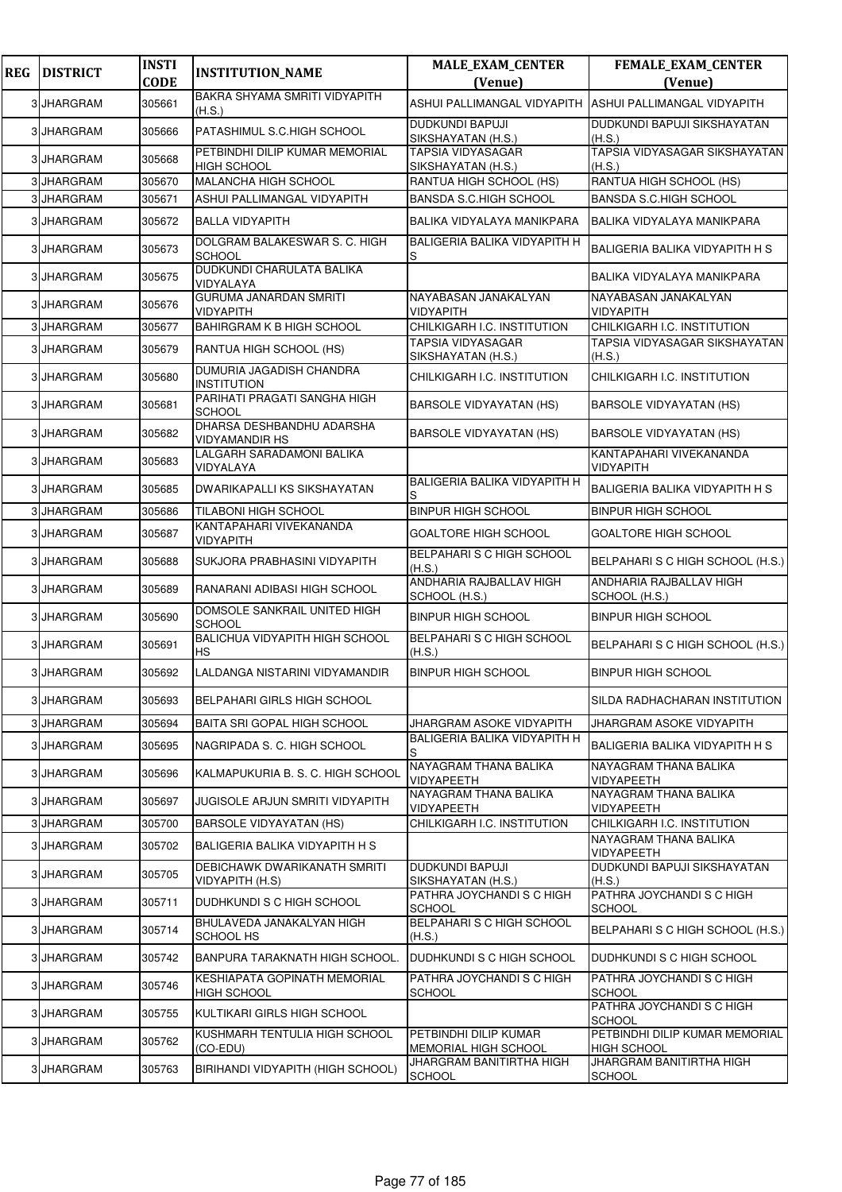| REG | DISTRICT | INSTI CODE | INSTITUTION_NAME | MALE_EXAM_CENTER (Venue) | FEMALE_EXAM_CENTER (Venue) |
|---|---|---|---|---|---|
| 3 | JHARGRAM | 305661 | BAKRA SHYAMA SMRITI VIDYAPITH (H.S.) | ASHUI PALLIMANGAL VIDYAPITH | ASHUI PALLIMANGAL VIDYAPITH |
| 3 | JHARGRAM | 305666 | PATASHIMUL S.C.HIGH SCHOOL | DUDKUNDI BAPUJI SIKSHAYATAN (H.S.) | DUDKUNDI BAPUJI SIKSHAYATAN (H.S.) |
| 3 | JHARGRAM | 305668 | PETBINDHI DILIP KUMAR MEMORIAL HIGH SCHOOL | TAPSIA VIDYASAGAR SIKSHAYATAN (H.S.) | TAPSIA VIDYASAGAR SIKSHAYATAN (H.S.) |
| 3 | JHARGRAM | 305670 | MALANCHA HIGH SCHOOL | RANTUA HIGH SCHOOL (HS) | RANTUA HIGH SCHOOL (HS) |
| 3 | JHARGRAM | 305671 | ASHUI PALLIMANGAL VIDYAPITH | BANSDA S.C.HIGH SCHOOL | BANSDA S.C.HIGH SCHOOL |
| 3 | JHARGRAM | 305672 | BALLA VIDYAPITH | BALIKA VIDYALAYA MANIKPARA | BALIKA VIDYALAYA MANIKPARA |
| 3 | JHARGRAM | 305673 | DOLGRAM BALAKESWAR S. C. HIGH SCHOOL | BALIGERIA BALIKA VIDYAPITH H S | BALIGERIA BALIKA VIDYAPITH H S |
| 3 | JHARGRAM | 305675 | DUDKUNDI CHARULATA BALIKA VIDYALAYA | | BALIKA VIDYALAYA MANIKPARA |
| 3 | JHARGRAM | 305676 | GURUMA JANARDAN SMRITI VIDYAPITH | NAYABASAN JANAKALYAN VIDYAPITH | NAYABASAN JANAKALYAN VIDYAPITH |
| 3 | JHARGRAM | 305677 | BAHIRGRAM K B HIGH SCHOOL | CHILKIGARH I.C. INSTITUTION | CHILKIGARH I.C. INSTITUTION |
| 3 | JHARGRAM | 305679 | RANTUA HIGH SCHOOL (HS) | TAPSIA VIDYASAGAR SIKSHAYATAN (H.S.) | TAPSIA VIDYASAGAR SIKSHAYATAN (H.S.) |
| 3 | JHARGRAM | 305680 | DUMURIA JAGADISH CHANDRA INSTITUTION | CHILKIGARH I.C. INSTITUTION | CHILKIGARH I.C. INSTITUTION |
| 3 | JHARGRAM | 305681 | PARIHATI PRAGATI SANGHA HIGH SCHOOL | BARSOLE VIDYAYATAN (HS) | BARSOLE VIDYAYATAN (HS) |
| 3 | JHARGRAM | 305682 | DHARSA DESHBANDHU ADARSHA VIDYAMANDIR HS | BARSOLE VIDYAYATAN (HS) | BARSOLE VIDYAYATAN (HS) |
| 3 | JHARGRAM | 305683 | LALGARH SARADAMONI BALIKA VIDYALAYA | | KANTAPAHARI VIVEKANANDA VIDYAPITH |
| 3 | JHARGRAM | 305685 | DWARIKAPALLI KS SIKSHAYATAN | BALIGERIA BALIKA VIDYAPITH H S | BALIGERIA BALIKA VIDYAPITH H S |
| 3 | JHARGRAM | 305686 | TILABONI HIGH SCHOOL | BINPUR HIGH SCHOOL | BINPUR HIGH SCHOOL |
| 3 | JHARGRAM | 305687 | KANTAPAHARI VIVEKANANDA VIDYAPITH | GOALTORE HIGH SCHOOL | GOALTORE HIGH SCHOOL |
| 3 | JHARGRAM | 305688 | SUKJORA PRABHASINI VIDYAPITH | BELPAHARI S C HIGH SCHOOL (H.S.) | BELPAHARI S C HIGH SCHOOL (H.S.) |
| 3 | JHARGRAM | 305689 | RANARANI ADIBASI HIGH SCHOOL | ANDHARIA RAJBALLAV HIGH SCHOOL (H.S.) | ANDHARIA RAJBALLAV HIGH SCHOOL (H.S.) |
| 3 | JHARGRAM | 305690 | DOMSOLE SANKRAIL UNITED HIGH SCHOOL | BINPUR HIGH SCHOOL | BINPUR HIGH SCHOOL |
| 3 | JHARGRAM | 305691 | BALICHUA VIDYAPITH HIGH SCHOOL HS | BELPAHARI S C HIGH SCHOOL (H.S.) | BELPAHARI S C HIGH SCHOOL (H.S.) |
| 3 | JHARGRAM | 305692 | LALDANGA NISTARINI VIDYAMANDIR | BINPUR HIGH SCHOOL | BINPUR HIGH SCHOOL |
| 3 | JHARGRAM | 305693 | BELPAHARI GIRLS HIGH SCHOOL | | SILDA RADHACHARAN INSTITUTION |
| 3 | JHARGRAM | 305694 | BAITA SRI GOPAL HIGH SCHOOL | JHARGRAM ASOKE VIDYAPITH | JHARGRAM ASOKE VIDYAPITH |
| 3 | JHARGRAM | 305695 | NAGRIPADA S. C. HIGH SCHOOL | BALIGERIA BALIKA VIDYAPITH H S | BALIGERIA BALIKA VIDYAPITH H S |
| 3 | JHARGRAM | 305696 | KALMAPUKURIA B. S. C. HIGH SCHOOL | NAYAGRAM THANA BALIKA VIDYAPEETH | NAYAGRAM THANA BALIKA VIDYAPEETH |
| 3 | JHARGRAM | 305697 | JUGISOLE ARJUN SMRITI VIDYAPITH | NAYAGRAM THANA BALIKA VIDYAPEETH | NAYAGRAM THANA BALIKA VIDYAPEETH |
| 3 | JHARGRAM | 305700 | BARSOLE VIDYAYATAN (HS) | CHILKIGARH I.C. INSTITUTION | CHILKIGARH I.C. INSTITUTION |
| 3 | JHARGRAM | 305702 | BALIGERIA BALIKA VIDYAPITH H S | | NAYAGRAM THANA BALIKA VIDYAPEETH |
| 3 | JHARGRAM | 305705 | DEBICHAWK DWARIKANATH SMRITI VIDYAPITH (H.S) | DUDKUNDI BAPUJI SIKSHAYATAN (H.S.) | DUDKUNDI BAPUJI SIKSHAYATAN (H.S.) |
| 3 | JHARGRAM | 305711 | DUDHKUNDI S C HIGH SCHOOL | PATHRA JOYCHANDI S C HIGH SCHOOL | PATHRA JOYCHANDI S C HIGH SCHOOL |
| 3 | JHARGRAM | 305714 | BHULAVEDA JANAKALYAN HIGH SCHOOL HS | BELPAHARI S C HIGH SCHOOL (H.S.) | BELPAHARI S C HIGH SCHOOL (H.S.) |
| 3 | JHARGRAM | 305742 | BANPURA TARAKNATH HIGH SCHOOL. | DUDHKUNDI S C HIGH SCHOOL | DUDHKUNDI S C HIGH SCHOOL |
| 3 | JHARGRAM | 305746 | KESHIAPATA GOPINATH MEMORIAL HIGH SCHOOL | PATHRA JOYCHANDI S C HIGH SCHOOL | PATHRA JOYCHANDI S C HIGH SCHOOL |
| 3 | JHARGRAM | 305755 | KULTIKARI GIRLS HIGH SCHOOL | | PATHRA JOYCHANDI S C HIGH SCHOOL |
| 3 | JHARGRAM | 305762 | KUSHMARH TENTULIA HIGH SCHOOL (CO-EDU) | PETBINDHI DILIP KUMAR MEMORIAL HIGH SCHOOL | PETBINDHI DILIP KUMAR MEMORIAL HIGH SCHOOL |
| 3 | JHARGRAM | 305763 | BIRIHANDI VIDYAPITH (HIGH SCHOOL) | JHARGRAM BANITIRTHA HIGH SCHOOL | JHARGRAM BANITIRTHA HIGH SCHOOL |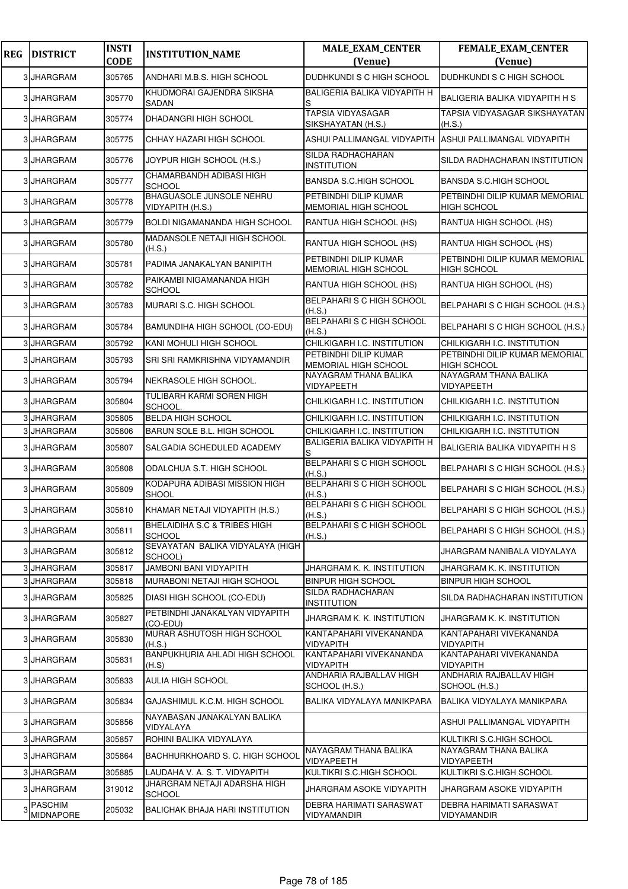| REG | DISTRICT | INSTI CODE | INSTITUTION_NAME | MALE_EXAM_CENTER (Venue) | FEMALE_EXAM_CENTER (Venue) |
|---|---|---|---|---|---|
| 3 | JHARGRAM | 305765 | ANDHARI M.B.S. HIGH SCHOOL | DUDHKUNDI S C HIGH SCHOOL | DUDHKUNDI S C HIGH SCHOOL |
| 3 | JHARGRAM | 305770 | KHUDMORAI GAJENDRA SIKSHA SADAN | BALIGERIA BALIKA VIDYAPITH H S | BALIGERIA BALIKA VIDYAPITH H S |
| 3 | JHARGRAM | 305774 | DHADANGRI HIGH SCHOOL | TAPSIA VIDYASAGAR SIKSHAYATAN (H.S.) | TAPSIA VIDYASAGAR SIKSHAYATAN (H.S.) |
| 3 | JHARGRAM | 305775 | CHHAY HAZARI HIGH SCHOOL | ASHUI PALLIMANGAL VIDYAPITH | ASHUI PALLIMANGAL VIDYAPITH |
| 3 | JHARGRAM | 305776 | JOYPUR HIGH SCHOOL (H.S.) | SILDA RADHACHARAN INSTITUTION | SILDA RADHACHARAN INSTITUTION |
| 3 | JHARGRAM | 305777 | CHAMARBANDH ADIBASI HIGH SCHOOL | BANSDA S.C.HIGH SCHOOL | BANSDA S.C.HIGH SCHOOL |
| 3 | JHARGRAM | 305778 | BHAGUASOLE JUNSOLE NEHRU VIDYAPITH (H.S.) | PETBINDHI DILIP KUMAR MEMORIAL HIGH SCHOOL | PETBINDHI DILIP KUMAR MEMORIAL HIGH SCHOOL |
| 3 | JHARGRAM | 305779 | BOLDI NIGAMANANDA HIGH SCHOOL | RANTUA HIGH SCHOOL (HS) | RANTUA HIGH SCHOOL (HS) |
| 3 | JHARGRAM | 305780 | MADANSOLE NETAJI HIGH SCHOOL (H.S.) | RANTUA HIGH SCHOOL (HS) | RANTUA HIGH SCHOOL (HS) |
| 3 | JHARGRAM | 305781 | PADIMA JANAKALYAN BANIPITH | PETBINDHI DILIP KUMAR MEMORIAL HIGH SCHOOL | PETBINDHI DILIP KUMAR MEMORIAL HIGH SCHOOL |
| 3 | JHARGRAM | 305782 | PAIKAMBI NIGAMANANDA HIGH SCHOOL | RANTUA HIGH SCHOOL (HS) | RANTUA HIGH SCHOOL (HS) |
| 3 | JHARGRAM | 305783 | MURARI S.C. HIGH SCHOOL | BELPAHARI S C HIGH SCHOOL (H.S.) | BELPAHARI S C HIGH SCHOOL (H.S.) |
| 3 | JHARGRAM | 305784 | BAMUNDIHA HIGH SCHOOL (CO-EDU) | BELPAHARI S C HIGH SCHOOL (H.S.) | BELPAHARI S C HIGH SCHOOL (H.S.) |
| 3 | JHARGRAM | 305792 | KANI MOHULI HIGH SCHOOL | CHILKIGARH I.C. INSTITUTION | CHILKIGARH I.C. INSTITUTION |
| 3 | JHARGRAM | 305793 | SRI SRI RAMKRISHNA VIDYAMANDIR | PETBINDHI DILIP KUMAR MEMORIAL HIGH SCHOOL | PETBINDHI DILIP KUMAR MEMORIAL HIGH SCHOOL |
| 3 | JHARGRAM | 305794 | NEKRASOLE HIGH SCHOOL. | NAYAGRAM THANA BALIKA VIDYAPEETH | NAYAGRAM THANA BALIKA VIDYAPEETH |
| 3 | JHARGRAM | 305804 | TULIBARH KARMI SOREN HIGH SCHOOL. | CHILKIGARH I.C. INSTITUTION | CHILKIGARH I.C. INSTITUTION |
| 3 | JHARGRAM | 305805 | BELDA HIGH SCHOOL | CHILKIGARH I.C. INSTITUTION | CHILKIGARH I.C. INSTITUTION |
| 3 | JHARGRAM | 305806 | BARUN SOLE B.L. HIGH SCHOOL | CHILKIGARH I.C. INSTITUTION | CHILKIGARH I.C. INSTITUTION |
| 3 | JHARGRAM | 305807 | SALGADIA SCHEDULED ACADEMY | BALIGERIA BALIKA VIDYAPITH H S | BALIGERIA BALIKA VIDYAPITH H S |
| 3 | JHARGRAM | 305808 | ODALCHUA S.T. HIGH SCHOOL | BELPAHARI S C HIGH SCHOOL (H.S.) | BELPAHARI S C HIGH SCHOOL (H.S.) |
| 3 | JHARGRAM | 305809 | KODAPURA ADIBASI MISSION HIGH SHOOL | BELPAHARI S C HIGH SCHOOL (H.S.) | BELPAHARI S C HIGH SCHOOL (H.S.) |
| 3 | JHARGRAM | 305810 | KHAMAR NETAJI VIDYAPITH (H.S.) | BELPAHARI S C HIGH SCHOOL (H.S.) | BELPAHARI S C HIGH SCHOOL (H.S.) |
| 3 | JHARGRAM | 305811 | BHELAIDIHA S.C & TRIBES HIGH SCHOOL | BELPAHARI S C HIGH SCHOOL (H.S.) | BELPAHARI S C HIGH SCHOOL (H.S.) |
| 3 | JHARGRAM | 305812 | SEVAYATAN BALIKA VIDYALAYA (HIGH SCHOOL) | | JHARGRAM NANIBALA VIDYALAYA |
| 3 | JHARGRAM | 305817 | JAMBONI BANI VIDYAPITH | JHARGRAM K. K. INSTITUTION | JHARGRAM K. K. INSTITUTION |
| 3 | JHARGRAM | 305818 | MURABONI NETAJI HIGH SCHOOL | BINPUR HIGH SCHOOL | BINPUR HIGH SCHOOL |
| 3 | JHARGRAM | 305825 | DIASI HIGH SCHOOL (CO-EDU) | SILDA RADHACHARAN INSTITUTION | SILDA RADHACHARAN INSTITUTION |
| 3 | JHARGRAM | 305827 | PETBINDHI JANAKALYAN VIDYAPITH (CO-EDU) | JHARGRAM K. K. INSTITUTION | JHARGRAM K. K. INSTITUTION |
| 3 | JHARGRAM | 305830 | MURAR ASHUTOSH HIGH SCHOOL (H.S.) | KANTAPAHARI VIVEKANANDA VIDYAPITH | KANTAPAHARI VIVEKANANDA VIDYAPITH |
| 3 | JHARGRAM | 305831 | BANPUKHURIA AHLADI HIGH SCHOOL (H.S) | KANTAPAHARI VIVEKANANDA VIDYAPITH | KANTAPAHARI VIVEKANANDA VIDYAPITH |
| 3 | JHARGRAM | 305833 | AULIA HIGH SCHOOL | ANDHARIA RAJBALLAV HIGH SCHOOL (H.S.) | ANDHARIA RAJBALLAV HIGH SCHOOL (H.S.) |
| 3 | JHARGRAM | 305834 | GAJASHIMUL K.C.M. HIGH SCHOOL | BALIKA VIDYALAYA MANIKPARA | BALIKA VIDYALAYA MANIKPARA |
| 3 | JHARGRAM | 305856 | NAYABASAN JANAKALYAN BALIKA VIDYALAYA | | ASHUI PALLIMANGAL VIDYAPITH |
| 3 | JHARGRAM | 305857 | ROHINI BALIKA VIDYALAYA | | KULTIKRI S.C.HIGH SCHOOL |
| 3 | JHARGRAM | 305864 | BACHHURKHOARD S. C. HIGH SCHOOL | NAYAGRAM THANA BALIKA VIDYAPEETH | NAYAGRAM THANA BALIKA VIDYAPEETH |
| 3 | JHARGRAM | 305885 | LAUDAHA V. A. S. T. VIDYAPITH | KULTIKRI S.C.HIGH SCHOOL | KULTIKRI S.C.HIGH SCHOOL |
| 3 | JHARGRAM | 319012 | JHARGRAM NETAJI ADARSHA HIGH SCHOOL | JHARGRAM ASOKE VIDYAPITH | JHARGRAM ASOKE VIDYAPITH |
| 3 | PASCHIM MIDNAPORE | 205032 | BALICHAK BHAJA HARI INSTITUTION | DEBRA HARIMATI SARASWAT VIDYAMANDIR | DEBRA HARIMATI SARASWAT VIDYAMANDIR |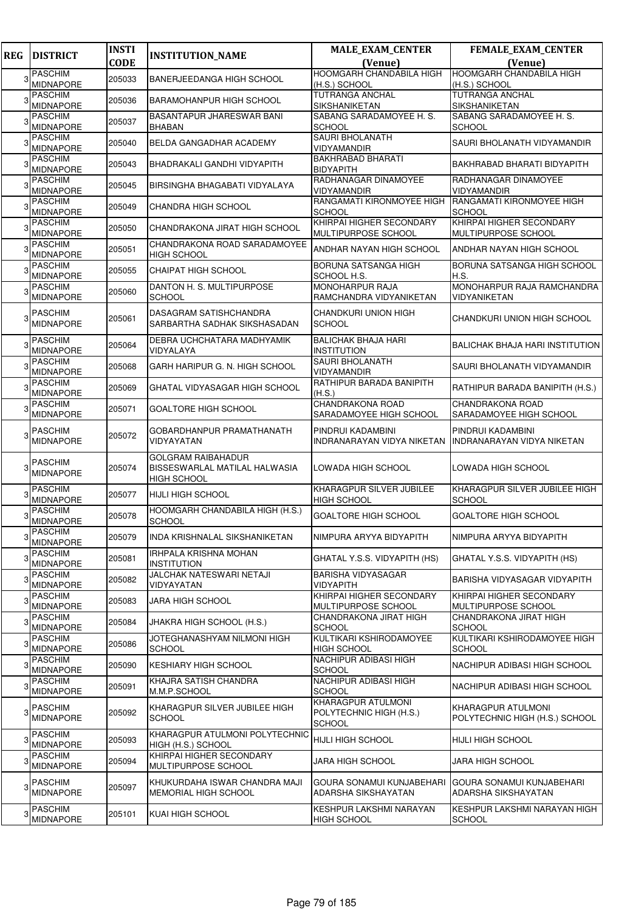| REG | DISTRICT | INSTI CODE | INSTITUTION_NAME | MALE_EXAM_CENTER (Venue) | FEMALE_EXAM_CENTER (Venue) |
|---|---|---|---|---|---|
| 3 | PASCHIM MIDNAPORE | 205033 | BANERJEEDANGA HIGH SCHOOL | HOOMGARH CHANDABILA HIGH (H.S.) SCHOOL | HOOMGARH CHANDABILA HIGH (H.S.) SCHOOL |
| 3 | PASCHIM MIDNAPORE | 205036 | BARAMOHANPUR HIGH SCHOOL | TUTRANGA ANCHAL SIKSHANIKETAN | TUTRANGA ANCHAL SIKSHANIKETAN |
| 3 | PASCHIM MIDNAPORE | 205037 | BASANTAPUR JHARESWAR BANI BHABAN | SABANG SARADAMOYEE H. S. SCHOOL | SABANG SARADAMOYEE H. S. SCHOOL |
| 3 | PASCHIM MIDNAPORE | 205040 | BELDA GANGADHAR ACADEMY | SAURI BHOLANATH VIDYAMANDIR | SAURI BHOLANATH VIDYAMANDIR |
| 3 | PASCHIM MIDNAPORE | 205043 | BHADRAKALI GANDHI VIDYAPITH | BAKHRABAD BHARATI BIDYAPITH | BAKHRABAD BHARATI BIDYAPITH |
| 3 | PASCHIM MIDNAPORE | 205045 | BIRSINGHA BHAGABATI VIDYALAYA | RADHANAGAR DINAMOYEE VIDYAMANDIR | RADHANAGAR DINAMOYEE VIDYAMANDIR |
| 3 | PASCHIM MIDNAPORE | 205049 | CHANDRA HIGH SCHOOL | RANGAMATI KIRONMOYEE HIGH SCHOOL | RANGAMATI KIRONMOYEE HIGH SCHOOL |
| 3 | PASCHIM MIDNAPORE | 205050 | CHANDRAKONA JIRAT HIGH SCHOOL | KHIRPAI HIGHER SECONDARY MULTIPURPOSE SCHOOL | KHIRPAI HIGHER SECONDARY MULTIPURPOSE SCHOOL |
| 3 | PASCHIM MIDNAPORE | 205051 | CHANDRAKONA ROAD SARADAMOYEE HIGH SCHOOL | ANDHAR NAYAN HIGH SCHOOL | ANDHAR NAYAN HIGH SCHOOL |
| 3 | PASCHIM MIDNAPORE | 205055 | CHAIPAT HIGH SCHOOL | BORUNA SATSANGA HIGH SCHOOL H.S. | BORUNA SATSANGA HIGH SCHOOL H.S. |
| 3 | PASCHIM MIDNAPORE | 205060 | DANTON H. S. MULTIPURPOSE SCHOOL | MONOHARPUR RAJA RAMCHANDRA VIDYANIKETAN | MONOHARPUR RAJA RAMCHANDRA VIDYANIKETAN |
| 3 | PASCHIM MIDNAPORE | 205061 | DASAGRAM SATISHCHANDRA SARBARTHA SADHAK SIKSHASADAN | CHANDKURI UNION HIGH SCHOOL | CHANDKURI UNION HIGH SCHOOL |
| 3 | PASCHIM MIDNAPORE | 205064 | DEBRA UCHCHATARA MADHYAMIK VIDYALAYA | BALICHAK BHAJA HARI INSTITUTION | BALICHAK BHAJA HARI INSTITUTION |
| 3 | PASCHIM MIDNAPORE | 205068 | GARH HARIPUR G. N. HIGH SCHOOL | SAURI BHOLANATH VIDYAMANDIR | SAURI BHOLANATH VIDYAMANDIR |
| 3 | PASCHIM MIDNAPORE | 205069 | GHATAL VIDYASAGAR HIGH SCHOOL | RATHIPUR BARADA BANIPITH (H.S.) | RATHIPUR BARADA BANIPITH (H.S.) |
| 3 | PASCHIM MIDNAPORE | 205071 | GOALTORE HIGH SCHOOL | CHANDRAKONA ROAD SARADAMOYEE HIGH SCHOOL | CHANDRAKONA ROAD SARADAMOYEE HIGH SCHOOL |
| 3 | PASCHIM MIDNAPORE | 205072 | GOBARDHANPUR PRAMATHANATH VIDYAYATAN | PINDRUI KADAMBINI INDRANARAYAN VIDYA NIKETAN | PINDRUI KADAMBINI INDRANARAYAN VIDYA NIKETAN |
| 3 | PASCHIM MIDNAPORE | 205074 | GOLGRAM RAIBAHADUR BISSESWARLAL MATILAL HALWASIA HIGH SCHOOL | LOWADA HIGH SCHOOL | LOWADA HIGH SCHOOL |
| 3 | PASCHIM MIDNAPORE | 205077 | HIJLI HIGH SCHOOL | KHARAGPUR SILVER JUBILEE HIGH SCHOOL | KHARAGPUR SILVER JUBILEE HIGH SCHOOL |
| 3 | PASCHIM MIDNAPORE | 205078 | HOOMGARH CHANDABILA HIGH (H.S.) SCHOOL | GOALTORE HIGH SCHOOL | GOALTORE HIGH SCHOOL |
| 3 | PASCHIM MIDNAPORE | 205079 | INDA KRISHNALAL SIKSHANIKETAN | NIMPURA ARYYA BIDYAPITH | NIMPURA ARYYA BIDYAPITH |
| 3 | PASCHIM MIDNAPORE | 205081 | IRHPALA KRISHNA MOHAN INSTITUTION | GHATAL Y.S.S. VIDYAPITH (HS) | GHATAL Y.S.S. VIDYAPITH (HS) |
| 3 | PASCHIM MIDNAPORE | 205082 | JALCHAK NATESWARI NETAJI VIDYAYATAN | BARISHA VIDYASAGAR VIDYAPITH | BARISHA VIDYASAGAR VIDYAPITH |
| 3 | PASCHIM MIDNAPORE | 205083 | JARA HIGH SCHOOL | KHIRPAI HIGHER SECONDARY MULTIPURPOSE SCHOOL | KHIRPAI HIGHER SECONDARY MULTIPURPOSE SCHOOL |
| 3 | PASCHIM MIDNAPORE | 205084 | JHAKRA HIGH SCHOOL (H.S.) | CHANDRAKONA JIRAT HIGH SCHOOL | CHANDRAKONA JIRAT HIGH SCHOOL |
| 3 | PASCHIM MIDNAPORE | 205086 | JOTEGHANASHYAM NILMONI HIGH SCHOOL | KULTIKARI KSHIRODAMOYEE HIGH SCHOOL | KULTIKARI KSHIRODAMOYEE HIGH SCHOOL |
| 3 | PASCHIM MIDNAPORE | 205090 | KESHIARY HIGH SCHOOL | NACHIPUR ADIBASI HIGH SCHOOL | NACHIPUR ADIBASI HIGH SCHOOL |
| 3 | PASCHIM MIDNAPORE | 205091 | KHAJRA SATISH CHANDRA M.M.P.SCHOOL | NACHIPUR ADIBASI HIGH SCHOOL | NACHIPUR ADIBASI HIGH SCHOOL |
| 3 | PASCHIM MIDNAPORE | 205092 | KHARAGPUR SILVER JUBILEE HIGH SCHOOL | KHARAGPUR ATULMONI POLYTECHNIC HIGH (H.S.) SCHOOL | KHARAGPUR ATULMONI POLYTECHNIC HIGH (H.S.) SCHOOL |
| 3 | PASCHIM MIDNAPORE | 205093 | KHARAGPUR ATULMONI POLYTECHNIC HIGH (H.S.) SCHOOL | HIJLI HIGH SCHOOL | HIJLI HIGH SCHOOL |
| 3 | PASCHIM MIDNAPORE | 205094 | KHIRPAI HIGHER SECONDARY MULTIPURPOSE SCHOOL | JARA HIGH SCHOOL | JARA HIGH SCHOOL |
| 3 | PASCHIM MIDNAPORE | 205097 | KHUKURDAHA ISWAR CHANDRA MAJI MEMORIAL HIGH SCHOOL | GOURA SONAMUI KUNJABEHARI ADARSHA SIKSHAYATAN | GOURA SONAMUI KUNJABEHARI ADARSHA SIKSHAYATAN |
| 3 | PASCHIM MIDNAPORE | 205101 | KUAI HIGH SCHOOL | KESHPUR LAKSHMI NARAYAN HIGH SCHOOL | KESHPUR LAKSHMI NARAYAN HIGH SCHOOL |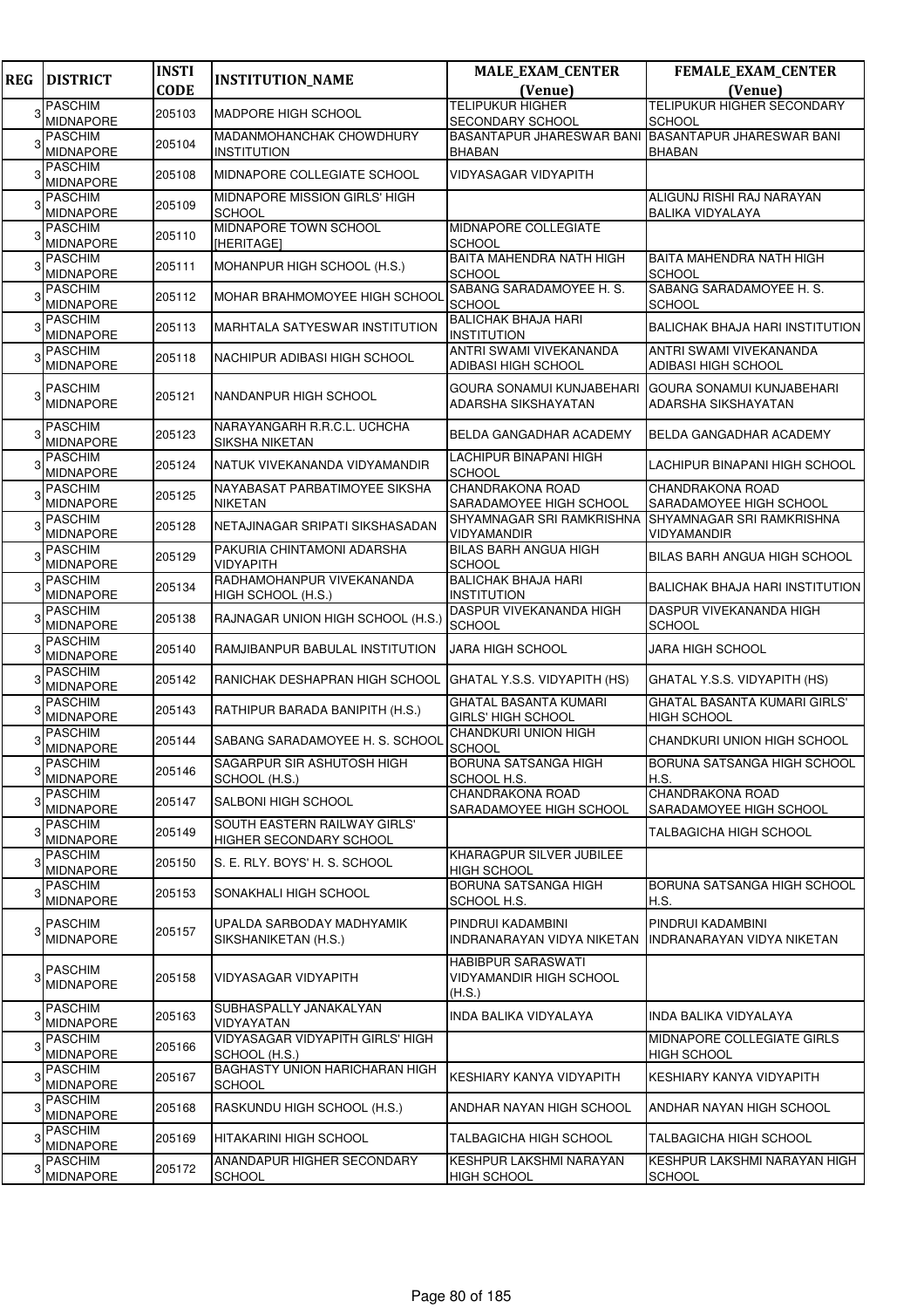| REG | DISTRICT | INSTI CODE | INSTITUTION_NAME | MALE_EXAM_CENTER (Venue) | FEMALE_EXAM_CENTER (Venue) |
|---|---|---|---|---|---|
| 3 | PASCHIM MIDNAPORE | 205103 | MADPORE HIGH SCHOOL | TELIPUKUR HIGHER SECONDARY SCHOOL | TELIPUKUR HIGHER SECONDARY SCHOOL |
| 3 | PASCHIM MIDNAPORE | 205104 | MADANMOHANCHAK CHOWDHURY INSTITUTION | BASANTAPUR JHARESWAR BANI BHABAN | BASANTAPUR JHARESWAR BANI BHABAN |
| 3 | PASCHIM MIDNAPORE | 205108 | MIDNAPORE COLLEGIATE SCHOOL | VIDYASAGAR VIDYAPITH | |
| 3 | PASCHIM MIDNAPORE | 205109 | MIDNAPORE MISSION GIRLS' HIGH SCHOOL | | ALIGUNJ RISHI RAJ NARAYAN BALIKA VIDYALAYA |
| 3 | PASCHIM MIDNAPORE | 205110 | MIDNAPORE TOWN SCHOOL [HERITAGE] | MIDNAPORE COLLEGIATE SCHOOL | |
| 3 | PASCHIM MIDNAPORE | 205111 | MOHANPUR HIGH SCHOOL (H.S.) | BAITA MAHENDRA NATH HIGH SCHOOL | BAITA MAHENDRA NATH HIGH SCHOOL |
| 3 | PASCHIM MIDNAPORE | 205112 | MOHAR BRAHMOMOYEE HIGH SCHOOL | SABANG SARADAMOYEE H. S. SCHOOL | SABANG SARADAMOYEE H. S. SCHOOL |
| 3 | PASCHIM MIDNAPORE | 205113 | MARHTALA SATYESWAR INSTITUTION | BALICHAK BHAJA HARI INSTITUTION | BALICHAK BHAJA HARI INSTITUTION |
| 3 | PASCHIM MIDNAPORE | 205118 | NACHIPUR ADIBASI HIGH SCHOOL | ANTRI SWAMI VIVEKANANDA ADIBASI HIGH SCHOOL | ANTRI SWAMI VIVEKANANDA ADIBASI HIGH SCHOOL |
| 3 | PASCHIM MIDNAPORE | 205121 | NANDANPUR HIGH SCHOOL | GOURA SONAMUI KUNJABEHARI ADARSHA SIKSHAYATAN | GOURA SONAMUI KUNJABEHARI ADARSHA SIKSHAYATAN |
| 3 | PASCHIM MIDNAPORE | 205123 | NARAYANGARH R.R.C.L. UCHCHA SIKSHA NIKETAN | BELDA GANGADHAR ACADEMY | BELDA GANGADHAR ACADEMY |
| 3 | PASCHIM MIDNAPORE | 205124 | NATUK VIVEKANANDA VIDYAMANDIR | LACHIPUR BINAPANI HIGH SCHOOL | LACHIPUR BINAPANI HIGH SCHOOL |
| 3 | PASCHIM MIDNAPORE | 205125 | NAYABASAT PARBATIMOYEE SIKSHA NIKETAN | CHANDRAKONA ROAD SARADAMOYEE HIGH SCHOOL | CHANDRAKONA ROAD SARADAMOYEE HIGH SCHOOL |
| 3 | PASCHIM MIDNAPORE | 205128 | NETAJINAGAR SRIPATI SIKSHASADAN | SHYAMNAGAR SRI RAMKRISHNA VIDYAMANDIR | SHYAMNAGAR SRI RAMKRISHNA VIDYAMANDIR |
| 3 | PASCHIM MIDNAPORE | 205129 | PAKURIA CHINTAMONI ADARSHA VIDYAPITH | BILAS BARH ANGUA HIGH SCHOOL | BILAS BARH ANGUA HIGH SCHOOL |
| 3 | PASCHIM MIDNAPORE | 205134 | RADHAMOHANPUR VIVEKANANDA HIGH SCHOOL (H.S.) | BALICHAK BHAJA HARI INSTITUTION | BALICHAK BHAJA HARI INSTITUTION |
| 3 | PASCHIM MIDNAPORE | 205138 | RAJNAGAR UNION HIGH SCHOOL (H.S.) | DASPUR VIVEKANANDA HIGH SCHOOL | DASPUR VIVEKANANDA HIGH SCHOOL |
| 3 | PASCHIM MIDNAPORE | 205140 | RAMJIBANPUR BABULAL INSTITUTION | JARA HIGH SCHOOL | JARA HIGH SCHOOL |
| 3 | PASCHIM MIDNAPORE | 205142 | RANICHAK DESHAPRAN HIGH SCHOOL | GHATAL Y.S.S. VIDYAPITH (HS) | GHATAL Y.S.S. VIDYAPITH (HS) |
| 3 | PASCHIM MIDNAPORE | 205143 | RATHIPUR BARADA BANIPITH (H.S.) | GHATAL BASANTA KUMARI GIRLS' HIGH SCHOOL | GHATAL BASANTA KUMARI GIRLS' HIGH SCHOOL |
| 3 | PASCHIM MIDNAPORE | 205144 | SABANG SARADAMOYEE H. S. SCHOOL | CHANDKURI UNION HIGH SCHOOL | CHANDKURI UNION HIGH SCHOOL |
| 3 | PASCHIM MIDNAPORE | 205146 | SAGARPUR SIR ASHUTOSH HIGH SCHOOL (H.S.) | BORUNA SATSANGA HIGH SCHOOL H.S. | BORUNA SATSANGA HIGH SCHOOL H.S. |
| 3 | PASCHIM MIDNAPORE | 205147 | SALBONI HIGH SCHOOL | CHANDRAKONA ROAD SARADAMOYEE HIGH SCHOOL | CHANDRAKONA ROAD SARADAMOYEE HIGH SCHOOL |
| 3 | PASCHIM MIDNAPORE | 205149 | SOUTH EASTERN RAILWAY GIRLS' HIGHER SECONDARY SCHOOL | | TALBAGICHA HIGH SCHOOL |
| 3 | PASCHIM MIDNAPORE | 205150 | S. E. RLY. BOYS' H. S. SCHOOL | KHARAGPUR SILVER JUBILEE HIGH SCHOOL | |
| 3 | PASCHIM MIDNAPORE | 205153 | SONAKHALI HIGH SCHOOL | BORUNA SATSANGA HIGH SCHOOL H.S. | BORUNA SATSANGA HIGH SCHOOL H.S. |
| 3 | PASCHIM MIDNAPORE | 205157 | UPALDA SARBODAY MADHYAMIK SIKSHANIKETAN (H.S.) | PINDRUI KADAMBINI INDRANARAYAN VIDYA NIKETAN | PINDRUI KADAMBINI INDRANARAYAN VIDYA NIKETAN |
| 3 | PASCHIM MIDNAPORE | 205158 | VIDYASAGAR VIDYAPITH | HABIBPUR SARASWATI VIDYAMANDIR HIGH SCHOOL (H.S.) | |
| 3 | PASCHIM MIDNAPORE | 205163 | SUBHASPALLY JANAKALYAN VIDYAYATAN | INDA BALIKA VIDYALAYA | INDA BALIKA VIDYALAYA |
| 3 | PASCHIM MIDNAPORE | 205166 | VIDYASAGAR VIDYAPITH GIRLS' HIGH SCHOOL (H.S.) | | MIDNAPORE COLLEGIATE GIRLS HIGH SCHOOL |
| 3 | PASCHIM MIDNAPORE | 205167 | BAGHASTY UNION HARICHARAN HIGH SCHOOL | KESHIARY KANYA VIDYAPITH | KESHIARY KANYA VIDYAPITH |
| 3 | PASCHIM MIDNAPORE | 205168 | RASKUNDU HIGH SCHOOL (H.S.) | ANDHAR NAYAN HIGH SCHOOL | ANDHAR NAYAN HIGH SCHOOL |
| 3 | PASCHIM MIDNAPORE | 205169 | HITAKARINI HIGH SCHOOL | TALBAGICHA HIGH SCHOOL | TALBAGICHA HIGH SCHOOL |
| 3 | PASCHIM MIDNAPORE | 205172 | ANANDAPUR HIGHER SECONDARY SCHOOL | KESHPUR LAKSHMI NARAYAN HIGH SCHOOL | KESHPUR LAKSHMI NARAYAN HIGH SCHOOL |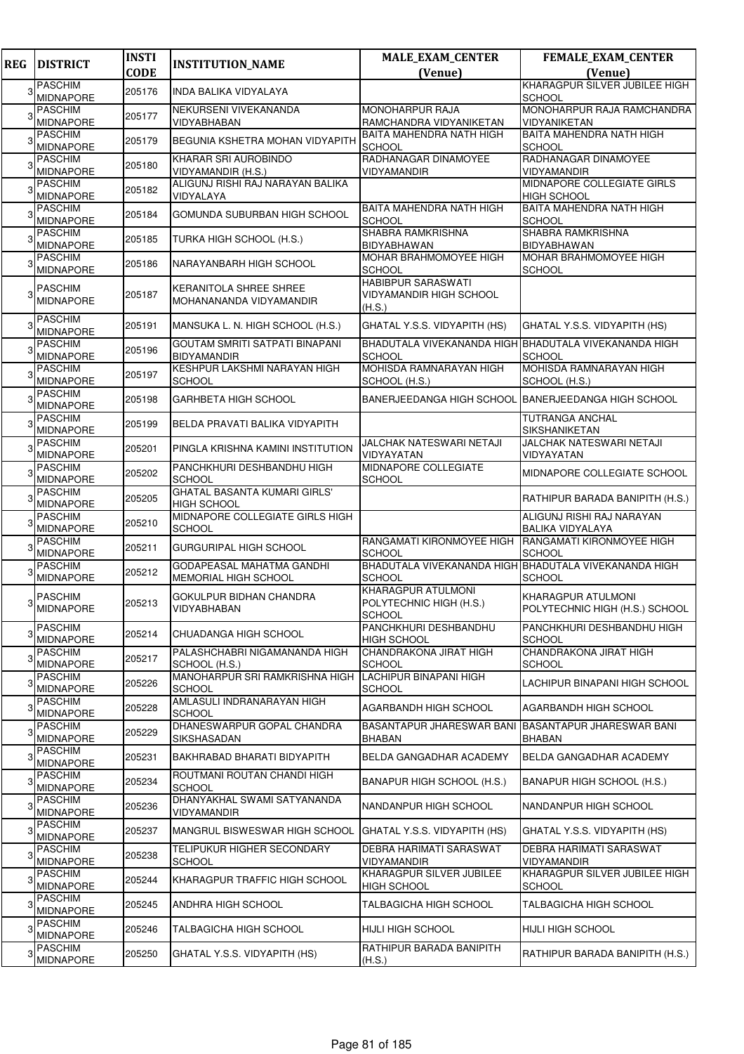| REG | DISTRICT | INSTI CODE | INSTITUTION_NAME | MALE_EXAM_CENTER (Venue) | FEMALE_EXAM_CENTER (Venue) |
|---|---|---|---|---|---|
| 3 | PASCHIM MIDNAPORE | 205176 | INDA BALIKA VIDYALAYA | | KHARAGPUR SILVER JUBILEE HIGH SCHOOL |
| 3 | PASCHIM MIDNAPORE | 205177 | NEKURSENI VIVEKANANDA VIDYABHABAN | MONOHARPUR RAJA RAMCHANDRA VIDYANIKETAN | MONOHARPUR RAJA RAMCHANDRA VIDYANIKETAN |
| 3 | PASCHIM MIDNAPORE | 205179 | BEGUNIA KSHETRA MOHAN VIDYAPITH | BAITA MAHENDRA NATH HIGH SCHOOL | BAITA MAHENDRA NATH HIGH SCHOOL |
| 3 | PASCHIM MIDNAPORE | 205180 | KHARAR SRI AUROBINDO VIDYAMANDIR (H.S.) | RADHANAGAR DINAMOYEE VIDYAMANDIR | RADHANAGAR DINAMOYEE VIDYAMANDIR |
| 3 | PASCHIM MIDNAPORE | 205182 | ALIGUNJ RISHI RAJ NARAYAN BALIKA VIDYALAYA | | MIDNAPORE COLLEGIATE GIRLS HIGH SCHOOL |
| 3 | PASCHIM MIDNAPORE | 205184 | GOMUNDA SUBURBAN HIGH SCHOOL | BAITA MAHENDRA NATH HIGH SCHOOL | BAITA MAHENDRA NATH HIGH SCHOOL |
| 3 | PASCHIM MIDNAPORE | 205185 | TURKA HIGH SCHOOL (H.S.) | SHABRA RAMKRISHNA BIDYABHAWAN | SHABRA RAMKRISHNA BIDYABHAWAN |
| 3 | PASCHIM MIDNAPORE | 205186 | NARAYANBARH HIGH SCHOOL | MOHAR BRAHMOMOYEE HIGH SCHOOL | MOHAR BRAHMOMOYEE HIGH SCHOOL |
| 3 | PASCHIM MIDNAPORE | 205187 | KERANITOLA SHREE SHREE MOHANANANDA VIDYAMANDIR | HABIBPUR SARASWATI VIDYAMANDIR HIGH SCHOOL (H.S.) | |
| 3 | PASCHIM MIDNAPORE | 205191 | MANSUKA L. N. HIGH SCHOOL (H.S.) | GHATAL Y.S.S. VIDYAPITH (HS) | GHATAL Y.S.S. VIDYAPITH (HS) |
| 3 | PASCHIM MIDNAPORE | 205196 | GOUTAM SMRITI SATPATI BINAPANI BIDYAMANDIR | BHADUTALA VIVEKANANDA HIGH SCHOOL | BHADUTALA VIVEKANANDA HIGH SCHOOL |
| 3 | PASCHIM MIDNAPORE | 205197 | KESHPUR LAKSHMI NARAYAN HIGH SCHOOL | MOHISDA RAMNARAYAN HIGH SCHOOL (H.S.) | MOHISDA RAMNARAYAN HIGH SCHOOL (H.S.) |
| 3 | PASCHIM MIDNAPORE | 205198 | GARHBETA HIGH SCHOOL | BANERJEEDANGA HIGH SCHOOL | BANERJEEDANGA HIGH SCHOOL |
| 3 | PASCHIM MIDNAPORE | 205199 | BELDA PRAVATI BALIKA VIDYAPITH | | TUTRANGA ANCHAL SIKSHANIKETAN |
| 3 | PASCHIM MIDNAPORE | 205201 | PINGLA KRISHNA KAMINI INSTITUTION | JALCHAK NATESWARI NETAJI VIDYAYATAN | JALCHAK NATESWARI NETAJI VIDYAYATAN |
| 3 | PASCHIM MIDNAPORE | 205202 | PANCHKHURI DESHBANDHU HIGH SCHOOL | MIDNAPORE COLLEGIATE SCHOOL | MIDNAPORE COLLEGIATE SCHOOL |
| 3 | PASCHIM MIDNAPORE | 205205 | GHATAL BASANTA KUMARI GIRLS' HIGH SCHOOL | | RATHIPUR BARADA BANIPITH (H.S.) |
| 3 | PASCHIM MIDNAPORE | 205210 | MIDNAPORE COLLEGIATE GIRLS HIGH SCHOOL | | ALIGUNJ RISHI RAJ NARAYAN BALIKA VIDYALAYA |
| 3 | PASCHIM MIDNAPORE | 205211 | GURGURIPAL HIGH SCHOOL | RANGAMATI KIRONMOYEE HIGH SCHOOL | RANGAMATI KIRONMOYEE HIGH SCHOOL |
| 3 | PASCHIM MIDNAPORE | 205212 | GODAPEASAL MAHATMA GANDHI MEMORIAL HIGH SCHOOL | BHADUTALA VIVEKANANDA HIGH SCHOOL | BHADUTALA VIVEKANANDA HIGH SCHOOL |
| 3 | PASCHIM MIDNAPORE | 205213 | GOKULPUR BIDHAN CHANDRA VIDYABHABAN | KHARAGPUR ATULMONI POLYTECHNIC HIGH (H.S.) SCHOOL | KHARAGPUR ATULMONI POLYTECHNIC HIGH (H.S.) SCHOOL |
| 3 | PASCHIM MIDNAPORE | 205214 | CHUADANGA HIGH SCHOOL | PANCHKHURI DESHBANDHU HIGH SCHOOL | PANCHKHURI DESHBANDHU HIGH SCHOOL |
| 3 | PASCHIM MIDNAPORE | 205217 | PALASHCHABRI NIGAMANANDA HIGH SCHOOL (H.S.) | CHANDRAKONA JIRAT HIGH SCHOOL | CHANDRAKONA JIRAT HIGH SCHOOL |
| 3 | PASCHIM MIDNAPORE | 205226 | MANOHARPUR SRI RAMKRISHNA HIGH SCHOOL | LACHIPUR BINAPANI HIGH SCHOOL | LACHIPUR BINAPANI HIGH SCHOOL |
| 3 | PASCHIM MIDNAPORE | 205228 | AMLASULI INDRANARAYAN HIGH SCHOOL | AGARBANDH HIGH SCHOOL | AGARBANDH HIGH SCHOOL |
| 3 | PASCHIM MIDNAPORE | 205229 | DHANESWARPUR GOPAL CHANDRA SIKSHASADAN | BASANTAPUR JHARESWAR BANI BHABAN | BASANTAPUR JHARESWAR BANI BHABAN |
| 3 | PASCHIM MIDNAPORE | 205231 | BAKHRABAD BHARATI BIDYAPITH | BELDA GANGADHAR ACADEMY | BELDA GANGADHAR ACADEMY |
| 3 | PASCHIM MIDNAPORE | 205234 | ROUTMANI ROUTAN CHANDI HIGH SCHOOL | BANAPUR HIGH SCHOOL (H.S.) | BANAPUR HIGH SCHOOL (H.S.) |
| 3 | PASCHIM MIDNAPORE | 205236 | DHANYAKHAL SWAMI SATYANANDA VIDYAMANDIR | NANDANPUR HIGH SCHOOL | NANDANPUR HIGH SCHOOL |
| 3 | PASCHIM MIDNAPORE | 205237 | MANGRUL BISWESWAR HIGH SCHOOL | GHATAL Y.S.S. VIDYAPITH (HS) | GHATAL Y.S.S. VIDYAPITH (HS) |
| 3 | PASCHIM MIDNAPORE | 205238 | TELIPUKUR HIGHER SECONDARY SCHOOL | DEBRA HARIMATI SARASWAT VIDYAMANDIR | DEBRA HARIMATI SARASWAT VIDYAMANDIR |
| 3 | PASCHIM MIDNAPORE | 205244 | KHARAGPUR TRAFFIC HIGH SCHOOL | KHARAGPUR SILVER JUBILEE HIGH SCHOOL | KHARAGPUR SILVER JUBILEE HIGH SCHOOL |
| 3 | PASCHIM MIDNAPORE | 205245 | ANDHRA HIGH SCHOOL | TALBAGICHA HIGH SCHOOL | TALBAGICHA HIGH SCHOOL |
| 3 | PASCHIM MIDNAPORE | 205246 | TALBAGICHA HIGH SCHOOL | HIJLI HIGH SCHOOL | HIJLI HIGH SCHOOL |
| 3 | PASCHIM MIDNAPORE | 205250 | GHATAL Y.S.S. VIDYAPITH (HS) | RATHIPUR BARADA BANIPITH (H.S.) | RATHIPUR BARADA BANIPITH (H.S.) |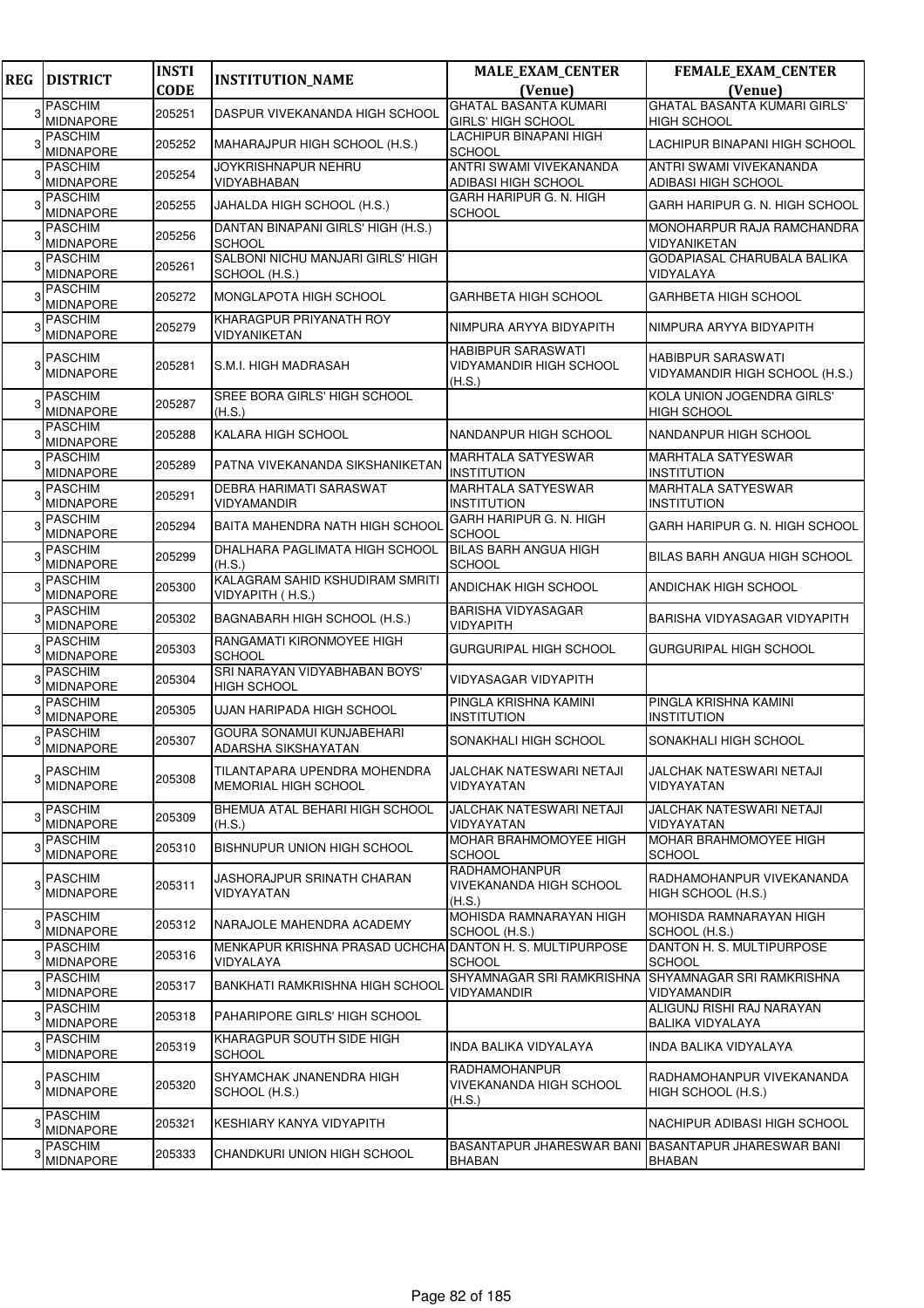| REG | DISTRICT | INSTI CODE | INSTITUTION_NAME | MALE_EXAM_CENTER (Venue) | FEMALE_EXAM_CENTER (Venue) |
|---|---|---|---|---|---|
| 3 | PASCHIM MIDNAPORE | 205251 | DASPUR VIVEKANANDA HIGH SCHOOL | GHATAL BASANTA KUMARI GIRLS' HIGH SCHOOL | GHATAL BASANTA KUMARI GIRLS' HIGH SCHOOL |
| 3 | PASCHIM MIDNAPORE | 205252 | MAHARAJPUR HIGH SCHOOL (H.S.) | LACHIPUR BINAPANI HIGH SCHOOL | LACHIPUR BINAPANI HIGH SCHOOL |
| 3 | PASCHIM MIDNAPORE | 205254 | JOYKRISHNAPUR NEHRU VIDYABHABAN | ANTRI SWAMI VIVEKANANDA ADIBASI HIGH SCHOOL | ANTRI SWAMI VIVEKANANDA ADIBASI HIGH SCHOOL |
| 3 | PASCHIM MIDNAPORE | 205255 | JAHALDA HIGH SCHOOL (H.S.) | GARH HARIPUR G. N. HIGH SCHOOL | GARH HARIPUR G. N. HIGH SCHOOL |
| 3 | PASCHIM MIDNAPORE | 205256 | DANTAN BINAPANI GIRLS' HIGH (H.S.) SCHOOL | | MONOHARPUR RAJA RAMCHANDRA VIDYANIKETAN |
| 3 | PASCHIM MIDNAPORE | 205261 | SALBONI NICHU MANJARI GIRLS' HIGH SCHOOL (H.S.) | | GODAPIASAL CHARUBALA BALIKA VIDYALAYA |
| 3 | PASCHIM MIDNAPORE | 205272 | MONGLAPOTA HIGH SCHOOL | GARHBETA HIGH SCHOOL | GARHBETA HIGH SCHOOL |
| 3 | PASCHIM MIDNAPORE | 205279 | KHARAGPUR PRIYANATH ROY VIDYANIKETAN | NIMPURA ARYYA BIDYAPITH | NIMPURA ARYYA BIDYAPITH |
| 3 | PASCHIM MIDNAPORE | 205281 | S.M.I. HIGH MADRASAH | HABIBPUR SARASWATI VIDYAMANDIR HIGH SCHOOL (H.S.) | HABIBPUR SARASWATI VIDYAMANDIR HIGH SCHOOL (H.S.) |
| 3 | PASCHIM MIDNAPORE | 205287 | SREE BORA GIRLS' HIGH SCHOOL (H.S.) | | KOLA UNION JOGENDRA GIRLS' HIGH SCHOOL |
| 3 | PASCHIM MIDNAPORE | 205288 | KALARA HIGH SCHOOL | NANDANPUR HIGH SCHOOL | NANDANPUR HIGH SCHOOL |
| 3 | PASCHIM MIDNAPORE | 205289 | PATNA VIVEKANANDA SIKSHANIKETAN | MARHTALA SATYESWAR INSTITUTION | MARHTALA SATYESWAR INSTITUTION |
| 3 | PASCHIM MIDNAPORE | 205291 | DEBRA HARIMATI SARASWAT VIDYAMANDIR | MARHTALA SATYESWAR INSTITUTION | MARHTALA SATYESWAR INSTITUTION |
| 3 | PASCHIM MIDNAPORE | 205294 | BAITA MAHENDRA NATH HIGH SCHOOL | GARH HARIPUR G. N. HIGH SCHOOL | GARH HARIPUR G. N. HIGH SCHOOL |
| 3 | PASCHIM MIDNAPORE | 205299 | DHALHARA PAGLIMATA HIGH SCHOOL (H.S.) | BILAS BARH ANGUA HIGH SCHOOL | BILAS BARH ANGUA HIGH SCHOOL |
| 3 | PASCHIM MIDNAPORE | 205300 | KALAGRAM SAHID KSHUDIRAM SMRITI VIDYAPITH ( H.S.) | ANDICHAK HIGH SCHOOL | ANDICHAK HIGH SCHOOL |
| 3 | PASCHIM MIDNAPORE | 205302 | BAGNABARH HIGH SCHOOL (H.S.) | BARISHA VIDYASAGAR VIDYAPITH | BARISHA VIDYASAGAR VIDYAPITH |
| 3 | PASCHIM MIDNAPORE | 205303 | RANGAMATI KIRONMOYEE HIGH SCHOOL | GURGURIPAL HIGH SCHOOL | GURGURIPAL HIGH SCHOOL |
| 3 | PASCHIM MIDNAPORE | 205304 | SRI NARAYAN VIDYABHABAN BOYS' HIGH SCHOOL | VIDYASAGAR VIDYAPITH | |
| 3 | PASCHIM MIDNAPORE | 205305 | UJAN HARIPADA HIGH SCHOOL | PINGLA KRISHNA KAMINI INSTITUTION | PINGLA KRISHNA KAMINI INSTITUTION |
| 3 | PASCHIM MIDNAPORE | 205307 | GOURA SONAMUI KUNJABEHARI ADARSHA SIKSHAYATAN | SONAKHALI HIGH SCHOOL | SONAKHALI HIGH SCHOOL |
| 3 | PASCHIM MIDNAPORE | 205308 | TILANTAPARA UPENDRA MOHENDRA MEMORIAL HIGH SCHOOL | JALCHAK NATESWARI NETAJI VIDYAYATAN | JALCHAK NATESWARI NETAJI VIDYAYATAN |
| 3 | PASCHIM MIDNAPORE | 205309 | BHEMUA ATAL BEHARI HIGH SCHOOL (H.S.) | JALCHAK NATESWARI NETAJI VIDYAYATAN | JALCHAK NATESWARI NETAJI VIDYAYATAN |
| 3 | PASCHIM MIDNAPORE | 205310 | BISHNUPUR UNION HIGH SCHOOL | MOHAR BRAHMOMOYEE HIGH SCHOOL | MOHAR BRAHMOMOYEE HIGH SCHOOL |
| 3 | PASCHIM MIDNAPORE | 205311 | JASHORAJPUR SRINATH CHARAN VIDYAYATAN | RADHAMOHANPUR VIVEKANANDA HIGH SCHOOL (H.S.) | RADHAMOHANPUR VIVEKANANDA HIGH SCHOOL (H.S.) |
| 3 | PASCHIM MIDNAPORE | 205312 | NARAJOLE MAHENDRA ACADEMY | MOHISDA RAMNARAYAN HIGH SCHOOL (H.S.) | MOHISDA RAMNARAYAN HIGH SCHOOL (H.S.) |
| 3 | PASCHIM MIDNAPORE | 205316 | MENKAPUR KRISHNA PRASAD UCHCHA VIDYALAYA | DANTON H. S. MULTIPURPOSE SCHOOL | DANTON H. S. MULTIPURPOSE SCHOOL |
| 3 | PASCHIM MIDNAPORE | 205317 | BANKHATI RAMKRISHNA HIGH SCHOOL | SHYAMNAGAR SRI RAMKRISHNA VIDYAMANDIR | SHYAMNAGAR SRI RAMKRISHNA VIDYAMANDIR |
| 3 | PASCHIM MIDNAPORE | 205318 | PAHARIPORE GIRLS' HIGH SCHOOL | | ALIGUNJ RISHI RAJ NARAYAN BALIKA VIDYALAYA |
| 3 | PASCHIM MIDNAPORE | 205319 | KHARAGPUR SOUTH SIDE HIGH SCHOOL | INDA BALIKA VIDYALAYA | INDA BALIKA VIDYALAYA |
| 3 | PASCHIM MIDNAPORE | 205320 | SHYAMCHAK JNANENDRA HIGH SCHOOL (H.S.) | RADHAMOHANPUR VIVEKANANDA HIGH SCHOOL (H.S.) | RADHAMOHANPUR VIVEKANANDA HIGH SCHOOL (H.S.) |
| 3 | PASCHIM MIDNAPORE | 205321 | KESHIARY KANYA VIDYAPITH | | NACHIPUR ADIBASI HIGH SCHOOL |
| 3 | PASCHIM MIDNAPORE | 205333 | CHANDKURI UNION HIGH SCHOOL | BASANTAPUR JHARESWAR BANI BHABAN | BASANTAPUR JHARESWAR BANI BHABAN |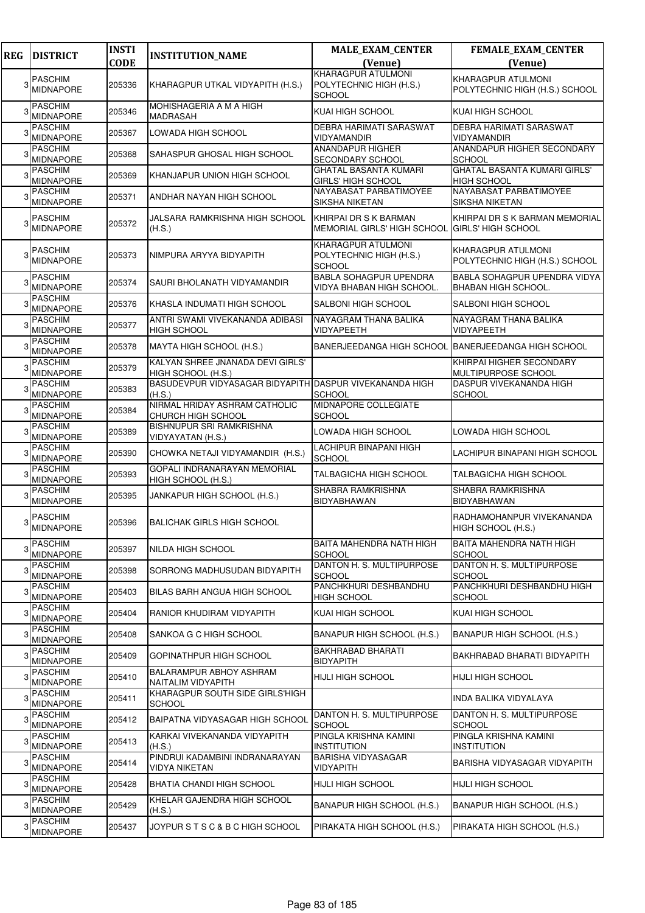| REG | DISTRICT | INSTI CODE | INSTITUTION_NAME | MALE_EXAM_CENTER (Venue) | FEMALE_EXAM_CENTER (Venue) |
|---|---|---|---|---|---|
| 3 | PASCHIM MIDNAPORE | 205336 | KHARAGPUR UTKAL VIDYAPITH (H.S.) | KHARAGPUR ATULMONI POLYTECHNIC HIGH (H.S.) SCHOOL | KHARAGPUR ATULMONI POLYTECHNIC HIGH (H.S.) SCHOOL |
| 3 | PASCHIM MIDNAPORE | 205346 | MOHISHAGERIA A M A HIGH MADRASAH | KUAI HIGH SCHOOL | KUAI HIGH SCHOOL |
| 3 | PASCHIM MIDNAPORE | 205367 | LOWADA HIGH SCHOOL | DEBRA HARIMATI SARASWAT VIDYAMANDIR | DEBRA HARIMATI SARASWAT VIDYAMANDIR |
| 3 | PASCHIM MIDNAPORE | 205368 | SAHASPUR GHOSAL HIGH SCHOOL | ANANDAPUR HIGHER SECONDARY SCHOOL | ANANDAPUR HIGHER SECONDARY SCHOOL |
| 3 | PASCHIM MIDNAPORE | 205369 | KHANJAPUR UNION HIGH SCHOOL | GHATAL BASANTA KUMARI GIRLS' HIGH SCHOOL | GHATAL BASANTA KUMARI GIRLS' HIGH SCHOOL |
| 3 | PASCHIM MIDNAPORE | 205371 | ANDHAR NAYAN HIGH SCHOOL | NAYABASAT PARBATIMOYEE SIKSHA NIKETAN | NAYABASAT PARBATIMOYEE SIKSHA NIKETAN |
| 3 | PASCHIM MIDNAPORE | 205372 | JALSARA RAMKRISHNA HIGH SCHOOL (H.S.) | KHIRPAI DR S K BARMAN MEMORIAL GIRLS' HIGH SCHOOL | KHIRPAI DR S K BARMAN MEMORIAL GIRLS' HIGH SCHOOL |
| 3 | PASCHIM MIDNAPORE | 205373 | NIMPURA ARYYA BIDYAPITH | KHARAGPUR ATULMONI POLYTECHNIC HIGH (H.S.) SCHOOL | KHARAGPUR ATULMONI POLYTECHNIC HIGH (H.S.) SCHOOL |
| 3 | PASCHIM MIDNAPORE | 205374 | SAURI BHOLANATH VIDYAMANDIR | BABLA SOHAGPUR UPENDRA VIDYA BHABAN HIGH SCHOOL. | BABLA SOHAGPUR UPENDRA VIDYA BHABAN HIGH SCHOOL. |
| 3 | PASCHIM MIDNAPORE | 205376 | KHASLA INDUMATI HIGH SCHOOL | SALBONI HIGH SCHOOL | SALBONI HIGH SCHOOL |
| 3 | PASCHIM MIDNAPORE | 205377 | ANTRI SWAMI VIVEKANANDA ADIBASI HIGH SCHOOL | NAYAGRAM THANA BALIKA VIDYAPEETH | NAYAGRAM THANA BALIKA VIDYAPEETH |
| 3 | PASCHIM MIDNAPORE | 205378 | MAYTA HIGH SCHOOL (H.S.) | BANERJEEDANGA HIGH SCHOOL | BANERJEEDANGA HIGH SCHOOL |
| 3 | PASCHIM MIDNAPORE | 205379 | KALYAN SHREE JNANADA DEVI GIRLS' HIGH SCHOOL (H.S.) | | KHIRPAI HIGHER SECONDARY MULTIPURPOSE SCHOOL |
| 3 | PASCHIM MIDNAPORE | 205383 | BASUDEVPUR VIDYASAGAR BIDYAPITH (H.S.) | DASPUR VIVEKANANDA HIGH SCHOOL | DASPUR VIVEKANANDA HIGH SCHOOL |
| 3 | PASCHIM MIDNAPORE | 205384 | NIRMAL HRIDAY ASHRAM CATHOLIC CHURCH HIGH SCHOOL | MIDNAPORE COLLEGIATE SCHOOL | |
| 3 | PASCHIM MIDNAPORE | 205389 | BISHNUPUR SRI RAMKRISHNA VIDYAYATAN (H.S.) | LOWADA HIGH SCHOOL | LOWADA HIGH SCHOOL |
| 3 | PASCHIM MIDNAPORE | 205390 | CHOWKA NETAJI VIDYAMANDIR (H.S.) | LACHIPUR BINAPANI HIGH SCHOOL | LACHIPUR BINAPANI HIGH SCHOOL |
| 3 | PASCHIM MIDNAPORE | 205393 | GOPALI INDRANARAYAN MEMORIAL HIGH SCHOOL (H.S.) | TALBAGICHA HIGH SCHOOL | TALBAGICHA HIGH SCHOOL |
| 3 | PASCHIM MIDNAPORE | 205395 | JANKAPUR HIGH SCHOOL (H.S.) | SHABRA RAMKRISHNA BIDYABHAWAN | SHABRA RAMKRISHNA BIDYABHAWAN |
| 3 | PASCHIM MIDNAPORE | 205396 | BALICHAK GIRLS HIGH SCHOOL | | RADHAMOHANPUR VIVEKANANDA HIGH SCHOOL (H.S.) |
| 3 | PASCHIM MIDNAPORE | 205397 | NILDA HIGH SCHOOL | BAITA MAHENDRA NATH HIGH SCHOOL | BAITA MAHENDRA NATH HIGH SCHOOL |
| 3 | PASCHIM MIDNAPORE | 205398 | SORRONG MADHUSUDAN BIDYAPITH | DANTON H. S. MULTIPURPOSE SCHOOL | DANTON H. S. MULTIPURPOSE SCHOOL |
| 3 | PASCHIM MIDNAPORE | 205403 | BILAS BARH ANGUA HIGH SCHOOL | PANCHKHURI DESHBANDHU HIGH SCHOOL | PANCHKHURI DESHBANDHU HIGH SCHOOL |
| 3 | PASCHIM MIDNAPORE | 205404 | RANIOR KHUDIRAM VIDYAPITH | KUAI HIGH SCHOOL | KUAI HIGH SCHOOL |
| 3 | PASCHIM MIDNAPORE | 205408 | SANKOA G C HIGH SCHOOL | BANAPUR HIGH SCHOOL (H.S.) | BANAPUR HIGH SCHOOL (H.S.) |
| 3 | PASCHIM MIDNAPORE | 205409 | GOPINATHPUR HIGH SCHOOL | BAKHRABAD BHARATI BIDYAPITH | BAKHRABAD BHARATI BIDYAPITH |
| 3 | PASCHIM MIDNAPORE | 205410 | BALARAMPUR ABHOY ASHRAM NAITALIM VIDYAPITH | HIJLI HIGH SCHOOL | HIJLI HIGH SCHOOL |
| 3 | PASCHIM MIDNAPORE | 205411 | KHARAGPUR SOUTH SIDE GIRLS'HIGH SCHOOL | | INDA BALIKA VIDYALAYA |
| 3 | PASCHIM MIDNAPORE | 205412 | BAIPATNA VIDYASAGAR HIGH SCHOOL | DANTON H. S. MULTIPURPOSE SCHOOL | DANTON H. S. MULTIPURPOSE SCHOOL |
| 3 | PASCHIM MIDNAPORE | 205413 | KARKAI VIVEKANANDA VIDYAPITH (H.S.) | PINGLA KRISHNA KAMINI INSTITUTION | PINGLA KRISHNA KAMINI INSTITUTION |
| 3 | PASCHIM MIDNAPORE | 205414 | PINDRUI KADAMBINI INDRANARAYAN VIDYA NIKETAN | BARISHA VIDYASAGAR VIDYAPITH | BARISHA VIDYASAGAR VIDYAPITH |
| 3 | PASCHIM MIDNAPORE | 205428 | BHATIA CHANDI HIGH SCHOOL | HIJLI HIGH SCHOOL | HIJLI HIGH SCHOOL |
| 3 | PASCHIM MIDNAPORE | 205429 | KHELAR GAJENDRA HIGH SCHOOL (H.S.) | BANAPUR HIGH SCHOOL (H.S.) | BANAPUR HIGH SCHOOL (H.S.) |
| 3 | PASCHIM MIDNAPORE | 205437 | JOYPUR S T S C & B C HIGH SCHOOL | PIRAKATA HIGH SCHOOL (H.S.) | PIRAKATA HIGH SCHOOL (H.S.) |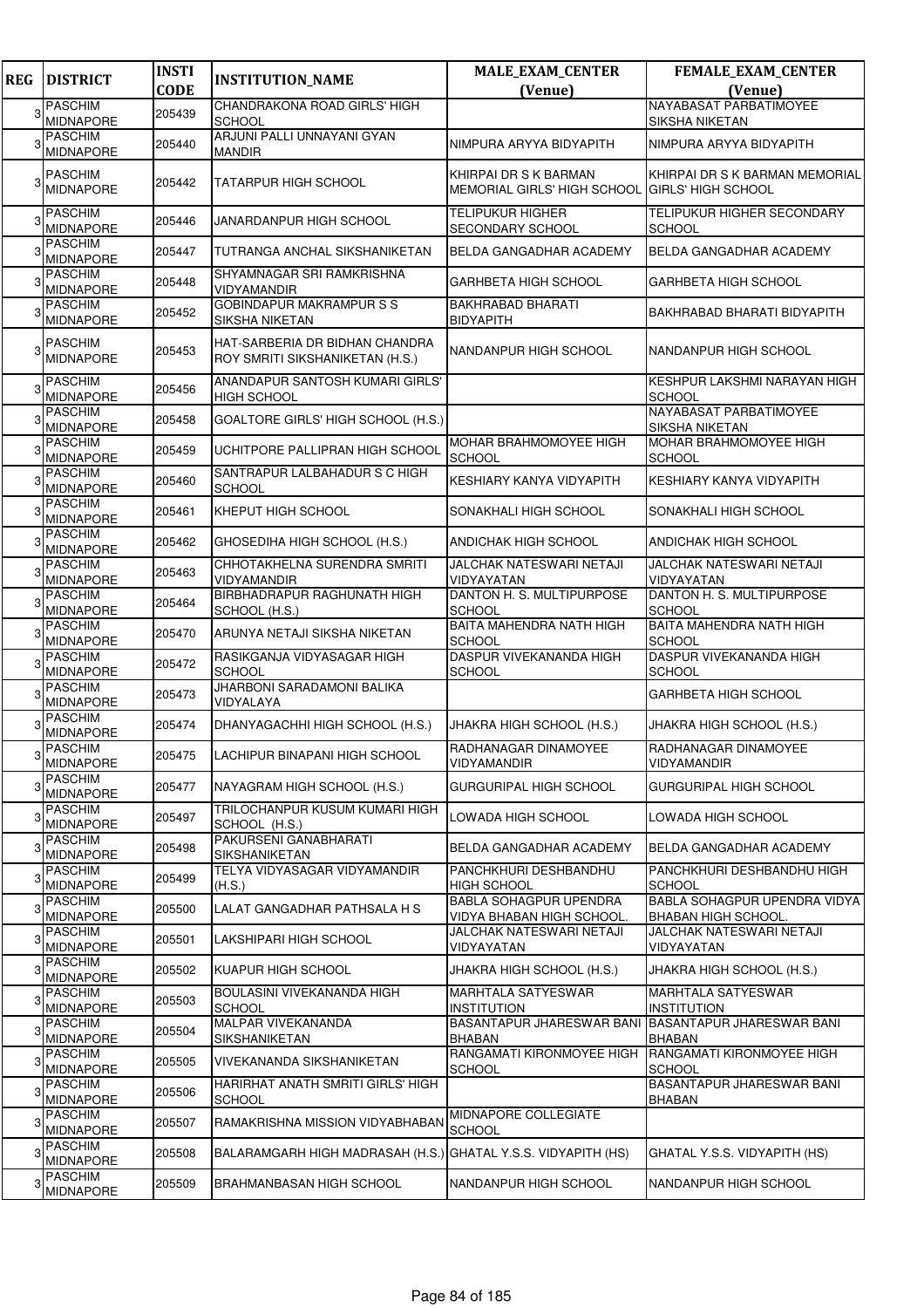| REG | DISTRICT | INSTI CODE | INSTITUTION_NAME | MALE_EXAM_CENTER (Venue) | FEMALE_EXAM_CENTER (Venue) |
|---|---|---|---|---|---|
| 3 | PASCHIM MIDNAPORE | 205439 | CHANDRAKONA ROAD GIRLS' HIGH SCHOOL | | NAYABASAT PARBATIMOYEE SIKSHA NIKETAN |
| 3 | PASCHIM MIDNAPORE | 205440 | ARJUNI PALLI UNNAYANI GYAN MANDIR | NIMPURA ARYYA BIDYAPITH | NIMPURA ARYYA BIDYAPITH |
| 3 | PASCHIM MIDNAPORE | 205442 | TATARPUR HIGH SCHOOL | KHIRPAI DR S K BARMAN MEMORIAL GIRLS' HIGH SCHOOL | KHIRPAI DR S K BARMAN MEMORIAL GIRLS' HIGH SCHOOL |
| 3 | PASCHIM MIDNAPORE | 205446 | JANARDANPUR HIGH SCHOOL | TELIPUKUR HIGHER SECONDARY SCHOOL | TELIPUKUR HIGHER SECONDARY SCHOOL |
| 3 | PASCHIM MIDNAPORE | 205447 | TUTRANGA ANCHAL SIKSHANIKETAN | BELDA GANGADHAR ACADEMY | BELDA GANGADHAR ACADEMY |
| 3 | PASCHIM MIDNAPORE | 205448 | SHYAMNAGAR SRI RAMKRISHNA VIDYAMANDIR | GARHBETA HIGH SCHOOL | GARHBETA HIGH SCHOOL |
| 3 | PASCHIM MIDNAPORE | 205452 | GOBINDAPUR MAKRAMPUR S S SIKSHA NIKETAN | BAKHRABAD BHARATI BIDYAPITH | BAKHRABAD BHARATI BIDYAPITH |
| 3 | PASCHIM MIDNAPORE | 205453 | HAT-SARBERIA DR BIDHAN CHANDRA ROY SMRITI SIKSHANIKETAN (H.S.) | NANDANPUR HIGH SCHOOL | NANDANPUR HIGH SCHOOL |
| 3 | PASCHIM MIDNAPORE | 205456 | ANANDAPUR SANTOSH KUMARI GIRLS' HIGH SCHOOL | | KESHPUR LAKSHMI NARAYAN HIGH SCHOOL |
| 3 | PASCHIM MIDNAPORE | 205458 | GOALTORE GIRLS' HIGH SCHOOL (H.S.) | | NAYABASAT PARBATIMOYEE SIKSHA NIKETAN |
| 3 | PASCHIM MIDNAPORE | 205459 | UCHITPORE PALLIPRAN HIGH SCHOOL | MOHAR BRAHMOMOYEE HIGH SCHOOL | MOHAR BRAHMOMOYEE HIGH SCHOOL |
| 3 | PASCHIM MIDNAPORE | 205460 | SANTRAPUR LALBAHADUR S C HIGH SCHOOL | KESHIARY KANYA VIDYAPITH | KESHIARY KANYA VIDYAPITH |
| 3 | PASCHIM MIDNAPORE | 205461 | KHEPUT HIGH SCHOOL | SONAKHALI HIGH SCHOOL | SONAKHALI HIGH SCHOOL |
| 3 | PASCHIM MIDNAPORE | 205462 | GHOSEDIHA HIGH SCHOOL (H.S.) | ANDICHAK HIGH SCHOOL | ANDICHAK HIGH SCHOOL |
| 3 | PASCHIM MIDNAPORE | 205463 | CHHOTAKHELNA SURENDRA SMRITI VIDYAMANDIR | JALCHAK NATESWARI NETAJI VIDYAYATAN | JALCHAK NATESWARI NETAJI VIDYAYATAN |
| 3 | PASCHIM MIDNAPORE | 205464 | BIRBHADRAPUR RAGHUNATH HIGH SCHOOL (H.S.) | DANTON H. S. MULTIPURPOSE SCHOOL | DANTON H. S. MULTIPURPOSE SCHOOL |
| 3 | PASCHIM MIDNAPORE | 205470 | ARUNYA NETAJI SIKSHA NIKETAN | BAITA MAHENDRA NATH HIGH SCHOOL | BAITA MAHENDRA NATH HIGH SCHOOL |
| 3 | PASCHIM MIDNAPORE | 205472 | RASIKGANJA VIDYASAGAR HIGH SCHOOL | DASPUR VIVEKANANDA HIGH SCHOOL | DASPUR VIVEKANANDA HIGH SCHOOL |
| 3 | PASCHIM MIDNAPORE | 205473 | JHARBONI SARADAMONI BALIKA VIDYALAYA | | GARHBETA HIGH SCHOOL |
| 3 | PASCHIM MIDNAPORE | 205474 | DHANYAGACHHI HIGH SCHOOL (H.S.) | JHAKRA HIGH SCHOOL (H.S.) | JHAKRA HIGH SCHOOL (H.S.) |
| 3 | PASCHIM MIDNAPORE | 205475 | LACHIPUR BINAPANI HIGH SCHOOL | RADHANAGAR DINAMOYEE VIDYAMANDIR | RADHANAGAR DINAMOYEE VIDYAMANDIR |
| 3 | PASCHIM MIDNAPORE | 205477 | NAYAGRAM HIGH SCHOOL (H.S.) | GURGURIPAL HIGH SCHOOL | GURGURIPAL HIGH SCHOOL |
| 3 | PASCHIM MIDNAPORE | 205497 | TRILOCHANPUR KUSUM KUMARI HIGH SCHOOL (H.S.) | LOWADA HIGH SCHOOL | LOWADA HIGH SCHOOL |
| 3 | PASCHIM MIDNAPORE | 205498 | PAKURSENI GANABHARATI SIKSHANIKETAN | BELDA GANGADHAR ACADEMY | BELDA GANGADHAR ACADEMY |
| 3 | PASCHIM MIDNAPORE | 205499 | TELYA VIDYASAGAR VIDYAMANDIR (H.S.) | PANCHKHURI DESHBANDHU HIGH SCHOOL | PANCHKHURI DESHBANDHU HIGH SCHOOL |
| 3 | PASCHIM MIDNAPORE | 205500 | LALAT GANGADHAR PATHSALA H S | BABLA SOHAGPUR UPENDRA VIDYA BHABAN HIGH SCHOOL. | BABLA SOHAGPUR UPENDRA VIDYA BHABAN HIGH SCHOOL. |
| 3 | PASCHIM MIDNAPORE | 205501 | LAKSHIPARI HIGH SCHOOL | JALCHAK NATESWARI NETAJI VIDYAYATAN | JALCHAK NATESWARI NETAJI VIDYAYATAN |
| 3 | PASCHIM MIDNAPORE | 205502 | KUAPUR HIGH SCHOOL | JHAKRA HIGH SCHOOL (H.S.) | JHAKRA HIGH SCHOOL (H.S.) |
| 3 | PASCHIM MIDNAPORE | 205503 | BOULASINI VIVEKANANDA HIGH SCHOOL | MARHTALA SATYESWAR INSTITUTION | MARHTALA SATYESWAR INSTITUTION |
| 3 | PASCHIM MIDNAPORE | 205504 | MALPAR VIVEKANANDA SIKSHANIKETAN | BASANTAPUR JHARESWAR BANI BHABAN | BASANTAPUR JHARESWAR BANI BHABAN |
| 3 | PASCHIM MIDNAPORE | 205505 | VIVEKANANDA SIKSHANIKETAN | RANGAMATI KIRONMOYEE HIGH SCHOOL | RANGAMATI KIRONMOYEE HIGH SCHOOL |
| 3 | PASCHIM MIDNAPORE | 205506 | HARIRHAT ANATH SMRITI GIRLS' HIGH SCHOOL | | BASANTAPUR JHARESWAR BANI BHABAN |
| 3 | PASCHIM MIDNAPORE | 205507 | RAMAKRISHNA MISSION VIDYABHABAN | MIDNAPORE COLLEGIATE SCHOOL | |
| 3 | PASCHIM MIDNAPORE | 205508 | BALARAMGARH HIGH MADRASAH (H.S.) | GHATAL Y.S.S. VIDYAPITH (HS) | GHATAL Y.S.S. VIDYAPITH (HS) |
| 3 | PASCHIM MIDNAPORE | 205509 | BRAHMANBASAN HIGH SCHOOL | NANDANPUR HIGH SCHOOL | NANDANPUR HIGH SCHOOL |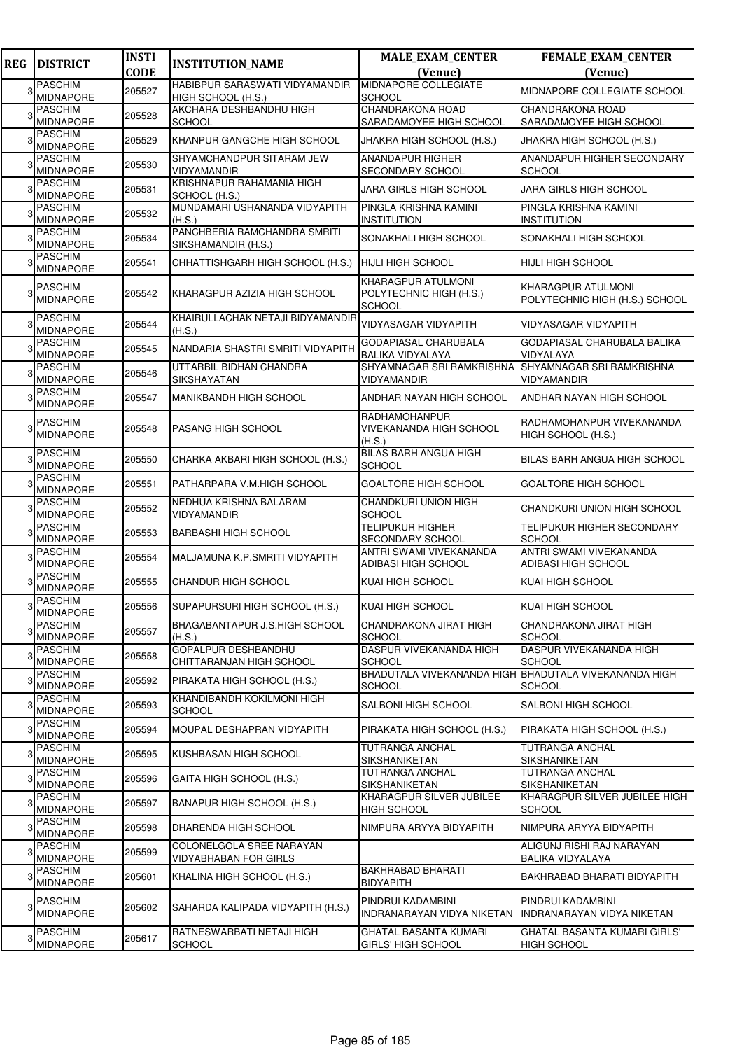| REG | DISTRICT | INSTI CODE | INSTITUTION_NAME | MALE_EXAM_CENTER (Venue) | FEMALE_EXAM_CENTER (Venue) |
|---|---|---|---|---|---|
| 3 | PASCHIM MIDNAPORE | 205527 | HABIBPUR SARASWATI VIDYAMANDIR HIGH SCHOOL (H.S.) | MIDNAPORE COLLEGIATE SCHOOL | MIDNAPORE COLLEGIATE SCHOOL |
| 3 | PASCHIM MIDNAPORE | 205528 | AKCHARA DESHBANDHU HIGH SCHOOL | CHANDRAKONA ROAD SARADAMOYEE HIGH SCHOOL | CHANDRAKONA ROAD SARADAMOYEE HIGH SCHOOL |
| 3 | PASCHIM MIDNAPORE | 205529 | KHANPUR GANGCHE HIGH SCHOOL | JHAKRA HIGH SCHOOL (H.S.) | JHAKRA HIGH SCHOOL (H.S.) |
| 3 | PASCHIM MIDNAPORE | 205530 | SHYAMCHANDPUR SITARAM JEW VIDYAMANDIR | ANANDAPUR HIGHER SECONDARY SCHOOL | ANANDAPUR HIGHER SECONDARY SCHOOL |
| 3 | PASCHIM MIDNAPORE | 205531 | KRISHNAPUR RAHAMANIA HIGH SCHOOL (H.S.) | JARA GIRLS HIGH SCHOOL | JARA GIRLS HIGH SCHOOL |
| 3 | PASCHIM MIDNAPORE | 205532 | MUNDAMARI USHANANDA VIDYAPITH (H.S.) | PINGLA KRISHNA KAMINI INSTITUTION | PINGLA KRISHNA KAMINI INSTITUTION |
| 3 | PASCHIM MIDNAPORE | 205534 | PANCHBERIA RAMCHANDRA SMRITI SIKSHAMANDIR (H.S.) | SONAKHALI HIGH SCHOOL | SONAKHALI HIGH SCHOOL |
| 3 | PASCHIM MIDNAPORE | 205541 | CHHATTISHGARH HIGH SCHOOL (H.S.) | HIJLI HIGH SCHOOL | HIJLI HIGH SCHOOL |
| 3 | PASCHIM MIDNAPORE | 205542 | KHARAGPUR AZIZIA HIGH SCHOOL | KHARAGPUR ATULMONI POLYTECHNIC HIGH (H.S.) SCHOOL | KHARAGPUR ATULMONI POLYTECHNIC HIGH (H.S.) SCHOOL |
| 3 | PASCHIM MIDNAPORE | 205544 | KHAIRULLACHAK NETAJI BIDYAMANDIR (H.S.) | VIDYASAGAR VIDYAPITH | VIDYASAGAR VIDYAPITH |
| 3 | PASCHIM MIDNAPORE | 205545 | NANDARIA SHASTRI SMRITI VIDYAPITH | GODAPIASAL CHARUBALA BALIKA VIDYALAYA | GODAPIASAL CHARUBALA BALIKA VIDYALAYA |
| 3 | PASCHIM MIDNAPORE | 205546 | UTTARBIL BIDHAN CHANDRA SIKSHAYATAN | SHYAMNAGAR SRI RAMKRISHNA VIDYAMANDIR | SHYAMNAGAR SRI RAMKRISHNA VIDYAMANDIR |
| 3 | PASCHIM MIDNAPORE | 205547 | MANIKBANDH HIGH SCHOOL | ANDHAR NAYAN HIGH SCHOOL | ANDHAR NAYAN HIGH SCHOOL |
| 3 | PASCHIM MIDNAPORE | 205548 | PASANG HIGH SCHOOL | RADHAMOHANPUR VIVEKANANDA HIGH SCHOOL (H.S.) | RADHAMOHANPUR VIVEKANANDA HIGH SCHOOL (H.S.) |
| 3 | PASCHIM MIDNAPORE | 205550 | CHARKA AKBARI HIGH SCHOOL (H.S.) | BILAS BARH ANGUA HIGH SCHOOL | BILAS BARH ANGUA HIGH SCHOOL |
| 3 | PASCHIM MIDNAPORE | 205551 | PATHARPARA V.M.HIGH SCHOOL | GOALTORE HIGH SCHOOL | GOALTORE HIGH SCHOOL |
| 3 | PASCHIM MIDNAPORE | 205552 | NEDHUA KRISHNA BALARAM VIDYAMANDIR | CHANDKURI UNION HIGH SCHOOL | CHANDKURI UNION HIGH SCHOOL |
| 3 | PASCHIM MIDNAPORE | 205553 | BARBASHI HIGH SCHOOL | TELIPUKUR HIGHER SECONDARY SCHOOL | TELIPUKUR HIGHER SECONDARY SCHOOL |
| 3 | PASCHIM MIDNAPORE | 205554 | MALJAMUNA K.P.SMRITI VIDYAPITH | ANTRI SWAMI VIVEKANANDA ADIBASI HIGH SCHOOL | ANTRI SWAMI VIVEKANANDA ADIBASI HIGH SCHOOL |
| 3 | PASCHIM MIDNAPORE | 205555 | CHANDUR HIGH SCHOOL | KUAI HIGH SCHOOL | KUAI HIGH SCHOOL |
| 3 | PASCHIM MIDNAPORE | 205556 | SUPAPURSURI HIGH SCHOOL (H.S.) | KUAI HIGH SCHOOL | KUAI HIGH SCHOOL |
| 3 | PASCHIM MIDNAPORE | 205557 | BHAGABANTAPUR J.S.HIGH SCHOOL (H.S.) | CHANDRAKONA JIRAT HIGH SCHOOL | CHANDRAKONA JIRAT HIGH SCHOOL |
| 3 | PASCHIM MIDNAPORE | 205558 | GOPALPUR DESHBANDHU CHITTARANJAN HIGH SCHOOL | DASPUR VIVEKANANDA HIGH SCHOOL | DASPUR VIVEKANANDA HIGH SCHOOL |
| 3 | PASCHIM MIDNAPORE | 205592 | PIRAKATA HIGH SCHOOL (H.S.) | BHADUTALA VIVEKANANDA HIGH SCHOOL | BHADUTALA VIVEKANANDA HIGH SCHOOL |
| 3 | PASCHIM MIDNAPORE | 205593 | KHANDIBANDH KOKILMONI HIGH SCHOOL | SALBONI HIGH SCHOOL | SALBONI HIGH SCHOOL |
| 3 | PASCHIM MIDNAPORE | 205594 | MOUPAL DESHAPRAN VIDYAPITH | PIRAKATA HIGH SCHOOL (H.S.) | PIRAKATA HIGH SCHOOL (H.S.) |
| 3 | PASCHIM MIDNAPORE | 205595 | KUSHBASAN HIGH SCHOOL | TUTRANGA ANCHAL SIKSHANIKETAN | TUTRANGA ANCHAL SIKSHANIKETAN |
| 3 | PASCHIM MIDNAPORE | 205596 | GAITA HIGH SCHOOL (H.S.) | TUTRANGA ANCHAL SIKSHANIKETAN | TUTRANGA ANCHAL SIKSHANIKETAN |
| 3 | PASCHIM MIDNAPORE | 205597 | BANAPUR HIGH SCHOOL (H.S.) | KHARAGPUR SILVER JUBILEE HIGH SCHOOL | KHARAGPUR SILVER JUBILEE HIGH SCHOOL |
| 3 | PASCHIM MIDNAPORE | 205598 | DHARENDA HIGH SCHOOL | NIMPURA ARYYA BIDYAPITH | NIMPURA ARYYA BIDYAPITH |
| 3 | PASCHIM MIDNAPORE | 205599 | COLONELGOLA SREE NARAYAN VIDYABHABAN FOR GIRLS | | ALIGUNJ RISHI RAJ NARAYAN BALIKA VIDYALAYA |
| 3 | PASCHIM MIDNAPORE | 205601 | KHALINA HIGH SCHOOL (H.S.) | BAKHRABAD BHARATI BIDYAPITH | BAKHRABAD BHARATI BIDYAPITH |
| 3 | PASCHIM MIDNAPORE | 205602 | SAHARDA KALIPADA VIDYAPITH (H.S.) | PINDRUI KADAMBINI INDRANARAYAN VIDYA NIKETAN | PINDRUI KADAMBINI INDRANARAYAN VIDYA NIKETAN |
| 3 | PASCHIM MIDNAPORE | 205617 | RATNESWARBATI NETAJI HIGH SCHOOL | GHATAL BASANTA KUMARI GIRLS' HIGH SCHOOL | GHATAL BASANTA KUMARI GIRLS' HIGH SCHOOL |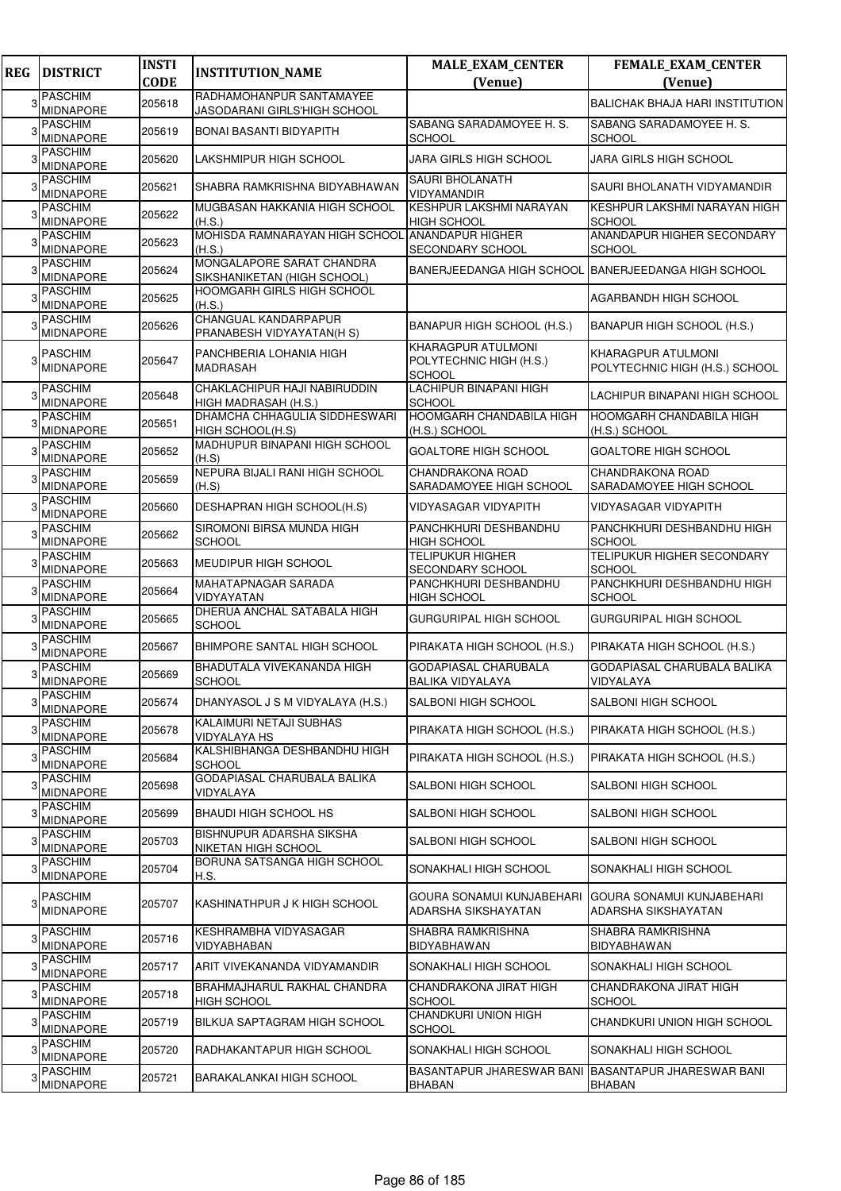| REG | DISTRICT | INSTI CODE | INSTITUTION_NAME | MALE_EXAM_CENTER (Venue) | FEMALE_EXAM_CENTER (Venue) |
|---|---|---|---|---|---|
| 3 | PASCHIM MIDNAPORE | 205618 | RADHAMOHANPUR SANTAMAYEE JASODARANI GIRLS'HIGH SCHOOL | | BALICHAK BHAJA HARI INSTITUTION |
| 3 | PASCHIM MIDNAPORE | 205619 | BONAI BASANTI BIDYAPITH | SABANG SARADAMOYEE H. S. SCHOOL | SABANG SARADAMOYEE H. S. SCHOOL |
| 3 | PASCHIM MIDNAPORE | 205620 | LAKSHMIPUR HIGH SCHOOL | JARA GIRLS HIGH SCHOOL | JARA GIRLS HIGH SCHOOL |
| 3 | PASCHIM MIDNAPORE | 205621 | SHABRA RAMKRISHNA BIDYABHAWAN | SAURI BHOLANATH VIDYAMANDIR | SAURI BHOLANATH VIDYAMANDIR |
| 3 | PASCHIM MIDNAPORE | 205622 | MUGBASAN HAKKANIA HIGH SCHOOL (H.S.) | KESHPUR LAKSHMI NARAYAN HIGH SCHOOL | KESHPUR LAKSHMI NARAYAN HIGH SCHOOL |
| 3 | PASCHIM MIDNAPORE | 205623 | MOHISDA RAMNARAYAN HIGH SCHOOL (H.S.) | ANANDAPUR HIGHER SECONDARY SCHOOL | ANANDAPUR HIGHER SECONDARY SCHOOL |
| 3 | PASCHIM MIDNAPORE | 205624 | MONGALAPORE SARAT CHANDRA SIKSHANIKETAN (HIGH SCHOOL) | BANERJEEDANGA HIGH SCHOOL | BANERJEEDANGA HIGH SCHOOL |
| 3 | PASCHIM MIDNAPORE | 205625 | HOOMGARH GIRLS HIGH SCHOOL (H.S.) | | AGARBANDH HIGH SCHOOL |
| 3 | PASCHIM MIDNAPORE | 205626 | CHANGUAL KANDARPAPUR PRANABESH VIDYAYATAN(H S) | BANAPUR HIGH SCHOOL (H.S.) | BANAPUR HIGH SCHOOL (H.S.) |
| 3 | PASCHIM MIDNAPORE | 205647 | PANCHBERIA LOHANIA HIGH MADRASAH | KHARAGPUR ATULMONI POLYTECHNIC HIGH (H.S.) SCHOOL | KHARAGPUR ATULMONI POLYTECHNIC HIGH (H.S.) SCHOOL |
| 3 | PASCHIM MIDNAPORE | 205648 | CHAKLACHIPUR HAJI NABIRUDDIN HIGH MADRASAH (H.S.) | LACHIPUR BINAPANI HIGH SCHOOL | LACHIPUR BINAPANI HIGH SCHOOL |
| 3 | PASCHIM MIDNAPORE | 205651 | DHAMCHA CHHAGULIA SIDDHESWARI HIGH SCHOOL(H.S) | HOOMGARH CHANDABILA HIGH (H.S.) SCHOOL | HOOMGARH CHANDABILA HIGH (H.S.) SCHOOL |
| 3 | PASCHIM MIDNAPORE | 205652 | MADHUPUR BINAPANI HIGH SCHOOL (H.S) | GOALTORE HIGH SCHOOL | GOALTORE HIGH SCHOOL |
| 3 | PASCHIM MIDNAPORE | 205659 | NEPURA BIJALI RANI HIGH SCHOOL (H.S) | CHANDRAKONA ROAD SARADAMOYEE HIGH SCHOOL | CHANDRAKONA ROAD SARADAMOYEE HIGH SCHOOL |
| 3 | PASCHIM MIDNAPORE | 205660 | DESHAPRAN HIGH SCHOOL(H.S) | VIDYASAGAR VIDYAPITH | VIDYASAGAR VIDYAPITH |
| 3 | PASCHIM MIDNAPORE | 205662 | SIROMONI BIRSA MUNDA HIGH SCHOOL | PANCHKHURI DESHBANDHU HIGH SCHOOL | PANCHKHURI DESHBANDHU HIGH SCHOOL |
| 3 | PASCHIM MIDNAPORE | 205663 | MEUDIPUR HIGH SCHOOL | TELIPUKUR HIGHER SECONDARY SCHOOL | TELIPUKUR HIGHER SECONDARY SCHOOL |
| 3 | PASCHIM MIDNAPORE | 205664 | MAHATAPNAGAR SARADA VIDYAYATAN | PANCHKHURI DESHBANDHU HIGH SCHOOL | PANCHKHURI DESHBANDHU HIGH SCHOOL |
| 3 | PASCHIM MIDNAPORE | 205665 | DHERUA ANCHAL SATABALA HIGH SCHOOL | GURGURIPAL HIGH SCHOOL | GURGURIPAL HIGH SCHOOL |
| 3 | PASCHIM MIDNAPORE | 205667 | BHIMPORE SANTAL HIGH SCHOOL | PIRAKATA HIGH SCHOOL (H.S.) | PIRAKATA HIGH SCHOOL (H.S.) |
| 3 | PASCHIM MIDNAPORE | 205669 | BHADUTALA VIVEKANANDA HIGH SCHOOL | GODAPIASAL CHARUBALA BALIKA VIDYALAYA | GODAPIASAL CHARUBALA BALIKA VIDYALAYA |
| 3 | PASCHIM MIDNAPORE | 205674 | DHANYASOL J S M VIDYALAYA (H.S.) | SALBONI HIGH SCHOOL | SALBONI HIGH SCHOOL |
| 3 | PASCHIM MIDNAPORE | 205678 | KALAIMURI NETAJI SUBHAS VIDYALAYA HS | PIRAKATA HIGH SCHOOL (H.S.) | PIRAKATA HIGH SCHOOL (H.S.) |
| 3 | PASCHIM MIDNAPORE | 205684 | KALSHIBHANGA DESHBANDHU HIGH SCHOOL | PIRAKATA HIGH SCHOOL (H.S.) | PIRAKATA HIGH SCHOOL (H.S.) |
| 3 | PASCHIM MIDNAPORE | 205698 | GODAPIASAL CHARUBALA BALIKA VIDYALAYA | SALBONI HIGH SCHOOL | SALBONI HIGH SCHOOL |
| 3 | PASCHIM MIDNAPORE | 205699 | BHAUDI HIGH SCHOOL HS | SALBONI HIGH SCHOOL | SALBONI HIGH SCHOOL |
| 3 | PASCHIM MIDNAPORE | 205703 | BISHNUPUR ADARSHA SIKSHA NIKETAN HIGH SCHOOL | SALBONI HIGH SCHOOL | SALBONI HIGH SCHOOL |
| 3 | PASCHIM MIDNAPORE | 205704 | BORUNA SATSANGA HIGH SCHOOL H.S. | SONAKHALI HIGH SCHOOL | SONAKHALI HIGH SCHOOL |
| 3 | PASCHIM MIDNAPORE | 205707 | KASHINATHPUR J K HIGH SCHOOL | GOURA SONAMUI KUNJABEHARI ADARSHA SIKSHAYATAN | GOURA SONAMUI KUNJABEHARI ADARSHA SIKSHAYATAN |
| 3 | PASCHIM MIDNAPORE | 205716 | KESHRAMBHA VIDYASAGAR VIDYABHABAN | SHABRA RAMKRISHNA BIDYABHAWAN | SHABRA RAMKRISHNA BIDYABHAWAN |
| 3 | PASCHIM MIDNAPORE | 205717 | ARIT VIVEKANANDA VIDYAMANDIR | SONAKHALI HIGH SCHOOL | SONAKHALI HIGH SCHOOL |
| 3 | PASCHIM MIDNAPORE | 205718 | BRAHMAJHARUL RAKHAL CHANDRA HIGH SCHOOL | CHANDRAKONA JIRAT HIGH SCHOOL | CHANDRAKONA JIRAT HIGH SCHOOL |
| 3 | PASCHIM MIDNAPORE | 205719 | BILKUA SAPTAGRAM HIGH SCHOOL | CHANDKURI UNION HIGH SCHOOL | CHANDKURI UNION HIGH SCHOOL |
| 3 | PASCHIM MIDNAPORE | 205720 | RADHAKANTAPUR HIGH SCHOOL | SONAKHALI HIGH SCHOOL | SONAKHALI HIGH SCHOOL |
| 3 | PASCHIM MIDNAPORE | 205721 | BARAKALANKAI HIGH SCHOOL | BASANTAPUR JHARESWAR BANI BHABAN | BASANTAPUR JHARESWAR BANI BHABAN |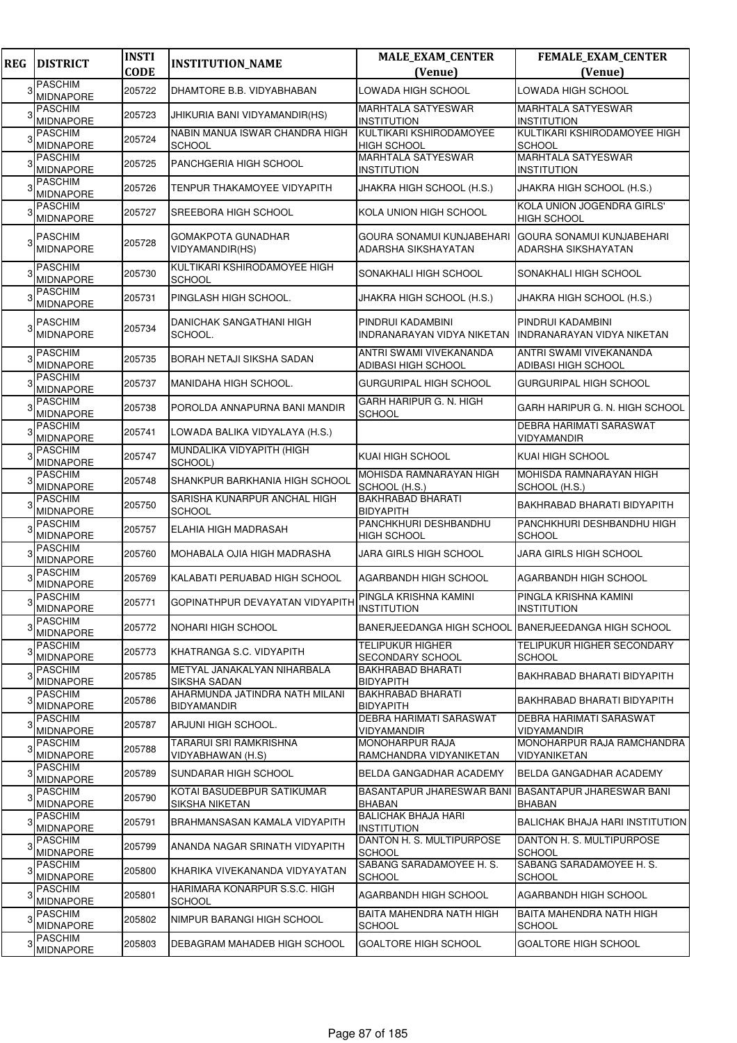| REG | DISTRICT | INSTI CODE | INSTITUTION_NAME | MALE_EXAM_CENTER (Venue) | FEMALE_EXAM_CENTER (Venue) |
|---|---|---|---|---|---|
| 3 | PASCHIM MIDNAPORE | 205722 | DHAMTORE B.B. VIDYABHABAN | LOWADA HIGH SCHOOL | LOWADA HIGH SCHOOL |
| 3 | PASCHIM MIDNAPORE | 205723 | JHIKURIA BANI VIDYAMANDIR(HS) | MARHTALA SATYESWAR INSTITUTION | MARHTALA SATYESWAR INSTITUTION |
| 3 | PASCHIM MIDNAPORE | 205724 | NABIN MANUA ISWAR CHANDRA HIGH SCHOOL | KULTIKARI KSHIRODAMOYEE HIGH SCHOOL | KULTIKARI KSHIRODAMOYEE HIGH SCHOOL |
| 3 | PASCHIM MIDNAPORE | 205725 | PANCHGERIA HIGH SCHOOL | MARHTALA SATYESWAR INSTITUTION | MARHTALA SATYESWAR INSTITUTION |
| 3 | PASCHIM MIDNAPORE | 205726 | TENPUR THAKAMOYEE VIDYAPITH | JHAKRA HIGH SCHOOL (H.S.) | JHAKRA HIGH SCHOOL (H.S.) |
| 3 | PASCHIM MIDNAPORE | 205727 | SREEBORA HIGH SCHOOL | KOLA UNION HIGH SCHOOL | KOLA UNION JOGENDRA GIRLS' HIGH SCHOOL |
| 3 | PASCHIM MIDNAPORE | 205728 | GOMAKPOTA GUNADHAR VIDYAMANDIR(HS) | GOURA SONAMUI KUNJABEHARI ADARSHA SIKSHAYATAN | GOURA SONAMUI KUNJABEHARI ADARSHA SIKSHAYATAN |
| 3 | PASCHIM MIDNAPORE | 205730 | KULTIKARI KSHIRODAMOYEE HIGH SCHOOL | SONAKHALI HIGH SCHOOL | SONAKHALI HIGH SCHOOL |
| 3 | PASCHIM MIDNAPORE | 205731 | PINGLASH HIGH SCHOOL. | JHAKRA HIGH SCHOOL (H.S.) | JHAKRA HIGH SCHOOL (H.S.) |
| 3 | PASCHIM MIDNAPORE | 205734 | DANICHAK SANGATHANI HIGH SCHOOL. | PINDRUI KADAMBINI INDRANARAYAN VIDYA NIKETAN | PINDRUI KADAMBINI INDRANARAYAN VIDYA NIKETAN |
| 3 | PASCHIM MIDNAPORE | 205735 | BORAH NETAJI SIKSHA SADAN | ANTRI SWAMI VIVEKANANDA ADIBASI HIGH SCHOOL | ANTRI SWAMI VIVEKANANDA ADIBASI HIGH SCHOOL |
| 3 | PASCHIM MIDNAPORE | 205737 | MANIDAHA HIGH SCHOOL. | GURGURIPAL HIGH SCHOOL | GURGURIPAL HIGH SCHOOL |
| 3 | PASCHIM MIDNAPORE | 205738 | POROLDA ANNAPURNA BANI MANDIR | GARH HARIPUR G. N. HIGH SCHOOL | GARH HARIPUR G. N. HIGH SCHOOL |
| 3 | PASCHIM MIDNAPORE | 205741 | LOWADA BALIKA VIDYALAYA (H.S.) | | DEBRA HARIMATI SARASWAT VIDYAMANDIR |
| 3 | PASCHIM MIDNAPORE | 205747 | MUNDALIKA VIDYAPITH (HIGH SCHOOL) | KUAI HIGH SCHOOL | KUAI HIGH SCHOOL |
| 3 | PASCHIM MIDNAPORE | 205748 | SHANKPUR BARKHANIA HIGH SCHOOL | MOHISDA RAMNARAYAN HIGH SCHOOL (H.S.) | MOHISDA RAMNARAYAN HIGH SCHOOL (H.S.) |
| 3 | PASCHIM MIDNAPORE | 205750 | SARISHA KUNARPUR ANCHAL HIGH SCHOOL | BAKHRABAD BHARATI BIDYAPITH | BAKHRABAD BHARATI BIDYAPITH |
| 3 | PASCHIM MIDNAPORE | 205757 | ELAHIA HIGH MADRASAH | PANCHKHURI DESHBANDHU HIGH SCHOOL | PANCHKHURI DESHBANDHU HIGH SCHOOL |
| 3 | PASCHIM MIDNAPORE | 205760 | MOHABALA OJIA HIGH MADRASHA | JARA GIRLS HIGH SCHOOL | JARA GIRLS HIGH SCHOOL |
| 3 | PASCHIM MIDNAPORE | 205769 | KALABATI PERUABAD HIGH SCHOOL | AGARBANDH HIGH SCHOOL | AGARBANDH HIGH SCHOOL |
| 3 | PASCHIM MIDNAPORE | 205771 | GOPINATHPUR DEVAYATAN VIDYAPITH | PINGLA KRISHNA KAMINI INSTITUTION | PINGLA KRISHNA KAMINI INSTITUTION |
| 3 | PASCHIM MIDNAPORE | 205772 | NOHARI HIGH SCHOOL | BANERJEEDANGA HIGH SCHOOL | BANERJEEDANGA HIGH SCHOOL |
| 3 | PASCHIM MIDNAPORE | 205773 | KHATRANGA S.C. VIDYAPITH | TELIPUKUR HIGHER SECONDARY SCHOOL | TELIPUKUR HIGHER SECONDARY SCHOOL |
| 3 | PASCHIM MIDNAPORE | 205785 | METYAL JANAKALYAN NIHARBALA SIKSHA SADAN | BAKHRABAD BHARATI BIDYAPITH | BAKHRABAD BHARATI BIDYAPITH |
| 3 | PASCHIM MIDNAPORE | 205786 | AHARMUNDA JATINDRA NATH MILANI BIDYAMANDIR | BAKHRABAD BHARATI BIDYAPITH | BAKHRABAD BHARATI BIDYAPITH |
| 3 | PASCHIM MIDNAPORE | 205787 | ARJUNI HIGH SCHOOL. | DEBRA HARIMATI SARASWAT VIDYAMANDIR | DEBRA HARIMATI SARASWAT VIDYAMANDIR |
| 3 | PASCHIM MIDNAPORE | 205788 | TARARUI SRI RAMKRISHNA VIDYABHAWAN (H.S) | MONOHARPUR RAJA RAMCHANDRA VIDYANIKETAN | MONOHARPUR RAJA RAMCHANDRA VIDYANIKETAN |
| 3 | PASCHIM MIDNAPORE | 205789 | SUNDARAR HIGH SCHOOL | BELDA GANGADHAR ACADEMY | BELDA GANGADHAR ACADEMY |
| 3 | PASCHIM MIDNAPORE | 205790 | KOTAI BASUDEBPUR SATIKUMAR SIKSHA NIKETAN | BASANTAPUR JHARESWAR BANI BHABAN | BASANTAPUR JHARESWAR BANI BHABAN |
| 3 | PASCHIM MIDNAPORE | 205791 | BRAHMANSASAN KAMALA VIDYAPITH | BALICHAK BHAJA HARI INSTITUTION | BALICHAK BHAJA HARI INSTITUTION |
| 3 | PASCHIM MIDNAPORE | 205799 | ANANDA NAGAR SRINATH VIDYAPITH | DANTON H. S. MULTIPURPOSE SCHOOL | DANTON H. S. MULTIPURPOSE SCHOOL |
| 3 | PASCHIM MIDNAPORE | 205800 | KHARIKA VIVEKANANDA VIDYAYATAN | SABANG SARADAMOYEE H. S. SCHOOL | SABANG SARADAMOYEE H. S. SCHOOL |
| 3 | PASCHIM MIDNAPORE | 205801 | HARIMARA KONARPUR S.S.C. HIGH SCHOOL | AGARBANDH HIGH SCHOOL | AGARBANDH HIGH SCHOOL |
| 3 | PASCHIM MIDNAPORE | 205802 | NIMPUR BARANGI HIGH SCHOOL | BAITA MAHENDRA NATH HIGH SCHOOL | BAITA MAHENDRA NATH HIGH SCHOOL |
| 3 | PASCHIM MIDNAPORE | 205803 | DEBAGRAM MAHADEB HIGH SCHOOL | GOALTORE HIGH SCHOOL | GOALTORE HIGH SCHOOL |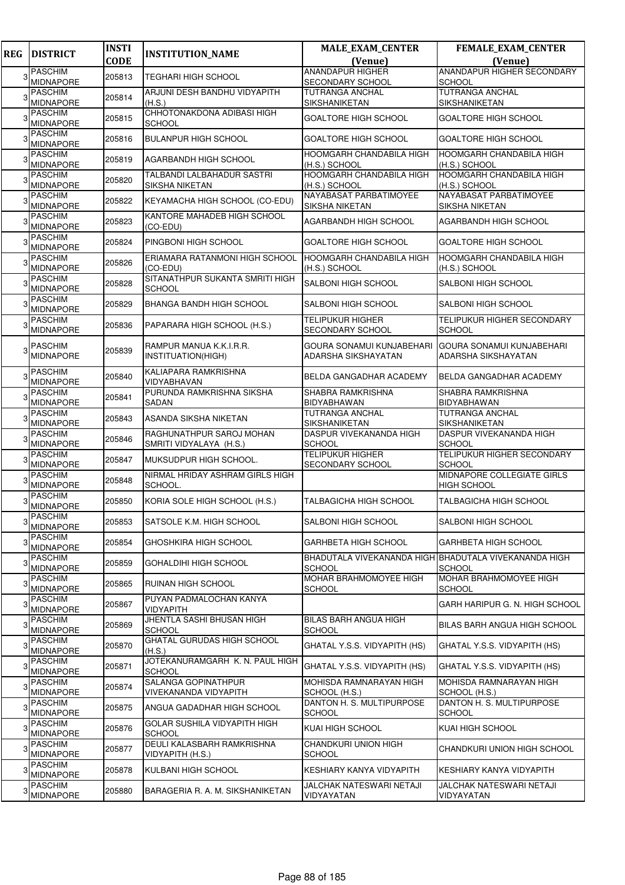| REG | DISTRICT | INSTI CODE | INSTITUTION_NAME | MALE_EXAM_CENTER (Venue) | FEMALE_EXAM_CENTER (Venue) |
|---|---|---|---|---|---|
| 3 | PASCHIM MIDNAPORE | 205813 | TEGHARI HIGH SCHOOL | ANANDAPUR HIGHER SECONDARY SCHOOL | ANANDAPUR HIGHER SECONDARY SCHOOL |
| 3 | PASCHIM MIDNAPORE | 205814 | ARJUNI DESH BANDHU VIDYAPITH (H.S.) | TUTRANGA ANCHAL SIKSHANIKETAN | TUTRANGA ANCHAL SIKSHANIKETAN |
| 3 | PASCHIM MIDNAPORE | 205815 | CHHOTONAKDONA ADIBASI HIGH SCHOOL | GOALTORE HIGH SCHOOL | GOALTORE HIGH SCHOOL |
| 3 | PASCHIM MIDNAPORE | 205816 | BULANPUR HIGH SCHOOL | GOALTORE HIGH SCHOOL | GOALTORE HIGH SCHOOL |
| 3 | PASCHIM MIDNAPORE | 205819 | AGARBANDH HIGH SCHOOL | HOOMGARH CHANDABILA HIGH (H.S.) SCHOOL | HOOMGARH CHANDABILA HIGH (H.S.) SCHOOL |
| 3 | PASCHIM MIDNAPORE | 205820 | TALBANDI LALBAHADUR SASTRI SIKSHA NIKETAN | HOOMGARH CHANDABILA HIGH (H.S.) SCHOOL | HOOMGARH CHANDABILA HIGH (H.S.) SCHOOL |
| 3 | PASCHIM MIDNAPORE | 205822 | KEYAMACHA HIGH SCHOOL (CO-EDU) | NAYABASAT PARBATIMOYEE SIKSHA NIKETAN | NAYABASAT PARBATIMOYEE SIKSHA NIKETAN |
| 3 | PASCHIM MIDNAPORE | 205823 | KANTORE MAHADEB HIGH SCHOOL (CO-EDU) | AGARBANDH HIGH SCHOOL | AGARBANDH HIGH SCHOOL |
| 3 | PASCHIM MIDNAPORE | 205824 | PINGBONI HIGH SCHOOL | GOALTORE HIGH SCHOOL | GOALTORE HIGH SCHOOL |
| 3 | PASCHIM MIDNAPORE | 205826 | ERIAMARA RATANMONI HIGH SCHOOL (CO-EDU) | HOOMGARH CHANDABILA HIGH (H.S.) SCHOOL | HOOMGARH CHANDABILA HIGH (H.S.) SCHOOL |
| 3 | PASCHIM MIDNAPORE | 205828 | SITANATHPUR SUKANTA SMRITI HIGH SCHOOL | SALBONI HIGH SCHOOL | SALBONI HIGH SCHOOL |
| 3 | PASCHIM MIDNAPORE | 205829 | BHANGA BANDH HIGH SCHOOL | SALBONI HIGH SCHOOL | SALBONI HIGH SCHOOL |
| 3 | PASCHIM MIDNAPORE | 205836 | PAPARARA HIGH SCHOOL (H.S.) | TELIPUKUR HIGHER SECONDARY SCHOOL | TELIPUKUR HIGHER SECONDARY SCHOOL |
| 3 | PASCHIM MIDNAPORE | 205839 | RAMPUR MANUA K.K.I.R.R. INSTITUATION(HIGH) | GOURA SONAMUI KUNJABEHARI ADARSHA SIKSHAYATAN | GOURA SONAMUI KUNJABEHARI ADARSHA SIKSHAYATAN |
| 3 | PASCHIM MIDNAPORE | 205840 | KALIAPARA RAMKRISHNA VIDYABHAVAN | BELDA GANGADHAR ACADEMY | BELDA GANGADHAR ACADEMY |
| 3 | PASCHIM MIDNAPORE | 205841 | PURUNDA RAMKRISHNA SIKSHA SADAN | SHABRA RAMKRISHNA BIDYABHAWAN | SHABRA RAMKRISHNA BIDYABHAWAN |
| 3 | PASCHIM MIDNAPORE | 205843 | ASANDA SIKSHA NIKETAN | TUTRANGA ANCHAL SIKSHANIKETAN | TUTRANGA ANCHAL SIKSHANIKETAN |
| 3 | PASCHIM MIDNAPORE | 205846 | RAGHUNATHPUR SAROJ MOHAN SMRITI VIDYALAYA (H.S.) | DASPUR VIVEKANANDA HIGH SCHOOL | DASPUR VIVEKANANDA HIGH SCHOOL |
| 3 | PASCHIM MIDNAPORE | 205847 | MUKSUDPUR HIGH SCHOOL. | TELIPUKUR HIGHER SECONDARY SCHOOL | TELIPUKUR HIGHER SECONDARY SCHOOL |
| 3 | PASCHIM MIDNAPORE | 205848 | NIRMAL HRIDAY ASHRAM GIRLS HIGH SCHOOL. | | MIDNAPORE COLLEGIATE GIRLS HIGH SCHOOL |
| 3 | PASCHIM MIDNAPORE | 205850 | KORIA SOLE HIGH SCHOOL (H.S.) | TALBAGICHA HIGH SCHOOL | TALBAGICHA HIGH SCHOOL |
| 3 | PASCHIM MIDNAPORE | 205853 | SATSOLE K.M. HIGH SCHOOL | SALBONI HIGH SCHOOL | SALBONI HIGH SCHOOL |
| 3 | PASCHIM MIDNAPORE | 205854 | GHOSHKIRA HIGH SCHOOL | GARHBETA HIGH SCHOOL | GARHBETA HIGH SCHOOL |
| 3 | PASCHIM MIDNAPORE | 205859 | GOHALDIHI HIGH SCHOOL | BHADUTALA VIVEKANANDA HIGH SCHOOL | BHADUTALA VIVEKANANDA HIGH SCHOOL |
| 3 | PASCHIM MIDNAPORE | 205865 | RUINAN HIGH SCHOOL | MOHAR BRAHMOMOYEE HIGH SCHOOL | MOHAR BRAHMOMOYEE HIGH SCHOOL |
| 3 | PASCHIM MIDNAPORE | 205867 | PUYAN PADMALOCHAN KANYA VIDYAPITH | | GARH HARIPUR G. N. HIGH SCHOOL |
| 3 | PASCHIM MIDNAPORE | 205869 | JHENTLA SASHI BHUSAN HIGH SCHOOL | BILAS BARH ANGUA HIGH SCHOOL | BILAS BARH ANGUA HIGH SCHOOL |
| 3 | PASCHIM MIDNAPORE | 205870 | GHATAL GURUDAS HIGH SCHOOL (H.S.) | GHATAL Y.S.S. VIDYAPITH (HS) | GHATAL Y.S.S. VIDYAPITH (HS) |
| 3 | PASCHIM MIDNAPORE | 205871 | JOTEKANURAMGARH K. N. PAUL HIGH SCHOOL | GHATAL Y.S.S. VIDYAPITH (HS) | GHATAL Y.S.S. VIDYAPITH (HS) |
| 3 | PASCHIM MIDNAPORE | 205874 | SALANGA GOPINATHPUR VIVEKANANDA VIDYAPITH | MOHISDA RAMNARAYAN HIGH SCHOOL (H.S.) | MOHISDA RAMNARAYAN HIGH SCHOOL (H.S.) |
| 3 | PASCHIM MIDNAPORE | 205875 | ANGUA GADADHAR HIGH SCHOOL | DANTON H. S. MULTIPURPOSE SCHOOL | DANTON H. S. MULTIPURPOSE SCHOOL |
| 3 | PASCHIM MIDNAPORE | 205876 | GOLAR SUSHILA VIDYAPITH HIGH SCHOOL | KUAI HIGH SCHOOL | KUAI HIGH SCHOOL |
| 3 | PASCHIM MIDNAPORE | 205877 | DEULI KALASBARH RAMKRISHNA VIDYAPITH (H.S.) | CHANDKURI UNION HIGH SCHOOL | CHANDKURI UNION HIGH SCHOOL |
| 3 | PASCHIM MIDNAPORE | 205878 | KULBANI HIGH SCHOOL | KESHIARY KANYA VIDYAPITH | KESHIARY KANYA VIDYAPITH |
| 3 | PASCHIM MIDNAPORE | 205880 | BARAGERIA R. A. M. SIKSHANIKETAN | JALCHAK NATESWARI NETAJI VIDYAYATAN | JALCHAK NATESWARI NETAJI VIDYAYATAN |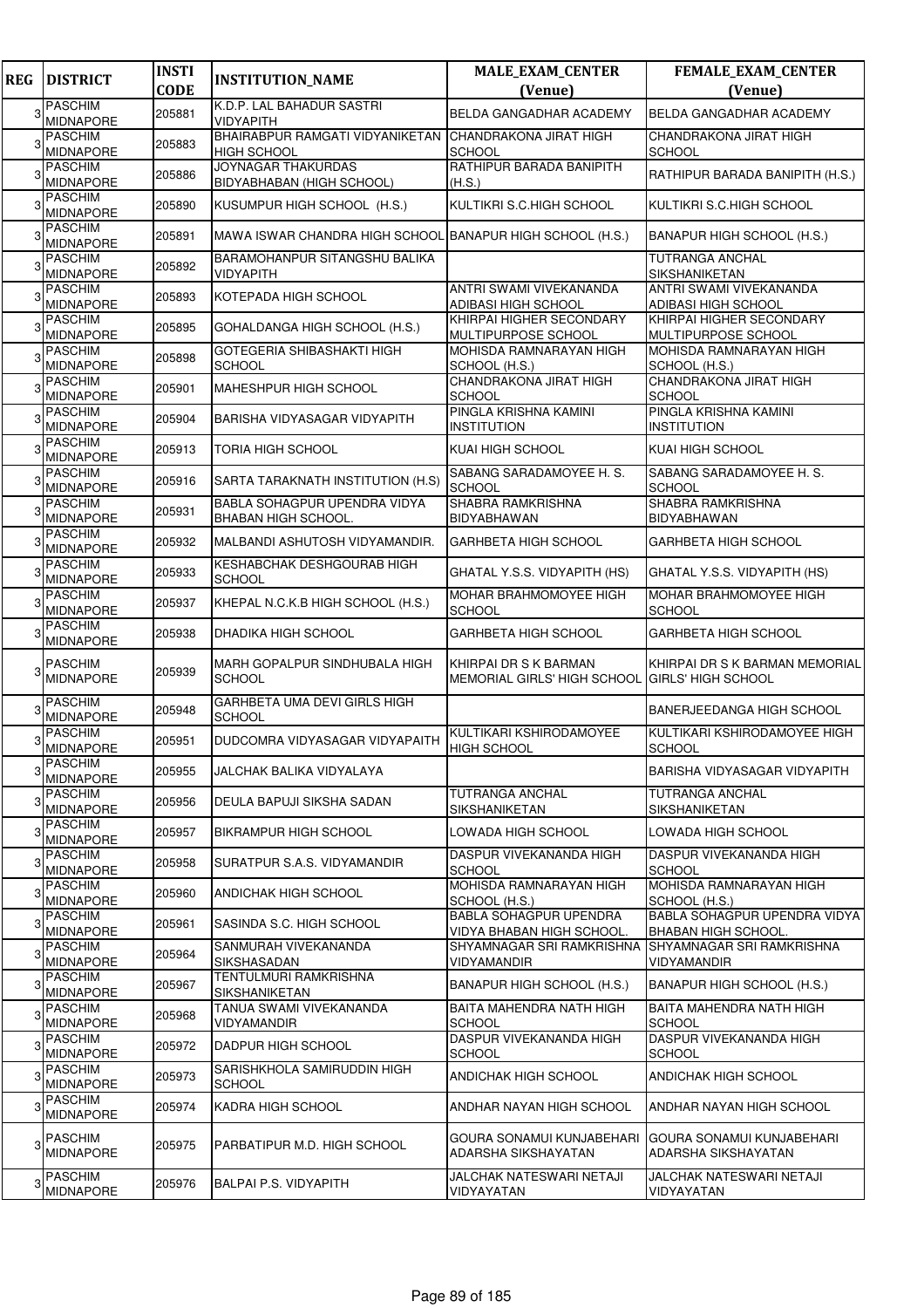| REG | DISTRICT | INSTI CODE | INSTITUTION_NAME | MALE_EXAM_CENTER (Venue) | FEMALE_EXAM_CENTER (Venue) |
|---|---|---|---|---|---|
| 3 | PASCHIM MIDNAPORE | 205881 | K.D.P. LAL BAHADUR SASTRI VIDYAPITH | BELDA GANGADHAR ACADEMY | BELDA GANGADHAR ACADEMY |
| 3 | PASCHIM MIDNAPORE | 205883 | BHAIRABPUR RAMGATI VIDYANIKETAN HIGH SCHOOL | CHANDRAKONA JIRAT HIGH SCHOOL | CHANDRAKONA JIRAT HIGH SCHOOL |
| 3 | PASCHIM MIDNAPORE | 205886 | JOYNAGAR THAKURDAS BIDYABHABAN (HIGH SCHOOL) | RATHIPUR BARADA BANIPITH (H.S.) | RATHIPUR BARADA BANIPITH (H.S.) |
| 3 | PASCHIM MIDNAPORE | 205890 | KUSUMPUR HIGH SCHOOL (H.S.) | KULTIKRI S.C.HIGH SCHOOL | KULTIKRI S.C.HIGH SCHOOL |
| 3 | PASCHIM MIDNAPORE | 205891 | MAWA ISWAR CHANDRA HIGH SCHOOL | BANAPUR HIGH SCHOOL (H.S.) | BANAPUR HIGH SCHOOL (H.S.) |
| 3 | PASCHIM MIDNAPORE | 205892 | BARAMOHANPUR SITANGSHU BALIKA VIDYAPITH | | TUTRANGA ANCHAL SIKSHANIKETAN |
| 3 | PASCHIM MIDNAPORE | 205893 | KOTEPADA HIGH SCHOOL | ANTRI SWAMI VIVEKANANDA ADIBASI HIGH SCHOOL | ANTRI SWAMI VIVEKANANDA ADIBASI HIGH SCHOOL |
| 3 | PASCHIM MIDNAPORE | 205895 | GOHALDANGA HIGH SCHOOL (H.S.) | KHIRPAI HIGHER SECONDARY MULTIPURPOSE SCHOOL | KHIRPAI HIGHER SECONDARY MULTIPURPOSE SCHOOL |
| 3 | PASCHIM MIDNAPORE | 205898 | GOTEGERIA SHIBASHAKTI HIGH SCHOOL | MOHISDA RAMNARAYAN HIGH SCHOOL (H.S.) | MOHISDA RAMNARAYAN HIGH SCHOOL (H.S.) |
| 3 | PASCHIM MIDNAPORE | 205901 | MAHESHPUR HIGH SCHOOL | CHANDRAKONA JIRAT HIGH SCHOOL | CHANDRAKONA JIRAT HIGH SCHOOL |
| 3 | PASCHIM MIDNAPORE | 205904 | BARISHA VIDYASAGAR VIDYAPITH | PINGLA KRISHNA KAMINI INSTITUTION | PINGLA KRISHNA KAMINI INSTITUTION |
| 3 | PASCHIM MIDNAPORE | 205913 | TORIA HIGH SCHOOL | KUAI HIGH SCHOOL | KUAI HIGH SCHOOL |
| 3 | PASCHIM MIDNAPORE | 205916 | SARTA TARAKNATH INSTITUTION (H.S) | SABANG SARADAMOYEE H. S. SCHOOL | SABANG SARADAMOYEE H. S. SCHOOL |
| 3 | PASCHIM MIDNAPORE | 205931 | BABLA SOHAGPUR UPENDRA VIDYA BHABAN HIGH SCHOOL. | SHABRA RAMKRISHNA BIDYABHAWAN | SHABRA RAMKRISHNA BIDYABHAWAN |
| 3 | PASCHIM MIDNAPORE | 205932 | MALBANDI ASHUTOSH VIDYAMANDIR. | GARHBETA HIGH SCHOOL | GARHBETA HIGH SCHOOL |
| 3 | PASCHIM MIDNAPORE | 205933 | KESHABCHAK DESHGOURAB HIGH SCHOOL | GHATAL Y.S.S. VIDYAPITH (HS) | GHATAL Y.S.S. VIDYAPITH (HS) |
| 3 | PASCHIM MIDNAPORE | 205937 | KHEPAL N.C.K.B HIGH SCHOOL (H.S.) | MOHAR BRAHMOMOYEE HIGH SCHOOL | MOHAR BRAHMOMOYEE HIGH SCHOOL |
| 3 | PASCHIM MIDNAPORE | 205938 | DHADIKA HIGH SCHOOL | GARHBETA HIGH SCHOOL | GARHBETA HIGH SCHOOL |
| 3 | PASCHIM MIDNAPORE | 205939 | MARH GOPALPUR SINDHUBALA HIGH SCHOOL | KHIRPAI DR S K BARMAN MEMORIAL GIRLS' HIGH SCHOOL | KHIRPAI DR S K BARMAN MEMORIAL GIRLS' HIGH SCHOOL |
| 3 | PASCHIM MIDNAPORE | 205948 | GARHBETA UMA DEVI GIRLS HIGH SCHOOL | | BANERJEEDANGA HIGH SCHOOL |
| 3 | PASCHIM MIDNAPORE | 205951 | DUDCOMRA VIDYASAGAR VIDYAPAITH | KULTIKARI KSHIRODAMOYEE HIGH SCHOOL | KULTIKARI KSHIRODAMOYEE HIGH SCHOOL |
| 3 | PASCHIM MIDNAPORE | 205955 | JALCHAK BALIKA VIDYALAYA | | BARISHA VIDYASAGAR VIDYAPITH |
| 3 | PASCHIM MIDNAPORE | 205956 | DEULA BAPUJI SIKSHA SADAN | TUTRANGA ANCHAL SIKSHANIKETAN | TUTRANGA ANCHAL SIKSHANIKETAN |
| 3 | PASCHIM MIDNAPORE | 205957 | BIKRAMPUR HIGH SCHOOL | LOWADA HIGH SCHOOL | LOWADA HIGH SCHOOL |
| 3 | PASCHIM MIDNAPORE | 205958 | SURATPUR S.A.S. VIDYAMANDIR | DASPUR VIVEKANANDA HIGH SCHOOL | DASPUR VIVEKANANDA HIGH SCHOOL |
| 3 | PASCHIM MIDNAPORE | 205960 | ANDICHAK HIGH SCHOOL | MOHISDA RAMNARAYAN HIGH SCHOOL (H.S.) | MOHISDA RAMNARAYAN HIGH SCHOOL (H.S.) |
| 3 | PASCHIM MIDNAPORE | 205961 | SASINDA S.C. HIGH SCHOOL | BABLA SOHAGPUR UPENDRA VIDYA BHABAN HIGH SCHOOL. | BABLA SOHAGPUR UPENDRA VIDYA BHABAN HIGH SCHOOL. |
| 3 | PASCHIM MIDNAPORE | 205964 | SANMURAH VIVEKANANDA SIKSHASADAN | SHYAMNAGAR SRI RAMKRISHNA VIDYAMANDIR | SHYAMNAGAR SRI RAMKRISHNA VIDYAMANDIR |
| 3 | PASCHIM MIDNAPORE | 205967 | TENTULMURI RAMKRISHNA SIKSHANIKETAN | BANAPUR HIGH SCHOOL (H.S.) | BANAPUR HIGH SCHOOL (H.S.) |
| 3 | PASCHIM MIDNAPORE | 205968 | TANUA SWAMI VIVEKANANDA VIDYAMANDIR | BAITA MAHENDRA NATH HIGH SCHOOL | BAITA MAHENDRA NATH HIGH SCHOOL |
| 3 | PASCHIM MIDNAPORE | 205972 | DADPUR HIGH SCHOOL | DASPUR VIVEKANANDA HIGH SCHOOL | DASPUR VIVEKANANDA HIGH SCHOOL |
| 3 | PASCHIM MIDNAPORE | 205973 | SARISHKHOLA SAMIRUDDIN HIGH SCHOOL | ANDICHAK HIGH SCHOOL | ANDICHAK HIGH SCHOOL |
| 3 | PASCHIM MIDNAPORE | 205974 | KADRA HIGH SCHOOL | ANDHAR NAYAN HIGH SCHOOL | ANDHAR NAYAN HIGH SCHOOL |
| 3 | PASCHIM MIDNAPORE | 205975 | PARBATIPUR M.D. HIGH SCHOOL | GOURA SONAMUI KUNJABEHARI ADARSHA SIKSHAYATAN | GOURA SONAMUI KUNJABEHARI ADARSHA SIKSHAYATAN |
| 3 | PASCHIM MIDNAPORE | 205976 | BALPAI P.S. VIDYAPITH | JALCHAK NATESWARI NETAJI VIDYAYATAN | JALCHAK NATESWARI NETAJI VIDYAYATAN |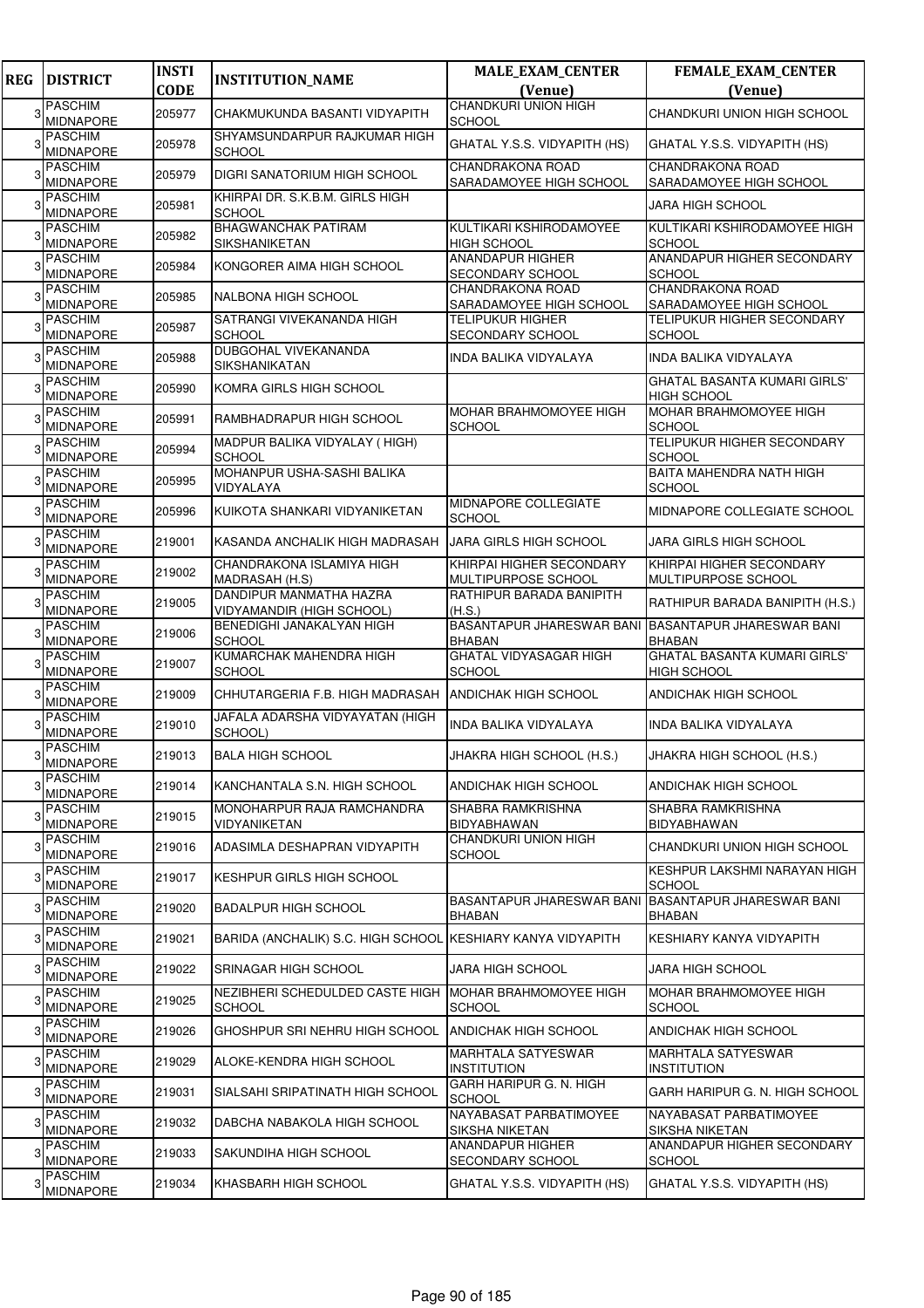| REG | DISTRICT | INSTI CODE | INSTITUTION_NAME | MALE_EXAM_CENTER (Venue) | FEMALE_EXAM_CENTER (Venue) |
|---|---|---|---|---|---|
| 3 | PASCHIM MIDNAPORE | 205977 | CHAKMUKUNDA BASANTI VIDYAPITH | CHANDKURI UNION HIGH SCHOOL | CHANDKURI UNION HIGH SCHOOL |
| 3 | PASCHIM MIDNAPORE | 205978 | SHYAMSUNDARPUR RAJKUMAR HIGH SCHOOL | GHATAL Y.S.S. VIDYAPITH (HS) | GHATAL Y.S.S. VIDYAPITH (HS) |
| 3 | PASCHIM MIDNAPORE | 205979 | DIGRI SANATORIUM HIGH SCHOOL | CHANDRAKONA ROAD SARADAMOYEE HIGH SCHOOL | CHANDRAKONA ROAD SARADAMOYEE HIGH SCHOOL |
| 3 | PASCHIM MIDNAPORE | 205981 | KHIRPAI DR. S.K.B.M. GIRLS HIGH SCHOOL | | JARA HIGH SCHOOL |
| 3 | PASCHIM MIDNAPORE | 205982 | BHAGWANCHAK PATIRAM SIKSHANIKETAN | KULTIKARI KSHIRODAMOYEE HIGH SCHOOL | KULTIKARI KSHIRODAMOYEE HIGH SCHOOL |
| 3 | PASCHIM MIDNAPORE | 205984 | KONGORER AIMA HIGH SCHOOL | ANANDAPUR HIGHER SECONDARY SCHOOL | ANANDAPUR HIGHER SECONDARY SCHOOL |
| 3 | PASCHIM MIDNAPORE | 205985 | NALBONA HIGH SCHOOL | CHANDRAKONA ROAD SARADAMOYEE HIGH SCHOOL | CHANDRAKONA ROAD SARADAMOYEE HIGH SCHOOL |
| 3 | PASCHIM MIDNAPORE | 205987 | SATRANGI VIVEKANANDA HIGH SCHOOL | TELIPUKUR HIGHER SECONDARY SCHOOL | TELIPUKUR HIGHER SECONDARY SCHOOL |
| 3 | PASCHIM MIDNAPORE | 205988 | DUBGOHAL VIVEKANANDA SIKSHANIKATAN | INDA BALIKA VIDYALAYA | INDA BALIKA VIDYALAYA |
| 3 | PASCHIM MIDNAPORE | 205990 | KOMRA GIRLS HIGH SCHOOL | | GHATAL BASANTA KUMARI GIRLS' HIGH SCHOOL |
| 3 | PASCHIM MIDNAPORE | 205991 | RAMBHADRAPUR HIGH SCHOOL | MOHAR BRAHMOMOYEE HIGH SCHOOL | MOHAR BRAHMOMOYEE HIGH SCHOOL |
| 3 | PASCHIM MIDNAPORE | 205994 | MADPUR BALIKA VIDYALAY ( HIGH) SCHOOL | | TELIPUKUR HIGHER SECONDARY SCHOOL |
| 3 | PASCHIM MIDNAPORE | 205995 | MOHANPUR USHA-SASHI BALIKA VIDYALAYA | | BAITA MAHENDRA NATH HIGH SCHOOL |
| 3 | PASCHIM MIDNAPORE | 205996 | KUIKOTA SHANKARI VIDYANIKETAN | MIDNAPORE COLLEGIATE SCHOOL | MIDNAPORE COLLEGIATE SCHOOL |
| 3 | PASCHIM MIDNAPORE | 219001 | KASANDA ANCHALIK HIGH MADRASAH | JARA GIRLS HIGH SCHOOL | JARA GIRLS HIGH SCHOOL |
| 3 | PASCHIM MIDNAPORE | 219002 | CHANDRAKONA ISLAMIYA HIGH MADRASAH (H.S) | KHIRPAI HIGHER SECONDARY MULTIPURPOSE SCHOOL | KHIRPAI HIGHER SECONDARY MULTIPURPOSE SCHOOL |
| 3 | PASCHIM MIDNAPORE | 219005 | DANDIPUR MANMATHA HAZRA VIDYAMANDIR (HIGH SCHOOL) | RATHIPUR BARADA BANIPITH (H.S.) | RATHIPUR BARADA BANIPITH (H.S.) |
| 3 | PASCHIM MIDNAPORE | 219006 | BENEDIGHI JANAKALYAN HIGH SCHOOL | BASANTAPUR JHARESWAR BANI BHABAN | BASANTAPUR JHARESWAR BANI BHABAN |
| 3 | PASCHIM MIDNAPORE | 219007 | KUMARCHAK MAHENDRA HIGH SCHOOL | GHATAL VIDYASAGAR HIGH SCHOOL | GHATAL BASANTA KUMARI GIRLS' HIGH SCHOOL |
| 3 | PASCHIM MIDNAPORE | 219009 | CHHUTARGERIA F.B. HIGH MADRASAH | ANDICHAK HIGH SCHOOL | ANDICHAK HIGH SCHOOL |
| 3 | PASCHIM MIDNAPORE | 219010 | JAFALA ADARSHA VIDYAYATAN (HIGH SCHOOL) | INDA BALIKA VIDYALAYA | INDA BALIKA VIDYALAYA |
| 3 | PASCHIM MIDNAPORE | 219013 | BALA HIGH SCHOOL | JHAKRA HIGH SCHOOL (H.S.) | JHAKRA HIGH SCHOOL (H.S.) |
| 3 | PASCHIM MIDNAPORE | 219014 | KANCHANTALA S.N. HIGH SCHOOL | ANDICHAK HIGH SCHOOL | ANDICHAK HIGH SCHOOL |
| 3 | PASCHIM MIDNAPORE | 219015 | MONOHARPUR RAJA RAMCHANDRA VIDYANIKETAN | SHABRA RAMKRISHNA BIDYABHAWAN | SHABRA RAMKRISHNA BIDYABHAWAN |
| 3 | PASCHIM MIDNAPORE | 219016 | ADASIMLA DESHAPRAN VIDYAPITH | CHANDKURI UNION HIGH SCHOOL | CHANDKURI UNION HIGH SCHOOL |
| 3 | PASCHIM MIDNAPORE | 219017 | KESHPUR GIRLS HIGH SCHOOL | | KESHPUR LAKSHMI NARAYAN HIGH SCHOOL |
| 3 | PASCHIM MIDNAPORE | 219020 | BADALPUR HIGH SCHOOL | BASANTAPUR JHARESWAR BANI BHABAN | BASANTAPUR JHARESWAR BANI BHABAN |
| 3 | PASCHIM MIDNAPORE | 219021 | BARIDA (ANCHALIK) S.C. HIGH SCHOOL | KESHIARY KANYA VIDYAPITH | KESHIARY KANYA VIDYAPITH |
| 3 | PASCHIM MIDNAPORE | 219022 | SRINAGAR HIGH SCHOOL | JARA HIGH SCHOOL | JARA HIGH SCHOOL |
| 3 | PASCHIM MIDNAPORE | 219025 | NEZIBHERI SCHEDULDED CASTE HIGH SCHOOL | MOHAR BRAHMOMOYEE HIGH SCHOOL | MOHAR BRAHMOMOYEE HIGH SCHOOL |
| 3 | PASCHIM MIDNAPORE | 219026 | GHOSHPUR SRI NEHRU HIGH SCHOOL | ANDICHAK HIGH SCHOOL | ANDICHAK HIGH SCHOOL |
| 3 | PASCHIM MIDNAPORE | 219029 | ALOKE-KENDRA HIGH SCHOOL | MARHTALA SATYESWAR INSTITUTION | MARHTALA SATYESWAR INSTITUTION |
| 3 | PASCHIM MIDNAPORE | 219031 | SIALSAHI SRIPATINATH HIGH SCHOOL | GARH HARIPUR G. N. HIGH SCHOOL | GARH HARIPUR G. N. HIGH SCHOOL |
| 3 | PASCHIM MIDNAPORE | 219032 | DABCHA NABAKOLA HIGH SCHOOL | NAYABASAT PARBATIMOYEE SIKSHA NIKETAN | NAYABASAT PARBATIMOYEE SIKSHA NIKETAN |
| 3 | PASCHIM MIDNAPORE | 219033 | SAKUNDIHA HIGH SCHOOL | ANANDAPUR HIGHER SECONDARY SCHOOL | ANANDAPUR HIGHER SECONDARY SCHOOL |
| 3 | PASCHIM MIDNAPORE | 219034 | KHASBARH HIGH SCHOOL | GHATAL Y.S.S. VIDYAPITH (HS) | GHATAL Y.S.S. VIDYAPITH (HS) |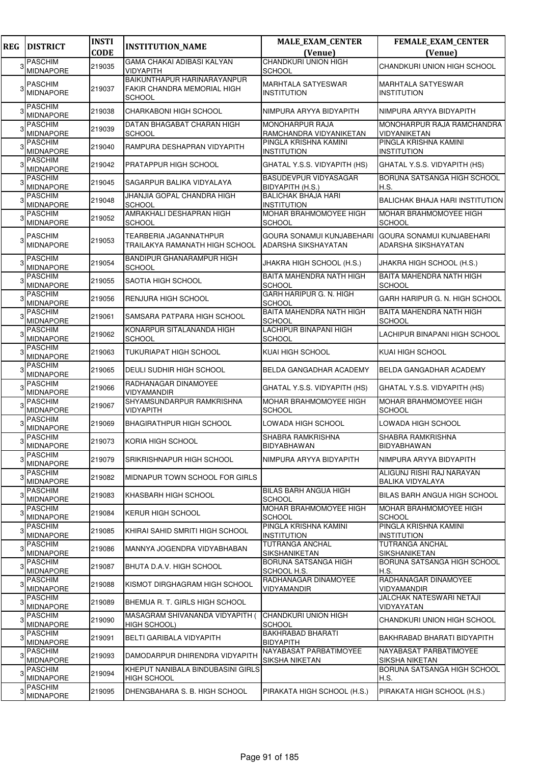| REG | DISTRICT | INSTI CODE | INSTITUTION_NAME | MALE_EXAM_CENTER (Venue) | FEMALE_EXAM_CENTER (Venue) |
|---|---|---|---|---|---|
| 3 | PASCHIM MIDNAPORE | 219035 | GAMA CHAKAI ADIBASI KALYAN VIDYAPITH | CHANDKURI UNION HIGH SCHOOL | CHANDKURI UNION HIGH SCHOOL |
| 3 | PASCHIM MIDNAPORE | 219037 | BAIKUNTHAPUR HARINARAYANPUR FAKIR CHANDRA MEMORIAL HIGH SCHOOL | MARHTALA SATYESWAR INSTITUTION | MARHTALA SATYESWAR INSTITUTION |
| 3 | PASCHIM MIDNAPORE | 219038 | CHARKABONI HIGH SCHOOL | NIMPURA ARYYA BIDYAPITH | NIMPURA ARYYA BIDYAPITH |
| 3 | PASCHIM MIDNAPORE | 219039 | DATAN BHAGABAT CHARAN HIGH SCHOOL | MONOHARPUR RAJA RAMCHANDRA VIDYANIKETAN | MONOHARPUR RAJA RAMCHANDRA VIDYANIKETAN |
| 3 | PASCHIM MIDNAPORE | 219040 | RAMPURA DESHAPRAN VIDYAPITH | PINGLA KRISHNA KAMINI INSTITUTION | PINGLA KRISHNA KAMINI INSTITUTION |
| 3 | PASCHIM MIDNAPORE | 219042 | PRATAPPUR HIGH SCHOOL | GHATAL Y.S.S. VIDYAPITH (HS) | GHATAL Y.S.S. VIDYAPITH (HS) |
| 3 | PASCHIM MIDNAPORE | 219045 | SAGARPUR BALIKA VIDYALAYA | BASUDEVPUR VIDYASAGAR BIDYAPITH (H.S.) | BORUNA SATSANGA HIGH SCHOOL H.S. |
| 3 | PASCHIM MIDNAPORE | 219048 | JHANJIA GOPAL CHANDRA HIGH SCHOOL | BALICHAK BHAJA HARI INSTITUTION | BALICHAK BHAJA HARI INSTITUTION |
| 3 | PASCHIM MIDNAPORE | 219052 | AMRAKHALI DESHAPRAN HIGH SCHOOL | MOHAR BRAHMOMOYEE HIGH SCHOOL | MOHAR BRAHMOMOYEE HIGH SCHOOL |
| 3 | PASCHIM MIDNAPORE | 219053 | TEARBERIA JAGANNATHPUR TRAILAKYA RAMANATH HIGH SCHOOL | GOURA SONAMUI KUNJABEHARI ADARSHA SIKSHAYATAN | GOURA SONAMUI KUNJABEHARI ADARSHA SIKSHAYATAN |
| 3 | PASCHIM MIDNAPORE | 219054 | BANDIPUR GHANARAMPUR HIGH SCHOOL | JHAKRA HIGH SCHOOL (H.S.) | JHAKRA HIGH SCHOOL (H.S.) |
| 3 | PASCHIM MIDNAPORE | 219055 | SAOTIA HIGH SCHOOL | BAITA MAHENDRA NATH HIGH SCHOOL | BAITA MAHENDRA NATH HIGH SCHOOL |
| 3 | PASCHIM MIDNAPORE | 219056 | RENJURA HIGH SCHOOL | GARH HARIPUR G. N. HIGH SCHOOL | GARH HARIPUR G. N. HIGH SCHOOL |
| 3 | PASCHIM MIDNAPORE | 219061 | SAMSARA PATPARA HIGH SCHOOL | BAITA MAHENDRA NATH HIGH SCHOOL | BAITA MAHENDRA NATH HIGH SCHOOL |
| 3 | PASCHIM MIDNAPORE | 219062 | KONARPUR SITALANANDA HIGH SCHOOL | LACHIPUR BINAPANI HIGH SCHOOL | LACHIPUR BINAPANI HIGH SCHOOL |
| 3 | PASCHIM MIDNAPORE | 219063 | TUKURIAPAT HIGH SCHOOL | KUAI HIGH SCHOOL | KUAI HIGH SCHOOL |
| 3 | PASCHIM MIDNAPORE | 219065 | DEULI SUDHIR HIGH SCHOOL | BELDA GANGADHAR ACADEMY | BELDA GANGADHAR ACADEMY |
| 3 | PASCHIM MIDNAPORE | 219066 | RADHANAGAR DINAMOYEE VIDYAMANDIR | GHATAL Y.S.S. VIDYAPITH (HS) | GHATAL Y.S.S. VIDYAPITH (HS) |
| 3 | PASCHIM MIDNAPORE | 219067 | SHYAMSUNDARPUR RAMKRISHNA VIDYAPITH | MOHAR BRAHMOMOYEE HIGH SCHOOL | MOHAR BRAHMOMOYEE HIGH SCHOOL |
| 3 | PASCHIM MIDNAPORE | 219069 | BHAGIRATHPUR HIGH SCHOOL | LOWADA HIGH SCHOOL | LOWADA HIGH SCHOOL |
| 3 | PASCHIM MIDNAPORE | 219073 | KORIA HIGH SCHOOL | SHABRA RAMKRISHNA BIDYABHAWAN | SHABRA RAMKRISHNA BIDYABHAWAN |
| 3 | PASCHIM MIDNAPORE | 219079 | SRIKRISHNAPUR HIGH SCHOOL | NIMPURA ARYYA BIDYAPITH | NIMPURA ARYYA BIDYAPITH |
| 3 | PASCHIM MIDNAPORE | 219082 | MIDNAPUR TOWN SCHOOL FOR GIRLS | | ALIGUNJ RISHI RAJ NARAYAN BALIKA VIDYALAYA |
| 3 | PASCHIM MIDNAPORE | 219083 | KHASBARH HIGH SCHOOL | BILAS BARH ANGUA HIGH SCHOOL | BILAS BARH ANGUA HIGH SCHOOL |
| 3 | PASCHIM MIDNAPORE | 219084 | KERUR HIGH SCHOOL | MOHAR BRAHMOMOYEE HIGH SCHOOL | MOHAR BRAHMOMOYEE HIGH SCHOOL |
| 3 | PASCHIM MIDNAPORE | 219085 | KHIRAI SAHID SMRITI HIGH SCHOOL | PINGLA KRISHNA KAMINI INSTITUTION | PINGLA KRISHNA KAMINI INSTITUTION |
| 3 | PASCHIM MIDNAPORE | 219086 | MANNYA JOGENDRA VIDYABHABAN | TUTRANGA ANCHAL SIKSHANIKETAN | TUTRANGA ANCHAL SIKSHANIKETAN |
| 3 | PASCHIM MIDNAPORE | 219087 | BHUTA D.A.V. HIGH SCHOOL | BORUNA SATSANGA HIGH SCHOOL H.S. | BORUNA SATSANGA HIGH SCHOOL H.S. |
| 3 | PASCHIM MIDNAPORE | 219088 | KISMOT DIRGHAGRAM HIGH SCHOOL | RADHANAGAR DINAMOYEE VIDYAMANDIR | RADHANAGAR DINAMOYEE VIDYAMANDIR |
| 3 | PASCHIM MIDNAPORE | 219089 | BHEMUA R. T. GIRLS HIGH SCHOOL | | JALCHAK NATESWARI NETAJI VIDYAYATAN |
| 3 | PASCHIM MIDNAPORE | 219090 | MASAGRAM SHIVANANDA VIDYAPITH ( HIGH SCHOOL) | CHANDKURI UNION HIGH SCHOOL | CHANDKURI UNION HIGH SCHOOL |
| 3 | PASCHIM MIDNAPORE | 219091 | BELTI GARIBALA VIDYAPITH | BAKHRABAD BHARATI BIDYAPITH | BAKHRABAD BHARATI BIDYAPITH |
| 3 | PASCHIM MIDNAPORE | 219093 | DAMODARPUR DHIRENDRA VIDYAPITH | NAYABASAT PARBATIMOYEE SIKSHA NIKETAN | NAYABASAT PARBATIMOYEE SIKSHA NIKETAN |
| 3 | PASCHIM MIDNAPORE | 219094 | KHEPUT NANIBALA BINDUBASINI GIRLS HIGH SCHOOL | | BORUNA SATSANGA HIGH SCHOOL H.S. |
| 3 | PASCHIM MIDNAPORE | 219095 | DHENGBAHARA S. B. HIGH SCHOOL | PIRAKATA HIGH SCHOOL (H.S.) | PIRAKATA HIGH SCHOOL (H.S.) |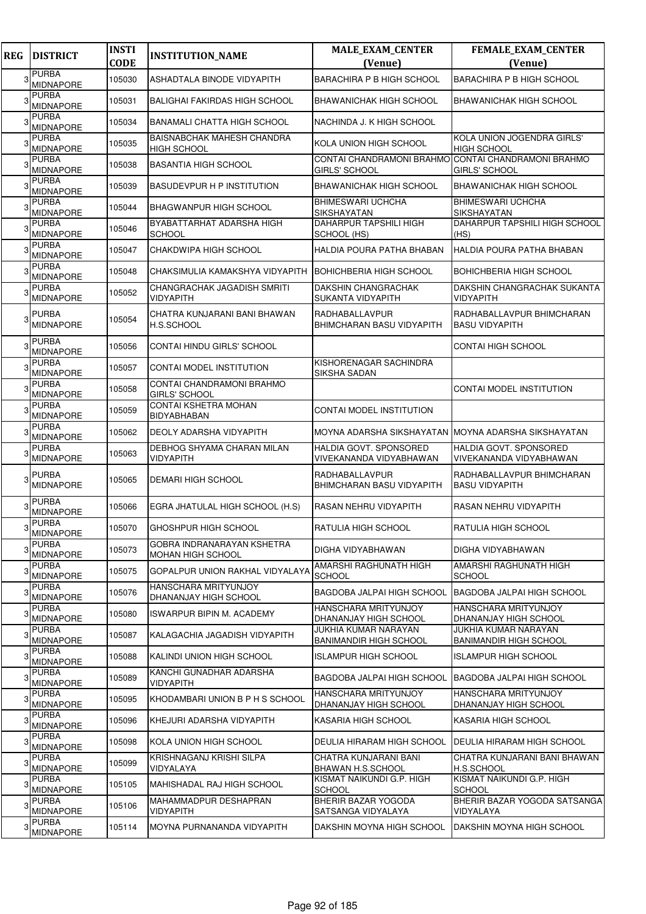| REG | DISTRICT | INSTI CODE | INSTITUTION_NAME | MALE_EXAM_CENTER (Venue) | FEMALE_EXAM_CENTER (Venue) |
|---|---|---|---|---|---|
| 3 | PURBA MIDNAPORE | 105030 | ASHADTALA BINODE VIDYAPITH | BARACHIRA P B HIGH SCHOOL | BARACHIRA P B HIGH SCHOOL |
| 3 | PURBA MIDNAPORE | 105031 | BALIGHAI FAKIRDAS HIGH SCHOOL | BHAWANICHAK HIGH SCHOOL | BHAWANICHAK HIGH SCHOOL |
| 3 | PURBA MIDNAPORE | 105034 | BANAMALI CHATTA HIGH SCHOOL | NACHINDA J. K HIGH SCHOOL | |
| 3 | PURBA MIDNAPORE | 105035 | BAISNABCHAK MAHESH CHANDRA HIGH SCHOOL | KOLA UNION HIGH SCHOOL | KOLA UNION JOGENDRA GIRLS' HIGH SCHOOL |
| 3 | PURBA MIDNAPORE | 105038 | BASANTIA HIGH SCHOOL | CONTAI CHANDRAMONI BRAHMO GIRLS' SCHOOL | CONTAI CHANDRAMONI BRAHMO GIRLS' SCHOOL |
| 3 | PURBA MIDNAPORE | 105039 | BASUDEVPUR H P INSTITUTION | BHAWANICHAK HIGH SCHOOL | BHAWANICHAK HIGH SCHOOL |
| 3 | PURBA MIDNAPORE | 105044 | BHAGWANPUR HIGH SCHOOL | BHIMESWARI UCHCHA SIKSHAYATAN | BHIMESWARI UCHCHA SIKSHAYATAN |
| 3 | PURBA MIDNAPORE | 105046 | BYABATTARHAT ADARSHA HIGH SCHOOL | DAHARPUR TAPSHILI HIGH SCHOOL (HS) | DAHARPUR TAPSHILI HIGH SCHOOL (HS) |
| 3 | PURBA MIDNAPORE | 105047 | CHAKDWIPA HIGH SCHOOL | HALDIA POURA PATHA BHABAN | HALDIA POURA PATHA BHABAN |
| 3 | PURBA MIDNAPORE | 105048 | CHAKSIMULIA KAMAKSHYA VIDYAPITH | BOHICHBERIA HIGH SCHOOL | BOHICHBERIA HIGH SCHOOL |
| 3 | PURBA MIDNAPORE | 105052 | CHANGRACHAK JAGADISH SMRITI VIDYAPITH | DAKSHIN CHANGRACHAK SUKANTA VIDYAPITH | DAKSHIN CHANGRACHAK SUKANTA VIDYAPITH |
| 3 | PURBA MIDNAPORE | 105054 | CHATRA KUNJARANI BANI BHAWAN H.S.SCHOOL | RADHABALLAVPUR BHIMCHARAN BASU VIDYAPITH | RADHABALLAVPUR BHIMCHARAN BASU VIDYAPITH |
| 3 | PURBA MIDNAPORE | 105056 | CONTAI HINDU GIRLS' SCHOOL | | CONTAI HIGH SCHOOL |
| 3 | PURBA MIDNAPORE | 105057 | CONTAI MODEL INSTITUTION | KISHORENAGAR SACHINDRA SIKSHA SADAN | |
| 3 | PURBA MIDNAPORE | 105058 | CONTAI CHANDRAMONI BRAHMO GIRLS' SCHOOL | | CONTAI MODEL INSTITUTION |
| 3 | PURBA MIDNAPORE | 105059 | CONTAI KSHETRA MOHAN BIDYABHABAN | CONTAI MODEL INSTITUTION | |
| 3 | PURBA MIDNAPORE | 105062 | DEOLY ADARSHA VIDYAPITH | MOYNA ADARSHA SIKSHAYATAN | MOYNA ADARSHA SIKSHAYATAN |
| 3 | PURBA MIDNAPORE | 105063 | DEBHOG SHYAMA CHARAN MILAN VIDYAPITH | HALDIA GOVT. SPONSORED VIVEKANANDA VIDYABHAWAN | HALDIA GOVT. SPONSORED VIVEKANANDA VIDYABHAWAN |
| 3 | PURBA MIDNAPORE | 105065 | DEMARI HIGH SCHOOL | RADHABALLAVPUR BHIMCHARAN BASU VIDYAPITH | RADHABALLAVPUR BHIMCHARAN BASU VIDYAPITH |
| 3 | PURBA MIDNAPORE | 105066 | EGRA JHATULAL HIGH SCHOOL (H.S) | RASAN NEHRU VIDYAPITH | RASAN NEHRU VIDYAPITH |
| 3 | PURBA MIDNAPORE | 105070 | GHOSHPUR HIGH SCHOOL | RATULIA HIGH SCHOOL | RATULIA HIGH SCHOOL |
| 3 | PURBA MIDNAPORE | 105073 | GOBRA INDRANARAYAN KSHETRA MOHAN HIGH SCHOOL | DIGHA VIDYABHAWAN | DIGHA VIDYABHAWAN |
| 3 | PURBA MIDNAPORE | 105075 | GOPALPUR UNION RAKHAL VIDYALAYA | AMARSHI RAGHUNATH HIGH SCHOOL | AMARSHI RAGHUNATH HIGH SCHOOL |
| 3 | PURBA MIDNAPORE | 105076 | HANSCHARA MRITYUNJOY DHANANJAY HIGH SCHOOL | BAGDOBA JALPAI HIGH SCHOOL | BAGDOBA JALPAI HIGH SCHOOL |
| 3 | PURBA MIDNAPORE | 105080 | ISWARPUR BIPIN M. ACADEMY | HANSCHARA MRITYUNJOY DHANANJAY HIGH SCHOOL | HANSCHARA MRITYUNJOY DHANANJAY HIGH SCHOOL |
| 3 | PURBA MIDNAPORE | 105087 | KALAGACHIA JAGADISH VIDYAPITH | JUKHIA KUMAR NARAYAN BANIMANDIR HIGH SCHOOL | JUKHIA KUMAR NARAYAN BANIMANDIR HIGH SCHOOL |
| 3 | PURBA MIDNAPORE | 105088 | KALINDI UNION HIGH SCHOOL | ISLAMPUR HIGH SCHOOL | ISLAMPUR HIGH SCHOOL |
| 3 | PURBA MIDNAPORE | 105089 | KANCHI GUNADHAR ADARSHA VIDYAPITH | BAGDOBA JALPAI HIGH SCHOOL | BAGDOBA JALPAI HIGH SCHOOL |
| 3 | PURBA MIDNAPORE | 105095 | KHODAMBARI UNION B P H S SCHOOL | HANSCHARA MRITYUNJOY DHANANJAY HIGH SCHOOL | HANSCHARA MRITYUNJOY DHANANJAY HIGH SCHOOL |
| 3 | PURBA MIDNAPORE | 105096 | KHEJURI ADARSHA VIDYAPITH | KASARIA HIGH SCHOOL | KASARIA HIGH SCHOOL |
| 3 | PURBA MIDNAPORE | 105098 | KOLA UNION HIGH SCHOOL | DEULIA HIRARAM HIGH SCHOOL | DEULIA HIRARAM HIGH SCHOOL |
| 3 | PURBA MIDNAPORE | 105099 | KRISHNAGANJ KRISHI SILPA VIDYALAYA | CHATRA KUNJARANI BANI BHAWAN H.S.SCHOOL | CHATRA KUNJARANI BANI BHAWAN H.S.SCHOOL |
| 3 | PURBA MIDNAPORE | 105105 | MAHISHADAL RAJ HIGH SCHOOL | KISMAT NAIKUNDI G.P. HIGH SCHOOL | KISMAT NAIKUNDI G.P. HIGH SCHOOL |
| 3 | PURBA MIDNAPORE | 105106 | MAHAMMADPUR DESHAPRAN VIDYAPITH | BHERIR BAZAR YOGODA SATSANGA VIDYALAYA | BHERIR BAZAR YOGODA SATSANGA VIDYALAYA |
| 3 | PURBA MIDNAPORE | 105114 | MOYNA PURNANANDA VIDYAPITH | DAKSHIN MOYNA HIGH SCHOOL | DAKSHIN MOYNA HIGH SCHOOL |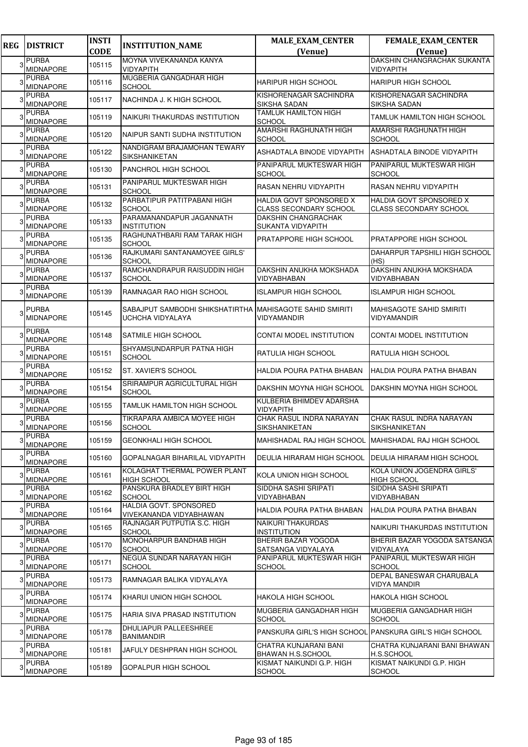| REG | DISTRICT | INSTI CODE | INSTITUTION_NAME | MALE_EXAM_CENTER (Venue) | FEMALE_EXAM_CENTER (Venue) |
|---|---|---|---|---|---|
| 3 | PURBA MIDNAPORE | 105115 | MOYNA VIVEKANANDA KANYA VIDYAPITH | | DAKSHIN CHANGRACHAK SUKANTA VIDYAPITH |
| 3 | PURBA MIDNAPORE | 105116 | MUGBERIA GANGADHAR HIGH SCHOOL | HARIPUR HIGH SCHOOL | HARIPUR HIGH SCHOOL |
| 3 | PURBA MIDNAPORE | 105117 | NACHINDA J. K HIGH SCHOOL | KISHORENAGAR SACHINDRA SIKSHA SADAN | KISHORENAGAR SACHINDRA SIKSHA SADAN |
| 3 | PURBA MIDNAPORE | 105119 | NAIKURI THAKURDAS INSTITUTION | TAMLUK HAMILTON HIGH SCHOOL | TAMLUK HAMILTON HIGH SCHOOL |
| 3 | PURBA MIDNAPORE | 105120 | NAIPUR SANTI SUDHA INSTITUTION | AMARSHI RAGHUNATH HIGH SCHOOL | AMARSHI RAGHUNATH HIGH SCHOOL |
| 3 | PURBA MIDNAPORE | 105122 | NANDIGRAM BRAJAMOHAN TEWARY SIKSHANIKETAN | ASHADTALA BINODE VIDYAPITH | ASHADTALA BINODE VIDYAPITH |
| 3 | PURBA MIDNAPORE | 105130 | PANCHROL HIGH SCHOOL | PANIPARUL MUKTESWAR HIGH SCHOOL | PANIPARUL MUKTESWAR HIGH SCHOOL |
| 3 | PURBA MIDNAPORE | 105131 | PANIPARUL MUKTESWAR HIGH SCHOOL | RASAN NEHRU VIDYAPITH | RASAN NEHRU VIDYAPITH |
| 3 | PURBA MIDNAPORE | 105132 | PARBATIPUR PATITPABANI HIGH SCHOOL | HALDIA GOVT SPONSORED X CLASS SECONDARY SCHOOL | HALDIA GOVT SPONSORED X CLASS SECONDARY SCHOOL |
| 3 | PURBA MIDNAPORE | 105133 | PARAMANANDAPUR JAGANNATH INSTITUTION | DAKSHIN CHANGRACHAK SUKANTA VIDYAPITH | |
| 3 | PURBA MIDNAPORE | 105135 | RAGHUNATHBARI RAM TARAK HIGH SCHOOL | PRATAPPORE HIGH SCHOOL | PRATAPPORE HIGH SCHOOL |
| 3 | PURBA MIDNAPORE | 105136 | RAJKUMARI SANTANAMOYEE GIRLS' SCHOOL | | DAHARPUR TAPSHILI HIGH SCHOOL (HS) |
| 3 | PURBA MIDNAPORE | 105137 | RAMCHANDRAPUR RAISUDDIN HIGH SCHOOL | DAKSHIN ANUKHA MOKSHADA VIDYABHABAN | DAKSHIN ANUKHA MOKSHADA VIDYABHABAN |
| 3 | PURBA MIDNAPORE | 105139 | RAMNAGAR RAO HIGH SCHOOL | ISLAMPUR HIGH SCHOOL | ISLAMPUR HIGH SCHOOL |
| 3 | PURBA MIDNAPORE | 105145 | SABAJPUT SAMBODHI SHIKSHATIRTHA UCHCHA VIDYALAYA | MAHISAGOTE SAHID SMIRITI VIDYAMANDIR | MAHISAGOTE SAHID SMIRITI VIDYAMANDIR |
| 3 | PURBA MIDNAPORE | 105148 | SATMILE HIGH SCHOOL | CONTAI MODEL INSTITUTION | CONTAI MODEL INSTITUTION |
| 3 | PURBA MIDNAPORE | 105151 | SHYAMSUNDARPUR PATNA HIGH SCHOOL | RATULIA HIGH SCHOOL | RATULIA HIGH SCHOOL |
| 3 | PURBA MIDNAPORE | 105152 | ST. XAVIER'S SCHOOL | HALDIA POURA PATHA BHABAN | HALDIA POURA PATHA BHABAN |
| 3 | PURBA MIDNAPORE | 105154 | SRIRAMPUR AGRICULTURAL HIGH SCHOOL | DAKSHIN MOYNA HIGH SCHOOL | DAKSHIN MOYNA HIGH SCHOOL |
| 3 | PURBA MIDNAPORE | 105155 | TAMLUK HAMILTON HIGH SCHOOL | KULBERIA BHIMDEV ADARSHA VIDYAPITH | |
| 3 | PURBA MIDNAPORE | 105156 | TIKRAPARA AMBICA MOYEE HIGH SCHOOL | CHAK RASUL INDRA NARAYAN SIKSHANIKETAN | CHAK RASUL INDRA NARAYAN SIKSHANIKETAN |
| 3 | PURBA MIDNAPORE | 105159 | GEONKHALI HIGH SCHOOL | MAHISHADAL RAJ HIGH SCHOOL | MAHISHADAL RAJ HIGH SCHOOL |
| 3 | PURBA MIDNAPORE | 105160 | GOPALNAGAR BIHARILAL VIDYAPITH | DEULIA HIRARAM HIGH SCHOOL | DEULIA HIRARAM HIGH SCHOOL |
| 3 | PURBA MIDNAPORE | 105161 | KOLAGHAT THERMAL POWER PLANT HIGH SCHOOL | KOLA UNION HIGH SCHOOL | KOLA UNION JOGENDRA GIRLS' HIGH SCHOOL |
| 3 | PURBA MIDNAPORE | 105162 | PANSKURA BRADLEY BIRT HIGH SCHOOL | SIDDHA SASHI SRIPATI VIDYABHABAN | SIDDHA SASHI SRIPATI VIDYABHABAN |
| 3 | PURBA MIDNAPORE | 105164 | HALDIA GOVT. SPONSORED VIVEKANANDA VIDYABHAWAN | HALDIA POURA PATHA BHABAN | HALDIA POURA PATHA BHABAN |
| 3 | PURBA MIDNAPORE | 105165 | RAJNAGAR PUTPUTIA S.C. HIGH SCHOOL | NAIKURI THAKURDAS INSTITUTION | NAIKURI THAKURDAS INSTITUTION |
| 3 | PURBA MIDNAPORE | 105170 | MONOHARPUR BANDHAB HIGH SCHOOL | BHERIR BAZAR YOGODA SATSANGA VIDYALAYA | BHERIR BAZAR YOGODA SATSANGA VIDYALAYA |
| 3 | PURBA MIDNAPORE | 105171 | NEGUA SUNDAR NARAYAN HIGH SCHOOL | PANIPARUL MUKTESWAR HIGH SCHOOL | PANIPARUL MUKTESWAR HIGH SCHOOL |
| 3 | PURBA MIDNAPORE | 105173 | RAMNAGAR BALIKA VIDYALAYA | | DEPAL BANESWAR CHARUBALA VIDYA MANDIR |
| 3 | PURBA MIDNAPORE | 105174 | KHARUI UNION HIGH SCHOOL | HAKOLA HIGH SCHOOL | HAKOLA HIGH SCHOOL |
| 3 | PURBA MIDNAPORE | 105175 | HARIA SIVA PRASAD INSTITUTION | MUGBERIA GANGADHAR HIGH SCHOOL | MUGBERIA GANGADHAR HIGH SCHOOL |
| 3 | PURBA MIDNAPORE | 105178 | DHULIAPUR PALLEESHREE BANIMANDIR | PANSKURA GIRL'S HIGH SCHOOL | PANSKURA GIRL'S HIGH SCHOOL |
| 3 | PURBA MIDNAPORE | 105181 | JAFULY DESHPRAN HIGH SCHOOL | CHATRA KUNJARANI BANI BHAWAN H.S.SCHOOL | CHATRA KUNJARANI BANI BHAWAN H.S.SCHOOL |
| 3 | PURBA MIDNAPORE | 105189 | GOPALPUR HIGH SCHOOL | KISMAT NAIKUNDI G.P. HIGH SCHOOL | KISMAT NAIKUNDI G.P. HIGH SCHOOL |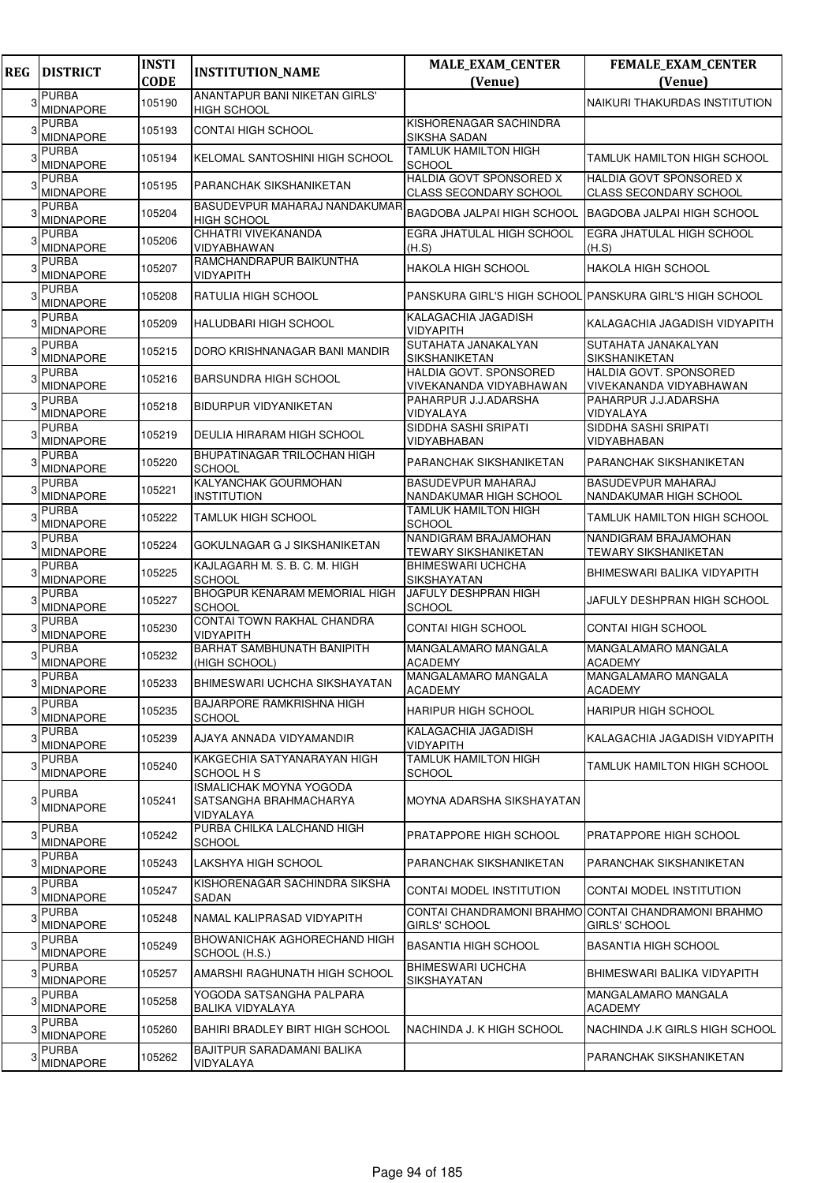| REG | DISTRICT | INSTI CODE | INSTITUTION_NAME | MALE_EXAM_CENTER (Venue) | FEMALE_EXAM_CENTER (Venue) |
|---|---|---|---|---|---|
| 3 | PURBA MIDNAPORE | 105190 | ANANTAPUR BANI NIKETAN GIRLS' HIGH SCHOOL | | NAIKURI THAKURDAS INSTITUTION |
| 3 | PURBA MIDNAPORE | 105193 | CONTAI HIGH SCHOOL | KISHORENAGAR SACHINDRA SIKSHA SADAN | |
| 3 | PURBA MIDNAPORE | 105194 | KELOMAL SANTOSHINI HIGH SCHOOL | TAMLUK HAMILTON HIGH SCHOOL | TAMLUK HAMILTON HIGH SCHOOL |
| 3 | PURBA MIDNAPORE | 105195 | PARANCHAK SIKSHANIKETAN | HALDIA GOVT SPONSORED X CLASS SECONDARY SCHOOL | HALDIA GOVT SPONSORED X CLASS SECONDARY SCHOOL |
| 3 | PURBA MIDNAPORE | 105204 | BASUDEVPUR MAHARAJ NANDAKUMAR HIGH SCHOOL | BAGDOBA JALPAI HIGH SCHOOL | BAGDOBA JALPAI HIGH SCHOOL |
| 3 | PURBA MIDNAPORE | 105206 | CHHATRI VIVEKANANDA VIDYABHAWAN | EGRA JHATULAL HIGH SCHOOL (H.S) | EGRA JHATULAL HIGH SCHOOL (H.S) |
| 3 | PURBA MIDNAPORE | 105207 | RAMCHANDRAPUR BAIKUNTHA VIDYAPITH | HAKOLA HIGH SCHOOL | HAKOLA HIGH SCHOOL |
| 3 | PURBA MIDNAPORE | 105208 | RATULIA HIGH SCHOOL | PANSKURA GIRL'S HIGH SCHOOL | PANSKURA GIRL'S HIGH SCHOOL |
| 3 | PURBA MIDNAPORE | 105209 | HALUDBARI HIGH SCHOOL | KALAGACHIA JAGADISH VIDYAPITH | KALAGACHIA JAGADISH VIDYAPITH |
| 3 | PURBA MIDNAPORE | 105215 | DORO KRISHNANAGAR BANI MANDIR | SUTAHATA JANAKALYAN SIKSHANIKETAN | SUTAHATA JANAKALYAN SIKSHANIKETAN |
| 3 | PURBA MIDNAPORE | 105216 | BARSUNDRA HIGH SCHOOL | HALDIA GOVT. SPONSORED VIVEKANANDA VIDYABHAWAN | HALDIA GOVT. SPONSORED VIVEKANANDA VIDYABHAWAN |
| 3 | PURBA MIDNAPORE | 105218 | BIDURPUR VIDYANIKETAN | PAHARPUR J.J.ADARSHA VIDYALAYA | PAHARPUR J.J.ADARSHA VIDYALAYA |
| 3 | PURBA MIDNAPORE | 105219 | DEULIA HIRARAM HIGH SCHOOL | SIDDHA SASHI SRIPATI VIDYABHABAN | SIDDHA SASHI SRIPATI VIDYABHABAN |
| 3 | PURBA MIDNAPORE | 105220 | BHUPATINAGAR TRILOCHAN HIGH SCHOOL | PARANCHAK SIKSHANIKETAN | PARANCHAK SIKSHANIKETAN |
| 3 | PURBA MIDNAPORE | 105221 | KALYANCHAK GOURMOHAN INSTITUTION | BASUDEVPUR MAHARAJ NANDAKUMAR HIGH SCHOOL | BASUDEVPUR MAHARAJ NANDAKUMAR HIGH SCHOOL |
| 3 | PURBA MIDNAPORE | 105222 | TAMLUK HIGH SCHOOL | TAMLUK HAMILTON HIGH SCHOOL | TAMLUK HAMILTON HIGH SCHOOL |
| 3 | PURBA MIDNAPORE | 105224 | GOKULNAGAR G J SIKSHANIKETAN | NANDIGRAM BRAJAMOHAN TEWARY SIKSHANIKETAN | NANDIGRAM BRAJAMOHAN TEWARY SIKSHANIKETAN |
| 3 | PURBA MIDNAPORE | 105225 | KAJLAGARH M. S. B. C. M. HIGH SCHOOL | BHIMESWARI UCHCHA SIKSHAYATAN | BHIMESWARI BALIKA VIDYAPITH |
| 3 | PURBA MIDNAPORE | 105227 | BHOGPUR KENARAM MEMORIAL HIGH SCHOOL | JAFULY DESHPRAN HIGH SCHOOL | JAFULY DESHPRAN HIGH SCHOOL |
| 3 | PURBA MIDNAPORE | 105230 | CONTAI TOWN RAKHAL CHANDRA VIDYAPITH | CONTAI HIGH SCHOOL | CONTAI HIGH SCHOOL |
| 3 | PURBA MIDNAPORE | 105232 | BARHAT SAMBHUNATH BANIPITH (HIGH SCHOOL) | MANGALAMARO MANGALA ACADEMY | MANGALAMARO MANGALA ACADEMY |
| 3 | PURBA MIDNAPORE | 105233 | BHIMESWARI UCHCHA SIKSHAYATAN | MANGALAMARO MANGALA ACADEMY | MANGALAMARO MANGALA ACADEMY |
| 3 | PURBA MIDNAPORE | 105235 | BAJARPORE RAMKRISHNA HIGH SCHOOL | HARIPUR HIGH SCHOOL | HARIPUR HIGH SCHOOL |
| 3 | PURBA MIDNAPORE | 105239 | AJAYA ANNADA VIDYAMANDIR | KALAGACHIA JAGADISH VIDYAPITH | KALAGACHIA JAGADISH VIDYAPITH |
| 3 | PURBA MIDNAPORE | 105240 | KAKGECHIA SATYANARAYAN HIGH SCHOOL H S | TAMLUK HAMILTON HIGH SCHOOL | TAMLUK HAMILTON HIGH SCHOOL |
| 3 | PURBA MIDNAPORE | 105241 | ISMALICHAK MOYNA YOGODA SATSANGHA BRAHMACHARYA VIDYALAYA | MOYNA ADARSHA SIKSHAYATAN | |
| 3 | PURBA MIDNAPORE | 105242 | PURBA CHILKA LALCHAND HIGH SCHOOL | PRATAPPORE HIGH SCHOOL | PRATAPPORE HIGH SCHOOL |
| 3 | PURBA MIDNAPORE | 105243 | LAKSHYA HIGH SCHOOL | PARANCHAK SIKSHANIKETAN | PARANCHAK SIKSHANIKETAN |
| 3 | PURBA MIDNAPORE | 105247 | KISHORENAGAR SACHINDRA SIKSHA SADAN | CONTAI MODEL INSTITUTION | CONTAI MODEL INSTITUTION |
| 3 | PURBA MIDNAPORE | 105248 | NAMAL KALIPRASAD VIDYAPITH | CONTAI CHANDRAMONI BRAHMO GIRLS' SCHOOL | CONTAI CHANDRAMONI BRAHMO GIRLS' SCHOOL |
| 3 | PURBA MIDNAPORE | 105249 | BHOWANICHAK AGHORECHAND HIGH SCHOOL (H.S.) | BASANTIA HIGH SCHOOL | BASANTIA HIGH SCHOOL |
| 3 | PURBA MIDNAPORE | 105257 | AMARSHI RAGHUNATH HIGH SCHOOL | BHIMESWARI UCHCHA SIKSHAYATAN | BHIMESWARI BALIKA VIDYAPITH |
| 3 | PURBA MIDNAPORE | 105258 | YOGODA SATSANGHA PALPARA BALIKA VIDYALAYA | | MANGALAMARO MANGALA ACADEMY |
| 3 | PURBA MIDNAPORE | 105260 | BAHIRI BRADLEY BIRT HIGH SCHOOL | NACHINDA J. K HIGH SCHOOL | NACHINDA J.K GIRLS HIGH SCHOOL |
| 3 | PURBA MIDNAPORE | 105262 | BAJITPUR SARADAMANI BALIKA VIDYALAYA | | PARANCHAK SIKSHANIKETAN |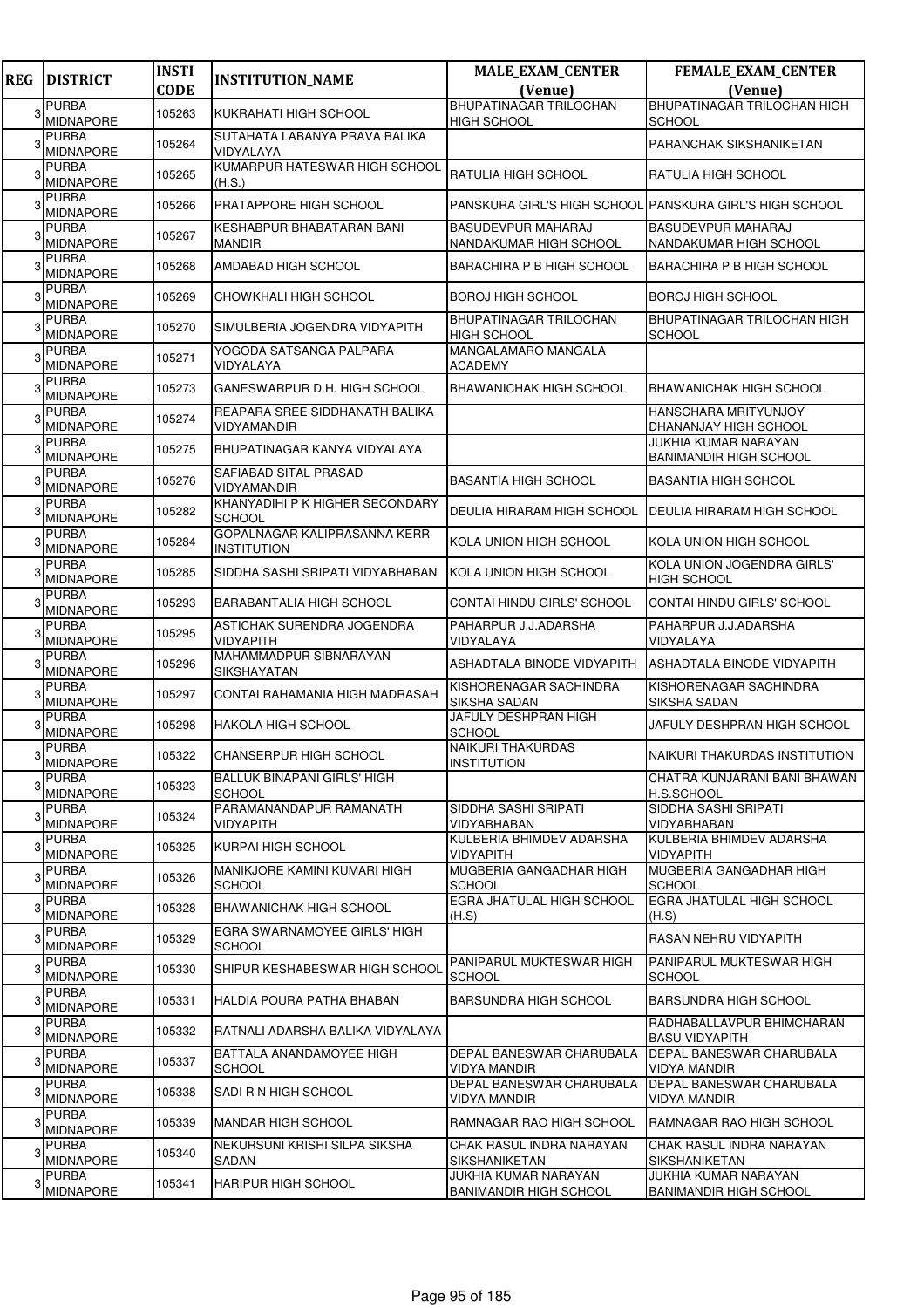| REG | DISTRICT | INSTI CODE | INSTITUTION_NAME | MALE_EXAM_CENTER (Venue) | FEMALE_EXAM_CENTER (Venue) |
|---|---|---|---|---|---|
| 3 | PURBA MIDNAPORE | 105263 | KUKRAHATI HIGH SCHOOL | BHUPATINAGAR TRILOCHAN HIGH SCHOOL | BHUPATINAGAR TRILOCHAN HIGH SCHOOL |
| 3 | PURBA MIDNAPORE | 105264 | SUTAHATA LABANYA PRAVA BALIKA VIDYALAYA | | PARANCHAK SIKSHANIKETAN |
| 3 | PURBA MIDNAPORE | 105265 | KUMARPUR HATESWAR HIGH SCHOOL (H.S.) | RATULIA HIGH SCHOOL | RATULIA HIGH SCHOOL |
| 3 | PURBA MIDNAPORE | 105266 | PRATAPPORE HIGH SCHOOL | PANSKURA GIRL'S HIGH SCHOOL | PANSKURA GIRL'S HIGH SCHOOL |
| 3 | PURBA MIDNAPORE | 105267 | KESHABPUR BHABATARAN BANI MANDIR | BASUDEVPUR MAHARAJ NANDAKUMAR HIGH SCHOOL | BASUDEVPUR MAHARAJ NANDAKUMAR HIGH SCHOOL |
| 3 | PURBA MIDNAPORE | 105268 | AMDABAD HIGH SCHOOL | BARACHIRA P B HIGH SCHOOL | BARACHIRA P B HIGH SCHOOL |
| 3 | PURBA MIDNAPORE | 105269 | CHOWKHALI HIGH SCHOOL | BOROJ HIGH SCHOOL | BOROJ HIGH SCHOOL |
| 3 | PURBA MIDNAPORE | 105270 | SIMULBERIA JOGENDRA VIDYAPITH | BHUPATINAGAR TRILOCHAN HIGH SCHOOL | BHUPATINAGAR TRILOCHAN HIGH SCHOOL |
| 3 | PURBA MIDNAPORE | 105271 | YOGODA SATSANGA PALPARA VIDYALAYA | MANGALAMARO MANGALA ACADEMY | |
| 3 | PURBA MIDNAPORE | 105273 | GANESWARPUR D.H. HIGH SCHOOL | BHAWANICHAK HIGH SCHOOL | BHAWANICHAK HIGH SCHOOL |
| 3 | PURBA MIDNAPORE | 105274 | REAPARA SREE SIDDHANATH BALIKA VIDYAMANDIR | | HANSCHARA MRITYUNJOY DHANANJAY HIGH SCHOOL |
| 3 | PURBA MIDNAPORE | 105275 | BHUPATINAGAR KANYA VIDYALAYA | | JUKHIA KUMAR NARAYAN BANIMANDIR HIGH SCHOOL |
| 3 | PURBA MIDNAPORE | 105276 | SAFIABAD SITAL PRASAD VIDYAMANDIR | BASANTIA HIGH SCHOOL | BASANTIA HIGH SCHOOL |
| 3 | PURBA MIDNAPORE | 105282 | KHANYADIHI P K HIGHER SECONDARY SCHOOL | DEULIA HIRARAM HIGH SCHOOL | DEULIA HIRARAM HIGH SCHOOL |
| 3 | PURBA MIDNAPORE | 105284 | GOPALNAGAR KALIPRASANNA KERR INSTITUTION | KOLA UNION HIGH SCHOOL | KOLA UNION HIGH SCHOOL |
| 3 | PURBA MIDNAPORE | 105285 | SIDDHA SASHI SRIPATI VIDYABHABAN | KOLA UNION HIGH SCHOOL | KOLA UNION JOGENDRA GIRLS' HIGH SCHOOL |
| 3 | PURBA MIDNAPORE | 105293 | BARABANTALIA HIGH SCHOOL | CONTAI HINDU GIRLS' SCHOOL | CONTAI HINDU GIRLS' SCHOOL |
| 3 | PURBA MIDNAPORE | 105295 | ASTICHAK SURENDRA JOGENDRA VIDYAPITH | PAHARPUR J.J.ADARSHA VIDYALAYA | PAHARPUR J.J.ADARSHA VIDYALAYA |
| 3 | PURBA MIDNAPORE | 105296 | MAHAMMADPUR SIBNARAYAN SIKSHAYATAN | ASHADTALA BINODE VIDYAPITH | ASHADTALA BINODE VIDYAPITH |
| 3 | PURBA MIDNAPORE | 105297 | CONTAI RAHAMANIA HIGH MADRASAH | KISHORENAGAR SACHINDRA SIKSHA SADAN | KISHORENAGAR SACHINDRA SIKSHA SADAN |
| 3 | PURBA MIDNAPORE | 105298 | HAKOLA HIGH SCHOOL | JAFULY DESHPRAN HIGH SCHOOL | JAFULY DESHPRAN HIGH SCHOOL |
| 3 | PURBA MIDNAPORE | 105322 | CHANSERPUR HIGH SCHOOL | NAIKURI THAKURDAS INSTITUTION | NAIKURI THAKURDAS INSTITUTION |
| 3 | PURBA MIDNAPORE | 105323 | BALLUK BINAPANI GIRLS' HIGH SCHOOL | | CHATRA KUNJARANI BANI BHAWAN H.S.SCHOOL |
| 3 | PURBA MIDNAPORE | 105324 | PARAMANANDAPUR RAMANATH VIDYAPITH | SIDDHA SASHI SRIPATI VIDYABHABAN | SIDDHA SASHI SRIPATI VIDYABHABAN |
| 3 | PURBA MIDNAPORE | 105325 | KURPAI HIGH SCHOOL | KULBERIA BHIMDEV ADARSHA VIDYAPITH | KULBERIA BHIMDEV ADARSHA VIDYAPITH |
| 3 | PURBA MIDNAPORE | 105326 | MANIKJORE KAMINI KUMARI HIGH SCHOOL | MUGBERIA GANGADHAR HIGH SCHOOL | MUGBERIA GANGADHAR HIGH SCHOOL |
| 3 | PURBA MIDNAPORE | 105328 | BHAWANICHAK HIGH SCHOOL | EGRA JHATULAL HIGH SCHOOL (H.S) | EGRA JHATULAL HIGH SCHOOL (H.S) |
| 3 | PURBA MIDNAPORE | 105329 | EGRA SWARNAMOYEE GIRLS' HIGH SCHOOL | | RASAN NEHRU VIDYAPITH |
| 3 | PURBA MIDNAPORE | 105330 | SHIPUR KESHABESWAR HIGH SCHOOL | PANIPARUL MUKTESWAR HIGH SCHOOL | PANIPARUL MUKTESWAR HIGH SCHOOL |
| 3 | PURBA MIDNAPORE | 105331 | HALDIA POURA PATHA BHABAN | BARSUNDRA HIGH SCHOOL | BARSUNDRA HIGH SCHOOL |
| 3 | PURBA MIDNAPORE | 105332 | RATNALI ADARSHA BALIKA VIDYALAYA | | RADHABALLAVPUR BHIMCHARAN BASU VIDYAPITH |
| 3 | PURBA MIDNAPORE | 105337 | BATTALA ANANDAMOYEE HIGH SCHOOL | DEPAL BANESWAR CHARUBALA VIDYA MANDIR | DEPAL BANESWAR CHARUBALA VIDYA MANDIR |
| 3 | PURBA MIDNAPORE | 105338 | SADI R N HIGH SCHOOL | DEPAL BANESWAR CHARUBALA VIDYA MANDIR | DEPAL BANESWAR CHARUBALA VIDYA MANDIR |
| 3 | PURBA MIDNAPORE | 105339 | MANDAR HIGH SCHOOL | RAMNAGAR RAO HIGH SCHOOL | RAMNAGAR RAO HIGH SCHOOL |
| 3 | PURBA MIDNAPORE | 105340 | NEKURSUNI KRISHI SILPA SIKSHA SADAN | CHAK RASUL INDRA NARAYAN SIKSHANIKETAN | CHAK RASUL INDRA NARAYAN SIKSHANIKETAN |
| 3 | PURBA MIDNAPORE | 105341 | HARIPUR HIGH SCHOOL | JUKHIA KUMAR NARAYAN BANIMANDIR HIGH SCHOOL | JUKHIA KUMAR NARAYAN BANIMANDIR HIGH SCHOOL |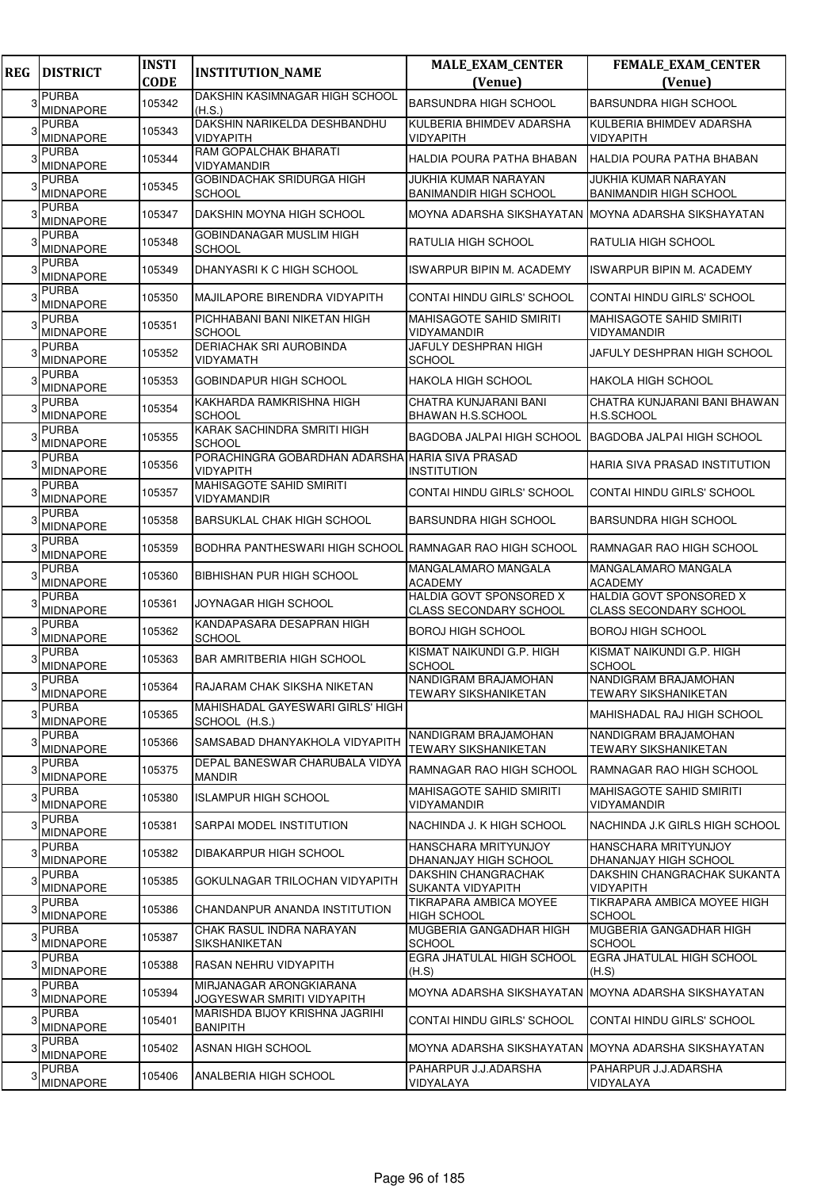| REG | DISTRICT | INSTI CODE | INSTITUTION_NAME | MALE_EXAM_CENTER (Venue) | FEMALE_EXAM_CENTER (Venue) |
|---|---|---|---|---|---|
| 3 | PURBA MIDNAPORE | 105342 | DAKSHIN KASIMNAGAR HIGH SCHOOL (H.S.) | BARSUNDRA HIGH SCHOOL | BARSUNDRA HIGH SCHOOL |
| 3 | PURBA MIDNAPORE | 105343 | DAKSHIN NARIKELDA DESHBANDHU VIDYAPITH | KULBERIA BHIMDEV ADARSHA VIDYAPITH | KULBERIA BHIMDEV ADARSHA VIDYAPITH |
| 3 | PURBA MIDNAPORE | 105344 | RAM GOPALCHAK BHARATI VIDYAMANDIR | HALDIA POURA PATHA BHABAN | HALDIA POURA PATHA BHABAN |
| 3 | PURBA MIDNAPORE | 105345 | GOBINDACHAK SRIDURGA HIGH SCHOOL | JUKHIA KUMAR NARAYAN BANIMANDIR HIGH SCHOOL | JUKHIA KUMAR NARAYAN BANIMANDIR HIGH SCHOOL |
| 3 | PURBA MIDNAPORE | 105347 | DAKSHIN MOYNA HIGH SCHOOL | MOYNA ADARSHA SIKSHAYATAN | MOYNA ADARSHA SIKSHAYATAN |
| 3 | PURBA MIDNAPORE | 105348 | GOBINDANAGAR MUSLIM HIGH SCHOOL | RATULIA HIGH SCHOOL | RATULIA HIGH SCHOOL |
| 3 | PURBA MIDNAPORE | 105349 | DHANYASRI K C HIGH SCHOOL | ISWARPUR BIPIN M. ACADEMY | ISWARPUR BIPIN M. ACADEMY |
| 3 | PURBA MIDNAPORE | 105350 | MAJILAPORE BIRENDRA VIDYAPITH | CONTAI HINDU GIRLS' SCHOOL | CONTAI HINDU GIRLS' SCHOOL |
| 3 | PURBA MIDNAPORE | 105351 | PICHHABANI BANI NIKETAN HIGH SCHOOL | MAHISAGOTE SAHID SMIRITI VIDYAMANDIR | MAHISAGOTE SAHID SMIRITI VIDYAMANDIR |
| 3 | PURBA MIDNAPORE | 105352 | DERIACHAK SRI AUROBINDA VIDYAMATH | JAFULY DESHPRAN HIGH SCHOOL | JAFULY DESHPRAN HIGH SCHOOL |
| 3 | PURBA MIDNAPORE | 105353 | GOBINDAPUR HIGH SCHOOL | HAKOLA HIGH SCHOOL | HAKOLA HIGH SCHOOL |
| 3 | PURBA MIDNAPORE | 105354 | KAKHARDA RAMKRISHNA HIGH SCHOOL | CHATRA KUNJARANI BANI BHAWAN H.S.SCHOOL | CHATRA KUNJARANI BANI BHAWAN H.S.SCHOOL |
| 3 | PURBA MIDNAPORE | 105355 | KARAK SACHINDRA SMRITI HIGH SCHOOL | BAGDOBA JALPAI HIGH SCHOOL | BAGDOBA JALPAI HIGH SCHOOL |
| 3 | PURBA MIDNAPORE | 105356 | PORACHINGRA GOBARDHAN ADARSHA VIDYAPITH | HARIA SIVA PRASAD INSTITUTION | HARIA SIVA PRASAD INSTITUTION |
| 3 | PURBA MIDNAPORE | 105357 | MAHISAGOTE SAHID SMIRITI VIDYAMANDIR | CONTAI HINDU GIRLS' SCHOOL | CONTAI HINDU GIRLS' SCHOOL |
| 3 | PURBA MIDNAPORE | 105358 | BARSUKLAL CHAK HIGH SCHOOL | BARSUNDRA HIGH SCHOOL | BARSUNDRA HIGH SCHOOL |
| 3 | PURBA MIDNAPORE | 105359 | BODHRA PANTHESWARI HIGH SCHOOL | RAMNAGAR RAO HIGH SCHOOL | RAMNAGAR RAO HIGH SCHOOL |
| 3 | PURBA MIDNAPORE | 105360 | BIBHISHAN PUR HIGH SCHOOL | MANGALAMARO MANGALA ACADEMY | MANGALAMARO MANGALA ACADEMY |
| 3 | PURBA MIDNAPORE | 105361 | JOYNAGAR HIGH SCHOOL | HALDIA GOVT SPONSORED X CLASS SECONDARY SCHOOL | HALDIA GOVT SPONSORED X CLASS SECONDARY SCHOOL |
| 3 | PURBA MIDNAPORE | 105362 | KANDAPASARA DESAPRAN HIGH SCHOOL | BOROJ HIGH SCHOOL | BOROJ HIGH SCHOOL |
| 3 | PURBA MIDNAPORE | 105363 | BAR AMRITBERIA HIGH SCHOOL | KISMAT NAIKUNDI G.P. HIGH SCHOOL | KISMAT NAIKUNDI G.P. HIGH SCHOOL |
| 3 | PURBA MIDNAPORE | 105364 | RAJARAM CHAK SIKSHA NIKETAN | NANDIGRAM BRAJAMOHAN TEWARY SIKSHANIKETAN | NANDIGRAM BRAJAMOHAN TEWARY SIKSHANIKETAN |
| 3 | PURBA MIDNAPORE | 105365 | MAHISHADAL GAYESWARI GIRLS' HIGH SCHOOL (H.S.) | | MAHISHADAL RAJ HIGH SCHOOL |
| 3 | PURBA MIDNAPORE | 105366 | SAMSABAD DHANYAKHOLA VIDYAPITH | NANDIGRAM BRAJAMOHAN TEWARY SIKSHANIKETAN | NANDIGRAM BRAJAMOHAN TEWARY SIKSHANIKETAN |
| 3 | PURBA MIDNAPORE | 105375 | DEPAL BANESWAR CHARUBALA VIDYA MANDIR | RAMNAGAR RAO HIGH SCHOOL | RAMNAGAR RAO HIGH SCHOOL |
| 3 | PURBA MIDNAPORE | 105380 | ISLAMPUR HIGH SCHOOL | MAHISAGOTE SAHID SMIRITI VIDYAMANDIR | MAHISAGOTE SAHID SMIRITI VIDYAMANDIR |
| 3 | PURBA MIDNAPORE | 105381 | SARPAI MODEL INSTITUTION | NACHINDA J. K HIGH SCHOOL | NACHINDA J.K GIRLS HIGH SCHOOL |
| 3 | PURBA MIDNAPORE | 105382 | DIBAKARPUR HIGH SCHOOL | HANSCHARA MRITYUNJOY DHANANJAY HIGH SCHOOL | HANSCHARA MRITYUNJOY DHANANJAY HIGH SCHOOL |
| 3 | PURBA MIDNAPORE | 105385 | GOKULNAGAR TRILOCHAN VIDYAPITH | DAKSHIN CHANGRACHAK SUKANTA VIDYAPITH | DAKSHIN CHANGRACHAK SUKANTA VIDYAPITH |
| 3 | PURBA MIDNAPORE | 105386 | CHANDANPUR ANANDA INSTITUTION | TIKRAPARA AMBICA MOYEE HIGH SCHOOL | TIKRAPARA AMBICA MOYEE HIGH SCHOOL |
| 3 | PURBA MIDNAPORE | 105387 | CHAK RASUL INDRA NARAYAN SIKSHANIKETAN | MUGBERIA GANGADHAR HIGH SCHOOL | MUGBERIA GANGADHAR HIGH SCHOOL |
| 3 | PURBA MIDNAPORE | 105388 | RASAN NEHRU VIDYAPITH | EGRA JHATULAL HIGH SCHOOL (H.S) | EGRA JHATULAL HIGH SCHOOL (H.S) |
| 3 | PURBA MIDNAPORE | 105394 | MIRJANAGAR ARONGKIARANA JOGYESWAR SMRITI VIDYAPITH | MOYNA ADARSHA SIKSHAYATAN | MOYNA ADARSHA SIKSHAYATAN |
| 3 | PURBA MIDNAPORE | 105401 | MARISHDA BIJOY KRISHNA JAGRIHI BANIPITH | CONTAI HINDU GIRLS' SCHOOL | CONTAI HINDU GIRLS' SCHOOL |
| 3 | PURBA MIDNAPORE | 105402 | ASNAN HIGH SCHOOL | MOYNA ADARSHA SIKSHAYATAN | MOYNA ADARSHA SIKSHAYATAN |
| 3 | PURBA MIDNAPORE | 105406 | ANALBERIA HIGH SCHOOL | PAHARPUR J.J.ADARSHA VIDYALAYA | PAHARPUR J.J.ADARSHA VIDYALAYA |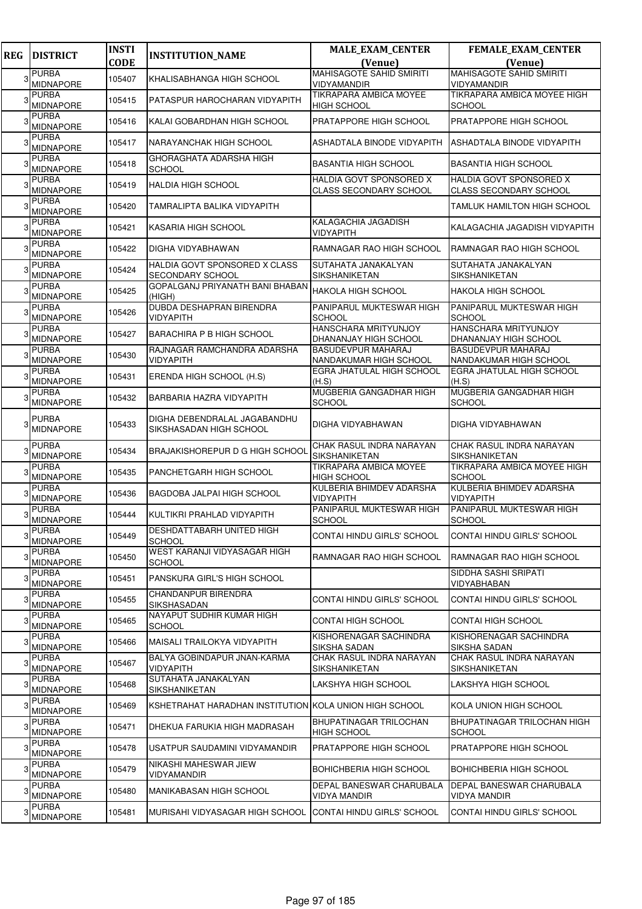| REG | DISTRICT | INSTI CODE | INSTITUTION_NAME | MALE_EXAM_CENTER (Venue) | FEMALE_EXAM_CENTER (Venue) |
|---|---|---|---|---|---|
| 3 | PURBA MIDNAPORE | 105407 | KHALISABHANGA HIGH SCHOOL | MAHISAGOTE SAHID SMIRITI VIDYAMANDIR | MAHISAGOTE SAHID SMIRITI VIDYAMANDIR |
| 3 | PURBA MIDNAPORE | 105415 | PATASPUR HAROCHARAN VIDYAPITH | TIKRAPARA AMBICA MOYEE HIGH SCHOOL | TIKRAPARA AMBICA MOYEE HIGH SCHOOL |
| 3 | PURBA MIDNAPORE | 105416 | KALAI GOBARDHAN HIGH SCHOOL | PRATAPPORE HIGH SCHOOL | PRATAPPORE HIGH SCHOOL |
| 3 | PURBA MIDNAPORE | 105417 | NARAYANCHAK HIGH SCHOOL | ASHADTALA BINODE VIDYAPITH | ASHADTALA BINODE VIDYAPITH |
| 3 | PURBA MIDNAPORE | 105418 | GHORAGHATA ADARSHA HIGH SCHOOL | BASANTIA HIGH SCHOOL | BASANTIA HIGH SCHOOL |
| 3 | PURBA MIDNAPORE | 105419 | HALDIA HIGH SCHOOL | HALDIA GOVT SPONSORED X CLASS SECONDARY SCHOOL | HALDIA GOVT SPONSORED X CLASS SECONDARY SCHOOL |
| 3 | PURBA MIDNAPORE | 105420 | TAMRALIPTA BALIKA VIDYAPITH | | TAMLUK HAMILTON HIGH SCHOOL |
| 3 | PURBA MIDNAPORE | 105421 | KASARIA HIGH SCHOOL | KALAGACHIA JAGADISH VIDYAPITH | KALAGACHIA JAGADISH VIDYAPITH |
| 3 | PURBA MIDNAPORE | 105422 | DIGHA VIDYABHAWAN | RAMNAGAR RAO HIGH SCHOOL | RAMNAGAR RAO HIGH SCHOOL |
| 3 | PURBA MIDNAPORE | 105424 | HALDIA GOVT SPONSORED X CLASS SECONDARY SCHOOL | SUTAHATA JANAKALYAN SIKSHANIKETAN | SUTAHATA JANAKALYAN SIKSHANIKETAN |
| 3 | PURBA MIDNAPORE | 105425 | GOPALGANJ PRIYANATH BANI BHABAN (HIGH) | HAKOLA HIGH SCHOOL | HAKOLA HIGH SCHOOL |
| 3 | PURBA MIDNAPORE | 105426 | DUBDA DESHAPRAN BIRENDRA VIDYAPITH | PANIPARUL MUKTESWAR HIGH SCHOOL | PANIPARUL MUKTESWAR HIGH SCHOOL |
| 3 | PURBA MIDNAPORE | 105427 | BARACHIRA P B HIGH SCHOOL | HANSCHARA MRITYUNJOY DHANANJAY HIGH SCHOOL | HANSCHARA MRITYUNJOY DHANANJAY HIGH SCHOOL |
| 3 | PURBA MIDNAPORE | 105430 | RAJNAGAR RAMCHANDRA ADARSHA VIDYAPITH | BASUDEVPUR MAHARAJ NANDAKUMAR HIGH SCHOOL | BASUDEVPUR MAHARAJ NANDAKUMAR HIGH SCHOOL |
| 3 | PURBA MIDNAPORE | 105431 | ERENDA HIGH SCHOOL (H.S) | EGRA JHATULAL HIGH SCHOOL (H.S) | EGRA JHATULAL HIGH SCHOOL (H.S) |
| 3 | PURBA MIDNAPORE | 105432 | BARBARIA HAZRA VIDYAPITH | MUGBERIA GANGADHAR HIGH SCHOOL | MUGBERIA GANGADHAR HIGH SCHOOL |
| 3 | PURBA MIDNAPORE | 105433 | DIGHA DEBENDRALAL JAGABANDHU SIKSHASADAN HIGH SCHOOL | DIGHA VIDYABHAWAN | DIGHA VIDYABHAWAN |
| 3 | PURBA MIDNAPORE | 105434 | BRAJAKISHOREPUR D G HIGH SCHOOL | CHAK RASUL INDRA NARAYAN SIKSHANIKETAN | CHAK RASUL INDRA NARAYAN SIKSHANIKETAN |
| 3 | PURBA MIDNAPORE | 105435 | PANCHETGARH HIGH SCHOOL | TIKRAPARA AMBICA MOYEE HIGH SCHOOL | TIKRAPARA AMBICA MOYEE HIGH SCHOOL |
| 3 | PURBA MIDNAPORE | 105436 | BAGDOBA JALPAI HIGH SCHOOL | KULBERIA BHIMDEV ADARSHA VIDYAPITH | KULBERIA BHIMDEV ADARSHA VIDYAPITH |
| 3 | PURBA MIDNAPORE | 105444 | KULTIKRI PRAHLAD VIDYAPITH | PANIPARUL MUKTESWAR HIGH SCHOOL | PANIPARUL MUKTESWAR HIGH SCHOOL |
| 3 | PURBA MIDNAPORE | 105449 | DESHDATTABARH UNITED HIGH SCHOOL | CONTAI HINDU GIRLS' SCHOOL | CONTAI HINDU GIRLS' SCHOOL |
| 3 | PURBA MIDNAPORE | 105450 | WEST KARANJI VIDYASAGAR HIGH SCHOOL | RAMNAGAR RAO HIGH SCHOOL | RAMNAGAR RAO HIGH SCHOOL |
| 3 | PURBA MIDNAPORE | 105451 | PANSKURA GIRL'S HIGH SCHOOL | | SIDDHA SASHI SRIPATI VIDYABHABAN |
| 3 | PURBA MIDNAPORE | 105455 | CHANDANPUR BIRENDRA SIKSHASADAN | CONTAI HINDU GIRLS' SCHOOL | CONTAI HINDU GIRLS' SCHOOL |
| 3 | PURBA MIDNAPORE | 105465 | NAYAPUT SUDHIR KUMAR HIGH SCHOOL | CONTAI HIGH SCHOOL | CONTAI HIGH SCHOOL |
| 3 | PURBA MIDNAPORE | 105466 | MAISALI TRAILOKYA VIDYAPITH | KISHORENAGAR SACHINDRA SIKSHA SADAN | KISHORENAGAR SACHINDRA SIKSHA SADAN |
| 3 | PURBA MIDNAPORE | 105467 | BALYA GOBINDAPUR JNAN-KARMA VIDYAPITH | CHAK RASUL INDRA NARAYAN SIKSHANIKETAN | CHAK RASUL INDRA NARAYAN SIKSHANIKETAN |
| 3 | PURBA MIDNAPORE | 105468 | SUTAHATA JANAKALYAN SIKSHANIKETAN | LAKSHYA HIGH SCHOOL | LAKSHYA HIGH SCHOOL |
| 3 | PURBA MIDNAPORE | 105469 | KSHETRAHAT HARADHAN INSTITUTION | KOLA UNION HIGH SCHOOL | KOLA UNION HIGH SCHOOL |
| 3 | PURBA MIDNAPORE | 105471 | DHEKUA FARUKIA HIGH MADRASAH | BHUPATINAGAR TRILOCHAN HIGH SCHOOL | BHUPATINAGAR TRILOCHAN HIGH SCHOOL |
| 3 | PURBA MIDNAPORE | 105478 | USATPUR SAUDAMINI VIDYAMANDIR | PRATAPPORE HIGH SCHOOL | PRATAPPORE HIGH SCHOOL |
| 3 | PURBA MIDNAPORE | 105479 | NIKASHI MAHESWAR JIEW VIDYAMANDIR | BOHICHBERIA HIGH SCHOOL | BOHICHBERIA HIGH SCHOOL |
| 3 | PURBA MIDNAPORE | 105480 | MANIKABASAN HIGH SCHOOL | DEPAL BANESWAR CHARUBALA VIDYA MANDIR | DEPAL BANESWAR CHARUBALA VIDYA MANDIR |
| 3 | PURBA MIDNAPORE | 105481 | MURISAHI VIDYASAGAR HIGH SCHOOL | CONTAI HINDU GIRLS' SCHOOL | CONTAI HINDU GIRLS' SCHOOL |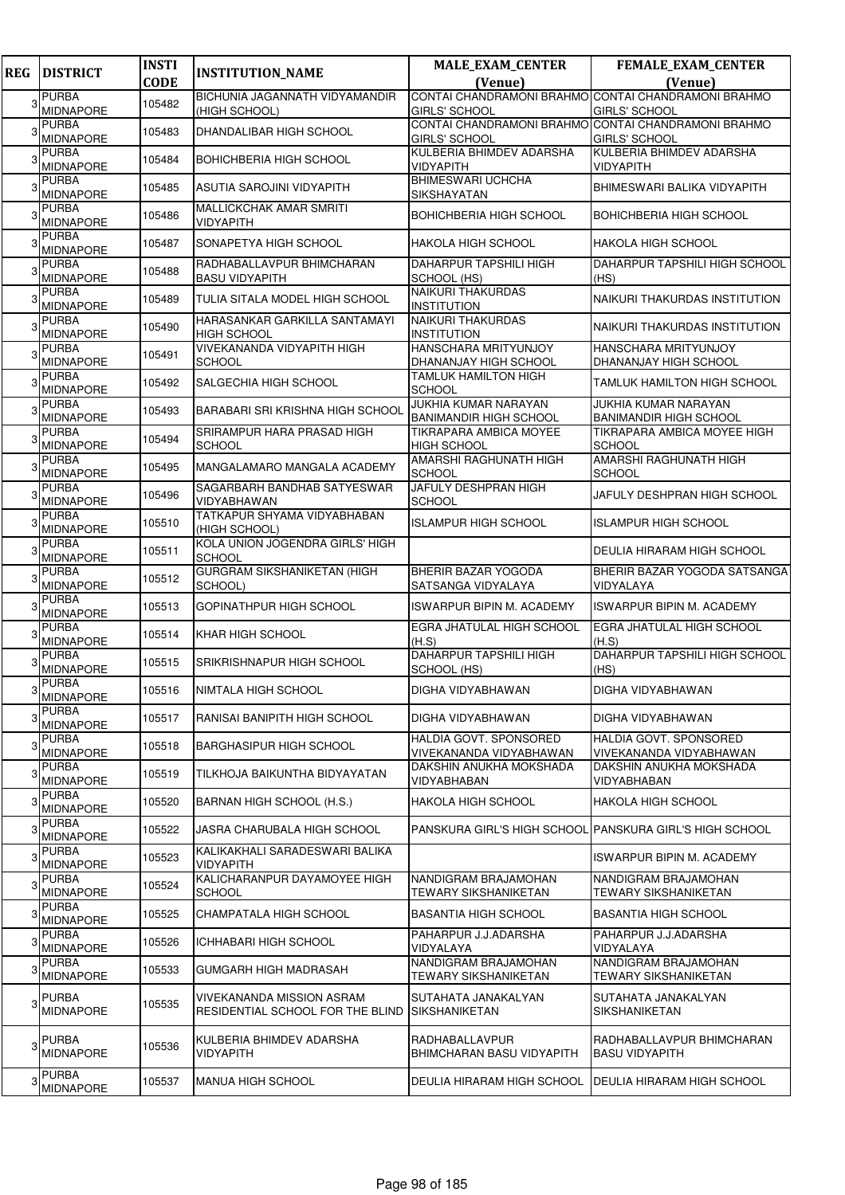| REG | DISTRICT | INSTI CODE | INSTITUTION_NAME | MALE_EXAM_CENTER (Venue) | FEMALE_EXAM_CENTER (Venue) |
|---|---|---|---|---|---|
| 3 | PURBA MIDNAPORE | 105482 | BICHUNIA JAGANNATH VIDYAMANDIR (HIGH SCHOOL) | CONTAI CHANDRAMONI BRAHMO GIRLS' SCHOOL | CONTAI CHANDRAMONI BRAHMO GIRLS' SCHOOL |
| 3 | PURBA MIDNAPORE | 105483 | DHANDALIBAR HIGH SCHOOL | CONTAI CHANDRAMONI BRAHMO GIRLS' SCHOOL | CONTAI CHANDRAMONI BRAHMO GIRLS' SCHOOL |
| 3 | PURBA MIDNAPORE | 105484 | BOHICHBERIA HIGH SCHOOL | KULBERIA BHIMDEV ADARSHA VIDYAPITH | KULBERIA BHIMDEV ADARSHA VIDYAPITH |
| 3 | PURBA MIDNAPORE | 105485 | ASUTIA SAROJINI VIDYAPITH | BHIMESWARI UCHCHA SIKSHAYATAN | BHIMESWARI BALIKA VIDYAPITH |
| 3 | PURBA MIDNAPORE | 105486 | MALLICKCHAK AMAR SMRITI VIDYAPITH | BOHICHBERIA HIGH SCHOOL | BOHICHBERIA HIGH SCHOOL |
| 3 | PURBA MIDNAPORE | 105487 | SONAPETYA HIGH SCHOOL | HAKOLA HIGH SCHOOL | HAKOLA HIGH SCHOOL |
| 3 | PURBA MIDNAPORE | 105488 | RADHABALLAVPUR BHIMCHARAN BASU VIDYAPITH | DAHARPUR TAPSHILI HIGH SCHOOL (HS) | DAHARPUR TAPSHILI HIGH SCHOOL (HS) |
| 3 | PURBA MIDNAPORE | 105489 | TULIA SITALA MODEL HIGH SCHOOL | NAIKURI THAKURDAS INSTITUTION | NAIKURI THAKURDAS INSTITUTION |
| 3 | PURBA MIDNAPORE | 105490 | HARASANKAR GARKILLA SANTAMAYI HIGH SCHOOL | NAIKURI THAKURDAS INSTITUTION | NAIKURI THAKURDAS INSTITUTION |
| 3 | PURBA MIDNAPORE | 105491 | VIVEKANANDA VIDYAPITH HIGH SCHOOL | HANSCHARA MRITYUNJOY DHANANJAY HIGH SCHOOL | HANSCHARA MRITYUNJOY DHANANJAY HIGH SCHOOL |
| 3 | PURBA MIDNAPORE | 105492 | SALGECHIA HIGH SCHOOL | TAMLUK HAMILTON HIGH SCHOOL | TAMLUK HAMILTON HIGH SCHOOL |
| 3 | PURBA MIDNAPORE | 105493 | BARABARI SRI KRISHNA HIGH SCHOOL | JUKHIA KUMAR NARAYAN BANIMANDIR HIGH SCHOOL | JUKHIA KUMAR NARAYAN BANIMANDIR HIGH SCHOOL |
| 3 | PURBA MIDNAPORE | 105494 | SRIRAMPUR HARA PRASAD HIGH SCHOOL | TIKRAPARA AMBICA MOYEE HIGH SCHOOL | TIKRAPARA AMBICA MOYEE HIGH SCHOOL |
| 3 | PURBA MIDNAPORE | 105495 | MANGALAMARO MANGALA ACADEMY | AMARSHI RAGHUNATH HIGH SCHOOL | AMARSHI RAGHUNATH HIGH SCHOOL |
| 3 | PURBA MIDNAPORE | 105496 | SAGARBARH BANDHAB SATYESWAR VIDYABHAWAN | JAFULY DESHPRAN HIGH SCHOOL | JAFULY DESHPRAN HIGH SCHOOL |
| 3 | PURBA MIDNAPORE | 105510 | TATKAPUR SHYAMA VIDYABHABAN (HIGH SCHOOL) | ISLAMPUR HIGH SCHOOL | ISLAMPUR HIGH SCHOOL |
| 3 | PURBA MIDNAPORE | 105511 | KOLA UNION JOGENDRA GIRLS' HIGH SCHOOL | | DEULIA HIRARAM HIGH SCHOOL |
| 3 | PURBA MIDNAPORE | 105512 | GURGRAM SIKSHANIKETAN (HIGH SCHOOL) | BHERIR BAZAR YOGODA SATSANGA VIDYALAYA | BHERIR BAZAR YOGODA SATSANGA VIDYALAYA |
| 3 | PURBA MIDNAPORE | 105513 | GOPINATHPUR HIGH SCHOOL | ISWARPUR BIPIN M. ACADEMY | ISWARPUR BIPIN M. ACADEMY |
| 3 | PURBA MIDNAPORE | 105514 | KHAR HIGH SCHOOL | EGRA JHATULAL HIGH SCHOOL (H.S) | EGRA JHATULAL HIGH SCHOOL (H.S) |
| 3 | PURBA MIDNAPORE | 105515 | SRIKRISHNAPUR HIGH SCHOOL | DAHARPUR TAPSHILI HIGH SCHOOL (HS) | DAHARPUR TAPSHILI HIGH SCHOOL (HS) |
| 3 | PURBA MIDNAPORE | 105516 | NIMTALA HIGH SCHOOL | DIGHA VIDYABHAWAN | DIGHA VIDYABHAWAN |
| 3 | PURBA MIDNAPORE | 105517 | RANISAI BANIPITH HIGH SCHOOL | DIGHA VIDYABHAWAN | DIGHA VIDYABHAWAN |
| 3 | PURBA MIDNAPORE | 105518 | BARGHASIPUR HIGH SCHOOL | HALDIA GOVT. SPONSORED VIVEKANANDA VIDYABHAWAN | HALDIA GOVT. SPONSORED VIVEKANANDA VIDYABHAWAN |
| 3 | PURBA MIDNAPORE | 105519 | TILKHOJA BAIKUNTHA BIDYAYATAN | DAKSHIN ANUKHA MOKSHADA VIDYABHABAN | DAKSHIN ANUKHA MOKSHADA VIDYABHABAN |
| 3 | PURBA MIDNAPORE | 105520 | BARNAN HIGH SCHOOL (H.S.) | HAKOLA HIGH SCHOOL | HAKOLA HIGH SCHOOL |
| 3 | PURBA MIDNAPORE | 105522 | JASRA CHARUBALA HIGH SCHOOL | PANSKURA GIRL'S HIGH SCHOOL | PANSKURA GIRL'S HIGH SCHOOL |
| 3 | PURBA MIDNAPORE | 105523 | KALIKAKHALI SARADESWARI BALIKA VIDYAPITH | | ISWARPUR BIPIN M. ACADEMY |
| 3 | PURBA MIDNAPORE | 105524 | KALICHARANPUR DAYAMOYEE HIGH SCHOOL | NANDIGRAM BRAJAMOHAN TEWARY SIKSHANIKETAN | NANDIGRAM BRAJAMOHAN TEWARY SIKSHANIKETAN |
| 3 | PURBA MIDNAPORE | 105525 | CHAMPATALA HIGH SCHOOL | BASANTIA HIGH SCHOOL | BASANTIA HIGH SCHOOL |
| 3 | PURBA MIDNAPORE | 105526 | ICHHABARI HIGH SCHOOL | PAHARPUR J.J.ADARSHA VIDYALAYA | PAHARPUR J.J.ADARSHA VIDYALAYA |
| 3 | PURBA MIDNAPORE | 105533 | GUMGARH HIGH MADRASAH | NANDIGRAM BRAJAMOHAN TEWARY SIKSHANIKETAN | NANDIGRAM BRAJAMOHAN TEWARY SIKSHANIKETAN |
| 3 | PURBA MIDNAPORE | 105535 | VIVEKANANDA MISSION ASRAM RESIDENTIAL SCHOOL FOR THE BLIND | SUTAHATA JANAKALYAN SIKSHANIKETAN | SUTAHATA JANAKALYAN SIKSHANIKETAN |
| 3 | PURBA MIDNAPORE | 105536 | KULBERIA BHIMDEV ADARSHA VIDYAPITH | RADHABALLAVPUR BHIMCHARAN BASU VIDYAPITH | RADHABALLAVPUR BHIMCHARAN BASU VIDYAPITH |
| 3 | PURBA MIDNAPORE | 105537 | MANUA HIGH SCHOOL | DEULIA HIRARAM HIGH SCHOOL | DEULIA HIRARAM HIGH SCHOOL |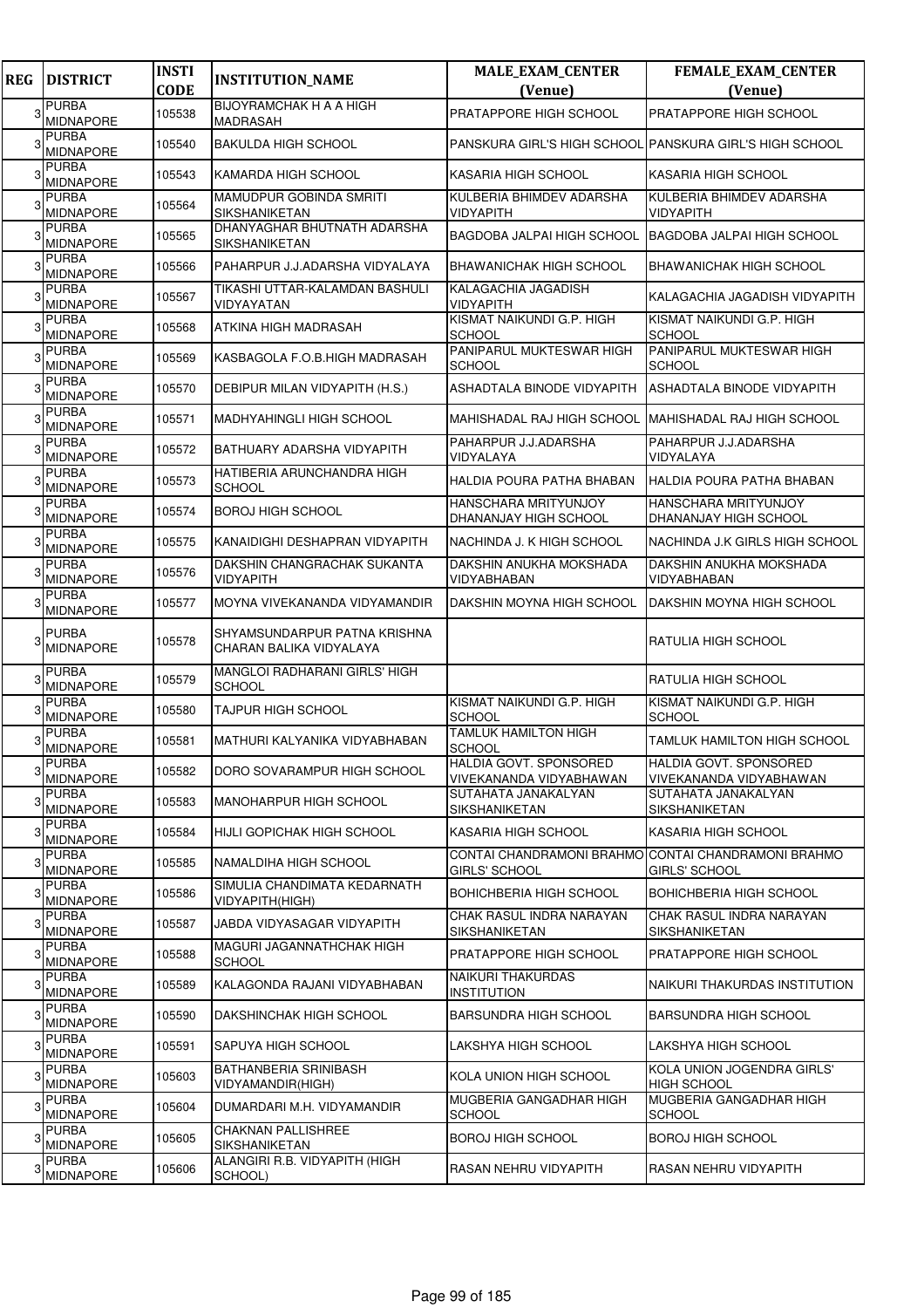| REG | DISTRICT | INSTI CODE | INSTITUTION_NAME | MALE_EXAM_CENTER (Venue) | FEMALE_EXAM_CENTER (Venue) |
|---|---|---|---|---|---|
| 3 | PURBA MIDNAPORE | 105538 | BIJOYRAMCHAK H A A HIGH MADRASAH | PRATAPPORE HIGH SCHOOL | PRATAPPORE HIGH SCHOOL |
| 3 | PURBA MIDNAPORE | 105540 | BAKULDA HIGH SCHOOL | PANSKURA GIRL'S HIGH SCHOOL | PANSKURA GIRL'S HIGH SCHOOL |
| 3 | PURBA MIDNAPORE | 105543 | KAMARDA HIGH SCHOOL | KASARIA HIGH SCHOOL | KASARIA HIGH SCHOOL |
| 3 | PURBA MIDNAPORE | 105564 | MAMUDPUR GOBINDA SMRITI SIKSHANIKETAN | KULBERIA BHIMDEV ADARSHA VIDYAPITH | KULBERIA BHIMDEV ADARSHA VIDYAPITH |
| 3 | PURBA MIDNAPORE | 105565 | DHANYAGHAR BHUTNATH ADARSHA SIKSHANIKETAN | BAGDOBA JALPAI HIGH SCHOOL | BAGDOBA JALPAI HIGH SCHOOL |
| 3 | PURBA MIDNAPORE | 105566 | PAHARPUR J.J.ADARSHA VIDYALAYA | BHAWANICHAK HIGH SCHOOL | BHAWANICHAK HIGH SCHOOL |
| 3 | PURBA MIDNAPORE | 105567 | TIKASHI UTTAR-KALAMDAN BASHULI VIDYAYATAN | KALAGACHIA JAGADISH VIDYAPITH | KALAGACHIA JAGADISH VIDYAPITH |
| 3 | PURBA MIDNAPORE | 105568 | ATKINA HIGH MADRASAH | KISMAT NAIKUNDI G.P. HIGH SCHOOL | KISMAT NAIKUNDI G.P. HIGH SCHOOL |
| 3 | PURBA MIDNAPORE | 105569 | KASBAGOLA F.O.B.HIGH MADRASAH | PANIPARUL MUKTESWAR HIGH SCHOOL | PANIPARUL MUKTESWAR HIGH SCHOOL |
| 3 | PURBA MIDNAPORE | 105570 | DEBIPUR MILAN VIDYAPITH (H.S.) | ASHADTALA BINODE VIDYAPITH | ASHADTALA BINODE VIDYAPITH |
| 3 | PURBA MIDNAPORE | 105571 | MADHYAHINGLI HIGH SCHOOL | MAHISHADAL RAJ HIGH SCHOOL | MAHISHADAL RAJ HIGH SCHOOL |
| 3 | PURBA MIDNAPORE | 105572 | BATHUARY ADARSHA VIDYAPITH | PAHARPUR J.J.ADARSHA VIDYALAYA | PAHARPUR J.J.ADARSHA VIDYALAYA |
| 3 | PURBA MIDNAPORE | 105573 | HATIBERIA ARUNCHANDRA HIGH SCHOOL | HALDIA POURA PATHA BHABAN | HALDIA POURA PATHA BHABAN |
| 3 | PURBA MIDNAPORE | 105574 | BOROJ HIGH SCHOOL | HANSCHARA MRITYUNJOY DHANANJAY HIGH SCHOOL | HANSCHARA MRITYUNJOY DHANANJAY HIGH SCHOOL |
| 3 | PURBA MIDNAPORE | 105575 | KANAIDIGHI DESHAPRAN VIDYAPITH | NACHINDA J. K HIGH SCHOOL | NACHINDA J.K GIRLS HIGH SCHOOL |
| 3 | PURBA MIDNAPORE | 105576 | DAKSHIN CHANGRACHAK SUKANTA VIDYAPITH | DAKSHIN ANUKHA MOKSHADA VIDYABHABAN | DAKSHIN ANUKHA MOKSHADA VIDYABHABAN |
| 3 | PURBA MIDNAPORE | 105577 | MOYNA VIVEKANANDA VIDYAMANDIR | DAKSHIN MOYNA HIGH SCHOOL | DAKSHIN MOYNA HIGH SCHOOL |
| 3 | PURBA MIDNAPORE | 105578 | SHYAMSUNDARPUR PATNA KRISHNA CHARAN BALIKA VIDYALAYA | | RATULIA HIGH SCHOOL |
| 3 | PURBA MIDNAPORE | 105579 | MANGLOI RADHARANI GIRLS' HIGH SCHOOL | | RATULIA HIGH SCHOOL |
| 3 | PURBA MIDNAPORE | 105580 | TAJPUR HIGH SCHOOL | KISMAT NAIKUNDI G.P. HIGH SCHOOL | KISMAT NAIKUNDI G.P. HIGH SCHOOL |
| 3 | PURBA MIDNAPORE | 105581 | MATHURI KALYANIKA VIDYABHABAN | TAMLUK HAMILTON HIGH SCHOOL | TAMLUK HAMILTON HIGH SCHOOL |
| 3 | PURBA MIDNAPORE | 105582 | DORO SOVARAMPUR HIGH SCHOOL | HALDIA GOVT. SPONSORED VIVEKANANDA VIDYABHAWAN | HALDIA GOVT. SPONSORED VIVEKANANDA VIDYABHAWAN |
| 3 | PURBA MIDNAPORE | 105583 | MANOHARPUR HIGH SCHOOL | SUTAHATA JANAKALYAN SIKSHANIKETAN | SUTAHATA JANAKALYAN SIKSHANIKETAN |
| 3 | PURBA MIDNAPORE | 105584 | HIJLI GOPICHAK HIGH SCHOOL | KASARIA HIGH SCHOOL | KASARIA HIGH SCHOOL |
| 3 | PURBA MIDNAPORE | 105585 | NAMALDIHA HIGH SCHOOL | CONTAI CHANDRAMONI BRAHMO GIRLS' SCHOOL | CONTAI CHANDRAMONI BRAHMO GIRLS' SCHOOL |
| 3 | PURBA MIDNAPORE | 105586 | SIMULIA CHANDIMATA KEDARNATH VIDYAPITH(HIGH) | BOHICHBERIA HIGH SCHOOL | BOHICHBERIA HIGH SCHOOL |
| 3 | PURBA MIDNAPORE | 105587 | JABDA VIDYASAGAR VIDYAPITH | CHAK RASUL INDRA NARAYAN SIKSHANIKETAN | CHAK RASUL INDRA NARAYAN SIKSHANIKETAN |
| 3 | PURBA MIDNAPORE | 105588 | MAGURI JAGANNATHCHAK HIGH SCHOOL | PRATAPPORE HIGH SCHOOL | PRATAPPORE HIGH SCHOOL |
| 3 | PURBA MIDNAPORE | 105589 | KALAGONDA RAJANI VIDYABHABAN | NAIKURI THAKURDAS INSTITUTION | NAIKURI THAKURDAS INSTITUTION |
| 3 | PURBA MIDNAPORE | 105590 | DAKSHINCHAK HIGH SCHOOL | BARSUNDRA HIGH SCHOOL | BARSUNDRA HIGH SCHOOL |
| 3 | PURBA MIDNAPORE | 105591 | SAPUYA HIGH SCHOOL | LAKSHYA HIGH SCHOOL | LAKSHYA HIGH SCHOOL |
| 3 | PURBA MIDNAPORE | 105603 | BATHANBERIA SRINIBASH VIDYAMANDIR(HIGH) | KOLA UNION HIGH SCHOOL | KOLA UNION JOGENDRA GIRLS' HIGH SCHOOL |
| 3 | PURBA MIDNAPORE | 105604 | DUMARDARI M.H. VIDYAMANDIR | MUGBERIA GANGADHAR HIGH SCHOOL | MUGBERIA GANGADHAR HIGH SCHOOL |
| 3 | PURBA MIDNAPORE | 105605 | CHAKNAN PALLISHREE SIKSHANIKETAN | BOROJ HIGH SCHOOL | BOROJ HIGH SCHOOL |
| 3 | PURBA MIDNAPORE | 105606 | ALANGIRI R.B. VIDYAPITH (HIGH SCHOOL) | RASAN NEHRU VIDYAPITH | RASAN NEHRU VIDYAPITH |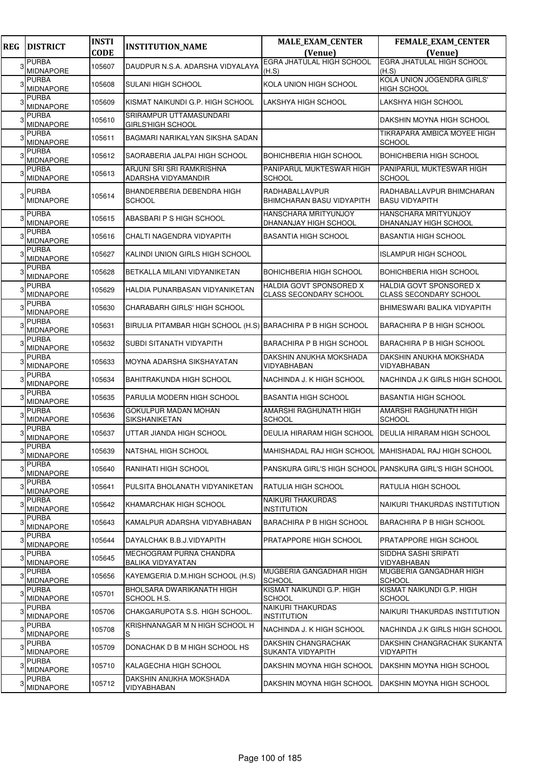| REG | DISTRICT | INSTI CODE | INSTITUTION_NAME | MALE_EXAM_CENTER (Venue) | FEMALE_EXAM_CENTER (Venue) |
|---|---|---|---|---|---|
| 3 | PURBA MIDNAPORE | 105607 | DAUDPUR N.S.A. ADARSHA VIDYALAYA | EGRA JHATULAL HIGH SCHOOL (H.S) | EGRA JHATULAL HIGH SCHOOL (H.S) |
| 3 | PURBA MIDNAPORE | 105608 | SULANI HIGH SCHOOL | KOLA UNION HIGH SCHOOL | KOLA UNION JOGENDRA GIRLS' HIGH SCHOOL |
| 3 | PURBA MIDNAPORE | 105609 | KISMAT NAIKUNDI G.P. HIGH SCHOOL | LAKSHYA HIGH SCHOOL | LAKSHYA HIGH SCHOOL |
| 3 | PURBA MIDNAPORE | 105610 | SRIRAMPUR UTTAMASUNDARI GIRLS'HIGH SCHOOL | | DAKSHIN MOYNA HIGH SCHOOL |
| 3 | PURBA MIDNAPORE | 105611 | BAGMARI NARIKALYAN SIKSHA SADAN | | TIKRAPARA AMBICA MOYEE HIGH SCHOOL |
| 3 | PURBA MIDNAPORE | 105612 | SAORABERIA JALPAI HIGH SCHOOL | BOHICHBERIA HIGH SCHOOL | BOHICHBERIA HIGH SCHOOL |
| 3 | PURBA MIDNAPORE | 105613 | ARJUNI SRI SRI RAMKRISHNA ADARSHA VIDYAMANDIR | PANIPARUL MUKTESWAR HIGH SCHOOL | PANIPARUL MUKTESWAR HIGH SCHOOL |
| 3 | PURBA MIDNAPORE | 105614 | BHANDERBERIA DEBENDRA HIGH SCHOOL | RADHABALLAVPUR BHIMCHARAN BASU VIDYAPITH | RADHABALLAVPUR BHIMCHARAN BASU VIDYAPITH |
| 3 | PURBA MIDNAPORE | 105615 | ABASBARI P S HIGH SCHOOL | HANSCHARA MRITYUNJOY DHANANJAY HIGH SCHOOL | HANSCHARA MRITYUNJOY DHANANJAY HIGH SCHOOL |
| 3 | PURBA MIDNAPORE | 105616 | CHALTI NAGENDRA VIDYAPITH | BASANTIA HIGH SCHOOL | BASANTIA HIGH SCHOOL |
| 3 | PURBA MIDNAPORE | 105627 | KALINDI UNION GIRLS HIGH SCHOOL | | ISLAMPUR HIGH SCHOOL |
| 3 | PURBA MIDNAPORE | 105628 | BETKALLA MILANI VIDYANIKETAN | BOHICHBERIA HIGH SCHOOL | BOHICHBERIA HIGH SCHOOL |
| 3 | PURBA MIDNAPORE | 105629 | HALDIA PUNARBASAN VIDYANIKETAN | HALDIA GOVT SPONSORED X CLASS SECONDARY SCHOOL | HALDIA GOVT SPONSORED X CLASS SECONDARY SCHOOL |
| 3 | PURBA MIDNAPORE | 105630 | CHARABARH GIRLS' HIGH SCHOOL | | BHIMESWARI BALIKA VIDYAPITH |
| 3 | PURBA MIDNAPORE | 105631 | BIRULIA PITAMBAR HIGH SCHOOL (H.S) | BARACHIRA P B HIGH SCHOOL | BARACHIRA P B HIGH SCHOOL |
| 3 | PURBA MIDNAPORE | 105632 | SUBDI SITANATH VIDYAPITH | BARACHIRA P B HIGH SCHOOL | BARACHIRA P B HIGH SCHOOL |
| 3 | PURBA MIDNAPORE | 105633 | MOYNA ADARSHA SIKSHAYATAN | DAKSHIN ANUKHA MOKSHADA VIDYABHABAN | DAKSHIN ANUKHA MOKSHADA VIDYABHABAN |
| 3 | PURBA MIDNAPORE | 105634 | BAHITRAKUNDA HIGH SCHOOL | NACHINDA J. K HIGH SCHOOL | NACHINDA J.K GIRLS HIGH SCHOOL |
| 3 | PURBA MIDNAPORE | 105635 | PARULIA MODERN HIGH SCHOOL | BASANTIA HIGH SCHOOL | BASANTIA HIGH SCHOOL |
| 3 | PURBA MIDNAPORE | 105636 | GOKULPUR MADAN MOHAN SIKSHANIKETAN | AMARSHI RAGHUNATH HIGH SCHOOL | AMARSHI RAGHUNATH HIGH SCHOOL |
| 3 | PURBA MIDNAPORE | 105637 | UTTAR JIANDA HIGH SCHOOL | DEULIA HIRARAM HIGH SCHOOL | DEULIA HIRARAM HIGH SCHOOL |
| 3 | PURBA MIDNAPORE | 105639 | NATSHAL HIGH SCHOOL | MAHISHADAL RAJ HIGH SCHOOL | MAHISHADAL RAJ HIGH SCHOOL |
| 3 | PURBA MIDNAPORE | 105640 | RANIHATI HIGH SCHOOL | PANSKURA GIRL'S HIGH SCHOOL | PANSKURA GIRL'S HIGH SCHOOL |
| 3 | PURBA MIDNAPORE | 105641 | PULSITA BHOLANATH VIDYANIKETAN | RATULIA HIGH SCHOOL | RATULIA HIGH SCHOOL |
| 3 | PURBA MIDNAPORE | 105642 | KHAMARCHAK HIGH SCHOOL | NAIKURI THAKURDAS INSTITUTION | NAIKURI THAKURDAS INSTITUTION |
| 3 | PURBA MIDNAPORE | 105643 | KAMALPUR ADARSHA VIDYABHABAN | BARACHIRA P B HIGH SCHOOL | BARACHIRA P B HIGH SCHOOL |
| 3 | PURBA MIDNAPORE | 105644 | DAYALCHAK B.B.J.VIDYAPITH | PRATAPPORE HIGH SCHOOL | PRATAPPORE HIGH SCHOOL |
| 3 | PURBA MIDNAPORE | 105645 | MECHOGRAM PURNA CHANDRA BALIKA VIDYAYATAN | | SIDDHA SASHI SRIPATI VIDYABHABAN |
| 3 | PURBA MIDNAPORE | 105656 | KAYEMGERIA D.M.HIGH SCHOOL (H.S) | MUGBERIA GANGADHAR HIGH SCHOOL | MUGBERIA GANGADHAR HIGH SCHOOL |
| 3 | PURBA MIDNAPORE | 105701 | BHOLSARA DWARIKANATH HIGH SCHOOL H.S. | KISMAT NAIKUNDI G.P. HIGH SCHOOL | KISMAT NAIKUNDI G.P. HIGH SCHOOL |
| 3 | PURBA MIDNAPORE | 105706 | CHAKGARUPOTA S.S. HIGH SCHOOL. | NAIKURI THAKURDAS INSTITUTION | NAIKURI THAKURDAS INSTITUTION |
| 3 | PURBA MIDNAPORE | 105708 | KRISHNANAGAR M N HIGH SCHOOL H S | NACHINDA J. K HIGH SCHOOL | NACHINDA J.K GIRLS HIGH SCHOOL |
| 3 | PURBA MIDNAPORE | 105709 | DONACHAK D B M HIGH SCHOOL HS | DAKSHIN CHANGRACHAK SUKANTA VIDYAPITH | DAKSHIN CHANGRACHAK SUKANTA VIDYAPITH |
| 3 | PURBA MIDNAPORE | 105710 | KALAGECHIA HIGH SCHOOL | DAKSHIN MOYNA HIGH SCHOOL | DAKSHIN MOYNA HIGH SCHOOL |
| 3 | PURBA MIDNAPORE | 105712 | DAKSHIN ANUKHA MOKSHADA VIDYABHABAN | DAKSHIN MOYNA HIGH SCHOOL | DAKSHIN MOYNA HIGH SCHOOL |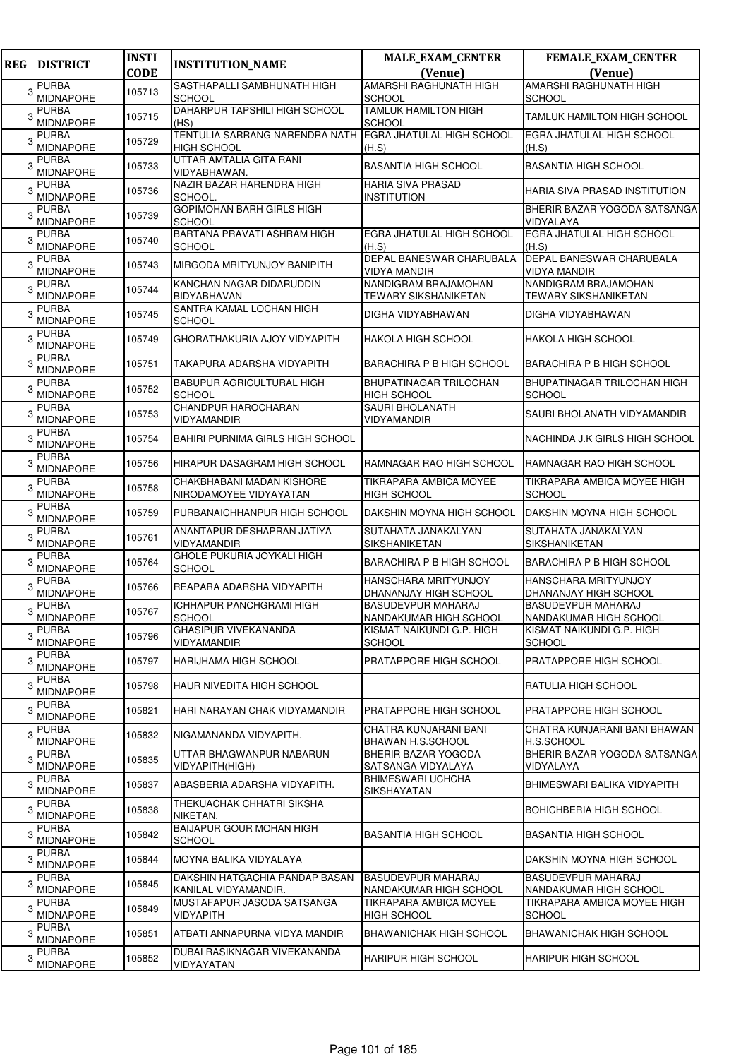| REG | DISTRICT | INSTI CODE | INSTITUTION_NAME | MALE_EXAM_CENTER (Venue) | FEMALE_EXAM_CENTER (Venue) |
|---|---|---|---|---|---|
| 3 | PURBA MIDNAPORE | 105713 | SASTHAPALLI SAMBHUNATH HIGH SCHOOL | AMARSHI RAGHUNATH HIGH SCHOOL | AMARSHI RAGHUNATH HIGH SCHOOL |
| 3 | PURBA MIDNAPORE | 105715 | DAHARPUR TAPSHILI HIGH SCHOOL (HS) | TAMLUK HAMILTON HIGH SCHOOL | TAMLUK HAMILTON HIGH SCHOOL |
| 3 | PURBA MIDNAPORE | 105729 | TENTULIA SARRANG NARENDRA NATH HIGH SCHOOL | EGRA JHATULAL HIGH SCHOOL (H.S) | EGRA JHATULAL HIGH SCHOOL (H.S) |
| 3 | PURBA MIDNAPORE | 105733 | UTTAR AMTALIA GITA RANI VIDYABHAWAN. | BASANTIA HIGH SCHOOL | BASANTIA HIGH SCHOOL |
| 3 | PURBA MIDNAPORE | 105736 | NAZIR BAZAR HARENDRA HIGH SCHOOL. | HARIA SIVA PRASAD INSTITUTION | HARIA SIVA PRASAD INSTITUTION |
| 3 | PURBA MIDNAPORE | 105739 | GOPIMOHAN BARH GIRLS HIGH SCHOOL | | BHERIR BAZAR YOGODA SATSANGA VIDYALAYA |
| 3 | PURBA MIDNAPORE | 105740 | BARTANA PRAVATI ASHRAM HIGH SCHOOL | EGRA JHATULAL HIGH SCHOOL (H.S) | EGRA JHATULAL HIGH SCHOOL (H.S) |
| 3 | PURBA MIDNAPORE | 105743 | MIRGODA MRITYUNJOY BANIPITH | DEPAL BANESWAR CHARUBALA VIDYA MANDIR | DEPAL BANESWAR CHARUBALA VIDYA MANDIR |
| 3 | PURBA MIDNAPORE | 105744 | KANCHAN NAGAR DIDARUDDIN BIDYABHAVAN | NANDIGRAM BRAJAMOHAN TEWARY SIKSHANIKETAN | NANDIGRAM BRAJAMOHAN TEWARY SIKSHANIKETAN |
| 3 | PURBA MIDNAPORE | 105745 | SANTRA KAMAL LOCHAN HIGH SCHOOL | DIGHA VIDYABHAWAN | DIGHA VIDYABHAWAN |
| 3 | PURBA MIDNAPORE | 105749 | GHORATHAKURIA AJOY VIDYAPITH | HAKOLA HIGH SCHOOL | HAKOLA HIGH SCHOOL |
| 3 | PURBA MIDNAPORE | 105751 | TAKAPURA ADARSHA VIDYAPITH | BARACHIRA P B HIGH SCHOOL | BARACHIRA P B HIGH SCHOOL |
| 3 | PURBA MIDNAPORE | 105752 | BABUPUR AGRICULTURAL HIGH SCHOOL | BHUPATINAGAR TRILOCHAN HIGH SCHOOL | BHUPATINAGAR TRILOCHAN HIGH SCHOOL |
| 3 | PURBA MIDNAPORE | 105753 | CHANDPUR HAROCHARAN VIDYAMANDIR | SAURI BHOLANATH VIDYAMANDIR | SAURI BHOLANATH VIDYAMANDIR |
| 3 | PURBA MIDNAPORE | 105754 | BAHIRI PURNIMA GIRLS HIGH SCHOOL | | NACHINDA J.K GIRLS HIGH SCHOOL |
| 3 | PURBA MIDNAPORE | 105756 | HIRAPUR DASAGRAM HIGH SCHOOL | RAMNAGAR RAO HIGH SCHOOL | RAMNAGAR RAO HIGH SCHOOL |
| 3 | PURBA MIDNAPORE | 105758 | CHAKBHABANI MADAN KISHORE NIRODAMOYEE VIDYAYATAN | TIKRAPARA AMBICA MOYEE HIGH SCHOOL | TIKRAPARA AMBICA MOYEE HIGH SCHOOL |
| 3 | PURBA MIDNAPORE | 105759 | PURBANAICHHANPUR HIGH SCHOOL | DAKSHIN MOYNA HIGH SCHOOL | DAKSHIN MOYNA HIGH SCHOOL |
| 3 | PURBA MIDNAPORE | 105761 | ANANTAPUR DESHAPRAN JATIYA VIDYAMANDIR | SUTAHATA JANAKALYAN SIKSHANIKETAN | SUTAHATA JANAKALYAN SIKSHANIKETAN |
| 3 | PURBA MIDNAPORE | 105764 | GHOLE PUKURIA JOYKALI HIGH SCHOOL | BARACHIRA P B HIGH SCHOOL | BARACHIRA P B HIGH SCHOOL |
| 3 | PURBA MIDNAPORE | 105766 | REAPARA ADARSHA VIDYAPITH | HANSCHARA MRITYUNJOY DHANANJAY HIGH SCHOOL | HANSCHARA MRITYUNJOY DHANANJAY HIGH SCHOOL |
| 3 | PURBA MIDNAPORE | 105767 | ICHHAPUR PANCHGRAMI HIGH SCHOOL | BASUDEVPUR MAHARAJ NANDAKUMAR HIGH SCHOOL | BASUDEVPUR MAHARAJ NANDAKUMAR HIGH SCHOOL |
| 3 | PURBA MIDNAPORE | 105796 | GHASIPUR VIVEKANANDA VIDYAMANDIR | KISMAT NAIKUNDI G.P. HIGH SCHOOL | KISMAT NAIKUNDI G.P. HIGH SCHOOL |
| 3 | PURBA MIDNAPORE | 105797 | HARIJHAMA HIGH SCHOOL | PRATAPPORE HIGH SCHOOL | PRATAPPORE HIGH SCHOOL |
| 3 | PURBA MIDNAPORE | 105798 | HAUR NIVEDITA HIGH SCHOOL | | RATULIA HIGH SCHOOL |
| 3 | PURBA MIDNAPORE | 105821 | HARI NARAYAN CHAK VIDYAMANDIR | PRATAPPORE HIGH SCHOOL | PRATAPPORE HIGH SCHOOL |
| 3 | PURBA MIDNAPORE | 105832 | NIGAMANANDA VIDYAPITH. | CHATRA KUNJARANI BANI BHAWAN H.S.SCHOOL | CHATRA KUNJARANI BANI BHAWAN H.S.SCHOOL |
| 3 | PURBA MIDNAPORE | 105835 | UTTAR BHAGWANPUR NABARUN VIDYAPITH(HIGH) | BHERIR BAZAR YOGODA SATSANGA VIDYALAYA | BHERIR BAZAR YOGODA SATSANGA VIDYALAYA |
| 3 | PURBA MIDNAPORE | 105837 | ABASBERIA ADARSHA VIDYAPITH. | BHIMESWARI UCHCHA SIKSHAYATAN | BHIMESWARI BALIKA VIDYAPITH |
| 3 | PURBA MIDNAPORE | 105838 | THEKUACHAK CHHATRI SIKSHA NIKETAN. | | BOHICHBERIA HIGH SCHOOL |
| 3 | PURBA MIDNAPORE | 105842 | BAIJAPUR GOUR MOHAN HIGH SCHOOL | BASANTIA HIGH SCHOOL | BASANTIA HIGH SCHOOL |
| 3 | PURBA MIDNAPORE | 105844 | MOYNA BALIKA VIDYALAYA | | DAKSHIN MOYNA HIGH SCHOOL |
| 3 | PURBA MIDNAPORE | 105845 | DAKSHIN HATGACHIA PANDAP BASAN KANILAL VIDYAMANDIR. | BASUDEVPUR MAHARAJ NANDAKUMAR HIGH SCHOOL | BASUDEVPUR MAHARAJ NANDAKUMAR HIGH SCHOOL |
| 3 | PURBA MIDNAPORE | 105849 | MUSTAFAPUR JASODA SATSANGA VIDYAPITH | TIKRAPARA AMBICA MOYEE HIGH SCHOOL | TIKRAPARA AMBICA MOYEE HIGH SCHOOL |
| 3 | PURBA MIDNAPORE | 105851 | ATBATI ANNAPURNA VIDYA MANDIR | BHAWANICHAK HIGH SCHOOL | BHAWANICHAK HIGH SCHOOL |
| 3 | PURBA MIDNAPORE | 105852 | DUBAI RASIKNAGAR VIVEKANANDA VIDYAYATAN | HARIPUR HIGH SCHOOL | HARIPUR HIGH SCHOOL |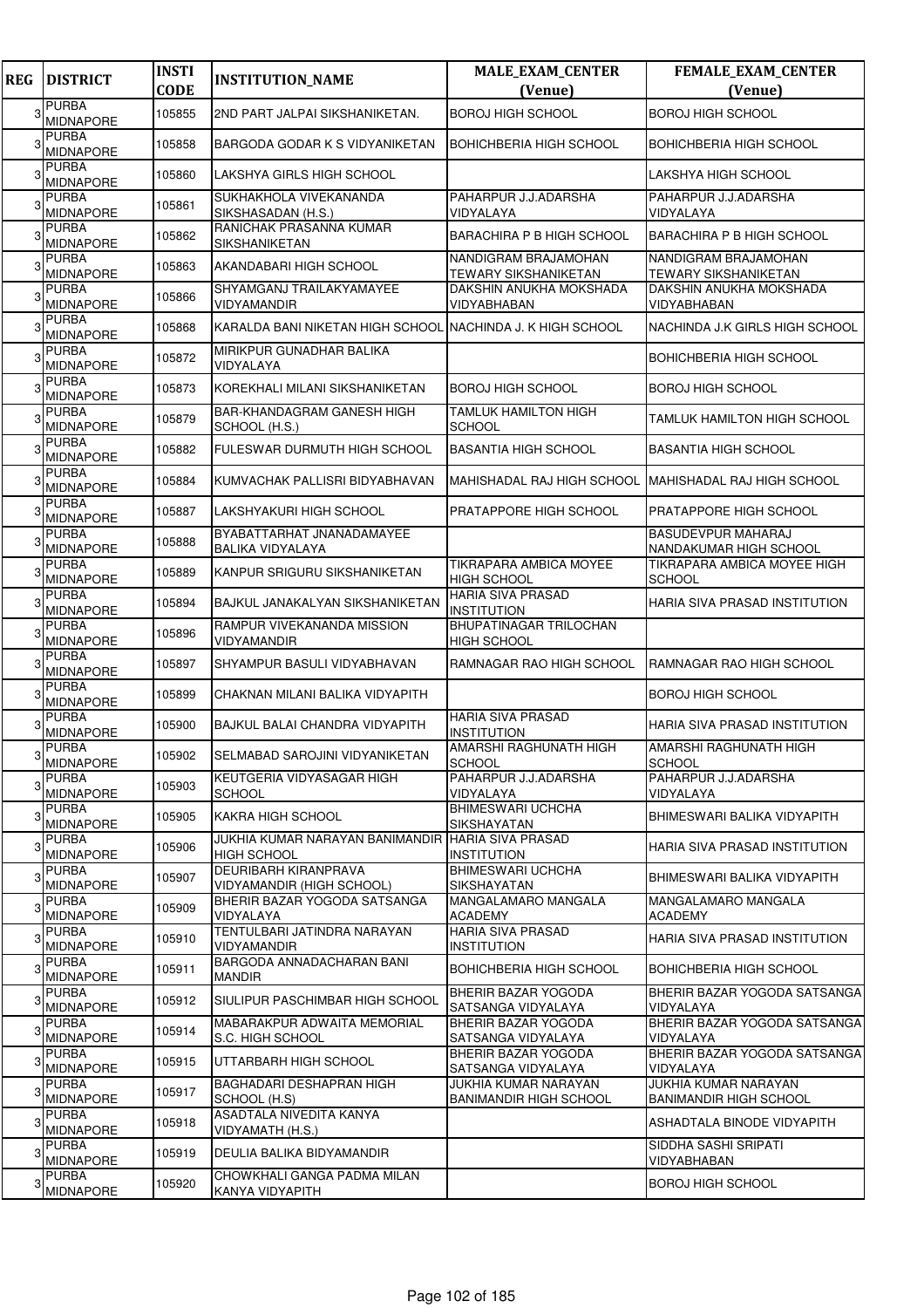| REG | DISTRICT | INSTI CODE | INSTITUTION_NAME | MALE_EXAM_CENTER (Venue) | FEMALE_EXAM_CENTER (Venue) |
|---|---|---|---|---|---|
| 3 | PURBA MIDNAPORE | 105855 | 2ND PART JALPAI SIKSHANIKETAN. | BOROJ HIGH SCHOOL | BOROJ HIGH SCHOOL |
| 3 | PURBA MIDNAPORE | 105858 | BARGODA GODAR K S VIDYANIKETAN | BOHICHBERIA HIGH SCHOOL | BOHICHBERIA HIGH SCHOOL |
| 3 | PURBA MIDNAPORE | 105860 | LAKSHYA GIRLS HIGH SCHOOL | | LAKSHYA HIGH SCHOOL |
| 3 | PURBA MIDNAPORE | 105861 | SUKHAKHOLA VIVEKANANDA SIKSHASADAN (H.S.) | PAHARPUR J.J.ADARSHA VIDYALAYA | PAHARPUR J.J.ADARSHA VIDYALAYA |
| 3 | PURBA MIDNAPORE | 105862 | RANICHAK PRASANNA KUMAR SIKSHANIKETAN | BARACHIRA P B HIGH SCHOOL | BARACHIRA P B HIGH SCHOOL |
| 3 | PURBA MIDNAPORE | 105863 | AKANDABARI HIGH SCHOOL | NANDIGRAM BRAJAMOHAN TEWARY SIKSHANIKETAN | NANDIGRAM BRAJAMOHAN TEWARY SIKSHANIKETAN |
| 3 | PURBA MIDNAPORE | 105866 | SHYAMGANJ TRAILAKYAMAYEE VIDYAMANDIR | DAKSHIN ANUKHA MOKSHADA VIDYABHABAN | DAKSHIN ANUKHA MOKSHADA VIDYABHABAN |
| 3 | PURBA MIDNAPORE | 105868 | KARALDA BANI NIKETAN HIGH SCHOOL | NACHINDA J. K HIGH SCHOOL | NACHINDA J.K GIRLS HIGH SCHOOL |
| 3 | PURBA MIDNAPORE | 105872 | MIRIKPUR GUNADHAR BALIKA VIDYALAYA | | BOHICHBERIA HIGH SCHOOL |
| 3 | PURBA MIDNAPORE | 105873 | KOREKHALI MILANI SIKSHANIKETAN | BOROJ HIGH SCHOOL | BOROJ HIGH SCHOOL |
| 3 | PURBA MIDNAPORE | 105879 | BAR-KHANDAGRAM GANESH HIGH SCHOOL (H.S.) | TAMLUK HAMILTON HIGH SCHOOL | TAMLUK HAMILTON HIGH SCHOOL |
| 3 | PURBA MIDNAPORE | 105882 | FULESWAR DURMUTH HIGH SCHOOL | BASANTIA HIGH SCHOOL | BASANTIA HIGH SCHOOL |
| 3 | PURBA MIDNAPORE | 105884 | KUMVACHAK PALLISRI BIDYABHAVAN | MAHISHADAL RAJ HIGH SCHOOL | MAHISHADAL RAJ HIGH SCHOOL |
| 3 | PURBA MIDNAPORE | 105887 | LAKSHYAKURI HIGH SCHOOL | PRATAPPORE HIGH SCHOOL | PRATAPPORE HIGH SCHOOL |
| 3 | PURBA MIDNAPORE | 105888 | BYABATTARHAT JNANADAMAYEE BALIKA VIDYALAYA | | BASUDEVPUR MAHARAJ NANDAKUMAR HIGH SCHOOL |
| 3 | PURBA MIDNAPORE | 105889 | KANPUR SRIGURU SIKSHANIKETAN | TIKRAPARA AMBICA MOYEE HIGH SCHOOL | TIKRAPARA AMBICA MOYEE HIGH SCHOOL |
| 3 | PURBA MIDNAPORE | 105894 | BAJKUL JANAKALYAN SIKSHANIKETAN | HARIA SIVA PRASAD INSTITUTION | HARIA SIVA PRASAD INSTITUTION |
| 3 | PURBA MIDNAPORE | 105896 | RAMPUR VIVEKANANDA MISSION VIDYAMANDIR | BHUPATINAGAR TRILOCHAN HIGH SCHOOL | |
| 3 | PURBA MIDNAPORE | 105897 | SHYAMPUR BASULI VIDYABHAVAN | RAMNAGAR RAO HIGH SCHOOL | RAMNAGAR RAO HIGH SCHOOL |
| 3 | PURBA MIDNAPORE | 105899 | CHAKNAN MILANI BALIKA VIDYAPITH | | BOROJ HIGH SCHOOL |
| 3 | PURBA MIDNAPORE | 105900 | BAJKUL BALAI CHANDRA VIDYAPITH | HARIA SIVA PRASAD INSTITUTION | HARIA SIVA PRASAD INSTITUTION |
| 3 | PURBA MIDNAPORE | 105902 | SELMABAD SAROJINI VIDYANIKETAN | AMARSHI RAGHUNATH HIGH SCHOOL | AMARSHI RAGHUNATH HIGH SCHOOL |
| 3 | PURBA MIDNAPORE | 105903 | KEUTGERIA VIDYASAGAR HIGH SCHOOL | PAHARPUR J.J.ADARSHA VIDYALAYA | PAHARPUR J.J.ADARSHA VIDYALAYA |
| 3 | PURBA MIDNAPORE | 105905 | KAKRA HIGH SCHOOL | BHIMESWARI UCHCHA SIKSHAYATAN | BHIMESWARI BALIKA VIDYAPITH |
| 3 | PURBA MIDNAPORE | 105906 | JUKHIA KUMAR NARAYAN BANIMANDIR HIGH SCHOOL | HARIA SIVA PRASAD INSTITUTION | HARIA SIVA PRASAD INSTITUTION |
| 3 | PURBA MIDNAPORE | 105907 | DEURIBARH KIRANPRAVA VIDYAMANDIR (HIGH SCHOOL) | BHIMESWARI UCHCHA SIKSHAYATAN | BHIMESWARI BALIKA VIDYAPITH |
| 3 | PURBA MIDNAPORE | 105909 | BHERIR BAZAR YOGODA SATSANGA VIDYALAYA | MANGALAMARO MANGALA ACADEMY | MANGALAMARO MANGALA ACADEMY |
| 3 | PURBA MIDNAPORE | 105910 | TENTULBARI JATINDRA NARAYAN VIDYAMANDIR | HARIA SIVA PRASAD INSTITUTION | HARIA SIVA PRASAD INSTITUTION |
| 3 | PURBA MIDNAPORE | 105911 | BARGODA ANNADACHARAN BANI MANDIR | BOHICHBERIA HIGH SCHOOL | BOHICHBERIA HIGH SCHOOL |
| 3 | PURBA MIDNAPORE | 105912 | SIULIPUR PASCHIMBAR HIGH SCHOOL | BHERIR BAZAR YOGODA SATSANGA VIDYALAYA | BHERIR BAZAR YOGODA SATSANGA VIDYALAYA |
| 3 | PURBA MIDNAPORE | 105914 | MABARAKPUR ADWAITA MEMORIAL S.C. HIGH SCHOOL | BHERIR BAZAR YOGODA SATSANGA VIDYALAYA | BHERIR BAZAR YOGODA SATSANGA VIDYALAYA |
| 3 | PURBA MIDNAPORE | 105915 | UTTARBARH HIGH SCHOOL | BHERIR BAZAR YOGODA SATSANGA VIDYALAYA | BHERIR BAZAR YOGODA SATSANGA VIDYALAYA |
| 3 | PURBA MIDNAPORE | 105917 | BAGHADARI DESHAPRAN HIGH SCHOOL (H.S) | JUKHIA KUMAR NARAYAN BANIMANDIR HIGH SCHOOL | JUKHIA KUMAR NARAYAN BANIMANDIR HIGH SCHOOL |
| 3 | PURBA MIDNAPORE | 105918 | ASADTALA NIVEDITA KANYA VIDYAMATH (H.S.) | | ASHADTALA BINODE VIDYAPITH |
| 3 | PURBA MIDNAPORE | 105919 | DEULIA BALIKA BIDYAMANDIR | | SIDDHA SASHI SRIPATI VIDYABHABAN |
| 3 | PURBA MIDNAPORE | 105920 | CHOWKHALI GANGA PADMA MILAN KANYA VIDYAPITH | | BOROJ HIGH SCHOOL |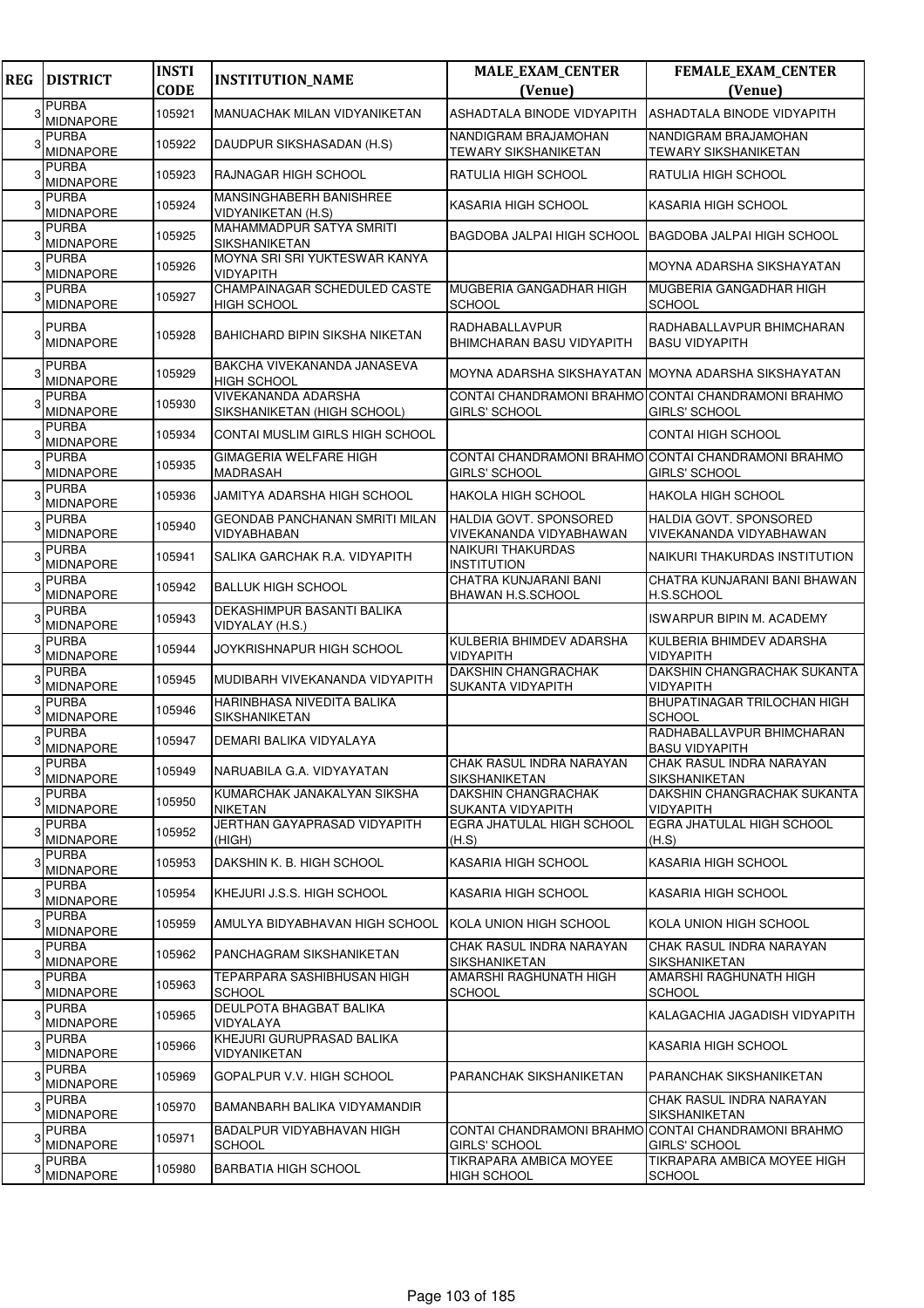| REG | DISTRICT | INSTI CODE | INSTITUTION_NAME | MALE_EXAM_CENTER (Venue) | FEMALE_EXAM_CENTER (Venue) |
|---|---|---|---|---|---|
| 3 | PURBA MIDNAPORE | 105921 | MANUACHAK MILAN VIDYANIKETAN | ASHADTALA BINODE VIDYAPITH | ASHADTALA BINODE VIDYAPITH |
| 3 | PURBA MIDNAPORE | 105922 | DAUDPUR SIKSHASADAN (H.S) | NANDIGRAM BRAJAMOHAN TEWARY SIKSHANIKETAN | NANDIGRAM BRAJAMOHAN TEWARY SIKSHANIKETAN |
| 3 | PURBA MIDNAPORE | 105923 | RAJNAGAR HIGH SCHOOL | RATULIA HIGH SCHOOL | RATULIA HIGH SCHOOL |
| 3 | PURBA MIDNAPORE | 105924 | MANSINGHABERH BANISHREE VIDYANIKETAN (H.S) | KASARIA HIGH SCHOOL | KASARIA HIGH SCHOOL |
| 3 | PURBA MIDNAPORE | 105925 | MAHAMMADPUR SATYA SMRITI SIKSHANIKETAN | BAGDOBA JALPAI HIGH SCHOOL | BAGDOBA JALPAI HIGH SCHOOL |
| 3 | PURBA MIDNAPORE | 105926 | MOYNA SRI SRI YUKTESWAR KANYA VIDYAPITH | | MOYNA ADARSHA SIKSHAYATAN |
| 3 | PURBA MIDNAPORE | 105927 | CHAMPAINAGAR SCHEDULED CASTE HIGH SCHOOL | MUGBERIA GANGADHAR HIGH SCHOOL | MUGBERIA GANGADHAR HIGH SCHOOL |
| 3 | PURBA MIDNAPORE | 105928 | BAHICHARD BIPIN SIKSHA NIKETAN | RADHABALLAVPUR BHIMCHARAN BASU VIDYAPITH | RADHABALLAVPUR BHIMCHARAN BASU VIDYAPITH |
| 3 | PURBA MIDNAPORE | 105929 | BAKCHA VIVEKANANDA JANASEVA HIGH SCHOOL | MOYNA ADARSHA SIKSHAYATAN | MOYNA ADARSHA SIKSHAYATAN |
| 3 | PURBA MIDNAPORE | 105930 | VIVEKANANDA ADARSHA SIKSHANIKETAN (HIGH SCHOOL) | CONTAI CHANDRAMONI BRAHMO GIRLS' SCHOOL | CONTAI CHANDRAMONI BRAHMO GIRLS' SCHOOL |
| 3 | PURBA MIDNAPORE | 105934 | CONTAI MUSLIM GIRLS HIGH SCHOOL | | CONTAI HIGH SCHOOL |
| 3 | PURBA MIDNAPORE | 105935 | GIMAGERIA WELFARE HIGH MADRASAH | CONTAI CHANDRAMONI BRAHMO GIRLS' SCHOOL | CONTAI CHANDRAMONI BRAHMO GIRLS' SCHOOL |
| 3 | PURBA MIDNAPORE | 105936 | JAMITYA ADARSHA HIGH SCHOOL | HAKOLA HIGH SCHOOL | HAKOLA HIGH SCHOOL |
| 3 | PURBA MIDNAPORE | 105940 | GEONDAB PANCHANAN SMRITI MILAN VIDYABHABAN | HALDIA GOVT. SPONSORED VIVEKANANDA VIDYABHAWAN | HALDIA GOVT. SPONSORED VIVEKANANDA VIDYABHAWAN |
| 3 | PURBA MIDNAPORE | 105941 | SALIKA GARCHAK R.A. VIDYAPITH | NAIKURI THAKURDAS INSTITUTION | NAIKURI THAKURDAS INSTITUTION |
| 3 | PURBA MIDNAPORE | 105942 | BALLUK HIGH SCHOOL | CHATRA KUNJARANI BANI BHAWAN H.S.SCHOOL | CHATRA KUNJARANI BANI BHAWAN H.S.SCHOOL |
| 3 | PURBA MIDNAPORE | 105943 | DEKASHIMPUR BASANTI BALIKA VIDYALAY (H.S.) | | ISWARPUR BIPIN M. ACADEMY |
| 3 | PURBA MIDNAPORE | 105944 | JOYKRISHNAPUR HIGH SCHOOL | KULBERIA BHIMDEV ADARSHA VIDYAPITH | KULBERIA BHIMDEV ADARSHA VIDYAPITH |
| 3 | PURBA MIDNAPORE | 105945 | MUDIBARH VIVEKANANDA VIDYAPITH | DAKSHIN CHANGRACHAK SUKANTA VIDYAPITH | DAKSHIN CHANGRACHAK SUKANTA VIDYAPITH |
| 3 | PURBA MIDNAPORE | 105946 | HARINBHASA NIVEDITA BALIKA SIKSHANIKETAN | | BHUPATINAGAR TRILOCHAN HIGH SCHOOL |
| 3 | PURBA MIDNAPORE | 105947 | DEMARI BALIKA VIDYALAYA | | RADHABALLAVPUR BHIMCHARAN BASU VIDYAPITH |
| 3 | PURBA MIDNAPORE | 105949 | NARUABILA G.A. VIDYAYATAN | CHAK RASUL INDRA NARAYAN SIKSHANIKETAN | CHAK RASUL INDRA NARAYAN SIKSHANIKETAN |
| 3 | PURBA MIDNAPORE | 105950 | KUMARCHAK JANAKALYAN SIKSHA NIKETAN | DAKSHIN CHANGRACHAK SUKANTA VIDYAPITH | DAKSHIN CHANGRACHAK SUKANTA VIDYAPITH |
| 3 | PURBA MIDNAPORE | 105952 | JERTHAN GAYAPRASAD VIDYAPITH (HIGH) | EGRA JHATULAL HIGH SCHOOL (H.S) | EGRA JHATULAL HIGH SCHOOL (H.S) |
| 3 | PURBA MIDNAPORE | 105953 | DAKSHIN K. B. HIGH SCHOOL | KASARIA HIGH SCHOOL | KASARIA HIGH SCHOOL |
| 3 | PURBA MIDNAPORE | 105954 | KHEJURI J.S.S. HIGH SCHOOL | KASARIA HIGH SCHOOL | KASARIA HIGH SCHOOL |
| 3 | PURBA MIDNAPORE | 105959 | AMULYA BIDYABHAVAN HIGH SCHOOL | KOLA UNION HIGH SCHOOL | KOLA UNION HIGH SCHOOL |
| 3 | PURBA MIDNAPORE | 105962 | PANCHAGRAM SIKSHANIKETAN | CHAK RASUL INDRA NARAYAN SIKSHANIKETAN | CHAK RASUL INDRA NARAYAN SIKSHANIKETAN |
| 3 | PURBA MIDNAPORE | 105963 | TEPARPARA SASHIBHUSAN HIGH SCHOOL | AMARSHI RAGHUNATH HIGH SCHOOL | AMARSHI RAGHUNATH HIGH SCHOOL |
| 3 | PURBA MIDNAPORE | 105965 | DEULPOTA BHAGBAT BALIKA VIDYALAYA | | KALAGACHIA JAGADISH VIDYAPITH |
| 3 | PURBA MIDNAPORE | 105966 | KHEJURI GURUPRASAD BALIKA VIDYANIKETAN | | KASARIA HIGH SCHOOL |
| 3 | PURBA MIDNAPORE | 105969 | GOPALPUR V.V. HIGH SCHOOL | PARANCHAK SIKSHANIKETAN | PARANCHAK SIKSHANIKETAN |
| 3 | PURBA MIDNAPORE | 105970 | BAMANBARH BALIKA VIDYAMANDIR | | CHAK RASUL INDRA NARAYAN SIKSHANIKETAN |
| 3 | PURBA MIDNAPORE | 105971 | BADALPUR VIDYABHAVAN HIGH SCHOOL | CONTAI CHANDRAMONI BRAHMO GIRLS' SCHOOL | CONTAI CHANDRAMONI BRAHMO GIRLS' SCHOOL |
| 3 | PURBA MIDNAPORE | 105980 | BARBATIA HIGH SCHOOL | TIKRAPARA AMBICA MOYEE HIGH SCHOOL | TIKRAPARA AMBICA MOYEE HIGH SCHOOL |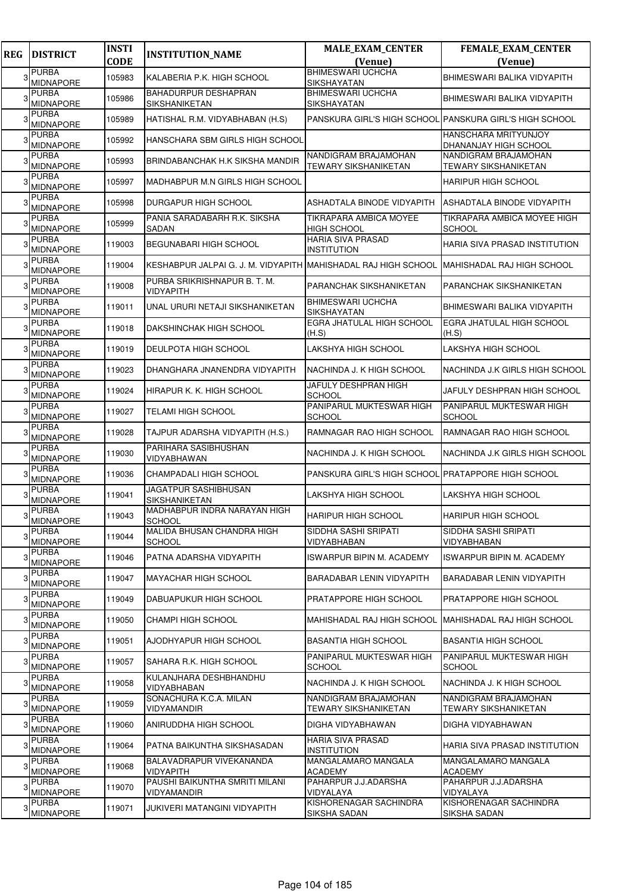| REG | DISTRICT | INSTI CODE | INSTITUTION_NAME | MALE_EXAM_CENTER (Venue) | FEMALE_EXAM_CENTER (Venue) |
|---|---|---|---|---|---|
| 3 | PURBA MIDNAPORE | 105983 | KALABERIA P.K. HIGH SCHOOL | BHIMESWARI UCHCHA SIKSHAYATAN | BHIMESWARI BALIKA VIDYAPITH |
| 3 | PURBA MIDNAPORE | 105986 | BAHADURPUR DESHAPRAN SIKSHANIKETAN | BHIMESWARI UCHCHA SIKSHAYATAN | BHIMESWARI BALIKA VIDYAPITH |
| 3 | PURBA MIDNAPORE | 105989 | HATISHAL R.M. VIDYABHABAN (H.S) | PANSKURA GIRL'S HIGH SCHOOL | PANSKURA GIRL'S HIGH SCHOOL |
| 3 | PURBA MIDNAPORE | 105992 | HANSCHARA SBM GIRLS HIGH SCHOOL | | HANSCHARA MRITYUNJOY DHANANJAY HIGH SCHOOL |
| 3 | PURBA MIDNAPORE | 105993 | BRINDABANCHAK H.K SIKSHA MANDIR | NANDIGRAM BRAJAMOHAN TEWARY SIKSHANIKETAN | NANDIGRAM BRAJAMOHAN TEWARY SIKSHANIKETAN |
| 3 | PURBA MIDNAPORE | 105997 | MADHABPUR M.N GIRLS HIGH SCHOOL | | HARIPUR HIGH SCHOOL |
| 3 | PURBA MIDNAPORE | 105998 | DURGAPUR HIGH SCHOOL | ASHADTALA BINODE VIDYAPITH | ASHADTALA BINODE VIDYAPITH |
| 3 | PURBA MIDNAPORE | 105999 | PANIA SARADABARH R.K. SIKSHA SADAN | TIKRAPARA AMBICA MOYEE HIGH SCHOOL | TIKRAPARA AMBICA MOYEE HIGH SCHOOL |
| 3 | PURBA MIDNAPORE | 119003 | BEGUNABARI HIGH SCHOOL | HARIA SIVA PRASAD INSTITUTION | HARIA SIVA PRASAD INSTITUTION |
| 3 | PURBA MIDNAPORE | 119004 | KESHABPUR JALPAI G. J. M. VIDYAPITH | MAHISHADAL RAJ HIGH SCHOOL | MAHISHADAL RAJ HIGH SCHOOL |
| 3 | PURBA MIDNAPORE | 119008 | PURBA SRIKRISHNAPUR B. T. M. VIDYAPITH | PARANCHAK SIKSHANIKETAN | PARANCHAK SIKSHANIKETAN |
| 3 | PURBA MIDNAPORE | 119011 | UNAL URURI NETAJI SIKSHANIKETAN | BHIMESWARI UCHCHA SIKSHAYATAN | BHIMESWARI BALIKA VIDYAPITH |
| 3 | PURBA MIDNAPORE | 119018 | DAKSHINCHAK HIGH SCHOOL | EGRA JHATULAL HIGH SCHOOL (H.S) | EGRA JHATULAL HIGH SCHOOL (H.S) |
| 3 | PURBA MIDNAPORE | 119019 | DEULPOTA HIGH SCHOOL | LAKSHYA HIGH SCHOOL | LAKSHYA HIGH SCHOOL |
| 3 | PURBA MIDNAPORE | 119023 | DHANGHARA JNANENDRA VIDYAPITH | NACHINDA J. K HIGH SCHOOL | NACHINDA J.K GIRLS HIGH SCHOOL |
| 3 | PURBA MIDNAPORE | 119024 | HIRAPUR K. K. HIGH SCHOOL | JAFULY DESHPRAN HIGH SCHOOL | JAFULY DESHPRAN HIGH SCHOOL |
| 3 | PURBA MIDNAPORE | 119027 | TELAMI HIGH SCHOOL | PANIPARUL MUKTESWAR HIGH SCHOOL | PANIPARUL MUKTESWAR HIGH SCHOOL |
| 3 | PURBA MIDNAPORE | 119028 | TAJPUR ADARSHA VIDYAPITH (H.S.) | RAMNAGAR RAO HIGH SCHOOL | RAMNAGAR RAO HIGH SCHOOL |
| 3 | PURBA MIDNAPORE | 119030 | PARIHARA SASIBHUSHAN VIDYABHAWAN | NACHINDA J. K HIGH SCHOOL | NACHINDA J.K GIRLS HIGH SCHOOL |
| 3 | PURBA MIDNAPORE | 119036 | CHAMPADALI HIGH SCHOOL | PANSKURA GIRL'S HIGH SCHOOL | PRATAPPORE HIGH SCHOOL |
| 3 | PURBA MIDNAPORE | 119041 | JAGATPUR SASHIBHUSAN SIKSHANIKETAN | LAKSHYA HIGH SCHOOL | LAKSHYA HIGH SCHOOL |
| 3 | PURBA MIDNAPORE | 119043 | MADHABPUR INDRA NARAYAN HIGH SCHOOL | HARIPUR HIGH SCHOOL | HARIPUR HIGH SCHOOL |
| 3 | PURBA MIDNAPORE | 119044 | MALIDA BHUSAN CHANDRA HIGH SCHOOL | SIDDHA SASHI SRIPATI VIDYABHABAN | SIDDHA SASHI SRIPATI VIDYABHABAN |
| 3 | PURBA MIDNAPORE | 119046 | PATNA ADARSHA VIDYAPITH | ISWARPUR BIPIN M. ACADEMY | ISWARPUR BIPIN M. ACADEMY |
| 3 | PURBA MIDNAPORE | 119047 | MAYACHAR HIGH SCHOOL | BARADABAR LENIN VIDYAPITH | BARADABAR LENIN VIDYAPITH |
| 3 | PURBA MIDNAPORE | 119049 | DABUAPUKUR HIGH SCHOOL | PRATAPPORE HIGH SCHOOL | PRATAPPORE HIGH SCHOOL |
| 3 | PURBA MIDNAPORE | 119050 | CHAMPI HIGH SCHOOL | MAHISHADAL RAJ HIGH SCHOOL | MAHISHADAL RAJ HIGH SCHOOL |
| 3 | PURBA MIDNAPORE | 119051 | AJODHYAPUR HIGH SCHOOL | BASANTIA HIGH SCHOOL | BASANTIA HIGH SCHOOL |
| 3 | PURBA MIDNAPORE | 119057 | SAHARA R.K. HIGH SCHOOL | PANIPARUL MUKTESWAR HIGH SCHOOL | PANIPARUL MUKTESWAR HIGH SCHOOL |
| 3 | PURBA MIDNAPORE | 119058 | KULANJHARA DESHBHANDHU VIDYABHABAN | NACHINDA J. K HIGH SCHOOL | NACHINDA J. K HIGH SCHOOL |
| 3 | PURBA MIDNAPORE | 119059 | SONACHURA K.C.A. MILAN VIDYAMANDIR | NANDIGRAM BRAJAMOHAN TEWARY SIKSHANIKETAN | NANDIGRAM BRAJAMOHAN TEWARY SIKSHANIKETAN |
| 3 | PURBA MIDNAPORE | 119060 | ANIRUDDHA HIGH SCHOOL | DIGHA VIDYABHAWAN | DIGHA VIDYABHAWAN |
| 3 | PURBA MIDNAPORE | 119064 | PATNA BAIKUNTHA SIKSHASADAN | HARIA SIVA PRASAD INSTITUTION | HARIA SIVA PRASAD INSTITUTION |
| 3 | PURBA MIDNAPORE | 119068 | BALAVADRAPUR VIVEKANANDA VIDYAPITH | MANGALAMARO MANGALA ACADEMY | MANGALAMARO MANGALA ACADEMY |
| 3 | PURBA MIDNAPORE | 119070 | PAUSHI BAIKUNTHA SMRITI MILANI VIDYAMANDIR | PAHARPUR J.J.ADARSHA VIDYALAYA | PAHARPUR J.J.ADARSHA VIDYALAYA |
| 3 | PURBA MIDNAPORE | 119071 | JUKIVERI MATANGINI VIDYAPITH | KISHORENAGAR SACHINDRA SIKSHA SADAN | KISHORENAGAR SACHINDRA SIKSHA SADAN |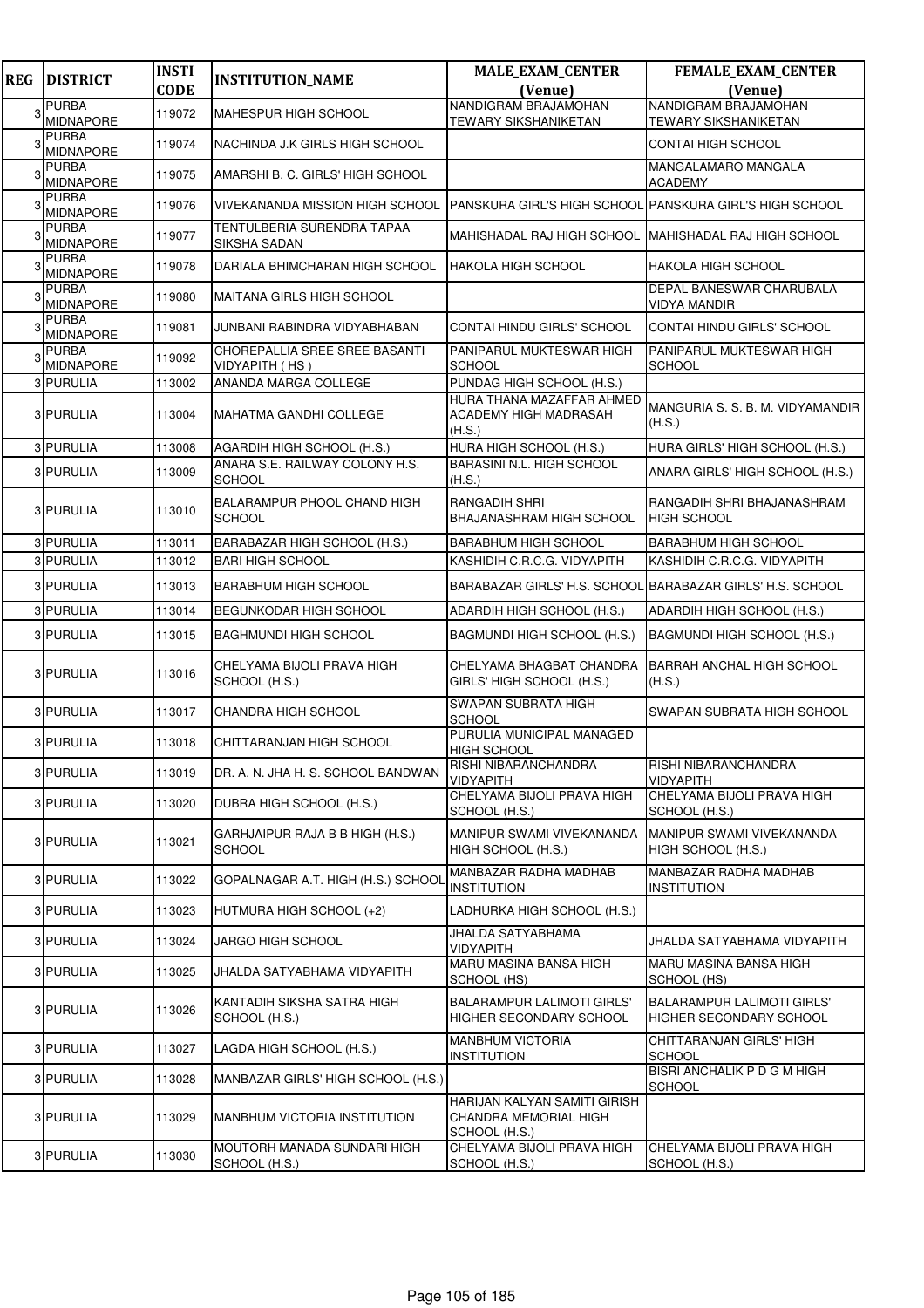| REG | DISTRICT | INSTI CODE | INSTITUTION_NAME | MALE_EXAM_CENTER (Venue) | FEMALE_EXAM_CENTER (Venue) |
|---|---|---|---|---|---|
| 3 | PURBA MIDNAPORE | 119072 | MAHESPUR HIGH SCHOOL | NANDIGRAM BRAJAMOHAN TEWARY SIKSHANIKETAN | NANDIGRAM BRAJAMOHAN TEWARY SIKSHANIKETAN |
| 3 | PURBA MIDNAPORE | 119074 | NACHINDA J.K GIRLS HIGH SCHOOL | | CONTAI HIGH SCHOOL |
| 3 | PURBA MIDNAPORE | 119075 | AMARSHI B. C. GIRLS' HIGH SCHOOL | | MANGALAMARO MANGALA ACADEMY |
| 3 | PURBA MIDNAPORE | 119076 | VIVEKANANDA MISSION HIGH SCHOOL | PANSKURA GIRL'S HIGH SCHOOL | PANSKURA GIRL'S HIGH SCHOOL |
| 3 | PURBA MIDNAPORE | 119077 | TENTULBERIA SURENDRA TAPAA SIKSHA SADAN | MAHISHADAL RAJ HIGH SCHOOL | MAHISHADAL RAJ HIGH SCHOOL |
| 3 | PURBA MIDNAPORE | 119078 | DARIALA BHIMCHARAN HIGH SCHOOL | HAKOLA HIGH SCHOOL | HAKOLA HIGH SCHOOL |
| 3 | PURBA MIDNAPORE | 119080 | MAITANA GIRLS HIGH SCHOOL | | DEPAL BANESWAR CHARUBALA VIDYA MANDIR |
| 3 | PURBA MIDNAPORE | 119081 | JUNBANI RABINDRA VIDYABHABAN | CONTAI HINDU GIRLS' SCHOOL | CONTAI HINDU GIRLS' SCHOOL |
| 3 | PURBA MIDNAPORE | 119092 | CHOREPALLIA SREE SREE BASANTI VIDYAPITH ( HS ) | PANIPARUL MUKTESWAR HIGH SCHOOL | PANIPARUL MUKTESWAR HIGH SCHOOL |
| 3 | PURULIA | 113002 | ANANDA MARGA COLLEGE | PUNDAG HIGH SCHOOL (H.S.) | |
| 3 | PURULIA | 113004 | MAHATMA GANDHI COLLEGE | HURA THANA MAZAFFAR AHMED ACADEMY HIGH MADRASAH (H.S.) | MANGURIA S. S. B. M. VIDYAMANDIR (H.S.) |
| 3 | PURULIA | 113008 | AGARDIH HIGH SCHOOL (H.S.) | HURA HIGH SCHOOL (H.S.) | HURA GIRLS' HIGH SCHOOL (H.S.) |
| 3 | PURULIA | 113009 | ANARA S.E. RAILWAY COLONY H.S. SCHOOL | BARASINI N.L. HIGH SCHOOL (H.S.) | ANARA GIRLS' HIGH SCHOOL (H.S.) |
| 3 | PURULIA | 113010 | BALARAMPUR PHOOL CHAND HIGH SCHOOL | RANGADIH SHRI BHAJANASHRAM HIGH SCHOOL | RANGADIH SHRI BHAJANASHRAM HIGH SCHOOL |
| 3 | PURULIA | 113011 | BARABAZAR HIGH SCHOOL (H.S.) | BARABHUM HIGH SCHOOL | BARABHUM HIGH SCHOOL |
| 3 | PURULIA | 113012 | BARI HIGH SCHOOL | KASHIDIH C.R.C.G. VIDYAPITH | KASHIDIH C.R.C.G. VIDYAPITH |
| 3 | PURULIA | 113013 | BARABHUM HIGH SCHOOL | BARABAZAR GIRLS' H.S. SCHOOL | BARABAZAR GIRLS' H.S. SCHOOL |
| 3 | PURULIA | 113014 | BEGUNKODAR HIGH SCHOOL | ADARDIH HIGH SCHOOL (H.S.) | ADARDIH HIGH SCHOOL (H.S.) |
| 3 | PURULIA | 113015 | BAGHMUNDI HIGH SCHOOL | BAGMUNDI HIGH SCHOOL (H.S.) | BAGMUNDI HIGH SCHOOL (H.S.) |
| 3 | PURULIA | 113016 | CHELYAMA BIJOLI PRAVA HIGH SCHOOL (H.S.) | CHELYAMA BHAGBAT CHANDRA GIRLS' HIGH SCHOOL (H.S.) | BARRAH ANCHAL HIGH SCHOOL (H.S.) |
| 3 | PURULIA | 113017 | CHANDRA HIGH SCHOOL | SWAPAN SUBRATA HIGH SCHOOL | SWAPAN SUBRATA HIGH SCHOOL |
| 3 | PURULIA | 113018 | CHITTARANJAN HIGH SCHOOL | PURULIA MUNICIPAL MANAGED HIGH SCHOOL | |
| 3 | PURULIA | 113019 | DR. A. N. JHA H. S. SCHOOL BANDWAN | RISHI NIBARANCHANDRA VIDYAPITH | RISHI NIBARANCHANDRA VIDYAPITH |
| 3 | PURULIA | 113020 | DUBRA HIGH SCHOOL (H.S.) | CHELYAMA BIJOLI PRAVA HIGH SCHOOL (H.S.) | CHELYAMA BIJOLI PRAVA HIGH SCHOOL (H.S.) |
| 3 | PURULIA | 113021 | GARHJAIPUR RAJA B B HIGH (H.S.) SCHOOL | MANIPUR SWAMI VIVEKANANDA HIGH SCHOOL (H.S.) | MANIPUR SWAMI VIVEKANANDA HIGH SCHOOL (H.S.) |
| 3 | PURULIA | 113022 | GOPALNAGAR A.T. HIGH (H.S.) SCHOOL | MANBAZAR RADHA MADHAB INSTITUTION | MANBAZAR RADHA MADHAB INSTITUTION |
| 3 | PURULIA | 113023 | HUTMURA HIGH SCHOOL (+2) | LADHURKA HIGH SCHOOL (H.S.) | |
| 3 | PURULIA | 113024 | JARGO HIGH SCHOOL | JHALDA SATYABHAMA VIDYAPITH | JHALDA SATYABHAMA VIDYAPITH |
| 3 | PURULIA | 113025 | JHALDA SATYABHAMA VIDYAPITH | MARU MASINA BANSA HIGH SCHOOL (HS) | MARU MASINA BANSA HIGH SCHOOL (HS) |
| 3 | PURULIA | 113026 | KANTADIH SIKSHA SATRA HIGH SCHOOL (H.S.) | BALARAMPUR LALIMOTI GIRLS' HIGHER SECONDARY SCHOOL | BALARAMPUR LALIMOTI GIRLS' HIGHER SECONDARY SCHOOL |
| 3 | PURULIA | 113027 | LAGDA HIGH SCHOOL (H.S.) | MANBHUM VICTORIA INSTITUTION | CHITTARANJAN GIRLS' HIGH SCHOOL |
| 3 | PURULIA | 113028 | MANBAZAR GIRLS' HIGH SCHOOL (H.S.) | | BISRI ANCHALIK P D G M HIGH SCHOOL |
| 3 | PURULIA | 113029 | MANBHUM VICTORIA INSTITUTION | HARIJAN KALYAN SAMITI GIRISH CHANDRA MEMORIAL HIGH SCHOOL (H.S.) | |
| 3 | PURULIA | 113030 | MOUTORH MANADA SUNDARI HIGH SCHOOL (H.S.) | CHELYAMA BIJOLI PRAVA HIGH SCHOOL (H.S.) | CHELYAMA BIJOLI PRAVA HIGH SCHOOL (H.S.) |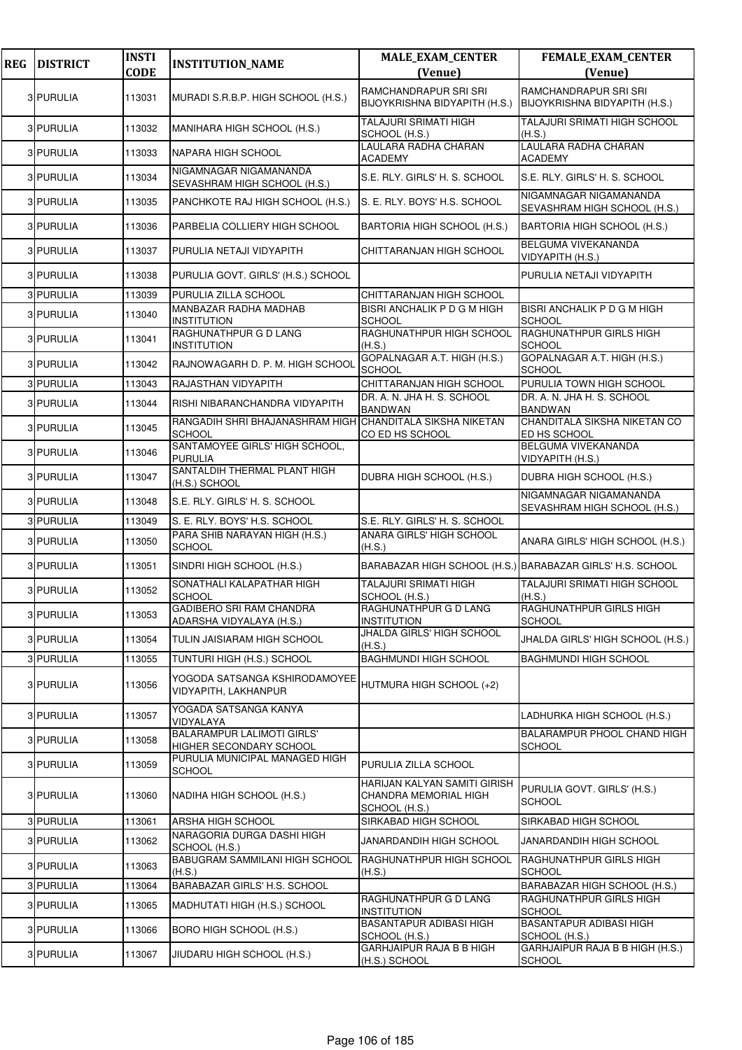| REG | DISTRICT | INSTI CODE | INSTITUTION_NAME | MALE_EXAM_CENTER (Venue) | FEMALE_EXAM_CENTER (Venue) |
|---|---|---|---|---|---|
| 3 | PURULIA | 113031 | MURADI S.R.B.P. HIGH SCHOOL (H.S.) | RAMCHANDRAPUR SRI SRI BIJOYKRISHNA BIDYAPITH (H.S.) | RAMCHANDRAPUR SRI SRI BIJOYKRISHNA BIDYAPITH (H.S.) |
| 3 | PURULIA | 113032 | MANIHARA HIGH SCHOOL (H.S.) | TALAJURI SRIMATI HIGH SCHOOL (H.S.) | TALAJURI SRIMATI HIGH SCHOOL (H.S.) |
| 3 | PURULIA | 113033 | NAPARA HIGH SCHOOL | LAULARA RADHA CHARAN ACADEMY | LAULARA RADHA CHARAN ACADEMY |
| 3 | PURULIA | 113034 | NIGAMNAGAR NIGAMANANDA SEVASHRAM HIGH SCHOOL (H.S.) | S.E. RLY. GIRLS' H. S. SCHOOL | S.E. RLY. GIRLS' H. S. SCHOOL |
| 3 | PURULIA | 113035 | PANCHKOTE RAJ HIGH SCHOOL (H.S.) | S. E. RLY. BOYS' H.S. SCHOOL | NIGAMNAGAR NIGAMANANDA SEVASHRAM HIGH SCHOOL (H.S.) |
| 3 | PURULIA | 113036 | PARBELIA COLLIERY HIGH SCHOOL | BARTORIA HIGH SCHOOL (H.S.) | BARTORIA HIGH SCHOOL (H.S.) |
| 3 | PURULIA | 113037 | PURULIA NETAJI VIDYAPITH | CHITTARANJAN HIGH SCHOOL | BELGUMA VIVEKANANDA VIDYAPITH (H.S.) |
| 3 | PURULIA | 113038 | PURULIA GOVT. GIRLS' (H.S.) SCHOOL | | PURULIA NETAJI VIDYAPITH |
| 3 | PURULIA | 113039 | PURULIA ZILLA SCHOOL | CHITTARANJAN HIGH SCHOOL | |
| 3 | PURULIA | 113040 | MANBAZAR RADHA MADHAB INSTITUTION | BISRI ANCHALIK P D G M HIGH SCHOOL | BISRI ANCHALIK P D G M HIGH SCHOOL |
| 3 | PURULIA | 113041 | RAGHUNATHPUR G D LANG INSTITUTION | RAGHUNATHPUR HIGH SCHOOL (H.S.) | RAGHUNATHPUR GIRLS HIGH SCHOOL |
| 3 | PURULIA | 113042 | RAJNOWAGARH D. P. M. HIGH SCHOOL | GOPALNAGAR A.T. HIGH (H.S.) SCHOOL | GOPALNAGAR A.T. HIGH (H.S.) SCHOOL |
| 3 | PURULIA | 113043 | RAJASTHAN VIDYAPITH | CHITTARANJAN HIGH SCHOOL | PURULIA TOWN HIGH SCHOOL |
| 3 | PURULIA | 113044 | RISHI NIBARANCHANDRA VIDYAPITH | DR. A. N. JHA H. S. SCHOOL BANDWAN | DR. A. N. JHA H. S. SCHOOL BANDWAN |
| 3 | PURULIA | 113045 | RANGADIH SHRI BHAJANASHRAM HIGH SCHOOL | CHANDITALA SIKSHA NIKETAN CO ED HS SCHOOL | CHANDITALA SIKSHA NIKETAN CO ED HS SCHOOL |
| 3 | PURULIA | 113046 | SANTAMOYEE GIRLS' HIGH SCHOOL, PURULIA | | BELGUMA VIVEKANANDA VIDYAPITH (H.S.) |
| 3 | PURULIA | 113047 | SANTALDIH THERMAL PLANT HIGH (H.S.) SCHOOL | DUBRA HIGH SCHOOL (H.S.) | DUBRA HIGH SCHOOL (H.S.) |
| 3 | PURULIA | 113048 | S.E. RLY. GIRLS' H. S. SCHOOL | | NIGAMNAGAR NIGAMANANDA SEVASHRAM HIGH SCHOOL (H.S.) |
| 3 | PURULIA | 113049 | S. E. RLY. BOYS' H.S. SCHOOL | S.E. RLY. GIRLS' H. S. SCHOOL | |
| 3 | PURULIA | 113050 | PARA SHIB NARAYAN HIGH (H.S.) SCHOOL | ANARA GIRLS' HIGH SCHOOL (H.S.) | ANARA GIRLS' HIGH SCHOOL (H.S.) |
| 3 | PURULIA | 113051 | SINDRI HIGH SCHOOL (H.S.) | BARABAZAR HIGH SCHOOL (H.S.) | BARABAZAR GIRLS' H.S. SCHOOL |
| 3 | PURULIA | 113052 | SONATHALI KALAPATHAR HIGH SCHOOL | TALAJURI SRIMATI HIGH SCHOOL (H.S.) | TALAJURI SRIMATI HIGH SCHOOL (H.S.) |
| 3 | PURULIA | 113053 | GADIBERO SRI RAM CHANDRA ADARSHA VIDYALAYA (H.S.) | RAGHUNATHPUR G D LANG INSTITUTION | RAGHUNATHPUR GIRLS HIGH SCHOOL |
| 3 | PURULIA | 113054 | TULIN JAISIARAM HIGH SCHOOL | JHALDA GIRLS' HIGH SCHOOL (H.S.) | JHALDA GIRLS' HIGH SCHOOL (H.S.) |
| 3 | PURULIA | 113055 | TUNTURI HIGH (H.S.) SCHOOL | BAGHMUNDI HIGH SCHOOL | BAGHMUNDI HIGH SCHOOL |
| 3 | PURULIA | 113056 | YOGODA SATSANGA KSHIRODAMOYEE VIDYAPITH, LAKHANPUR | HUTMURA HIGH SCHOOL (+2) | |
| 3 | PURULIA | 113057 | YOGADA SATSANGA KANYA VIDYALAYA | | LADHURKA HIGH SCHOOL (H.S.) |
| 3 | PURULIA | 113058 | BALARAMPUR LALIMOTI GIRLS' HIGHER SECONDARY SCHOOL | | BALARAMPUR PHOOL CHAND HIGH SCHOOL |
| 3 | PURULIA | 113059 | PURULIA MUNICIPAL MANAGED HIGH SCHOOL | PURULIA ZILLA SCHOOL | |
| 3 | PURULIA | 113060 | NADIHA HIGH SCHOOL (H.S.) | HARIJAN KALYAN SAMITI GIRISH CHANDRA MEMORIAL HIGH SCHOOL (H.S.) | PURULIA GOVT. GIRLS' (H.S.) SCHOOL |
| 3 | PURULIA | 113061 | ARSHA HIGH SCHOOL | SIRKABAD HIGH SCHOOL | SIRKABAD HIGH SCHOOL |
| 3 | PURULIA | 113062 | NARAGORIA DURGA DASHI HIGH SCHOOL (H.S.) | JANARDANDIH HIGH SCHOOL | JANARDANDIH HIGH SCHOOL |
| 3 | PURULIA | 113063 | BABUGRAM SAMMILANI HIGH SCHOOL (H.S.) | RAGHUNATHPUR HIGH SCHOOL (H.S.) | RAGHUNATHPUR GIRLS HIGH SCHOOL |
| 3 | PURULIA | 113064 | BARABAZAR GIRLS' H.S. SCHOOL | | BARABAZAR HIGH SCHOOL (H.S.) |
| 3 | PURULIA | 113065 | MADHUTATI HIGH (H.S.) SCHOOL | RAGHUNATHPUR G D LANG INSTITUTION | RAGHUNATHPUR GIRLS HIGH SCHOOL |
| 3 | PURULIA | 113066 | BORO HIGH SCHOOL (H.S.) | BASANTAPUR ADIBASI HIGH SCHOOL (H.S.) | BASANTAPUR ADIBASI HIGH SCHOOL (H.S.) |
| 3 | PURULIA | 113067 | JIUDARU HIGH SCHOOL (H.S.) | GARHJAIPUR RAJA B B HIGH (H.S.) SCHOOL | GARHJAIPUR RAJA B B HIGH (H.S.) SCHOOL |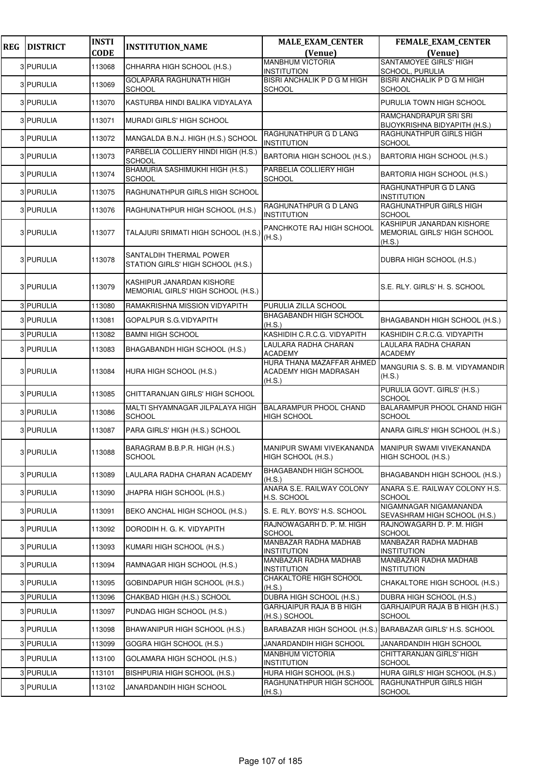| REG | DISTRICT | INSTI CODE | INSTITUTION_NAME | MALE_EXAM_CENTER (Venue) | FEMALE_EXAM_CENTER (Venue) |
|---|---|---|---|---|---|
| 3 | PURULIA | 113068 | CHHARRA HIGH SCHOOL (H.S.) | MANBHUM VICTORIA INSTITUTION | SANTAMOYEE GIRLS' HIGH SCHOOL, PURULIA |
| 3 | PURULIA | 113069 | GOLAPARA RAGHUNATH HIGH SCHOOL | BISRI ANCHALIK P D G M HIGH SCHOOL | BISRI ANCHALIK P D G M HIGH SCHOOL |
| 3 | PURULIA | 113070 | KASTURBA HINDI BALIKA VIDYALAYA | | PURULIA TOWN HIGH SCHOOL |
| 3 | PURULIA | 113071 | MURADI GIRLS' HIGH SCHOOL | | RAMCHANDRAPUR SRI SRI BIJOYKRISHNA BIDYAPITH (H.S.) |
| 3 | PURULIA | 113072 | MANGALDA B.N.J. HIGH (H.S.) SCHOOL | RAGHUNATHPUR G D LANG INSTITUTION | RAGHUNATHPUR GIRLS HIGH SCHOOL |
| 3 | PURULIA | 113073 | PARBELIA COLLIERY HINDI HIGH (H.S.) SCHOOL | BARTORIA HIGH SCHOOL (H.S.) | BARTORIA HIGH SCHOOL (H.S.) |
| 3 | PURULIA | 113074 | BHAMURIA SASHIMUKHI HIGH (H.S.) SCHOOL | PARBELIA COLLIERY HIGH SCHOOL | BARTORIA HIGH SCHOOL (H.S.) |
| 3 | PURULIA | 113075 | RAGHUNATHPUR GIRLS HIGH SCHOOL | | RAGHUNATHPUR G D LANG INSTITUTION |
| 3 | PURULIA | 113076 | RAGHUNATHPUR HIGH SCHOOL (H.S.) | RAGHUNATHPUR G D LANG INSTITUTION | RAGHUNATHPUR GIRLS HIGH SCHOOL |
| 3 | PURULIA | 113077 | TALAJURI SRIMATI HIGH SCHOOL (H.S.) | PANCHKOTE RAJ HIGH SCHOOL (H.S.) | KASHIPUR JANARDAN KISHORE MEMORIAL GIRLS' HIGH SCHOOL (H.S.) |
| 3 | PURULIA | 113078 | SANTALDIH THERMAL POWER STATION GIRLS' HIGH SCHOOL (H.S.) | | DUBRA HIGH SCHOOL (H.S.) |
| 3 | PURULIA | 113079 | KASHIPUR JANARDAN KISHORE MEMORIAL GIRLS' HIGH SCHOOL (H.S.) | | S.E. RLY. GIRLS' H. S. SCHOOL |
| 3 | PURULIA | 113080 | RAMAKRISHNA MISSION VIDYAPITH | PURULIA ZILLA SCHOOL | |
| 3 | PURULIA | 113081 | GOPALPUR S.G.VIDYAPITH | BHAGABANDH HIGH SCHOOL (H.S.) | BHAGABANDH HIGH SCHOOL (H.S.) |
| 3 | PURULIA | 113082 | BAMNI HIGH SCHOOL | KASHIDIH C.R.C.G. VIDYAPITH | KASHIDIH C.R.C.G. VIDYAPITH |
| 3 | PURULIA | 113083 | BHAGABANDH HIGH SCHOOL (H.S.) | LAULARA RADHA CHARAN ACADEMY | LAULARA RADHA CHARAN ACADEMY |
| 3 | PURULIA | 113084 | HURA HIGH SCHOOL (H.S.) | HURA THANA MAZAFFAR AHMED ACADEMY HIGH MADRASAH (H.S.) | MANGURIA S. S. B. M. VIDYAMANDIR (H.S.) |
| 3 | PURULIA | 113085 | CHITTARANJAN GIRLS' HIGH SCHOOL | | PURULIA GOVT. GIRLS' (H.S.) SCHOOL |
| 3 | PURULIA | 113086 | MALTI SHYAMNAGAR JILPALAYA HIGH SCHOOL | BALARAMPUR PHOOL CHAND HIGH SCHOOL | BALARAMPUR PHOOL CHAND HIGH SCHOOL |
| 3 | PURULIA | 113087 | PARA GIRLS' HIGH (H.S.) SCHOOL | | ANARA GIRLS' HIGH SCHOOL (H.S.) |
| 3 | PURULIA | 113088 | BARAGRAM B.B.P.R. HIGH (H.S.) SCHOOL | MANIPUR SWAMI VIVEKANANDA HIGH SCHOOL (H.S.) | MANIPUR SWAMI VIVEKANANDA HIGH SCHOOL (H.S.) |
| 3 | PURULIA | 113089 | LAULARA RADHA CHARAN ACADEMY | BHAGABANDH HIGH SCHOOL (H.S.) | BHAGABANDH HIGH SCHOOL (H.S.) |
| 3 | PURULIA | 113090 | JHAPRA HIGH SCHOOL (H.S.) | ANARA S.E. RAILWAY COLONY H.S. SCHOOL | ANARA S.E. RAILWAY COLONY H.S. SCHOOL |
| 3 | PURULIA | 113091 | BEKO ANCHAL HIGH SCHOOL (H.S.) | S. E. RLY. BOYS' H.S. SCHOOL | NIGAMNAGAR NIGAMANANDA SEVASHRAM HIGH SCHOOL (H.S.) |
| 3 | PURULIA | 113092 | DORODIH H. G. K. VIDYAPITH | RAJNOWAGARH D. P. M. HIGH SCHOOL | RAJNOWAGARH D. P. M. HIGH SCHOOL |
| 3 | PURULIA | 113093 | KUMARI HIGH SCHOOL (H.S.) | MANBAZAR RADHA MADHAB INSTITUTION | MANBAZAR RADHA MADHAB INSTITUTION |
| 3 | PURULIA | 113094 | RAMNAGAR HIGH SCHOOL (H.S.) | MANBAZAR RADHA MADHAB INSTITUTION | MANBAZAR RADHA MADHAB INSTITUTION |
| 3 | PURULIA | 113095 | GOBINDAPUR HIGH SCHOOL (H.S.) | CHAKALTORE HIGH SCHOOL (H.S.) | CHAKALTORE HIGH SCHOOL (H.S.) |
| 3 | PURULIA | 113096 | CHAKBAD HIGH (H.S.) SCHOOL | DUBRA HIGH SCHOOL (H.S.) | DUBRA HIGH SCHOOL (H.S.) |
| 3 | PURULIA | 113097 | PUNDAG HIGH SCHOOL (H.S.) | GARHJAIPUR RAJA B B HIGH (H.S.) SCHOOL | GARHJAIPUR RAJA B B HIGH (H.S.) SCHOOL |
| 3 | PURULIA | 113098 | BHAWANIPUR HIGH SCHOOL (H.S.) | BARABAZAR HIGH SCHOOL (H.S.) | BARABAZAR GIRLS' H.S. SCHOOL |
| 3 | PURULIA | 113099 | GOGRA HIGH SCHOOL (H.S.) | JANARDANDIH HIGH SCHOOL | JANARDANDIH HIGH SCHOOL |
| 3 | PURULIA | 113100 | GOLAMARA HIGH SCHOOL (H.S.) | MANBHUM VICTORIA INSTITUTION | CHITTARANJAN GIRLS' HIGH SCHOOL |
| 3 | PURULIA | 113101 | BISHPURIA HIGH SCHOOL (H.S.) | HURA HIGH SCHOOL (H.S.) | HURA GIRLS' HIGH SCHOOL (H.S.) |
| 3 | PURULIA | 113102 | JANARDANDIH HIGH SCHOOL | RAGHUNATHPUR HIGH SCHOOL (H.S.) | RAGHUNATHPUR GIRLS HIGH SCHOOL |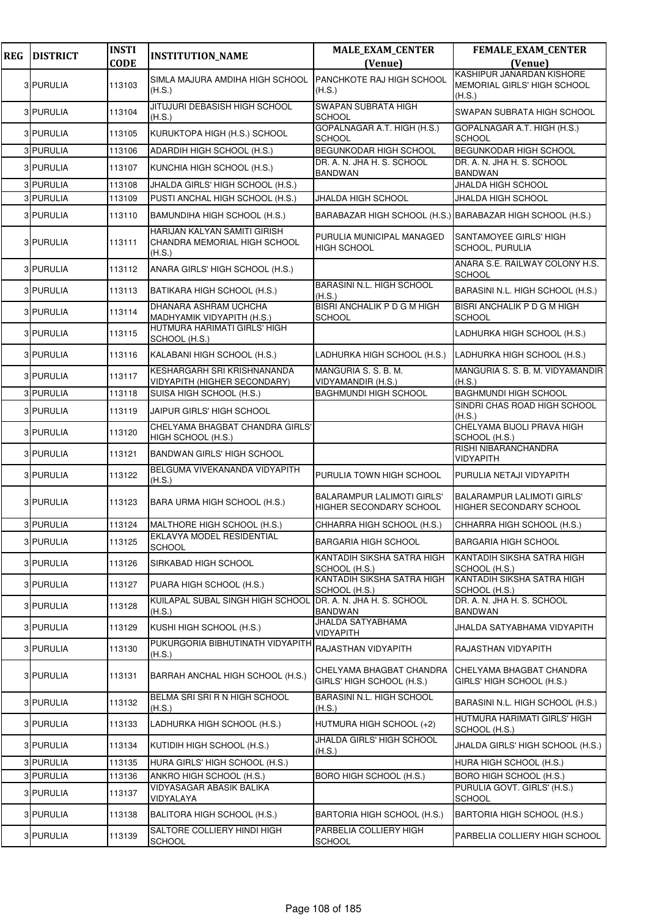| REG | DISTRICT | INSTI CODE | INSTITUTION_NAME | MALE_EXAM_CENTER (Venue) | FEMALE_EXAM_CENTER (Venue) |
|---|---|---|---|---|---|
| 3 | PURULIA | 113103 | SIMLA MAJURA AMDIHA HIGH SCHOOL (H.S.) | PANCHKOTE RAJ HIGH SCHOOL (H.S.) | KASHIPUR JANARDAN KISHORE MEMORIAL GIRLS' HIGH SCHOOL (H.S.) |
| 3 | PURULIA | 113104 | JITUJURI DEBASISH HIGH SCHOOL (H.S.) | SWAPAN SUBRATA HIGH SCHOOL | SWAPAN SUBRATA HIGH SCHOOL |
| 3 | PURULIA | 113105 | KURUKTOPA HIGH (H.S.) SCHOOL | GOPALNAGAR A.T. HIGH (H.S.) SCHOOL | GOPALNAGAR A.T. HIGH (H.S.) SCHOOL |
| 3 | PURULIA | 113106 | ADARDIH HIGH SCHOOL (H.S.) | BEGUNKODAR HIGH SCHOOL | BEGUNKODAR HIGH SCHOOL |
| 3 | PURULIA | 113107 | KUNCHIA HIGH SCHOOL (H.S.) | DR. A. N. JHA H. S. SCHOOL BANDWAN | DR. A. N. JHA H. S. SCHOOL BANDWAN |
| 3 | PURULIA | 113108 | JHALDA GIRLS' HIGH SCHOOL (H.S.) | | JHALDA HIGH SCHOOL |
| 3 | PURULIA | 113109 | PUSTI ANCHAL HIGH SCHOOL (H.S.) | JHALDA HIGH SCHOOL | JHALDA HIGH SCHOOL |
| 3 | PURULIA | 113110 | BAMUNDIHA HIGH SCHOOL (H.S.) | BARABAZAR HIGH SCHOOL (H.S.) | BARABAZAR HIGH SCHOOL (H.S.) |
| 3 | PURULIA | 113111 | HARIJAN KALYAN SAMITI GIRISH CHANDRA MEMORIAL HIGH SCHOOL (H.S.) | PURULIA MUNICIPAL MANAGED HIGH SCHOOL | SANTAMOYEE GIRLS' HIGH SCHOOL, PURULIA |
| 3 | PURULIA | 113112 | ANARA GIRLS' HIGH SCHOOL (H.S.) | | ANARA S.E. RAILWAY COLONY H.S. SCHOOL |
| 3 | PURULIA | 113113 | BATIKARA HIGH SCHOOL (H.S.) | BARASINI N.L. HIGH SCHOOL (H.S.) | BARASINI N.L. HIGH SCHOOL (H.S.) |
| 3 | PURULIA | 113114 | DHANARA ASHRAM UCHCHA MADHYAMIK VIDYAPITH (H.S.) | BISRI ANCHALIK P D G M HIGH SCHOOL | BISRI ANCHALIK P D G M HIGH SCHOOL |
| 3 | PURULIA | 113115 | HUTMURA HARIMATI GIRLS' HIGH SCHOOL (H.S.) | | LADHURKA HIGH SCHOOL (H.S.) |
| 3 | PURULIA | 113116 | KALABANI HIGH SCHOOL (H.S.) | LADHURKA HIGH SCHOOL (H.S.) | LADHURKA HIGH SCHOOL (H.S.) |
| 3 | PURULIA | 113117 | KESHARGARH SRI KRISHNANANDA VIDYAPITH (HIGHER SECONDARY) | MANGURIA S. S. B. M. VIDYAMANDIR (H.S.) | MANGURIA S. S. B. M. VIDYAMANDIR (H.S.) |
| 3 | PURULIA | 113118 | SUISA HIGH SCHOOL (H.S.) | BAGHMUNDI HIGH SCHOOL | BAGHMUNDI HIGH SCHOOL |
| 3 | PURULIA | 113119 | JAIPUR GIRLS' HIGH SCHOOL | | SINDRI CHAS ROAD HIGH SCHOOL (H.S.) |
| 3 | PURULIA | 113120 | CHELYAMA BHAGBAT CHANDRA GIRLS' HIGH SCHOOL (H.S.) | | CHELYAMA BIJOLI PRAVA HIGH SCHOOL (H.S.) |
| 3 | PURULIA | 113121 | BANDWAN GIRLS' HIGH SCHOOL | | RISHI NIBARANCHANDRA VIDYAPITH |
| 3 | PURULIA | 113122 | BELGUMA VIVEKANANDA VIDYAPITH (H.S.) | PURULIA TOWN HIGH SCHOOL | PURULIA NETAJI VIDYAPITH |
| 3 | PURULIA | 113123 | BARA URMA HIGH SCHOOL (H.S.) | BALARAMPUR LALIMOTI GIRLS' HIGHER SECONDARY SCHOOL | BALARAMPUR LALIMOTI GIRLS' HIGHER SECONDARY SCHOOL |
| 3 | PURULIA | 113124 | MALTHORE HIGH SCHOOL (H.S.) | CHHARRA HIGH SCHOOL (H.S.) | CHHARRA HIGH SCHOOL (H.S.) |
| 3 | PURULIA | 113125 | EKLAVYA MODEL RESIDENTIAL SCHOOL | BARGARIA HIGH SCHOOL | BARGARIA HIGH SCHOOL |
| 3 | PURULIA | 113126 | SIRKABAD HIGH SCHOOL | KANTADIH SIKSHA SATRA HIGH SCHOOL (H.S.) | KANTADIH SIKSHA SATRA HIGH SCHOOL (H.S.) |
| 3 | PURULIA | 113127 | PUARA HIGH SCHOOL (H.S.) | KANTADIH SIKSHA SATRA HIGH SCHOOL (H.S.) | KANTADIH SIKSHA SATRA HIGH SCHOOL (H.S.) |
| 3 | PURULIA | 113128 | KUILAPAL SUBAL SINGH HIGH SCHOOL (H.S.) | DR. A. N. JHA H. S. SCHOOL BANDWAN | DR. A. N. JHA H. S. SCHOOL BANDWAN |
| 3 | PURULIA | 113129 | KUSHI HIGH SCHOOL (H.S.) | JHALDA SATYABHAMA VIDYAPITH | JHALDA SATYABHAMA VIDYAPITH |
| 3 | PURULIA | 113130 | PUKURGORIA BIBHUTINATH VIDYAPITH (H.S.) | RAJASTHAN VIDYAPITH | RAJASTHAN VIDYAPITH |
| 3 | PURULIA | 113131 | BARRAH ANCHAL HIGH SCHOOL (H.S.) | CHELYAMA BHAGBAT CHANDRA GIRLS' HIGH SCHOOL (H.S.) | CHELYAMA BHAGBAT CHANDRA GIRLS' HIGH SCHOOL (H.S.) |
| 3 | PURULIA | 113132 | BELMA SRI SRI R N HIGH SCHOOL (H.S.) | BARASINI N.L. HIGH SCHOOL (H.S.) | BARASINI N.L. HIGH SCHOOL (H.S.) |
| 3 | PURULIA | 113133 | LADHURKA HIGH SCHOOL (H.S.) | HUTMURA HIGH SCHOOL (+2) | HUTMURA HARIMATI GIRLS' HIGH SCHOOL (H.S.) |
| 3 | PURULIA | 113134 | KUTIDIH HIGH SCHOOL (H.S.) | JHALDA GIRLS' HIGH SCHOOL (H.S.) | JHALDA GIRLS' HIGH SCHOOL (H.S.) |
| 3 | PURULIA | 113135 | HURA GIRLS' HIGH SCHOOL (H.S.) | | HURA HIGH SCHOOL (H.S.) |
| 3 | PURULIA | 113136 | ANKRO HIGH SCHOOL (H.S.) | BORO HIGH SCHOOL (H.S.) | BORO HIGH SCHOOL (H.S.) |
| 3 | PURULIA | 113137 | VIDYASAGAR ABASIK BALIKA VIDYALAYA | | PURULIA GOVT. GIRLS' (H.S.) SCHOOL |
| 3 | PURULIA | 113138 | BALITORA HIGH SCHOOL (H.S.) | BARTORIA HIGH SCHOOL (H.S.) | BARTORIA HIGH SCHOOL (H.S.) |
| 3 | PURULIA | 113139 | SALTORE COLLIERY HINDI HIGH SCHOOL | PARBELIA COLLIERY HIGH SCHOOL | PARBELIA COLLIERY HIGH SCHOOL |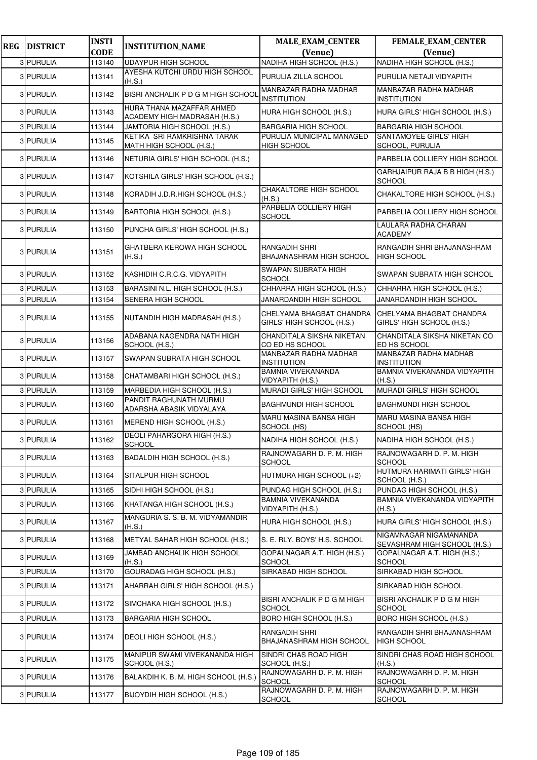| REG | DISTRICT | INSTI CODE | INSTITUTION_NAME | MALE_EXAM_CENTER (Venue) | FEMALE_EXAM_CENTER (Venue) |
|---|---|---|---|---|---|
| 3 | PURULIA | 113140 | UDAYPUR HIGH SCHOOL | NADIHA HIGH SCHOOL (H.S.) | NADIHA HIGH SCHOOL (H.S.) |
| 3 | PURULIA | 113141 | AYESHA KUTCHI URDU HIGH SCHOOL (H.S.) | PURULIA ZILLA SCHOOL | PURULIA NETAJI VIDYAPITH |
| 3 | PURULIA | 113142 | BISRI ANCHALIK P D G M HIGH SCHOOL | MANBAZAR RADHA MADHAB INSTITUTION | MANBAZAR RADHA MADHAB INSTITUTION |
| 3 | PURULIA | 113143 | HURA THANA MAZAFFAR AHMED ACADEMY HIGH MADRASAH (H.S.) | HURA HIGH SCHOOL (H.S.) | HURA GIRLS' HIGH SCHOOL (H.S.) |
| 3 | PURULIA | 113144 | JAMTORIA HIGH SCHOOL (H.S.) | BARGARIA HIGH SCHOOL | BARGARIA HIGH SCHOOL |
| 3 | PURULIA | 113145 | KETIKA SRI RAMKRISHNA TARAK MATH HIGH SCHOOL (H.S.) | PURULIA MUNICIPAL MANAGED HIGH SCHOOL | SANTAMOYEE GIRLS' HIGH SCHOOL, PURULIA |
| 3 | PURULIA | 113146 | NETURIA GIRLS' HIGH SCHOOL (H.S.) | | PARBELIA COLLIERY HIGH SCHOOL |
| 3 | PURULIA | 113147 | KOTSHILA GIRLS' HIGH SCHOOL (H.S.) | | GARHJAIPUR RAJA B B HIGH (H.S.) SCHOOL |
| 3 | PURULIA | 113148 | KORADIH J.D.R.HIGH SCHOOL (H.S.) | CHAKALTORE HIGH SCHOOL (H.S.) | CHAKALTORE HIGH SCHOOL (H.S.) |
| 3 | PURULIA | 113149 | BARTORIA HIGH SCHOOL (H.S.) | PARBELIA COLLIERY HIGH SCHOOL | PARBELIA COLLIERY HIGH SCHOOL |
| 3 | PURULIA | 113150 | PUNCHA GIRLS' HIGH SCHOOL (H.S.) | | LAULARA RADHA CHARAN ACADEMY |
| 3 | PURULIA | 113151 | GHATBERA KEROWA HIGH SCHOOL (H.S.) | RANGADIH SHRI BHAJANASHRAM HIGH SCHOOL | RANGADIH SHRI BHAJANASHRAM HIGH SCHOOL |
| 3 | PURULIA | 113152 | KASHIDIH C.R.C.G. VIDYAPITH | SWAPAN SUBRATA HIGH SCHOOL | SWAPAN SUBRATA HIGH SCHOOL |
| 3 | PURULIA | 113153 | BARASINI N.L. HIGH SCHOOL (H.S.) | CHHARRA HIGH SCHOOL (H.S.) | CHHARRA HIGH SCHOOL (H.S.) |
| 3 | PURULIA | 113154 | SENERA HIGH SCHOOL | JANARDANDIH HIGH SCHOOL | JANARDANDIH HIGH SCHOOL |
| 3 | PURULIA | 113155 | NUTANDIH HIGH MADRASAH (H.S.) | CHELYAMA BHAGBAT CHANDRA GIRLS' HIGH SCHOOL (H.S.) | CHELYAMA BHAGBAT CHANDRA GIRLS' HIGH SCHOOL (H.S.) |
| 3 | PURULIA | 113156 | ADABANA NAGENDRA NATH HIGH SCHOOL (H.S.) | CHANDITALA SIKSHA NIKETAN CO ED HS SCHOOL | CHANDITALA SIKSHA NIKETAN CO ED HS SCHOOL |
| 3 | PURULIA | 113157 | SWAPAN SUBRATA HIGH SCHOOL | MANBAZAR RADHA MADHAB INSTITUTION | MANBAZAR RADHA MADHAB INSTITUTION |
| 3 | PURULIA | 113158 | CHATAMBARI HIGH SCHOOL (H.S.) | BAMNIA VIVEKANANDA VIDYAPITH (H.S.) | BAMNIA VIVEKANANDA VIDYAPITH (H.S.) |
| 3 | PURULIA | 113159 | MARBEDIA HIGH SCHOOL (H.S.) | MURADI GIRLS' HIGH SCHOOL | MURADI GIRLS' HIGH SCHOOL |
| 3 | PURULIA | 113160 | PANDIT RAGHUNATH MURMU ADARSHA ABASIK VIDYALAYA | BAGHMUNDI HIGH SCHOOL | BAGHMUNDI HIGH SCHOOL |
| 3 | PURULIA | 113161 | MEREND HIGH SCHOOL (H.S.) | MARU MASINA BANSA HIGH SCHOOL (HS) | MARU MASINA BANSA HIGH SCHOOL (HS) |
| 3 | PURULIA | 113162 | DEOLI PAHARGORA HIGH (H.S.) SCHOOL | NADIHA HIGH SCHOOL (H.S.) | NADIHA HIGH SCHOOL (H.S.) |
| 3 | PURULIA | 113163 | BADALDIH HIGH SCHOOL (H.S.) | RAJNOWAGARH D. P. M. HIGH SCHOOL | RAJNOWAGARH D. P. M. HIGH SCHOOL |
| 3 | PURULIA | 113164 | SITALPUR HIGH SCHOOL | HUTMURA HIGH SCHOOL (+2) | HUTMURA HARIMATI GIRLS' HIGH SCHOOL (H.S.) |
| 3 | PURULIA | 113165 | SIDHI HIGH SCHOOL (H.S.) | PUNDAG HIGH SCHOOL (H.S.) | PUNDAG HIGH SCHOOL (H.S.) |
| 3 | PURULIA | 113166 | KHATANGA HIGH SCHOOL (H.S.) | BAMNIA VIVEKANANDA VIDYAPITH (H.S.) | BAMNIA VIVEKANANDA VIDYAPITH (H.S.) |
| 3 | PURULIA | 113167 | MANGURIA S. S. B. M. VIDYAMANDIR (H.S.) | HURA HIGH SCHOOL (H.S.) | HURA GIRLS' HIGH SCHOOL (H.S.) |
| 3 | PURULIA | 113168 | METYAL SAHAR HIGH SCHOOL (H.S.) | S. E. RLY. BOYS' H.S. SCHOOL | NIGAMNAGAR NIGAMANANDA SEVASHRAM HIGH SCHOOL (H.S.) |
| 3 | PURULIA | 113169 | JAMBAD ANCHALIK HIGH SCHOOL (H.S.) | GOPALNAGAR A.T. HIGH (H.S.) SCHOOL | GOPALNAGAR A.T. HIGH (H.S.) SCHOOL |
| 3 | PURULIA | 113170 | GOURADAG HIGH SCHOOL (H.S.) | SIRKABAD HIGH SCHOOL | SIRKABAD HIGH SCHOOL |
| 3 | PURULIA | 113171 | AHARRAH GIRLS' HIGH SCHOOL (H.S.) | | SIRKABAD HIGH SCHOOL |
| 3 | PURULIA | 113172 | SIMCHAKA HIGH SCHOOL (H.S.) | BISRI ANCHALIK P D G M HIGH SCHOOL | BISRI ANCHALIK P D G M HIGH SCHOOL |
| 3 | PURULIA | 113173 | BARGARIA HIGH SCHOOL | BORO HIGH SCHOOL (H.S.) | BORO HIGH SCHOOL (H.S.) |
| 3 | PURULIA | 113174 | DEOLI HIGH SCHOOL (H.S.) | RANGADIH SHRI BHAJANASHRAM HIGH SCHOOL | RANGADIH SHRI BHAJANASHRAM HIGH SCHOOL |
| 3 | PURULIA | 113175 | MANIPUR SWAMI VIVEKANANDA HIGH SCHOOL (H.S.) | SINDRI CHAS ROAD HIGH SCHOOL (H.S.) | SINDRI CHAS ROAD HIGH SCHOOL (H.S.) |
| 3 | PURULIA | 113176 | BALAKDIH K. B. M. HIGH SCHOOL (H.S.) | RAJNOWAGARH D. P. M. HIGH SCHOOL | RAJNOWAGARH D. P. M. HIGH SCHOOL |
| 3 | PURULIA | 113177 | BIJOYDIH HIGH SCHOOL (H.S.) | RAJNOWAGARH D. P. M. HIGH SCHOOL | RAJNOWAGARH D. P. M. HIGH SCHOOL |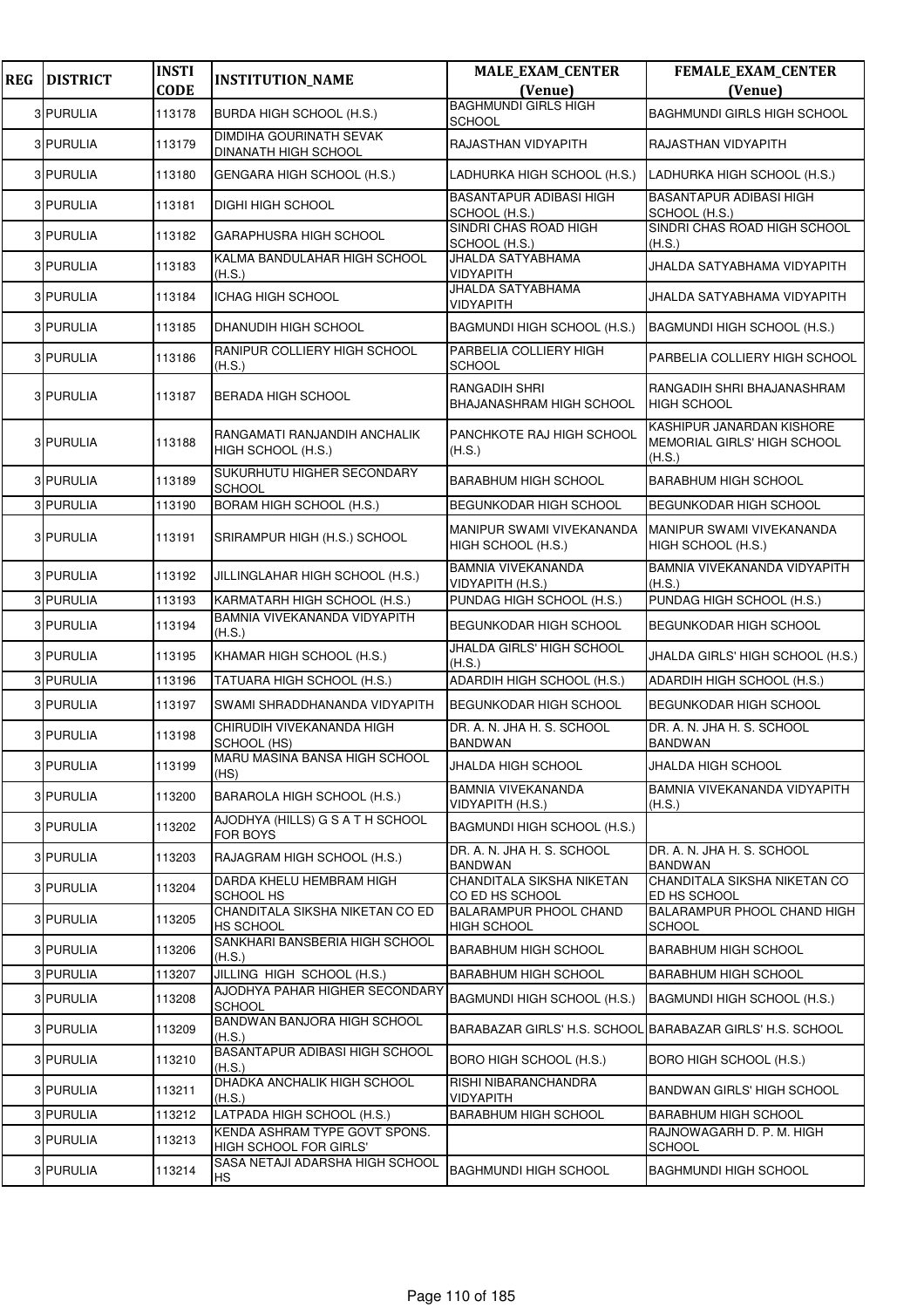| REG | DISTRICT | INSTI CODE | INSTITUTION_NAME | MALE_EXAM_CENTER (Venue) | FEMALE_EXAM_CENTER (Venue) |
|---|---|---|---|---|---|
| 3 | PURULIA | 113178 | BURDA HIGH SCHOOL (H.S.) | BAGHMUNDI GIRLS HIGH SCHOOL | BAGHMUNDI GIRLS HIGH SCHOOL |
| 3 | PURULIA | 113179 | DIMDIHA GOURINATH SEVAK DINANATH HIGH SCHOOL | RAJASTHAN VIDYAPITH | RAJASTHAN VIDYAPITH |
| 3 | PURULIA | 113180 | GENGARA HIGH SCHOOL (H.S.) | LADHURKA HIGH SCHOOL (H.S.) | LADHURKA HIGH SCHOOL (H.S.) |
| 3 | PURULIA | 113181 | DIGHI HIGH SCHOOL | BASANTAPUR ADIBASI HIGH SCHOOL (H.S.) | BASANTAPUR ADIBASI HIGH SCHOOL (H.S.) |
| 3 | PURULIA | 113182 | GARAPHUSRA HIGH SCHOOL | SINDRI CHAS ROAD HIGH SCHOOL (H.S.) | SINDRI CHAS ROAD HIGH SCHOOL (H.S.) |
| 3 | PURULIA | 113183 | KALMA BANDULAHAR HIGH SCHOOL (H.S.) | JHALDA SATYABHAMA VIDYAPITH | JHALDA SATYABHAMA VIDYAPITH |
| 3 | PURULIA | 113184 | ICHAG HIGH SCHOOL | JHALDA SATYABHAMA VIDYAPITH | JHALDA SATYABHAMA VIDYAPITH |
| 3 | PURULIA | 113185 | DHANUDIH HIGH SCHOOL | BAGMUNDI HIGH SCHOOL (H.S.) | BAGMUNDI HIGH SCHOOL (H.S.) |
| 3 | PURULIA | 113186 | RANIPUR COLLIERY HIGH SCHOOL (H.S.) | PARBELIA COLLIERY HIGH SCHOOL | PARBELIA COLLIERY HIGH SCHOOL |
| 3 | PURULIA | 113187 | BERADA HIGH SCHOOL | RANGADIH SHRI BHAJANASHRAM HIGH SCHOOL | RANGADIH SHRI BHAJANASHRAM HIGH SCHOOL |
| 3 | PURULIA | 113188 | RANGAMATI RANJANDIH ANCHALIK HIGH SCHOOL (H.S.) | PANCHKOTE RAJ HIGH SCHOOL (H.S.) | KASHIPUR JANARDAN KISHORE MEMORIAL GIRLS' HIGH SCHOOL (H.S.) |
| 3 | PURULIA | 113189 | SUKURHUTU HIGHER SECONDARY SCHOOL | BARABHUM HIGH SCHOOL | BARABHUM HIGH SCHOOL |
| 3 | PURULIA | 113190 | BORAM HIGH SCHOOL (H.S.) | BEGUNKODAR HIGH SCHOOL | BEGUNKODAR HIGH SCHOOL |
| 3 | PURULIA | 113191 | SRIRAMPUR HIGH (H.S.) SCHOOL | MANIPUR SWAMI VIVEKANANDA HIGH SCHOOL (H.S.) | MANIPUR SWAMI VIVEKANANDA HIGH SCHOOL (H.S.) |
| 3 | PURULIA | 113192 | JILLINGLAHAR HIGH SCHOOL (H.S.) | BAMNIA VIVEKANANDA VIDYAPITH (H.S.) | BAMNIA VIVEKANANDA VIDYAPITH (H.S.) |
| 3 | PURULIA | 113193 | KARMATARH HIGH SCHOOL (H.S.) | PUNDAG HIGH SCHOOL (H.S.) | PUNDAG HIGH SCHOOL (H.S.) |
| 3 | PURULIA | 113194 | BAMNIA VIVEKANANDA VIDYAPITH (H.S.) | BEGUNKODAR HIGH SCHOOL | BEGUNKODAR HIGH SCHOOL |
| 3 | PURULIA | 113195 | KHAMAR HIGH SCHOOL (H.S.) | JHALDA GIRLS' HIGH SCHOOL (H.S.) | JHALDA GIRLS' HIGH SCHOOL (H.S.) |
| 3 | PURULIA | 113196 | TATUARA HIGH SCHOOL (H.S.) | ADARDIH HIGH SCHOOL (H.S.) | ADARDIH HIGH SCHOOL (H.S.) |
| 3 | PURULIA | 113197 | SWAMI SHRADDHANANDA VIDYAPITH | BEGUNKODAR HIGH SCHOOL | BEGUNKODAR HIGH SCHOOL |
| 3 | PURULIA | 113198 | CHIRUDIH VIVEKANANDA HIGH SCHOOL (HS) | DR. A. N. JHA H. S. SCHOOL BANDWAN | DR. A. N. JHA H. S. SCHOOL BANDWAN |
| 3 | PURULIA | 113199 | MARU MASINA BANSA HIGH SCHOOL (HS) | JHALDA HIGH SCHOOL | JHALDA HIGH SCHOOL |
| 3 | PURULIA | 113200 | BARAROLA HIGH SCHOOL (H.S.) | BAMNIA VIVEKANANDA VIDYAPITH (H.S.) | BAMNIA VIVEKANANDA VIDYAPITH (H.S.) |
| 3 | PURULIA | 113202 | AJODHYA (HILLS) G S A T H SCHOOL FOR BOYS | BAGMUNDI HIGH SCHOOL (H.S.) | |
| 3 | PURULIA | 113203 | RAJAGRAM HIGH SCHOOL (H.S.) | DR. A. N. JHA H. S. SCHOOL BANDWAN | DR. A. N. JHA H. S. SCHOOL BANDWAN |
| 3 | PURULIA | 113204 | DARDA KHELU HEMBRAM HIGH SCHOOL HS | CHANDITALA SIKSHA NIKETAN CO ED HS SCHOOL | CHANDITALA SIKSHA NIKETAN CO ED HS SCHOOL |
| 3 | PURULIA | 113205 | CHANDITALA SIKSHA NIKETAN CO ED HS SCHOOL | BALARAMPUR PHOOL CHAND HIGH SCHOOL | BALARAMPUR PHOOL CHAND HIGH SCHOOL |
| 3 | PURULIA | 113206 | SANKHARI BANSBERIA HIGH SCHOOL (H.S.) | BARABHUM HIGH SCHOOL | BARABHUM HIGH SCHOOL |
| 3 | PURULIA | 113207 | JILLING HIGH SCHOOL (H.S.) | BARABHUM HIGH SCHOOL | BARABHUM HIGH SCHOOL |
| 3 | PURULIA | 113208 | AJODHYA PAHAR HIGHER SECONDARY SCHOOL | BAGMUNDI HIGH SCHOOL (H.S.) | BAGMUNDI HIGH SCHOOL (H.S.) |
| 3 | PURULIA | 113209 | BANDWAN BANJORA HIGH SCHOOL (H.S.) | BARABAZAR GIRLS' H.S. SCHOOL | BARABAZAR GIRLS' H.S. SCHOOL |
| 3 | PURULIA | 113210 | BASANTAPUR ADIBASI HIGH SCHOOL (H.S.) | BORO HIGH SCHOOL (H.S.) | BORO HIGH SCHOOL (H.S.) |
| 3 | PURULIA | 113211 | DHADKA ANCHALIK HIGH SCHOOL (H.S.) | RISHI NIBARANCHANDRA VIDYAPITH | BANDWAN GIRLS' HIGH SCHOOL |
| 3 | PURULIA | 113212 | LATPADA HIGH SCHOOL (H.S.) | BARABHUM HIGH SCHOOL | BARABHUM HIGH SCHOOL |
| 3 | PURULIA | 113213 | KENDA ASHRAM TYPE GOVT SPONS. HIGH SCHOOL FOR GIRLS' | | RAJNOWAGARH D. P. M. HIGH SCHOOL |
| 3 | PURULIA | 113214 | SASA NETAJI ADARSHA HIGH SCHOOL HS | BAGHMUNDI HIGH SCHOOL | BAGHMUNDI HIGH SCHOOL |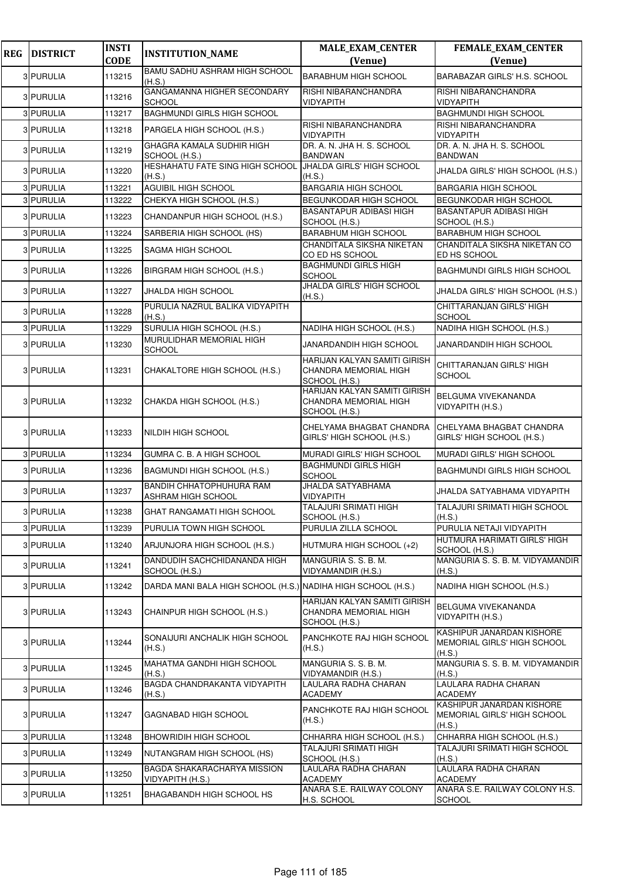| REG | DISTRICT | INSTI CODE | INSTITUTION_NAME | MALE_EXAM_CENTER (Venue) | FEMALE_EXAM_CENTER (Venue) |
|---|---|---|---|---|---|
| 3 | PURULIA | 113215 | BAMU SADHU ASHRAM HIGH SCHOOL (H.S.) | BARABHUM HIGH SCHOOL | BARABAZAR GIRLS' H.S. SCHOOL |
| 3 | PURULIA | 113216 | GANGAMANNA HIGHER SECONDARY SCHOOL | RISHI NIBARANCHANDRA VIDYAPITH | RISHI NIBARANCHANDRA VIDYAPITH |
| 3 | PURULIA | 113217 | BAGHMUNDI GIRLS HIGH SCHOOL | | BAGHMUNDI HIGH SCHOOL |
| 3 | PURULIA | 113218 | PARGELA HIGH SCHOOL (H.S.) | RISHI NIBARANCHANDRA VIDYAPITH | RISHI NIBARANCHANDRA VIDYAPITH |
| 3 | PURULIA | 113219 | GHAGRA KAMALA SUDHIR HIGH SCHOOL (H.S.) | DR. A. N. JHA H. S. SCHOOL BANDWAN | DR. A. N. JHA H. S. SCHOOL BANDWAN |
| 3 | PURULIA | 113220 | HESHAHATU FATE SING HIGH SCHOOL (H.S.) | JHALDA GIRLS' HIGH SCHOOL (H.S.) | JHALDA GIRLS' HIGH SCHOOL (H.S.) |
| 3 | PURULIA | 113221 | AGUIBIL HIGH SCHOOL | BARGARIA HIGH SCHOOL | BARGARIA HIGH SCHOOL |
| 3 | PURULIA | 113222 | CHEKYA HIGH SCHOOL (H.S.) | BEGUNKODAR HIGH SCHOOL | BEGUNKODAR HIGH SCHOOL |
| 3 | PURULIA | 113223 | CHANDANPUR HIGH SCHOOL (H.S.) | BASANTAPUR ADIBASI HIGH SCHOOL (H.S.) | BASANTAPUR ADIBASI HIGH SCHOOL (H.S.) |
| 3 | PURULIA | 113224 | SARBERIA HIGH SCHOOL (HS) | BARABHUM HIGH SCHOOL | BARABHUM HIGH SCHOOL |
| 3 | PURULIA | 113225 | SAGMA HIGH SCHOOL | CHANDITALA SIKSHA NIKETAN CO ED HS SCHOOL | CHANDITALA SIKSHA NIKETAN CO ED HS SCHOOL |
| 3 | PURULIA | 113226 | BIRGRAM HIGH SCHOOL (H.S.) | BAGHMUNDI GIRLS HIGH SCHOOL | BAGHMUNDI GIRLS HIGH SCHOOL |
| 3 | PURULIA | 113227 | JHALDA HIGH SCHOOL | JHALDA GIRLS' HIGH SCHOOL (H.S.) | JHALDA GIRLS' HIGH SCHOOL (H.S.) |
| 3 | PURULIA | 113228 | PURULIA NAZRUL BALIKA VIDYAPITH (H.S.) | | CHITTARANJAN GIRLS' HIGH SCHOOL |
| 3 | PURULIA | 113229 | SURULIA HIGH SCHOOL (H.S.) | NADIHA HIGH SCHOOL (H.S.) | NADIHA HIGH SCHOOL (H.S.) |
| 3 | PURULIA | 113230 | MURULIDHAR MEMORIAL HIGH SCHOOL | JANARDANDIH HIGH SCHOOL | JANARDANDIH HIGH SCHOOL |
| 3 | PURULIA | 113231 | CHAKALTORE HIGH SCHOOL (H.S.) | HARIJAN KALYAN SAMITI GIRISH CHANDRA MEMORIAL HIGH SCHOOL (H.S.) | CHITTARANJAN GIRLS' HIGH SCHOOL |
| 3 | PURULIA | 113232 | CHAKDA HIGH SCHOOL (H.S.) | HARIJAN KALYAN SAMITI GIRISH CHANDRA MEMORIAL HIGH SCHOOL (H.S.) | BELGUMA VIVEKANANDA VIDYAPITH (H.S.) |
| 3 | PURULIA | 113233 | NILDIH HIGH SCHOOL | CHELYAMA BHAGBAT CHANDRA GIRLS' HIGH SCHOOL (H.S.) | CHELYAMA BHAGBAT CHANDRA GIRLS' HIGH SCHOOL (H.S.) |
| 3 | PURULIA | 113234 | GUMRA C. B. A HIGH SCHOOL | MURADI GIRLS' HIGH SCHOOL | MURADI GIRLS' HIGH SCHOOL |
| 3 | PURULIA | 113236 | BAGMUNDI HIGH SCHOOL (H.S.) | BAGHMUNDI GIRLS HIGH SCHOOL | BAGHMUNDI GIRLS HIGH SCHOOL |
| 3 | PURULIA | 113237 | BANDIH CHHATOPHUHURA RAM ASHRAM HIGH SCHOOL | JHALDA SATYABHAMA VIDYAPITH | JHALDA SATYABHAMA VIDYAPITH |
| 3 | PURULIA | 113238 | GHAT RANGAMATI HIGH SCHOOL | TALAJURI SRIMATI HIGH SCHOOL (H.S.) | TALAJURI SRIMATI HIGH SCHOOL (H.S.) |
| 3 | PURULIA | 113239 | PURULIA TOWN HIGH SCHOOL | PURULIA ZILLA SCHOOL | PURULIA NETAJI VIDYAPITH |
| 3 | PURULIA | 113240 | ARJUNJORA HIGH SCHOOL (H.S.) | HUTMURA HIGH SCHOOL (+2) | HUTMURA HARIMATI GIRLS' HIGH SCHOOL (H.S.) |
| 3 | PURULIA | 113241 | DANDUDIH SACHCHIDANANDA HIGH SCHOOL (H.S.) | MANGURIA S. S. B. M. VIDYAMANDIR (H.S.) | MANGURIA S. S. B. M. VIDYAMANDIR (H.S.) |
| 3 | PURULIA | 113242 | DARDA MANI BALA HIGH SCHOOL (H.S.) | NADIHA HIGH SCHOOL (H.S.) | NADIHA HIGH SCHOOL (H.S.) |
| 3 | PURULIA | 113243 | CHAINPUR HIGH SCHOOL (H.S.) | HARIJAN KALYAN SAMITI GIRISH CHANDRA MEMORIAL HIGH SCHOOL (H.S.) | BELGUMA VIVEKANANDA VIDYAPITH (H.S.) |
| 3 | PURULIA | 113244 | SONAIJURI ANCHALIK HIGH SCHOOL (H.S.) | PANCHKOTE RAJ HIGH SCHOOL (H.S.) | KASHIPUR JANARDAN KISHORE MEMORIAL GIRLS' HIGH SCHOOL (H.S.) |
| 3 | PURULIA | 113245 | MAHATMA GANDHI HIGH SCHOOL (H.S.) | MANGURIA S. S. B. M. VIDYAMANDIR (H.S.) | MANGURIA S. S. B. M. VIDYAMANDIR (H.S.) |
| 3 | PURULIA | 113246 | BAGDA CHANDRAKANTA VIDYAPITH (H.S.) | LAULARA RADHA CHARAN ACADEMY | LAULARA RADHA CHARAN ACADEMY |
| 3 | PURULIA | 113247 | GAGNABAD HIGH SCHOOL | PANCHKOTE RAJ HIGH SCHOOL (H.S.) | KASHIPUR JANARDAN KISHORE MEMORIAL GIRLS' HIGH SCHOOL (H.S.) |
| 3 | PURULIA | 113248 | BHOWRIDIH HIGH SCHOOL | CHHARRA HIGH SCHOOL (H.S.) | CHHARRA HIGH SCHOOL (H.S.) |
| 3 | PURULIA | 113249 | NUTANGRAM HIGH SCHOOL (HS) | TALAJURI SRIMATI HIGH SCHOOL (H.S.) | TALAJURI SRIMATI HIGH SCHOOL (H.S.) |
| 3 | PURULIA | 113250 | BAGDA SHAKARACHARYA MISSION VIDYAPITH (H.S.) | LAULARA RADHA CHARAN ACADEMY | LAULARA RADHA CHARAN ACADEMY |
| 3 | PURULIA | 113251 | BHAGABANDH HIGH SCHOOL HS | ANARA S.E. RAILWAY COLONY H.S. SCHOOL | ANARA S.E. RAILWAY COLONY H.S. SCHOOL |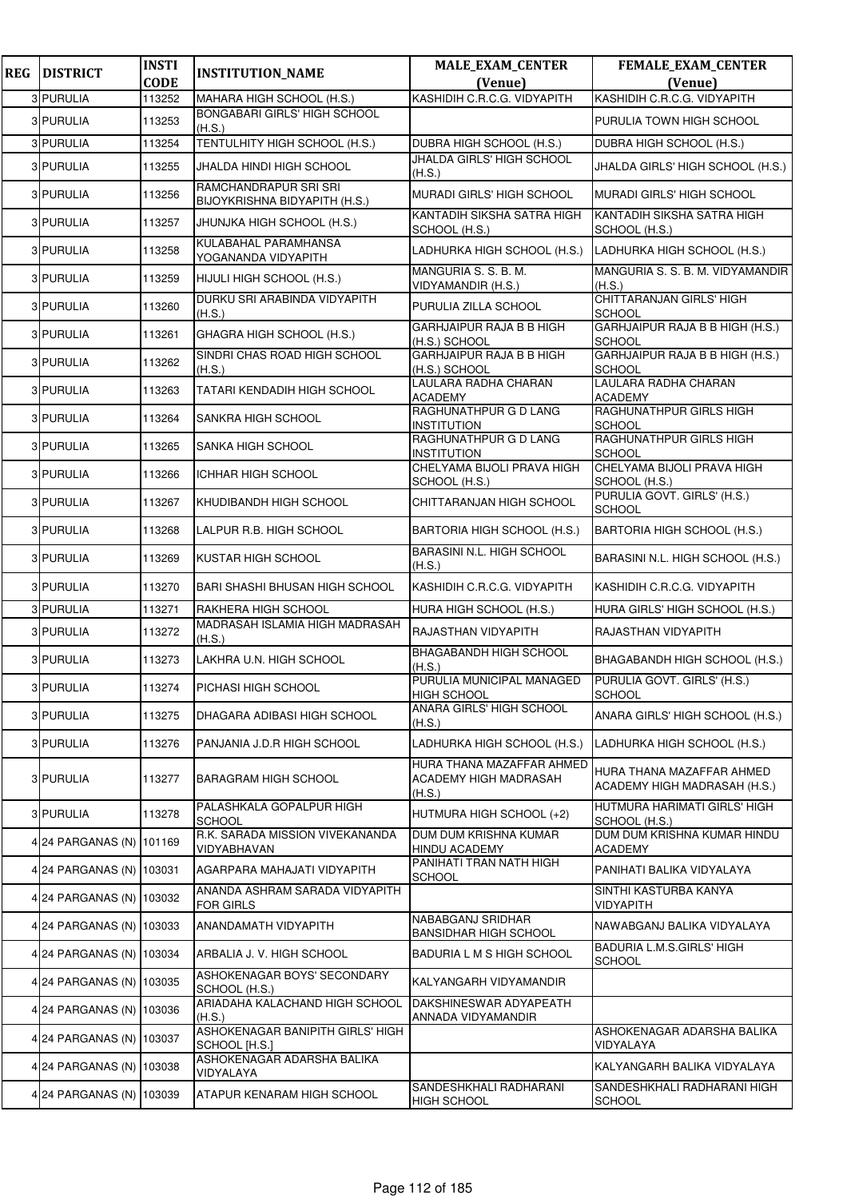| REG | DISTRICT | INSTI CODE | INSTITUTION_NAME | MALE_EXAM_CENTER (Venue) | FEMALE_EXAM_CENTER (Venue) |
|---|---|---|---|---|---|
| 3 | PURULIA | 113252 | MAHARA HIGH SCHOOL (H.S.) | KASHIDIH C.R.C.G. VIDYAPITH | KASHIDIH C.R.C.G. VIDYAPITH |
| 3 | PURULIA | 113253 | BONGABARI GIRLS' HIGH SCHOOL (H.S.) | | PURULIA TOWN HIGH SCHOOL |
| 3 | PURULIA | 113254 | TENTULHITY HIGH SCHOOL (H.S.) | DUBRA HIGH SCHOOL (H.S.) | DUBRA HIGH SCHOOL (H.S.) |
| 3 | PURULIA | 113255 | JHALDA HINDI HIGH SCHOOL | JHALDA GIRLS' HIGH SCHOOL (H.S.) | JHALDA GIRLS' HIGH SCHOOL (H.S.) |
| 3 | PURULIA | 113256 | RAMCHANDRAPUR SRI SRI BIJOYKRISHNA BIDYAPITH (H.S.) | MURADI GIRLS' HIGH SCHOOL | MURADI GIRLS' HIGH SCHOOL |
| 3 | PURULIA | 113257 | JHUNJKA HIGH SCHOOL (H.S.) | KANTADIH SIKSHA SATRA HIGH SCHOOL (H.S.) | KANTADIH SIKSHA SATRA HIGH SCHOOL (H.S.) |
| 3 | PURULIA | 113258 | KULABAHAL PARAMHANSA YOGANANDA VIDYAPITH | LADHURKA HIGH SCHOOL (H.S.) | LADHURKA HIGH SCHOOL (H.S.) |
| 3 | PURULIA | 113259 | HIJULI HIGH SCHOOL (H.S.) | MANGURIA S. S. B. M. VIDYAMANDIR (H.S.) | MANGURIA S. S. B. M. VIDYAMANDIR (H.S.) |
| 3 | PURULIA | 113260 | DURKU SRI ARABINDA VIDYAPITH (H.S.) | PURULIA ZILLA SCHOOL | CHITTARANJAN GIRLS' HIGH SCHOOL |
| 3 | PURULIA | 113261 | GHAGRA HIGH SCHOOL (H.S.) | GARHJAIPUR RAJA B B HIGH (H.S.) SCHOOL | GARHJAIPUR RAJA B B HIGH (H.S.) SCHOOL |
| 3 | PURULIA | 113262 | SINDRI CHAS ROAD HIGH SCHOOL (H.S.) | GARHJAIPUR RAJA B B HIGH (H.S.) SCHOOL | GARHJAIPUR RAJA B B HIGH (H.S.) SCHOOL |
| 3 | PURULIA | 113263 | TATARI KENDADIH HIGH SCHOOL | LAULARA RADHA CHARAN ACADEMY | LAULARA RADHA CHARAN ACADEMY |
| 3 | PURULIA | 113264 | SANKRA HIGH SCHOOL | RAGHUNATHPUR G D LANG INSTITUTION | RAGHUNATHPUR GIRLS HIGH SCHOOL |
| 3 | PURULIA | 113265 | SANKA HIGH SCHOOL | RAGHUNATHPUR G D LANG INSTITUTION | RAGHUNATHPUR GIRLS HIGH SCHOOL |
| 3 | PURULIA | 113266 | ICHHAR HIGH SCHOOL | CHELYAMA BIJOLI PRAVA HIGH SCHOOL (H.S.) | CHELYAMA BIJOLI PRAVA HIGH SCHOOL (H.S.) |
| 3 | PURULIA | 113267 | KHUDIBANDH HIGH SCHOOL | CHITTARANJAN HIGH SCHOOL | PURULIA GOVT. GIRLS' (H.S.) SCHOOL |
| 3 | PURULIA | 113268 | LALPUR R.B. HIGH SCHOOL | BARTORIA HIGH SCHOOL (H.S.) | BARTORIA HIGH SCHOOL (H.S.) |
| 3 | PURULIA | 113269 | KUSTAR HIGH SCHOOL | BARASINI N.L. HIGH SCHOOL (H.S.) | BARASINI N.L. HIGH SCHOOL (H.S.) |
| 3 | PURULIA | 113270 | BARI SHASHI BHUSAN HIGH SCHOOL | KASHIDIH C.R.C.G. VIDYAPITH | KASHIDIH C.R.C.G. VIDYAPITH |
| 3 | PURULIA | 113271 | RAKHERA HIGH SCHOOL | HURA HIGH SCHOOL (H.S.) | HURA GIRLS' HIGH SCHOOL (H.S.) |
| 3 | PURULIA | 113272 | MADRASAH ISLAMIA HIGH MADRASAH (H.S.) | RAJASTHAN VIDYAPITH | RAJASTHAN VIDYAPITH |
| 3 | PURULIA | 113273 | LAKHRA U.N. HIGH SCHOOL | BHAGABANDH HIGH SCHOOL (H.S.) | BHAGABANDH HIGH SCHOOL (H.S.) |
| 3 | PURULIA | 113274 | PICHASI HIGH SCHOOL | PURULIA MUNICIPAL MANAGED HIGH SCHOOL | PURULIA GOVT. GIRLS' (H.S.) SCHOOL |
| 3 | PURULIA | 113275 | DHAGARA ADIBASI HIGH SCHOOL | ANARA GIRLS' HIGH SCHOOL (H.S.) | ANARA GIRLS' HIGH SCHOOL (H.S.) |
| 3 | PURULIA | 113276 | PANJANIA J.D.R HIGH SCHOOL | LADHURKA HIGH SCHOOL (H.S.) | LADHURKA HIGH SCHOOL (H.S.) |
| 3 | PURULIA | 113277 | BARAGRAM HIGH SCHOOL | HURA THANA MAZAFFAR AHMED ACADEMY HIGH MADRASAH (H.S.) | HURA THANA MAZAFFAR AHMED ACADEMY HIGH MADRASAH (H.S.) |
| 3 | PURULIA | 113278 | PALASHKALA GOPALPUR HIGH SCHOOL | HUTMURA HIGH SCHOOL (+2) | HUTMURA HARIMATI GIRLS' HIGH SCHOOL (H.S.) |
| 4 | 24 PARGANAS (N) | 101169 | R.K. SARADA MISSION VIVEKANANDA VIDYABHAVAN | DUM DUM KRISHNA KUMAR HINDU ACADEMY | DUM DUM KRISHNA KUMAR HINDU ACADEMY |
| 4 | 24 PARGANAS (N) | 103031 | AGARPARA MAHAJATI VIDYAPITH | PANIHATI TRAN NATH HIGH SCHOOL | PANIHATI BALIKA VIDYALAYA |
| 4 | 24 PARGANAS (N) | 103032 | ANANDA ASHRAM SARADA VIDYAPITH FOR GIRLS | | SINTHI KASTURBA KANYA VIDYAPITH |
| 4 | 24 PARGANAS (N) | 103033 | ANANDAMATH VIDYAPITH | NABABGANJ SRIDHAR BANSIDHAR HIGH SCHOOL | NAWABGANJ BALIKA VIDYALAYA |
| 4 | 24 PARGANAS (N) | 103034 | ARBALIA J. V. HIGH SCHOOL | BADURIA L M S HIGH SCHOOL | BADURIA L.M.S.GIRLS' HIGH SCHOOL |
| 4 | 24 PARGANAS (N) | 103035 | ASHOKENAGAR BOYS' SECONDARY SCHOOL (H.S.) | KALYANGARH VIDYAMANDIR | |
| 4 | 24 PARGANAS (N) | 103036 | ARIADAHA KALACHAND HIGH SCHOOL (H.S.) | DAKSHINESWAR ADYAPEATH ANNADA VIDYAMANDIR | |
| 4 | 24 PARGANAS (N) | 103037 | ASHOKENAGAR BANIPITH GIRLS' HIGH SCHOOL [H.S.] | | ASHOKENAGAR ADARSHA BALIKA VIDYALAYA |
| 4 | 24 PARGANAS (N) | 103038 | ASHOKENAGAR ADARSHA BALIKA VIDYALAYA | | KALYANGARH BALIKA VIDYALAYA |
| 4 | 24 PARGANAS (N) | 103039 | ATAPUR KENARAM HIGH SCHOOL | SANDESHKHALI RADHARANI HIGH SCHOOL | SANDESHKHALI RADHARANI HIGH SCHOOL |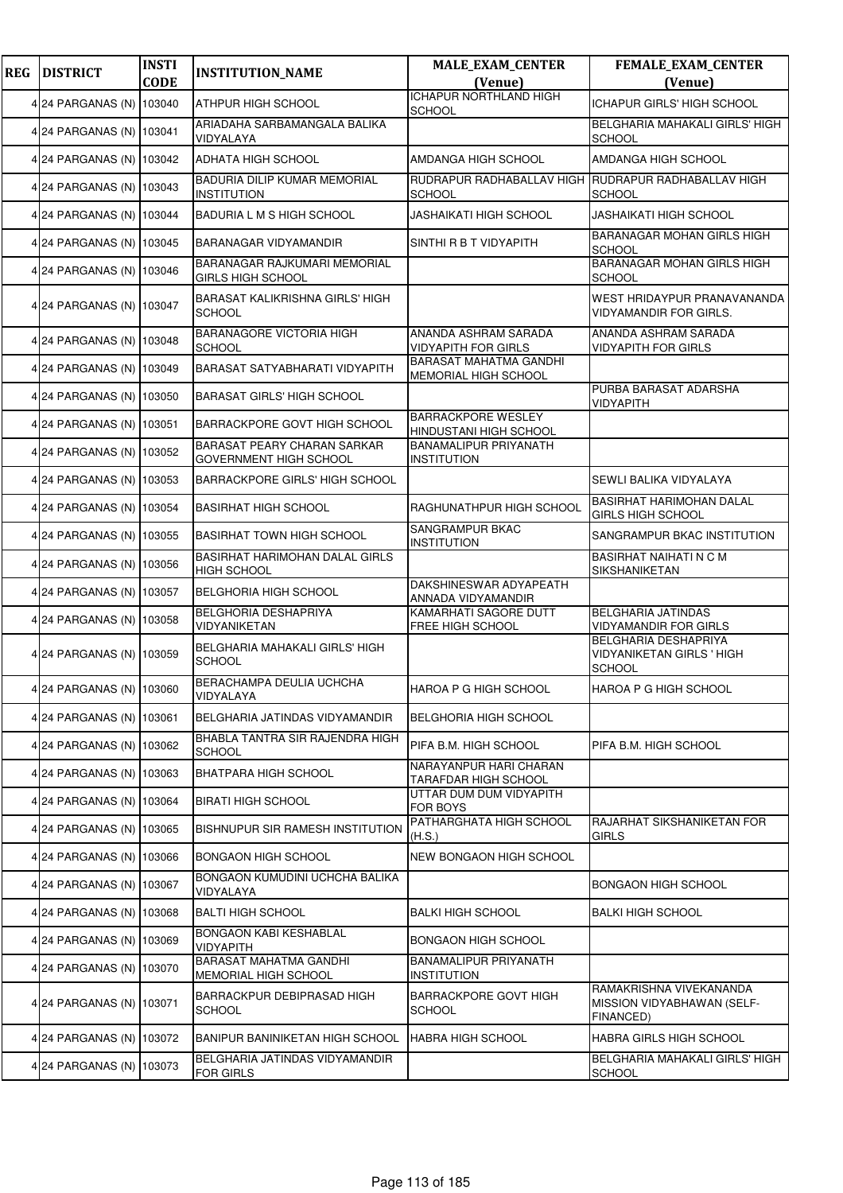| REG | DISTRICT | INSTI CODE | INSTITUTION_NAME | MALE_EXAM_CENTER (Venue) | FEMALE_EXAM_CENTER (Venue) |
|---|---|---|---|---|---|
| 4 | 24 PARGANAS (N) | 103040 | ATHPUR HIGH SCHOOL | ICHAPUR NORTHLAND HIGH SCHOOL | ICHAPUR GIRLS' HIGH SCHOOL |
| 4 | 24 PARGANAS (N) | 103041 | ARIADAHA SARBAMANGALA BALIKA VIDYALAYA | | BELGHARIA MAHAKALI GIRLS' HIGH SCHOOL |
| 4 | 24 PARGANAS (N) | 103042 | ADHATA HIGH SCHOOL | AMDANGA HIGH SCHOOL | AMDANGA HIGH SCHOOL |
| 4 | 24 PARGANAS (N) | 103043 | BADURIA DILIP KUMAR MEMORIAL INSTITUTION | RUDRAPUR RADHABALLAV HIGH SCHOOL | RUDRAPUR RADHABALLAV HIGH SCHOOL |
| 4 | 24 PARGANAS (N) | 103044 | BADURIA L M S HIGH SCHOOL | JASHAIKATI HIGH SCHOOL | JASHAIKATI HIGH SCHOOL |
| 4 | 24 PARGANAS (N) | 103045 | BARANAGAR VIDYAMANDIR | SINTHI R B T VIDYAPITH | BARANAGAR MOHAN GIRLS HIGH SCHOOL |
| 4 | 24 PARGANAS (N) | 103046 | BARANAGAR RAJKUMARI MEMORIAL GIRLS HIGH SCHOOL | | BARANAGAR MOHAN GIRLS HIGH SCHOOL |
| 4 | 24 PARGANAS (N) | 103047 | BARASAT KALIKRISHNA GIRLS' HIGH SCHOOL | | WEST HRIDAYPUR PRANAVANANDA VIDYAMANDIR FOR GIRLS. |
| 4 | 24 PARGANAS (N) | 103048 | BARANAGORE VICTORIA HIGH SCHOOL | ANANDA ASHRAM SARADA VIDYAPITH FOR GIRLS | ANANDA ASHRAM SARADA VIDYAPITH FOR GIRLS |
| 4 | 24 PARGANAS (N) | 103049 | BARASAT SATYABHARATI VIDYAPITH | BARASAT MAHATMA GANDHI MEMORIAL HIGH SCHOOL | |
| 4 | 24 PARGANAS (N) | 103050 | BARASAT GIRLS' HIGH SCHOOL | | PURBA BARASAT ADARSHA VIDYAPITH |
| 4 | 24 PARGANAS (N) | 103051 | BARRACKPORE GOVT HIGH SCHOOL | BARRACKPORE WESLEY HINDUSTANI HIGH SCHOOL | |
| 4 | 24 PARGANAS (N) | 103052 | BARASAT PEARY CHARAN SARKAR GOVERNMENT HIGH SCHOOL | BANAMALIPUR PRIYANATH INSTITUTION | |
| 4 | 24 PARGANAS (N) | 103053 | BARRACKPORE GIRLS' HIGH SCHOOL | | SEWLI BALIKA VIDYALAYA |
| 4 | 24 PARGANAS (N) | 103054 | BASIRHAT HIGH SCHOOL | RAGHUNATHPUR HIGH SCHOOL | BASIRHAT HARIMOHAN DALAL GIRLS HIGH SCHOOL |
| 4 | 24 PARGANAS (N) | 103055 | BASIRHAT TOWN HIGH SCHOOL | SANGRAMPUR BKAC INSTITUTION | SANGRAMPUR BKAC INSTITUTION |
| 4 | 24 PARGANAS (N) | 103056 | BASIRHAT HARIMOHAN DALAL GIRLS HIGH SCHOOL | | BASIRHAT NAIHATI N C M SIKSHANIKETAN |
| 4 | 24 PARGANAS (N) | 103057 | BELGHORIA HIGH SCHOOL | DAKSHINESWAR ADYAPEATH ANNADA VIDYAMANDIR | |
| 4 | 24 PARGANAS (N) | 103058 | BELGHORIA DESHAPRIYA VIDYANIKETAN | KAMARHATI SAGORE DUTT FREE HIGH SCHOOL | BELGHARIA JATINDAS VIDYAMANDIR FOR GIRLS |
| 4 | 24 PARGANAS (N) | 103059 | BELGHARIA MAHAKALI GIRLS' HIGH SCHOOL | | BELGHARIA DESHAPRIYA VIDYANIKETAN GIRLS ' HIGH SCHOOL |
| 4 | 24 PARGANAS (N) | 103060 | BERACHAMPA DEULIA UCHCHA VIDYALAYA | HAROA P G HIGH SCHOOL | HAROA P G HIGH SCHOOL |
| 4 | 24 PARGANAS (N) | 103061 | BELGHARIA JATINDAS VIDYAMANDIR | BELGHORIA HIGH SCHOOL | |
| 4 | 24 PARGANAS (N) | 103062 | BHABLA TANTRA SIR RAJENDRA HIGH SCHOOL | PIFA B.M. HIGH SCHOOL | PIFA B.M. HIGH SCHOOL |
| 4 | 24 PARGANAS (N) | 103063 | BHATPARA HIGH SCHOOL | NARAYANPUR HARI CHARAN TARAFDAR HIGH SCHOOL | |
| 4 | 24 PARGANAS (N) | 103064 | BIRATI HIGH SCHOOL | UTTAR DUM DUM VIDYAPITH FOR BOYS | |
| 4 | 24 PARGANAS (N) | 103065 | BISHNUPUR SIR RAMESH INSTITUTION | PATHARGHATA HIGH SCHOOL (H.S.) | RAJARHAT SIKSHANIKETAN FOR GIRLS |
| 4 | 24 PARGANAS (N) | 103066 | BONGAON HIGH SCHOOL | NEW BONGAON HIGH SCHOOL | |
| 4 | 24 PARGANAS (N) | 103067 | BONGAON KUMUDINI UCHCHA BALIKA VIDYALAYA | | BONGAON HIGH SCHOOL |
| 4 | 24 PARGANAS (N) | 103068 | BALTI HIGH SCHOOL | BALKI HIGH SCHOOL | BALKI HIGH SCHOOL |
| 4 | 24 PARGANAS (N) | 103069 | BONGAON KABI KESHABLAL VIDYAPITH | BONGAON HIGH SCHOOL | |
| 4 | 24 PARGANAS (N) | 103070 | BARASAT MAHATMA GANDHI MEMORIAL HIGH SCHOOL | BANAMALIPUR PRIYANATH INSTITUTION | |
| 4 | 24 PARGANAS (N) | 103071 | BARRACKPUR DEBIPRASAD HIGH SCHOOL | BARRACKPORE GOVT HIGH SCHOOL | RAMAKRISHNA VIVEKANANDA MISSION VIDYABHAWAN (SELF-FINANCED) |
| 4 | 24 PARGANAS (N) | 103072 | BANIPUR BANINIKETAN HIGH SCHOOL | HABRA HIGH SCHOOL | HABRA GIRLS HIGH SCHOOL |
| 4 | 24 PARGANAS (N) | 103073 | BELGHARIA JATINDAS VIDYAMANDIR FOR GIRLS | | BELGHARIA MAHAKALI GIRLS' HIGH SCHOOL |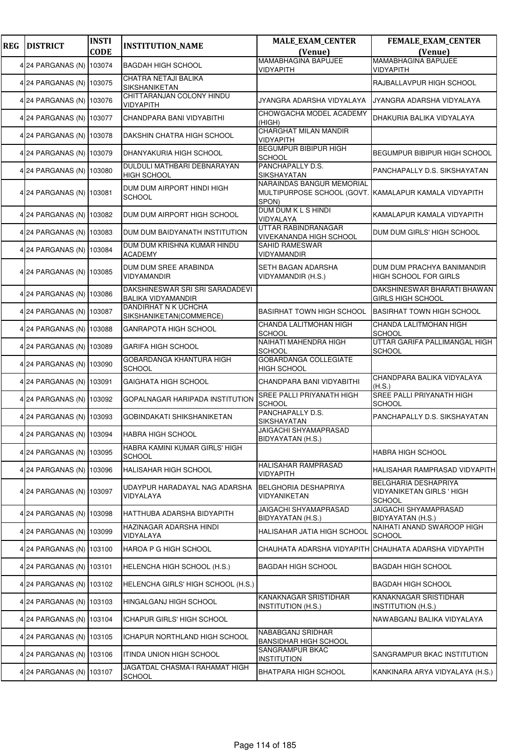| REG | DISTRICT | INSTI CODE | INSTITUTION_NAME | MALE_EXAM_CENTER (Venue) | FEMALE_EXAM_CENTER (Venue) |
|---|---|---|---|---|---|
| 4 | 24 PARGANAS (N) | 103074 | BAGDAH HIGH SCHOOL | MAMABHAGINA BAPUJEE VIDYAPITH | MAMABHAGINA BAPUJEE VIDYAPITH |
| 4 | 24 PARGANAS (N) | 103075 | CHATRA NETAJI BALIKA SIKSHANIKETAN | | RAJBALLAVPUR HIGH SCHOOL |
| 4 | 24 PARGANAS (N) | 103076 | CHITTARANJAN COLONY HINDU VIDYAPITH | JYANGRA ADARSHA VIDYALAYA | JYANGRA ADARSHA VIDYALAYA |
| 4 | 24 PARGANAS (N) | 103077 | CHANDPARA BANI VIDYABITHI | CHOWGACHA MODEL ACADEMY (HIGH) | DHAKURIA BALIKA VIDYALAYA |
| 4 | 24 PARGANAS (N) | 103078 | DAKSHIN CHATRA HIGH SCHOOL | CHARGHAT MILAN MANDIR VIDYAPITH | |
| 4 | 24 PARGANAS (N) | 103079 | DHANYAKURIA HIGH SCHOOL | BEGUMPUR BIBIPUR HIGH SCHOOL | BEGUMPUR BIBIPUR HIGH SCHOOL |
| 4 | 24 PARGANAS (N) | 103080 | DULDULI MATHBARI DEBNARAYAN HIGH SCHOOL | PANCHAPALLY D.S. SIKSHAYATAN | PANCHAPALLY D.S. SIKSHAYATAN |
| 4 | 24 PARGANAS (N) | 103081 | DUM DUM AIRPORT HINDI HIGH SCHOOL | NARAINDAS BANGUR MEMORIAL MULTIPURPOSE SCHOOL (GOVT. SPON) | KAMALAPUR KAMALA VIDYAPITH |
| 4 | 24 PARGANAS (N) | 103082 | DUM DUM AIRPORT HIGH SCHOOL | DUM DUM K L S HINDI VIDYALAYA | KAMALAPUR KAMALA VIDYAPITH |
| 4 | 24 PARGANAS (N) | 103083 | DUM DUM BAIDYANATH INSTITUTION | UTTAR RABINDRANAGAR VIVEKANANDA HIGH SCHOOL | DUM DUM GIRLS' HIGH SCHOOL |
| 4 | 24 PARGANAS (N) | 103084 | DUM DUM KRISHNA KUMAR HINDU ACADEMY | SAHID RAMESWAR VIDYAMANDIR | |
| 4 | 24 PARGANAS (N) | 103085 | DUM DUM SREE ARABINDA VIDYAMANDIR | SETH BAGAN ADARSHA VIDYAMANDIR (H.S.) | DUM DUM PRACHYA BANIMANDIR HIGH SCHOOL FOR GIRLS |
| 4 | 24 PARGANAS (N) | 103086 | DAKSHINESWAR SRI SRI SARADADEVI BALIKA VIDYAMANDIR | | DAKSHINESWAR BHARATI BHAWAN GIRLS HIGH SCHOOL |
| 4 | 24 PARGANAS (N) | 103087 | DANDIRHAT N K UCHCHA SIKSHANIKETAN(COMMERCE) | BASIRHAT TOWN HIGH SCHOOL | BASIRHAT TOWN HIGH SCHOOL |
| 4 | 24 PARGANAS (N) | 103088 | GANRAPOTA HIGH SCHOOL | CHANDA LALITMOHAN HIGH SCHOOL | CHANDA LALITMOHAN HIGH SCHOOL |
| 4 | 24 PARGANAS (N) | 103089 | GARIFA HIGH SCHOOL | NAIHATI MAHENDRA HIGH SCHOOL | UTTAR GARIFA PALLIMANGAL HIGH SCHOOL |
| 4 | 24 PARGANAS (N) | 103090 | GOBARDANGA KHANTURA HIGH SCHOOL | GOBARDANGA COLLEGIATE HIGH SCHOOL | |
| 4 | 24 PARGANAS (N) | 103091 | GAIGHATA HIGH SCHOOL | CHANDPARA BANI VIDYABITHI | CHANDPARA BALIKA VIDYALAYA (H.S.) |
| 4 | 24 PARGANAS (N) | 103092 | GOPALNAGAR HARIPADA INSTITUTION | SREE PALLI PRIYANATH HIGH SCHOOL | SREE PALLI PRIYANATH HIGH SCHOOL |
| 4 | 24 PARGANAS (N) | 103093 | GOBINDAKATI SHIKSHANIKETAN | PANCHAPALLY D.S. SIKSHAYATAN | PANCHAPALLY D.S. SIKSHAYATAN |
| 4 | 24 PARGANAS (N) | 103094 | HABRA HIGH SCHOOL | JAIGACHI SHYAMAPRASAD BIDYAYATAN (H.S.) | |
| 4 | 24 PARGANAS (N) | 103095 | HABRA KAMINI KUMAR GIRLS' HIGH SCHOOL | | HABRA HIGH SCHOOL |
| 4 | 24 PARGANAS (N) | 103096 | HALISAHAR HIGH SCHOOL | HALISAHAR RAMPRASAD VIDYAPITH | HALISAHAR RAMPRASAD VIDYAPITH |
| 4 | 24 PARGANAS (N) | 103097 | UDAYPUR HARADAYAL NAG ADARSHA VIDYALAYA | BELGHORIA DESHAPRIYA VIDYANIKETAN | BELGHARIA DESHAPRIYA VIDYANIKETAN GIRLS ' HIGH SCHOOL |
| 4 | 24 PARGANAS (N) | 103098 | HATTHUBA ADARSHA BIDYAPITH | JAIGACHI SHYAMAPRASAD BIDYAYATAN (H.S.) | JAIGACHI SHYAMAPRASAD BIDYAYATAN (H.S.) |
| 4 | 24 PARGANAS (N) | 103099 | HAZINAGAR ADARSHA HINDI VIDYALAYA | HALISAHAR JATIA HIGH SCHOOL | NAIHATI ANAND SWAROOP HIGH SCHOOL |
| 4 | 24 PARGANAS (N) | 103100 | HAROA P G HIGH SCHOOL | CHAUHATA ADARSHA VIDYAPITH | CHAUHATA ADARSHA VIDYAPITH |
| 4 | 24 PARGANAS (N) | 103101 | HELENCHA HIGH SCHOOL (H.S.) | BAGDAH HIGH SCHOOL | BAGDAH HIGH SCHOOL |
| 4 | 24 PARGANAS (N) | 103102 | HELENCHA GIRLS' HIGH SCHOOL (H.S.) | | BAGDAH HIGH SCHOOL |
| 4 | 24 PARGANAS (N) | 103103 | HINGALGANJ HIGH SCHOOL | KANAKNAGAR SRISTIDHAR INSTITUTION (H.S.) | KANAKNAGAR SRISTIDHAR INSTITUTION (H.S.) |
| 4 | 24 PARGANAS (N) | 103104 | ICHAPUR GIRLS' HIGH SCHOOL | | NAWABGANJ BALIKA VIDYALAYA |
| 4 | 24 PARGANAS (N) | 103105 | ICHAPUR NORTHLAND HIGH SCHOOL | NABABGANJ SRIDHAR BANSIDHAR HIGH SCHOOL | |
| 4 | 24 PARGANAS (N) | 103106 | ITINDA UNION HIGH SCHOOL | SANGRAMPUR BKAC INSTITUTION | SANGRAMPUR BKAC INSTITUTION |
| 4 | 24 PARGANAS (N) | 103107 | JAGATDAL CHASMA-I RAHAMAT HIGH SCHOOL | BHATPARA HIGH SCHOOL | KANKINARA ARYA VIDYALAYA (H.S.) |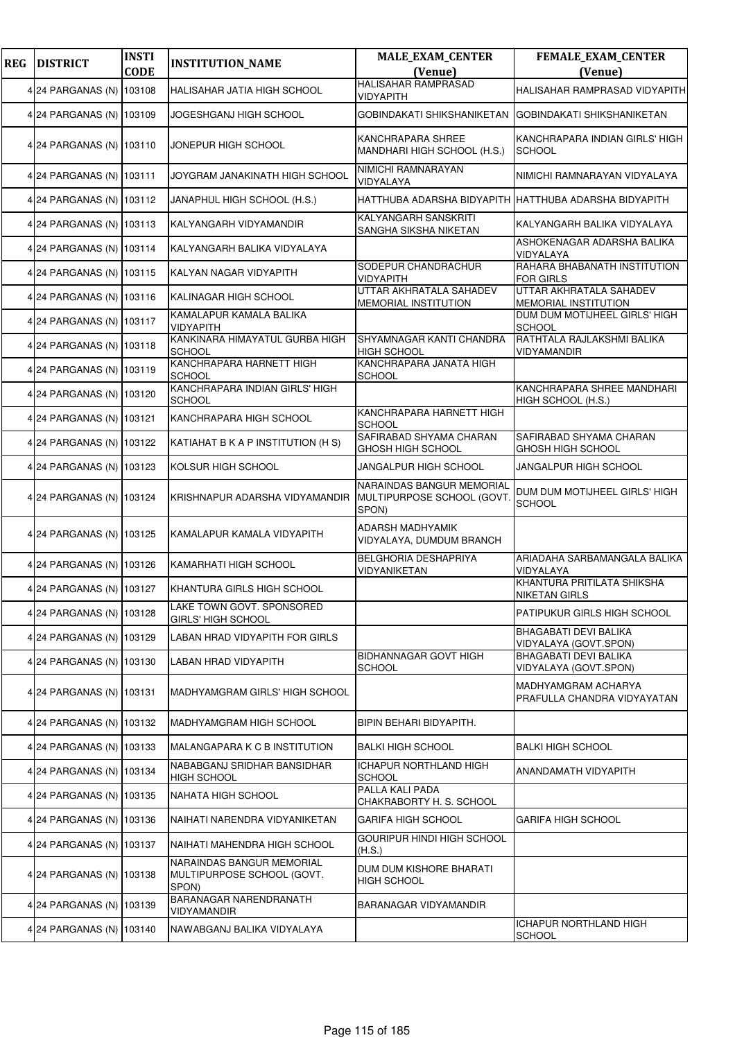| REG | DISTRICT | INSTI CODE | INSTITUTION_NAME | MALE_EXAM_CENTER (Venue) | FEMALE_EXAM_CENTER (Venue) |
|---|---|---|---|---|---|
| 4 | 24 PARGANAS (N) | 103108 | HALISAHAR JATIA HIGH SCHOOL | HALISAHAR RAMPRASAD VIDYAPITH | HALISAHAR RAMPRASAD VIDYAPITH |
| 4 | 24 PARGANAS (N) | 103109 | JOGESHGANJ HIGH SCHOOL | GOBINDAKATI SHIKSHANIKETAN | GOBINDAKATI SHIKSHANIKETAN |
| 4 | 24 PARGANAS (N) | 103110 | JONEPUR HIGH SCHOOL | KANCHRAPARA SHREE MANDHARI HIGH SCHOOL (H.S.) | KANCHRAPARA INDIAN GIRLS' HIGH SCHOOL |
| 4 | 24 PARGANAS (N) | 103111 | JOYGRAM JANAKINATH HIGH SCHOOL | NIMICHI RAMNARAYAN VIDYALAYA | NIMICHI RAMNARAYAN VIDYALAYA |
| 4 | 24 PARGANAS (N) | 103112 | JANAPHUL HIGH SCHOOL (H.S.) | HATTHUBA ADARSHA BIDYAPITH | HATTHUBA ADARSHA BIDYAPITH |
| 4 | 24 PARGANAS (N) | 103113 | KALYANGARH VIDYAMANDIR | KALYANGARH SANSKRITI SANGHA SIKSHA NIKETAN | KALYANGARH BALIKA VIDYALAYA |
| 4 | 24 PARGANAS (N) | 103114 | KALYANGARH BALIKA VIDYALAYA | | ASHOKENAGAR ADARSHA BALIKA VIDYALAYA |
| 4 | 24 PARGANAS (N) | 103115 | KALYAN NAGAR VIDYAPITH | SODEPUR CHANDRACHUR VIDYAPITH | RAHARA BHABANATH INSTITUTION FOR GIRLS |
| 4 | 24 PARGANAS (N) | 103116 | KALINAGAR HIGH SCHOOL | UTTAR AKHRATALA SAHADEV MEMORIAL INSTITUTION | UTTAR AKHRATALA SAHADEV MEMORIAL INSTITUTION |
| 4 | 24 PARGANAS (N) | 103117 | KAMALAPUR KAMALA BALIKA VIDYAPITH | | DUM DUM MOTIJHEEL GIRLS' HIGH SCHOOL |
| 4 | 24 PARGANAS (N) | 103118 | KANKINARA HIMAYATUL GURBA HIGH SCHOOL | SHYAMNAGAR KANTI CHANDRA HIGH SCHOOL | RATHTALA RAJLAKSHMI BALIKA VIDYAMANDIR |
| 4 | 24 PARGANAS (N) | 103119 | KANCHRAPARA HARNETT HIGH SCHOOL | KANCHRAPARA JANATA HIGH SCHOOL | |
| 4 | 24 PARGANAS (N) | 103120 | KANCHRAPARA INDIAN GIRLS' HIGH SCHOOL | | KANCHRAPARA SHREE MANDHARI HIGH SCHOOL (H.S.) |
| 4 | 24 PARGANAS (N) | 103121 | KANCHRAPARA HIGH SCHOOL | KANCHRAPARA HARNETT HIGH SCHOOL | |
| 4 | 24 PARGANAS (N) | 103122 | KATIAHAT B K A P INSTITUTION (H S) | SAFIRABAD SHYAMA CHARAN GHOSH HIGH SCHOOL | SAFIRABAD SHYAMA CHARAN GHOSH HIGH SCHOOL |
| 4 | 24 PARGANAS (N) | 103123 | KOLSUR HIGH SCHOOL | JANGALPUR HIGH SCHOOL | JANGALPUR HIGH SCHOOL |
| 4 | 24 PARGANAS (N) | 103124 | KRISHNAPUR ADARSHA VIDYAMANDIR | NARAINDAS BANGUR MEMORIAL MULTIPURPOSE SCHOOL (GOVT. SPON) | DUM DUM MOTIJHEEL GIRLS' HIGH SCHOOL |
| 4 | 24 PARGANAS (N) | 103125 | KAMALAPUR KAMALA VIDYAPITH | ADARSH MADHYAMIK VIDYALAYA, DUMDUM BRANCH | |
| 4 | 24 PARGANAS (N) | 103126 | KAMARHATI HIGH SCHOOL | BELGHORIA DESHAPRIYA VIDYANIKETAN | ARIADAHA SARBAMANGALA BALIKA VIDYALAYA |
| 4 | 24 PARGANAS (N) | 103127 | KHANTURA GIRLS HIGH SCHOOL | | KHANTURA PRITILATA SHIKSHA NIKETAN GIRLS |
| 4 | 24 PARGANAS (N) | 103128 | LAKE TOWN GOVT. SPONSORED GIRLS' HIGH SCHOOL | | PATIPUKUR GIRLS HIGH SCHOOL |
| 4 | 24 PARGANAS (N) | 103129 | LABAN HRAD VIDYAPITH FOR GIRLS | | BHAGABATI DEVI BALIKA VIDYALAYA (GOVT.SPON) |
| 4 | 24 PARGANAS (N) | 103130 | LABAN HRAD VIDYAPITH | BIDHANNAGAR GOVT HIGH SCHOOL | BHAGABATI DEVI BALIKA VIDYALAYA (GOVT.SPON) |
| 4 | 24 PARGANAS (N) | 103131 | MADHYAMGRAM GIRLS' HIGH SCHOOL | | MADHYAMGRAM ACHARYA PRAFULLA CHANDRA VIDYAYATAN |
| 4 | 24 PARGANAS (N) | 103132 | MADHYAMGRAM HIGH SCHOOL | BIPIN BEHARI BIDYAPITH. | |
| 4 | 24 PARGANAS (N) | 103133 | MALANGAPARA K C B INSTITUTION | BALKI HIGH SCHOOL | BALKI HIGH SCHOOL |
| 4 | 24 PARGANAS (N) | 103134 | NABABGANJ SRIDHAR BANSIDHAR HIGH SCHOOL | ICHAPUR NORTHLAND HIGH SCHOOL | ANANDAMATH VIDYAPITH |
| 4 | 24 PARGANAS (N) | 103135 | NAHATA HIGH SCHOOL | PALLA KALI PADA CHAKRABORTY H. S. SCHOOL | |
| 4 | 24 PARGANAS (N) | 103136 | NAIHATI NARENDRA VIDYANIKETAN | GARIFA HIGH SCHOOL | GARIFA HIGH SCHOOL |
| 4 | 24 PARGANAS (N) | 103137 | NAIHATI MAHENDRA HIGH SCHOOL | GOURIPUR HINDI HIGH SCHOOL (H.S.) | |
| 4 | 24 PARGANAS (N) | 103138 | NARAINDAS BANGUR MEMORIAL MULTIPURPOSE SCHOOL (GOVT. SPON) | DUM DUM KISHORE BHARATI HIGH SCHOOL | |
| 4 | 24 PARGANAS (N) | 103139 | BARANAGAR NARENDRANATH VIDYAMANDIR | BARANAGAR VIDYAMANDIR | |
| 4 | 24 PARGANAS (N) | 103140 | NAWABGANJ BALIKA VIDYALAYA | | ICHAPUR NORTHLAND HIGH SCHOOL |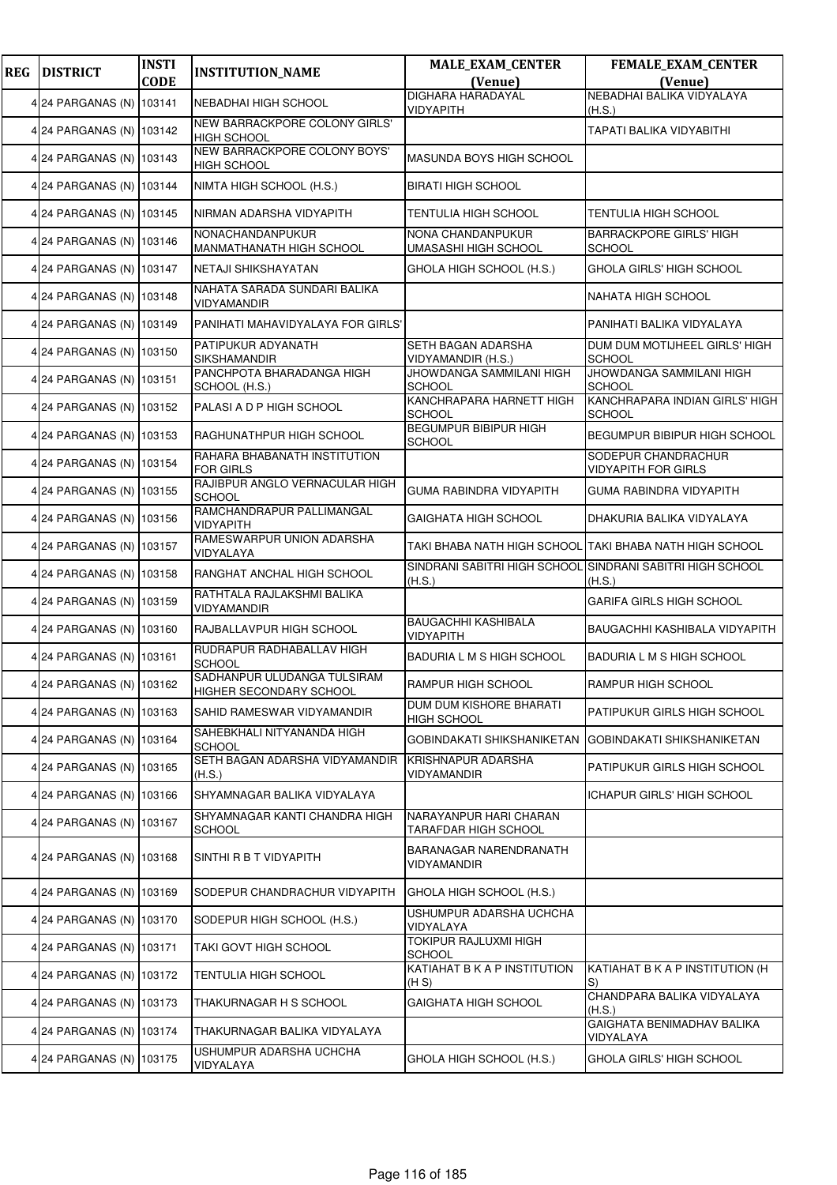| REG | DISTRICT | INSTI CODE | INSTITUTION_NAME | MALE_EXAM_CENTER (Venue) | FEMALE_EXAM_CENTER (Venue) |
|---|---|---|---|---|---|
| 4 | 24 PARGANAS (N) | 103141 | NEBADHAI HIGH SCHOOL | DIGHARA HARADAYAL VIDYAPITH | NEBADHAI BALIKA VIDYALAYA (H.S.) |
| 4 | 24 PARGANAS (N) | 103142 | NEW BARRACKPORE COLONY GIRLS' HIGH SCHOOL | | TAPATI BALIKA VIDYABITHI |
| 4 | 24 PARGANAS (N) | 103143 | NEW BARRACKPORE COLONY BOYS' HIGH SCHOOL | MASUNDA BOYS HIGH SCHOOL | |
| 4 | 24 PARGANAS (N) | 103144 | NIMTA HIGH SCHOOL (H.S.) | BIRATI HIGH SCHOOL | |
| 4 | 24 PARGANAS (N) | 103145 | NIRMAN ADARSHA VIDYAPITH | TENTULIA HIGH SCHOOL | TENTULIA HIGH SCHOOL |
| 4 | 24 PARGANAS (N) | 103146 | NONACHANDANPUKUR MANMATHANATH HIGH SCHOOL | NONA CHANDANPUKUR UMASASHI HIGH SCHOOL | BARRACKPORE GIRLS' HIGH SCHOOL |
| 4 | 24 PARGANAS (N) | 103147 | NETAJI SHIKSHAYATAN | GHOLA HIGH SCHOOL (H.S.) | GHOLA GIRLS' HIGH SCHOOL |
| 4 | 24 PARGANAS (N) | 103148 | NAHATA SARADA SUNDARI BALIKA VIDYAMANDIR | | NAHATA HIGH SCHOOL |
| 4 | 24 PARGANAS (N) | 103149 | PANIHATI MAHAVIDYALAYA FOR GIRLS' | | PANIHATI BALIKA VIDYALAYA |
| 4 | 24 PARGANAS (N) | 103150 | PATIPUKUR ADYANATH SIKSHAMANDIR | SETH BAGAN ADARSHA VIDYAMANDIR (H.S.) | DUM DUM MOTIJHEEL GIRLS' HIGH SCHOOL |
| 4 | 24 PARGANAS (N) | 103151 | PANCHPOTA BHARADANGA HIGH SCHOOL (H.S.) | JHOWDANGA SAMMILANI HIGH SCHOOL | JHOWDANGA SAMMILANI HIGH SCHOOL |
| 4 | 24 PARGANAS (N) | 103152 | PALASI A D P HIGH SCHOOL | KANCHRAPARA HARNETT HIGH SCHOOL | KANCHRAPARA INDIAN GIRLS' HIGH SCHOOL |
| 4 | 24 PARGANAS (N) | 103153 | RAGHUNATHPUR HIGH SCHOOL | BEGUMPUR BIBIPUR HIGH SCHOOL | BEGUMPUR BIBIPUR HIGH SCHOOL |
| 4 | 24 PARGANAS (N) | 103154 | RAHARA BHABANATH INSTITUTION FOR GIRLS | | SODEPUR CHANDRACHUR VIDYAPITH FOR GIRLS |
| 4 | 24 PARGANAS (N) | 103155 | RAJIBPUR ANGLO VERNACULAR HIGH SCHOOL | GUMA RABINDRA VIDYAPITH | GUMA RABINDRA VIDYAPITH |
| 4 | 24 PARGANAS (N) | 103156 | RAMCHANDRAPUR PALLIMANGAL VIDYAPITH | GAIGHATA HIGH SCHOOL | DHAKURIA BALIKA VIDYALAYA |
| 4 | 24 PARGANAS (N) | 103157 | RAMESWARPUR UNION ADARSHA VIDYALAYA | TAKI BHABA NATH HIGH SCHOOL | TAKI BHABA NATH HIGH SCHOOL |
| 4 | 24 PARGANAS (N) | 103158 | RANGHAT ANCHAL HIGH SCHOOL | SINDRANI SABITRI HIGH SCHOOL (H.S.) | SINDRANI SABITRI HIGH SCHOOL (H.S.) |
| 4 | 24 PARGANAS (N) | 103159 | RATHTALA RAJLAKSHMI BALIKA VIDYAMANDIR | | GARIFA GIRLS HIGH SCHOOL |
| 4 | 24 PARGANAS (N) | 103160 | RAJBALLAVPUR HIGH SCHOOL | BAUGACHHI KASHIBALA VIDYAPITH | BAUGACHHI KASHIBALA VIDYAPITH |
| 4 | 24 PARGANAS (N) | 103161 | RUDRAPUR RADHABALLAV HIGH SCHOOL | BADURIA L M S HIGH SCHOOL | BADURIA L M S HIGH SCHOOL |
| 4 | 24 PARGANAS (N) | 103162 | SADHANPUR ULUDANGA TULSIRAM HIGHER SECONDARY SCHOOL | RAMPUR HIGH SCHOOL | RAMPUR HIGH SCHOOL |
| 4 | 24 PARGANAS (N) | 103163 | SAHID RAMESWAR VIDYAMANDIR | DUM DUM KISHORE BHARATI HIGH SCHOOL | PATIPUKUR GIRLS HIGH SCHOOL |
| 4 | 24 PARGANAS (N) | 103164 | SAHEBKHALI NITYANANDA HIGH SCHOOL | GOBINDAKATI SHIKSHANIKETAN | GOBINDAKATI SHIKSHANIKETAN |
| 4 | 24 PARGANAS (N) | 103165 | SETH BAGAN ADARSHA VIDYAMANDIR (H.S.) | KRISHNAPUR ADARSHA VIDYAMANDIR | PATIPUKUR GIRLS HIGH SCHOOL |
| 4 | 24 PARGANAS (N) | 103166 | SHYAMNAGAR BALIKA VIDYALAYA | | ICHAPUR GIRLS' HIGH SCHOOL |
| 4 | 24 PARGANAS (N) | 103167 | SHYAMNAGAR KANTI CHANDRA HIGH SCHOOL | NARAYANPUR HARI CHARAN TARAFDAR HIGH SCHOOL | |
| 4 | 24 PARGANAS (N) | 103168 | SINTHI R B T VIDYAPITH | BARANAGAR NARENDRANATH VIDYAMANDIR | |
| 4 | 24 PARGANAS (N) | 103169 | SODEPUR CHANDRACHUR VIDYAPITH | GHOLA HIGH SCHOOL (H.S.) | |
| 4 | 24 PARGANAS (N) | 103170 | SODEPUR HIGH SCHOOL (H.S.) | USHUMPUR ADARSHA UCHCHA VIDYALAYA | |
| 4 | 24 PARGANAS (N) | 103171 | TAKI GOVT HIGH SCHOOL | TOKIPUR RAJLUXMI HIGH SCHOOL | |
| 4 | 24 PARGANAS (N) | 103172 | TENTULIA HIGH SCHOOL | KATIAHAT B K A P INSTITUTION (H S) | KATIAHAT B K A P INSTITUTION (H S) |
| 4 | 24 PARGANAS (N) | 103173 | THAKURNAGAR H S SCHOOL | GAIGHATA HIGH SCHOOL | CHANDPARA BALIKA VIDYALAYA (H.S.) |
| 4 | 24 PARGANAS (N) | 103174 | THAKURNAGAR BALIKA VIDYALAYA | | GAIGHATA BENIMADHAV BALIKA VIDYALAYA |
| 4 | 24 PARGANAS (N) | 103175 | USHUMPUR ADARSHA UCHCHA VIDYALAYA | GHOLA HIGH SCHOOL (H.S.) | GHOLA GIRLS' HIGH SCHOOL |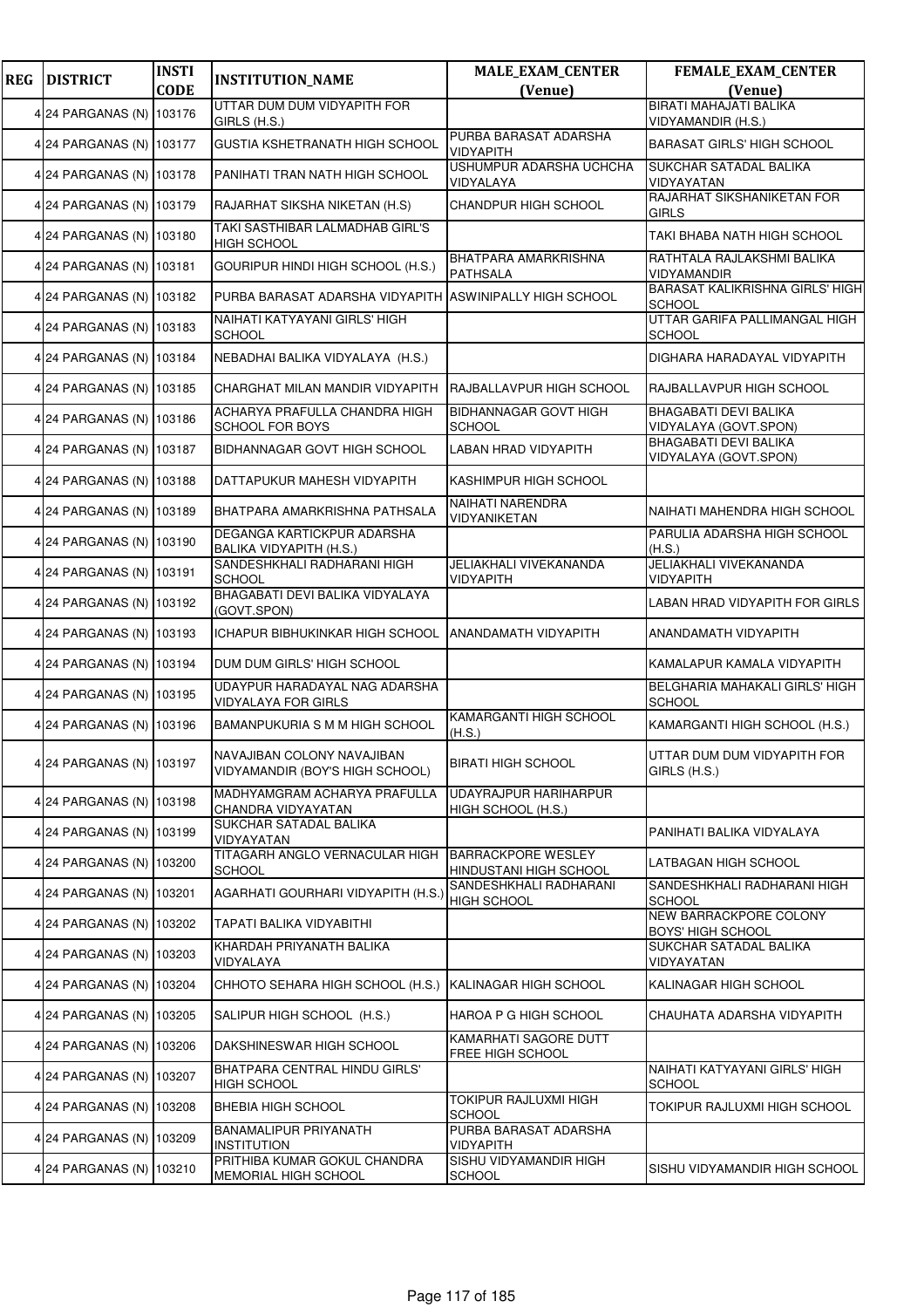| REG | DISTRICT | INSTI CODE | INSTITUTION_NAME | MALE_EXAM_CENTER (Venue) | FEMALE_EXAM_CENTER (Venue) |
|---|---|---|---|---|---|
| 4 | 24 PARGANAS (N) | 103176 | UTTAR DUM DUM VIDYAPITH FOR GIRLS (H.S.) | | BIRATI MAHAJATI BALIKA VIDYAMANDIR (H.S.) |
| 4 | 24 PARGANAS (N) | 103177 | GUSTIA KSHETRANATH HIGH SCHOOL | PURBA BARASAT ADARSHA VIDYAPITH | BARASAT GIRLS' HIGH SCHOOL |
| 4 | 24 PARGANAS (N) | 103178 | PANIHATI TRAN NATH HIGH SCHOOL | USHUMPUR ADARSHA UCHCHA VIDYALAYA | SUKCHAR SATADAL BALIKA VIDYAYATAN |
| 4 | 24 PARGANAS (N) | 103179 | RAJARHAT SIKSHA NIKETAN (H.S) | CHANDPUR HIGH SCHOOL | RAJARHAT SIKSHANIKETAN FOR GIRLS |
| 4 | 24 PARGANAS (N) | 103180 | TAKI SASTHIBAR LALMADHAB GIRL'S HIGH SCHOOL | | TAKI BHABA NATH HIGH SCHOOL |
| 4 | 24 PARGANAS (N) | 103181 | GOURIPUR HINDI HIGH SCHOOL (H.S.) | BHATPARA AMARKRISHNA PATHSALA | RATHTALA RAJLAKSHMI BALIKA VIDYAMANDIR |
| 4 | 24 PARGANAS (N) | 103182 | PURBA BARASAT ADARSHA VIDYAPITH | ASWINIPALLY HIGH SCHOOL | BARASAT KALIKRISHNA GIRLS' HIGH SCHOOL |
| 4 | 24 PARGANAS (N) | 103183 | NAIHATI KATYAYANI GIRLS' HIGH SCHOOL | | UTTAR GARIFA PALLIMANGAL HIGH SCHOOL |
| 4 | 24 PARGANAS (N) | 103184 | NEBADHAI BALIKA VIDYALAYA (H.S.) | | DIGHARA HARADAYAL VIDYAPITH |
| 4 | 24 PARGANAS (N) | 103185 | CHARGHAT MILAN MANDIR VIDYAPITH | RAJBALLAVPUR HIGH SCHOOL | RAJBALLAVPUR HIGH SCHOOL |
| 4 | 24 PARGANAS (N) | 103186 | ACHARYA PRAFULLA CHANDRA HIGH SCHOOL FOR BOYS | BIDHANNAGAR GOVT HIGH SCHOOL | BHAGABATI DEVI BALIKA VIDYALAYA (GOVT.SPON) |
| 4 | 24 PARGANAS (N) | 103187 | BIDHANNAGAR GOVT HIGH SCHOOL | LABAN HRAD VIDYAPITH | BHAGABATI DEVI BALIKA VIDYALAYA (GOVT.SPON) |
| 4 | 24 PARGANAS (N) | 103188 | DATTAPUKUR MAHESH VIDYAPITH | KASHIMPUR HIGH SCHOOL | |
| 4 | 24 PARGANAS (N) | 103189 | BHATPARA AMARKRISHNA PATHSALA | NAIHATI NARENDRA VIDYANIKETAN | NAIHATI MAHENDRA HIGH SCHOOL |
| 4 | 24 PARGANAS (N) | 103190 | DEGANGA KARTICKPUR ADARSHA BALIKA VIDYAPITH (H.S.) | | PARULIA ADARSHA HIGH SCHOOL (H.S.) |
| 4 | 24 PARGANAS (N) | 103191 | SANDESHKHALI RADHARANI HIGH SCHOOL | JELIAKHALI VIVEKANANDA VIDYAPITH | JELIAKHALI VIVEKANANDA VIDYAPITH |
| 4 | 24 PARGANAS (N) | 103192 | BHAGABATI DEVI BALIKA VIDYALAYA (GOVT.SPON) | | LABAN HRAD VIDYAPITH FOR GIRLS |
| 4 | 24 PARGANAS (N) | 103193 | ICHAPUR BIBHUKINKAR HIGH SCHOOL | ANANDAMATH VIDYAPITH | ANANDAMATH VIDYAPITH |
| 4 | 24 PARGANAS (N) | 103194 | DUM DUM GIRLS' HIGH SCHOOL | | KAMALAPUR KAMALA VIDYAPITH |
| 4 | 24 PARGANAS (N) | 103195 | UDAYPUR HARADAYAL NAG ADARSHA VIDYALAYA FOR GIRLS | | BELGHARIA MAHAKALI GIRLS' HIGH SCHOOL |
| 4 | 24 PARGANAS (N) | 103196 | BAMANPUKURIA S M M HIGH SCHOOL | KAMARGANTI HIGH SCHOOL (H.S.) | KAMARGANTI HIGH SCHOOL (H.S.) |
| 4 | 24 PARGANAS (N) | 103197 | NAVAJIBAN COLONY NAVAJIBAN VIDYAMANDIR (BOY'S HIGH SCHOOL) | BIRATI HIGH SCHOOL | UTTAR DUM DUM VIDYAPITH FOR GIRLS (H.S.) |
| 4 | 24 PARGANAS (N) | 103198 | MADHYAMGRAM ACHARYA PRAFULLA CHANDRA VIDYAYATAN | UDAYRAJPUR HARIHARPUR HIGH SCHOOL (H.S.) | |
| 4 | 24 PARGANAS (N) | 103199 | SUKCHAR SATADAL BALIKA VIDYAYATAN | | PANIHATI BALIKA VIDYALAYA |
| 4 | 24 PARGANAS (N) | 103200 | TITAGARH ANGLO VERNACULAR HIGH SCHOOL | BARRACKPORE WESLEY HINDUSTANI HIGH SCHOOL | LATBAGAN HIGH SCHOOL |
| 4 | 24 PARGANAS (N) | 103201 | AGARHATI GOURHARI VIDYAPITH (H.S.) | SANDESHKHALI RADHARANI HIGH SCHOOL | SANDESHKHALI RADHARANI HIGH SCHOOL |
| 4 | 24 PARGANAS (N) | 103202 | TAPATI BALIKA VIDYABITHI | | NEW BARRACKPORE COLONY BOYS' HIGH SCHOOL |
| 4 | 24 PARGANAS (N) | 103203 | KHARDAH PRIYANATH BALIKA VIDYALAYA | | SUKCHAR SATADAL BALIKA VIDYAYATAN |
| 4 | 24 PARGANAS (N) | 103204 | CHHOTO SEHARA HIGH SCHOOL (H.S.) | KALINAGAR HIGH SCHOOL | KALINAGAR HIGH SCHOOL |
| 4 | 24 PARGANAS (N) | 103205 | SALIPUR HIGH SCHOOL (H.S.) | HAROA P G HIGH SCHOOL | CHAUHATA ADARSHA VIDYAPITH |
| 4 | 24 PARGANAS (N) | 103206 | DAKSHINESWAR HIGH SCHOOL | KAMARHATI SAGORE DUTT FREE HIGH SCHOOL | |
| 4 | 24 PARGANAS (N) | 103207 | BHATPARA CENTRAL HINDU GIRLS' HIGH SCHOOL | | NAIHATI KATYAYANI GIRLS' HIGH SCHOOL |
| 4 | 24 PARGANAS (N) | 103208 | BHEBIA HIGH SCHOOL | TOKIPUR RAJLUXMI HIGH SCHOOL | TOKIPUR RAJLUXMI HIGH SCHOOL |
| 4 | 24 PARGANAS (N) | 103209 | BANAMALIPUR PRIYANATH INSTITUTION | PURBA BARASAT ADARSHA VIDYAPITH | |
| 4 | 24 PARGANAS (N) | 103210 | PRITHIBA KUMAR GOKUL CHANDRA MEMORIAL HIGH SCHOOL | SISHU VIDYAMANDIR HIGH SCHOOL | SISHU VIDYAMANDIR HIGH SCHOOL |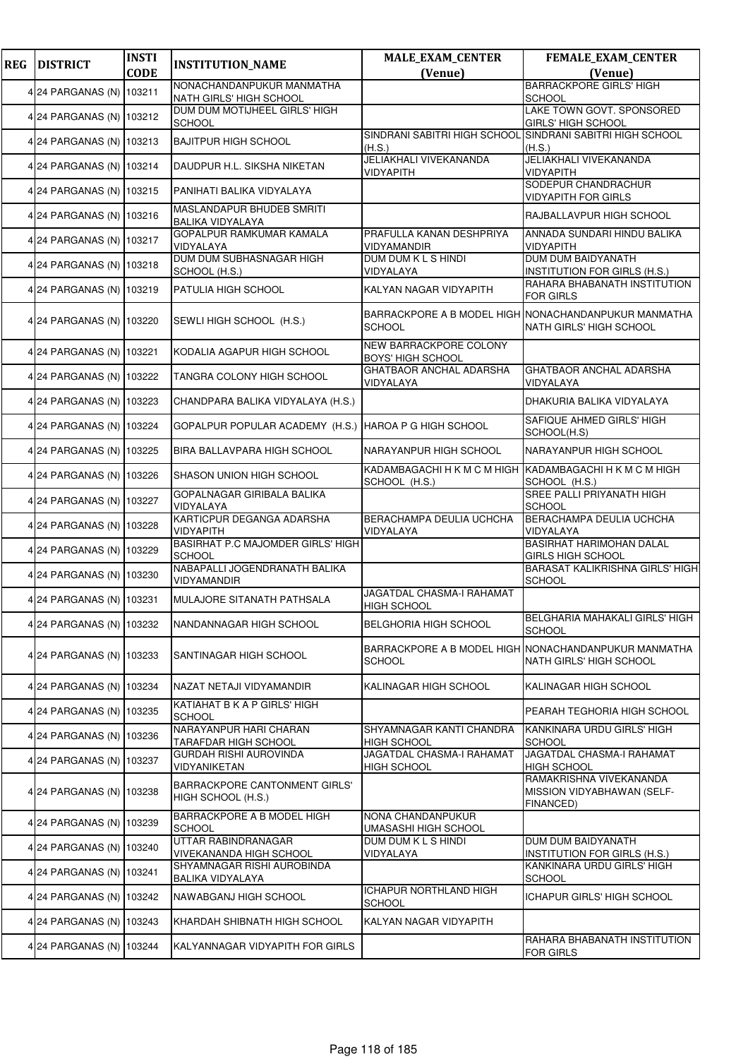| REG | DISTRICT | INSTI CODE | INSTITUTION_NAME | MALE_EXAM_CENTER (Venue) | FEMALE_EXAM_CENTER (Venue) |
|---|---|---|---|---|---|
| 4 | 24 PARGANAS (N) | 103211 | NONACHANDANPUKUR MANMATHA NATH GIRLS' HIGH SCHOOL | | BARRACKPORE GIRLS' HIGH SCHOOL |
| 4 | 24 PARGANAS (N) | 103212 | DUM DUM MOTIJHEEL GIRLS' HIGH SCHOOL | | LAKE TOWN GOVT. SPONSORED GIRLS' HIGH SCHOOL |
| 4 | 24 PARGANAS (N) | 103213 | BAJITPUR HIGH SCHOOL | SINDRANI SABITRI HIGH SCHOOL (H.S.) | SINDRANI SABITRI HIGH SCHOOL (H.S.) |
| 4 | 24 PARGANAS (N) | 103214 | DAUDPUR H.L. SIKSHA NIKETAN | JELIAKHALI VIVEKANANDA VIDYAPITH | JELIAKHALI VIVEKANANDA VIDYAPITH |
| 4 | 24 PARGANAS (N) | 103215 | PANIHATI BALIKA VIDYALAYA | | SODEPUR CHANDRACHUR VIDYAPITH FOR GIRLS |
| 4 | 24 PARGANAS (N) | 103216 | MASLANDAPUR BHUDEB SMRITI BALIKA VIDYALAYA | | RAJBALLAVPUR HIGH SCHOOL |
| 4 | 24 PARGANAS (N) | 103217 | GOPALPUR RAMKUMAR KAMALA VIDYALAYA | PRAFULLA KANAN DESHPRIYA VIDYAMANDIR | ANNADA SUNDARI HINDU BALIKA VIDYAPITH |
| 4 | 24 PARGANAS (N) | 103218 | DUM DUM SUBHASNAGAR HIGH SCHOOL (H.S.) | DUM DUM K L S HINDI VIDYALAYA | DUM DUM BAIDYANATH INSTITUTION FOR GIRLS (H.S.) |
| 4 | 24 PARGANAS (N) | 103219 | PATULIA HIGH SCHOOL | KALYAN NAGAR VIDYAPITH | RAHARA BHABANATH INSTITUTION FOR GIRLS |
| 4 | 24 PARGANAS (N) | 103220 | SEWLI HIGH SCHOOL (H.S.) | BARRACKPORE A B MODEL HIGH SCHOOL | NONACHANDANPUKUR MANMATHA NATH GIRLS' HIGH SCHOOL |
| 4 | 24 PARGANAS (N) | 103221 | KODALIA AGAPUR HIGH SCHOOL | NEW BARRACKPORE COLONY BOYS' HIGH SCHOOL | |
| 4 | 24 PARGANAS (N) | 103222 | TANGRA COLONY HIGH SCHOOL | GHATBAOR ANCHAL ADARSHA VIDYALAYA | GHATBAOR ANCHAL ADARSHA VIDYALAYA |
| 4 | 24 PARGANAS (N) | 103223 | CHANDPARA BALIKA VIDYALAYA (H.S.) | | DHAKURIA BALIKA VIDYALAYA |
| 4 | 24 PARGANAS (N) | 103224 | GOPALPUR POPULAR ACADEMY (H.S.) | HAROA P G HIGH SCHOOL | SAFIQUE AHMED GIRLS' HIGH SCHOOL(H.S) |
| 4 | 24 PARGANAS (N) | 103225 | BIRA BALLAVPARA HIGH SCHOOL | NARAYANPUR HIGH SCHOOL | NARAYANPUR HIGH SCHOOL |
| 4 | 24 PARGANAS (N) | 103226 | SHASON UNION HIGH SCHOOL | KADAMBAGACHI H K M C M HIGH SCHOOL (H.S.) | KADAMBAGACHI H K M C M HIGH SCHOOL (H.S.) |
| 4 | 24 PARGANAS (N) | 103227 | GOPALNAGAR GIRIBALA BALIKA VIDYALAYA | | SREE PALLI PRIYANATH HIGH SCHOOL |
| 4 | 24 PARGANAS (N) | 103228 | KARTICPUR DEGANGA ADARSHA VIDYAPITH | BERACHAMPA DEULIA UCHCHA VIDYALAYA | BERACHAMPA DEULIA UCHCHA VIDYALAYA |
| 4 | 24 PARGANAS (N) | 103229 | BASIRHAT P.C MAJOMDER GIRLS' HIGH SCHOOL | | BASIRHAT HARIMOHAN DALAL GIRLS HIGH SCHOOL |
| 4 | 24 PARGANAS (N) | 103230 | NABAPALLI JOGENDRANATH BALIKA VIDYAMANDIR | | BARASAT KALIKRISHNA GIRLS' HIGH SCHOOL |
| 4 | 24 PARGANAS (N) | 103231 | MULAJORE SITANATH PATHSALA | JAGATDAL CHASMA-I RAHAMAT HIGH SCHOOL | |
| 4 | 24 PARGANAS (N) | 103232 | NANDANNAGAR HIGH SCHOOL | BELGHORIA HIGH SCHOOL | BELGHARIA MAHAKALI GIRLS' HIGH SCHOOL |
| 4 | 24 PARGANAS (N) | 103233 | SANTINAGAR HIGH SCHOOL | BARRACKPORE A B MODEL HIGH SCHOOL | NONACHANDANPUKUR MANMATHA NATH GIRLS' HIGH SCHOOL |
| 4 | 24 PARGANAS (N) | 103234 | NAZAT NETAJI VIDYAMANDIR | KALINAGAR HIGH SCHOOL | KALINAGAR HIGH SCHOOL |
| 4 | 24 PARGANAS (N) | 103235 | KATIAHAT B K A P GIRLS' HIGH SCHOOL | | PEARAH TEGHORIA HIGH SCHOOL |
| 4 | 24 PARGANAS (N) | 103236 | NARAYANPUR HARI CHARAN TARAFDAR HIGH SCHOOL | SHYAMNAGAR KANTI CHANDRA HIGH SCHOOL | KANKINARA URDU GIRLS' HIGH SCHOOL |
| 4 | 24 PARGANAS (N) | 103237 | GURDAH RISHI AUROVINDA VIDYANIKETAN | JAGATDAL CHASMA-I RAHAMAT HIGH SCHOOL | JAGATDAL CHASMA-I RAHAMAT HIGH SCHOOL |
| 4 | 24 PARGANAS (N) | 103238 | BARRACKPORE CANTONMENT GIRLS' HIGH SCHOOL (H.S.) | | RAMAKRISHNA VIVEKANANDA MISSION VIDYABHAWAN (SELF-FINANCED) |
| 4 | 24 PARGANAS (N) | 103239 | BARRACKPORE A B MODEL HIGH SCHOOL | NONA CHANDANPUKUR UMASASHI HIGH SCHOOL | |
| 4 | 24 PARGANAS (N) | 103240 | UTTAR RABINDRANAGAR VIVEKANANDA HIGH SCHOOL | DUM DUM K L S HINDI VIDYALAYA | DUM DUM BAIDYANATH INSTITUTION FOR GIRLS (H.S.) |
| 4 | 24 PARGANAS (N) | 103241 | SHYAMNAGAR RISHI AUROBINDA BALIKA VIDYALAYA | | KANKINARA URDU GIRLS' HIGH SCHOOL |
| 4 | 24 PARGANAS (N) | 103242 | NAWABGANJ HIGH SCHOOL | ICHAPUR NORTHLAND HIGH SCHOOL | ICHAPUR GIRLS' HIGH SCHOOL |
| 4 | 24 PARGANAS (N) | 103243 | KHARDAH SHIBNATH HIGH SCHOOL | KALYAN NAGAR VIDYAPITH | |
| 4 | 24 PARGANAS (N) | 103244 | KALYANNAGAR VIDYAPITH FOR GIRLS | | RAHARA BHABANATH INSTITUTION FOR GIRLS |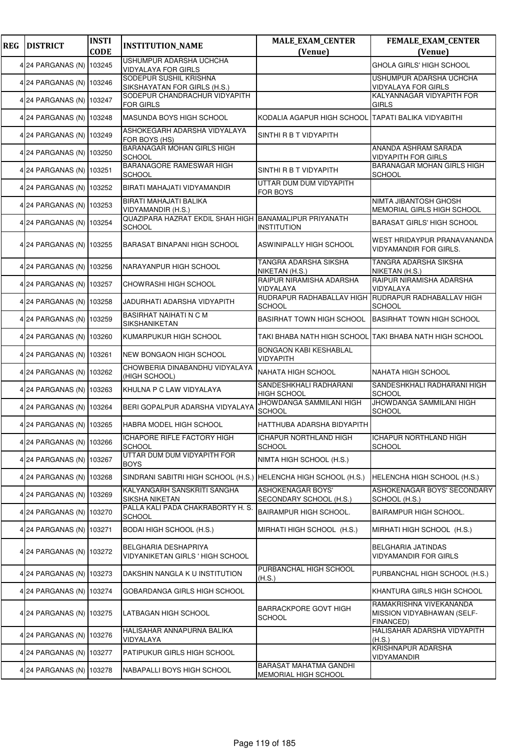| REG | DISTRICT | INSTI CODE | INSTITUTION_NAME | MALE_EXAM_CENTER (Venue) | FEMALE_EXAM_CENTER (Venue) |
|---|---|---|---|---|---|
| 4 | 24 PARGANAS (N) | 103245 | USHUMPUR ADARSHA UCHCHA VIDYALAYA FOR GIRLS | | GHOLA GIRLS' HIGH SCHOOL |
| 4 | 24 PARGANAS (N) | 103246 | SODEPUR SUSHIL KRISHNA SIKSHAYATAN FOR GIRLS (H.S.) | | USHUMPUR ADARSHA UCHCHA VIDYALAYA FOR GIRLS |
| 4 | 24 PARGANAS (N) | 103247 | SODEPUR CHANDRACHUR VIDYAPITH FOR GIRLS | | KALYANNAGAR VIDYAPITH FOR GIRLS |
| 4 | 24 PARGANAS (N) | 103248 | MASUNDA BOYS HIGH SCHOOL | KODALIA AGAPUR HIGH SCHOOL | TAPATI BALIKA VIDYABITHI |
| 4 | 24 PARGANAS (N) | 103249 | ASHOKEGARH ADARSHA VIDYALAYA FOR BOYS (HS) | SINTHI R B T VIDYAPITH | |
| 4 | 24 PARGANAS (N) | 103250 | BARANAGAR MOHAN GIRLS HIGH SCHOOL | | ANANDA ASHRAM SARADA VIDYAPITH FOR GIRLS |
| 4 | 24 PARGANAS (N) | 103251 | BARANAGORE RAMESWAR HIGH SCHOOL | SINTHI R B T VIDYAPITH | BARANAGAR MOHAN GIRLS HIGH SCHOOL |
| 4 | 24 PARGANAS (N) | 103252 | BIRATI MAHAJATI VIDYAMANDIR | UTTAR DUM DUM VIDYAPITH FOR BOYS | |
| 4 | 24 PARGANAS (N) | 103253 | BIRATI MAHAJATI BALIKA VIDYAMANDIR (H.S.) | | NIMTA JIBANTOSH GHOSH MEMORIAL GIRLS HIGH SCHOOL |
| 4 | 24 PARGANAS (N) | 103254 | QUAZIPARA HAZRAT EKDIL SHAH HIGH SCHOOL | BANAMALIPUR PRIYANATH INSTITUTION | BARASAT GIRLS' HIGH SCHOOL |
| 4 | 24 PARGANAS (N) | 103255 | BARASAT BINAPANI HIGH SCHOOL | ASWINIPALLY HIGH SCHOOL | WEST HRIDAYPUR PRANAVANANDA VIDYAMANDIR FOR GIRLS. |
| 4 | 24 PARGANAS (N) | 103256 | NARAYANPUR HIGH SCHOOL | TANGRA ADARSHA SIKSHA NIKETAN (H.S.) | TANGRA ADARSHA SIKSHA NIKETAN (H.S.) |
| 4 | 24 PARGANAS (N) | 103257 | CHOWRASHI HIGH SCHOOL | RAIPUR NIRAMISHA ADARSHA VIDYALAYA | RAIPUR NIRAMISHA ADARSHA VIDYALAYA |
| 4 | 24 PARGANAS (N) | 103258 | JADURHATI ADARSHA VIDYAPITH | RUDRAPUR RADHABALLAV HIGH SCHOOL | RUDRAPUR RADHABALLAV HIGH SCHOOL |
| 4 | 24 PARGANAS (N) | 103259 | BASIRHAT NAIHATI N C M SIKSHANIKETAN | BASIRHAT TOWN HIGH SCHOOL | BASIRHAT TOWN HIGH SCHOOL |
| 4 | 24 PARGANAS (N) | 103260 | KUMARPUKUR HIGH SCHOOL | TAKI BHABA NATH HIGH SCHOOL | TAKI BHABA NATH HIGH SCHOOL |
| 4 | 24 PARGANAS (N) | 103261 | NEW BONGAON HIGH SCHOOL | BONGAON KABI KESHABLAL VIDYAPITH | |
| 4 | 24 PARGANAS (N) | 103262 | CHOWBERIA DINABANDHU VIDYALAYA (HIGH SCHOOL) | NAHATA HIGH SCHOOL | NAHATA HIGH SCHOOL |
| 4 | 24 PARGANAS (N) | 103263 | KHULNA P C LAW VIDYALAYA | SANDESHKHALI RADHARANI HIGH SCHOOL | SANDESHKHALI RADHARANI HIGH SCHOOL |
| 4 | 24 PARGANAS (N) | 103264 | BERI GOPALPUR ADARSHA VIDYALAYA | JHOWDANGA SAMMILANI HIGH SCHOOL | JHOWDANGA SAMMILANI HIGH SCHOOL |
| 4 | 24 PARGANAS (N) | 103265 | HABRA MODEL HIGH SCHOOL | HATTHUBA ADARSHA BIDYAPITH | |
| 4 | 24 PARGANAS (N) | 103266 | ICHAPORE RIFLE FACTORY HIGH SCHOOL | ICHAPUR NORTHLAND HIGH SCHOOL | ICHAPUR NORTHLAND HIGH SCHOOL |
| 4 | 24 PARGANAS (N) | 103267 | UTTAR DUM DUM VIDYAPITH FOR BOYS | NIMTA HIGH SCHOOL (H.S.) | |
| 4 | 24 PARGANAS (N) | 103268 | SINDRANI SABITRI HIGH SCHOOL (H.S.) | HELENCHA HIGH SCHOOL (H.S.) | HELENCHA HIGH SCHOOL (H.S.) |
| 4 | 24 PARGANAS (N) | 103269 | KALYANGARH SANSKRITI SANGHA SIKSHA NIKETAN | ASHOKENAGAR BOYS' SECONDARY SCHOOL (H.S.) | ASHOKENAGAR BOYS' SECONDARY SCHOOL (H.S.) |
| 4 | 24 PARGANAS (N) | 103270 | PALLA KALI PADA CHAKRABORTY H. S. SCHOOL | BAIRAMPUR HIGH SCHOOL. | BAIRAMPUR HIGH SCHOOL. |
| 4 | 24 PARGANAS (N) | 103271 | BODAI HIGH SCHOOL (H.S.) | MIRHATI HIGH SCHOOL (H.S.) | MIRHATI HIGH SCHOOL (H.S.) |
| 4 | 24 PARGANAS (N) | 103272 | BELGHARIA DESHAPRIYA VIDYANIKETAN GIRLS ' HIGH SCHOOL | | BELGHARIA JATINDAS VIDYAMANDIR FOR GIRLS |
| 4 | 24 PARGANAS (N) | 103273 | DAKSHIN NANGLA K U INSTITUTION | PURBANCHAL HIGH SCHOOL (H.S.) | PURBANCHAL HIGH SCHOOL (H.S.) |
| 4 | 24 PARGANAS (N) | 103274 | GOBARDANGA GIRLS HIGH SCHOOL | | KHANTURA GIRLS HIGH SCHOOL |
| 4 | 24 PARGANAS (N) | 103275 | LATBAGAN HIGH SCHOOL | BARRACKPORE GOVT HIGH SCHOOL | RAMAKRISHNA VIVEKANANDA MISSION VIDYABHAWAN (SELF-FINANCED) |
| 4 | 24 PARGANAS (N) | 103276 | HALISAHAR ANNAPURNA BALIKA VIDYALAYA | | HALISAHAR ADARSHA VIDYAPITH (H.S.) |
| 4 | 24 PARGANAS (N) | 103277 | PATIPUKUR GIRLS HIGH SCHOOL | | KRISHNAPUR ADARSHA VIDYAMANDIR |
| 4 | 24 PARGANAS (N) | 103278 | NABAPALLI BOYS HIGH SCHOOL | BARASAT MAHATMA GANDHI MEMORIAL HIGH SCHOOL | |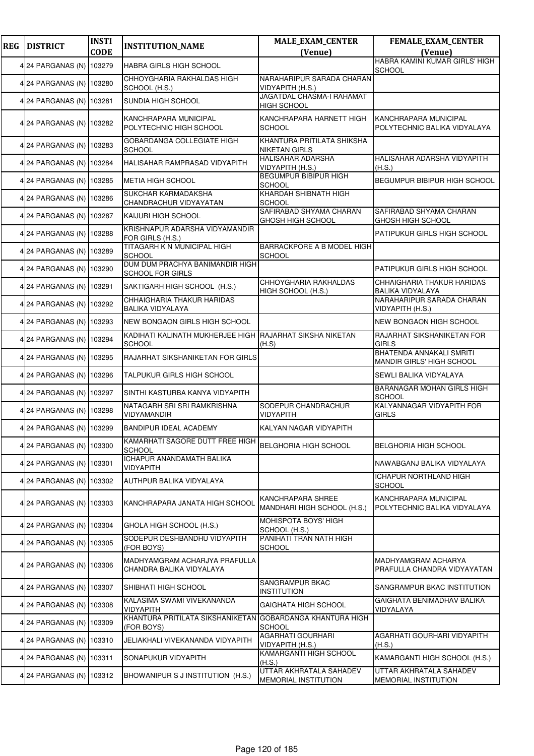| REG | DISTRICT | INSTI CODE | INSTITUTION_NAME | MALE_EXAM_CENTER (Venue) | FEMALE_EXAM_CENTER (Venue) |
|---|---|---|---|---|---|
| 4 | 24 PARGANAS (N) | 103279 | HABRA GIRLS HIGH SCHOOL | | HABRA KAMINI KUMAR GIRLS' HIGH SCHOOL |
| 4 | 24 PARGANAS (N) | 103280 | CHHOYGHARIA RAKHALDAS HIGH SCHOOL (H.S.) | NARAHARIPUR SARADA CHARAN VIDYAPITH (H.S.) | |
| 4 | 24 PARGANAS (N) | 103281 | SUNDIA HIGH SCHOOL | JAGATDAL CHASMA-I RAHAMAT HIGH SCHOOL | |
| 4 | 24 PARGANAS (N) | 103282 | KANCHRAPARA MUNICIPAL POLYTECHNIC HIGH SCHOOL | KANCHRAPARA HARNETT HIGH SCHOOL | KANCHRAPARA MUNICIPAL POLYTECHNIC BALIKA VIDYALAYA |
| 4 | 24 PARGANAS (N) | 103283 | GOBARDANGA COLLEGIATE HIGH SCHOOL | KHANTURA PRITILATA SHIKSHA NIKETAN GIRLS | |
| 4 | 24 PARGANAS (N) | 103284 | HALISAHAR RAMPRASAD VIDYAPITH | HALISAHAR ADARSHA VIDYAPITH (H.S.) | HALISAHAR ADARSHA VIDYAPITH (H.S.) |
| 4 | 24 PARGANAS (N) | 103285 | METIA HIGH SCHOOL | BEGUMPUR BIBIPUR HIGH SCHOOL | BEGUMPUR BIBIPUR HIGH SCHOOL |
| 4 | 24 PARGANAS (N) | 103286 | SUKCHAR KARMADAKSHA CHANDRACHUR VIDYAYATAN | KHARDAH SHIBNATH HIGH SCHOOL | |
| 4 | 24 PARGANAS (N) | 103287 | KAIJURI HIGH SCHOOL | SAFIRABAD SHYAMA CHARAN GHOSH HIGH SCHOOL | SAFIRABAD SHYAMA CHARAN GHOSH HIGH SCHOOL |
| 4 | 24 PARGANAS (N) | 103288 | KRISHNAPUR ADARSHA VIDYAMANDIR FOR GIRLS (H.S.) | | PATIPUKUR GIRLS HIGH SCHOOL |
| 4 | 24 PARGANAS (N) | 103289 | TITAGARH K N MUNICIPAL HIGH SCHOOL | BARRACKPORE A B MODEL HIGH SCHOOL | |
| 4 | 24 PARGANAS (N) | 103290 | DUM DUM PRACHYA BANIMANDIR HIGH SCHOOL FOR GIRLS | | PATIPUKUR GIRLS HIGH SCHOOL |
| 4 | 24 PARGANAS (N) | 103291 | SAKTIGARH HIGH SCHOOL (H.S.) | CHHOYGHARIA RAKHALDAS HIGH SCHOOL (H.S.) | CHHAIGHARIA THAKUR HARIDAS BALIKA VIDYALAYA |
| 4 | 24 PARGANAS (N) | 103292 | CHHAIGHARIA THAKUR HARIDAS BALIKA VIDYALAYA | | NARAHARIPUR SARADA CHARAN VIDYAPITH (H.S.) |
| 4 | 24 PARGANAS (N) | 103293 | NEW BONGAON GIRLS HIGH SCHOOL | | NEW BONGAON HIGH SCHOOL |
| 4 | 24 PARGANAS (N) | 103294 | KADIHATI KALINATH MUKHERJEE HIGH SCHOOL | RAJARHAT SIKSHA NIKETAN (H.S) | RAJARHAT SIKSHANIKETAN FOR GIRLS |
| 4 | 24 PARGANAS (N) | 103295 | RAJARHAT SIKSHANIKETAN FOR GIRLS | | BHATENDA ANNAKALI SMRITI MANDIR GIRLS' HIGH SCHOOL |
| 4 | 24 PARGANAS (N) | 103296 | TALPUKUR GIRLS HIGH SCHOOL | | SEWLI BALIKA VIDYALAYA |
| 4 | 24 PARGANAS (N) | 103297 | SINTHI KASTURBA KANYA VIDYAPITH | | BARANAGAR MOHAN GIRLS HIGH SCHOOL |
| 4 | 24 PARGANAS (N) | 103298 | NATAGARH SRI SRI RAMKRISHNA VIDYAMANDIR | SODEPUR CHANDRACHUR VIDYAPITH | KALYANNAGAR VIDYAPITH FOR GIRLS |
| 4 | 24 PARGANAS (N) | 103299 | BANDIPUR IDEAL ACADEMY | KALYAN NAGAR VIDYAPITH | |
| 4 | 24 PARGANAS (N) | 103300 | KAMARHATI SAGORE DUTT FREE HIGH SCHOOL | BELGHORIA HIGH SCHOOL | BELGHORIA HIGH SCHOOL |
| 4 | 24 PARGANAS (N) | 103301 | ICHAPUR ANANDAMATH BALIKA VIDYAPITH | | NAWABGANJ BALIKA VIDYALAYA |
| 4 | 24 PARGANAS (N) | 103302 | AUTHPUR BALIKA VIDYALAYA | | ICHAPUR NORTHLAND HIGH SCHOOL |
| 4 | 24 PARGANAS (N) | 103303 | KANCHRAPARA JANATA HIGH SCHOOL | KANCHRAPARA SHREE MANDHARI HIGH SCHOOL (H.S.) | KANCHRAPARA MUNICIPAL POLYTECHNIC BALIKA VIDYALAYA |
| 4 | 24 PARGANAS (N) | 103304 | GHOLA HIGH SCHOOL (H.S.) | MOHISPOTA BOYS' HIGH SCHOOL (H.S.) | |
| 4 | 24 PARGANAS (N) | 103305 | SODEPUR DESHBANDHU VIDYAPITH (FOR BOYS) | PANIHATI TRAN NATH HIGH SCHOOL | |
| 4 | 24 PARGANAS (N) | 103306 | MADHYAMGRAM ACHARJYA PRAFULLA CHANDRA BALIKA VIDYALAYA | | MADHYAMGRAM ACHARYA PRAFULLA CHANDRA VIDYAYATAN |
| 4 | 24 PARGANAS (N) | 103307 | SHIBHATI HIGH SCHOOL | SANGRAMPUR BKAC INSTITUTION | SANGRAMPUR BKAC INSTITUTION |
| 4 | 24 PARGANAS (N) | 103308 | KALASIMA SWAMI VIVEKANANDA VIDYAPITH | GAIGHATA HIGH SCHOOL | GAIGHATA BENIMADHAV BALIKA VIDYALAYA |
| 4 | 24 PARGANAS (N) | 103309 | KHANTURA PRITILATA SIKSHANIKETAN (FOR BOYS) | GOBARDANGA KHANTURA HIGH SCHOOL | |
| 4 | 24 PARGANAS (N) | 103310 | JELIAKHALI VIVEKANANDA VIDYAPITH | AGARHATI GOURHARI VIDYAPITH (H.S.) | AGARHATI GOURHARI VIDYAPITH (H.S.) |
| 4 | 24 PARGANAS (N) | 103311 | SONAPUKUR VIDYAPITH | KAMARGANTI HIGH SCHOOL (H.S.) | KAMARGANTI HIGH SCHOOL (H.S.) |
| 4 | 24 PARGANAS (N) | 103312 | BHOWANIPUR S J INSTITUTION (H.S.) | UTTAR AKHRATALA SAHADEV MEMORIAL INSTITUTION | UTTAR AKHRATALA SAHADEV MEMORIAL INSTITUTION |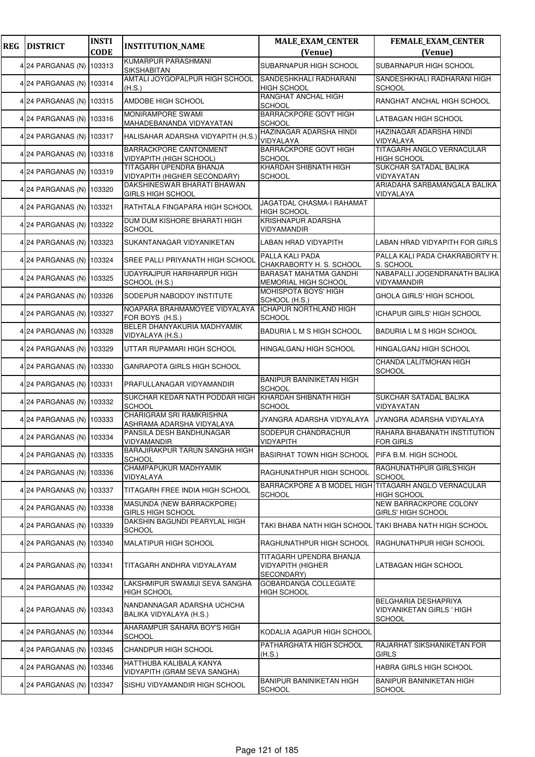| REG | DISTRICT | INSTI CODE | INSTITUTION_NAME | MALE_EXAM_CENTER (Venue) | FEMALE_EXAM_CENTER (Venue) |
|---|---|---|---|---|---|
| 4 | 24 PARGANAS (N) | 103313 | KUMARPUR PARASHMANI SIKSHABITAN | SUBARNAPUR HIGH SCHOOL | SUBARNAPUR HIGH SCHOOL |
| 4 | 24 PARGANAS (N) | 103314 | AMTALI JOYGOPALPUR HIGH SCHOOL (H.S.) | SANDESHKHALI RADHARANI HIGH SCHOOL | SANDESHKHALI RADHARANI HIGH SCHOOL |
| 4 | 24 PARGANAS (N) | 103315 | AMDOBE HIGH SCHOOL | RANGHAT ANCHAL HIGH SCHOOL | RANGHAT ANCHAL HIGH SCHOOL |
| 4 | 24 PARGANAS (N) | 103316 | MONIRAMPORE SWAMI MAHADEBANANDA VIDYAYATAN | BARRACKPORE GOVT HIGH SCHOOL | LATBAGAN HIGH SCHOOL |
| 4 | 24 PARGANAS (N) | 103317 | HALISAHAR ADARSHA VIDYAPITH (H.S.) | HAZINAGAR ADARSHA HINDI VIDYALAYA | HAZINAGAR ADARSHA HINDI VIDYALAYA |
| 4 | 24 PARGANAS (N) | 103318 | BARRACKPORE CANTONMENT VIDYAPITH (HIGH SCHOOL) | BARRACKPORE GOVT HIGH SCHOOL | TITAGARH ANGLO VERNACULAR HIGH SCHOOL |
| 4 | 24 PARGANAS (N) | 103319 | TITAGARH UPENDRA BHANJA VIDYAPITH (HIGHER SECONDARY) | KHARDAH SHIBNATH HIGH SCHOOL | SUKCHAR SATADAL BALIKA VIDYAYATAN |
| 4 | 24 PARGANAS (N) | 103320 | DAKSHINESWAR BHARATI BHAWAN GIRLS HIGH SCHOOL | | ARIADAHA SARBAMANGALA BALIKA VIDYALAYA |
| 4 | 24 PARGANAS (N) | 103321 | RATHTALA FINGAPARA HIGH SCHOOL | JAGATDAL CHASMA-I RAHAMAT HIGH SCHOOL | |
| 4 | 24 PARGANAS (N) | 103322 | DUM DUM KISHORE BHARATI HIGH SCHOOL | KRISHNAPUR ADARSHA VIDYAMANDIR | |
| 4 | 24 PARGANAS (N) | 103323 | SUKANTANAGAR VIDYANIKETAN | LABAN HRAD VIDYAPITH | LABAN HRAD VIDYAPITH FOR GIRLS |
| 4 | 24 PARGANAS (N) | 103324 | SREE PALLI PRIYANATH HIGH SCHOOL | PALLA KALI PADA CHAKRABORTY H. S. SCHOOL | PALLA KALI PADA CHAKRABORTY H. S. SCHOOL |
| 4 | 24 PARGANAS (N) | 103325 | UDAYRAJPUR HARIHARPUR HIGH SCHOOL (H.S.) | BARASAT MAHATMA GANDHI MEMORIAL HIGH SCHOOL | NABAPALLI JOGENDRANATH BALIKA VIDYAMANDIR |
| 4 | 24 PARGANAS (N) | 103326 | SODEPUR NABODOY INSTITUTE | MOHISPOTA BOYS' HIGH SCHOOL (H.S.) | GHOLA GIRLS' HIGH SCHOOL |
| 4 | 24 PARGANAS (N) | 103327 | NOAPARA BRAHMAMOYEE VIDYALAYA FOR BOYS (H.S.) | ICHAPUR NORTHLAND HIGH SCHOOL | ICHAPUR GIRLS' HIGH SCHOOL |
| 4 | 24 PARGANAS (N) | 103328 | BELER DHANYAKURIA MADHYAMIK VIDYALAYA (H.S.) | BADURIA L M S HIGH SCHOOL | BADURIA L M S HIGH SCHOOL |
| 4 | 24 PARGANAS (N) | 103329 | UTTAR RUPAMARI HIGH SCHOOL | HINGALGANJ HIGH SCHOOL | HINGALGANJ HIGH SCHOOL |
| 4 | 24 PARGANAS (N) | 103330 | GANRAPOTA GIRLS HIGH SCHOOL | | CHANDA LALITMOHAN HIGH SCHOOL |
| 4 | 24 PARGANAS (N) | 103331 | PRAFULLANAGAR VIDYAMANDIR | BANIPUR BANINIKETAN HIGH SCHOOL | |
| 4 | 24 PARGANAS (N) | 103332 | SUKCHAR KEDAR NATH PODDAR HIGH SCHOOL | KHARDAH SHIBNATH HIGH SCHOOL | SUKCHAR SATADAL BALIKA VIDYAYATAN |
| 4 | 24 PARGANAS (N) | 103333 | CHARIGRAM SRI RAMKRISHNA ASHRAMA ADARSHA VIDYALAYA | JYANGRA ADARSHA VIDYALAYA | JYANGRA ADARSHA VIDYALAYA |
| 4 | 24 PARGANAS (N) | 103334 | PANSILA DESH BANDHUNAGAR VIDYAMANDIR | SODEPUR CHANDRACHUR VIDYAPITH | RAHARA BHABANATH INSTITUTION FOR GIRLS |
| 4 | 24 PARGANAS (N) | 103335 | BARAJIRAKPUR TARUN SANGHA HIGH SCHOOL | BASIRHAT TOWN HIGH SCHOOL | PIFA B.M. HIGH SCHOOL |
| 4 | 24 PARGANAS (N) | 103336 | CHAMPAPUKUR MADHYAMIK VIDYALAYA | RAGHUNATHPUR HIGH SCHOOL | RAGHUNATHPUR GIRLS'HIGH SCHOOL |
| 4 | 24 PARGANAS (N) | 103337 | TITAGARH FREE INDIA HIGH SCHOOL | BARRACKPORE A B MODEL HIGH SCHOOL | TITAGARH ANGLO VERNACULAR HIGH SCHOOL |
| 4 | 24 PARGANAS (N) | 103338 | MASUNDA (NEW BARRACKPORE) GIRLS HIGH SCHOOL | | NEW BARRACKPORE COLONY GIRLS' HIGH SCHOOL |
| 4 | 24 PARGANAS (N) | 103339 | DAKSHIN BAGUNDI PEARYLAL HIGH SCHOOL | TAKI BHABA NATH HIGH SCHOOL | TAKI BHABA NATH HIGH SCHOOL |
| 4 | 24 PARGANAS (N) | 103340 | MALATIPUR HIGH SCHOOL | RAGHUNATHPUR HIGH SCHOOL | RAGHUNATHPUR HIGH SCHOOL |
| 4 | 24 PARGANAS (N) | 103341 | TITAGARH ANDHRA VIDYALAYAM | TITAGARH UPENDRA BHANJA VIDYAPITH (HIGHER SECONDARY) | LATBAGAN HIGH SCHOOL |
| 4 | 24 PARGANAS (N) | 103342 | LAKSHMIPUR SWAMIJI SEVA SANGHA HIGH SCHOOL | GOBARDANGA COLLEGIATE HIGH SCHOOL | |
| 4 | 24 PARGANAS (N) | 103343 | NANDANNAGAR ADARSHA UCHCHA BALIKA VIDYALAYA (H.S.) | | BELGHARIA DESHAPRIYA VIDYANIKETAN GIRLS ' HIGH SCHOOL |
| 4 | 24 PARGANAS (N) | 103344 | AHARAMPUR SAHARA BOY'S HIGH SCHOOL | KODALIA AGAPUR HIGH SCHOOL | |
| 4 | 24 PARGANAS (N) | 103345 | CHANDPUR HIGH SCHOOL | PATHARGHATA HIGH SCHOOL (H.S.) | RAJARHAT SIKSHANIKETAN FOR GIRLS |
| 4 | 24 PARGANAS (N) | 103346 | HATTHUBA KALIBALA KANYA VIDYAPITH (GRAM SEVA SANGHA) | | HABRA GIRLS HIGH SCHOOL |
| 4 | 24 PARGANAS (N) | 103347 | SISHU VIDYAMANDIR HIGH SCHOOL | BANIPUR BANINIKETAN HIGH SCHOOL | BANIPUR BANINIKETAN HIGH SCHOOL |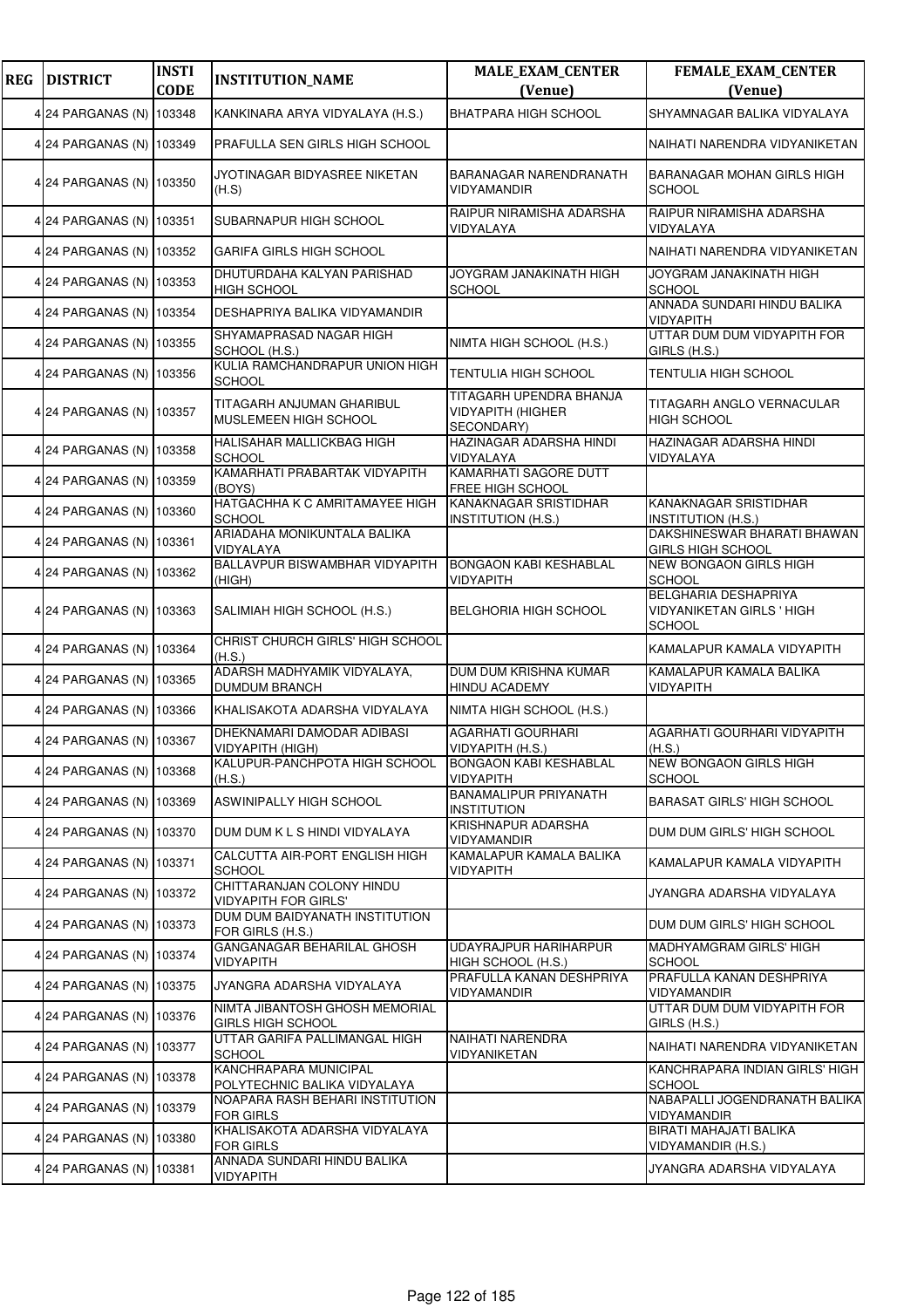| REG | DISTRICT | INSTI CODE | INSTITUTION_NAME | MALE_EXAM_CENTER (Venue) | FEMALE_EXAM_CENTER (Venue) |
|---|---|---|---|---|---|
| 4 | 24 PARGANAS (N) | 103348 | KANKINARA ARYA VIDYALAYA (H.S.) | BHATPARA HIGH SCHOOL | SHYAMNAGAR BALIKA VIDYALAYA |
| 4 | 24 PARGANAS (N) | 103349 | PRAFULLA SEN GIRLS HIGH SCHOOL | | NAIHATI NARENDRA VIDYANIKETAN |
| 4 | 24 PARGANAS (N) | 103350 | JYOTINAGAR BIDYASREE NIKETAN (H.S) | BARANAGAR NARENDRANATH VIDYAMANDIR | BARANAGAR MOHAN GIRLS HIGH SCHOOL |
| 4 | 24 PARGANAS (N) | 103351 | SUBARNAPUR HIGH SCHOOL | RAIPUR NIRAMISHA ADARSHA VIDYALAYA | RAIPUR NIRAMISHA ADARSHA VIDYALAYA |
| 4 | 24 PARGANAS (N) | 103352 | GARIFA GIRLS HIGH SCHOOL | | NAIHATI NARENDRA VIDYANIKETAN |
| 4 | 24 PARGANAS (N) | 103353 | DHUTURDAHA KALYAN PARISHAD HIGH SCHOOL | JOYGRAM JANAKINATH HIGH SCHOOL | JOYGRAM JANAKINATH HIGH SCHOOL |
| 4 | 24 PARGANAS (N) | 103354 | DESHAPRIYA BALIKA VIDYAMANDIR | | ANNADA SUNDARI HINDU BALIKA VIDYAPITH |
| 4 | 24 PARGANAS (N) | 103355 | SHYAMAPRASAD NAGAR HIGH SCHOOL (H.S.) | NIMTA HIGH SCHOOL (H.S.) | UTTAR DUM DUM VIDYAPITH FOR GIRLS (H.S.) |
| 4 | 24 PARGANAS (N) | 103356 | KULIA RAMCHANDRAPUR UNION HIGH SCHOOL | TENTULIA HIGH SCHOOL | TENTULIA HIGH SCHOOL |
| 4 | 24 PARGANAS (N) | 103357 | TITAGARH ANJUMAN GHARIBUL MUSLEMEEN HIGH SCHOOL | TITAGARH UPENDRA BHANJA VIDYAPITH (HIGHER SECONDARY) | TITAGARH ANGLO VERNACULAR HIGH SCHOOL |
| 4 | 24 PARGANAS (N) | 103358 | HALISAHAR MALLICKBAG HIGH SCHOOL | HAZINAGAR ADARSHA HINDI VIDYALAYA | HAZINAGAR ADARSHA HINDI VIDYALAYA |
| 4 | 24 PARGANAS (N) | 103359 | KAMARHATI PRABARTAK VIDYAPITH (BOYS) | KAMARHATI SAGORE DUTT FREE HIGH SCHOOL | |
| 4 | 24 PARGANAS (N) | 103360 | HATGACHHA K C AMRITAMAYEE HIGH SCHOOL | KANAKNAGAR SRISTIDHAR INSTITUTION (H.S.) | KANAKNAGAR SRISTIDHAR INSTITUTION (H.S.) |
| 4 | 24 PARGANAS (N) | 103361 | ARIADAHA MONIKUNTALA BALIKA VIDYALAYA | | DAKSHINESWAR BHARATI BHAWAN GIRLS HIGH SCHOOL |
| 4 | 24 PARGANAS (N) | 103362 | BALLAVPUR BISWAMBHAR VIDYAPITH (HIGH) | BONGAON KABI KESHABLAL VIDYAPITH | NEW BONGAON GIRLS HIGH SCHOOL |
| 4 | 24 PARGANAS (N) | 103363 | SALIMIAH HIGH SCHOOL (H.S.) | BELGHORIA HIGH SCHOOL | BELGHARIA DESHAPRIYA VIDYANIKETAN GIRLS ' HIGH SCHOOL |
| 4 | 24 PARGANAS (N) | 103364 | CHRIST CHURCH GIRLS' HIGH SCHOOL (H.S.) | | KAMALAPUR KAMALA VIDYAPITH |
| 4 | 24 PARGANAS (N) | 103365 | ADARSH MADHYAMIK VIDYALAYA, DUMDUM BRANCH | DUM DUM KRISHNA KUMAR HINDU ACADEMY | KAMALAPUR KAMALA BALIKA VIDYAPITH |
| 4 | 24 PARGANAS (N) | 103366 | KHALISAKOTA ADARSHA VIDYALAYA | NIMTA HIGH SCHOOL (H.S.) | |
| 4 | 24 PARGANAS (N) | 103367 | DHEKNAMARI DAMODAR ADIBASI VIDYAPITH (HIGH) | AGARHATI GOURHARI VIDYAPITH (H.S.) | AGARHATI GOURHARI VIDYAPITH (H.S.) |
| 4 | 24 PARGANAS (N) | 103368 | KALUPUR-PANCHPOTA HIGH SCHOOL (H.S.) | BONGAON KABI KESHABLAL VIDYAPITH | NEW BONGAON GIRLS HIGH SCHOOL |
| 4 | 24 PARGANAS (N) | 103369 | ASWINIPALLY HIGH SCHOOL | BANAMALIPUR PRIYANATH INSTITUTION | BARASAT GIRLS' HIGH SCHOOL |
| 4 | 24 PARGANAS (N) | 103370 | DUM DUM K L S HINDI VIDYALAYA | KRISHNAPUR ADARSHA VIDYAMANDIR | DUM DUM GIRLS' HIGH SCHOOL |
| 4 | 24 PARGANAS (N) | 103371 | CALCUTTA AIR-PORT ENGLISH HIGH SCHOOL | KAMALAPUR KAMALA BALIKA VIDYAPITH | KAMALAPUR KAMALA VIDYAPITH |
| 4 | 24 PARGANAS (N) | 103372 | CHITTARANJAN COLONY HINDU VIDYAPITH FOR GIRLS' | | JYANGRA ADARSHA VIDYALAYA |
| 4 | 24 PARGANAS (N) | 103373 | DUM DUM BAIDYANATH INSTITUTION FOR GIRLS (H.S.) | | DUM DUM GIRLS' HIGH SCHOOL |
| 4 | 24 PARGANAS (N) | 103374 | GANGANAGAR BEHARILAL GHOSH VIDYAPITH | UDAYRAJPUR HARIHARPUR HIGH SCHOOL (H.S.) | MADHYAMGRAM GIRLS' HIGH SCHOOL |
| 4 | 24 PARGANAS (N) | 103375 | JYANGRA ADARSHA VIDYALAYA | PRAFULLA KANAN DESHPRIYA VIDYAMANDIR | PRAFULLA KANAN DESHPRIYA VIDYAMANDIR |
| 4 | 24 PARGANAS (N) | 103376 | NIMTA JIBANTOSH GHOSH MEMORIAL GIRLS HIGH SCHOOL | | UTTAR DUM DUM VIDYAPITH FOR GIRLS (H.S.) |
| 4 | 24 PARGANAS (N) | 103377 | UTTAR GARIFA PALLIMANGAL HIGH SCHOOL | NAIHATI NARENDRA VIDYANIKETAN | NAIHATI NARENDRA VIDYANIKETAN |
| 4 | 24 PARGANAS (N) | 103378 | KANCHRAPARA MUNICIPAL POLYTECHNIC BALIKA VIDYALAYA | | KANCHRAPARA INDIAN GIRLS' HIGH SCHOOL |
| 4 | 24 PARGANAS (N) | 103379 | NOAPARA RASH BEHARI INSTITUTION FOR GIRLS | | NABAPALLI JOGENDRANATH BALIKA VIDYAMANDIR |
| 4 | 24 PARGANAS (N) | 103380 | KHALISAKOTA ADARSHA VIDYALAYA FOR GIRLS | | BIRATI MAHAJATI BALIKA VIDYAMANDIR (H.S.) |
| 4 | 24 PARGANAS (N) | 103381 | ANNADA SUNDARI HINDU BALIKA VIDYAPITH | | JYANGRA ADARSHA VIDYALAYA |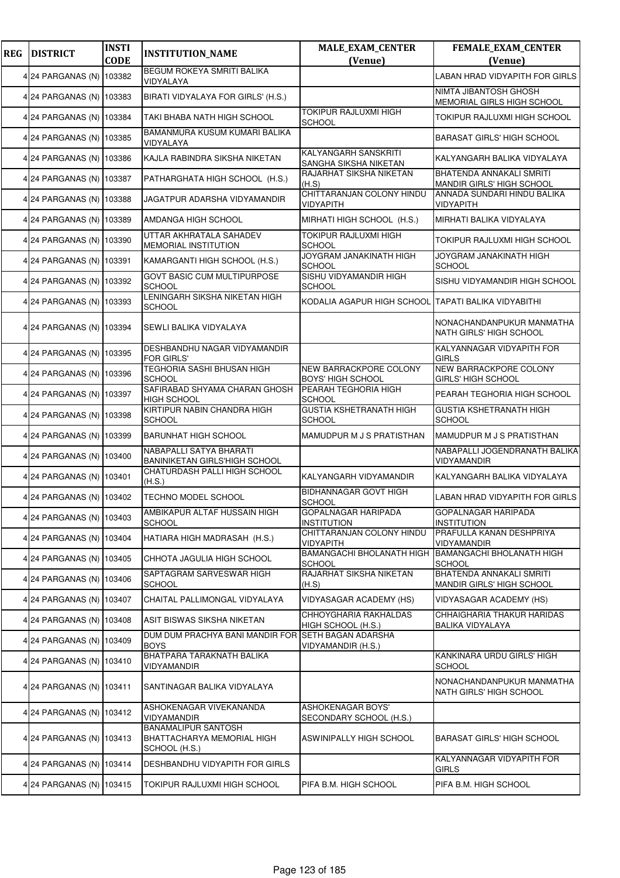| REG | DISTRICT | INSTI CODE | INSTITUTION_NAME | MALE_EXAM_CENTER (Venue) | FEMALE_EXAM_CENTER (Venue) |
|---|---|---|---|---|---|
| 4 | 24 PARGANAS (N) | 103382 | BEGUM ROKEYA SMRITI BALIKA VIDYALAYA | | LABAN HRAD VIDYAPITH FOR GIRLS |
| 4 | 24 PARGANAS (N) | 103383 | BIRATI VIDYALAYA FOR GIRLS' (H.S.) | | NIMTA JIBANTOSH GHOSH MEMORIAL GIRLS HIGH SCHOOL |
| 4 | 24 PARGANAS (N) | 103384 | TAKI BHABA NATH HIGH SCHOOL | TOKIPUR RAJLUXMI HIGH SCHOOL | TOKIPUR RAJLUXMI HIGH SCHOOL |
| 4 | 24 PARGANAS (N) | 103385 | BAMANMURA KUSUM KUMARI BALIKA VIDYALAYA | | BARASAT GIRLS' HIGH SCHOOL |
| 4 | 24 PARGANAS (N) | 103386 | KAJLA RABINDRA SIKSHA NIKETAN | KALYANGARH SANSKRITI SANGHA SIKSHA NIKETAN | KALYANGARH BALIKA VIDYALAYA |
| 4 | 24 PARGANAS (N) | 103387 | PATHARGHATA HIGH SCHOOL (H.S.) | RAJARHAT SIKSHA NIKETAN (H.S) | BHATENDA ANNAKALI SMRITI MANDIR GIRLS' HIGH SCHOOL |
| 4 | 24 PARGANAS (N) | 103388 | JAGATPUR ADARSHA VIDYAMANDIR | CHITTARANJAN COLONY HINDU VIDYAPITH | ANNADA SUNDARI HINDU BALIKA VIDYAPITH |
| 4 | 24 PARGANAS (N) | 103389 | AMDANGA HIGH SCHOOL | MIRHATI HIGH SCHOOL (H.S.) | MIRHATI BALIKA VIDYALAYA |
| 4 | 24 PARGANAS (N) | 103390 | UTTAR AKHRATALA SAHADEV MEMORIAL INSTITUTION | TOKIPUR RAJLUXMI HIGH SCHOOL | TOKIPUR RAJLUXMI HIGH SCHOOL |
| 4 | 24 PARGANAS (N) | 103391 | KAMARGANTI HIGH SCHOOL (H.S.) | JOYGRAM JANAKINATH HIGH SCHOOL | JOYGRAM JANAKINATH HIGH SCHOOL |
| 4 | 24 PARGANAS (N) | 103392 | GOVT BASIC CUM MULTIPURPOSE SCHOOL | SISHU VIDYAMANDIR HIGH SCHOOL | SISHU VIDYAMANDIR HIGH SCHOOL |
| 4 | 24 PARGANAS (N) | 103393 | LENINGARH SIKSHA NIKETAN HIGH SCHOOL | KODALIA AGAPUR HIGH SCHOOL | TAPATI BALIKA VIDYABITHI |
| 4 | 24 PARGANAS (N) | 103394 | SEWLI BALIKA VIDYALAYA | | NONACHANDANPUKUR MANMATHA NATH GIRLS' HIGH SCHOOL |
| 4 | 24 PARGANAS (N) | 103395 | DESHBANDHU NAGAR VIDYAMANDIR FOR GIRLS' | | KALYANNAGAR VIDYAPITH FOR GIRLS |
| 4 | 24 PARGANAS (N) | 103396 | TEGHORIA SASHI BHUSAN HIGH SCHOOL | NEW BARRACKPORE COLONY BOYS' HIGH SCHOOL | NEW BARRACKPORE COLONY GIRLS' HIGH SCHOOL |
| 4 | 24 PARGANAS (N) | 103397 | SAFIRABAD SHYAMA CHARAN GHOSH HIGH SCHOOL | PEARAH TEGHORIA HIGH SCHOOL | PEARAH TEGHORIA HIGH SCHOOL |
| 4 | 24 PARGANAS (N) | 103398 | KIRTIPUR NABIN CHANDRA HIGH SCHOOL | GUSTIA KSHETRANATH HIGH SCHOOL | GUSTIA KSHETRANATH HIGH SCHOOL |
| 4 | 24 PARGANAS (N) | 103399 | BARUNHAT HIGH SCHOOL | MAMUDPUR M J S PRATISTHAN | MAMUDPUR M J S PRATISTHAN |
| 4 | 24 PARGANAS (N) | 103400 | NABAPALLI SATYA BHARATI BANINIKETAN GIRLS'HIGH SCHOOL | | NABAPALLI JOGENDRANATH BALIKA VIDYAMANDIR |
| 4 | 24 PARGANAS (N) | 103401 | CHATURDASH PALLI HIGH SCHOOL (H.S.) | KALYANGARH VIDYAMANDIR | KALYANGARH BALIKA VIDYALAYA |
| 4 | 24 PARGANAS (N) | 103402 | TECHNO MODEL SCHOOL | BIDHANNAGAR GOVT HIGH SCHOOL | LABAN HRAD VIDYAPITH FOR GIRLS |
| 4 | 24 PARGANAS (N) | 103403 | AMBIKAPUR ALTAF HUSSAIN HIGH SCHOOL | GOPALNAGAR HARIPADA INSTITUTION | GOPALNAGAR HARIPADA INSTITUTION |
| 4 | 24 PARGANAS (N) | 103404 | HATIARA HIGH MADRASAH (H.S.) | CHITTARANJAN COLONY HINDU VIDYAPITH | PRAFULLA KANAN DESHPRIYA VIDYAMANDIR |
| 4 | 24 PARGANAS (N) | 103405 | CHHOTA JAGULIA HIGH SCHOOL | BAMANGACHI BHOLANATH HIGH SCHOOL | BAMANGACHI BHOLANATH HIGH SCHOOL |
| 4 | 24 PARGANAS (N) | 103406 | SAPTAGRAM SARVESWAR HIGH SCHOOL | RAJARHAT SIKSHA NIKETAN (H.S) | BHATENDA ANNAKALI SMRITI MANDIR GIRLS' HIGH SCHOOL |
| 4 | 24 PARGANAS (N) | 103407 | CHAITAL PALLIMONGAL VIDYALAYA | VIDYASAGAR ACADEMY (HS) | VIDYASAGAR ACADEMY (HS) |
| 4 | 24 PARGANAS (N) | 103408 | ASIT BISWAS SIKSHA NIKETAN | CHHOYGHARIA RAKHALDAS HIGH SCHOOL (H.S.) | CHHAIGHARIA THAKUR HARIDAS BALIKA VIDYALAYA |
| 4 | 24 PARGANAS (N) | 103409 | DUM DUM PRACHYA BANI MANDIR FOR BOYS | SETH BAGAN ADARSHA VIDYAMANDIR (H.S.) | |
| 4 | 24 PARGANAS (N) | 103410 | BHATPARA TARAKNATH BALIKA VIDYAMANDIR | | KANKINARA URDU GIRLS' HIGH SCHOOL |
| 4 | 24 PARGANAS (N) | 103411 | SANTINAGAR BALIKA VIDYALAYA | | NONACHANDANPUKUR MANMATHA NATH GIRLS' HIGH SCHOOL |
| 4 | 24 PARGANAS (N) | 103412 | ASHOKENAGAR VIVEKANANDA VIDYAMANDIR | ASHOKENAGAR BOYS' SECONDARY SCHOOL (H.S.) | |
| 4 | 24 PARGANAS (N) | 103413 | BANAMALIPUR SANTOSH BHATTACHARYA MEMORIAL HIGH SCHOOL (H.S.) | ASWINIPALLY HIGH SCHOOL | BARASAT GIRLS' HIGH SCHOOL |
| 4 | 24 PARGANAS (N) | 103414 | DESHBANDHU VIDYAPITH FOR GIRLS | | KALYANNAGAR VIDYAPITH FOR GIRLS |
| 4 | 24 PARGANAS (N) | 103415 | TOKIPUR RAJLUXMI HIGH SCHOOL | PIFA B.M. HIGH SCHOOL | PIFA B.M. HIGH SCHOOL |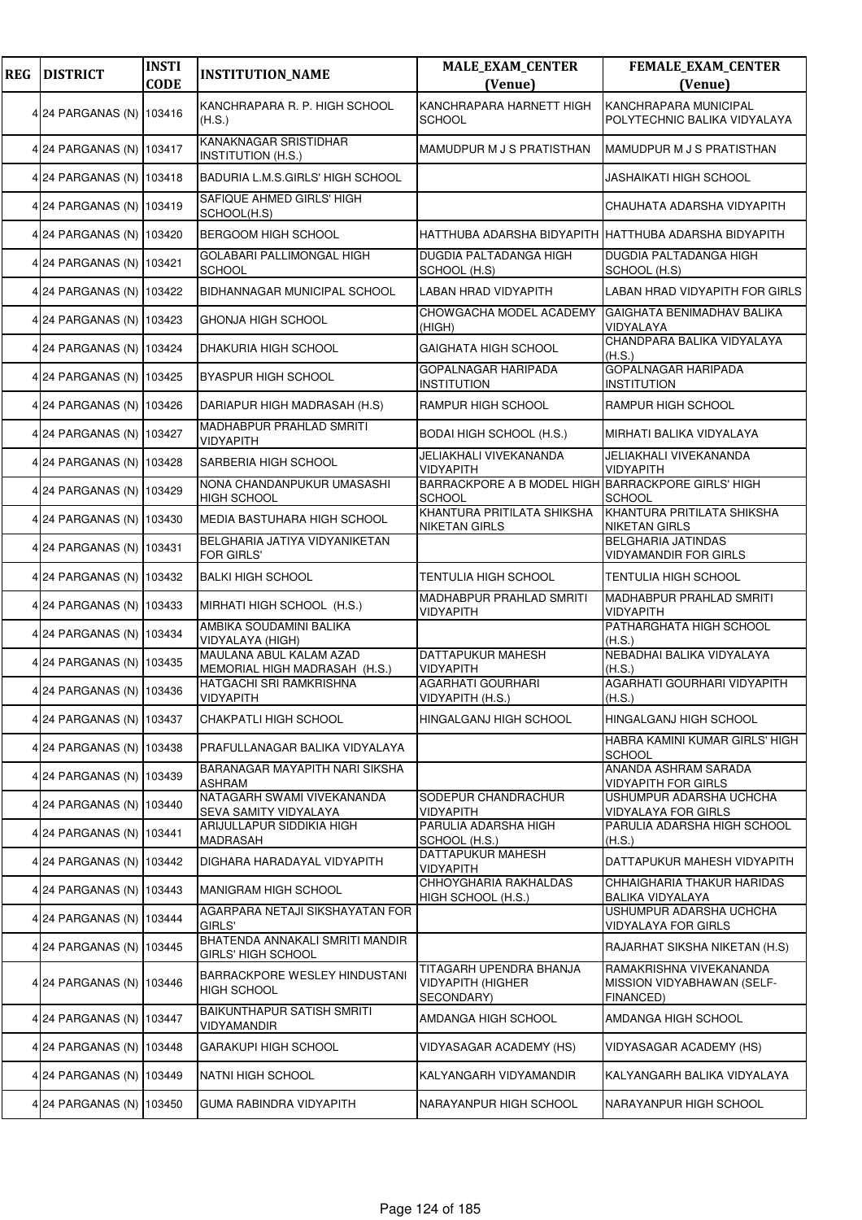| REG | DISTRICT | INSTI CODE | INSTITUTION_NAME | MALE_EXAM_CENTER (Venue) | FEMALE_EXAM_CENTER (Venue) |
|---|---|---|---|---|---|
| 4 | 24 PARGANAS (N) | 103416 | KANCHRAPARA R. P. HIGH SCHOOL (H.S.) | KANCHRAPARA HARNETT HIGH SCHOOL | KANCHRAPARA MUNICIPAL POLYTECHNIC BALIKA VIDYALAYA |
| 4 | 24 PARGANAS (N) | 103417 | KANAKNAGAR SRISTIDHAR INSTITUTION (H.S.) | MAMUDPUR M J S PRATISTHAN | MAMUDPUR M J S PRATISTHAN |
| 4 | 24 PARGANAS (N) | 103418 | BADURIA L.M.S.GIRLS' HIGH SCHOOL | | JASHAIKATI HIGH SCHOOL |
| 4 | 24 PARGANAS (N) | 103419 | SAFIQUE AHMED GIRLS' HIGH SCHOOL(H.S) | | CHAUHATA ADARSHA VIDYAPITH |
| 4 | 24 PARGANAS (N) | 103420 | BERGOOM HIGH SCHOOL | HATTHUBA ADARSHA BIDYAPITH | HATTHUBA ADARSHA BIDYAPITH |
| 4 | 24 PARGANAS (N) | 103421 | GOLABARI PALLIMONGAL HIGH SCHOOL | DUGDIA PALTADANGA HIGH SCHOOL (H.S) | DUGDIA PALTADANGA HIGH SCHOOL (H.S) |
| 4 | 24 PARGANAS (N) | 103422 | BIDHANNAGAR MUNICIPAL SCHOOL | LABAN HRAD VIDYAPITH | LABAN HRAD VIDYAPITH FOR GIRLS |
| 4 | 24 PARGANAS (N) | 103423 | GHONJA HIGH SCHOOL | CHOWGACHA MODEL ACADEMY (HIGH) | GAIGHATA BENIMADHAV BALIKA VIDYALAYA |
| 4 | 24 PARGANAS (N) | 103424 | DHAKURIA HIGH SCHOOL | GAIGHATA HIGH SCHOOL | CHANDPARA BALIKA VIDYALAYA (H.S.) |
| 4 | 24 PARGANAS (N) | 103425 | BYASPUR HIGH SCHOOL | GOPALNAGAR HARIPADA INSTITUTION | GOPALNAGAR HARIPADA INSTITUTION |
| 4 | 24 PARGANAS (N) | 103426 | DARIAPUR HIGH MADRASAH (H.S) | RAMPUR HIGH SCHOOL | RAMPUR HIGH SCHOOL |
| 4 | 24 PARGANAS (N) | 103427 | MADHABPUR PRAHLAD SMRITI VIDYAPITH | BODAI HIGH SCHOOL (H.S.) | MIRHATI BALIKA VIDYALAYA |
| 4 | 24 PARGANAS (N) | 103428 | SARBERIA HIGH SCHOOL | JELIAKHALI VIVEKANANDA VIDYAPITH | JELIAKHALI VIVEKANANDA VIDYAPITH |
| 4 | 24 PARGANAS (N) | 103429 | NONA CHANDANPUKUR UMASASHI HIGH SCHOOL | BARRACKPORE A B MODEL HIGH SCHOOL | BARRACKPORE GIRLS' HIGH SCHOOL |
| 4 | 24 PARGANAS (N) | 103430 | MEDIA BASTUHARA HIGH SCHOOL | KHANTURA PRITILATA SHIKSHA NIKETAN GIRLS | KHANTURA PRITILATA SHIKSHA NIKETAN GIRLS |
| 4 | 24 PARGANAS (N) | 103431 | BELGHARIA JATIYA VIDYANIKETAN FOR GIRLS' | | BELGHARIA JATINDAS VIDYAMANDIR FOR GIRLS |
| 4 | 24 PARGANAS (N) | 103432 | BALKI HIGH SCHOOL | TENTULIA HIGH SCHOOL | TENTULIA HIGH SCHOOL |
| 4 | 24 PARGANAS (N) | 103433 | MIRHATI HIGH SCHOOL (H.S.) | MADHABPUR PRAHLAD SMRITI VIDYAPITH | MADHABPUR PRAHLAD SMRITI VIDYAPITH |
| 4 | 24 PARGANAS (N) | 103434 | AMBIKA SOUDAMINI BALIKA VIDYALAYA (HIGH) | | PATHARGHATA HIGH SCHOOL (H.S.) |
| 4 | 24 PARGANAS (N) | 103435 | MAULANA ABUL KALAM AZAD MEMORIAL HIGH MADRASAH (H.S.) | DATTAPUKUR MAHESH VIDYAPITH | NEBADHAI BALIKA VIDYALAYA (H.S.) |
| 4 | 24 PARGANAS (N) | 103436 | HATGACHI SRI RAMKRISHNA VIDYAPITH | AGARHATI GOURHARI VIDYAPITH (H.S.) | AGARHATI GOURHARI VIDYAPITH (H.S.) |
| 4 | 24 PARGANAS (N) | 103437 | CHAKPATLI HIGH SCHOOL | HINGALGANJ HIGH SCHOOL | HINGALGANJ HIGH SCHOOL |
| 4 | 24 PARGANAS (N) | 103438 | PRAFULLANAGAR BALIKA VIDYALAYA | | HABRA KAMINI KUMAR GIRLS' HIGH SCHOOL |
| 4 | 24 PARGANAS (N) | 103439 | BARANAGAR MAYAPITH NARI SIKSHA ASHRAM | | ANANDA ASHRAM SARADA VIDYAPITH FOR GIRLS |
| 4 | 24 PARGANAS (N) | 103440 | NATAGARH SWAMI VIVEKANANDA SEVA SAMITY VIDYALAYA | SODEPUR CHANDRACHUR VIDYAPITH | USHUMPUR ADARSHA UCHCHA VIDYALAYA FOR GIRLS |
| 4 | 24 PARGANAS (N) | 103441 | ARIJULLAPUR SIDDIKIA HIGH MADRASAH | PARULIA ADARSHA HIGH SCHOOL (H.S.) | PARULIA ADARSHA HIGH SCHOOL (H.S.) |
| 4 | 24 PARGANAS (N) | 103442 | DIGHARA HARADAYAL VIDYAPITH | DATTAPUKUR MAHESH VIDYAPITH | DATTAPUKUR MAHESH VIDYAPITH |
| 4 | 24 PARGANAS (N) | 103443 | MANIGRAM HIGH SCHOOL | CHHOYGHARIA RAKHALDAS HIGH SCHOOL (H.S.) | CHHAIGHARIA THAKUR HARIDAS BALIKA VIDYALAYA |
| 4 | 24 PARGANAS (N) | 103444 | AGARPARA NETAJI SIKSHAYATAN FOR GIRLS' | | USHUMPUR ADARSHA UCHCHA VIDYALAYA FOR GIRLS |
| 4 | 24 PARGANAS (N) | 103445 | BHATENDA ANNAKALI SMRITI MANDIR GIRLS' HIGH SCHOOL | | RAJARHAT SIKSHA NIKETAN (H.S) |
| 4 | 24 PARGANAS (N) | 103446 | BARRACKPORE WESLEY HINDUSTANI HIGH SCHOOL | TITAGARH UPENDRA BHANJA VIDYAPITH (HIGHER SECONDARY) | RAMAKRISHNA VIVEKANANDA MISSION VIDYABHAWAN (SELF-FINANCED) |
| 4 | 24 PARGANAS (N) | 103447 | BAIKUNTHAPUR SATISH SMRITI VIDYAMANDIR | AMDANGA HIGH SCHOOL | AMDANGA HIGH SCHOOL |
| 4 | 24 PARGANAS (N) | 103448 | GARAKUPI HIGH SCHOOL | VIDYASAGAR ACADEMY (HS) | VIDYASAGAR ACADEMY (HS) |
| 4 | 24 PARGANAS (N) | 103449 | NATNI HIGH SCHOOL | KALYANGARH VIDYAMANDIR | KALYANGARH BALIKA VIDYALAYA |
| 4 | 24 PARGANAS (N) | 103450 | GUMA RABINDRA VIDYAPITH | NARAYANPUR HIGH SCHOOL | NARAYANPUR HIGH SCHOOL |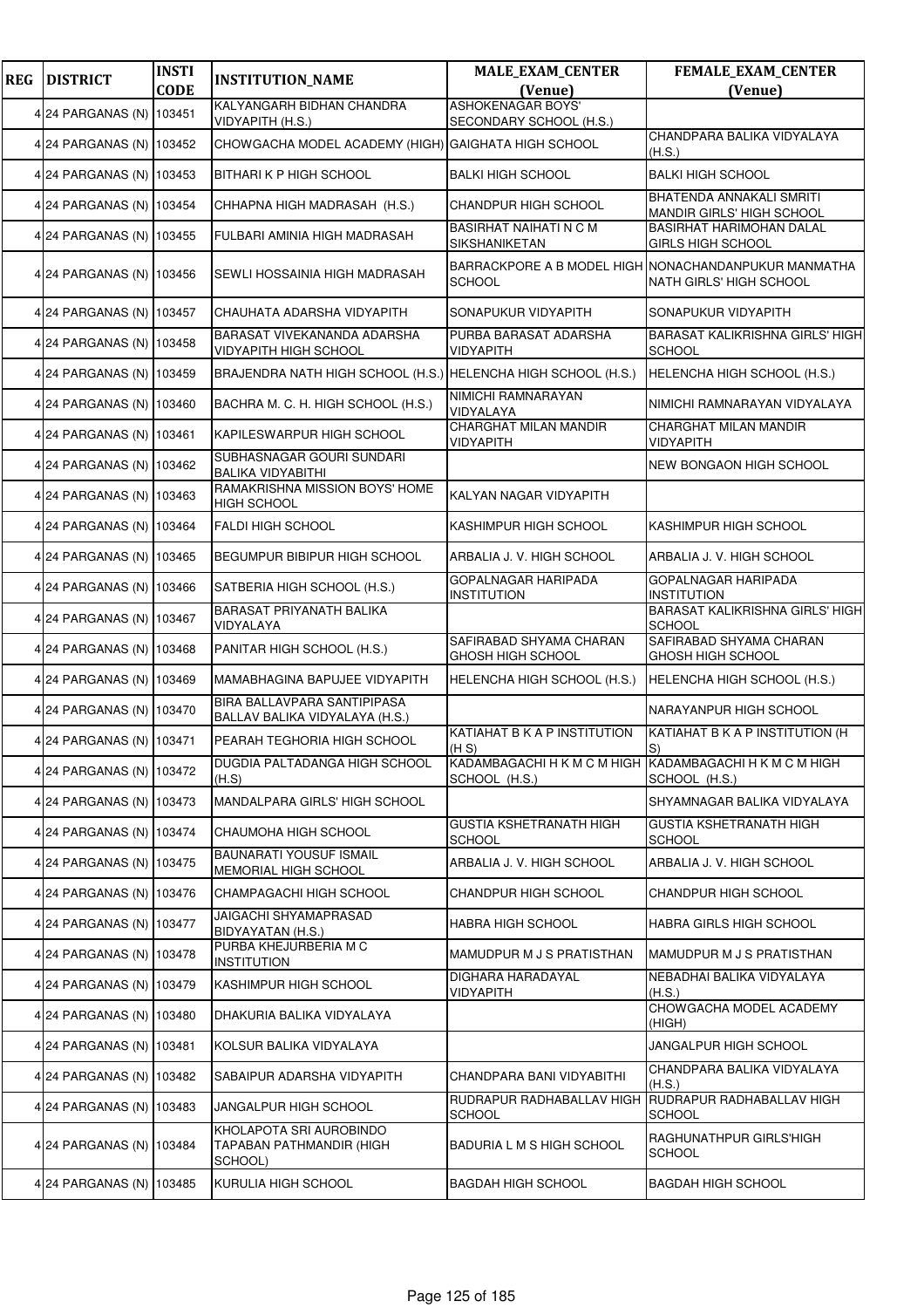| REG | DISTRICT | INSTI CODE | INSTITUTION_NAME | MALE_EXAM_CENTER (Venue) | FEMALE_EXAM_CENTER (Venue) |
|---|---|---|---|---|---|
| 4 | 24 PARGANAS (N) | 103451 | KALYANGARH BIDHAN CHANDRA VIDYAPITH (H.S.) | ASHOKENAGAR BOYS' SECONDARY SCHOOL (H.S.) | |
| 4 | 24 PARGANAS (N) | 103452 | CHOWGACHA MODEL ACADEMY (HIGH) | GAIGHATA HIGH SCHOOL | CHANDPARA BALIKA VIDYALAYA (H.S.) |
| 4 | 24 PARGANAS (N) | 103453 | BITHARI K P HIGH SCHOOL | BALKI HIGH SCHOOL | BALKI HIGH SCHOOL |
| 4 | 24 PARGANAS (N) | 103454 | CHHAPNA HIGH MADRASAH (H.S.) | CHANDPUR HIGH SCHOOL | BHATENDA ANNAKALI SMRITI MANDIR GIRLS' HIGH SCHOOL |
| 4 | 24 PARGANAS (N) | 103455 | FULBARI AMINIA HIGH MADRASAH | BASIRHAT NAIHATI N C M SIKSHANIKETAN | BASIRHAT HARIMOHAN DALAL GIRLS HIGH SCHOOL |
| 4 | 24 PARGANAS (N) | 103456 | SEWLI HOSSAINIA HIGH MADRASAH | BARRACKPORE A B MODEL HIGH SCHOOL | NONACHANDANPUKUR MANMATHA NATH GIRLS' HIGH SCHOOL |
| 4 | 24 PARGANAS (N) | 103457 | CHAUHATA ADARSHA VIDYAPITH | SONAPUKUR VIDYAPITH | SONAPUKUR VIDYAPITH |
| 4 | 24 PARGANAS (N) | 103458 | BARASAT VIVEKANANDA ADARSHA VIDYAPITH HIGH SCHOOL | PURBA BARASAT ADARSHA VIDYAPITH | BARASAT KALIKRISHNA GIRLS' HIGH SCHOOL |
| 4 | 24 PARGANAS (N) | 103459 | BRAJENDRA NATH HIGH SCHOOL (H.S.) | HELENCHA HIGH SCHOOL (H.S.) | HELENCHA HIGH SCHOOL (H.S.) |
| 4 | 24 PARGANAS (N) | 103460 | BACHRA M. C. H. HIGH SCHOOL (H.S.) | NIMICHI RAMNARAYAN VIDYALAYA | NIMICHI RAMNARAYAN VIDYALAYA |
| 4 | 24 PARGANAS (N) | 103461 | KAPILESWARPUR HIGH SCHOOL | CHARGHAT MILAN MANDIR VIDYAPITH | CHARGHAT MILAN MANDIR VIDYAPITH |
| 4 | 24 PARGANAS (N) | 103462 | SUBHASNAGAR GOURI SUNDARI BALIKA VIDYABITHI | | NEW BONGAON HIGH SCHOOL |
| 4 | 24 PARGANAS (N) | 103463 | RAMAKRISHNA MISSION BOYS' HOME HIGH SCHOOL | KALYAN NAGAR VIDYAPITH | |
| 4 | 24 PARGANAS (N) | 103464 | FALDI HIGH SCHOOL | KASHIMPUR HIGH SCHOOL | KASHIMPUR HIGH SCHOOL |
| 4 | 24 PARGANAS (N) | 103465 | BEGUMPUR BIBIPUR HIGH SCHOOL | ARBALIA J. V. HIGH SCHOOL | ARBALIA J. V. HIGH SCHOOL |
| 4 | 24 PARGANAS (N) | 103466 | SATBERIA HIGH SCHOOL (H.S.) | GOPALNAGAR HARIPADA INSTITUTION | GOPALNAGAR HARIPADA INSTITUTION |
| 4 | 24 PARGANAS (N) | 103467 | BARASAT PRIYANATH BALIKA VIDYALAYA | | BARASAT KALIKRISHNA GIRLS' HIGH SCHOOL |
| 4 | 24 PARGANAS (N) | 103468 | PANITAR HIGH SCHOOL (H.S.) | SAFIRABAD SHYAMA CHARAN GHOSH HIGH SCHOOL | SAFIRABAD SHYAMA CHARAN GHOSH HIGH SCHOOL |
| 4 | 24 PARGANAS (N) | 103469 | MAMABHAGINA BAPUJEE VIDYAPITH | HELENCHA HIGH SCHOOL (H.S.) | HELENCHA HIGH SCHOOL (H.S.) |
| 4 | 24 PARGANAS (N) | 103470 | BIRA BALLAVPARA SANTIPIPASA BALLAV BALIKA VIDYALAYA (H.S.) | | NARAYANPUR HIGH SCHOOL |
| 4 | 24 PARGANAS (N) | 103471 | PEARAH TEGHORIA HIGH SCHOOL | KATIAHAT B K A P INSTITUTION (H S) | KATIAHAT B K A P INSTITUTION (H S) |
| 4 | 24 PARGANAS (N) | 103472 | DUGDIA PALTADANGA HIGH SCHOOL (H.S) | KADAMBAGACHI H K M C M HIGH SCHOOL (H.S.) | KADAMBAGACHI H K M C M HIGH SCHOOL (H.S.) |
| 4 | 24 PARGANAS (N) | 103473 | MANDALPARA GIRLS' HIGH SCHOOL | | SHYAMNAGAR BALIKA VIDYALAYA |
| 4 | 24 PARGANAS (N) | 103474 | CHAUMOHA HIGH SCHOOL | GUSTIA KSHETRANATH HIGH SCHOOL | GUSTIA KSHETRANATH HIGH SCHOOL |
| 4 | 24 PARGANAS (N) | 103475 | BAUNARATI YOUSUF ISMAIL MEMORIAL HIGH SCHOOL | ARBALIA J. V. HIGH SCHOOL | ARBALIA J. V. HIGH SCHOOL |
| 4 | 24 PARGANAS (N) | 103476 | CHAMPAGACHI HIGH SCHOOL | CHANDPUR HIGH SCHOOL | CHANDPUR HIGH SCHOOL |
| 4 | 24 PARGANAS (N) | 103477 | JAIGACHI SHYAMAPRASAD BIDYAYATAN (H.S.) | HABRA HIGH SCHOOL | HABRA GIRLS HIGH SCHOOL |
| 4 | 24 PARGANAS (N) | 103478 | PURBA KHEJURBERIA M C INSTITUTION | MAMUDPUR M J S PRATISTHAN | MAMUDPUR M J S PRATISTHAN |
| 4 | 24 PARGANAS (N) | 103479 | KASHIMPUR HIGH SCHOOL | DIGHARA HARADAYAL VIDYAPITH | NEBADHAI BALIKA VIDYALAYA (H.S.) |
| 4 | 24 PARGANAS (N) | 103480 | DHAKURIA BALIKA VIDYALAYA | | CHOWGACHA MODEL ACADEMY (HIGH) |
| 4 | 24 PARGANAS (N) | 103481 | KOLSUR BALIKA VIDYALAYA | | JANGALPUR HIGH SCHOOL |
| 4 | 24 PARGANAS (N) | 103482 | SABAIPUR ADARSHA VIDYAPITH | CHANDPARA BANI VIDYABITHI | CHANDPARA BALIKA VIDYALAYA (H.S.) |
| 4 | 24 PARGANAS (N) | 103483 | JANGALPUR HIGH SCHOOL | RUDRAPUR RADHABALLAV HIGH SCHOOL | RUDRAPUR RADHABALLAV HIGH SCHOOL |
| 4 | 24 PARGANAS (N) | 103484 | KHOLAPOTA SRI AUROBINDO TAPABAN PATHMANDIR (HIGH SCHOOL) | BADURIA L M S HIGH SCHOOL | RAGHUNATHPUR GIRLS'HIGH SCHOOL |
| 4 | 24 PARGANAS (N) | 103485 | KURULIA HIGH SCHOOL | BAGDAH HIGH SCHOOL | BAGDAH HIGH SCHOOL |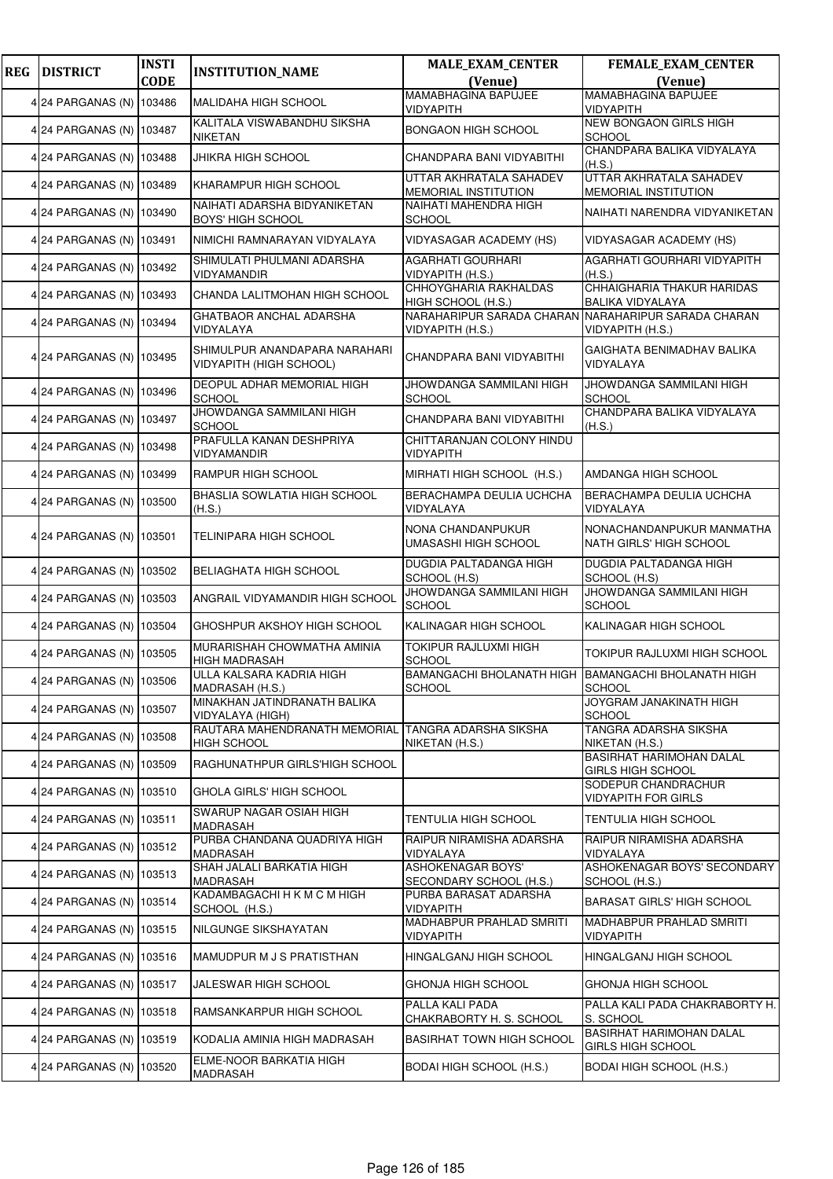| REG | DISTRICT | INSTI CODE | INSTITUTION_NAME | MALE_EXAM_CENTER (Venue) | FEMALE_EXAM_CENTER (Venue) |
|---|---|---|---|---|---|
| 4 | 24 PARGANAS (N) | 103486 | MALIDAHA HIGH SCHOOL | MAMABHAGINA BAPUJEE VIDYAPITH | MAMABHAGINA BAPUJEE VIDYAPITH |
| 4 | 24 PARGANAS (N) | 103487 | KALITALA VISWABANDHU SIKSHA NIKETAN | BONGAON HIGH SCHOOL | NEW BONGAON GIRLS HIGH SCHOOL |
| 4 | 24 PARGANAS (N) | 103488 | JHIKRA HIGH SCHOOL | CHANDPARA BANI VIDYABITHI | CHANDPARA BALIKA VIDYALAYA (H.S.) |
| 4 | 24 PARGANAS (N) | 103489 | KHARAMPUR HIGH SCHOOL | UTTAR AKHRATALA SAHADEV MEMORIAL INSTITUTION | UTTAR AKHRATALA SAHADEV MEMORIAL INSTITUTION |
| 4 | 24 PARGANAS (N) | 103490 | NAIHATI ADARSHA BIDYANIKETAN BOYS' HIGH SCHOOL | NAIHATI MAHENDRA HIGH SCHOOL | NAIHATI NARENDRA VIDYANIKETAN |
| 4 | 24 PARGANAS (N) | 103491 | NIMICHI RAMNARAYAN VIDYALAYA | VIDYASAGAR ACADEMY (HS) | VIDYASAGAR ACADEMY (HS) |
| 4 | 24 PARGANAS (N) | 103492 | SHIMULATI PHULMANI ADARSHA VIDYAMANDIR | AGARHATI GOURHARI VIDYAPITH (H.S.) | AGARHATI GOURHARI VIDYAPITH (H.S.) |
| 4 | 24 PARGANAS (N) | 103493 | CHANDA LALITMOHAN HIGH SCHOOL | CHHOYGHARIA RAKHALDAS HIGH SCHOOL (H.S.) | CHHAIGHARIA THAKUR HARIDAS BALIKA VIDYALAYA |
| 4 | 24 PARGANAS (N) | 103494 | GHATBAOR ANCHAL ADARSHA VIDYALAYA | NARAHARIPUR SARADA CHARAN VIDYAPITH (H.S.) | NARAHARIPUR SARADA CHARAN VIDYAPITH (H.S.) |
| 4 | 24 PARGANAS (N) | 103495 | SHIMULPUR ANANDAPARA NARAHARI VIDYAPITH (HIGH SCHOOL) | CHANDPARA BANI VIDYABITHI | GAIGHATA BENIMADHAV BALIKA VIDYALAYA |
| 4 | 24 PARGANAS (N) | 103496 | DEOPUL ADHAR MEMORIAL HIGH SCHOOL | JHOWDANGA SAMMILANI HIGH SCHOOL | JHOWDANGA SAMMILANI HIGH SCHOOL |
| 4 | 24 PARGANAS (N) | 103497 | JHOWDANGA SAMMILANI HIGH SCHOOL | CHANDPARA BANI VIDYABITHI | CHANDPARA BALIKA VIDYALAYA (H.S.) |
| 4 | 24 PARGANAS (N) | 103498 | PRAFULLA KANAN DESHPRIYA VIDYAMANDIR | CHITTARANJAN COLONY HINDU VIDYAPITH | |
| 4 | 24 PARGANAS (N) | 103499 | RAMPUR HIGH SCHOOL | MIRHATI HIGH SCHOOL (H.S.) | AMDANGA HIGH SCHOOL |
| 4 | 24 PARGANAS (N) | 103500 | BHASLIA SOWLATIA HIGH SCHOOL (H.S.) | BERACHAMPA DEULIA UCHCHA VIDYALAYA | BERACHAMPA DEULIA UCHCHA VIDYALAYA |
| 4 | 24 PARGANAS (N) | 103501 | TELINIPARA HIGH SCHOOL | NONA CHANDANPUKUR UMASASHI HIGH SCHOOL | NONACHANDANPUKUR MANMATHA NATH GIRLS' HIGH SCHOOL |
| 4 | 24 PARGANAS (N) | 103502 | BELIAGHATA HIGH SCHOOL | DUGDIA PALTADANGA HIGH SCHOOL (H.S) | DUGDIA PALTADANGA HIGH SCHOOL (H.S) |
| 4 | 24 PARGANAS (N) | 103503 | ANGRAIL VIDYAMANDIR HIGH SCHOOL | JHOWDANGA SAMMILANI HIGH SCHOOL | JHOWDANGA SAMMILANI HIGH SCHOOL |
| 4 | 24 PARGANAS (N) | 103504 | GHOSHPUR AKSHOY HIGH SCHOOL | KALINAGAR HIGH SCHOOL | KALINAGAR HIGH SCHOOL |
| 4 | 24 PARGANAS (N) | 103505 | MURARISHAH CHOWMATHA AMINIA HIGH MADRASAH | TOKIPUR RAJLUXMI HIGH SCHOOL | TOKIPUR RAJLUXMI HIGH SCHOOL |
| 4 | 24 PARGANAS (N) | 103506 | ULLA KALSARA KADRIA HIGH MADRASAH (H.S.) | BAMANGACHI BHOLANATH HIGH SCHOOL | BAMANGACHI BHOLANATH HIGH SCHOOL |
| 4 | 24 PARGANAS (N) | 103507 | MINAKHAN JATINDRANATH BALIKA VIDYALAYA (HIGH) | | JOYGRAM JANAKINATH HIGH SCHOOL |
| 4 | 24 PARGANAS (N) | 103508 | RAUTARA MAHENDRANATH MEMORIAL HIGH SCHOOL | TANGRA ADARSHA SIKSHA NIKETAN (H.S.) | TANGRA ADARSHA SIKSHA NIKETAN (H.S.) |
| 4 | 24 PARGANAS (N) | 103509 | RAGHUNATHPUR GIRLS'HIGH SCHOOL | | BASIRHAT HARIMOHAN DALAL GIRLS HIGH SCHOOL |
| 4 | 24 PARGANAS (N) | 103510 | GHOLA GIRLS' HIGH SCHOOL | | SODEPUR CHANDRACHUR VIDYAPITH FOR GIRLS |
| 4 | 24 PARGANAS (N) | 103511 | SWARUP NAGAR OSIAH HIGH MADRASAH | TENTULIA HIGH SCHOOL | TENTULIA HIGH SCHOOL |
| 4 | 24 PARGANAS (N) | 103512 | PURBA CHANDANA QUADRIYA HIGH MADRASAH | RAIPUR NIRAMISHA ADARSHA VIDYALAYA | RAIPUR NIRAMISHA ADARSHA VIDYALAYA |
| 4 | 24 PARGANAS (N) | 103513 | SHAH JALALI BARKATIA HIGH MADRASAH | ASHOKENAGAR BOYS' SECONDARY SCHOOL (H.S.) | ASHOKENAGAR BOYS' SECONDARY SCHOOL (H.S.) |
| 4 | 24 PARGANAS (N) | 103514 | KADAMBAGACHI H K M C M HIGH SCHOOL (H.S.) | PURBA BARASAT ADARSHA VIDYAPITH | BARASAT GIRLS' HIGH SCHOOL |
| 4 | 24 PARGANAS (N) | 103515 | NILGUNGE SIKSHAYATAN | MADHABPUR PRAHLAD SMRITI VIDYAPITH | MADHABPUR PRAHLAD SMRITI VIDYAPITH |
| 4 | 24 PARGANAS (N) | 103516 | MAMUDPUR M J S PRATISTHAN | HINGALGANJ HIGH SCHOOL | HINGALGANJ HIGH SCHOOL |
| 4 | 24 PARGANAS (N) | 103517 | JALESWAR HIGH SCHOOL | GHONJA HIGH SCHOOL | GHONJA HIGH SCHOOL |
| 4 | 24 PARGANAS (N) | 103518 | RAMSANKARPUR HIGH SCHOOL | PALLA KALI PADA CHAKRABORTY H. S. SCHOOL | PALLA KALI PADA CHAKRABORTY H. S. SCHOOL |
| 4 | 24 PARGANAS (N) | 103519 | KODALIA AMINIA HIGH MADRASAH | BASIRHAT TOWN HIGH SCHOOL | BASIRHAT HARIMOHAN DALAL GIRLS HIGH SCHOOL |
| 4 | 24 PARGANAS (N) | 103520 | ELME-NOOR BARKATIA HIGH MADRASAH | BODAI HIGH SCHOOL (H.S.) | BODAI HIGH SCHOOL (H.S.) |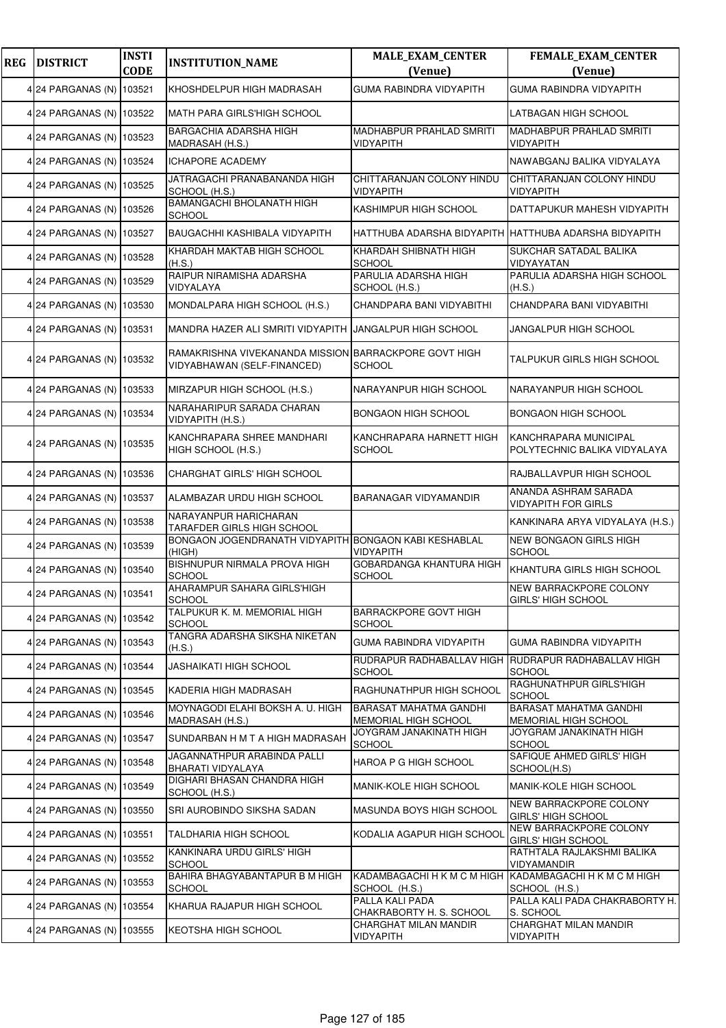| REG | DISTRICT | INSTI CODE | INSTITUTION_NAME | MALE_EXAM_CENTER (Venue) | FEMALE_EXAM_CENTER (Venue) |
|---|---|---|---|---|---|
| 4 | 24 PARGANAS (N) | 103521 | KHOSHDELPUR HIGH MADRASAH | GUMA RABINDRA VIDYAPITH | GUMA RABINDRA VIDYAPITH |
| 4 | 24 PARGANAS (N) | 103522 | MATH PARA GIRLS'HIGH SCHOOL | | LATBAGAN HIGH SCHOOL |
| 4 | 24 PARGANAS (N) | 103523 | BARGACHIA ADARSHA HIGH MADRASAH (H.S.) | MADHABPUR PRAHLAD SMRITI VIDYAPITH | MADHABPUR PRAHLAD SMRITI VIDYAPITH |
| 4 | 24 PARGANAS (N) | 103524 | ICHAPORE ACADEMY | | NAWABGANJ BALIKA VIDYALAYA |
| 4 | 24 PARGANAS (N) | 103525 | JATRAGACHI PRANABANANDA HIGH SCHOOL (H.S.) | CHITTARANJAN COLONY HINDU VIDYAPITH | CHITTARANJAN COLONY HINDU VIDYAPITH |
| 4 | 24 PARGANAS (N) | 103526 | BAMANGACHI BHOLANATH HIGH SCHOOL | KASHIMPUR HIGH SCHOOL | DATTAPUKUR MAHESH VIDYAPITH |
| 4 | 24 PARGANAS (N) | 103527 | BAUGACHHI KASHIBALA VIDYAPITH | HATTHUBA ADARSHA BIDYAPITH | HATTHUBA ADARSHA BIDYAPITH |
| 4 | 24 PARGANAS (N) | 103528 | KHARDAH MAKTAB HIGH SCHOOL (H.S.) | KHARDAH SHIBNATH HIGH SCHOOL | SUKCHAR SATADAL BALIKA VIDYAYATAN |
| 4 | 24 PARGANAS (N) | 103529 | RAIPUR NIRAMISHA ADARSHA VIDYALAYA | PARULIA ADARSHA HIGH SCHOOL (H.S.) | PARULIA ADARSHA HIGH SCHOOL (H.S.) |
| 4 | 24 PARGANAS (N) | 103530 | MONDALPARA HIGH SCHOOL (H.S.) | CHANDPARA BANI VIDYABITHI | CHANDPARA BANI VIDYABITHI |
| 4 | 24 PARGANAS (N) | 103531 | MANDRA HAZER ALI SMRITI VIDYAPITH | JANGALPUR HIGH SCHOOL | JANGALPUR HIGH SCHOOL |
| 4 | 24 PARGANAS (N) | 103532 | RAMAKRISHNA VIVEKANANDA MISSION VIDYABHAWAN (SELF-FINANCED) | BARRACKPORE GOVT HIGH SCHOOL | TALPUKUR GIRLS HIGH SCHOOL |
| 4 | 24 PARGANAS (N) | 103533 | MIRZAPUR HIGH SCHOOL (H.S.) | NARAYANPUR HIGH SCHOOL | NARAYANPUR HIGH SCHOOL |
| 4 | 24 PARGANAS (N) | 103534 | NARAHARIPUR SARADA CHARAN VIDYAPITH (H.S.) | BONGAON HIGH SCHOOL | BONGAON HIGH SCHOOL |
| 4 | 24 PARGANAS (N) | 103535 | KANCHRAPARA SHREE MANDHARI HIGH SCHOOL (H.S.) | KANCHRAPARA HARNETT HIGH SCHOOL | KANCHRAPARA MUNICIPAL POLYTECHNIC BALIKA VIDYALAYA |
| 4 | 24 PARGANAS (N) | 103536 | CHARGHAT GIRLS' HIGH SCHOOL | | RAJBALLAVPUR HIGH SCHOOL |
| 4 | 24 PARGANAS (N) | 103537 | ALAMBAZAR URDU HIGH SCHOOL | BARANAGAR VIDYAMANDIR | ANANDA ASHRAM SARADA VIDYAPITH FOR GIRLS |
| 4 | 24 PARGANAS (N) | 103538 | NARAYANPUR HARICHARAN TARAFDER GIRLS HIGH SCHOOL | | KANKINARA ARYA VIDYALAYA (H.S.) |
| 4 | 24 PARGANAS (N) | 103539 | BONGAON JOGENDRANATH VIDYAPITH (HIGH) | BONGAON KABI KESHABLAL VIDYAPITH | NEW BONGAON GIRLS HIGH SCHOOL |
| 4 | 24 PARGANAS (N) | 103540 | BISHNUPUR NIRMALA PROVA HIGH SCHOOL | GOBARDANGA KHANTURA HIGH SCHOOL | KHANTURA GIRLS HIGH SCHOOL |
| 4 | 24 PARGANAS (N) | 103541 | AHARAMPUR SAHARA GIRLS'HIGH SCHOOL | | NEW BARRACKPORE COLONY GIRLS' HIGH SCHOOL |
| 4 | 24 PARGANAS (N) | 103542 | TALPUKUR K. M. MEMORIAL HIGH SCHOOL | BARRACKPORE GOVT HIGH SCHOOL | |
| 4 | 24 PARGANAS (N) | 103543 | TANGRA ADARSHA SIKSHA NIKETAN (H.S.) | GUMA RABINDRA VIDYAPITH | GUMA RABINDRA VIDYAPITH |
| 4 | 24 PARGANAS (N) | 103544 | JASHAIKATI HIGH SCHOOL | RUDRAPUR RADHABALLAV HIGH SCHOOL | RUDRAPUR RADHABALLAV HIGH SCHOOL |
| 4 | 24 PARGANAS (N) | 103545 | KADERIA HIGH MADRASAH | RAGHUNATHPUR HIGH SCHOOL | RAGHUNATHPUR GIRLS'HIGH SCHOOL |
| 4 | 24 PARGANAS (N) | 103546 | MOYNAGODI ELAHI BOKSH A. U. HIGH MADRASAH (H.S.) | BARASAT MAHATMA GANDHI MEMORIAL HIGH SCHOOL | BARASAT MAHATMA GANDHI MEMORIAL HIGH SCHOOL |
| 4 | 24 PARGANAS (N) | 103547 | SUNDARBAN H M T A HIGH MADRASAH | JOYGRAM JANAKINATH HIGH SCHOOL | JOYGRAM JANAKINATH HIGH SCHOOL |
| 4 | 24 PARGANAS (N) | 103548 | JAGANNATHPUR ARABINDA PALLI BHARATI VIDYALAYA | HAROA P G HIGH SCHOOL | SAFIQUE AHMED GIRLS' HIGH SCHOOL(H.S) |
| 4 | 24 PARGANAS (N) | 103549 | DIGHARI BHASAN CHANDRA HIGH SCHOOL (H.S.) | MANIK-KOLE HIGH SCHOOL | MANIK-KOLE HIGH SCHOOL |
| 4 | 24 PARGANAS (N) | 103550 | SRI AUROBINDO SIKSHA SADAN | MASUNDA BOYS HIGH SCHOOL | NEW BARRACKPORE COLONY GIRLS' HIGH SCHOOL |
| 4 | 24 PARGANAS (N) | 103551 | TALDHARIA HIGH SCHOOL | KODALIA AGAPUR HIGH SCHOOL | NEW BARRACKPORE COLONY GIRLS' HIGH SCHOOL |
| 4 | 24 PARGANAS (N) | 103552 | KANKINARA URDU GIRLS' HIGH SCHOOL | | RATHTALA RAJLAKSHMI BALIKA VIDYAMANDIR |
| 4 | 24 PARGANAS (N) | 103553 | BAHIRA BHAGYABANTAPUR B M HIGH SCHOOL | KADAMBAGACHI H K M C M HIGH SCHOOL (H.S.) | KADAMBAGACHI H K M C M HIGH SCHOOL (H.S.) |
| 4 | 24 PARGANAS (N) | 103554 | KHARUA RAJAPUR HIGH SCHOOL | PALLA KALI PADA CHAKRABORTY H. S. SCHOOL | PALLA KALI PADA CHAKRABORTY H. S. SCHOOL |
| 4 | 24 PARGANAS (N) | 103555 | KEOTSHA HIGH SCHOOL | CHARGHAT MILAN MANDIR VIDYAPITH | CHARGHAT MILAN MANDIR VIDYAPITH |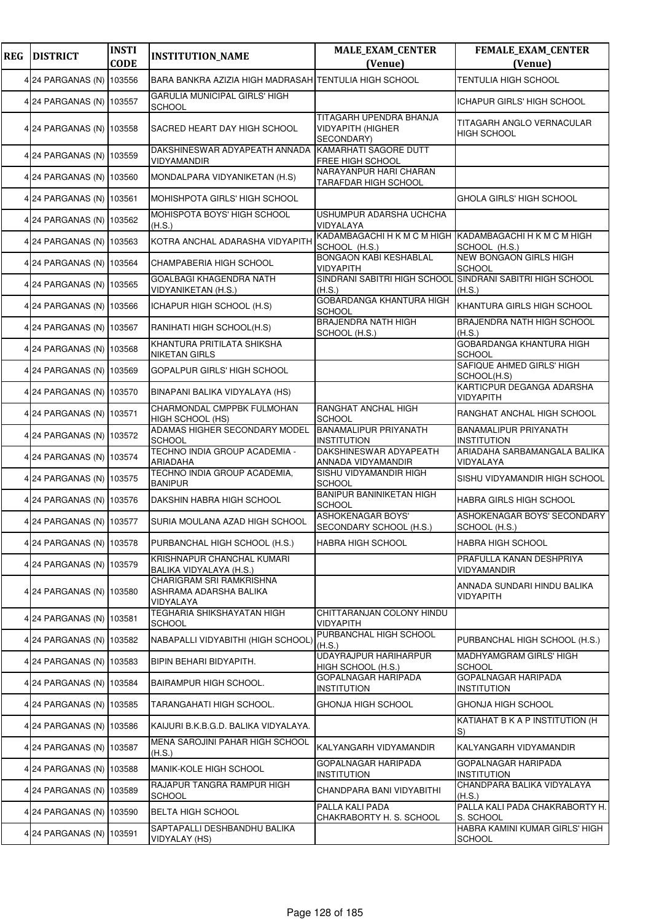| REG | DISTRICT | INSTI CODE | INSTITUTION_NAME | MALE_EXAM_CENTER (Venue) | FEMALE_EXAM_CENTER (Venue) |
|---|---|---|---|---|---|
| 4 | 24 PARGANAS (N) | 103556 | BARA BANKRA AZIZIA HIGH MADRASAH | TENTULIA HIGH SCHOOL | TENTULIA HIGH SCHOOL |
| 4 | 24 PARGANAS (N) | 103557 | GARULIA MUNICIPAL GIRLS' HIGH SCHOOL | | ICHAPUR GIRLS' HIGH SCHOOL |
| 4 | 24 PARGANAS (N) | 103558 | SACRED HEART DAY HIGH SCHOOL | TITAGARH UPENDRA BHANJA VIDYAPITH (HIGHER SECONDARY) | TITAGARH ANGLO VERNACULAR HIGH SCHOOL |
| 4 | 24 PARGANAS (N) | 103559 | DAKSHINESWAR ADYAPEATH ANNADA VIDYAMANDIR | KAMARHATI SAGORE DUTT FREE HIGH SCHOOL | |
| 4 | 24 PARGANAS (N) | 103560 | MONDALPARA VIDYANIKETAN (H.S) | NARAYANPUR HARI CHARAN TARAFDAR HIGH SCHOOL | |
| 4 | 24 PARGANAS (N) | 103561 | MOHISHPOTA GIRLS' HIGH SCHOOL | | GHOLA GIRLS' HIGH SCHOOL |
| 4 | 24 PARGANAS (N) | 103562 | MOHISPOTA BOYS' HIGH SCHOOL (H.S.) | USHUMPUR ADARSHA UCHCHA VIDYALAYA | |
| 4 | 24 PARGANAS (N) | 103563 | KOTRA ANCHAL ADARASHA VIDYAPITH | KADAMBAGACHI H K M C M HIGH SCHOOL (H.S.) | KADAMBAGACHI H K M C M HIGH SCHOOL (H.S.) |
| 4 | 24 PARGANAS (N) | 103564 | CHAMPABERIA HIGH SCHOOL | BONGAON KABI KESHABLAL VIDYAPITH | NEW BONGAON GIRLS HIGH SCHOOL |
| 4 | 24 PARGANAS (N) | 103565 | GOALBAGI KHAGENDRA NATH VIDYANIKETAN (H.S.) | SINDRANI SABITRI HIGH SCHOOL (H.S.) | SINDRANI SABITRI HIGH SCHOOL (H.S.) |
| 4 | 24 PARGANAS (N) | 103566 | ICHAPUR HIGH SCHOOL (H.S) | GOBARDANGA KHANTURA HIGH SCHOOL | KHANTURA GIRLS HIGH SCHOOL |
| 4 | 24 PARGANAS (N) | 103567 | RANIHATI HIGH SCHOOL(H.S) | BRAJENDRA NATH HIGH SCHOOL (H.S.) | BRAJENDRA NATH HIGH SCHOOL (H.S.) |
| 4 | 24 PARGANAS (N) | 103568 | KHANTURA PRITILATA SHIKSHA NIKETAN GIRLS | | GOBARDANGA KHANTURA HIGH SCHOOL |
| 4 | 24 PARGANAS (N) | 103569 | GOPALPUR GIRLS' HIGH SCHOOL | | SAFIQUE AHMED GIRLS' HIGH SCHOOL(H.S) |
| 4 | 24 PARGANAS (N) | 103570 | BINAPANI BALIKA VIDYALAYA (HS) | | KARTICPUR DEGANGA ADARSHA VIDYAPITH |
| 4 | 24 PARGANAS (N) | 103571 | CHARMONDAL CMPPBK FULMOHAN HIGH SCHOOL (HS) | RANGHAT ANCHAL HIGH SCHOOL | RANGHAT ANCHAL HIGH SCHOOL |
| 4 | 24 PARGANAS (N) | 103572 | ADAMAS HIGHER SECONDARY MODEL SCHOOL | BANAMALIPUR PRIYANATH INSTITUTION | BANAMALIPUR PRIYANATH INSTITUTION |
| 4 | 24 PARGANAS (N) | 103574 | TECHNO INDIA GROUP ACADEMIA - ARIADAHA | DAKSHINESWAR ADYAPEATH ANNADA VIDYAMANDIR | ARIADAHA SARBAMANGALA BALIKA VIDYALAYA |
| 4 | 24 PARGANAS (N) | 103575 | TECHNO INDIA GROUP ACADEMIA, BANIPUR | SISHU VIDYAMANDIR HIGH SCHOOL | SISHU VIDYAMANDIR HIGH SCHOOL |
| 4 | 24 PARGANAS (N) | 103576 | DAKSHIN HABRA HIGH SCHOOL | BANIPUR BANINIKETAN HIGH SCHOOL | HABRA GIRLS HIGH SCHOOL |
| 4 | 24 PARGANAS (N) | 103577 | SURIA MOULANA AZAD HIGH SCHOOL | ASHOKENAGAR BOYS' SECONDARY SCHOOL (H.S.) | ASHOKENAGAR BOYS' SECONDARY SCHOOL (H.S.) |
| 4 | 24 PARGANAS (N) | 103578 | PURBANCHAL HIGH SCHOOL (H.S.) | HABRA HIGH SCHOOL | HABRA HIGH SCHOOL |
| 4 | 24 PARGANAS (N) | 103579 | KRISHNAPUR CHANCHAL KUMARI BALIKA VIDYALAYA (H.S.) | | PRAFULLA KANAN DESHPRIYA VIDYAMANDIR |
| 4 | 24 PARGANAS (N) | 103580 | CHARIGRAM SRI RAMKRISHNA ASHRAMA ADARSHA BALIKA VIDYALAYA | | ANNADA SUNDARI HINDU BALIKA VIDYAPITH |
| 4 | 24 PARGANAS (N) | 103581 | TEGHARIA SHIKSHAYATAN HIGH SCHOOL | CHITTARANJAN COLONY HINDU VIDYAPITH | |
| 4 | 24 PARGANAS (N) | 103582 | NABAPALLI VIDYABITHI (HIGH SCHOOL) | PURBANCHAL HIGH SCHOOL (H.S.) | PURBANCHAL HIGH SCHOOL (H.S.) |
| 4 | 24 PARGANAS (N) | 103583 | BIPIN BEHARI BIDYAPITH. | UDAYRAJPUR HARIHARPUR HIGH SCHOOL (H.S.) | MADHYAMGRAM GIRLS' HIGH SCHOOL |
| 4 | 24 PARGANAS (N) | 103584 | BAIRAMPUR HIGH SCHOOL. | GOPALNAGAR HARIPADA INSTITUTION | GOPALNAGAR HARIPADA INSTITUTION |
| 4 | 24 PARGANAS (N) | 103585 | TARANGAHATI HIGH SCHOOL. | GHONJA HIGH SCHOOL | GHONJA HIGH SCHOOL |
| 4 | 24 PARGANAS (N) | 103586 | KAIJURI B.K.B.G.D. BALIKA VIDYALAYA. | | KATIAHAT B K A P INSTITUTION (H S) |
| 4 | 24 PARGANAS (N) | 103587 | MENA SAROJINI PAHAR HIGH SCHOOL (H.S.) | KALYANGARH VIDYAMANDIR | KALYANGARH VIDYAMANDIR |
| 4 | 24 PARGANAS (N) | 103588 | MANIK-KOLE HIGH SCHOOL | GOPALNAGAR HARIPADA INSTITUTION | GOPALNAGAR HARIPADA INSTITUTION |
| 4 | 24 PARGANAS (N) | 103589 | RAJAPUR TANGRA RAMPUR HIGH SCHOOL | CHANDPARA BANI VIDYABITHI | CHANDPARA BALIKA VIDYALAYA (H.S.) |
| 4 | 24 PARGANAS (N) | 103590 | BELTA HIGH SCHOOL | PALLA KALI PADA CHAKRABORTY H. S. SCHOOL | PALLA KALI PADA CHAKRABORTY H. S. SCHOOL |
| 4 | 24 PARGANAS (N) | 103591 | SAPTAPALLI DESHBANDHU BALIKA VIDYALAY (HS) | | HABRA KAMINI KUMAR GIRLS' HIGH SCHOOL |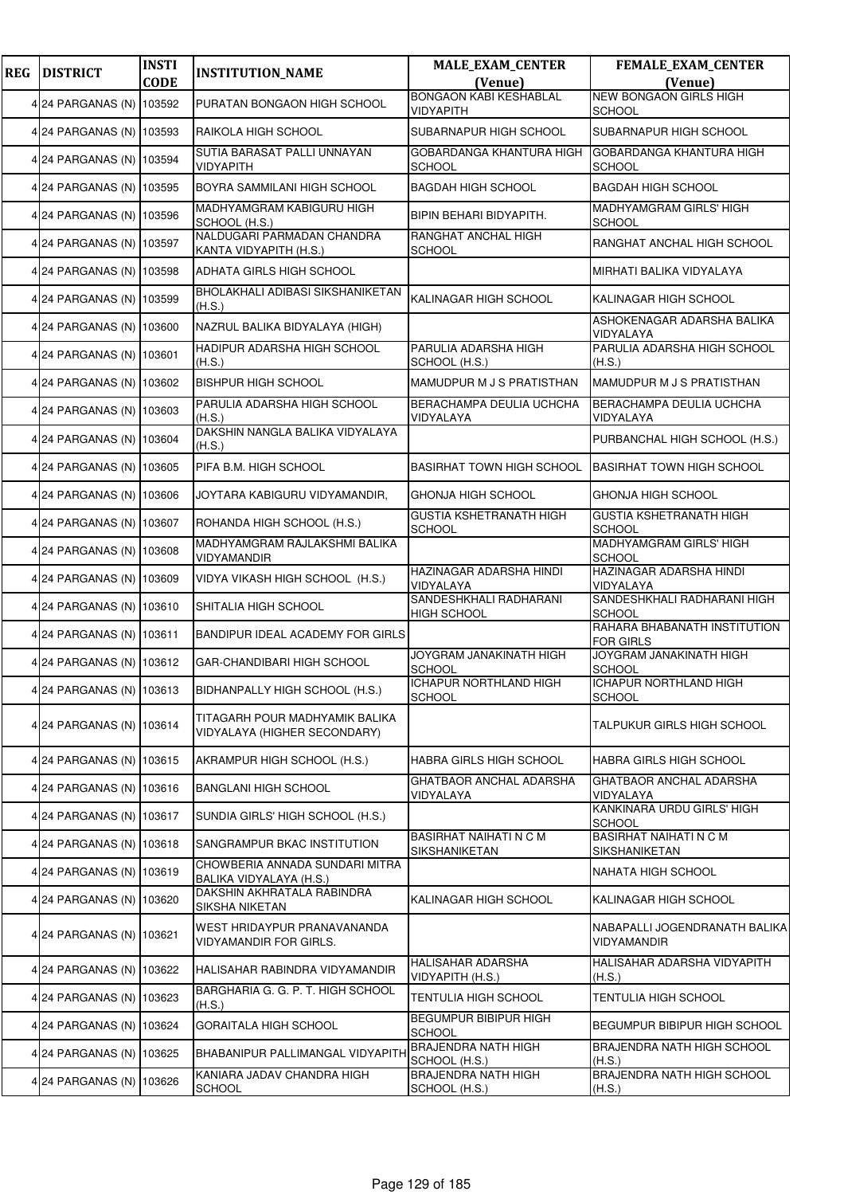| REG | DISTRICT | INSTI CODE | INSTITUTION_NAME | MALE_EXAM_CENTER (Venue) | FEMALE_EXAM_CENTER (Venue) |
|---|---|---|---|---|---|
| 4 | 24 PARGANAS (N) | 103592 | PURATAN BONGAON HIGH SCHOOL | BONGAON KABI KESHABLAL VIDYAPITH | NEW BONGAON GIRLS HIGH SCHOOL |
| 4 | 24 PARGANAS (N) | 103593 | RAIKOLA HIGH SCHOOL | SUBARNAPUR HIGH SCHOOL | SUBARNAPUR HIGH SCHOOL |
| 4 | 24 PARGANAS (N) | 103594 | SUTIA BARASAT PALLI UNNAYAN VIDYAPITH | GOBARDANGA KHANTURA HIGH SCHOOL | GOBARDANGA KHANTURA HIGH SCHOOL |
| 4 | 24 PARGANAS (N) | 103595 | BOYRA SAMMILANI HIGH SCHOOL | BAGDAH HIGH SCHOOL | BAGDAH HIGH SCHOOL |
| 4 | 24 PARGANAS (N) | 103596 | MADHYAMGRAM KABIGURU HIGH SCHOOL (H.S.) | BIPIN BEHARI BIDYAPITH. | MADHYAMGRAM GIRLS' HIGH SCHOOL |
| 4 | 24 PARGANAS (N) | 103597 | NALDUGARI PARMADAN CHANDRA KANTA VIDYAPITH (H.S.) | RANGHAT ANCHAL HIGH SCHOOL | RANGHAT ANCHAL HIGH SCHOOL |
| 4 | 24 PARGANAS (N) | 103598 | ADHATA GIRLS HIGH SCHOOL | | MIRHATI BALIKA VIDYALAYA |
| 4 | 24 PARGANAS (N) | 103599 | BHOLAKHALI ADIBASI SIKSHANIKETAN (H.S.) | KALINAGAR HIGH SCHOOL | KALINAGAR HIGH SCHOOL |
| 4 | 24 PARGANAS (N) | 103600 | NAZRUL BALIKA BIDYALAYA (HIGH) | | ASHOKENAGAR ADARSHA BALIKA VIDYALAYA |
| 4 | 24 PARGANAS (N) | 103601 | HADIPUR ADARSHA HIGH SCHOOL (H.S.) | PARULIA ADARSHA HIGH SCHOOL (H.S.) | PARULIA ADARSHA HIGH SCHOOL (H.S.) |
| 4 | 24 PARGANAS (N) | 103602 | BISHPUR HIGH SCHOOL | MAMUDPUR M J S PRATISTHAN | MAMUDPUR M J S PRATISTHAN |
| 4 | 24 PARGANAS (N) | 103603 | PARULIA ADARSHA HIGH SCHOOL (H.S.) | BERACHAMPA DEULIA UCHCHA VIDYALAYA | BERACHAMPA DEULIA UCHCHA VIDYALAYA |
| 4 | 24 PARGANAS (N) | 103604 | DAKSHIN NANGLA BALIKA VIDYALAYA (H.S.) | | PURBANCHAL HIGH SCHOOL (H.S.) |
| 4 | 24 PARGANAS (N) | 103605 | PIFA B.M. HIGH SCHOOL | BASIRHAT TOWN HIGH SCHOOL | BASIRHAT TOWN HIGH SCHOOL |
| 4 | 24 PARGANAS (N) | 103606 | JOYTARA KABIGURU VIDYAMANDIR, | GHONJA HIGH SCHOOL | GHONJA HIGH SCHOOL |
| 4 | 24 PARGANAS (N) | 103607 | ROHANDA HIGH SCHOOL (H.S.) | GUSTIA KSHETRANATH HIGH SCHOOL | GUSTIA KSHETRANATH HIGH SCHOOL |
| 4 | 24 PARGANAS (N) | 103608 | MADHYAMGRAM RAJLAKSHMI BALIKA VIDYAMANDIR | | MADHYAMGRAM GIRLS' HIGH SCHOOL |
| 4 | 24 PARGANAS (N) | 103609 | VIDYA VIKASH HIGH SCHOOL (H.S.) | HAZINAGAR ADARSHA HINDI VIDYALAYA | HAZINAGAR ADARSHA HINDI VIDYALAYA |
| 4 | 24 PARGANAS (N) | 103610 | SHITALIA HIGH SCHOOL | SANDESHKHALI RADHARANI HIGH SCHOOL | SANDESHKHALI RADHARANI HIGH SCHOOL |
| 4 | 24 PARGANAS (N) | 103611 | BANDIPUR IDEAL ACADEMY FOR GIRLS | | RAHARA BHABANATH INSTITUTION FOR GIRLS |
| 4 | 24 PARGANAS (N) | 103612 | GAR-CHANDIBARI HIGH SCHOOL | JOYGRAM JANAKINATH HIGH SCHOOL | JOYGRAM JANAKINATH HIGH SCHOOL |
| 4 | 24 PARGANAS (N) | 103613 | BIDHANPALLY HIGH SCHOOL (H.S.) | ICHAPUR NORTHLAND HIGH SCHOOL | ICHAPUR NORTHLAND HIGH SCHOOL |
| 4 | 24 PARGANAS (N) | 103614 | TITAGARH POUR MADHYAMIK BALIKA VIDYALAYA (HIGHER SECONDARY) | | TALPUKUR GIRLS HIGH SCHOOL |
| 4 | 24 PARGANAS (N) | 103615 | AKRAMPUR HIGH SCHOOL (H.S.) | HABRA GIRLS HIGH SCHOOL | HABRA GIRLS HIGH SCHOOL |
| 4 | 24 PARGANAS (N) | 103616 | BANGLANI HIGH SCHOOL | GHATBAOR ANCHAL ADARSHA VIDYALAYA | GHATBAOR ANCHAL ADARSHA VIDYALAYA |
| 4 | 24 PARGANAS (N) | 103617 | SUNDIA GIRLS' HIGH SCHOOL (H.S.) | | KANKINARA URDU GIRLS' HIGH SCHOOL |
| 4 | 24 PARGANAS (N) | 103618 | SANGRAMPUR BKAC INSTITUTION | BASIRHAT NAIHATI N C M SIKSHANIKETAN | BASIRHAT NAIHATI N C M SIKSHANIKETAN |
| 4 | 24 PARGANAS (N) | 103619 | CHOWBERIA ANNADA SUNDARI MITRA BALIKA VIDYALAYA (H.S.) | | NAHATA HIGH SCHOOL |
| 4 | 24 PARGANAS (N) | 103620 | DAKSHIN AKHRATALA RABINDRA SIKSHA NIKETAN | KALINAGAR HIGH SCHOOL | KALINAGAR HIGH SCHOOL |
| 4 | 24 PARGANAS (N) | 103621 | WEST HRIDAYPUR PRANAVANANDA VIDYAMANDIR FOR GIRLS. | | NABAPALLI JOGENDRANATH BALIKA VIDYAMANDIR |
| 4 | 24 PARGANAS (N) | 103622 | HALISAHAR RABINDRA VIDYAMANDIR | HALISAHAR ADARSHA VIDYAPITH (H.S.) | HALISAHAR ADARSHA VIDYAPITH (H.S.) |
| 4 | 24 PARGANAS (N) | 103623 | BARGHARIA G. G. P. T. HIGH SCHOOL (H.S.) | TENTULIA HIGH SCHOOL | TENTULIA HIGH SCHOOL |
| 4 | 24 PARGANAS (N) | 103624 | GORAITALA HIGH SCHOOL | BEGUMPUR BIBIPUR HIGH SCHOOL | BEGUMPUR BIBIPUR HIGH SCHOOL |
| 4 | 24 PARGANAS (N) | 103625 | BHABANIPUR PALLIMANGAL VIDYAPITH | BRAJENDRA NATH HIGH SCHOOL (H.S.) | BRAJENDRA NATH HIGH SCHOOL (H.S.) |
| 4 | 24 PARGANAS (N) | 103626 | KANIARA JADAV CHANDRA HIGH SCHOOL | BRAJENDRA NATH HIGH SCHOOL (H.S.) | BRAJENDRA NATH HIGH SCHOOL (H.S.) |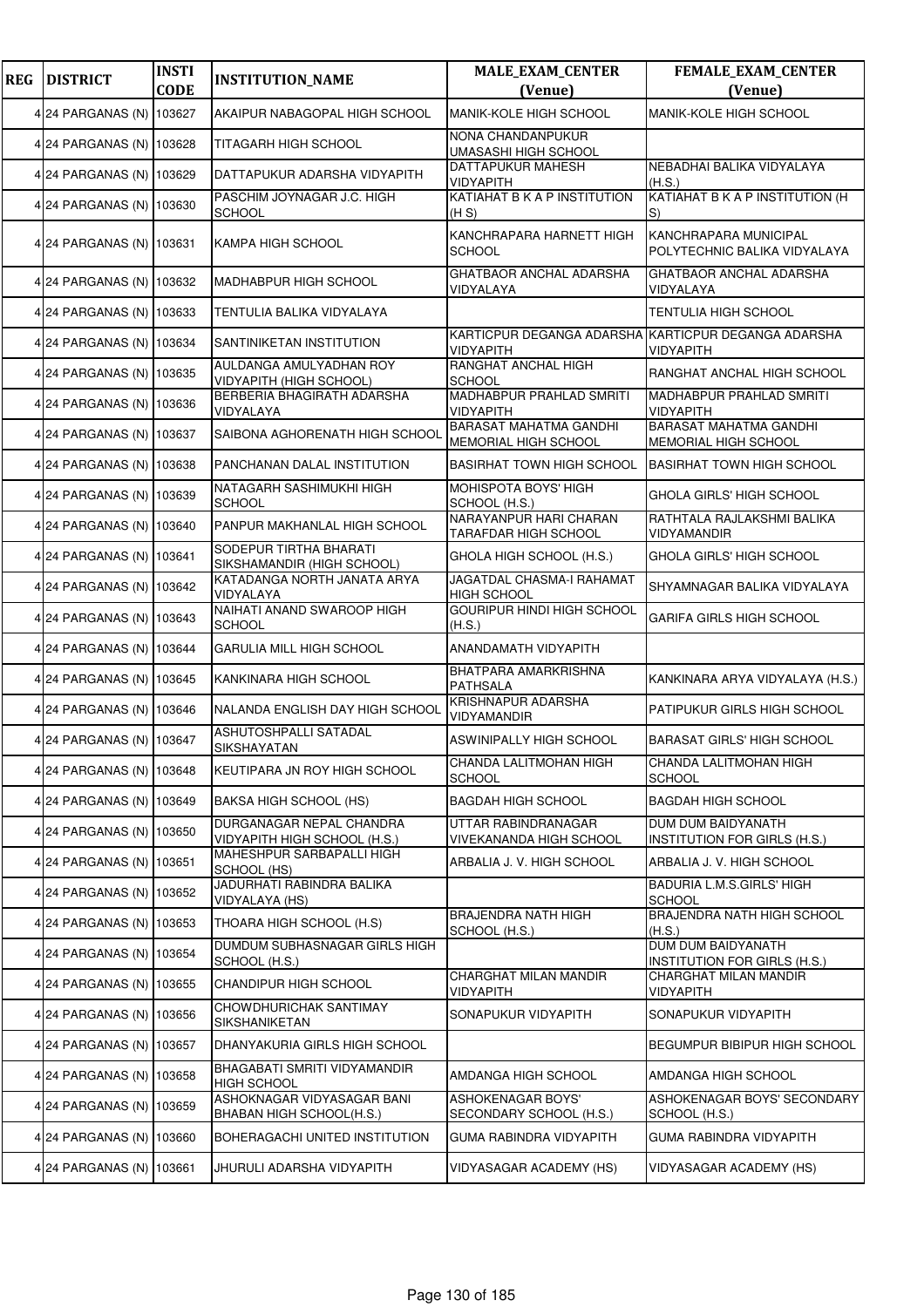| REG | DISTRICT | INSTI CODE | INSTITUTION_NAME | MALE_EXAM_CENTER (Venue) | FEMALE_EXAM_CENTER (Venue) |
|---|---|---|---|---|---|
| 4 | 24 PARGANAS (N) | 103627 | AKAIPUR NABAGOPAL HIGH SCHOOL | MANIK-KOLE HIGH SCHOOL | MANIK-KOLE HIGH SCHOOL |
| 4 | 24 PARGANAS (N) | 103628 | TITAGARH HIGH SCHOOL | NONA CHANDANPUKUR UMASASHI HIGH SCHOOL | |
| 4 | 24 PARGANAS (N) | 103629 | DATTAPUKUR ADARSHA VIDYAPITH | DATTAPUKUR MAHESH VIDYAPITH | NEBADHAI BALIKA VIDYALAYA (H.S.) |
| 4 | 24 PARGANAS (N) | 103630 | PASCHIM JOYNAGAR J.C. HIGH SCHOOL | KATIAHAT B K A P INSTITUTION (H S) | KATIAHAT B K A P INSTITUTION (H S) |
| 4 | 24 PARGANAS (N) | 103631 | KAMPA HIGH SCHOOL | KANCHRAPARA HARNETT HIGH SCHOOL | KANCHRAPARA MUNICIPAL POLYTECHNIC BALIKA VIDYALAYA |
| 4 | 24 PARGANAS (N) | 103632 | MADHABPUR HIGH SCHOOL | GHATBAOR ANCHAL ADARSHA VIDYALAYA | GHATBAOR ANCHAL ADARSHA VIDYALAYA |
| 4 | 24 PARGANAS (N) | 103633 | TENTULIA BALIKA VIDYALAYA | | TENTULIA HIGH SCHOOL |
| 4 | 24 PARGANAS (N) | 103634 | SANTINIKETAN INSTITUTION | KARTICPUR DEGANGA ADARSHA VIDYAPITH | KARTICPUR DEGANGA ADARSHA VIDYAPITH |
| 4 | 24 PARGANAS (N) | 103635 | AULDANGA AMULYADHAN ROY VIDYAPITH (HIGH SCHOOL) | RANGHAT ANCHAL HIGH SCHOOL | RANGHAT ANCHAL HIGH SCHOOL |
| 4 | 24 PARGANAS (N) | 103636 | BERBERIA BHAGIRATH ADARSHA VIDYALAYA | MADHABPUR PRAHLAD SMRITI VIDYAPITH | MADHABPUR PRAHLAD SMRITI VIDYAPITH |
| 4 | 24 PARGANAS (N) | 103637 | SAIBONA AGHORENATH HIGH SCHOOL | BARASAT MAHATMA GANDHI MEMORIAL HIGH SCHOOL | BARASAT MAHATMA GANDHI MEMORIAL HIGH SCHOOL |
| 4 | 24 PARGANAS (N) | 103638 | PANCHANAN DALAL INSTITUTION | BASIRHAT TOWN HIGH SCHOOL | BASIRHAT TOWN HIGH SCHOOL |
| 4 | 24 PARGANAS (N) | 103639 | NATAGARH SASHIMUKHI HIGH SCHOOL | MOHISPOTA BOYS' HIGH SCHOOL (H.S.) | GHOLA GIRLS' HIGH SCHOOL |
| 4 | 24 PARGANAS (N) | 103640 | PANPUR MAKHANLAL HIGH SCHOOL | NARAYANPUR HARI CHARAN TARAFDAR HIGH SCHOOL | RATHTALA RAJLAKSHMI BALIKA VIDYAMANDIR |
| 4 | 24 PARGANAS (N) | 103641 | SODEPUR TIRTHA BHARATI SIKSHAMANDIR (HIGH SCHOOL) | GHOLA HIGH SCHOOL (H.S.) | GHOLA GIRLS' HIGH SCHOOL |
| 4 | 24 PARGANAS (N) | 103642 | KATADANGA NORTH JANATA ARYA VIDYALAYA | JAGATDAL CHASMA-I RAHAMAT HIGH SCHOOL | SHYAMNAGAR BALIKA VIDYALAYA |
| 4 | 24 PARGANAS (N) | 103643 | NAIHATI ANAND SWAROOP HIGH SCHOOL | GOURIPUR HINDI HIGH SCHOOL (H.S.) | GARIFA GIRLS HIGH SCHOOL |
| 4 | 24 PARGANAS (N) | 103644 | GARULIA MILL HIGH SCHOOL | ANANDAMATH VIDYAPITH | |
| 4 | 24 PARGANAS (N) | 103645 | KANKINARA HIGH SCHOOL | BHATPARA AMARKRISHNA PATHSALA | KANKINARA ARYA VIDYALAYA (H.S.) |
| 4 | 24 PARGANAS (N) | 103646 | NALANDA ENGLISH DAY HIGH SCHOOL | KRISHNAPUR ADARSHA VIDYAMANDIR | PATIPUKUR GIRLS HIGH SCHOOL |
| 4 | 24 PARGANAS (N) | 103647 | ASHUTOSHPALLI SATADAL SIKSHAYATAN | ASWINIPALLY HIGH SCHOOL | BARASAT GIRLS' HIGH SCHOOL |
| 4 | 24 PARGANAS (N) | 103648 | KEUTIPARA JN ROY HIGH SCHOOL | CHANDA LALITMOHAN HIGH SCHOOL | CHANDA LALITMOHAN HIGH SCHOOL |
| 4 | 24 PARGANAS (N) | 103649 | BAKSA HIGH SCHOOL (HS) | BAGDAH HIGH SCHOOL | BAGDAH HIGH SCHOOL |
| 4 | 24 PARGANAS (N) | 103650 | DURGANAGAR NEPAL CHANDRA VIDYAPITH HIGH SCHOOL (H.S.) | UTTAR RABINDRANAGAR VIVEKANANDA HIGH SCHOOL | DUM DUM BAIDYANATH INSTITUTION FOR GIRLS (H.S.) |
| 4 | 24 PARGANAS (N) | 103651 | MAHESHPUR SARBAPALLI HIGH SCHOOL (HS) | ARBALIA J. V. HIGH SCHOOL | ARBALIA J. V. HIGH SCHOOL |
| 4 | 24 PARGANAS (N) | 103652 | JADURHATI RABINDRA BALIKA VIDYALAYA (HS) | | BADURIA L.M.S.GIRLS' HIGH SCHOOL |
| 4 | 24 PARGANAS (N) | 103653 | THOARA HIGH SCHOOL (H.S) | BRAJENDRA NATH HIGH SCHOOL (H.S.) | BRAJENDRA NATH HIGH SCHOOL (H.S.) |
| 4 | 24 PARGANAS (N) | 103654 | DUMDUM SUBHASNAGAR GIRLS HIGH SCHOOL (H.S.) | | DUM DUM BAIDYANATH INSTITUTION FOR GIRLS (H.S.) |
| 4 | 24 PARGANAS (N) | 103655 | CHANDIPUR HIGH SCHOOL | CHARGHAT MILAN MANDIR VIDYAPITH | CHARGHAT MILAN MANDIR VIDYAPITH |
| 4 | 24 PARGANAS (N) | 103656 | CHOWDHURICHAK SANTIMAY SIKSHANIKETAN | SONAPUKUR VIDYAPITH | SONAPUKUR VIDYAPITH |
| 4 | 24 PARGANAS (N) | 103657 | DHANYAKURIA GIRLS HIGH SCHOOL | | BEGUMPUR BIBIPUR HIGH SCHOOL |
| 4 | 24 PARGANAS (N) | 103658 | BHAGABATI SMRITI VIDYAMANDIR HIGH SCHOOL | AMDANGA HIGH SCHOOL | AMDANGA HIGH SCHOOL |
| 4 | 24 PARGANAS (N) | 103659 | ASHOKNAGAR VIDYASAGAR BANI BHABAN HIGH SCHOOL(H.S.) | ASHOKENAGAR BOYS' SECONDARY SCHOOL (H.S.) | ASHOKENAGAR BOYS' SECONDARY SCHOOL (H.S.) |
| 4 | 24 PARGANAS (N) | 103660 | BOHERAGACHI UNITED INSTITUTION | GUMA RABINDRA VIDYAPITH | GUMA RABINDRA VIDYAPITH |
| 4 | 24 PARGANAS (N) | 103661 | JHURULI ADARSHA VIDYAPITH | VIDYASAGAR ACADEMY (HS) | VIDYASAGAR ACADEMY (HS) |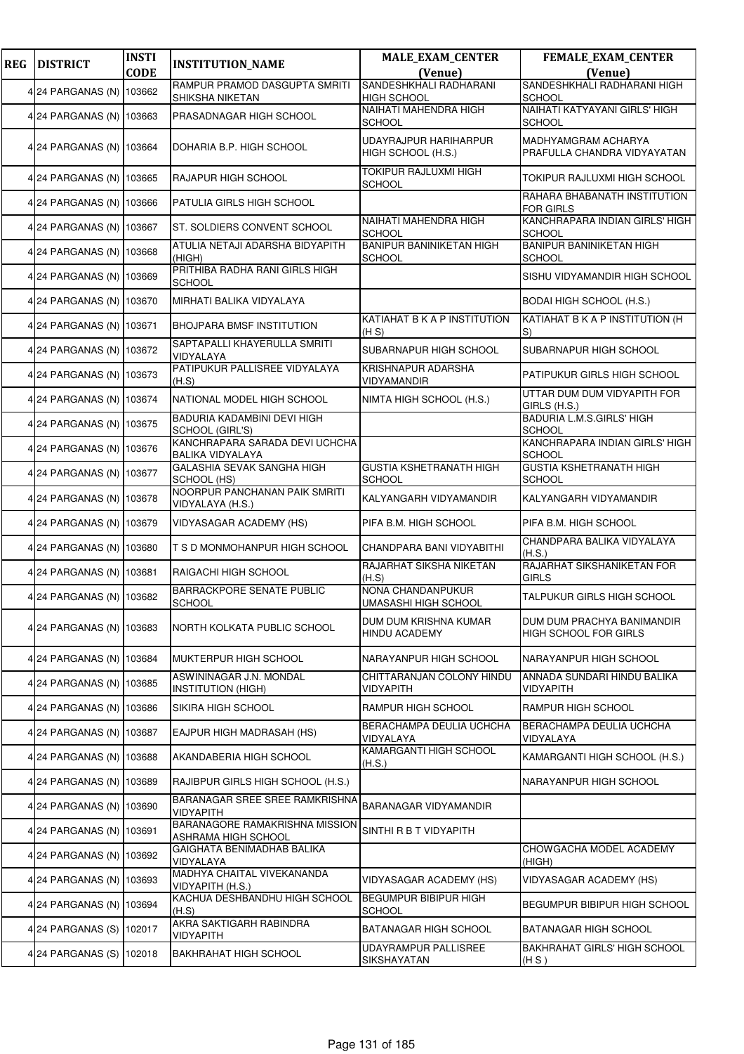| REG | DISTRICT | INSTI CODE | INSTITUTION_NAME | MALE_EXAM_CENTER (Venue) | FEMALE_EXAM_CENTER (Venue) |
|---|---|---|---|---|---|
| 4 | 24 PARGANAS (N) | 103662 | RAMPUR PRAMOD DASGUPTA SMRITI SHIKSHA NIKETAN | SANDESHKHALI RADHARANI HIGH SCHOOL | SANDESHKHALI RADHARANI HIGH SCHOOL |
| 4 | 24 PARGANAS (N) | 103663 | PRASADNAGAR HIGH SCHOOL | NAIHATI MAHENDRA HIGH SCHOOL | NAIHATI KATYAYANI GIRLS' HIGH SCHOOL |
| 4 | 24 PARGANAS (N) | 103664 | DOHARIA B.P. HIGH SCHOOL | UDAYRAJPUR HARIHARPUR HIGH SCHOOL (H.S.) | MADHYAMGRAM ACHARYA PRAFULLA CHANDRA VIDYAYATAN |
| 4 | 24 PARGANAS (N) | 103665 | RAJAPUR HIGH SCHOOL | TOKIPUR RAJLUXMI HIGH SCHOOL | TOKIPUR RAJLUXMI HIGH SCHOOL |
| 4 | 24 PARGANAS (N) | 103666 | PATULIA GIRLS HIGH SCHOOL | | RAHARA BHABANATH INSTITUTION FOR GIRLS |
| 4 | 24 PARGANAS (N) | 103667 | ST. SOLDIERS CONVENT SCHOOL | NAIHATI MAHENDRA HIGH SCHOOL | KANCHRAPARA INDIAN GIRLS' HIGH SCHOOL |
| 4 | 24 PARGANAS (N) | 103668 | ATULIA NETAJI ADARSHA BIDYAPITH (HIGH) | BANIPUR BANINIKETAN HIGH SCHOOL | BANIPUR BANINIKETAN HIGH SCHOOL |
| 4 | 24 PARGANAS (N) | 103669 | PRITHIBA RADHA RANI GIRLS HIGH SCHOOL | | SISHU VIDYAMANDIR HIGH SCHOOL |
| 4 | 24 PARGANAS (N) | 103670 | MIRHATI BALIKA VIDYALAYA | | BODAI HIGH SCHOOL (H.S.) |
| 4 | 24 PARGANAS (N) | 103671 | BHOJPARA BMSF INSTITUTION | KATIAHAT B K A P INSTITUTION (H S) | KATIAHAT B K A P INSTITUTION (H S) |
| 4 | 24 PARGANAS (N) | 103672 | SAPTAPALLI KHAYERULLA SMRITI VIDYALAYA | SUBARNAPUR HIGH SCHOOL | SUBARNAPUR HIGH SCHOOL |
| 4 | 24 PARGANAS (N) | 103673 | PATIPUKUR PALLISREE VIDYALAYA (H.S) | KRISHNAPUR ADARSHA VIDYAMANDIR | PATIPUKUR GIRLS HIGH SCHOOL |
| 4 | 24 PARGANAS (N) | 103674 | NATIONAL MODEL HIGH SCHOOL | NIMTA HIGH SCHOOL (H.S.) | UTTAR DUM DUM VIDYAPITH FOR GIRLS (H.S.) |
| 4 | 24 PARGANAS (N) | 103675 | BADURIA KADAMBINI DEVI HIGH SCHOOL (GIRL'S) | | BADURIA L.M.S.GIRLS' HIGH SCHOOL |
| 4 | 24 PARGANAS (N) | 103676 | KANCHRAPARA SARADA DEVI UCHCHA BALIKA VIDYALAYA | | KANCHRAPARA INDIAN GIRLS' HIGH SCHOOL |
| 4 | 24 PARGANAS (N) | 103677 | GALASHIA SEVAK SANGHA HIGH SCHOOL (HS) | GUSTIA KSHETRANATH HIGH SCHOOL | GUSTIA KSHETRANATH HIGH SCHOOL |
| 4 | 24 PARGANAS (N) | 103678 | NOORPUR PANCHANAN PAIK SMRITI VIDYALAYA (H.S.) | KALYANGARH VIDYAMANDIR | KALYANGARH VIDYAMANDIR |
| 4 | 24 PARGANAS (N) | 103679 | VIDYASAGAR ACADEMY (HS) | PIFA B.M. HIGH SCHOOL | PIFA B.M. HIGH SCHOOL |
| 4 | 24 PARGANAS (N) | 103680 | T S D MONMOHANPUR HIGH SCHOOL | CHANDPARA BANI VIDYABITHI | CHANDPARA BALIKA VIDYALAYA (H.S.) |
| 4 | 24 PARGANAS (N) | 103681 | RAIGACHI HIGH SCHOOL | RAJARHAT SIKSHA NIKETAN (H.S) | RAJARHAT SIKSHANIKETAN FOR GIRLS |
| 4 | 24 PARGANAS (N) | 103682 | BARRACKPORE SENATE PUBLIC SCHOOL | NONA CHANDANPUKUR UMASASHI HIGH SCHOOL | TALPUKUR GIRLS HIGH SCHOOL |
| 4 | 24 PARGANAS (N) | 103683 | NORTH KOLKATA PUBLIC SCHOOL | DUM DUM KRISHNA KUMAR HINDU ACADEMY | DUM DUM PRACHYA BANIMANDIR HIGH SCHOOL FOR GIRLS |
| 4 | 24 PARGANAS (N) | 103684 | MUKTERPUR HIGH SCHOOL | NARAYANPUR HIGH SCHOOL | NARAYANPUR HIGH SCHOOL |
| 4 | 24 PARGANAS (N) | 103685 | ASWININAGAR J.N. MONDAL INSTITUTION (HIGH) | CHITTARANJAN COLONY HINDU VIDYAPITH | ANNADA SUNDARI HINDU BALIKA VIDYAPITH |
| 4 | 24 PARGANAS (N) | 103686 | SIKIRA HIGH SCHOOL | RAMPUR HIGH SCHOOL | RAMPUR HIGH SCHOOL |
| 4 | 24 PARGANAS (N) | 103687 | EAJPUR HIGH MADRASAH (HS) | BERACHAMPA DEULIA UCHCHA VIDYALAYA | BERACHAMPA DEULIA UCHCHA VIDYALAYA |
| 4 | 24 PARGANAS (N) | 103688 | AKANDABERIA HIGH SCHOOL | KAMARGANTI HIGH SCHOOL (H.S.) | KAMARGANTI HIGH SCHOOL (H.S.) |
| 4 | 24 PARGANAS (N) | 103689 | RAJIBPUR GIRLS HIGH SCHOOL (H.S.) | | NARAYANPUR HIGH SCHOOL |
| 4 | 24 PARGANAS (N) | 103690 | BARANAGAR SREE SREE RAMKRISHNA VIDYAPITH | BARANAGAR VIDYAMANDIR | |
| 4 | 24 PARGANAS (N) | 103691 | BARANAGORE RAMAKRISHNA MISSION ASHRAMA HIGH SCHOOL | SINTHI R B T VIDYAPITH | |
| 4 | 24 PARGANAS (N) | 103692 | GAIGHATA BENIMADHAB BALIKA VIDYALAYA | | CHOWGACHA MODEL ACADEMY (HIGH) |
| 4 | 24 PARGANAS (N) | 103693 | MADHYA CHAITAL VIVEKANANDA VIDYAPITH (H.S.) | VIDYASAGAR ACADEMY (HS) | VIDYASAGAR ACADEMY (HS) |
| 4 | 24 PARGANAS (N) | 103694 | KACHUA DESHBANDHU HIGH SCHOOL (H.S) | BEGUMPUR BIBIPUR HIGH SCHOOL | BEGUMPUR BIBIPUR HIGH SCHOOL |
| 4 | 24 PARGANAS (S) | 102017 | AKRA SAKTIGARH RABINDRA VIDYAPITH | BATANAGAR HIGH SCHOOL | BATANAGAR HIGH SCHOOL |
| 4 | 24 PARGANAS (S) | 102018 | BAKHRAHAT HIGH SCHOOL | UDAYRAMPUR PALLISREE SIKSHAYATAN | BAKHRAHAT GIRLS' HIGH SCHOOL (H S ) |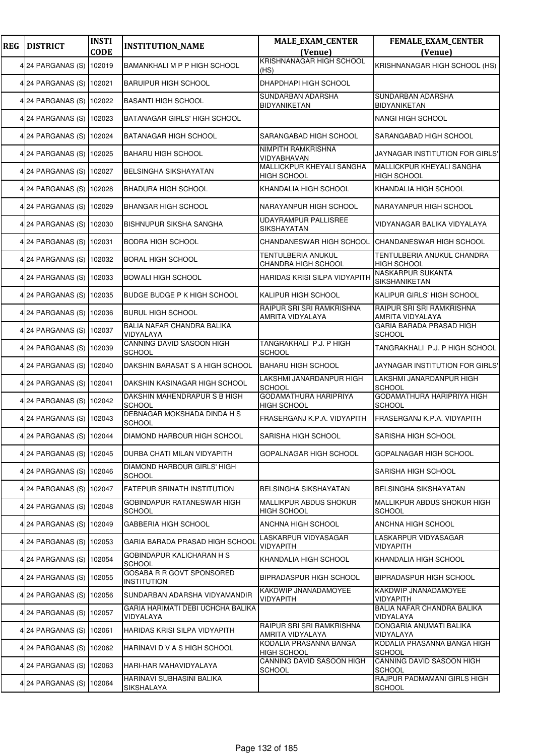| REG | DISTRICT | INSTI CODE | INSTITUTION_NAME | MALE_EXAM_CENTER (Venue) | FEMALE_EXAM_CENTER (Venue) |
|---|---|---|---|---|---|
| 4 | 24 PARGANAS (S) | 102019 | BAMANKHALI M P P HIGH SCHOOL | KRISHNANAGAR HIGH SCHOOL (HS) | KRISHNANAGAR HIGH SCHOOL (HS) |
| 4 | 24 PARGANAS (S) | 102021 | BARUIPUR HIGH SCHOOL | DHAPDHAPI HIGH SCHOOL | |
| 4 | 24 PARGANAS (S) | 102022 | BASANTI HIGH SCHOOL | SUNDARBAN ADARSHA BIDYANIKETAN | SUNDARBAN ADARSHA BIDYANIKETAN |
| 4 | 24 PARGANAS (S) | 102023 | BATANAGAR GIRLS' HIGH SCHOOL | | NANGI HIGH SCHOOL |
| 4 | 24 PARGANAS (S) | 102024 | BATANAGAR HIGH SCHOOL | SARANGABAD HIGH SCHOOL | SARANGABAD HIGH SCHOOL |
| 4 | 24 PARGANAS (S) | 102025 | BAHARU HIGH SCHOOL | NIMPITH RAMKRISHNA VIDYABHAVAN | JAYNAGAR INSTITUTION FOR GIRLS' |
| 4 | 24 PARGANAS (S) | 102027 | BELSINGHA SIKSHAYATAN | MALLICKPUR KHEYALI SANGHA HIGH SCHOOL | MALLICKPUR KHEYALI SANGHA HIGH SCHOOL |
| 4 | 24 PARGANAS (S) | 102028 | BHADURA HIGH SCHOOL | KHANDALIA HIGH SCHOOL | KHANDALIA HIGH SCHOOL |
| 4 | 24 PARGANAS (S) | 102029 | BHANGAR HIGH SCHOOL | NARAYANPUR HIGH SCHOOL | NARAYANPUR HIGH SCHOOL |
| 4 | 24 PARGANAS (S) | 102030 | BISHNUPUR SIKSHA SANGHA | UDAYRAMPUR PALLISREE SIKSHAYATAN | VIDYANAGAR BALIKA VIDYALAYA |
| 4 | 24 PARGANAS (S) | 102031 | BODRA HIGH SCHOOL | CHANDANESWAR HIGH SCHOOL | CHANDANESWAR HIGH SCHOOL |
| 4 | 24 PARGANAS (S) | 102032 | BORAL HIGH SCHOOL | TENTULBERIA ANUKUL CHANDRA HIGH SCHOOL | TENTULBERIA ANUKUL CHANDRA HIGH SCHOOL |
| 4 | 24 PARGANAS (S) | 102033 | BOWALI HIGH SCHOOL | HARIDAS KRISI SILPA VIDYAPITH | NASKARPUR SUKANTA SIKSHANIKETAN |
| 4 | 24 PARGANAS (S) | 102035 | BUDGE BUDGE P K HIGH SCHOOL | KALIPUR HIGH SCHOOL | KALIPUR GIRLS' HIGH SCHOOL |
| 4 | 24 PARGANAS (S) | 102036 | BURUL HIGH SCHOOL | RAIPUR SRI SRI RAMKRISHNA AMRITA VIDYALAYA | RAIPUR SRI SRI RAMKRISHNA AMRITA VIDYALAYA |
| 4 | 24 PARGANAS (S) | 102037 | BALIA NAFAR CHANDRA BALIKA VIDYALAYA | | GARIA BARADA PRASAD HIGH SCHOOL |
| 4 | 24 PARGANAS (S) | 102039 | CANNING DAVID SASOON HIGH SCHOOL | TANGRAKHALI P.J. P HIGH SCHOOL | TANGRAKHALI P.J. P HIGH SCHOOL |
| 4 | 24 PARGANAS (S) | 102040 | DAKSHIN BARASAT S A HIGH SCHOOL | BAHARU HIGH SCHOOL | JAYNAGAR INSTITUTION FOR GIRLS' |
| 4 | 24 PARGANAS (S) | 102041 | DAKSHIN KASINAGAR HIGH SCHOOL | LAKSHMI JANARDANPUR HIGH SCHOOL | LAKSHMI JANARDANPUR HIGH SCHOOL |
| 4 | 24 PARGANAS (S) | 102042 | DAKSHIN MAHENDRAPUR S B HIGH SCHOOL | GODAMATHURA HARIPRIYA HIGH SCHOOL | GODAMATHURA HARIPRIYA HIGH SCHOOL |
| 4 | 24 PARGANAS (S) | 102043 | DEBNAGAR MOKSHADA DINDA H S SCHOOL | FRASERGANJ K.P.A. VIDYAPITH | FRASERGANJ K.P.A. VIDYAPITH |
| 4 | 24 PARGANAS (S) | 102044 | DIAMOND HARBOUR HIGH SCHOOL | SARISHA HIGH SCHOOL | SARISHA HIGH SCHOOL |
| 4 | 24 PARGANAS (S) | 102045 | DURBA CHATI MILAN VIDYAPITH | GOPALNAGAR HIGH SCHOOL | GOPALNAGAR HIGH SCHOOL |
| 4 | 24 PARGANAS (S) | 102046 | DIAMOND HARBOUR GIRLS' HIGH SCHOOL | | SARISHA HIGH SCHOOL |
| 4 | 24 PARGANAS (S) | 102047 | FATEPUR SRINATH INSTITUTION | BELSINGHA SIKSHAYATAN | BELSINGHA SIKSHAYATAN |
| 4 | 24 PARGANAS (S) | 102048 | GOBINDAPUR RATANESWAR HIGH SCHOOL | MALLIKPUR ABDUS SHOKUR HIGH SCHOOL | MALLIKPUR ABDUS SHOKUR HIGH SCHOOL |
| 4 | 24 PARGANAS (S) | 102049 | GABBERIA HIGH SCHOOL | ANCHNA HIGH SCHOOL | ANCHNA HIGH SCHOOL |
| 4 | 24 PARGANAS (S) | 102053 | GARIA BARADA PRASAD HIGH SCHOOL | LASKARPUR VIDYASAGAR VIDYAPITH | LASKARPUR VIDYASAGAR VIDYAPITH |
| 4 | 24 PARGANAS (S) | 102054 | GOBINDAPUR KALICHARAN H S SCHOOL | KHANDALIA HIGH SCHOOL | KHANDALIA HIGH SCHOOL |
| 4 | 24 PARGANAS (S) | 102055 | GOSABA R R GOVT SPONSORED INSTITUTION | BIPRADASPUR HIGH SCHOOL | BIPRADASPUR HIGH SCHOOL |
| 4 | 24 PARGANAS (S) | 102056 | SUNDARBAN ADARSHA VIDYAMANDIR | KAKDWIP JNANADAMOYEE VIDYAPITH | KAKDWIP JNANADAMOYEE VIDYAPITH |
| 4 | 24 PARGANAS (S) | 102057 | GARIA HARIMATI DEBI UCHCHA BALIKA VIDYALAYA | | BALIA NAFAR CHANDRA BALIKA VIDYALAYA |
| 4 | 24 PARGANAS (S) | 102061 | HARIDAS KRISI SILPA VIDYAPITH | RAIPUR SRI SRI RAMKRISHNA AMRITA VIDYALAYA | DONGARIA ANUMATI BALIKA VIDYALAYA |
| 4 | 24 PARGANAS (S) | 102062 | HARINAVI D V A S HIGH SCHOOL | KODALIA PRASANNA BANGA HIGH SCHOOL | KODALIA PRASANNA BANGA HIGH SCHOOL |
| 4 | 24 PARGANAS (S) | 102063 | HARI-HAR MAHAVIDYALAYA | CANNING DAVID SASOON HIGH SCHOOL | CANNING DAVID SASOON HIGH SCHOOL |
| 4 | 24 PARGANAS (S) | 102064 | HARINAVI SUBHASINI BALIKA SIKSHALAYA | | RAJPUR PADMAMANI GIRLS HIGH SCHOOL |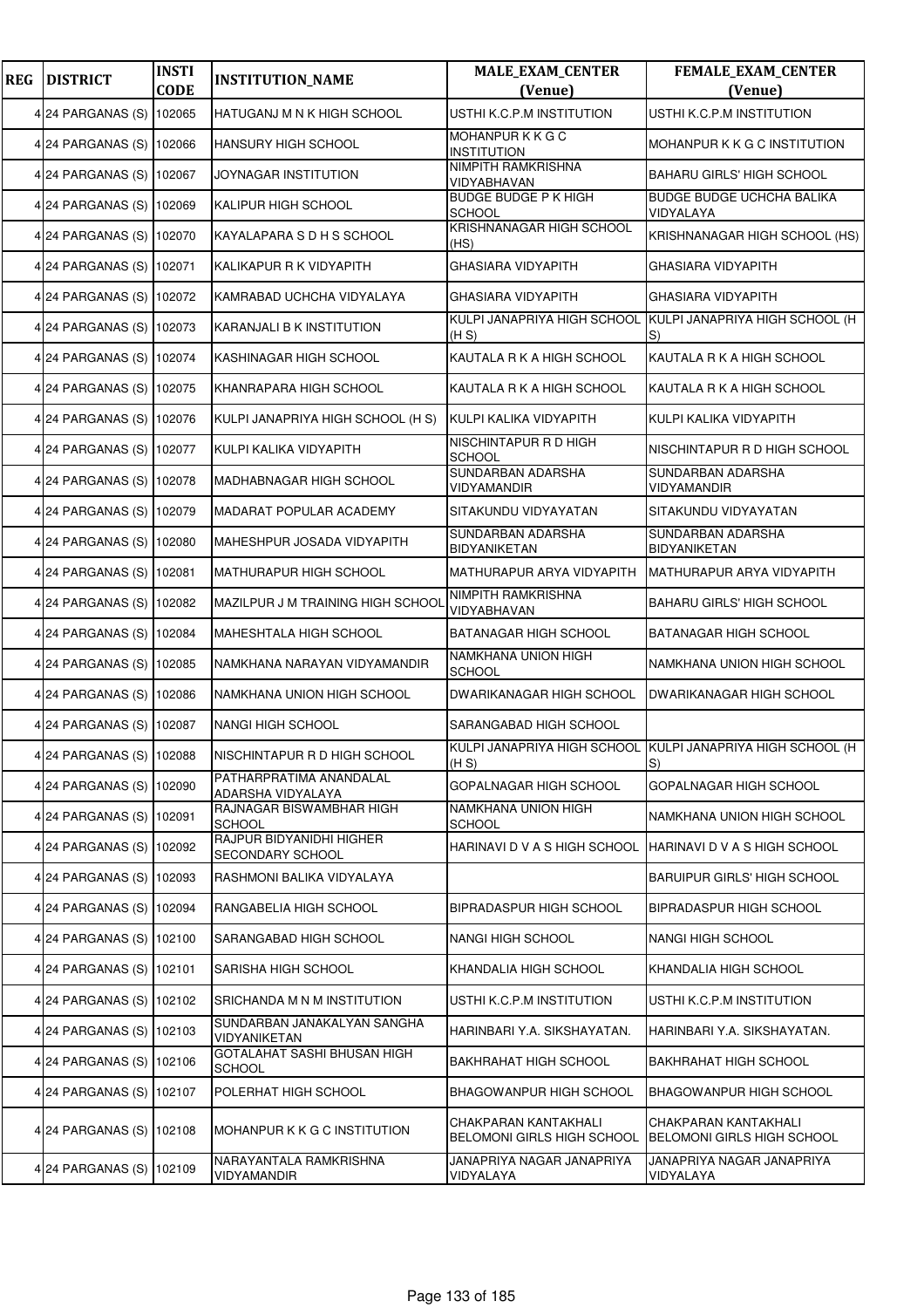| REG | DISTRICT | INSTI CODE | INSTITUTION_NAME | MALE_EXAM_CENTER (Venue) | FEMALE_EXAM_CENTER (Venue) |
|---|---|---|---|---|---|
| 4 | 24 PARGANAS (S) | 102065 | HATUGANJ M N K HIGH SCHOOL | USTHI K.C.P.M INSTITUTION | USTHI K.C.P.M INSTITUTION |
| 4 | 24 PARGANAS (S) | 102066 | HANSURY HIGH SCHOOL | MOHANPUR K K G C INSTITUTION | MOHANPUR K K G C INSTITUTION |
| 4 | 24 PARGANAS (S) | 102067 | JOYNAGAR INSTITUTION | NIMPITH RAMKRISHNA VIDYABHAVAN | BAHARU GIRLS' HIGH SCHOOL |
| 4 | 24 PARGANAS (S) | 102069 | KALIPUR HIGH SCHOOL | BUDGE BUDGE P K HIGH SCHOOL | BUDGE BUDGE UCHCHA BALIKA VIDYALAYA |
| 4 | 24 PARGANAS (S) | 102070 | KAYALAPARA S D H S SCHOOL | KRISHNANAGAR HIGH SCHOOL (HS) | KRISHNANAGAR HIGH SCHOOL (HS) |
| 4 | 24 PARGANAS (S) | 102071 | KALIKAPUR R K VIDYAPITH | GHASIARA VIDYAPITH | GHASIARA VIDYAPITH |
| 4 | 24 PARGANAS (S) | 102072 | KAMRABAD UCHCHA VIDYALAYA | GHASIARA VIDYAPITH | GHASIARA VIDYAPITH |
| 4 | 24 PARGANAS (S) | 102073 | KARANJALI B K INSTITUTION | KULPI JANAPRIYA HIGH SCHOOL (H S) | KULPI JANAPRIYA HIGH SCHOOL (H S) |
| 4 | 24 PARGANAS (S) | 102074 | KASHINAGAR HIGH SCHOOL | KAUTALA R K A HIGH SCHOOL | KAUTALA R K A HIGH SCHOOL |
| 4 | 24 PARGANAS (S) | 102075 | KHANRAPARA HIGH SCHOOL | KAUTALA R K A HIGH SCHOOL | KAUTALA R K A HIGH SCHOOL |
| 4 | 24 PARGANAS (S) | 102076 | KULPI JANAPRIYA HIGH SCHOOL (H S) | KULPI KALIKA VIDYAPITH | KULPI KALIKA VIDYAPITH |
| 4 | 24 PARGANAS (S) | 102077 | KULPI KALIKA VIDYAPITH | NISCHINTAPUR R D HIGH SCHOOL | NISCHINTAPUR R D HIGH SCHOOL |
| 4 | 24 PARGANAS (S) | 102078 | MADHABNAGAR HIGH SCHOOL | SUNDARBAN ADARSHA VIDYAMANDIR | SUNDARBAN ADARSHA VIDYAMANDIR |
| 4 | 24 PARGANAS (S) | 102079 | MADARAT POPULAR ACADEMY | SITAKUNDU VIDYAYATAN | SITAKUNDU VIDYAYATAN |
| 4 | 24 PARGANAS (S) | 102080 | MAHESHPUR JOSADA VIDYAPITH | SUNDARBAN ADARSHA BIDYANIKETAN | SUNDARBAN ADARSHA BIDYANIKETAN |
| 4 | 24 PARGANAS (S) | 102081 | MATHURAPUR HIGH SCHOOL | MATHURAPUR ARYA VIDYAPITH | MATHURAPUR ARYA VIDYAPITH |
| 4 | 24 PARGANAS (S) | 102082 | MAZILPUR J M TRAINING HIGH SCHOOL | NIMPITH RAMKRISHNA VIDYABHAVAN | BAHARU GIRLS' HIGH SCHOOL |
| 4 | 24 PARGANAS (S) | 102084 | MAHESHTALA HIGH SCHOOL | BATANAGAR HIGH SCHOOL | BATANAGAR HIGH SCHOOL |
| 4 | 24 PARGANAS (S) | 102085 | NAMKHANA NARAYAN VIDYAMANDIR | NAMKHANA UNION HIGH SCHOOL | NAMKHANA UNION HIGH SCHOOL |
| 4 | 24 PARGANAS (S) | 102086 | NAMKHANA UNION HIGH SCHOOL | DWARIKANAGAR HIGH SCHOOL | DWARIKANAGAR HIGH SCHOOL |
| 4 | 24 PARGANAS (S) | 102087 | NANGI HIGH SCHOOL | SARANGABAD HIGH SCHOOL | |
| 4 | 24 PARGANAS (S) | 102088 | NISCHINTAPUR R D HIGH SCHOOL | KULPI JANAPRIYA HIGH SCHOOL (H S) | KULPI JANAPRIYA HIGH SCHOOL (H S) |
| 4 | 24 PARGANAS (S) | 102090 | PATHARPRATIMA ANANDALAL ADARSHA VIDYALAYA | GOPALNAGAR HIGH SCHOOL | GOPALNAGAR HIGH SCHOOL |
| 4 | 24 PARGANAS (S) | 102091 | RAJNAGAR BISWAMBHAR HIGH SCHOOL | NAMKHANA UNION HIGH SCHOOL | NAMKHANA UNION HIGH SCHOOL |
| 4 | 24 PARGANAS (S) | 102092 | RAJPUR BIDYANIDHI HIGHER SECONDARY SCHOOL | HARINAVI D V A S HIGH SCHOOL | HARINAVI D V A S HIGH SCHOOL |
| 4 | 24 PARGANAS (S) | 102093 | RASHMONI BALIKA VIDYALAYA | | BARUIPUR GIRLS' HIGH SCHOOL |
| 4 | 24 PARGANAS (S) | 102094 | RANGABELIA HIGH SCHOOL | BIPRADASPUR HIGH SCHOOL | BIPRADASPUR HIGH SCHOOL |
| 4 | 24 PARGANAS (S) | 102100 | SARANGABAD HIGH SCHOOL | NANGI HIGH SCHOOL | NANGI HIGH SCHOOL |
| 4 | 24 PARGANAS (S) | 102101 | SARISHA HIGH SCHOOL | KHANDALIA HIGH SCHOOL | KHANDALIA HIGH SCHOOL |
| 4 | 24 PARGANAS (S) | 102102 | SRICHANDA M N M INSTITUTION | USTHI K.C.P.M INSTITUTION | USTHI K.C.P.M INSTITUTION |
| 4 | 24 PARGANAS (S) | 102103 | SUNDARBAN JANAKALYAN SANGHA VIDYANIKETAN | HARINBARI Y.A. SIKSHAYATAN. | HARINBARI Y.A. SIKSHAYATAN. |
| 4 | 24 PARGANAS (S) | 102106 | GOTALAHAT SASHI BHUSAN HIGH SCHOOL | BAKHRAHAT HIGH SCHOOL | BAKHRAHAT HIGH SCHOOL |
| 4 | 24 PARGANAS (S) | 102107 | POLERHAT HIGH SCHOOL | BHAGOWANPUR HIGH SCHOOL | BHAGOWANPUR HIGH SCHOOL |
| 4 | 24 PARGANAS (S) | 102108 | MOHANPUR K K G C INSTITUTION | CHAKPARAN KANTAKHALI BELOMONI GIRLS HIGH SCHOOL | CHAKPARAN KANTAKHALI BELOMONI GIRLS HIGH SCHOOL |
| 4 | 24 PARGANAS (S) | 102109 | NARAYANTALA RAMKRISHNA VIDYAMANDIR | JANAPRIYA NAGAR JANAPRIYA VIDYALAYA | JANAPRIYA NAGAR JANAPRIYA VIDYALAYA |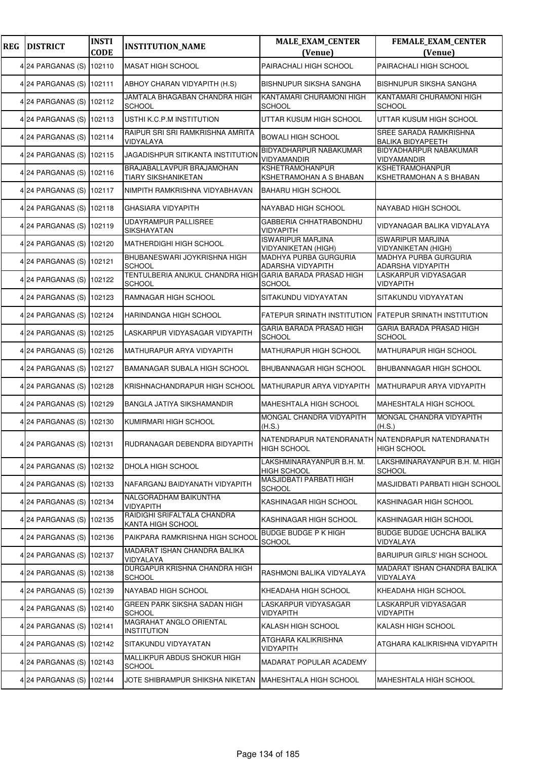| REG | DISTRICT | INSTI CODE | INSTITUTION_NAME | MALE_EXAM_CENTER (Venue) | FEMALE_EXAM_CENTER (Venue) |
|---|---|---|---|---|---|
| 4 | 24 PARGANAS (S) | 102110 | MASAT HIGH SCHOOL | PAIRACHALI HIGH SCHOOL | PAIRACHALI HIGH SCHOOL |
| 4 | 24 PARGANAS (S) | 102111 | ABHOY CHARAN VIDYAPITH (H.S) | BISHNUPUR SIKSHA SANGHA | BISHNUPUR SIKSHA SANGHA |
| 4 | 24 PARGANAS (S) | 102112 | JAMTALA BHAGABAN CHANDRA HIGH SCHOOL | KANTAMARI CHURAMONI HIGH SCHOOL | KANTAMARI CHURAMONI HIGH SCHOOL |
| 4 | 24 PARGANAS (S) | 102113 | USTHI K.C.P.M INSTITUTION | UTTAR KUSUM HIGH SCHOOL | UTTAR KUSUM HIGH SCHOOL |
| 4 | 24 PARGANAS (S) | 102114 | RAIPUR SRI SRI RAMKRISHNA AMRITA VIDYALAYA | BOWALI HIGH SCHOOL | SREE SARADA RAMKRISHNA BALIKA BIDYAPEETH |
| 4 | 24 PARGANAS (S) | 102115 | JAGADISHPUR SITIKANTA INSTITUTION | BIDYADHARPUR NABAKUMAR VIDYAMANDIR | BIDYADHARPUR NABAKUMAR VIDYAMANDIR |
| 4 | 24 PARGANAS (S) | 102116 | BRAJABALLAVPUR BRAJAMOHAN TIARY SIKSHANIKETAN | KSHETRAMOHANPUR KSHETRAMOHAN A S BHABAN | KSHETRAMOHANPUR KSHETRAMOHAN A S BHABAN |
| 4 | 24 PARGANAS (S) | 102117 | NIMPITH RAMKRISHNA VIDYABHAVAN | BAHARU HIGH SCHOOL | |
| 4 | 24 PARGANAS (S) | 102118 | GHASIARA VIDYAPITH | NAYABAD HIGH SCHOOL | NAYABAD HIGH SCHOOL |
| 4 | 24 PARGANAS (S) | 102119 | UDAYRAMPUR PALLISREE SIKSHAYATAN | GABBERIA CHHATRABONDHU VIDYAPITH | VIDYANAGAR BALIKA VIDYALAYA |
| 4 | 24 PARGANAS (S) | 102120 | MATHERDIGHI HIGH SCHOOL | ISWARIPUR MARJINA VIDYANIKETAN (HIGH) | ISWARIPUR MARJINA VIDYANIKETAN (HIGH) |
| 4 | 24 PARGANAS (S) | 102121 | BHUBANESWARI JOYKRISHNA HIGH SCHOOL | MADHYA PURBA GURGURIA ADARSHA VIDYAPITH | MADHYA PURBA GURGURIA ADARSHA VIDYAPITH |
| 4 | 24 PARGANAS (S) | 102122 | TENTULBERIA ANUKUL CHANDRA HIGH SCHOOL | GARIA BARADA PRASAD HIGH SCHOOL | LASKARPUR VIDYASAGAR VIDYAPITH |
| 4 | 24 PARGANAS (S) | 102123 | RAMNAGAR HIGH SCHOOL | SITAKUNDU VIDYAYATAN | SITAKUNDU VIDYAYATAN |
| 4 | 24 PARGANAS (S) | 102124 | HARINDANGA HIGH SCHOOL | FATEPUR SRINATH INSTITUTION | FATEPUR SRINATH INSTITUTION |
| 4 | 24 PARGANAS (S) | 102125 | LASKARPUR VIDYASAGAR VIDYAPITH | GARIA BARADA PRASAD HIGH SCHOOL | GARIA BARADA PRASAD HIGH SCHOOL |
| 4 | 24 PARGANAS (S) | 102126 | MATHURAPUR ARYA VIDYAPITH | MATHURAPUR HIGH SCHOOL | MATHURAPUR HIGH SCHOOL |
| 4 | 24 PARGANAS (S) | 102127 | BAMANAGAR SUBALA HIGH SCHOOL | BHUBANNAGAR HIGH SCHOOL | BHUBANNAGAR HIGH SCHOOL |
| 4 | 24 PARGANAS (S) | 102128 | KRISHNACHANDRAPUR HIGH SCHOOL | MATHURAPUR ARYA VIDYAPITH | MATHURAPUR ARYA VIDYAPITH |
| 4 | 24 PARGANAS (S) | 102129 | BANGLA JATIYA SIKSHAMANDIR | MAHESHTALA HIGH SCHOOL | MAHESHTALA HIGH SCHOOL |
| 4 | 24 PARGANAS (S) | 102130 | KUMIRMARI HIGH SCHOOL | MONGAL CHANDRA VIDYAPITH (H.S.) | MONGAL CHANDRA VIDYAPITH (H.S.) |
| 4 | 24 PARGANAS (S) | 102131 | RUDRANAGAR DEBENDRA BIDYAPITH | NATENDRAPUR NATENDRANATH HIGH SCHOOL | NATENDRAPUR NATENDRANATH HIGH SCHOOL |
| 4 | 24 PARGANAS (S) | 102132 | DHOLA HIGH SCHOOL | LAKSHMINARAYANPUR B.H. M. HIGH SCHOOL | LAKSHMINARAYANPUR B.H. M. HIGH SCHOOL |
| 4 | 24 PARGANAS (S) | 102133 | NAFARGANJ BAIDYANATH VIDYAPITH | MASJIDBATI PARBATI HIGH SCHOOL | MASJIDBATI PARBATI HIGH SCHOOL |
| 4 | 24 PARGANAS (S) | 102134 | NALGORADHAM BAIKUNTHA VIDYAPITH | KASHINAGAR HIGH SCHOOL | KASHINAGAR HIGH SCHOOL |
| 4 | 24 PARGANAS (S) | 102135 | RAIDIGHI SRIFALTALA CHANDRA KANTA HIGH SCHOOL | KASHINAGAR HIGH SCHOOL | KASHINAGAR HIGH SCHOOL |
| 4 | 24 PARGANAS (S) | 102136 | PAIKPARA RAMKRISHNA HIGH SCHOOL | BUDGE BUDGE P K HIGH SCHOOL | BUDGE BUDGE UCHCHA BALIKA VIDYALAYA |
| 4 | 24 PARGANAS (S) | 102137 | MADARAT ISHAN CHANDRA BALIKA VIDYALAYA | | BARUIPUR GIRLS' HIGH SCHOOL |
| 4 | 24 PARGANAS (S) | 102138 | DURGAPUR KRISHNA CHANDRA HIGH SCHOOL | RASHMONI BALIKA VIDYALAYA | MADARAT ISHAN CHANDRA BALIKA VIDYALAYA |
| 4 | 24 PARGANAS (S) | 102139 | NAYABAD HIGH SCHOOL | KHEADAHA HIGH SCHOOL | KHEADAHA HIGH SCHOOL |
| 4 | 24 PARGANAS (S) | 102140 | GREEN PARK SIKSHA SADAN HIGH SCHOOL | LASKARPUR VIDYASAGAR VIDYAPITH | LASKARPUR VIDYASAGAR VIDYAPITH |
| 4 | 24 PARGANAS (S) | 102141 | MAGRAHAT ANGLO ORIENTAL INSTITUTION | KALASH HIGH SCHOOL | KALASH HIGH SCHOOL |
| 4 | 24 PARGANAS (S) | 102142 | SITAKUNDU VIDYAYATAN | ATGHARA KALIKRISHNA VIDYAPITH | ATGHARA KALIKRISHNA VIDYAPITH |
| 4 | 24 PARGANAS (S) | 102143 | MALLIKPUR ABDUS SHOKUR HIGH SCHOOL | MADARAT POPULAR ACADEMY | |
| 4 | 24 PARGANAS (S) | 102144 | JOTE SHIBRAMPUR SHIKSHA NIKETAN | MAHESHTALA HIGH SCHOOL | MAHESHTALA HIGH SCHOOL |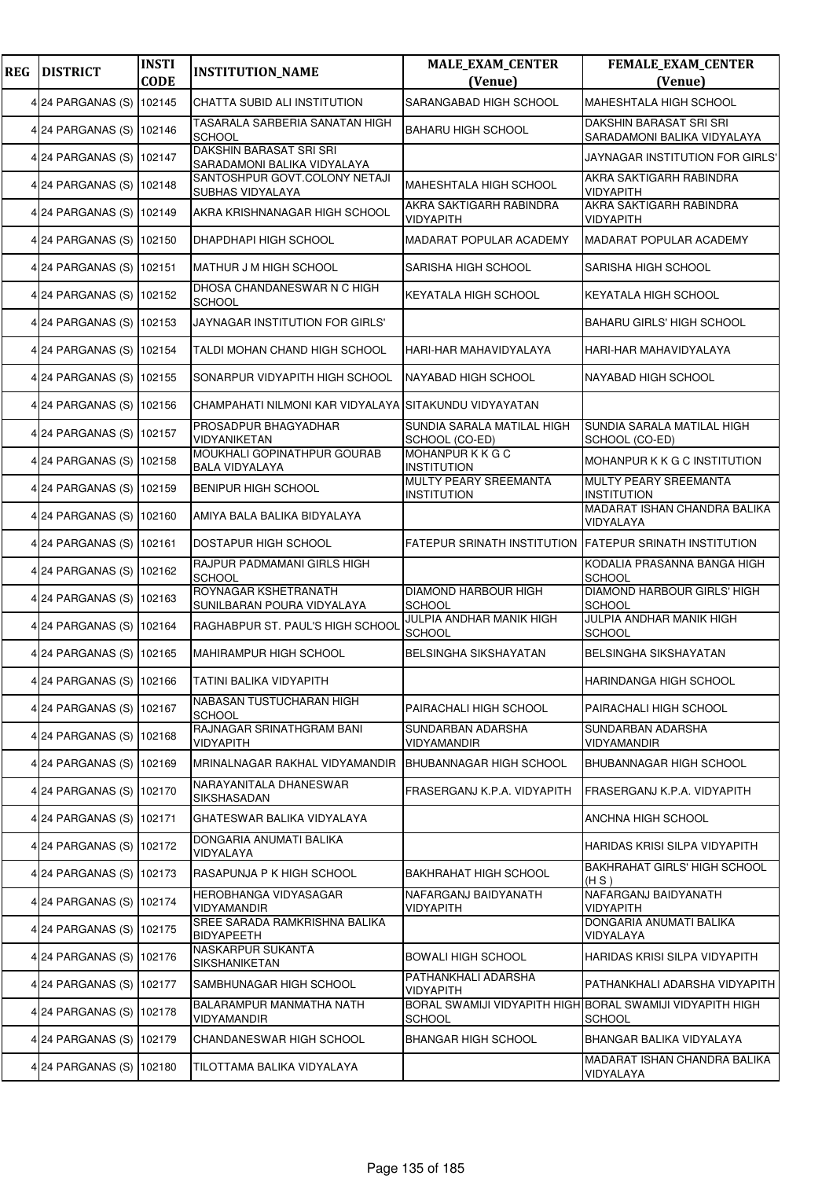| REG | DISTRICT | INSTI CODE | INSTITUTION_NAME | MALE_EXAM_CENTER (Venue) | FEMALE_EXAM_CENTER (Venue) |
|---|---|---|---|---|---|
| 4 | 24 PARGANAS (S) | 102145 | CHATTA SUBID ALI INSTITUTION | SARANGABAD HIGH SCHOOL | MAHESHTALA HIGH SCHOOL |
| 4 | 24 PARGANAS (S) | 102146 | TASARALA SARBERIA SANATAN HIGH SCHOOL | BAHARU HIGH SCHOOL | DAKSHIN BARASAT SRI SRI SARADAMONI BALIKA VIDYALAYA |
| 4 | 24 PARGANAS (S) | 102147 | DAKSHIN BARASAT SRI SRI SARADAMONI BALIKA VIDYALAYA | | JAYNAGAR INSTITUTION FOR GIRLS' |
| 4 | 24 PARGANAS (S) | 102148 | SANTOSHPUR GOVT.COLONY NETAJI SUBHAS VIDYALAYA | MAHESHTALA HIGH SCHOOL | AKRA SAKTIGARH RABINDRA VIDYAPITH |
| 4 | 24 PARGANAS (S) | 102149 | AKRA KRISHNANAGAR HIGH SCHOOL | AKRA SAKTIGARH RABINDRA VIDYAPITH | AKRA SAKTIGARH RABINDRA VIDYAPITH |
| 4 | 24 PARGANAS (S) | 102150 | DHAPDHAPI HIGH SCHOOL | MADARAT POPULAR ACADEMY | MADARAT POPULAR ACADEMY |
| 4 | 24 PARGANAS (S) | 102151 | MATHUR J M HIGH SCHOOL | SARISHA HIGH SCHOOL | SARISHA HIGH SCHOOL |
| 4 | 24 PARGANAS (S) | 102152 | DHOSA CHANDANESWAR N C HIGH SCHOOL | KEYATALA HIGH SCHOOL | KEYATALA HIGH SCHOOL |
| 4 | 24 PARGANAS (S) | 102153 | JAYNAGAR INSTITUTION FOR GIRLS' | | BAHARU GIRLS' HIGH SCHOOL |
| 4 | 24 PARGANAS (S) | 102154 | TALDI MOHAN CHAND HIGH SCHOOL | HARI-HAR MAHAVIDYALAYA | HARI-HAR MAHAVIDYALAYA |
| 4 | 24 PARGANAS (S) | 102155 | SONARPUR VIDYAPITH HIGH SCHOOL | NAYABAD HIGH SCHOOL | NAYABAD HIGH SCHOOL |
| 4 | 24 PARGANAS (S) | 102156 | CHAMPAHATI NILMONI KAR VIDYALAYA | SITAKUNDU VIDYAYATAN | |
| 4 | 24 PARGANAS (S) | 102157 | PROSADPUR BHAGYADHAR VIDYANIKETAN | SUNDIA SARALA MATILAL HIGH SCHOOL (CO-ED) | SUNDIA SARALA MATILAL HIGH SCHOOL (CO-ED) |
| 4 | 24 PARGANAS (S) | 102158 | MOUKHALI GOPINATHPUR GOURAB BALA VIDYALAYA | MOHANPUR K K G C INSTITUTION | MOHANPUR K K G C INSTITUTION |
| 4 | 24 PARGANAS (S) | 102159 | BENIPUR HIGH SCHOOL | MULTY PEARY SREEMANTA INSTITUTION | MULTY PEARY SREEMANTA INSTITUTION |
| 4 | 24 PARGANAS (S) | 102160 | AMIYA BALA BALIKA BIDYALAYA | | MADARAT ISHAN CHANDRA BALIKA VIDYALAYA |
| 4 | 24 PARGANAS (S) | 102161 | DOSTAPUR HIGH SCHOOL | FATEPUR SRINATH INSTITUTION | FATEPUR SRINATH INSTITUTION |
| 4 | 24 PARGANAS (S) | 102162 | RAJPUR PADMAMANI GIRLS HIGH SCHOOL | | KODALIA PRASANNA BANGA HIGH SCHOOL |
| 4 | 24 PARGANAS (S) | 102163 | ROYNAGAR KSHETRANATH SUNILBARAN POURA VIDYALAYA | DIAMOND HARBOUR HIGH SCHOOL | DIAMOND HARBOUR GIRLS' HIGH SCHOOL |
| 4 | 24 PARGANAS (S) | 102164 | RAGHABPUR ST. PAUL'S HIGH SCHOOL | JULPIA ANDHAR MANIK HIGH SCHOOL | JULPIA ANDHAR MANIK HIGH SCHOOL |
| 4 | 24 PARGANAS (S) | 102165 | MAHIRAMPUR HIGH SCHOOL | BELSINGHA SIKSHAYATAN | BELSINGHA SIKSHAYATAN |
| 4 | 24 PARGANAS (S) | 102166 | TATINI BALIKA VIDYAPITH | | HARINDANGA HIGH SCHOOL |
| 4 | 24 PARGANAS (S) | 102167 | NABASAN TUSTUCHARAN HIGH SCHOOL | PAIRACHALI HIGH SCHOOL | PAIRACHALI HIGH SCHOOL |
| 4 | 24 PARGANAS (S) | 102168 | RAJNAGAR SRINATHGRAM BANI VIDYAPITH | SUNDARBAN ADARSHA VIDYAMANDIR | SUNDARBAN ADARSHA VIDYAMANDIR |
| 4 | 24 PARGANAS (S) | 102169 | MRINALNAGAR RAKHAL VIDYAMANDIR | BHUBANNAGAR HIGH SCHOOL | BHUBANNAGAR HIGH SCHOOL |
| 4 | 24 PARGANAS (S) | 102170 | NARAYANITALA DHANESWAR SIKSHASADAN | FRASERGANJ K.P.A. VIDYAPITH | FRASERGANJ K.P.A. VIDYAPITH |
| 4 | 24 PARGANAS (S) | 102171 | GHATESWAR BALIKA VIDYALAYA | | ANCHNA HIGH SCHOOL |
| 4 | 24 PARGANAS (S) | 102172 | DONGARIA ANUMATI BALIKA VIDYALAYA | | HARIDAS KRISI SILPA VIDYAPITH |
| 4 | 24 PARGANAS (S) | 102173 | RASAPUNJA P K HIGH SCHOOL | BAKHRAHAT HIGH SCHOOL | BAKHRAHAT GIRLS' HIGH SCHOOL (H S ) |
| 4 | 24 PARGANAS (S) | 102174 | HEROBHANGA VIDYASAGAR VIDYAMANDIR | NAFARGANJ BAIDYANATH VIDYAPITH | NAFARGANJ BAIDYANATH VIDYAPITH |
| 4 | 24 PARGANAS (S) | 102175 | SREE SARADA RAMKRISHNA BALIKA BIDYAPEETH | | DONGARIA ANUMATI BALIKA VIDYALAYA |
| 4 | 24 PARGANAS (S) | 102176 | NASKARPUR SUKANTA SIKSHANIKETAN | BOWALI HIGH SCHOOL | HARIDAS KRISI SILPA VIDYAPITH |
| 4 | 24 PARGANAS (S) | 102177 | SAMBHUNAGAR HIGH SCHOOL | PATHANKHALI ADARSHA VIDYAPITH | PATHANKHALI ADARSHA VIDYAPITH |
| 4 | 24 PARGANAS (S) | 102178 | BALARAMPUR MANMATHA NATH VIDYAMANDIR | BORAL SWAMIJI VIDYAPITH HIGH SCHOOL | BORAL SWAMIJI VIDYAPITH HIGH SCHOOL |
| 4 | 24 PARGANAS (S) | 102179 | CHANDANESWAR HIGH SCHOOL | BHANGAR HIGH SCHOOL | BHANGAR BALIKA VIDYALAYA |
| 4 | 24 PARGANAS (S) | 102180 | TILOTTAMA BALIKA VIDYALAYA | | MADARAT ISHAN CHANDRA BALIKA VIDYALAYA |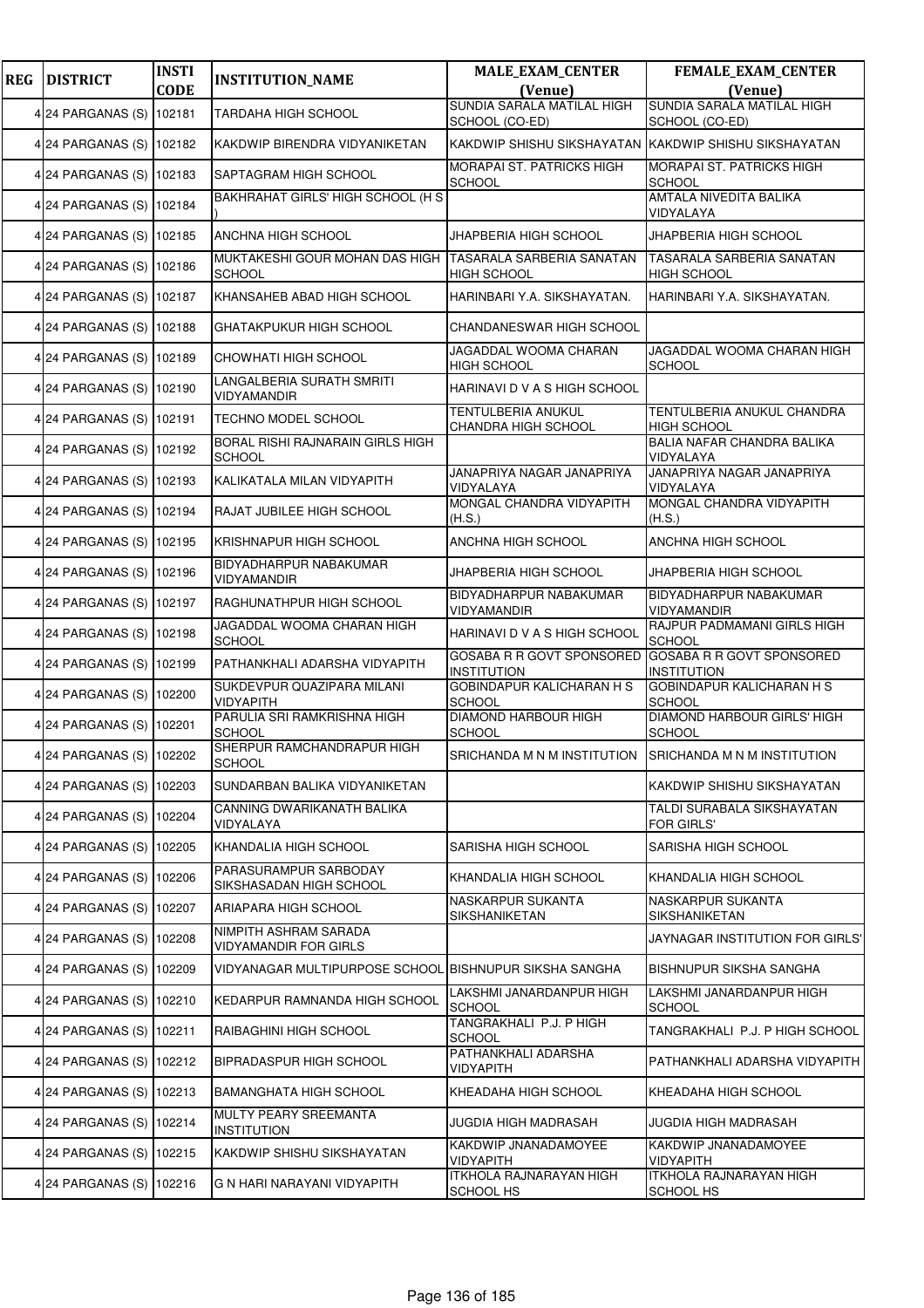| REG | DISTRICT | INSTI CODE | INSTITUTION_NAME | MALE_EXAM_CENTER (Venue) | FEMALE_EXAM_CENTER (Venue) |
|---|---|---|---|---|---|
| 4 | 24 PARGANAS (S) | 102181 | TARDAHA HIGH SCHOOL | SUNDIA SARALA MATILAL HIGH SCHOOL (CO-ED) | SUNDIA SARALA MATILAL HIGH SCHOOL (CO-ED) |
| 4 | 24 PARGANAS (S) | 102182 | KAKDWIP BIRENDRA VIDYANIKETAN | KAKDWIP SHISHU SIKSHAYATAN | KAKDWIP SHISHU SIKSHAYATAN |
| 4 | 24 PARGANAS (S) | 102183 | SAPTAGRAM HIGH SCHOOL | MORAPAI ST. PATRICKS HIGH SCHOOL | MORAPAI ST. PATRICKS HIGH SCHOOL |
| 4 | 24 PARGANAS (S) | 102184 | BAKHRAHAT GIRLS' HIGH SCHOOL (H S ) | | AMTALA NIVEDITA BALIKA VIDYALAYA |
| 4 | 24 PARGANAS (S) | 102185 | ANCHNA HIGH SCHOOL | JHAPBERIA HIGH SCHOOL | JHAPBERIA HIGH SCHOOL |
| 4 | 24 PARGANAS (S) | 102186 | MUKTAKESHI GOUR MOHAN DAS HIGH SCHOOL | TASARALA SARBERIA SANATAN HIGH SCHOOL | TASARALA SARBERIA SANATAN HIGH SCHOOL |
| 4 | 24 PARGANAS (S) | 102187 | KHANSAHEB ABAD HIGH SCHOOL | HARINBARI Y.A. SIKSHAYATAN. | HARINBARI Y.A. SIKSHAYATAN. |
| 4 | 24 PARGANAS (S) | 102188 | GHATAKPUKUR HIGH SCHOOL | CHANDANESWAR HIGH SCHOOL | |
| 4 | 24 PARGANAS (S) | 102189 | CHOWHATI HIGH SCHOOL | JAGADDAL WOOMA CHARAN HIGH SCHOOL | JAGADDAL WOOMA CHARAN HIGH SCHOOL |
| 4 | 24 PARGANAS (S) | 102190 | LANGALBERIA SURATH SMRITI VIDYAMANDIR | HARINAVI D V A S HIGH SCHOOL | |
| 4 | 24 PARGANAS (S) | 102191 | TECHNO MODEL SCHOOL | TENTULBERIA ANUKUL CHANDRA HIGH SCHOOL | TENTULBERIA ANUKUL CHANDRA HIGH SCHOOL |
| 4 | 24 PARGANAS (S) | 102192 | BORAL RISHI RAJNARAIN GIRLS HIGH SCHOOL | | BALIA NAFAR CHANDRA BALIKA VIDYALAYA |
| 4 | 24 PARGANAS (S) | 102193 | KALIKATALA MILAN VIDYAPITH | JANAPRIYA NAGAR JANAPRIYA VIDYALAYA | JANAPRIYA NAGAR JANAPRIYA VIDYALAYA |
| 4 | 24 PARGANAS (S) | 102194 | RAJAT JUBILEE HIGH SCHOOL | MONGAL CHANDRA VIDYAPITH (H.S.) | MONGAL CHANDRA VIDYAPITH (H.S.) |
| 4 | 24 PARGANAS (S) | 102195 | KRISHNAPUR HIGH SCHOOL | ANCHNA HIGH SCHOOL | ANCHNA HIGH SCHOOL |
| 4 | 24 PARGANAS (S) | 102196 | BIDYADHARPUR NABAKUMAR VIDYAMANDIR | JHAPBERIA HIGH SCHOOL | JHAPBERIA HIGH SCHOOL |
| 4 | 24 PARGANAS (S) | 102197 | RAGHUNATHPUR HIGH SCHOOL | BIDYADHARPUR NABAKUMAR VIDYAMANDIR | BIDYADHARPUR NABAKUMAR VIDYAMANDIR |
| 4 | 24 PARGANAS (S) | 102198 | JAGADDAL WOOMA CHARAN HIGH SCHOOL | HARINAVI D V A S HIGH SCHOOL | RAJPUR PADMAMANI GIRLS HIGH SCHOOL |
| 4 | 24 PARGANAS (S) | 102199 | PATHANKHALI ADARSHA VIDYAPITH | GOSABA R R GOVT SPONSORED INSTITUTION | GOSABA R R GOVT SPONSORED INSTITUTION |
| 4 | 24 PARGANAS (S) | 102200 | SUKDEVPUR QUAZIPARA MILANI VIDYAPITH | GOBINDAPUR KALICHARAN H S SCHOOL | GOBINDAPUR KALICHARAN H S SCHOOL |
| 4 | 24 PARGANAS (S) | 102201 | PARULIA SRI RAMKRISHNA HIGH SCHOOL | DIAMOND HARBOUR HIGH SCHOOL | DIAMOND HARBOUR GIRLS' HIGH SCHOOL |
| 4 | 24 PARGANAS (S) | 102202 | SHERPUR RAMCHANDRAPUR HIGH SCHOOL | SRICHANDA M N M INSTITUTION | SRICHANDA M N M INSTITUTION |
| 4 | 24 PARGANAS (S) | 102203 | SUNDARBAN BALIKA VIDYANIKETAN | | KAKDWIP SHISHU SIKSHAYATAN |
| 4 | 24 PARGANAS (S) | 102204 | CANNING DWARIKANATH BALIKA VIDYALAYA | | TALDI SURABALA SIKSHAYATAN FOR GIRLS' |
| 4 | 24 PARGANAS (S) | 102205 | KHANDALIA HIGH SCHOOL | SARISHA HIGH SCHOOL | SARISHA HIGH SCHOOL |
| 4 | 24 PARGANAS (S) | 102206 | PARASURAMPUR SARBODAY SIKSHASADAN HIGH SCHOOL | KHANDALIA HIGH SCHOOL | KHANDALIA HIGH SCHOOL |
| 4 | 24 PARGANAS (S) | 102207 | ARIAPARA HIGH SCHOOL | NASKARPUR SUKANTA SIKSHANIKETAN | NASKARPUR SUKANTA SIKSHANIKETAN |
| 4 | 24 PARGANAS (S) | 102208 | NIMPITH ASHRAM SARADA VIDYAMANDIR FOR GIRLS | | JAYNAGAR INSTITUTION FOR GIRLS' |
| 4 | 24 PARGANAS (S) | 102209 | VIDYANAGAR MULTIPURPOSE SCHOOL | BISHNUPUR SIKSHA SANGHA | BISHNUPUR SIKSHA SANGHA |
| 4 | 24 PARGANAS (S) | 102210 | KEDARPUR RAMNANDA HIGH SCHOOL | LAKSHMI JANARDANPUR HIGH SCHOOL | LAKSHMI JANARDANPUR HIGH SCHOOL |
| 4 | 24 PARGANAS (S) | 102211 | RAIBAGHINI HIGH SCHOOL | TANGRAKHALI P.J. P HIGH SCHOOL | TANGRAKHALI P.J. P HIGH SCHOOL |
| 4 | 24 PARGANAS (S) | 102212 | BIPRADASPUR HIGH SCHOOL | PATHANKHALI ADARSHA VIDYAPITH | PATHANKHALI ADARSHA VIDYAPITH |
| 4 | 24 PARGANAS (S) | 102213 | BAMANGHATA HIGH SCHOOL | KHEADAHA HIGH SCHOOL | KHEADAHA HIGH SCHOOL |
| 4 | 24 PARGANAS (S) | 102214 | MULTY PEARY SREEMANTA INSTITUTION | JUGDIA HIGH MADRASAH | JUGDIA HIGH MADRASAH |
| 4 | 24 PARGANAS (S) | 102215 | KAKDWIP SHISHU SIKSHAYATAN | KAKDWIP JNANADAMOYEE VIDYAPITH | KAKDWIP JNANADAMOYEE VIDYAPITH |
| 4 | 24 PARGANAS (S) | 102216 | G N HARI NARAYANI VIDYAPITH | ITKHOLA RAJNARAYAN HIGH SCHOOL HS | ITKHOLA RAJNARAYAN HIGH SCHOOL HS |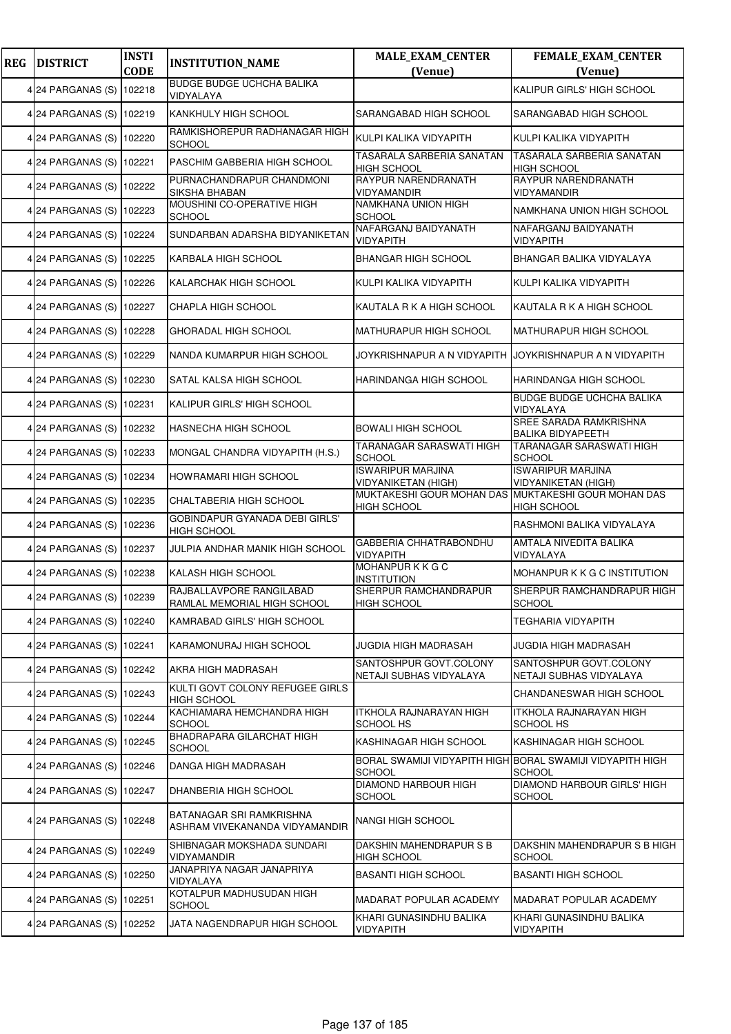| REG | DISTRICT | INSTI CODE | INSTITUTION_NAME | MALE_EXAM_CENTER (Venue) | FEMALE_EXAM_CENTER (Venue) |
|---|---|---|---|---|---|
| 4 | 24 PARGANAS (S) | 102218 | BUDGE BUDGE UCHCHA BALIKA VIDYALAYA | | KALIPUR GIRLS' HIGH SCHOOL |
| 4 | 24 PARGANAS (S) | 102219 | KANKHULY HIGH SCHOOL | SARANGABAD HIGH SCHOOL | SARANGABAD HIGH SCHOOL |
| 4 | 24 PARGANAS (S) | 102220 | RAMKISHOREPUR RADHANAGAR HIGH SCHOOL | KULPI KALIKA VIDYAPITH | KULPI KALIKA VIDYAPITH |
| 4 | 24 PARGANAS (S) | 102221 | PASCHIM GABBERIA HIGH SCHOOL | TASARALA SARBERIA SANATAN HIGH SCHOOL | TASARALA SARBERIA SANATAN HIGH SCHOOL |
| 4 | 24 PARGANAS (S) | 102222 | PURNACHANDRAPUR CHANDMONI SIKSHA BHABAN | RAYPUR NARENDRANATH VIDYAMANDIR | RAYPUR NARENDRANATH VIDYAMANDIR |
| 4 | 24 PARGANAS (S) | 102223 | MOUSHINI CO-OPERATIVE HIGH SCHOOL | NAMKHANA UNION HIGH SCHOOL | NAMKHANA UNION HIGH SCHOOL |
| 4 | 24 PARGANAS (S) | 102224 | SUNDARBAN ADARSHA BIDYANIKETAN | NAFARGANJ BAIDYANATH VIDYAPITH | NAFARGANJ BAIDYANATH VIDYAPITH |
| 4 | 24 PARGANAS (S) | 102225 | KARBALA HIGH SCHOOL | BHANGAR HIGH SCHOOL | BHANGAR BALIKA VIDYALAYA |
| 4 | 24 PARGANAS (S) | 102226 | KALARCHAK HIGH SCHOOL | KULPI KALIKA VIDYAPITH | KULPI KALIKA VIDYAPITH |
| 4 | 24 PARGANAS (S) | 102227 | CHAPLA HIGH SCHOOL | KAUTALA R K A HIGH SCHOOL | KAUTALA R K A HIGH SCHOOL |
| 4 | 24 PARGANAS (S) | 102228 | GHORADAL HIGH SCHOOL | MATHURAPUR HIGH SCHOOL | MATHURAPUR HIGH SCHOOL |
| 4 | 24 PARGANAS (S) | 102229 | NANDA KUMARPUR HIGH SCHOOL | JOYKRISHNAPUR A N VIDYAPITH | JOYKRISHNAPUR A N VIDYAPITH |
| 4 | 24 PARGANAS (S) | 102230 | SATAL KALSA HIGH SCHOOL | HARINDANGA HIGH SCHOOL | HARINDANGA HIGH SCHOOL |
| 4 | 24 PARGANAS (S) | 102231 | KALIPUR GIRLS' HIGH SCHOOL | | BUDGE BUDGE UCHCHA BALIKA VIDYALAYA |
| 4 | 24 PARGANAS (S) | 102232 | HASNECHA HIGH SCHOOL | BOWALI HIGH SCHOOL | SREE SARADA RAMKRISHNA BALIKA BIDYAPEETH |
| 4 | 24 PARGANAS (S) | 102233 | MONGAL CHANDRA VIDYAPITH (H.S.) | TARANAGAR SARASWATI HIGH SCHOOL | TARANAGAR SARASWATI HIGH SCHOOL |
| 4 | 24 PARGANAS (S) | 102234 | HOWRAMARI HIGH SCHOOL | ISWARIPUR MARJINA VIDYANIKETAN (HIGH) | ISWARIPUR MARJINA VIDYANIKETAN (HIGH) |
| 4 | 24 PARGANAS (S) | 102235 | CHALTABERIA HIGH SCHOOL | MUKTAKESHI GOUR MOHAN DAS HIGH SCHOOL | MUKTAKESHI GOUR MOHAN DAS HIGH SCHOOL |
| 4 | 24 PARGANAS (S) | 102236 | GOBINDAPUR GYANADA DEBI GIRLS' HIGH SCHOOL | | RASHMONI BALIKA VIDYALAYA |
| 4 | 24 PARGANAS (S) | 102237 | JULPIA ANDHAR MANIK HIGH SCHOOL | GABBERIA CHHATRABONDHU VIDYAPITH | AMTALA NIVEDITA BALIKA VIDYALAYA |
| 4 | 24 PARGANAS (S) | 102238 | KALASH HIGH SCHOOL | MOHANPUR K K G C INSTITUTION | MOHANPUR K K G C INSTITUTION |
| 4 | 24 PARGANAS (S) | 102239 | RAJBALLAVPORE RANGILABAD RAMLAL MEMORIAL HIGH SCHOOL | SHERPUR RAMCHANDRAPUR HIGH SCHOOL | SHERPUR RAMCHANDRAPUR HIGH SCHOOL |
| 4 | 24 PARGANAS (S) | 102240 | KAMRABAD GIRLS' HIGH SCHOOL | | TEGHARIA VIDYAPITH |
| 4 | 24 PARGANAS (S) | 102241 | KARAMONURAJ HIGH SCHOOL | JUGDIA HIGH MADRASAH | JUGDIA HIGH MADRASAH |
| 4 | 24 PARGANAS (S) | 102242 | AKRA HIGH MADRASAH | SANTOSHPUR GOVT.COLONY NETAJI SUBHAS VIDYALAYA | SANTOSHPUR GOVT.COLONY NETAJI SUBHAS VIDYALAYA |
| 4 | 24 PARGANAS (S) | 102243 | KULTI GOVT COLONY REFUGEE GIRLS HIGH SCHOOL | | CHANDANESWAR HIGH SCHOOL |
| 4 | 24 PARGANAS (S) | 102244 | KACHIAMARA HEMCHANDRA HIGH SCHOOL | ITKHOLA RAJNARAYAN HIGH SCHOOL HS | ITKHOLA RAJNARAYAN HIGH SCHOOL HS |
| 4 | 24 PARGANAS (S) | 102245 | BHADRAPARA GILARCHAT HIGH SCHOOL | KASHINAGAR HIGH SCHOOL | KASHINAGAR HIGH SCHOOL |
| 4 | 24 PARGANAS (S) | 102246 | DANGA HIGH MADRASAH | BORAL SWAMIJI VIDYAPITH HIGH SCHOOL | BORAL SWAMIJI VIDYAPITH HIGH SCHOOL |
| 4 | 24 PARGANAS (S) | 102247 | DHANBERIA HIGH SCHOOL | DIAMOND HARBOUR HIGH SCHOOL | DIAMOND HARBOUR GIRLS' HIGH SCHOOL |
| 4 | 24 PARGANAS (S) | 102248 | BATANAGAR SRI RAMKRISHNA ASHRAM VIVEKANANDA VIDYAMANDIR | NANGI HIGH SCHOOL | |
| 4 | 24 PARGANAS (S) | 102249 | SHIBNAGAR MOKSHADA SUNDARI VIDYAMANDIR | DAKSHIN MAHENDRAPUR S B HIGH SCHOOL | DAKSHIN MAHENDRAPUR S B HIGH SCHOOL |
| 4 | 24 PARGANAS (S) | 102250 | JANAPRIYA NAGAR JANAPRIYA VIDYALAYA | BASANTI HIGH SCHOOL | BASANTI HIGH SCHOOL |
| 4 | 24 PARGANAS (S) | 102251 | KOTALPUR MADHUSUDAN HIGH SCHOOL | MADARAT POPULAR ACADEMY | MADARAT POPULAR ACADEMY |
| 4 | 24 PARGANAS (S) | 102252 | JATA NAGENDRAPUR HIGH SCHOOL | KHARI GUNASINDHU BALIKA VIDYAPITH | KHARI GUNASINDHU BALIKA VIDYAPITH |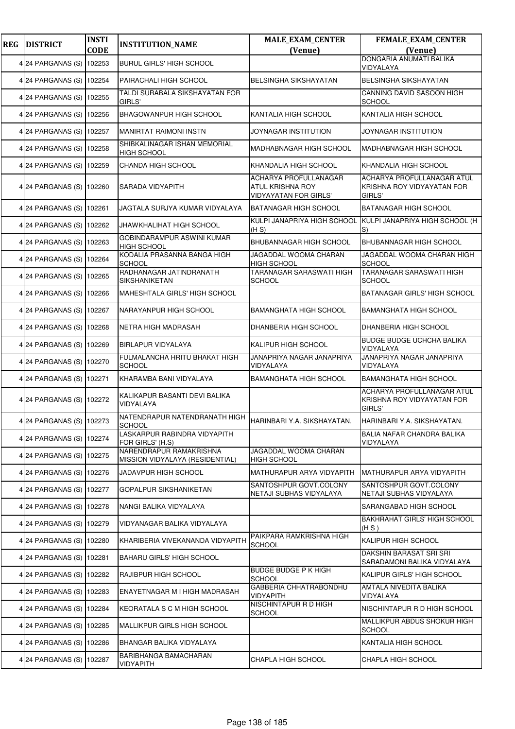| REG | DISTRICT | INSTI CODE | INSTITUTION_NAME | MALE_EXAM_CENTER (Venue) | FEMALE_EXAM_CENTER (Venue) |
|---|---|---|---|---|---|
| 4 | 24 PARGANAS (S) | 102253 | BURUL GIRLS' HIGH SCHOOL | | DONGARIA ANUMATI BALIKA VIDYALAYA |
| 4 | 24 PARGANAS (S) | 102254 | PAIRACHALI HIGH SCHOOL | BELSINGHA SIKSHAYATAN | BELSINGHA SIKSHAYATAN |
| 4 | 24 PARGANAS (S) | 102255 | TALDI SURABALA SIKSHAYATAN FOR GIRLS' | | CANNING DAVID SASOON HIGH SCHOOL |
| 4 | 24 PARGANAS (S) | 102256 | BHAGOWANPUR HIGH SCHOOL | KANTALIA HIGH SCHOOL | KANTALIA HIGH SCHOOL |
| 4 | 24 PARGANAS (S) | 102257 | MANIRTAT RAIMONI INSTN | JOYNAGAR INSTITUTION | JOYNAGAR INSTITUTION |
| 4 | 24 PARGANAS (S) | 102258 | SHIBKALINAGAR ISHAN MEMORIAL HIGH SCHOOL | MADHABNAGAR HIGH SCHOOL | MADHABNAGAR HIGH SCHOOL |
| 4 | 24 PARGANAS (S) | 102259 | CHANDA HIGH SCHOOL | KHANDALIA HIGH SCHOOL | KHANDALIA HIGH SCHOOL |
| 4 | 24 PARGANAS (S) | 102260 | SARADA VIDYAPITH | ACHARYA PROFULLANAGAR ATUL KRISHNA ROY VIDYAYATAN FOR GIRLS' | ACHARYA PROFULLANAGAR ATUL KRISHNA ROY VIDYAYATAN FOR GIRLS' |
| 4 | 24 PARGANAS (S) | 102261 | JAGTALA SURJYA KUMAR VIDYALAYA | BATANAGAR HIGH SCHOOL | BATANAGAR HIGH SCHOOL |
| 4 | 24 PARGANAS (S) | 102262 | JHAWKHALIHAT HIGH SCHOOL | KULPI JANAPRIYA HIGH SCHOOL (H S) | KULPI JANAPRIYA HIGH SCHOOL (H S) |
| 4 | 24 PARGANAS (S) | 102263 | GOBINDARAMPUR ASWINI KUMAR HIGH SCHOOL | BHUBANNAGAR HIGH SCHOOL | BHUBANNAGAR HIGH SCHOOL |
| 4 | 24 PARGANAS (S) | 102264 | KODALIA PRASANNA BANGA HIGH SCHOOL | JAGADDAL WOOMA CHARAN HIGH SCHOOL | JAGADDAL WOOMA CHARAN HIGH SCHOOL |
| 4 | 24 PARGANAS (S) | 102265 | RADHANAGAR JATINDRANATH SIKSHANIKETAN | TARANAGAR SARASWATI HIGH SCHOOL | TARANAGAR SARASWATI HIGH SCHOOL |
| 4 | 24 PARGANAS (S) | 102266 | MAHESHTALA GIRLS' HIGH SCHOOL | | BATANAGAR GIRLS' HIGH SCHOOL |
| 4 | 24 PARGANAS (S) | 102267 | NARAYANPUR HIGH SCHOOL | BAMANGHATA HIGH SCHOOL | BAMANGHATA HIGH SCHOOL |
| 4 | 24 PARGANAS (S) | 102268 | NETRA HIGH MADRASAH | DHANBERIA HIGH SCHOOL | DHANBERIA HIGH SCHOOL |
| 4 | 24 PARGANAS (S) | 102269 | BIRLAPUR VIDYALAYA | KALIPUR HIGH SCHOOL | BUDGE BUDGE UCHCHA BALIKA VIDYALAYA |
| 4 | 24 PARGANAS (S) | 102270 | FULMALANCHA HRITU BHAKAT HIGH SCHOOL | JANAPRIYA NAGAR JANAPRIYA VIDYALAYA | JANAPRIYA NAGAR JANAPRIYA VIDYALAYA |
| 4 | 24 PARGANAS (S) | 102271 | KHARAMBA BANI VIDYALAYA | BAMANGHATA HIGH SCHOOL | BAMANGHATA HIGH SCHOOL |
| 4 | 24 PARGANAS (S) | 102272 | KALIKAPUR BASANTI DEVI BALIKA VIDYALAYA | | ACHARYA PROFULLANAGAR ATUL KRISHNA ROY VIDYAYATAN FOR GIRLS' |
| 4 | 24 PARGANAS (S) | 102273 | NATENDRAPUR NATENDRANATH HIGH SCHOOL | HARINBARI Y.A. SIKSHAYATAN. | HARINBARI Y.A. SIKSHAYATAN. |
| 4 | 24 PARGANAS (S) | 102274 | LASKARPUR RABINDRA VIDYAPITH FOR GIRLS' (H.S) | | BALIA NAFAR CHANDRA BALIKA VIDYALAYA |
| 4 | 24 PARGANAS (S) | 102275 | NARENDRAPUR RAMAKRISHNA MISSION VIDYALAYA (RESIDENTIAL) | JAGADDAL WOOMA CHARAN HIGH SCHOOL | |
| 4 | 24 PARGANAS (S) | 102276 | JADAVPUR HIGH SCHOOL | MATHURAPUR ARYA VIDYAPITH | MATHURAPUR ARYA VIDYAPITH |
| 4 | 24 PARGANAS (S) | 102277 | GOPALPUR SIKSHANIKETAN | SANTOSHPUR GOVT.COLONY NETAJI SUBHAS VIDYALAYA | SANTOSHPUR GOVT.COLONY NETAJI SUBHAS VIDYALAYA |
| 4 | 24 PARGANAS (S) | 102278 | NANGI BALIKA VIDYALAYA | | SARANGABAD HIGH SCHOOL |
| 4 | 24 PARGANAS (S) | 102279 | VIDYANAGAR BALIKA VIDYALAYA | | BAKHRAHAT GIRLS' HIGH SCHOOL (H S ) |
| 4 | 24 PARGANAS (S) | 102280 | KHARIBERIA VIVEKANANDA VIDYAPITH | PAIKPARA RAMKRISHNA HIGH SCHOOL | KALIPUR HIGH SCHOOL |
| 4 | 24 PARGANAS (S) | 102281 | BAHARU GIRLS' HIGH SCHOOL | | DAKSHIN BARASAT SRI SRI SARADAMONI BALIKA VIDYALAYA |
| 4 | 24 PARGANAS (S) | 102282 | RAJIBPUR HIGH SCHOOL | BUDGE BUDGE P K HIGH SCHOOL | KALIPUR GIRLS' HIGH SCHOOL |
| 4 | 24 PARGANAS (S) | 102283 | ENAYETNAGAR M I HIGH MADRASAH | GABBERIA CHHATRABONDHU VIDYAPITH | AMTALA NIVEDITA BALIKA VIDYALAYA |
| 4 | 24 PARGANAS (S) | 102284 | KEORATALA S C M HIGH SCHOOL | NISCHINTAPUR R D HIGH SCHOOL | NISCHINTAPUR R D HIGH SCHOOL |
| 4 | 24 PARGANAS (S) | 102285 | MALLIKPUR GIRLS HIGH SCHOOL | | MALLIKPUR ABDUS SHOKUR HIGH SCHOOL |
| 4 | 24 PARGANAS (S) | 102286 | BHANGAR BALIKA VIDYALAYA | | KANTALIA HIGH SCHOOL |
| 4 | 24 PARGANAS (S) | 102287 | BARIBHANGA BAMACHARAN VIDYAPITH | CHAPLA HIGH SCHOOL | CHAPLA HIGH SCHOOL |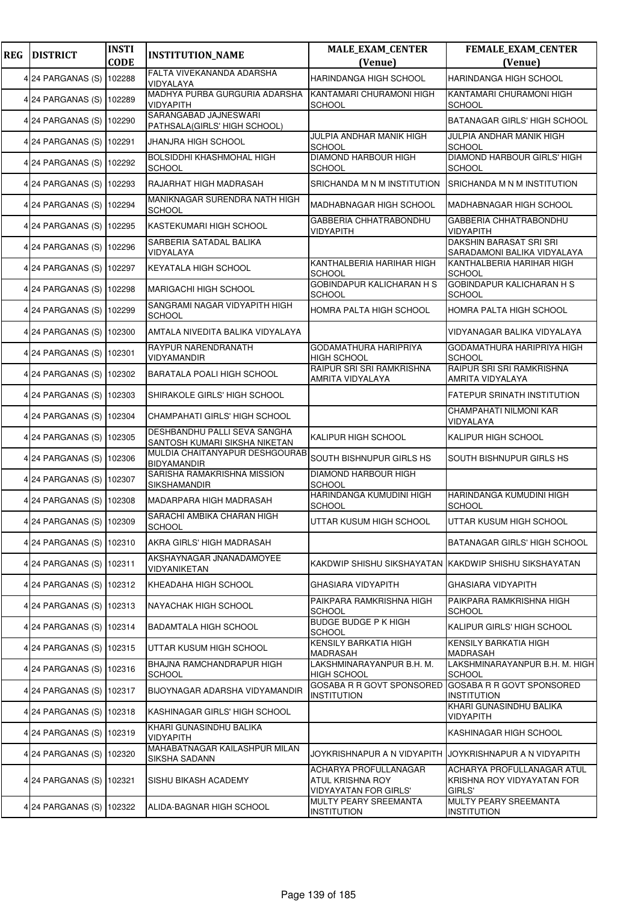| REG | DISTRICT | INSTI CODE | INSTITUTION_NAME | MALE_EXAM_CENTER (Venue) | FEMALE_EXAM_CENTER (Venue) |
|---|---|---|---|---|---|
| 4 | 24 PARGANAS (S) | 102288 | FALTA VIVEKANANDA ADARSHA VIDYALAYA | HARINDANGA HIGH SCHOOL | HARINDANGA HIGH SCHOOL |
| 4 | 24 PARGANAS (S) | 102289 | MADHYA PURBA GURGURIA ADARSHA VIDYAPITH | KANTAMARI CHURAMONI HIGH SCHOOL | KANTAMARI CHURAMONI HIGH SCHOOL |
| 4 | 24 PARGANAS (S) | 102290 | SARANGABAD JAJNESWARI PATHSALA(GIRLS' HIGH SCHOOL) | | BATANAGAR GIRLS' HIGH SCHOOL |
| 4 | 24 PARGANAS (S) | 102291 | JHANJRA HIGH SCHOOL | JULPIA ANDHAR MANIK HIGH SCHOOL | JULPIA ANDHAR MANIK HIGH SCHOOL |
| 4 | 24 PARGANAS (S) | 102292 | BOLSIDDHI KHASHMOHAL HIGH SCHOOL | DIAMOND HARBOUR HIGH SCHOOL | DIAMOND HARBOUR GIRLS' HIGH SCHOOL |
| 4 | 24 PARGANAS (S) | 102293 | RAJARHAT HIGH MADRASAH | SRICHANDA M N M INSTITUTION | SRICHANDA M N M INSTITUTION |
| 4 | 24 PARGANAS (S) | 102294 | MANIKNAGAR SURENDRA NATH HIGH SCHOOL | MADHABNAGAR HIGH SCHOOL | MADHABNAGAR HIGH SCHOOL |
| 4 | 24 PARGANAS (S) | 102295 | KASTEKUMARI HIGH SCHOOL | GABBERIA CHHATRABONDHU VIDYAPITH | GABBERIA CHHATRABONDHU VIDYAPITH |
| 4 | 24 PARGANAS (S) | 102296 | SARBERIA SATADAL BALIKA VIDYALAYA | | DAKSHIN BARASAT SRI SRI SARADAMONI BALIKA VIDYALAYA |
| 4 | 24 PARGANAS (S) | 102297 | KEYATALA HIGH SCHOOL | KANTHALBERIA HARIHAR HIGH SCHOOL | KANTHALBERIA HARIHAR HIGH SCHOOL |
| 4 | 24 PARGANAS (S) | 102298 | MARIGACHI HIGH SCHOOL | GOBINDAPUR KALICHARAN H S SCHOOL | GOBINDAPUR KALICHARAN H S SCHOOL |
| 4 | 24 PARGANAS (S) | 102299 | SANGRAMI NAGAR VIDYAPITH HIGH SCHOOL | HOMRA PALTA HIGH SCHOOL | HOMRA PALTA HIGH SCHOOL |
| 4 | 24 PARGANAS (S) | 102300 | AMTALA NIVEDITA BALIKA VIDYALAYA | | VIDYANAGAR BALIKA VIDYALAYA |
| 4 | 24 PARGANAS (S) | 102301 | RAYPUR NARENDRANATH VIDYAMANDIR | GODAMATHURA HARIPRIYA HIGH SCHOOL | GODAMATHURA HARIPRIYA HIGH SCHOOL |
| 4 | 24 PARGANAS (S) | 102302 | BARATALA POALI HIGH SCHOOL | RAIPUR SRI SRI RAMKRISHNA AMRITA VIDYALAYA | RAIPUR SRI SRI RAMKRISHNA AMRITA VIDYALAYA |
| 4 | 24 PARGANAS (S) | 102303 | SHIRAKOLE GIRLS' HIGH SCHOOL | | FATEPUR SRINATH INSTITUTION |
| 4 | 24 PARGANAS (S) | 102304 | CHAMPAHATI GIRLS' HIGH SCHOOL | | CHAMPAHATI NILMONI KAR VIDYALAYA |
| 4 | 24 PARGANAS (S) | 102305 | DESHBANDHU PALLI SEVA SANGHA SANTOSH KUMARI SIKSHA NIKETAN | KALIPUR HIGH SCHOOL | KALIPUR HIGH SCHOOL |
| 4 | 24 PARGANAS (S) | 102306 | MULDIA CHAITANYAPUR DESHGOURAB BIDYAMANDIR | SOUTH BISHNUPUR GIRLS HS | SOUTH BISHNUPUR GIRLS HS |
| 4 | 24 PARGANAS (S) | 102307 | SARISHA RAMAKRISHNA MISSION SIKSHAMANDIR | DIAMOND HARBOUR HIGH SCHOOL | |
| 4 | 24 PARGANAS (S) | 102308 | MADARPARA HIGH MADRASAH | HARINDANGA KUMUDINI HIGH SCHOOL | HARINDANGA KUMUDINI HIGH SCHOOL |
| 4 | 24 PARGANAS (S) | 102309 | SARACHI AMBIKA CHARAN HIGH SCHOOL | UTTAR KUSUM HIGH SCHOOL | UTTAR KUSUM HIGH SCHOOL |
| 4 | 24 PARGANAS (S) | 102310 | AKRA GIRLS' HIGH MADRASAH | | BATANAGAR GIRLS' HIGH SCHOOL |
| 4 | 24 PARGANAS (S) | 102311 | AKSHAYNAGAR JNANADAMOYEE VIDYANIKETAN | KAKDWIP SHISHU SIKSHAYATAN | KAKDWIP SHISHU SIKSHAYATAN |
| 4 | 24 PARGANAS (S) | 102312 | KHEADAHA HIGH SCHOOL | GHASIARA VIDYAPITH | GHASIARA VIDYAPITH |
| 4 | 24 PARGANAS (S) | 102313 | NAYACHAK HIGH SCHOOL | PAIKPARA RAMKRISHNA HIGH SCHOOL | PAIKPARA RAMKRISHNA HIGH SCHOOL |
| 4 | 24 PARGANAS (S) | 102314 | BADAMTALA HIGH SCHOOL | BUDGE BUDGE P K HIGH SCHOOL | KALIPUR GIRLS' HIGH SCHOOL |
| 4 | 24 PARGANAS (S) | 102315 | UTTAR KUSUM HIGH SCHOOL | KENSILY BARKATIA HIGH MADRASAH | KENSILY BARKATIA HIGH MADRASAH |
| 4 | 24 PARGANAS (S) | 102316 | BHAJNA RAMCHANDRAPUR HIGH SCHOOL | LAKSHMINARAYANPUR B.H. M. HIGH SCHOOL | LAKSHMINARAYANPUR B.H. M. HIGH SCHOOL |
| 4 | 24 PARGANAS (S) | 102317 | BIJOYNAGAR ADARSHA VIDYAMANDIR | GOSABA R R GOVT SPONSORED INSTITUTION | GOSABA R R GOVT SPONSORED INSTITUTION |
| 4 | 24 PARGANAS (S) | 102318 | KASHINAGAR GIRLS' HIGH SCHOOL | | KHARI GUNASINDHU BALIKA VIDYAPITH |
| 4 | 24 PARGANAS (S) | 102319 | KHARI GUNASINDHU BALIKA VIDYAPITH | | KASHINAGAR HIGH SCHOOL |
| 4 | 24 PARGANAS (S) | 102320 | MAHABATNAGAR KAILASHPUR MILAN SIKSHA SADANN | JOYKRISHNAPUR A N VIDYAPITH | JOYKRISHNAPUR A N VIDYAPITH |
| 4 | 24 PARGANAS (S) | 102321 | SISHU BIKASH ACADEMY | ACHARYA PROFULLANAGAR ATUL KRISHNA ROY VIDYAYATAN FOR GIRLS' | ACHARYA PROFULLANAGAR ATUL KRISHNA ROY VIDYAYATAN FOR GIRLS' |
| 4 | 24 PARGANAS (S) | 102322 | ALIDA-BAGNAR HIGH SCHOOL | MULTY PEARY SREEMANTA INSTITUTION | MULTY PEARY SREEMANTA INSTITUTION |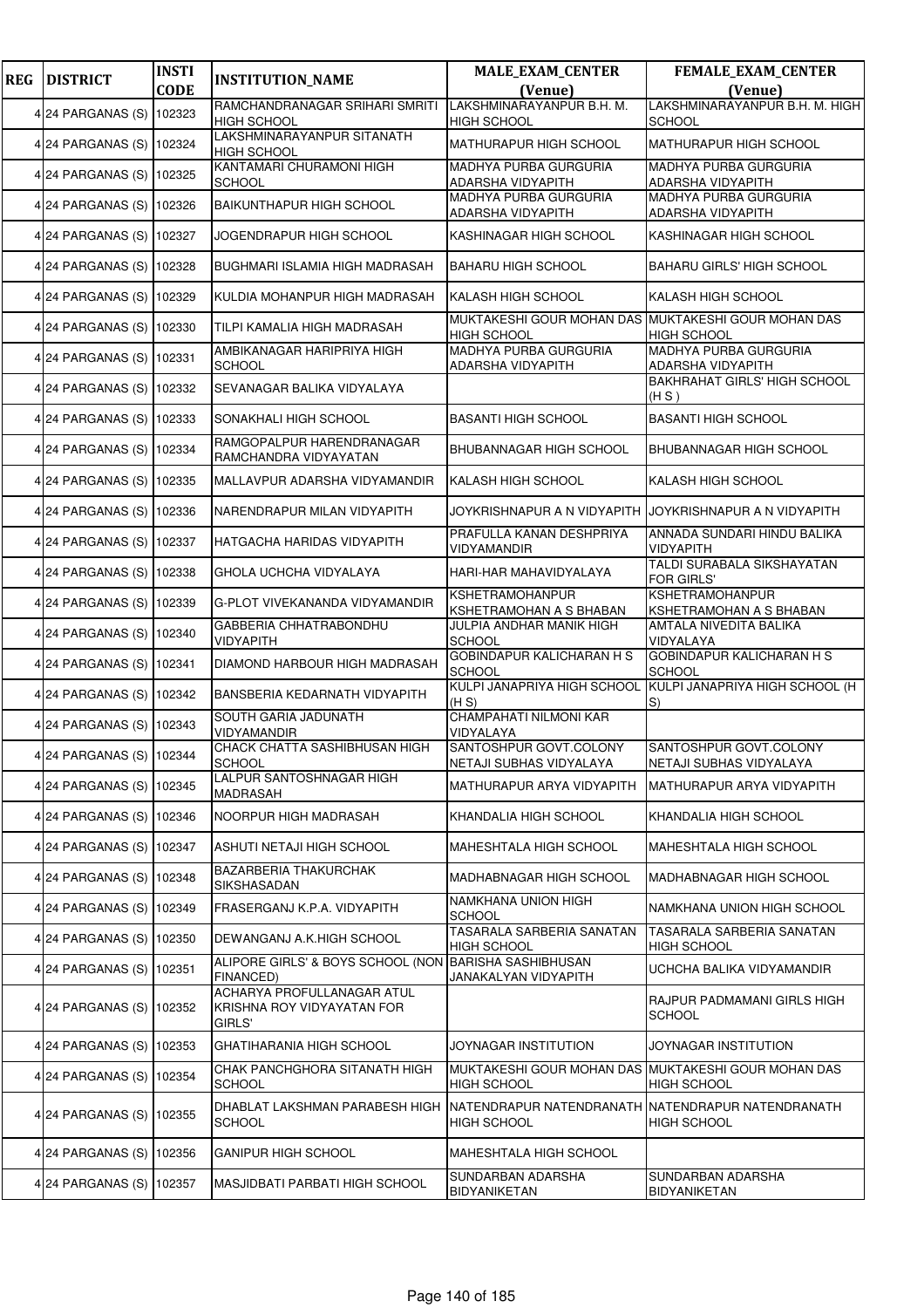| REG | DISTRICT | INSTI CODE | INSTITUTION_NAME | MALE_EXAM_CENTER (Venue) | FEMALE_EXAM_CENTER (Venue) |
|---|---|---|---|---|---|
| 4 | 24 PARGANAS (S) | 102323 | RAMCHANDRANAGAR SRIHARI SMRITI HIGH SCHOOL | LAKSHMINARAYANPUR B.H. M. HIGH SCHOOL | LAKSHMINARAYANPUR B.H. M. HIGH SCHOOL |
| 4 | 24 PARGANAS (S) | 102324 | LAKSHMINARAYANPUR SITANATH HIGH SCHOOL | MATHURAPUR HIGH SCHOOL | MATHURAPUR HIGH SCHOOL |
| 4 | 24 PARGANAS (S) | 102325 | KANTAMARI CHURAMONI HIGH SCHOOL | MADHYA PURBA GURGURIA ADARSHA VIDYAPITH | MADHYA PURBA GURGURIA ADARSHA VIDYAPITH |
| 4 | 24 PARGANAS (S) | 102326 | BAIKUNTHAPUR HIGH SCHOOL | MADHYA PURBA GURGURIA ADARSHA VIDYAPITH | MADHYA PURBA GURGURIA ADARSHA VIDYAPITH |
| 4 | 24 PARGANAS (S) | 102327 | JOGENDRAPUR HIGH SCHOOL | KASHINAGAR HIGH SCHOOL | KASHINAGAR HIGH SCHOOL |
| 4 | 24 PARGANAS (S) | 102328 | BUGHMARI ISLAMIA HIGH MADRASAH | BAHARU HIGH SCHOOL | BAHARU GIRLS' HIGH SCHOOL |
| 4 | 24 PARGANAS (S) | 102329 | KULDIA MOHANPUR HIGH MADRASAH | KALASH HIGH SCHOOL | KALASH HIGH SCHOOL |
| 4 | 24 PARGANAS (S) | 102330 | TILPI KAMALIA HIGH MADRASAH | MUKTAKESHI GOUR MOHAN DAS HIGH SCHOOL | MUKTAKESHI GOUR MOHAN DAS HIGH SCHOOL |
| 4 | 24 PARGANAS (S) | 102331 | AMBIKANAGAR HARIPRIYA HIGH SCHOOL | MADHYA PURBA GURGURIA ADARSHA VIDYAPITH | MADHYA PURBA GURGURIA ADARSHA VIDYAPITH |
| 4 | 24 PARGANAS (S) | 102332 | SEVANAGAR BALIKA VIDYALAYA | | BAKHRAHAT GIRLS' HIGH SCHOOL (H S ) |
| 4 | 24 PARGANAS (S) | 102333 | SONAKHALI HIGH SCHOOL | BASANTI HIGH SCHOOL | BASANTI HIGH SCHOOL |
| 4 | 24 PARGANAS (S) | 102334 | RAMGOPALPUR HARENDRANAGAR RAMCHANDRA VIDYAYATAN | BHUBANNAGAR HIGH SCHOOL | BHUBANNAGAR HIGH SCHOOL |
| 4 | 24 PARGANAS (S) | 102335 | MALLAVPUR ADARSHA VIDYAMANDIR | KALASH HIGH SCHOOL | KALASH HIGH SCHOOL |
| 4 | 24 PARGANAS (S) | 102336 | NARENDRAPUR MILAN VIDYAPITH | JOYKRISHNAPUR A N VIDYAPITH | JOYKRISHNAPUR A N VIDYAPITH |
| 4 | 24 PARGANAS (S) | 102337 | HATGACHA HARIDAS VIDYAPITH | PRAFULLA KANAN DESHPRIYA VIDYAMANDIR | ANNADA SUNDARI HINDU BALIKA VIDYAPITH |
| 4 | 24 PARGANAS (S) | 102338 | GHOLA UCHCHA VIDYALAYA | HARI-HAR MAHAVIDYALAYA | TALDI SURABALA SIKSHAYATAN FOR GIRLS' |
| 4 | 24 PARGANAS (S) | 102339 | G-PLOT VIVEKANANDA VIDYAMANDIR | KSHETRAMOHANPUR KSHETRAMOHAN A S BHABAN | KSHETRAMOHANPUR KSHETRAMOHAN A S BHABAN |
| 4 | 24 PARGANAS (S) | 102340 | GABBERIA CHHATRABONDHU VIDYAPITH | JULPIA ANDHAR MANIK HIGH SCHOOL | AMTALA NIVEDITA BALIKA VIDYALAYA |
| 4 | 24 PARGANAS (S) | 102341 | DIAMOND HARBOUR HIGH MADRASAH | GOBINDAPUR KALICHARAN H S SCHOOL | GOBINDAPUR KALICHARAN H S SCHOOL |
| 4 | 24 PARGANAS (S) | 102342 | BANSBERIA KEDARNATH VIDYAPITH | KULPI JANAPRIYA HIGH SCHOOL (H S) | KULPI JANAPRIYA HIGH SCHOOL (H S) |
| 4 | 24 PARGANAS (S) | 102343 | SOUTH GARIA JADUNATH VIDYAMANDIR | CHAMPAHATI NILMONI KAR VIDYALAYA | |
| 4 | 24 PARGANAS (S) | 102344 | CHACK CHATTA SASHIBHUSAN HIGH SCHOOL | SANTOSHPUR GOVT.COLONY NETAJI SUBHAS VIDYALAYA | SANTOSHPUR GOVT.COLONY NETAJI SUBHAS VIDYALAYA |
| 4 | 24 PARGANAS (S) | 102345 | LALPUR SANTOSHNAGAR HIGH MADRASAH | MATHURAPUR ARYA VIDYAPITH | MATHURAPUR ARYA VIDYAPITH |
| 4 | 24 PARGANAS (S) | 102346 | NOORPUR HIGH MADRASAH | KHANDALIA HIGH SCHOOL | KHANDALIA HIGH SCHOOL |
| 4 | 24 PARGANAS (S) | 102347 | ASHUTI NETAJI HIGH SCHOOL | MAHESHTALA HIGH SCHOOL | MAHESHTALA HIGH SCHOOL |
| 4 | 24 PARGANAS (S) | 102348 | BAZARBERIA THAKURCHAK SIKSHASADAN | MADHABNAGAR HIGH SCHOOL | MADHABNAGAR HIGH SCHOOL |
| 4 | 24 PARGANAS (S) | 102349 | FRASERGANJ K.P.A. VIDYAPITH | NAMKHANA UNION HIGH SCHOOL | NAMKHANA UNION HIGH SCHOOL |
| 4 | 24 PARGANAS (S) | 102350 | DEWANGANJ A.K.HIGH SCHOOL | TASARALA SARBERIA SANATAN HIGH SCHOOL | TASARALA SARBERIA SANATAN HIGH SCHOOL |
| 4 | 24 PARGANAS (S) | 102351 | ALIPORE GIRLS' & BOYS SCHOOL (NON FINANCED) | BARISHA SASHIBHUSAN JANAKALYAN VIDYAPITH | UCHCHA BALIKA VIDYAMANDIR |
| 4 | 24 PARGANAS (S) | 102352 | ACHARYA PROFULLANAGAR ATUL KRISHNA ROY VIDYAYATAN FOR GIRLS' | | RAJPUR PADMAMANI GIRLS HIGH SCHOOL |
| 4 | 24 PARGANAS (S) | 102353 | GHATIHARANIA HIGH SCHOOL | JOYNAGAR INSTITUTION | JOYNAGAR INSTITUTION |
| 4 | 24 PARGANAS (S) | 102354 | CHAK PANCHGHORA SITANATH HIGH SCHOOL | MUKTAKESHI GOUR MOHAN DAS HIGH SCHOOL | MUKTAKESHI GOUR MOHAN DAS HIGH SCHOOL |
| 4 | 24 PARGANAS (S) | 102355 | DHABLAT LAKSHMAN PARABESH HIGH SCHOOL | NATENDRAPUR NATENDRANATH HIGH SCHOOL | NATENDRAPUR NATENDRANATH HIGH SCHOOL |
| 4 | 24 PARGANAS (S) | 102356 | GANIPUR HIGH SCHOOL | MAHESHTALA HIGH SCHOOL | |
| 4 | 24 PARGANAS (S) | 102357 | MASJIDBATI PARBATI HIGH SCHOOL | SUNDARBAN ADARSHA BIDYANIKETAN | SUNDARBAN ADARSHA BIDYANIKETAN |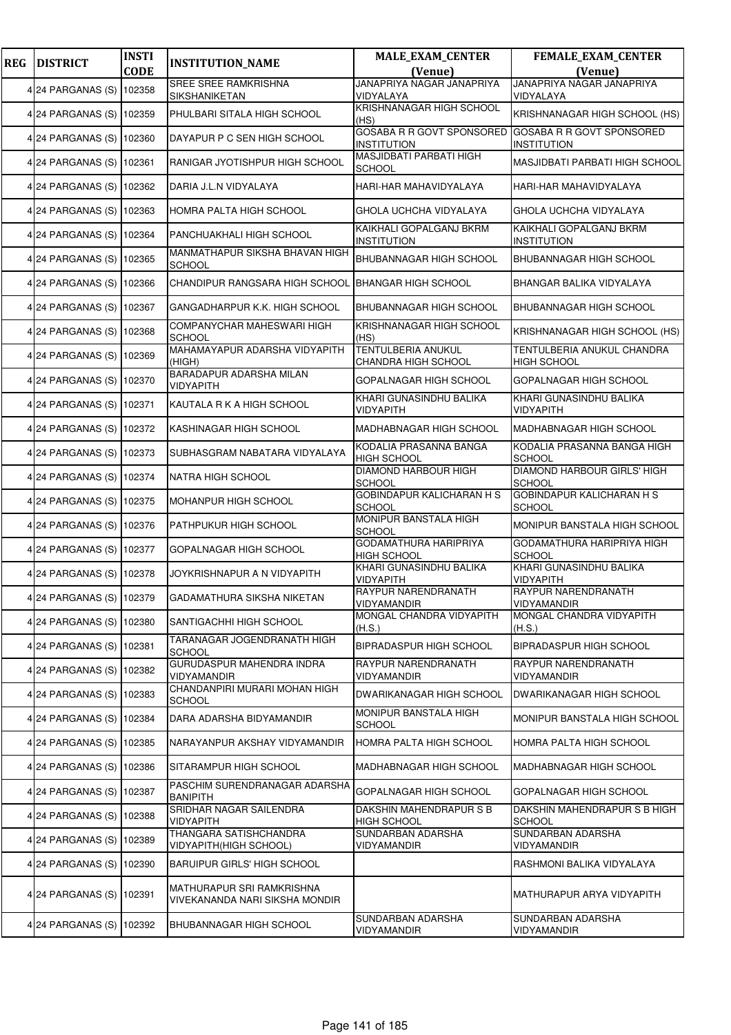| REG | DISTRICT | INSTI CODE | INSTITUTION_NAME | MALE_EXAM_CENTER (Venue) | FEMALE_EXAM_CENTER (Venue) |
|---|---|---|---|---|---|
| 4 | 24 PARGANAS (S) | 102358 | SREE SREE RAMKRISHNA SIKSHANIKETAN | JANAPRIYA NAGAR JANAPRIYA VIDYALAYA | JANAPRIYA NAGAR JANAPRIYA VIDYALAYA |
| 4 | 24 PARGANAS (S) | 102359 | PHULBARI SITALA HIGH SCHOOL | KRISHNANAGAR HIGH SCHOOL (HS) | KRISHNANAGAR HIGH SCHOOL (HS) |
| 4 | 24 PARGANAS (S) | 102360 | DAYAPUR P C SEN HIGH SCHOOL | GOSABA R R GOVT SPONSORED INSTITUTION | GOSABA R R GOVT SPONSORED INSTITUTION |
| 4 | 24 PARGANAS (S) | 102361 | RANIGAR JYOTISHPUR HIGH SCHOOL | MASJIDBATI PARBATI HIGH SCHOOL | MASJIDBATI PARBATI HIGH SCHOOL |
| 4 | 24 PARGANAS (S) | 102362 | DARIA J.L.N VIDYALAYA | HARI-HAR MAHAVIDYALAYA | HARI-HAR MAHAVIDYALAYA |
| 4 | 24 PARGANAS (S) | 102363 | HOMRA PALTA HIGH SCHOOL | GHOLA UCHCHA VIDYALAYA | GHOLA UCHCHA VIDYALAYA |
| 4 | 24 PARGANAS (S) | 102364 | PANCHUAKHALI HIGH SCHOOL | KAIKHALI GOPALGANJ BKRM INSTITUTION | KAIKHALI GOPALGANJ BKRM INSTITUTION |
| 4 | 24 PARGANAS (S) | 102365 | MANMATHAPUR SIKSHA BHAVAN HIGH SCHOOL | BHUBANNAGAR HIGH SCHOOL | BHUBANNAGAR HIGH SCHOOL |
| 4 | 24 PARGANAS (S) | 102366 | CHANDIPUR RANGSARA HIGH SCHOOL | BHANGAR HIGH SCHOOL | BHANGAR BALIKA VIDYALAYA |
| 4 | 24 PARGANAS (S) | 102367 | GANGADHARPUR K.K. HIGH SCHOOL | BHUBANNAGAR HIGH SCHOOL | BHUBANNAGAR HIGH SCHOOL |
| 4 | 24 PARGANAS (S) | 102368 | COMPANYCHAR MAHESWARI HIGH SCHOOL | KRISHNANAGAR HIGH SCHOOL (HS) | KRISHNANAGAR HIGH SCHOOL (HS) |
| 4 | 24 PARGANAS (S) | 102369 | MAHAMAYAPUR ADARSHA VIDYAPITH (HIGH) | TENTULBERIA ANUKUL CHANDRA HIGH SCHOOL | TENTULBERIA ANUKUL CHANDRA HIGH SCHOOL |
| 4 | 24 PARGANAS (S) | 102370 | BARADAPUR ADARSHA MILAN VIDYAPITH | GOPALNAGAR HIGH SCHOOL | GOPALNAGAR HIGH SCHOOL |
| 4 | 24 PARGANAS (S) | 102371 | KAUTALA R K A HIGH SCHOOL | KHARI GUNASINDHU BALIKA VIDYAPITH | KHARI GUNASINDHU BALIKA VIDYAPITH |
| 4 | 24 PARGANAS (S) | 102372 | KASHINAGAR HIGH SCHOOL | MADHABNAGAR HIGH SCHOOL | MADHABNAGAR HIGH SCHOOL |
| 4 | 24 PARGANAS (S) | 102373 | SUBHASGRAM NABATARA VIDYALAYA | KODALIA PRASANNA BANGA HIGH SCHOOL | KODALIA PRASANNA BANGA HIGH SCHOOL |
| 4 | 24 PARGANAS (S) | 102374 | NATRA HIGH SCHOOL | DIAMOND HARBOUR HIGH SCHOOL | DIAMOND HARBOUR GIRLS' HIGH SCHOOL |
| 4 | 24 PARGANAS (S) | 102375 | MOHANPUR HIGH SCHOOL | GOBINDAPUR KALICHARAN H S SCHOOL | GOBINDAPUR KALICHARAN H S SCHOOL |
| 4 | 24 PARGANAS (S) | 102376 | PATHPUKUR HIGH SCHOOL | MONIPUR BANSTALA HIGH SCHOOL | MONIPUR BANSTALA HIGH SCHOOL |
| 4 | 24 PARGANAS (S) | 102377 | GOPALNAGAR HIGH SCHOOL | GODAMATHURA HARIPRIYA HIGH SCHOOL | GODAMATHURA HARIPRIYA HIGH SCHOOL |
| 4 | 24 PARGANAS (S) | 102378 | JOYKRISHNAPUR A N VIDYAPITH | KHARI GUNASINDHU BALIKA VIDYAPITH | KHARI GUNASINDHU BALIKA VIDYAPITH |
| 4 | 24 PARGANAS (S) | 102379 | GADAMATHURA SIKSHA NIKETAN | RAYPUR NARENDRANATH VIDYAMANDIR | RAYPUR NARENDRANATH VIDYAMANDIR |
| 4 | 24 PARGANAS (S) | 102380 | SANTIGACHHI HIGH SCHOOL | MONGAL CHANDRA VIDYAPITH (H.S.) | MONGAL CHANDRA VIDYAPITH (H.S.) |
| 4 | 24 PARGANAS (S) | 102381 | TARANAGAR JOGENDRANATH HIGH SCHOOL | BIPRADASPUR HIGH SCHOOL | BIPRADASPUR HIGH SCHOOL |
| 4 | 24 PARGANAS (S) | 102382 | GURUDASPUR MAHENDRA INDRA VIDYAMANDIR | RAYPUR NARENDRANATH VIDYAMANDIR | RAYPUR NARENDRANATH VIDYAMANDIR |
| 4 | 24 PARGANAS (S) | 102383 | CHANDANPIRI MURARI MOHAN HIGH SCHOOL | DWARIKANAGAR HIGH SCHOOL | DWARIKANAGAR HIGH SCHOOL |
| 4 | 24 PARGANAS (S) | 102384 | DARA ADARSHA BIDYAMANDIR | MONIPUR BANSTALA HIGH SCHOOL | MONIPUR BANSTALA HIGH SCHOOL |
| 4 | 24 PARGANAS (S) | 102385 | NARAYANPUR AKSHAY VIDYAMANDIR | HOMRA PALTA HIGH SCHOOL | HOMRA PALTA HIGH SCHOOL |
| 4 | 24 PARGANAS (S) | 102386 | SITARAMPUR HIGH SCHOOL | MADHABNAGAR HIGH SCHOOL | MADHABNAGAR HIGH SCHOOL |
| 4 | 24 PARGANAS (S) | 102387 | PASCHIM SURENDRANAGAR ADARSHA BANIPITH | GOPALNAGAR HIGH SCHOOL | GOPALNAGAR HIGH SCHOOL |
| 4 | 24 PARGANAS (S) | 102388 | SRIDHAR NAGAR SAILENDRA VIDYAPITH | DAKSHIN MAHENDRAPUR S B HIGH SCHOOL | DAKSHIN MAHENDRAPUR S B HIGH SCHOOL |
| 4 | 24 PARGANAS (S) | 102389 | THANGARA SATISHCHANDRA VIDYAPITH(HIGH SCHOOL) | SUNDARBAN ADARSHA VIDYAMANDIR | SUNDARBAN ADARSHA VIDYAMANDIR |
| 4 | 24 PARGANAS (S) | 102390 | BARUIPUR GIRLS' HIGH SCHOOL | | RASHMONI BALIKA VIDYALAYA |
| 4 | 24 PARGANAS (S) | 102391 | MATHURAPUR SRI RAMKRISHNA VIVEKANANDA NARI SIKSHA MONDIR | | MATHURAPUR ARYA VIDYAPITH |
| 4 | 24 PARGANAS (S) | 102392 | BHUBANNAGAR HIGH SCHOOL | SUNDARBAN ADARSHA VIDYAMANDIR | SUNDARBAN ADARSHA VIDYAMANDIR |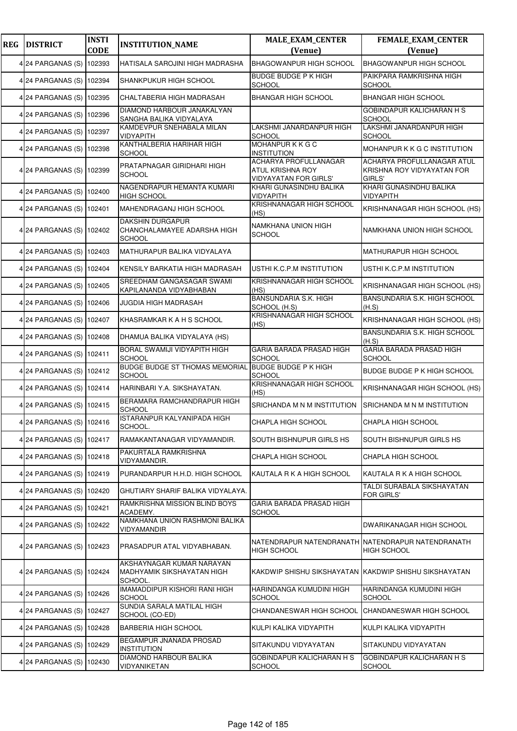| REG | DISTRICT | INSTI CODE | INSTITUTION_NAME | MALE_EXAM_CENTER (Venue) | FEMALE_EXAM_CENTER (Venue) |
|---|---|---|---|---|---|
| 4 | 24 PARGANAS (S) | 102393 | HATISALA SAROJINI HIGH MADRASHA | BHAGOWANPUR HIGH SCHOOL | BHAGOWANPUR HIGH SCHOOL |
| 4 | 24 PARGANAS (S) | 102394 | SHANKPUKUR HIGH SCHOOL | BUDGE BUDGE P K HIGH SCHOOL | PAIKPARA RAMKRISHNA HIGH SCHOOL |
| 4 | 24 PARGANAS (S) | 102395 | CHALTABERIA HIGH MADRASAH | BHANGAR HIGH SCHOOL | BHANGAR HIGH SCHOOL |
| 4 | 24 PARGANAS (S) | 102396 | DIAMOND HARBOUR JANAKALYAN SANGHA BALIKA VIDYALAYA | | GOBINDAPUR KALICHARAN H S SCHOOL |
| 4 | 24 PARGANAS (S) | 102397 | KAMDEVPUR SNEHABALA MILAN VIDYAPITH | LAKSHMI JANARDANPUR HIGH SCHOOL | LAKSHMI JANARDANPUR HIGH SCHOOL |
| 4 | 24 PARGANAS (S) | 102398 | KANTHALBERIA HARIHAR HIGH SCHOOL | MOHANPUR K K G C INSTITUTION | MOHANPUR K K G C INSTITUTION |
| 4 | 24 PARGANAS (S) | 102399 | PRATAPNAGAR GIRIDHARI HIGH SCHOOL | ACHARYA PROFULLANAGAR ATUL KRISHNA ROY VIDYAYATAN FOR GIRLS' | ACHARYA PROFULLANAGAR ATUL KRISHNA ROY VIDYAYATAN FOR GIRLS' |
| 4 | 24 PARGANAS (S) | 102400 | NAGENDRAPUR HEMANTA KUMARI HIGH SCHOOL | KHARI GUNASINDHU BALIKA VIDYAPITH | KHARI GUNASINDHU BALIKA VIDYAPITH |
| 4 | 24 PARGANAS (S) | 102401 | MAHENDRAGANJ HIGH SCHOOL | KRISHNANAGAR HIGH SCHOOL (HS) | KRISHNANAGAR HIGH SCHOOL (HS) |
| 4 | 24 PARGANAS (S) | 102402 | DAKSHIN DURGAPUR CHANCHALAMAYEE ADARSHA HIGH SCHOOL | NAMKHANA UNION HIGH SCHOOL | NAMKHANA UNION HIGH SCHOOL |
| 4 | 24 PARGANAS (S) | 102403 | MATHURAPUR BALIKA VIDYALAYA | | MATHURAPUR HIGH SCHOOL |
| 4 | 24 PARGANAS (S) | 102404 | KENSILY BARKATIA HIGH MADRASAH | USTHI K.C.P.M INSTITUTION | USTHI K.C.P.M INSTITUTION |
| 4 | 24 PARGANAS (S) | 102405 | SREEDHAM GANGASAGAR SWAMI KAPILANANDA VIDYABHABAN | KRISHNANAGAR HIGH SCHOOL (HS) | KRISHNANAGAR HIGH SCHOOL (HS) |
| 4 | 24 PARGANAS (S) | 102406 | JUGDIA HIGH MADRASAH | BANSUNDARIA S.K. HIGH SCHOOL (H.S) | BANSUNDARIA S.K. HIGH SCHOOL (H.S) |
| 4 | 24 PARGANAS (S) | 102407 | KHASRAMKAR K A H S SCHOOL | KRISHNANAGAR HIGH SCHOOL (HS) | KRISHNANAGAR HIGH SCHOOL (HS) |
| 4 | 24 PARGANAS (S) | 102408 | DHAMUA BALIKA VIDYALAYA (HS) | | BANSUNDARIA S.K. HIGH SCHOOL (H.S) |
| 4 | 24 PARGANAS (S) | 102411 | BORAL SWAMIJI VIDYAPITH HIGH SCHOOL | GARIA BARADA PRASAD HIGH SCHOOL | GARIA BARADA PRASAD HIGH SCHOOL |
| 4 | 24 PARGANAS (S) | 102412 | BUDGE BUDGE ST THOMAS MEMORIAL SCHOOL | BUDGE BUDGE P K HIGH SCHOOL | BUDGE BUDGE P K HIGH SCHOOL |
| 4 | 24 PARGANAS (S) | 102414 | HARINBARI Y.A. SIKSHAYATAN. | KRISHNANAGAR HIGH SCHOOL (HS) | KRISHNANAGAR HIGH SCHOOL (HS) |
| 4 | 24 PARGANAS (S) | 102415 | BERAMARA RAMCHANDRAPUR HIGH SCHOOL | SRICHANDA M N M INSTITUTION | SRICHANDA M N M INSTITUTION |
| 4 | 24 PARGANAS (S) | 102416 | ISTARANPUR KALYANIPADA HIGH SCHOOL. | CHAPLA HIGH SCHOOL | CHAPLA HIGH SCHOOL |
| 4 | 24 PARGANAS (S) | 102417 | RAMAKANTANAGAR VIDYAMANDIR. | SOUTH BISHNUPUR GIRLS HS | SOUTH BISHNUPUR GIRLS HS |
| 4 | 24 PARGANAS (S) | 102418 | PAKURTALA RAMKRISHNA VIDYAMANDIR. | CHAPLA HIGH SCHOOL | CHAPLA HIGH SCHOOL |
| 4 | 24 PARGANAS (S) | 102419 | PURANDARPUR H.H.D. HIGH SCHOOL | KAUTALA R K A HIGH SCHOOL | KAUTALA R K A HIGH SCHOOL |
| 4 | 24 PARGANAS (S) | 102420 | GHUTIARY SHARIF BALIKA VIDYALAYA. | | TALDI SURABALA SIKSHAYATAN FOR GIRLS' |
| 4 | 24 PARGANAS (S) | 102421 | RAMKRISHNA MISSION BLIND BOYS ACADEMY. | GARIA BARADA PRASAD HIGH SCHOOL | |
| 4 | 24 PARGANAS (S) | 102422 | NAMKHANA UNION RASHMONI BALIKA VIDYAMANDIR | | DWARIKANAGAR HIGH SCHOOL |
| 4 | 24 PARGANAS (S) | 102423 | PRASADPUR ATAL VIDYABHABAN. | NATENDRAPUR NATENDRANATH HIGH SCHOOL | NATENDRAPUR NATENDRANATH HIGH SCHOOL |
| 4 | 24 PARGANAS (S) | 102424 | AKSHAYNAGAR KUMAR NARAYAN MADHYAMIK SIKSHAYATAN HIGH SCHOOL. | KAKDWIP SHISHU SIKSHAYATAN | KAKDWIP SHISHU SIKSHAYATAN |
| 4 | 24 PARGANAS (S) | 102426 | IMAMADDIPUR KISHORI RANI HIGH SCHOOL | HARINDANGA KUMUDINI HIGH SCHOOL | HARINDANGA KUMUDINI HIGH SCHOOL |
| 4 | 24 PARGANAS (S) | 102427 | SUNDIA SARALA MATILAL HIGH SCHOOL (CO-ED) | CHANDANESWAR HIGH SCHOOL | CHANDANESWAR HIGH SCHOOL |
| 4 | 24 PARGANAS (S) | 102428 | BARBERIA HIGH SCHOOL | KULPI KALIKA VIDYAPITH | KULPI KALIKA VIDYAPITH |
| 4 | 24 PARGANAS (S) | 102429 | BEGAMPUR JNANADA PROSAD INSTITUTION | SITAKUNDU VIDYAYATAN | SITAKUNDU VIDYAYATAN |
| 4 | 24 PARGANAS (S) | 102430 | DIAMOND HARBOUR BALIKA VIDYANIKETAN | GOBINDAPUR KALICHARAN H S SCHOOL | GOBINDAPUR KALICHARAN H S SCHOOL |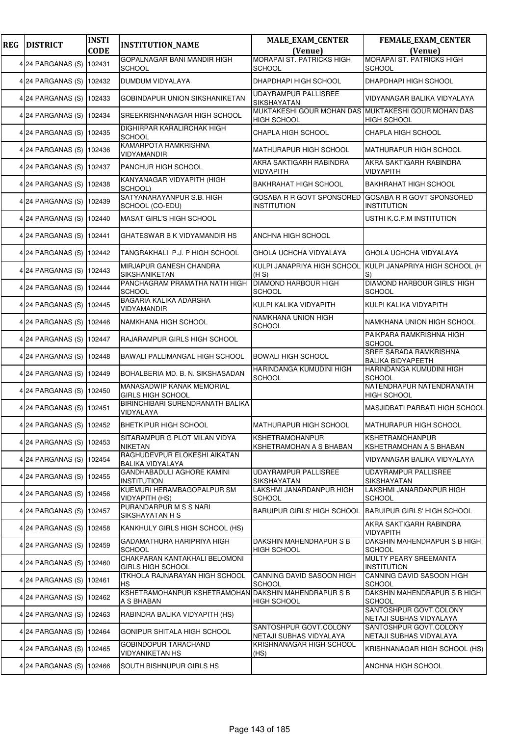| REG | DISTRICT | INSTI CODE | INSTITUTION_NAME | MALE_EXAM_CENTER (Venue) | FEMALE_EXAM_CENTER (Venue) |
|---|---|---|---|---|---|
| 4 | 24 PARGANAS (S) | 102431 | GOPALNAGAR BANI MANDIR HIGH SCHOOL | MORAPAI ST. PATRICKS HIGH SCHOOL | MORAPAI ST. PATRICKS HIGH SCHOOL |
| 4 | 24 PARGANAS (S) | 102432 | DUMDUM VIDYALAYA | DHAPDHAPI HIGH SCHOOL | DHAPDHAPI HIGH SCHOOL |
| 4 | 24 PARGANAS (S) | 102433 | GOBINDAPUR UNION SIKSHANIKETAN | UDAYRAMPUR PALLISREE SIKSHAYATAN | VIDYANAGAR BALIKA VIDYALAYA |
| 4 | 24 PARGANAS (S) | 102434 | SREEKRISHNANAGAR HIGH SCHOOL | MUKTAKESHI GOUR MOHAN DAS HIGH SCHOOL | MUKTAKESHI GOUR MOHAN DAS HIGH SCHOOL |
| 4 | 24 PARGANAS (S) | 102435 | DIGHIRPAR KARALIRCHAK HIGH SCHOOL | CHAPLA HIGH SCHOOL | CHAPLA HIGH SCHOOL |
| 4 | 24 PARGANAS (S) | 102436 | KAMARPOTA RAMKRISHNA VIDYAMANDIR | MATHURAPUR HIGH SCHOOL | MATHURAPUR HIGH SCHOOL |
| 4 | 24 PARGANAS (S) | 102437 | PANCHUR HIGH SCHOOL | AKRA SAKTIGARH RABINDRA VIDYAPITH | AKRA SAKTIGARH RABINDRA VIDYAPITH |
| 4 | 24 PARGANAS (S) | 102438 | KANYANAGAR VIDYAPITH (HIGH SCHOOL) | BAKHRAHAT HIGH SCHOOL | BAKHRAHAT HIGH SCHOOL |
| 4 | 24 PARGANAS (S) | 102439 | SATYANARAYANPUR S.B. HIGH SCHOOL (CO-EDU) | GOSABA R R GOVT SPONSORED INSTITUTION | GOSABA R R GOVT SPONSORED INSTITUTION |
| 4 | 24 PARGANAS (S) | 102440 | MASAT GIRL'S HIGH SCHOOL | | USTHI K.C.P.M INSTITUTION |
| 4 | 24 PARGANAS (S) | 102441 | GHATESWAR B K VIDYAMANDIR HS | ANCHNA HIGH SCHOOL | |
| 4 | 24 PARGANAS (S) | 102442 | TANGRAKHALI P.J. P HIGH SCHOOL | GHOLA UCHCHA VIDYALAYA | GHOLA UCHCHA VIDYALAYA |
| 4 | 24 PARGANAS (S) | 102443 | MIRJAPUR GANESH CHANDRA SIKSHANIKETAN | KULPI JANAPRIYA HIGH SCHOOL (H S) | KULPI JANAPRIYA HIGH SCHOOL (H S) |
| 4 | 24 PARGANAS (S) | 102444 | PANCHAGRAM PRAMATHA NATH HIGH SCHOOL | DIAMOND HARBOUR HIGH SCHOOL | DIAMOND HARBOUR GIRLS' HIGH SCHOOL |
| 4 | 24 PARGANAS (S) | 102445 | BAGARIA KALIKA ADARSHA VIDYAMANDIR | KULPI KALIKA VIDYAPITH | KULPI KALIKA VIDYAPITH |
| 4 | 24 PARGANAS (S) | 102446 | NAMKHANA HIGH SCHOOL | NAMKHANA UNION HIGH SCHOOL | NAMKHANA UNION HIGH SCHOOL |
| 4 | 24 PARGANAS (S) | 102447 | RAJARAMPUR GIRLS HIGH SCHOOL | | PAIKPARA RAMKRISHNA HIGH SCHOOL |
| 4 | 24 PARGANAS (S) | 102448 | BAWALI PALLIMANGAL HIGH SCHOOL | BOWALI HIGH SCHOOL | SREE SARADA RAMKRISHNA BALIKA BIDYAPEETH |
| 4 | 24 PARGANAS (S) | 102449 | BOHALBERIA MD. B. N. SIKSHASADAN | HARINDANGA KUMUDINI HIGH SCHOOL | HARINDANGA KUMUDINI HIGH SCHOOL |
| 4 | 24 PARGANAS (S) | 102450 | MANASADWIP KANAK MEMORIAL GIRLS HIGH SCHOOL | | NATENDRAPUR NATENDRANATH HIGH SCHOOL |
| 4 | 24 PARGANAS (S) | 102451 | BIRINCHIBARI SURENDRANATH BALIKA VIDYALAYA | | MASJIDBATI PARBATI HIGH SCHOOL |
| 4 | 24 PARGANAS (S) | 102452 | BHETKIPUR HIGH SCHOOL | MATHURAPUR HIGH SCHOOL | MATHURAPUR HIGH SCHOOL |
| 4 | 24 PARGANAS (S) | 102453 | SITARAMPUR G PLOT MILAN VIDYA NIKETAN | KSHETRAMOHANPUR KSHETRAMOHAN A S BHABAN | KSHETRAMOHANPUR KSHETRAMOHAN A S BHABAN |
| 4 | 24 PARGANAS (S) | 102454 | RAGHUDEVPUR ELOKESHI AIKATAN BALIKA VIDYALAYA | | VIDYANAGAR BALIKA VIDYALAYA |
| 4 | 24 PARGANAS (S) | 102455 | GANDHABADULI AGHORE KAMINI INSTITUTION | UDAYRAMPUR PALLISREE SIKSHAYATAN | UDAYRAMPUR PALLISREE SIKSHAYATAN |
| 4 | 24 PARGANAS (S) | 102456 | KUEMURI HERAMBAGOPALPUR SM VIDYAPITH (HS) | LAKSHMI JANARDANPUR HIGH SCHOOL | LAKSHMI JANARDANPUR HIGH SCHOOL |
| 4 | 24 PARGANAS (S) | 102457 | PURANDARPUR M S S NARI SIKSHAYATAN H S | BARUIPUR GIRLS' HIGH SCHOOL | BARUIPUR GIRLS' HIGH SCHOOL |
| 4 | 24 PARGANAS (S) | 102458 | KANKHULY GIRLS HIGH SCHOOL (HS) | | AKRA SAKTIGARH RABINDRA VIDYAPITH |
| 4 | 24 PARGANAS (S) | 102459 | GADAMATHURA HARIPRIYA HIGH SCHOOL | DAKSHIN MAHENDRAPUR S B HIGH SCHOOL | DAKSHIN MAHENDRAPUR S B HIGH SCHOOL |
| 4 | 24 PARGANAS (S) | 102460 | CHAKPARAN KANTAKHALI BELOMONI GIRLS HIGH SCHOOL | | MULTY PEARY SREEMANTA INSTITUTION |
| 4 | 24 PARGANAS (S) | 102461 | ITKHOLA RAJNARAYAN HIGH SCHOOL HS | CANNING DAVID SASOON HIGH SCHOOL | CANNING DAVID SASOON HIGH SCHOOL |
| 4 | 24 PARGANAS (S) | 102462 | KSHETRAMOHANPUR KSHETRAMOHAN A S BHABAN | DAKSHIN MAHENDRAPUR S B HIGH SCHOOL | DAKSHIN MAHENDRAPUR S B HIGH SCHOOL |
| 4 | 24 PARGANAS (S) | 102463 | RABINDRA BALIKA VIDYAPITH (HS) | | SANTOSHPUR GOVT.COLONY NETAJI SUBHAS VIDYALAYA |
| 4 | 24 PARGANAS (S) | 102464 | GONIPUR SHITALA HIGH SCHOOL | SANTOSHPUR GOVT.COLONY NETAJI SUBHAS VIDYALAYA | SANTOSHPUR GOVT.COLONY NETAJI SUBHAS VIDYALAYA |
| 4 | 24 PARGANAS (S) | 102465 | GOBINDOPUR TARACHAND VIDYANIKETAN HS | KRISHNANAGAR HIGH SCHOOL (HS) | KRISHNANAGAR HIGH SCHOOL (HS) |
| 4 | 24 PARGANAS (S) | 102466 | SOUTH BISHNUPUR GIRLS HS | | ANCHNA HIGH SCHOOL |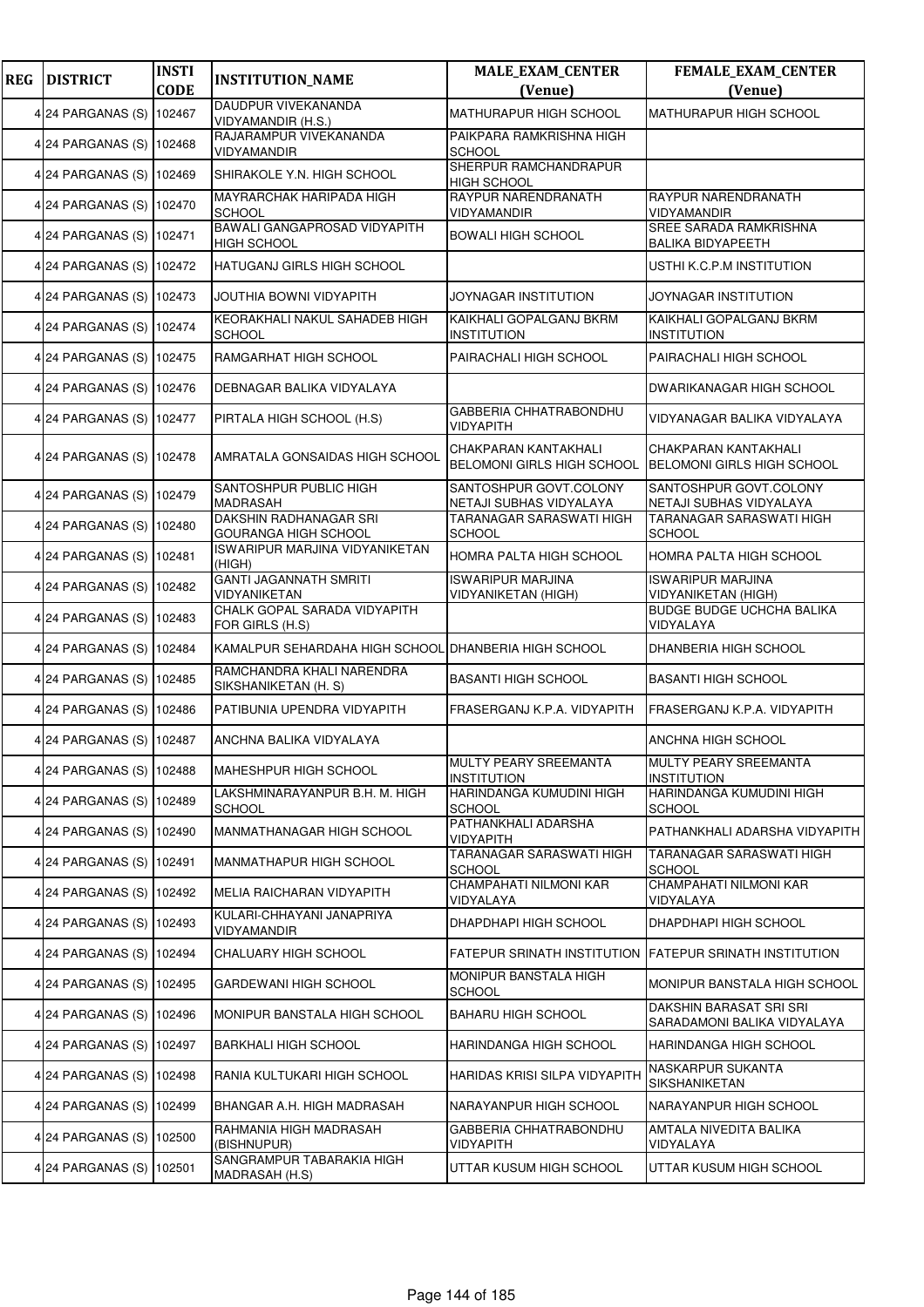| REG | DISTRICT | INSTI CODE | INSTITUTION_NAME | MALE_EXAM_CENTER (Venue) | FEMALE_EXAM_CENTER (Venue) |
|---|---|---|---|---|---|
| 4 | 24 PARGANAS (S) | 102467 | DAUDPUR VIVEKANANDA VIDYAMANDIR (H.S.) | MATHURAPUR HIGH SCHOOL | MATHURAPUR HIGH SCHOOL |
| 4 | 24 PARGANAS (S) | 102468 | RAJARAMPUR VIVEKANANDA VIDYAMANDIR | PAIKPARA RAMKRISHNA HIGH SCHOOL | |
| 4 | 24 PARGANAS (S) | 102469 | SHIRAKOLE Y.N. HIGH SCHOOL | SHERPUR RAMCHANDRAPUR HIGH SCHOOL | |
| 4 | 24 PARGANAS (S) | 102470 | MAYRARCHAK HARIPADA HIGH SCHOOL | RAYPUR NARENDRANATH VIDYAMANDIR | RAYPUR NARENDRANATH VIDYAMANDIR |
| 4 | 24 PARGANAS (S) | 102471 | BAWALI GANGAPROSAD VIDYAPITH HIGH SCHOOL | BOWALI HIGH SCHOOL | SREE SARADA RAMKRISHNA BALIKA BIDYAPEETH |
| 4 | 24 PARGANAS (S) | 102472 | HATUGANJ GIRLS HIGH SCHOOL | | USTHI K.C.P.M INSTITUTION |
| 4 | 24 PARGANAS (S) | 102473 | JOUTHIA BOWNI VIDYAPITH | JOYNAGAR INSTITUTION | JOYNAGAR INSTITUTION |
| 4 | 24 PARGANAS (S) | 102474 | KEORAKHALI NAKUL SAHADEB HIGH SCHOOL | KAIKHALI GOPALGANJ BKRM INSTITUTION | KAIKHALI GOPALGANJ BKRM INSTITUTION |
| 4 | 24 PARGANAS (S) | 102475 | RAMGARHAT HIGH SCHOOL | PAIRACHALI HIGH SCHOOL | PAIRACHALI HIGH SCHOOL |
| 4 | 24 PARGANAS (S) | 102476 | DEBNAGAR BALIKA VIDYALAYA | | DWARIKANAGAR HIGH SCHOOL |
| 4 | 24 PARGANAS (S) | 102477 | PIRTALA HIGH SCHOOL (H.S) | GABBERIA CHHATRABONDHU VIDYAPITH | VIDYANAGAR BALIKA VIDYALAYA |
| 4 | 24 PARGANAS (S) | 102478 | AMRATALA GONSAIDAS HIGH SCHOOL | CHAKPARAN KANTAKHALI BELOMONI GIRLS HIGH SCHOOL | CHAKPARAN KANTAKHALI BELOMONI GIRLS HIGH SCHOOL |
| 4 | 24 PARGANAS (S) | 102479 | SANTOSHPUR PUBLIC HIGH MADRASAH | SANTOSHPUR GOVT.COLONY NETAJI SUBHAS VIDYALAYA | SANTOSHPUR GOVT.COLONY NETAJI SUBHAS VIDYALAYA |
| 4 | 24 PARGANAS (S) | 102480 | DAKSHIN RADHANAGAR SRI GOURANGA HIGH SCHOOL | TARANAGAR SARASWATI HIGH SCHOOL | TARANAGAR SARASWATI HIGH SCHOOL |
| 4 | 24 PARGANAS (S) | 102481 | ISWARIPUR MARJINA VIDYANIKETAN (HIGH) | HOMRA PALTA HIGH SCHOOL | HOMRA PALTA HIGH SCHOOL |
| 4 | 24 PARGANAS (S) | 102482 | GANTI JAGANNATH SMRITI VIDYANIKETAN | ISWARIPUR MARJINA VIDYANIKETAN (HIGH) | ISWARIPUR MARJINA VIDYANIKETAN (HIGH) |
| 4 | 24 PARGANAS (S) | 102483 | CHALK GOPAL SARADA VIDYAPITH FOR GIRLS (H.S) | | BUDGE BUDGE UCHCHA BALIKA VIDYALAYA |
| 4 | 24 PARGANAS (S) | 102484 | KAMALPUR SEHARDAHA HIGH SCHOOL | DHANBERIA HIGH SCHOOL | DHANBERIA HIGH SCHOOL |
| 4 | 24 PARGANAS (S) | 102485 | RAMCHANDRA KHALI NARENDRA SIKSHANIKETAN (H. S) | BASANTI HIGH SCHOOL | BASANTI HIGH SCHOOL |
| 4 | 24 PARGANAS (S) | 102486 | PATIBUNIA UPENDRA VIDYAPITH | FRASERGANJ K.P.A. VIDYAPITH | FRASERGANJ K.P.A. VIDYAPITH |
| 4 | 24 PARGANAS (S) | 102487 | ANCHNA BALIKA VIDYALAYA | | ANCHNA HIGH SCHOOL |
| 4 | 24 PARGANAS (S) | 102488 | MAHESHPUR HIGH SCHOOL | MULTY PEARY SREEMANTA INSTITUTION | MULTY PEARY SREEMANTA INSTITUTION |
| 4 | 24 PARGANAS (S) | 102489 | LAKSHMINARAYANPUR B.H. M. HIGH SCHOOL | HARINDANGA KUMUDINI HIGH SCHOOL | HARINDANGA KUMUDINI HIGH SCHOOL |
| 4 | 24 PARGANAS (S) | 102490 | MANMATHANAGAR HIGH SCHOOL | PATHANKHALI ADARSHA VIDYAPITH | PATHANKHALI ADARSHA VIDYAPITH |
| 4 | 24 PARGANAS (S) | 102491 | MANMATHAPUR HIGH SCHOOL | TARANAGAR SARASWATI HIGH SCHOOL | TARANAGAR SARASWATI HIGH SCHOOL |
| 4 | 24 PARGANAS (S) | 102492 | MELIA RAICHARAN VIDYAPITH | CHAMPAHATI NILMONI KAR VIDYALAYA | CHAMPAHATI NILMONI KAR VIDYALAYA |
| 4 | 24 PARGANAS (S) | 102493 | KULARI-CHHAYANI JANAPRIYA VIDYAMANDIR | DHAPDHAPI HIGH SCHOOL | DHAPDHAPI HIGH SCHOOL |
| 4 | 24 PARGANAS (S) | 102494 | CHALUARY HIGH SCHOOL | FATEPUR SRINATH INSTITUTION | FATEPUR SRINATH INSTITUTION |
| 4 | 24 PARGANAS (S) | 102495 | GARDEWANI HIGH SCHOOL | MONIPUR BANSTALA HIGH SCHOOL | MONIPUR BANSTALA HIGH SCHOOL |
| 4 | 24 PARGANAS (S) | 102496 | MONIPUR BANSTALA HIGH SCHOOL | BAHARU HIGH SCHOOL | DAKSHIN BARASAT SRI SRI SARADAMONI BALIKA VIDYALAYA |
| 4 | 24 PARGANAS (S) | 102497 | BARKHALI HIGH SCHOOL | HARINDANGA HIGH SCHOOL | HARINDANGA HIGH SCHOOL |
| 4 | 24 PARGANAS (S) | 102498 | RANIA KULTUKARI HIGH SCHOOL | HARIDAS KRISI SILPA VIDYAPITH | NASKARPUR SUKANTA SIKSHANIKETAN |
| 4 | 24 PARGANAS (S) | 102499 | BHANGAR A.H. HIGH MADRASAH | NARAYANPUR HIGH SCHOOL | NARAYANPUR HIGH SCHOOL |
| 4 | 24 PARGANAS (S) | 102500 | RAHMANIA HIGH MADRASAH (BISHNUPUR) | GABBERIA CHHATRABONDHU VIDYAPITH | AMTALA NIVEDITA BALIKA VIDYALAYA |
| 4 | 24 PARGANAS (S) | 102501 | SANGRAMPUR TABARAKIA HIGH MADRASAH (H.S) | UTTAR KUSUM HIGH SCHOOL | UTTAR KUSUM HIGH SCHOOL |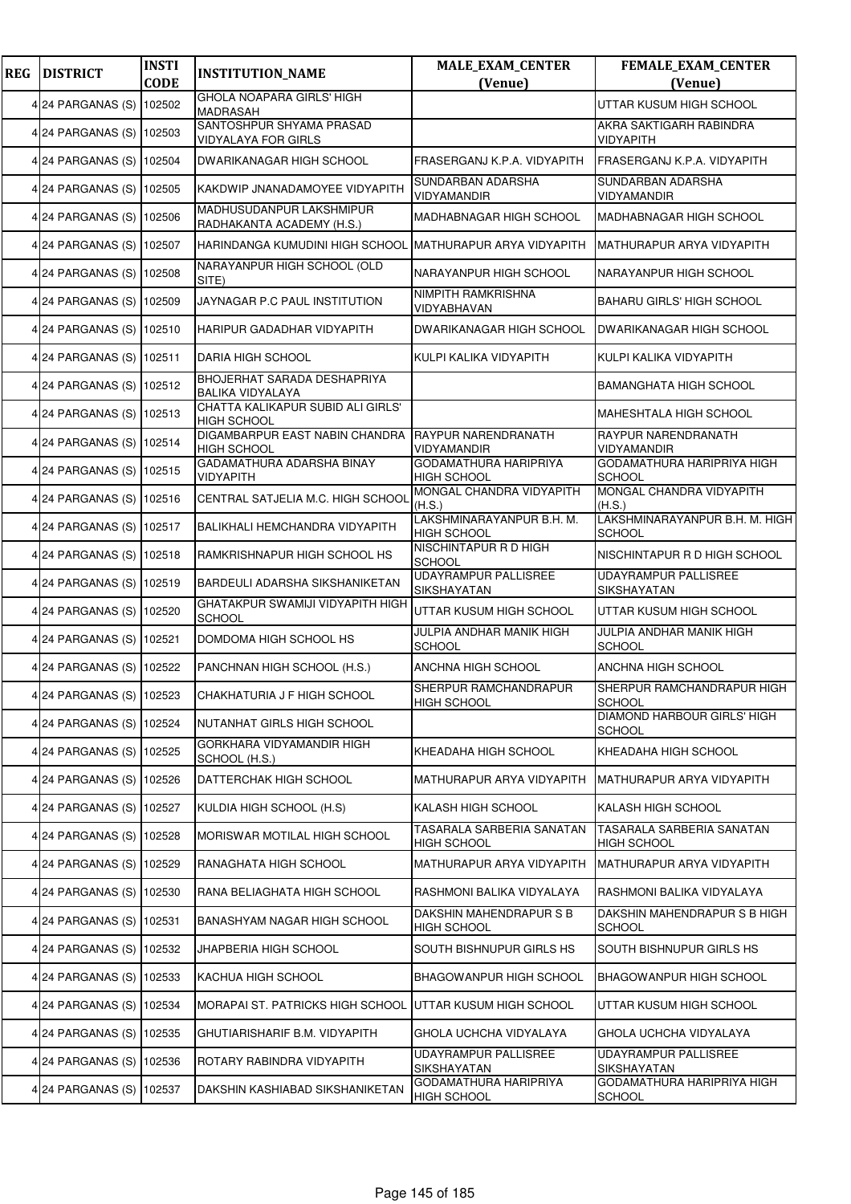| REG | DISTRICT | INSTI CODE | INSTITUTION_NAME | MALE_EXAM_CENTER (Venue) | FEMALE_EXAM_CENTER (Venue) |
|---|---|---|---|---|---|
| 4 | 24 PARGANAS (S) | 102502 | GHOLA NOAPARA GIRLS' HIGH MADRASAH | | UTTAR KUSUM HIGH SCHOOL |
| 4 | 24 PARGANAS (S) | 102503 | SANTOSHPUR SHYAMA PRASAD VIDYALAYA FOR GIRLS | | AKRA SAKTIGARH RABINDRA VIDYAPITH |
| 4 | 24 PARGANAS (S) | 102504 | DWARIKANAGAR HIGH SCHOOL | FRASERGANJ K.P.A. VIDYAPITH | FRASERGANJ K.P.A. VIDYAPITH |
| 4 | 24 PARGANAS (S) | 102505 | KAKDWIP JNANADAMOYEE VIDYAPITH | SUNDARBAN ADARSHA VIDYAMANDIR | SUNDARBAN ADARSHA VIDYAMANDIR |
| 4 | 24 PARGANAS (S) | 102506 | MADHUSUDANPUR LAKSHMIPUR RADHAKANTA ACADEMY (H.S.) | MADHABNAGAR HIGH SCHOOL | MADHABNAGAR HIGH SCHOOL |
| 4 | 24 PARGANAS (S) | 102507 | HARINDANGA KUMUDINI HIGH SCHOOL | MATHURAPUR ARYA VIDYAPITH | MATHURAPUR ARYA VIDYAPITH |
| 4 | 24 PARGANAS (S) | 102508 | NARAYANPUR HIGH SCHOOL (OLD SITE) | NARAYANPUR HIGH SCHOOL | NARAYANPUR HIGH SCHOOL |
| 4 | 24 PARGANAS (S) | 102509 | JAYNAGAR P.C PAUL INSTITUTION | NIMPITH RAMKRISHNA VIDYABHAVAN | BAHARU GIRLS' HIGH SCHOOL |
| 4 | 24 PARGANAS (S) | 102510 | HARIPUR GADADHAR VIDYAPITH | DWARIKANAGAR HIGH SCHOOL | DWARIKANAGAR HIGH SCHOOL |
| 4 | 24 PARGANAS (S) | 102511 | DARIA HIGH SCHOOL | KULPI KALIKA VIDYAPITH | KULPI KALIKA VIDYAPITH |
| 4 | 24 PARGANAS (S) | 102512 | BHOJERHAT SARADA DESHAPRIYA BALIKA VIDYALAYA | | BAMANGHATA HIGH SCHOOL |
| 4 | 24 PARGANAS (S) | 102513 | CHATTA KALIKAPUR SUBID ALI GIRLS' HIGH SCHOOL | | MAHESHTALA HIGH SCHOOL |
| 4 | 24 PARGANAS (S) | 102514 | DIGAMBARPUR EAST NABIN CHANDRA HIGH SCHOOL | RAYPUR NARENDRANATH VIDYAMANDIR | RAYPUR NARENDRANATH VIDYAMANDIR |
| 4 | 24 PARGANAS (S) | 102515 | GADAMATHURA ADARSHA BINAY VIDYAPITH | GODAMATHURA HARIPRIYA HIGH SCHOOL | GODAMATHURA HARIPRIYA HIGH SCHOOL |
| 4 | 24 PARGANAS (S) | 102516 | CENTRAL SATJELIA M.C. HIGH SCHOOL | MONGAL CHANDRA VIDYAPITH (H.S.) | MONGAL CHANDRA VIDYAPITH (H.S.) |
| 4 | 24 PARGANAS (S) | 102517 | BALIKHALI HEMCHANDRA VIDYAPITH | LAKSHMINARAYANPUR B.H. M. HIGH SCHOOL | LAKSHMINARAYANPUR B.H. M. HIGH SCHOOL |
| 4 | 24 PARGANAS (S) | 102518 | RAMKRISHNAPUR HIGH SCHOOL HS | NISCHINTAPUR R D HIGH SCHOOL | NISCHINTAPUR R D HIGH SCHOOL |
| 4 | 24 PARGANAS (S) | 102519 | BARDEULI ADARSHA SIKSHANIKETAN | UDAYRAMPUR PALLISREE SIKSHAYATAN | UDAYRAMPUR PALLISREE SIKSHAYATAN |
| 4 | 24 PARGANAS (S) | 102520 | GHATAKPUR SWAMIJI VIDYAPITH HIGH SCHOOL | UTTAR KUSUM HIGH SCHOOL | UTTAR KUSUM HIGH SCHOOL |
| 4 | 24 PARGANAS (S) | 102521 | DOMDOMA HIGH SCHOOL HS | JULPIA ANDHAR MANIK HIGH SCHOOL | JULPIA ANDHAR MANIK HIGH SCHOOL |
| 4 | 24 PARGANAS (S) | 102522 | PANCHNAN HIGH SCHOOL (H.S.) | ANCHNA HIGH SCHOOL | ANCHNA HIGH SCHOOL |
| 4 | 24 PARGANAS (S) | 102523 | CHAKHATURIA J F HIGH SCHOOL | SHERPUR RAMCHANDRAPUR HIGH SCHOOL | SHERPUR RAMCHANDRAPUR HIGH SCHOOL |
| 4 | 24 PARGANAS (S) | 102524 | NUTANHAT GIRLS HIGH SCHOOL | | DIAMOND HARBOUR GIRLS' HIGH SCHOOL |
| 4 | 24 PARGANAS (S) | 102525 | GORKHARA VIDYAMANDIR HIGH SCHOOL (H.S.) | KHEADAHA HIGH SCHOOL | KHEADAHA HIGH SCHOOL |
| 4 | 24 PARGANAS (S) | 102526 | DATTERCHAK HIGH SCHOOL | MATHURAPUR ARYA VIDYAPITH | MATHURAPUR ARYA VIDYAPITH |
| 4 | 24 PARGANAS (S) | 102527 | KULDIA HIGH SCHOOL (H.S) | KALASH HIGH SCHOOL | KALASH HIGH SCHOOL |
| 4 | 24 PARGANAS (S) | 102528 | MORISWAR MOTILAL HIGH SCHOOL | TASARALA SARBERIA SANATAN HIGH SCHOOL | TASARALA SARBERIA SANATAN HIGH SCHOOL |
| 4 | 24 PARGANAS (S) | 102529 | RANAGHATA HIGH SCHOOL | MATHURAPUR ARYA VIDYAPITH | MATHURAPUR ARYA VIDYAPITH |
| 4 | 24 PARGANAS (S) | 102530 | RANA BELIAGHATA HIGH SCHOOL | RASHMONI BALIKA VIDYALAYA | RASHMONI BALIKA VIDYALAYA |
| 4 | 24 PARGANAS (S) | 102531 | BANASHYAM NAGAR HIGH SCHOOL | DAKSHIN MAHENDRAPUR S B HIGH SCHOOL | DAKSHIN MAHENDRAPUR S B HIGH SCHOOL |
| 4 | 24 PARGANAS (S) | 102532 | JHAPBERIA HIGH SCHOOL | SOUTH BISHNUPUR GIRLS HS | SOUTH BISHNUPUR GIRLS HS |
| 4 | 24 PARGANAS (S) | 102533 | KACHUA HIGH SCHOOL | BHAGOWANPUR HIGH SCHOOL | BHAGOWANPUR HIGH SCHOOL |
| 4 | 24 PARGANAS (S) | 102534 | MORAPAI ST. PATRICKS HIGH SCHOOL | UTTAR KUSUM HIGH SCHOOL | UTTAR KUSUM HIGH SCHOOL |
| 4 | 24 PARGANAS (S) | 102535 | GHUTIARISHARIF B.M. VIDYAPITH | GHOLA UCHCHA VIDYALAYA | GHOLA UCHCHA VIDYALAYA |
| 4 | 24 PARGANAS (S) | 102536 | ROTARY RABINDRA VIDYAPITH | UDAYRAMPUR PALLISREE SIKSHAYATAN | UDAYRAMPUR PALLISREE SIKSHAYATAN |
| 4 | 24 PARGANAS (S) | 102537 | DAKSHIN KASHIABAD SIKSHANIKETAN | GODAMATHURA HARIPRIYA HIGH SCHOOL | GODAMATHURA HARIPRIYA HIGH SCHOOL |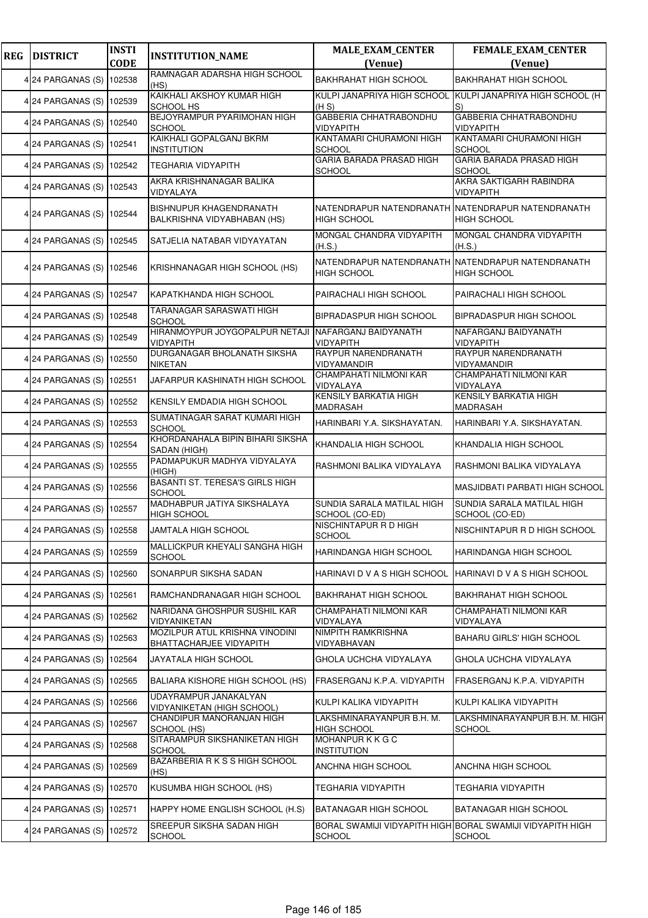| REG | DISTRICT | INSTI CODE | INSTITUTION_NAME | MALE_EXAM_CENTER (Venue) | FEMALE_EXAM_CENTER (Venue) |
|---|---|---|---|---|---|
| 4 | 24 PARGANAS (S) | 102538 | RAMNAGAR ADARSHA HIGH SCHOOL (HS) | BAKHRAHAT HIGH SCHOOL | BAKHRAHAT HIGH SCHOOL |
| 4 | 24 PARGANAS (S) | 102539 | KAIKHALI AKSHOY KUMAR HIGH SCHOOL HS | KULPI JANAPRIYA HIGH SCHOOL (H S) | KULPI JANAPRIYA HIGH SCHOOL (H S) |
| 4 | 24 PARGANAS (S) | 102540 | BEJOYRAMPUR PYARIMOHAN HIGH SCHOOL | GABBERIA CHHATRABONDHU VIDYAPITH | GABBERIA CHHATRABONDHU VIDYAPITH |
| 4 | 24 PARGANAS (S) | 102541 | KAIKHALI GOPALGANJ BKRM INSTITUTION | KANTAMARI CHURAMONI HIGH SCHOOL | KANTAMARI CHURAMONI HIGH SCHOOL |
| 4 | 24 PARGANAS (S) | 102542 | TEGHARIA VIDYAPITH | GARIA BARADA PRASAD HIGH SCHOOL | GARIA BARADA PRASAD HIGH SCHOOL |
| 4 | 24 PARGANAS (S) | 102543 | AKRA KRISHNANAGAR BALIKA VIDYALAYA | | AKRA SAKTIGARH RABINDRA VIDYAPITH |
| 4 | 24 PARGANAS (S) | 102544 | BISHNUPUR KHAGENDRANATH BALKRISHNA VIDYABHABAN (HS) | NATENDRAPUR NATENDRANATH HIGH SCHOOL | NATENDRAPUR NATENDRANATH HIGH SCHOOL |
| 4 | 24 PARGANAS (S) | 102545 | SATJELIA NATABAR VIDYAYATAN | MONGAL CHANDRA VIDYAPITH (H.S.) | MONGAL CHANDRA VIDYAPITH (H.S.) |
| 4 | 24 PARGANAS (S) | 102546 | KRISHNANAGAR HIGH SCHOOL (HS) | NATENDRAPUR NATENDRANATH HIGH SCHOOL | NATENDRAPUR NATENDRANATH HIGH SCHOOL |
| 4 | 24 PARGANAS (S) | 102547 | KAPATKHANDA HIGH SCHOOL | PAIRACHALI HIGH SCHOOL | PAIRACHALI HIGH SCHOOL |
| 4 | 24 PARGANAS (S) | 102548 | TARANAGAR SARASWATI HIGH SCHOOL | BIPRADASPUR HIGH SCHOOL | BIPRADASPUR HIGH SCHOOL |
| 4 | 24 PARGANAS (S) | 102549 | HIRANMOYPUR JOYGOPALPUR NETAJI VIDYAPITH | NAFARGANJ BAIDYANATH VIDYAPITH | NAFARGANJ BAIDYANATH VIDYAPITH |
| 4 | 24 PARGANAS (S) | 102550 | DURGANAGAR BHOLANATH SIKSHA NIKETAN | RAYPUR NARENDRANATH VIDYAMANDIR | RAYPUR NARENDRANATH VIDYAMANDIR |
| 4 | 24 PARGANAS (S) | 102551 | JAFARPUR KASHINATH HIGH SCHOOL | CHAMPAHATI NILMONI KAR VIDYALAYA | CHAMPAHATI NILMONI KAR VIDYALAYA |
| 4 | 24 PARGANAS (S) | 102552 | KENSILY EMDADIA HIGH SCHOOL | KENSILY BARKATIA HIGH MADRASAH | KENSILY BARKATIA HIGH MADRASAH |
| 4 | 24 PARGANAS (S) | 102553 | SUMATINAGAR SARAT KUMARI HIGH SCHOOL | HARINBARI Y.A. SIKSHAYATAN. | HARINBARI Y.A. SIKSHAYATAN. |
| 4 | 24 PARGANAS (S) | 102554 | KHORDANAHALA BIPIN BIHARI SIKSHA SADAN (HIGH) | KHANDALIA HIGH SCHOOL | KHANDALIA HIGH SCHOOL |
| 4 | 24 PARGANAS (S) | 102555 | PADMAPUKUR MADHYA VIDYALAYA (HIGH) | RASHMONI BALIKA VIDYALAYA | RASHMONI BALIKA VIDYALAYA |
| 4 | 24 PARGANAS (S) | 102556 | BASANTI ST. TERESA'S GIRLS HIGH SCHOOL | | MASJIDBATI PARBATI HIGH SCHOOL |
| 4 | 24 PARGANAS (S) | 102557 | MADHABPUR JATIYA SIKSHALAYA HIGH SCHOOL | SUNDIA SARALA MATILAL HIGH SCHOOL (CO-ED) | SUNDIA SARALA MATILAL HIGH SCHOOL (CO-ED) |
| 4 | 24 PARGANAS (S) | 102558 | JAMTALA HIGH SCHOOL | NISCHINTAPUR R D HIGH SCHOOL | NISCHINTAPUR R D HIGH SCHOOL |
| 4 | 24 PARGANAS (S) | 102559 | MALLICKPUR KHEYALI SANGHA HIGH SCHOOL | HARINDANGA HIGH SCHOOL | HARINDANGA HIGH SCHOOL |
| 4 | 24 PARGANAS (S) | 102560 | SONARPUR SIKSHA SADAN | HARINAVI D V A S HIGH SCHOOL | HARINAVI D V A S HIGH SCHOOL |
| 4 | 24 PARGANAS (S) | 102561 | RAMCHANDRANAGAR HIGH SCHOOL | BAKHRAHAT HIGH SCHOOL | BAKHRAHAT HIGH SCHOOL |
| 4 | 24 PARGANAS (S) | 102562 | NARIDANA GHOSHPUR SUSHIL KAR VIDYANIKETAN | CHAMPAHATI NILMONI KAR VIDYALAYA | CHAMPAHATI NILMONI KAR VIDYALAYA |
| 4 | 24 PARGANAS (S) | 102563 | MOZILPUR ATUL KRISHNA VINODINI BHATTACHARJEE VIDYAPITH | NIMPITH RAMKRISHNA VIDYABHAVAN | BAHARU GIRLS' HIGH SCHOOL |
| 4 | 24 PARGANAS (S) | 102564 | JAYATALA HIGH SCHOOL | GHOLA UCHCHA VIDYALAYA | GHOLA UCHCHA VIDYALAYA |
| 4 | 24 PARGANAS (S) | 102565 | BALIARA KISHORE HIGH SCHOOL (HS) | FRASERGANJ K.P.A. VIDYAPITH | FRASERGANJ K.P.A. VIDYAPITH |
| 4 | 24 PARGANAS (S) | 102566 | UDAYRAMPUR JANAKALYAN VIDYANIKETAN (HIGH SCHOOL) | KULPI KALIKA VIDYAPITH | KULPI KALIKA VIDYAPITH |
| 4 | 24 PARGANAS (S) | 102567 | CHANDIPUR MANORANJAN HIGH SCHOOL (HS) | LAKSHMINARAYANPUR B.H. M. HIGH SCHOOL | LAKSHMINARAYANPUR B.H. M. HIGH SCHOOL |
| 4 | 24 PARGANAS (S) | 102568 | SITARAMPUR SIKSHANIKETAN HIGH SCHOOL | MOHANPUR K K G C INSTITUTION | |
| 4 | 24 PARGANAS (S) | 102569 | BAZARBERIA R K S S HIGH SCHOOL (HS) | ANCHNA HIGH SCHOOL | ANCHNA HIGH SCHOOL |
| 4 | 24 PARGANAS (S) | 102570 | KUSUMBA HIGH SCHOOL (HS) | TEGHARIA VIDYAPITH | TEGHARIA VIDYAPITH |
| 4 | 24 PARGANAS (S) | 102571 | HAPPY HOME ENGLISH SCHOOL (H.S) | BATANAGAR HIGH SCHOOL | BATANAGAR HIGH SCHOOL |
| 4 | 24 PARGANAS (S) | 102572 | SREEPUR SIKSHA SADAN HIGH SCHOOL | BORAL SWAMIJI VIDYAPITH HIGH SCHOOL | BORAL SWAMIJI VIDYAPITH HIGH SCHOOL |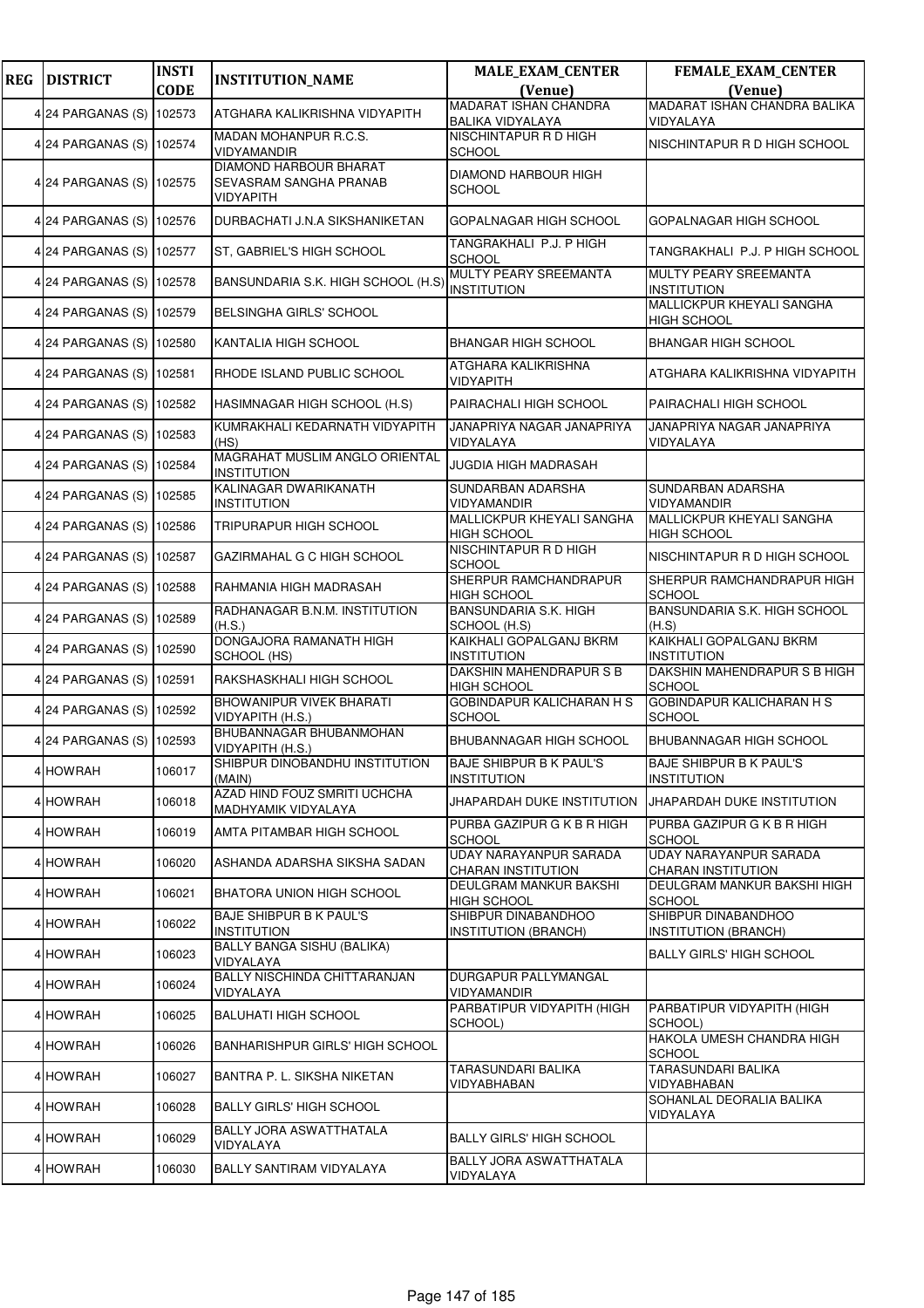| REG | DISTRICT | INSTI CODE | INSTITUTION_NAME | MALE_EXAM_CENTER (Venue) | FEMALE_EXAM_CENTER (Venue) |
|---|---|---|---|---|---|
| 4 | 24 PARGANAS (S) | 102573 | ATGHARA KALIKRISHNA VIDYAPITH | MADARAT ISHAN CHANDRA BALIKA VIDYALAYA | MADARAT ISHAN CHANDRA BALIKA VIDYALAYA |
| 4 | 24 PARGANAS (S) | 102574 | MADAN MOHANPUR R.C.S. VIDYAMANDIR | NISCHINTAPUR R D HIGH SCHOOL | NISCHINTAPUR R D HIGH SCHOOL |
| 4 | 24 PARGANAS (S) | 102575 | DIAMOND HARBOUR BHARAT SEVASRAM SANGHA PRANAB VIDYAPITH | DIAMOND HARBOUR HIGH SCHOOL | |
| 4 | 24 PARGANAS (S) | 102576 | DURBACHATI J.N.A SIKSHANIKETAN | GOPALNAGAR HIGH SCHOOL | GOPALNAGAR HIGH SCHOOL |
| 4 | 24 PARGANAS (S) | 102577 | ST, GABRIEL'S HIGH SCHOOL | TANGRAKHALI P.J. P HIGH SCHOOL | TANGRAKHALI P.J. P HIGH SCHOOL |
| 4 | 24 PARGANAS (S) | 102578 | BANSUNDARIA S.K. HIGH SCHOOL (H.S) | MULTY PEARY SREEMANTA INSTITUTION | MULTY PEARY SREEMANTA INSTITUTION |
| 4 | 24 PARGANAS (S) | 102579 | BELSINGHA GIRLS' SCHOOL | | MALLICKPUR KHEYALI SANGHA HIGH SCHOOL |
| 4 | 24 PARGANAS (S) | 102580 | KANTALIA HIGH SCHOOL | BHANGAR HIGH SCHOOL | BHANGAR HIGH SCHOOL |
| 4 | 24 PARGANAS (S) | 102581 | RHODE ISLAND PUBLIC SCHOOL | ATGHARA KALIKRISHNA VIDYAPITH | ATGHARA KALIKRISHNA VIDYAPITH |
| 4 | 24 PARGANAS (S) | 102582 | HASIMNAGAR HIGH SCHOOL (H.S) | PAIRACHALI HIGH SCHOOL | PAIRACHALI HIGH SCHOOL |
| 4 | 24 PARGANAS (S) | 102583 | KUMRAKHALI KEDARNATH VIDYAPITH (HS) | JANAPRIYA NAGAR JANAPRIYA VIDYALAYA | JANAPRIYA NAGAR JANAPRIYA VIDYALAYA |
| 4 | 24 PARGANAS (S) | 102584 | MAGRAHAT MUSLIM ANGLO ORIENTAL INSTITUTION | JUGDIA HIGH MADRASAH | |
| 4 | 24 PARGANAS (S) | 102585 | KALINAGAR DWARIKANATH INSTITUTION | SUNDARBAN ADARSHA VIDYAMANDIR | SUNDARBAN ADARSHA VIDYAMANDIR |
| 4 | 24 PARGANAS (S) | 102586 | TRIPURAPUR HIGH SCHOOL | MALLICKPUR KHEYALI SANGHA HIGH SCHOOL | MALLICKPUR KHEYALI SANGHA HIGH SCHOOL |
| 4 | 24 PARGANAS (S) | 102587 | GAZIRMAHAL G C HIGH SCHOOL | NISCHINTAPUR R D HIGH SCHOOL | NISCHINTAPUR R D HIGH SCHOOL |
| 4 | 24 PARGANAS (S) | 102588 | RAHMANIA HIGH MADRASAH | SHERPUR RAMCHANDRAPUR HIGH SCHOOL | SHERPUR RAMCHANDRAPUR HIGH SCHOOL |
| 4 | 24 PARGANAS (S) | 102589 | RADHANAGAR B.N.M. INSTITUTION (H.S.) | BANSUNDARIA S.K. HIGH SCHOOL (H.S) | BANSUNDARIA S.K. HIGH SCHOOL (H.S) |
| 4 | 24 PARGANAS (S) | 102590 | DONGAJORA RAMANATH HIGH SCHOOL (HS) | KAIKHALI GOPALGANJ BKRM INSTITUTION | KAIKHALI GOPALGANJ BKRM INSTITUTION |
| 4 | 24 PARGANAS (S) | 102591 | RAKSHASKHALI HIGH SCHOOL | DAKSHIN MAHENDRAPUR S B HIGH SCHOOL | DAKSHIN MAHENDRAPUR S B HIGH SCHOOL |
| 4 | 24 PARGANAS (S) | 102592 | BHOWANIPUR VIVEK BHARATI VIDYAPITH (H.S.) | GOBINDAPUR KALICHARAN H S SCHOOL | GOBINDAPUR KALICHARAN H S SCHOOL |
| 4 | 24 PARGANAS (S) | 102593 | BHUBANNAGAR BHUBANMOHAN VIDYAPITH (H.S.) | BHUBANNAGAR HIGH SCHOOL | BHUBANNAGAR HIGH SCHOOL |
| 4 | HOWRAH | 106017 | SHIBPUR DINOBANDHU INSTITUTION (MAIN) | BAJE SHIBPUR B K PAUL'S INSTITUTION | BAJE SHIBPUR B K PAUL'S INSTITUTION |
| 4 | HOWRAH | 106018 | AZAD HIND FOUZ SMRITI UCHCHA MADHYAMIK VIDYALAYA | JHAPARDAH DUKE INSTITUTION | JHAPARDAH DUKE INSTITUTION |
| 4 | HOWRAH | 106019 | AMTA PITAMBAR HIGH SCHOOL | PURBA GAZIPUR G K B R HIGH SCHOOL | PURBA GAZIPUR G K B R HIGH SCHOOL |
| 4 | HOWRAH | 106020 | ASHANDA ADARSHA SIKSHA SADAN | UDAY NARAYANPUR SARADA CHARAN INSTITUTION | UDAY NARAYANPUR SARADA CHARAN INSTITUTION |
| 4 | HOWRAH | 106021 | BHATORA UNION HIGH SCHOOL | DEULGRAM MANKUR BAKSHI HIGH SCHOOL | DEULGRAM MANKUR BAKSHI HIGH SCHOOL |
| 4 | HOWRAH | 106022 | BAJE SHIBPUR B K PAUL'S INSTITUTION | SHIBPUR DINABANDHOO INSTITUTION (BRANCH) | SHIBPUR DINABANDHOO INSTITUTION (BRANCH) |
| 4 | HOWRAH | 106023 | BALLY BANGA SISHU (BALIKA) VIDYALAYA | | BALLY GIRLS' HIGH SCHOOL |
| 4 | HOWRAH | 106024 | BALLY NISCHINDA CHITTARANJAN VIDYALAYA | DURGAPUR PALLYMANGAL VIDYAMANDIR | |
| 4 | HOWRAH | 106025 | BALUHATI HIGH SCHOOL | PARBATIPUR VIDYAPITH (HIGH SCHOOL) | PARBATIPUR VIDYAPITH (HIGH SCHOOL) |
| 4 | HOWRAH | 106026 | BANHARISHPUR GIRLS' HIGH SCHOOL | | HAKOLA UMESH CHANDRA HIGH SCHOOL |
| 4 | HOWRAH | 106027 | BANTRA P. L. SIKSHA NIKETAN | TARASUNDARI BALIKA VIDYABHABAN | TARASUNDARI BALIKA VIDYABHABAN |
| 4 | HOWRAH | 106028 | BALLY GIRLS' HIGH SCHOOL | | SOHANLAL DEORALIA BALIKA VIDYALAYA |
| 4 | HOWRAH | 106029 | BALLY JORA ASWATTHATALA VIDYALAYA | BALLY GIRLS' HIGH SCHOOL | |
| 4 | HOWRAH | 106030 | BALLY SANTIRAM VIDYALAYA | BALLY JORA ASWATTHATALA VIDYALAYA | |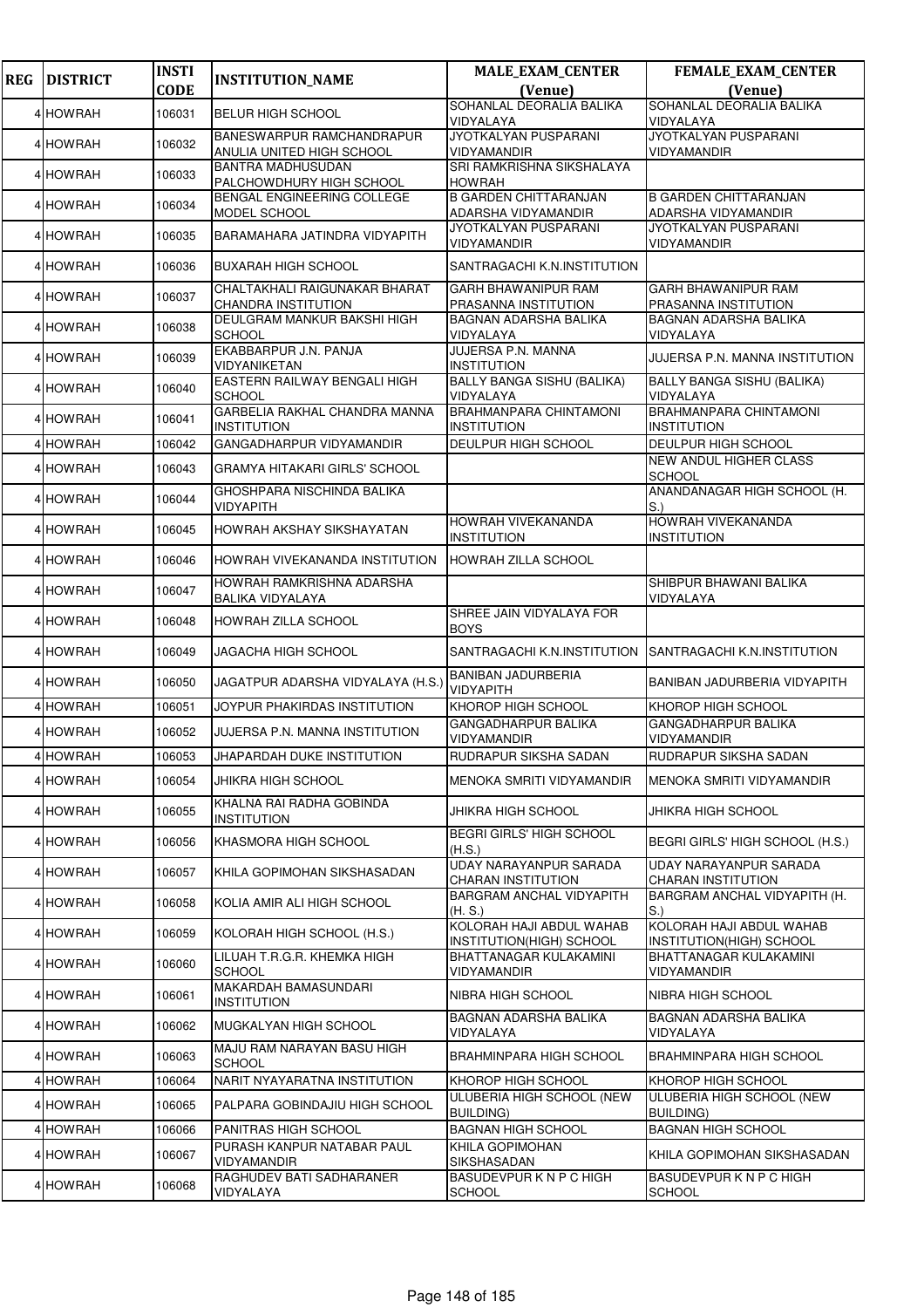| REG | DISTRICT | INSTI CODE | INSTITUTION_NAME | MALE_EXAM_CENTER (Venue) | FEMALE_EXAM_CENTER (Venue) |
|---|---|---|---|---|---|
| 4 | HOWRAH | 106031 | BELUR HIGH SCHOOL | SOHANLAL DEORALIA BALIKA VIDYALAYA | SOHANLAL DEORALIA BALIKA VIDYALAYA |
| 4 | HOWRAH | 106032 | BANESWARPUR RAMCHANDRAPUR ANULIA UNITED HIGH SCHOOL | JYOTKALYAN PUSPARANI VIDYAMANDIR | JYOTKALYAN PUSPARANI VIDYAMANDIR |
| 4 | HOWRAH | 106033 | BANTRA MADHUSUDAN PALCHOWDHURY HIGH SCHOOL | SRI RAMKRISHNA SIKSHALAYA HOWRAH | |
| 4 | HOWRAH | 106034 | BENGAL ENGINEERING COLLEGE MODEL SCHOOL | B GARDEN CHITTARANJAN ADARSHA VIDYAMANDIR | B GARDEN CHITTARANJAN ADARSHA VIDYAMANDIR |
| 4 | HOWRAH | 106035 | BARAMAHARA JATINDRA VIDYAPITH | JYOTKALYAN PUSPARANI VIDYAMANDIR | JYOTKALYAN PUSPARANI VIDYAMANDIR |
| 4 | HOWRAH | 106036 | BUXARAH HIGH SCHOOL | SANTRAGACHI K.N.INSTITUTION | |
| 4 | HOWRAH | 106037 | CHALTAKHALI RAIGUNAKAR BHARAT CHANDRA INSTITUTION | GARH BHAWANIPUR RAM PRASANNA INSTITUTION | GARH BHAWANIPUR RAM PRASANNA INSTITUTION |
| 4 | HOWRAH | 106038 | DEULGRAM MANKUR BAKSHI HIGH SCHOOL | BAGNAN ADARSHA BALIKA VIDYALAYA | BAGNAN ADARSHA BALIKA VIDYALAYA |
| 4 | HOWRAH | 106039 | EKABBARPUR J.N. PANJA VIDYANIKETAN | JUJERSA P.N. MANNA INSTITUTION | JUJERSA P.N. MANNA INSTITUTION |
| 4 | HOWRAH | 106040 | EASTERN RAILWAY BENGALI HIGH SCHOOL | BALLY BANGA SISHU (BALIKA) VIDYALAYA | BALLY BANGA SISHU (BALIKA) VIDYALAYA |
| 4 | HOWRAH | 106041 | GARBELIA RAKHAL CHANDRA MANNA INSTITUTION | BRAHMANPARA CHINTAMONI INSTITUTION | BRAHMANPARA CHINTAMONI INSTITUTION |
| 4 | HOWRAH | 106042 | GANGADHARPUR VIDYAMANDIR | DEULPUR HIGH SCHOOL | DEULPUR HIGH SCHOOL |
| 4 | HOWRAH | 106043 | GRAMYA HITAKARI GIRLS' SCHOOL | | NEW ANDUL HIGHER CLASS SCHOOL |
| 4 | HOWRAH | 106044 | GHOSHPARA NISCHINDA BALIKA VIDYAPITH | | ANANDANAGAR HIGH SCHOOL (H. S.) |
| 4 | HOWRAH | 106045 | HOWRAH AKSHAY SIKSHAYATAN | HOWRAH VIVEKANANDA INSTITUTION | HOWRAH VIVEKANANDA INSTITUTION |
| 4 | HOWRAH | 106046 | HOWRAH VIVEKANANDA INSTITUTION | HOWRAH ZILLA SCHOOL | |
| 4 | HOWRAH | 106047 | HOWRAH RAMKRISHNA ADARSHA BALIKA VIDYALAYA | | SHIBPUR BHAWANI BALIKA VIDYALAYA |
| 4 | HOWRAH | 106048 | HOWRAH ZILLA SCHOOL | SHREE JAIN VIDYALAYA FOR BOYS | |
| 4 | HOWRAH | 106049 | JAGACHA HIGH SCHOOL | SANTRAGACHI K.N.INSTITUTION | SANTRAGACHI K.N.INSTITUTION |
| 4 | HOWRAH | 106050 | JAGATPUR ADARSHA VIDYALAYA (H.S.) | BANIBAN JADURBERIA VIDYAPITH | BANIBAN JADURBERIA VIDYAPITH |
| 4 | HOWRAH | 106051 | JOYPUR PHAKIRDAS INSTITUTION | KHOROP HIGH SCHOOL | KHOROP HIGH SCHOOL |
| 4 | HOWRAH | 106052 | JUJERSA P.N. MANNA INSTITUTION | GANGADHARPUR BALIKA VIDYAMANDIR | GANGADHARPUR BALIKA VIDYAMANDIR |
| 4 | HOWRAH | 106053 | JHAPARDAH DUKE INSTITUTION | RUDRAPUR SIKSHA SADAN | RUDRAPUR SIKSHA SADAN |
| 4 | HOWRAH | 106054 | JHIKRA HIGH SCHOOL | MENOKA SMRITI VIDYAMANDIR | MENOKA SMRITI VIDYAMANDIR |
| 4 | HOWRAH | 106055 | KHALNA RAI RADHA GOBINDA INSTITUTION | JHIKRA HIGH SCHOOL | JHIKRA HIGH SCHOOL |
| 4 | HOWRAH | 106056 | KHASMORA HIGH SCHOOL | BEGRI GIRLS' HIGH SCHOOL (H.S.) | BEGRI GIRLS' HIGH SCHOOL (H.S.) |
| 4 | HOWRAH | 106057 | KHILA GOPIMOHAN SIKSHASADAN | UDAY NARAYANPUR SARADA CHARAN INSTITUTION | UDAY NARAYANPUR SARADA CHARAN INSTITUTION |
| 4 | HOWRAH | 106058 | KOLIA AMIR ALI HIGH SCHOOL | BARGRAM ANCHAL VIDYAPITH (H. S.) | BARGRAM ANCHAL VIDYAPITH (H. S.) |
| 4 | HOWRAH | 106059 | KOLORAH HIGH SCHOOL (H.S.) | KOLORAH HAJI ABDUL WAHAB INSTITUTION(HIGH) SCHOOL | KOLORAH HAJI ABDUL WAHAB INSTITUTION(HIGH) SCHOOL |
| 4 | HOWRAH | 106060 | LILUAH T.R.G.R. KHEMKA HIGH SCHOOL | BHATTANAGAR KULAKAMINI VIDYAMANDIR | BHATTANAGAR KULAKAMINI VIDYAMANDIR |
| 4 | HOWRAH | 106061 | MAKARDAH BAMASUNDARI INSTITUTION | NIBRA HIGH SCHOOL | NIBRA HIGH SCHOOL |
| 4 | HOWRAH | 106062 | MUGKALYAN HIGH SCHOOL | BAGNAN ADARSHA BALIKA VIDYALAYA | BAGNAN ADARSHA BALIKA VIDYALAYA |
| 4 | HOWRAH | 106063 | MAJU RAM NARAYAN BASU HIGH SCHOOL | BRAHMINPARA HIGH SCHOOL | BRAHMINPARA HIGH SCHOOL |
| 4 | HOWRAH | 106064 | NARIT NYAYARATNA INSTITUTION | KHOROP HIGH SCHOOL | KHOROP HIGH SCHOOL |
| 4 | HOWRAH | 106065 | PALPARA GOBINDAJIU HIGH SCHOOL | ULUBERIA HIGH SCHOOL (NEW BUILDING) | ULUBERIA HIGH SCHOOL (NEW BUILDING) |
| 4 | HOWRAH | 106066 | PANITRAS HIGH SCHOOL | BAGNAN HIGH SCHOOL | BAGNAN HIGH SCHOOL |
| 4 | HOWRAH | 106067 | PURASH KANPUR NATABAR PAUL VIDYAMANDIR | KHILA GOPIMOHAN SIKSHASADAN | KHILA GOPIMOHAN SIKSHASADAN |
| 4 | HOWRAH | 106068 | RAGHUDEV BATI SADHARANER VIDYALAYA | BASUDEVPUR K N P C HIGH SCHOOL | BASUDEVPUR K N P C HIGH SCHOOL |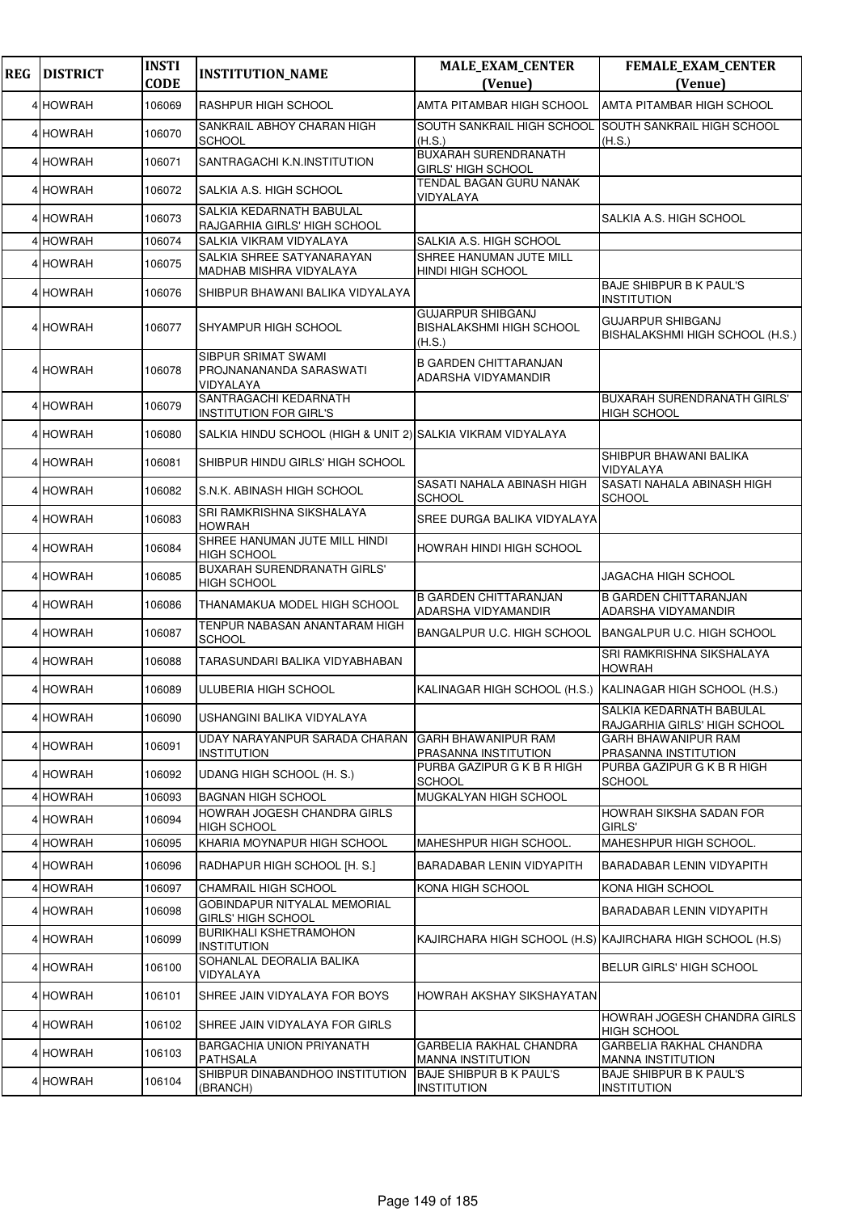| REG | DISTRICT | INSTI CODE | INSTITUTION_NAME | MALE_EXAM_CENTER (Venue) | FEMALE_EXAM_CENTER (Venue) |
|---|---|---|---|---|---|
| 4 | HOWRAH | 106069 | RASHPUR HIGH SCHOOL | AMTA PITAMBAR HIGH SCHOOL | AMTA PITAMBAR HIGH SCHOOL |
| 4 | HOWRAH | 106070 | SANKRAIL ABHOY CHARAN HIGH SCHOOL | SOUTH SANKRAIL HIGH SCHOOL (H.S.) | SOUTH SANKRAIL HIGH SCHOOL (H.S.) |
| 4 | HOWRAH | 106071 | SANTRAGACHI K.N.INSTITUTION | BUXARAH SURENDRANATH GIRLS' HIGH SCHOOL | |
| 4 | HOWRAH | 106072 | SALKIA A.S. HIGH SCHOOL | TENDAL BAGAN GURU NANAK VIDYALAYA | |
| 4 | HOWRAH | 106073 | SALKIA KEDARNATH BABULAL RAJGARHIA GIRLS' HIGH SCHOOL | | SALKIA A.S. HIGH SCHOOL |
| 4 | HOWRAH | 106074 | SALKIA VIKRAM VIDYALAYA | SALKIA A.S. HIGH SCHOOL | |
| 4 | HOWRAH | 106075 | SALKIA SHREE SATYANARAYAN MADHAB MISHRA VIDYALAYA | SHREE HANUMAN JUTE MILL HINDI HIGH SCHOOL | |
| 4 | HOWRAH | 106076 | SHIBPUR BHAWANI BALIKA VIDYALAYA | | BAJE SHIBPUR B K PAUL'S INSTITUTION |
| 4 | HOWRAH | 106077 | SHYAMPUR HIGH SCHOOL | GUJARPUR SHIBGANJ BISHALAKSHMI HIGH SCHOOL (H.S.) | GUJARPUR SHIBGANJ BISHALAKSHMI HIGH SCHOOL (H.S.) |
| 4 | HOWRAH | 106078 | SIBPUR SRIMAT SWAMI PROJNANANANDA SARASWATI VIDYALAYA | B GARDEN CHITTARANJAN ADARSHA VIDYAMANDIR | |
| 4 | HOWRAH | 106079 | SANTRAGACHI KEDARNATH INSTITUTION FOR GIRL'S | | BUXARAH SURENDRANATH GIRLS' HIGH SCHOOL |
| 4 | HOWRAH | 106080 | SALKIA HINDU SCHOOL (HIGH & UNIT 2) | SALKIA VIKRAM VIDYALAYA | |
| 4 | HOWRAH | 106081 | SHIBPUR HINDU GIRLS' HIGH SCHOOL | | SHIBPUR BHAWANI BALIKA VIDYALAYA |
| 4 | HOWRAH | 106082 | S.N.K. ABINASH HIGH SCHOOL | SASATI NAHALA ABINASH HIGH SCHOOL | SASATI NAHALA ABINASH HIGH SCHOOL |
| 4 | HOWRAH | 106083 | SRI RAMKRISHNA SIKSHALAYA HOWRAH | SREE DURGA BALIKA VIDYALAYA | |
| 4 | HOWRAH | 106084 | SHREE HANUMAN JUTE MILL HINDI HIGH SCHOOL | HOWRAH HINDI HIGH SCHOOL | |
| 4 | HOWRAH | 106085 | BUXARAH SURENDRANATH GIRLS' HIGH SCHOOL | | JAGACHA HIGH SCHOOL |
| 4 | HOWRAH | 106086 | THANAMAKUA MODEL HIGH SCHOOL | B GARDEN CHITTARANJAN ADARSHA VIDYAMANDIR | B GARDEN CHITTARANJAN ADARSHA VIDYAMANDIR |
| 4 | HOWRAH | 106087 | TENPUR NABASAN ANANTARAM HIGH SCHOOL | BANGALPUR U.C. HIGH SCHOOL | BANGALPUR U.C. HIGH SCHOOL |
| 4 | HOWRAH | 106088 | TARASUNDARI BALIKA VIDYABHABAN | | SRI RAMKRISHNA SIKSHALAYA HOWRAH |
| 4 | HOWRAH | 106089 | ULUBERIA HIGH SCHOOL | KALINAGAR HIGH SCHOOL (H.S.) | KALINAGAR HIGH SCHOOL (H.S.) |
| 4 | HOWRAH | 106090 | USHANGINI BALIKA VIDYALAYA | | SALKIA KEDARNATH BABULAL RAJGARHIA GIRLS' HIGH SCHOOL |
| 4 | HOWRAH | 106091 | UDAY NARAYANPUR SARADA CHARAN INSTITUTION | GARH BHAWANIPUR RAM PRASANNA INSTITUTION | GARH BHAWANIPUR RAM PRASANNA INSTITUTION |
| 4 | HOWRAH | 106092 | UDANG HIGH SCHOOL (H. S.) | PURBA GAZIPUR G K B R HIGH SCHOOL | PURBA GAZIPUR G K B R HIGH SCHOOL |
| 4 | HOWRAH | 106093 | BAGNAN HIGH SCHOOL | MUGKALYAN HIGH SCHOOL | |
| 4 | HOWRAH | 106094 | HOWRAH JOGESH CHANDRA GIRLS HIGH SCHOOL | | HOWRAH SIKSHA SADAN FOR GIRLS' |
| 4 | HOWRAH | 106095 | KHARIA MOYNAPUR HIGH SCHOOL | MAHESHPUR HIGH SCHOOL. | MAHESHPUR HIGH SCHOOL. |
| 4 | HOWRAH | 106096 | RADHAPUR HIGH SCHOOL [H. S.] | BARADABAR LENIN VIDYAPITH | BARADABAR LENIN VIDYAPITH |
| 4 | HOWRAH | 106097 | CHAMRAIL HIGH SCHOOL | KONA HIGH SCHOOL | KONA HIGH SCHOOL |
| 4 | HOWRAH | 106098 | GOBINDAPUR NITYALAL MEMORIAL GIRLS' HIGH SCHOOL | | BARADABAR LENIN VIDYAPITH |
| 4 | HOWRAH | 106099 | BURIKHALI KSHETRAMOHON INSTITUTION | KAJIRCHARA HIGH SCHOOL (H.S) | KAJIRCHARA HIGH SCHOOL (H.S) |
| 4 | HOWRAH | 106100 | SOHANLAL DEORALIA BALIKA VIDYALAYA | | BELUR GIRLS' HIGH SCHOOL |
| 4 | HOWRAH | 106101 | SHREE JAIN VIDYALAYA FOR BOYS | HOWRAH AKSHAY SIKSHAYATAN | |
| 4 | HOWRAH | 106102 | SHREE JAIN VIDYALAYA FOR GIRLS | | HOWRAH JOGESH CHANDRA GIRLS HIGH SCHOOL |
| 4 | HOWRAH | 106103 | BARGACHIA UNION PRIYANATH PATHSALA | GARBELIA RAKHAL CHANDRA MANNA INSTITUTION | GARBELIA RAKHAL CHANDRA MANNA INSTITUTION |
| 4 | HOWRAH | 106104 | SHIBPUR DINABANDHOO INSTITUTION (BRANCH) | BAJE SHIBPUR B K PAUL'S INSTITUTION | BAJE SHIBPUR B K PAUL'S INSTITUTION |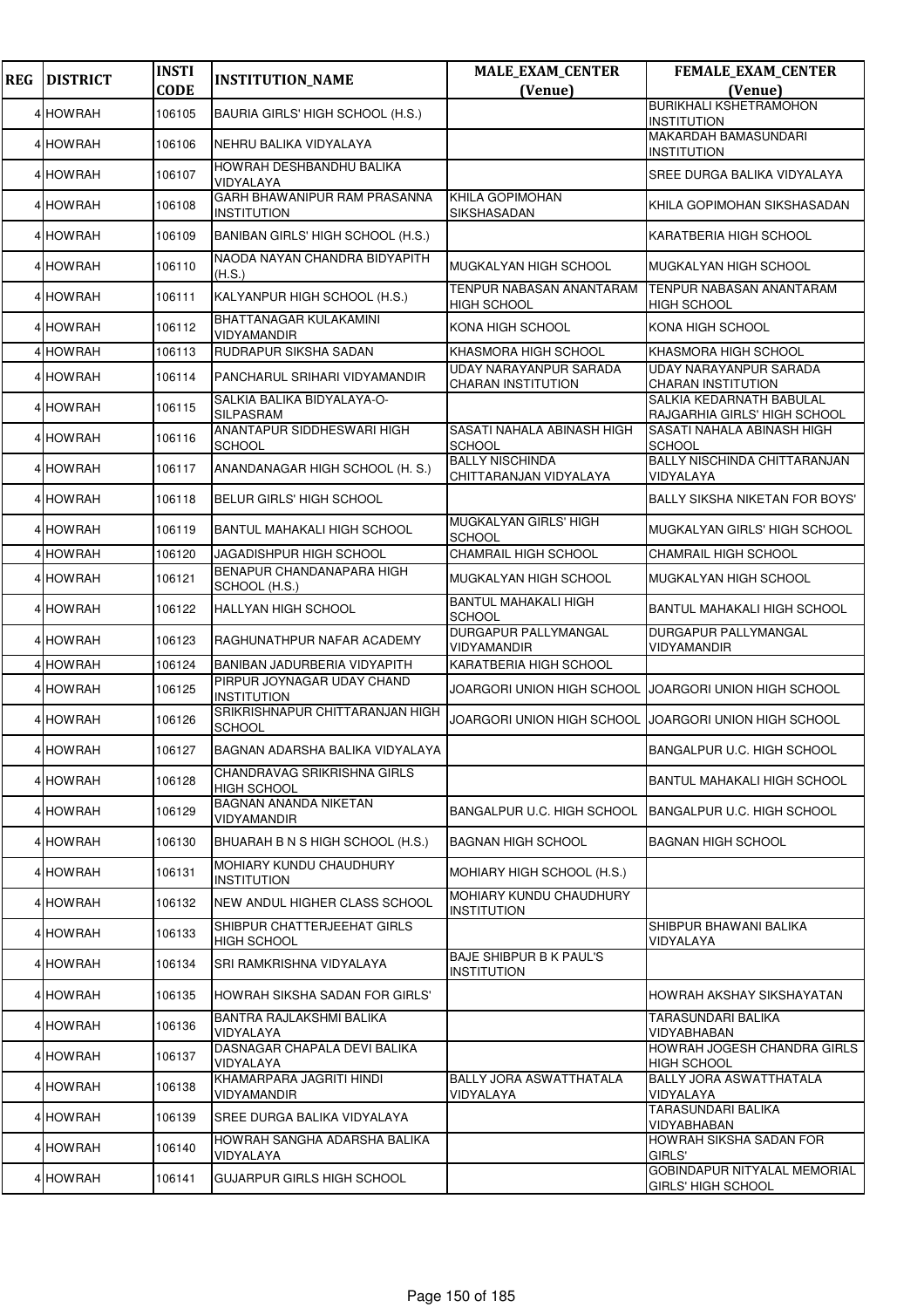| REG | DISTRICT | INSTI CODE | INSTITUTION_NAME | MALE_EXAM_CENTER (Venue) | FEMALE_EXAM_CENTER (Venue) |
|---|---|---|---|---|---|
| 4 | HOWRAH | 106105 | BAURIA GIRLS' HIGH SCHOOL (H.S.) | | BURIKHALI KSHETRAMOHON INSTITUTION |
| 4 | HOWRAH | 106106 | NEHRU BALIKA VIDYALAYA | | MAKARDAH BAMASUNDARI INSTITUTION |
| 4 | HOWRAH | 106107 | HOWRAH DESHBANDHU BALIKA VIDYALAYA | | SREE DURGA BALIKA VIDYALAYA |
| 4 | HOWRAH | 106108 | GARH BHAWANIPUR RAM PRASANNA INSTITUTION | KHILA GOPIMOHAN SIKSHASADAN | KHILA GOPIMOHAN SIKSHASADAN |
| 4 | HOWRAH | 106109 | BANIBAN GIRLS' HIGH SCHOOL (H.S.) | | KARATBERIA HIGH SCHOOL |
| 4 | HOWRAH | 106110 | NAODA NAYAN CHANDRA BIDYAPITH (H.S.) | MUGKALYAN HIGH SCHOOL | MUGKALYAN HIGH SCHOOL |
| 4 | HOWRAH | 106111 | KALYANPUR HIGH SCHOOL (H.S.) | TENPUR NABASAN ANANTARAM HIGH SCHOOL | TENPUR NABASAN ANANTARAM HIGH SCHOOL |
| 4 | HOWRAH | 106112 | BHATTANAGAR KULAKAMINI VIDYAMANDIR | KONA HIGH SCHOOL | KONA HIGH SCHOOL |
| 4 | HOWRAH | 106113 | RUDRAPUR SIKSHA SADAN | KHASMORA HIGH SCHOOL | KHASMORA HIGH SCHOOL |
| 4 | HOWRAH | 106114 | PANCHARUL SRIHARI VIDYAMANDIR | UDAY NARAYANPUR SARADA CHARAN INSTITUTION | UDAY NARAYANPUR SARADA CHARAN INSTITUTION |
| 4 | HOWRAH | 106115 | SALKIA BALIKA BIDYALAYA-O-SILPASRAM | | SALKIA KEDARNATH BABULAL RAJGARHIA GIRLS' HIGH SCHOOL |
| 4 | HOWRAH | 106116 | ANANTAPUR SIDDHESWARI HIGH SCHOOL | SASATI NAHALA ABINASH HIGH SCHOOL | SASATI NAHALA ABINASH HIGH SCHOOL |
| 4 | HOWRAH | 106117 | ANANDANAGAR HIGH SCHOOL (H. S.) | BALLY NISCHINDA CHITTARANJAN VIDYALAYA | BALLY NISCHINDA CHITTARANJAN VIDYALAYA |
| 4 | HOWRAH | 106118 | BELUR GIRLS' HIGH SCHOOL | | BALLY SIKSHA NIKETAN FOR BOYS' |
| 4 | HOWRAH | 106119 | BANTUL MAHAKALI HIGH SCHOOL | MUGKALYAN GIRLS' HIGH SCHOOL | MUGKALYAN GIRLS' HIGH SCHOOL |
| 4 | HOWRAH | 106120 | JAGADISHPUR HIGH SCHOOL | CHAMRAIL HIGH SCHOOL | CHAMRAIL HIGH SCHOOL |
| 4 | HOWRAH | 106121 | BENAPUR CHANDANAPARA HIGH SCHOOL (H.S.) | MUGKALYAN HIGH SCHOOL | MUGKALYAN HIGH SCHOOL |
| 4 | HOWRAH | 106122 | HALLYAN HIGH SCHOOL | BANTUL MAHAKALI HIGH SCHOOL | BANTUL MAHAKALI HIGH SCHOOL |
| 4 | HOWRAH | 106123 | RAGHUNATHPUR NAFAR ACADEMY | DURGAPUR PALLYMANGAL VIDYAMANDIR | DURGAPUR PALLYMANGAL VIDYAMANDIR |
| 4 | HOWRAH | 106124 | BANIBAN JADURBERIA VIDYAPITH | KARATBERIA HIGH SCHOOL | |
| 4 | HOWRAH | 106125 | PIRPUR JOYNAGAR UDAY CHAND INSTITUTION | JOARGORI UNION HIGH SCHOOL | JOARGORI UNION HIGH SCHOOL |
| 4 | HOWRAH | 106126 | SRIKRISHNAPUR CHITTARANJAN HIGH SCHOOL | JOARGORI UNION HIGH SCHOOL | JOARGORI UNION HIGH SCHOOL |
| 4 | HOWRAH | 106127 | BAGNAN ADARSHA BALIKA VIDYALAYA | | BANGALPUR U.C. HIGH SCHOOL |
| 4 | HOWRAH | 106128 | CHANDRAVAG SRIKRISHNA GIRLS HIGH SCHOOL | | BANTUL MAHAKALI HIGH SCHOOL |
| 4 | HOWRAH | 106129 | BAGNAN ANANDA NIKETAN VIDYAMANDIR | BANGALPUR U.C. HIGH SCHOOL | BANGALPUR U.C. HIGH SCHOOL |
| 4 | HOWRAH | 106130 | BHUARAH B N S HIGH SCHOOL (H.S.) | BAGNAN HIGH SCHOOL | BAGNAN HIGH SCHOOL |
| 4 | HOWRAH | 106131 | MOHIARY KUNDU CHAUDHURY INSTITUTION | MOHIARY HIGH SCHOOL (H.S.) | |
| 4 | HOWRAH | 106132 | NEW ANDUL HIGHER CLASS SCHOOL | MOHIARY KUNDU CHAUDHURY INSTITUTION | |
| 4 | HOWRAH | 106133 | SHIBPUR CHATTERJEEHAT GIRLS HIGH SCHOOL | | SHIBPUR BHAWANI BALIKA VIDYALAYA |
| 4 | HOWRAH | 106134 | SRI RAMKRISHNA VIDYALAYA | BAJE SHIBPUR B K PAUL'S INSTITUTION | |
| 4 | HOWRAH | 106135 | HOWRAH SIKSHA SADAN FOR GIRLS' | | HOWRAH AKSHAY SIKSHAYATAN |
| 4 | HOWRAH | 106136 | BANTRA RAJLAKSHMI BALIKA VIDYALAYA | | TARASUNDARI BALIKA VIDYABHABAN |
| 4 | HOWRAH | 106137 | DASNAGAR CHAPALA DEVI BALIKA VIDYALAYA | | HOWRAH JOGESH CHANDRA GIRLS HIGH SCHOOL |
| 4 | HOWRAH | 106138 | KHAMARPARA JAGRITI HINDI VIDYAMANDIR | BALLY JORA ASWATTHATALA VIDYALAYA | BALLY JORA ASWATTHATALA VIDYALAYA |
| 4 | HOWRAH | 106139 | SREE DURGA BALIKA VIDYALAYA | | TARASUNDARI BALIKA VIDYABHABAN |
| 4 | HOWRAH | 106140 | HOWRAH SANGHA ADARSHA BALIKA VIDYALAYA | | HOWRAH SIKSHA SADAN FOR GIRLS' |
| 4 | HOWRAH | 106141 | GUJARPUR GIRLS HIGH SCHOOL | | GOBINDAPUR NITYALAL MEMORIAL GIRLS' HIGH SCHOOL |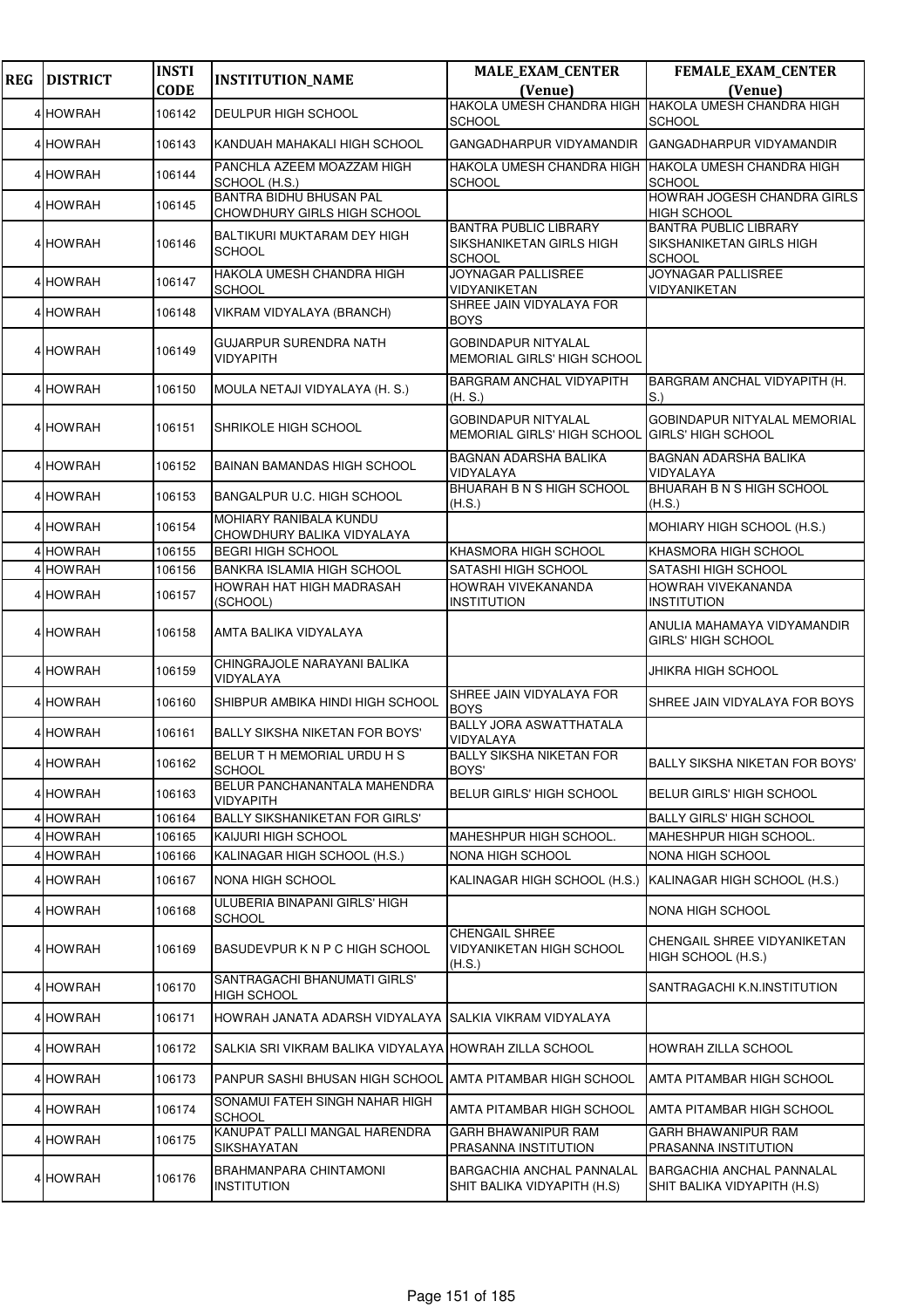| REG | DISTRICT | INSTI CODE | INSTITUTION_NAME | MALE_EXAM_CENTER (Venue) | FEMALE_EXAM_CENTER (Venue) |
|---|---|---|---|---|---|
| 4 | HOWRAH | 106142 | DEULPUR HIGH SCHOOL | HAKOLA UMESH CHANDRA HIGH SCHOOL | HAKOLA UMESH CHANDRA HIGH SCHOOL |
| 4 | HOWRAH | 106143 | KANDUAH MAHAKALI HIGH SCHOOL | GANGADHARPUR VIDYAMANDIR | GANGADHARPUR VIDYAMANDIR |
| 4 | HOWRAH | 106144 | PANCHLA AZEEM MOAZZAM HIGH SCHOOL (H.S.) | HAKOLA UMESH CHANDRA HIGH SCHOOL | HAKOLA UMESH CHANDRA HIGH SCHOOL |
| 4 | HOWRAH | 106145 | BANTRA BIDHU BHUSAN PAL CHOWDHURY GIRLS HIGH SCHOOL | | HOWRAH JOGESH CHANDRA GIRLS HIGH SCHOOL |
| 4 | HOWRAH | 106146 | BALTIKURI MUKTARAM DEY HIGH SCHOOL | BANTRA PUBLIC LIBRARY SIKSHANIKETAN GIRLS HIGH SCHOOL | BANTRA PUBLIC LIBRARY SIKSHANIKETAN GIRLS HIGH SCHOOL |
| 4 | HOWRAH | 106147 | HAKOLA UMESH CHANDRA HIGH SCHOOL | JOYNAGAR PALLISREE VIDYANIKETAN | JOYNAGAR PALLISREE VIDYANIKETAN |
| 4 | HOWRAH | 106148 | VIKRAM VIDYALAYA (BRANCH) | SHREE JAIN VIDYALAYA FOR BOYS | |
| 4 | HOWRAH | 106149 | GUJARPUR SURENDRA NATH VIDYAPITH | GOBINDAPUR NITYALAL MEMORIAL GIRLS' HIGH SCHOOL | |
| 4 | HOWRAH | 106150 | MOULA NETAJI VIDYALAYA (H. S.) | BARGRAM ANCHAL VIDYAPITH (H. S.) | BARGRAM ANCHAL VIDYAPITH (H. S.) |
| 4 | HOWRAH | 106151 | SHRIKOLE HIGH SCHOOL | GOBINDAPUR NITYALAL MEMORIAL GIRLS' HIGH SCHOOL | GOBINDAPUR NITYALAL MEMORIAL GIRLS' HIGH SCHOOL |
| 4 | HOWRAH | 106152 | BAINAN BAMANDAS HIGH SCHOOL | BAGNAN ADARSHA BALIKA VIDYALAYA | BAGNAN ADARSHA BALIKA VIDYALAYA |
| 4 | HOWRAH | 106153 | BANGALPUR U.C. HIGH SCHOOL | BHUARAH B N S HIGH SCHOOL (H.S.) | BHUARAH B N S HIGH SCHOOL (H.S.) |
| 4 | HOWRAH | 106154 | MOHIARY RANIBALA KUNDU CHOWDHURY BALIKA VIDYALAYA | | MOHIARY HIGH SCHOOL (H.S.) |
| 4 | HOWRAH | 106155 | BEGRI HIGH SCHOOL | KHASMORA HIGH SCHOOL | KHASMORA HIGH SCHOOL |
| 4 | HOWRAH | 106156 | BANKRA ISLAMIA HIGH SCHOOL | SATASHI HIGH SCHOOL | SATASHI HIGH SCHOOL |
| 4 | HOWRAH | 106157 | HOWRAH HAT HIGH MADRASAH (SCHOOL) | HOWRAH VIVEKANANDA INSTITUTION | HOWRAH VIVEKANANDA INSTITUTION |
| 4 | HOWRAH | 106158 | AMTA BALIKA VIDYALAYA | | ANULIA MAHAMAYA VIDYAMANDIR GIRLS' HIGH SCHOOL |
| 4 | HOWRAH | 106159 | CHINGRAJOLE NARAYANI BALIKA VIDYALAYA | | JHIKRA HIGH SCHOOL |
| 4 | HOWRAH | 106160 | SHIBPUR AMBIKA HINDI HIGH SCHOOL | SHREE JAIN VIDYALAYA FOR BOYS | SHREE JAIN VIDYALAYA FOR BOYS |
| 4 | HOWRAH | 106161 | BALLY SIKSHA NIKETAN FOR BOYS' | BALLY JORA ASWATTHATALA VIDYALAYA | |
| 4 | HOWRAH | 106162 | BELUR T H MEMORIAL URDU H S SCHOOL | BALLY SIKSHA NIKETAN FOR BOYS' | BALLY SIKSHA NIKETAN FOR BOYS' |
| 4 | HOWRAH | 106163 | BELUR PANCHANANTALA MAHENDRA VIDYAPITH | BELUR GIRLS' HIGH SCHOOL | BELUR GIRLS' HIGH SCHOOL |
| 4 | HOWRAH | 106164 | BALLY SIKSHANIKETAN FOR GIRLS' | | BALLY GIRLS' HIGH SCHOOL |
| 4 | HOWRAH | 106165 | KAIJURI HIGH SCHOOL | MAHESHPUR HIGH SCHOOL. | MAHESHPUR HIGH SCHOOL. |
| 4 | HOWRAH | 106166 | KALINAGAR HIGH SCHOOL (H.S.) | NONA HIGH SCHOOL | NONA HIGH SCHOOL |
| 4 | HOWRAH | 106167 | NONA HIGH SCHOOL | KALINAGAR HIGH SCHOOL (H.S.) | KALINAGAR HIGH SCHOOL (H.S.) |
| 4 | HOWRAH | 106168 | ULUBERIA BINAPANI GIRLS' HIGH SCHOOL | | NONA HIGH SCHOOL |
| 4 | HOWRAH | 106169 | BASUDEVPUR K N P C HIGH SCHOOL | CHENGAIL SHREE VIDYANIKETAN HIGH SCHOOL (H.S.) | CHENGAIL SHREE VIDYANIKETAN HIGH SCHOOL (H.S.) |
| 4 | HOWRAH | 106170 | SANTRAGACHI BHANUMATI GIRLS' HIGH SCHOOL | | SANTRAGACHI K.N.INSTITUTION |
| 4 | HOWRAH | 106171 | HOWRAH JANATA ADARSH VIDYALAYA | SALKIA VIKRAM VIDYALAYA | |
| 4 | HOWRAH | 106172 | SALKIA SRI VIKRAM BALIKA VIDYALAYA | HOWRAH ZILLA SCHOOL | HOWRAH ZILLA SCHOOL |
| 4 | HOWRAH | 106173 | PANPUR SASHI BHUSAN HIGH SCHOOL | AMTA PITAMBAR HIGH SCHOOL | AMTA PITAMBAR HIGH SCHOOL |
| 4 | HOWRAH | 106174 | SONAMUI FATEH SINGH NAHAR HIGH SCHOOL | AMTA PITAMBAR HIGH SCHOOL | AMTA PITAMBAR HIGH SCHOOL |
| 4 | HOWRAH | 106175 | KANUPAT PALLI MANGAL HARENDRA SIKSHAYATAN | GARH BHAWANIPUR RAM PRASANNA INSTITUTION | GARH BHAWANIPUR RAM PRASANNA INSTITUTION |
| 4 | HOWRAH | 106176 | BRAHMANPARA CHINTAMONI INSTITUTION | BARGACHIA ANCHAL PANNALAL SHIT BALIKA VIDYAPITH (H.S) | BARGACHIA ANCHAL PANNALAL SHIT BALIKA VIDYAPITH (H.S) |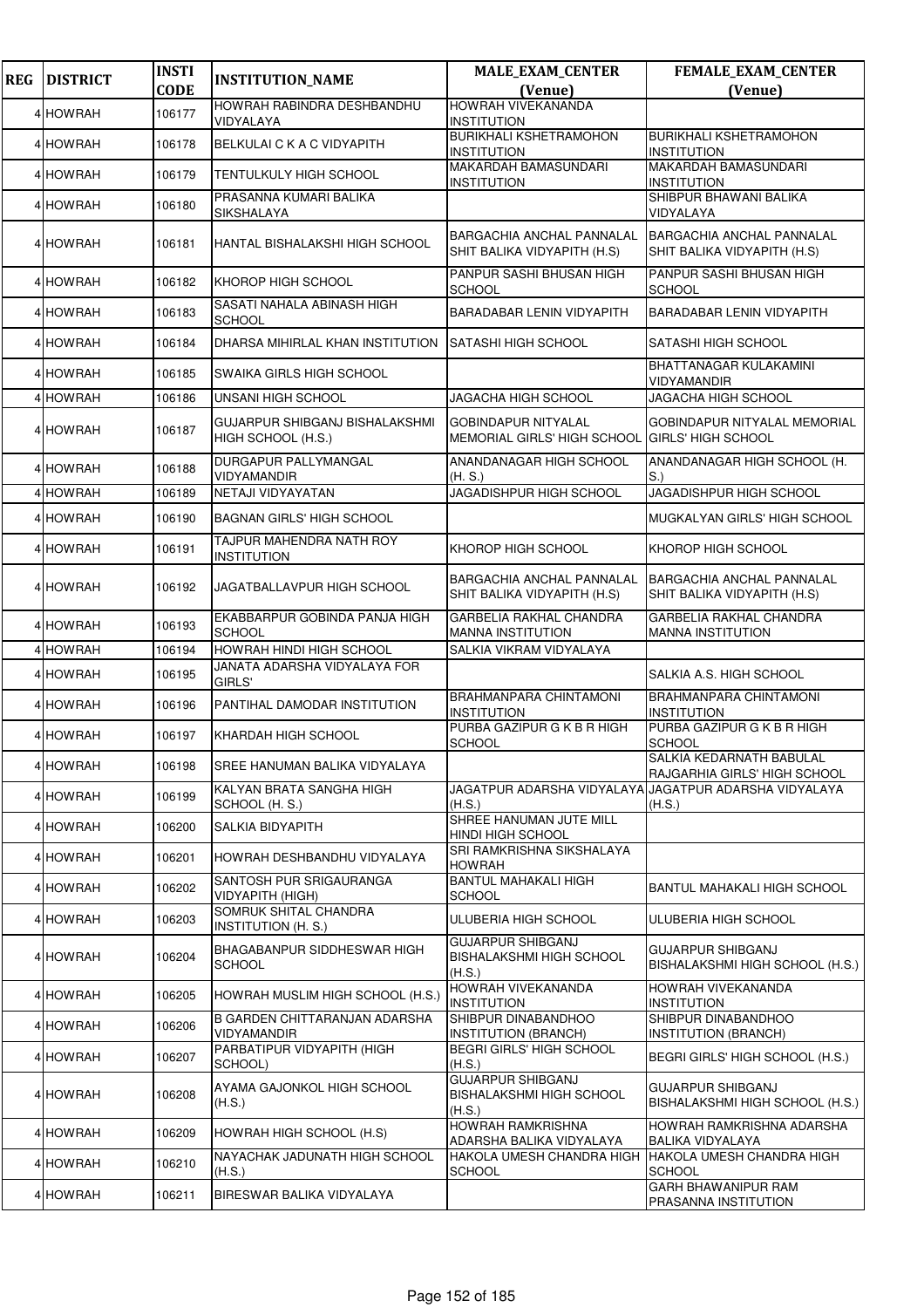| REG | DISTRICT | INSTI CODE | INSTITUTION_NAME | MALE_EXAM_CENTER (Venue) | FEMALE_EXAM_CENTER (Venue) |
|---|---|---|---|---|---|
| 4 | HOWRAH | 106177 | HOWRAH RABINDRA DESHBANDHU VIDYALAYA | HOWRAH VIVEKANANDA INSTITUTION | |
| 4 | HOWRAH | 106178 | BELKULAI C K A C VIDYAPITH | BURIKHALI KSHETRAMOHON INSTITUTION | BURIKHALI KSHETRAMOHON INSTITUTION |
| 4 | HOWRAH | 106179 | TENTULKULY HIGH SCHOOL | MAKARDAH BAMASUNDARI INSTITUTION | MAKARDAH BAMASUNDARI INSTITUTION |
| 4 | HOWRAH | 106180 | PRASANNA KUMARI BALIKA SIKSHALAYA | | SHIBPUR BHAWANI BALIKA VIDYALAYA |
| 4 | HOWRAH | 106181 | HANTAL BISHALAKSHI HIGH SCHOOL | BARGACHIA ANCHAL PANNALAL SHIT BALIKA VIDYAPITH (H.S) | BARGACHIA ANCHAL PANNALAL SHIT BALIKA VIDYAPITH (H.S) |
| 4 | HOWRAH | 106182 | KHOROP HIGH SCHOOL | PANPUR SASHI BHUSAN HIGH SCHOOL | PANPUR SASHI BHUSAN HIGH SCHOOL |
| 4 | HOWRAH | 106183 | SASATI NAHALA ABINASH HIGH SCHOOL | BARADABAR LENIN VIDYAPITH | BARADABAR LENIN VIDYAPITH |
| 4 | HOWRAH | 106184 | DHARSA MIHIRLAL KHAN INSTITUTION | SATASHI HIGH SCHOOL | SATASHI HIGH SCHOOL |
| 4 | HOWRAH | 106185 | SWAIKA GIRLS HIGH SCHOOL | | BHATTANAGAR KULAKAMINI VIDYAMANDIR |
| 4 | HOWRAH | 106186 | UNSANI HIGH SCHOOL | JAGACHA HIGH SCHOOL | JAGACHA HIGH SCHOOL |
| 4 | HOWRAH | 106187 | GUJARPUR SHIBGANJ BISHALAKSHMI HIGH SCHOOL (H.S.) | GOBINDAPUR NITYALAL MEMORIAL GIRLS' HIGH SCHOOL | GOBINDAPUR NITYALAL MEMORIAL GIRLS' HIGH SCHOOL |
| 4 | HOWRAH | 106188 | DURGAPUR PALLYMANGAL VIDYAMANDIR | ANANDANAGAR HIGH SCHOOL (H. S.) | ANANDANAGAR HIGH SCHOOL (H. S.) |
| 4 | HOWRAH | 106189 | NETAJI VIDYAYATAN | JAGADISHPUR HIGH SCHOOL | JAGADISHPUR HIGH SCHOOL |
| 4 | HOWRAH | 106190 | BAGNAN GIRLS' HIGH SCHOOL | | MUGKALYAN GIRLS' HIGH SCHOOL |
| 4 | HOWRAH | 106191 | TAJPUR MAHENDRA NATH ROY INSTITUTION | KHOROP HIGH SCHOOL | KHOROP HIGH SCHOOL |
| 4 | HOWRAH | 106192 | JAGATBALLAVPUR HIGH SCHOOL | BARGACHIA ANCHAL PANNALAL SHIT BALIKA VIDYAPITH (H.S) | BARGACHIA ANCHAL PANNALAL SHIT BALIKA VIDYAPITH (H.S) |
| 4 | HOWRAH | 106193 | EKABBARPUR GOBINDA PANJA HIGH SCHOOL | GARBELIA RAKHAL CHANDRA MANNA INSTITUTION | GARBELIA RAKHAL CHANDRA MANNA INSTITUTION |
| 4 | HOWRAH | 106194 | HOWRAH HINDI HIGH SCHOOL | SALKIA VIKRAM VIDYALAYA | |
| 4 | HOWRAH | 106195 | JANATA ADARSHA VIDYALAYA FOR GIRLS' | | SALKIA A.S. HIGH SCHOOL |
| 4 | HOWRAH | 106196 | PANTIHAL DAMODAR INSTITUTION | BRAHMANPARA CHINTAMONI INSTITUTION | BRAHMANPARA CHINTAMONI INSTITUTION |
| 4 | HOWRAH | 106197 | KHARDAH HIGH SCHOOL | PURBA GAZIPUR G K B R HIGH SCHOOL | PURBA GAZIPUR G K B R HIGH SCHOOL |
| 4 | HOWRAH | 106198 | SREE HANUMAN BALIKA VIDYALAYA | | SALKIA KEDARNATH BABULAL RAJGARHIA GIRLS' HIGH SCHOOL |
| 4 | HOWRAH | 106199 | KALYAN BRATA SANGHA HIGH SCHOOL (H. S.) | JAGATPUR ADARSHA VIDYALAYA (H.S.) | JAGATPUR ADARSHA VIDYALAYA (H.S.) |
| 4 | HOWRAH | 106200 | SALKIA BIDYAPITH | SHREE HANUMAN JUTE MILL HINDI HIGH SCHOOL | |
| 4 | HOWRAH | 106201 | HOWRAH DESHBANDHU VIDYALAYA | SRI RAMKRISHNA SIKSHALAYA HOWRAH | |
| 4 | HOWRAH | 106202 | SANTOSH PUR SRIGAURANGA VIDYAPITH (HIGH) | BANTUL MAHAKALI HIGH SCHOOL | BANTUL MAHAKALI HIGH SCHOOL |
| 4 | HOWRAH | 106203 | SOMRUK SHITAL CHANDRA INSTITUTION (H. S.) | ULUBERIA HIGH SCHOOL | ULUBERIA HIGH SCHOOL |
| 4 | HOWRAH | 106204 | BHAGABANPUR SIDDHESWAR HIGH SCHOOL | GUJARPUR SHIBGANJ BISHALAKSHMI HIGH SCHOOL (H.S.) | GUJARPUR SHIBGANJ BISHALAKSHMI HIGH SCHOOL (H.S.) |
| 4 | HOWRAH | 106205 | HOWRAH MUSLIM HIGH SCHOOL (H.S.) | HOWRAH VIVEKANANDA INSTITUTION | HOWRAH VIVEKANANDA INSTITUTION |
| 4 | HOWRAH | 106206 | B GARDEN CHITTARANJAN ADARSHA VIDYAMANDIR | SHIBPUR DINABANDHOO INSTITUTION (BRANCH) | SHIBPUR DINABANDHOO INSTITUTION (BRANCH) |
| 4 | HOWRAH | 106207 | PARBATIPUR VIDYAPITH (HIGH SCHOOL) | BEGRI GIRLS' HIGH SCHOOL (H.S.) | BEGRI GIRLS' HIGH SCHOOL (H.S.) |
| 4 | HOWRAH | 106208 | AYAMA GAJONKOL HIGH SCHOOL (H.S.) | GUJARPUR SHIBGANJ BISHALAKSHMI HIGH SCHOOL (H.S.) | GUJARPUR SHIBGANJ BISHALAKSHMI HIGH SCHOOL (H.S.) |
| 4 | HOWRAH | 106209 | HOWRAH HIGH SCHOOL (H.S) | HOWRAH RAMKRISHNA ADARSHA BALIKA VIDYALAYA | HOWRAH RAMKRISHNA ADARSHA BALIKA VIDYALAYA |
| 4 | HOWRAH | 106210 | NAYACHAK JADUNATH HIGH SCHOOL (H.S.) | HAKOLA UMESH CHANDRA HIGH SCHOOL | HAKOLA UMESH CHANDRA HIGH SCHOOL |
| 4 | HOWRAH | 106211 | BIRESWAR BALIKA VIDYALAYA | | GARH BHAWANIPUR RAM PRASANNA INSTITUTION |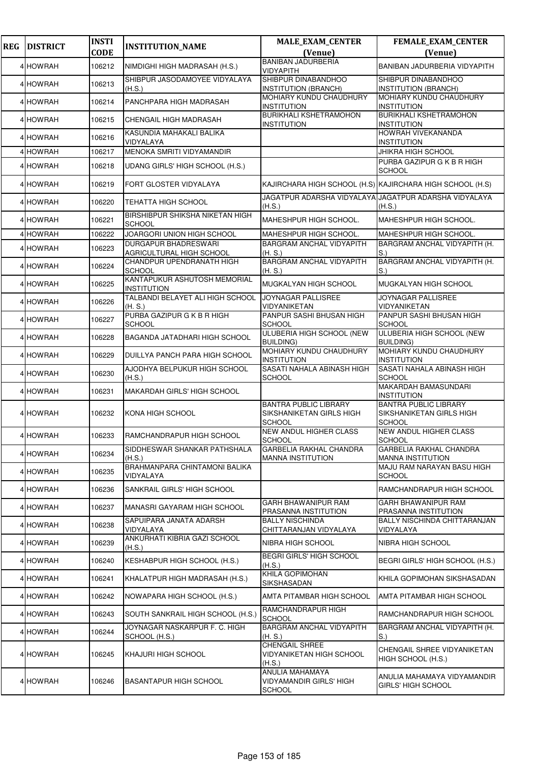| REG | DISTRICT | INSTI CODE | INSTITUTION_NAME | MALE_EXAM_CENTER (Venue) | FEMALE_EXAM_CENTER (Venue) |
|---|---|---|---|---|---|
| 4 | HOWRAH | 106212 | NIMDIGHI HIGH MADRASAH (H.S.) | BANIBAN JADURBERIA VIDYAPITH | BANIBAN JADURBERIA VIDYAPITH |
| 4 | HOWRAH | 106213 | SHIBPUR JASODAMOYEE VIDYALAYA (H.S.) | SHIBPUR DINABANDHOO INSTITUTION (BRANCH) | SHIBPUR DINABANDHOO INSTITUTION (BRANCH) |
| 4 | HOWRAH | 106214 | PANCHPARA HIGH MADRASAH | MOHIARY KUNDU CHAUDHURY INSTITUTION | MOHIARY KUNDU CHAUDHURY INSTITUTION |
| 4 | HOWRAH | 106215 | CHENGAIL HIGH MADRASAH | BURIKHALI KSHETRAMOHON INSTITUTION | BURIKHALI KSHETRAMOHON INSTITUTION |
| 4 | HOWRAH | 106216 | KASUNDIA MAHAKALI BALIKA VIDYALAYA | | HOWRAH VIVEKANANDA INSTITUTION |
| 4 | HOWRAH | 106217 | MENOKA SMRITI VIDYAMANDIR | | JHIKRA HIGH SCHOOL |
| 4 | HOWRAH | 106218 | UDANG GIRLS' HIGH SCHOOL (H.S.) | | PURBA GAZIPUR G K B R HIGH SCHOOL |
| 4 | HOWRAH | 106219 | FORT GLOSTER VIDYALAYA | KAJIRCHARA HIGH SCHOOL (H.S) | KAJIRCHARA HIGH SCHOOL (H.S) |
| 4 | HOWRAH | 106220 | TEHATTA HIGH SCHOOL | JAGATPUR ADARSHA VIDYALAYA (H.S.) | JAGATPUR ADARSHA VIDYALAYA (H.S.) |
| 4 | HOWRAH | 106221 | BIRSHIBPUR SHIKSHA NIKETAN HIGH SCHOOL | MAHESHPUR HIGH SCHOOL. | MAHESHPUR HIGH SCHOOL. |
| 4 | HOWRAH | 106222 | JOARGORI UNION HIGH SCHOOL | MAHESHPUR HIGH SCHOOL. | MAHESHPUR HIGH SCHOOL. |
| 4 | HOWRAH | 106223 | DURGAPUR BHADRESWARI AGRICULTURAL HIGH SCHOOL | BARGRAM ANCHAL VIDYAPITH (H. S.) | BARGRAM ANCHAL VIDYAPITH (H. S.) |
| 4 | HOWRAH | 106224 | CHANDPUR UPENDRANATH HIGH SCHOOL | BARGRAM ANCHAL VIDYAPITH (H. S.) | BARGRAM ANCHAL VIDYAPITH (H. S.) |
| 4 | HOWRAH | 106225 | KANTAPUKUR ASHUTOSH MEMORIAL INSTITUTION | MUGKALYAN HIGH SCHOOL | MUGKALYAN HIGH SCHOOL |
| 4 | HOWRAH | 106226 | TALBANDI BELAYET ALI HIGH SCHOOL (H. S.) | JOYNAGAR PALLISREE VIDYANIKETAN | JOYNAGAR PALLISREE VIDYANIKETAN |
| 4 | HOWRAH | 106227 | PURBA GAZIPUR G K B R HIGH SCHOOL | PANPUR SASHI BHUSAN HIGH SCHOOL | PANPUR SASHI BHUSAN HIGH SCHOOL |
| 4 | HOWRAH | 106228 | BAGANDA JATADHARI HIGH SCHOOL | ULUBERIA HIGH SCHOOL (NEW BUILDING) | ULUBERIA HIGH SCHOOL (NEW BUILDING) |
| 4 | HOWRAH | 106229 | DUILLYA PANCH PARA HIGH SCHOOL | MOHIARY KUNDU CHAUDHURY INSTITUTION | MOHIARY KUNDU CHAUDHURY INSTITUTION |
| 4 | HOWRAH | 106230 | AJODHYA BELPUKUR HIGH SCHOOL (H.S.) | SASATI NAHALA ABINASH HIGH SCHOOL | SASATI NAHALA ABINASH HIGH SCHOOL |
| 4 | HOWRAH | 106231 | MAKARDAH GIRLS' HIGH SCHOOL | | MAKARDAH BAMASUNDARI INSTITUTION |
| 4 | HOWRAH | 106232 | KONA HIGH SCHOOL | BANTRA PUBLIC LIBRARY SIKSHANIKETAN GIRLS HIGH SCHOOL | BANTRA PUBLIC LIBRARY SIKSHANIKETAN GIRLS HIGH SCHOOL |
| 4 | HOWRAH | 106233 | RAMCHANDRAPUR HIGH SCHOOL | NEW ANDUL HIGHER CLASS SCHOOL | NEW ANDUL HIGHER CLASS SCHOOL |
| 4 | HOWRAH | 106234 | SIDDHESWAR SHANKAR PATHSHALA (H.S.) | GARBELIA RAKHAL CHANDRA MANNA INSTITUTION | GARBELIA RAKHAL CHANDRA MANNA INSTITUTION |
| 4 | HOWRAH | 106235 | BRAHMANPARA CHINTAMONI BALIKA VIDYALAYA | | MAJU RAM NARAYAN BASU HIGH SCHOOL |
| 4 | HOWRAH | 106236 | SANKRAIL GIRLS' HIGH SCHOOL | | RAMCHANDRAPUR HIGH SCHOOL |
| 4 | HOWRAH | 106237 | MANASRI GAYARAM HIGH SCHOOL | GARH BHAWANIPUR RAM PRASANNA INSTITUTION | GARH BHAWANIPUR RAM PRASANNA INSTITUTION |
| 4 | HOWRAH | 106238 | SAPUIPARA JANATA ADARSH VIDYALAYA | BALLY NISCHINDA CHITTARANJAN VIDYALAYA | BALLY NISCHINDA CHITTARANJAN VIDYALAYA |
| 4 | HOWRAH | 106239 | ANKURHATI KIBRIA GAZI SCHOOL (H.S.) | NIBRA HIGH SCHOOL | NIBRA HIGH SCHOOL |
| 4 | HOWRAH | 106240 | KESHABPUR HIGH SCHOOL (H.S.) | BEGRI GIRLS' HIGH SCHOOL (H.S.) | BEGRI GIRLS' HIGH SCHOOL (H.S.) |
| 4 | HOWRAH | 106241 | KHALATPUR HIGH MADRASAH (H.S.) | KHILA GOPIMOHAN SIKSHASADAN | KHILA GOPIMOHAN SIKSHASADAN |
| 4 | HOWRAH | 106242 | NOWAPARA HIGH SCHOOL (H.S.) | AMTA PITAMBAR HIGH SCHOOL | AMTA PITAMBAR HIGH SCHOOL |
| 4 | HOWRAH | 106243 | SOUTH SANKRAIL HIGH SCHOOL (H.S.) | RAMCHANDRAPUR HIGH SCHOOL | RAMCHANDRAPUR HIGH SCHOOL |
| 4 | HOWRAH | 106244 | JOYNAGAR NASKARPUR F. C. HIGH SCHOOL (H.S.) | BARGRAM ANCHAL VIDYAPITH (H. S.) | BARGRAM ANCHAL VIDYAPITH (H. S.) |
| 4 | HOWRAH | 106245 | KHAJURI HIGH SCHOOL | CHENGAIL SHREE VIDYANIKETAN HIGH SCHOOL (H.S.) | CHENGAIL SHREE VIDYANIKETAN HIGH SCHOOL (H.S.) |
| 4 | HOWRAH | 106246 | BASANTAPUR HIGH SCHOOL | ANULIA MAHAMAYA VIDYAMANDIR GIRLS' HIGH SCHOOL | ANULIA MAHAMAYA VIDYAMANDIR GIRLS' HIGH SCHOOL |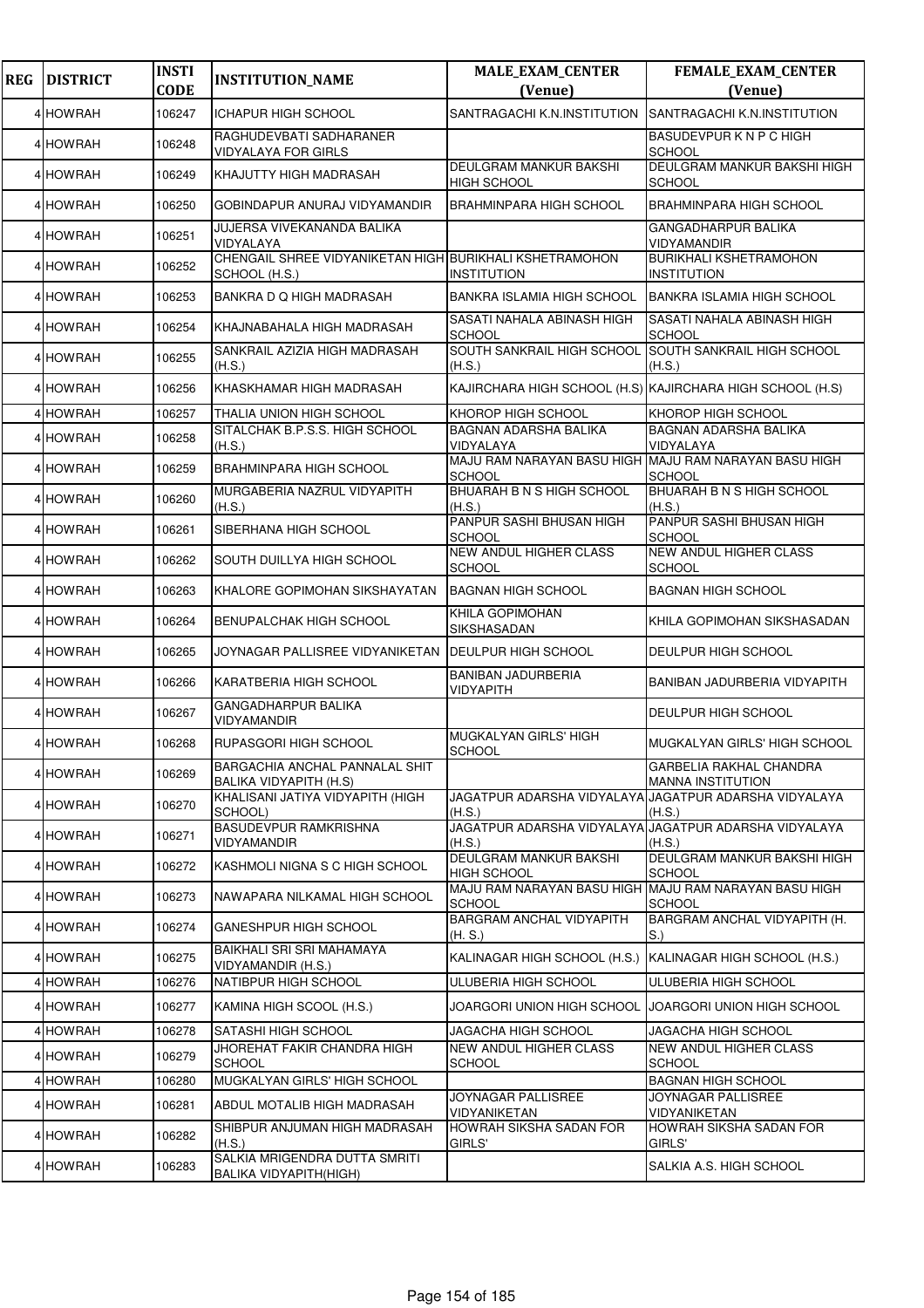| REG | DISTRICT | INSTI CODE | INSTITUTION_NAME | MALE_EXAM_CENTER (Venue) | FEMALE_EXAM_CENTER (Venue) |
|---|---|---|---|---|---|
| 4 | HOWRAH | 106247 | ICHAPUR HIGH SCHOOL | SANTRAGACHI K.N.INSTITUTION | SANTRAGACHI K.N.INSTITUTION |
| 4 | HOWRAH | 106248 | RAGHUDEVBATI SADHARANER VIDYALAYA FOR GIRLS | | BASUDEVPUR K N P C HIGH SCHOOL |
| 4 | HOWRAH | 106249 | KHAJUTTY HIGH MADRASAH | DEULGRAM MANKUR BAKSHI HIGH SCHOOL | DEULGRAM MANKUR BAKSHI HIGH SCHOOL |
| 4 | HOWRAH | 106250 | GOBINDAPUR ANURAJ VIDYAMANDIR | BRAHMINPARA HIGH SCHOOL | BRAHMINPARA HIGH SCHOOL |
| 4 | HOWRAH | 106251 | JUJERSA VIVEKANANDA BALIKA VIDYALAYA | | GANGADHARPUR BALIKA VIDYAMANDIR |
| 4 | HOWRAH | 106252 | CHENGAIL SHREE VIDYANIKETAN HIGH SCHOOL (H.S.) | BURIKHALI KSHETRAMOHON INSTITUTION | BURIKHALI KSHETRAMOHON INSTITUTION |
| 4 | HOWRAH | 106253 | BANKRA D Q HIGH MADRASAH | BANKRA ISLAMIA HIGH SCHOOL | BANKRA ISLAMIA HIGH SCHOOL |
| 4 | HOWRAH | 106254 | KHAJNABAHALA HIGH MADRASAH | SASATI NAHALA ABINASH HIGH SCHOOL | SASATI NAHALA ABINASH HIGH SCHOOL |
| 4 | HOWRAH | 106255 | SANKRAIL AZIZIA HIGH MADRASAH (H.S.) | SOUTH SANKRAIL HIGH SCHOOL (H.S.) | SOUTH SANKRAIL HIGH SCHOOL (H.S.) |
| 4 | HOWRAH | 106256 | KHASKHAMAR HIGH MADRASAH | KAJIRCHARA HIGH SCHOOL (H.S) | KAJIRCHARA HIGH SCHOOL (H.S) |
| 4 | HOWRAH | 106257 | THALIA UNION HIGH SCHOOL | KHOROP HIGH SCHOOL | KHOROP HIGH SCHOOL |
| 4 | HOWRAH | 106258 | SITALCHAK B.P.S.S. HIGH SCHOOL (H.S.) | BAGNAN ADARSHA BALIKA VIDYALAYA | BAGNAN ADARSHA BALIKA VIDYALAYA |
| 4 | HOWRAH | 106259 | BRAHMINPARA HIGH SCHOOL | MAJU RAM NARAYAN BASU HIGH SCHOOL | MAJU RAM NARAYAN BASU HIGH SCHOOL |
| 4 | HOWRAH | 106260 | MURGABERIA NAZRUL VIDYAPITH (H.S.) | BHUARAH B N S HIGH SCHOOL (H.S.) | BHUARAH B N S HIGH SCHOOL (H.S.) |
| 4 | HOWRAH | 106261 | SIBERHANA HIGH SCHOOL | PANPUR SASHI BHUSAN HIGH SCHOOL | PANPUR SASHI BHUSAN HIGH SCHOOL |
| 4 | HOWRAH | 106262 | SOUTH DUILLYA HIGH SCHOOL | NEW ANDUL HIGHER CLASS SCHOOL | NEW ANDUL HIGHER CLASS SCHOOL |
| 4 | HOWRAH | 106263 | KHALORE GOPIMOHAN SIKSHAYATAN | BAGNAN HIGH SCHOOL | BAGNAN HIGH SCHOOL |
| 4 | HOWRAH | 106264 | BENUPALCHAK HIGH SCHOOL | KHILA GOPIMOHAN SIKSHASADAN | KHILA GOPIMOHAN SIKSHASADAN |
| 4 | HOWRAH | 106265 | JOYNAGAR PALLISREE VIDYANIKETAN | DEULPUR HIGH SCHOOL | DEULPUR HIGH SCHOOL |
| 4 | HOWRAH | 106266 | KARATBERIA HIGH SCHOOL | BANIBAN JADURBERIA VIDYAPITH | BANIBAN JADURBERIA VIDYAPITH |
| 4 | HOWRAH | 106267 | GANGADHARPUR BALIKA VIDYAMANDIR | | DEULPUR HIGH SCHOOL |
| 4 | HOWRAH | 106268 | RUPASGORI HIGH SCHOOL | MUGKALYAN GIRLS' HIGH SCHOOL | MUGKALYAN GIRLS' HIGH SCHOOL |
| 4 | HOWRAH | 106269 | BARGACHIA ANCHAL PANNALAL SHIT BALIKA VIDYAPITH (H.S) | | GARBELIA RAKHAL CHANDRA MANNA INSTITUTION |
| 4 | HOWRAH | 106270 | KHALISANI JATIYA VIDYAPITH (HIGH SCHOOL) | JAGATPUR ADARSHA VIDYALAYA (H.S.) | JAGATPUR ADARSHA VIDYALAYA (H.S.) |
| 4 | HOWRAH | 106271 | BASUDEVPUR RAMKRISHNA VIDYAMANDIR | JAGATPUR ADARSHA VIDYALAYA (H.S.) | JAGATPUR ADARSHA VIDYALAYA (H.S.) |
| 4 | HOWRAH | 106272 | KASHMOLI NIGNA S C HIGH SCHOOL | DEULGRAM MANKUR BAKSHI HIGH SCHOOL | DEULGRAM MANKUR BAKSHI HIGH SCHOOL |
| 4 | HOWRAH | 106273 | NAWAPARA NILKAMAL HIGH SCHOOL | MAJU RAM NARAYAN BASU HIGH SCHOOL | MAJU RAM NARAYAN BASU HIGH SCHOOL |
| 4 | HOWRAH | 106274 | GANESHPUR HIGH SCHOOL | BARGRAM ANCHAL VIDYAPITH (H. S.) | BARGRAM ANCHAL VIDYAPITH (H. S.) |
| 4 | HOWRAH | 106275 | BAIKHALI SRI SRI MAHAMAYA VIDYAMANDIR (H.S.) | KALINAGAR HIGH SCHOOL (H.S.) | KALINAGAR HIGH SCHOOL (H.S.) |
| 4 | HOWRAH | 106276 | NATIBPUR HIGH SCHOOL | ULUBERIA HIGH SCHOOL | ULUBERIA HIGH SCHOOL |
| 4 | HOWRAH | 106277 | KAMINA HIGH SCOOL (H.S.) | JOARGORI UNION HIGH SCHOOL | JOARGORI UNION HIGH SCHOOL |
| 4 | HOWRAH | 106278 | SATASHI HIGH SCHOOL | JAGACHA HIGH SCHOOL | JAGACHA HIGH SCHOOL |
| 4 | HOWRAH | 106279 | JHOREHAT FAKIR CHANDRA HIGH SCHOOL | NEW ANDUL HIGHER CLASS SCHOOL | NEW ANDUL HIGHER CLASS SCHOOL |
| 4 | HOWRAH | 106280 | MUGKALYAN GIRLS' HIGH SCHOOL | | BAGNAN HIGH SCHOOL |
| 4 | HOWRAH | 106281 | ABDUL MOTALIB HIGH MADRASAH | JOYNAGAR PALLISREE VIDYANIKETAN | JOYNAGAR PALLISREE VIDYANIKETAN |
| 4 | HOWRAH | 106282 | SHIBPUR ANJUMAN HIGH MADRASAH (H.S.) | HOWRAH SIKSHA SADAN FOR GIRLS' | HOWRAH SIKSHA SADAN FOR GIRLS' |
| 4 | HOWRAH | 106283 | SALKIA MRIGENDRA DUTTA SMRITI BALIKA VIDYAPITH(HIGH) | | SALKIA A.S. HIGH SCHOOL |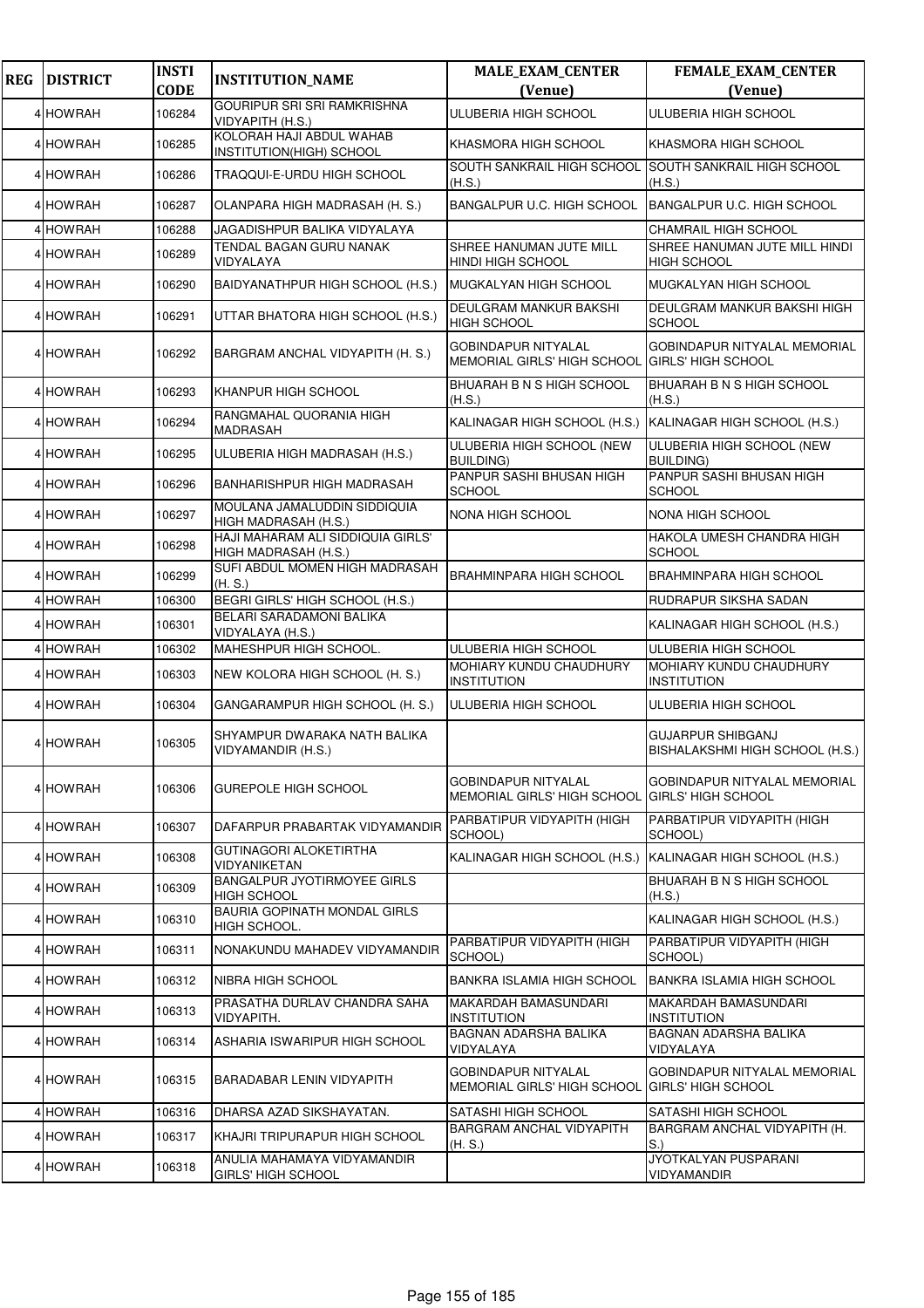| REG | DISTRICT | INSTI CODE | INSTITUTION_NAME | MALE_EXAM_CENTER (Venue) | FEMALE_EXAM_CENTER (Venue) |
|---|---|---|---|---|---|
| 4 | HOWRAH | 106284 | GOURIPUR SRI SRI RAMKRISHNA VIDYAPITH (H.S.) | ULUBERIA HIGH SCHOOL | ULUBERIA HIGH SCHOOL |
| 4 | HOWRAH | 106285 | KOLORAH HAJI ABDUL WAHAB INSTITUTION(HIGH) SCHOOL | KHASMORA HIGH SCHOOL | KHASMORA HIGH SCHOOL |
| 4 | HOWRAH | 106286 | TRAQQUI-E-URDU HIGH SCHOOL | SOUTH SANKRAIL HIGH SCHOOL (H.S.) | SOUTH SANKRAIL HIGH SCHOOL (H.S.) |
| 4 | HOWRAH | 106287 | OLANPARA HIGH MADRASAH (H. S.) | BANGALPUR U.C. HIGH SCHOOL | BANGALPUR U.C. HIGH SCHOOL |
| 4 | HOWRAH | 106288 | JAGADISHPUR BALIKA VIDYALAYA | | CHAMRAIL HIGH SCHOOL |
| 4 | HOWRAH | 106289 | TENDAL BAGAN GURU NANAK VIDYALAYA | SHREE HANUMAN JUTE MILL HINDI HIGH SCHOOL | SHREE HANUMAN JUTE MILL HINDI HIGH SCHOOL |
| 4 | HOWRAH | 106290 | BAIDYANATHPUR HIGH SCHOOL (H.S.) | MUGKALYAN HIGH SCHOOL | MUGKALYAN HIGH SCHOOL |
| 4 | HOWRAH | 106291 | UTTAR BHATORA HIGH SCHOOL (H.S.) | DEULGRAM MANKUR BAKSHI HIGH SCHOOL | DEULGRAM MANKUR BAKSHI HIGH SCHOOL |
| 4 | HOWRAH | 106292 | BARGRAM ANCHAL VIDYAPITH (H. S.) | GOBINDAPUR NITYALAL MEMORIAL GIRLS' HIGH SCHOOL | GOBINDAPUR NITYALAL MEMORIAL GIRLS' HIGH SCHOOL |
| 4 | HOWRAH | 106293 | KHANPUR HIGH SCHOOL | BHUARAH B N S HIGH SCHOOL (H.S.) | BHUARAH B N S HIGH SCHOOL (H.S.) |
| 4 | HOWRAH | 106294 | RANGMAHAL QUORANIA HIGH MADRASAH | KALINAGAR HIGH SCHOOL (H.S.) | KALINAGAR HIGH SCHOOL (H.S.) |
| 4 | HOWRAH | 106295 | ULUBERIA HIGH MADRASAH (H.S.) | ULUBERIA HIGH SCHOOL (NEW BUILDING) | ULUBERIA HIGH SCHOOL (NEW BUILDING) |
| 4 | HOWRAH | 106296 | BANHARISHPUR HIGH MADRASAH | PANPUR SASHI BHUSAN HIGH SCHOOL | PANPUR SASHI BHUSAN HIGH SCHOOL |
| 4 | HOWRAH | 106297 | MOULANA JAMALUDDIN SIDDIQUIA HIGH MADRASAH (H.S.) | NONA HIGH SCHOOL | NONA HIGH SCHOOL |
| 4 | HOWRAH | 106298 | HAJI MAHARAM ALI SIDDIQUIA GIRLS' HIGH MADRASAH (H.S.) | | HAKOLA UMESH CHANDRA HIGH SCHOOL |
| 4 | HOWRAH | 106299 | SUFI ABDUL MOMEN HIGH MADRASAH (H. S.) | BRAHMINPARA HIGH SCHOOL | BRAHMINPARA HIGH SCHOOL |
| 4 | HOWRAH | 106300 | BEGRI GIRLS' HIGH SCHOOL (H.S.) | | RUDRAPUR SIKSHA SADAN |
| 4 | HOWRAH | 106301 | BELARI SARADAMONI BALIKA VIDYALAYA (H.S.) | | KALINAGAR HIGH SCHOOL (H.S.) |
| 4 | HOWRAH | 106302 | MAHESHPUR HIGH SCHOOL. | ULUBERIA HIGH SCHOOL | ULUBERIA HIGH SCHOOL |
| 4 | HOWRAH | 106303 | NEW KOLORA HIGH SCHOOL (H. S.) | MOHIARY KUNDU CHAUDHURY INSTITUTION | MOHIARY KUNDU CHAUDHURY INSTITUTION |
| 4 | HOWRAH | 106304 | GANGARAMPUR HIGH SCHOOL (H. S.) | ULUBERIA HIGH SCHOOL | ULUBERIA HIGH SCHOOL |
| 4 | HOWRAH | 106305 | SHYAMPUR DWARAKA NATH BALIKA VIDYAMANDIR (H.S.) | | GUJARPUR SHIBGANJ BISHALAKSHMI HIGH SCHOOL (H.S.) |
| 4 | HOWRAH | 106306 | GUREPOLE HIGH SCHOOL | GOBINDAPUR NITYALAL MEMORIAL GIRLS' HIGH SCHOOL | GOBINDAPUR NITYALAL MEMORIAL GIRLS' HIGH SCHOOL |
| 4 | HOWRAH | 106307 | DAFARPUR PRABARTAK VIDYAMANDIR | PARBATIPUR VIDYAPITH (HIGH SCHOOL) | PARBATIPUR VIDYAPITH (HIGH SCHOOL) |
| 4 | HOWRAH | 106308 | GUTINAGORI ALOKETIRTHA VIDYANIKETAN | KALINAGAR HIGH SCHOOL (H.S.) | KALINAGAR HIGH SCHOOL (H.S.) |
| 4 | HOWRAH | 106309 | BANGALPUR JYOTIRMOYEE GIRLS HIGH SCHOOL | | BHUARAH B N S HIGH SCHOOL (H.S.) |
| 4 | HOWRAH | 106310 | BAURIA GOPINATH MONDAL GIRLS HIGH SCHOOL. | | KALINAGAR HIGH SCHOOL (H.S.) |
| 4 | HOWRAH | 106311 | NONAKUNDU MAHADEV VIDYAMANDIR | PARBATIPUR VIDYAPITH (HIGH SCHOOL) | PARBATIPUR VIDYAPITH (HIGH SCHOOL) |
| 4 | HOWRAH | 106312 | NIBRA HIGH SCHOOL | BANKRA ISLAMIA HIGH SCHOOL | BANKRA ISLAMIA HIGH SCHOOL |
| 4 | HOWRAH | 106313 | PRASATHA DURLAV CHANDRA SAHA VIDYAPITH. | MAKARDAH BAMASUNDARI INSTITUTION | MAKARDAH BAMASUNDARI INSTITUTION |
| 4 | HOWRAH | 106314 | ASHARIA ISWARIPUR HIGH SCHOOL | BAGNAN ADARSHA BALIKA VIDYALAYA | BAGNAN ADARSHA BALIKA VIDYALAYA |
| 4 | HOWRAH | 106315 | BARADABAR LENIN VIDYAPITH | GOBINDAPUR NITYALAL MEMORIAL GIRLS' HIGH SCHOOL | GOBINDAPUR NITYALAL MEMORIAL GIRLS' HIGH SCHOOL |
| 4 | HOWRAH | 106316 | DHARSA AZAD SIKSHAYATAN. | SATASHI HIGH SCHOOL | SATASHI HIGH SCHOOL |
| 4 | HOWRAH | 106317 | KHAJRI TRIPURAPUR HIGH SCHOOL | BARGRAM ANCHAL VIDYAPITH (H. S.) | BARGRAM ANCHAL VIDYAPITH (H. S.) |
| 4 | HOWRAH | 106318 | ANULIA MAHAMAYA VIDYAMANDIR GIRLS' HIGH SCHOOL | | JYOTKALYAN PUSPARANI VIDYAMANDIR |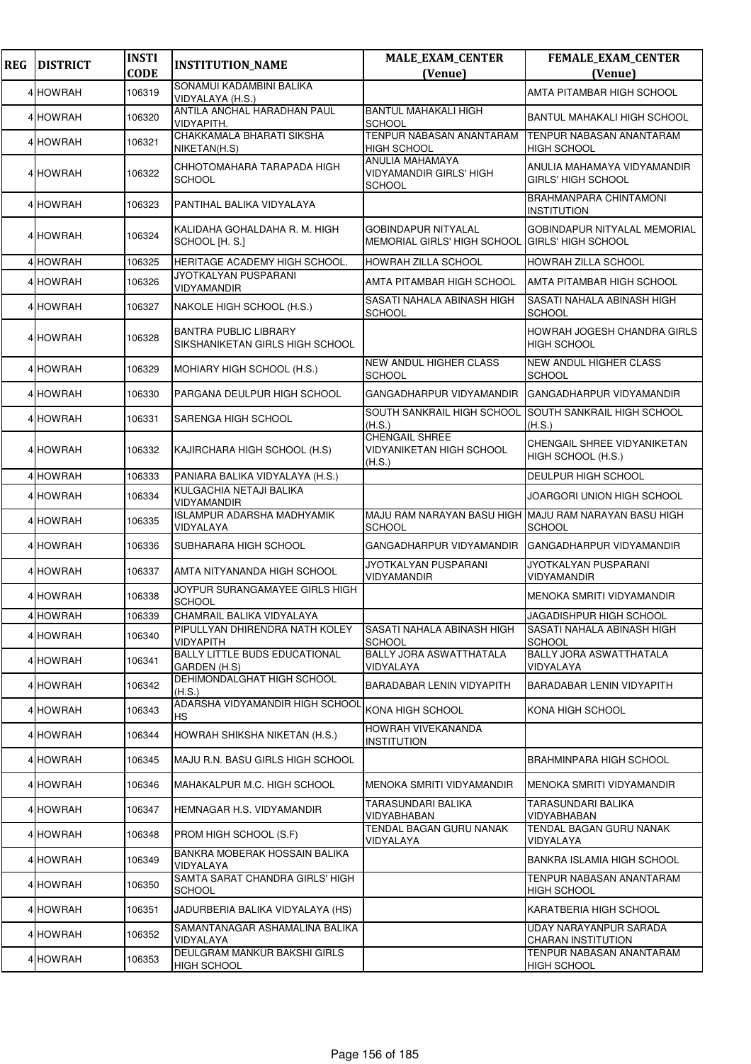| REG | DISTRICT | INSTI CODE | INSTITUTION_NAME | MALE_EXAM_CENTER (Venue) | FEMALE_EXAM_CENTER (Venue) |
|---|---|---|---|---|---|
| 4 | HOWRAH | 106319 | SONAMUI KADAMBINI BALIKA VIDYALAYA (H.S.) | | AMTA PITAMBAR HIGH SCHOOL |
| 4 | HOWRAH | 106320 | ANTILA ANCHAL HARADHAN PAUL VIDYAPITH. | BANTUL MAHAKALI HIGH SCHOOL | BANTUL MAHAKALI HIGH SCHOOL |
| 4 | HOWRAH | 106321 | CHAKKAMALA BHARATI SIKSHA NIKETAN(H.S) | TENPUR NABASAN ANANTARAM HIGH SCHOOL | TENPUR NABASAN ANANTARAM HIGH SCHOOL |
| 4 | HOWRAH | 106322 | CHHOTOMAHARA TARAPADA HIGH SCHOOL | ANULIA MAHAMAYA VIDYAMANDIR GIRLS' HIGH SCHOOL | ANULIA MAHAMAYA VIDYAMANDIR GIRLS' HIGH SCHOOL |
| 4 | HOWRAH | 106323 | PANTIHAL BALIKA VIDYALAYA | | BRAHMANPARA CHINTAMONI INSTITUTION |
| 4 | HOWRAH | 106324 | KALIDAHA GOHALDAHA R. M. HIGH SCHOOL [H. S.] | GOBINDAPUR NITYALAL MEMORIAL GIRLS' HIGH SCHOOL | GOBINDAPUR NITYALAL MEMORIAL GIRLS' HIGH SCHOOL |
| 4 | HOWRAH | 106325 | HERITAGE ACADEMY HIGH SCHOOL. | HOWRAH ZILLA SCHOOL | HOWRAH ZILLA SCHOOL |
| 4 | HOWRAH | 106326 | JYOTKALYAN PUSPARANI VIDYAMANDIR | AMTA PITAMBAR HIGH SCHOOL | AMTA PITAMBAR HIGH SCHOOL |
| 4 | HOWRAH | 106327 | NAKOLE HIGH SCHOOL (H.S.) | SASATI NAHALA ABINASH HIGH SCHOOL | SASATI NAHALA ABINASH HIGH SCHOOL |
| 4 | HOWRAH | 106328 | BANTRA PUBLIC LIBRARY SIKSHANIKETAN GIRLS HIGH SCHOOL | | HOWRAH JOGESH CHANDRA GIRLS HIGH SCHOOL |
| 4 | HOWRAH | 106329 | MOHIARY HIGH SCHOOL (H.S.) | NEW ANDUL HIGHER CLASS SCHOOL | NEW ANDUL HIGHER CLASS SCHOOL |
| 4 | HOWRAH | 106330 | PARGANA DEULPUR HIGH SCHOOL | GANGADHARPUR VIDYAMANDIR | GANGADHARPUR VIDYAMANDIR |
| 4 | HOWRAH | 106331 | SARENGA HIGH SCHOOL | SOUTH SANKRAIL HIGH SCHOOL (H.S.) | SOUTH SANKRAIL HIGH SCHOOL (H.S.) |
| 4 | HOWRAH | 106332 | KAJIRCHARA HIGH SCHOOL (H.S) | CHENGAIL SHREE VIDYANIKETAN HIGH SCHOOL (H.S.) | CHENGAIL SHREE VIDYANIKETAN HIGH SCHOOL (H.S.) |
| 4 | HOWRAH | 106333 | PANIARA BALIKA VIDYALAYA (H.S.) | | DEULPUR HIGH SCHOOL |
| 4 | HOWRAH | 106334 | KULGACHIA NETAJI BALIKA VIDYAMANDIR | | JOARGORI UNION HIGH SCHOOL |
| 4 | HOWRAH | 106335 | ISLAMPUR ADARSHA MADHYAMIK VIDYALAYA | MAJU RAM NARAYAN BASU HIGH SCHOOL | MAJU RAM NARAYAN BASU HIGH SCHOOL |
| 4 | HOWRAH | 106336 | SUBHARARA HIGH SCHOOL | GANGADHARPUR VIDYAMANDIR | GANGADHARPUR VIDYAMANDIR |
| 4 | HOWRAH | 106337 | AMTA NITYANANDA HIGH SCHOOL | JYOTKALYAN PUSPARANI VIDYAMANDIR | JYOTKALYAN PUSPARANI VIDYAMANDIR |
| 4 | HOWRAH | 106338 | JOYPUR SURANGAMAYEE GIRLS HIGH SCHOOL | | MENOKA SMRITI VIDYAMANDIR |
| 4 | HOWRAH | 106339 | CHAMRAIL BALIKA VIDYALAYA | | JAGADISHPUR HIGH SCHOOL |
| 4 | HOWRAH | 106340 | PIPULLYAN DHIRENDRA NATH KOLEY VIDYAPITH | SASATI NAHALA ABINASH HIGH SCHOOL | SASATI NAHALA ABINASH HIGH SCHOOL |
| 4 | HOWRAH | 106341 | BALLY LITTLE BUDS EDUCATIONAL GARDEN (H.S) | BALLY JORA ASWATTHATALA VIDYALAYA | BALLY JORA ASWATTHATALA VIDYALAYA |
| 4 | HOWRAH | 106342 | DEHIMONDALGHAT HIGH SCHOOL (H.S.) | BARADABAR LENIN VIDYAPITH | BARADABAR LENIN VIDYAPITH |
| 4 | HOWRAH | 106343 | ADARSHA VIDYAMANDIR HIGH SCHOOL HS | KONA HIGH SCHOOL | KONA HIGH SCHOOL |
| 4 | HOWRAH | 106344 | HOWRAH SHIKSHA NIKETAN (H.S.) | HOWRAH VIVEKANANDA INSTITUTION | |
| 4 | HOWRAH | 106345 | MAJU R.N. BASU GIRLS HIGH SCHOOL | | BRAHMINPARA HIGH SCHOOL |
| 4 | HOWRAH | 106346 | MAHAKALPUR M.C. HIGH SCHOOL | MENOKA SMRITI VIDYAMANDIR | MENOKA SMRITI VIDYAMANDIR |
| 4 | HOWRAH | 106347 | HEMNAGAR H.S. VIDYAMANDIR | TARASUNDARI BALIKA VIDYABHABAN | TARASUNDARI BALIKA VIDYABHABAN |
| 4 | HOWRAH | 106348 | PROM HIGH SCHOOL (S.F) | TENDAL BAGAN GURU NANAK VIDYALAYA | TENDAL BAGAN GURU NANAK VIDYALAYA |
| 4 | HOWRAH | 106349 | BANKRA MOBERAK HOSSAIN BALIKA VIDYALAYA | | BANKRA ISLAMIA HIGH SCHOOL |
| 4 | HOWRAH | 106350 | SAMTA SARAT CHANDRA GIRLS' HIGH SCHOOL | | TENPUR NABASAN ANANTARAM HIGH SCHOOL |
| 4 | HOWRAH | 106351 | JADURBERIA BALIKA VIDYALAYA (HS) | | KARATBERIA HIGH SCHOOL |
| 4 | HOWRAH | 106352 | SAMANTANAGAR ASHAMALINA BALIKA VIDYALAYA | | UDAY NARAYANPUR SARADA CHARAN INSTITUTION |
| 4 | HOWRAH | 106353 | DEULGRAM MANKUR BAKSHI GIRLS HIGH SCHOOL | | TENPUR NABASAN ANANTARAM HIGH SCHOOL |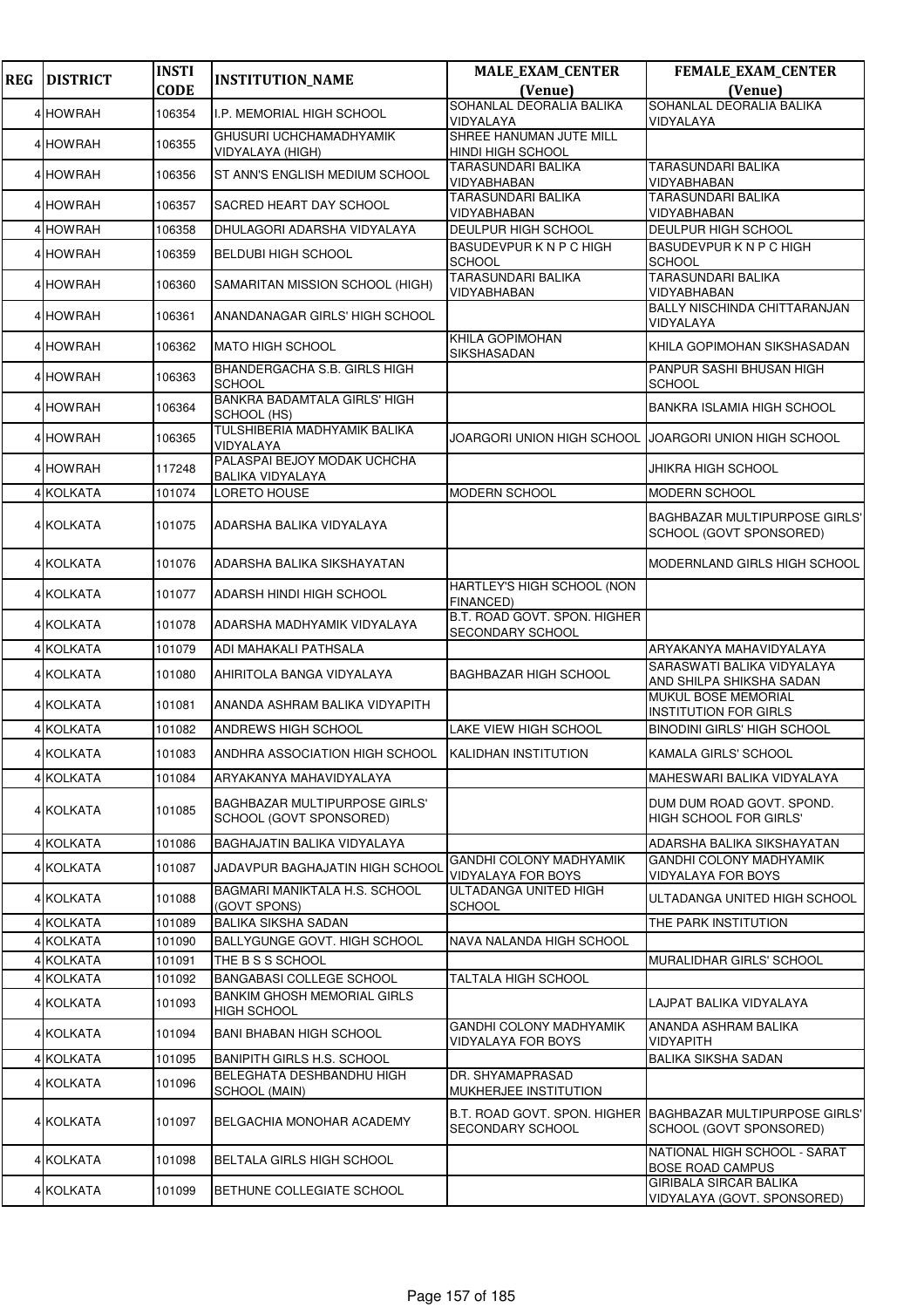| REG | DISTRICT | INSTI CODE | INSTITUTION_NAME | MALE_EXAM_CENTER (Venue) | FEMALE_EXAM_CENTER (Venue) |
|---|---|---|---|---|---|
| 4 | HOWRAH | 106354 | I.P. MEMORIAL HIGH SCHOOL | SOHANLAL DEORALIA BALIKA VIDYALAYA | SOHANLAL DEORALIA BALIKA VIDYALAYA |
| 4 | HOWRAH | 106355 | GHUSURI UCHCHAMADHYAMIK VIDYALAYA (HIGH) | SHREE HANUMAN JUTE MILL HINDI HIGH SCHOOL | |
| 4 | HOWRAH | 106356 | ST ANN'S ENGLISH MEDIUM SCHOOL | TARASUNDARI BALIKA VIDYABHABAN | TARASUNDARI BALIKA VIDYABHABAN |
| 4 | HOWRAH | 106357 | SACRED HEART DAY SCHOOL | TARASUNDARI BALIKA VIDYABHABAN | TARASUNDARI BALIKA VIDYABHABAN |
| 4 | HOWRAH | 106358 | DHULAGORI ADARSHA VIDYALAYA | DEULPUR HIGH SCHOOL | DEULPUR HIGH SCHOOL |
| 4 | HOWRAH | 106359 | BELDUBI HIGH SCHOOL | BASUDEVPUR K N P C HIGH SCHOOL | BASUDEVPUR K N P C HIGH SCHOOL |
| 4 | HOWRAH | 106360 | SAMARITAN MISSION SCHOOL (HIGH) | TARASUNDARI BALIKA VIDYABHABAN | TARASUNDARI BALIKA VIDYABHABAN |
| 4 | HOWRAH | 106361 | ANANDANAGAR GIRLS' HIGH SCHOOL | | BALLY NISCHINDA CHITTARANJAN VIDYALAYA |
| 4 | HOWRAH | 106362 | MATO HIGH SCHOOL | KHILA GOPIMOHAN SIKSHASADAN | KHILA GOPIMOHAN SIKSHASADAN |
| 4 | HOWRAH | 106363 | BHANDERGACHA S.B. GIRLS HIGH SCHOOL | | PANPUR SASHI BHUSAN HIGH SCHOOL |
| 4 | HOWRAH | 106364 | BANKRA BADAMTALA GIRLS' HIGH SCHOOL (HS) | | BANKRA ISLAMIA HIGH SCHOOL |
| 4 | HOWRAH | 106365 | TULSHIBERIA MADHYAMIK BALIKA VIDYALAYA | JOARGORI UNION HIGH SCHOOL | JOARGORI UNION HIGH SCHOOL |
| 4 | HOWRAH | 117248 | PALASPAI BEJOY MODAK UCHCHA BALIKA VIDYALAYA | | JHIKRA HIGH SCHOOL |
| 4 | KOLKATA | 101074 | LORETO HOUSE | MODERN SCHOOL | MODERN SCHOOL |
| 4 | KOLKATA | 101075 | ADARSHA BALIKA VIDYALAYA | | BAGHBAZAR MULTIPURPOSE GIRLS' SCHOOL (GOVT SPONSORED) |
| 4 | KOLKATA | 101076 | ADARSHA BALIKA SIKSHAYATAN | | MODERNLAND GIRLS HIGH SCHOOL |
| 4 | KOLKATA | 101077 | ADARSH HINDI HIGH SCHOOL | HARTLEY'S HIGH SCHOOL (NON FINANCED) | |
| 4 | KOLKATA | 101078 | ADARSHA MADHYAMIK VIDYALAYA | B.T. ROAD GOVT. SPON. HIGHER SECONDARY SCHOOL | |
| 4 | KOLKATA | 101079 | ADI MAHAKALI PATHSALA | | ARYAKANYA MAHAVIDYALAYA |
| 4 | KOLKATA | 101080 | AHIRITOLA BANGA VIDYALAYA | BAGHBAZAR HIGH SCHOOL | SARASWATI BALIKA VIDYALAYA AND SHILPA SHIKSHA SADAN |
| 4 | KOLKATA | 101081 | ANANDA ASHRAM BALIKA VIDYAPITH | | MUKUL BOSE MEMORIAL INSTITUTION FOR GIRLS |
| 4 | KOLKATA | 101082 | ANDREWS HIGH SCHOOL | LAKE VIEW HIGH SCHOOL | BINODINI GIRLS' HIGH SCHOOL |
| 4 | KOLKATA | 101083 | ANDHRA ASSOCIATION HIGH SCHOOL | KALIDHAN INSTITUTION | KAMALA GIRLS' SCHOOL |
| 4 | KOLKATA | 101084 | ARYAKANYA MAHAVIDYALAYA | | MAHESWARI BALIKA VIDYALAYA |
| 4 | KOLKATA | 101085 | BAGHBAZAR MULTIPURPOSE GIRLS' SCHOOL (GOVT SPONSORED) | | DUM DUM ROAD GOVT. SPOND. HIGH SCHOOL FOR GIRLS' |
| 4 | KOLKATA | 101086 | BAGHAJATIN BALIKA VIDYALAYA | | ADARSHA BALIKA SIKSHAYATAN |
| 4 | KOLKATA | 101087 | JADAVPUR BAGHAJATIN HIGH SCHOOL | GANDHI COLONY MADHYAMIK VIDYALAYA FOR BOYS | GANDHI COLONY MADHYAMIK VIDYALAYA FOR BOYS |
| 4 | KOLKATA | 101088 | BAGMARI MANIKTALA H.S. SCHOOL (GOVT SPONS) | ULTADANGA UNITED HIGH SCHOOL | ULTADANGA UNITED HIGH SCHOOL |
| 4 | KOLKATA | 101089 | BALIKA SIKSHA SADAN | | THE PARK INSTITUTION |
| 4 | KOLKATA | 101090 | BALLYGUNGE GOVT. HIGH SCHOOL | NAVA NALANDA HIGH SCHOOL | |
| 4 | KOLKATA | 101091 | THE B S S SCHOOL | | MURALIDHAR GIRLS' SCHOOL |
| 4 | KOLKATA | 101092 | BANGABASI COLLEGE SCHOOL | TALTALA HIGH SCHOOL | |
| 4 | KOLKATA | 101093 | BANKIM GHOSH MEMORIAL GIRLS HIGH SCHOOL | | LAJPAT BALIKA VIDYALAYA |
| 4 | KOLKATA | 101094 | BANI BHABAN HIGH SCHOOL | GANDHI COLONY MADHYAMIK VIDYALAYA FOR BOYS | ANANDA ASHRAM BALIKA VIDYAPITH |
| 4 | KOLKATA | 101095 | BANIPITH GIRLS H.S. SCHOOL | | BALIKA SIKSHA SADAN |
| 4 | KOLKATA | 101096 | BELEGHATA DESHBANDHU HIGH SCHOOL (MAIN) | DR. SHYAMAPRASAD MUKHERJEE INSTITUTION | |
| 4 | KOLKATA | 101097 | BELGACHIA MONOHAR ACADEMY | B.T. ROAD GOVT. SPON. HIGHER SECONDARY SCHOOL | BAGHBAZAR MULTIPURPOSE GIRLS' SCHOOL (GOVT SPONSORED) |
| 4 | KOLKATA | 101098 | BELTALA GIRLS HIGH SCHOOL | | NATIONAL HIGH SCHOOL - SARAT BOSE ROAD CAMPUS |
| 4 | KOLKATA | 101099 | BETHUNE COLLEGIATE SCHOOL | | GIRIBALA SIRCAR BALIKA VIDYALAYA (GOVT. SPONSORED) |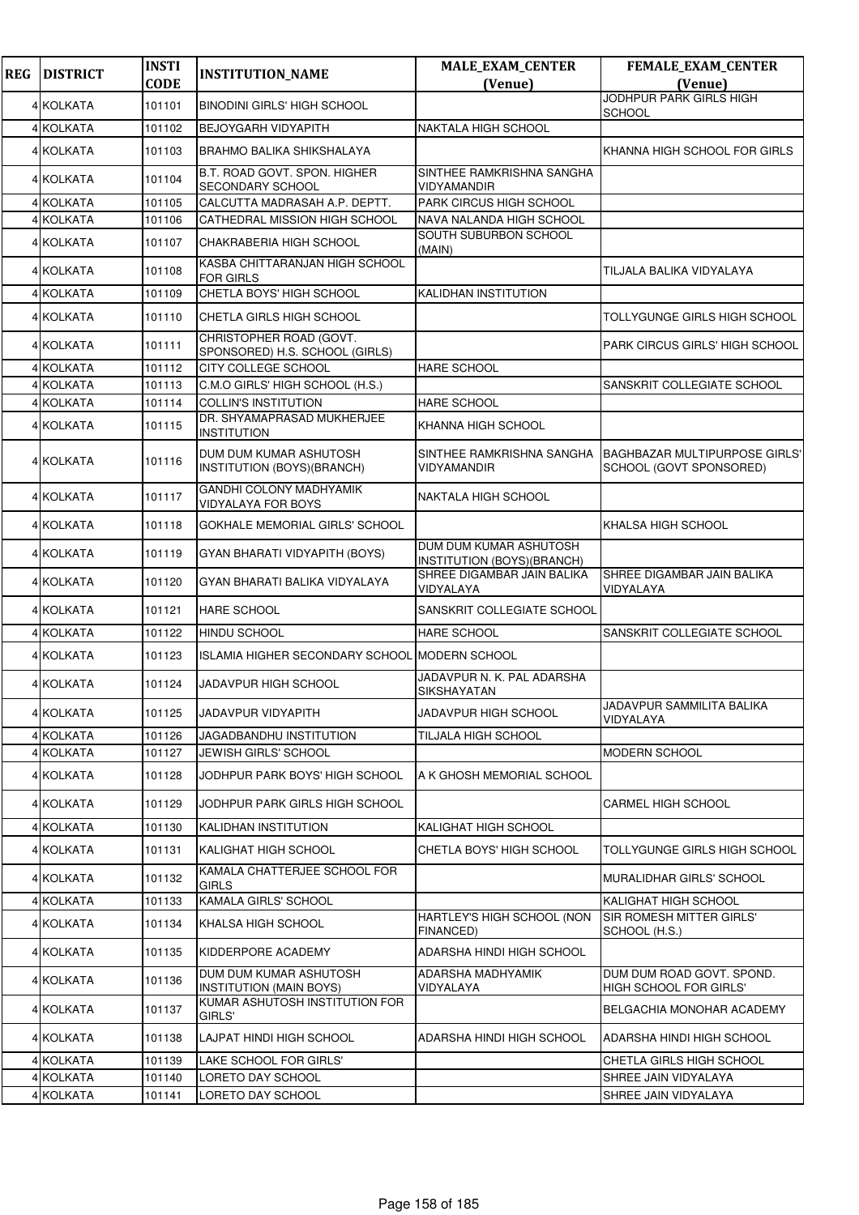| REG | DISTRICT | INSTI CODE | INSTITUTION_NAME | MALE_EXAM_CENTER (Venue) | FEMALE_EXAM_CENTER (Venue) |
|---|---|---|---|---|---|
| 4 | KOLKATA | 101101 | BINODINI GIRLS' HIGH SCHOOL | | JODHPUR PARK GIRLS HIGH SCHOOL |
| 4 | KOLKATA | 101102 | BEJOYGARH VIDYAPITH | NAKTALA HIGH SCHOOL | |
| 4 | KOLKATA | 101103 | BRAHMO BALIKA SHIKSHALAYA | | KHANNA HIGH SCHOOL FOR GIRLS |
| 4 | KOLKATA | 101104 | B.T. ROAD GOVT. SPON. HIGHER SECONDARY SCHOOL | SINTHEE RAMKRISHNA SANGHA VIDYAMANDIR | |
| 4 | KOLKATA | 101105 | CALCUTTA MADRASAH A.P. DEPTT. | PARK CIRCUS HIGH SCHOOL | |
| 4 | KOLKATA | 101106 | CATHEDRAL MISSION HIGH SCHOOL | NAVA NALANDA HIGH SCHOOL | |
| 4 | KOLKATA | 101107 | CHAKRABERIA HIGH SCHOOL | SOUTH SUBURBON SCHOOL (MAIN) | |
| 4 | KOLKATA | 101108 | KASBA CHITTARANJAN HIGH SCHOOL FOR GIRLS | | TILJALA BALIKA VIDYALAYA |
| 4 | KOLKATA | 101109 | CHETLA BOYS' HIGH SCHOOL | KALIDHAN INSTITUTION | |
| 4 | KOLKATA | 101110 | CHETLA GIRLS HIGH SCHOOL | | TOLLYGUNGE GIRLS HIGH SCHOOL |
| 4 | KOLKATA | 101111 | CHRISTOPHER ROAD (GOVT. SPONSORED) H.S. SCHOOL (GIRLS) | | PARK CIRCUS GIRLS' HIGH SCHOOL |
| 4 | KOLKATA | 101112 | CITY COLLEGE SCHOOL | HARE SCHOOL | |
| 4 | KOLKATA | 101113 | C.M.O GIRLS' HIGH SCHOOL (H.S.) | | SANSKRIT COLLEGIATE SCHOOL |
| 4 | KOLKATA | 101114 | COLLIN'S INSTITUTION | HARE SCHOOL | |
| 4 | KOLKATA | 101115 | DR. SHYAMAPRASAD MUKHERJEE INSTITUTION | KHANNA HIGH SCHOOL | |
| 4 | KOLKATA | 101116 | DUM DUM KUMAR ASHUTOSH INSTITUTION (BOYS)(BRANCH) | SINTHEE RAMKRISHNA SANGHA VIDYAMANDIR | BAGHBAZAR MULTIPURPOSE GIRLS' SCHOOL (GOVT SPONSORED) |
| 4 | KOLKATA | 101117 | GANDHI COLONY MADHYAMIK VIDYALAYA FOR BOYS | NAKTALA HIGH SCHOOL | |
| 4 | KOLKATA | 101118 | GOKHALE MEMORIAL GIRLS' SCHOOL | | KHALSA HIGH SCHOOL |
| 4 | KOLKATA | 101119 | GYAN BHARATI VIDYAPITH (BOYS) | DUM DUM KUMAR ASHUTOSH INSTITUTION (BOYS)(BRANCH) | |
| 4 | KOLKATA | 101120 | GYAN BHARATI BALIKA VIDYALAYA | SHREE DIGAMBAR JAIN BALIKA VIDYALAYA | SHREE DIGAMBAR JAIN BALIKA VIDYALAYA |
| 4 | KOLKATA | 101121 | HARE SCHOOL | SANSKRIT COLLEGIATE SCHOOL | |
| 4 | KOLKATA | 101122 | HINDU SCHOOL | HARE SCHOOL | SANSKRIT COLLEGIATE SCHOOL |
| 4 | KOLKATA | 101123 | ISLAMIA HIGHER SECONDARY SCHOOL | MODERN SCHOOL | |
| 4 | KOLKATA | 101124 | JADAVPUR HIGH SCHOOL | JADAVPUR N. K. PAL ADARSHA SIKSHAYATAN | |
| 4 | KOLKATA | 101125 | JADAVPUR VIDYAPITH | JADAVPUR HIGH SCHOOL | JADAVPUR SAMMILITA BALIKA VIDYALAYA |
| 4 | KOLKATA | 101126 | JAGADBANDHU INSTITUTION | TILJALA HIGH SCHOOL | |
| 4 | KOLKATA | 101127 | JEWISH GIRLS' SCHOOL | | MODERN SCHOOL |
| 4 | KOLKATA | 101128 | JODHPUR PARK BOYS' HIGH SCHOOL | A K GHOSH MEMORIAL SCHOOL | |
| 4 | KOLKATA | 101129 | JODHPUR PARK GIRLS HIGH SCHOOL | | CARMEL HIGH SCHOOL |
| 4 | KOLKATA | 101130 | KALIDHAN INSTITUTION | KALIGHAT HIGH SCHOOL | |
| 4 | KOLKATA | 101131 | KALIGHAT HIGH SCHOOL | CHETLA BOYS' HIGH SCHOOL | TOLLYGUNGE GIRLS HIGH SCHOOL |
| 4 | KOLKATA | 101132 | KAMALA CHATTERJEE SCHOOL FOR GIRLS | | MURALIDHAR GIRLS' SCHOOL |
| 4 | KOLKATA | 101133 | KAMALA GIRLS' SCHOOL | | KALIGHAT HIGH SCHOOL |
| 4 | KOLKATA | 101134 | KHALSA HIGH SCHOOL | HARTLEY'S HIGH SCHOOL (NON FINANCED) | SIR ROMESH MITTER GIRLS' SCHOOL (H.S.) |
| 4 | KOLKATA | 101135 | KIDDERPORE ACADEMY | ADARSHA HINDI HIGH SCHOOL | |
| 4 | KOLKATA | 101136 | DUM DUM KUMAR ASHUTOSH INSTITUTION (MAIN BOYS) | ADARSHA MADHYAMIK VIDYALAYA | DUM DUM ROAD GOVT. SPOND. HIGH SCHOOL FOR GIRLS' |
| 4 | KOLKATA | 101137 | KUMAR ASHUTOSH INSTITUTION FOR GIRLS' | | BELGACHIA MONOHAR ACADEMY |
| 4 | KOLKATA | 101138 | LAJPAT HINDI HIGH SCHOOL | ADARSHA HINDI HIGH SCHOOL | ADARSHA HINDI HIGH SCHOOL |
| 4 | KOLKATA | 101139 | LAKE SCHOOL FOR GIRLS' | | CHETLA GIRLS HIGH SCHOOL |
| 4 | KOLKATA | 101140 | LORETO DAY SCHOOL | | SHREE JAIN VIDYALAYA |
| 4 | KOLKATA | 101141 | LORETO DAY SCHOOL | | SHREE JAIN VIDYALAYA |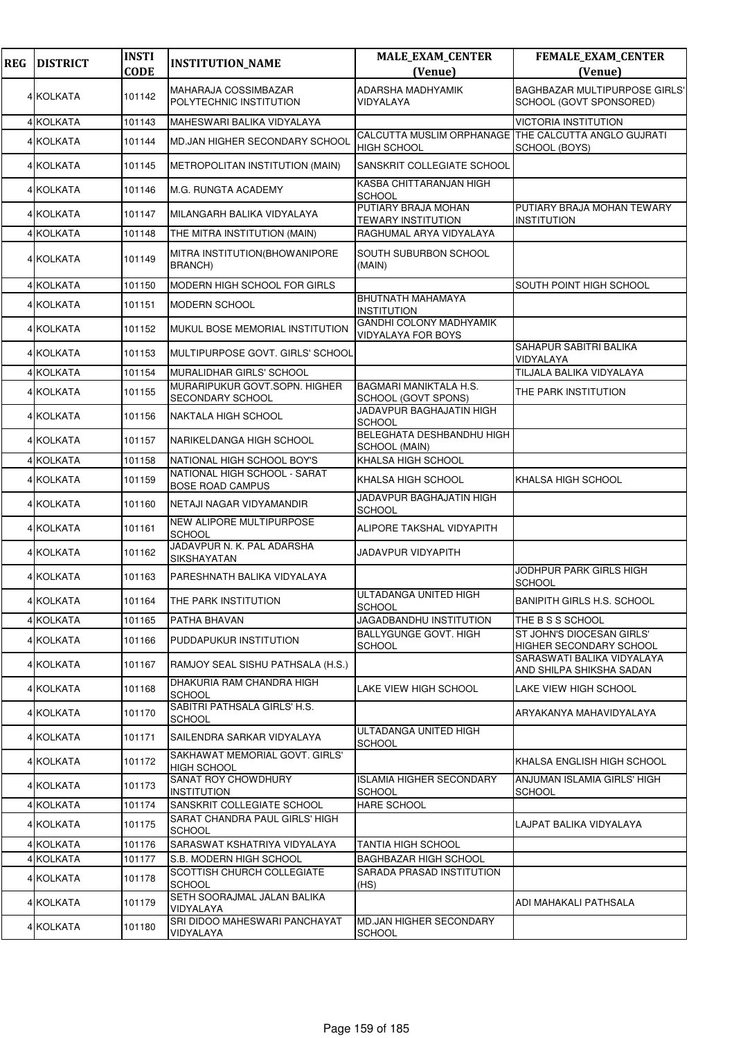| REG | DISTRICT | INSTI CODE | INSTITUTION_NAME | MALE_EXAM_CENTER (Venue) | FEMALE_EXAM_CENTER (Venue) |
|---|---|---|---|---|---|
| 4 | KOLKATA | 101142 | MAHARAJA COSSIMBAZAR POLYTECHNIC INSTITUTION | ADARSHA MADHYAMIK VIDYALAYA | BAGHBAZAR MULTIPURPOSE GIRLS' SCHOOL (GOVT SPONSORED) |
| 4 | KOLKATA | 101143 | MAHESWARI BALIKA VIDYALAYA | | VICTORIA INSTITUTION |
| 4 | KOLKATA | 101144 | MD.JAN HIGHER SECONDARY SCHOOL | CALCUTTA MUSLIM ORPHANAGE HIGH SCHOOL | THE CALCUTTA ANGLO GUJRATI SCHOOL (BOYS) |
| 4 | KOLKATA | 101145 | METROPOLITAN INSTITUTION (MAIN) | SANSKRIT COLLEGIATE SCHOOL | |
| 4 | KOLKATA | 101146 | M.G. RUNGTA ACADEMY | KASBA CHITTARANJAN HIGH SCHOOL | |
| 4 | KOLKATA | 101147 | MILANGARH BALIKA VIDYALAYA | PUTIARY BRAJA MOHAN TEWARY INSTITUTION | PUTIARY BRAJA MOHAN TEWARY INSTITUTION |
| 4 | KOLKATA | 101148 | THE MITRA INSTITUTION (MAIN) | RAGHUMAL ARYA VIDYALAYA | |
| 4 | KOLKATA | 101149 | MITRA INSTITUTION(BHOWANIPORE BRANCH) | SOUTH SUBURBON SCHOOL (MAIN) | |
| 4 | KOLKATA | 101150 | MODERN HIGH SCHOOL FOR GIRLS | | SOUTH POINT HIGH SCHOOL |
| 4 | KOLKATA | 101151 | MODERN SCHOOL | BHUTNATH MAHAMAYA INSTITUTION | |
| 4 | KOLKATA | 101152 | MUKUL BOSE MEMORIAL INSTITUTION | GANDHI COLONY MADHYAMIK VIDYALAYA FOR BOYS | |
| 4 | KOLKATA | 101153 | MULTIPURPOSE GOVT. GIRLS' SCHOOL | | SAHAPUR SABITRI BALIKA VIDYALAYA |
| 4 | KOLKATA | 101154 | MURALIDHAR GIRLS' SCHOOL | | TILJALA BALIKA VIDYALAYA |
| 4 | KOLKATA | 101155 | MURARIPUKUR GOVT.SOPN. HIGHER SECONDARY SCHOOL | BAGMARI MANIKTALA H.S. SCHOOL (GOVT SPONS) | THE PARK INSTITUTION |
| 4 | KOLKATA | 101156 | NAKTALA HIGH SCHOOL | JADAVPUR BAGHAJATIN HIGH SCHOOL | |
| 4 | KOLKATA | 101157 | NARIKELDANGA HIGH SCHOOL | BELEGHATA DESHBANDHU HIGH SCHOOL (MAIN) | |
| 4 | KOLKATA | 101158 | NATIONAL HIGH SCHOOL BOY'S | KHALSA HIGH SCHOOL | |
| 4 | KOLKATA | 101159 | NATIONAL HIGH SCHOOL - SARAT BOSE ROAD CAMPUS | KHALSA HIGH SCHOOL | KHALSA HIGH SCHOOL |
| 4 | KOLKATA | 101160 | NETAJI NAGAR VIDYAMANDIR | JADAVPUR BAGHAJATIN HIGH SCHOOL | |
| 4 | KOLKATA | 101161 | NEW ALIPORE MULTIPURPOSE SCHOOL | ALIPORE TAKSHAL VIDYAPITH | |
| 4 | KOLKATA | 101162 | JADAVPUR N. K. PAL ADARSHA SIKSHAYATAN | JADAVPUR VIDYAPITH | |
| 4 | KOLKATA | 101163 | PARESHNATH BALIKA VIDYALAYA | | JODHPUR PARK GIRLS HIGH SCHOOL |
| 4 | KOLKATA | 101164 | THE PARK INSTITUTION | ULTADANGA UNITED HIGH SCHOOL | BANIPITH GIRLS H.S. SCHOOL |
| 4 | KOLKATA | 101165 | PATHA BHAVAN | JAGADBANDHU INSTITUTION | THE B S S SCHOOL |
| 4 | KOLKATA | 101166 | PUDDAPUKUR INSTITUTION | BALLYGUNGE GOVT. HIGH SCHOOL | ST JOHN'S DIOCESAN GIRLS' HIGHER SECONDARY SCHOOL |
| 4 | KOLKATA | 101167 | RAMJOY SEAL SISHU PATHSALA (H.S.) | | SARASWATI BALIKA VIDYALAYA AND SHILPA SHIKSHA SADAN |
| 4 | KOLKATA | 101168 | DHAKURIA RAM CHANDRA HIGH SCHOOL | LAKE VIEW HIGH SCHOOL | LAKE VIEW HIGH SCHOOL |
| 4 | KOLKATA | 101170 | SABITRI PATHSALA GIRLS' H.S. SCHOOL | | ARYAKANYA MAHAVIDYALAYA |
| 4 | KOLKATA | 101171 | SAILENDRA SARKAR VIDYALAYA | ULTADANGA UNITED HIGH SCHOOL | |
| 4 | KOLKATA | 101172 | SAKHAWAT MEMORIAL GOVT. GIRLS' HIGH SCHOOL | | KHALSA ENGLISH HIGH SCHOOL |
| 4 | KOLKATA | 101173 | SANAT ROY CHOWDHURY INSTITUTION | ISLAMIA HIGHER SECONDARY SCHOOL | ANJUMAN ISLAMIA GIRLS' HIGH SCHOOL |
| 4 | KOLKATA | 101174 | SANSKRIT COLLEGIATE SCHOOL | HARE SCHOOL | |
| 4 | KOLKATA | 101175 | SARAT CHANDRA PAUL GIRLS' HIGH SCHOOL | | LAJPAT BALIKA VIDYALAYA |
| 4 | KOLKATA | 101176 | SARASWAT KSHATRIYA VIDYALAYA | TANTIA HIGH SCHOOL | |
| 4 | KOLKATA | 101177 | S.B. MODERN HIGH SCHOOL | BAGHBAZAR HIGH SCHOOL | |
| 4 | KOLKATA | 101178 | SCOTTISH CHURCH COLLEGIATE SCHOOL | SARADA PRASAD INSTITUTION (HS) | |
| 4 | KOLKATA | 101179 | SETH SOORAJMAL JALAN BALIKA VIDYALAYA | | ADI MAHAKALI PATHSALA |
| 4 | KOLKATA | 101180 | SRI DIDOO MAHESWARI PANCHAYAT VIDYALAYA | MD.JAN HIGHER SECONDARY SCHOOL | |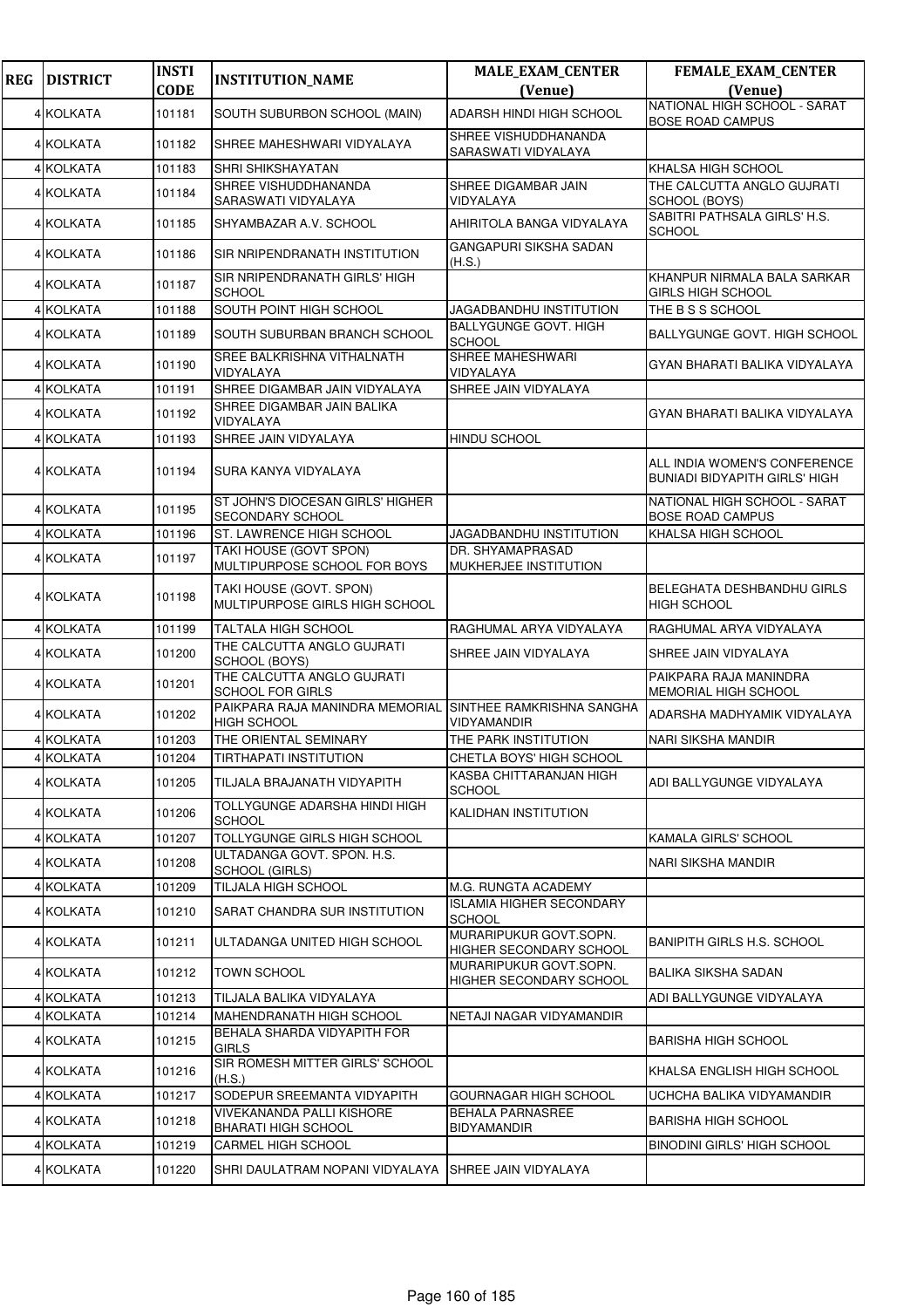| REG | DISTRICT | INSTI CODE | INSTITUTION_NAME | MALE_EXAM_CENTER (Venue) | FEMALE_EXAM_CENTER (Venue) |
|---|---|---|---|---|---|
| 4 | KOLKATA | 101181 | SOUTH SUBURBON SCHOOL (MAIN) | ADARSH HINDI HIGH SCHOOL | NATIONAL HIGH SCHOOL - SARAT BOSE ROAD CAMPUS |
| 4 | KOLKATA | 101182 | SHREE MAHESHWARI VIDYALAYA | SHREE VISHUDDHANANDA SARASWATI VIDYALAYA | |
| 4 | KOLKATA | 101183 | SHRI SHIKSHAYATAN | | KHALSA HIGH SCHOOL |
| 4 | KOLKATA | 101184 | SHREE VISHUDDHANANDA SARASWATI VIDYALAYA | SHREE DIGAMBAR JAIN VIDYALAYA | THE CALCUTTA ANGLO GUJRATI SCHOOL (BOYS) |
| 4 | KOLKATA | 101185 | SHYAMBAZAR A.V. SCHOOL | AHIRITOLA BANGA VIDYALAYA | SABITRI PATHSALA GIRLS' H.S. SCHOOL |
| 4 | KOLKATA | 101186 | SIR NRIPENDRANATH INSTITUTION | GANGAPURI SIKSHA SADAN (H.S.) | |
| 4 | KOLKATA | 101187 | SIR NRIPENDRANATH GIRLS' HIGH SCHOOL | | KHANPUR NIRMALA BALA SARKAR GIRLS HIGH SCHOOL |
| 4 | KOLKATA | 101188 | SOUTH POINT HIGH SCHOOL | JAGADBANDHU INSTITUTION | THE B S S SCHOOL |
| 4 | KOLKATA | 101189 | SOUTH SUBURBAN BRANCH SCHOOL | BALLYGUNGE GOVT. HIGH SCHOOL | BALLYGUNGE GOVT. HIGH SCHOOL |
| 4 | KOLKATA | 101190 | SREE BALKRISHNA VITHALNATH VIDYALAYA | SHREE MAHESHWARI VIDYALAYA | GYAN BHARATI BALIKA VIDYALAYA |
| 4 | KOLKATA | 101191 | SHREE DIGAMBAR JAIN VIDYALAYA | SHREE JAIN VIDYALAYA | |
| 4 | KOLKATA | 101192 | SHREE DIGAMBAR JAIN BALIKA VIDYALAYA | | GYAN BHARATI BALIKA VIDYALAYA |
| 4 | KOLKATA | 101193 | SHREE JAIN VIDYALAYA | HINDU SCHOOL | |
| 4 | KOLKATA | 101194 | SURA KANYA VIDYALAYA | | ALL INDIA WOMEN'S CONFERENCE BUNIADI BIDYAPITH GIRLS' HIGH |
| 4 | KOLKATA | 101195 | ST JOHN'S DIOCESAN GIRLS' HIGHER SECONDARY SCHOOL | | NATIONAL HIGH SCHOOL - SARAT BOSE ROAD CAMPUS |
| 4 | KOLKATA | 101196 | ST. LAWRENCE HIGH SCHOOL | JAGADBANDHU INSTITUTION | KHALSA HIGH SCHOOL |
| 4 | KOLKATA | 101197 | TAKI HOUSE (GOVT SPON) MULTIPURPOSE SCHOOL FOR BOYS | DR. SHYAMAPRASAD MUKHERJEE INSTITUTION | |
| 4 | KOLKATA | 101198 | TAKI HOUSE (GOVT. SPON) MULTIPURPOSE GIRLS HIGH SCHOOL | | BELEGHATA DESHBANDHU GIRLS HIGH SCHOOL |
| 4 | KOLKATA | 101199 | TALTALA HIGH SCHOOL | RAGHUMAL ARYA VIDYALAYA | RAGHUMAL ARYA VIDYALAYA |
| 4 | KOLKATA | 101200 | THE CALCUTTA ANGLO GUJRATI SCHOOL (BOYS) | SHREE JAIN VIDYALAYA | SHREE JAIN VIDYALAYA |
| 4 | KOLKATA | 101201 | THE CALCUTTA ANGLO GUJRATI SCHOOL FOR GIRLS | | PAIKPARA RAJA MANINDRA MEMORIAL HIGH SCHOOL |
| 4 | KOLKATA | 101202 | PAIKPARA RAJA MANINDRA MEMORIAL HIGH SCHOOL | SINTHEE RAMKRISHNA SANGHA VIDYAMANDIR | ADARSHA MADHYAMIK VIDYALAYA |
| 4 | KOLKATA | 101203 | THE ORIENTAL SEMINARY | THE PARK INSTITUTION | NARI SIKSHA MANDIR |
| 4 | KOLKATA | 101204 | TIRTHAPATI INSTITUTION | CHETLA BOYS' HIGH SCHOOL | |
| 4 | KOLKATA | 101205 | TILJALA BRAJANATH VIDYAPITH | KASBA CHITTARANJAN HIGH SCHOOL | ADI BALLYGUNGE VIDYALAYA |
| 4 | KOLKATA | 101206 | TOLLYGUNGE ADARSHA HINDI HIGH SCHOOL | KALIDHAN INSTITUTION | |
| 4 | KOLKATA | 101207 | TOLLYGUNGE GIRLS HIGH SCHOOL | | KAMALA GIRLS' SCHOOL |
| 4 | KOLKATA | 101208 | ULTADANGA GOVT. SPON. H.S. SCHOOL (GIRLS) | | NARI SIKSHA MANDIR |
| 4 | KOLKATA | 101209 | TILJALA HIGH SCHOOL | M.G. RUNGTA ACADEMY | |
| 4 | KOLKATA | 101210 | SARAT CHANDRA SUR INSTITUTION | ISLAMIA HIGHER SECONDARY SCHOOL | |
| 4 | KOLKATA | 101211 | ULTADANGA UNITED HIGH SCHOOL | MURARIPUKUR GOVT.SOPN. HIGHER SECONDARY SCHOOL | BANIPITH GIRLS H.S. SCHOOL |
| 4 | KOLKATA | 101212 | TOWN SCHOOL | MURARIPUKUR GOVT.SOPN. HIGHER SECONDARY SCHOOL | BALIKA SIKSHA SADAN |
| 4 | KOLKATA | 101213 | TILJALA BALIKA VIDYALAYA | | ADI BALLYGUNGE VIDYALAYA |
| 4 | KOLKATA | 101214 | MAHENDRANATH HIGH SCHOOL | NETAJI NAGAR VIDYAMANDIR | |
| 4 | KOLKATA | 101215 | BEHALA SHARDA VIDYAPITH FOR GIRLS | | BARISHA HIGH SCHOOL |
| 4 | KOLKATA | 101216 | SIR ROMESH MITTER GIRLS' SCHOOL (H.S.) | | KHALSA ENGLISH HIGH SCHOOL |
| 4 | KOLKATA | 101217 | SODEPUR SREEMANTA VIDYAPITH | GOURNAGAR HIGH SCHOOL | UCHCHA BALIKA VIDYAMANDIR |
| 4 | KOLKATA | 101218 | VIVEKANANDA PALLI KISHORE BHARATI HIGH SCHOOL | BEHALA PARNASREE BIDYAMANDIR | BARISHA HIGH SCHOOL |
| 4 | KOLKATA | 101219 | CARMEL HIGH SCHOOL | | BINODINI GIRLS' HIGH SCHOOL |
| 4 | KOLKATA | 101220 | SHRI DAULATRAM NOPANI VIDYALAYA | SHREE JAIN VIDYALAYA | |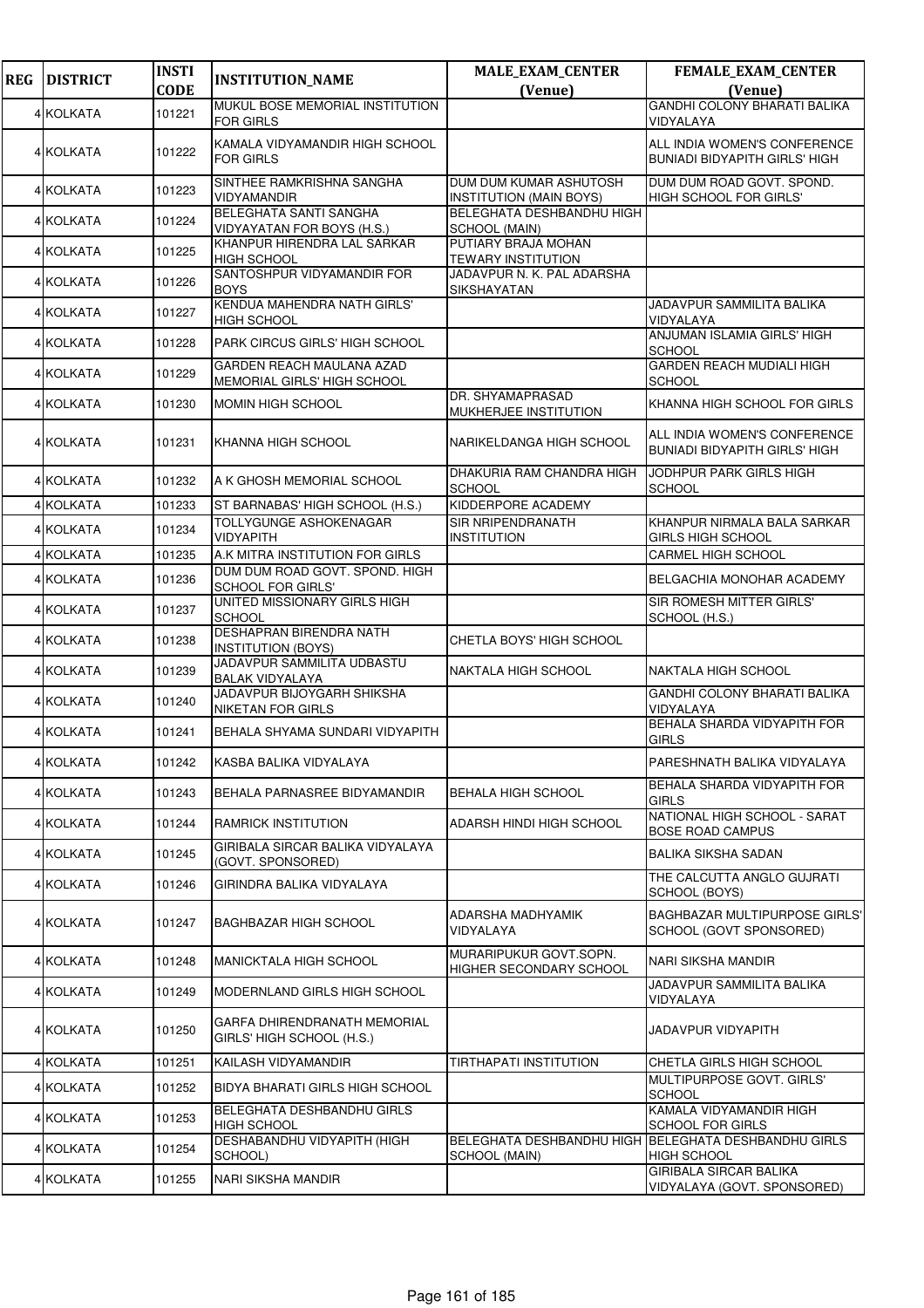| REG | DISTRICT | INSTI CODE | INSTITUTION_NAME | MALE_EXAM_CENTER (Venue) | FEMALE_EXAM_CENTER (Venue) |
|---|---|---|---|---|---|
| 4 | KOLKATA | 101221 | MUKUL BOSE MEMORIAL INSTITUTION FOR GIRLS | | GANDHI COLONY BHARATI BALIKA VIDYALAYA |
| 4 | KOLKATA | 101222 | KAMALA VIDYAMANDIR HIGH SCHOOL FOR GIRLS | | ALL INDIA WOMEN'S CONFERENCE BUNIADI BIDYAPITH GIRLS' HIGH |
| 4 | KOLKATA | 101223 | SINTHEE RAMKRISHNA SANGHA VIDYAMANDIR | DUM DUM KUMAR ASHUTOSH INSTITUTION (MAIN BOYS) | DUM DUM ROAD GOVT. SPOND. HIGH SCHOOL FOR GIRLS' |
| 4 | KOLKATA | 101224 | BELEGHATA SANTI SANGHA VIDYAYATAN FOR BOYS (H.S.) | BELEGHATA DESHBANDHU HIGH SCHOOL (MAIN) | |
| 4 | KOLKATA | 101225 | KHANPUR HIRENDRA LAL SARKAR HIGH SCHOOL | PUTIARY BRAJA MOHAN TEWARY INSTITUTION | |
| 4 | KOLKATA | 101226 | SANTOSHPUR VIDYAMANDIR FOR BOYS | JADAVPUR N. K. PAL ADARSHA SIKSHAYATAN | |
| 4 | KOLKATA | 101227 | KENDUA MAHENDRA NATH GIRLS' HIGH SCHOOL | | JADAVPUR SAMMILITA BALIKA VIDYALAYA |
| 4 | KOLKATA | 101228 | PARK CIRCUS GIRLS' HIGH SCHOOL | | ANJUMAN ISLAMIA GIRLS' HIGH SCHOOL |
| 4 | KOLKATA | 101229 | GARDEN REACH MAULANA AZAD MEMORIAL GIRLS' HIGH SCHOOL | | GARDEN REACH MUDIALI HIGH SCHOOL |
| 4 | KOLKATA | 101230 | MOMIN HIGH SCHOOL | DR. SHYAMAPRASAD MUKHERJEE INSTITUTION | KHANNA HIGH SCHOOL FOR GIRLS |
| 4 | KOLKATA | 101231 | KHANNA HIGH SCHOOL | NARIKELDANGA HIGH SCHOOL | ALL INDIA WOMEN'S CONFERENCE BUNIADI BIDYAPITH GIRLS' HIGH |
| 4 | KOLKATA | 101232 | A K GHOSH MEMORIAL SCHOOL | DHAKURIA RAM CHANDRA HIGH SCHOOL | JODHPUR PARK GIRLS HIGH SCHOOL |
| 4 | KOLKATA | 101233 | ST BARNABAS' HIGH SCHOOL (H.S.) | KIDDERPORE ACADEMY | |
| 4 | KOLKATA | 101234 | TOLLYGUNGE ASHOKENAGAR VIDYAPITH | SIR NRIPENDRANATH INSTITUTION | KHANPUR NIRMALA BALA SARKAR GIRLS HIGH SCHOOL |
| 4 | KOLKATA | 101235 | A.K MITRA INSTITUTION FOR GIRLS | | CARMEL HIGH SCHOOL |
| 4 | KOLKATA | 101236 | DUM DUM ROAD GOVT. SPOND. HIGH SCHOOL FOR GIRLS' | | BELGACHIA MONOHAR ACADEMY |
| 4 | KOLKATA | 101237 | UNITED MISSIONARY GIRLS HIGH SCHOOL | | SIR ROMESH MITTER GIRLS' SCHOOL (H.S.) |
| 4 | KOLKATA | 101238 | DESHAPRAN BIRENDRA NATH INSTITUTION (BOYS) | CHETLA BOYS' HIGH SCHOOL | |
| 4 | KOLKATA | 101239 | JADAVPUR SAMMILITA UDBASTU BALAK VIDYALAYA | NAKTALA HIGH SCHOOL | NAKTALA HIGH SCHOOL |
| 4 | KOLKATA | 101240 | JADAVPUR BIJOYGARH SHIKSHA NIKETAN FOR GIRLS | | GANDHI COLONY BHARATI BALIKA VIDYALAYA |
| 4 | KOLKATA | 101241 | BEHALA SHYAMA SUNDARI VIDYAPITH | | BEHALA SHARDA VIDYAPITH FOR GIRLS |
| 4 | KOLKATA | 101242 | KASBA BALIKA VIDYALAYA | | PARESHNATH BALIKA VIDYALAYA |
| 4 | KOLKATA | 101243 | BEHALA PARNASREE BIDYAMANDIR | BEHALA HIGH SCHOOL | BEHALA SHARDA VIDYAPITH FOR GIRLS |
| 4 | KOLKATA | 101244 | RAMRICK INSTITUTION | ADARSH HINDI HIGH SCHOOL | NATIONAL HIGH SCHOOL - SARAT BOSE ROAD CAMPUS |
| 4 | KOLKATA | 101245 | GIRIBALA SIRCAR BALIKA VIDYALAYA (GOVT. SPONSORED) | | BALIKA SIKSHA SADAN |
| 4 | KOLKATA | 101246 | GIRINDRA BALIKA VIDYALAYA | | THE CALCUTTA ANGLO GUJRATI SCHOOL (BOYS) |
| 4 | KOLKATA | 101247 | BAGHBAZAR HIGH SCHOOL | ADARSHA MADHYAMIK VIDYALAYA | BAGHBAZAR MULTIPURPOSE GIRLS' SCHOOL (GOVT SPONSORED) |
| 4 | KOLKATA | 101248 | MANICKTALA HIGH SCHOOL | MURARIPUKUR GOVT.SOPN. HIGHER SECONDARY SCHOOL | NARI SIKSHA MANDIR |
| 4 | KOLKATA | 101249 | MODERNLAND GIRLS HIGH SCHOOL | | JADAVPUR SAMMILITA BALIKA VIDYALAYA |
| 4 | KOLKATA | 101250 | GARFA DHIRENDRANATH MEMORIAL GIRLS' HIGH SCHOOL (H.S.) | | JADAVPUR VIDYAPITH |
| 4 | KOLKATA | 101251 | KAILASH VIDYAMANDIR | TIRTHAPATI INSTITUTION | CHETLA GIRLS HIGH SCHOOL |
| 4 | KOLKATA | 101252 | BIDYA BHARATI GIRLS HIGH SCHOOL | | MULTIPURPOSE GOVT. GIRLS' SCHOOL |
| 4 | KOLKATA | 101253 | BELEGHATA DESHBANDHU GIRLS HIGH SCHOOL | | KAMALA VIDYAMANDIR HIGH SCHOOL FOR GIRLS |
| 4 | KOLKATA | 101254 | DESHABANDHU VIDYAPITH (HIGH SCHOOL) | BELEGHATA DESHBANDHU HIGH SCHOOL (MAIN) | BELEGHATA DESHBANDHU GIRLS HIGH SCHOOL |
| 4 | KOLKATA | 101255 | NARI SIKSHA MANDIR | | GIRIBALA SIRCAR BALIKA VIDYALAYA (GOVT. SPONSORED) |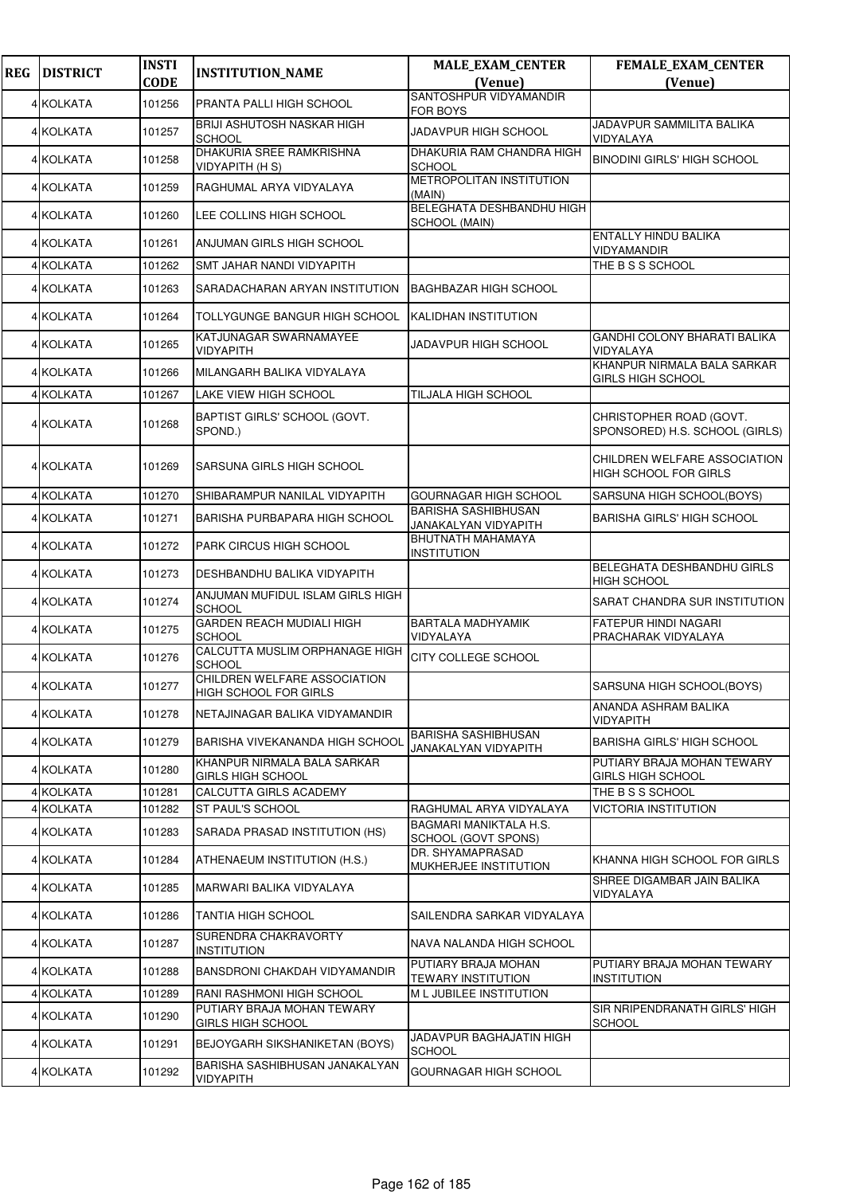| REG | DISTRICT | INSTI CODE | INSTITUTION_NAME | MALE_EXAM_CENTER (Venue) | FEMALE_EXAM_CENTER (Venue) |
|---|---|---|---|---|---|
| 4 | KOLKATA | 101256 | PRANTA PALLI HIGH SCHOOL | SANTOSHPUR VIDYAMANDIR FOR BOYS | |
| 4 | KOLKATA | 101257 | BRIJI ASHUTOSH NASKAR HIGH SCHOOL | JADAVPUR HIGH SCHOOL | JADAVPUR SAMMILITA BALIKA VIDYALAYA |
| 4 | KOLKATA | 101258 | DHAKURIA SREE RAMKRISHNA VIDYAPITH (H S) | DHAKURIA RAM CHANDRA HIGH SCHOOL | BINODINI GIRLS' HIGH SCHOOL |
| 4 | KOLKATA | 101259 | RAGHUMAL ARYA VIDYALAYA | METROPOLITAN INSTITUTION (MAIN) | |
| 4 | KOLKATA | 101260 | LEE COLLINS HIGH SCHOOL | BELEGHATA DESHBANDHU HIGH SCHOOL (MAIN) | |
| 4 | KOLKATA | 101261 | ANJUMAN GIRLS HIGH SCHOOL | | ENTALLY HINDU BALIKA VIDYAMANDIR |
| 4 | KOLKATA | 101262 | SMT JAHAR NANDI VIDYAPITH | | THE B S S SCHOOL |
| 4 | KOLKATA | 101263 | SARADACHARAN ARYAN INSTITUTION | BAGHBAZAR HIGH SCHOOL | |
| 4 | KOLKATA | 101264 | TOLLYGUNGE BANGUR HIGH SCHOOL | KALIDHAN INSTITUTION | |
| 4 | KOLKATA | 101265 | KATJUNAGAR SWARNAMAYEE VIDYAPITH | JADAVPUR HIGH SCHOOL | GANDHI COLONY BHARATI BALIKA VIDYALAYA |
| 4 | KOLKATA | 101266 | MILANGARH BALIKA VIDYALAYA | | KHANPUR NIRMALA BALA SARKAR GIRLS HIGH SCHOOL |
| 4 | KOLKATA | 101267 | LAKE VIEW HIGH SCHOOL | TILJALA HIGH SCHOOL | |
| 4 | KOLKATA | 101268 | BAPTIST GIRLS' SCHOOL (GOVT. SPOND.) | | CHRISTOPHER ROAD (GOVT. SPONSORED) H.S. SCHOOL (GIRLS) |
| 4 | KOLKATA | 101269 | SARSUNA GIRLS HIGH SCHOOL | | CHILDREN WELFARE ASSOCIATION HIGH SCHOOL FOR GIRLS |
| 4 | KOLKATA | 101270 | SHIBARAMPUR NANILAL VIDYAPITH | GOURNAGAR HIGH SCHOOL | SARSUNA HIGH SCHOOL(BOYS) |
| 4 | KOLKATA | 101271 | BARISHA PURBAPARA HIGH SCHOOL | BARISHA SASHIBHUSAN JANAKALYAN VIDYAPITH | BARISHA GIRLS' HIGH SCHOOL |
| 4 | KOLKATA | 101272 | PARK CIRCUS HIGH SCHOOL | BHUTNATH MAHAMAYA INSTITUTION | |
| 4 | KOLKATA | 101273 | DESHBANDHU BALIKA VIDYAPITH | | BELEGHATA DESHBANDHU GIRLS HIGH SCHOOL |
| 4 | KOLKATA | 101274 | ANJUMAN MUFIDUL ISLAM GIRLS HIGH SCHOOL | | SARAT CHANDRA SUR INSTITUTION |
| 4 | KOLKATA | 101275 | GARDEN REACH MUDIALI HIGH SCHOOL | BARTALA MADHYAMIK VIDYALAYA | FATEPUR HINDI NAGARI PRACHARAK VIDYALAYA |
| 4 | KOLKATA | 101276 | CALCUTTA MUSLIM ORPHANAGE HIGH SCHOOL | CITY COLLEGE SCHOOL | |
| 4 | KOLKATA | 101277 | CHILDREN WELFARE ASSOCIATION HIGH SCHOOL FOR GIRLS | | SARSUNA HIGH SCHOOL(BOYS) |
| 4 | KOLKATA | 101278 | NETAJINAGAR BALIKA VIDYAMANDIR | | ANANDA ASHRAM BALIKA VIDYAPITH |
| 4 | KOLKATA | 101279 | BARISHA VIVEKANANDA HIGH SCHOOL | BARISHA SASHIBHUSAN JANAKALYAN VIDYAPITH | BARISHA GIRLS' HIGH SCHOOL |
| 4 | KOLKATA | 101280 | KHANPUR NIRMALA BALA SARKAR GIRLS HIGH SCHOOL | | PUTIARY BRAJA MOHAN TEWARY GIRLS HIGH SCHOOL |
| 4 | KOLKATA | 101281 | CALCUTTA GIRLS ACADEMY | | THE B S S SCHOOL |
| 4 | KOLKATA | 101282 | ST PAUL'S SCHOOL | RAGHUMAL ARYA VIDYALAYA | VICTORIA INSTITUTION |
| 4 | KOLKATA | 101283 | SARADA PRASAD INSTITUTION (HS) | BAGMARI MANIKTALA H.S. SCHOOL (GOVT SPONS) | |
| 4 | KOLKATA | 101284 | ATHENAEUM INSTITUTION (H.S.) | DR. SHYAMAPRASAD MUKHERJEE INSTITUTION | KHANNA HIGH SCHOOL FOR GIRLS |
| 4 | KOLKATA | 101285 | MARWARI BALIKA VIDYALAYA | | SHREE DIGAMBAR JAIN BALIKA VIDYALAYA |
| 4 | KOLKATA | 101286 | TANTIA HIGH SCHOOL | SAILENDRA SARKAR VIDYALAYA | |
| 4 | KOLKATA | 101287 | SURENDRA CHAKRAVORTY INSTITUTION | NAVA NALANDA HIGH SCHOOL | |
| 4 | KOLKATA | 101288 | BANSDRONI CHAKDAH VIDYAMANDIR | PUTIARY BRAJA MOHAN TEWARY INSTITUTION | PUTIARY BRAJA MOHAN TEWARY INSTITUTION |
| 4 | KOLKATA | 101289 | RANI RASHMONI HIGH SCHOOL | M L JUBILEE INSTITUTION | |
| 4 | KOLKATA | 101290 | PUTIARY BRAJA MOHAN TEWARY GIRLS HIGH SCHOOL | | SIR NRIPENDRANATH GIRLS' HIGH SCHOOL |
| 4 | KOLKATA | 101291 | BEJOYGARH SIKSHANIKETAN (BOYS) | JADAVPUR BAGHAJATIN HIGH SCHOOL | |
| 4 | KOLKATA | 101292 | BARISHA SASHIBHUSAN JANAKALYAN VIDYAPITH | GOURNAGAR HIGH SCHOOL | |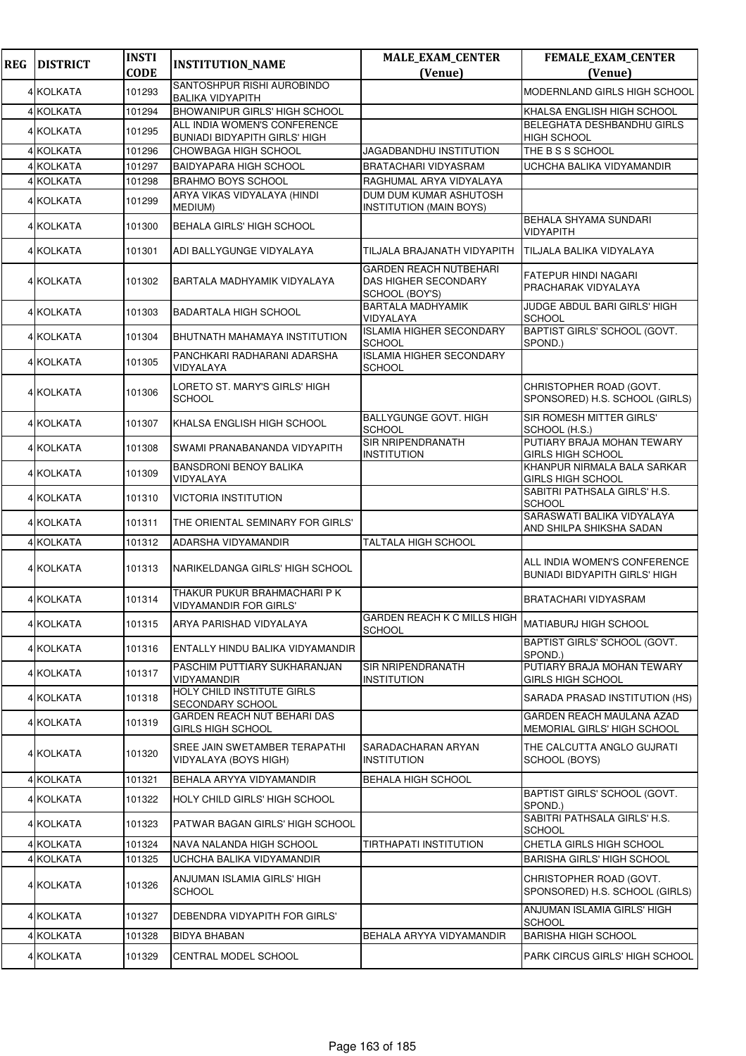| REG | DISTRICT | INSTI CODE | INSTITUTION_NAME | MALE_EXAM_CENTER (Venue) | FEMALE_EXAM_CENTER (Venue) |
|---|---|---|---|---|---|
| 4 | KOLKATA | 101293 | SANTOSHPUR RISHI AUROBINDO BALIKA VIDYAPITH | | MODERNLAND GIRLS HIGH SCHOOL |
| 4 | KOLKATA | 101294 | BHOWANIPUR GIRLS' HIGH SCHOOL | | KHALSA ENGLISH HIGH SCHOOL |
| 4 | KOLKATA | 101295 | ALL INDIA WOMEN'S CONFERENCE BUNIADI BIDYAPITH GIRLS' HIGH | | BELEGHATA DESHBANDHU GIRLS HIGH SCHOOL |
| 4 | KOLKATA | 101296 | CHOWBAGA HIGH SCHOOL | JAGADBANDHU INSTITUTION | THE B S S SCHOOL |
| 4 | KOLKATA | 101297 | BAIDYAPARA HIGH SCHOOL | BRATACHARI VIDYASRAM | UCHCHA BALIKA VIDYAMANDIR |
| 4 | KOLKATA | 101298 | BRAHMO BOYS SCHOOL | RAGHUMAL ARYA VIDYALAYA | |
| 4 | KOLKATA | 101299 | ARYA VIKAS VIDYALAYA (HINDI MEDIUM) | DUM DUM KUMAR ASHUTOSH INSTITUTION (MAIN BOYS) | |
| 4 | KOLKATA | 101300 | BEHALA GIRLS' HIGH SCHOOL | | BEHALA SHYAMA SUNDARI VIDYAPITH |
| 4 | KOLKATA | 101301 | ADI BALLYGUNGE VIDYALAYA | TILJALA BRAJANATH VIDYAPITH | TILJALA BALIKA VIDYALAYA |
| 4 | KOLKATA | 101302 | BARTALA MADHYAMIK VIDYALAYA | GARDEN REACH NUTBEHARI DAS HIGHER SECONDARY SCHOOL (BOY'S) | FATEPUR HINDI NAGARI PRACHARAK VIDYALAYA |
| 4 | KOLKATA | 101303 | BADARTALA HIGH SCHOOL | BARTALA MADHYAMIK VIDYALAYA | JUDGE ABDUL BARI GIRLS' HIGH SCHOOL |
| 4 | KOLKATA | 101304 | BHUTNATH MAHAMAYA INSTITUTION | ISLAMIA HIGHER SECONDARY SCHOOL | BAPTIST GIRLS' SCHOOL (GOVT. SPOND.) |
| 4 | KOLKATA | 101305 | PANCHKARI RADHARANI ADARSHA VIDYALAYA | ISLAMIA HIGHER SECONDARY SCHOOL | |
| 4 | KOLKATA | 101306 | LORETO ST. MARY'S GIRLS' HIGH SCHOOL | | CHRISTOPHER ROAD (GOVT. SPONSORED) H.S. SCHOOL (GIRLS) |
| 4 | KOLKATA | 101307 | KHALSA ENGLISH HIGH SCHOOL | BALLYGUNGE GOVT. HIGH SCHOOL | SIR ROMESH MITTER GIRLS' SCHOOL (H.S.) |
| 4 | KOLKATA | 101308 | SWAMI PRANABANANDA VIDYAPITH | SIR NRIPENDRANATH INSTITUTION | PUTIARY BRAJA MOHAN TEWARY GIRLS HIGH SCHOOL |
| 4 | KOLKATA | 101309 | BANSDRONI BENOY BALIKA VIDYALAYA | | KHANPUR NIRMALA BALA SARKAR GIRLS HIGH SCHOOL |
| 4 | KOLKATA | 101310 | VICTORIA INSTITUTION | | SABITRI PATHSALA GIRLS' H.S. SCHOOL |
| 4 | KOLKATA | 101311 | THE ORIENTAL SEMINARY FOR GIRLS' | | SARASWATI BALIKA VIDYALAYA AND SHILPA SHIKSHA SADAN |
| 4 | KOLKATA | 101312 | ADARSHA VIDYAMANDIR | TALTALA HIGH SCHOOL | |
| 4 | KOLKATA | 101313 | NARIKELDANGA GIRLS' HIGH SCHOOL | | ALL INDIA WOMEN'S CONFERENCE BUNIADI BIDYAPITH GIRLS' HIGH |
| 4 | KOLKATA | 101314 | THAKUR PUKUR BRAHMACHARI P K VIDYAMANDIR FOR GIRLS' | | BRATACHARI VIDYASRAM |
| 4 | KOLKATA | 101315 | ARYA PARISHAD VIDYALAYA | GARDEN REACH K C MILLS HIGH SCHOOL | MATIABURJ HIGH SCHOOL |
| 4 | KOLKATA | 101316 | ENTALLY HINDU BALIKA VIDYAMANDIR | | BAPTIST GIRLS' SCHOOL (GOVT. SPOND.) |
| 4 | KOLKATA | 101317 | PASCHIM PUTTIARY SUKHARANJAN VIDYAMANDIR | SIR NRIPENDRANATH INSTITUTION | PUTIARY BRAJA MOHAN TEWARY GIRLS HIGH SCHOOL |
| 4 | KOLKATA | 101318 | HOLY CHILD INSTITUTE GIRLS SECONDARY SCHOOL | | SARADA PRASAD INSTITUTION (HS) |
| 4 | KOLKATA | 101319 | GARDEN REACH NUT BEHARI DAS GIRLS HIGH SCHOOL | | GARDEN REACH MAULANA AZAD MEMORIAL GIRLS' HIGH SCHOOL |
| 4 | KOLKATA | 101320 | SREE JAIN SWETAMBER TERAPATHI VIDYALAYA (BOYS HIGH) | SARADACHARAN ARYAN INSTITUTION | THE CALCUTTA ANGLO GUJRATI SCHOOL (BOYS) |
| 4 | KOLKATA | 101321 | BEHALA ARYYA VIDYAMANDIR | BEHALA HIGH SCHOOL | |
| 4 | KOLKATA | 101322 | HOLY CHILD GIRLS' HIGH SCHOOL | | BAPTIST GIRLS' SCHOOL (GOVT. SPOND.) |
| 4 | KOLKATA | 101323 | PATWAR BAGAN GIRLS' HIGH SCHOOL | | SABITRI PATHSALA GIRLS' H.S. SCHOOL |
| 4 | KOLKATA | 101324 | NAVA NALANDA HIGH SCHOOL | TIRTHAPATI INSTITUTION | CHETLA GIRLS HIGH SCHOOL |
| 4 | KOLKATA | 101325 | UCHCHA BALIKA VIDYAMANDIR | | BARISHA GIRLS' HIGH SCHOOL |
| 4 | KOLKATA | 101326 | ANJUMAN ISLAMIA GIRLS' HIGH SCHOOL | | CHRISTOPHER ROAD (GOVT. SPONSORED) H.S. SCHOOL (GIRLS) |
| 4 | KOLKATA | 101327 | DEBENDRA VIDYAPITH FOR GIRLS' | | ANJUMAN ISLAMIA GIRLS' HIGH SCHOOL |
| 4 | KOLKATA | 101328 | BIDYA BHABAN | BEHALA ARYYA VIDYAMANDIR | BARISHA HIGH SCHOOL |
| 4 | KOLKATA | 101329 | CENTRAL MODEL SCHOOL | | PARK CIRCUS GIRLS' HIGH SCHOOL |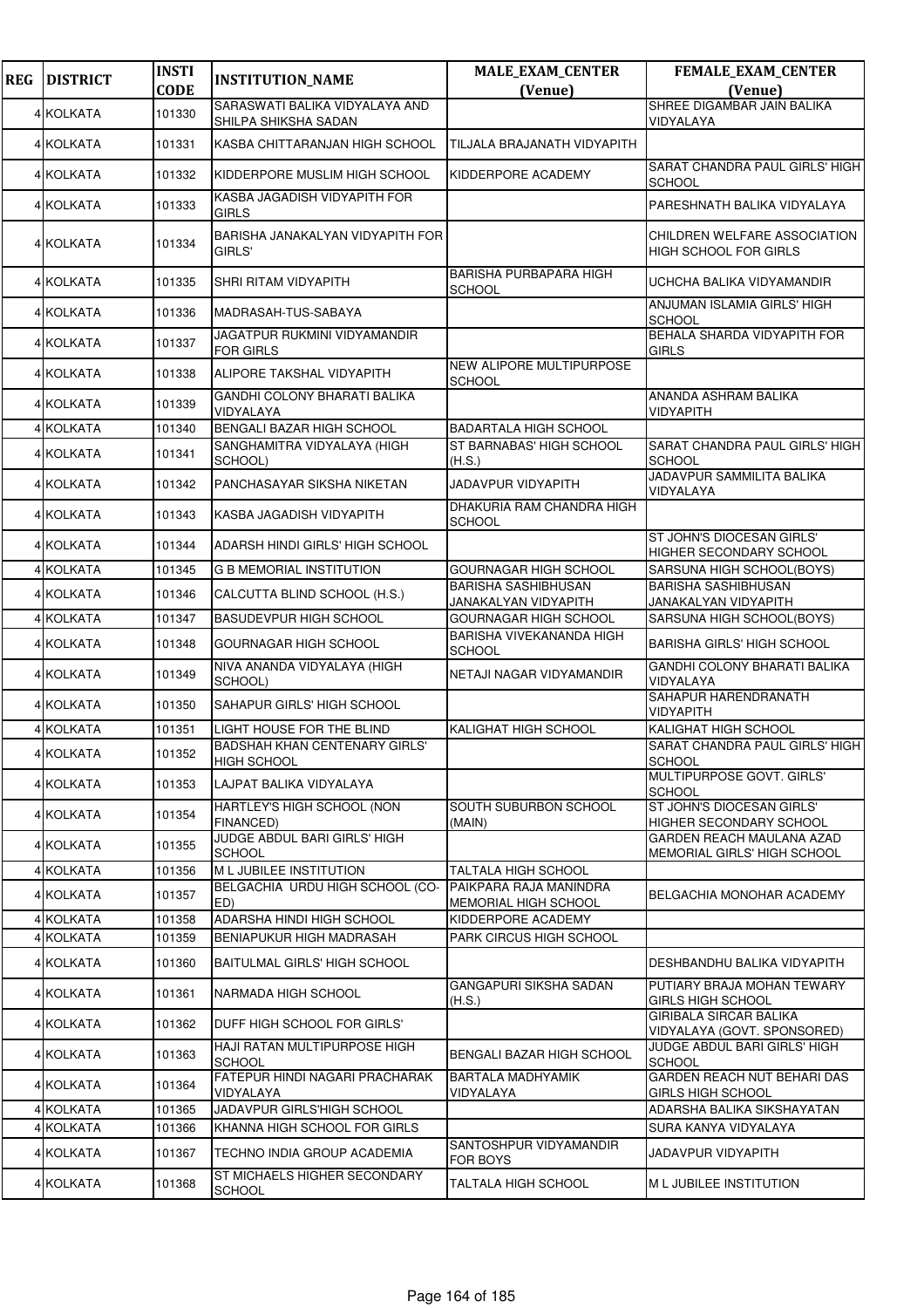| REG | DISTRICT | INSTI CODE | INSTITUTION_NAME | MALE_EXAM_CENTER (Venue) | FEMALE_EXAM_CENTER (Venue) |
|---|---|---|---|---|---|
| 4 | KOLKATA | 101330 | SARASWATI BALIKA VIDYALAYA AND SHILPA SHIKSHA SADAN | | SHREE DIGAMBAR JAIN BALIKA VIDYALAYA |
| 4 | KOLKATA | 101331 | KASBA CHITTARANJAN HIGH SCHOOL | TILJALA BRAJANATH VIDYAPITH | |
| 4 | KOLKATA | 101332 | KIDDERPORE MUSLIM HIGH SCHOOL | KIDDERPORE ACADEMY | SARAT CHANDRA PAUL GIRLS' HIGH SCHOOL |
| 4 | KOLKATA | 101333 | KASBA JAGADISH VIDYAPITH FOR GIRLS | | PARESHNATH BALIKA VIDYALAYA |
| 4 | KOLKATA | 101334 | BARISHA JANAKALYAN VIDYAPITH FOR GIRLS' | | CHILDREN WELFARE ASSOCIATION HIGH SCHOOL FOR GIRLS |
| 4 | KOLKATA | 101335 | SHRI RITAM VIDYAPITH | BARISHA PURBAPARA HIGH SCHOOL | UCHCHA BALIKA VIDYAMANDIR |
| 4 | KOLKATA | 101336 | MADRASAH-TUS-SABAYA | | ANJUMAN ISLAMIA GIRLS' HIGH SCHOOL |
| 4 | KOLKATA | 101337 | JAGATPUR RUKMINI VIDYAMANDIR FOR GIRLS | | BEHALA SHARDA VIDYAPITH FOR GIRLS |
| 4 | KOLKATA | 101338 | ALIPORE TAKSHAL VIDYAPITH | NEW ALIPORE MULTIPURPOSE SCHOOL | |
| 4 | KOLKATA | 101339 | GANDHI COLONY BHARATI BALIKA VIDYALAYA | | ANANDA ASHRAM BALIKA VIDYAPITH |
| 4 | KOLKATA | 101340 | BENGALI BAZAR HIGH SCHOOL | BADARTALA HIGH SCHOOL | |
| 4 | KOLKATA | 101341 | SANGHAMITRA VIDYALAYA (HIGH SCHOOL) | ST BARNABAS' HIGH SCHOOL (H.S.) | SARAT CHANDRA PAUL GIRLS' HIGH SCHOOL |
| 4 | KOLKATA | 101342 | PANCHASAYAR SIKSHA NIKETAN | JADAVPUR VIDYAPITH | JADAVPUR SAMMILITA BALIKA VIDYALAYA |
| 4 | KOLKATA | 101343 | KASBA JAGADISH VIDYAPITH | DHAKURIA RAM CHANDRA HIGH SCHOOL | |
| 4 | KOLKATA | 101344 | ADARSH HINDI GIRLS' HIGH SCHOOL | | ST JOHN'S DIOCESAN GIRLS' HIGHER SECONDARY SCHOOL |
| 4 | KOLKATA | 101345 | G B MEMORIAL INSTITUTION | GOURNAGAR HIGH SCHOOL | SARSUNA HIGH SCHOOL(BOYS) |
| 4 | KOLKATA | 101346 | CALCUTTA BLIND SCHOOL (H.S.) | BARISHA SASHIBHUSAN JANAKALYAN VIDYAPITH | BARISHA SASHIBHUSAN JANAKALYAN VIDYAPITH |
| 4 | KOLKATA | 101347 | BASUDEVPUR HIGH SCHOOL | GOURNAGAR HIGH SCHOOL | SARSUNA HIGH SCHOOL(BOYS) |
| 4 | KOLKATA | 101348 | GOURNAGAR HIGH SCHOOL | BARISHA VIVEKANANDA HIGH SCHOOL | BARISHA GIRLS' HIGH SCHOOL |
| 4 | KOLKATA | 101349 | NIVA ANANDA VIDYALAYA (HIGH SCHOOL) | NETAJI NAGAR VIDYAMANDIR | GANDHI COLONY BHARATI BALIKA VIDYALAYA |
| 4 | KOLKATA | 101350 | SAHAPUR GIRLS' HIGH SCHOOL | | SAHAPUR HARENDRANATH VIDYAPITH |
| 4 | KOLKATA | 101351 | LIGHT HOUSE FOR THE BLIND | KALIGHAT HIGH SCHOOL | KALIGHAT HIGH SCHOOL |
| 4 | KOLKATA | 101352 | BADSHAH KHAN CENTENARY GIRLS' HIGH SCHOOL | | SARAT CHANDRA PAUL GIRLS' HIGH SCHOOL |
| 4 | KOLKATA | 101353 | LAJPAT BALIKA VIDYALAYA | | MULTIPURPOSE GOVT. GIRLS' SCHOOL |
| 4 | KOLKATA | 101354 | HARTLEY'S HIGH SCHOOL (NON FINANCED) | SOUTH SUBURBON SCHOOL (MAIN) | ST JOHN'S DIOCESAN GIRLS' HIGHER SECONDARY SCHOOL |
| 4 | KOLKATA | 101355 | JUDGE ABDUL BARI GIRLS' HIGH SCHOOL | | GARDEN REACH MAULANA AZAD MEMORIAL GIRLS' HIGH SCHOOL |
| 4 | KOLKATA | 101356 | M L JUBILEE INSTITUTION | TALTALA HIGH SCHOOL | |
| 4 | KOLKATA | 101357 | BELGACHIA URDU HIGH SCHOOL (CO-ED) | PAIKPARA RAJA MANINDRA MEMORIAL HIGH SCHOOL | BELGACHIA MONOHAR ACADEMY |
| 4 | KOLKATA | 101358 | ADARSHA HINDI HIGH SCHOOL | KIDDERPORE ACADEMY | |
| 4 | KOLKATA | 101359 | BENIAPUKUR HIGH MADRASAH | PARK CIRCUS HIGH SCHOOL | |
| 4 | KOLKATA | 101360 | BAITULMAL GIRLS' HIGH SCHOOL | | DESHBANDHU BALIKA VIDYAPITH |
| 4 | KOLKATA | 101361 | NARMADA HIGH SCHOOL | GANGAPURI SIKSHA SADAN (H.S.) | PUTIARY BRAJA MOHAN TEWARY GIRLS HIGH SCHOOL |
| 4 | KOLKATA | 101362 | DUFF HIGH SCHOOL FOR GIRLS' | | GIRIBALA SIRCAR BALIKA VIDYALAYA (GOVT. SPONSORED) |
| 4 | KOLKATA | 101363 | HAJI RATAN MULTIPURPOSE HIGH SCHOOL | BENGALI BAZAR HIGH SCHOOL | JUDGE ABDUL BARI GIRLS' HIGH SCHOOL |
| 4 | KOLKATA | 101364 | FATEPUR HINDI NAGARI PRACHARAK VIDYALAYA | BARTALA MADHYAMIK VIDYALAYA | GARDEN REACH NUT BEHARI DAS GIRLS HIGH SCHOOL |
| 4 | KOLKATA | 101365 | JADAVPUR GIRLS'HIGH SCHOOL | | ADARSHA BALIKA SIKSHAYATAN |
| 4 | KOLKATA | 101366 | KHANNA HIGH SCHOOL FOR GIRLS | | SURA KANYA VIDYALAYA |
| 4 | KOLKATA | 101367 | TECHNO INDIA GROUP ACADEMIA | SANTOSHPUR VIDYAMANDIR FOR BOYS | JADAVPUR VIDYAPITH |
| 4 | KOLKATA | 101368 | ST MICHAELS HIGHER SECONDARY SCHOOL | TALTALA HIGH SCHOOL | M L JUBILEE INSTITUTION |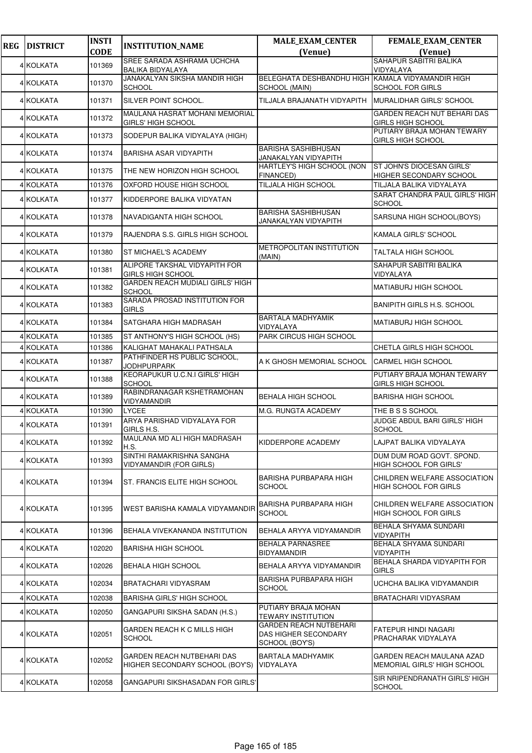| REG | DISTRICT | INSTI CODE | INSTITUTION_NAME | MALE_EXAM_CENTER (Venue) | FEMALE_EXAM_CENTER (Venue) |
|---|---|---|---|---|---|
| 4 | KOLKATA | 101369 | SREE SARADA ASHRAMA UCHCHA BALIKA BIDYALAYA | | SAHAPUR SABITRI BALIKA VIDYALAYA |
| 4 | KOLKATA | 101370 | JANAKALYAN SIKSHA MANDIR HIGH SCHOOL | BELEGHATA DESHBANDHU HIGH SCHOOL (MAIN) | KAMALA VIDYAMANDIR HIGH SCHOOL FOR GIRLS |
| 4 | KOLKATA | 101371 | SILVER POINT SCHOOL. | TILJALA BRAJANATH VIDYAPITH | MURALIDHAR GIRLS' SCHOOL |
| 4 | KOLKATA | 101372 | MAULANA HASRAT MOHANI MEMORIAL GIRLS' HIGH SCHOOL | | GARDEN REACH NUT BEHARI DAS GIRLS HIGH SCHOOL |
| 4 | KOLKATA | 101373 | SODEPUR BALIKA VIDYALAYA (HIGH) | | PUTIARY BRAJA MOHAN TEWARY GIRLS HIGH SCHOOL |
| 4 | KOLKATA | 101374 | BARISHA ASAR VIDYAPITH | BARISHA SASHIBHUSAN JANAKALYAN VIDYAPITH | |
| 4 | KOLKATA | 101375 | THE NEW HORIZON HIGH SCHOOL | HARTLEY'S HIGH SCHOOL (NON FINANCED) | ST JOHN'S DIOCESAN GIRLS' HIGHER SECONDARY SCHOOL |
| 4 | KOLKATA | 101376 | OXFORD HOUSE HIGH SCHOOL | TILJALA HIGH SCHOOL | TILJALA BALIKA VIDYALAYA |
| 4 | KOLKATA | 101377 | KIDDERPORE BALIKA VIDYATAN | | SARAT CHANDRA PAUL GIRLS' HIGH SCHOOL |
| 4 | KOLKATA | 101378 | NAVADIGANTA HIGH SCHOOL | BARISHA SASHIBHUSAN JANAKALYAN VIDYAPITH | SARSUNA HIGH SCHOOL(BOYS) |
| 4 | KOLKATA | 101379 | RAJENDRA S.S. GIRLS HIGH SCHOOL | | KAMALA GIRLS' SCHOOL |
| 4 | KOLKATA | 101380 | ST MICHAEL'S ACADEMY | METROPOLITAN INSTITUTION (MAIN) | TALTALA HIGH SCHOOL |
| 4 | KOLKATA | 101381 | ALIPORE TAKSHAL VIDYAPITH FOR GIRLS HIGH SCHOOL | | SAHAPUR SABITRI BALIKA VIDYALAYA |
| 4 | KOLKATA | 101382 | GARDEN REACH MUDIALI GIRLS' HIGH SCHOOL | | MATIABURJ HIGH SCHOOL |
| 4 | KOLKATA | 101383 | SARADA PROSAD INSTITUTION FOR GIRLS | | BANIPITH GIRLS H.S. SCHOOL |
| 4 | KOLKATA | 101384 | SATGHARA HIGH MADRASAH | BARTALA MADHYAMIK VIDYALAYA | MATIABURJ HIGH SCHOOL |
| 4 | KOLKATA | 101385 | ST ANTHONY'S HIGH SCHOOL (HS) | PARK CIRCUS HIGH SCHOOL | |
| 4 | KOLKATA | 101386 | KALIGHAT MAHAKALI PATHSALA | | CHETLA GIRLS HIGH SCHOOL |
| 4 | KOLKATA | 101387 | PATHFINDER HS PUBLIC SCHOOL, JODHPURPARK | A K GHOSH MEMORIAL SCHOOL | CARMEL HIGH SCHOOL |
| 4 | KOLKATA | 101388 | KEORAPUKUR U.C.N.I GIRLS' HIGH SCHOOL | | PUTIARY BRAJA MOHAN TEWARY GIRLS HIGH SCHOOL |
| 4 | KOLKATA | 101389 | RABINDRANAGAR KSHETRAMOHAN VIDYAMANDIR | BEHALA HIGH SCHOOL | BARISHA HIGH SCHOOL |
| 4 | KOLKATA | 101390 | LYCEE | M.G. RUNGTA ACADEMY | THE B S S SCHOOL |
| 4 | KOLKATA | 101391 | ARYA PARISHAD VIDYALAYA FOR GIRLS H.S. | | JUDGE ABDUL BARI GIRLS' HIGH SCHOOL |
| 4 | KOLKATA | 101392 | MAULANA MD ALI HIGH MADRASAH H.S. | KIDDERPORE ACADEMY | LAJPAT BALIKA VIDYALAYA |
| 4 | KOLKATA | 101393 | SINTHI RAMAKRISHNA SANGHA VIDYAMANDIR (FOR GIRLS) | | DUM DUM ROAD GOVT. SPOND. HIGH SCHOOL FOR GIRLS' |
| 4 | KOLKATA | 101394 | ST. FRANCIS ELITE HIGH SCHOOL | BARISHA PURBAPARA HIGH SCHOOL | CHILDREN WELFARE ASSOCIATION HIGH SCHOOL FOR GIRLS |
| 4 | KOLKATA | 101395 | WEST BARISHA KAMALA VIDYAMANDIR | BARISHA PURBAPARA HIGH SCHOOL | CHILDREN WELFARE ASSOCIATION HIGH SCHOOL FOR GIRLS |
| 4 | KOLKATA | 101396 | BEHALA VIVEKANANDA INSTITUTION | BEHALA ARYYA VIDYAMANDIR | BEHALA SHYAMA SUNDARI VIDYAPITH |
| 4 | KOLKATA | 102020 | BARISHA HIGH SCHOOL | BEHALA PARNASREE BIDYAMANDIR | BEHALA SHYAMA SUNDARI VIDYAPITH |
| 4 | KOLKATA | 102026 | BEHALA HIGH SCHOOL | BEHALA ARYYA VIDYAMANDIR | BEHALA SHARDA VIDYAPITH FOR GIRLS |
| 4 | KOLKATA | 102034 | BRATACHARI VIDYASRAM | BARISHA PURBAPARA HIGH SCHOOL | UCHCHA BALIKA VIDYAMANDIR |
| 4 | KOLKATA | 102038 | BARISHA GIRLS' HIGH SCHOOL | | BRATACHARI VIDYASRAM |
| 4 | KOLKATA | 102050 | GANGAPURI SIKSHA SADAN (H.S.) | PUTIARY BRAJA MOHAN TEWARY INSTITUTION | |
| 4 | KOLKATA | 102051 | GARDEN REACH K C MILLS HIGH SCHOOL | GARDEN REACH NUTBEHARI DAS HIGHER SECONDARY SCHOOL (BOY'S) | FATEPUR HINDI NAGARI PRACHARAK VIDYALAYA |
| 4 | KOLKATA | 102052 | GARDEN REACH NUTBEHARI DAS HIGHER SECONDARY SCHOOL (BOY'S) | BARTALA MADHYAMIK VIDYALAYA | GARDEN REACH MAULANA AZAD MEMORIAL GIRLS' HIGH SCHOOL |
| 4 | KOLKATA | 102058 | GANGAPURI SIKSHASADAN FOR GIRLS' | | SIR NRIPENDRANATH GIRLS' HIGH SCHOOL |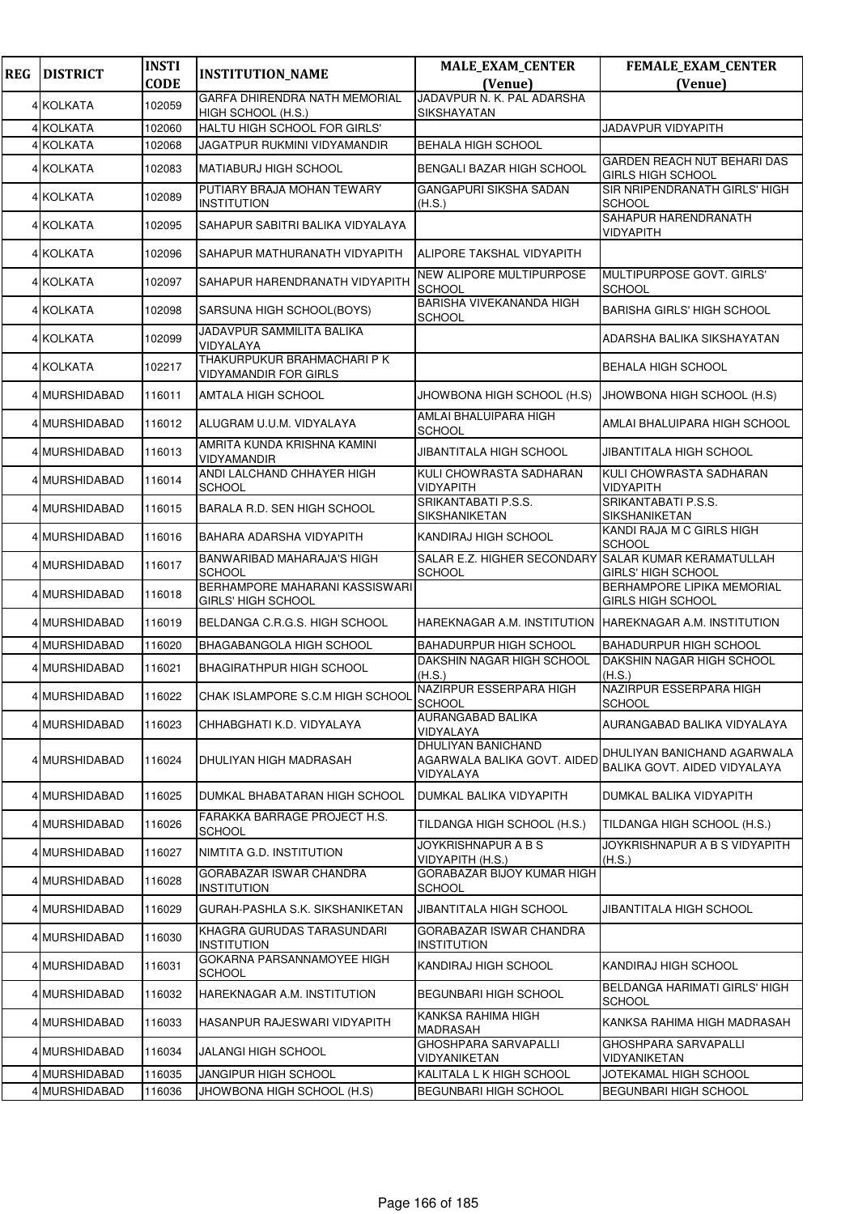| REG | DISTRICT | INSTI CODE | INSTITUTION_NAME | MALE_EXAM_CENTER (Venue) | FEMALE_EXAM_CENTER (Venue) |
|---|---|---|---|---|---|
| 4 | KOLKATA | 102059 | GARFA DHIRENDRA NATH MEMORIAL HIGH SCHOOL (H.S.) | JADAVPUR N. K. PAL ADARSHA SIKSHAYATAN | |
| 4 | KOLKATA | 102060 | HALTU HIGH SCHOOL FOR GIRLS' | | JADAVPUR VIDYAPITH |
| 4 | KOLKATA | 102068 | JAGATPUR RUKMINI VIDYAMANDIR | BEHALA HIGH SCHOOL | |
| 4 | KOLKATA | 102083 | MATIABURJ HIGH SCHOOL | BENGALI BAZAR HIGH SCHOOL | GARDEN REACH NUT BEHARI DAS GIRLS HIGH SCHOOL |
| 4 | KOLKATA | 102089 | PUTIARY BRAJA MOHAN TEWARY INSTITUTION | GANGAPURI SIKSHA SADAN (H.S.) | SIR NRIPENDRANATH GIRLS' HIGH SCHOOL |
| 4 | KOLKATA | 102095 | SAHAPUR SABITRI BALIKA VIDYALAYA | | SAHAPUR HARENDRANATH VIDYAPITH |
| 4 | KOLKATA | 102096 | SAHAPUR MATHURANATH VIDYAPITH | ALIPORE TAKSHAL VIDYAPITH | |
| 4 | KOLKATA | 102097 | SAHAPUR HARENDRANATH VIDYAPITH | NEW ALIPORE MULTIPURPOSE SCHOOL | MULTIPURPOSE GOVT. GIRLS' SCHOOL |
| 4 | KOLKATA | 102098 | SARSUNA HIGH SCHOOL(BOYS) | BARISHA VIVEKANANDA HIGH SCHOOL | BARISHA GIRLS' HIGH SCHOOL |
| 4 | KOLKATA | 102099 | JADAVPUR SAMMILITA BALIKA VIDYALAYA | | ADARSHA BALIKA SIKSHAYATAN |
| 4 | KOLKATA | 102217 | THAKURPUKUR BRAHMACHARI P K VIDYAMANDIR FOR GIRLS | | BEHALA HIGH SCHOOL |
| 4 | MURSHIDABAD | 116011 | AMTALA HIGH SCHOOL | JHOWBONA HIGH SCHOOL (H.S) | JHOWBONA HIGH SCHOOL (H.S) |
| 4 | MURSHIDABAD | 116012 | ALUGRAM U.U.M. VIDYALAYA | AMLAI BHALUIPARA HIGH SCHOOL | AMLAI BHALUIPARA HIGH SCHOOL |
| 4 | MURSHIDABAD | 116013 | AMRITA KUNDA KRISHNA KAMINI VIDYAMANDIR | JIBANTITALA HIGH SCHOOL | JIBANTITALA HIGH SCHOOL |
| 4 | MURSHIDABAD | 116014 | ANDI LALCHAND CHHAYER HIGH SCHOOL | KULI CHOWRASTA SADHARAN VIDYAPITH | KULI CHOWRASTA SADHARAN VIDYAPITH |
| 4 | MURSHIDABAD | 116015 | BARALA R.D. SEN HIGH SCHOOL | SRIKANTABATI P.S.S. SIKSHANIKETAN | SRIKANTABATI P.S.S. SIKSHANIKETAN |
| 4 | MURSHIDABAD | 116016 | BAHARA ADARSHA VIDYAPITH | KANDIRAJ HIGH SCHOOL | KANDI RAJA M C GIRLS HIGH SCHOOL |
| 4 | MURSHIDABAD | 116017 | BANWARIBAD MAHARAJA'S HIGH SCHOOL | SALAR E.Z. HIGHER SECONDARY SCHOOL | SALAR KUMAR KERAMATULLAH GIRLS' HIGH SCHOOL |
| 4 | MURSHIDABAD | 116018 | BERHAMPORE MAHARANI KASSISWARI GIRLS' HIGH SCHOOL | | BERHAMPORE LIPIKA MEMORIAL GIRLS HIGH SCHOOL |
| 4 | MURSHIDABAD | 116019 | BELDANGA C.R.G.S. HIGH SCHOOL | HAREKNAGAR A.M. INSTITUTION | HAREKNAGAR A.M. INSTITUTION |
| 4 | MURSHIDABAD | 116020 | BHAGABANGOLA HIGH SCHOOL | BAHADURPUR HIGH SCHOOL | BAHADURPUR HIGH SCHOOL |
| 4 | MURSHIDABAD | 116021 | BHAGIRATHPUR HIGH SCHOOL | DAKSHIN NAGAR HIGH SCHOOL (H.S.) | DAKSHIN NAGAR HIGH SCHOOL (H.S.) |
| 4 | MURSHIDABAD | 116022 | CHAK ISLAMPORE S.C.M HIGH SCHOOL | NAZIRPUR ESSERPARA HIGH SCHOOL | NAZIRPUR ESSERPARA HIGH SCHOOL |
| 4 | MURSHIDABAD | 116023 | CHHABGHATI K.D. VIDYALAYA | AURANGABAD BALIKA VIDYALAYA | AURANGABAD BALIKA VIDYALAYA |
| 4 | MURSHIDABAD | 116024 | DHULIYAN HIGH MADRASAH | DHULIYAN BANICHAND AGARWALA BALIKA GOVT. AIDED VIDYALAYA | DHULIYAN BANICHAND AGARWALA BALIKA GOVT. AIDED VIDYALAYA |
| 4 | MURSHIDABAD | 116025 | DUMKAL BHABATARAN HIGH SCHOOL | DUMKAL BALIKA VIDYAPITH | DUMKAL BALIKA VIDYAPITH |
| 4 | MURSHIDABAD | 116026 | FARAKKA BARRAGE PROJECT H.S. SCHOOL | TILDANGA HIGH SCHOOL (H.S.) | TILDANGA HIGH SCHOOL (H.S.) |
| 4 | MURSHIDABAD | 116027 | NIMTITA G.D. INSTITUTION | JOYKRISHNAPUR A B S VIDYAPITH (H.S.) | JOYKRISHNAPUR A B S VIDYAPITH (H.S.) |
| 4 | MURSHIDABAD | 116028 | GORABAZAR ISWAR CHANDRA INSTITUTION | GORABAZAR BIJOY KUMAR HIGH SCHOOL | |
| 4 | MURSHIDABAD | 116029 | GURAH-PASHLA S.K. SIKSHANIKETAN | JIBANTITALA HIGH SCHOOL | JIBANTITALA HIGH SCHOOL |
| 4 | MURSHIDABAD | 116030 | KHAGRA GURUDAS TARASUNDARI INSTITUTION | GORABAZAR ISWAR CHANDRA INSTITUTION | |
| 4 | MURSHIDABAD | 116031 | GOKARNA PARSANNAMOYEE HIGH SCHOOL | KANDIRAJ HIGH SCHOOL | KANDIRAJ HIGH SCHOOL |
| 4 | MURSHIDABAD | 116032 | HAREKNAGAR A.M. INSTITUTION | BEGUNBARI HIGH SCHOOL | BELDANGA HARIMATI GIRLS' HIGH SCHOOL |
| 4 | MURSHIDABAD | 116033 | HASANPUR RAJESWARI VIDYAPITH | KANKSA RAHIMA HIGH MADRASAH | KANKSA RAHIMA HIGH MADRASAH |
| 4 | MURSHIDABAD | 116034 | JALANGI HIGH SCHOOL | GHOSHPARA SARVAPALLI VIDYANIKETAN | GHOSHPARA SARVAPALLI VIDYANIKETAN |
| 4 | MURSHIDABAD | 116035 | JANGIPUR HIGH SCHOOL | KALITALA L K HIGH SCHOOL | JOTEKAMAL HIGH SCHOOL |
| 4 | MURSHIDABAD | 116036 | JHOWBONA HIGH SCHOOL (H.S) | BEGUNBARI HIGH SCHOOL | BEGUNBARI HIGH SCHOOL |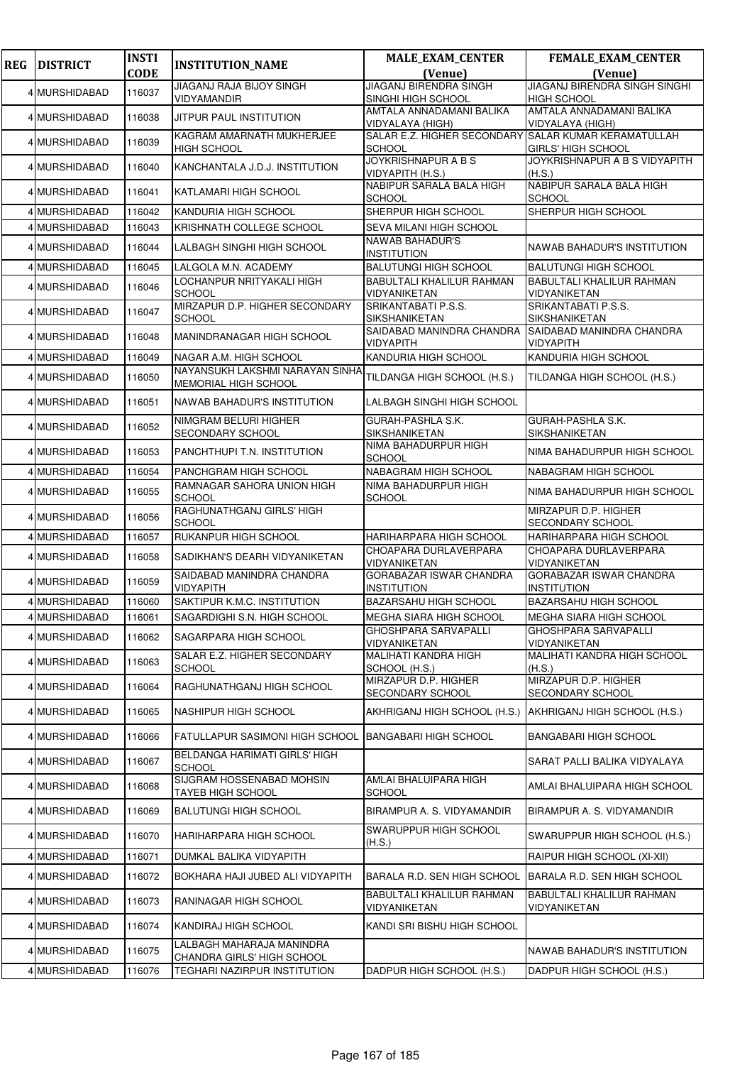| REG | DISTRICT | INSTI CODE | INSTITUTION_NAME | MALE_EXAM_CENTER (Venue) | FEMALE_EXAM_CENTER (Venue) |
|---|---|---|---|---|---|
| 4 | MURSHIDABAD | 116037 | JIAGANJ RAJA BIJOY SINGH VIDYAMANDIR | JIAGANJ BIRENDRA SINGH SINGHI HIGH SCHOOL | JIAGANJ BIRENDRA SINGH SINGHI HIGH SCHOOL |
| 4 | MURSHIDABAD | 116038 | JITPUR PAUL INSTITUTION | AMTALA ANNADAMANI BALIKA VIDYALAYA (HIGH) | AMTALA ANNADAMANI BALIKA VIDYALAYA (HIGH) |
| 4 | MURSHIDABAD | 116039 | KAGRAM AMARNATH MUKHERJEE HIGH SCHOOL | SALAR E.Z. HIGHER SECONDARY SCHOOL | SALAR KUMAR KERAMATULLAH GIRLS' HIGH SCHOOL |
| 4 | MURSHIDABAD | 116040 | KANCHANTALA J.D.J. INSTITUTION | JOYKRISHNAPUR A B S VIDYAPITH (H.S.) | JOYKRISHNAPUR A B S VIDYAPITH (H.S.) |
| 4 | MURSHIDABAD | 116041 | KATLAMARI HIGH SCHOOL | NABIPUR SARALA BALA HIGH SCHOOL | NABIPUR SARALA BALA HIGH SCHOOL |
| 4 | MURSHIDABAD | 116042 | KANDURIA HIGH SCHOOL | SHERPUR HIGH SCHOOL | SHERPUR HIGH SCHOOL |
| 4 | MURSHIDABAD | 116043 | KRISHNATH COLLEGE SCHOOL | SEVA MILANI HIGH SCHOOL | |
| 4 | MURSHIDABAD | 116044 | LALBAGH SINGHI HIGH SCHOOL | NAWAB BAHADUR'S INSTITUTION | NAWAB BAHADUR'S INSTITUTION |
| 4 | MURSHIDABAD | 116045 | LALGOLA M.N. ACADEMY | BALUTUNGI HIGH SCHOOL | BALUTUNGI HIGH SCHOOL |
| 4 | MURSHIDABAD | 116046 | LOCHANPUR NRITYAKALI HIGH SCHOOL | BABULTALI KHALILUR RAHMAN VIDYANIKETAN | BABULTALI KHALILUR RAHMAN VIDYANIKETAN |
| 4 | MURSHIDABAD | 116047 | MIRZAPUR D.P. HIGHER SECONDARY SCHOOL | SRIKANTABATI P.S.S. SIKSHANIKETAN | SRIKANTABATI P.S.S. SIKSHANIKETAN |
| 4 | MURSHIDABAD | 116048 | MANINDRANAGAR HIGH SCHOOL | SAIDABAD MANINDRA CHANDRA VIDYAPITH | SAIDABAD MANINDRA CHANDRA VIDYAPITH |
| 4 | MURSHIDABAD | 116049 | NAGAR A.M. HIGH SCHOOL | KANDURIA HIGH SCHOOL | KANDURIA HIGH SCHOOL |
| 4 | MURSHIDABAD | 116050 | NAYANSUKH LAKSHMI NARAYAN SINHA MEMORIAL HIGH SCHOOL | TILDANGA HIGH SCHOOL (H.S.) | TILDANGA HIGH SCHOOL (H.S.) |
| 4 | MURSHIDABAD | 116051 | NAWAB BAHADUR'S INSTITUTION | LALBAGH SINGHI HIGH SCHOOL | |
| 4 | MURSHIDABAD | 116052 | NIMGRAM BELURI HIGHER SECONDARY SCHOOL | GURAH-PASHLA S.K. SIKSHANIKETAN | GURAH-PASHLA S.K. SIKSHANIKETAN |
| 4 | MURSHIDABAD | 116053 | PANCHTHUPI T.N. INSTITUTION | NIMA BAHADURPUR HIGH SCHOOL | NIMA BAHADURPUR HIGH SCHOOL |
| 4 | MURSHIDABAD | 116054 | PANCHGRAM HIGH SCHOOL | NABAGRAM HIGH SCHOOL | NABAGRAM HIGH SCHOOL |
| 4 | MURSHIDABAD | 116055 | RAMNAGAR SAHORA UNION HIGH SCHOOL | NIMA BAHADURPUR HIGH SCHOOL | NIMA BAHADURPUR HIGH SCHOOL |
| 4 | MURSHIDABAD | 116056 | RAGHUNATHGANJ GIRLS' HIGH SCHOOL | | MIRZAPUR D.P. HIGHER SECONDARY SCHOOL |
| 4 | MURSHIDABAD | 116057 | RUKANPUR HIGH SCHOOL | HARIHARPARA HIGH SCHOOL | HARIHARPARA HIGH SCHOOL |
| 4 | MURSHIDABAD | 116058 | SADIKHAN'S DEARH VIDYANIKETAN | CHOAPARA DURLAVERPARA VIDYANIKETAN | CHOAPARA DURLAVERPARA VIDYANIKETAN |
| 4 | MURSHIDABAD | 116059 | SAIDABAD MANINDRA CHANDRA VIDYAPITH | GORABAZAR ISWAR CHANDRA INSTITUTION | GORABAZAR ISWAR CHANDRA INSTITUTION |
| 4 | MURSHIDABAD | 116060 | SAKTIPUR K.M.C. INSTITUTION | BAZARSAHU HIGH SCHOOL | BAZARSAHU HIGH SCHOOL |
| 4 | MURSHIDABAD | 116061 | SAGARDIGHI S.N. HIGH SCHOOL | MEGHA SIARA HIGH SCHOOL | MEGHA SIARA HIGH SCHOOL |
| 4 | MURSHIDABAD | 116062 | SAGARPARA HIGH SCHOOL | GHOSHPARA SARVAPALLI VIDYANIKETAN | GHOSHPARA SARVAPALLI VIDYANIKETAN |
| 4 | MURSHIDABAD | 116063 | SALAR E.Z. HIGHER SECONDARY SCHOOL | MALIHATI KANDRA HIGH SCHOOL (H.S.) | MALIHATI KANDRA HIGH SCHOOL (H.S.) |
| 4 | MURSHIDABAD | 116064 | RAGHUNATHGANJ HIGH SCHOOL | MIRZAPUR D.P. HIGHER SECONDARY SCHOOL | MIRZAPUR D.P. HIGHER SECONDARY SCHOOL |
| 4 | MURSHIDABAD | 116065 | NASHIPUR HIGH SCHOOL | AKHRIGANJ HIGH SCHOOL (H.S.) | AKHRIGANJ HIGH SCHOOL (H.S.) |
| 4 | MURSHIDABAD | 116066 | FATULLAPUR SASIMONI HIGH SCHOOL | BANGABARI HIGH SCHOOL | BANGABARI HIGH SCHOOL |
| 4 | MURSHIDABAD | 116067 | BELDANGA HARIMATI GIRLS' HIGH SCHOOL | | SARAT PALLI BALIKA VIDYALAYA |
| 4 | MURSHIDABAD | 116068 | SIJGRAM HOSSENABAD MOHSIN TAYEB HIGH SCHOOL | AMLAI BHALUIPARA HIGH SCHOOL | AMLAI BHALUIPARA HIGH SCHOOL |
| 4 | MURSHIDABAD | 116069 | BALUTUNGI HIGH SCHOOL | BIRAMPUR A. S. VIDYAMANDIR | BIRAMPUR A. S. VIDYAMANDIR |
| 4 | MURSHIDABAD | 116070 | HARIHARPARA HIGH SCHOOL | SWARUPPUR HIGH SCHOOL (H.S.) | SWARUPPUR HIGH SCHOOL (H.S.) |
| 4 | MURSHIDABAD | 116071 | DUMKAL BALIKA VIDYAPITH | | RAIPUR HIGH SCHOOL (XI-XII) |
| 4 | MURSHIDABAD | 116072 | BOKHARA HAJI JUBED ALI VIDYAPITH | BARALA R.D. SEN HIGH SCHOOL | BARALA R.D. SEN HIGH SCHOOL |
| 4 | MURSHIDABAD | 116073 | RANINAGAR HIGH SCHOOL | BABULTALI KHALILUR RAHMAN VIDYANIKETAN | BABULTALI KHALILUR RAHMAN VIDYANIKETAN |
| 4 | MURSHIDABAD | 116074 | KANDIRAJ HIGH SCHOOL | KANDI SRI BISHU HIGH SCHOOL | |
| 4 | MURSHIDABAD | 116075 | LALBAGH MAHARAJA MANINDRA CHANDRA GIRLS' HIGH SCHOOL | | NAWAB BAHADUR'S INSTITUTION |
| 4 | MURSHIDABAD | 116076 | TEGHARI NAZIRPUR INSTITUTION | DADPUR HIGH SCHOOL (H.S.) | DADPUR HIGH SCHOOL (H.S.) |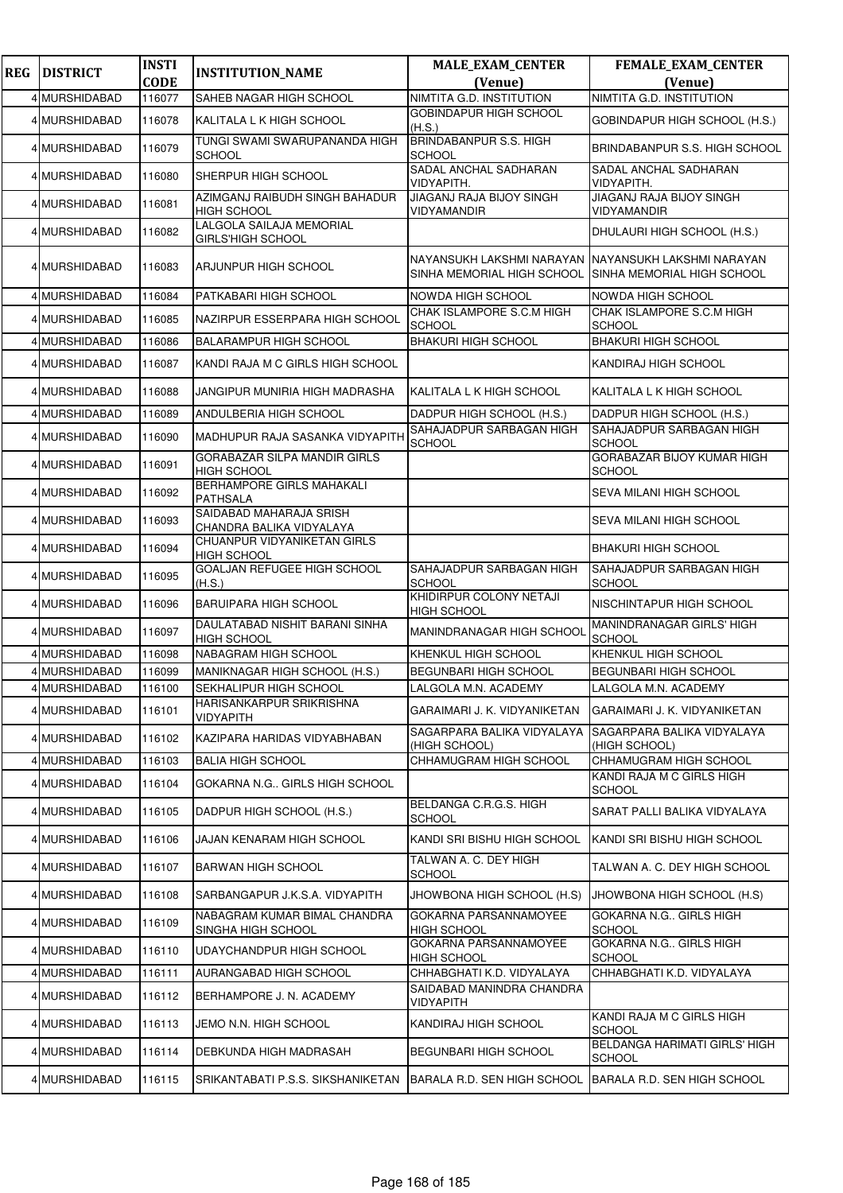| REG | DISTRICT | INSTI CODE | INSTITUTION_NAME | MALE_EXAM_CENTER (Venue) | FEMALE_EXAM_CENTER (Venue) |
|---|---|---|---|---|---|
| 4 | MURSHIDABAD | 116077 | SAHEB NAGAR HIGH SCHOOL | NIMTITA G.D. INSTITUTION | NIMTITA G.D. INSTITUTION |
| 4 | MURSHIDABAD | 116078 | KALITALA L K HIGH SCHOOL | GOBINDAPUR HIGH SCHOOL (H.S.) | GOBINDAPUR HIGH SCHOOL (H.S.) |
| 4 | MURSHIDABAD | 116079 | TUNGI SWAMI SWARUPANANDA HIGH SCHOOL | BRINDABANPUR S.S. HIGH SCHOOL | BRINDABANPUR S.S. HIGH SCHOOL |
| 4 | MURSHIDABAD | 116080 | SHERPUR HIGH SCHOOL | SADAL ANCHAL SADHARAN VIDYAPITH. | SADAL ANCHAL SADHARAN VIDYAPITH. |
| 4 | MURSHIDABAD | 116081 | AZIMGANJ RAIBUDH SINGH BAHADUR HIGH SCHOOL | JIAGANJ RAJA BIJOY SINGH VIDYAMANDIR | JIAGANJ RAJA BIJOY SINGH VIDYAMANDIR |
| 4 | MURSHIDABAD | 116082 | LALGOLA SAILAJA MEMORIAL GIRLS'HIGH SCHOOL | | DHULAURI HIGH SCHOOL (H.S.) |
| 4 | MURSHIDABAD | 116083 | ARJUNPUR HIGH SCHOOL | NAYANSUKH LAKSHMI NARAYAN SINHA MEMORIAL HIGH SCHOOL | NAYANSUKH LAKSHMI NARAYAN SINHA MEMORIAL HIGH SCHOOL |
| 4 | MURSHIDABAD | 116084 | PATKABARI HIGH SCHOOL | NOWDA HIGH SCHOOL | NOWDA HIGH SCHOOL |
| 4 | MURSHIDABAD | 116085 | NAZIRPUR ESSERPARA HIGH SCHOOL | CHAK ISLAMPORE S.C.M HIGH SCHOOL | CHAK ISLAMPORE S.C.M HIGH SCHOOL |
| 4 | MURSHIDABAD | 116086 | BALARAMPUR HIGH SCHOOL | BHAKURI HIGH SCHOOL | BHAKURI HIGH SCHOOL |
| 4 | MURSHIDABAD | 116087 | KANDI RAJA M C GIRLS HIGH SCHOOL | | KANDIRAJ HIGH SCHOOL |
| 4 | MURSHIDABAD | 116088 | JANGIPUR MUNIRIA HIGH MADRASHA | KALITALA L K HIGH SCHOOL | KALITALA L K HIGH SCHOOL |
| 4 | MURSHIDABAD | 116089 | ANDULBERIA HIGH SCHOOL | DADPUR HIGH SCHOOL (H.S.) | DADPUR HIGH SCHOOL (H.S.) |
| 4 | MURSHIDABAD | 116090 | MADHUPUR RAJA SASANKA VIDYAPITH | SAHAJADPUR SARBAGAN HIGH SCHOOL | SAHAJADPUR SARBAGAN HIGH SCHOOL |
| 4 | MURSHIDABAD | 116091 | GORABAZAR SILPA MANDIR GIRLS HIGH SCHOOL | | GORABAZAR BIJOY KUMAR HIGH SCHOOL |
| 4 | MURSHIDABAD | 116092 | BERHAMPORE GIRLS MAHAKALI PATHSALA | | SEVA MILANI HIGH SCHOOL |
| 4 | MURSHIDABAD | 116093 | SAIDABAD MAHARAJA SRISH CHANDRA BALIKA VIDYALAYA | | SEVA MILANI HIGH SCHOOL |
| 4 | MURSHIDABAD | 116094 | CHUANPUR VIDYANIKETAN GIRLS HIGH SCHOOL | | BHAKURI HIGH SCHOOL |
| 4 | MURSHIDABAD | 116095 | GOALJAN REFUGEE HIGH SCHOOL (H.S.) | SAHAJADPUR SARBAGAN HIGH SCHOOL | SAHAJADPUR SARBAGAN HIGH SCHOOL |
| 4 | MURSHIDABAD | 116096 | BARUIPARA HIGH SCHOOL | KHIDIRPUR COLONY NETAJI HIGH SCHOOL | NISCHINTAPUR HIGH SCHOOL |
| 4 | MURSHIDABAD | 116097 | DAULATABAD NISHIT BARANI SINHA HIGH SCHOOL | MANINDRANAGAR HIGH SCHOOL | MANINDRANAGAR GIRLS' HIGH SCHOOL |
| 4 | MURSHIDABAD | 116098 | NABAGRAM HIGH SCHOOL | KHENKUL HIGH SCHOOL | KHENKUL HIGH SCHOOL |
| 4 | MURSHIDABAD | 116099 | MANIKNAGAR HIGH SCHOOL (H.S.) | BEGUNBARI HIGH SCHOOL | BEGUNBARI HIGH SCHOOL |
| 4 | MURSHIDABAD | 116100 | SEKHALIPUR HIGH SCHOOL | LALGOLA M.N. ACADEMY | LALGOLA M.N. ACADEMY |
| 4 | MURSHIDABAD | 116101 | HARISANKARPUR SRIKRISHNA VIDYAPITH | GARAIMARI J. K. VIDYANIKETAN | GARAIMARI J. K. VIDYANIKETAN |
| 4 | MURSHIDABAD | 116102 | KAZIPARA HARIDAS VIDYABHABAN | SAGARPARA BALIKA VIDYALAYA (HIGH SCHOOL) | SAGARPARA BALIKA VIDYALAYA (HIGH SCHOOL) |
| 4 | MURSHIDABAD | 116103 | BALIA HIGH SCHOOL | CHHAMUGRAM HIGH SCHOOL | CHHAMUGRAM HIGH SCHOOL |
| 4 | MURSHIDABAD | 116104 | GOKARNA N.G.. GIRLS HIGH SCHOOL | | KANDI RAJA M C GIRLS HIGH SCHOOL |
| 4 | MURSHIDABAD | 116105 | DADPUR HIGH SCHOOL (H.S.) | BELDANGA C.R.G.S. HIGH SCHOOL | SARAT PALLI BALIKA VIDYALAYA |
| 4 | MURSHIDABAD | 116106 | JAJAN KENARAM HIGH SCHOOL | KANDI SRI BISHU HIGH SCHOOL | KANDI SRI BISHU HIGH SCHOOL |
| 4 | MURSHIDABAD | 116107 | BARWAN HIGH SCHOOL | TALWAN A. C. DEY HIGH SCHOOL | TALWAN A. C. DEY HIGH SCHOOL |
| 4 | MURSHIDABAD | 116108 | SARBANGAPUR J.K.S.A. VIDYAPITH | JHOWBONA HIGH SCHOOL (H.S) | JHOWBONA HIGH SCHOOL (H.S) |
| 4 | MURSHIDABAD | 116109 | NABAGRAM KUMAR BIMAL CHANDRA SINGHA HIGH SCHOOL | GOKARNA PARSANNAMOYEE HIGH SCHOOL | GOKARNA N.G.. GIRLS HIGH SCHOOL |
| 4 | MURSHIDABAD | 116110 | UDAYCHANDPUR HIGH SCHOOL | GOKARNA PARSANNAMOYEE HIGH SCHOOL | GOKARNA N.G.. GIRLS HIGH SCHOOL |
| 4 | MURSHIDABAD | 116111 | AURANGABAD HIGH SCHOOL | CHHABGHATI K.D. VIDYALAYA | CHHABGHATI K.D. VIDYALAYA |
| 4 | MURSHIDABAD | 116112 | BERHAMPORE J. N. ACADEMY | SAIDABAD MANINDRA CHANDRA VIDYAPITH | |
| 4 | MURSHIDABAD | 116113 | JEMO N.N. HIGH SCHOOL | KANDIRAJ HIGH SCHOOL | KANDI RAJA M C GIRLS HIGH SCHOOL |
| 4 | MURSHIDABAD | 116114 | DEBKUNDA HIGH MADRASAH | BEGUNBARI HIGH SCHOOL | BELDANGA HARIMATI GIRLS' HIGH SCHOOL |
| 4 | MURSHIDABAD | 116115 | SRIKANTABATI P.S.S. SIKSHANIKETAN | BARALA R.D. SEN HIGH SCHOOL | BARALA R.D. SEN HIGH SCHOOL |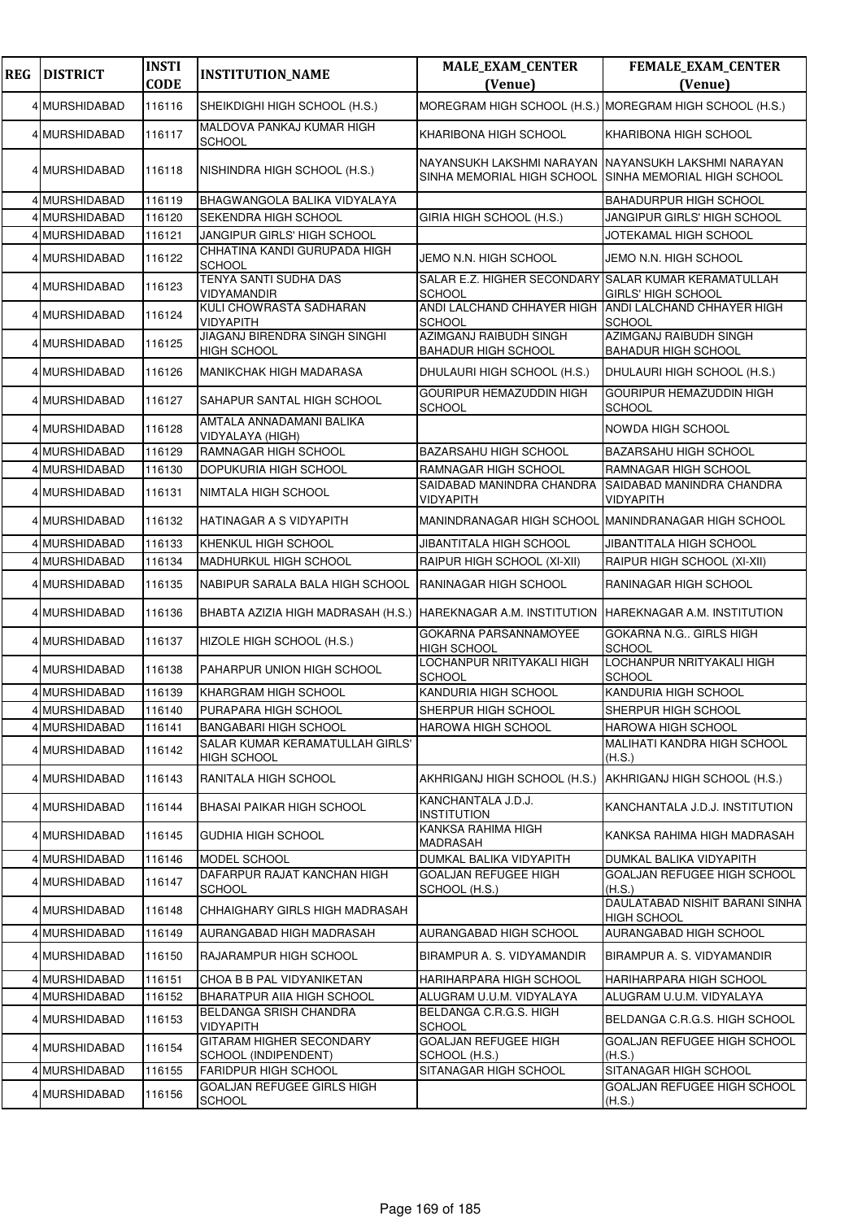| REG | DISTRICT | INSTI CODE | INSTITUTION_NAME | MALE_EXAM_CENTER (Venue) | FEMALE_EXAM_CENTER (Venue) |
|---|---|---|---|---|---|
| 4 | MURSHIDABAD | 116116 | SHEIKDIGHI HIGH SCHOOL (H.S.) | MOREGRAM HIGH SCHOOL (H.S.) | MOREGRAM HIGH SCHOOL (H.S.) |
| 4 | MURSHIDABAD | 116117 | MALDOVA PANKAJ KUMAR HIGH SCHOOL | KHARIBONA HIGH SCHOOL | KHARIBONA HIGH SCHOOL |
| 4 | MURSHIDABAD | 116118 | NISHINDRA HIGH SCHOOL (H.S.) | NAYANSUKH LAKSHMI NARAYAN SINHA MEMORIAL HIGH SCHOOL | NAYANSUKH LAKSHMI NARAYAN SINHA MEMORIAL HIGH SCHOOL |
| 4 | MURSHIDABAD | 116119 | BHAGWANGOLA BALIKA VIDYALAYA | | BAHADURPUR HIGH SCHOOL |
| 4 | MURSHIDABAD | 116120 | SEKENDRA HIGH SCHOOL | GIRIA HIGH SCHOOL (H.S.) | JANGIPUR GIRLS' HIGH SCHOOL |
| 4 | MURSHIDABAD | 116121 | JANGIPUR GIRLS' HIGH SCHOOL | | JOTEKAMAL HIGH SCHOOL |
| 4 | MURSHIDABAD | 116122 | CHHATINA KANDI GURUPADA HIGH SCHOOL | JEMO N.N. HIGH SCHOOL | JEMO N.N. HIGH SCHOOL |
| 4 | MURSHIDABAD | 116123 | TENYA SANTI SUDHA DAS VIDYAMANDIR | SALAR E.Z. HIGHER SECONDARY SCHOOL | SALAR KUMAR KERAMATULLAH GIRLS' HIGH SCHOOL |
| 4 | MURSHIDABAD | 116124 | KULI CHOWRASTA SADHARAN VIDYAPITH | ANDI LALCHAND CHHAYER HIGH SCHOOL | ANDI LALCHAND CHHAYER HIGH SCHOOL |
| 4 | MURSHIDABAD | 116125 | JIAGANJ BIRENDRA SINGH SINGHI HIGH SCHOOL | AZIMGANJ RAIBUDH SINGH BAHADUR HIGH SCHOOL | AZIMGANJ RAIBUDH SINGH BAHADUR HIGH SCHOOL |
| 4 | MURSHIDABAD | 116126 | MANIKCHAK HIGH MADARASA | DHULAURI HIGH SCHOOL (H.S.) | DHULAURI HIGH SCHOOL (H.S.) |
| 4 | MURSHIDABAD | 116127 | SAHAPUR SANTAL HIGH SCHOOL | GOURIPUR HEMAZUDDIN HIGH SCHOOL | GOURIPUR HEMAZUDDIN HIGH SCHOOL |
| 4 | MURSHIDABAD | 116128 | AMTALA ANNADAMANI BALIKA VIDYALAYA (HIGH) | | NOWDA HIGH SCHOOL |
| 4 | MURSHIDABAD | 116129 | RAMNAGAR HIGH SCHOOL | BAZARSAHU HIGH SCHOOL | BAZARSAHU HIGH SCHOOL |
| 4 | MURSHIDABAD | 116130 | DOPUKURIA HIGH SCHOOL | RAMNAGAR HIGH SCHOOL | RAMNAGAR HIGH SCHOOL |
| 4 | MURSHIDABAD | 116131 | NIMTALA HIGH SCHOOL | SAIDABAD MANINDRA CHANDRA VIDYAPITH | SAIDABAD MANINDRA CHANDRA VIDYAPITH |
| 4 | MURSHIDABAD | 116132 | HATINAGAR A S VIDYAPITH | MANINDRANAGAR HIGH SCHOOL | MANINDRANAGAR HIGH SCHOOL |
| 4 | MURSHIDABAD | 116133 | KHENKUL HIGH SCHOOL | JIBANTITALA HIGH SCHOOL | JIBANTITALA HIGH SCHOOL |
| 4 | MURSHIDABAD | 116134 | MADHURKUL HIGH SCHOOL | RAIPUR HIGH SCHOOL (XI-XII) | RAIPUR HIGH SCHOOL (XI-XII) |
| 4 | MURSHIDABAD | 116135 | NABIPUR SARALA BALA HIGH SCHOOL | RANINAGAR HIGH SCHOOL | RANINAGAR HIGH SCHOOL |
| 4 | MURSHIDABAD | 116136 | BHABTA AZIZIA HIGH MADRASAH (H.S.) | HAREKNAGAR A.M. INSTITUTION | HAREKNAGAR A.M. INSTITUTION |
| 4 | MURSHIDABAD | 116137 | HIZOLE HIGH SCHOOL (H.S.) | GOKARNA PARSANNAMOYEE HIGH SCHOOL | GOKARNA N.G.. GIRLS HIGH SCHOOL |
| 4 | MURSHIDABAD | 116138 | PAHARPUR UNION HIGH SCHOOL | LOCHANPUR NRITYAKALI HIGH SCHOOL | LOCHANPUR NRITYAKALI HIGH SCHOOL |
| 4 | MURSHIDABAD | 116139 | KHARGRAM HIGH SCHOOL | KANDURIA HIGH SCHOOL | KANDURIA HIGH SCHOOL |
| 4 | MURSHIDABAD | 116140 | PURAPARA HIGH SCHOOL | SHERPUR HIGH SCHOOL | SHERPUR HIGH SCHOOL |
| 4 | MURSHIDABAD | 116141 | BANGABARI HIGH SCHOOL | HAROWA HIGH SCHOOL | HAROWA HIGH SCHOOL |
| 4 | MURSHIDABAD | 116142 | SALAR KUMAR KERAMATULLAH GIRLS' HIGH SCHOOL | | MALIHATI KANDRA HIGH SCHOOL (H.S.) |
| 4 | MURSHIDABAD | 116143 | RANITALA HIGH SCHOOL | AKHRIGANJ HIGH SCHOOL (H.S.) | AKHRIGANJ HIGH SCHOOL (H.S.) |
| 4 | MURSHIDABAD | 116144 | BHASAI PAIKAR HIGH SCHOOL | KANCHANTALA J.D.J. INSTITUTION | KANCHANTALA J.D.J. INSTITUTION |
| 4 | MURSHIDABAD | 116145 | GUDHIA HIGH SCHOOL | KANKSA RAHIMA HIGH MADRASAH | KANKSA RAHIMA HIGH MADRASAH |
| 4 | MURSHIDABAD | 116146 | MODEL SCHOOL | DUMKAL BALIKA VIDYAPITH | DUMKAL BALIKA VIDYAPITH |
| 4 | MURSHIDABAD | 116147 | DAFARPUR RAJAT KANCHAN HIGH SCHOOL | GOALJAN REFUGEE HIGH SCHOOL (H.S.) | GOALJAN REFUGEE HIGH SCHOOL (H.S.) |
| 4 | MURSHIDABAD | 116148 | CHHAIGHARY GIRLS HIGH MADRASAH | | DAULATABAD NISHIT BARANI SINHA HIGH SCHOOL |
| 4 | MURSHIDABAD | 116149 | AURANGABAD HIGH MADRASAH | AURANGABAD HIGH SCHOOL | AURANGABAD HIGH SCHOOL |
| 4 | MURSHIDABAD | 116150 | RAJARAMPUR HIGH SCHOOL | BIRAMPUR A. S. VIDYAMANDIR | BIRAMPUR A. S. VIDYAMANDIR |
| 4 | MURSHIDABAD | 116151 | CHOA B B PAL VIDYANIKETAN | HARIHARPARA HIGH SCHOOL | HARIHARPARA HIGH SCHOOL |
| 4 | MURSHIDABAD | 116152 | BHARATPUR AIIA HIGH SCHOOL | ALUGRAM U.U.M. VIDYALAYA | ALUGRAM U.U.M. VIDYALAYA |
| 4 | MURSHIDABAD | 116153 | BELDANGA SRISH CHANDRA VIDYAPITH | BELDANGA C.R.G.S. HIGH SCHOOL | BELDANGA C.R.G.S. HIGH SCHOOL |
| 4 | MURSHIDABAD | 116154 | GITARAM HIGHER SECONDARY SCHOOL (INDIPENDENT) | GOALJAN REFUGEE HIGH SCHOOL (H.S.) | GOALJAN REFUGEE HIGH SCHOOL (H.S.) |
| 4 | MURSHIDABAD | 116155 | FARIDPUR HIGH SCHOOL | SITANAGAR HIGH SCHOOL | SITANAGAR HIGH SCHOOL |
| 4 | MURSHIDABAD | 116156 | GOALJAN REFUGEE GIRLS HIGH SCHOOL | | GOALJAN REFUGEE HIGH SCHOOL (H.S.) |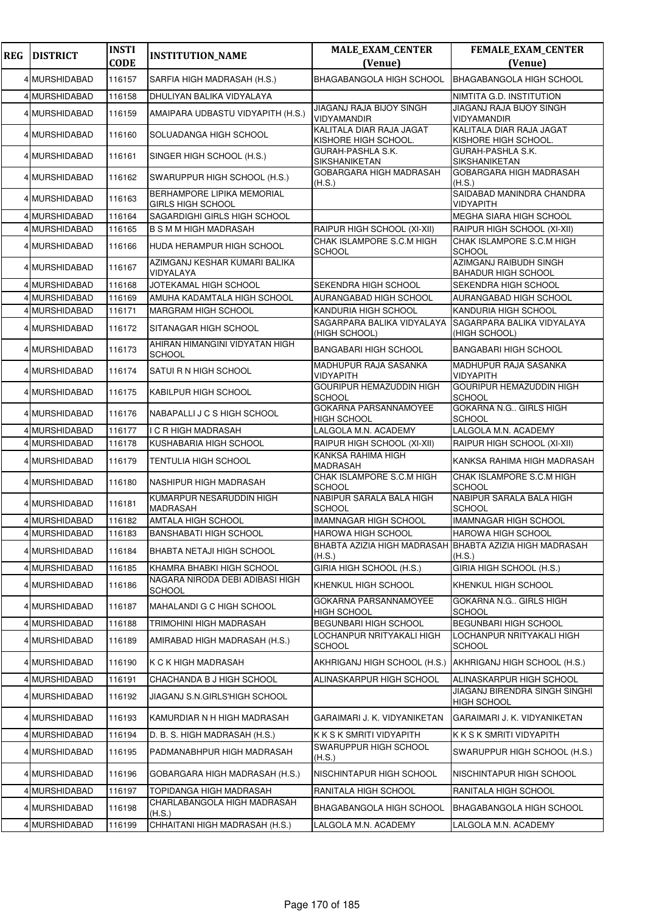| REG | DISTRICT | INSTI CODE | INSTITUTION_NAME | MALE_EXAM_CENTER (Venue) | FEMALE_EXAM_CENTER (Venue) |
|---|---|---|---|---|---|
| 4 | MURSHIDABAD | 116157 | SARFIA HIGH MADRASAH (H.S.) | BHAGABANGOLA HIGH SCHOOL | BHAGABANGOLA HIGH SCHOOL |
| 4 | MURSHIDABAD | 116158 | DHULIYAN BALIKA VIDYALAYA | | NIMTITA G.D. INSTITUTION |
| 4 | MURSHIDABAD | 116159 | AMAIPARA UDBASTU VIDYAPITH (H.S.) | JIAGANJ RAJA BIJOY SINGH VIDYAMANDIR | JIAGANJ RAJA BIJOY SINGH VIDYAMANDIR |
| 4 | MURSHIDABAD | 116160 | SOLUADANGA HIGH SCHOOL | KALITALA DIAR RAJA JAGAT KISHORE HIGH SCHOOL. | KALITALA DIAR RAJA JAGAT KISHORE HIGH SCHOOL. |
| 4 | MURSHIDABAD | 116161 | SINGER HIGH SCHOOL (H.S.) | GURAH-PASHLA S.K. SIKSHANIKETAN | GURAH-PASHLA S.K. SIKSHANIKETAN |
| 4 | MURSHIDABAD | 116162 | SWARUPPUR HIGH SCHOOL (H.S.) | GOBARGARA HIGH MADRASAH (H.S.) | GOBARGARA HIGH MADRASAH (H.S.) |
| 4 | MURSHIDABAD | 116163 | BERHAMPORE LIPIKA MEMORIAL GIRLS HIGH SCHOOL | | SAIDABAD MANINDRA CHANDRA VIDYAPITH |
| 4 | MURSHIDABAD | 116164 | SAGARDIGHI GIRLS HIGH SCHOOL | | MEGHA SIARA HIGH SCHOOL |
| 4 | MURSHIDABAD | 116165 | B S M M HIGH MADRASAH | RAIPUR HIGH SCHOOL (XI-XII) | RAIPUR HIGH SCHOOL (XI-XII) |
| 4 | MURSHIDABAD | 116166 | HUDA HERAMPUR HIGH SCHOOL | CHAK ISLAMPORE S.C.M HIGH SCHOOL | CHAK ISLAMPORE S.C.M HIGH SCHOOL |
| 4 | MURSHIDABAD | 116167 | AZIMGANJ KESHAR KUMARI BALIKA VIDYALAYA | | AZIMGANJ RAIBUDH SINGH BAHADUR HIGH SCHOOL |
| 4 | MURSHIDABAD | 116168 | JOTEKAMAL HIGH SCHOOL | SEKENDRA HIGH SCHOOL | SEKENDRA HIGH SCHOOL |
| 4 | MURSHIDABAD | 116169 | AMUHA KADAMTALA HIGH SCHOOL | AURANGABAD HIGH SCHOOL | AURANGABAD HIGH SCHOOL |
| 4 | MURSHIDABAD | 116171 | MARGRAM HIGH SCHOOL | KANDURIA HIGH SCHOOL | KANDURIA HIGH SCHOOL |
| 4 | MURSHIDABAD | 116172 | SITANAGAR HIGH SCHOOL | SAGARPARA BALIKA VIDYALAYA (HIGH SCHOOL) | SAGARPARA BALIKA VIDYALAYA (HIGH SCHOOL) |
| 4 | MURSHIDABAD | 116173 | AHIRAN HIMANGINI VIDYATAN HIGH SCHOOL | BANGABARI HIGH SCHOOL | BANGABARI HIGH SCHOOL |
| 4 | MURSHIDABAD | 116174 | SATUI R N HIGH SCHOOL | MADHUPUR RAJA SASANKA VIDYAPITH | MADHUPUR RAJA SASANKA VIDYAPITH |
| 4 | MURSHIDABAD | 116175 | KABILPUR HIGH SCHOOL | GOURIPUR HEMAZUDDIN HIGH SCHOOL | GOURIPUR HEMAZUDDIN HIGH SCHOOL |
| 4 | MURSHIDABAD | 116176 | NABAPALLI J C S HIGH SCHOOL | GOKARNA PARSANNAMOYEE HIGH SCHOOL | GOKARNA N.G.. GIRLS HIGH SCHOOL |
| 4 | MURSHIDABAD | 116177 | I C R HIGH MADRASAH | LALGOLA M.N. ACADEMY | LALGOLA M.N. ACADEMY |
| 4 | MURSHIDABAD | 116178 | KUSHABARIA HIGH SCHOOL | RAIPUR HIGH SCHOOL (XI-XII) | RAIPUR HIGH SCHOOL (XI-XII) |
| 4 | MURSHIDABAD | 116179 | TENTULIA HIGH SCHOOL | KANKSA RAHIMA HIGH MADRASAH | KANKSA RAHIMA HIGH MADRASAH |
| 4 | MURSHIDABAD | 116180 | NASHIPUR HIGH MADRASAH | CHAK ISLAMPORE S.C.M HIGH SCHOOL | CHAK ISLAMPORE S.C.M HIGH SCHOOL |
| 4 | MURSHIDABAD | 116181 | KUMARPUR NESARUDDIN HIGH MADRASAH | NABIPUR SARALA BALA HIGH SCHOOL | NABIPUR SARALA BALA HIGH SCHOOL |
| 4 | MURSHIDABAD | 116182 | AMTALA HIGH SCHOOL | IMAMNAGAR HIGH SCHOOL | IMAMNAGAR HIGH SCHOOL |
| 4 | MURSHIDABAD | 116183 | BANSHABATI HIGH SCHOOL | HAROWA HIGH SCHOOL | HAROWA HIGH SCHOOL |
| 4 | MURSHIDABAD | 116184 | BHABTA NETAJI HIGH SCHOOL | BHABTA AZIZIA HIGH MADRASAH (H.S.) | BHABTA AZIZIA HIGH MADRASAH (H.S.) |
| 4 | MURSHIDABAD | 116185 | KHAMRA BHABKI HIGH SCHOOL | GIRIA HIGH SCHOOL (H.S.) | GIRIA HIGH SCHOOL (H.S.) |
| 4 | MURSHIDABAD | 116186 | NAGARA NIRODA DEBI ADIBASI HIGH SCHOOL | KHENKUL HIGH SCHOOL | KHENKUL HIGH SCHOOL |
| 4 | MURSHIDABAD | 116187 | MAHALANDI G C HIGH SCHOOL | GOKARNA PARSANNAMOYEE HIGH SCHOOL | GOKARNA N.G.. GIRLS HIGH SCHOOL |
| 4 | MURSHIDABAD | 116188 | TRIMOHINI HIGH MADRASAH | BEGUNBARI HIGH SCHOOL | BEGUNBARI HIGH SCHOOL |
| 4 | MURSHIDABAD | 116189 | AMIRABAD HIGH MADRASAH (H.S.) | LOCHANPUR NRITYAKALI HIGH SCHOOL | LOCHANPUR NRITYAKALI HIGH SCHOOL |
| 4 | MURSHIDABAD | 116190 | K C K HIGH MADRASAH | AKHRIGANJ HIGH SCHOOL (H.S.) | AKHRIGANJ HIGH SCHOOL (H.S.) |
| 4 | MURSHIDABAD | 116191 | CHACHANDA B J HIGH SCHOOL | ALINASKARPUR HIGH SCHOOL | ALINASKARPUR HIGH SCHOOL |
| 4 | MURSHIDABAD | 116192 | JIAGANJ S.N.GIRLS'HIGH SCHOOL | | JIAGANJ BIRENDRA SINGH SINGHI HIGH SCHOOL |
| 4 | MURSHIDABAD | 116193 | KAMURDIAR N H HIGH MADRASAH | GARAIMARI J. K. VIDYANIKETAN | GARAIMARI J. K. VIDYANIKETAN |
| 4 | MURSHIDABAD | 116194 | D. B. S. HIGH MADRASAH (H.S.) | K K S K SMRITI VIDYAPITH | K K S K SMRITI VIDYAPITH |
| 4 | MURSHIDABAD | 116195 | PADMANABHPUR HIGH MADRASAH | SWARUPPUR HIGH SCHOOL (H.S.) | SWARUPPUR HIGH SCHOOL (H.S.) |
| 4 | MURSHIDABAD | 116196 | GOBARGARA HIGH MADRASAH (H.S.) | NISCHINTAPUR HIGH SCHOOL | NISCHINTAPUR HIGH SCHOOL |
| 4 | MURSHIDABAD | 116197 | TOPIDANGA HIGH MADRASAH | RANITALA HIGH SCHOOL | RANITALA HIGH SCHOOL |
| 4 | MURSHIDABAD | 116198 | CHARLABANGOLA HIGH MADRASAH (H.S.) | BHAGABANGOLA HIGH SCHOOL | BHAGABANGOLA HIGH SCHOOL |
| 4 | MURSHIDABAD | 116199 | CHHAITANI HIGH MADRASAH (H.S.) | LALGOLA M.N. ACADEMY | LALGOLA M.N. ACADEMY |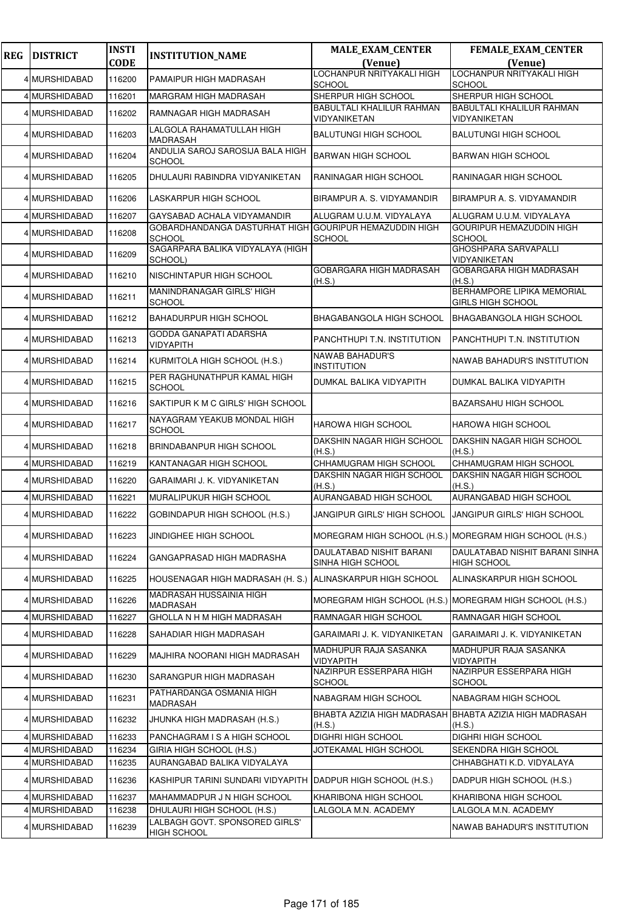| REG | DISTRICT | INSTI CODE | INSTITUTION_NAME | MALE_EXAM_CENTER (Venue) | FEMALE_EXAM_CENTER (Venue) |
|---|---|---|---|---|---|
| 4 | MURSHIDABAD | 116200 | PAMAIPUR HIGH MADRASAH | LOCHANPUR NRITYAKALI HIGH SCHOOL | LOCHANPUR NRITYAKALI HIGH SCHOOL |
| 4 | MURSHIDABAD | 116201 | MARGRAM HIGH MADRASAH | SHERPUR HIGH SCHOOL | SHERPUR HIGH SCHOOL |
| 4 | MURSHIDABAD | 116202 | RAMNAGAR HIGH MADRASAH | BABULTALI KHALILUR RAHMAN VIDYANIKETAN | BABULTALI KHALILUR RAHMAN VIDYANIKETAN |
| 4 | MURSHIDABAD | 116203 | LALGOLA RAHAMATULLAH HIGH MADRASAH | BALUTUNGI HIGH SCHOOL | BALUTUNGI HIGH SCHOOL |
| 4 | MURSHIDABAD | 116204 | ANDULIA SAROJ SAROSIJA BALA HIGH SCHOOL | BARWAN HIGH SCHOOL | BARWAN HIGH SCHOOL |
| 4 | MURSHIDABAD | 116205 | DHULAURI RABINDRA VIDYANIKETAN | RANINAGAR HIGH SCHOOL | RANINAGAR HIGH SCHOOL |
| 4 | MURSHIDABAD | 116206 | LASKARPUR HIGH SCHOOL | BIRAMPUR A. S. VIDYAMANDIR | BIRAMPUR A. S. VIDYAMANDIR |
| 4 | MURSHIDABAD | 116207 | GAYSABAD ACHALA VIDYAMANDIR | ALUGRAM U.U.M. VIDYALAYA | ALUGRAM U.U.M. VIDYALAYA |
| 4 | MURSHIDABAD | 116208 | GOBARDHANDANGA DASTURHAT HIGH SCHOOL | GOURIPUR HEMAZUDDIN HIGH SCHOOL | GOURIPUR HEMAZUDDIN HIGH SCHOOL |
| 4 | MURSHIDABAD | 116209 | SAGARPARA BALIKA VIDYALAYA (HIGH SCHOOL) | | GHOSHPARA SARVAPALLI VIDYANIKETAN |
| 4 | MURSHIDABAD | 116210 | NISCHINTAPUR HIGH SCHOOL | GOBARGARA HIGH MADRASAH (H.S.) | GOBARGARA HIGH MADRASAH (H.S.) |
| 4 | MURSHIDABAD | 116211 | MANINDRANAGAR GIRLS' HIGH SCHOOL | | BERHAMPORE LIPIKA MEMORIAL GIRLS HIGH SCHOOL |
| 4 | MURSHIDABAD | 116212 | BAHADURPUR HIGH SCHOOL | BHAGABANGOLA HIGH SCHOOL | BHAGABANGOLA HIGH SCHOOL |
| 4 | MURSHIDABAD | 116213 | GODDA GANAPATI ADARSHA VIDYAPITH | PANCHTHUPI T.N. INSTITUTION | PANCHTHUPI T.N. INSTITUTION |
| 4 | MURSHIDABAD | 116214 | KURMITOLA HIGH SCHOOL (H.S.) | NAWAB BAHADUR'S INSTITUTION | NAWAB BAHADUR'S INSTITUTION |
| 4 | MURSHIDABAD | 116215 | PER RAGHUNATHPUR KAMAL HIGH SCHOOL | DUMKAL BALIKA VIDYAPITH | DUMKAL BALIKA VIDYAPITH |
| 4 | MURSHIDABAD | 116216 | SAKTIPUR K M C GIRLS' HIGH SCHOOL | | BAZARSAHU HIGH SCHOOL |
| 4 | MURSHIDABAD | 116217 | NAYAGRAM YEAKUB MONDAL HIGH SCHOOL | HAROWA HIGH SCHOOL | HAROWA HIGH SCHOOL |
| 4 | MURSHIDABAD | 116218 | BRINDABANPUR HIGH SCHOOL | DAKSHIN NAGAR HIGH SCHOOL (H.S.) | DAKSHIN NAGAR HIGH SCHOOL (H.S.) |
| 4 | MURSHIDABAD | 116219 | KANTANAGAR HIGH SCHOOL | CHHAMUGRAM HIGH SCHOOL | CHHAMUGRAM HIGH SCHOOL |
| 4 | MURSHIDABAD | 116220 | GARAIMARI J. K. VIDYANIKETAN | DAKSHIN NAGAR HIGH SCHOOL (H.S.) | DAKSHIN NAGAR HIGH SCHOOL (H.S.) |
| 4 | MURSHIDABAD | 116221 | MURALIPUKUR HIGH SCHOOL | AURANGABAD HIGH SCHOOL | AURANGABAD HIGH SCHOOL |
| 4 | MURSHIDABAD | 116222 | GOBINDAPUR HIGH SCHOOL (H.S.) | JANGIPUR GIRLS' HIGH SCHOOL | JANGIPUR GIRLS' HIGH SCHOOL |
| 4 | MURSHIDABAD | 116223 | JINDIGHEE HIGH SCHOOL | MOREGRAM HIGH SCHOOL (H.S.) | MOREGRAM HIGH SCHOOL (H.S.) |
| 4 | MURSHIDABAD | 116224 | GANGAPRASAD HIGH MADRASHA | DAULATABAD NISHIT BARANI SINHA HIGH SCHOOL | DAULATABAD NISHIT BARANI SINHA HIGH SCHOOL |
| 4 | MURSHIDABAD | 116225 | HOUSENAGAR HIGH MADRASAH (H. S.) | ALINASKARPUR HIGH SCHOOL | ALINASKARPUR HIGH SCHOOL |
| 4 | MURSHIDABAD | 116226 | MADRASAH HUSSAINIA HIGH MADRASAH | MOREGRAM HIGH SCHOOL (H.S.) | MOREGRAM HIGH SCHOOL (H.S.) |
| 4 | MURSHIDABAD | 116227 | GHOLLA N H M HIGH MADRASAH | RAMNAGAR HIGH SCHOOL | RAMNAGAR HIGH SCHOOL |
| 4 | MURSHIDABAD | 116228 | SAHADIAR HIGH MADRASAH | GARAIMARI J. K. VIDYANIKETAN | GARAIMARI J. K. VIDYANIKETAN |
| 4 | MURSHIDABAD | 116229 | MAJHIRA NOORANI HIGH MADRASAH | MADHUPUR RAJA SASANKA VIDYAPITH | MADHUPUR RAJA SASANKA VIDYAPITH |
| 4 | MURSHIDABAD | 116230 | SARANGPUR HIGH MADRASAH | NAZIRPUR ESSERPARA HIGH SCHOOL | NAZIRPUR ESSERPARA HIGH SCHOOL |
| 4 | MURSHIDABAD | 116231 | PATHARDANGA OSMANIA HIGH MADRASAH | NABAGRAM HIGH SCHOOL | NABAGRAM HIGH SCHOOL |
| 4 | MURSHIDABAD | 116232 | JHUNKA HIGH MADRASAH (H.S.) | BHABTA AZIZIA HIGH MADRASAH (H.S.) | BHABTA AZIZIA HIGH MADRASAH (H.S.) |
| 4 | MURSHIDABAD | 116233 | PANCHAGRAM I S A HIGH SCHOOL | DIGHRI HIGH SCHOOL | DIGHRI HIGH SCHOOL |
| 4 | MURSHIDABAD | 116234 | GIRIA HIGH SCHOOL (H.S.) | JOTEKAMAL HIGH SCHOOL | SEKENDRA HIGH SCHOOL |
| 4 | MURSHIDABAD | 116235 | AURANGABAD BALIKA VIDYALAYA | | CHHABGHATI K.D. VIDYALAYA |
| 4 | MURSHIDABAD | 116236 | KASHIPUR TARINI SUNDARI VIDYAPITH | DADPUR HIGH SCHOOL (H.S.) | DADPUR HIGH SCHOOL (H.S.) |
| 4 | MURSHIDABAD | 116237 | MAHAMMADPUR J N HIGH SCHOOL | KHARIBONA HIGH SCHOOL | KHARIBONA HIGH SCHOOL |
| 4 | MURSHIDABAD | 116238 | DHULAURI HIGH SCHOOL (H.S.) | LALGOLA M.N. ACADEMY | LALGOLA M.N. ACADEMY |
| 4 | MURSHIDABAD | 116239 | LALBAGH GOVT. SPONSORED GIRLS' HIGH SCHOOL | | NAWAB BAHADUR'S INSTITUTION |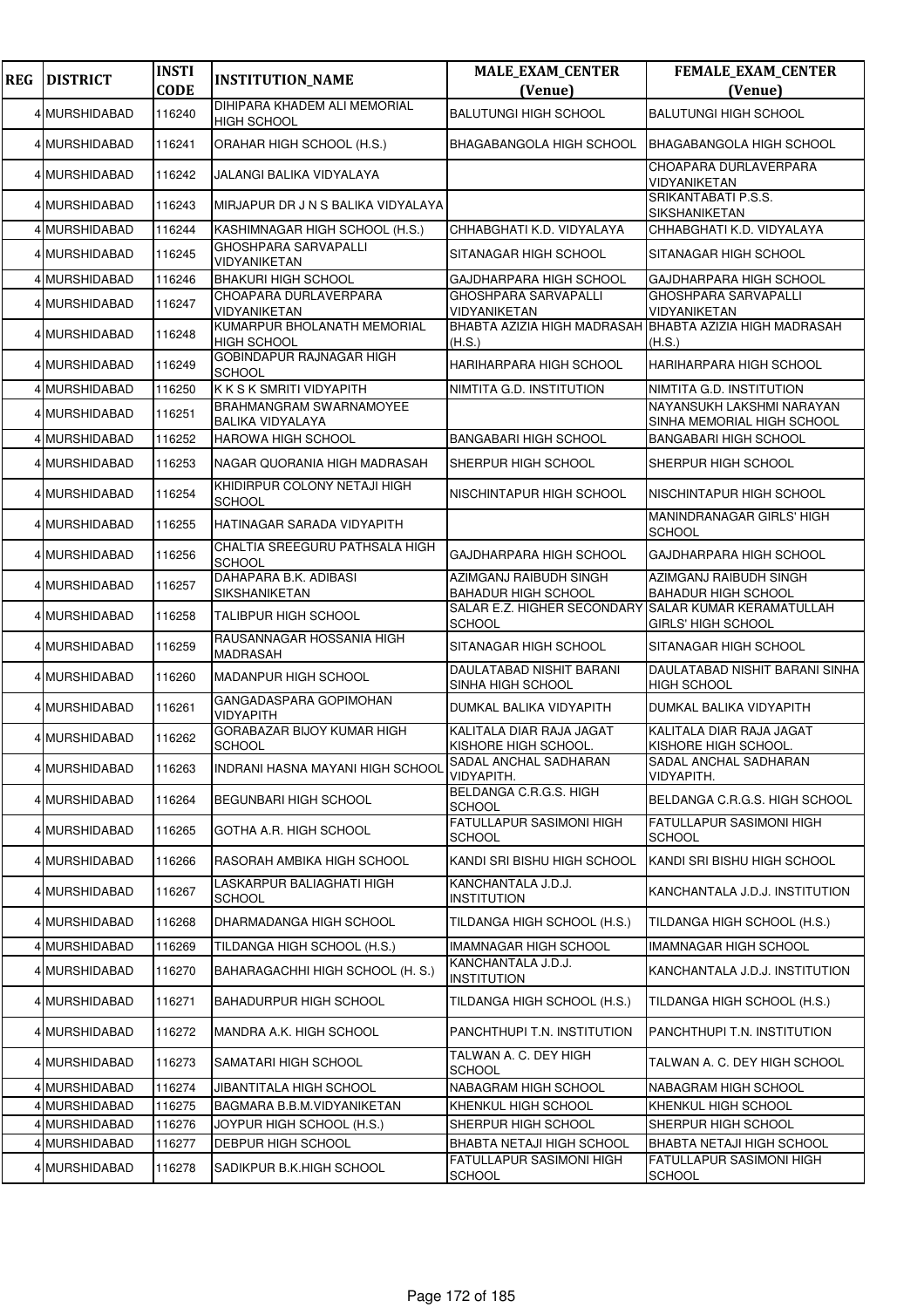| REG | DISTRICT | INSTI CODE | INSTITUTION_NAME | MALE_EXAM_CENTER (Venue) | FEMALE_EXAM_CENTER (Venue) |
|---|---|---|---|---|---|
| 4 | MURSHIDABAD | 116240 | DIHIPARA KHADEM ALI MEMORIAL HIGH SCHOOL | BALUTUNGI HIGH SCHOOL | BALUTUNGI HIGH SCHOOL |
| 4 | MURSHIDABAD | 116241 | ORAHAR HIGH SCHOOL (H.S.) | BHAGABANGOLA HIGH SCHOOL | BHAGABANGOLA HIGH SCHOOL |
| 4 | MURSHIDABAD | 116242 | JALANGI BALIKA VIDYALAYA | | CHOAPARA DURLAVERPARA VIDYANIKETAN |
| 4 | MURSHIDABAD | 116243 | MIRJAPUR DR J N S BALIKA VIDYALAYA | | SRIKANTABATI P.S.S. SIKSHANIKETAN |
| 4 | MURSHIDABAD | 116244 | KASHIMNAGAR HIGH SCHOOL (H.S.) | CHHABGHATI K.D. VIDYALAYA | CHHABGHATI K.D. VIDYALAYA |
| 4 | MURSHIDABAD | 116245 | GHOSHPARA SARVAPALLI VIDYANIKETAN | SITANAGAR HIGH SCHOOL | SITANAGAR HIGH SCHOOL |
| 4 | MURSHIDABAD | 116246 | BHAKURI HIGH SCHOOL | GAJDHARPARA HIGH SCHOOL | GAJDHARPARA HIGH SCHOOL |
| 4 | MURSHIDABAD | 116247 | CHOAPARA DURLAVERPARA VIDYANIKETAN | GHOSHPARA SARVAPALLI VIDYANIKETAN | GHOSHPARA SARVAPALLI VIDYANIKETAN |
| 4 | MURSHIDABAD | 116248 | KUMARPUR BHOLANATH MEMORIAL HIGH SCHOOL | BHABTA AZIZIA HIGH MADRASAH (H.S.) | BHABTA AZIZIA HIGH MADRASAH (H.S.) |
| 4 | MURSHIDABAD | 116249 | GOBINDAPUR RAJNAGAR HIGH SCHOOL | HARIHARPARA HIGH SCHOOL | HARIHARPARA HIGH SCHOOL |
| 4 | MURSHIDABAD | 116250 | K K S K SMRITI VIDYAPITH | NIMTITA G.D. INSTITUTION | NIMTITA G.D. INSTITUTION |
| 4 | MURSHIDABAD | 116251 | BRAHMANGRAM SWARNAMOYEE BALIKA VIDYALAYA | | NAYANSUKH LAKSHMI NARAYAN SINHA MEMORIAL HIGH SCHOOL |
| 4 | MURSHIDABAD | 116252 | HAROWA HIGH SCHOOL | BANGABARI HIGH SCHOOL | BANGABARI HIGH SCHOOL |
| 4 | MURSHIDABAD | 116253 | NAGAR QUORANIA HIGH MADRASAH | SHERPUR HIGH SCHOOL | SHERPUR HIGH SCHOOL |
| 4 | MURSHIDABAD | 116254 | KHIDIRPUR COLONY NETAJI HIGH SCHOOL | NISCHINTAPUR HIGH SCHOOL | NISCHINTAPUR HIGH SCHOOL |
| 4 | MURSHIDABAD | 116255 | HATINAGAR SARADA VIDYAPITH | | MANINDRANAGAR GIRLS' HIGH SCHOOL |
| 4 | MURSHIDABAD | 116256 | CHALTIA SREEGURU PATHSALA HIGH SCHOOL | GAJDHARPARA HIGH SCHOOL | GAJDHARPARA HIGH SCHOOL |
| 4 | MURSHIDABAD | 116257 | DAHAPARA B.K. ADIBASI SIKSHANIKETAN | AZIMGANJ RAIBUDH SINGH BAHADUR HIGH SCHOOL | AZIMGANJ RAIBUDH SINGH BAHADUR HIGH SCHOOL |
| 4 | MURSHIDABAD | 116258 | TALIBPUR HIGH SCHOOL | SALAR E.Z. HIGHER SECONDARY SCHOOL | SALAR KUMAR KERAMATULLAH GIRLS' HIGH SCHOOL |
| 4 | MURSHIDABAD | 116259 | RAUSANNAGAR HOSSANIA HIGH MADRASAH | SITANAGAR HIGH SCHOOL | SITANAGAR HIGH SCHOOL |
| 4 | MURSHIDABAD | 116260 | MADANPUR HIGH SCHOOL | DAULATABAD NISHIT BARANI SINHA HIGH SCHOOL | DAULATABAD NISHIT BARANI SINHA HIGH SCHOOL |
| 4 | MURSHIDABAD | 116261 | GANGADASPARA GOPIMOHAN VIDYAPITH | DUMKAL BALIKA VIDYAPITH | DUMKAL BALIKA VIDYAPITH |
| 4 | MURSHIDABAD | 116262 | GORABAZAR BIJOY KUMAR HIGH SCHOOL | KALITALA DIAR RAJA JAGAT KISHORE HIGH SCHOOL. | KALITALA DIAR RAJA JAGAT KISHORE HIGH SCHOOL. |
| 4 | MURSHIDABAD | 116263 | INDRANI HASNA MAYANI HIGH SCHOOL | SADAL ANCHAL SADHARAN VIDYAPITH. | SADAL ANCHAL SADHARAN VIDYAPITH. |
| 4 | MURSHIDABAD | 116264 | BEGUNBARI HIGH SCHOOL | BELDANGA C.R.G.S. HIGH SCHOOL | BELDANGA C.R.G.S. HIGH SCHOOL |
| 4 | MURSHIDABAD | 116265 | GOTHA A.R. HIGH SCHOOL | FATULLAPUR SASIMONI HIGH SCHOOL | FATULLAPUR SASIMONI HIGH SCHOOL |
| 4 | MURSHIDABAD | 116266 | RASORAH AMBIKA HIGH SCHOOL | KANDI SRI BISHU HIGH SCHOOL | KANDI SRI BISHU HIGH SCHOOL |
| 4 | MURSHIDABAD | 116267 | LASKARPUR BALIAGHATI HIGH SCHOOL | KANCHANTALA J.D.J. INSTITUTION | KANCHANTALA J.D.J. INSTITUTION |
| 4 | MURSHIDABAD | 116268 | DHARMADANGA HIGH SCHOOL | TILDANGA HIGH SCHOOL (H.S.) | TILDANGA HIGH SCHOOL (H.S.) |
| 4 | MURSHIDABAD | 116269 | TILDANGA HIGH SCHOOL (H.S.) | IMAMNAGAR HIGH SCHOOL | IMAMNAGAR HIGH SCHOOL |
| 4 | MURSHIDABAD | 116270 | BAHARAGACHHI HIGH SCHOOL (H. S.) | KANCHANTALA J.D.J. INSTITUTION | KANCHANTALA J.D.J. INSTITUTION |
| 4 | MURSHIDABAD | 116271 | BAHADURPUR HIGH SCHOOL | TILDANGA HIGH SCHOOL (H.S.) | TILDANGA HIGH SCHOOL (H.S.) |
| 4 | MURSHIDABAD | 116272 | MANDRA A.K. HIGH SCHOOL | PANCHTHUPI T.N. INSTITUTION | PANCHTHUPI T.N. INSTITUTION |
| 4 | MURSHIDABAD | 116273 | SAMATARI HIGH SCHOOL | TALWAN A. C. DEY HIGH SCHOOL | TALWAN A. C. DEY HIGH SCHOOL |
| 4 | MURSHIDABAD | 116274 | JIBANTITALA HIGH SCHOOL | NABAGRAM HIGH SCHOOL | NABAGRAM HIGH SCHOOL |
| 4 | MURSHIDABAD | 116275 | BAGMARA B.B.M.VIDYANIKETAN | KHENKUL HIGH SCHOOL | KHENKUL HIGH SCHOOL |
| 4 | MURSHIDABAD | 116276 | JOYPUR HIGH SCHOOL (H.S.) | SHERPUR HIGH SCHOOL | SHERPUR HIGH SCHOOL |
| 4 | MURSHIDABAD | 116277 | DEBPUR HIGH SCHOOL | BHABTA NETAJI HIGH SCHOOL | BHABTA NETAJI HIGH SCHOOL |
| 4 | MURSHIDABAD | 116278 | SADIKPUR B.K.HIGH SCHOOL | FATULLAPUR SASIMONI HIGH SCHOOL | FATULLAPUR SASIMONI HIGH SCHOOL |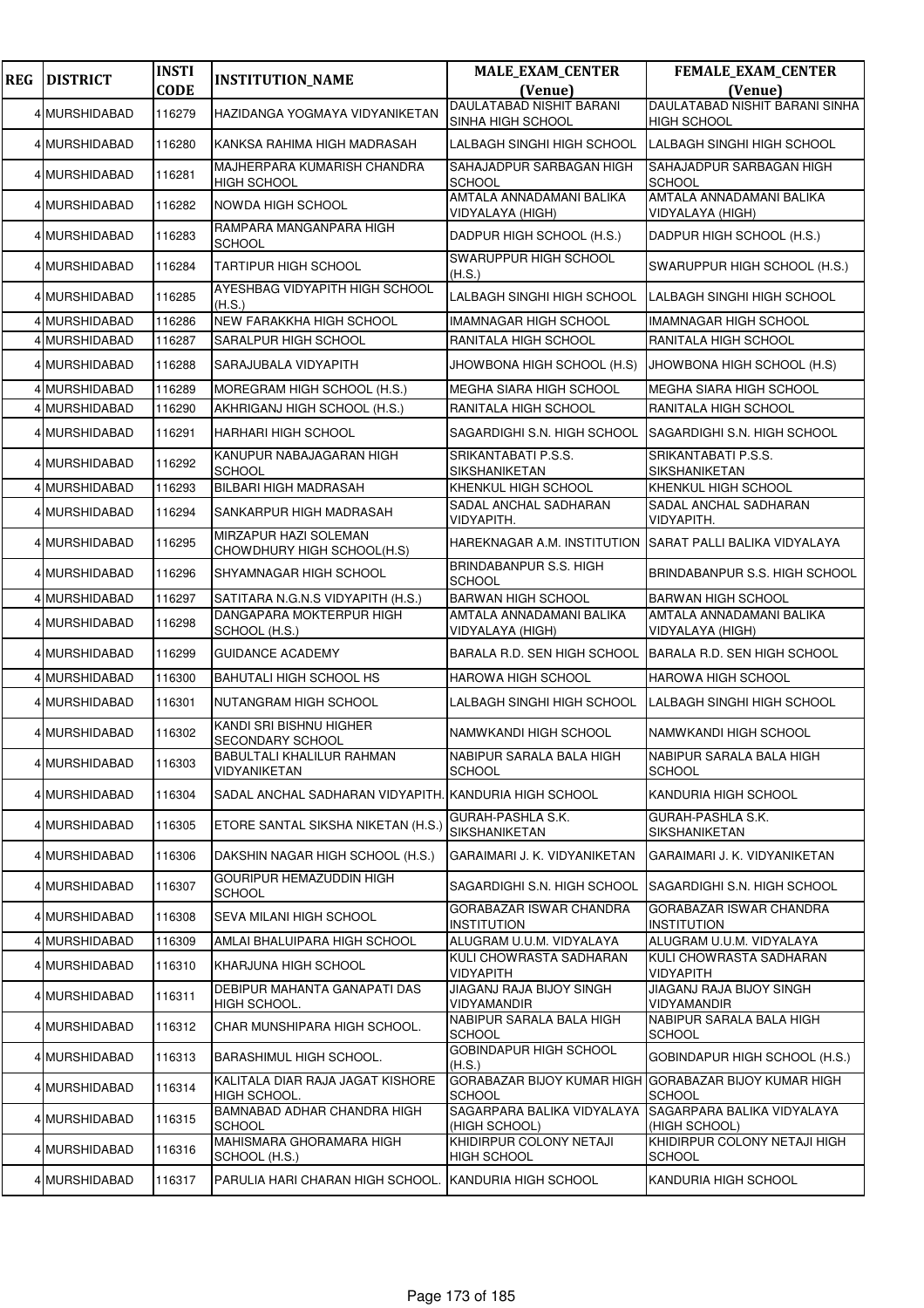| REG | DISTRICT | INSTI CODE | INSTITUTION_NAME | MALE_EXAM_CENTER (Venue) | FEMALE_EXAM_CENTER (Venue) |
|---|---|---|---|---|---|
| 4 | MURSHIDABAD | 116279 | HAZIDANGA YOGMAYA VIDYANIKETAN | DAULATABAD NISHIT BARANI SINHA HIGH SCHOOL | DAULATABAD NISHIT BARANI SINHA HIGH SCHOOL |
| 4 | MURSHIDABAD | 116280 | KANKSA RAHIMA HIGH MADRASAH | LALBAGH SINGHI HIGH SCHOOL | LALBAGH SINGHI HIGH SCHOOL |
| 4 | MURSHIDABAD | 116281 | MAJHERPARA KUMARISH CHANDRA HIGH SCHOOL | SAHAJADPUR SARBAGAN HIGH SCHOOL | SAHAJADPUR SARBAGAN HIGH SCHOOL |
| 4 | MURSHIDABAD | 116282 | NOWDA HIGH SCHOOL | AMTALA ANNADAMANI BALIKA VIDYALAYA (HIGH) | AMTALA ANNADAMANI BALIKA VIDYALAYA (HIGH) |
| 4 | MURSHIDABAD | 116283 | RAMPARA MANGANPARA HIGH SCHOOL | DADPUR HIGH SCHOOL (H.S.) | DADPUR HIGH SCHOOL (H.S.) |
| 4 | MURSHIDABAD | 116284 | TARTIPUR HIGH SCHOOL | SWARUPPUR HIGH SCHOOL (H.S.) | SWARUPPUR HIGH SCHOOL (H.S.) |
| 4 | MURSHIDABAD | 116285 | AYESHBAG VIDYAPITH HIGH SCHOOL (H.S.) | LALBAGH SINGHI HIGH SCHOOL | LALBAGH SINGHI HIGH SCHOOL |
| 4 | MURSHIDABAD | 116286 | NEW FARAKKHA HIGH SCHOOL | IMAMNAGAR HIGH SCHOOL | IMAMNAGAR HIGH SCHOOL |
| 4 | MURSHIDABAD | 116287 | SARALPUR HIGH SCHOOL | RANITALA HIGH SCHOOL | RANITALA HIGH SCHOOL |
| 4 | MURSHIDABAD | 116288 | SARAJUBALA VIDYAPITH | JHOWBONA HIGH SCHOOL (H.S) | JHOWBONA HIGH SCHOOL (H.S) |
| 4 | MURSHIDABAD | 116289 | MOREGRAM HIGH SCHOOL (H.S.) | MEGHA SIARA HIGH SCHOOL | MEGHA SIARA HIGH SCHOOL |
| 4 | MURSHIDABAD | 116290 | AKHRIGANJ HIGH SCHOOL (H.S.) | RANITALA HIGH SCHOOL | RANITALA HIGH SCHOOL |
| 4 | MURSHIDABAD | 116291 | HARHARI HIGH SCHOOL | SAGARDIGHI S.N. HIGH SCHOOL | SAGARDIGHI S.N. HIGH SCHOOL |
| 4 | MURSHIDABAD | 116292 | KANUPUR NABAJAGARAN HIGH SCHOOL | SRIKANTABATI P.S.S. SIKSHANIKETAN | SRIKANTABATI P.S.S. SIKSHANIKETAN |
| 4 | MURSHIDABAD | 116293 | BILBARI HIGH MADRASAH | KHENKUL HIGH SCHOOL | KHENKUL HIGH SCHOOL |
| 4 | MURSHIDABAD | 116294 | SANKARPUR HIGH MADRASAH | SADAL ANCHAL SADHARAN VIDYAPITH. | SADAL ANCHAL SADHARAN VIDYAPITH. |
| 4 | MURSHIDABAD | 116295 | MIRZAPUR HAZI SOLEMAN CHOWDHURY HIGH SCHOOL(H.S) | HAREKNAGAR A.M. INSTITUTION | SARAT PALLI BALIKA VIDYALAYA |
| 4 | MURSHIDABAD | 116296 | SHYAMNAGAR HIGH SCHOOL | BRINDABANPUR S.S. HIGH SCHOOL | BRINDABANPUR S.S. HIGH SCHOOL |
| 4 | MURSHIDABAD | 116297 | SATITARA N.G.N.S VIDYAPITH (H.S.) | BARWAN HIGH SCHOOL | BARWAN HIGH SCHOOL |
| 4 | MURSHIDABAD | 116298 | DANGAPARA MOKTERPUR HIGH SCHOOL (H.S.) | AMTALA ANNADAMANI BALIKA VIDYALAYA (HIGH) | AMTALA ANNADAMANI BALIKA VIDYALAYA (HIGH) |
| 4 | MURSHIDABAD | 116299 | GUIDANCE ACADEMY | BARALA R.D. SEN HIGH SCHOOL | BARALA R.D. SEN HIGH SCHOOL |
| 4 | MURSHIDABAD | 116300 | BAHUTALI HIGH SCHOOL HS | HAROWA HIGH SCHOOL | HAROWA HIGH SCHOOL |
| 4 | MURSHIDABAD | 116301 | NUTANGRAM HIGH SCHOOL | LALBAGH SINGHI HIGH SCHOOL | LALBAGH SINGHI HIGH SCHOOL |
| 4 | MURSHIDABAD | 116302 | KANDI SRI BISHNU HIGHER SECONDARY SCHOOL | NAMWKANDI HIGH SCHOOL | NAMWKANDI HIGH SCHOOL |
| 4 | MURSHIDABAD | 116303 | BABULTALI KHALILUR RAHMAN VIDYANIKETAN | NABIPUR SARALA BALA HIGH SCHOOL | NABIPUR SARALA BALA HIGH SCHOOL |
| 4 | MURSHIDABAD | 116304 | SADAL ANCHAL SADHARAN VIDYAPITH. | KANDURIA HIGH SCHOOL | KANDURIA HIGH SCHOOL |
| 4 | MURSHIDABAD | 116305 | ETORE SANTAL SIKSHA NIKETAN (H.S.) | GURAH-PASHLA S.K. SIKSHANIKETAN | GURAH-PASHLA S.K. SIKSHANIKETAN |
| 4 | MURSHIDABAD | 116306 | DAKSHIN NAGAR HIGH SCHOOL (H.S.) | GARAIMARI J. K. VIDYANIKETAN | GARAIMARI J. K. VIDYANIKETAN |
| 4 | MURSHIDABAD | 116307 | GOURIPUR HEMAZUDDIN HIGH SCHOOL | SAGARDIGHI S.N. HIGH SCHOOL | SAGARDIGHI S.N. HIGH SCHOOL |
| 4 | MURSHIDABAD | 116308 | SEVA MILANI HIGH SCHOOL | GORABAZAR ISWAR CHANDRA INSTITUTION | GORABAZAR ISWAR CHANDRA INSTITUTION |
| 4 | MURSHIDABAD | 116309 | AMLAI BHALUIPARA HIGH SCHOOL | ALUGRAM U.U.M. VIDYALAYA | ALUGRAM U.U.M. VIDYALAYA |
| 4 | MURSHIDABAD | 116310 | KHARJUNA HIGH SCHOOL | KULI CHOWRASTA SADHARAN VIDYAPITH | KULI CHOWRASTA SADHARAN VIDYAPITH |
| 4 | MURSHIDABAD | 116311 | DEBIPUR MAHANTA GANAPATI DAS HIGH SCHOOL. | JIAGANJ RAJA BIJOY SINGH VIDYAMANDIR | JIAGANJ RAJA BIJOY SINGH VIDYAMANDIR |
| 4 | MURSHIDABAD | 116312 | CHAR MUNSHIPARA HIGH SCHOOL. | NABIPUR SARALA BALA HIGH SCHOOL | NABIPUR SARALA BALA HIGH SCHOOL |
| 4 | MURSHIDABAD | 116313 | BARASHIMUL HIGH SCHOOL. | GOBINDAPUR HIGH SCHOOL (H.S.) | GOBINDAPUR HIGH SCHOOL (H.S.) |
| 4 | MURSHIDABAD | 116314 | KALITALA DIAR RAJA JAGAT KISHORE HIGH SCHOOL. | GORABAZAR BIJOY KUMAR HIGH SCHOOL | GORABAZAR BIJOY KUMAR HIGH SCHOOL |
| 4 | MURSHIDABAD | 116315 | BAMNABAD ADHAR CHANDRA HIGH SCHOOL | SAGARPARA BALIKA VIDYALAYA (HIGH SCHOOL) | SAGARPARA BALIKA VIDYALAYA (HIGH SCHOOL) |
| 4 | MURSHIDABAD | 116316 | MAHISMARA GHORAMARA HIGH SCHOOL (H.S.) | KHIDIRPUR COLONY NETAJI HIGH SCHOOL | KHIDIRPUR COLONY NETAJI HIGH SCHOOL |
| 4 | MURSHIDABAD | 116317 | PARULIA HARI CHARAN HIGH SCHOOL. | KANDURIA HIGH SCHOOL | KANDURIA HIGH SCHOOL |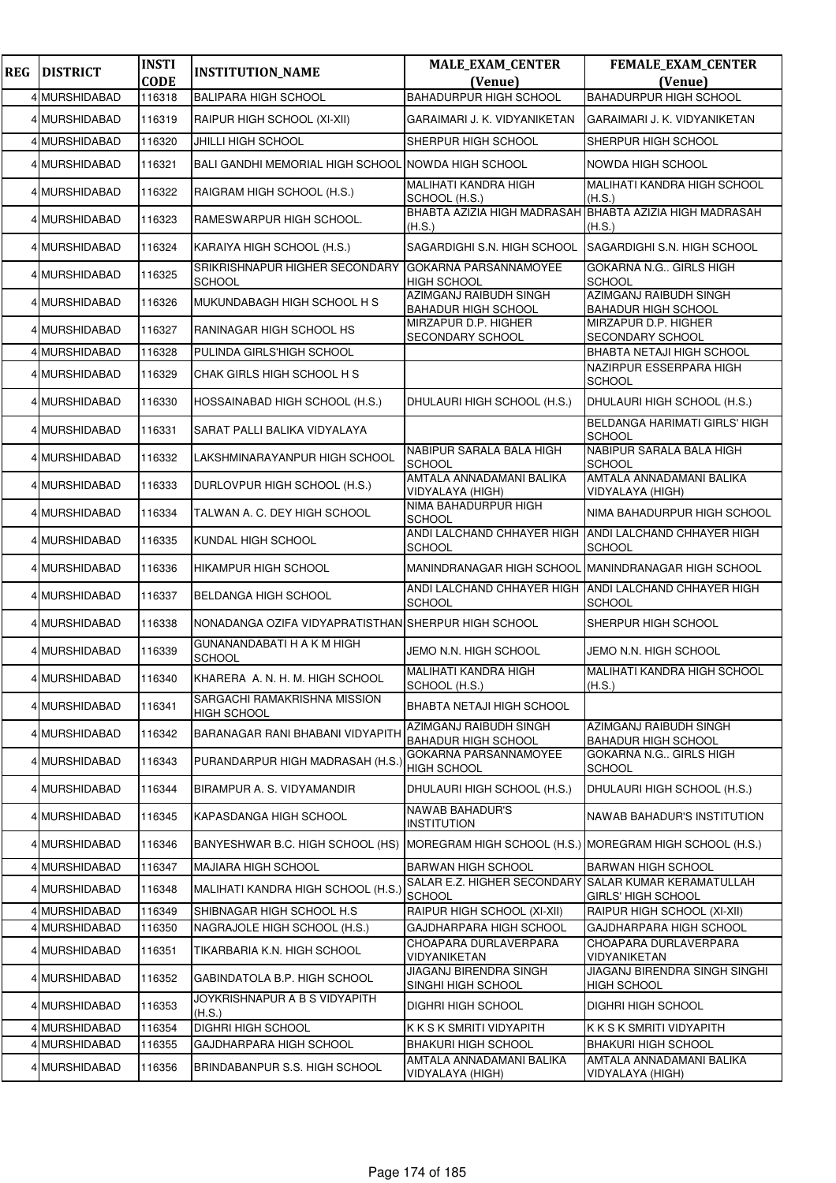| REG | DISTRICT | INSTI CODE | INSTITUTION_NAME | MALE_EXAM_CENTER (Venue) | FEMALE_EXAM_CENTER (Venue) |
|---|---|---|---|---|---|
| 4 | MURSHIDABAD | 116318 | BALIPARA HIGH SCHOOL | BAHADURPUR HIGH SCHOOL | BAHADURPUR HIGH SCHOOL |
| 4 | MURSHIDABAD | 116319 | RAIPUR HIGH SCHOOL (XI-XII) | GARAIMARI J. K. VIDYANIKETAN | GARAIMARI J. K. VIDYANIKETAN |
| 4 | MURSHIDABAD | 116320 | JHILLI HIGH SCHOOL | SHERPUR HIGH SCHOOL | SHERPUR HIGH SCHOOL |
| 4 | MURSHIDABAD | 116321 | BALI GANDHI MEMORIAL HIGH SCHOOL | NOWDA HIGH SCHOOL | NOWDA HIGH SCHOOL |
| 4 | MURSHIDABAD | 116322 | RAIGRAM HIGH SCHOOL (H.S.) | MALIHATI KANDRA HIGH SCHOOL (H.S.) | MALIHATI KANDRA HIGH SCHOOL (H.S.) |
| 4 | MURSHIDABAD | 116323 | RAMESWARPUR HIGH SCHOOL. | BHABTA AZIZIA HIGH MADRASAH (H.S.) | BHABTA AZIZIA HIGH MADRASAH (H.S.) |
| 4 | MURSHIDABAD | 116324 | KARAIYA HIGH SCHOOL (H.S.) | SAGARDIGHI S.N. HIGH SCHOOL | SAGARDIGHI S.N. HIGH SCHOOL |
| 4 | MURSHIDABAD | 116325 | SRIKRISHNAPUR HIGHER SECONDARY SCHOOL | GOKARNA PARSANNAMOYEE HIGH SCHOOL | GOKARNA N.G.. GIRLS HIGH SCHOOL |
| 4 | MURSHIDABAD | 116326 | MUKUNDABAGH HIGH SCHOOL H S | AZIMGANJ RAIBUDH SINGH BAHADUR HIGH SCHOOL | AZIMGANJ RAIBUDH SINGH BAHADUR HIGH SCHOOL |
| 4 | MURSHIDABAD | 116327 | RANINAGAR HIGH SCHOOL HS | MIRZAPUR D.P. HIGHER SECONDARY SCHOOL | MIRZAPUR D.P. HIGHER SECONDARY SCHOOL |
| 4 | MURSHIDABAD | 116328 | PULINDA GIRLS'HIGH SCHOOL | | BHABTA NETAJI HIGH SCHOOL |
| 4 | MURSHIDABAD | 116329 | CHAK GIRLS HIGH SCHOOL H S | | NAZIRPUR ESSERPARA HIGH SCHOOL |
| 4 | MURSHIDABAD | 116330 | HOSSAINABAD HIGH SCHOOL (H.S.) | DHULAURI HIGH SCHOOL (H.S.) | DHULAURI HIGH SCHOOL (H.S.) |
| 4 | MURSHIDABAD | 116331 | SARAT PALLI BALIKA VIDYALAYA | | BELDANGA HARIMATI GIRLS' HIGH SCHOOL |
| 4 | MURSHIDABAD | 116332 | LAKSHMINARAYANPUR HIGH SCHOOL | NABIPUR SARALA BALA HIGH SCHOOL | NABIPUR SARALA BALA HIGH SCHOOL |
| 4 | MURSHIDABAD | 116333 | DURLOVPUR HIGH SCHOOL (H.S.) | AMTALA ANNADAMANI BALIKA VIDYALAYA (HIGH) | AMTALA ANNADAMANI BALIKA VIDYALAYA (HIGH) |
| 4 | MURSHIDABAD | 116334 | TALWAN A. C. DEY HIGH SCHOOL | NIMA BAHADURPUR HIGH SCHOOL | NIMA BAHADURPUR HIGH SCHOOL |
| 4 | MURSHIDABAD | 116335 | KUNDAL HIGH SCHOOL | ANDI LALCHAND CHHAYER HIGH SCHOOL | ANDI LALCHAND CHHAYER HIGH SCHOOL |
| 4 | MURSHIDABAD | 116336 | HIKAMPUR HIGH SCHOOL | MANINDRANAGAR HIGH SCHOOL | MANINDRANAGAR HIGH SCHOOL |
| 4 | MURSHIDABAD | 116337 | BELDANGA HIGH SCHOOL | ANDI LALCHAND CHHAYER HIGH SCHOOL | ANDI LALCHAND CHHAYER HIGH SCHOOL |
| 4 | MURSHIDABAD | 116338 | NONADANGA OZIFA VIDYAPRATISTHAN | SHERPUR HIGH SCHOOL | SHERPUR HIGH SCHOOL |
| 4 | MURSHIDABAD | 116339 | GUNANANDABATI H A K M HIGH SCHOOL | JEMO N.N. HIGH SCHOOL | JEMO N.N. HIGH SCHOOL |
| 4 | MURSHIDABAD | 116340 | KHARERA A. N. H. M. HIGH SCHOOL | MALIHATI KANDRA HIGH SCHOOL (H.S.) | MALIHATI KANDRA HIGH SCHOOL (H.S.) |
| 4 | MURSHIDABAD | 116341 | SARGACHI RAMAKRISHNA MISSION HIGH SCHOOL | BHABTA NETAJI HIGH SCHOOL | |
| 4 | MURSHIDABAD | 116342 | BARANAGAR RANI BHABANI VIDYAPITH | AZIMGANJ RAIBUDH SINGH BAHADUR HIGH SCHOOL | AZIMGANJ RAIBUDH SINGH BAHADUR HIGH SCHOOL |
| 4 | MURSHIDABAD | 116343 | PURANDARPUR HIGH MADRASAH (H.S.) | GOKARNA PARSANNAMOYEE HIGH SCHOOL | GOKARNA N.G.. GIRLS HIGH SCHOOL |
| 4 | MURSHIDABAD | 116344 | BIRAMPUR A. S. VIDYAMANDIR | DHULAURI HIGH SCHOOL (H.S.) | DHULAURI HIGH SCHOOL (H.S.) |
| 4 | MURSHIDABAD | 116345 | KAPASDANGA HIGH SCHOOL | NAWAB BAHADUR'S INSTITUTION | NAWAB BAHADUR'S INSTITUTION |
| 4 | MURSHIDABAD | 116346 | BANYESHWAR B.C. HIGH SCHOOL (HS) | MOREGRAM HIGH SCHOOL (H.S.) | MOREGRAM HIGH SCHOOL (H.S.) |
| 4 | MURSHIDABAD | 116347 | MAJIARA HIGH SCHOOL | BARWAN HIGH SCHOOL | BARWAN HIGH SCHOOL |
| 4 | MURSHIDABAD | 116348 | MALIHATI KANDRA HIGH SCHOOL (H.S.) | SALAR E.Z. HIGHER SECONDARY SCHOOL | SALAR KUMAR KERAMATULLAH GIRLS' HIGH SCHOOL |
| 4 | MURSHIDABAD | 116349 | SHIBNAGAR HIGH SCHOOL H.S | RAIPUR HIGH SCHOOL (XI-XII) | RAIPUR HIGH SCHOOL (XI-XII) |
| 4 | MURSHIDABAD | 116350 | NAGRAJOLE HIGH SCHOOL (H.S.) | GAJDHARPARA HIGH SCHOOL | GAJDHARPARA HIGH SCHOOL |
| 4 | MURSHIDABAD | 116351 | TIKARBARIA K.N. HIGH SCHOOL | CHOAPARA DURLAVERPARA VIDYANIKETAN | CHOAPARA DURLAVERPARA VIDYANIKETAN |
| 4 | MURSHIDABAD | 116352 | GABINDATOLA B.P. HIGH SCHOOL | JIAGANJ BIRENDRA SINGH SINGHI HIGH SCHOOL | JIAGANJ BIRENDRA SINGH SINGHI HIGH SCHOOL |
| 4 | MURSHIDABAD | 116353 | JOYKRISHNAPUR A B S VIDYAPITH (H.S.) | DIGHRI HIGH SCHOOL | DIGHRI HIGH SCHOOL |
| 4 | MURSHIDABAD | 116354 | DIGHRI HIGH SCHOOL | K K S K SMRITI VIDYAPITH | K K S K SMRITI VIDYAPITH |
| 4 | MURSHIDABAD | 116355 | GAJDHARPARA HIGH SCHOOL | BHAKURI HIGH SCHOOL | BHAKURI HIGH SCHOOL |
| 4 | MURSHIDABAD | 116356 | BRINDABANPUR S.S. HIGH SCHOOL | AMTALA ANNADAMANI BALIKA VIDYALAYA (HIGH) | AMTALA ANNADAMANI BALIKA VIDYALAYA (HIGH) |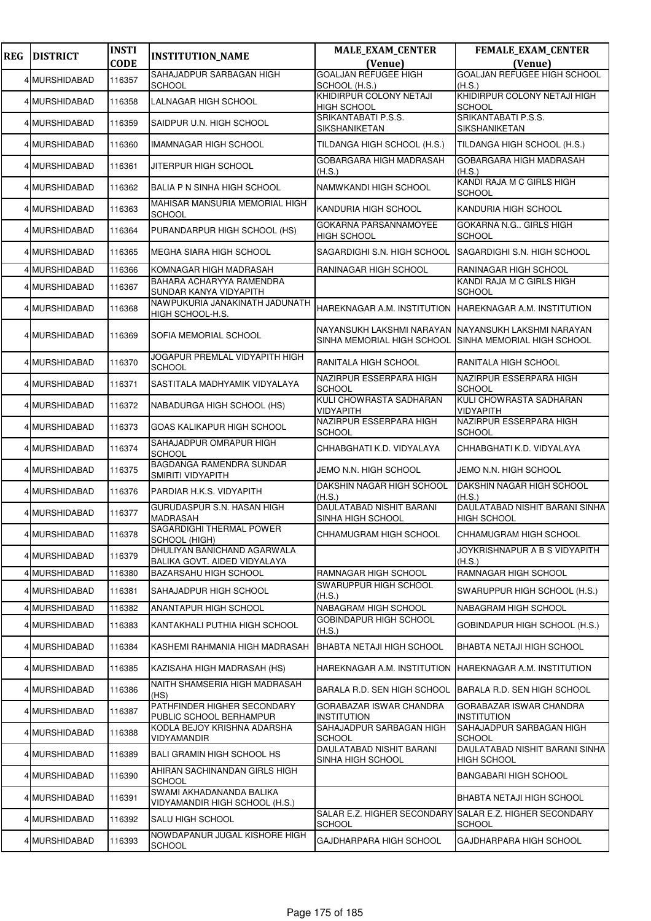| REG | DISTRICT | INSTI CODE | INSTITUTION_NAME | MALE_EXAM_CENTER (Venue) | FEMALE_EXAM_CENTER (Venue) |
|---|---|---|---|---|---|
| 4 | MURSHIDABAD | 116357 | SAHAJADPUR SARBAGAN HIGH SCHOOL | GOALJAN REFUGEE HIGH SCHOOL (H.S.) | GOALJAN REFUGEE HIGH SCHOOL (H.S.) |
| 4 | MURSHIDABAD | 116358 | LALNAGAR HIGH SCHOOL | KHIDIRPUR COLONY NETAJI HIGH SCHOOL | KHIDIRPUR COLONY NETAJI HIGH SCHOOL |
| 4 | MURSHIDABAD | 116359 | SAIDPUR U.N. HIGH SCHOOL | SRIKANTABATI P.S.S. SIKSHANIKETAN | SRIKANTABATI P.S.S. SIKSHANIKETAN |
| 4 | MURSHIDABAD | 116360 | IMAMNAGAR HIGH SCHOOL | TILDANGA HIGH SCHOOL (H.S.) | TILDANGA HIGH SCHOOL (H.S.) |
| 4 | MURSHIDABAD | 116361 | JITERPUR HIGH SCHOOL | GOBARGARA HIGH MADRASAH (H.S.) | GOBARGARA HIGH MADRASAH (H.S.) |
| 4 | MURSHIDABAD | 116362 | BALIA P N SINHA HIGH SCHOOL | NAMWKANDI HIGH SCHOOL | KANDI RAJA M C GIRLS HIGH SCHOOL |
| 4 | MURSHIDABAD | 116363 | MAHISAR MANSURIA MEMORIAL HIGH SCHOOL | KANDURIA HIGH SCHOOL | KANDURIA HIGH SCHOOL |
| 4 | MURSHIDABAD | 116364 | PURANDARPUR HIGH SCHOOL (HS) | GOKARNA PARSANNAMOYEE HIGH SCHOOL | GOKARNA N.G.. GIRLS HIGH SCHOOL |
| 4 | MURSHIDABAD | 116365 | MEGHA SIARA HIGH SCHOOL | SAGARDIGHI S.N. HIGH SCHOOL | SAGARDIGHI S.N. HIGH SCHOOL |
| 4 | MURSHIDABAD | 116366 | KOMNAGAR HIGH MADRASAH | RANINAGAR HIGH SCHOOL | RANINAGAR HIGH SCHOOL |
| 4 | MURSHIDABAD | 116367 | BAHARA ACHARYYA RAMENDRA SUNDAR KANYA VIDYAPITH | | KANDI RAJA M C GIRLS HIGH SCHOOL |
| 4 | MURSHIDABAD | 116368 | NAWPUKURIA JANAKINATH JADUNATH HIGH SCHOOL-H.S. | HAREKNAGAR A.M. INSTITUTION | HAREKNAGAR A.M. INSTITUTION |
| 4 | MURSHIDABAD | 116369 | SOFIA MEMORIAL SCHOOL | NAYANSUKH LAKSHMI NARAYAN SINHA MEMORIAL HIGH SCHOOL | NAYANSUKH LAKSHMI NARAYAN SINHA MEMORIAL HIGH SCHOOL |
| 4 | MURSHIDABAD | 116370 | JOGAPUR PREMLAL VIDYAPITH HIGH SCHOOL | RANITALA HIGH SCHOOL | RANITALA HIGH SCHOOL |
| 4 | MURSHIDABAD | 116371 | SASTITALA MADHYAMIK VIDYALAYA | NAZIRPUR ESSERPARA HIGH SCHOOL | NAZIRPUR ESSERPARA HIGH SCHOOL |
| 4 | MURSHIDABAD | 116372 | NABADURGA HIGH SCHOOL (HS) | KULI CHOWRASTA SADHARAN VIDYAPITH | KULI CHOWRASTA SADHARAN VIDYAPITH |
| 4 | MURSHIDABAD | 116373 | GOAS KALIKAPUR HIGH SCHOOL | NAZIRPUR ESSERPARA HIGH SCHOOL | NAZIRPUR ESSERPARA HIGH SCHOOL |
| 4 | MURSHIDABAD | 116374 | SAHAJADPUR OMRAPUR HIGH SCHOOL | CHHABGHATI K.D. VIDYALAYA | CHHABGHATI K.D. VIDYALAYA |
| 4 | MURSHIDABAD | 116375 | BAGDANGA RAMENDRA SUNDAR SMIRITI VIDYAPITH | JEMO N.N. HIGH SCHOOL | JEMO N.N. HIGH SCHOOL |
| 4 | MURSHIDABAD | 116376 | PARDIAR H.K.S. VIDYAPITH | DAKSHIN NAGAR HIGH SCHOOL (H.S.) | DAKSHIN NAGAR HIGH SCHOOL (H.S.) |
| 4 | MURSHIDABAD | 116377 | GURUDASPUR S.N. HASAN HIGH MADRASAH | DAULATABAD NISHIT BARANI SINHA HIGH SCHOOL | DAULATABAD NISHIT BARANI SINHA HIGH SCHOOL |
| 4 | MURSHIDABAD | 116378 | SAGARDIGHI THERMAL POWER SCHOOL (HIGH) | CHHAMUGRAM HIGH SCHOOL | CHHAMUGRAM HIGH SCHOOL |
| 4 | MURSHIDABAD | 116379 | DHULIYAN BANICHAND AGARWALA BALIKA GOVT. AIDED VIDYALAYA | | JOYKRISHNAPUR A B S VIDYAPITH (H.S.) |
| 4 | MURSHIDABAD | 116380 | BAZARSAHU HIGH SCHOOL | RAMNAGAR HIGH SCHOOL | RAMNAGAR HIGH SCHOOL |
| 4 | MURSHIDABAD | 116381 | SAHAJADPUR HIGH SCHOOL | SWARUPPUR HIGH SCHOOL (H.S.) | SWARUPPUR HIGH SCHOOL (H.S.) |
| 4 | MURSHIDABAD | 116382 | ANANTAPUR HIGH SCHOOL | NABAGRAM HIGH SCHOOL | NABAGRAM HIGH SCHOOL |
| 4 | MURSHIDABAD | 116383 | KANTAKHALI PUTHIA HIGH SCHOOL | GOBINDAPUR HIGH SCHOOL (H.S.) | GOBINDAPUR HIGH SCHOOL (H.S.) |
| 4 | MURSHIDABAD | 116384 | KASHEMI RAHMANIA HIGH MADRASAH | BHABTA NETAJI HIGH SCHOOL | BHABTA NETAJI HIGH SCHOOL |
| 4 | MURSHIDABAD | 116385 | KAZISAHA HIGH MADRASAH (HS) | HAREKNAGAR A.M. INSTITUTION | HAREKNAGAR A.M. INSTITUTION |
| 4 | MURSHIDABAD | 116386 | NAITH SHAMSERIA HIGH MADRASAH (HS) | BARALA R.D. SEN HIGH SCHOOL | BARALA R.D. SEN HIGH SCHOOL |
| 4 | MURSHIDABAD | 116387 | PATHFINDER HIGHER SECONDARY PUBLIC SCHOOL BERHAMPUR | GORABAZAR ISWAR CHANDRA INSTITUTION | GORABAZAR ISWAR CHANDRA INSTITUTION |
| 4 | MURSHIDABAD | 116388 | KODLA BEJOY KRISHNA ADARSHA VIDYAMANDIR | SAHAJADPUR SARBAGAN HIGH SCHOOL | SAHAJADPUR SARBAGAN HIGH SCHOOL |
| 4 | MURSHIDABAD | 116389 | BALI GRAMIN HIGH SCHOOL HS | DAULATABAD NISHIT BARANI SINHA HIGH SCHOOL | DAULATABAD NISHIT BARANI SINHA HIGH SCHOOL |
| 4 | MURSHIDABAD | 116390 | AHIRAN SACHINANDAN GIRLS HIGH SCHOOL | | BANGABARI HIGH SCHOOL |
| 4 | MURSHIDABAD | 116391 | SWAMI AKHADANANDA BALIKA VIDYAMANDIR HIGH SCHOOL (H.S.) | | BHABTA NETAJI HIGH SCHOOL |
| 4 | MURSHIDABAD | 116392 | SALU HIGH SCHOOL | SALAR E.Z. HIGHER SECONDARY SCHOOL | SALAR E.Z. HIGHER SECONDARY SCHOOL |
| 4 | MURSHIDABAD | 116393 | NOWDAPANUR JUGAL KISHORE HIGH SCHOOL | GAJDHARPARA HIGH SCHOOL | GAJDHARPARA HIGH SCHOOL |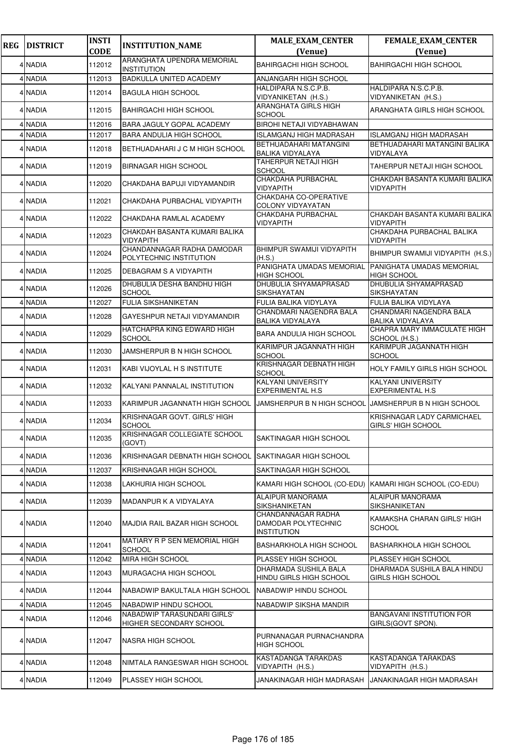| REG | DISTRICT | INSTI CODE | INSTITUTION_NAME | MALE_EXAM_CENTER (Venue) | FEMALE_EXAM_CENTER (Venue) |
|---|---|---|---|---|---|
| 4 | NADIA | 112012 | ARANGHATA UPENDRA MEMORIAL INSTITUTION | BAHIRGACHI HIGH SCHOOL | BAHIRGACHI HIGH SCHOOL |
| 4 | NADIA | 112013 | BADKULLA UNITED ACADEMY | ANJANGARH HIGH SCHOOL | |
| 4 | NADIA | 112014 | BAGULA HIGH SCHOOL | HALDIPARA N.S.C.P.B. VIDYANIKETAN (H.S.) | HALDIPARA N.S.C.P.B. VIDYANIKETAN (H.S.) |
| 4 | NADIA | 112015 | BAHIRGACHI HIGH SCHOOL | ARANGHATA GIRLS HIGH SCHOOL | ARANGHATA GIRLS HIGH SCHOOL |
| 4 | NADIA | 112016 | BARA JAGULY GOPAL ACADEMY | BIROHI NETAJI VIDYABHAWAN | |
| 4 | NADIA | 112017 | BARA ANDULIA HIGH SCHOOL | ISLAMGANJ HIGH MADRASAH | ISLAMGANJ HIGH MADRASAH |
| 4 | NADIA | 112018 | BETHUADAHARI J C M HIGH SCHOOL | BETHUADAHARI MATANGINI BALIKA VIDYALAYA | BETHUADAHARI MATANGINI BALIKA VIDYALAYA |
| 4 | NADIA | 112019 | BIRNAGAR HIGH SCHOOL | TAHERPUR NETAJI HIGH SCHOOL | TAHERPUR NETAJI HIGH SCHOOL |
| 4 | NADIA | 112020 | CHAKDAHA BAPUJI VIDYAMANDIR | CHAKDAHA PURBACHAL VIDYAPITH | CHAKDAH BASANTA KUMARI BALIKA VIDYAPITH |
| 4 | NADIA | 112021 | CHAKDAHA PURBACHAL VIDYAPITH | CHAKDAHA CO-OPERATIVE COLONY VIDYAYATAN | |
| 4 | NADIA | 112022 | CHAKDAHA RAMLAL ACADEMY | CHAKDAHA PURBACHAL VIDYAPITH | CHAKDAH BASANTA KUMARI BALIKA VIDYAPITH |
| 4 | NADIA | 112023 | CHAKDAH BASANTA KUMARI BALIKA VIDYAPITH | | CHAKDAHA PURBACHAL BALIKA VIDYAPITH |
| 4 | NADIA | 112024 | CHANDANNAGAR RADHA DAMODAR POLYTECHNIC INSTITUTION | BHIMPUR SWAMIJI VIDYAPITH (H.S.) | BHIMPUR SWAMIJI VIDYAPITH (H.S.) |
| 4 | NADIA | 112025 | DEBAGRAM S A VIDYAPITH | PANIGHATA UMADAS MEMORIAL HIGH SCHOOL | PANIGHATA UMADAS MEMORIAL HIGH SCHOOL |
| 4 | NADIA | 112026 | DHUBULIA DESHA BANDHU HIGH SCHOOL | DHUBULIA SHYAMAPRASAD SIKSHAYATAN | DHUBULIA SHYAMAPRASAD SIKSHAYATAN |
| 4 | NADIA | 112027 | FULIA SIKSHANIKETAN | FULIA BALIKA VIDYLAYA | FULIA BALIKA VIDYLAYA |
| 4 | NADIA | 112028 | GAYESHPUR NETAJI VIDYAMANDIR | CHANDMARI NAGENDRA BALA BALIKA VIDYALAYA | CHANDMARI NAGENDRA BALA BALIKA VIDYALAYA |
| 4 | NADIA | 112029 | HATCHAPRA KING EDWARD HIGH SCHOOL | BARA ANDULIA HIGH SCHOOL | CHAPRA MARY IMMACULATE HIGH SCHOOL (H.S.) |
| 4 | NADIA | 112030 | JAMSHERPUR B N HIGH SCHOOL | KARIMPUR JAGANNATH HIGH SCHOOL | KARIMPUR JAGANNATH HIGH SCHOOL |
| 4 | NADIA | 112031 | KABI VIJOYLAL H S INSTITUTE | KRISHNAGAR DEBNATH HIGH SCHOOL | HOLY FAMILY GIRLS HIGH SCHOOL |
| 4 | NADIA | 112032 | KALYANI PANNALAL INSTITUTION | KALYANI UNIVERSITY EXPERIMENTAL H.S | KALYANI UNIVERSITY EXPERIMENTAL H.S |
| 4 | NADIA | 112033 | KARIMPUR JAGANNATH HIGH SCHOOL | JAMSHERPUR B N HIGH SCHOOL | JAMSHERPUR B N HIGH SCHOOL |
| 4 | NADIA | 112034 | KRISHNAGAR GOVT. GIRLS' HIGH SCHOOL | | KRISHNAGAR LADY CARMICHAEL GIRLS' HIGH SCHOOL |
| 4 | NADIA | 112035 | KRISHNAGAR COLLEGIATE SCHOOL (GOVT) | SAKTINAGAR HIGH SCHOOL | |
| 4 | NADIA | 112036 | KRISHNAGAR DEBNATH HIGH SCHOOL | SAKTINAGAR HIGH SCHOOL | |
| 4 | NADIA | 112037 | KRISHNAGAR HIGH SCHOOL | SAKTINAGAR HIGH SCHOOL | |
| 4 | NADIA | 112038 | LAKHURIA HIGH SCHOOL | KAMARI HIGH SCHOOL (CO-EDU) | KAMARI HIGH SCHOOL (CO-EDU) |
| 4 | NADIA | 112039 | MADANPUR K A VIDYALAYA | ALAIPUR MANORAMA SIKSHANIKETAN | ALAIPUR MANORAMA SIKSHANIKETAN |
| 4 | NADIA | 112040 | MAJDIA RAIL BAZAR HIGH SCHOOL | CHANDANNAGAR RADHA DAMODAR POLYTECHNIC INSTITUTION | KAMAKSHA CHARAN GIRLS' HIGH SCHOOL |
| 4 | NADIA | 112041 | MATIARY R P SEN MEMORIAL HIGH SCHOOL | BASHARKHOLA HIGH SCHOOL | BASHARKHOLA HIGH SCHOOL |
| 4 | NADIA | 112042 | MIRA HIGH SCHOOL | PLASSEY HIGH SCHOOL | PLASSEY HIGH SCHOOL |
| 4 | NADIA | 112043 | MURAGACHA HIGH SCHOOL | DHARMADA SUSHILA BALA HINDU GIRLS HIGH SCHOOL | DHARMADA SUSHILA BALA HINDU GIRLS HIGH SCHOOL |
| 4 | NADIA | 112044 | NABADWIP BAKULTALA HIGH SCHOOL | NABADWIP HINDU SCHOOL | |
| 4 | NADIA | 112045 | NABADWIP HINDU SCHOOL | NABADWIP SIKSHA MANDIR | |
| 4 | NADIA | 112046 | NABADWIP TARASUNDARI GIRLS' HIGHER SECONDARY SCHOOL | | BANGAVANI INSTITUTION FOR GIRLS(GOVT SPON). |
| 4 | NADIA | 112047 | NASRA HIGH SCHOOL | PURNANAGAR PURNACHANDRA HIGH SCHOOL | |
| 4 | NADIA | 112048 | NIMTALA RANGESWAR HIGH SCHOOL | KASTADANGA TARAKDAS VIDYAPITH (H.S.) | KASTADANGA TARAKDAS VIDYAPITH (H.S.) |
| 4 | NADIA | 112049 | PLASSEY HIGH SCHOOL | JANAKINAGAR HIGH MADRASAH | JANAKINAGAR HIGH MADRASAH |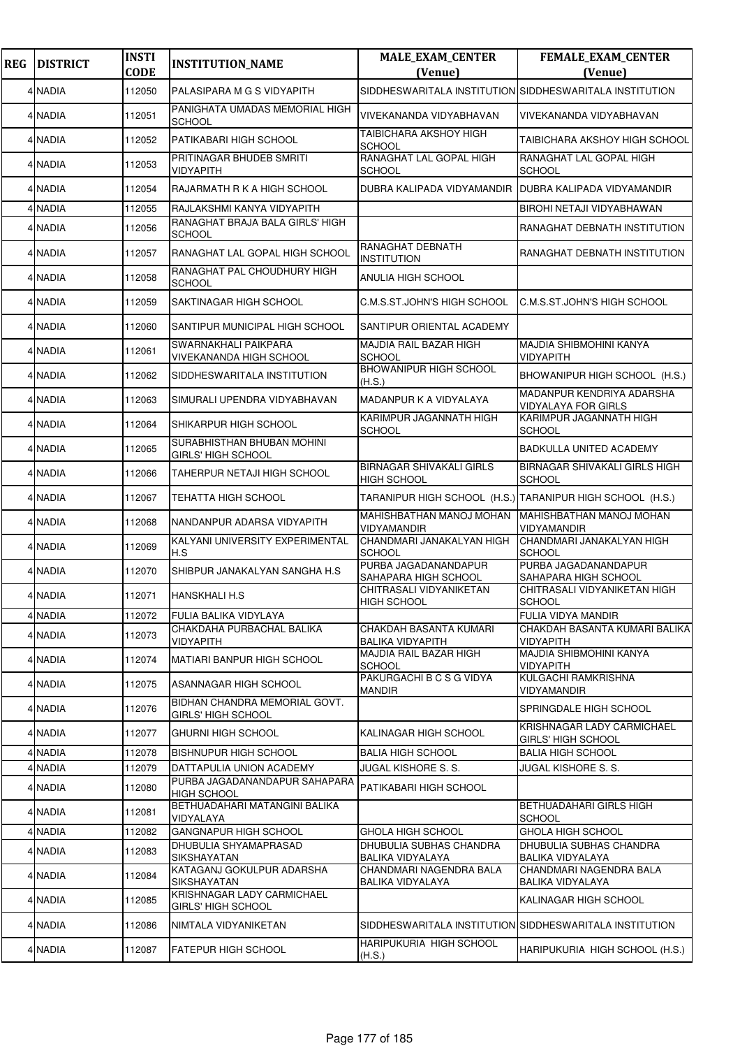| REG | DISTRICT | INSTI CODE | INSTITUTION_NAME | MALE_EXAM_CENTER (Venue) | FEMALE_EXAM_CENTER (Venue) |
|---|---|---|---|---|---|
| 4 | NADIA | 112050 | PALASIPARA M G S VIDYAPITH | SIDDHESWARITALA INSTITUTION | SIDDHESWARITALA INSTITUTION |
| 4 | NADIA | 112051 | PANIGHATA UMADAS MEMORIAL HIGH SCHOOL | VIVEKANANDA VIDYABHAVAN | VIVEKANANDA VIDYABHAVAN |
| 4 | NADIA | 112052 | PATIKABARI HIGH SCHOOL | TAIBICHARA AKSHOY HIGH SCHOOL | TAIBICHARA AKSHOY HIGH SCHOOL |
| 4 | NADIA | 112053 | PRITINAGAR BHUDEB SMRITI VIDYAPITH | RANAGHAT LAL GOPAL HIGH SCHOOL | RANAGHAT LAL GOPAL HIGH SCHOOL |
| 4 | NADIA | 112054 | RAJARMATH R K A HIGH SCHOOL | DUBRA KALIPADA VIDYAMANDIR | DUBRA KALIPADA VIDYAMANDIR |
| 4 | NADIA | 112055 | RAJLAKSHMI KANYA VIDYAPITH | | BIROHI NETAJI VIDYABHAWAN |
| 4 | NADIA | 112056 | RANAGHAT BRAJA BALA GIRLS' HIGH SCHOOL | | RANAGHAT DEBNATH INSTITUTION |
| 4 | NADIA | 112057 | RANAGHAT LAL GOPAL HIGH SCHOOL | RANAGHAT DEBNATH INSTITUTION | RANAGHAT DEBNATH INSTITUTION |
| 4 | NADIA | 112058 | RANAGHAT PAL CHOUDHURY HIGH SCHOOL | ANULIA HIGH SCHOOL | |
| 4 | NADIA | 112059 | SAKTINAGAR HIGH SCHOOL | C.M.S.ST.JOHN'S HIGH SCHOOL | C.M.S.ST.JOHN'S HIGH SCHOOL |
| 4 | NADIA | 112060 | SANTIPUR MUNICIPAL HIGH SCHOOL | SANTIPUR ORIENTAL ACADEMY | |
| 4 | NADIA | 112061 | SWARNAKHALI PAIKPARA VIVEKANANDA HIGH SCHOOL | MAJDIA RAIL BAZAR HIGH SCHOOL | MAJDIA SHIBMOHINI KANYA VIDYAPITH |
| 4 | NADIA | 112062 | SIDDHESWARITALA INSTITUTION | BHOWANIPUR HIGH SCHOOL (H.S.) | BHOWANIPUR HIGH SCHOOL (H.S.) |
| 4 | NADIA | 112063 | SIMURALI UPENDRA VIDYABHAVAN | MADANPUR K A VIDYALAYA | MADANPUR KENDRIYA ADARSHA VIDYALAYA FOR GIRLS |
| 4 | NADIA | 112064 | SHIKARPUR HIGH SCHOOL | KARIMPUR JAGANNATH HIGH SCHOOL | KARIMPUR JAGANNATH HIGH SCHOOL |
| 4 | NADIA | 112065 | SURABHISTHAN BHUBAN MOHINI GIRLS' HIGH SCHOOL | | BADKULLA UNITED ACADEMY |
| 4 | NADIA | 112066 | TAHERPUR NETAJI HIGH SCHOOL | BIRNAGAR SHIVAKALI GIRLS HIGH SCHOOL | BIRNAGAR SHIVAKALI GIRLS HIGH SCHOOL |
| 4 | NADIA | 112067 | TEHATTA HIGH SCHOOL | TARANIPUR HIGH SCHOOL (H.S.) | TARANIPUR HIGH SCHOOL (H.S.) |
| 4 | NADIA | 112068 | NANDANPUR ADARSA VIDYAPITH | MAHISHBATHAN MANOJ MOHAN VIDYAMANDIR | MAHISHBATHAN MANOJ MOHAN VIDYAMANDIR |
| 4 | NADIA | 112069 | KALYANI UNIVERSITY EXPERIMENTAL H.S | CHANDMARI JANAKALYAN HIGH SCHOOL | CHANDMARI JANAKALYAN HIGH SCHOOL |
| 4 | NADIA | 112070 | SHIBPUR JANAKALYAN SANGHA H.S | PURBA JAGADANANDAPUR SAHAPARA HIGH SCHOOL | PURBA JAGADANANDAPUR SAHAPARA HIGH SCHOOL |
| 4 | NADIA | 112071 | HANSKHALI H.S | CHITRASALI VIDYANIKETAN HIGH SCHOOL | CHITRASALI VIDYANIKETAN HIGH SCHOOL |
| 4 | NADIA | 112072 | FULIA BALIKA VIDYLAYA | | FULIA VIDYA MANDIR |
| 4 | NADIA | 112073 | CHAKDAHA PURBACHAL BALIKA VIDYAPITH | CHAKDAH BASANTA KUMARI BALIKA VIDYAPITH | CHAKDAH BASANTA KUMARI BALIKA VIDYAPITH |
| 4 | NADIA | 112074 | MATIARI BANPUR HIGH SCHOOL | MAJDIA RAIL BAZAR HIGH SCHOOL | MAJDIA SHIBMOHINI KANYA VIDYAPITH |
| 4 | NADIA | 112075 | ASANNAGAR HIGH SCHOOL | PAKURGACHI B C S G VIDYA MANDIR | KULGACHI RAMKRISHNA VIDYAMANDIR |
| 4 | NADIA | 112076 | BIDHAN CHANDRA MEMORIAL GOVT. GIRLS' HIGH SCHOOL | | SPRINGDALE HIGH SCHOOL |
| 4 | NADIA | 112077 | GHURNI HIGH SCHOOL | KALINAGAR HIGH SCHOOL | KRISHNAGAR LADY CARMICHAEL GIRLS' HIGH SCHOOL |
| 4 | NADIA | 112078 | BISHNUPUR HIGH SCHOOL | BALIA HIGH SCHOOL | BALIA HIGH SCHOOL |
| 4 | NADIA | 112079 | DATTAPULIA UNION ACADEMY | JUGAL KISHORE S. S. | JUGAL KISHORE S. S. |
| 4 | NADIA | 112080 | PURBA JAGADANANDAPUR SAHAPARA HIGH SCHOOL | PATIKABARI HIGH SCHOOL | |
| 4 | NADIA | 112081 | BETHUADAHARI MATANGINI BALIKA VIDYALAYA | | BETHUADAHARI GIRLS HIGH SCHOOL |
| 4 | NADIA | 112082 | GANGNAPUR HIGH SCHOOL | GHOLA HIGH SCHOOL | GHOLA HIGH SCHOOL |
| 4 | NADIA | 112083 | DHUBULIA SHYAMAPRASAD SIKSHAYATAN | DHUBULIA SUBHAS CHANDRA BALIKA VIDYALAYA | DHUBULIA SUBHAS CHANDRA BALIKA VIDYALAYA |
| 4 | NADIA | 112084 | KATAGANJ GOKULPUR ADARSHA SIKSHAYATAN | CHANDMARI NAGENDRA BALA BALIKA VIDYALAYA | CHANDMARI NAGENDRA BALA BALIKA VIDYALAYA |
| 4 | NADIA | 112085 | KRISHNAGAR LADY CARMICHAEL GIRLS' HIGH SCHOOL | | KALINAGAR HIGH SCHOOL |
| 4 | NADIA | 112086 | NIMTALA VIDYANIKETAN | SIDDHESWARITALA INSTITUTION | SIDDHESWARITALA INSTITUTION |
| 4 | NADIA | 112087 | FATEPUR HIGH SCHOOL | HARIPUKURIA HIGH SCHOOL (H.S.) | HARIPUKURIA HIGH SCHOOL (H.S.) |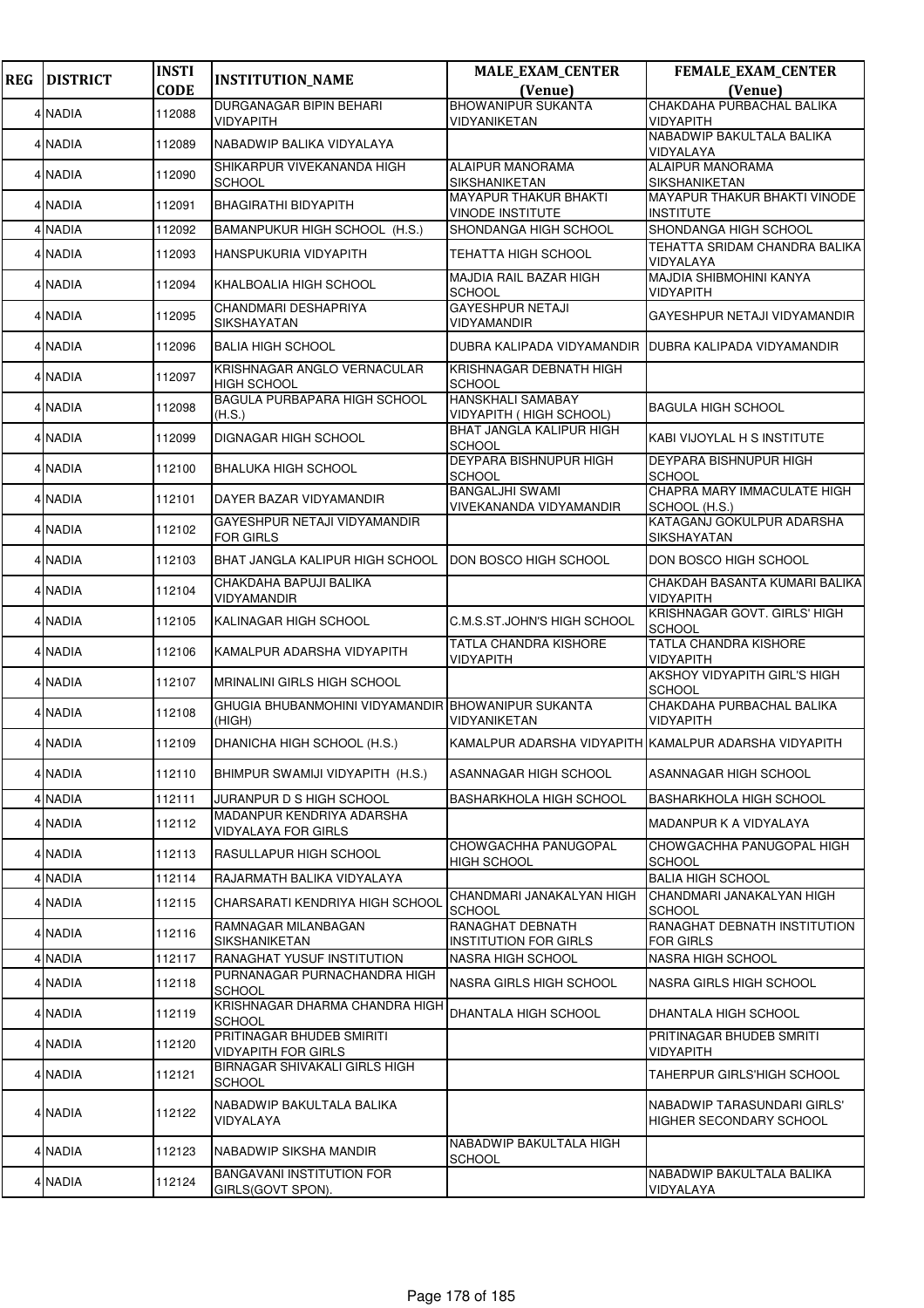| REG | DISTRICT | INSTI CODE | INSTITUTION_NAME | MALE_EXAM_CENTER (Venue) | FEMALE_EXAM_CENTER (Venue) |
|---|---|---|---|---|---|
| 4 | NADIA | 112088 | DURGANAGAR BIPIN BEHARI VIDYAPITH | BHOWANIPUR SUKANTA VIDYANIKETAN | CHAKDAHA PURBACHAL BALIKA VIDYAPITH |
| 4 | NADIA | 112089 | NABADWIP BALIKA VIDYALAYA | | NABADWIP BAKULTALA BALIKA VIDYALAYA |
| 4 | NADIA | 112090 | SHIKARPUR VIVEKANANDA HIGH SCHOOL | ALAIPUR MANORAMA SIKSHANIKETAN | ALAIPUR MANORAMA SIKSHANIKETAN |
| 4 | NADIA | 112091 | BHAGIRATHI BIDYAPITH | MAYAPUR THAKUR BHAKTI VINODE INSTITUTE | MAYAPUR THAKUR BHAKTI VINODE INSTITUTE |
| 4 | NADIA | 112092 | BAMANPUKUR HIGH SCHOOL (H.S.) | SHONDANGA HIGH SCHOOL | SHONDANGA HIGH SCHOOL |
| 4 | NADIA | 112093 | HANSPUKURIA VIDYAPITH | TEHATTA HIGH SCHOOL | TEHATTA SRIDAM CHANDRA BALIKA VIDYALAYA |
| 4 | NADIA | 112094 | KHALBOALIA HIGH SCHOOL | MAJDIA RAIL BAZAR HIGH SCHOOL | MAJDIA SHIBMOHINI KANYA VIDYAPITH |
| 4 | NADIA | 112095 | CHANDMARI DESHAPRIYA SIKSHAYATAN | GAYESHPUR NETAJI VIDYAMANDIR | GAYESHPUR NETAJI VIDYAMANDIR |
| 4 | NADIA | 112096 | BALIA HIGH SCHOOL | DUBRA KALIPADA VIDYAMANDIR | DUBRA KALIPADA VIDYAMANDIR |
| 4 | NADIA | 112097 | KRISHNAGAR ANGLO VERNACULAR HIGH SCHOOL | KRISHNAGAR DEBNATH HIGH SCHOOL | |
| 4 | NADIA | 112098 | BAGULA PURBAPARA HIGH SCHOOL (H.S.) | HANSKHALI SAMABAY VIDYAPITH ( HIGH SCHOOL) | BAGULA HIGH SCHOOL |
| 4 | NADIA | 112099 | DIGNAGAR HIGH SCHOOL | BHAT JANGLA KALIPUR HIGH SCHOOL | KABI VIJOYLAL H S INSTITUTE |
| 4 | NADIA | 112100 | BHALUKA HIGH SCHOOL | DEYPARA BISHNUPUR HIGH SCHOOL | DEYPARA BISHNUPUR HIGH SCHOOL |
| 4 | NADIA | 112101 | DAYER BAZAR VIDYAMANDIR | BANGALJHI SWAMI VIVEKANANDA VIDYAMANDIR | CHAPRA MARY IMMACULATE HIGH SCHOOL (H.S.) |
| 4 | NADIA | 112102 | GAYESHPUR NETAJI VIDYAMANDIR FOR GIRLS | | KATAGANJ GOKULPUR ADARSHA SIKSHAYATAN |
| 4 | NADIA | 112103 | BHAT JANGLA KALIPUR HIGH SCHOOL | DON BOSCO HIGH SCHOOL | DON BOSCO HIGH SCHOOL |
| 4 | NADIA | 112104 | CHAKDAHA BAPUJI BALIKA VIDYAMANDIR | | CHAKDAH BASANTA KUMARI BALIKA VIDYAPITH |
| 4 | NADIA | 112105 | KALINAGAR HIGH SCHOOL | C.M.S.ST.JOHN'S HIGH SCHOOL | KRISHNAGAR GOVT. GIRLS' HIGH SCHOOL |
| 4 | NADIA | 112106 | KAMALPUR ADARSHA VIDYAPITH | TATLA CHANDRA KISHORE VIDYAPITH | TATLA CHANDRA KISHORE VIDYAPITH |
| 4 | NADIA | 112107 | MRINALINI GIRLS HIGH SCHOOL | | AKSHOY VIDYAPITH GIRL'S HIGH SCHOOL |
| 4 | NADIA | 112108 | GHUGIA BHUBANMOHINI VIDYAMANDIR (HIGH) | BHOWANIPUR SUKANTA VIDYANIKETAN | CHAKDAHA PURBACHAL BALIKA VIDYAPITH |
| 4 | NADIA | 112109 | DHANICHA HIGH SCHOOL (H.S.) | KAMALPUR ADARSHA VIDYAPITH | KAMALPUR ADARSHA VIDYAPITH |
| 4 | NADIA | 112110 | BHIMPUR SWAMIJI VIDYAPITH (H.S.) | ASANNAGAR HIGH SCHOOL | ASANNAGAR HIGH SCHOOL |
| 4 | NADIA | 112111 | JURANPUR D S HIGH SCHOOL | BASHARKHOLA HIGH SCHOOL | BASHARKHOLA HIGH SCHOOL |
| 4 | NADIA | 112112 | MADANPUR KENDRIYA ADARSHA VIDYALAYA FOR GIRLS | | MADANPUR K A VIDYALAYA |
| 4 | NADIA | 112113 | RASULLAPUR HIGH SCHOOL | CHOWGACHHA PANUGOPAL HIGH SCHOOL | CHOWGACHHA PANUGOPAL HIGH SCHOOL |
| 4 | NADIA | 112114 | RAJARMATH BALIKA VIDYALAYA | | BALIA HIGH SCHOOL |
| 4 | NADIA | 112115 | CHARSARATI KENDRIYA HIGH SCHOOL | CHANDMARI JANAKALYAN HIGH SCHOOL | CHANDMARI JANAKALYAN HIGH SCHOOL |
| 4 | NADIA | 112116 | RAMNAGAR MILANBAGAN SIKSHANIKETAN | RANAGHAT DEBNATH INSTITUTION FOR GIRLS | RANAGHAT DEBNATH INSTITUTION FOR GIRLS |
| 4 | NADIA | 112117 | RANAGHAT YUSUF INSTITUTION | NASRA HIGH SCHOOL | NASRA HIGH SCHOOL |
| 4 | NADIA | 112118 | PURNANAGAR PURNACHANDRA HIGH SCHOOL | NASRA GIRLS HIGH SCHOOL | NASRA GIRLS HIGH SCHOOL |
| 4 | NADIA | 112119 | KRISHNAGAR DHARMA CHANDRA HIGH SCHOOL | DHANTALA HIGH SCHOOL | DHANTALA HIGH SCHOOL |
| 4 | NADIA | 112120 | PRITINAGAR BHUDEB SMIRITI VIDYAPITH FOR GIRLS | | PRITINAGAR BHUDEB SMRITI VIDYAPITH |
| 4 | NADIA | 112121 | BIRNAGAR SHIVAKALI GIRLS HIGH SCHOOL | | TAHERPUR GIRLS'HIGH SCHOOL |
| 4 | NADIA | 112122 | NABADWIP BAKULTALA BALIKA VIDYALAYA | | NABADWIP TARASUNDARI GIRLS' HIGHER SECONDARY SCHOOL |
| 4 | NADIA | 112123 | NABADWIP SIKSHA MANDIR | NABADWIP BAKULTALA HIGH SCHOOL | |
| 4 | NADIA | 112124 | BANGAVANI INSTITUTION FOR GIRLS(GOVT SPON). | | NABADWIP BAKULTALA BALIKA VIDYALAYA |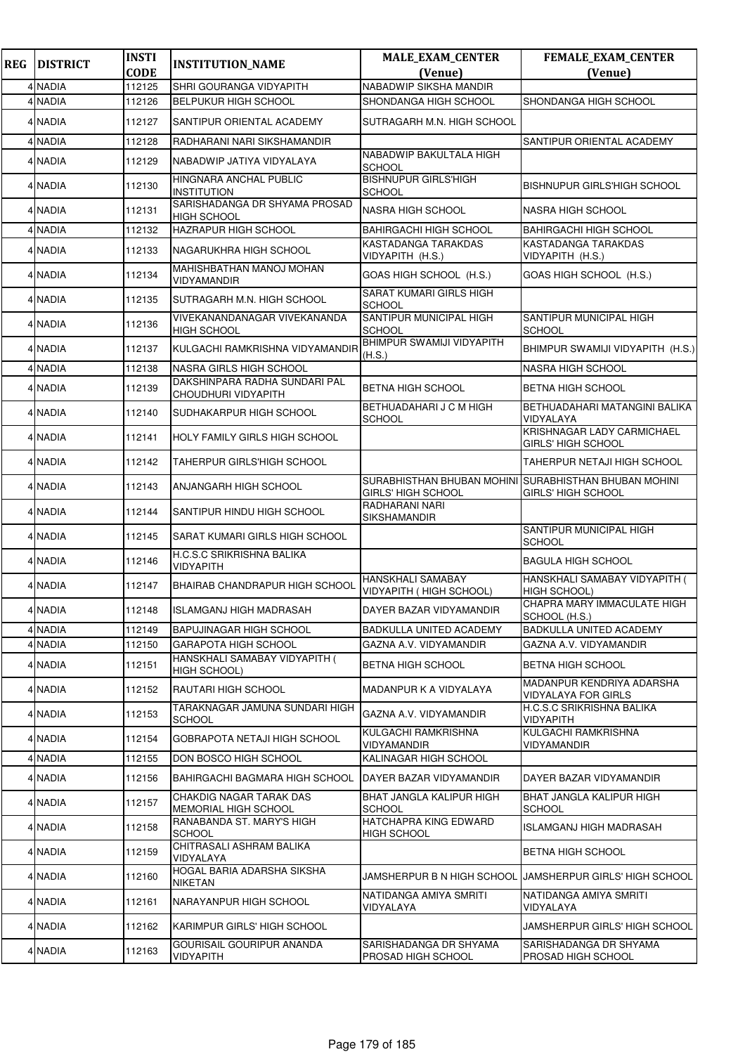| REG | DISTRICT | INSTI CODE | INSTITUTION_NAME | MALE_EXAM_CENTER (Venue) | FEMALE_EXAM_CENTER (Venue) |
|---|---|---|---|---|---|
| 4 | NADIA | 112125 | SHRI GOURANGA VIDYAPITH | NABADWIP SIKSHA MANDIR | |
| 4 | NADIA | 112126 | BELPUKUR HIGH SCHOOL | SHONDANGA HIGH SCHOOL | SHONDANGA HIGH SCHOOL |
| 4 | NADIA | 112127 | SANTIPUR ORIENTAL ACADEMY | SUTRAGARH M.N. HIGH SCHOOL | |
| 4 | NADIA | 112128 | RADHARANI NARI SIKSHAMANDIR | | SANTIPUR ORIENTAL ACADEMY |
| 4 | NADIA | 112129 | NABADWIP JATIYA VIDYALAYA | NABADWIP BAKULTALA HIGH SCHOOL | |
| 4 | NADIA | 112130 | HINGNARA ANCHAL PUBLIC INSTITUTION | BISHNUPUR GIRLS'HIGH SCHOOL | BISHNUPUR GIRLS'HIGH SCHOOL |
| 4 | NADIA | 112131 | SARISHADANGA DR SHYAMA PROSAD HIGH SCHOOL | NASRA HIGH SCHOOL | NASRA HIGH SCHOOL |
| 4 | NADIA | 112132 | HAZRAPUR HIGH SCHOOL | BAHIRGACHI HIGH SCHOOL | BAHIRGACHI HIGH SCHOOL |
| 4 | NADIA | 112133 | NAGARUKHRA HIGH SCHOOL | KASTADANGA TARAKDAS VIDYAPITH (H.S.) | KASTADANGA TARAKDAS VIDYAPITH (H.S.) |
| 4 | NADIA | 112134 | MAHISHBATHAN MANOJ MOHAN VIDYAMANDIR | GOAS HIGH SCHOOL (H.S.) | GOAS HIGH SCHOOL (H.S.) |
| 4 | NADIA | 112135 | SUTRAGARH M.N. HIGH SCHOOL | SARAT KUMARI GIRLS HIGH SCHOOL | |
| 4 | NADIA | 112136 | VIVEKANANDANAGAR VIVEKANANDA HIGH SCHOOL | SANTIPUR MUNICIPAL HIGH SCHOOL | SANTIPUR MUNICIPAL HIGH SCHOOL |
| 4 | NADIA | 112137 | KULGACHI RAMKRISHNA VIDYAMANDIR | BHIMPUR SWAMIJI VIDYAPITH (H.S.) | BHIMPUR SWAMIJI VIDYAPITH (H.S.) |
| 4 | NADIA | 112138 | NASRA GIRLS HIGH SCHOOL | | NASRA HIGH SCHOOL |
| 4 | NADIA | 112139 | DAKSHINPARA RADHA SUNDARI PAL CHOUDHURI VIDYAPITH | BETNA HIGH SCHOOL | BETNA HIGH SCHOOL |
| 4 | NADIA | 112140 | SUDHAKARPUR HIGH SCHOOL | BETHUADAHARI J C M HIGH SCHOOL | BETHUADAHARI MATANGINI BALIKA VIDYALAYA |
| 4 | NADIA | 112141 | HOLY FAMILY GIRLS HIGH SCHOOL | | KRISHNAGAR LADY CARMICHAEL GIRLS' HIGH SCHOOL |
| 4 | NADIA | 112142 | TAHERPUR GIRLS'HIGH SCHOOL | | TAHERPUR NETAJI HIGH SCHOOL |
| 4 | NADIA | 112143 | ANJANGARH HIGH SCHOOL | SURABHISTHAN BHUBAN MOHINI GIRLS' HIGH SCHOOL | SURABHISTHAN BHUBAN MOHINI GIRLS' HIGH SCHOOL |
| 4 | NADIA | 112144 | SANTIPUR HINDU HIGH SCHOOL | RADHARANI NARI SIKSHAMANDIR | |
| 4 | NADIA | 112145 | SARAT KUMARI GIRLS HIGH SCHOOL | | SANTIPUR MUNICIPAL HIGH SCHOOL |
| 4 | NADIA | 112146 | H.C.S.C SRIKRISHNA BALIKA VIDYAPITH | | BAGULA HIGH SCHOOL |
| 4 | NADIA | 112147 | BHAIRAB CHANDRAPUR HIGH SCHOOL | HANSKHALI SAMABAY VIDYAPITH ( HIGH SCHOOL) | HANSKHALI SAMABAY VIDYAPITH ( HIGH SCHOOL) |
| 4 | NADIA | 112148 | ISLAMGANJ HIGH MADRASAH | DAYER BAZAR VIDYAMANDIR | CHAPRA MARY IMMACULATE HIGH SCHOOL (H.S.) |
| 4 | NADIA | 112149 | BAPUJINAGAR HIGH SCHOOL | BADKULLA UNITED ACADEMY | BADKULLA UNITED ACADEMY |
| 4 | NADIA | 112150 | GARAPOTA HIGH SCHOOL | GAZNA A.V. VIDYAMANDIR | GAZNA A.V. VIDYAMANDIR |
| 4 | NADIA | 112151 | HANSKHALI SAMABAY VIDYAPITH ( HIGH SCHOOL) | BETNA HIGH SCHOOL | BETNA HIGH SCHOOL |
| 4 | NADIA | 112152 | RAUTARI HIGH SCHOOL | MADANPUR K A VIDYALAYA | MADANPUR KENDRIYA ADARSHA VIDYALAYA FOR GIRLS |
| 4 | NADIA | 112153 | TARAKNAGAR JAMUNA SUNDARI HIGH SCHOOL | GAZNA A.V. VIDYAMANDIR | H.C.S.C SRIKRISHNA BALIKA VIDYAPITH |
| 4 | NADIA | 112154 | GOBRAPOTA NETAJI HIGH SCHOOL | KULGACHI RAMKRISHNA VIDYAMANDIR | KULGACHI RAMKRISHNA VIDYAMANDIR |
| 4 | NADIA | 112155 | DON BOSCO HIGH SCHOOL | KALINAGAR HIGH SCHOOL | |
| 4 | NADIA | 112156 | BAHIRGACHI BAGMARA HIGH SCHOOL | DAYER BAZAR VIDYAMANDIR | DAYER BAZAR VIDYAMANDIR |
| 4 | NADIA | 112157 | CHAKDIG NAGAR TARAK DAS MEMORIAL HIGH SCHOOL | BHAT JANGLA KALIPUR HIGH SCHOOL | BHAT JANGLA KALIPUR HIGH SCHOOL |
| 4 | NADIA | 112158 | RANABANDA ST. MARY'S HIGH SCHOOL | HATCHAPRA KING EDWARD HIGH SCHOOL | ISLAMGANJ HIGH MADRASAH |
| 4 | NADIA | 112159 | CHITRASALI ASHRAM BALIKA VIDYALAYA | | BETNA HIGH SCHOOL |
| 4 | NADIA | 112160 | HOGAL BARIA ADARSHA SIKSHA NIKETAN | JAMSHERPUR B N HIGH SCHOOL | JAMSHERPUR GIRLS' HIGH SCHOOL |
| 4 | NADIA | 112161 | NARAYANPUR HIGH SCHOOL | NATIDANGA AMIYA SMRITI VIDYALAYA | NATIDANGA AMIYA SMRITI VIDYALAYA |
| 4 | NADIA | 112162 | KARIMPUR GIRLS' HIGH SCHOOL | | JAMSHERPUR GIRLS' HIGH SCHOOL |
| 4 | NADIA | 112163 | GOURISAIL GOURIPUR ANANDA VIDYAPITH | SARISHADANGA DR SHYAMA PROSAD HIGH SCHOOL | SARISHADANGA DR SHYAMA PROSAD HIGH SCHOOL |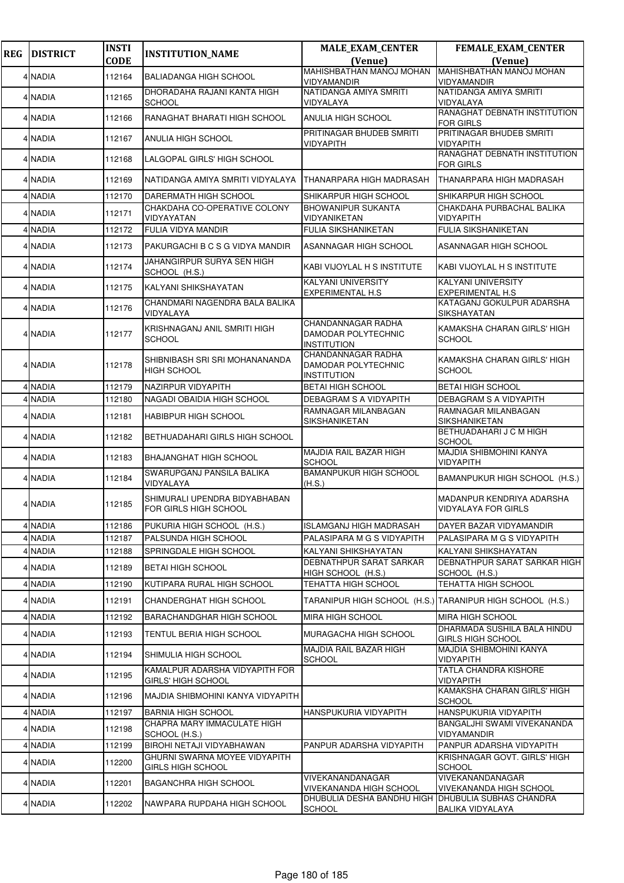| REG | DISTRICT | INSTI CODE | INSTITUTION_NAME | MALE_EXAM_CENTER (Venue) | FEMALE_EXAM_CENTER (Venue) |
|---|---|---|---|---|---|
| 4 | NADIA | 112164 | BALIADANGA HIGH SCHOOL | MAHISHBATHAN MANOJ MOHAN VIDYAMANDIR | MAHISHBATHAN MANOJ MOHAN VIDYAMANDIR |
| 4 | NADIA | 112165 | DHORADAHA RAJANI KANTA HIGH SCHOOL | NATIDANGA AMIYA SMRITI VIDYALAYA | NATIDANGA AMIYA SMRITI VIDYALAYA |
| 4 | NADIA | 112166 | RANAGHAT BHARATI HIGH SCHOOL | ANULIA HIGH SCHOOL | RANAGHAT DEBNATH INSTITUTION FOR GIRLS |
| 4 | NADIA | 112167 | ANULIA HIGH SCHOOL | PRITINAGAR BHUDEB SMRITI VIDYAPITH | PRITINAGAR BHUDEB SMRITI VIDYAPITH |
| 4 | NADIA | 112168 | LALGOPAL GIRLS' HIGH SCHOOL | | RANAGHAT DEBNATH INSTITUTION FOR GIRLS |
| 4 | NADIA | 112169 | NATIDANGA AMIYA SMRITI VIDYALAYA | THANARPARA HIGH MADRASAH | THANARPARA HIGH MADRASAH |
| 4 | NADIA | 112170 | DARERMATH HIGH SCHOOL | SHIKARPUR HIGH SCHOOL | SHIKARPUR HIGH SCHOOL |
| 4 | NADIA | 112171 | CHAKDAHA CO-OPERATIVE COLONY VIDYAYATAN | BHOWANIPUR SUKANTA VIDYANIKETAN | CHAKDAHA PURBACHAL BALIKA VIDYAPITH |
| 4 | NADIA | 112172 | FULIA VIDYA MANDIR | FULIA SIKSHANIKETAN | FULIA SIKSHANIKETAN |
| 4 | NADIA | 112173 | PAKURGACHI B C S G VIDYA MANDIR | ASANNAGAR HIGH SCHOOL | ASANNAGAR HIGH SCHOOL |
| 4 | NADIA | 112174 | JAHANGIRPUR SURYA SEN HIGH SCHOOL (H.S.) | KABI VIJOYLAL H S INSTITUTE | KABI VIJOYLAL H S INSTITUTE |
| 4 | NADIA | 112175 | KALYANI SHIKSHAYATAN | KALYANI UNIVERSITY EXPERIMENTAL H.S | KALYANI UNIVERSITY EXPERIMENTAL H.S |
| 4 | NADIA | 112176 | CHANDMARI NAGENDRA BALA BALIKA VIDYALAYA | | KATAGANJ GOKULPUR ADARSHA SIKSHAYATAN |
| 4 | NADIA | 112177 | KRISHNAGANJ ANIL SMRITI HIGH SCHOOL | CHANDANNAGAR RADHA DAMODAR POLYTECHNIC INSTITUTION | KAMAKSHA CHARAN GIRLS' HIGH SCHOOL |
| 4 | NADIA | 112178 | SHIBNIBASH SRI SRI MOHANANANDA HIGH SCHOOL | CHANDANNAGAR RADHA DAMODAR POLYTECHNIC INSTITUTION | KAMAKSHA CHARAN GIRLS' HIGH SCHOOL |
| 4 | NADIA | 112179 | NAZIRPUR VIDYAPITH | BETAI HIGH SCHOOL | BETAI HIGH SCHOOL |
| 4 | NADIA | 112180 | NAGADI OBAIDIA HIGH SCHOOL | DEBAGRAM S A VIDYAPITH | DEBAGRAM S A VIDYAPITH |
| 4 | NADIA | 112181 | HABIBPUR HIGH SCHOOL | RAMNAGAR MILANBAGAN SIKSHANIKETAN | RAMNAGAR MILANBAGAN SIKSHANIKETAN |
| 4 | NADIA | 112182 | BETHUADAHARI GIRLS HIGH SCHOOL | | BETHUADAHARI J C M HIGH SCHOOL |
| 4 | NADIA | 112183 | BHAJANGHAT HIGH SCHOOL | MAJDIA RAIL BAZAR HIGH SCHOOL | MAJDIA SHIBMOHINI KANYA VIDYAPITH |
| 4 | NADIA | 112184 | SWARUPGANJ PANSILA BALIKA VIDYALAYA | BAMANPUKUR HIGH SCHOOL (H.S.) | BAMANPUKUR HIGH SCHOOL (H.S.) |
| 4 | NADIA | 112185 | SHIMURALI UPENDRA BIDYABHABAN FOR GIRLS HIGH SCHOOL | | MADANPUR KENDRIYA ADARSHA VIDYALAYA FOR GIRLS |
| 4 | NADIA | 112186 | PUKURIA HIGH SCHOOL (H.S.) | ISLAMGANJ HIGH MADRASAH | DAYER BAZAR VIDYAMANDIR |
| 4 | NADIA | 112187 | PALSUNDA HIGH SCHOOL | PALASIPARA M G S VIDYAPITH | PALASIPARA M G S VIDYAPITH |
| 4 | NADIA | 112188 | SPRINGDALE HIGH SCHOOL | KALYANI SHIKSHAYATAN | KALYANI SHIKSHAYATAN |
| 4 | NADIA | 112189 | BETAI HIGH SCHOOL | DEBNATHPUR SARAT SARKAR HIGH SCHOOL (H.S.) | DEBNATHPUR SARAT SARKAR HIGH SCHOOL (H.S.) |
| 4 | NADIA | 112190 | KUTIPARA RURAL HIGH SCHOOL | TEHATTA HIGH SCHOOL | TEHATTA HIGH SCHOOL |
| 4 | NADIA | 112191 | CHANDERGHAT HIGH SCHOOL | TARANIPUR HIGH SCHOOL (H.S.) | TARANIPUR HIGH SCHOOL (H.S.) |
| 4 | NADIA | 112192 | BARACHANDGHAR HIGH SCHOOL | MIRA HIGH SCHOOL | MIRA HIGH SCHOOL |
| 4 | NADIA | 112193 | TENTUL BERIA HIGH SCHOOL | MURAGACHA HIGH SCHOOL | DHARMADA SUSHILA BALA HINDU GIRLS HIGH SCHOOL |
| 4 | NADIA | 112194 | SHIMULIA HIGH SCHOOL | MAJDIA RAIL BAZAR HIGH SCHOOL | MAJDIA SHIBMOHINI KANYA VIDYAPITH |
| 4 | NADIA | 112195 | KAMALPUR ADARSHA VIDYAPITH FOR GIRLS' HIGH SCHOOL | | TATLA CHANDRA KISHORE VIDYAPITH |
| 4 | NADIA | 112196 | MAJDIA SHIBMOHINI KANYA VIDYAPITH | | KAMAKSHA CHARAN GIRLS' HIGH SCHOOL |
| 4 | NADIA | 112197 | BARNIA HIGH SCHOOL | HANSPUKURIA VIDYAPITH | HANSPUKURIA VIDYAPITH |
| 4 | NADIA | 112198 | CHAPRA MARY IMMACULATE HIGH SCHOOL (H.S.) | | BANGALJHI SWAMI VIVEKANANDA VIDYAMANDIR |
| 4 | NADIA | 112199 | BIROHI NETAJI VIDYABHAWAN | PANPUR ADARSHA VIDYAPITH | PANPUR ADARSHA VIDYAPITH |
| 4 | NADIA | 112200 | GHURNI SWARNA MOYEE VIDYAPITH GIRLS HIGH SCHOOL | | KRISHNAGAR GOVT. GIRLS' HIGH SCHOOL |
| 4 | NADIA | 112201 | BAGANCHRA HIGH SCHOOL | VIVEKANANDANAGAR VIVEKANANDA HIGH SCHOOL | VIVEKANANDANAGAR VIVEKANANDA HIGH SCHOOL |
| 4 | NADIA | 112202 | NAWPARA RUPDAHA HIGH SCHOOL | DHUBULIA DESHA BANDHU HIGH SCHOOL | DHUBULIA SUBHAS CHANDRA BALIKA VIDYALAYA |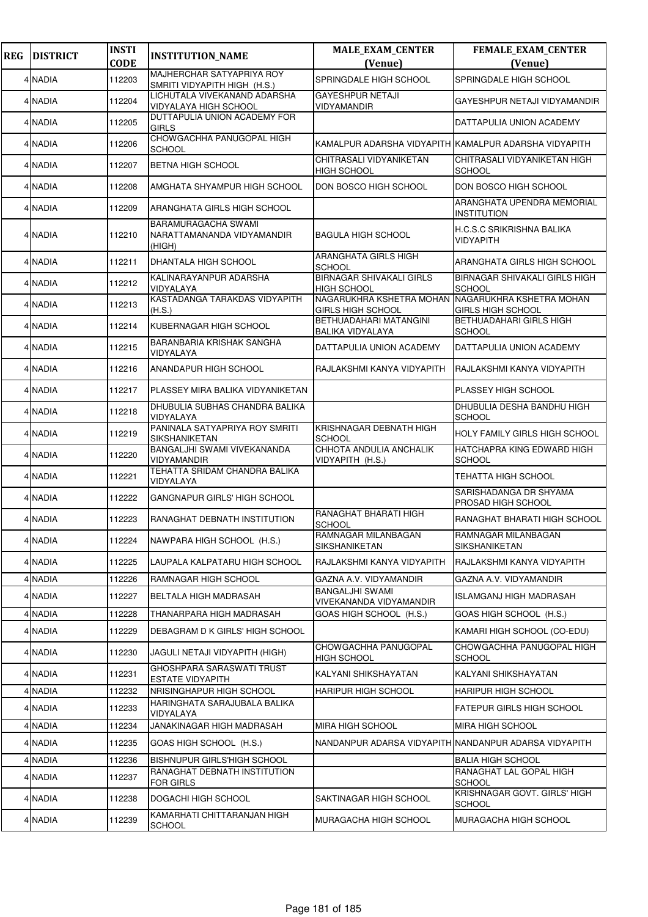| REG | DISTRICT | INSTI CODE | INSTITUTION_NAME | MALE_EXAM_CENTER (Venue) | FEMALE_EXAM_CENTER (Venue) |
|---|---|---|---|---|---|
| 4 | NADIA | 112203 | MAJHERCHAR SATYAPRIYA ROY SMRITI VIDYAPITH HIGH (H.S.) | SPRINGDALE HIGH SCHOOL | SPRINGDALE HIGH SCHOOL |
| 4 | NADIA | 112204 | LICHUTALA VIVEKANAND ADARSHA VIDYALAYA HIGH SCHOOL | GAYESHPUR NETAJI VIDYAMANDIR | GAYESHPUR NETAJI VIDYAMANDIR |
| 4 | NADIA | 112205 | DUTTAPULIA UNION ACADEMY FOR GIRLS | | DATTAPULIA UNION ACADEMY |
| 4 | NADIA | 112206 | CHOWGACHHA PANUGOPAL HIGH SCHOOL | KAMALPUR ADARSHA VIDYAPITH | KAMALPUR ADARSHA VIDYAPITH |
| 4 | NADIA | 112207 | BETNA HIGH SCHOOL | CHITRASALI VIDYANIKETAN HIGH SCHOOL | CHITRASALI VIDYANIKETAN HIGH SCHOOL |
| 4 | NADIA | 112208 | AMGHATA SHYAMPUR HIGH SCHOOL | DON BOSCO HIGH SCHOOL | DON BOSCO HIGH SCHOOL |
| 4 | NADIA | 112209 | ARANGHATA GIRLS HIGH SCHOOL | | ARANGHATA UPENDRA MEMORIAL INSTITUTION |
| 4 | NADIA | 112210 | BARAMURAGACHA SWAMI NARATTAMANANDA VIDYAMANDIR (HIGH) | BAGULA HIGH SCHOOL | H.C.S.C SRIKRISHNA BALIKA VIDYAPITH |
| 4 | NADIA | 112211 | DHANTALA HIGH SCHOOL | ARANGHATA GIRLS HIGH SCHOOL | ARANGHATA GIRLS HIGH SCHOOL |
| 4 | NADIA | 112212 | KALINARAYANPUR ADARSHA VIDYALAYA | BIRNAGAR SHIVAKALI GIRLS HIGH SCHOOL | BIRNAGAR SHIVAKALI GIRLS HIGH SCHOOL |
| 4 | NADIA | 112213 | KASTADANGA TARAKDAS VIDYAPITH (H.S.) | NAGARUKHRA KSHETRA MOHAN GIRLS HIGH SCHOOL | NAGARUKHRA KSHETRA MOHAN GIRLS HIGH SCHOOL |
| 4 | NADIA | 112214 | KUBERNAGAR HIGH SCHOOL | BETHUADAHARI MATANGINI BALIKA VIDYALAYA | BETHUADAHARI GIRLS HIGH SCHOOL |
| 4 | NADIA | 112215 | BARANBARIA KRISHAK SANGHA VIDYALAYA | DATTAPULIA UNION ACADEMY | DATTAPULIA UNION ACADEMY |
| 4 | NADIA | 112216 | ANANDAPUR HIGH SCHOOL | RAJLAKSHMI KANYA VIDYAPITH | RAJLAKSHMI KANYA VIDYAPITH |
| 4 | NADIA | 112217 | PLASSEY MIRA BALIKA VIDYANIKETAN | | PLASSEY HIGH SCHOOL |
| 4 | NADIA | 112218 | DHUBULIA SUBHAS CHANDRA BALIKA VIDYALAYA | | DHUBULIA DESHA BANDHU HIGH SCHOOL |
| 4 | NADIA | 112219 | PANINALA SATYAPRIYA ROY SMRITI SIKSHANIKETAN | KRISHNAGAR DEBNATH HIGH SCHOOL | HOLY FAMILY GIRLS HIGH SCHOOL |
| 4 | NADIA | 112220 | BANGALJHI SWAMI VIVEKANANDA VIDYAMANDIR | CHHOTA ANDULIA ANCHALIK VIDYAPITH (H.S.) | HATCHAPRA KING EDWARD HIGH SCHOOL |
| 4 | NADIA | 112221 | TEHATTA SRIDAM CHANDRA BALIKA VIDYALAYA | | TEHATTA HIGH SCHOOL |
| 4 | NADIA | 112222 | GANGNAPUR GIRLS' HIGH SCHOOL | | SARISHADANGA DR SHYAMA PROSAD HIGH SCHOOL |
| 4 | NADIA | 112223 | RANAGHAT DEBNATH INSTITUTION | RANAGHAT BHARATI HIGH SCHOOL | RANAGHAT BHARATI HIGH SCHOOL |
| 4 | NADIA | 112224 | NAWPARA HIGH SCHOOL (H.S.) | RAMNAGAR MILANBAGAN SIKSHANIKETAN | RAMNAGAR MILANBAGAN SIKSHANIKETAN |
| 4 | NADIA | 112225 | LAUPALA KALPATARU HIGH SCHOOL | RAJLAKSHMI KANYA VIDYAPITH | RAJLAKSHMI KANYA VIDYAPITH |
| 4 | NADIA | 112226 | RAMNAGAR HIGH SCHOOL | GAZNA A.V. VIDYAMANDIR | GAZNA A.V. VIDYAMANDIR |
| 4 | NADIA | 112227 | BELTALA HIGH MADRASAH | BANGALJHI SWAMI VIVEKANANDA VIDYAMANDIR | ISLAMGANJ HIGH MADRASAH |
| 4 | NADIA | 112228 | THANARPARA HIGH MADRASAH | GOAS HIGH SCHOOL (H.S.) | GOAS HIGH SCHOOL (H.S.) |
| 4 | NADIA | 112229 | DEBAGRAM D K GIRLS' HIGH SCHOOL | | KAMARI HIGH SCHOOL (CO-EDU) |
| 4 | NADIA | 112230 | JAGULI NETAJI VIDYAPITH (HIGH) | CHOWGACHHA PANUGOPAL HIGH SCHOOL | CHOWGACHHA PANUGOPAL HIGH SCHOOL |
| 4 | NADIA | 112231 | GHOSHPARA SARASWATI TRUST ESTATE VIDYAPITH | KALYANI SHIKSHAYATAN | KALYANI SHIKSHAYATAN |
| 4 | NADIA | 112232 | NRISINGHAPUR HIGH SCHOOL | HARIPUR HIGH SCHOOL | HARIPUR HIGH SCHOOL |
| 4 | NADIA | 112233 | HARINGHATA SARAJUBALA BALIKA VIDYALAYA | | FATEPUR GIRLS HIGH SCHOOL |
| 4 | NADIA | 112234 | JANAKINAGAR HIGH MADRASAH | MIRA HIGH SCHOOL | MIRA HIGH SCHOOL |
| 4 | NADIA | 112235 | GOAS HIGH SCHOOL (H.S.) | NANDANPUR ADARSA VIDYAPITH | NANDANPUR ADARSA VIDYAPITH |
| 4 | NADIA | 112236 | BISHNUPUR GIRLS'HIGH SCHOOL | | BALIA HIGH SCHOOL |
| 4 | NADIA | 112237 | RANAGHAT DEBNATH INSTITUTION FOR GIRLS | | RANAGHAT LAL GOPAL HIGH SCHOOL |
| 4 | NADIA | 112238 | DOGACHI HIGH SCHOOL | SAKTINAGAR HIGH SCHOOL | KRISHNAGAR GOVT. GIRLS' HIGH SCHOOL |
| 4 | NADIA | 112239 | KAMARHATI CHITTARANJAN HIGH SCHOOL | MURAGACHA HIGH SCHOOL | MURAGACHA HIGH SCHOOL |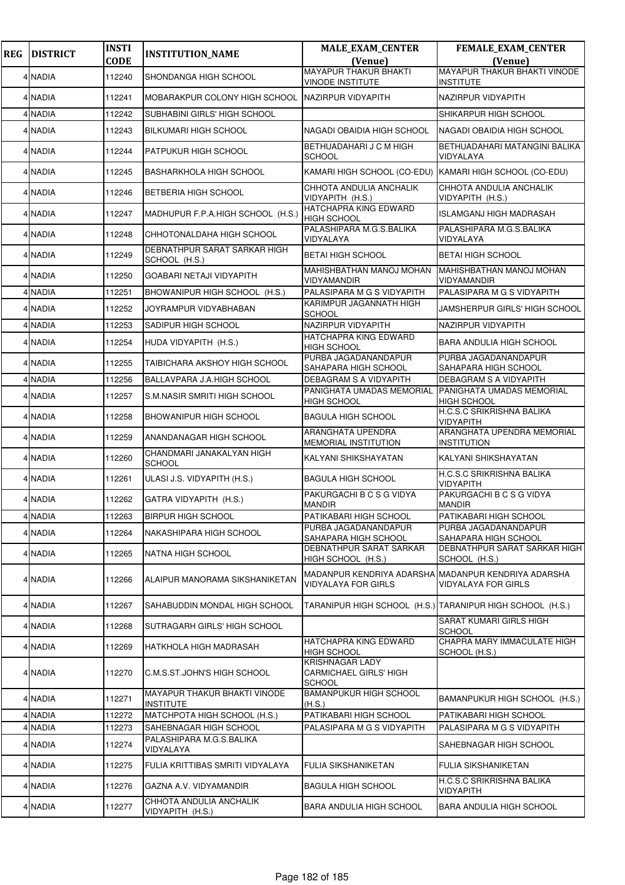| REG | DISTRICT | INSTI CODE | INSTITUTION_NAME | MALE_EXAM_CENTER (Venue) | FEMALE_EXAM_CENTER (Venue) |
|---|---|---|---|---|---|
| 4 | NADIA | 112240 | SHONDANGA HIGH SCHOOL | MAYAPUR THAKUR BHAKTI VINODE INSTITUTE | MAYAPUR THAKUR BHAKTI VINODE INSTITUTE |
| 4 | NADIA | 112241 | MOBARAKPUR COLONY HIGH SCHOOL | NAZIRPUR VIDYAPITH | NAZIRPUR VIDYAPITH |
| 4 | NADIA | 112242 | SUBHABINI GIRLS' HIGH SCHOOL | | SHIKARPUR HIGH SCHOOL |
| 4 | NADIA | 112243 | BILKUMARI HIGH SCHOOL | NAGADI OBAIDIA HIGH SCHOOL | NAGADI OBAIDIA HIGH SCHOOL |
| 4 | NADIA | 112244 | PATPUKUR HIGH SCHOOL | BETHUADAHARI J C M HIGH SCHOOL | BETHUADAHARI MATANGINI BALIKA VIDYALAYA |
| 4 | NADIA | 112245 | BASHARKHOLA HIGH SCHOOL | KAMARI HIGH SCHOOL (CO-EDU) | KAMARI HIGH SCHOOL (CO-EDU) |
| 4 | NADIA | 112246 | BETBERIA HIGH SCHOOL | CHHOTA ANDULIA ANCHALIK VIDYAPITH (H.S.) | CHHOTA ANDULIA ANCHALIK VIDYAPITH (H.S.) |
| 4 | NADIA | 112247 | MADHUPUR F.P.A.HIGH SCHOOL (H.S.) | HATCHAPRA KING EDWARD HIGH SCHOOL | ISLAMGANJ HIGH MADRASAH |
| 4 | NADIA | 112248 | CHHOTONALDAHA HIGH SCHOOL | PALASHIPARA M.G.S.BALIKA VIDYALAYA | PALASHIPARA M.G.S.BALIKA VIDYALAYA |
| 4 | NADIA | 112249 | DEBNATHPUR SARAT SARKAR HIGH SCHOOL (H.S.) | BETAI HIGH SCHOOL | BETAI HIGH SCHOOL |
| 4 | NADIA | 112250 | GOABARI NETAJI VIDYAPITH | MAHISHBATHAN MANOJ MOHAN VIDYAMANDIR | MAHISHBATHAN MANOJ MOHAN VIDYAMANDIR |
| 4 | NADIA | 112251 | BHOWANIPUR HIGH SCHOOL (H.S.) | PALASIPARA M G S VIDYAPITH | PALASIPARA M G S VIDYAPITH |
| 4 | NADIA | 112252 | JOYRAMPUR VIDYABHABAN | KARIMPUR JAGANNATH HIGH SCHOOL | JAMSHERPUR GIRLS' HIGH SCHOOL |
| 4 | NADIA | 112253 | SADIPUR HIGH SCHOOL | NAZIRPUR VIDYAPITH | NAZIRPUR VIDYAPITH |
| 4 | NADIA | 112254 | HUDA VIDYAPITH (H.S.) | HATCHAPRA KING EDWARD HIGH SCHOOL | BARA ANDULIA HIGH SCHOOL |
| 4 | NADIA | 112255 | TAIBICHARA AKSHOY HIGH SCHOOL | PURBA JAGADANANDAPUR SAHAPARA HIGH SCHOOL | PURBA JAGADANANDAPUR SAHAPARA HIGH SCHOOL |
| 4 | NADIA | 112256 | BALLAVPARA J.A.HIGH SCHOOL | DEBAGRAM S A VIDYAPITH | DEBAGRAM S A VIDYAPITH |
| 4 | NADIA | 112257 | S.M.NASIR SMRITI HIGH SCHOOL | PANIGHATA UMADAS MEMORIAL HIGH SCHOOL | PANIGHATA UMADAS MEMORIAL HIGH SCHOOL |
| 4 | NADIA | 112258 | BHOWANIPUR HIGH SCHOOL | BAGULA HIGH SCHOOL | H.C.S.C SRIKRISHNA BALIKA VIDYAPITH |
| 4 | NADIA | 112259 | ANANDANAGAR HIGH SCHOOL | ARANGHATA UPENDRA MEMORIAL INSTITUTION | ARANGHATA UPENDRA MEMORIAL INSTITUTION |
| 4 | NADIA | 112260 | CHANDMARI JANAKALYAN HIGH SCHOOL | KALYANI SHIKSHAYATAN | KALYANI SHIKSHAYATAN |
| 4 | NADIA | 112261 | ULASI J.S. VIDYAPITH (H.S.) | BAGULA HIGH SCHOOL | H.C.S.C SRIKRISHNA BALIKA VIDYAPITH |
| 4 | NADIA | 112262 | GATRA VIDYAPITH (H.S.) | PAKURGACHI B C S G VIDYA MANDIR | PAKURGACHI B C S G VIDYA MANDIR |
| 4 | NADIA | 112263 | BIRPUR HIGH SCHOOL | PATIKABARI HIGH SCHOOL | PATIKABARI HIGH SCHOOL |
| 4 | NADIA | 112264 | NAKASHIPARA HIGH SCHOOL | PURBA JAGADANANDAPUR SAHAPARA HIGH SCHOOL | PURBA JAGADANANDAPUR SAHAPARA HIGH SCHOOL |
| 4 | NADIA | 112265 | NATNA HIGH SCHOOL | DEBNATHPUR SARAT SARKAR HIGH SCHOOL (H.S.) | DEBNATHPUR SARAT SARKAR HIGH SCHOOL (H.S.) |
| 4 | NADIA | 112266 | ALAIPUR MANORAMA SIKSHANIKETAN | MADANPUR KENDRIYA ADARSHA VIDYALAYA FOR GIRLS | MADANPUR KENDRIYA ADARSHA VIDYALAYA FOR GIRLS |
| 4 | NADIA | 112267 | SAHABUDDIN MONDAL HIGH SCHOOL | TARANIPUR HIGH SCHOOL (H.S.) | TARANIPUR HIGH SCHOOL (H.S.) |
| 4 | NADIA | 112268 | SUTRAGARH GIRLS' HIGH SCHOOL | | SARAT KUMARI GIRLS HIGH SCHOOL |
| 4 | NADIA | 112269 | HATKHOLA HIGH MADRASAH | HATCHAPRA KING EDWARD HIGH SCHOOL | CHAPRA MARY IMMACULATE HIGH SCHOOL (H.S.) |
| 4 | NADIA | 112270 | C.M.S.ST.JOHN'S HIGH SCHOOL | KRISHNAGAR LADY CARMICHAEL GIRLS' HIGH SCHOOL | |
| 4 | NADIA | 112271 | MAYAPUR THAKUR BHAKTI VINODE INSTITUTE | BAMANPUKUR HIGH SCHOOL (H.S.) | BAMANPUKUR HIGH SCHOOL (H.S.) |
| 4 | NADIA | 112272 | MATCHPOTA HIGH SCHOOL (H.S.) | PATIKABARI HIGH SCHOOL | PATIKABARI HIGH SCHOOL |
| 4 | NADIA | 112273 | SAHEBNAGAR HIGH SCHOOL | PALASIPARA M G S VIDYAPITH | PALASIPARA M G S VIDYAPITH |
| 4 | NADIA | 112274 | PALASHIPARA M.G.S.BALIKA VIDYALAYA | | SAHEBNAGAR HIGH SCHOOL |
| 4 | NADIA | 112275 | FULIA KRITTIBAS SMRITI VIDYALAYA | FULIA SIKSHANIKETAN | FULIA SIKSHANIKETAN |
| 4 | NADIA | 112276 | GAZNA A.V. VIDYAMANDIR | BAGULA HIGH SCHOOL | H.C.S.C SRIKRISHNA BALIKA VIDYAPITH |
| 4 | NADIA | 112277 | CHHOTA ANDULIA ANCHALIK VIDYAPITH (H.S.) | BARA ANDULIA HIGH SCHOOL | BARA ANDULIA HIGH SCHOOL |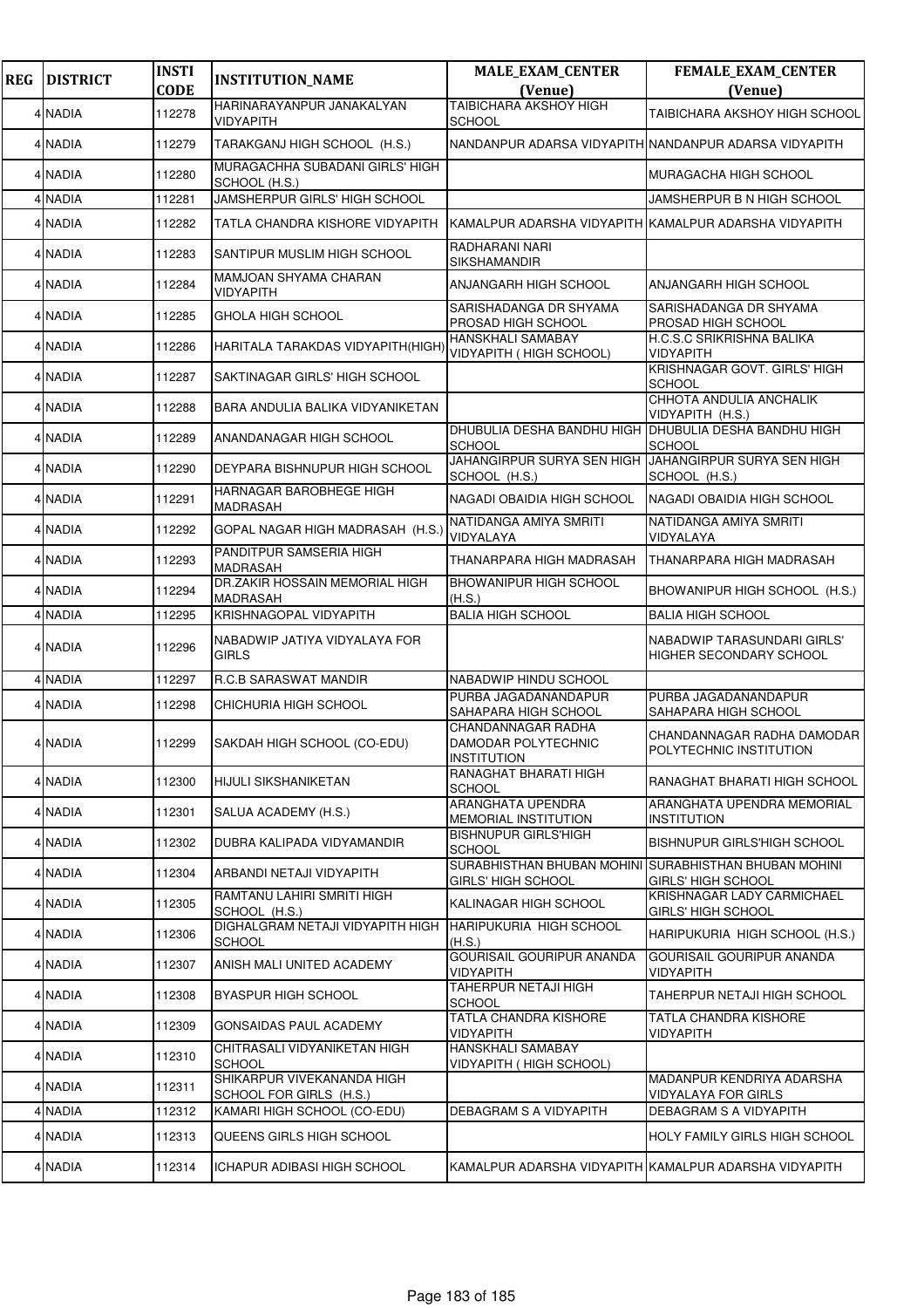| REG | DISTRICT | INSTI CODE | INSTITUTION_NAME | MALE_EXAM_CENTER (Venue) | FEMALE_EXAM_CENTER (Venue) |
|---|---|---|---|---|---|
| 4 | NADIA | 112278 | HARINARAYANPUR JANAKALYAN VIDYAPITH | TAIBICHARA AKSHOY HIGH SCHOOL | TAIBICHARA AKSHOY HIGH SCHOOL |
| 4 | NADIA | 112279 | TARAKGANJ HIGH SCHOOL (H.S.) | NANDANPUR ADARSA VIDYAPITH | NANDANPUR ADARSA VIDYAPITH |
| 4 | NADIA | 112280 | MURAGACHHA SUBADANI GIRLS' HIGH SCHOOL (H.S.) | | MURAGACHA HIGH SCHOOL |
| 4 | NADIA | 112281 | JAMSHERPUR GIRLS' HIGH SCHOOL | | JAMSHERPUR B N HIGH SCHOOL |
| 4 | NADIA | 112282 | TATLA CHANDRA KISHORE VIDYAPITH | KAMALPUR ADARSHA VIDYAPITH | KAMALPUR ADARSHA VIDYAPITH |
| 4 | NADIA | 112283 | SANTIPUR MUSLIM HIGH SCHOOL | RADHARANI NARI SIKSHAMANDIR | |
| 4 | NADIA | 112284 | MAMJOAN SHYAMA CHARAN VIDYAPITH | ANJANGARH HIGH SCHOOL | ANJANGARH HIGH SCHOOL |
| 4 | NADIA | 112285 | GHOLA HIGH SCHOOL | SARISHADANGA DR SHYAMA PROSAD HIGH SCHOOL | SARISHADANGA DR SHYAMA PROSAD HIGH SCHOOL |
| 4 | NADIA | 112286 | HARITALA TARAKDAS VIDYAPITH(HIGH) | HANSKHALI SAMABAY VIDYAPITH ( HIGH SCHOOL) | H.C.S.C SRIKRISHNA BALIKA VIDYAPITH |
| 4 | NADIA | 112287 | SAKTINAGAR GIRLS' HIGH SCHOOL | | KRISHNAGAR GOVT. GIRLS' HIGH SCHOOL |
| 4 | NADIA | 112288 | BARA ANDULIA BALIKA VIDYANIKETAN | | CHHOTA ANDULIA ANCHALIK VIDYAPITH (H.S.) |
| 4 | NADIA | 112289 | ANANDANAGAR HIGH SCHOOL | DHUBULIA DESHA BANDHU HIGH SCHOOL | DHUBULIA DESHA BANDHU HIGH SCHOOL |
| 4 | NADIA | 112290 | DEYPARA BISHNUPUR HIGH SCHOOL | JAHANGIRPUR SURYA SEN HIGH SCHOOL (H.S.) | JAHANGIRPUR SURYA SEN HIGH SCHOOL (H.S.) |
| 4 | NADIA | 112291 | HARNAGAR BAROBHEGE HIGH MADRASAH | NAGADI OBAIDIA HIGH SCHOOL | NAGADI OBAIDIA HIGH SCHOOL |
| 4 | NADIA | 112292 | GOPAL NAGAR HIGH MADRASAH (H.S.) | NATIDANGA AMIYA SMRITI VIDYALAYA | NATIDANGA AMIYA SMRITI VIDYALAYA |
| 4 | NADIA | 112293 | PANDITPUR SAMSERIA HIGH MADRASAH | THANARPARA HIGH MADRASAH | THANARPARA HIGH MADRASAH |
| 4 | NADIA | 112294 | DR.ZAKIR HOSSAIN MEMORIAL HIGH MADRASAH | BHOWANIPUR HIGH SCHOOL (H.S.) | BHOWANIPUR HIGH SCHOOL (H.S.) |
| 4 | NADIA | 112295 | KRISHNAGOPAL VIDYAPITH | BALIA HIGH SCHOOL | BALIA HIGH SCHOOL |
| 4 | NADIA | 112296 | NABADWIP JATIYA VIDYALAYA FOR GIRLS | | NABADWIP TARASUNDARI GIRLS' HIGHER SECONDARY SCHOOL |
| 4 | NADIA | 112297 | R.C.B SARASWAT MANDIR | NABADWIP HINDU SCHOOL | |
| 4 | NADIA | 112298 | CHICHURIA HIGH SCHOOL | PURBA JAGADANANDAPUR SAHAPARA HIGH SCHOOL | PURBA JAGADANANDAPUR SAHAPARA HIGH SCHOOL |
| 4 | NADIA | 112299 | SAKDAH HIGH SCHOOL (CO-EDU) | CHANDANNAGAR RADHA DAMODAR POLYTECHNIC INSTITUTION | CHANDANNAGAR RADHA DAMODAR POLYTECHNIC INSTITUTION |
| 4 | NADIA | 112300 | HIJULI SIKSHANIKETAN | RANAGHAT BHARATI HIGH SCHOOL | RANAGHAT BHARATI HIGH SCHOOL |
| 4 | NADIA | 112301 | SALUA ACADEMY (H.S.) | ARANGHATA UPENDRA MEMORIAL INSTITUTION | ARANGHATA UPENDRA MEMORIAL INSTITUTION |
| 4 | NADIA | 112302 | DUBRA KALIPADA VIDYAMANDIR | BISHNUPUR GIRLS'HIGH SCHOOL | BISHNUPUR GIRLS'HIGH SCHOOL |
| 4 | NADIA | 112304 | ARBANDI NETAJI VIDYAPITH | SURABHISTHAN BHUBAN MOHINI GIRLS' HIGH SCHOOL | SURABHISTHAN BHUBAN MOHINI GIRLS' HIGH SCHOOL |
| 4 | NADIA | 112305 | RAMTANU LAHIRI SMRITI HIGH SCHOOL (H.S.) | KALINAGAR HIGH SCHOOL | KRISHNAGAR LADY CARMICHAEL GIRLS' HIGH SCHOOL |
| 4 | NADIA | 112306 | DIGHALGRAM NETAJI VIDYAPITH HIGH SCHOOL | HARIPUKURIA HIGH SCHOOL (H.S.) | HARIPUKURIA HIGH SCHOOL (H.S.) |
| 4 | NADIA | 112307 | ANISH MALI UNITED ACADEMY | GOURISAIL GOURIPUR ANANDA VIDYAPITH | GOURISAIL GOURIPUR ANANDA VIDYAPITH |
| 4 | NADIA | 112308 | BYASPUR HIGH SCHOOL | TAHERPUR NETAJI HIGH SCHOOL | TAHERPUR NETAJI HIGH SCHOOL |
| 4 | NADIA | 112309 | GONSAIDAS PAUL ACADEMY | TATLA CHANDRA KISHORE VIDYAPITH | TATLA CHANDRA KISHORE VIDYAPITH |
| 4 | NADIA | 112310 | CHITRASALI VIDYANIKETAN HIGH SCHOOL | HANSKHALI SAMABAY VIDYAPITH ( HIGH SCHOOL) | |
| 4 | NADIA | 112311 | SHIKARPUR VIVEKANANDA HIGH SCHOOL FOR GIRLS (H.S.) | | MADANPUR KENDRIYA ADARSHA VIDYALAYA FOR GIRLS |
| 4 | NADIA | 112312 | KAMARI HIGH SCHOOL (CO-EDU) | DEBAGRAM S A VIDYAPITH | DEBAGRAM S A VIDYAPITH |
| 4 | NADIA | 112313 | QUEENS GIRLS HIGH SCHOOL | | HOLY FAMILY GIRLS HIGH SCHOOL |
| 4 | NADIA | 112314 | ICHAPUR ADIBASI HIGH SCHOOL | KAMALPUR ADARSHA VIDYAPITH | KAMALPUR ADARSHA VIDYAPITH |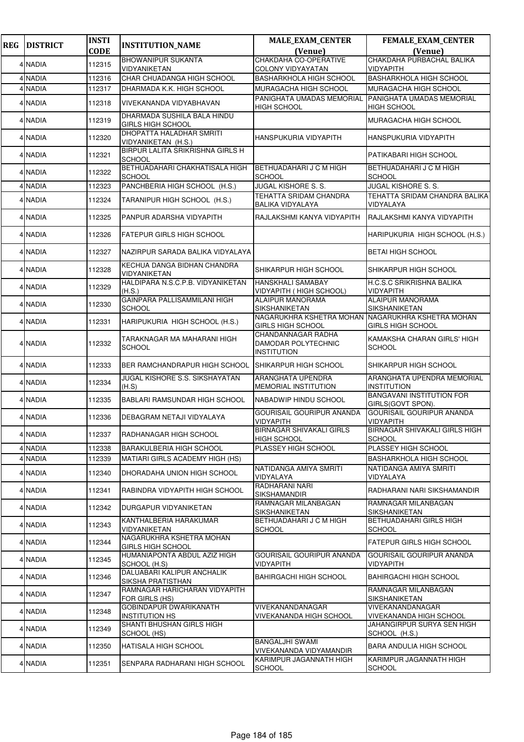| REG | DISTRICT | INSTI CODE | INSTITUTION_NAME | MALE_EXAM_CENTER (Venue) | FEMALE_EXAM_CENTER (Venue) |
|---|---|---|---|---|---|
| 4 | NADIA | 112315 | BHOWANIPUR SUKANTA VIDYANIKETAN | CHAKDAHA CO-OPERATIVE COLONY VIDYAYATAN | CHAKDAHA PURBACHAL BALIKA VIDYAPITH |
| 4 | NADIA | 112316 | CHAR CHUADANGA HIGH SCHOOL | BASHARKHOLA HIGH SCHOOL | BASHARKHOLA HIGH SCHOOL |
| 4 | NADIA | 112317 | DHARMADA K.K. HIGH SCHOOL | MURAGACHA HIGH SCHOOL | MURAGACHA HIGH SCHOOL |
| 4 | NADIA | 112318 | VIVEKANANDA VIDYABHAVAN | PANIGHATA UMADAS MEMORIAL HIGH SCHOOL | PANIGHATA UMADAS MEMORIAL HIGH SCHOOL |
| 4 | NADIA | 112319 | DHARMADA SUSHILA BALA HINDU GIRLS HIGH SCHOOL | | MURAGACHA HIGH SCHOOL |
| 4 | NADIA | 112320 | DHOPATTA HALADHAR SMRITI VIDYANIKETAN (H.S.) | HANSPUKURIA VIDYAPITH | HANSPUKURIA VIDYAPITH |
| 4 | NADIA | 112321 | BIRPUR LALITA SRIKRISHNA GIRLS H SCHOOL | | PATIKABARI HIGH SCHOOL |
| 4 | NADIA | 112322 | BETHUADAHARI CHAKHATISALA HIGH SCHOOL | BETHUADAHARI J C M HIGH SCHOOL | BETHUADAHARI J C M HIGH SCHOOL |
| 4 | NADIA | 112323 | PANCHBERIA HIGH SCHOOL (H.S.) | JUGAL KISHORE S. S. | JUGAL KISHORE S. S. |
| 4 | NADIA | 112324 | TARANIPUR HIGH SCHOOL (H.S.) | TEHATTA SRIDAM CHANDRA BALIKA VIDYALAYA | TEHATTA SRIDAM CHANDRA BALIKA VIDYALAYA |
| 4 | NADIA | 112325 | PANPUR ADARSHA VIDYAPITH | RAJLAKSHMI KANYA VIDYAPITH | RAJLAKSHMI KANYA VIDYAPITH |
| 4 | NADIA | 112326 | FATEPUR GIRLS HIGH SCHOOL | | HARIPUKURIA HIGH SCHOOL (H.S.) |
| 4 | NADIA | 112327 | NAZIRPUR SARADA BALIKA VIDYALAYA | | BETAI HIGH SCHOOL |
| 4 | NADIA | 112328 | KECHUA DANGA BIDHAN CHANDRA VIDYANIKETAN | SHIKARPUR HIGH SCHOOL | SHIKARPUR HIGH SCHOOL |
| 4 | NADIA | 112329 | HALDIPARA N.S.C.P.B. VIDYANIKETAN (H.S.) | HANSKHALI SAMABAY VIDYAPITH ( HIGH SCHOOL) | H.C.S.C SRIKRISHNA BALIKA VIDYAPITH |
| 4 | NADIA | 112330 | GAINPARA PALLISAMMILANI HIGH SCHOOL | ALAIPUR MANORAMA SIKSHANIKETAN | ALAIPUR MANORAMA SIKSHANIKETAN |
| 4 | NADIA | 112331 | HARIPUKURIA HIGH SCHOOL (H.S.) | NAGARUKHRA KSHETRA MOHAN GIRLS HIGH SCHOOL | NAGARUKHRA KSHETRA MOHAN GIRLS HIGH SCHOOL |
| 4 | NADIA | 112332 | TARAKNAGAR MA MAHARANI HIGH SCHOOL | CHANDANNAGAR RADHA DAMODAR POLYTECHNIC INSTITUTION | KAMAKSHA CHARAN GIRLS' HIGH SCHOOL |
| 4 | NADIA | 112333 | BER RAMCHANDRAPUR HIGH SCHOOL | SHIKARPUR HIGH SCHOOL | SHIKARPUR HIGH SCHOOL |
| 4 | NADIA | 112334 | JUGAL KISHORE S.S. SIKSHAYATAN (H.S) | ARANGHATA UPENDRA MEMORIAL INSTITUTION | ARANGHATA UPENDRA MEMORIAL INSTITUTION |
| 4 | NADIA | 112335 | BABLARI RAMSUNDAR HIGH SCHOOL | NABADWIP HINDU SCHOOL | BANGAVANI INSTITUTION FOR GIRLS(GOVT SPON). |
| 4 | NADIA | 112336 | DEBAGRAM NETAJI VIDYALAYA | GOURISAIL GOURIPUR ANANDA VIDYAPITH | GOURISAIL GOURIPUR ANANDA VIDYAPITH |
| 4 | NADIA | 112337 | RADHANAGAR HIGH SCHOOL | BIRNAGAR SHIVAKALI GIRLS HIGH SCHOOL | BIRNAGAR SHIVAKALI GIRLS HIGH SCHOOL |
| 4 | NADIA | 112338 | BARAKULBERIA HIGH SCHOOL | PLASSEY HIGH SCHOOL | PLASSEY HIGH SCHOOL |
| 4 | NADIA | 112339 | MATIARI GIRLS ACADEMY HIGH (HS) | | BASHARKHOLA HIGH SCHOOL |
| 4 | NADIA | 112340 | DHORADAHA UNION HIGH SCHOOL | NATIDANGA AMIYA SMRITI VIDYALAYA | NATIDANGA AMIYA SMRITI VIDYALAYA |
| 4 | NADIA | 112341 | RABINDRA VIDYAPITH HIGH SCHOOL | RADHARANI NARI SIKSHAMANDIR | RADHARANI NARI SIKSHAMANDIR |
| 4 | NADIA | 112342 | DURGAPUR VIDYANIKETAN | RAMNAGAR MILANBAGAN SIKSHANIKETAN | RAMNAGAR MILANBAGAN SIKSHANIKETAN |
| 4 | NADIA | 112343 | KANTHALBERIA HARAKUMAR VIDYANIKETAN | BETHUADAHARI J C M HIGH SCHOOL | BETHUADAHARI GIRLS HIGH SCHOOL |
| 4 | NADIA | 112344 | NAGARUKHRA KSHETRA MOHAN GIRLS HIGH SCHOOL | | FATEPUR GIRLS HIGH SCHOOL |
| 4 | NADIA | 112345 | HUMANIAPONTA ABDUL AZIZ HIGH SCHOOL (H.S) | GOURISAIL GOURIPUR ANANDA VIDYAPITH | GOURISAIL GOURIPUR ANANDA VIDYAPITH |
| 4 | NADIA | 112346 | DALUABARI KALIPUR ANCHALIK SIKSHA PRATISTHAN | BAHIRGACHI HIGH SCHOOL | BAHIRGACHI HIGH SCHOOL |
| 4 | NADIA | 112347 | RAMNAGAR HARICHARAN VIDYAPITH FOR GIRLS (HS) | | RAMNAGAR MILANBAGAN SIKSHANIKETAN |
| 4 | NADIA | 112348 | GOBINDAPUR DWARIKANATH INSTITUTION HS | VIVEKANANDANAGAR VIVEKANANDA HIGH SCHOOL | VIVEKANANDANAGAR VIVEKANANDA HIGH SCHOOL |
| 4 | NADIA | 112349 | SHANTI BHUSHAN GIRLS HIGH SCHOOL (HS) | | JAHANGIRPUR SURYA SEN HIGH SCHOOL (H.S.) |
| 4 | NADIA | 112350 | HATISALA HIGH SCHOOL | BANGALJHI SWAMI VIVEKANANDA VIDYAMANDIR | BARA ANDULIA HIGH SCHOOL |
| 4 | NADIA | 112351 | SENPARA RADHARANI HIGH SCHOOL | KARIMPUR JAGANNATH HIGH SCHOOL | KARIMPUR JAGANNATH HIGH SCHOOL |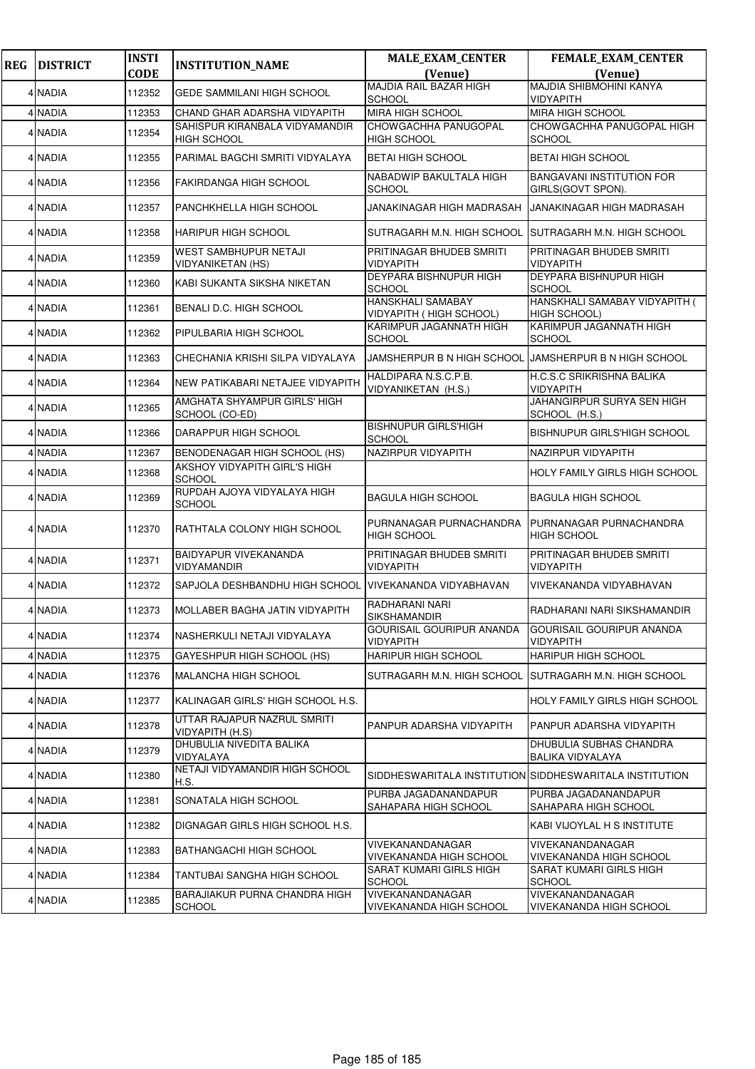| REG | DISTRICT | INSTI CODE | INSTITUTION_NAME | MALE_EXAM_CENTER (Venue) | FEMALE_EXAM_CENTER (Venue) |
|---|---|---|---|---|---|
| 4 | NADIA | 112352 | GEDE SAMMILANI HIGH SCHOOL | MAJDIA RAIL BAZAR HIGH SCHOOL | MAJDIA SHIBMOHINI KANYA VIDYAPITH |
| 4 | NADIA | 112353 | CHAND GHAR ADARSHA VIDYAPITH | MIRA HIGH SCHOOL | MIRA HIGH SCHOOL |
| 4 | NADIA | 112354 | SAHISPUR KIRANBALA VIDYAMANDIR HIGH SCHOOL | CHOWGACHHA PANUGOPAL HIGH SCHOOL | CHOWGACHHA PANUGOPAL HIGH SCHOOL |
| 4 | NADIA | 112355 | PARIMAL BAGCHI SMRITI VIDYALAYA | BETAI HIGH SCHOOL | BETAI HIGH SCHOOL |
| 4 | NADIA | 112356 | FAKIRDANGA HIGH SCHOOL | NABADWIP BAKULTALA HIGH SCHOOL | BANGAVANI INSTITUTION FOR GIRLS(GOVT SPON). |
| 4 | NADIA | 112357 | PANCHKHELLA HIGH SCHOOL | JANAKINAGAR HIGH MADRASAH | JANAKINAGAR HIGH MADRASAH |
| 4 | NADIA | 112358 | HARIPUR HIGH SCHOOL | SUTRAGARH M.N. HIGH SCHOOL | SUTRAGARH M.N. HIGH SCHOOL |
| 4 | NADIA | 112359 | WEST SAMBHUPUR NETAJI VIDYANIKETAN (HS) | PRITINAGAR BHUDEB SMRITI VIDYAPITH | PRITINAGAR BHUDEB SMRITI VIDYAPITH |
| 4 | NADIA | 112360 | KABI SUKANTA SIKSHA NIKETAN | DEYPARA BISHNUPUR HIGH SCHOOL | DEYPARA BISHNUPUR HIGH SCHOOL |
| 4 | NADIA | 112361 | BENALI D.C. HIGH SCHOOL | HANSKHALI SAMABAY VIDYAPITH ( HIGH SCHOOL) | HANSKHALI SAMABAY VIDYAPITH ( HIGH SCHOOL) |
| 4 | NADIA | 112362 | PIPULBARIA HIGH SCHOOL | KARIMPUR JAGANNATH HIGH SCHOOL | KARIMPUR JAGANNATH HIGH SCHOOL |
| 4 | NADIA | 112363 | CHECHANIA KRISHI SILPA VIDYALAYA | JAMSHERPUR B N HIGH SCHOOL | JAMSHERPUR B N HIGH SCHOOL |
| 4 | NADIA | 112364 | NEW PATIKABARI NETAJEE VIDYAPITH | HALDIPARA N.S.C.P.B. VIDYANIKETAN (H.S.) | H.C.S.C SRIKRISHNA BALIKA VIDYAPITH |
| 4 | NADIA | 112365 | AMGHATA SHYAMPUR GIRLS' HIGH SCHOOL (CO-ED) | | JAHANGIRPUR SURYA SEN HIGH SCHOOL (H.S.) |
| 4 | NADIA | 112366 | DARAPPUR HIGH SCHOOL | BISHNUPUR GIRLS'HIGH SCHOOL | BISHNUPUR GIRLS'HIGH SCHOOL |
| 4 | NADIA | 112367 | BENODENAGAR HIGH SCHOOL (HS) | NAZIRPUR VIDYAPITH | NAZIRPUR VIDYAPITH |
| 4 | NADIA | 112368 | AKSHOY VIDYAPITH GIRL'S HIGH SCHOOL | | HOLY FAMILY GIRLS HIGH SCHOOL |
| 4 | NADIA | 112369 | RUPDAH AJOYA VIDYALAYA HIGH SCHOOL | BAGULA HIGH SCHOOL | BAGULA HIGH SCHOOL |
| 4 | NADIA | 112370 | RATHTALA COLONY HIGH SCHOOL | PURNANAGAR PURNACHANDRA HIGH SCHOOL | PURNANAGAR PURNACHANDRA HIGH SCHOOL |
| 4 | NADIA | 112371 | BAIDYAPUR VIVEKANANDA VIDYAMANDIR | PRITINAGAR BHUDEB SMRITI VIDYAPITH | PRITINAGAR BHUDEB SMRITI VIDYAPITH |
| 4 | NADIA | 112372 | SAPJOLA DESHBANDHU HIGH SCHOOL | VIVEKANANDA VIDYABHAVAN | VIVEKANANDA VIDYABHAVAN |
| 4 | NADIA | 112373 | MOLLABER BAGHA JATIN VIDYAPITH | RADHARANI NARI SIKSHAMANDIR | RADHARANI NARI SIKSHAMANDIR |
| 4 | NADIA | 112374 | NASHERKULI NETAJI VIDYALAYA | GOURISAIL GOURIPUR ANANDA VIDYAPITH | GOURISAIL GOURIPUR ANANDA VIDYAPITH |
| 4 | NADIA | 112375 | GAYESHPUR HIGH SCHOOL (HS) | HARIPUR HIGH SCHOOL | HARIPUR HIGH SCHOOL |
| 4 | NADIA | 112376 | MALANCHA HIGH SCHOOL | SUTRAGARH M.N. HIGH SCHOOL | SUTRAGARH M.N. HIGH SCHOOL |
| 4 | NADIA | 112377 | KALINAGAR GIRLS' HIGH SCHOOL H.S. | | HOLY FAMILY GIRLS HIGH SCHOOL |
| 4 | NADIA | 112378 | UTTAR RAJAPUR NAZRUL SMRITI VIDYAPITH (H.S) | PANPUR ADARSHA VIDYAPITH | PANPUR ADARSHA VIDYAPITH |
| 4 | NADIA | 112379 | DHUBULIA NIVEDITA BALIKA VIDYALAYA | | DHUBULIA SUBHAS CHANDRA BALIKA VIDYALAYA |
| 4 | NADIA | 112380 | NETAJI VIDYAMANDIR HIGH SCHOOL H.S. | SIDDHESWARITALA INSTITUTION | SIDDHESWARITALA INSTITUTION |
| 4 | NADIA | 112381 | SONATALA HIGH SCHOOL | PURBA JAGADANANDAPUR SAHAPARA HIGH SCHOOL | PURBA JAGADANANDAPUR SAHAPARA HIGH SCHOOL |
| 4 | NADIA | 112382 | DIGNAGAR GIRLS HIGH SCHOOL H.S. | | KABI VIJOYLAL H S INSTITUTE |
| 4 | NADIA | 112383 | BATHANGACHI HIGH SCHOOL | VIVEKANANDANAGAR VIVEKANANDA HIGH SCHOOL | VIVEKANANDANAGAR VIVEKANANDA HIGH SCHOOL |
| 4 | NADIA | 112384 | TANTUBAI SANGHA HIGH SCHOOL | SARAT KUMARI GIRLS HIGH SCHOOL | SARAT KUMARI GIRLS HIGH SCHOOL |
| 4 | NADIA | 112385 | BARAJIAKUR PURNA CHANDRA HIGH SCHOOL | VIVEKANANDANAGAR VIVEKANANDA HIGH SCHOOL | VIVEKANANDANAGAR VIVEKANANDA HIGH SCHOOL |